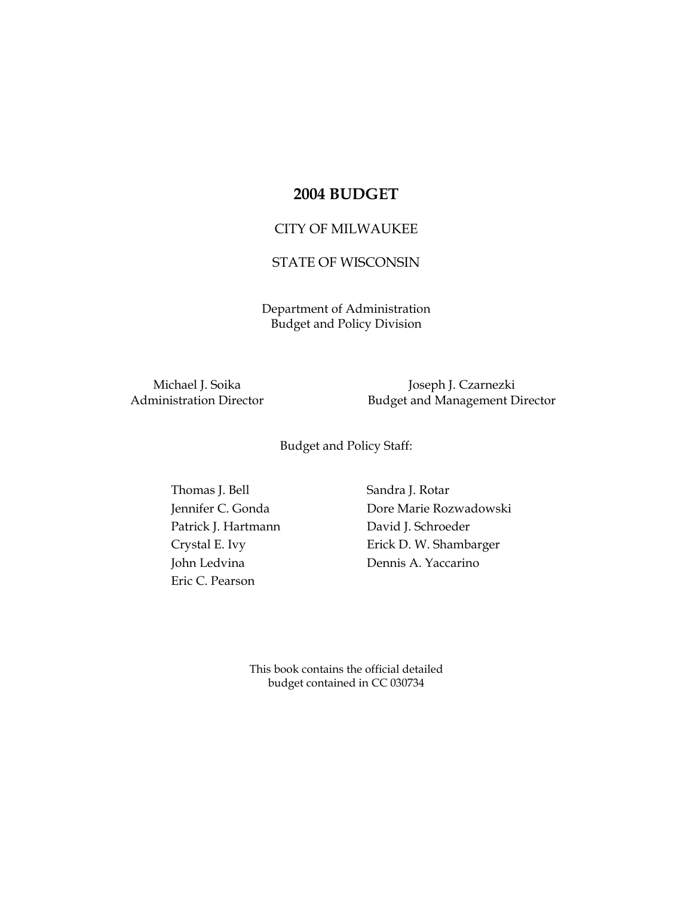# 2004 BUDGET

CITY OF MILWAUKEE

STATE OF WISCONSIN

Department of Administration
Budget and Policy Division

Michael J. Soika
Administration Director

Joseph J. Czarnezki
Budget and Management Director

Budget and Policy Staff:

Thomas J. Bell
Jennifer C. Gonda
Patrick J. Hartmann
Crystal E. Ivy
John Ledvina
Eric C. Pearson
Sandra J. Rotar
Dore Marie Rozwadowski
David J. Schroeder
Erick D. W. Shambarger
Dennis A. Yaccarino

This book contains the official detailed
budget contained in CC 030734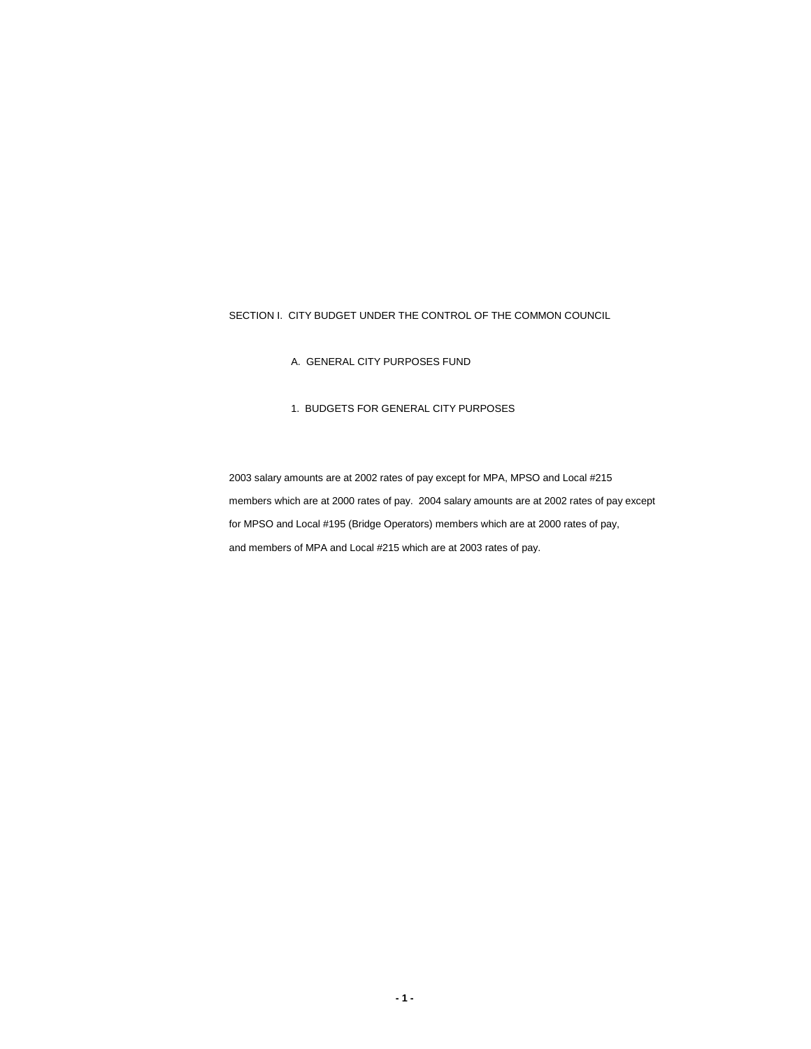# SECTION I. CITY BUDGET UNDER THE CONTROL OF THE COMMON COUNCIL

## A. GENERAL CITY PURPOSES FUND

### 1. BUDGETS FOR GENERAL CITY PURPOSES

2003 salary amounts are at 2002 rates of pay except for MPA, MPSO and Local #215 members which are at 2000 rates of pay. 2004 salary amounts are at 2002 rates of pay except for MPSO and Local #195 (Bridge Operators) members which are at 2000 rates of pay, and members of MPA and Local #215 which are at 2003 rates of pay.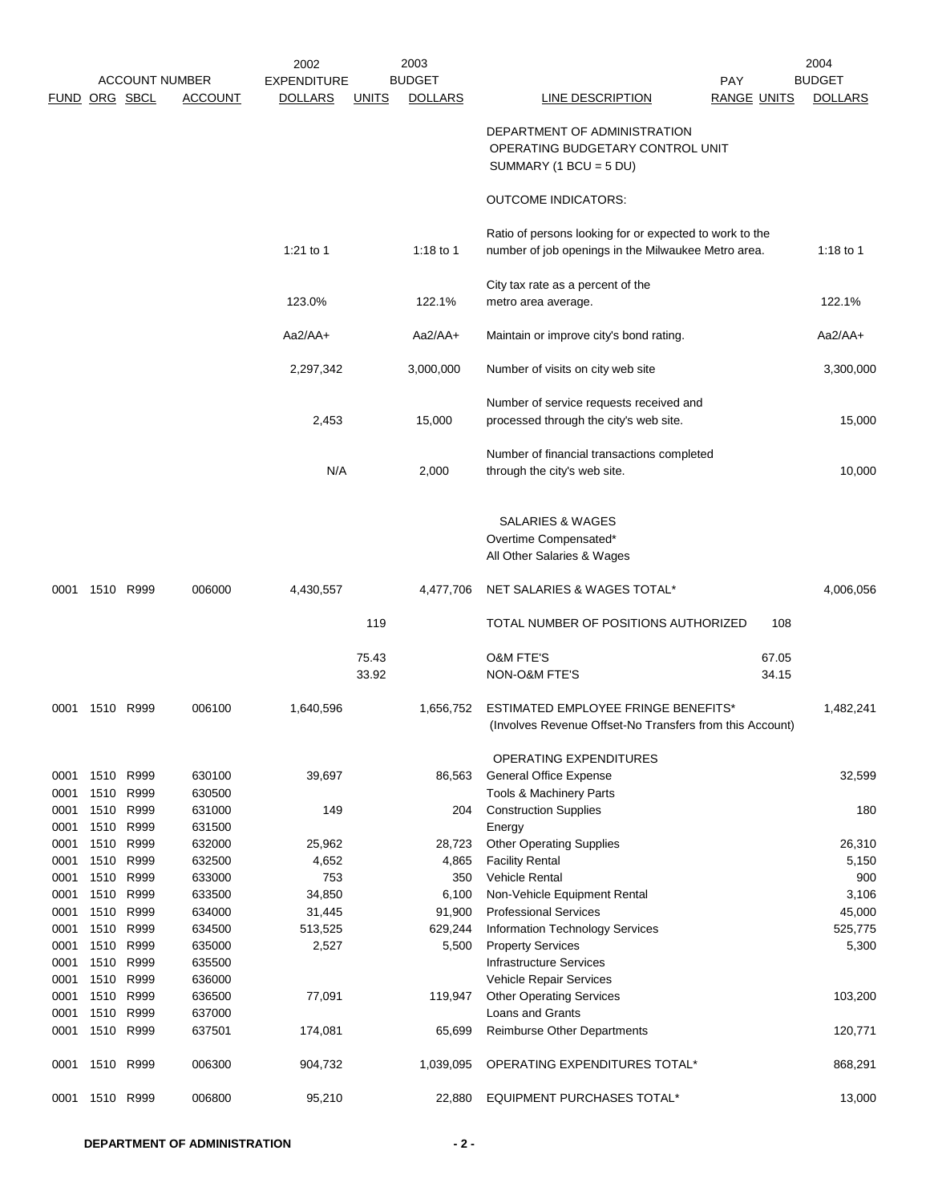| FUND | ORG | SBCL | ACCOUNT | 2002 EXPENDITURE DOLLARS | 2003 BUDGET UNITS | 2003 BUDGET DOLLARS | LINE DESCRIPTION | PAY RANGE | UNITS | 2004 BUDGET DOLLARS |
|---|---|---|---|---|---|---|---|---|---|---|
| | | | | | | | DEPARTMENT OF ADMINISTRATION OPERATING BUDGETARY CONTROL UNIT SUMMARY (1 BCU = 5 DU) | | | |
| | | | | | | | OUTCOME INDICATORS: | | | |
| | | | | 1:21 to 1 | | 1:18 to 1 | Ratio of persons looking for or expected to work to the number of job openings in the Milwaukee Metro area. | | | 1:18 to 1 |
| | | | | 123.0% | | 122.1% | City tax rate as a percent of the metro area average. | | | 122.1% |
| | | | | Aa2/AA+ | | Aa2/AA+ | Maintain or improve city's bond rating. | | | Aa2/AA+ |
| | | | | 2,297,342 | | 3,000,000 | Number of visits on city web site | | | 3,300,000 |
| | | | | 2,453 | | 15,000 | Number of service requests received and processed through the city's web site. | | | 15,000 |
| | | | | N/A | | 2,000 | Number of financial transactions completed through the city's web site. | | | 10,000 |
| | | | | | | | SALARIES & WAGES | | | |
| | | | | | | | Overtime Compensated* | | | |
| | | | | | | | All Other Salaries & Wages | | | |
| 0001 | 1510 | R999 | 006000 | 4,430,557 | | 4,477,706 | NET SALARIES & WAGES TOTAL* | | | 4,006,056 |
| | | | | | 119 | | TOTAL NUMBER OF POSITIONS AUTHORIZED | | 108 | |
| | | | | | 75.43 | | O&M FTE'S | | 67.05 | |
| | | | | | 33.92 | | NON-O&M FTE'S | | 34.15 | |
| 0001 | 1510 | R999 | 006100 | 1,640,596 | | 1,656,752 | ESTIMATED EMPLOYEE FRINGE BENEFITS* (Involves Revenue Offset-No Transfers from this Account) | | | 1,482,241 |
| | | | | | | | OPERATING EXPENDITURES | | | |
| 0001 | 1510 | R999 | 630100 | 39,697 | | 86,563 | General Office Expense | | | 32,599 |
| 0001 | 1510 | R999 | 630500 | | | | Tools & Machinery Parts | | | |
| 0001 | 1510 | R999 | 631000 | 149 | | 204 | Construction Supplies | | | 180 |
| 0001 | 1510 | R999 | 631500 | | | | Energy | | | |
| 0001 | 1510 | R999 | 632000 | 25,962 | | 28,723 | Other Operating Supplies | | | 26,310 |
| 0001 | 1510 | R999 | 632500 | 4,652 | | 4,865 | Facility Rental | | | 5,150 |
| 0001 | 1510 | R999 | 633000 | 753 | | 350 | Vehicle Rental | | | 900 |
| 0001 | 1510 | R999 | 633500 | 34,850 | | 6,100 | Non-Vehicle Equipment Rental | | | 3,106 |
| 0001 | 1510 | R999 | 634000 | 31,445 | | 91,900 | Professional Services | | | 45,000 |
| 0001 | 1510 | R999 | 634500 | 513,525 | | 629,244 | Information Technology Services | | | 525,775 |
| 0001 | 1510 | R999 | 635000 | 2,527 | | 5,500 | Property Services | | | 5,300 |
| 0001 | 1510 | R999 | 635500 | | | | Infrastructure Services | | | |
| 0001 | 1510 | R999 | 636000 | | | | Vehicle Repair Services | | | |
| 0001 | 1510 | R999 | 636500 | 77,091 | | 119,947 | Other Operating Services | | | 103,200 |
| 0001 | 1510 | R999 | 637000 | | | | Loans and Grants | | | |
| 0001 | 1510 | R999 | 637501 | 174,081 | | 65,699 | Reimburse Other Departments | | | 120,771 |
| 0001 | 1510 | R999 | 006300 | 904,732 | | 1,039,095 | OPERATING EXPENDITURES TOTAL* | | | 868,291 |
| 0001 | 1510 | R999 | 006800 | 95,210 | | 22,880 | EQUIPMENT PURCHASES TOTAL* | | | 13,000 |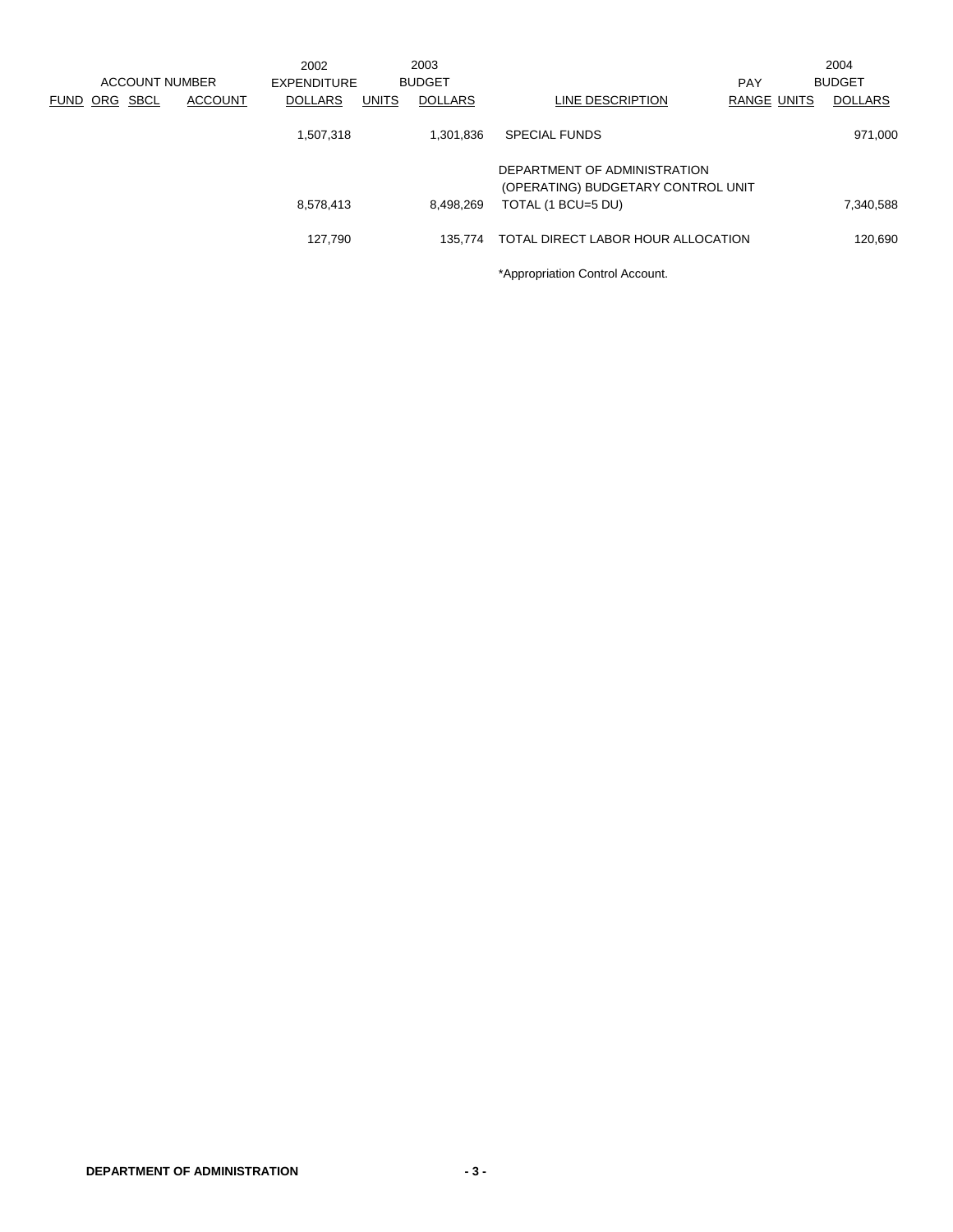| ACCOUNT NUMBER | | | | 2002 EXPENDITURE | 2003 BUDGET | | | PAY | | 2004 BUDGET |
|---|---|---|---|---|---|---|---|---|---|---|
| FUND | ORG | SBCL | ACCOUNT | DOLLARS | UNITS | DOLLARS | LINE DESCRIPTION | RANGE | UNITS | DOLLARS |
| | | | | 1,507,318 | | 1,301,836 | SPECIAL FUNDS | | | 971,000 |
| | | | | 8,578,413 | | 8,498,269 | DEPARTMENT OF ADMINISTRATION (OPERATING) BUDGETARY CONTROL UNIT TOTAL (1 BCU=5 DU) | | | 7,340,588 |
| | | | | 127,790 | | 135,774 | TOTAL DIRECT LABOR HOUR ALLOCATION | | | 120,690 |

*Appropriation Control Account.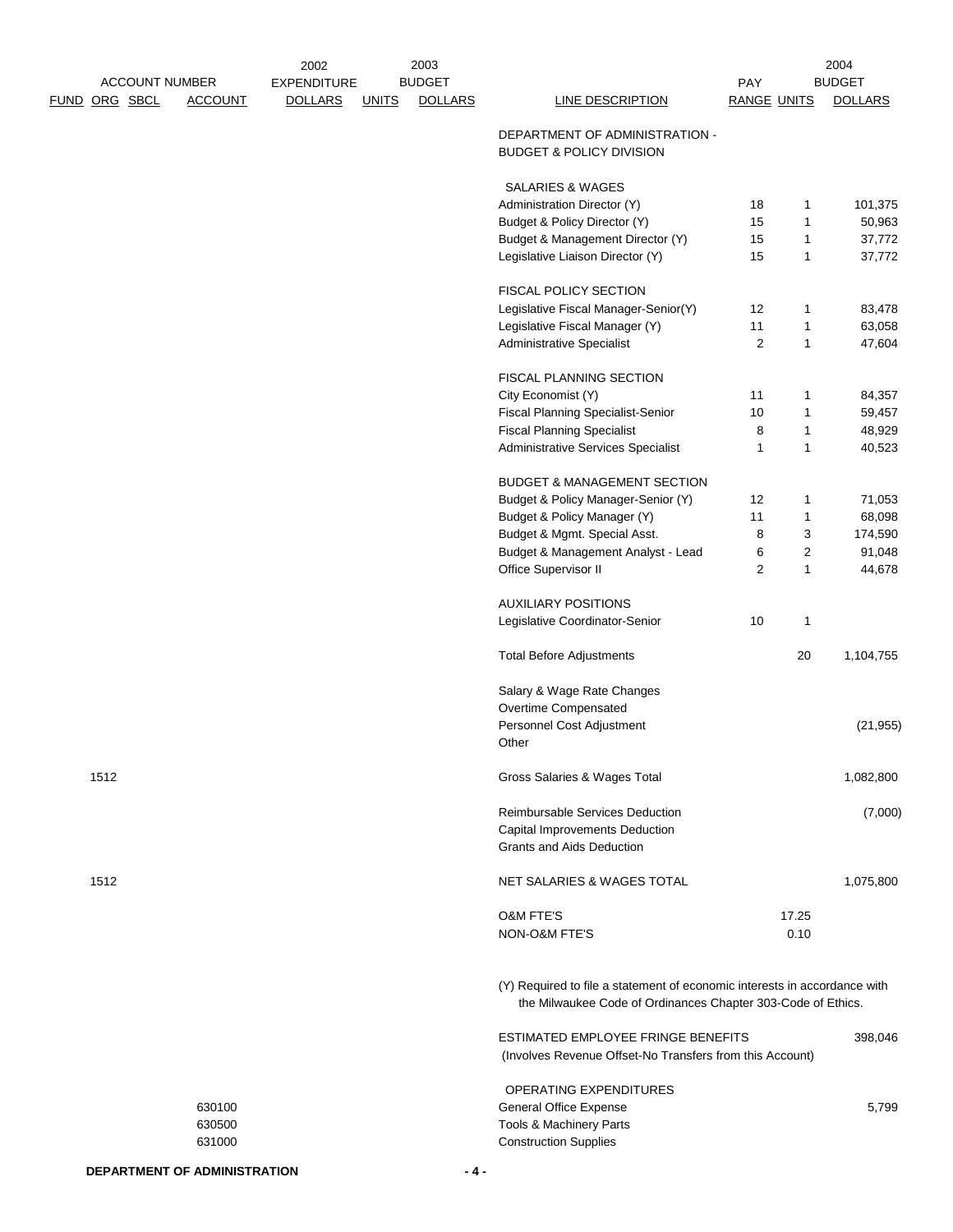| ACCOUNT NUMBER | | | | 2002 EXPENDITURE | 2003 BUDGET | | | PAY | | 2004 BUDGET |
|---|---|---|---|---|---|---|---|---|---|---|
| FUND | ORG | SBCL | ACCOUNT | DOLLARS | UNITS | DOLLARS | LINE DESCRIPTION | RANGE | UNITS | DOLLARS |
| | | | | | | | DEPARTMENT OF ADMINISTRATION - BUDGET & POLICY DIVISION | | | |
| | | | | | | | SALARIES & WAGES | | | |
| | | | | | | | Administration Director (Y) | 18 | 1 | 101,375 |
| | | | | | | | Budget & Policy Director (Y) | 15 | 1 | 50,963 |
| | | | | | | | Budget & Management Director (Y) | 15 | 1 | 37,772 |
| | | | | | | | Legislative Liaison Director (Y) | 15 | 1 | 37,772 |
| | | | | | | | FISCAL POLICY SECTION | | | |
| | | | | | | | Legislative Fiscal Manager-Senior(Y) | 12 | 1 | 83,478 |
| | | | | | | | Legislative Fiscal Manager (Y) | 11 | 1 | 63,058 |
| | | | | | | | Administrative Specialist | 2 | 1 | 47,604 |
| | | | | | | | FISCAL PLANNING SECTION | | | |
| | | | | | | | City Economist (Y) | 11 | 1 | 84,357 |
| | | | | | | | Fiscal Planning Specialist-Senior | 10 | 1 | 59,457 |
| | | | | | | | Fiscal Planning Specialist | 8 | 1 | 48,929 |
| | | | | | | | Administrative Services Specialist | 1 | 1 | 40,523 |
| | | | | | | | BUDGET & MANAGEMENT SECTION | | | |
| | | | | | | | Budget & Policy Manager-Senior (Y) | 12 | 1 | 71,053 |
| | | | | | | | Budget & Policy Manager (Y) | 11 | 1 | 68,098 |
| | | | | | | | Budget & Mgmt. Special Asst. | 8 | 3 | 174,590 |
| | | | | | | | Budget & Management Analyst - Lead | 6 | 2 | 91,048 |
| | | | | | | | Office Supervisor II | 2 | 1 | 44,678 |
| | | | | | | | AUXILIARY POSITIONS | | | |
| | | | | | | | Legislative Coordinator-Senior | 10 | 1 | |
| | | | | | | | Total Before Adjustments | | 20 | 1,104,755 |
| | | | | | | | Salary & Wage Rate Changes | | | |
| | | | | | | | Overtime Compensated | | | |
| | | | | | | | Personnel Cost Adjustment | | | (21,955) |
| | | | | | | | Other | | | |
| | 1512 | | | | | | Gross Salaries & Wages Total | | | 1,082,800 |
| | | | | | | | Reimbursable Services Deduction | | | (7,000) |
| | | | | | | | Capital Improvements Deduction | | | |
| | | | | | | | Grants and Aids Deduction | | | |
| | 1512 | | | | | | NET SALARIES & WAGES TOTAL | | | 1,075,800 |
| | | | | | | | O&M FTE'S | | 17.25 | |
| | | | | | | | NON-O&M FTE'S | | 0.10 | |

(Y) Required to file a statement of economic interests in accordance with the Milwaukee Code of Ordinances Chapter 303-Code of Ethics.

| ACCOUNT | LINE DESCRIPTION | 2004 BUDGET DOLLARS |
|---|---|---|
| | ESTIMATED EMPLOYEE FRINGE BENEFITS (Involves Revenue Offset-No Transfers from this Account) | 398,046 |
| | OPERATING EXPENDITURES | |
| 630100 | General Office Expense | 5,799 |
| 630500 | Tools & Machinery Parts | |
| 631000 | Construction Supplies | |

**DEPARTMENT OF ADMINISTRATION**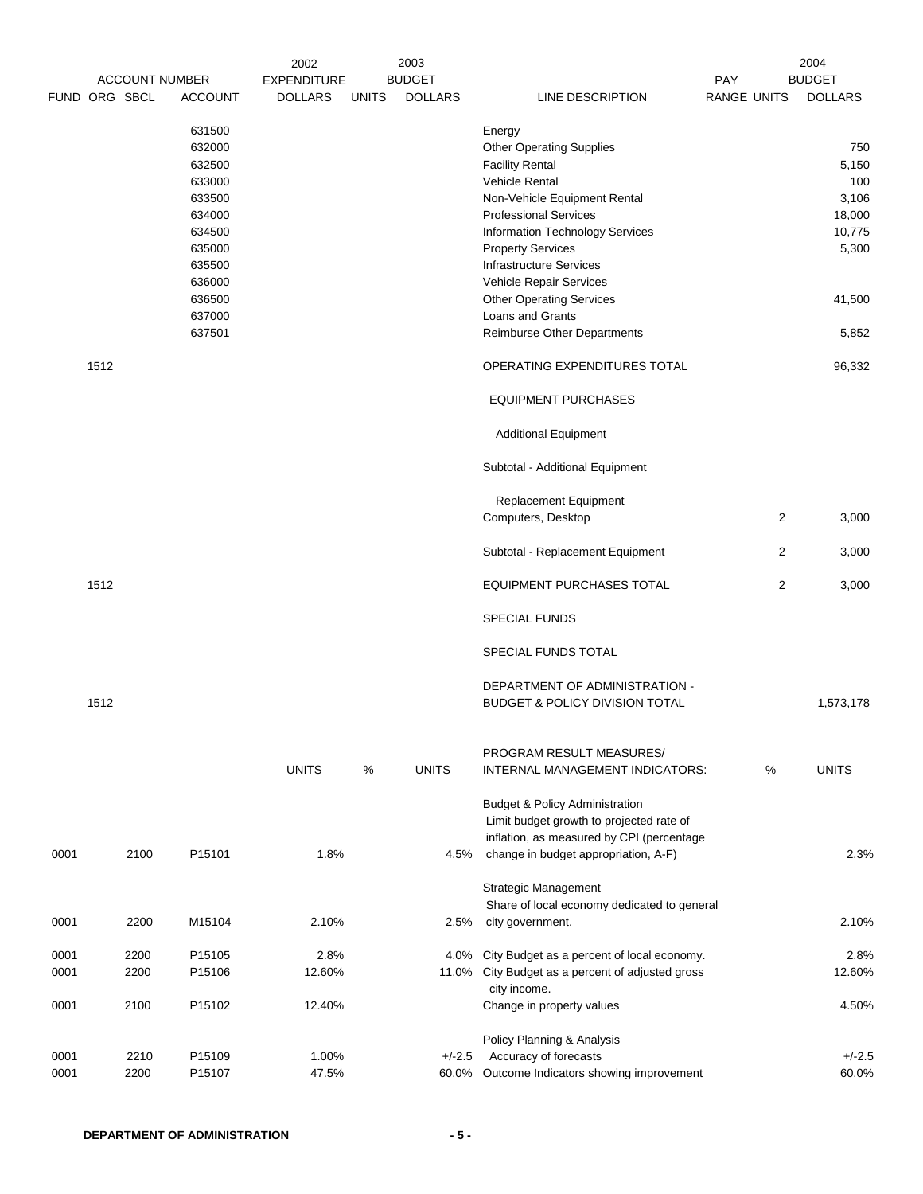| ACCOUNT NUMBER | | | | 2002 EXPENDITURE | 2003 BUDGET | | | PAY | | 2004 BUDGET |
|---|---|---|---|---|---|---|---|---|---|---|
| FUND | ORG | SBCL | ACCOUNT | DOLLARS | UNITS | DOLLARS | LINE DESCRIPTION | RANGE | UNITS | DOLLARS |
| | | | 631500 | | | | Energy | | | |
| | | | 632000 | | | | Other Operating Supplies | | | 750 |
| | | | 632500 | | | | Facility Rental | | | 5,150 |
| | | | 633000 | | | | Vehicle Rental | | | 100 |
| | | | 633500 | | | | Non-Vehicle Equipment Rental | | | 3,106 |
| | | | 634000 | | | | Professional Services | | | 18,000 |
| | | | 634500 | | | | Information Technology Services | | | 10,775 |
| | | | 635000 | | | | Property Services | | | 5,300 |
| | | | 635500 | | | | Infrastructure Services | | | |
| | | | 636000 | | | | Vehicle Repair Services | | | |
| | | | 636500 | | | | Other Operating Services | | | 41,500 |
| | | | 637000 | | | | Loans and Grants | | | |
| | | | 637501 | | | | Reimburse Other Departments | | | 5,852 |
| | 1512 | | | | | | OPERATING EXPENDITURES TOTAL | | | 96,332 |
| | | | | | | | EQUIPMENT PURCHASES | | | |
| | | | | | | | Additional Equipment | | | |
| | | | | | | | Subtotal - Additional Equipment | | | |
| | | | | | | | Replacement Equipment | | | |
| | | | | | | | Computers, Desktop | | 2 | 3,000 |
| | | | | | | | Subtotal - Replacement Equipment | | 2 | 3,000 |
| | 1512 | | | | | | EQUIPMENT PURCHASES TOTAL | | 2 | 3,000 |
| | | | | | | | SPECIAL FUNDS | | | |
| | | | | | | | SPECIAL FUNDS TOTAL | | | |
| | 1512 | | | | | | DEPARTMENT OF ADMINISTRATION - BUDGET & POLICY DIVISION TOTAL | | | 1,573,178 |

| FUND | ORG | SBCL | ACCOUNT | UNITS | % | UNITS | PROGRAM RESULT MEASURES/ INTERNAL MANAGEMENT INDICATORS: | % | UNITS |
|---|---|---|---|---|---|---|---|---|---|
| | | | | | | | Budget & Policy Administration | | |
| 0001 | | 2100 | P15101 | 1.8% | | 4.5% | Limit budget growth to projected rate of inflation, as measured by CPI (percentage change in budget appropriation, A-F) | | 2.3% |
| | | | | | | | Strategic Management | | |
| 0001 | | 2200 | M15104 | 2.10% | | 2.5% | Share of local economy dedicated to general city government. | | 2.10% |
| 0001 | | 2200 | P15105 | 2.8% | | 4.0% | City Budget as a percent of local economy. | | 2.8% |
| 0001 | | 2200 | P15106 | 12.60% | | 11.0% | City Budget as a percent of adjusted gross city income. | | 12.60% |
| 0001 | | 2100 | P15102 | 12.40% | | | Change in property values | | 4.50% |
| | | | | | | | Policy Planning & Analysis | | |
| 0001 | | 2210 | P15109 | 1.00% | | +/-2.5 | Accuracy of forecasts | | +/-2.5 |
| 0001 | | 2200 | P15107 | 47.5% | | 60.0% | Outcome Indicators showing improvement | | 60.0% |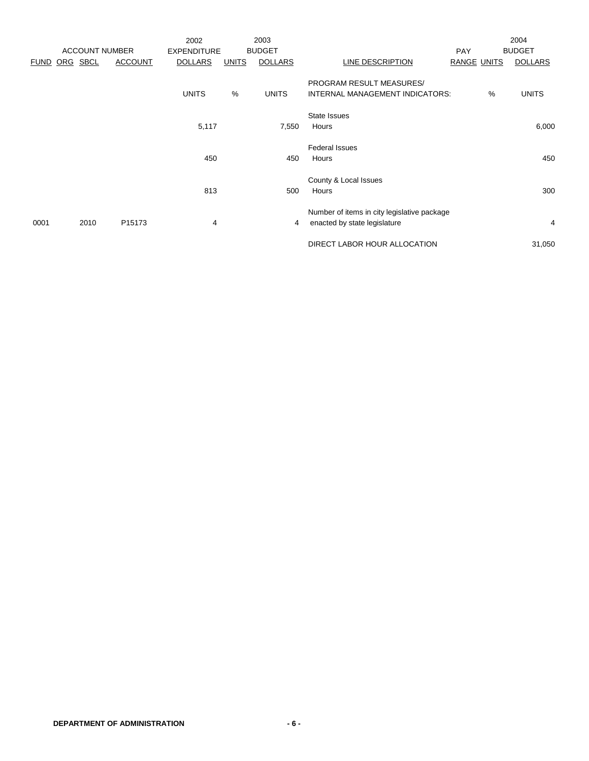| ACCOUNT NUMBER | | | | 2002 EXPENDITURE | | 2003 BUDGET | | PAY | | 2004 BUDGET |
|---|---|---|---|---|---|---|---|---|---|---|
| FUND | ORG | SBCL | ACCOUNT | DOLLARS | UNITS | DOLLARS | LINE DESCRIPTION | RANGE | UNITS | DOLLARS |
| | | | | UNITS | % | UNITS | PROGRAM RESULT MEASURES/ INTERNAL MANAGEMENT INDICATORS: | | % | UNITS |
| | | | | | | | State Issues | | | |
| | | | | 5,117 | | 7,550 | Hours | | | 6,000 |
| | | | | | | | Federal Issues | | | |
| | | | | 450 | | 450 | Hours | | | 450 |
| | | | | | | | County & Local Issues | | | |
| | | | | 813 | | 500 | Hours | | | 300 |
| | | | | | | | Number of items in city legislative package | | | |
| 0001 | | 2010 | P15173 | 4 | | 4 | enacted by state legislature | | | 4 |
| | | | | | | | DIRECT LABOR HOUR ALLOCATION | | | 31,050 |

**DEPARTMENT OF ADMINISTRATION**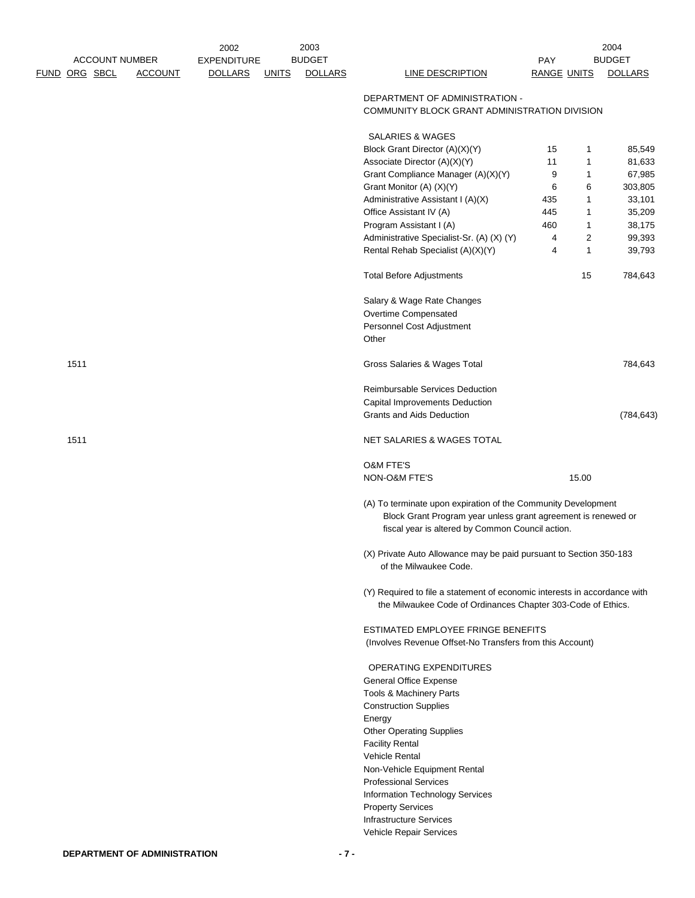| FUND | ORG | SBCL | ACCOUNT | 2002 EXPENDITURE DOLLARS | 2003 BUDGET UNITS | 2003 BUDGET DOLLARS | LINE DESCRIPTION | PAY RANGE | 2004 BUDGET UNITS | 2004 BUDGET DOLLARS |
|---|---|---|---|---|---|---|---|---|---|---|
| | | | | | | | DEPARTMENT OF ADMINISTRATION - COMMUNITY BLOCK GRANT ADMINISTRATION DIVISION | | | |
| | | | | | | | SALARIES & WAGES | | | |
| | | | | | | | Block Grant Director (A)(X)(Y) | 15 | 1 | 85,549 |
| | | | | | | | Associate Director (A)(X)(Y) | 11 | 1 | 81,633 |
| | | | | | | | Grant Compliance Manager (A)(X)(Y) | 9 | 1 | 67,985 |
| | | | | | | | Grant Monitor (A) (X)(Y) | 6 | 6 | 303,805 |
| | | | | | | | Administrative Assistant I (A)(X) | 435 | 1 | 33,101 |
| | | | | | | | Office Assistant IV (A) | 445 | 1 | 35,209 |
| | | | | | | | Program Assistant I (A) | 460 | 1 | 38,175 |
| | | | | | | | Administrative Specialist-Sr. (A) (X) (Y) | 4 | 2 | 99,393 |
| | | | | | | | Rental Rehab Specialist (A)(X)(Y) | 4 | 1 | 39,793 |
| | | | | | | | Total Before Adjustments | | 15 | 784,643 |
| | | | | | | | Salary & Wage Rate Changes | | | |
| | | | | | | | Overtime Compensated | | | |
| | | | | | | | Personnel Cost Adjustment | | | |
| | | | | | | | Other | | | |
| | 1511 | | | | | | Gross Salaries & Wages Total | | | 784,643 |
| | | | | | | | Reimbursable Services Deduction | | | |
| | | | | | | | Capital Improvements Deduction | | | |
| | | | | | | | Grants and Aids Deduction | | | (784,643) |
| | 1511 | | | | | | NET SALARIES & WAGES TOTAL | | | |
| | | | | | | | O&M FTE'S | | | |
| | | | | | | | NON-O&M FTE'S | | 15.00 | |

(A) To terminate upon expiration of the Community Development Block Grant Program year unless grant agreement is renewed or fiscal year is altered by Common Council action.

(X) Private Auto Allowance may be paid pursuant to Section 350-183 of the Milwaukee Code.

(Y) Required to file a statement of economic interests in accordance with the Milwaukee Code of Ordinances Chapter 303-Code of Ethics.

ESTIMATED EMPLOYEE FRINGE BENEFITS
(Involves Revenue Offset-No Transfers from this Account)

OPERATING EXPENDITURES
General Office Expense
Tools & Machinery Parts
Construction Supplies
Energy
Other Operating Supplies
Facility Rental
Vehicle Rental
Non-Vehicle Equipment Rental
Professional Services
Information Technology Services
Property Services
Infrastructure Services
Vehicle Repair Services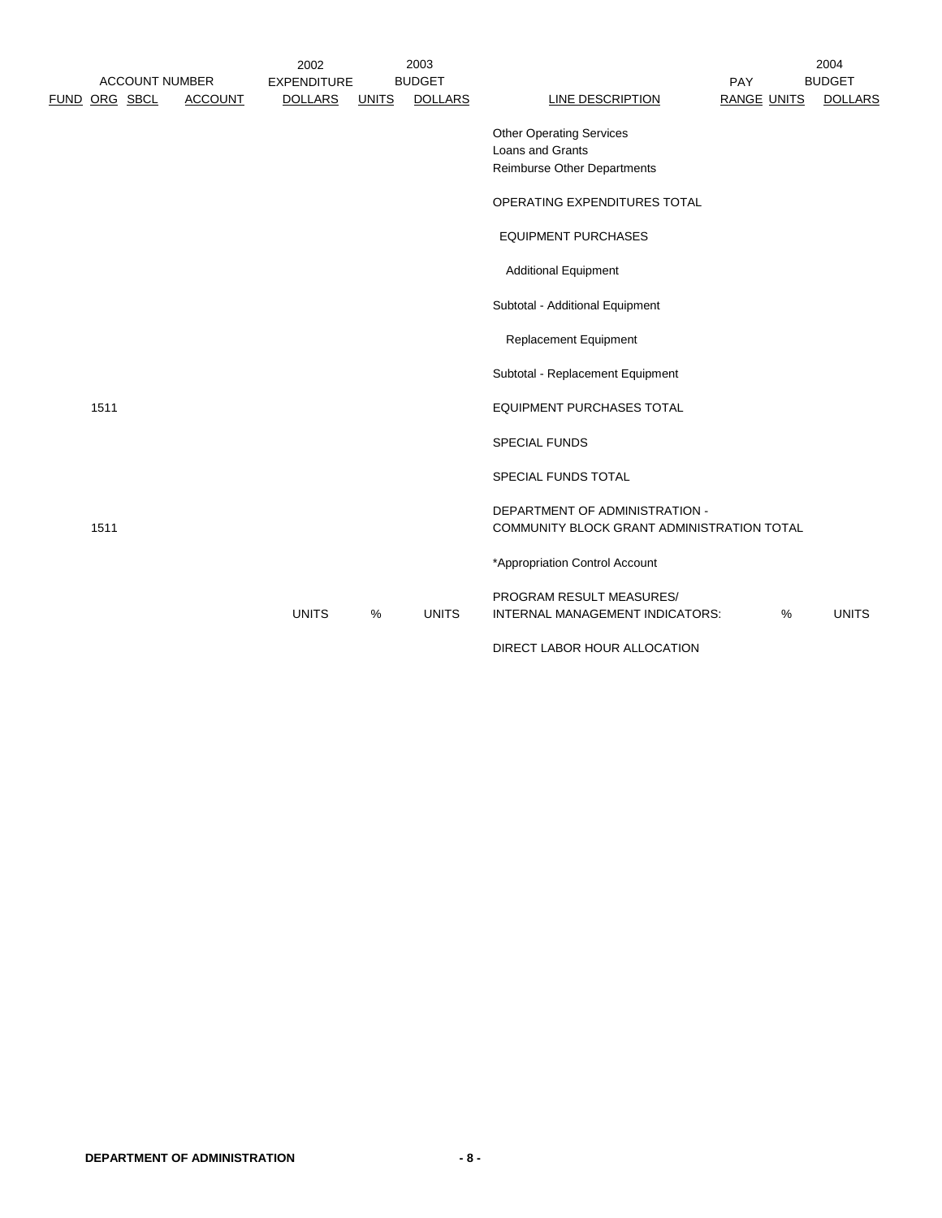| ACCOUNT NUMBER | | | | 2002 EXPENDITURE | 2003 BUDGET | | | PAY | 2004 BUDGET | |
|---|---|---|---|---|---|---|---|---|---|---|
| FUND | ORG | SBCL | ACCOUNT | DOLLARS | UNITS | DOLLARS | LINE DESCRIPTION | RANGE | UNITS | DOLLARS |
| | | | | | | | Other Operating Services | | | |
| | | | | | | | Loans and Grants | | | |
| | | | | | | | Reimburse Other Departments | | | |
| | | | | | | | OPERATING EXPENDITURES TOTAL | | | |
| | | | | | | | EQUIPMENT PURCHASES | | | |
| | | | | | | | Additional Equipment | | | |
| | | | | | | | Subtotal - Additional Equipment | | | |
| | | | | | | | Replacement Equipment | | | |
| | | | | | | | Subtotal - Replacement Equipment | | | |
| | 1511 | | | | | | EQUIPMENT PURCHASES TOTAL | | | |
| | | | | | | | SPECIAL FUNDS | | | |
| | | | | | | | SPECIAL FUNDS TOTAL | | | |
| | 1511 | | | | | | DEPARTMENT OF ADMINISTRATION - COMMUNITY BLOCK GRANT ADMINISTRATION TOTAL | | | |
| | | | | | | | *Appropriation Control Account | | | |
| | | | | UNITS | % | UNITS | PROGRAM RESULT MEASURES/ INTERNAL MANAGEMENT INDICATORS: | | % | UNITS |
| | | | | | | | DIRECT LABOR HOUR ALLOCATION | | | |

**DEPARTMENT OF ADMINISTRATION**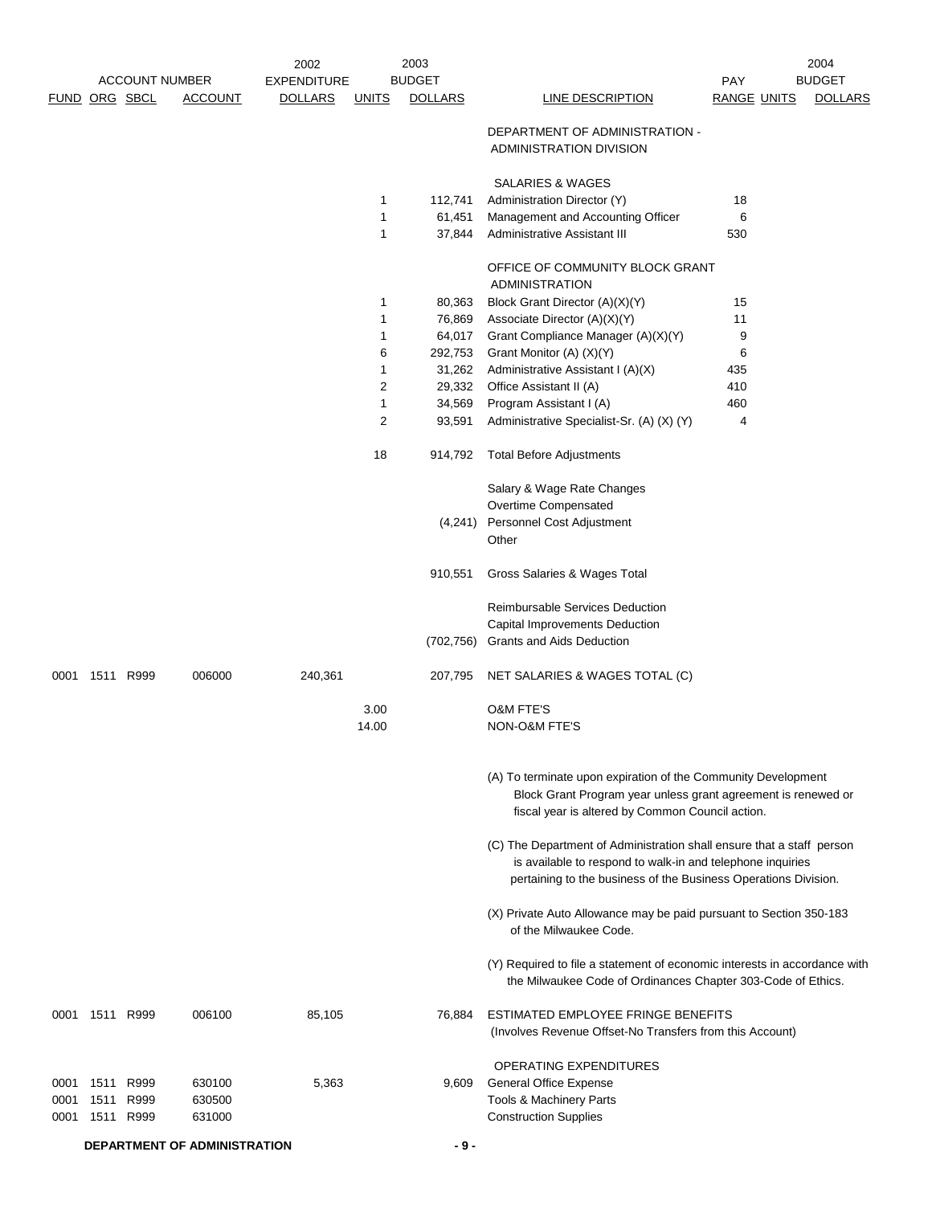| ACCOUNT NUMBER | | | | 2002 | 2003 | | | | | 2004 |
|---|---|---|---|---|---|---|---|---|---|---|
| FUND | ORG | SBCL | ACCOUNT | EXPENDITURE DOLLARS | UNITS | BUDGET DOLLARS | LINE DESCRIPTION | PAY RANGE | UNITS | BUDGET DOLLARS |
| | | | | | | | DEPARTMENT OF ADMINISTRATION - ADMINISTRATION DIVISION | | | |
| | | | | | | | SALARIES & WAGES | | | |
| | | | | | 1 | 112,741 | Administration Director (Y) | 18 | | |
| | | | | | 1 | 61,451 | Management and Accounting Officer | 6 | | |
| | | | | | 1 | 37,844 | Administrative Assistant III | 530 | | |
| | | | | | | | OFFICE OF COMMUNITY BLOCK GRANT ADMINISTRATION | | | |
| | | | | | 1 | 80,363 | Block Grant Director (A)(X)(Y) | 15 | | |
| | | | | | 1 | 76,869 | Associate Director (A)(X)(Y) | 11 | | |
| | | | | | 1 | 64,017 | Grant Compliance Manager (A)(X)(Y) | 9 | | |
| | | | | | 6 | 292,753 | Grant Monitor (A) (X)(Y) | 6 | | |
| | | | | | 1 | 31,262 | Administrative Assistant I (A)(X) | 435 | | |
| | | | | | 2 | 29,332 | Office Assistant II (A) | 410 | | |
| | | | | | 1 | 34,569 | Program Assistant I (A) | 460 | | |
| | | | | | 2 | 93,591 | Administrative Specialist-Sr. (A) (X) (Y) | 4 | | |
| | | | | | 18 | 914,792 | Total Before Adjustments | | | |
| | | | | | | | Salary & Wage Rate Changes | | | |
| | | | | | | | Overtime Compensated | | | |
| | | | | | | (4,241) | Personnel Cost Adjustment | | | |
| | | | | | | | Other | | | |
| | | | | | | 910,551 | Gross Salaries & Wages Total | | | |
| | | | | | | | Reimbursable Services Deduction | | | |
| | | | | | | | Capital Improvements Deduction | | | |
| | | | | | | (702,756) | Grants and Aids Deduction | | | |
| 0001 | 1511 | R999 | 006000 | 240,361 | | 207,795 | NET SALARIES & WAGES TOTAL (C) | | | |
| | | | | | 3.00 | | O&M FTE'S | | | |
| | | | | | 14.00 | | NON-O&M FTE'S | | | |

(A) To terminate upon expiration of the Community Development Block Grant Program year unless grant agreement is renewed or fiscal year is altered by Common Council action.

(C) The Department of Administration shall ensure that a staff person is available to respond to walk-in and telephone inquiries pertaining to the business of the Business Operations Division.

(X) Private Auto Allowance may be paid pursuant to Section 350-183 of the Milwaukee Code.

(Y) Required to file a statement of economic interests in accordance with the Milwaukee Code of Ordinances Chapter 303-Code of Ethics.

| FUND | ORG | SBCL | ACCOUNT | 2002 EXPENDITURE DOLLARS | UNITS | 2003 BUDGET DOLLARS | LINE DESCRIPTION | PAY RANGE | UNITS | 2004 BUDGET DOLLARS |
|---|---|---|---|---|---|---|---|---|---|---|
| 0001 | 1511 | R999 | 006100 | 85,105 | | 76,884 | ESTIMATED EMPLOYEE FRINGE BENEFITS (Involves Revenue Offset-No Transfers from this Account) | | | |
| | | | | | | | OPERATING EXPENDITURES | | | |
| 0001 | 1511 | R999 | 630100 | 5,363 | | 9,609 | General Office Expense | | | |
| 0001 | 1511 | R999 | 630500 | | | | Tools & Machinery Parts | | | |
| 0001 | 1511 | R999 | 631000 | | | | Construction Supplies | | | |

DEPARTMENT OF ADMINISTRATION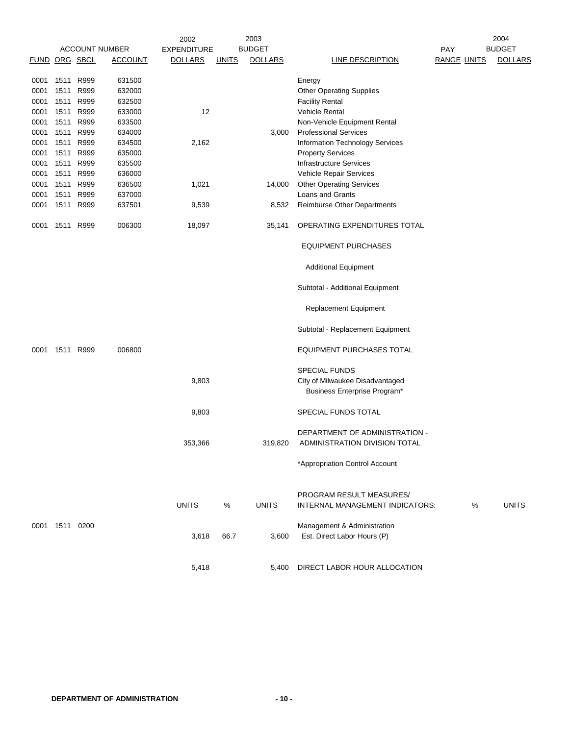| FUND | ORG | SBCL | ACCOUNT | 2002 EXPENDITURE DOLLARS | 2003 BUDGET UNITS | 2003 BUDGET DOLLARS | LINE DESCRIPTION | PAY RANGE | 2004 UNITS | 2004 BUDGET DOLLARS |
|---|---|---|---|---|---|---|---|---|---|---|
| 0001 | 1511 | R999 | 631500 | | | | Energy | | | |
| 0001 | 1511 | R999 | 632000 | | | | Other Operating Supplies | | | |
| 0001 | 1511 | R999 | 632500 | | | | Facility Rental | | | |
| 0001 | 1511 | R999 | 633000 | 12 | | | Vehicle Rental | | | |
| 0001 | 1511 | R999 | 633500 | | | | Non-Vehicle Equipment Rental | | | |
| 0001 | 1511 | R999 | 634000 | | | 3,000 | Professional Services | | | |
| 0001 | 1511 | R999 | 634500 | 2,162 | | | Information Technology Services | | | |
| 0001 | 1511 | R999 | 635000 | | | | Property Services | | | |
| 0001 | 1511 | R999 | 635500 | | | | Infrastructure Services | | | |
| 0001 | 1511 | R999 | 636000 | | | | Vehicle Repair Services | | | |
| 0001 | 1511 | R999 | 636500 | 1,021 | | 14,000 | Other Operating Services | | | |
| 0001 | 1511 | R999 | 637000 | | | | Loans and Grants | | | |
| 0001 | 1511 | R999 | 637501 | 9,539 | | 8,532 | Reimburse Other Departments | | | |
| 0001 | 1511 | R999 | 006300 | 18,097 | | 35,141 | OPERATING EXPENDITURES TOTAL | | | |
| | | | | | | | EQUIPMENT PURCHASES | | | |
| | | | | | | | Additional Equipment | | | |
| | | | | | | | Subtotal - Additional Equipment | | | |
| | | | | | | | Replacement Equipment | | | |
| | | | | | | | Subtotal - Replacement Equipment | | | |
| 0001 | 1511 | R999 | 006800 | | | | EQUIPMENT PURCHASES TOTAL | | | |
| | | | | | | | SPECIAL FUNDS | | | |
| | | | | 9,803 | | | City of Milwaukee Disadvantaged Business Enterprise Program* | | | |
| | | | | 9,803 | | | SPECIAL FUNDS TOTAL | | | |
| | | | | 353,366 | | 319,820 | DEPARTMENT OF ADMINISTRATION - ADMINISTRATION DIVISION TOTAL | | | |
| | | | | | | | *Appropriation Control Account | | | |
| | | | | UNITS | % | UNITS | PROGRAM RESULT MEASURES/ INTERNAL MANAGEMENT INDICATORS: | | % | UNITS |
| 0001 | 1511 | 0200 | | | | | Management & Administration | | | |
| | | | | 3,618 | 66.7 | 3,600 | Est. Direct Labor Hours (P) | | | |
| | | | | 5,418 | | 5,400 | DIRECT LABOR HOUR ALLOCATION | | | |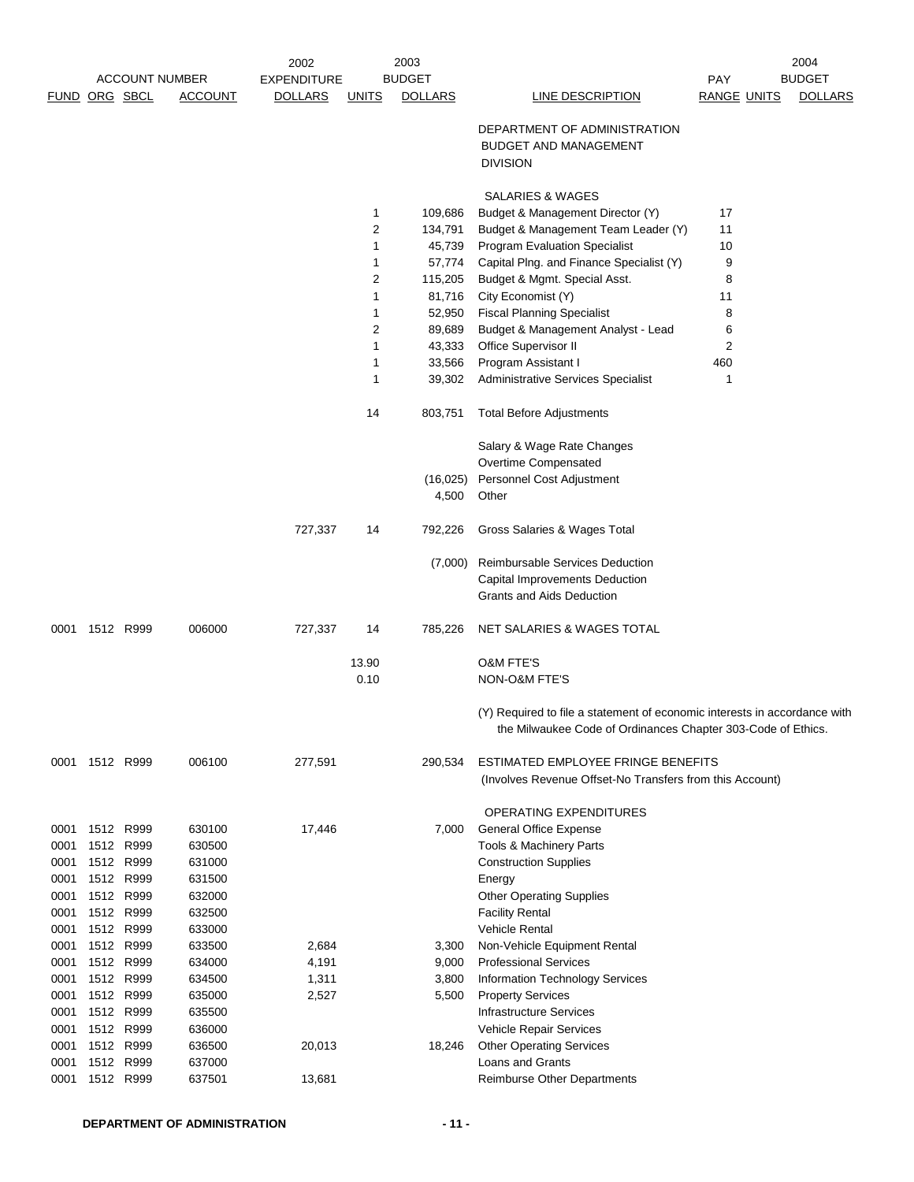| ACCOUNT NUMBER | | | | 2002 EXPENDITURE | 2003 BUDGET | | | PAY | 2004 BUDGET | |
|---|---|---|---|---|---|---|---|---|---|---|
| FUND | ORG | SBCL | ACCOUNT | DOLLARS | UNITS | DOLLARS | LINE DESCRIPTION | RANGE | UNITS | DOLLARS |
| | | | | | | | DEPARTMENT OF ADMINISTRATION BUDGET AND MANAGEMENT DIVISION | | | |
| | | | | | | | SALARIES & WAGES | | | |
| | | | | | 1 | 109,686 | Budget & Management Director (Y) | 17 | | |
| | | | | | 2 | 134,791 | Budget & Management Team Leader (Y) | 11 | | |
| | | | | | 1 | 45,739 | Program Evaluation Specialist | 10 | | |
| | | | | | 1 | 57,774 | Capital Plng. and Finance Specialist (Y) | 9 | | |
| | | | | | 2 | 115,205 | Budget & Mgmt. Special Asst. | 8 | | |
| | | | | | 1 | 81,716 | City Economist (Y) | 11 | | |
| | | | | | 1 | 52,950 | Fiscal Planning Specialist | 8 | | |
| | | | | | 2 | 89,689 | Budget & Management Analyst - Lead | 6 | | |
| | | | | | 1 | 43,333 | Office Supervisor II | 2 | | |
| | | | | | 1 | 33,566 | Program Assistant I | 460 | | |
| | | | | | 1 | 39,302 | Administrative Services Specialist | 1 | | |
| | | | | | 14 | 803,751 | Total Before Adjustments | | | |
| | | | | | | | Salary & Wage Rate Changes | | | |
| | | | | | | | Overtime Compensated | | | |
| | | | | | | (16,025) | Personnel Cost Adjustment | | | |
| | | | | | | 4,500 | Other | | | |
| | | | | 727,337 | 14 | 792,226 | Gross Salaries & Wages Total | | | |
| | | | | | | (7,000) | Reimbursable Services Deduction | | | |
| | | | | | | | Capital Improvements Deduction | | | |
| | | | | | | | Grants and Aids Deduction | | | |
| 0001 | 1512 | R999 | 006000 | 727,337 | 14 | 785,226 | NET SALARIES & WAGES TOTAL | | | |
| | | | | | 13.90 | | O&M FTE'S | | | |
| | | | | | 0.10 | | NON-O&M FTE'S | | | |
| | | | | | | | (Y) Required to file a statement of economic interests in accordance with the Milwaukee Code of Ordinances Chapter 303-Code of Ethics. | | | |
| 0001 | 1512 | R999 | 006100 | 277,591 | | 290,534 | ESTIMATED EMPLOYEE FRINGE BENEFITS (Involves Revenue Offset-No Transfers from this Account) | | | |
| | | | | | | | OPERATING EXPENDITURES | | | |
| 0001 | 1512 | R999 | 630100 | 17,446 | | 7,000 | General Office Expense | | | |
| 0001 | 1512 | R999 | 630500 | | | | Tools & Machinery Parts | | | |
| 0001 | 1512 | R999 | 631000 | | | | Construction Supplies | | | |
| 0001 | 1512 | R999 | 631500 | | | | Energy | | | |
| 0001 | 1512 | R999 | 632000 | | | | Other Operating Supplies | | | |
| 0001 | 1512 | R999 | 632500 | | | | Facility Rental | | | |
| 0001 | 1512 | R999 | 633000 | | | | Vehicle Rental | | | |
| 0001 | 1512 | R999 | 633500 | 2,684 | | 3,300 | Non-Vehicle Equipment Rental | | | |
| 0001 | 1512 | R999 | 634000 | 4,191 | | 9,000 | Professional Services | | | |
| 0001 | 1512 | R999 | 634500 | 1,311 | | 3,800 | Information Technology Services | | | |
| 0001 | 1512 | R999 | 635000 | 2,527 | | 5,500 | Property Services | | | |
| 0001 | 1512 | R999 | 635500 | | | | Infrastructure Services | | | |
| 0001 | 1512 | R999 | 636000 | | | | Vehicle Repair Services | | | |
| 0001 | 1512 | R999 | 636500 | 20,013 | | 18,246 | Other Operating Services | | | |
| 0001 | 1512 | R999 | 637000 | | | | Loans and Grants | | | |
| 0001 | 1512 | R999 | 637501 | 13,681 | | | Reimburse Other Departments | | | |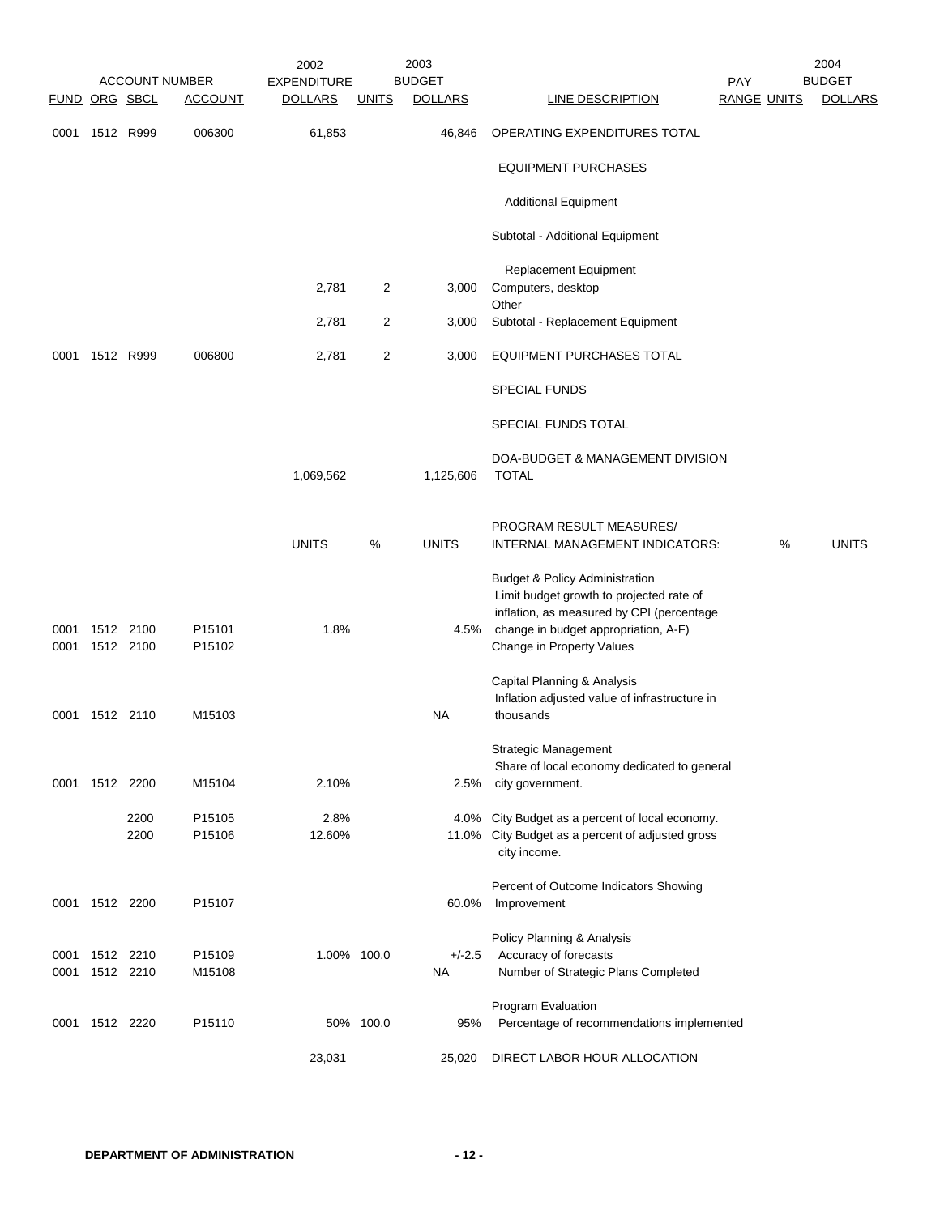| ACCOUNT NUMBER | | | | 2002 | | 2003 | | PAY | | 2004 |
|---|---|---|---|---|---|---|---|---|---|---|
| FUND | ORG | SBCL | ACCOUNT | EXPENDITURE DOLLARS | UNITS | BUDGET DOLLARS | LINE DESCRIPTION | RANGE | UNITS | BUDGET DOLLARS |
| 0001 | 1512 | R999 | 006300 | 61,853 | | 46,846 | OPERATING EXPENDITURES TOTAL | | | |
| | | | | | | | EQUIPMENT PURCHASES | | | |
| | | | | | | | Additional Equipment | | | |
| | | | | | | | Subtotal - Additional Equipment | | | |
| | | | | | | | Replacement Equipment | | | |
| | | | | 2,781 | 2 | 3,000 | Computers, desktop | | | |
| | | | | | | | Other | | | |
| | | | | 2,781 | 2 | 3,000 | Subtotal - Replacement Equipment | | | |
| 0001 | 1512 | R999 | 006800 | 2,781 | 2 | 3,000 | EQUIPMENT PURCHASES TOTAL | | | |
| | | | | | | | SPECIAL FUNDS | | | |
| | | | | | | | SPECIAL FUNDS TOTAL | | | |
| | | | | 1,069,562 | | 1,125,606 | DOA-BUDGET & MANAGEMENT DIVISION TOTAL | | | |
| | | | | UNITS | % | UNITS | PROGRAM RESULT MEASURES/ INTERNAL MANAGEMENT INDICATORS: | | % | UNITS |
| | | | | | | | Budget & Policy Administration | | | |
| 0001 | 1512 | 2100 | P15101 | 1.8% | | 4.5% | Limit budget growth to projected rate of inflation, as measured by CPI (percentage change in budget appropriation, A-F) | | | |
| 0001 | 1512 | 2100 | P15102 | | | | Change in Property Values | | | |
| | | | | | | | Capital Planning & Analysis | | | |
| 0001 | 1512 | 2110 | M15103 | | | NA | Inflation adjusted value of infrastructure in thousands | | | |
| | | | | | | | Strategic Management | | | |
| 0001 | 1512 | 2200 | M15104 | 2.10% | | 2.5% | Share of local economy dedicated to general city government. | | | |
| | | 2200 | P15105 | 2.8% | | 4.0% | City Budget as a percent of local economy. | | | |
| | | 2200 | P15106 | 12.60% | | 11.0% | City Budget as a percent of adjusted gross city income. | | | |
| 0001 | 1512 | 2200 | P15107 | | | 60.0% | Percent of Outcome Indicators Showing Improvement | | | |
| | | | | | | | Policy Planning & Analysis | | | |
| 0001 | 1512 | 2210 | P15109 | 1.00% | 100.0 | +/-2.5 | Accuracy of forecasts | | | |
| 0001 | 1512 | 2210 | M15108 | | | NA | Number of Strategic Plans Completed | | | |
| | | | | | | | Program Evaluation | | | |
| 0001 | 1512 | 2220 | P15110 | 50% | 100.0 | 95% | Percentage of recommendations implemented | | | |
| | | | | 23,031 | | 25,020 | DIRECT LABOR HOUR ALLOCATION | | | |

**DEPARTMENT OF ADMINISTRATION**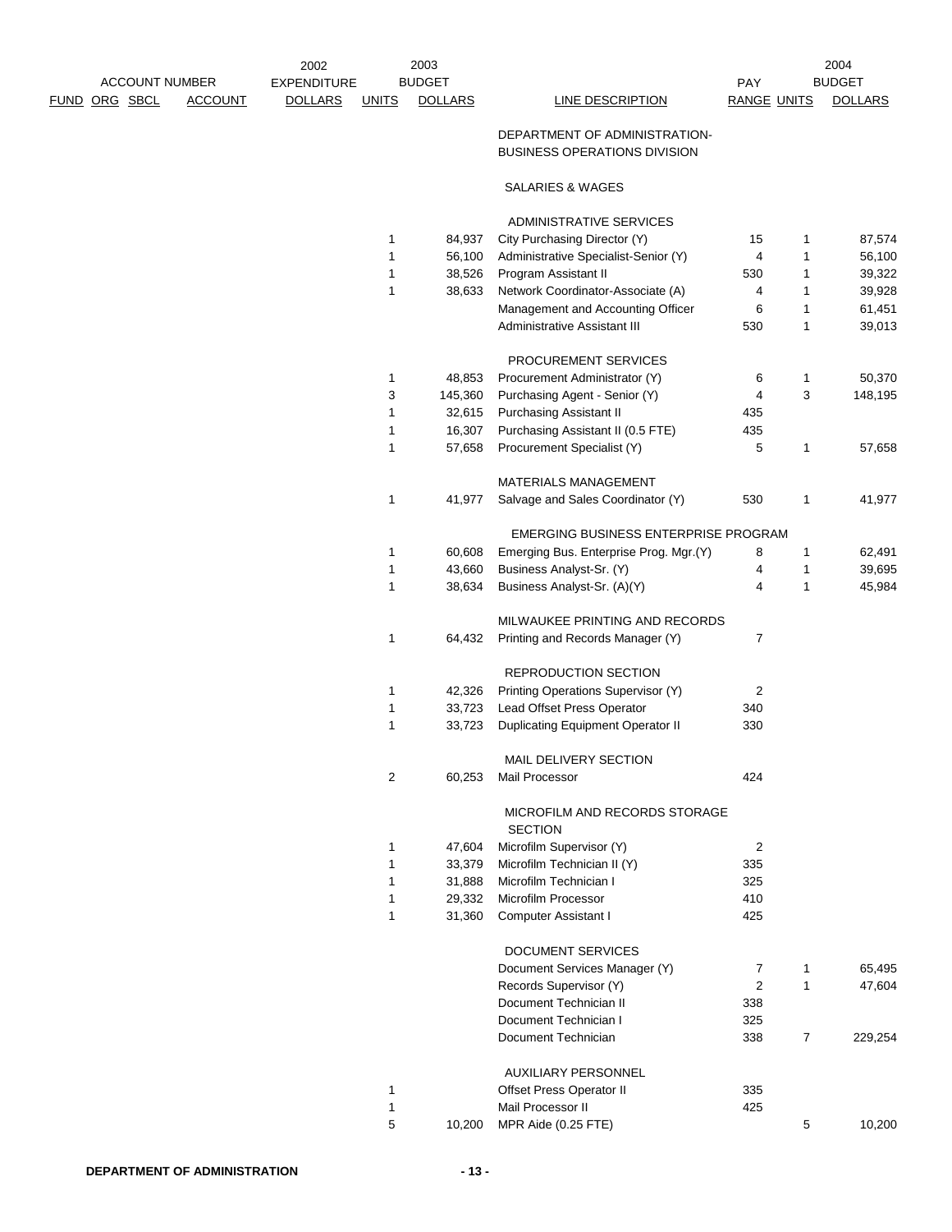| FUND | ORG | SBCL | ACCOUNT | 2002 EXPENDITURE DOLLARS | 2003 BUDGET UNITS | 2003 BUDGET DOLLARS | LINE DESCRIPTION | PAY RANGE | 2004 BUDGET UNITS | 2004 BUDGET DOLLARS |
|---|---|---|---|---|---|---|---|---|---|---|
| | | | | | | | DEPARTMENT OF ADMINISTRATION-BUSINESS OPERATIONS DIVISION | | | |
| | | | | | | | SALARIES & WAGES | | | |
| | | | | | | | ADMINISTRATIVE SERVICES | | | |
| | | | | | 1 | 84,937 | City Purchasing Director (Y) | 15 | 1 | 87,574 |
| | | | | | 1 | 56,100 | Administrative Specialist-Senior (Y) | 4 | 1 | 56,100 |
| | | | | | 1 | 38,526 | Program Assistant II | 530 | 1 | 39,322 |
| | | | | | 1 | 38,633 | Network Coordinator-Associate (A) | 4 | 1 | 39,928 |
| | | | | | | | Management and Accounting Officer | 6 | 1 | 61,451 |
| | | | | | | | Administrative Assistant III | 530 | 1 | 39,013 |
| | | | | | | | PROCUREMENT SERVICES | | | |
| | | | | | 1 | 48,853 | Procurement Administrator (Y) | 6 | 1 | 50,370 |
| | | | | | 3 | 145,360 | Purchasing Agent - Senior (Y) | 4 | 3 | 148,195 |
| | | | | | 1 | 32,615 | Purchasing Assistant II | 435 | | |
| | | | | | 1 | 16,307 | Purchasing Assistant II (0.5 FTE) | 435 | | |
| | | | | | 1 | 57,658 | Procurement Specialist (Y) | 5 | 1 | 57,658 |
| | | | | | | | MATERIALS MANAGEMENT | | | |
| | | | | | 1 | 41,977 | Salvage and Sales Coordinator (Y) | 530 | 1 | 41,977 |
| | | | | | | | EMERGING BUSINESS ENTERPRISE PROGRAM | | | |
| | | | | | 1 | 60,608 | Emerging Bus. Enterprise Prog. Mgr.(Y) | 8 | 1 | 62,491 |
| | | | | | 1 | 43,660 | Business Analyst-Sr. (Y) | 4 | 1 | 39,695 |
| | | | | | 1 | 38,634 | Business Analyst-Sr. (A)(Y) | 4 | 1 | 45,984 |
| | | | | | | | MILWAUKEE PRINTING AND RECORDS | | | |
| | | | | | 1 | 64,432 | Printing and Records Manager (Y) | 7 | | |
| | | | | | | | REPRODUCTION SECTION | | | |
| | | | | | 1 | 42,326 | Printing Operations Supervisor (Y) | 2 | | |
| | | | | | 1 | 33,723 | Lead Offset Press Operator | 340 | | |
| | | | | | 1 | 33,723 | Duplicating Equipment Operator II | 330 | | |
| | | | | | | | MAIL DELIVERY SECTION | | | |
| | | | | | 2 | 60,253 | Mail Processor | 424 | | |
| | | | | | | | MICROFILM AND RECORDS STORAGE SECTION | | | |
| | | | | | 1 | 47,604 | Microfilm Supervisor (Y) | 2 | | |
| | | | | | 1 | 33,379 | Microfilm Technician II (Y) | 335 | | |
| | | | | | 1 | 31,888 | Microfilm Technician I | 325 | | |
| | | | | | 1 | 29,332 | Microfilm Processor | 410 | | |
| | | | | | 1 | 31,360 | Computer Assistant I | 425 | | |
| | | | | | | | DOCUMENT SERVICES | | | |
| | | | | | | | Document Services Manager (Y) | 7 | 1 | 65,495 |
| | | | | | | | Records Supervisor (Y) | 2 | 1 | 47,604 |
| | | | | | | | Document Technician II | 338 | | |
| | | | | | | | Document Technician I | 325 | | |
| | | | | | | | Document Technician | 338 | 7 | 229,254 |
| | | | | | | | AUXILIARY PERSONNEL | | | |
| | | | | | 1 | | Offset Press Operator II | 335 | | |
| | | | | | 1 | | Mail Processor II | 425 | | |
| | | | | | 5 | 10,200 | MPR Aide (0.25 FTE) | | 5 | 10,200 |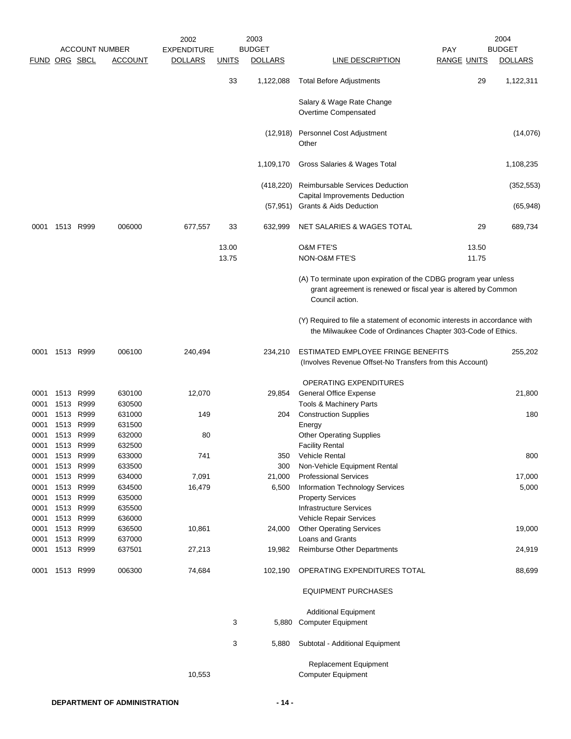| FUND | ORG | SBCL | ACCOUNT | 2002 EXPENDITURE DOLLARS | UNITS | 2003 BUDGET DOLLARS | LINE DESCRIPTION | PAY RANGE | UNITS | 2004 BUDGET DOLLARS |
|---|---|---|---|---|---|---|---|---|---|---|
| | | | | | 33 | 1,122,088 | Total Before Adjustments | | 29 | 1,122,311 |
| | | | | | | | Salary & Wage Rate Change | | | |
| | | | | | | | Overtime Compensated | | | |
| | | | | | | (12,918) | Personnel Cost Adjustment | | | (14,076) |
| | | | | | | | Other | | | |
| | | | | | | 1,109,170 | Gross Salaries & Wages Total | | | 1,108,235 |
| | | | | | | (418,220) | Reimbursable Services Deduction | | | (352,553) |
| | | | | | | | Capital Improvements Deduction | | | |
| | | | | | | (57,951) | Grants & Aids Deduction | | | (65,948) |
| 0001 | 1513 | R999 | 006000 | 677,557 | 33 | 632,999 | NET SALARIES & WAGES TOTAL | | 29 | 689,734 |
| | | | | | 13.00 | | O&M FTE'S | | 13.50 | |
| | | | | | 13.75 | | NON-O&M FTE'S | | 11.75 | |
| | | | | | | | (A) To terminate upon expiration of the CDBG program year unless grant agreement is renewed or fiscal year is altered by Common Council action. | | | |
| | | | | | | | (Y) Required to file a statement of economic interests in accordance with the Milwaukee Code of Ordinances Chapter 303-Code of Ethics. | | | |
| 0001 | 1513 | R999 | 006100 | 240,494 | | 234,210 | ESTIMATED EMPLOYEE FRINGE BENEFITS (Involves Revenue Offset-No Transfers from this Account) | | | 255,202 |
| | | | | | | | OPERATING EXPENDITURES | | | |
| 0001 | 1513 | R999 | 630100 | 12,070 | | 29,854 | General Office Expense | | | 21,800 |
| 0001 | 1513 | R999 | 630500 | | | | Tools & Machinery Parts | | | |
| 0001 | 1513 | R999 | 631000 | 149 | | 204 | Construction Supplies | | | 180 |
| 0001 | 1513 | R999 | 631500 | | | | Energy | | | |
| 0001 | 1513 | R999 | 632000 | 80 | | | Other Operating Supplies | | | |
| 0001 | 1513 | R999 | 632500 | | | | Facility Rental | | | |
| 0001 | 1513 | R999 | 633000 | 741 | | 350 | Vehicle Rental | | | 800 |
| 0001 | 1513 | R999 | 633500 | | | 300 | Non-Vehicle Equipment Rental | | | |
| 0001 | 1513 | R999 | 634000 | 7,091 | | 21,000 | Professional Services | | | 17,000 |
| 0001 | 1513 | R999 | 634500 | 16,479 | | 6,500 | Information Technology Services | | | 5,000 |
| 0001 | 1513 | R999 | 635000 | | | | Property Services | | | |
| 0001 | 1513 | R999 | 635500 | | | | Infrastructure Services | | | |
| 0001 | 1513 | R999 | 636000 | | | | Vehicle Repair Services | | | |
| 0001 | 1513 | R999 | 636500 | 10,861 | | 24,000 | Other Operating Services | | | 19,000 |
| 0001 | 1513 | R999 | 637000 | | | | Loans and Grants | | | |
| 0001 | 1513 | R999 | 637501 | 27,213 | | 19,982 | Reimburse Other Departments | | | 24,919 |
| 0001 | 1513 | R999 | 006300 | 74,684 | | 102,190 | OPERATING EXPENDITURES TOTAL | | | 88,699 |
| | | | | | | | EQUIPMENT PURCHASES | | | |
| | | | | | | | Additional Equipment | | | |
| | | | | | 3 | 5,880 | Computer Equipment | | | |
| | | | | | 3 | 5,880 | Subtotal - Additional Equipment | | | |
| | | | | | | | Replacement Equipment | | | |
| | | | | 10,553 | | | Computer Equipment | | | |

**DEPARTMENT OF ADMINISTRATION**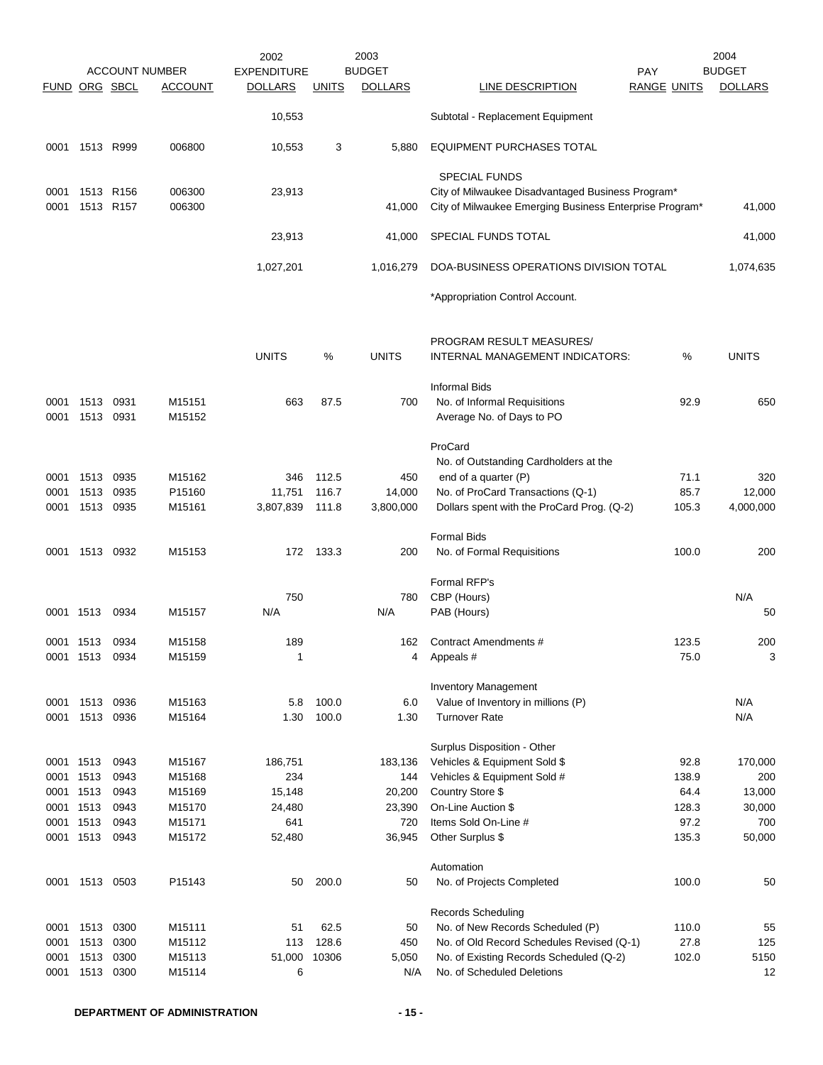| FUND | ORG | SBCL | ACCOUNT | 2002 EXPENDITURE DOLLARS | UNITS | 2003 BUDGET DOLLARS | LINE DESCRIPTION | PAY RANGE | UNITS | 2004 BUDGET DOLLARS |
|---|---|---|---|---|---|---|---|---|---|---|
| | | | | 10,553 | | | Subtotal - Replacement Equipment | | | |
| 0001 | 1513 | R999 | 006800 | 10,553 | 3 | 5,880 | EQUIPMENT PURCHASES TOTAL | | | |
| | | | | | | | SPECIAL FUNDS | | | |
| 0001 | 1513 | R156 | 006300 | 23,913 | | | City of Milwaukee Disadvantaged Business Program* | | | |
| 0001 | 1513 | R157 | 006300 | | | 41,000 | City of Milwaukee Emerging Business Enterprise Program* | | | 41,000 |
| | | | | 23,913 | | 41,000 | SPECIAL FUNDS TOTAL | | | 41,000 |
| | | | | 1,027,201 | | 1,016,279 | DOA-BUSINESS OPERATIONS DIVISION TOTAL | | | 1,074,635 |
| | | | | | | | *Appropriation Control Account. | | | |

| FUND | ORG | SBCL | ACCOUNT | UNITS | % | UNITS | PROGRAM RESULT MEASURES/ INTERNAL MANAGEMENT INDICATORS: | % | UNITS |
|---|---|---|---|---|---|---|---|---|---|
| | | | | | | | Informal Bids | | |
| 0001 | 1513 | 0931 | M15151 | 663 | 87.5 | 700 | No. of Informal Requisitions | 92.9 | 650 |
| 0001 | 1513 | 0931 | M15152 | | | | Average No. of Days to PO | | |
| | | | | | | | ProCard | | |
| 0001 | 1513 | 0935 | M15162 | 346 | 112.5 | 450 | No. of Outstanding Cardholders at the end of a quarter (P) | 71.1 | 320 |
| 0001 | 1513 | 0935 | P15160 | 11,751 | 116.7 | 14,000 | No. of ProCard Transactions (Q-1) | 85.7 | 12,000 |
| 0001 | 1513 | 0935 | M15161 | 3,807,839 | 111.8 | 3,800,000 | Dollars spent with the ProCard Prog. (Q-2) | 105.3 | 4,000,000 |
| | | | | | | | Formal Bids | | |
| 0001 | 1513 | 0932 | M15153 | 172 | 133.3 | 200 | No. of Formal Requisitions | 100.0 | 200 |
| | | | | | | | Formal RFP's | | |
| | | | | 750 | | 780 | CBP (Hours) | | N/A |
| 0001 | 1513 | 0934 | M15157 | N/A | | N/A | PAB (Hours) | | 50 |
| 0001 | 1513 | 0934 | M15158 | 189 | | 162 | Contract Amendments # | 123.5 | 200 |
| 0001 | 1513 | 0934 | M15159 | 1 | | 4 | Appeals # | 75.0 | 3 |
| | | | | | | | Inventory Management | | |
| 0001 | 1513 | 0936 | M15163 | 5.8 | 100.0 | 6.0 | Value of Inventory in millions (P) | | N/A |
| 0001 | 1513 | 0936 | M15164 | 1.30 | 100.0 | 1.30 | Turnover Rate | | N/A |
| | | | | | | | Surplus Disposition - Other | | |
| 0001 | 1513 | 0943 | M15167 | 186,751 | | 183,136 | Vehicles & Equipment Sold $ | 92.8 | 170,000 |
| 0001 | 1513 | 0943 | M15168 | 234 | | 144 | Vehicles & Equipment Sold # | 138.9 | 200 |
| 0001 | 1513 | 0943 | M15169 | 15,148 | | 20,200 | Country Store $ | 64.4 | 13,000 |
| 0001 | 1513 | 0943 | M15170 | 24,480 | | 23,390 | On-Line Auction $ | 128.3 | 30,000 |
| 0001 | 1513 | 0943 | M15171 | 641 | | 720 | Items Sold On-Line # | 97.2 | 700 |
| 0001 | 1513 | 0943 | M15172 | 52,480 | | 36,945 | Other Surplus $ | 135.3 | 50,000 |
| | | | | | | | Automation | | |
| 0001 | 1513 | 0503 | P15143 | 50 | 200.0 | 50 | No. of Projects Completed | 100.0 | 50 |
| | | | | | | | Records Scheduling | | |
| 0001 | 1513 | 0300 | M15111 | 51 | 62.5 | 50 | No. of New Records Scheduled (P) | 110.0 | 55 |
| 0001 | 1513 | 0300 | M15112 | 113 | 128.6 | 450 | No. of Old Record Schedules Revised (Q-1) | 27.8 | 125 |
| 0001 | 1513 | 0300 | M15113 | 51,000 | 10306 | 5,050 | No. of Existing Records Scheduled (Q-2) | 102.0 | 5150 |
| 0001 | 1513 | 0300 | M15114 | 6 | | N/A | No. of Scheduled Deletions | | 12 |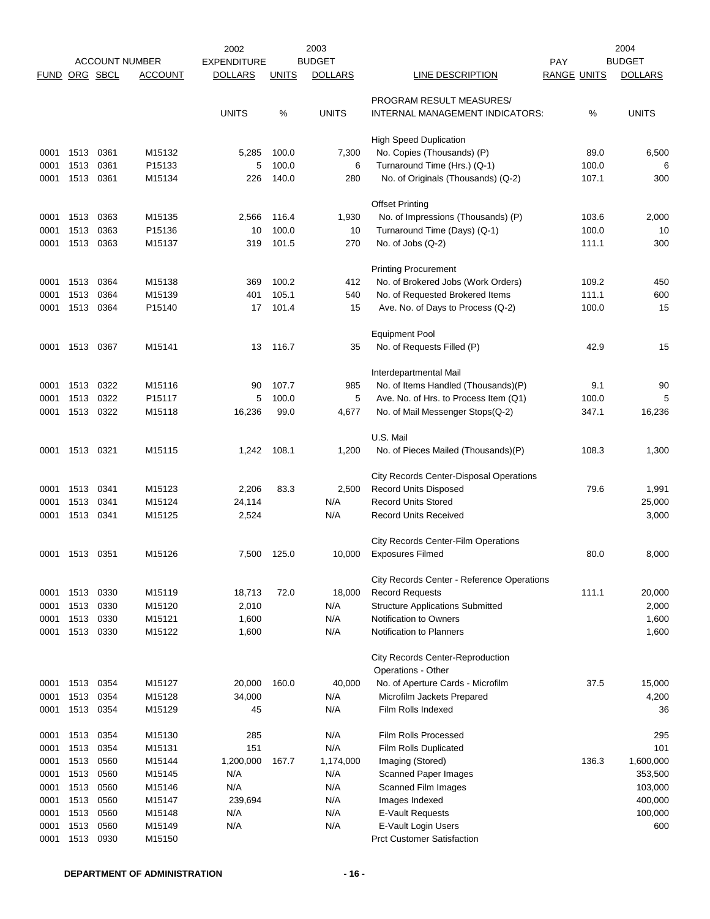| FUND | ORG | SBCL | ACCOUNT NUMBER ACCOUNT | 2002 EXPENDITURE DOLLARS | UNITS | 2003 BUDGET DOLLARS | LINE DESCRIPTION | PAY RANGE UNITS | 2004 BUDGET DOLLARS |
|---|---|---|---|---|---|---|---|---|---|
| | | | | | | | PROGRAM RESULT MEASURES/ | | |
| | | | | UNITS | % | UNITS | INTERNAL MANAGEMENT INDICATORS: | % | UNITS |
| | | | | | | | High Speed Duplication | | |
| 0001 | 1513 | 0361 | M15132 | 5,285 | 100.0 | 7,300 | No. Copies (Thousands) (P) | 89.0 | 6,500 |
| 0001 | 1513 | 0361 | P15133 | 5 | 100.0 | 6 | Turnaround Time (Hrs.) (Q-1) | 100.0 | 6 |
| 0001 | 1513 | 0361 | M15134 | 226 | 140.0 | 280 | No. of Originals (Thousands) (Q-2) | 107.1 | 300 |
| | | | | | | | Offset Printing | | |
| 0001 | 1513 | 0363 | M15135 | 2,566 | 116.4 | 1,930 | No. of Impressions (Thousands) (P) | 103.6 | 2,000 |
| 0001 | 1513 | 0363 | P15136 | 10 | 100.0 | 10 | Turnaround Time (Days) (Q-1) | 100.0 | 10 |
| 0001 | 1513 | 0363 | M15137 | 319 | 101.5 | 270 | No. of Jobs (Q-2) | 111.1 | 300 |
| | | | | | | | Printing Procurement | | |
| 0001 | 1513 | 0364 | M15138 | 369 | 100.2 | 412 | No. of Brokered Jobs (Work Orders) | 109.2 | 450 |
| 0001 | 1513 | 0364 | M15139 | 401 | 105.1 | 540 | No. of Requested Brokered Items | 111.1 | 600 |
| 0001 | 1513 | 0364 | P15140 | 17 | 101.4 | 15 | Ave. No. of Days to Process (Q-2) | 100.0 | 15 |
| | | | | | | | Equipment Pool | | |
| 0001 | 1513 | 0367 | M15141 | 13 | 116.7 | 35 | No. of Requests Filled (P) | 42.9 | 15 |
| | | | | | | | Interdepartmental Mail | | |
| 0001 | 1513 | 0322 | M15116 | 90 | 107.7 | 985 | No. of Items Handled (Thousands)(P) | 9.1 | 90 |
| 0001 | 1513 | 0322 | P15117 | 5 | 100.0 | 5 | Ave. No. of Hrs. to Process Item (Q1) | 100.0 | 5 |
| 0001 | 1513 | 0322 | M15118 | 16,236 | 99.0 | 4,677 | No. of Mail Messenger Stops(Q-2) | 347.1 | 16,236 |
| | | | | | | | U.S. Mail | | |
| 0001 | 1513 | 0321 | M15115 | 1,242 | 108.1 | 1,200 | No. of Pieces Mailed (Thousands)(P) | 108.3 | 1,300 |
| | | | | | | | City Records Center-Disposal Operations | | |
| 0001 | 1513 | 0341 | M15123 | 2,206 | 83.3 | 2,500 | Record Units Disposed | 79.6 | 1,991 |
| 0001 | 1513 | 0341 | M15124 | 24,114 | | N/A | Record Units Stored | | 25,000 |
| 0001 | 1513 | 0341 | M15125 | 2,524 | | N/A | Record Units Received | | 3,000 |
| | | | | | | | City Records Center-Film Operations | | |
| 0001 | 1513 | 0351 | M15126 | 7,500 | 125.0 | 10,000 | Exposures Filmed | 80.0 | 8,000 |
| | | | | | | | City Records Center - Reference Operations | | |
| 0001 | 1513 | 0330 | M15119 | 18,713 | 72.0 | 18,000 | Record Requests | 111.1 | 20,000 |
| 0001 | 1513 | 0330 | M15120 | 2,010 | | N/A | Structure Applications Submitted | | 2,000 |
| 0001 | 1513 | 0330 | M15121 | 1,600 | | N/A | Notification to Owners | | 1,600 |
| 0001 | 1513 | 0330 | M15122 | 1,600 | | N/A | Notification to Planners | | 1,600 |
| | | | | | | | City Records Center-Reproduction Operations - Other | | |
| 0001 | 1513 | 0354 | M15127 | 20,000 | 160.0 | 40,000 | No. of Aperture Cards - Microfilm | 37.5 | 15,000 |
| 0001 | 1513 | 0354 | M15128 | 34,000 | | N/A | Microfilm Jackets Prepared | | 4,200 |
| 0001 | 1513 | 0354 | M15129 | 45 | | N/A | Film Rolls Indexed | | 36 |
| 0001 | 1513 | 0354 | M15130 | 285 | | N/A | Film Rolls Processed | | 295 |
| 0001 | 1513 | 0354 | M15131 | 151 | | N/A | Film Rolls Duplicated | | 101 |
| 0001 | 1513 | 0560 | M15144 | 1,200,000 | 167.7 | 1,174,000 | Imaging (Stored) | 136.3 | 1,600,000 |
| 0001 | 1513 | 0560 | M15145 | N/A | | N/A | Scanned Paper Images | | 353,500 |
| 0001 | 1513 | 0560 | M15146 | N/A | | N/A | Scanned Film Images | | 103,000 |
| 0001 | 1513 | 0560 | M15147 | 239,694 | | N/A | Images Indexed | | 400,000 |
| 0001 | 1513 | 0560 | M15148 | N/A | | N/A | E-Vault Requests | | 100,000 |
| 0001 | 1513 | 0560 | M15149 | N/A | | N/A | E-Vault Login Users | | 600 |
| 0001 | 1513 | 0930 | M15150 | | | | Prct Customer Satisfaction | | |

**DEPARTMENT OF ADMINISTRATION**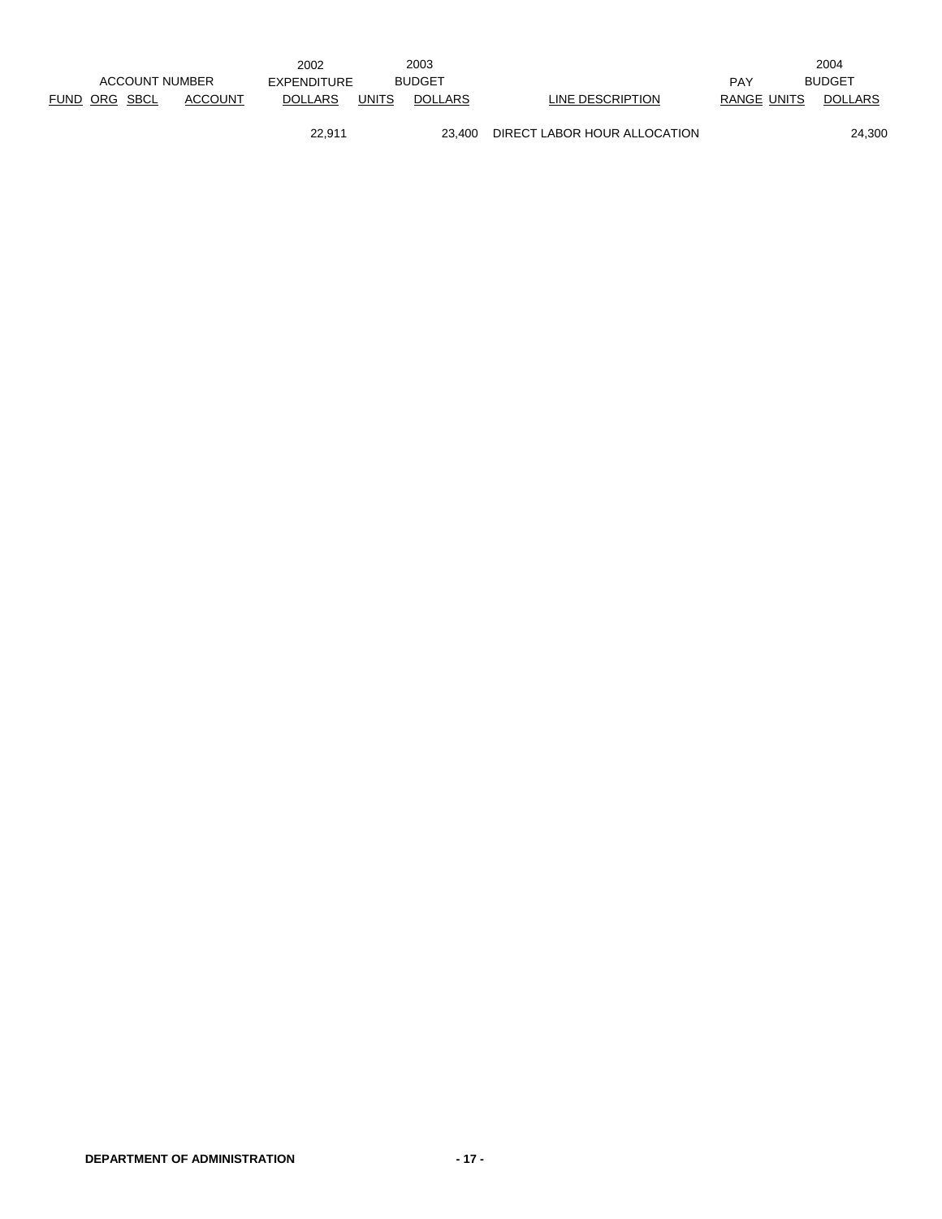| ACCOUNT NUMBER | | | | 2002 EXPENDITURE | 2003 BUDGET | | | PAY | | 2004 BUDGET |
|---|---|---|---|---|---|---|---|---|---|---|
| FUND | ORG | SBCL | ACCOUNT | DOLLARS | UNITS | DOLLARS | LINE DESCRIPTION | RANGE | UNITS | DOLLARS |
| | | | | 22,911 | | 23,400 | DIRECT LABOR HOUR ALLOCATION | | | 24,300 |

**DEPARTMENT OF ADMINISTRATION**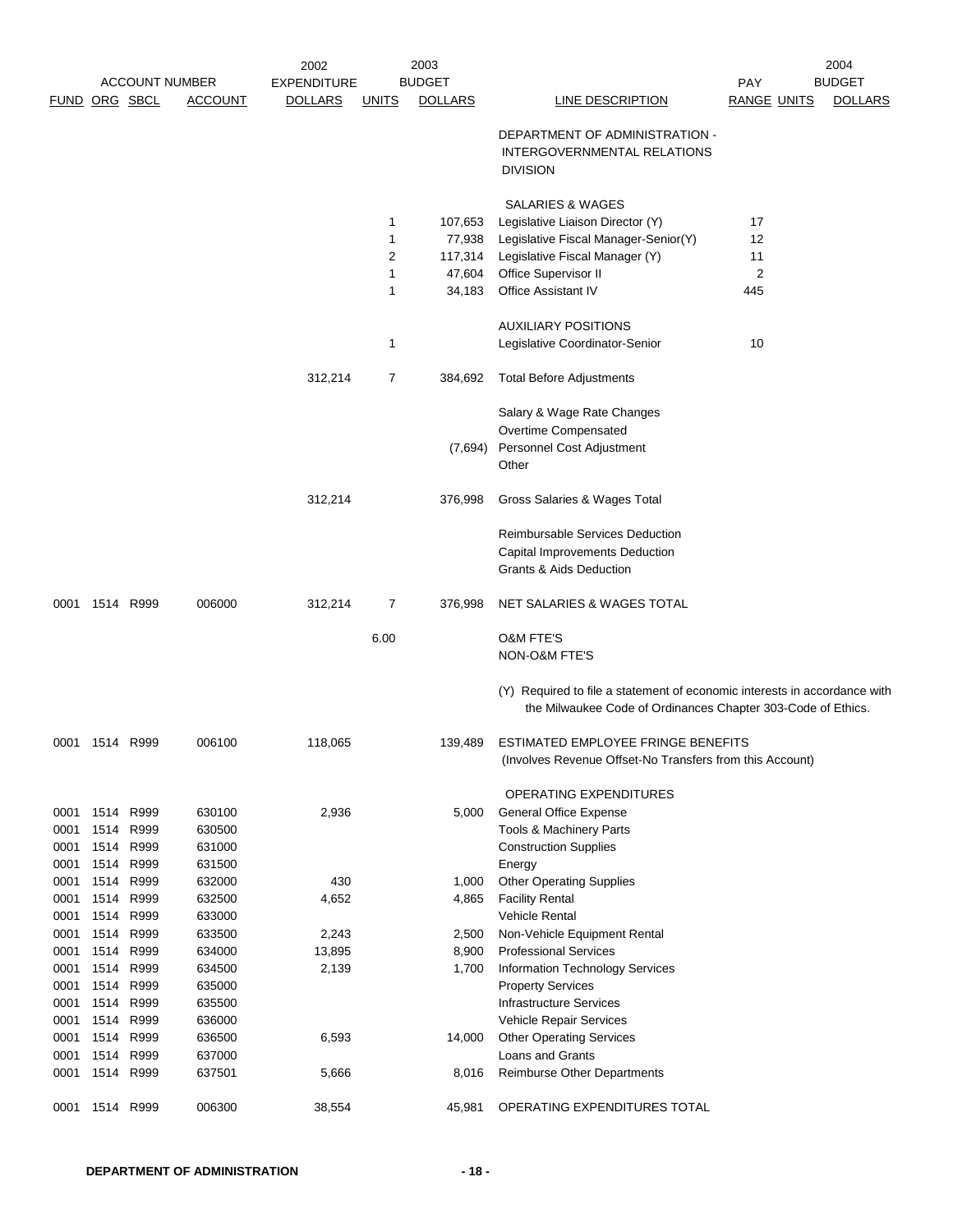| ACCOUNT NUMBER | | | | 2002 EXPENDITURE | 2003 BUDGET | | | PAY | | 2004 BUDGET |
|---|---|---|---|---|---|---|---|---|---|---|
| FUND | ORG | SBCL | ACCOUNT | DOLLARS | UNITS | DOLLARS | LINE DESCRIPTION | RANGE | UNITS | DOLLARS |
| | | | | | | | DEPARTMENT OF ADMINISTRATION - INTERGOVERNMENTAL RELATIONS DIVISION | | | |
| | | | | | | | SALARIES & WAGES | | | |
| | | | | | 1 | 107,653 | Legislative Liaison Director (Y) | 17 | | |
| | | | | | 1 | 77,938 | Legislative Fiscal Manager-Senior(Y) | 12 | | |
| | | | | | 2 | 117,314 | Legislative Fiscal Manager (Y) | 11 | | |
| | | | | | 1 | 47,604 | Office Supervisor II | 2 | | |
| | | | | | 1 | 34,183 | Office Assistant IV | 445 | | |
| | | | | | | | AUXILIARY POSITIONS | | | |
| | | | | | 1 | | Legislative Coordinator-Senior | 10 | | |
| | | | | 312,214 | 7 | 384,692 | Total Before Adjustments | | | |
| | | | | | | | Salary & Wage Rate Changes | | | |
| | | | | | | | Overtime Compensated | | | |
| | | | | | | (7,694) | Personnel Cost Adjustment | | | |
| | | | | | | | Other | | | |
| | | | | 312,214 | | 376,998 | Gross Salaries & Wages Total | | | |
| | | | | | | | Reimbursable Services Deduction | | | |
| | | | | | | | Capital Improvements Deduction | | | |
| | | | | | | | Grants & Aids Deduction | | | |
| 0001 | 1514 | R999 | 006000 | 312,214 | 7 | 376,998 | NET SALARIES & WAGES TOTAL | | | |
| | | | | | 6.00 | | O&M FTE'S | | | |
| | | | | | | | NON-O&M FTE'S | | | |

(Y) Required to file a statement of economic interests in accordance with the Milwaukee Code of Ordinances Chapter 303-Code of Ethics.

| FUND | ORG | SBCL | ACCOUNT | 2002 EXPENDITURE DOLLARS | 2003 UNITS | 2003 BUDGET DOLLARS | LINE DESCRIPTION | PAY RANGE | UNITS | 2004 BUDGET DOLLARS |
|---|---|---|---|---|---|---|---|---|---|---|
| 0001 | 1514 | R999 | 006100 | 118,065 | | 139,489 | ESTIMATED EMPLOYEE FRINGE BENEFITS (Involves Revenue Offset-No Transfers from this Account) | | | |
| | | | | | | | OPERATING EXPENDITURES | | | |
| 0001 | 1514 | R999 | 630100 | 2,936 | | 5,000 | General Office Expense | | | |
| 0001 | 1514 | R999 | 630500 | | | | Tools & Machinery Parts | | | |
| 0001 | 1514 | R999 | 631000 | | | | Construction Supplies | | | |
| 0001 | 1514 | R999 | 631500 | | | | Energy | | | |
| 0001 | 1514 | R999 | 632000 | 430 | | 1,000 | Other Operating Supplies | | | |
| 0001 | 1514 | R999 | 632500 | 4,652 | | 4,865 | Facility Rental | | | |
| 0001 | 1514 | R999 | 633000 | | | | Vehicle Rental | | | |
| 0001 | 1514 | R999 | 633500 | 2,243 | | 2,500 | Non-Vehicle Equipment Rental | | | |
| 0001 | 1514 | R999 | 634000 | 13,895 | | 8,900 | Professional Services | | | |
| 0001 | 1514 | R999 | 634500 | 2,139 | | 1,700 | Information Technology Services | | | |
| 0001 | 1514 | R999 | 635000 | | | | Property Services | | | |
| 0001 | 1514 | R999 | 635500 | | | | Infrastructure Services | | | |
| 0001 | 1514 | R999 | 636000 | | | | Vehicle Repair Services | | | |
| 0001 | 1514 | R999 | 636500 | 6,593 | | 14,000 | Other Operating Services | | | |
| 0001 | 1514 | R999 | 637000 | | | | Loans and Grants | | | |
| 0001 | 1514 | R999 | 637501 | 5,666 | | 8,016 | Reimburse Other Departments | | | |
| 0001 | 1514 | R999 | 006300 | 38,554 | | 45,981 | OPERATING EXPENDITURES TOTAL | | | |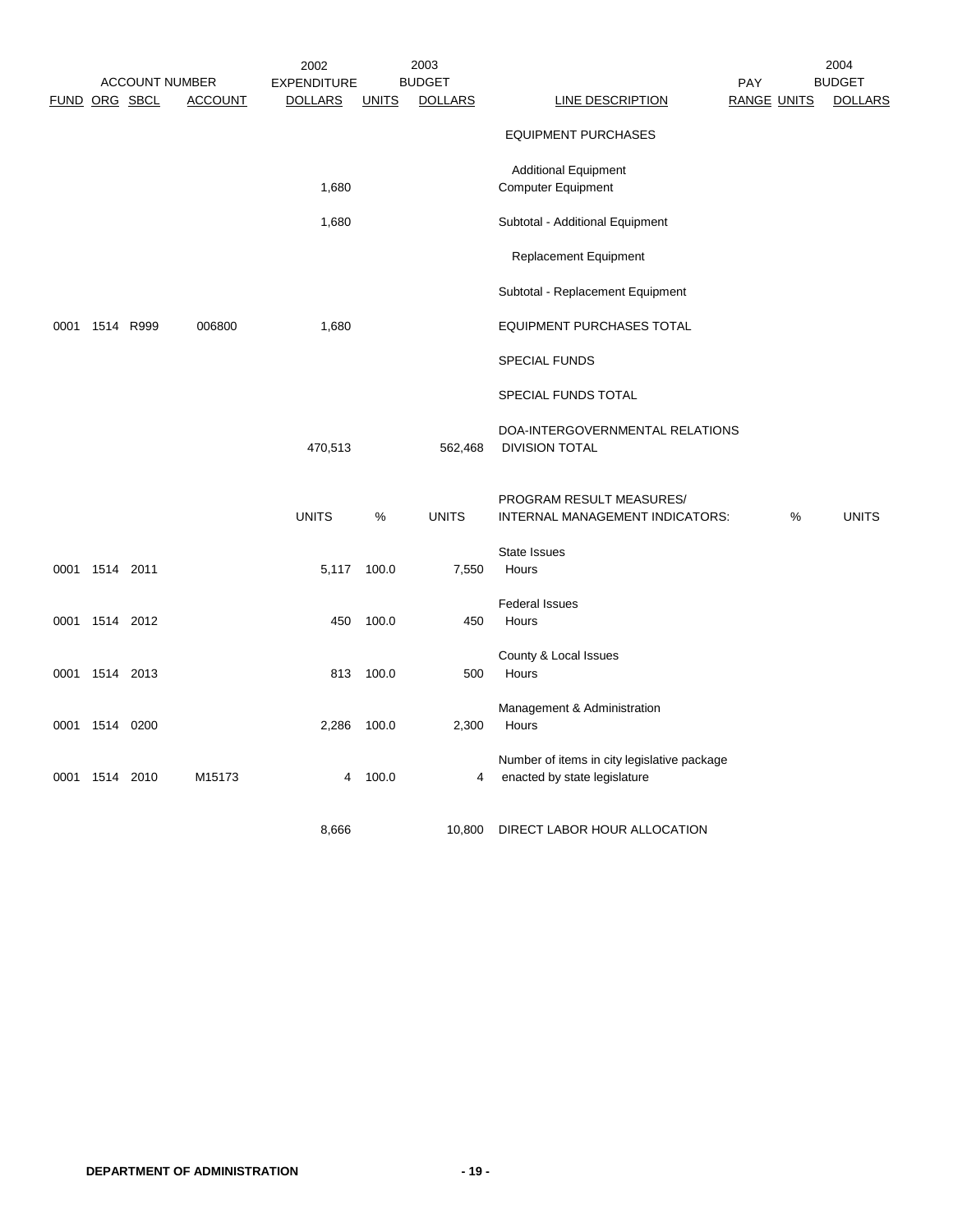| FUND | ORG | SBCL | ACCOUNT | 2002 EXPENDITURE DOLLARS | UNITS | 2003 BUDGET DOLLARS | LINE DESCRIPTION | PAY RANGE | UNITS | 2004 BUDGET DOLLARS |
|---|---|---|---|---|---|---|---|---|---|---|
| | | | | | | | EQUIPMENT PURCHASES | | | |
| | | | | | | | Additional Equipment | | | |
| | | | | 1,680 | | | Computer Equipment | | | |
| | | | | 1,680 | | | Subtotal - Additional Equipment | | | |
| | | | | | | | Replacement Equipment | | | |
| | | | | | | | Subtotal - Replacement Equipment | | | |
| 0001 | 1514 | R999 | 006800 | 1,680 | | | EQUIPMENT PURCHASES TOTAL | | | |
| | | | | | | | SPECIAL FUNDS | | | |
| | | | | | | | SPECIAL FUNDS TOTAL | | | |
| | | | | 470,513 | | 562,468 | DOA-INTERGOVERNMENTAL RELATIONS DIVISION TOTAL | | | |
| | | | | UNITS | % | UNITS | PROGRAM RESULT MEASURES/ INTERNAL MANAGEMENT INDICATORS: | | % | UNITS |
| 0001 | 1514 | 2011 | | 5,117 | 100.0 | 7,550 | State Issues Hours | | | |
| 0001 | 1514 | 2012 | | 450 | 100.0 | 450 | Federal Issues Hours | | | |
| 0001 | 1514 | 2013 | | 813 | 100.0 | 500 | County & Local Issues Hours | | | |
| 0001 | 1514 | 0200 | | 2,286 | 100.0 | 2,300 | Management & Administration Hours | | | |
| 0001 | 1514 | 2010 | M15173 | 4 | 100.0 | 4 | Number of items in city legislative package enacted by state legislature | | | |
| | | | | 8,666 | | 10,800 | DIRECT LABOR HOUR ALLOCATION | | | |

**DEPARTMENT OF ADMINISTRATION**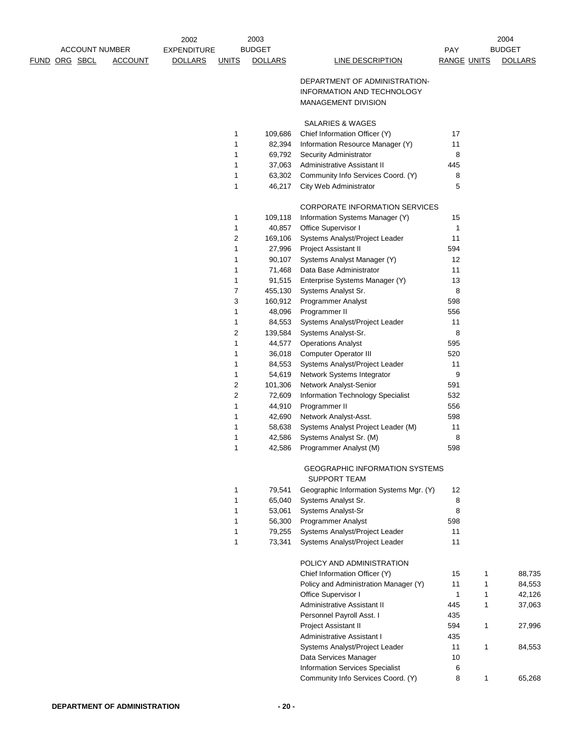| FUND | ORG | SBCL | ACCOUNT | 2002 EXPENDITURE DOLLARS | 2003 BUDGET UNITS | 2003 BUDGET DOLLARS | LINE DESCRIPTION | PAY RANGE | 2004 BUDGET UNITS | 2004 BUDGET DOLLARS |
|---|---|---|---|---|---|---|---|---|---|---|
| | | | | | | | DEPARTMENT OF ADMINISTRATION- INFORMATION AND TECHNOLOGY MANAGEMENT DIVISION | | | |
| | | | | | | | SALARIES & WAGES | | | |
| | | | | | 1 | 109,686 | Chief Information Officer (Y) | 17 | | |
| | | | | | 1 | 82,394 | Information Resource Manager (Y) | 11 | | |
| | | | | | 1 | 69,792 | Security Administrator | 8 | | |
| | | | | | 1 | 37,063 | Administrative Assistant II | 445 | | |
| | | | | | 1 | 63,302 | Community Info Services Coord. (Y) | 8 | | |
| | | | | | 1 | 46,217 | City Web Administrator | 5 | | |
| | | | | | | | CORPORATE INFORMATION SERVICES | | | |
| | | | | | 1 | 109,118 | Information Systems Manager (Y) | 15 | | |
| | | | | | 1 | 40,857 | Office Supervisor I | 1 | | |
| | | | | | 2 | 169,106 | Systems Analyst/Project Leader | 11 | | |
| | | | | | 1 | 27,996 | Project Assistant II | 594 | | |
| | | | | | 1 | 90,107 | Systems Analyst Manager (Y) | 12 | | |
| | | | | | 1 | 71,468 | Data Base Administrator | 11 | | |
| | | | | | 1 | 91,515 | Enterprise Systems Manager (Y) | 13 | | |
| | | | | | 7 | 455,130 | Systems Analyst Sr. | 8 | | |
| | | | | | 3 | 160,912 | Programmer Analyst | 598 | | |
| | | | | | 1 | 48,096 | Programmer II | 556 | | |
| | | | | | 1 | 84,553 | Systems Analyst/Project Leader | 11 | | |
| | | | | | 2 | 139,584 | Systems Analyst-Sr. | 8 | | |
| | | | | | 1 | 44,577 | Operations Analyst | 595 | | |
| | | | | | 1 | 36,018 | Computer Operator III | 520 | | |
| | | | | | 1 | 84,553 | Systems Analyst/Project Leader | 11 | | |
| | | | | | 1 | 54,619 | Network Systems Integrator | 9 | | |
| | | | | | 2 | 101,306 | Network Analyst-Senior | 591 | | |
| | | | | | 2 | 72,609 | Information Technology Specialist | 532 | | |
| | | | | | 1 | 44,910 | Programmer II | 556 | | |
| | | | | | 1 | 42,690 | Network Analyst-Asst. | 598 | | |
| | | | | | 1 | 58,638 | Systems Analyst Project Leader (M) | 11 | | |
| | | | | | 1 | 42,586 | Systems Analyst Sr. (M) | 8 | | |
| | | | | | 1 | 42,586 | Programmer Analyst (M) | 598 | | |
| | | | | | | | GEOGRAPHIC INFORMATION SYSTEMS SUPPORT TEAM | | | |
| | | | | | 1 | 79,541 | Geographic Information Systems Mgr. (Y) | 12 | | |
| | | | | | 1 | 65,040 | Systems Analyst Sr. | 8 | | |
| | | | | | 1 | 53,061 | Systems Analyst-Sr | 8 | | |
| | | | | | 1 | 56,300 | Programmer Analyst | 598 | | |
| | | | | | 1 | 79,255 | Systems Analyst/Project Leader | 11 | | |
| | | | | | 1 | 73,341 | Systems Analyst/Project Leader | 11 | | |
| | | | | | | | POLICY AND ADMINISTRATION | | | |
| | | | | | | | Chief Information Officer (Y) | 15 | 1 | 88,735 |
| | | | | | | | Policy and Administration Manager (Y) | 11 | 1 | 84,553 |
| | | | | | | | Office Supervisor I | 1 | 1 | 42,126 |
| | | | | | | | Administrative Assistant II | 445 | 1 | 37,063 |
| | | | | | | | Personnel Payroll Asst. I | 435 | | |
| | | | | | | | Project Assistant II | 594 | 1 | 27,996 |
| | | | | | | | Administrative Assistant I | 435 | | |
| | | | | | | | Systems Analyst/Project Leader | 11 | 1 | 84,553 |
| | | | | | | | Data Services Manager | 10 | | |
| | | | | | | | Information Services Specialist | 6 | | |
| | | | | | | | Community Info Services Coord. (Y) | 8 | 1 | 65,268 |

**DEPARTMENT OF ADMINISTRATION**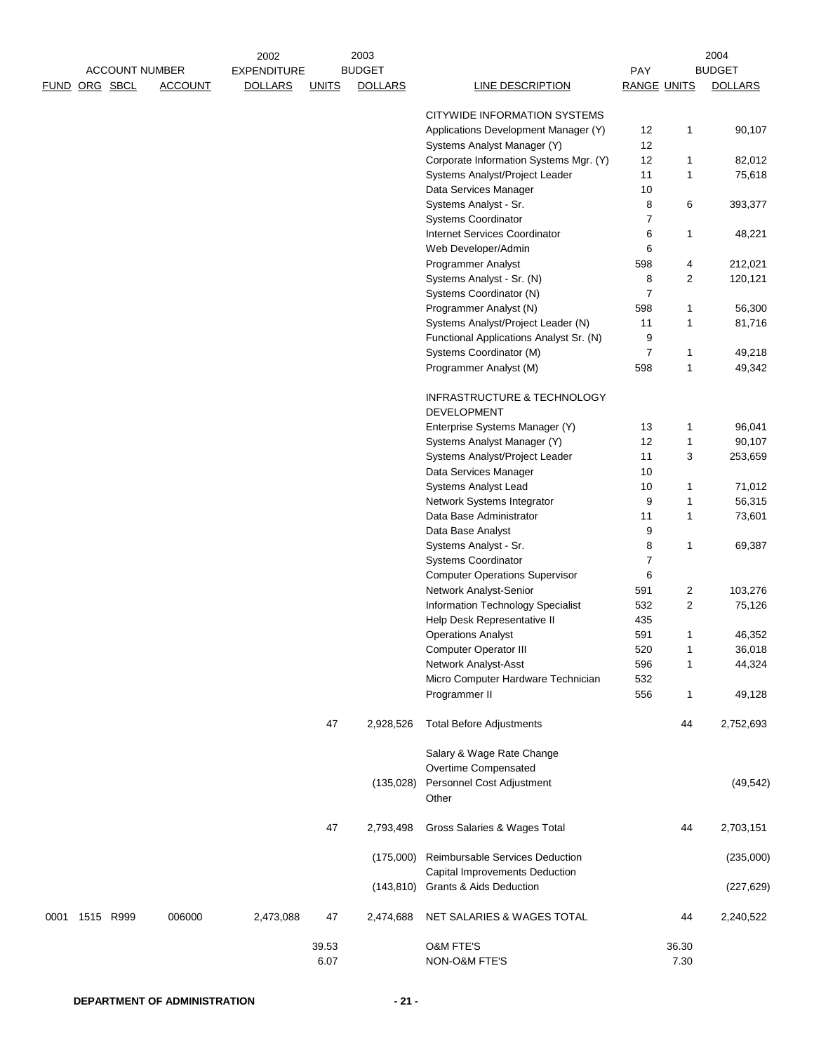| ACCOUNT NUMBER | | | | 2002 EXPENDITURE | 2003 BUDGET | | | PAY | | 2004 BUDGET |
|---|---|---|---|---|---|---|---|---|---|---|
| FUND | ORG | SBCL | ACCOUNT | DOLLARS | UNITS | DOLLARS | LINE DESCRIPTION | RANGE | UNITS | DOLLARS |
| | | | | | | | CITYWIDE INFORMATION SYSTEMS | | | |
| | | | | | | | Applications Development Manager (Y) | 12 | 1 | 90,107 |
| | | | | | | | Systems Analyst Manager (Y) | 12 | | |
| | | | | | | | Corporate Information Systems Mgr. (Y) | 12 | 1 | 82,012 |
| | | | | | | | Systems Analyst/Project Leader | 11 | 1 | 75,618 |
| | | | | | | | Data Services Manager | 10 | | |
| | | | | | | | Systems Analyst - Sr. | 8 | 6 | 393,377 |
| | | | | | | | Systems Coordinator | 7 | | |
| | | | | | | | Internet Services Coordinator | 6 | 1 | 48,221 |
| | | | | | | | Web Developer/Admin | 6 | | |
| | | | | | | | Programmer Analyst | 598 | 4 | 212,021 |
| | | | | | | | Systems Analyst - Sr. (N) | 8 | 2 | 120,121 |
| | | | | | | | Systems Coordinator (N) | 7 | | |
| | | | | | | | Programmer Analyst (N) | 598 | 1 | 56,300 |
| | | | | | | | Systems Analyst/Project Leader (N) | 11 | 1 | 81,716 |
| | | | | | | | Functional Applications Analyst Sr. (N) | 9 | | |
| | | | | | | | Systems Coordinator (M) | 7 | 1 | 49,218 |
| | | | | | | | Programmer Analyst (M) | 598 | 1 | 49,342 |
| | | | | | | | INFRASTRUCTURE & TECHNOLOGY DEVELOPMENT | | | |
| | | | | | | | Enterprise Systems Manager (Y) | 13 | 1 | 96,041 |
| | | | | | | | Systems Analyst Manager (Y) | 12 | 1 | 90,107 |
| | | | | | | | Systems Analyst/Project Leader | 11 | 3 | 253,659 |
| | | | | | | | Data Services Manager | 10 | | |
| | | | | | | | Systems Analyst Lead | 10 | 1 | 71,012 |
| | | | | | | | Network Systems Integrator | 9 | 1 | 56,315 |
| | | | | | | | Data Base Administrator | 11 | 1 | 73,601 |
| | | | | | | | Data Base Analyst | 9 | | |
| | | | | | | | Systems Analyst - Sr. | 8 | 1 | 69,387 |
| | | | | | | | Systems Coordinator | 7 | | |
| | | | | | | | Computer Operations Supervisor | 6 | | |
| | | | | | | | Network Analyst-Senior | 591 | 2 | 103,276 |
| | | | | | | | Information Technology Specialist | 532 | 2 | 75,126 |
| | | | | | | | Help Desk Representative II | 435 | | |
| | | | | | | | Operations Analyst | 591 | 1 | 46,352 |
| | | | | | | | Computer Operator III | 520 | 1 | 36,018 |
| | | | | | | | Network Analyst-Asst | 596 | 1 | 44,324 |
| | | | | | | | Micro Computer Hardware Technician | 532 | | |
| | | | | | | | Programmer II | 556 | 1 | 49,128 |
| | | | | | 47 | 2,928,526 | Total Before Adjustments | | 44 | 2,752,693 |
| | | | | | | | Salary & Wage Rate Change | | | |
| | | | | | | | Overtime Compensated | | | |
| | | | | | | (135,028) | Personnel Cost Adjustment | | | (49,542) |
| | | | | | | | Other | | | |
| | | | | | 47 | 2,793,498 | Gross Salaries & Wages Total | | 44 | 2,703,151 |
| | | | | | | (175,000) | Reimbursable Services Deduction | | | (235,000) |
| | | | | | | | Capital Improvements Deduction | | | |
| | | | | | | (143,810) | Grants & Aids Deduction | | | (227,629) |
| 0001 | 1515 | R999 | 006000 | 2,473,088 | 47 | 2,474,688 | NET SALARIES & WAGES TOTAL | | 44 | 2,240,522 |
| | | | | | 39.53 | | O&M FTE'S | | 36.30 | |
| | | | | | 6.07 | | NON-O&M FTE'S | | 7.30 | |

**DEPARTMENT OF ADMINISTRATION**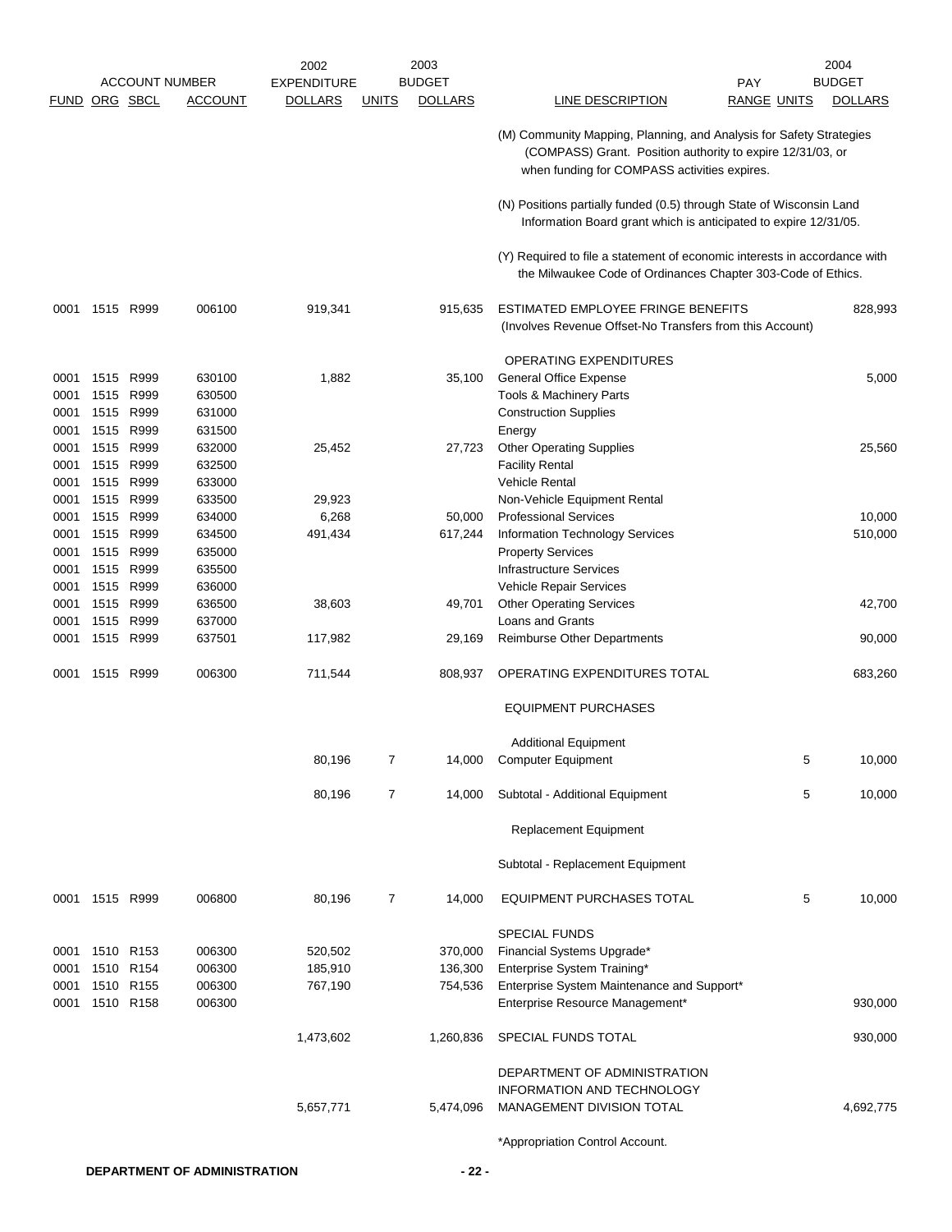| ACCOUNT NUMBER | | | | 2002 | 2003 | | | PAY | | 2004 |
|---|---|---|---|---|---|---|---|---|---|---|
| FUND | ORG | SBCL | ACCOUNT | EXPENDITURE DOLLARS | UNITS | BUDGET DOLLARS | LINE DESCRIPTION | RANGE | UNITS | BUDGET DOLLARS |
| | | | | | | | (M) Community Mapping, Planning, and Analysis for Safety Strategies (COMPASS) Grant. Position authority to expire 12/31/03, or when funding for COMPASS activities expires. | | | |
| | | | | | | | (N) Positions partially funded (0.5) through State of Wisconsin Land Information Board grant which is anticipated to expire 12/31/05. | | | |
| | | | | | | | (Y) Required to file a statement of economic interests in accordance with the Milwaukee Code of Ordinances Chapter 303-Code of Ethics. | | | |
| 0001 | 1515 | R999 | 006100 | 919,341 | | 915,635 | ESTIMATED EMPLOYEE FRINGE BENEFITS (Involves Revenue Offset-No Transfers from this Account) | | | 828,993 |
| | | | | | | | OPERATING EXPENDITURES | | | |
| 0001 | 1515 | R999 | 630100 | 1,882 | | 35,100 | General Office Expense | | | 5,000 |
| 0001 | 1515 | R999 | 630500 | | | | Tools & Machinery Parts | | | |
| 0001 | 1515 | R999 | 631000 | | | | Construction Supplies | | | |
| 0001 | 1515 | R999 | 631500 | | | | Energy | | | |
| 0001 | 1515 | R999 | 632000 | 25,452 | | 27,723 | Other Operating Supplies | | | 25,560 |
| 0001 | 1515 | R999 | 632500 | | | | Facility Rental | | | |
| 0001 | 1515 | R999 | 633000 | | | | Vehicle Rental | | | |
| 0001 | 1515 | R999 | 633500 | 29,923 | | | Non-Vehicle Equipment Rental | | | |
| 0001 | 1515 | R999 | 634000 | 6,268 | | 50,000 | Professional Services | | | 10,000 |
| 0001 | 1515 | R999 | 634500 | 491,434 | | 617,244 | Information Technology Services | | | 510,000 |
| 0001 | 1515 | R999 | 635000 | | | | Property Services | | | |
| 0001 | 1515 | R999 | 635500 | | | | Infrastructure Services | | | |
| 0001 | 1515 | R999 | 636000 | | | | Vehicle Repair Services | | | |
| 0001 | 1515 | R999 | 636500 | 38,603 | | 49,701 | Other Operating Services | | | 42,700 |
| 0001 | 1515 | R999 | 637000 | | | | Loans and Grants | | | |
| 0001 | 1515 | R999 | 637501 | 117,982 | | 29,169 | Reimburse Other Departments | | | 90,000 |
| 0001 | 1515 | R999 | 006300 | 711,544 | | 808,937 | OPERATING EXPENDITURES TOTAL | | | 683,260 |
| | | | | | | | EQUIPMENT PURCHASES | | | |
| | | | | | | | Additional Equipment | | | |
| | | | | 80,196 | 7 | 14,000 | Computer Equipment | | 5 | 10,000 |
| | | | | 80,196 | 7 | 14,000 | Subtotal - Additional Equipment | | 5 | 10,000 |
| | | | | | | | Replacement Equipment | | | |
| | | | | | | | Subtotal - Replacement Equipment | | | |
| 0001 | 1515 | R999 | 006800 | 80,196 | 7 | 14,000 | EQUIPMENT PURCHASES TOTAL | | 5 | 10,000 |
| | | | | | | | SPECIAL FUNDS | | | |
| 0001 | 1510 | R153 | 006300 | 520,502 | | 370,000 | Financial Systems Upgrade* | | | |
| 0001 | 1510 | R154 | 006300 | 185,910 | | 136,300 | Enterprise System Training* | | | |
| 0001 | 1510 | R155 | 006300 | 767,190 | | 754,536 | Enterprise System Maintenance and Support* | | | |
| 0001 | 1510 | R158 | 006300 | | | | Enterprise Resource Management* | | | 930,000 |
| | | | | 1,473,602 | | 1,260,836 | SPECIAL FUNDS TOTAL | | | 930,000 |
| | | | | 5,657,771 | | 5,474,096 | DEPARTMENT OF ADMINISTRATION INFORMATION AND TECHNOLOGY MANAGEMENT DIVISION TOTAL | | | 4,692,775 |

*Appropriation Control Account.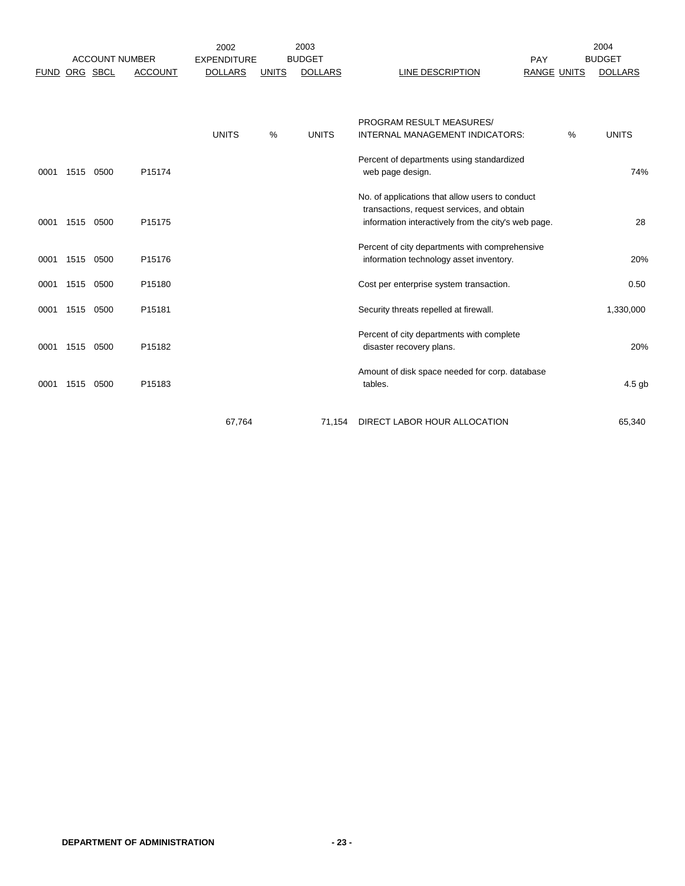| ACCOUNT NUMBER | | | | 2002 EXPENDITURE | 2003 BUDGET | | | PAY | | 2004 BUDGET |
|---|---|---|---|---|---|---|---|---|---|---|
| FUND | ORG | SBCL | ACCOUNT | DOLLARS | UNITS | DOLLARS | LINE DESCRIPTION | RANGE | UNITS | DOLLARS |
| | | | | UNITS | % | UNITS | PROGRAM RESULT MEASURES/ INTERNAL MANAGEMENT INDICATORS: | | % | UNITS |
| 0001 | 1515 | 0500 | P15174 | | | | Percent of departments using standardized web page design. | | | 74% |
| 0001 | 1515 | 0500 | P15175 | | | | No. of applications that allow users to conduct transactions, request services, and obtain information interactively from the city's web page. | | | 28 |
| 0001 | 1515 | 0500 | P15176 | | | | Percent of city departments with comprehensive information technology asset inventory. | | | 20% |
| 0001 | 1515 | 0500 | P15180 | | | | Cost per enterprise system transaction. | | | 0.50 |
| 0001 | 1515 | 0500 | P15181 | | | | Security threats repelled at firewall. | | | 1,330,000 |
| 0001 | 1515 | 0500 | P15182 | | | | Percent of city departments with complete disaster recovery plans. | | | 20% |
| 0001 | 1515 | 0500 | P15183 | | | | Amount of disk space needed for corp. database tables. | | | 4.5 gb |
| | | | | 67,764 | | 71,154 | DIRECT LABOR HOUR ALLOCATION | | | 65,340 |

**DEPARTMENT OF ADMINISTRATION**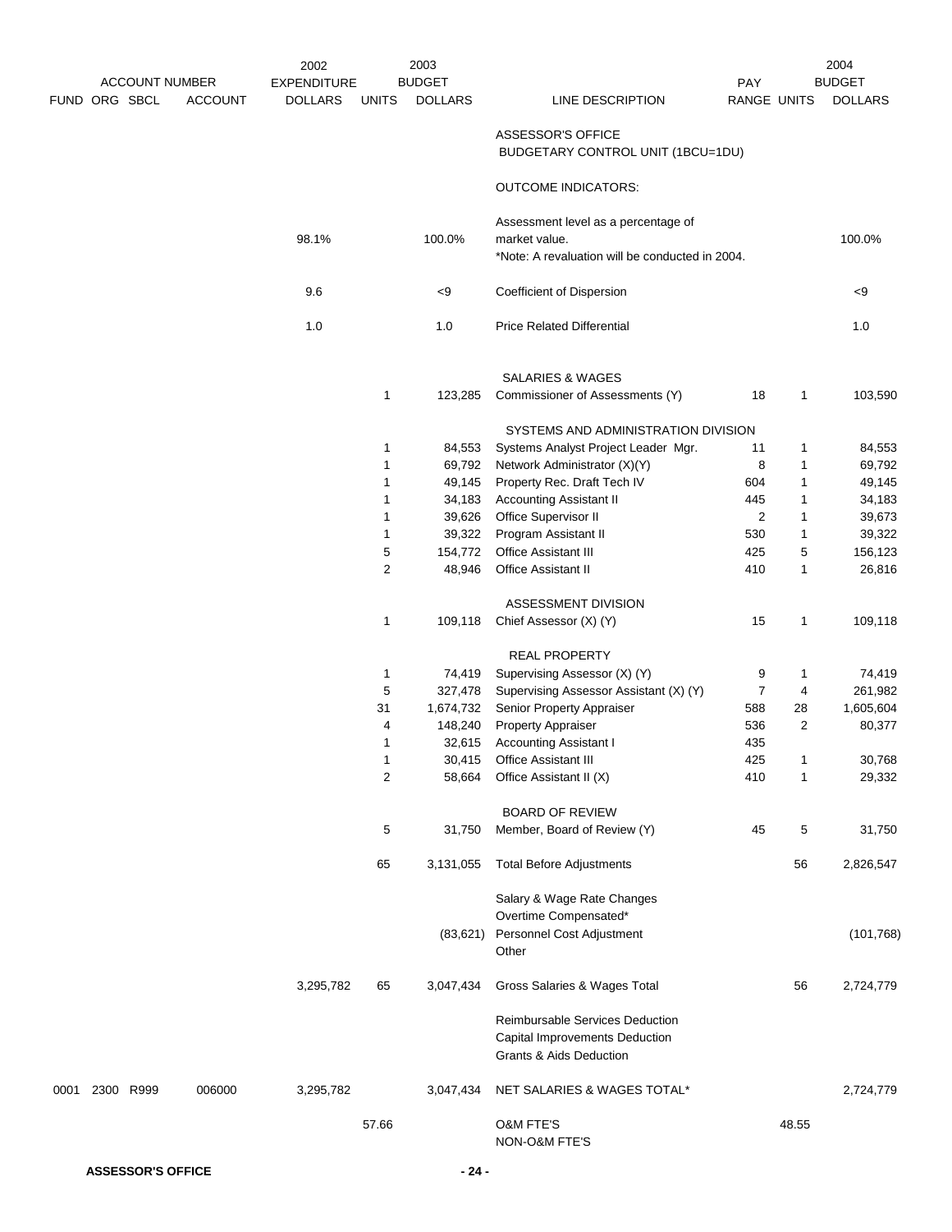| ACCOUNT NUMBER | | | | 2002 EXPENDITURE | 2003 BUDGET | | | PAY | | 2004 BUDGET |
|---|---|---|---|---|---|---|---|---|---|---|
| FUND | ORG | SBCL | ACCOUNT | DOLLARS | UNITS | DOLLARS | LINE DESCRIPTION | RANGE | UNITS | DOLLARS |
| | | | | | | | ASSESSOR'S OFFICE | | | |
| | | | | | | | BUDGETARY CONTROL UNIT (1BCU=1DU) | | | |
| | | | | | | | OUTCOME INDICATORS: | | | |
| | | | | 98.1% | | 100.0% | Assessment level as a percentage of market value. *Note: A revaluation will be conducted in 2004. | | | 100.0% |
| | | | | 9.6 | | <9 | Coefficient of Dispersion | | | <9 |
| | | | | 1.0 | | 1.0 | Price Related Differential | | | 1.0 |
| | | | | | | | SALARIES & WAGES | | | |
| | | | | | 1 | 123,285 | Commissioner of Assessments (Y) | 18 | 1 | 103,590 |
| | | | | | | | SYSTEMS AND ADMINISTRATION DIVISION | | | |
| | | | | | 1 | 84,553 | Systems Analyst Project Leader Mgr. | 11 | 1 | 84,553 |
| | | | | | 1 | 69,792 | Network Administrator (X)(Y) | 8 | 1 | 69,792 |
| | | | | | 1 | 49,145 | Property Rec. Draft Tech IV | 604 | 1 | 49,145 |
| | | | | | 1 | 34,183 | Accounting Assistant II | 445 | 1 | 34,183 |
| | | | | | 1 | 39,626 | Office Supervisor II | 2 | 1 | 39,673 |
| | | | | | 1 | 39,322 | Program Assistant II | 530 | 1 | 39,322 |
| | | | | | 5 | 154,772 | Office Assistant III | 425 | 5 | 156,123 |
| | | | | | 2 | 48,946 | Office Assistant II | 410 | 1 | 26,816 |
| | | | | | | | ASSESSMENT DIVISION | | | |
| | | | | | 1 | 109,118 | Chief Assessor (X) (Y) | 15 | 1 | 109,118 |
| | | | | | | | REAL PROPERTY | | | |
| | | | | | 1 | 74,419 | Supervising Assessor (X) (Y) | 9 | 1 | 74,419 |
| | | | | | 5 | 327,478 | Supervising Assessor Assistant (X) (Y) | 7 | 4 | 261,982 |
| | | | | | 31 | 1,674,732 | Senior Property Appraiser | 588 | 28 | 1,605,604 |
| | | | | | 4 | 148,240 | Property Appraiser | 536 | 2 | 80,377 |
| | | | | | 1 | 32,615 | Accounting Assistant I | 435 | | |
| | | | | | 1 | 30,415 | Office Assistant III | 425 | 1 | 30,768 |
| | | | | | 2 | 58,664 | Office Assistant II (X) | 410 | 1 | 29,332 |
| | | | | | | | BOARD OF REVIEW | | | |
| | | | | | 5 | 31,750 | Member, Board of Review (Y) | 45 | 5 | 31,750 |
| | | | | | 65 | 3,131,055 | Total Before Adjustments | | 56 | 2,826,547 |
| | | | | | | | Salary & Wage Rate Changes | | | |
| | | | | | | | Overtime Compensated* | | | |
| | | | | | | (83,621) | Personnel Cost Adjustment | | | (101,768) |
| | | | | | | | Other | | | |
| | | | | 3,295,782 | 65 | 3,047,434 | Gross Salaries & Wages Total | | 56 | 2,724,779 |
| | | | | | | | Reimbursable Services Deduction | | | |
| | | | | | | | Capital Improvements Deduction | | | |
| | | | | | | | Grants & Aids Deduction | | | |
| 0001 | 2300 | R999 | 006000 | 3,295,782 | | 3,047,434 | NET SALARIES & WAGES TOTAL* | | | 2,724,779 |
| | | | | | 57.66 | | O&M FTE'S | | 48.55 | |
| | | | | | | | NON-O&M FTE'S | | | |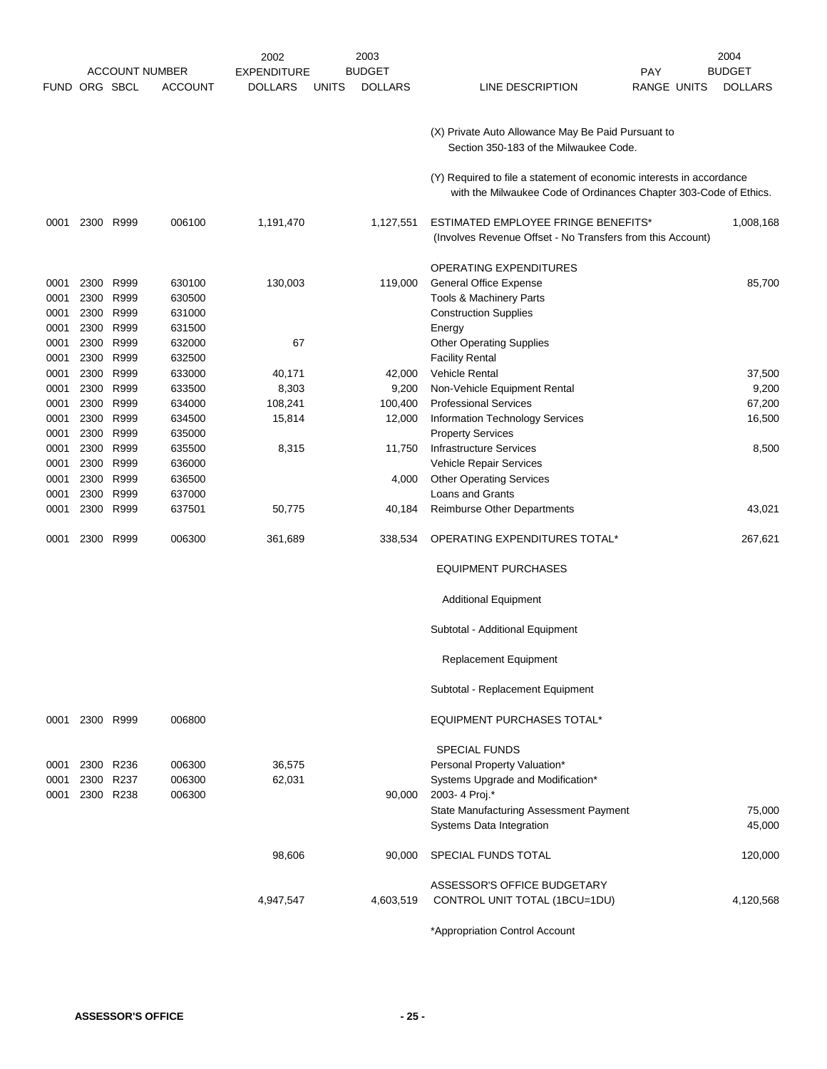| FUND | ORG | SBCL | ACCOUNT | 2002 EXPENDITURE DOLLARS | 2003 BUDGET UNITS | 2003 BUDGET DOLLARS | LINE DESCRIPTION | PAY RANGE | UNITS | 2004 BUDGET DOLLARS |
|---|---|---|---|---|---|---|---|---|---|---|
| | | | | | | | (X) Private Auto Allowance May Be Paid Pursuant to Section 350-183 of the Milwaukee Code. | | | |
| | | | | | | | (Y) Required to file a statement of economic interests in accordance with the Milwaukee Code of Ordinances Chapter 303-Code of Ethics. | | | |
| 0001 | 2300 | R999 | 006100 | 1,191,470 | | 1,127,551 | ESTIMATED EMPLOYEE FRINGE BENEFITS* (Involves Revenue Offset - No Transfers from this Account) | | | 1,008,168 |
| | | | | | | | OPERATING EXPENDITURES | | | |
| 0001 | 2300 | R999 | 630100 | 130,003 | | 119,000 | General Office Expense | | | 85,700 |
| 0001 | 2300 | R999 | 630500 | | | | Tools & Machinery Parts | | | |
| 0001 | 2300 | R999 | 631000 | | | | Construction Supplies | | | |
| 0001 | 2300 | R999 | 631500 | | | | Energy | | | |
| 0001 | 2300 | R999 | 632000 | 67 | | | Other Operating Supplies | | | |
| 0001 | 2300 | R999 | 632500 | | | | Facility Rental | | | |
| 0001 | 2300 | R999 | 633000 | 40,171 | | 42,000 | Vehicle Rental | | | 37,500 |
| 0001 | 2300 | R999 | 633500 | 8,303 | | 9,200 | Non-Vehicle Equipment Rental | | | 9,200 |
| 0001 | 2300 | R999 | 634000 | 108,241 | | 100,400 | Professional Services | | | 67,200 |
| 0001 | 2300 | R999 | 634500 | 15,814 | | 12,000 | Information Technology Services | | | 16,500 |
| 0001 | 2300 | R999 | 635000 | | | | Property Services | | | |
| 0001 | 2300 | R999 | 635500 | 8,315 | | 11,750 | Infrastructure Services | | | 8,500 |
| 0001 | 2300 | R999 | 636000 | | | | Vehicle Repair Services | | | |
| 0001 | 2300 | R999 | 636500 | | | 4,000 | Other Operating Services | | | |
| 0001 | 2300 | R999 | 637000 | | | | Loans and Grants | | | |
| 0001 | 2300 | R999 | 637501 | 50,775 | | 40,184 | Reimburse Other Departments | | | 43,021 |
| 0001 | 2300 | R999 | 006300 | 361,689 | | 338,534 | OPERATING EXPENDITURES TOTAL* | | | 267,621 |
| | | | | | | | EQUIPMENT PURCHASES | | | |
| | | | | | | | Additional Equipment | | | |
| | | | | | | | Subtotal - Additional Equipment | | | |
| | | | | | | | Replacement Equipment | | | |
| | | | | | | | Subtotal - Replacement Equipment | | | |
| 0001 | 2300 | R999 | 006800 | | | | EQUIPMENT PURCHASES TOTAL* | | | |
| | | | | | | | SPECIAL FUNDS | | | |
| 0001 | 2300 | R236 | 006300 | 36,575 | | | Personal Property Valuation* | | | |
| 0001 | 2300 | R237 | 006300 | 62,031 | | | Systems Upgrade and Modification* | | | |
| 0001 | 2300 | R238 | 006300 | | | 90,000 | 2003- 4 Proj.* | | | |
| | | | | | | | State Manufacturing Assessment Payment | | | 75,000 |
| | | | | | | | Systems Data Integration | | | 45,000 |
| | | | | 98,606 | | 90,000 | SPECIAL FUNDS TOTAL | | | 120,000 |
| | | | | 4,947,547 | | 4,603,519 | ASSESSOR'S OFFICE BUDGETARY CONTROL UNIT TOTAL (1BCU=1DU) | | | 4,120,568 |

*Appropriation Control Account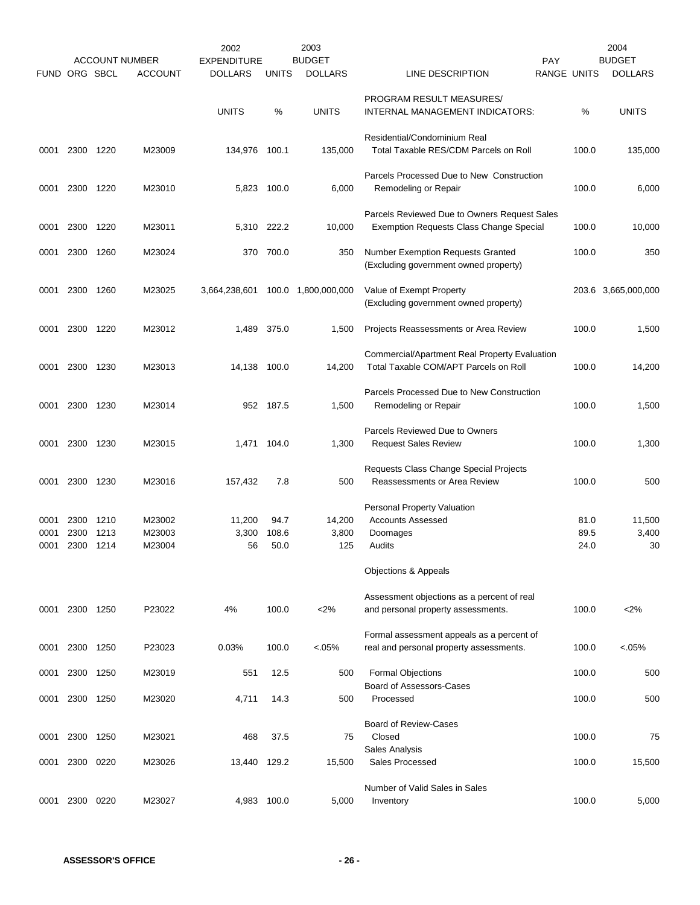| FUND | ORG | SBCL | ACCOUNT | 2002 EXPENDITURE DOLLARS | UNITS | 2003 BUDGET DOLLARS | LINE DESCRIPTION | PAY RANGE | UNITS | 2004 BUDGET DOLLARS |
|---|---|---|---|---|---|---|---|---|---|---|
| | | | | UNITS | % | UNITS | PROGRAM RESULT MEASURES/ INTERNAL MANAGEMENT INDICATORS: | | % | UNITS |
| | | | | | | | Residential/Condominium Real | | | |
| 0001 | 2300 | 1220 | M23009 | 134,976 | 100.1 | 135,000 | Total Taxable RES/CDM Parcels on Roll | | 100.0 | 135,000 |
| | | | | | | | Parcels Processed Due to New Construction | | | |
| 0001 | 2300 | 1220 | M23010 | 5,823 | 100.0 | 6,000 | Remodeling or Repair | | 100.0 | 6,000 |
| | | | | | | | Parcels Reviewed Due to Owners Request Sales | | | |
| 0001 | 2300 | 1220 | M23011 | 5,310 | 222.2 | 10,000 | Exemption Requests Class Change Special | | 100.0 | 10,000 |
| 0001 | 2300 | 1260 | M23024 | 370 | 700.0 | 350 | Number Exemption Requests Granted (Excluding government owned property) | | 100.0 | 350 |
| 0001 | 2300 | 1260 | M23025 | 3,664,238,601 | 100.0 | 1,800,000,000 | Value of Exempt Property (Excluding government owned property) | | 203.6 | 3,665,000,000 |
| 0001 | 2300 | 1220 | M23012 | 1,489 | 375.0 | 1,500 | Projects Reassessments or Area Review | | 100.0 | 1,500 |
| | | | | | | | Commercial/Apartment Real Property Evaluation | | | |
| 0001 | 2300 | 1230 | M23013 | 14,138 | 100.0 | 14,200 | Total Taxable COM/APT Parcels on Roll | | 100.0 | 14,200 |
| | | | | | | | Parcels Processed Due to New Construction | | | |
| 0001 | 2300 | 1230 | M23014 | 952 | 187.5 | 1,500 | Remodeling or Repair | | 100.0 | 1,500 |
| | | | | | | | Parcels Reviewed Due to Owners | | | |
| 0001 | 2300 | 1230 | M23015 | 1,471 | 104.0 | 1,300 | Request Sales Review | | 100.0 | 1,300 |
| | | | | | | | Requests Class Change Special Projects | | | |
| 0001 | 2300 | 1230 | M23016 | 157,432 | 7.8 | 500 | Reassessments or Area Review | | 100.0 | 500 |
| | | | | | | | Personal Property Valuation | | | |
| 0001 | 2300 | 1210 | M23002 | 11,200 | 94.7 | 14,200 | Accounts Assessed | | 81.0 | 11,500 |
| 0001 | 2300 | 1213 | M23003 | 3,300 | 108.6 | 3,800 | Doomages | | 89.5 | 3,400 |
| 0001 | 2300 | 1214 | M23004 | 56 | 50.0 | 125 | Audits | | 24.0 | 30 |
| | | | | | | | Objections & Appeals | | | |
| | | | | | | | Assessment objections as a percent of real | | | |
| 0001 | 2300 | 1250 | P23022 | 4% | 100.0 | <2% | and personal property assessments. | | 100.0 | <2% |
| | | | | | | | Formal assessment appeals as a percent of | | | |
| 0001 | 2300 | 1250 | P23023 | 0.03% | 100.0 | <.05% | real and personal property assessments. | | 100.0 | <.05% |
| 0001 | 2300 | 1250 | M23019 | 551 | 12.5 | 500 | Formal Objections | | 100.0 | 500 |
| | | | | | | | Board of Assessors-Cases | | | |
| 0001 | 2300 | 1250 | M23020 | 4,711 | 14.3 | 500 | Processed | | 100.0 | 500 |
| | | | | | | | Board of Review-Cases | | | |
| 0001 | 2300 | 1250 | M23021 | 468 | 37.5 | 75 | Closed | | 100.0 | 75 |
| | | | | | | | Sales Analysis | | | |
| 0001 | 2300 | 0220 | M23026 | 13,440 | 129.2 | 15,500 | Sales Processed | | 100.0 | 15,500 |
| | | | | | | | Number of Valid Sales in Sales | | | |
| 0001 | 2300 | 0220 | M23027 | 4,983 | 100.0 | 5,000 | Inventory | | 100.0 | 5,000 |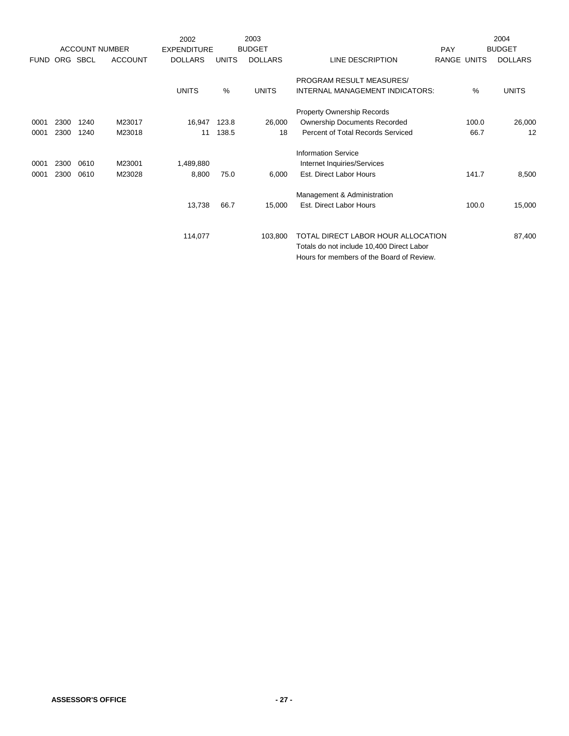| ACCOUNT NUMBER | | | | 2002 EXPENDITURE | | 2003 BUDGET | | PAY | | 2004 BUDGET |
|---|---|---|---|---|---|---|---|---|---|---|
| FUND | ORG | SBCL | ACCOUNT | DOLLARS | UNITS | DOLLARS | LINE DESCRIPTION | RANGE | UNITS | DOLLARS |
| | | | | UNITS | % | UNITS | PROGRAM RESULT MEASURES/ INTERNAL MANAGEMENT INDICATORS: | | % | UNITS |
| | | | | | | | Property Ownership Records | | | |
| 0001 | 2300 | 1240 | M23017 | 16,947 | 123.8 | 26,000 | Ownership Documents Recorded | | 100.0 | 26,000 |
| 0001 | 2300 | 1240 | M23018 | 11 | 138.5 | 18 | Percent of Total Records Serviced | | 66.7 | 12 |
| | | | | | | | Information Service | | | |
| 0001 | 2300 | 0610 | M23001 | 1,489,880 | | | Internet Inquiries/Services | | | |
| 0001 | 2300 | 0610 | M23028 | 8,800 | 75.0 | 6,000 | Est. Direct Labor Hours | | 141.7 | 8,500 |
| | | | | | | | Management & Administration | | | |
| | | | | 13,738 | 66.7 | 15,000 | Est. Direct Labor Hours | | 100.0 | 15,000 |
| | | | | 114,077 | | 103,800 | TOTAL DIRECT LABOR HOUR ALLOCATION Totals do not include 10,400 Direct Labor Hours for members of the Board of Review. | | | 87,400 |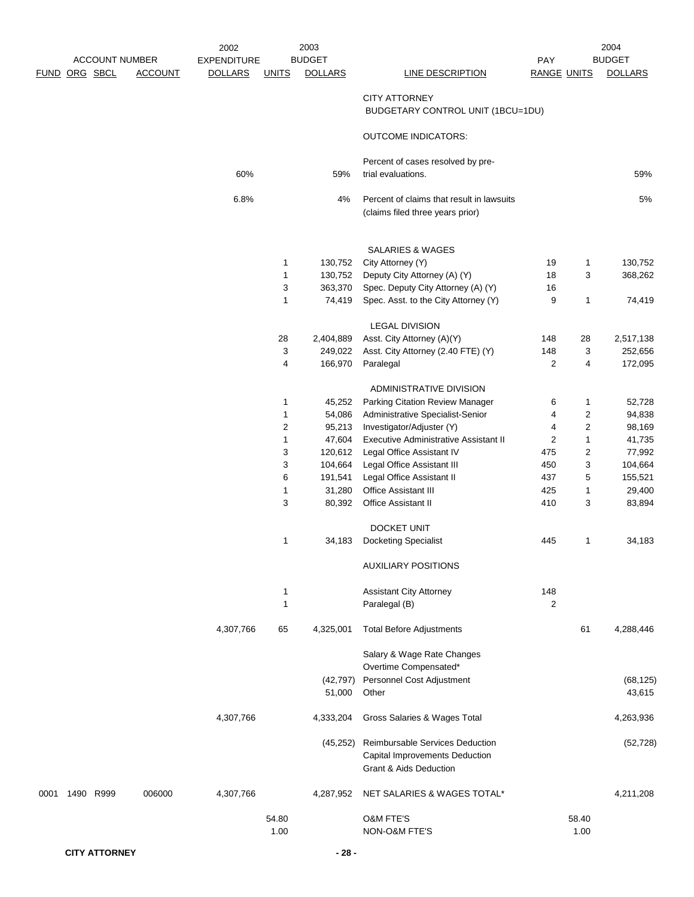| ACCOUNT NUMBER FUND | ORG | SBCL | ACCOUNT | 2002 EXPENDITURE DOLLARS | 2003 BUDGET UNITS | 2003 BUDGET DOLLARS | LINE DESCRIPTION | PAY RANGE | UNITS | 2004 BUDGET DOLLARS |
|---|---|---|---|---|---|---|---|---|---|---|
| | | | | | | | CITY ATTORNEY | | | |
| | | | | | | | BUDGETARY CONTROL UNIT (1BCU=1DU) | | | |
| | | | | | | | OUTCOME INDICATORS: | | | |
| | | | | 60% | | 59% | Percent of cases resolved by pre-trial evaluations. | | | 59% |
| | | | | 6.8% | | 4% | Percent of claims that result in lawsuits (claims filed three years prior) | | | 5% |
| | | | | | | | SALARIES & WAGES | | | |
| | | | | | 1 | 130,752 | City Attorney (Y) | 19 | 1 | 130,752 |
| | | | | | 1 | 130,752 | Deputy City Attorney (A) (Y) | 18 | 3 | 368,262 |
| | | | | | 3 | 363,370 | Spec. Deputy City Attorney (A) (Y) | 16 | | |
| | | | | | 1 | 74,419 | Spec. Asst. to the City Attorney (Y) | 9 | 1 | 74,419 |
| | | | | | | | LEGAL DIVISION | | | |
| | | | | | 28 | 2,404,889 | Asst. City Attorney (A)(Y) | 148 | 28 | 2,517,138 |
| | | | | | 3 | 249,022 | Asst. City Attorney (2.40 FTE) (Y) | 148 | 3 | 252,656 |
| | | | | | 4 | 166,970 | Paralegal | 2 | 4 | 172,095 |
| | | | | | | | ADMINISTRATIVE DIVISION | | | |
| | | | | | 1 | 45,252 | Parking Citation Review Manager | 6 | 1 | 52,728 |
| | | | | | 1 | 54,086 | Administrative Specialist-Senior | 4 | 2 | 94,838 |
| | | | | | 2 | 95,213 | Investigator/Adjuster (Y) | 4 | 2 | 98,169 |
| | | | | | 1 | 47,604 | Executive Administrative Assistant II | 2 | 1 | 41,735 |
| | | | | | 3 | 120,612 | Legal Office Assistant IV | 475 | 2 | 77,992 |
| | | | | | 3 | 104,664 | Legal Office Assistant III | 450 | 3 | 104,664 |
| | | | | | 6 | 191,541 | Legal Office Assistant II | 437 | 5 | 155,521 |
| | | | | | 1 | 31,280 | Office Assistant III | 425 | 1 | 29,400 |
| | | | | | 3 | 80,392 | Office Assistant II | 410 | 3 | 83,894 |
| | | | | | | | DOCKET UNIT | | | |
| | | | | | 1 | 34,183 | Docketing Specialist | 445 | 1 | 34,183 |
| | | | | | | | AUXILIARY POSITIONS | | | |
| | | | | | 1 | | Assistant City Attorney | 148 | | |
| | | | | | 1 | | Paralegal (B) | 2 | | |
| | | | | 4,307,766 | 65 | 4,325,001 | Total Before Adjustments | | 61 | 4,288,446 |
| | | | | | | | Salary & Wage Rate Changes | | | |
| | | | | | | | Overtime Compensated* | | | |
| | | | | | | (42,797) | Personnel Cost Adjustment | | | (68,125) |
| | | | | | | 51,000 | Other | | | 43,615 |
| | | | | 4,307,766 | | 4,333,204 | Gross Salaries & Wages Total | | | 4,263,936 |
| | | | | | | (45,252) | Reimbursable Services Deduction | | | (52,728) |
| | | | | | | | Capital Improvements Deduction | | | |
| | | | | | | | Grant & Aids Deduction | | | |
| 0001 | 1490 | R999 | 006000 | 4,307,766 | | 4,287,952 | NET SALARIES & WAGES TOTAL* | | | 4,211,208 |
| | | | | | 54.80 | | O&M FTE'S | | 58.40 | |
| | | | | | 1.00 | | NON-O&M FTE'S | | 1.00 | |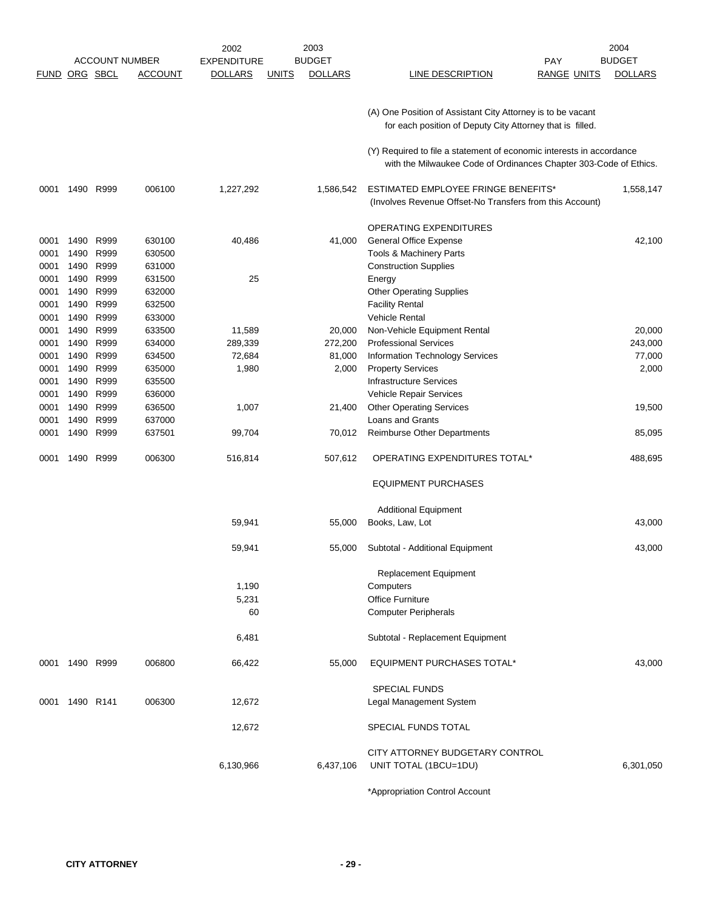| ACCOUNT NUMBER | | | | 2002 EXPENDITURE | 2003 BUDGET | | | PAY | | 2004 BUDGET |
|---|---|---|---|---|---|---|---|---|---|---|
| FUND | ORG | SBCL | ACCOUNT | DOLLARS | UNITS | DOLLARS | LINE DESCRIPTION | RANGE | UNITS | DOLLARS |
| | | | | | | | (A) One Position of Assistant City Attorney is to be vacant for each position of Deputy City Attorney that is filled. | | | |
| | | | | | | | (Y) Required to file a statement of economic interests in accordance with the Milwaukee Code of Ordinances Chapter 303-Code of Ethics. | | | |
| 0001 | 1490 | R999 | 006100 | 1,227,292 | | 1,586,542 | ESTIMATED EMPLOYEE FRINGE BENEFITS* (Involves Revenue Offset-No Transfers from this Account) | | | 1,558,147 |
| | | | | | | | OPERATING EXPENDITURES | | | |
| 0001 | 1490 | R999 | 630100 | 40,486 | | 41,000 | General Office Expense | | | 42,100 |
| 0001 | 1490 | R999 | 630500 | | | | Tools & Machinery Parts | | | |
| 0001 | 1490 | R999 | 631000 | | | | Construction Supplies | | | |
| 0001 | 1490 | R999 | 631500 | 25 | | | Energy | | | |
| 0001 | 1490 | R999 | 632000 | | | | Other Operating Supplies | | | |
| 0001 | 1490 | R999 | 632500 | | | | Facility Rental | | | |
| 0001 | 1490 | R999 | 633000 | | | | Vehicle Rental | | | |
| 0001 | 1490 | R999 | 633500 | 11,589 | | 20,000 | Non-Vehicle Equipment Rental | | | 20,000 |
| 0001 | 1490 | R999 | 634000 | 289,339 | | 272,200 | Professional Services | | | 243,000 |
| 0001 | 1490 | R999 | 634500 | 72,684 | | 81,000 | Information Technology Services | | | 77,000 |
| 0001 | 1490 | R999 | 635000 | 1,980 | | 2,000 | Property Services | | | 2,000 |
| 0001 | 1490 | R999 | 635500 | | | | Infrastructure Services | | | |
| 0001 | 1490 | R999 | 636000 | | | | Vehicle Repair Services | | | |
| 0001 | 1490 | R999 | 636500 | 1,007 | | 21,400 | Other Operating Services | | | 19,500 |
| 0001 | 1490 | R999 | 637000 | | | | Loans and Grants | | | |
| 0001 | 1490 | R999 | 637501 | 99,704 | | 70,012 | Reimburse Other Departments | | | 85,095 |
| 0001 | 1490 | R999 | 006300 | 516,814 | | 507,612 | OPERATING EXPENDITURES TOTAL* | | | 488,695 |
| | | | | | | | EQUIPMENT PURCHASES | | | |
| | | | | | | | Additional Equipment | | | |
| | | | | 59,941 | | 55,000 | Books, Law, Lot | | | 43,000 |
| | | | | 59,941 | | 55,000 | Subtotal - Additional Equipment | | | 43,000 |
| | | | | | | | Replacement Equipment | | | |
| | | | | 1,190 | | | Computers | | | |
| | | | | 5,231 | | | Office Furniture | | | |
| | | | | 60 | | | Computer Peripherals | | | |
| | | | | 6,481 | | | Subtotal - Replacement Equipment | | | |
| 0001 | 1490 | R999 | 006800 | 66,422 | | 55,000 | EQUIPMENT PURCHASES TOTAL* | | | 43,000 |
| | | | | | | | SPECIAL FUNDS | | | |
| 0001 | 1490 | R141 | 006300 | 12,672 | | | Legal Management System | | | |
| | | | | 12,672 | | | SPECIAL FUNDS TOTAL | | | |
| | | | | 6,130,966 | | 6,437,106 | CITY ATTORNEY BUDGETARY CONTROL UNIT TOTAL (1BCU=1DU) | | | 6,301,050 |

*Appropriation Control Account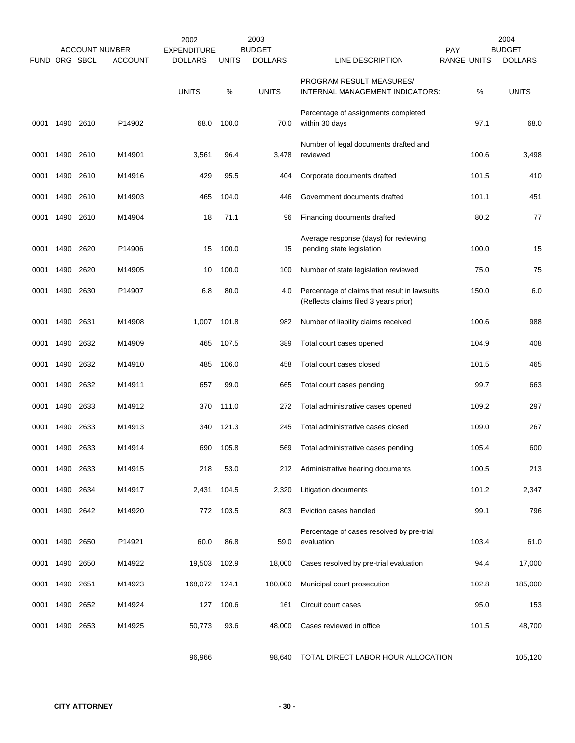| FUND | ORG | SBCL | ACCOUNT NUMBER ACCOUNT | 2002 EXPENDITURE DOLLARS | UNITS | 2003 BUDGET DOLLARS | LINE DESCRIPTION | PAY RANGE | UNITS | 2004 BUDGET DOLLARS |
|---|---|---|---|---|---|---|---|---|---|---|
| | | | | UNITS | % | UNITS | PROGRAM RESULT MEASURES/ INTERNAL MANAGEMENT INDICATORS: | | % | UNITS |
| 0001 | 1490 | 2610 | P14902 | 68.0 | 100.0 | 70.0 | Percentage of assignments completed within 30 days | | 97.1 | 68.0 |
| 0001 | 1490 | 2610 | M14901 | 3,561 | 96.4 | 3,478 | Number of legal documents drafted and reviewed | | 100.6 | 3,498 |
| 0001 | 1490 | 2610 | M14916 | 429 | 95.5 | 404 | Corporate documents drafted | | 101.5 | 410 |
| 0001 | 1490 | 2610 | M14903 | 465 | 104.0 | 446 | Government documents drafted | | 101.1 | 451 |
| 0001 | 1490 | 2610 | M14904 | 18 | 71.1 | 96 | Financing documents drafted | | 80.2 | 77 |
| 0001 | 1490 | 2620 | P14906 | 15 | 100.0 | 15 | Average response (days) for reviewing pending state legislation | | 100.0 | 15 |
| 0001 | 1490 | 2620 | M14905 | 10 | 100.0 | 100 | Number of state legislation reviewed | | 75.0 | 75 |
| 0001 | 1490 | 2630 | P14907 | 6.8 | 80.0 | 4.0 | Percentage of claims that result in lawsuits (Reflects claims filed 3 years prior) | | 150.0 | 6.0 |
| 0001 | 1490 | 2631 | M14908 | 1,007 | 101.8 | 982 | Number of liability claims received | | 100.6 | 988 |
| 0001 | 1490 | 2632 | M14909 | 465 | 107.5 | 389 | Total court cases opened | | 104.9 | 408 |
| 0001 | 1490 | 2632 | M14910 | 485 | 106.0 | 458 | Total court cases closed | | 101.5 | 465 |
| 0001 | 1490 | 2632 | M14911 | 657 | 99.0 | 665 | Total court cases pending | | 99.7 | 663 |
| 0001 | 1490 | 2633 | M14912 | 370 | 111.0 | 272 | Total administrative cases opened | | 109.2 | 297 |
| 0001 | 1490 | 2633 | M14913 | 340 | 121.3 | 245 | Total administrative cases closed | | 109.0 | 267 |
| 0001 | 1490 | 2633 | M14914 | 690 | 105.8 | 569 | Total administrative cases pending | | 105.4 | 600 |
| 0001 | 1490 | 2633 | M14915 | 218 | 53.0 | 212 | Administrative hearing documents | | 100.5 | 213 |
| 0001 | 1490 | 2634 | M14917 | 2,431 | 104.5 | 2,320 | Litigation documents | | 101.2 | 2,347 |
| 0001 | 1490 | 2642 | M14920 | 772 | 103.5 | 803 | Eviction cases handled | | 99.1 | 796 |
| 0001 | 1490 | 2650 | P14921 | 60.0 | 86.8 | 59.0 | Percentage of cases resolved by pre-trial evaluation | | 103.4 | 61.0 |
| 0001 | 1490 | 2650 | M14922 | 19,503 | 102.9 | 18,000 | Cases resolved by pre-trial evaluation | | 94.4 | 17,000 |
| 0001 | 1490 | 2651 | M14923 | 168,072 | 124.1 | 180,000 | Municipal court prosecution | | 102.8 | 185,000 |
| 0001 | 1490 | 2652 | M14924 | 127 | 100.6 | 161 | Circuit court cases | | 95.0 | 153 |
| 0001 | 1490 | 2653 | M14925 | 50,773 | 93.6 | 48,000 | Cases reviewed in office | | 101.5 | 48,700 |
| | | | | 96,966 | | 98,640 | TOTAL DIRECT LABOR HOUR ALLOCATION | | | 105,120 |

**CITY ATTORNEY**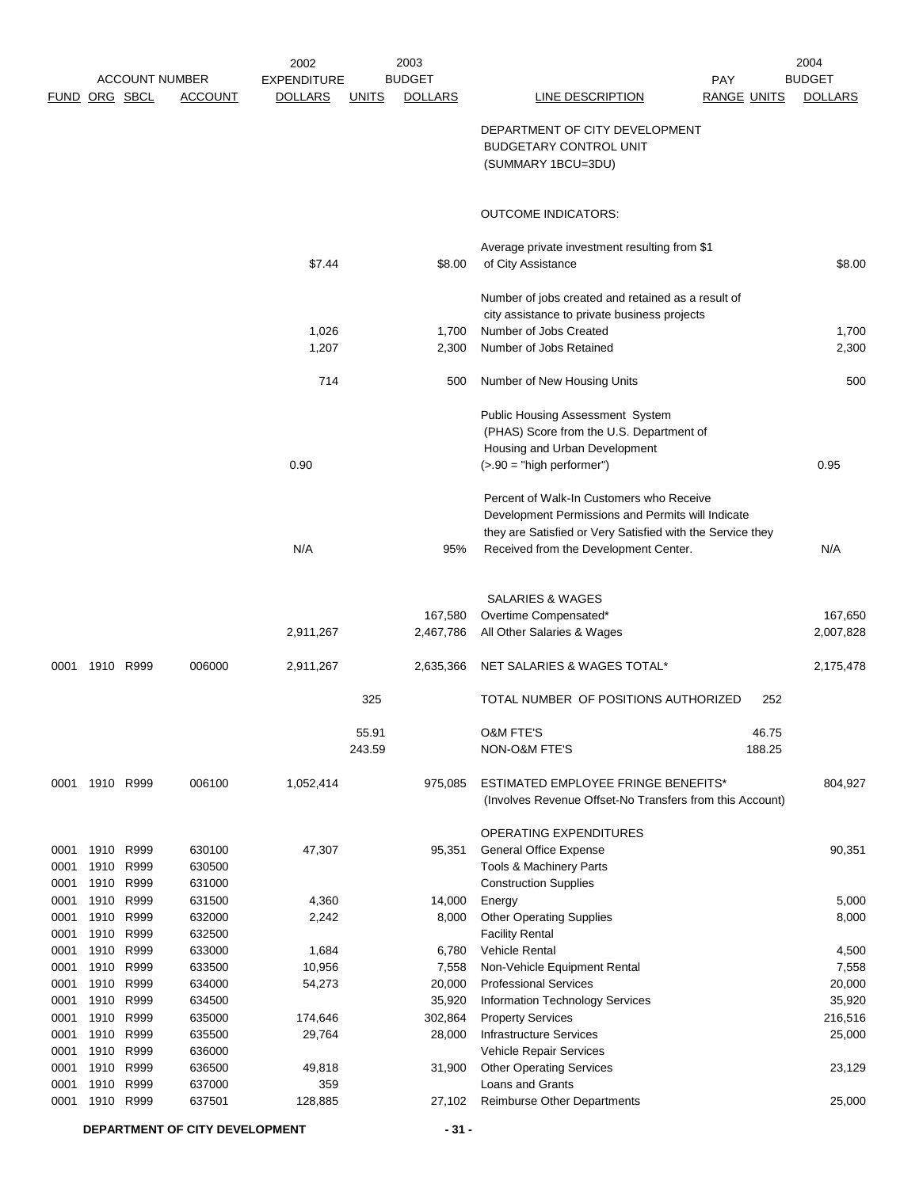| FUND | ORG | SBCL | ACCOUNT | 2002 EXPENDITURE DOLLARS | 2003 BUDGET UNITS | 2003 BUDGET DOLLARS | LINE DESCRIPTION | PAY RANGE | UNITS | 2004 BUDGET DOLLARS |
|---|---|---|---|---|---|---|---|---|---|---|
| | | | | | | | DEPARTMENT OF CITY DEVELOPMENT BUDGETARY CONTROL UNIT (SUMMARY 1BCU=3DU) | | | |
| | | | | | | | OUTCOME INDICATORS: | | | |
| | | | | $7.44 | | $8.00 | Average private investment resulting from $1 of City Assistance | | | $8.00 |
| | | | | | | | Number of jobs created and retained as a result of city assistance to private business projects | | | |
| | | | | 1,026 | | 1,700 | Number of Jobs Created | | | 1,700 |
| | | | | 1,207 | | 2,300 | Number of Jobs Retained | | | 2,300 |
| | | | | 714 | | 500 | Number of New Housing Units | | | 500 |
| | | | | 0.90 | | | Public Housing Assessment System (PHAS) Score from the U.S. Department of Housing and Urban Development (>.90 = "high performer") | | | 0.95 |
| | | | | N/A | | 95% | Percent of Walk-In Customers who Receive Development Permissions and Permits will Indicate they are Satisfied or Very Satisfied with the Service they Received from the Development Center. | | | N/A |
| | | | | | | | SALARIES & WAGES | | | |
| | | | | | | 167,580 | Overtime Compensated* | | | 167,650 |
| | | | | 2,911,267 | | 2,467,786 | All Other Salaries & Wages | | | 2,007,828 |
| 0001 | 1910 | R999 | 006000 | 2,911,267 | | 2,635,366 | NET SALARIES & WAGES TOTAL* | | | 2,175,478 |
| | | | | | 325 | | TOTAL NUMBER OF POSITIONS AUTHORIZED | | 252 | |
| | | | | | 55.91 | | O&M FTE'S | | 46.75 | |
| | | | | | 243.59 | | NON-O&M FTE'S | | 188.25 | |
| 0001 | 1910 | R999 | 006100 | 1,052,414 | | 975,085 | ESTIMATED EMPLOYEE FRINGE BENEFITS* (Involves Revenue Offset-No Transfers from this Account) | | | 804,927 |
| | | | | | | | OPERATING EXPENDITURES | | | |
| 0001 | 1910 | R999 | 630100 | 47,307 | | 95,351 | General Office Expense | | | 90,351 |
| 0001 | 1910 | R999 | 630500 | | | | Tools & Machinery Parts | | | |
| 0001 | 1910 | R999 | 631000 | | | | Construction Supplies | | | |
| 0001 | 1910 | R999 | 631500 | 4,360 | | 14,000 | Energy | | | 5,000 |
| 0001 | 1910 | R999 | 632000 | 2,242 | | 8,000 | Other Operating Supplies | | | 8,000 |
| 0001 | 1910 | R999 | 632500 | | | | Facility Rental | | | |
| 0001 | 1910 | R999 | 633000 | 1,684 | | 6,780 | Vehicle Rental | | | 4,500 |
| 0001 | 1910 | R999 | 633500 | 10,956 | | 7,558 | Non-Vehicle Equipment Rental | | | 7,558 |
| 0001 | 1910 | R999 | 634000 | 54,273 | | 20,000 | Professional Services | | | 20,000 |
| 0001 | 1910 | R999 | 634500 | | | 35,920 | Information Technology Services | | | 35,920 |
| 0001 | 1910 | R999 | 635000 | 174,646 | | 302,864 | Property Services | | | 216,516 |
| 0001 | 1910 | R999 | 635500 | 29,764 | | 28,000 | Infrastructure Services | | | 25,000 |
| 0001 | 1910 | R999 | 636000 | | | | Vehicle Repair Services | | | |
| 0001 | 1910 | R999 | 636500 | 49,818 | | 31,900 | Other Operating Services | | | 23,129 |
| 0001 | 1910 | R999 | 637000 | 359 | | | Loans and Grants | | | |
| 0001 | 1910 | R999 | 637501 | 128,885 | | 27,102 | Reimburse Other Departments | | | 25,000 |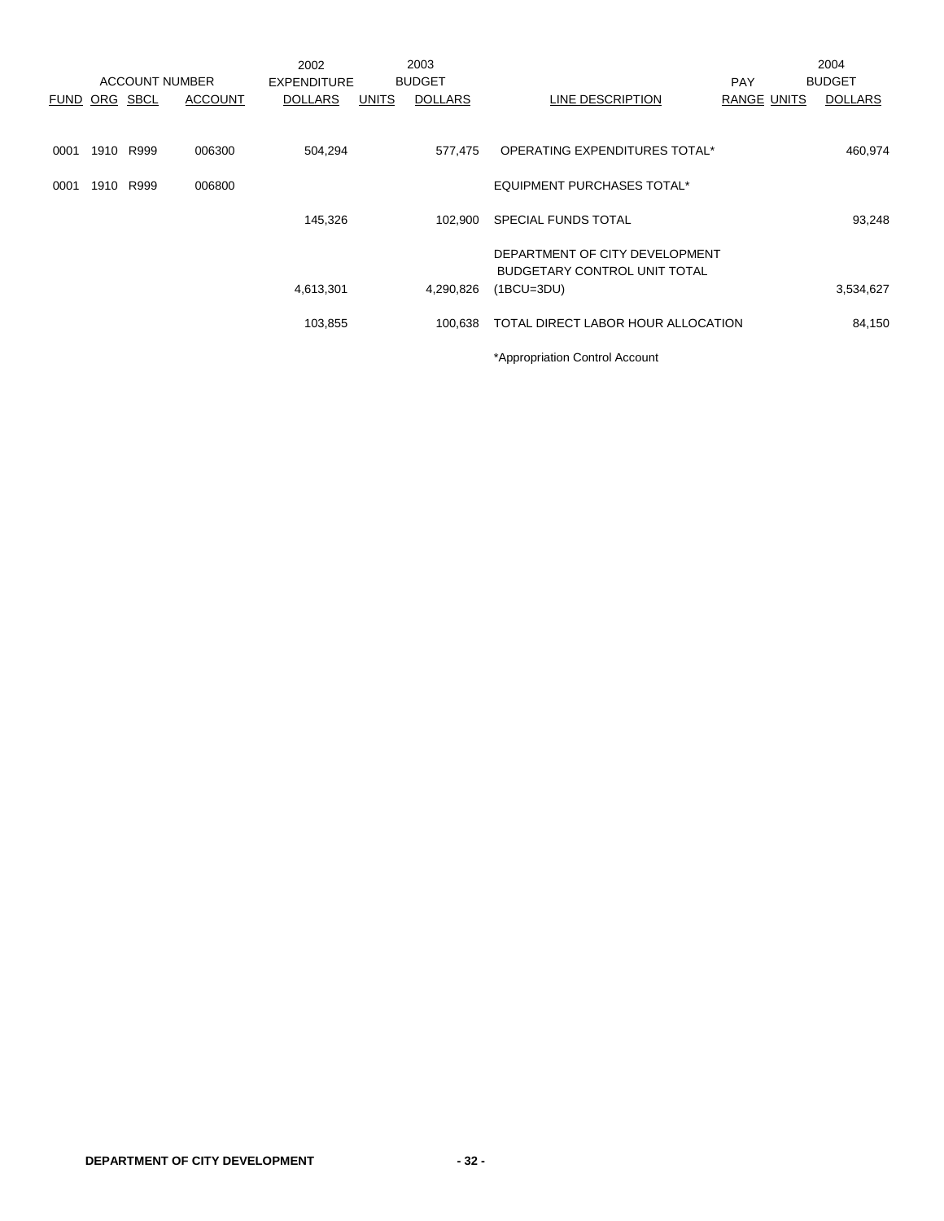| ACCOUNT NUMBER | | | | 2002 EXPENDITURE | 2003 BUDGET | | | PAY | | 2004 BUDGET |
|---|---|---|---|---|---|---|---|---|---|---|
| FUND | ORG | SBCL | ACCOUNT | DOLLARS | UNITS | DOLLARS | LINE DESCRIPTION | RANGE | UNITS | DOLLARS |
| 0001 | 1910 | R999 | 006300 | 504,294 | | 577,475 | OPERATING EXPENDITURES TOTAL* | | | 460,974 |
| 0001 | 1910 | R999 | 006800 | | | | EQUIPMENT PURCHASES TOTAL* | | | |
| | | | | 145,326 | | 102,900 | SPECIAL FUNDS TOTAL | | | 93,248 |
| | | | | 4,613,301 | | 4,290,826 | DEPARTMENT OF CITY DEVELOPMENT BUDGETARY CONTROL UNIT TOTAL (1BCU=3DU) | | | 3,534,627 |
| | | | | 103,855 | | 100,638 | TOTAL DIRECT LABOR HOUR ALLOCATION | | | 84,150 |

*Appropriation Control Account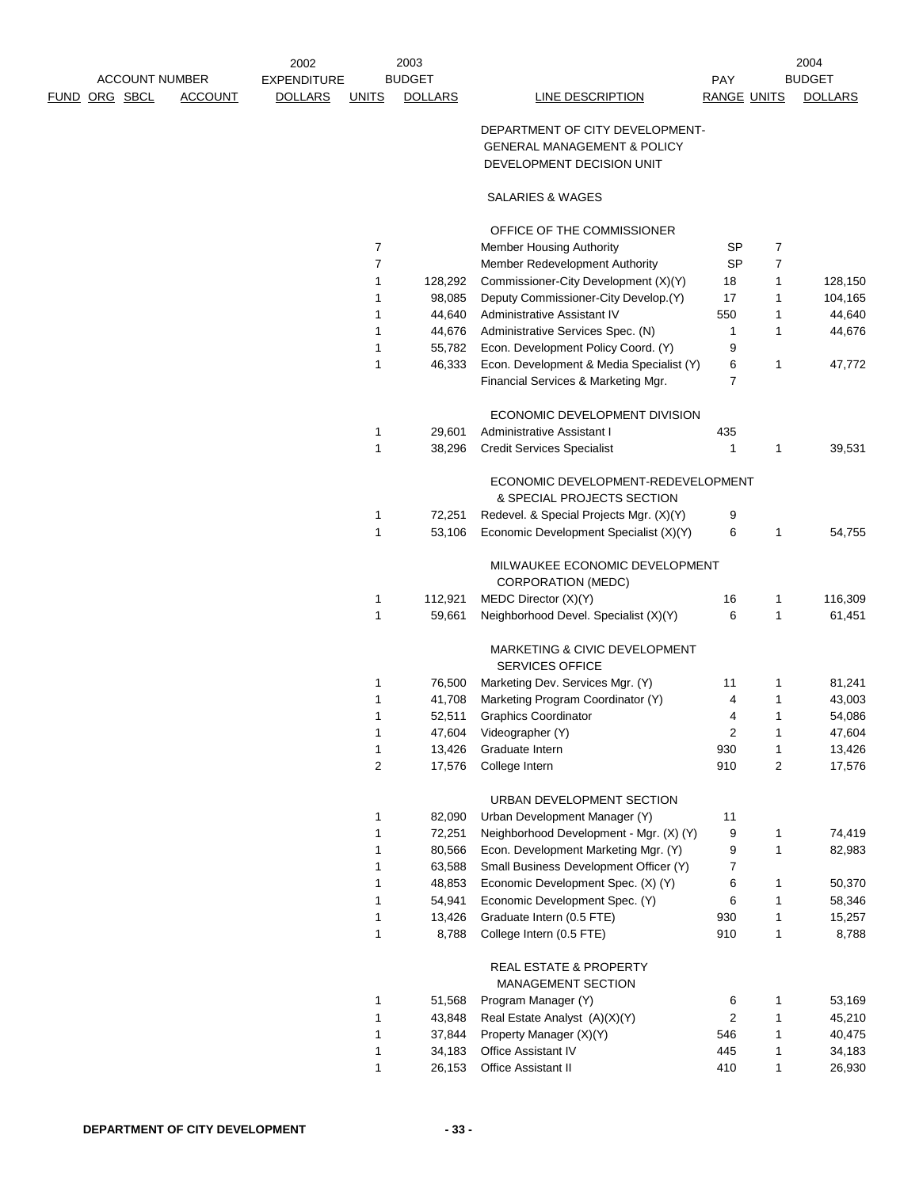| FUND | ORG | SBCL | ACCOUNT | 2002 EXPENDITURE DOLLARS | UNITS | 2003 BUDGET DOLLARS | LINE DESCRIPTION | PAY RANGE | UNITS | 2004 BUDGET DOLLARS |
|---|---|---|---|---|---|---|---|---|---|---|
| | | | | | | | DEPARTMENT OF CITY DEVELOPMENT- GENERAL MANAGEMENT & POLICY DEVELOPMENT DECISION UNIT | | | |
| | | | | | | | SALARIES & WAGES | | | |
| | | | | | | | OFFICE OF THE COMMISSIONER | | | |
| | | | | | 7 | | Member Housing Authority | SP | 7 | |
| | | | | | 7 | | Member Redevelopment Authority | SP | 7 | |
| | | | | | 1 | 128,292 | Commissioner-City Development (X)(Y) | 18 | 1 | 128,150 |
| | | | | | 1 | 98,085 | Deputy Commissioner-City Develop.(Y) | 17 | 1 | 104,165 |
| | | | | | 1 | 44,640 | Administrative Assistant IV | 550 | 1 | 44,640 |
| | | | | | 1 | 44,676 | Administrative Services Spec. (N) | 1 | 1 | 44,676 |
| | | | | | 1 | 55,782 | Econ. Development Policy Coord. (Y) | 9 | | |
| | | | | | 1 | 46,333 | Econ. Development & Media Specialist (Y) | 6 | 1 | 47,772 |
| | | | | | | | Financial Services & Marketing Mgr. | 7 | | |
| | | | | | | | ECONOMIC DEVELOPMENT DIVISION | | | |
| | | | | | 1 | 29,601 | Administrative Assistant I | 435 | | |
| | | | | | 1 | 38,296 | Credit Services Specialist | 1 | 1 | 39,531 |
| | | | | | | | ECONOMIC DEVELOPMENT-REDEVELOPMENT & SPECIAL PROJECTS SECTION | | | |
| | | | | | 1 | 72,251 | Redevel. & Special Projects Mgr. (X)(Y) | 9 | | |
| | | | | | 1 | 53,106 | Economic Development Specialist (X)(Y) | 6 | 1 | 54,755 |
| | | | | | | | MILWAUKEE ECONOMIC DEVELOPMENT CORPORATION (MEDC) | | | |
| | | | | | 1 | 112,921 | MEDC Director (X)(Y) | 16 | 1 | 116,309 |
| | | | | | 1 | 59,661 | Neighborhood Devel. Specialist (X)(Y) | 6 | 1 | 61,451 |
| | | | | | | | MARKETING & CIVIC DEVELOPMENT SERVICES OFFICE | | | |
| | | | | | 1 | 76,500 | Marketing Dev. Services Mgr. (Y) | 11 | 1 | 81,241 |
| | | | | | 1 | 41,708 | Marketing Program Coordinator (Y) | 4 | 1 | 43,003 |
| | | | | | 1 | 52,511 | Graphics Coordinator | 4 | 1 | 54,086 |
| | | | | | 1 | 47,604 | Videographer (Y) | 2 | 1 | 47,604 |
| | | | | | 1 | 13,426 | Graduate Intern | 930 | 1 | 13,426 |
| | | | | | 2 | 17,576 | College Intern | 910 | 2 | 17,576 |
| | | | | | | | URBAN DEVELOPMENT SECTION | | | |
| | | | | | 1 | 82,090 | Urban Development Manager (Y) | 11 | | |
| | | | | | 1 | 72,251 | Neighborhood Development - Mgr. (X) (Y) | 9 | 1 | 74,419 |
| | | | | | 1 | 80,566 | Econ. Development Marketing Mgr. (Y) | 9 | 1 | 82,983 |
| | | | | | 1 | 63,588 | Small Business Development Officer (Y) | 7 | | |
| | | | | | 1 | 48,853 | Economic Development Spec. (X) (Y) | 6 | 1 | 50,370 |
| | | | | | 1 | 54,941 | Economic Development Spec. (Y) | 6 | 1 | 58,346 |
| | | | | | 1 | 13,426 | Graduate Intern (0.5 FTE) | 930 | 1 | 15,257 |
| | | | | | 1 | 8,788 | College Intern (0.5 FTE) | 910 | 1 | 8,788 |
| | | | | | | | REAL ESTATE & PROPERTY MANAGEMENT SECTION | | | |
| | | | | | 1 | 51,568 | Program Manager (Y) | 6 | 1 | 53,169 |
| | | | | | 1 | 43,848 | Real Estate Analyst (A)(X)(Y) | 2 | 1 | 45,210 |
| | | | | | 1 | 37,844 | Property Manager (X)(Y) | 546 | 1 | 40,475 |
| | | | | | 1 | 34,183 | Office Assistant IV | 445 | 1 | 34,183 |
| | | | | | 1 | 26,153 | Office Assistant II | 410 | 1 | 26,930 |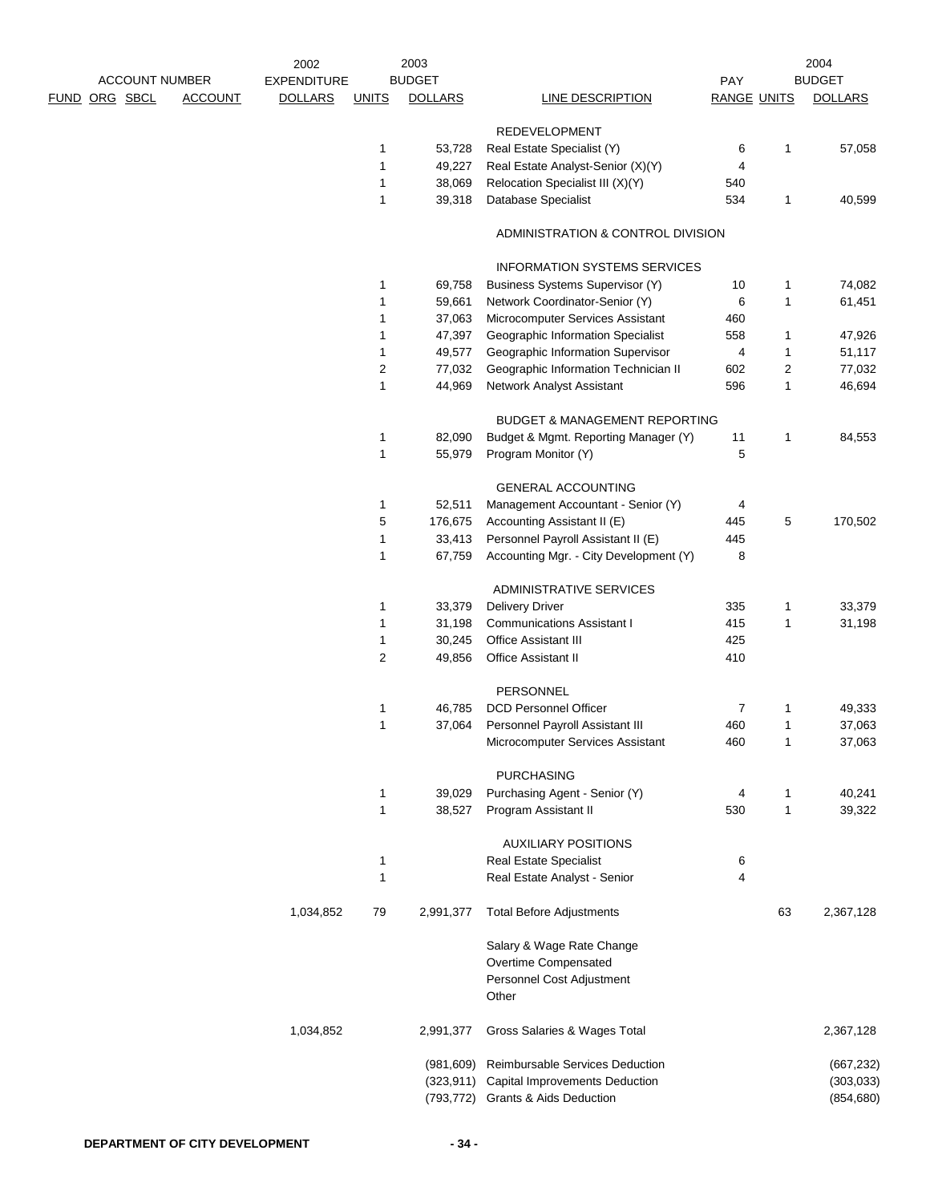| ACCOUNT NUMBER FUND | ORG | SBCL | ACCOUNT | 2002 EXPENDITURE DOLLARS | 2003 BUDGET UNITS | 2003 BUDGET DOLLARS | LINE DESCRIPTION | PAY RANGE | 2004 BUDGET UNITS | 2004 BUDGET DOLLARS |
|---|---|---|---|---|---|---|---|---|---|---|
| | | | | | | | REDEVELOPMENT | | | |
| | | | | | 1 | 53,728 | Real Estate Specialist (Y) | 6 | 1 | 57,058 |
| | | | | | 1 | 49,227 | Real Estate Analyst-Senior (X)(Y) | 4 | | |
| | | | | | 1 | 38,069 | Relocation Specialist III (X)(Y) | 540 | | |
| | | | | | 1 | 39,318 | Database Specialist | 534 | 1 | 40,599 |
| | | | | | | | ADMINISTRATION & CONTROL DIVISION | | | |
| | | | | | | | INFORMATION SYSTEMS SERVICES | | | |
| | | | | | 1 | 69,758 | Business Systems Supervisor (Y) | 10 | 1 | 74,082 |
| | | | | | 1 | 59,661 | Network Coordinator-Senior (Y) | 6 | 1 | 61,451 |
| | | | | | 1 | 37,063 | Microcomputer Services Assistant | 460 | | |
| | | | | | 1 | 47,397 | Geographic Information Specialist | 558 | 1 | 47,926 |
| | | | | | 1 | 49,577 | Geographic Information Supervisor | 4 | 1 | 51,117 |
| | | | | | 2 | 77,032 | Geographic Information Technician II | 602 | 2 | 77,032 |
| | | | | | 1 | 44,969 | Network Analyst Assistant | 596 | 1 | 46,694 |
| | | | | | | | BUDGET & MANAGEMENT REPORTING | | | |
| | | | | | 1 | 82,090 | Budget & Mgmt. Reporting Manager (Y) | 11 | 1 | 84,553 |
| | | | | | 1 | 55,979 | Program Monitor (Y) | 5 | | |
| | | | | | | | GENERAL ACCOUNTING | | | |
| | | | | | 1 | 52,511 | Management Accountant - Senior (Y) | 4 | | |
| | | | | | 5 | 176,675 | Accounting Assistant II (E) | 445 | 5 | 170,502 |
| | | | | | 1 | 33,413 | Personnel Payroll Assistant II (E) | 445 | | |
| | | | | | 1 | 67,759 | Accounting Mgr. - City Development (Y) | 8 | | |
| | | | | | | | ADMINISTRATIVE SERVICES | | | |
| | | | | | 1 | 33,379 | Delivery Driver | 335 | 1 | 33,379 |
| | | | | | 1 | 31,198 | Communications Assistant I | 415 | 1 | 31,198 |
| | | | | | 1 | 30,245 | Office Assistant III | 425 | | |
| | | | | | 2 | 49,856 | Office Assistant II | 410 | | |
| | | | | | | | PERSONNEL | | | |
| | | | | | 1 | 46,785 | DCD Personnel Officer | 7 | 1 | 49,333 |
| | | | | | 1 | 37,064 | Personnel Payroll Assistant III | 460 | 1 | 37,063 |
| | | | | | | | Microcomputer Services Assistant | 460 | 1 | 37,063 |
| | | | | | | | PURCHASING | | | |
| | | | | | 1 | 39,029 | Purchasing Agent - Senior (Y) | 4 | 1 | 40,241 |
| | | | | | 1 | 38,527 | Program Assistant II | 530 | 1 | 39,322 |
| | | | | | | | AUXILIARY POSITIONS | | | |
| | | | | | 1 | | Real Estate Specialist | 6 | | |
| | | | | | 1 | | Real Estate Analyst - Senior | 4 | | |
| | | | | 1,034,852 | 79 | 2,991,377 | Total Before Adjustments | | 63 | 2,367,128 |
| | | | | | | | Salary & Wage Rate Change | | | |
| | | | | | | | Overtime Compensated | | | |
| | | | | | | | Personnel Cost Adjustment | | | |
| | | | | | | | Other | | | |
| | | | | 1,034,852 | | 2,991,377 | Gross Salaries & Wages Total | | | 2,367,128 |
| | | | | | | (981,609) | Reimbursable Services Deduction | | | (667,232) |
| | | | | | | (323,911) | Capital Improvements Deduction | | | (303,033) |
| | | | | | | (793,772) | Grants & Aids Deduction | | | (854,680) |

**DEPARTMENT OF CITY DEVELOPMENT**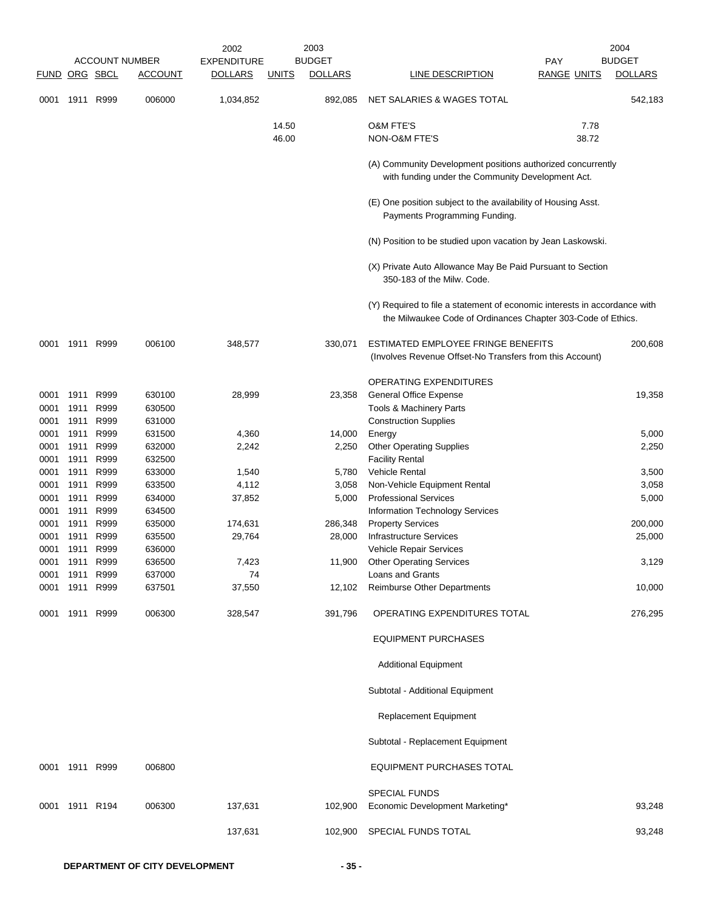| ACCOUNT NUMBER | | | | 2002 EXPENDITURE | 2003 BUDGET | | | | 2004 BUDGET |
|---|---|---|---|---|---|---|---|---|---|
| FUND | ORG | SBCL | ACCOUNT | DOLLARS | UNITS | DOLLARS | LINE DESCRIPTION | PAY RANGE UNITS | DOLLARS |
| 0001 | 1911 | R999 | 006000 | 1,034,852 | | 892,085 | NET SALARIES & WAGES TOTAL | | 542,183 |
| | | | | | 14.50 | | O&M FTE'S | 7.78 | |
| | | | | | 46.00 | | NON-O&M FTE'S | 38.72 | |
| | | | | | | | (A) Community Development positions authorized concurrently with funding under the Community Development Act. | | |
| | | | | | | | (E) One position subject to the availability of Housing Asst. Payments Programming Funding. | | |
| | | | | | | | (N) Position to be studied upon vacation by Jean Laskowski. | | |
| | | | | | | | (X) Private Auto Allowance May Be Paid Pursuant to Section 350-183 of the Milw. Code. | | |
| | | | | | | | (Y) Required to file a statement of economic interests in accordance with the Milwaukee Code of Ordinances Chapter 303-Code of Ethics. | | |
| 0001 | 1911 | R999 | 006100 | 348,577 | | 330,071 | ESTIMATED EMPLOYEE FRINGE BENEFITS (Involves Revenue Offset-No Transfers from this Account) | | 200,608 |
| | | | | | | | OPERATING EXPENDITURES | | |
| 0001 | 1911 | R999 | 630100 | 28,999 | | 23,358 | General Office Expense | | 19,358 |
| 0001 | 1911 | R999 | 630500 | | | | Tools & Machinery Parts | | |
| 0001 | 1911 | R999 | 631000 | | | | Construction Supplies | | |
| 0001 | 1911 | R999 | 631500 | 4,360 | | 14,000 | Energy | | 5,000 |
| 0001 | 1911 | R999 | 632000 | 2,242 | | 2,250 | Other Operating Supplies | | 2,250 |
| 0001 | 1911 | R999 | 632500 | | | | Facility Rental | | |
| 0001 | 1911 | R999 | 633000 | 1,540 | | 5,780 | Vehicle Rental | | 3,500 |
| 0001 | 1911 | R999 | 633500 | 4,112 | | 3,058 | Non-Vehicle Equipment Rental | | 3,058 |
| 0001 | 1911 | R999 | 634000 | 37,852 | | 5,000 | Professional Services | | 5,000 |
| 0001 | 1911 | R999 | 634500 | | | | Information Technology Services | | |
| 0001 | 1911 | R999 | 635000 | 174,631 | | 286,348 | Property Services | | 200,000 |
| 0001 | 1911 | R999 | 635500 | 29,764 | | 28,000 | Infrastructure Services | | 25,000 |
| 0001 | 1911 | R999 | 636000 | | | | Vehicle Repair Services | | |
| 0001 | 1911 | R999 | 636500 | 7,423 | | 11,900 | Other Operating Services | | 3,129 |
| 0001 | 1911 | R999 | 637000 | 74 | | | Loans and Grants | | |
| 0001 | 1911 | R999 | 637501 | 37,550 | | 12,102 | Reimburse Other Departments | | 10,000 |
| 0001 | 1911 | R999 | 006300 | 328,547 | | 391,796 | OPERATING EXPENDITURES TOTAL | | 276,295 |
| | | | | | | | EQUIPMENT PURCHASES | | |
| | | | | | | | Additional Equipment | | |
| | | | | | | | Subtotal - Additional Equipment | | |
| | | | | | | | Replacement Equipment | | |
| | | | | | | | Subtotal - Replacement Equipment | | |
| 0001 | 1911 | R999 | 006800 | | | | EQUIPMENT PURCHASES TOTAL | | |
| | | | | | | | SPECIAL FUNDS | | |
| 0001 | 1911 | R194 | 006300 | 137,631 | | 102,900 | Economic Development Marketing* | | 93,248 |
| | | | | 137,631 | | 102,900 | SPECIAL FUNDS TOTAL | | 93,248 |

DEPARTMENT OF CITY DEVELOPMENT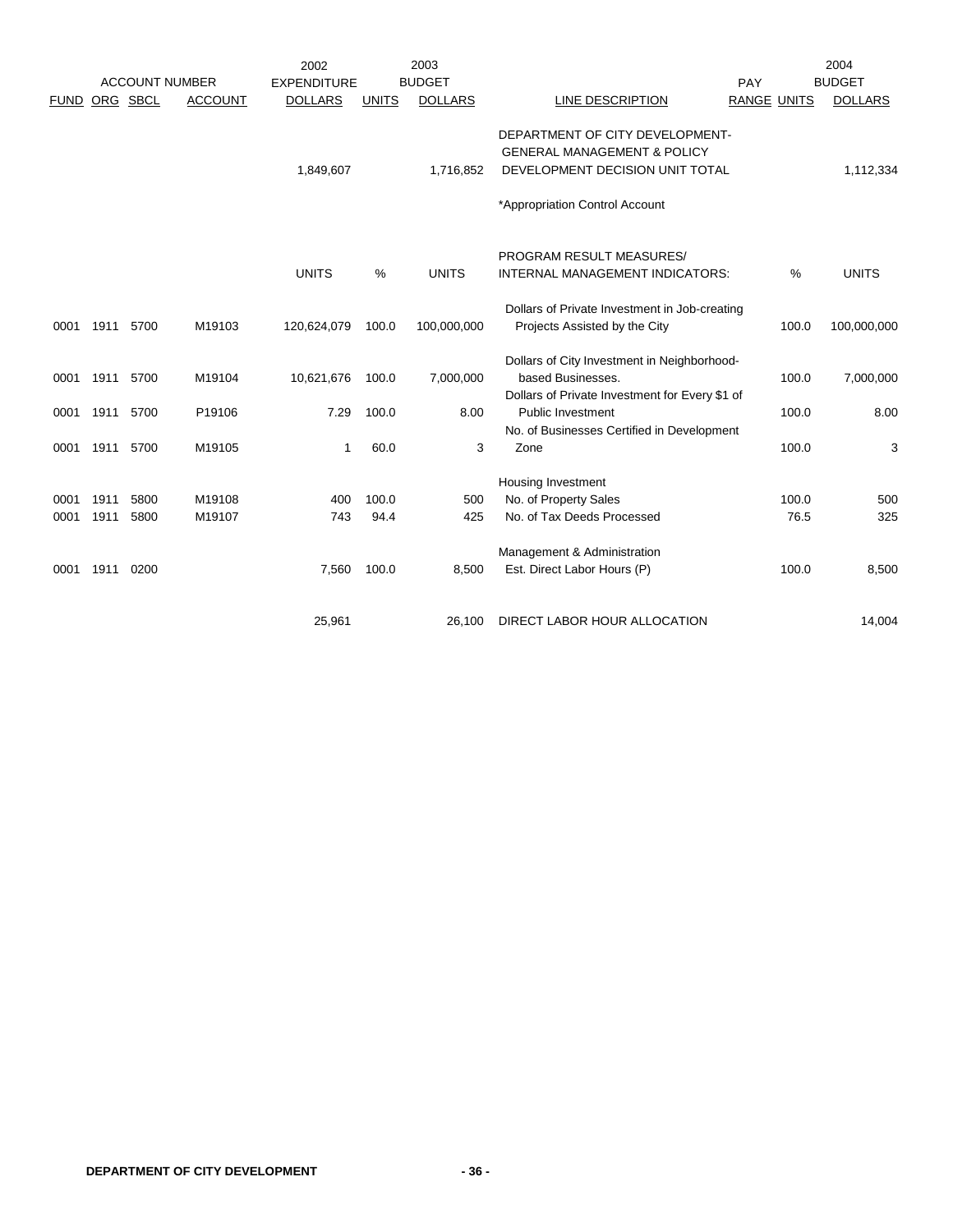| ACCOUNT NUMBER | | | | 2002 EXPENDITURE | | 2003 BUDGET | | PAY | | 2004 BUDGET |
|---|---|---|---|---|---|---|---|---|---|---|
| FUND | ORG | SBCL | ACCOUNT | DOLLARS | UNITS | DOLLARS | LINE DESCRIPTION | RANGE | UNITS | DOLLARS |
| | | | | 1,849,607 | | 1,716,852 | DEPARTMENT OF CITY DEVELOPMENT- GENERAL MANAGEMENT & POLICY DEVELOPMENT DECISION UNIT TOTAL | | | 1,112,334 |
| | | | | | | | *Appropriation Control Account | | | |
| | | | | UNITS | % | UNITS | PROGRAM RESULT MEASURES/ INTERNAL MANAGEMENT INDICATORS: | | % | UNITS |
| 0001 | 1911 | 5700 | M19103 | 120,624,079 | 100.0 | 100,000,000 | Dollars of Private Investment in Job-creating Projects Assisted by the City | | 100.0 | 100,000,000 |
| 0001 | 1911 | 5700 | M19104 | 10,621,676 | 100.0 | 7,000,000 | Dollars of City Investment in Neighborhood-based Businesses. | | 100.0 | 7,000,000 |
| 0001 | 1911 | 5700 | P19106 | 7.29 | 100.0 | 8.00 | Dollars of Private Investment for Every $1 of Public Investment | | 100.0 | 8.00 |
| 0001 | 1911 | 5700 | M19105 | 1 | 60.0 | 3 | No. of Businesses Certified in Development Zone | | 100.0 | 3 |
| | | | | | | | Housing Investment | | | |
| 0001 | 1911 | 5800 | M19108 | 400 | 100.0 | 500 | No. of Property Sales | | 100.0 | 500 |
| 0001 | 1911 | 5800 | M19107 | 743 | 94.4 | 425 | No. of Tax Deeds Processed | | 76.5 | 325 |
| | | | | | | | Management & Administration | | | |
| 0001 | 1911 | 0200 | | 7,560 | 100.0 | 8,500 | Est. Direct Labor Hours (P) | | 100.0 | 8,500 |
| | | | | 25,961 | | 26,100 | DIRECT LABOR HOUR ALLOCATION | | | 14,004 |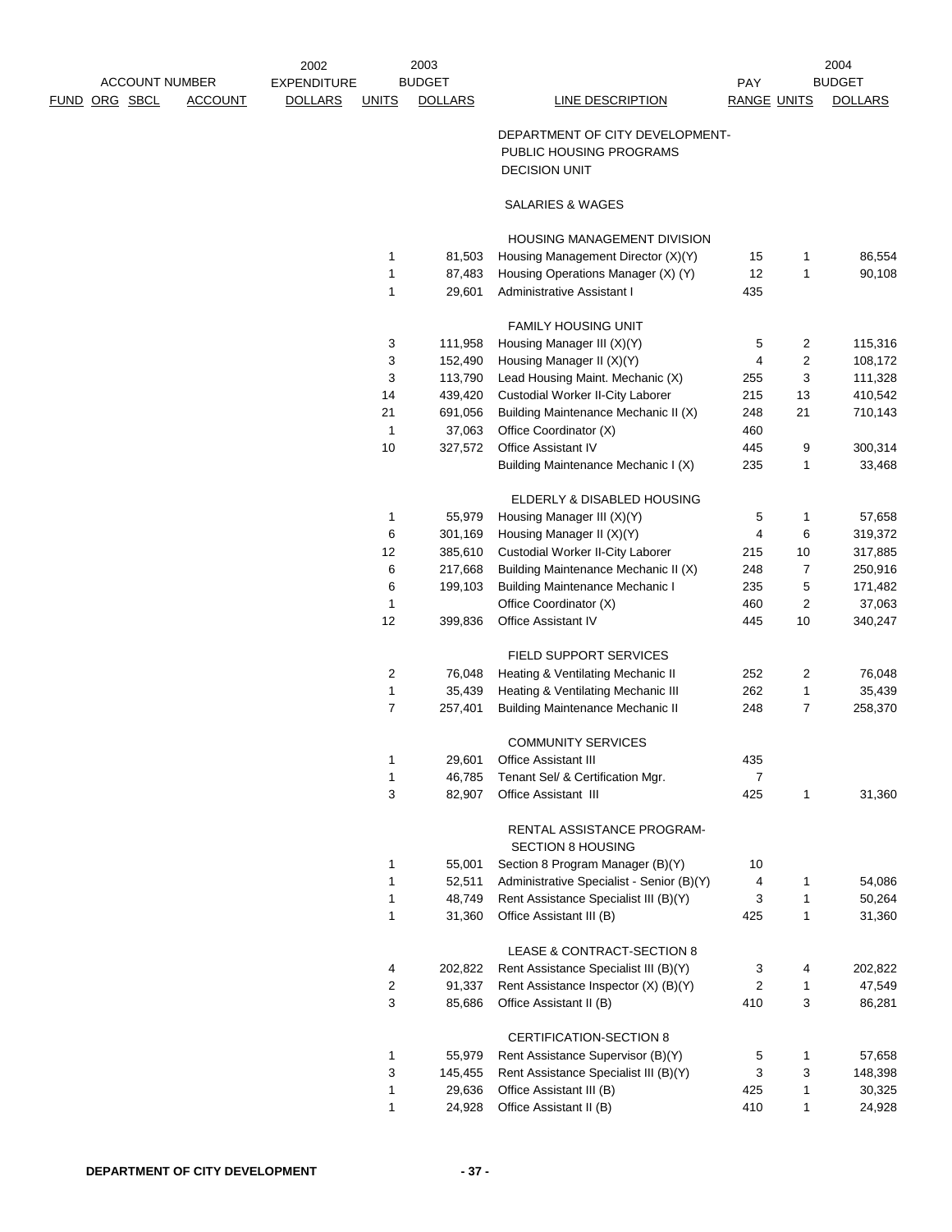| ACCOUNT NUMBER FUND | ORG | SBCL | ACCOUNT | 2002 EXPENDITURE DOLLARS | 2003 BUDGET UNITS | 2003 BUDGET DOLLARS | LINE DESCRIPTION | PAY RANGE | 2004 BUDGET UNITS | 2004 BUDGET DOLLARS |
|---|---|---|---|---|---|---|---|---|---|---|
| | | | | | | | DEPARTMENT OF CITY DEVELOPMENT- PUBLIC HOUSING PROGRAMS DECISION UNIT | | | |
| | | | | | | | SALARIES & WAGES | | | |
| | | | | | | | HOUSING MANAGEMENT DIVISION | | | |
| | | | | | 1 | 81,503 | Housing Management Director (X)(Y) | 15 | 1 | 86,554 |
| | | | | | 1 | 87,483 | Housing Operations Manager (X) (Y) | 12 | 1 | 90,108 |
| | | | | | 1 | 29,601 | Administrative Assistant I | 435 | | |
| | | | | | | | FAMILY HOUSING UNIT | | | |
| | | | | | 3 | 111,958 | Housing Manager III (X)(Y) | 5 | 2 | 115,316 |
| | | | | | 3 | 152,490 | Housing Manager II (X)(Y) | 4 | 2 | 108,172 |
| | | | | | 3 | 113,790 | Lead Housing Maint. Mechanic (X) | 255 | 3 | 111,328 |
| | | | | | 14 | 439,420 | Custodial Worker II-City Laborer | 215 | 13 | 410,542 |
| | | | | | 21 | 691,056 | Building Maintenance Mechanic II (X) | 248 | 21 | 710,143 |
| | | | | | 1 | 37,063 | Office Coordinator (X) | 460 | | |
| | | | | | 10 | 327,572 | Office Assistant IV | 445 | 9 | 300,314 |
| | | | | | | | Building Maintenance Mechanic I (X) | 235 | 1 | 33,468 |
| | | | | | | | ELDERLY & DISABLED HOUSING | | | |
| | | | | | 1 | 55,979 | Housing Manager III (X)(Y) | 5 | 1 | 57,658 |
| | | | | | 6 | 301,169 | Housing Manager II (X)(Y) | 4 | 6 | 319,372 |
| | | | | | 12 | 385,610 | Custodial Worker II-City Laborer | 215 | 10 | 317,885 |
| | | | | | 6 | 217,668 | Building Maintenance Mechanic II (X) | 248 | 7 | 250,916 |
| | | | | | 6 | 199,103 | Building Maintenance Mechanic I | 235 | 5 | 171,482 |
| | | | | | 1 | | Office Coordinator (X) | 460 | 2 | 37,063 |
| | | | | | 12 | 399,836 | Office Assistant IV | 445 | 10 | 340,247 |
| | | | | | | | FIELD SUPPORT SERVICES | | | |
| | | | | | 2 | 76,048 | Heating & Ventilating Mechanic II | 252 | 2 | 76,048 |
| | | | | | 1 | 35,439 | Heating & Ventilating Mechanic III | 262 | 1 | 35,439 |
| | | | | | 7 | 257,401 | Building Maintenance Mechanic II | 248 | 7 | 258,370 |
| | | | | | | | COMMUNITY SERVICES | | | |
| | | | | | 1 | 29,601 | Office Assistant III | 435 | | |
| | | | | | 1 | 46,785 | Tenant Sel/ & Certification Mgr. | 7 | | |
| | | | | | 3 | 82,907 | Office Assistant III | 425 | 1 | 31,360 |
| | | | | | | | RENTAL ASSISTANCE PROGRAM- SECTION 8 HOUSING | | | |
| | | | | | 1 | 55,001 | Section 8 Program Manager (B)(Y) | 10 | | |
| | | | | | 1 | 52,511 | Administrative Specialist - Senior (B)(Y) | 4 | 1 | 54,086 |
| | | | | | 1 | 48,749 | Rent Assistance Specialist III (B)(Y) | 3 | 1 | 50,264 |
| | | | | | 1 | 31,360 | Office Assistant III (B) | 425 | 1 | 31,360 |
| | | | | | | | LEASE & CONTRACT-SECTION 8 | | | |
| | | | | | 4 | 202,822 | Rent Assistance Specialist III (B)(Y) | 3 | 4 | 202,822 |
| | | | | | 2 | 91,337 | Rent Assistance Inspector (X) (B)(Y) | 2 | 1 | 47,549 |
| | | | | | 3 | 85,686 | Office Assistant II (B) | 410 | 3 | 86,281 |
| | | | | | | | CERTIFICATION-SECTION 8 | | | |
| | | | | | 1 | 55,979 | Rent Assistance Supervisor (B)(Y) | 5 | 1 | 57,658 |
| | | | | | 3 | 145,455 | Rent Assistance Specialist III (B)(Y) | 3 | 3 | 148,398 |
| | | | | | 1 | 29,636 | Office Assistant III (B) | 425 | 1 | 30,325 |
| | | | | | 1 | 24,928 | Office Assistant II (B) | 410 | 1 | 24,928 |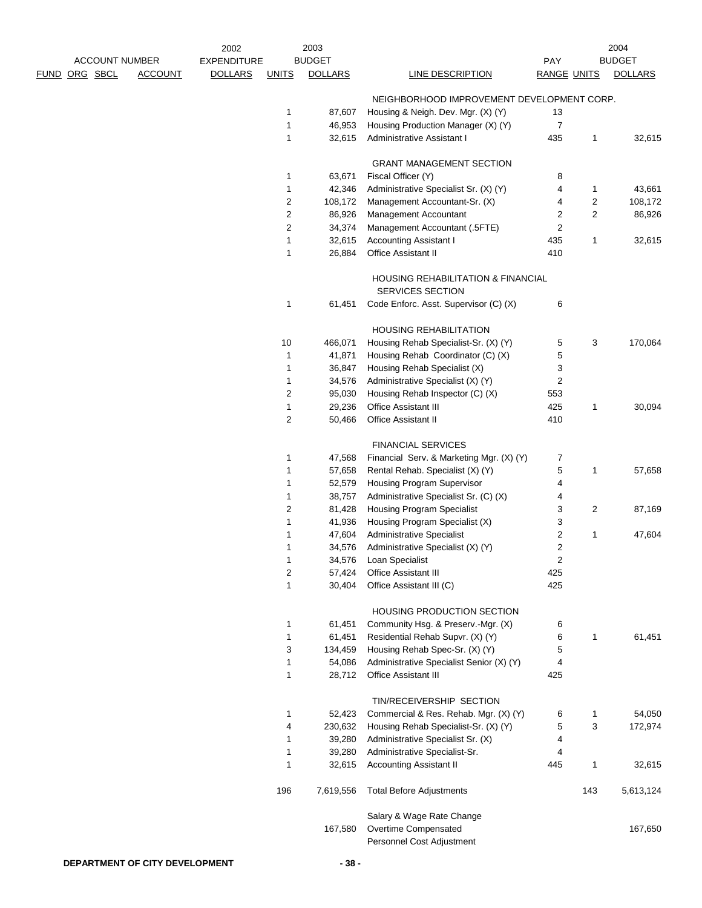| ACCOUNT NUMBER | | | | 2002 EXPENDITURE | 2003 BUDGET | | | PAY | 2004 BUDGET | |
|---|---|---|---|---|---|---|---|---|---|---|
| FUND | ORG | SBCL | ACCOUNT | DOLLARS | UNITS | DOLLARS | LINE DESCRIPTION | RANGE | UNITS | DOLLARS |
| | | | | | | | NEIGHBORHOOD IMPROVEMENT DEVELOPMENT CORP. | | | |
| | | | | | 1 | 87,607 | Housing & Neigh. Dev. Mgr. (X) (Y) | 13 | | |
| | | | | | 1 | 46,953 | Housing Production Manager (X) (Y) | 7 | | |
| | | | | | 1 | 32,615 | Administrative Assistant I | 435 | 1 | 32,615 |
| | | | | | | | GRANT MANAGEMENT SECTION | | | |
| | | | | | 1 | 63,671 | Fiscal Officer (Y) | 8 | | |
| | | | | | 1 | 42,346 | Administrative Specialist Sr. (X) (Y) | 4 | 1 | 43,661 |
| | | | | | 2 | 108,172 | Management Accountant-Sr. (X) | 4 | 2 | 108,172 |
| | | | | | 2 | 86,926 | Management Accountant | 2 | 2 | 86,926 |
| | | | | | 2 | 34,374 | Management Accountant (.5FTE) | 2 | | |
| | | | | | 1 | 32,615 | Accounting Assistant I | 435 | 1 | 32,615 |
| | | | | | 1 | 26,884 | Office Assistant II | 410 | | |
| | | | | | | | HOUSING REHABILITATION & FINANCIAL SERVICES SECTION | | | |
| | | | | | 1 | 61,451 | Code Enforc. Asst. Supervisor (C) (X) | 6 | | |
| | | | | | | | HOUSING REHABILITATION | | | |
| | | | | | 10 | 466,071 | Housing Rehab Specialist-Sr. (X) (Y) | 5 | 3 | 170,064 |
| | | | | | 1 | 41,871 | Housing Rehab Coordinator (C) (X) | 5 | | |
| | | | | | 1 | 36,847 | Housing Rehab Specialist (X) | 3 | | |
| | | | | | 1 | 34,576 | Administrative Specialist (X) (Y) | 2 | | |
| | | | | | 2 | 95,030 | Housing Rehab Inspector (C) (X) | 553 | | |
| | | | | | 1 | 29,236 | Office Assistant III | 425 | 1 | 30,094 |
| | | | | | 2 | 50,466 | Office Assistant II | 410 | | |
| | | | | | | | FINANCIAL SERVICES | | | |
| | | | | | 1 | 47,568 | Financial Serv. & Marketing Mgr. (X) (Y) | 7 | | |
| | | | | | 1 | 57,658 | Rental Rehab. Specialist (X) (Y) | 5 | 1 | 57,658 |
| | | | | | 1 | 52,579 | Housing Program Supervisor | 4 | | |
| | | | | | 1 | 38,757 | Administrative Specialist Sr. (C) (X) | 4 | | |
| | | | | | 2 | 81,428 | Housing Program Specialist | 3 | 2 | 87,169 |
| | | | | | 1 | 41,936 | Housing Program Specialist (X) | 3 | | |
| | | | | | 1 | 47,604 | Administrative Specialist | 2 | 1 | 47,604 |
| | | | | | 1 | 34,576 | Administrative Specialist (X) (Y) | 2 | | |
| | | | | | 1 | 34,576 | Loan Specialist | 2 | | |
| | | | | | 2 | 57,424 | Office Assistant III | 425 | | |
| | | | | | 1 | 30,404 | Office Assistant III (C) | 425 | | |
| | | | | | | | HOUSING PRODUCTION SECTION | | | |
| | | | | | 1 | 61,451 | Community Hsg. & Preserv.-Mgr. (X) | 6 | | |
| | | | | | 1 | 61,451 | Residential Rehab Supvr. (X) (Y) | 6 | 1 | 61,451 |
| | | | | | 3 | 134,459 | Housing Rehab Spec-Sr. (X) (Y) | 5 | | |
| | | | | | 1 | 54,086 | Administrative Specialist Senior (X) (Y) | 4 | | |
| | | | | | 1 | 28,712 | Office Assistant III | 425 | | |
| | | | | | | | TIN/RECEIVERSHIP SECTION | | | |
| | | | | | 1 | 52,423 | Commercial & Res. Rehab. Mgr. (X) (Y) | 6 | 1 | 54,050 |
| | | | | | 4 | 230,632 | Housing Rehab Specialist-Sr. (X) (Y) | 5 | 3 | 172,974 |
| | | | | | 1 | 39,280 | Administrative Specialist Sr. (X) | 4 | | |
| | | | | | 1 | 39,280 | Administrative Specialist-Sr. | 4 | | |
| | | | | | 1 | 32,615 | Accounting Assistant II | 445 | 1 | 32,615 |
| | | | | | 196 | 7,619,556 | Total Before Adjustments | | 143 | 5,613,124 |
| | | | | | | | Salary & Wage Rate Change | | | |
| | | | | | | 167,580 | Overtime Compensated | | | 167,650 |
| | | | | | | | Personnel Cost Adjustment | | | |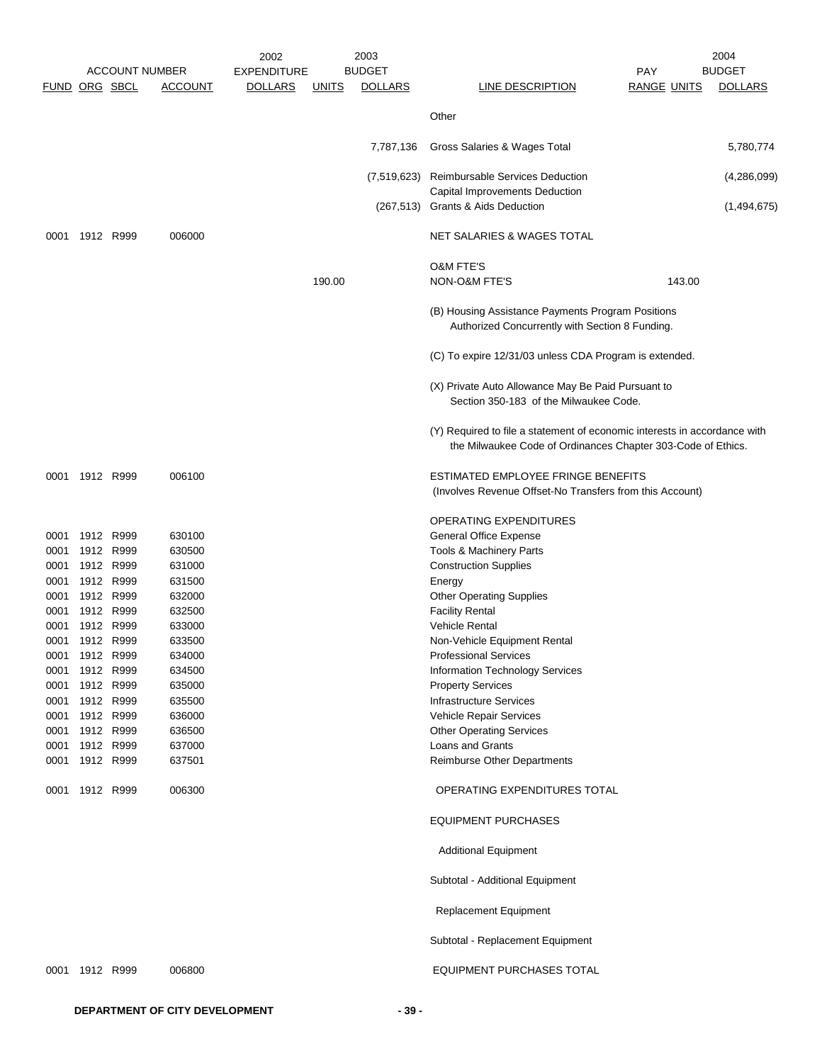| FUND | ORG | SBCL | ACCOUNT | 2002 EXPENDITURE DOLLARS | 2003 BUDGET UNITS | 2003 BUDGET DOLLARS | LINE DESCRIPTION | PAY RANGE | 2004 BUDGET UNITS | 2004 BUDGET DOLLARS |
|---|---|---|---|---|---|---|---|---|---|---|
| | | | | | | | Other | | | |
| | | | | | | 7,787,136 | Gross Salaries & Wages Total | | | 5,780,774 |
| | | | | | | (7,519,623) | Reimbursable Services Deduction | | | (4,286,099) |
| | | | | | | | Capital Improvements Deduction | | | |
| | | | | | | (267,513) | Grants & Aids Deduction | | | (1,494,675) |
| 0001 | 1912 | R999 | 006000 | | | | NET SALARIES & WAGES TOTAL | | | |
| | | | | | | | O&M FTE'S | | | |
| | | | | | 190.00 | | NON-O&M FTE'S | | 143.00 | |
| | | | | | | | (B) Housing Assistance Payments Program Positions Authorized Concurrently with Section 8 Funding. | | | |
| | | | | | | | (C) To expire 12/31/03 unless CDA Program is extended. | | | |
| | | | | | | | (X) Private Auto Allowance May Be Paid Pursuant to Section 350-183 of the Milwaukee Code. | | | |
| | | | | | | | (Y) Required to file a statement of economic interests in accordance with the Milwaukee Code of Ordinances Chapter 303-Code of Ethics. | | | |
| 0001 | 1912 | R999 | 006100 | | | | ESTIMATED EMPLOYEE FRINGE BENEFITS (Involves Revenue Offset-No Transfers from this Account) | | | |
| | | | | | | | OPERATING EXPENDITURES | | | |
| 0001 | 1912 | R999 | 630100 | | | | General Office Expense | | | |
| 0001 | 1912 | R999 | 630500 | | | | Tools & Machinery Parts | | | |
| 0001 | 1912 | R999 | 631000 | | | | Construction Supplies | | | |
| 0001 | 1912 | R999 | 631500 | | | | Energy | | | |
| 0001 | 1912 | R999 | 632000 | | | | Other Operating Supplies | | | |
| 0001 | 1912 | R999 | 632500 | | | | Facility Rental | | | |
| 0001 | 1912 | R999 | 633000 | | | | Vehicle Rental | | | |
| 0001 | 1912 | R999 | 633500 | | | | Non-Vehicle Equipment Rental | | | |
| 0001 | 1912 | R999 | 634000 | | | | Professional Services | | | |
| 0001 | 1912 | R999 | 634500 | | | | Information Technology Services | | | |
| 0001 | 1912 | R999 | 635000 | | | | Property Services | | | |
| 0001 | 1912 | R999 | 635500 | | | | Infrastructure Services | | | |
| 0001 | 1912 | R999 | 636000 | | | | Vehicle Repair Services | | | |
| 0001 | 1912 | R999 | 636500 | | | | Other Operating Services | | | |
| 0001 | 1912 | R999 | 637000 | | | | Loans and Grants | | | |
| 0001 | 1912 | R999 | 637501 | | | | Reimburse Other Departments | | | |
| 0001 | 1912 | R999 | 006300 | | | | OPERATING EXPENDITURES TOTAL | | | |
| | | | | | | | EQUIPMENT PURCHASES | | | |
| | | | | | | | Additional Equipment | | | |
| | | | | | | | Subtotal - Additional Equipment | | | |
| | | | | | | | Replacement Equipment | | | |
| | | | | | | | Subtotal - Replacement Equipment | | | |
| 0001 | 1912 | R999 | 006800 | | | | EQUIPMENT PURCHASES TOTAL | | | |

**DEPARTMENT OF CITY DEVELOPMENT**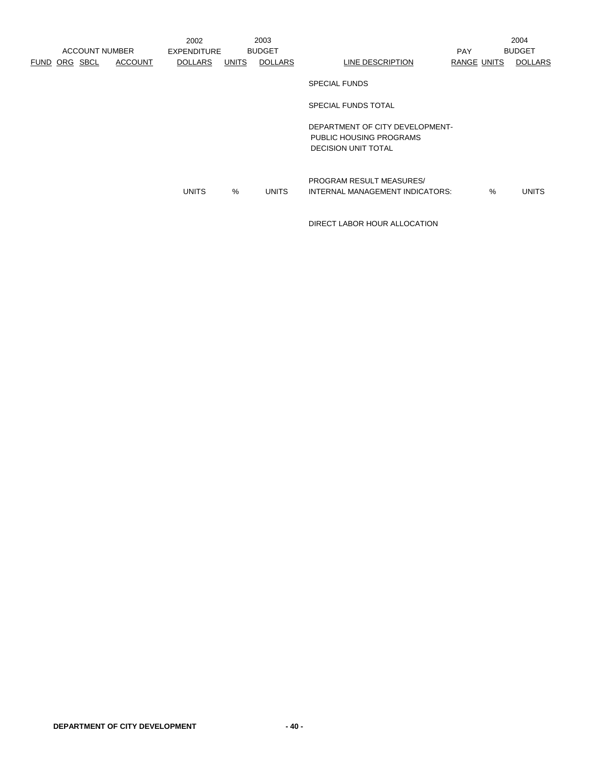| ACCOUNT NUMBER | | | | 2002 EXPENDITURE | 2003 BUDGET | | | PAY | | 2004 BUDGET |
|---|---|---|---|---|---|---|---|---|---|---|
| FUND | ORG | SBCL | ACCOUNT | DOLLARS | UNITS | DOLLARS | LINE DESCRIPTION | RANGE | UNITS | DOLLARS |
| | | | | | | | SPECIAL FUNDS | | | |
| | | | | | | | SPECIAL FUNDS TOTAL | | | |
| | | | | | | | DEPARTMENT OF CITY DEVELOPMENT- PUBLIC HOUSING PROGRAMS DECISION UNIT TOTAL | | | |
| | | | | UNITS | % | UNITS | PROGRAM RESULT MEASURES/ INTERNAL MANAGEMENT INDICATORS: | | % | UNITS |
| | | | | | | | DIRECT LABOR HOUR ALLOCATION | | | |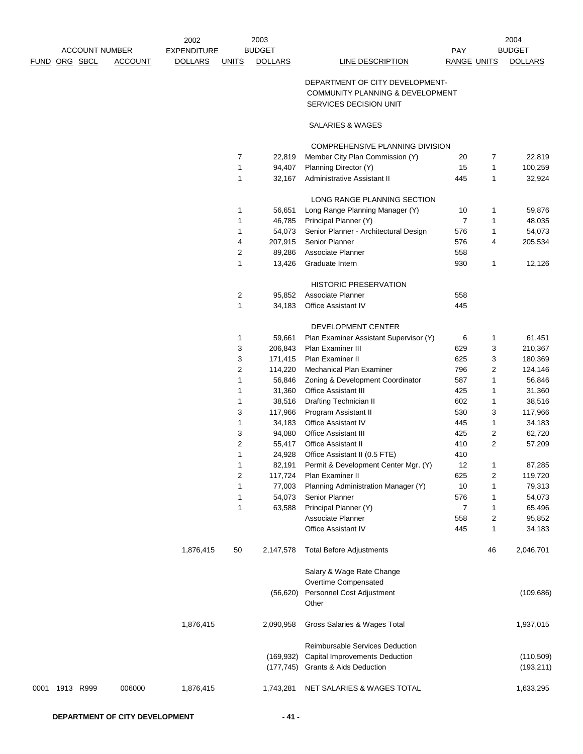| ACCOUNT NUMBER | | | | 2002 EXPENDITURE | 2003 BUDGET | | | | | 2004 BUDGET |
|---|---|---|---|---|---|---|---|---|---|---|
| FUND | ORG | SBCL | ACCOUNT | DOLLARS | UNITS | DOLLARS | LINE DESCRIPTION | PAY RANGE | UNITS | DOLLARS |
| | | | | | | | DEPARTMENT OF CITY DEVELOPMENT- COMMUNITY PLANNING & DEVELOPMENT SERVICES DECISION UNIT | | | |
| | | | | | | | SALARIES & WAGES | | | |
| | | | | | | | COMPREHENSIVE PLANNING DIVISION | | | |
| | | | | | 7 | 22,819 | Member City Plan Commission (Y) | 20 | 7 | 22,819 |
| | | | | | 1 | 94,407 | Planning Director (Y) | 15 | 1 | 100,259 |
| | | | | | 1 | 32,167 | Administrative Assistant II | 445 | 1 | 32,924 |
| | | | | | | | LONG RANGE PLANNING SECTION | | | |
| | | | | | 1 | 56,651 | Long Range Planning Manager (Y) | 10 | 1 | 59,876 |
| | | | | | 1 | 46,785 | Principal Planner (Y) | 7 | 1 | 48,035 |
| | | | | | 1 | 54,073 | Senior Planner - Architectural Design | 576 | 1 | 54,073 |
| | | | | | 4 | 207,915 | Senior Planner | 576 | 4 | 205,534 |
| | | | | | 2 | 89,286 | Associate Planner | 558 | | |
| | | | | | 1 | 13,426 | Graduate Intern | 930 | 1 | 12,126 |
| | | | | | | | HISTORIC PRESERVATION | | | |
| | | | | | 2 | 95,852 | Associate Planner | 558 | | |
| | | | | | 1 | 34,183 | Office Assistant IV | 445 | | |
| | | | | | | | DEVELOPMENT CENTER | | | |
| | | | | | 1 | 59,661 | Plan Examiner Assistant Supervisor (Y) | 6 | 1 | 61,451 |
| | | | | | 3 | 206,843 | Plan Examiner III | 629 | 3 | 210,367 |
| | | | | | 3 | 171,415 | Plan Examiner II | 625 | 3 | 180,369 |
| | | | | | 2 | 114,220 | Mechanical Plan Examiner | 796 | 2 | 124,146 |
| | | | | | 1 | 56,846 | Zoning & Development Coordinator | 587 | 1 | 56,846 |
| | | | | | 1 | 31,360 | Office Assistant III | 425 | 1 | 31,360 |
| | | | | | 1 | 38,516 | Drafting Technician II | 602 | 1 | 38,516 |
| | | | | | 3 | 117,966 | Program Assistant II | 530 | 3 | 117,966 |
| | | | | | 1 | 34,183 | Office Assistant IV | 445 | 1 | 34,183 |
| | | | | | 3 | 94,080 | Office Assistant III | 425 | 2 | 62,720 |
| | | | | | 2 | 55,417 | Office Assistant II | 410 | 2 | 57,209 |
| | | | | | 1 | 24,928 | Office Assistant II (0.5 FTE) | 410 | | |
| | | | | | 1 | 82,191 | Permit & Development Center Mgr. (Y) | 12 | 1 | 87,285 |
| | | | | | 2 | 117,724 | Plan Examiner II | 625 | 2 | 119,720 |
| | | | | | 1 | 77,003 | Planning Administration Manager (Y) | 10 | 1 | 79,313 |
| | | | | | 1 | 54,073 | Senior Planner | 576 | 1 | 54,073 |
| | | | | | 1 | 63,588 | Principal Planner (Y) | 7 | 1 | 65,496 |
| | | | | | | | Associate Planner | 558 | 2 | 95,852 |
| | | | | | | | Office Assistant IV | 445 | 1 | 34,183 |
| | | | | 1,876,415 | 50 | 2,147,578 | Total Before Adjustments | | 46 | 2,046,701 |
| | | | | | | | Salary & Wage Rate Change | | | |
| | | | | | | | Overtime Compensated | | | |
| | | | | | | (56,620) | Personnel Cost Adjustment | | | (109,686) |
| | | | | | | | Other | | | |
| | | | | 1,876,415 | | 2,090,958 | Gross Salaries & Wages Total | | | 1,937,015 |
| | | | | | | | Reimbursable Services Deduction | | | |
| | | | | | | (169,932) | Capital Improvements Deduction | | | (110,509) |
| | | | | | | (177,745) | Grants & Aids Deduction | | | (193,211) |
| 0001 | 1913 | R999 | 006000 | 1,876,415 | | 1,743,281 | NET SALARIES & WAGES TOTAL | | | 1,633,295 |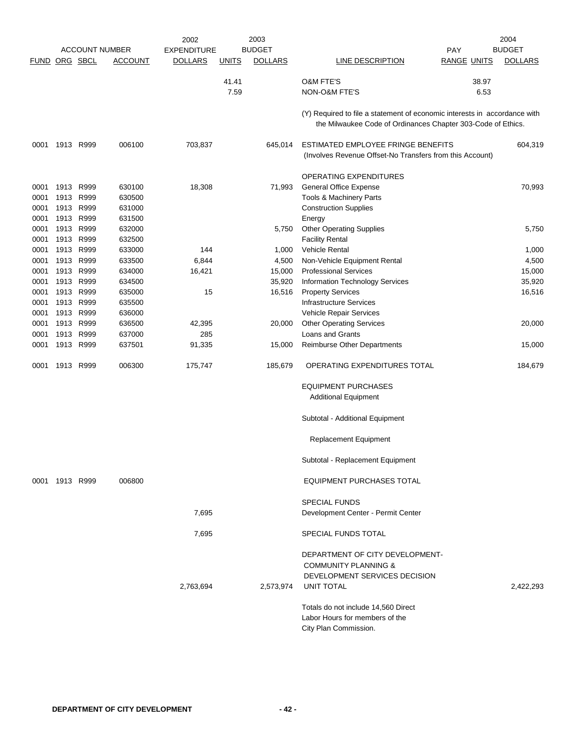| ACCOUNT NUMBER | | | | 2002 EXPENDITURE | 2003 BUDGET | | | PAY | 2004 BUDGET | |
|---|---|---|---|---|---|---|---|---|---|---|
| FUND | ORG | SBCL | ACCOUNT | DOLLARS | UNITS | DOLLARS | LINE DESCRIPTION | RANGE | UNITS | DOLLARS |
| | | | | | 41.41 | | O&M FTE'S | | 38.97 | |
| | | | | | 7.59 | | NON-O&M FTE'S | | 6.53 | |
| | | | | | | | (Y) Required to file a statement of economic interests in accordance with the Milwaukee Code of Ordinances Chapter 303-Code of Ethics. | | | |
| 0001 | 1913 | R999 | 006100 | 703,837 | | 645,014 | ESTIMATED EMPLOYEE FRINGE BENEFITS (Involves Revenue Offset-No Transfers from this Account) | | | 604,319 |
| | | | | | | | OPERATING EXPENDITURES | | | |
| 0001 | 1913 | R999 | 630100 | 18,308 | | 71,993 | General Office Expense | | | 70,993 |
| 0001 | 1913 | R999 | 630500 | | | | Tools & Machinery Parts | | | |
| 0001 | 1913 | R999 | 631000 | | | | Construction Supplies | | | |
| 0001 | 1913 | R999 | 631500 | | | | Energy | | | |
| 0001 | 1913 | R999 | 632000 | | | 5,750 | Other Operating Supplies | | | 5,750 |
| 0001 | 1913 | R999 | 632500 | | | | Facility Rental | | | |
| 0001 | 1913 | R999 | 633000 | 144 | | 1,000 | Vehicle Rental | | | 1,000 |
| 0001 | 1913 | R999 | 633500 | 6,844 | | 4,500 | Non-Vehicle Equipment Rental | | | 4,500 |
| 0001 | 1913 | R999 | 634000 | 16,421 | | 15,000 | Professional Services | | | 15,000 |
| 0001 | 1913 | R999 | 634500 | | | 35,920 | Information Technology Services | | | 35,920 |
| 0001 | 1913 | R999 | 635000 | 15 | | 16,516 | Property Services | | | 16,516 |
| 0001 | 1913 | R999 | 635500 | | | | Infrastructure Services | | | |
| 0001 | 1913 | R999 | 636000 | | | | Vehicle Repair Services | | | |
| 0001 | 1913 | R999 | 636500 | 42,395 | | 20,000 | Other Operating Services | | | 20,000 |
| 0001 | 1913 | R999 | 637000 | 285 | | | Loans and Grants | | | |
| 0001 | 1913 | R999 | 637501 | 91,335 | | 15,000 | Reimburse Other Departments | | | 15,000 |
| 0001 | 1913 | R999 | 006300 | 175,747 | | 185,679 | OPERATING EXPENDITURES TOTAL | | | 184,679 |
| | | | | | | | EQUIPMENT PURCHASES | | | |
| | | | | | | | Additional Equipment | | | |
| | | | | | | | Subtotal - Additional Equipment | | | |
| | | | | | | | Replacement Equipment | | | |
| | | | | | | | Subtotal - Replacement Equipment | | | |
| 0001 | 1913 | R999 | 006800 | | | | EQUIPMENT PURCHASES TOTAL | | | |
| | | | | | | | SPECIAL FUNDS | | | |
| | | | | 7,695 | | | Development Center - Permit Center | | | |
| | | | | 7,695 | | | SPECIAL FUNDS TOTAL | | | |
| | | | | 2,763,694 | | 2,573,974 | DEPARTMENT OF CITY DEVELOPMENT-COMMUNITY PLANNING & DEVELOPMENT SERVICES DECISION UNIT TOTAL | | | 2,422,293 |
| | | | | | | | Totals do not include 14,560 Direct Labor Hours for members of the City Plan Commission. | | | |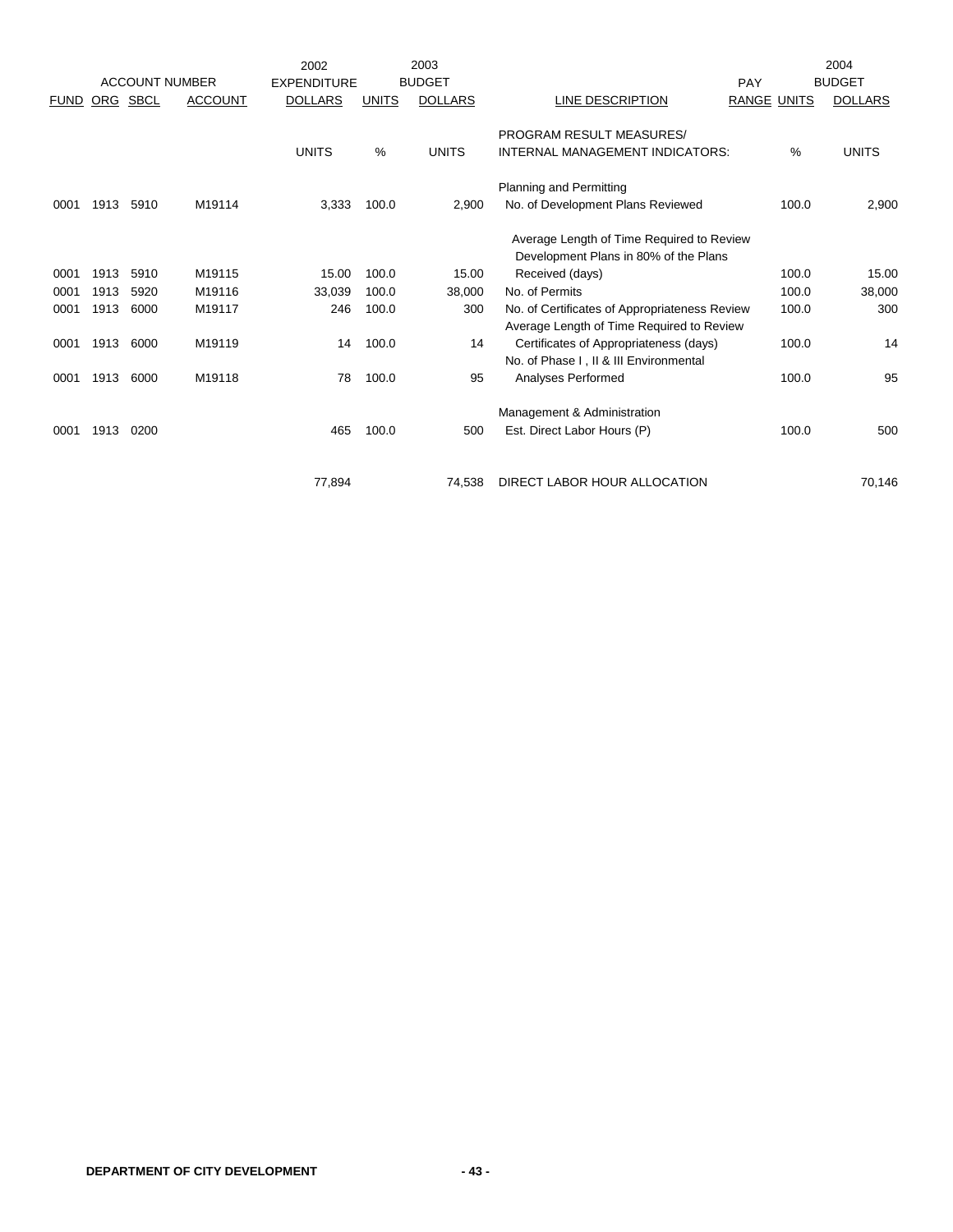| ACCOUNT NUMBER | | | | 2002 | 2003 | | | | | 2004 |
|---|---|---|---|---|---|---|---|---|---|---|
| FUND | ORG | SBCL | ACCOUNT | EXPENDITURE DOLLARS | UNITS | BUDGET DOLLARS | LINE DESCRIPTION | PAY RANGE | UNITS | BUDGET DOLLARS |
| | | | | UNITS | % | UNITS | PROGRAM RESULT MEASURES/ INTERNAL MANAGEMENT INDICATORS: | | % | UNITS |
| | | | | | | | Planning and Permitting | | | |
| 0001 | 1913 | 5910 | M19114 | 3,333 | 100.0 | 2,900 | No. of Development Plans Reviewed | | 100.0 | 2,900 |
| 0001 | 1913 | 5910 | M19115 | 15.00 | 100.0 | 15.00 | Average Length of Time Required to Review Development Plans in 80% of the Plans Received (days) | | 100.0 | 15.00 |
| 0001 | 1913 | 5920 | M19116 | 33,039 | 100.0 | 38,000 | No. of Permits | | 100.0 | 38,000 |
| 0001 | 1913 | 6000 | M19117 | 246 | 100.0 | 300 | No. of Certificates of Appropriateness Review | | 100.0 | 300 |
| 0001 | 1913 | 6000 | M19119 | 14 | 100.0 | 14 | Average Length of Time Required to Review Certificates of Appropriateness (days) | | 100.0 | 14 |
| 0001 | 1913 | 6000 | M19118 | 78 | 100.0 | 95 | No. of Phase I , II & III Environmental Analyses Performed | | 100.0 | 95 |
| | | | | | | | Management & Administration | | | |
| 0001 | 1913 | 0200 | | 465 | 100.0 | 500 | Est. Direct Labor Hours (P) | | 100.0 | 500 |
| | | | | 77,894 | | 74,538 | DIRECT LABOR HOUR ALLOCATION | | | 70,146 |

**DEPARTMENT OF CITY DEVELOPMENT**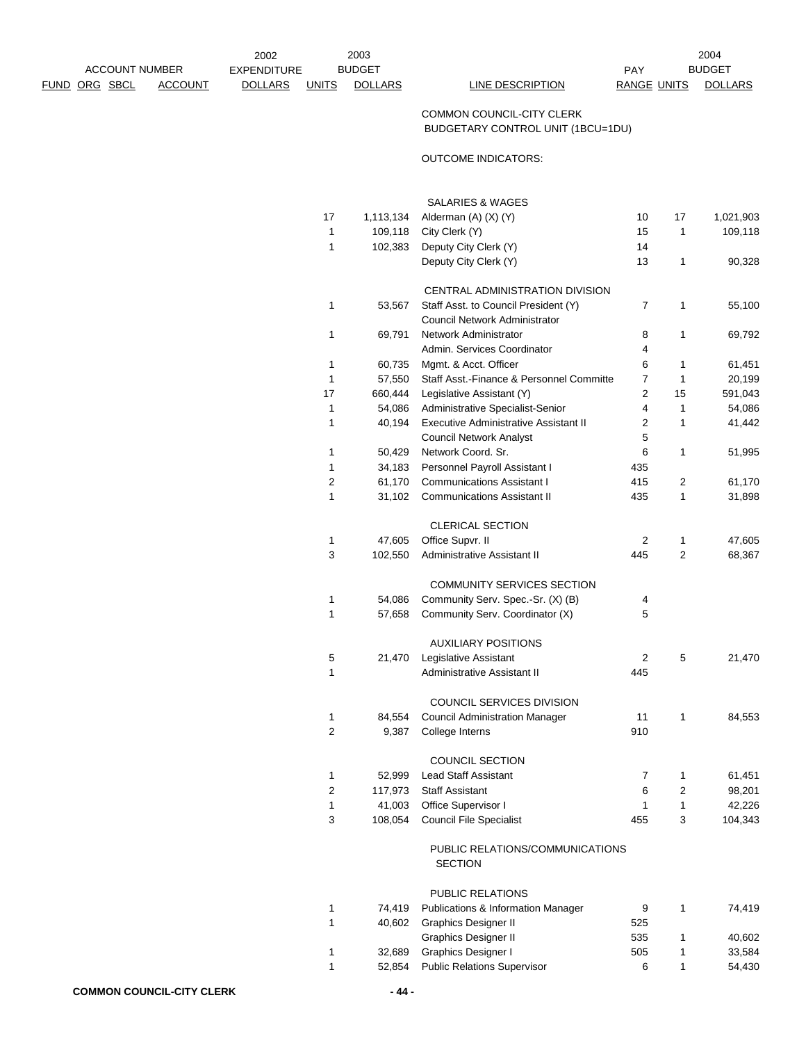| FUND | ORG | SBCL | ACCOUNT | 2002 EXPENDITURE DOLLARS | 2003 BUDGET UNITS | 2003 BUDGET DOLLARS | LINE DESCRIPTION | PAY RANGE | 2004 BUDGET UNITS | 2004 BUDGET DOLLARS |
|---|---|---|---|---|---|---|---|---|---|---|
| | | | | | | | COMMON COUNCIL-CITY CLERK | | | |
| | | | | | | | BUDGETARY CONTROL UNIT (1BCU=1DU) | | | |
| | | | | | | | OUTCOME INDICATORS: | | | |
| | | | | | | | SALARIES & WAGES | | | |
| | | | | | 17 | 1,113,134 | Alderman (A) (X) (Y) | 10 | 17 | 1,021,903 |
| | | | | | 1 | 109,118 | City Clerk (Y) | 15 | 1 | 109,118 |
| | | | | | 1 | 102,383 | Deputy City Clerk (Y) | 14 | | |
| | | | | | | | Deputy City Clerk (Y) | 13 | 1 | 90,328 |
| | | | | | | | CENTRAL ADMINISTRATION DIVISION | | | |
| | | | | | 1 | 53,567 | Staff Asst. to Council President (Y) | 7 | 1 | 55,100 |
| | | | | | | | Council Network Administrator | | | |
| | | | | | 1 | 69,791 | Network Administrator | 8 | 1 | 69,792 |
| | | | | | | | Admin. Services Coordinator | 4 | | |
| | | | | | 1 | 60,735 | Mgmt. & Acct. Officer | 6 | 1 | 61,451 |
| | | | | | 1 | 57,550 | Staff Asst.-Finance & Personnel Committe | 7 | 1 | 20,199 |
| | | | | | 17 | 660,444 | Legislative Assistant (Y) | 2 | 15 | 591,043 |
| | | | | | 1 | 54,086 | Administrative Specialist-Senior | 4 | 1 | 54,086 |
| | | | | | 1 | 40,194 | Executive Administrative Assistant II | 2 | 1 | 41,442 |
| | | | | | | | Council Network Analyst | 5 | | |
| | | | | | 1 | 50,429 | Network Coord. Sr. | 6 | 1 | 51,995 |
| | | | | | 1 | 34,183 | Personnel Payroll Assistant I | 435 | | |
| | | | | | 2 | 61,170 | Communications Assistant I | 415 | 2 | 61,170 |
| | | | | | 1 | 31,102 | Communications Assistant II | 435 | 1 | 31,898 |
| | | | | | | | CLERICAL SECTION | | | |
| | | | | | 1 | 47,605 | Office Supvr. II | 2 | 1 | 47,605 |
| | | | | | 3 | 102,550 | Administrative Assistant II | 445 | 2 | 68,367 |
| | | | | | | | COMMUNITY SERVICES SECTION | | | |
| | | | | | 1 | 54,086 | Community Serv. Spec.-Sr. (X) (B) | 4 | | |
| | | | | | 1 | 57,658 | Community Serv. Coordinator (X) | 5 | | |
| | | | | | | | AUXILIARY POSITIONS | | | |
| | | | | | 5 | 21,470 | Legislative Assistant | 2 | 5 | 21,470 |
| | | | | | 1 | | Administrative Assistant II | 445 | | |
| | | | | | | | COUNCIL SERVICES DIVISION | | | |
| | | | | | 1 | 84,554 | Council Administration Manager | 11 | 1 | 84,553 |
| | | | | | 2 | 9,387 | College Interns | 910 | | |
| | | | | | | | COUNCIL SECTION | | | |
| | | | | | 1 | 52,999 | Lead Staff Assistant | 7 | 1 | 61,451 |
| | | | | | 2 | 117,973 | Staff Assistant | 6 | 2 | 98,201 |
| | | | | | 1 | 41,003 | Office Supervisor I | 1 | 1 | 42,226 |
| | | | | | 3 | 108,054 | Council File Specialist | 455 | 3 | 104,343 |
| | | | | | | | PUBLIC RELATIONS/COMMUNICATIONS SECTION | | | |
| | | | | | | | PUBLIC RELATIONS | | | |
| | | | | | 1 | 74,419 | Publications & Information Manager | 9 | 1 | 74,419 |
| | | | | | 1 | 40,602 | Graphics Designer II | 525 | | |
| | | | | | | | Graphics Designer II | 535 | 1 | 40,602 |
| | | | | | 1 | 32,689 | Graphics Designer I | 505 | 1 | 33,584 |
| | | | | | 1 | 52,854 | Public Relations Supervisor | 6 | 1 | 54,430 |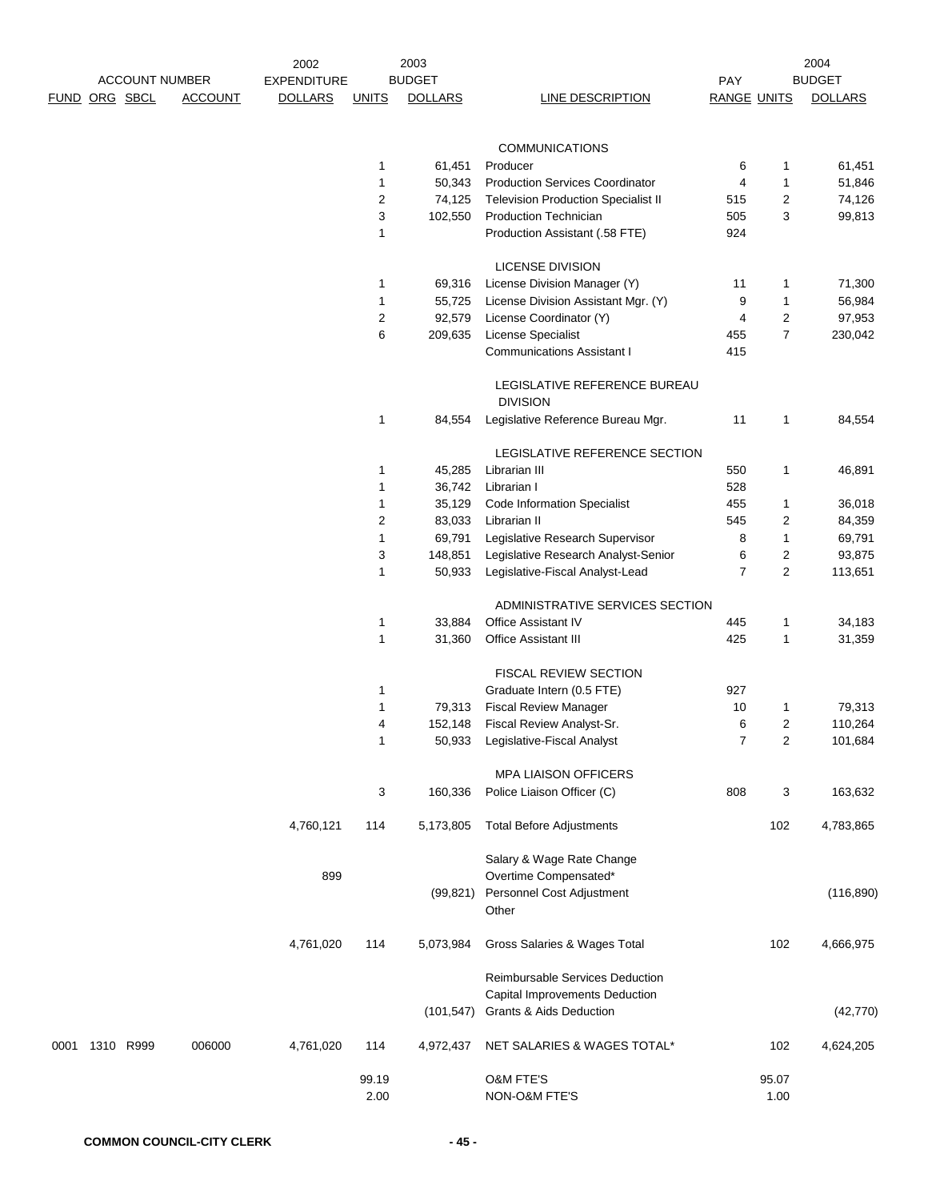| ACCOUNT NUMBER FUND | ORG | SBCL | ACCOUNT | 2002 EXPENDITURE DOLLARS | 2003 BUDGET UNITS | 2003 BUDGET DOLLARS | LINE DESCRIPTION | PAY RANGE | 2004 BUDGET UNITS | 2004 BUDGET DOLLARS |
|---|---|---|---|---|---|---|---|---|---|---|
| | | | | | | | COMMUNICATIONS | | | |
| | | | | | 1 | 61,451 | Producer | 6 | 1 | 61,451 |
| | | | | | 1 | 50,343 | Production Services Coordinator | 4 | 1 | 51,846 |
| | | | | | 2 | 74,125 | Television Production Specialist II | 515 | 2 | 74,126 |
| | | | | | 3 | 102,550 | Production Technician | 505 | 3 | 99,813 |
| | | | | | 1 | | Production Assistant (.58 FTE) | 924 | | |
| | | | | | | | LICENSE DIVISION | | | |
| | | | | | 1 | 69,316 | License Division Manager (Y) | 11 | 1 | 71,300 |
| | | | | | 1 | 55,725 | License Division Assistant Mgr. (Y) | 9 | 1 | 56,984 |
| | | | | | 2 | 92,579 | License Coordinator (Y) | 4 | 2 | 97,953 |
| | | | | | 6 | 209,635 | License Specialist | 455 | 7 | 230,042 |
| | | | | | | | Communications Assistant I | 415 | | |
| | | | | | | | LEGISLATIVE REFERENCE BUREAU DIVISION | | | |
| | | | | | 1 | 84,554 | Legislative Reference Bureau Mgr. | 11 | 1 | 84,554 |
| | | | | | | | LEGISLATIVE REFERENCE SECTION | | | |
| | | | | | 1 | 45,285 | Librarian III | 550 | 1 | 46,891 |
| | | | | | 1 | 36,742 | Librarian I | 528 | | |
| | | | | | 1 | 35,129 | Code Information Specialist | 455 | 1 | 36,018 |
| | | | | | 2 | 83,033 | Librarian II | 545 | 2 | 84,359 |
| | | | | | 1 | 69,791 | Legislative Research Supervisor | 8 | 1 | 69,791 |
| | | | | | 3 | 148,851 | Legislative Research Analyst-Senior | 6 | 2 | 93,875 |
| | | | | | 1 | 50,933 | Legislative-Fiscal Analyst-Lead | 7 | 2 | 113,651 |
| | | | | | | | ADMINISTRATIVE SERVICES SECTION | | | |
| | | | | | 1 | 33,884 | Office Assistant IV | 445 | 1 | 34,183 |
| | | | | | 1 | 31,360 | Office Assistant III | 425 | 1 | 31,359 |
| | | | | | | | FISCAL REVIEW SECTION | | | |
| | | | | | 1 | | Graduate Intern (0.5 FTE) | 927 | | |
| | | | | | 1 | 79,313 | Fiscal Review Manager | 10 | 1 | 79,313 |
| | | | | | 4 | 152,148 | Fiscal Review Analyst-Sr. | 6 | 2 | 110,264 |
| | | | | | 1 | 50,933 | Legislative-Fiscal Analyst | 7 | 2 | 101,684 |
| | | | | | | | MPA LIAISON OFFICERS | | | |
| | | | | | 3 | 160,336 | Police Liaison Officer (C) | 808 | 3 | 163,632 |
| | | | | 4,760,121 | 114 | 5,173,805 | Total Before Adjustments | | 102 | 4,783,865 |
| | | | | | | | Salary & Wage Rate Change | | | |
| | | | | 899 | | | Overtime Compensated* | | | |
| | | | | | | (99,821) | Personnel Cost Adjustment | | | (116,890) |
| | | | | | | | Other | | | |
| | | | | 4,761,020 | 114 | 5,073,984 | Gross Salaries & Wages Total | | 102 | 4,666,975 |
| | | | | | | | Reimbursable Services Deduction | | | |
| | | | | | | | Capital Improvements Deduction | | | |
| | | | | | | (101,547) | Grants & Aids Deduction | | | (42,770) |
| 0001 | 1310 | R999 | 006000 | 4,761,020 | 114 | 4,972,437 | NET SALARIES & WAGES TOTAL* | | 102 | 4,624,205 |
| | | | | | 99.19 | | O&M FTE'S | | 95.07 | |
| | | | | | 2.00 | | NON-O&M FTE'S | | 1.00 | |

COMMON COUNCIL-CITY CLERK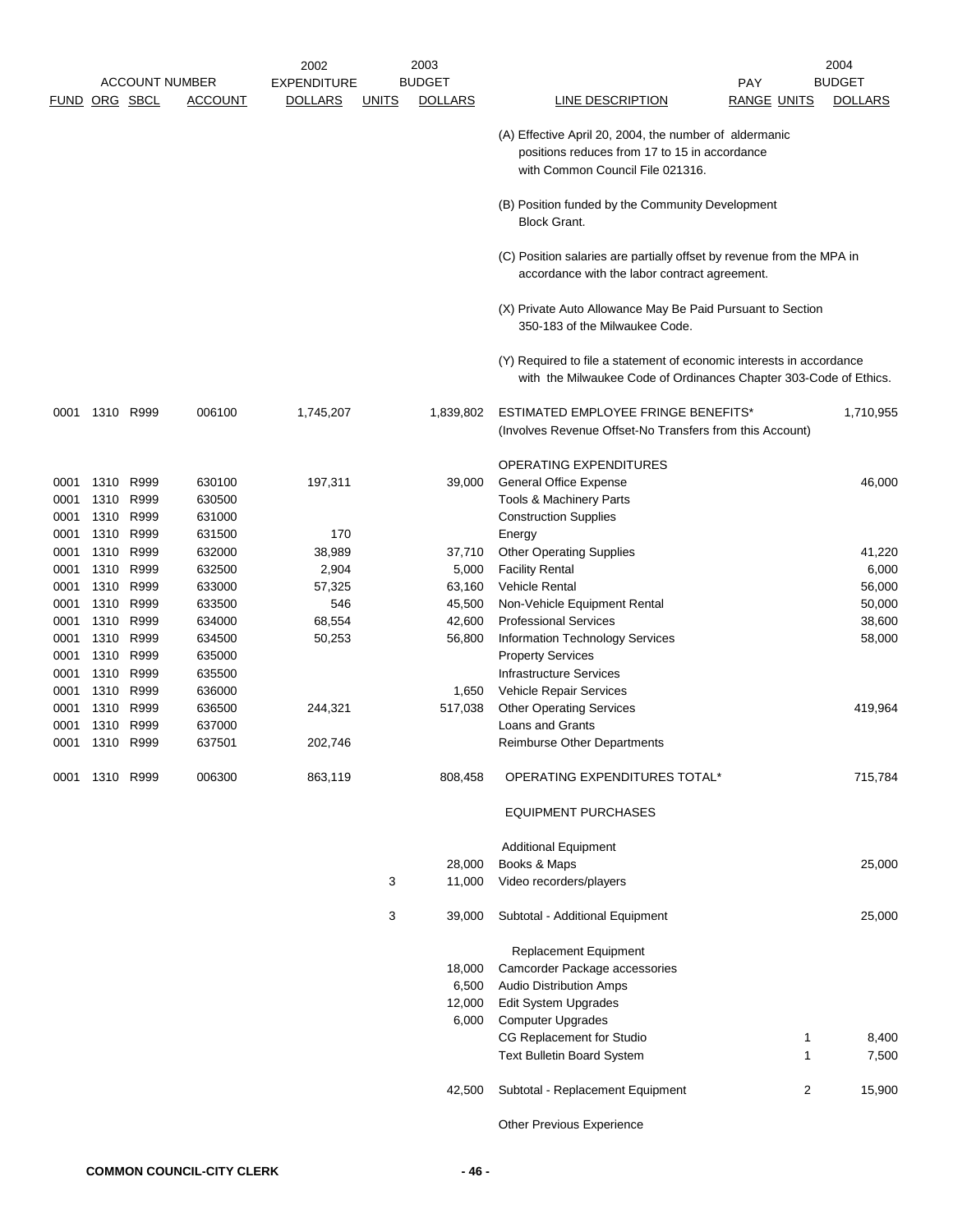| ACCOUNT NUMBER | | | | 2002 EXPENDITURE | 2003 BUDGET | | | PAY | | 2004 BUDGET |
|---|---|---|---|---|---|---|---|---|---|---|
| FUND | ORG | SBCL | ACCOUNT | DOLLARS | UNITS | DOLLARS | LINE DESCRIPTION | RANGE | UNITS | DOLLARS |
| | | | | | | | (A) Effective April 20, 2004, the number of aldermanic positions reduces from 17 to 15 in accordance with Common Council File 021316. | | | |
| | | | | | | | (B) Position funded by the Community Development Block Grant. | | | |
| | | | | | | | (C) Position salaries are partially offset by revenue from the MPA in accordance with the labor contract agreement. | | | |
| | | | | | | | (X) Private Auto Allowance May Be Paid Pursuant to Section 350-183 of the Milwaukee Code. | | | |
| | | | | | | | (Y) Required to file a statement of economic interests in accordance with the Milwaukee Code of Ordinances Chapter 303-Code of Ethics. | | | |
| 0001 | 1310 | R999 | 006100 | 1,745,207 | | 1,839,802 | ESTIMATED EMPLOYEE FRINGE BENEFITS* (Involves Revenue Offset-No Transfers from this Account) | | | 1,710,955 |
| | | | | | | | OPERATING EXPENDITURES | | | |
| 0001 | 1310 | R999 | 630100 | 197,311 | | 39,000 | General Office Expense | | | 46,000 |
| 0001 | 1310 | R999 | 630500 | | | | Tools & Machinery Parts | | | |
| 0001 | 1310 | R999 | 631000 | | | | Construction Supplies | | | |
| 0001 | 1310 | R999 | 631500 | 170 | | | Energy | | | |
| 0001 | 1310 | R999 | 632000 | 38,989 | | 37,710 | Other Operating Supplies | | | 41,220 |
| 0001 | 1310 | R999 | 632500 | 2,904 | | 5,000 | Facility Rental | | | 6,000 |
| 0001 | 1310 | R999 | 633000 | 57,325 | | 63,160 | Vehicle Rental | | | 56,000 |
| 0001 | 1310 | R999 | 633500 | 546 | | 45,500 | Non-Vehicle Equipment Rental | | | 50,000 |
| 0001 | 1310 | R999 | 634000 | 68,554 | | 42,600 | Professional Services | | | 38,600 |
| 0001 | 1310 | R999 | 634500 | 50,253 | | 56,800 | Information Technology Services | | | 58,000 |
| 0001 | 1310 | R999 | 635000 | | | | Property Services | | | |
| 0001 | 1310 | R999 | 635500 | | | | Infrastructure Services | | | |
| 0001 | 1310 | R999 | 636000 | | | 1,650 | Vehicle Repair Services | | | |
| 0001 | 1310 | R999 | 636500 | 244,321 | | 517,038 | Other Operating Services | | | 419,964 |
| 0001 | 1310 | R999 | 637000 | | | | Loans and Grants | | | |
| 0001 | 1310 | R999 | 637501 | 202,746 | | | Reimburse Other Departments | | | |
| 0001 | 1310 | R999 | 006300 | 863,119 | | 808,458 | OPERATING EXPENDITURES TOTAL* | | | 715,784 |
| | | | | | | | EQUIPMENT PURCHASES | | | |
| | | | | | | | Additional Equipment | | | |
| | | | | | | 28,000 | Books & Maps | | | 25,000 |
| | | | | | 3 | 11,000 | Video recorders/players | | | |
| | | | | | 3 | 39,000 | Subtotal - Additional Equipment | | | 25,000 |
| | | | | | | | Replacement Equipment | | | |
| | | | | | | 18,000 | Camcorder Package accessories | | | |
| | | | | | | 6,500 | Audio Distribution Amps | | | |
| | | | | | | 12,000 | Edit System Upgrades | | | |
| | | | | | | 6,000 | Computer Upgrades | | | |
| | | | | | | | CG Replacement for Studio | | 1 | 8,400 |
| | | | | | | | Text Bulletin Board System | | 1 | 7,500 |
| | | | | | | 42,500 | Subtotal - Replacement Equipment | | 2 | 15,900 |
| | | | | | | | Other Previous Experience | | | |

COMMON COUNCIL-CITY CLERK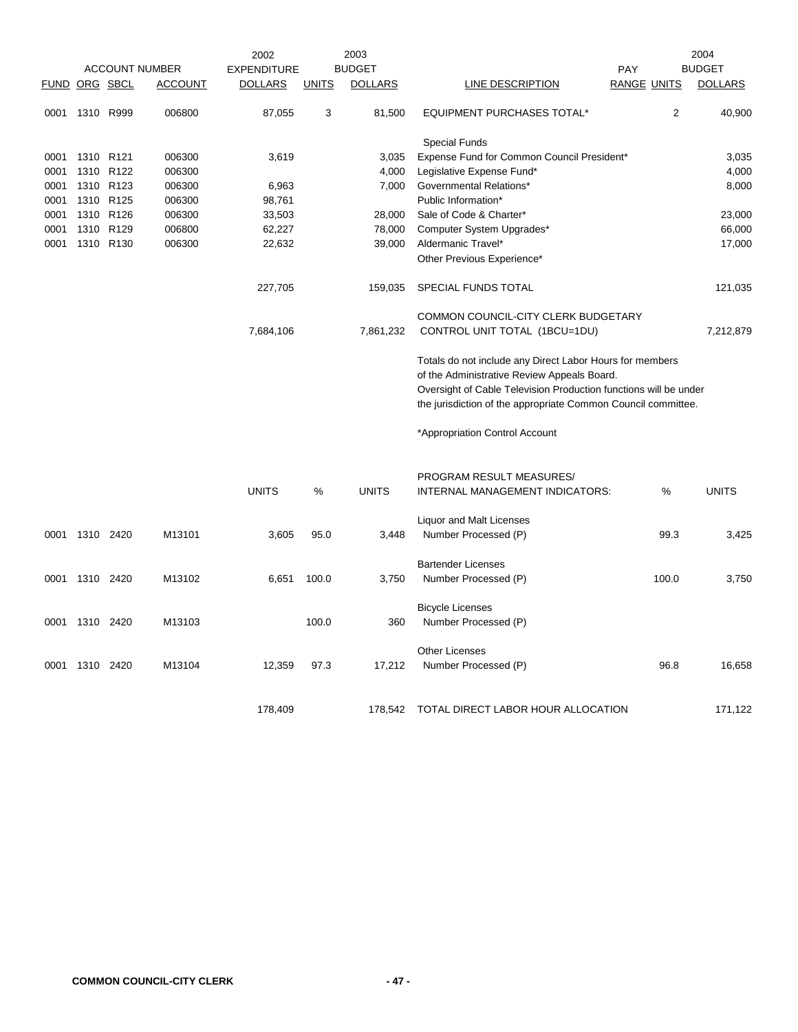| FUND | ORG | SBCL | ACCOUNT | 2002 EXPENDITURE DOLLARS | UNITS | 2003 BUDGET DOLLARS | LINE DESCRIPTION | PAY RANGE | UNITS | 2004 BUDGET DOLLARS |
|---|---|---|---|---|---|---|---|---|---|---|
| 0001 | 1310 | R999 | 006800 | 87,055 | 3 | 81,500 | EQUIPMENT PURCHASES TOTAL* | | 2 | 40,900 |
| | | | | | | | Special Funds | | | |
| 0001 | 1310 | R121 | 006300 | 3,619 | | 3,035 | Expense Fund for Common Council President* | | | 3,035 |
| 0001 | 1310 | R122 | 006300 | | | 4,000 | Legislative Expense Fund* | | | 4,000 |
| 0001 | 1310 | R123 | 006300 | 6,963 | | 7,000 | Governmental Relations* | | | 8,000 |
| 0001 | 1310 | R125 | 006300 | 98,761 | | | Public Information* | | | |
| 0001 | 1310 | R126 | 006300 | 33,503 | | 28,000 | Sale of Code & Charter* | | | 23,000 |
| 0001 | 1310 | R129 | 006800 | 62,227 | | 78,000 | Computer System Upgrades* | | | 66,000 |
| 0001 | 1310 | R130 | 006300 | 22,632 | | 39,000 | Aldermanic Travel* | | | 17,000 |
| | | | | | | | Other Previous Experience* | | | |
| | | | | 227,705 | | 159,035 | SPECIAL FUNDS TOTAL | | | 121,035 |
| | | | | 7,684,106 | | 7,861,232 | COMMON COUNCIL-CITY CLERK BUDGETARY CONTROL UNIT TOTAL (1BCU=1DU) | | | 7,212,879 |

Totals do not include any Direct Labor Hours for members of the Administrative Review Appeals Board.
Oversight of Cable Television Production functions will be under the jurisdiction of the appropriate Common Council committee.

*Appropriation Control Account

| FUND | ORG | SBCL | ACCOUNT | UNITS | % | UNITS | PROGRAM RESULT MEASURES/ INTERNAL MANAGEMENT INDICATORS: | % | UNITS |
|---|---|---|---|---|---|---|---|---|---|
| | | | | | | | Liquor and Malt Licenses | | |
| 0001 | 1310 | 2420 | M13101 | 3,605 | 95.0 | 3,448 | Number Processed (P) | 99.3 | 3,425 |
| | | | | | | | Bartender Licenses | | |
| 0001 | 1310 | 2420 | M13102 | 6,651 | 100.0 | 3,750 | Number Processed (P) | 100.0 | 3,750 |
| | | | | | | | Bicycle Licenses | | |
| 0001 | 1310 | 2420 | M13103 | | 100.0 | 360 | Number Processed (P) | | |
| | | | | | | | Other Licenses | | |
| 0001 | 1310 | 2420 | M13104 | 12,359 | 97.3 | 17,212 | Number Processed (P) | 96.8 | 16,658 |
| | | | | 178,409 | | 178,542 | TOTAL DIRECT LABOR HOUR ALLOCATION | | 171,122 |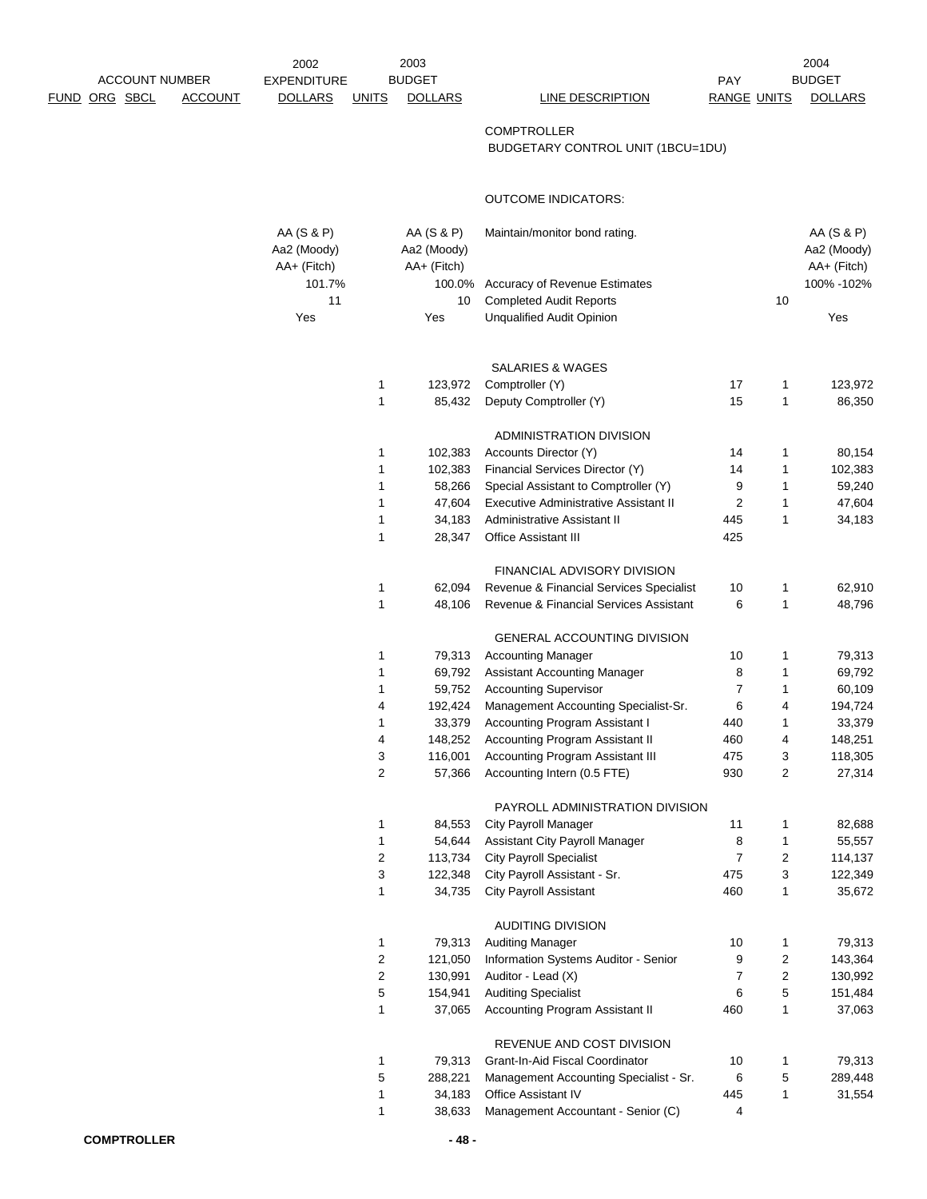| ACCOUNT NUMBER FUND | ORG | SBCL | ACCOUNT | 2002 EXPENDITURE DOLLARS | UNITS | 2003 BUDGET DOLLARS | LINE DESCRIPTION | PAY RANGE | UNITS | 2004 BUDGET DOLLARS |
|---|---|---|---|---|---|---|---|---|---|---|
| | | | | | | | COMPTROLLER | | | |
| | | | | | | | BUDGETARY CONTROL UNIT (1BCU=1DU) | | | |
| | | | | | | | OUTCOME INDICATORS: | | | |
| | | | | AA (S & P) Aa2 (Moody) AA+ (Fitch) | | AA (S & P) Aa2 (Moody) AA+ (Fitch) | Maintain/monitor bond rating. | | | AA (S & P) Aa2 (Moody) AA+ (Fitch) |
| | | | | 101.7% | | 100.0% | Accuracy of Revenue Estimates | | | 100% -102% |
| | | | | 11 | | 10 | Completed Audit Reports | | 10 | |
| | | | | Yes | | Yes | Unqualified Audit Opinion | | | Yes |
| | | | | | | | SALARIES & WAGES | | | |
| | | | | | 1 | 123,972 | Comptroller (Y) | 17 | 1 | 123,972 |
| | | | | | 1 | 85,432 | Deputy Comptroller (Y) | 15 | 1 | 86,350 |
| | | | | | | | ADMINISTRATION DIVISION | | | |
| | | | | | 1 | 102,383 | Accounts Director (Y) | 14 | 1 | 80,154 |
| | | | | | 1 | 102,383 | Financial Services Director (Y) | 14 | 1 | 102,383 |
| | | | | | 1 | 58,266 | Special Assistant to Comptroller (Y) | 9 | 1 | 59,240 |
| | | | | | 1 | 47,604 | Executive Administrative Assistant II | 2 | 1 | 47,604 |
| | | | | | 1 | 34,183 | Administrative Assistant II | 445 | 1 | 34,183 |
| | | | | | 1 | 28,347 | Office Assistant III | 425 | | |
| | | | | | | | FINANCIAL ADVISORY DIVISION | | | |
| | | | | | 1 | 62,094 | Revenue & Financial Services Specialist | 10 | 1 | 62,910 |
| | | | | | 1 | 48,106 | Revenue & Financial Services Assistant | 6 | 1 | 48,796 |
| | | | | | | | GENERAL ACCOUNTING DIVISION | | | |
| | | | | | 1 | 79,313 | Accounting Manager | 10 | 1 | 79,313 |
| | | | | | 1 | 69,792 | Assistant Accounting Manager | 8 | 1 | 69,792 |
| | | | | | 1 | 59,752 | Accounting Supervisor | 7 | 1 | 60,109 |
| | | | | | 4 | 192,424 | Management Accounting Specialist-Sr. | 6 | 4 | 194,724 |
| | | | | | 1 | 33,379 | Accounting Program Assistant I | 440 | 1 | 33,379 |
| | | | | | 4 | 148,252 | Accounting Program Assistant II | 460 | 4 | 148,251 |
| | | | | | 3 | 116,001 | Accounting Program Assistant III | 475 | 3 | 118,305 |
| | | | | | 2 | 57,366 | Accounting Intern (0.5 FTE) | 930 | 2 | 27,314 |
| | | | | | | | PAYROLL ADMINISTRATION DIVISION | | | |
| | | | | | 1 | 84,553 | City Payroll Manager | 11 | 1 | 82,688 |
| | | | | | 1 | 54,644 | Assistant City Payroll Manager | 8 | 1 | 55,557 |
| | | | | | 2 | 113,734 | City Payroll Specialist | 7 | 2 | 114,137 |
| | | | | | 3 | 122,348 | City Payroll Assistant - Sr. | 475 | 3 | 122,349 |
| | | | | | 1 | 34,735 | City Payroll Assistant | 460 | 1 | 35,672 |
| | | | | | | | AUDITING DIVISION | | | |
| | | | | | 1 | 79,313 | Auditing Manager | 10 | 1 | 79,313 |
| | | | | | 2 | 121,050 | Information Systems Auditor - Senior | 9 | 2 | 143,364 |
| | | | | | 2 | 130,991 | Auditor - Lead (X) | 7 | 2 | 130,992 |
| | | | | | 5 | 154,941 | Auditing Specialist | 6 | 5 | 151,484 |
| | | | | | 1 | 37,065 | Accounting Program Assistant II | 460 | 1 | 37,063 |
| | | | | | | | REVENUE AND COST DIVISION | | | |
| | | | | | 1 | 79,313 | Grant-In-Aid Fiscal Coordinator | 10 | 1 | 79,313 |
| | | | | | 5 | 288,221 | Management Accounting Specialist - Sr. | 6 | 5 | 289,448 |
| | | | | | 1 | 34,183 | Office Assistant IV | 445 | 1 | 31,554 |
| | | | | | 1 | 38,633 | Management Accountant - Senior (C) | 4 | | |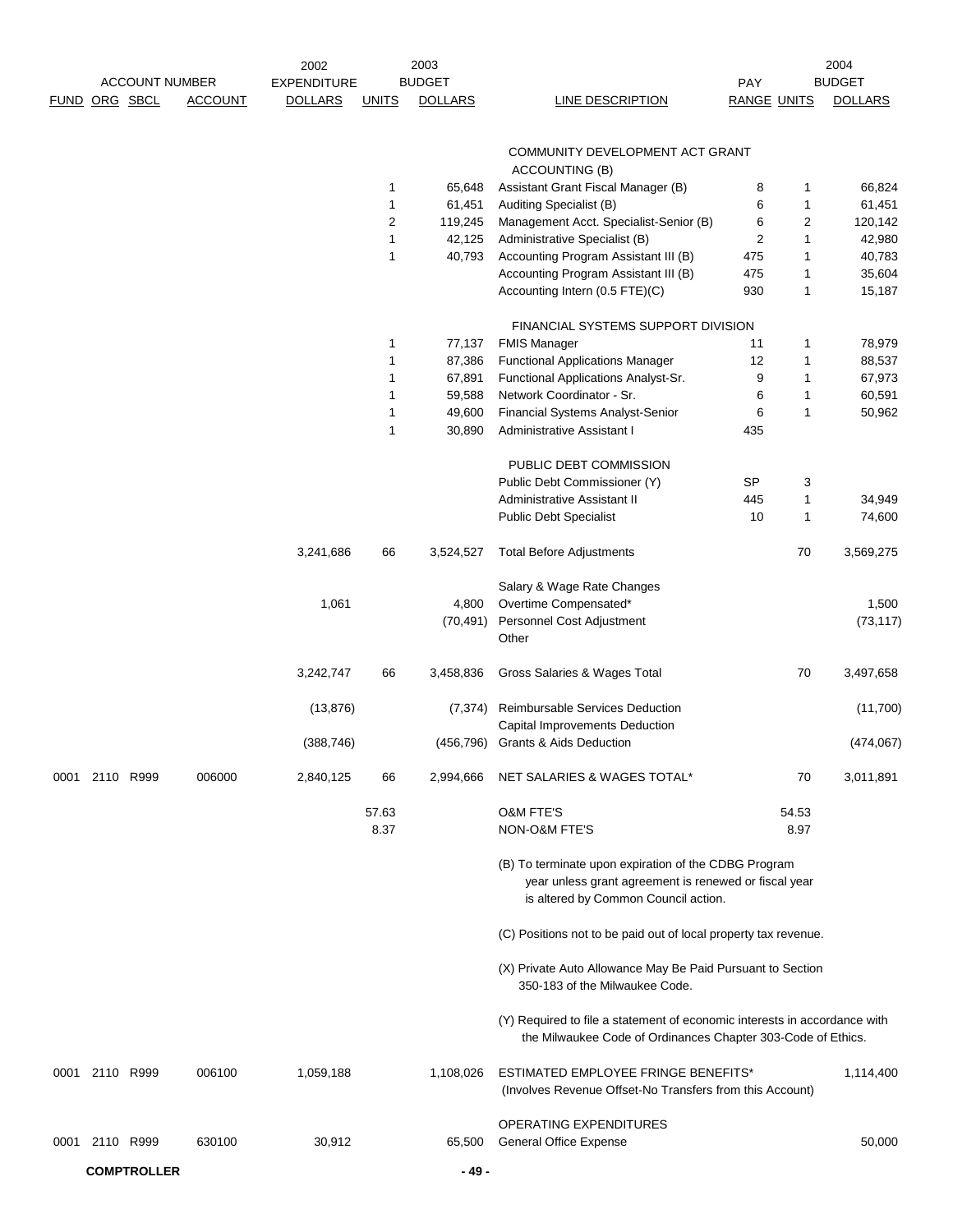| FUND | ORG | SBCL | ACCOUNT | 2002 EXPENDITURE DOLLARS | 2003 BUDGET UNITS | 2003 BUDGET DOLLARS | LINE DESCRIPTION | PAY RANGE | 2004 BUDGET UNITS | 2004 BUDGET DOLLARS |
|---|---|---|---|---|---|---|---|---|---|---|
| | | | | | | | COMMUNITY DEVELOPMENT ACT GRANT ACCOUNTING (B) | | | |
| | | | | | 1 | 65,648 | Assistant Grant Fiscal Manager (B) | 8 | 1 | 66,824 |
| | | | | | 1 | 61,451 | Auditing Specialist (B) | 6 | 1 | 61,451 |
| | | | | | 2 | 119,245 | Management Acct. Specialist-Senior (B) | 6 | 2 | 120,142 |
| | | | | | 1 | 42,125 | Administrative Specialist (B) | 2 | 1 | 42,980 |
| | | | | | 1 | 40,793 | Accounting Program Assistant III (B) | 475 | 1 | 40,783 |
| | | | | | | | Accounting Program Assistant III (B) | 475 | 1 | 35,604 |
| | | | | | | | Accounting Intern (0.5 FTE)(C) | 930 | 1 | 15,187 |
| | | | | | | | FINANCIAL SYSTEMS SUPPORT DIVISION | | | |
| | | | | | 1 | 77,137 | FMIS Manager | 11 | 1 | 78,979 |
| | | | | | 1 | 87,386 | Functional Applications Manager | 12 | 1 | 88,537 |
| | | | | | 1 | 67,891 | Functional Applications Analyst-Sr. | 9 | 1 | 67,973 |
| | | | | | 1 | 59,588 | Network Coordinator - Sr. | 6 | 1 | 60,591 |
| | | | | | 1 | 49,600 | Financial Systems Analyst-Senior | 6 | 1 | 50,962 |
| | | | | | 1 | 30,890 | Administrative Assistant I | 435 | | |
| | | | | | | | PUBLIC DEBT COMMISSION | | | |
| | | | | | | | Public Debt Commissioner (Y) | SP | 3 | |
| | | | | | | | Administrative Assistant II | 445 | 1 | 34,949 |
| | | | | | | | Public Debt Specialist | 10 | 1 | 74,600 |
| | | | | 3,241,686 | 66 | 3,524,527 | Total Before Adjustments | | 70 | 3,569,275 |
| | | | | | | | Salary & Wage Rate Changes | | | |
| | | | | 1,061 | | 4,800 | Overtime Compensated* | | | 1,500 |
| | | | | | | (70,491) | Personnel Cost Adjustment | | | (73,117) |
| | | | | | | | Other | | | |
| | | | | 3,242,747 | 66 | 3,458,836 | Gross Salaries & Wages Total | | 70 | 3,497,658 |
| | | | | (13,876) | | (7,374) | Reimbursable Services Deduction | | | (11,700) |
| | | | | | | | Capital Improvements Deduction | | | |
| | | | | (388,746) | | (456,796) | Grants & Aids Deduction | | | (474,067) |
| 0001 | 2110 | R999 | 006000 | 2,840,125 | 66 | 2,994,666 | NET SALARIES & WAGES TOTAL* | | 70 | 3,011,891 |
| | | | | | 57.63 | | O&M FTE'S | | 54.53 | |
| | | | | | 8.37 | | NON-O&M FTE'S | | 8.97 | |

(B) To terminate upon expiration of the CDBG Program year unless grant agreement is renewed or fiscal year is altered by Common Council action.

(C) Positions not to be paid out of local property tax revenue.

(X) Private Auto Allowance May Be Paid Pursuant to Section 350-183 of the Milwaukee Code.

(Y) Required to file a statement of economic interests in accordance with the Milwaukee Code of Ordinances Chapter 303-Code of Ethics.

| FUND | ORG | SBCL | ACCOUNT | 2002 EXPENDITURE DOLLARS | 2003 BUDGET UNITS | 2003 BUDGET DOLLARS | LINE DESCRIPTION | PAY RANGE | 2004 BUDGET UNITS | 2004 BUDGET DOLLARS |
|---|---|---|---|---|---|---|---|---|---|---|
| 0001 | 2110 | R999 | 006100 | 1,059,188 | | 1,108,026 | ESTIMATED EMPLOYEE FRINGE BENEFITS* (Involves Revenue Offset-No Transfers from this Account) | | | 1,114,400 |
| | | | | | | | OPERATING EXPENDITURES | | | |
| 0001 | 2110 | R999 | 630100 | 30,912 | | 65,500 | General Office Expense | | | 50,000 |

COMPTROLLER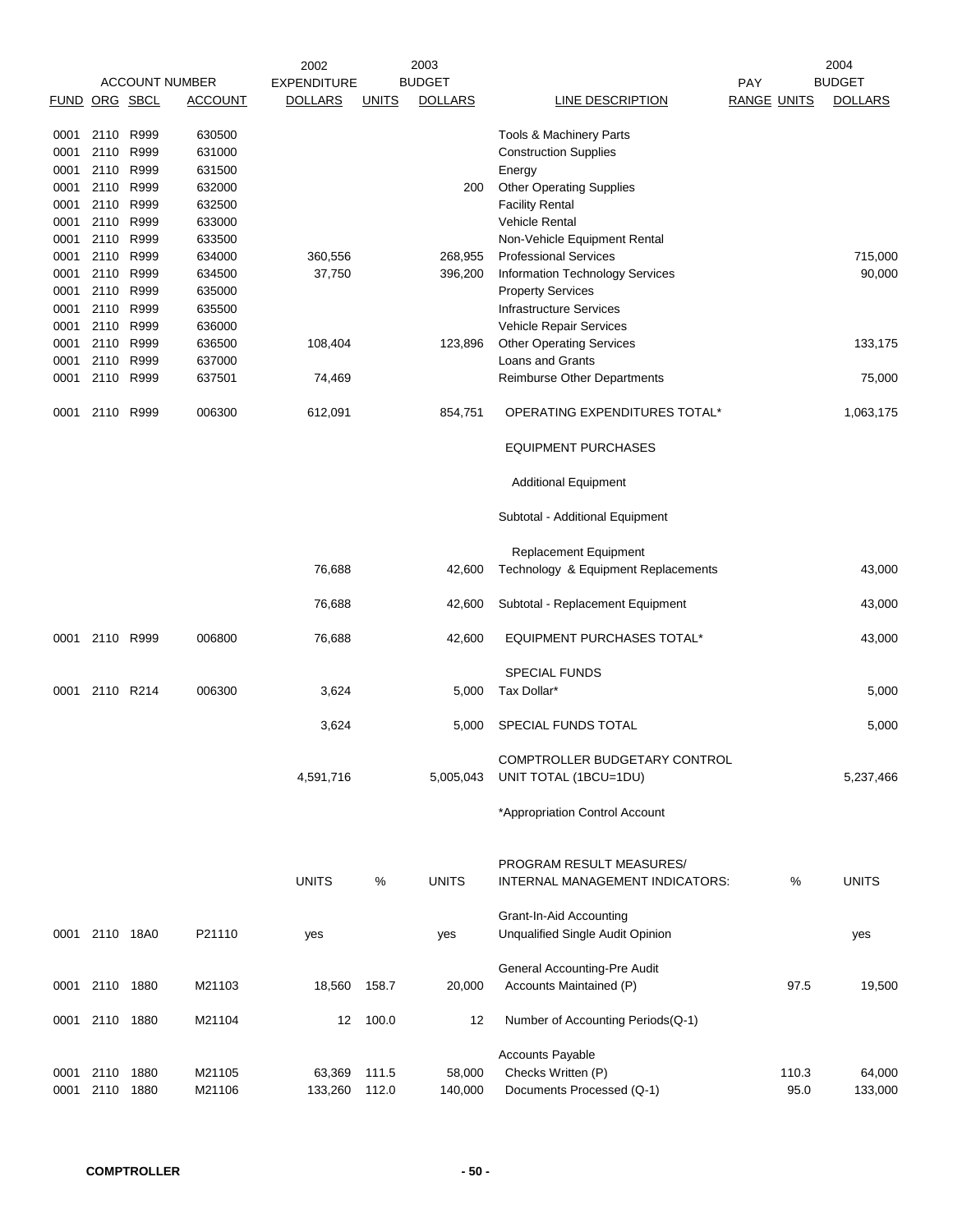| FUND | ORG | SBCL | ACCOUNT | 2002 EXPENDITURE DOLLARS | UNITS | 2003 BUDGET DOLLARS | LINE DESCRIPTION | PAY RANGE | UNITS | 2004 BUDGET DOLLARS |
|---|---|---|---|---|---|---|---|---|---|---|
| 0001 | 2110 | R999 | 630500 | | | | Tools & Machinery Parts | | | |
| 0001 | 2110 | R999 | 631000 | | | | Construction Supplies | | | |
| 0001 | 2110 | R999 | 631500 | | | | Energy | | | |
| 0001 | 2110 | R999 | 632000 | | | 200 | Other Operating Supplies | | | |
| 0001 | 2110 | R999 | 632500 | | | | Facility Rental | | | |
| 0001 | 2110 | R999 | 633000 | | | | Vehicle Rental | | | |
| 0001 | 2110 | R999 | 633500 | | | | Non-Vehicle Equipment Rental | | | |
| 0001 | 2110 | R999 | 634000 | 360,556 | | 268,955 | Professional Services | | | 715,000 |
| 0001 | 2110 | R999 | 634500 | 37,750 | | 396,200 | Information Technology Services | | | 90,000 |
| 0001 | 2110 | R999 | 635000 | | | | Property Services | | | |
| 0001 | 2110 | R999 | 635500 | | | | Infrastructure Services | | | |
| 0001 | 2110 | R999 | 636000 | | | | Vehicle Repair Services | | | |
| 0001 | 2110 | R999 | 636500 | 108,404 | | 123,896 | Other Operating Services | | | 133,175 |
| 0001 | 2110 | R999 | 637000 | | | | Loans and Grants | | | |
| 0001 | 2110 | R999 | 637501 | 74,469 | | | Reimburse Other Departments | | | 75,000 |
| 0001 | 2110 | R999 | 006300 | 612,091 | | 854,751 | OPERATING EXPENDITURES TOTAL* | | | 1,063,175 |
| | | | | | | | EQUIPMENT PURCHASES | | | |
| | | | | | | | Additional Equipment | | | |
| | | | | | | | Subtotal - Additional Equipment | | | |
| | | | | | | | Replacement Equipment | | | |
| | | | | 76,688 | | 42,600 | Technology & Equipment Replacements | | | 43,000 |
| | | | | 76,688 | | 42,600 | Subtotal - Replacement Equipment | | | 43,000 |
| 0001 | 2110 | R999 | 006800 | 76,688 | | 42,600 | EQUIPMENT PURCHASES TOTAL* | | | 43,000 |
| | | | | | | | SPECIAL FUNDS | | | |
| 0001 | 2110 | R214 | 006300 | 3,624 | | 5,000 | Tax Dollar* | | | 5,000 |
| | | | | 3,624 | | 5,000 | SPECIAL FUNDS TOTAL | | | 5,000 |
| | | | | 4,591,716 | | 5,005,043 | COMPTROLLER BUDGETARY CONTROL UNIT TOTAL (1BCU=1DU) | | | 5,237,466 |
| | | | | | | | *Appropriation Control Account | | | |

| FUND | ORG | SBCL | ACCOUNT | UNITS | % | UNITS | PROGRAM RESULT MEASURES/ INTERNAL MANAGEMENT INDICATORS: | % | UNITS |
|---|---|---|---|---|---|---|---|---|---|
| | | | | | | | Grant-In-Aid Accounting | | |
| 0001 | 2110 | 18A0 | P21110 | yes | | yes | Unqualified Single Audit Opinion | | yes |
| | | | | | | | General Accounting-Pre Audit | | |
| 0001 | 2110 | 1880 | M21103 | 18,560 | 158.7 | 20,000 | Accounts Maintained (P) | 97.5 | 19,500 |
| 0001 | 2110 | 1880 | M21104 | 12 | 100.0 | 12 | Number of Accounting Periods(Q-1) | | |
| | | | | | | | Accounts Payable | | |
| 0001 | 2110 | 1880 | M21105 | 63,369 | 111.5 | 58,000 | Checks Written (P) | 110.3 | 64,000 |
| 0001 | 2110 | 1880 | M21106 | 133,260 | 112.0 | 140,000 | Documents Processed (Q-1) | 95.0 | 133,000 |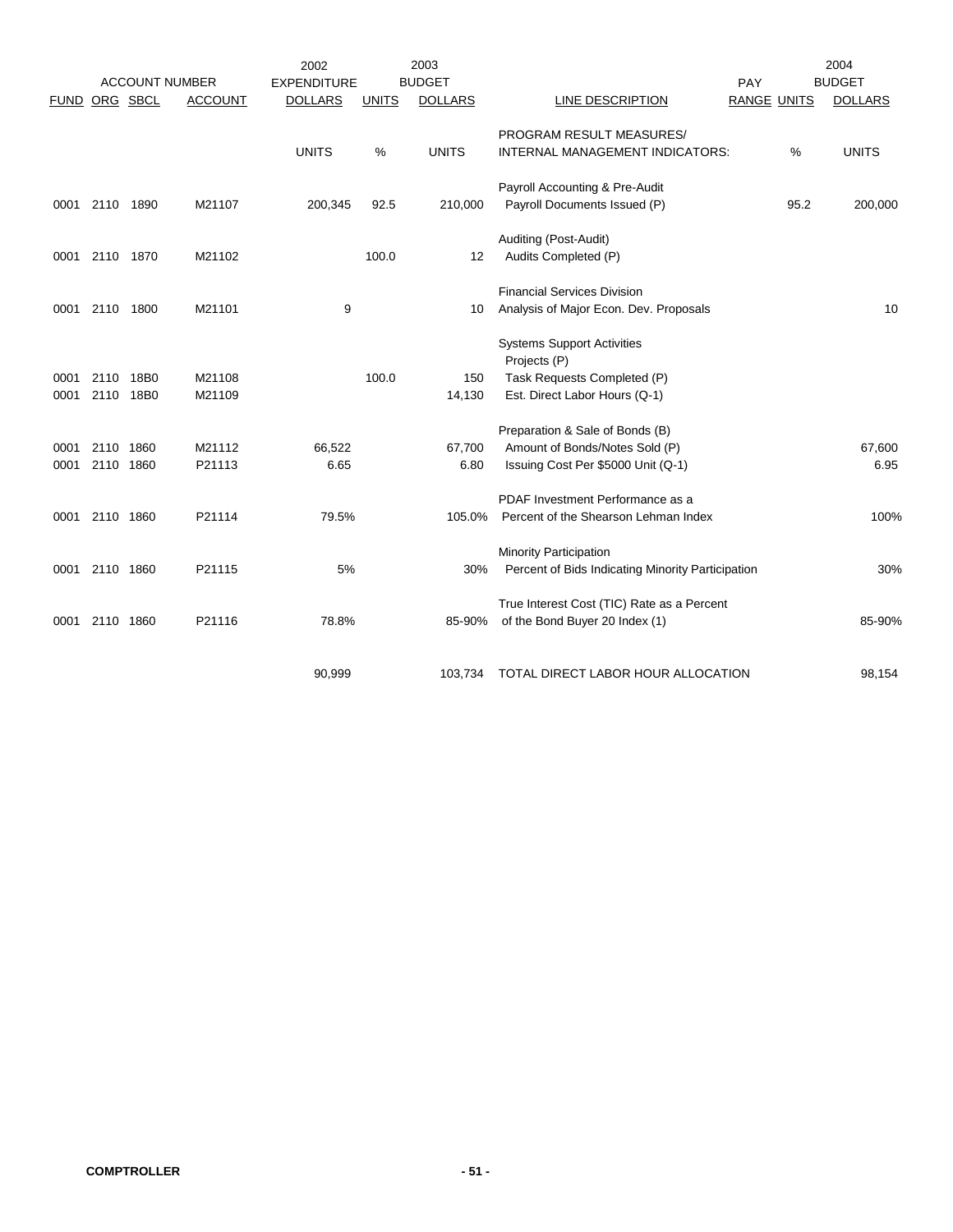| FUND | ORG | SBCL | ACCOUNT | 2002 EXPENDITURE DOLLARS | UNITS | 2003 BUDGET DOLLARS | LINE DESCRIPTION | PAY RANGE | UNITS | 2004 BUDGET DOLLARS |
|---|---|---|---|---|---|---|---|---|---|---|
| | | | | UNITS | % | UNITS | PROGRAM RESULT MEASURES/ INTERNAL MANAGEMENT INDICATORS: | | % | UNITS |
| | | | | | | | Payroll Accounting & Pre-Audit | | | |
| 0001 | 2110 | 1890 | M21107 | 200,345 | 92.5 | 210,000 | Payroll Documents Issued (P) | | 95.2 | 200,000 |
| | | | | | | | Auditing (Post-Audit) | | | |
| 0001 | 2110 | 1870 | M21102 | | 100.0 | 12 | Audits Completed (P) | | | |
| | | | | | | | Financial Services Division | | | |
| 0001 | 2110 | 1800 | M21101 | 9 | | 10 | Analysis of Major Econ. Dev. Proposals | | | 10 |
| | | | | | | | Systems Support Activities | | | |
| | | | | | | | Projects (P) | | | |
| 0001 | 2110 | 18B0 | M21108 | | 100.0 | 150 | Task Requests Completed (P) | | | |
| 0001 | 2110 | 18B0 | M21109 | | | 14,130 | Est. Direct Labor Hours (Q-1) | | | |
| | | | | | | | Preparation & Sale of Bonds (B) | | | |
| 0001 | 2110 | 1860 | M21112 | 66,522 | | 67,700 | Amount of Bonds/Notes Sold (P) | | | 67,600 |
| 0001 | 2110 | 1860 | P21113 | 6.65 | | 6.80 | Issuing Cost Per $5000 Unit (Q-1) | | | 6.95 |
| | | | | | | | PDAF Investment Performance as a | | | |
| 0001 | 2110 | 1860 | P21114 | 79.5% | | 105.0% | Percent of the Shearson Lehman Index | | | 100% |
| | | | | | | | Minority Participation | | | |
| 0001 | 2110 | 1860 | P21115 | 5% | | 30% | Percent of Bids Indicating Minority Participation | | | 30% |
| | | | | | | | True Interest Cost (TIC) Rate as a Percent | | | |
| 0001 | 2110 | 1860 | P21116 | 78.8% | | 85-90% | of the Bond Buyer 20 Index (1) | | | 85-90% |
| | | | | 90,999 | | 103,734 | TOTAL DIRECT LABOR HOUR ALLOCATION | | | 98,154 |

COMPTROLLER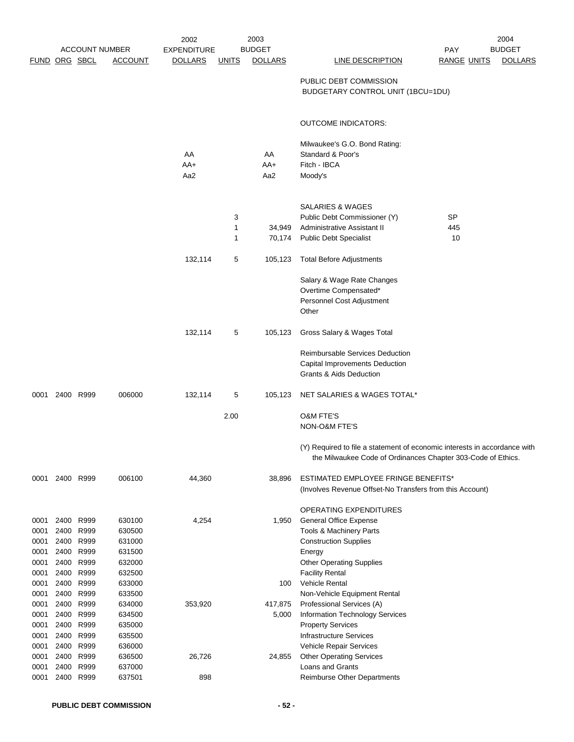| FUND | ORG | SBCL | ACCOUNT | 2002 EXPENDITURE DOLLARS | 2003 BUDGET UNITS | 2003 BUDGET DOLLARS | LINE DESCRIPTION | PAY RANGE | 2004 BUDGET UNITS | 2004 BUDGET DOLLARS |
|---|---|---|---|---|---|---|---|---|---|---|
| | | | | | | | PUBLIC DEBT COMMISSION BUDGETARY CONTROL UNIT (1BCU=1DU) | | | |
| | | | | | | | OUTCOME INDICATORS: | | | |
| | | | | | | | Milwaukee's G.O. Bond Rating: | | | |
| | | | | AA | | AA | Standard & Poor's | | | |
| | | | | AA+ | | AA+ | Fitch - IBCA | | | |
| | | | | Aa2 | | Aa2 | Moody's | | | |
| | | | | | | | SALARIES & WAGES | | | |
| | | | | | 3 | | Public Debt Commissioner (Y) | SP | | |
| | | | | | 1 | 34,949 | Administrative Assistant II | 445 | | |
| | | | | | 1 | 70,174 | Public Debt Specialist | 10 | | |
| | | | | 132,114 | 5 | 105,123 | Total Before Adjustments | | | |
| | | | | | | | Salary & Wage Rate Changes | | | |
| | | | | | | | Overtime Compensated* | | | |
| | | | | | | | Personnel Cost Adjustment | | | |
| | | | | | | | Other | | | |
| | | | | 132,114 | 5 | 105,123 | Gross Salary & Wages Total | | | |
| | | | | | | | Reimbursable Services Deduction | | | |
| | | | | | | | Capital Improvements Deduction | | | |
| | | | | | | | Grants & Aids Deduction | | | |
| 0001 | 2400 | R999 | 006000 | 132,114 | 5 | 105,123 | NET SALARIES & WAGES TOTAL* | | | |
| | | | | | 2.00 | | O&M FTE'S | | | |
| | | | | | | | NON-O&M FTE'S | | | |
| | | | | | | | (Y) Required to file a statement of economic interests in accordance with the Milwaukee Code of Ordinances Chapter 303-Code of Ethics. | | | |
| 0001 | 2400 | R999 | 006100 | 44,360 | | 38,896 | ESTIMATED EMPLOYEE FRINGE BENEFITS* (Involves Revenue Offset-No Transfers from this Account) | | | |
| | | | | | | | OPERATING EXPENDITURES | | | |
| 0001 | 2400 | R999 | 630100 | 4,254 | | 1,950 | General Office Expense | | | |
| 0001 | 2400 | R999 | 630500 | | | | Tools & Machinery Parts | | | |
| 0001 | 2400 | R999 | 631000 | | | | Construction Supplies | | | |
| 0001 | 2400 | R999 | 631500 | | | | Energy | | | |
| 0001 | 2400 | R999 | 632000 | | | | Other Operating Supplies | | | |
| 0001 | 2400 | R999 | 632500 | | | | Facility Rental | | | |
| 0001 | 2400 | R999 | 633000 | | | 100 | Vehicle Rental | | | |
| 0001 | 2400 | R999 | 633500 | | | | Non-Vehicle Equipment Rental | | | |
| 0001 | 2400 | R999 | 634000 | 353,920 | | 417,875 | Professional Services (A) | | | |
| 0001 | 2400 | R999 | 634500 | | | 5,000 | Information Technology Services | | | |
| 0001 | 2400 | R999 | 635000 | | | | Property Services | | | |
| 0001 | 2400 | R999 | 635500 | | | | Infrastructure Services | | | |
| 0001 | 2400 | R999 | 636000 | | | | Vehicle Repair Services | | | |
| 0001 | 2400 | R999 | 636500 | 26,726 | | 24,855 | Other Operating Services | | | |
| 0001 | 2400 | R999 | 637000 | | | | Loans and Grants | | | |
| 0001 | 2400 | R999 | 637501 | 898 | | | Reimburse Other Departments | | | |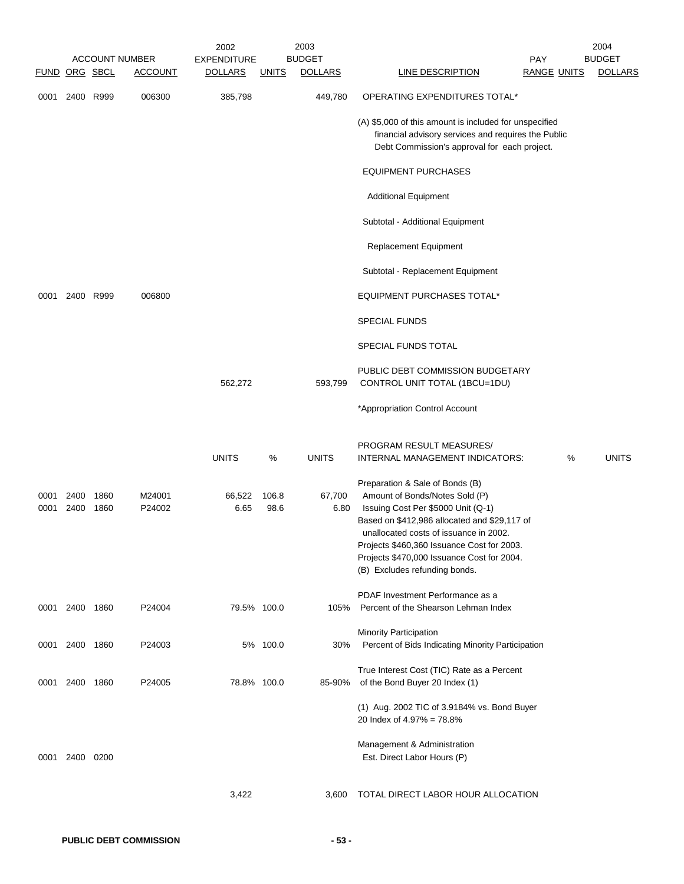| FUND | ORG | SBCL | ACCOUNT | 2002 EXPENDITURE DOLLARS | UNITS | 2003 BUDGET DOLLARS | LINE DESCRIPTION | PAY RANGE | UNITS | 2004 BUDGET DOLLARS |
|---|---|---|---|---|---|---|---|---|---|---|
| 0001 | 2400 | R999 | 006300 | 385,798 | | 449,780 | OPERATING EXPENDITURES TOTAL* | | | |
| | | | | | | | (A) $5,000 of this amount is included for unspecified financial advisory services and requires the Public Debt Commission's approval for each project. | | | |
| | | | | | | | EQUIPMENT PURCHASES | | | |
| | | | | | | | Additional Equipment | | | |
| | | | | | | | Subtotal - Additional Equipment | | | |
| | | | | | | | Replacement Equipment | | | |
| | | | | | | | Subtotal - Replacement Equipment | | | |
| 0001 | 2400 | R999 | 006800 | | | | EQUIPMENT PURCHASES TOTAL* | | | |
| | | | | | | | SPECIAL FUNDS | | | |
| | | | | | | | SPECIAL FUNDS TOTAL | | | |
| | | | | 562,272 | | 593,799 | PUBLIC DEBT COMMISSION BUDGETARY CONTROL UNIT TOTAL (1BCU=1DU) | | | |
| | | | | | | | *Appropriation Control Account | | | |

| FUND | ORG | SBCL | ACCOUNT | UNITS | % | UNITS | PROGRAM RESULT MEASURES/ INTERNAL MANAGEMENT INDICATORS: | % | UNITS |
|---|---|---|---|---|---|---|---|---|---|
| | | | | | | | Preparation & Sale of Bonds (B) | | |
| 0001 | 2400 | 1860 | M24001 | 66,522 | 106.8 | 67,700 | Amount of Bonds/Notes Sold (P) | | |
| 0001 | 2400 | 1860 | P24002 | 6.65 | 98.6 | 6.80 | Issuing Cost Per $5000 Unit (Q-1) | | |
| | | | | | | | Based on $412,986 allocated and $29,117 of unallocated costs of issuance in 2002. | | |
| | | | | | | | Projects $460,360 Issuance Cost for 2003. | | |
| | | | | | | | Projects $470,000 Issuance Cost for 2004. | | |
| | | | | | | | (B) Excludes refunding bonds. | | |
| | | | | | | | PDAF Investment Performance as a | | |
| 0001 | 2400 | 1860 | P24004 | 79.5% | 100.0 | 105% | Percent of the Shearson Lehman Index | | |
| | | | | | | | Minority Participation | | |
| 0001 | 2400 | 1860 | P24003 | 5% | 100.0 | 30% | Percent of Bids Indicating Minority Participation | | |
| | | | | | | | True Interest Cost (TIC) Rate as a Percent | | |
| 0001 | 2400 | 1860 | P24005 | 78.8% | 100.0 | 85-90% | of the Bond Buyer 20 Index (1) | | |
| | | | | | | | (1) Aug. 2002 TIC of 3.9184% vs. Bond Buyer 20 Index of 4.97% = 78.8% | | |
| | | | | | | | Management & Administration | | |
| 0001 | 2400 | 0200 | | | | | Est. Direct Labor Hours (P) | | |
| | | | | 3,422 | | 3,600 | TOTAL DIRECT LABOR HOUR ALLOCATION | | |

PUBLIC DEBT COMMISSION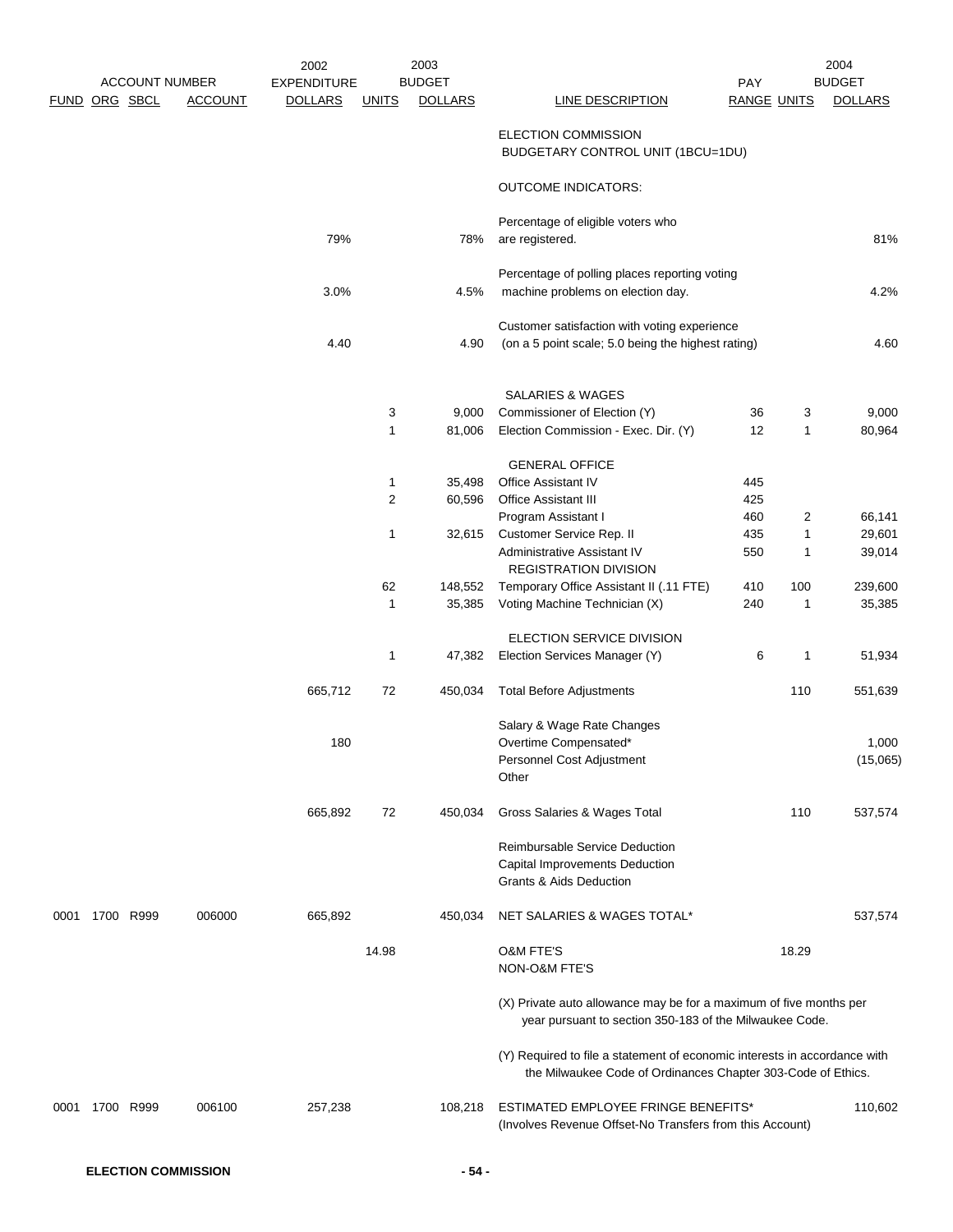| ACCOUNT NUMBER | | | | 2002 | 2003 | | | | | 2004 |
|---|---|---|---|---|---|---|---|---|---|---|
| FUND | ORG | SBCL | ACCOUNT | EXPENDITURE DOLLARS | UNITS | BUDGET DOLLARS | LINE DESCRIPTION | PAY RANGE | UNITS | BUDGET DOLLARS |
| | | | | | | | ELECTION COMMISSION BUDGETARY CONTROL UNIT (1BCU=1DU) | | | |
| | | | | | | | OUTCOME INDICATORS: | | | |
| | | | | 79% | | 78% | Percentage of eligible voters who are registered. | | | 81% |
| | | | | 3.0% | | 4.5% | Percentage of polling places reporting voting machine problems on election day. | | | 4.2% |
| | | | | 4.40 | | 4.90 | Customer satisfaction with voting experience (on a 5 point scale; 5.0 being the highest rating) | | | 4.60 |
| | | | | | | | SALARIES & WAGES | | | |
| | | | | | 3 | 9,000 | Commissioner of Election (Y) | 36 | 3 | 9,000 |
| | | | | | 1 | 81,006 | Election Commission - Exec. Dir. (Y) | 12 | 1 | 80,964 |
| | | | | | | | GENERAL OFFICE | | | |
| | | | | | 1 | 35,498 | Office Assistant IV | 445 | | |
| | | | | | 2 | 60,596 | Office Assistant III | 425 | | |
| | | | | | | | Program Assistant I | 460 | 2 | 66,141 |
| | | | | | 1 | 32,615 | Customer Service Rep. II | 435 | 1 | 29,601 |
| | | | | | | | Administrative Assistant IV | 550 | 1 | 39,014 |
| | | | | | | | REGISTRATION DIVISION | | | |
| | | | | | 62 | 148,552 | Temporary Office Assistant II (.11 FTE) | 410 | 100 | 239,600 |
| | | | | | 1 | 35,385 | Voting Machine Technician (X) | 240 | 1 | 35,385 |
| | | | | | | | ELECTION SERVICE DIVISION | | | |
| | | | | | 1 | 47,382 | Election Services Manager (Y) | 6 | 1 | 51,934 |
| | | | | 665,712 | 72 | 450,034 | Total Before Adjustments | | 110 | 551,639 |
| | | | | | | | Salary & Wage Rate Changes | | | |
| | | | | 180 | | | Overtime Compensated* | | | 1,000 |
| | | | | | | | Personnel Cost Adjustment | | | (15,065) |
| | | | | | | | Other | | | |
| | | | | 665,892 | 72 | 450,034 | Gross Salaries & Wages Total | | 110 | 537,574 |
| | | | | | | | Reimbursable Service Deduction | | | |
| | | | | | | | Capital Improvements Deduction | | | |
| | | | | | | | Grants & Aids Deduction | | | |
| 0001 | 1700 | R999 | 006000 | 665,892 | | 450,034 | NET SALARIES & WAGES TOTAL* | | | 537,574 |
| | | | | | 14.98 | | O&M FTE'S | | 18.29 | |
| | | | | | | | NON-O&M FTE'S | | | |
| | | | | | | | (X) Private auto allowance may be for a maximum of five months per year pursuant to section 350-183 of the Milwaukee Code. | | | |
| | | | | | | | (Y) Required to file a statement of economic interests in accordance with the Milwaukee Code of Ordinances Chapter 303-Code of Ethics. | | | |
| 0001 | 1700 | R999 | 006100 | 257,238 | | 108,218 | ESTIMATED EMPLOYEE FRINGE BENEFITS* (Involves Revenue Offset-No Transfers from this Account) | | | 110,602 |

ELECTION COMMISSION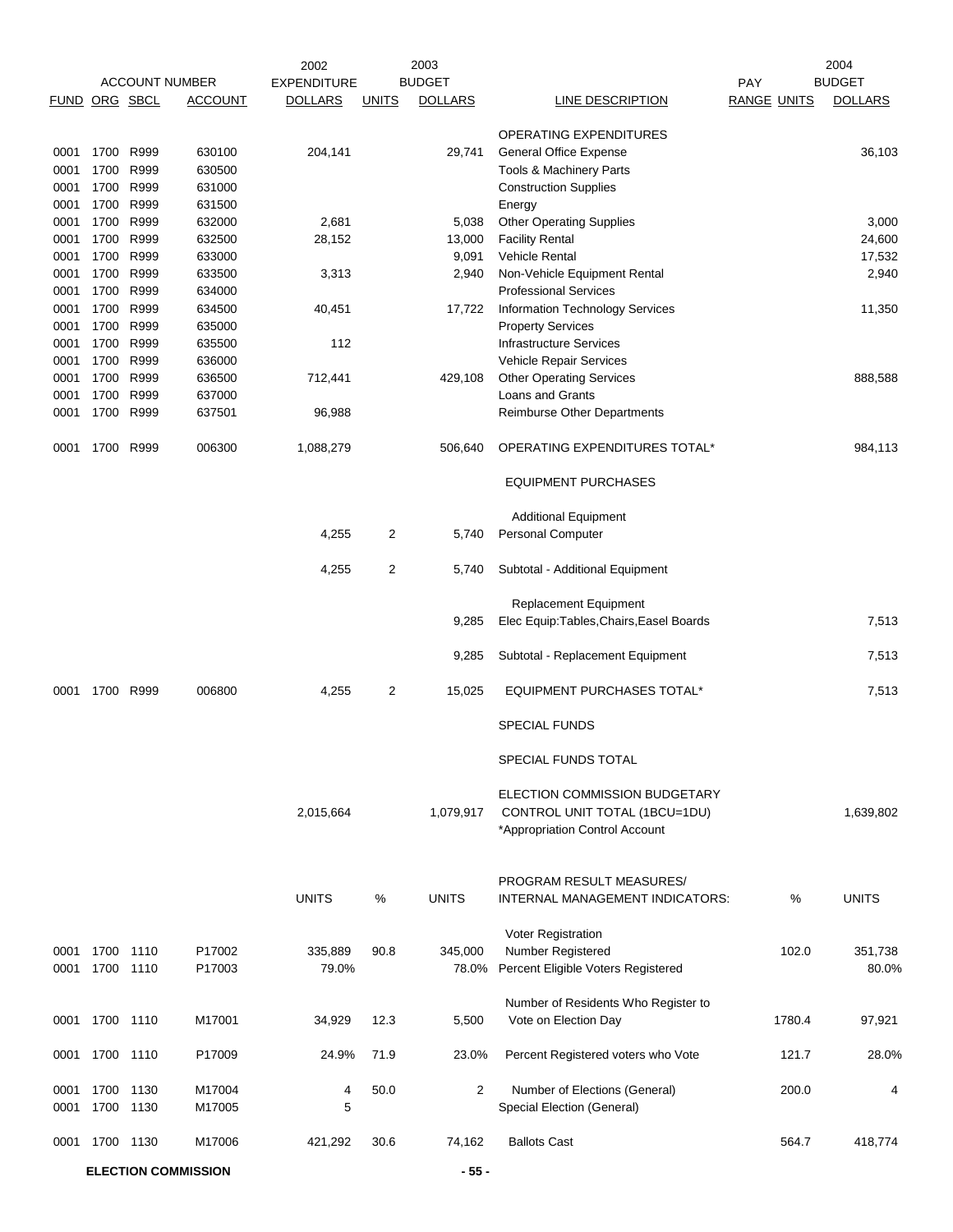| FUND | ORG | SBCL | ACCOUNT | 2002 EXPENDITURE DOLLARS | UNITS | 2003 BUDGET DOLLARS | LINE DESCRIPTION | PAY RANGE | UNITS | 2004 BUDGET DOLLARS |
|---|---|---|---|---|---|---|---|---|---|---|
| | | | | | | | OPERATING EXPENDITURES | | | |
| 0001 | 1700 | R999 | 630100 | 204,141 | | 29,741 | General Office Expense | | | 36,103 |
| 0001 | 1700 | R999 | 630500 | | | | Tools & Machinery Parts | | | |
| 0001 | 1700 | R999 | 631000 | | | | Construction Supplies | | | |
| 0001 | 1700 | R999 | 631500 | | | | Energy | | | |
| 0001 | 1700 | R999 | 632000 | 2,681 | | 5,038 | Other Operating Supplies | | | 3,000 |
| 0001 | 1700 | R999 | 632500 | 28,152 | | 13,000 | Facility Rental | | | 24,600 |
| 0001 | 1700 | R999 | 633000 | | | 9,091 | Vehicle Rental | | | 17,532 |
| 0001 | 1700 | R999 | 633500 | 3,313 | | 2,940 | Non-Vehicle Equipment Rental | | | 2,940 |
| 0001 | 1700 | R999 | 634000 | | | | Professional Services | | | |
| 0001 | 1700 | R999 | 634500 | 40,451 | | 17,722 | Information Technology Services | | | 11,350 |
| 0001 | 1700 | R999 | 635000 | | | | Property Services | | | |
| 0001 | 1700 | R999 | 635500 | 112 | | | Infrastructure Services | | | |
| 0001 | 1700 | R999 | 636000 | | | | Vehicle Repair Services | | | |
| 0001 | 1700 | R999 | 636500 | 712,441 | | 429,108 | Other Operating Services | | | 888,588 |
| 0001 | 1700 | R999 | 637000 | | | | Loans and Grants | | | |
| 0001 | 1700 | R999 | 637501 | 96,988 | | | Reimburse Other Departments | | | |
| 0001 | 1700 | R999 | 006300 | 1,088,279 | | 506,640 | OPERATING EXPENDITURES TOTAL* | | | 984,113 |
| | | | | | | | EQUIPMENT PURCHASES | | | |
| | | | | | | | Additional Equipment | | | |
| | | | | 4,255 | 2 | 5,740 | Personal Computer | | | |
| | | | | 4,255 | 2 | 5,740 | Subtotal - Additional Equipment | | | |
| | | | | | | | Replacement Equipment | | | |
| | | | | | | 9,285 | Elec Equip:Tables,Chairs,Easel Boards | | | 7,513 |
| | | | | | | 9,285 | Subtotal - Replacement Equipment | | | 7,513 |
| 0001 | 1700 | R999 | 006800 | 4,255 | 2 | 15,025 | EQUIPMENT PURCHASES TOTAL* | | | 7,513 |
| | | | | | | | SPECIAL FUNDS | | | |
| | | | | | | | SPECIAL FUNDS TOTAL | | | |
| | | | | 2,015,664 | | 1,079,917 | ELECTION COMMISSION BUDGETARY CONTROL UNIT TOTAL (1BCU=1DU) | | | 1,639,802 |
| | | | | | | | *Appropriation Control Account | | | |

| FUND | ORG | SBCL | ACCOUNT | UNITS | % | UNITS | PROGRAM RESULT MEASURES/ INTERNAL MANAGEMENT INDICATORS: | % | UNITS |
|---|---|---|---|---|---|---|---|---|---|
| | | | | | | | Voter Registration | | |
| 0001 | 1700 | 1110 | P17002 | 335,889 | 90.8 | 345,000 | Number Registered | 102.0 | 351,738 |
| 0001 | 1700 | 1110 | P17003 | 79.0% | | 78.0% | Percent Eligible Voters Registered | | 80.0% |
| 0001 | 1700 | 1110 | M17001 | 34,929 | 12.3 | 5,500 | Number of Residents Who Register to Vote on Election Day | 1780.4 | 97,921 |
| 0001 | 1700 | 1110 | P17009 | 24.9% | 71.9 | 23.0% | Percent Registered voters who Vote | 121.7 | 28.0% |
| 0001 | 1700 | 1130 | M17004 | 4 | 50.0 | 2 | Number of Elections (General) | 200.0 | 4 |
| 0001 | 1700 | 1130 | M17005 | 5 | | | Special Election (General) | | |
| 0001 | 1700 | 1130 | M17006 | 421,292 | 30.6 | 74,162 | Ballots Cast | 564.7 | 418,774 |

**ELECTION COMMISSION**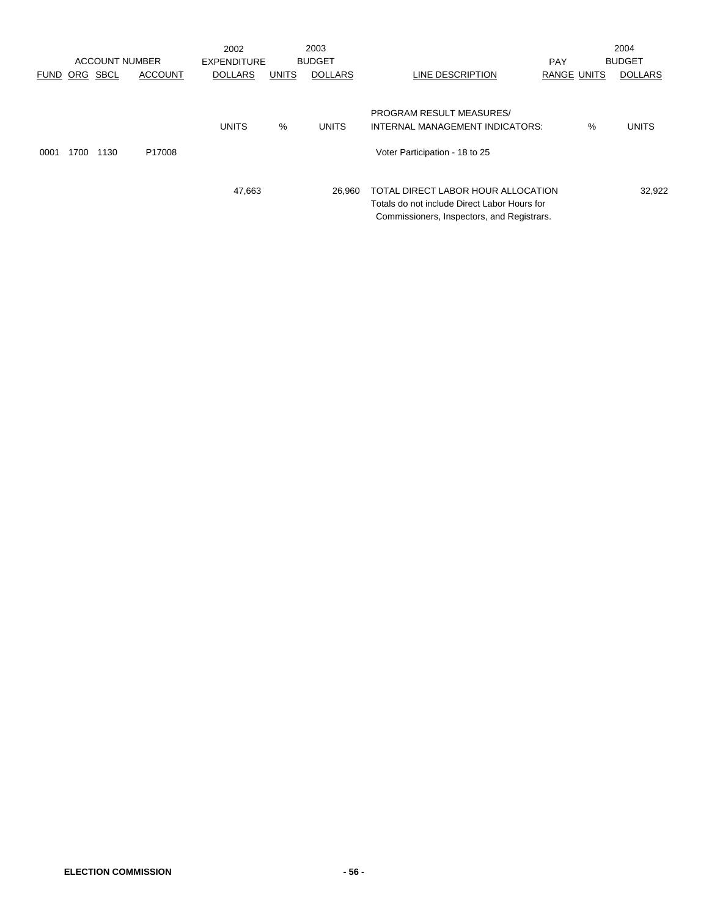| ACCOUNT NUMBER | | | | 2002 EXPENDITURE | 2003 BUDGET | | | PAY | | 2004 BUDGET |
|---|---|---|---|---|---|---|---|---|---|---|
| FUND | ORG | SBCL | ACCOUNT | DOLLARS | UNITS | DOLLARS | LINE DESCRIPTION | RANGE | UNITS | DOLLARS |
| | | | | UNITS | % | UNITS | PROGRAM RESULT MEASURES/ INTERNAL MANAGEMENT INDICATORS: | | % | UNITS |
| 0001 | 1700 | 1130 | P17008 | | | | Voter Participation - 18 to 25 | | | |
| | | | | 47,663 | | 26,960 | TOTAL DIRECT LABOR HOUR ALLOCATION Totals do not include Direct Labor Hours for Commissioners, Inspectors, and Registrars. | | | 32,922 |

**ELECTION COMMISSION**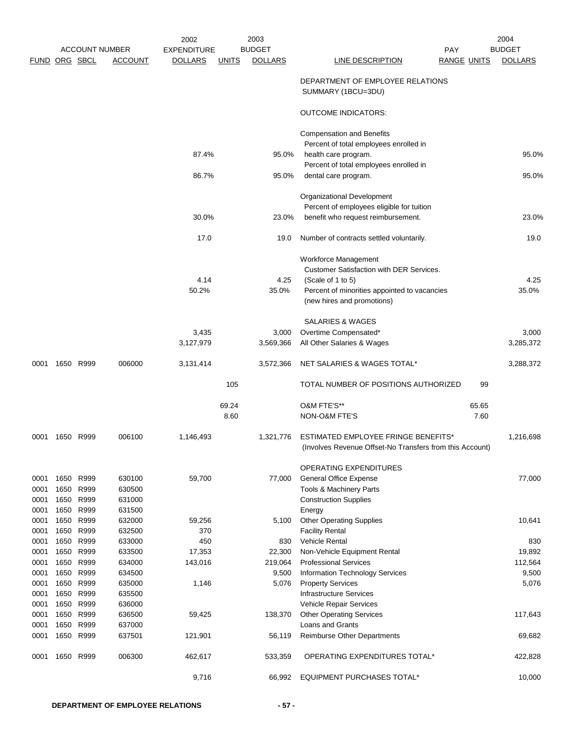| ACCOUNT NUMBER | | | | 2002 EXPENDITURE | 2003 BUDGET | | | PAY | | 2004 BUDGET |
|---|---|---|---|---|---|---|---|---|---|---|
| FUND | ORG | SBCL | ACCOUNT | DOLLARS | UNITS | DOLLARS | LINE DESCRIPTION | RANGE | UNITS | DOLLARS |
| | | | | | | | DEPARTMENT OF EMPLOYEE RELATIONS SUMMARY (1BCU=3DU) | | | |
| | | | | | | | OUTCOME INDICATORS: | | | |
| | | | | | | | Compensation and Benefits | | | |
| | | | | 87.4% | | 95.0% | Percent of total employees enrolled in health care program. | | | 95.0% |
| | | | | 86.7% | | 95.0% | Percent of total employees enrolled in dental care program. | | | 95.0% |
| | | | | | | | Organizational Development | | | |
| | | | | 30.0% | | 23.0% | Percent of employees eligible for tuition benefit who request reimbursement. | | | 23.0% |
| | | | | 17.0 | | 19.0 | Number of contracts settled voluntarily. | | | 19.0 |
| | | | | | | | Workforce Management | | | |
| | | | | 4.14 | | 4.25 | Customer Satisfaction with DER Services. (Scale of 1 to 5) | | | 4.25 |
| | | | | 50.2% | | 35.0% | Percent of minorities appointed to vacancies (new hires and promotions) | | | 35.0% |
| | | | | | | | SALARIES & WAGES | | | |
| | | | | 3,435 | | 3,000 | Overtime Compensated* | | | 3,000 |
| | | | | 3,127,979 | | 3,569,366 | All Other Salaries & Wages | | | 3,285,372 |
| 0001 | 1650 | R999 | 006000 | 3,131,414 | | 3,572,366 | NET SALARIES & WAGES TOTAL* | | | 3,288,372 |
| | | | | | 105 | | TOTAL NUMBER OF POSITIONS AUTHORIZED | | 99 | |
| | | | | | 69.24 | | O&M FTE'S** | | 65.65 | |
| | | | | | 8.60 | | NON-O&M FTE'S | | 7.60 | |
| 0001 | 1650 | R999 | 006100 | 1,146,493 | | 1,321,776 | ESTIMATED EMPLOYEE FRINGE BENEFITS* (Involves Revenue Offset-No Transfers from this Account) | | | 1,216,698 |
| | | | | | | | OPERATING EXPENDITURES | | | |
| 0001 | 1650 | R999 | 630100 | 59,700 | | 77,000 | General Office Expense | | | 77,000 |
| 0001 | 1650 | R999 | 630500 | | | | Tools & Machinery Parts | | | |
| 0001 | 1650 | R999 | 631000 | | | | Construction Supplies | | | |
| 0001 | 1650 | R999 | 631500 | | | | Energy | | | |
| 0001 | 1650 | R999 | 632000 | 59,256 | | 5,100 | Other Operating Supplies | | | 10,641 |
| 0001 | 1650 | R999 | 632500 | 370 | | | Facility Rental | | | |
| 0001 | 1650 | R999 | 633000 | 450 | | 830 | Vehicle Rental | | | 830 |
| 0001 | 1650 | R999 | 633500 | 17,353 | | 22,300 | Non-Vehicle Equipment Rental | | | 19,892 |
| 0001 | 1650 | R999 | 634000 | 143,016 | | 219,064 | Professional Services | | | 112,564 |
| 0001 | 1650 | R999 | 634500 | | | 9,500 | Information Technology Services | | | 9,500 |
| 0001 | 1650 | R999 | 635000 | 1,146 | | 5,076 | Property Services | | | 5,076 |
| 0001 | 1650 | R999 | 635500 | | | | Infrastructure Services | | | |
| 0001 | 1650 | R999 | 636000 | | | | Vehicle Repair Services | | | |
| 0001 | 1650 | R999 | 636500 | 59,425 | | 138,370 | Other Operating Services | | | 117,643 |
| 0001 | 1650 | R999 | 637000 | | | | Loans and Grants | | | |
| 0001 | 1650 | R999 | 637501 | 121,901 | | 56,119 | Reimburse Other Departments | | | 69,682 |
| 0001 | 1650 | R999 | 006300 | 462,617 | | 533,359 | OPERATING EXPENDITURES TOTAL* | | | 422,828 |
| | | | | 9,716 | | 66,992 | EQUIPMENT PURCHASES TOTAL* | | | 10,000 |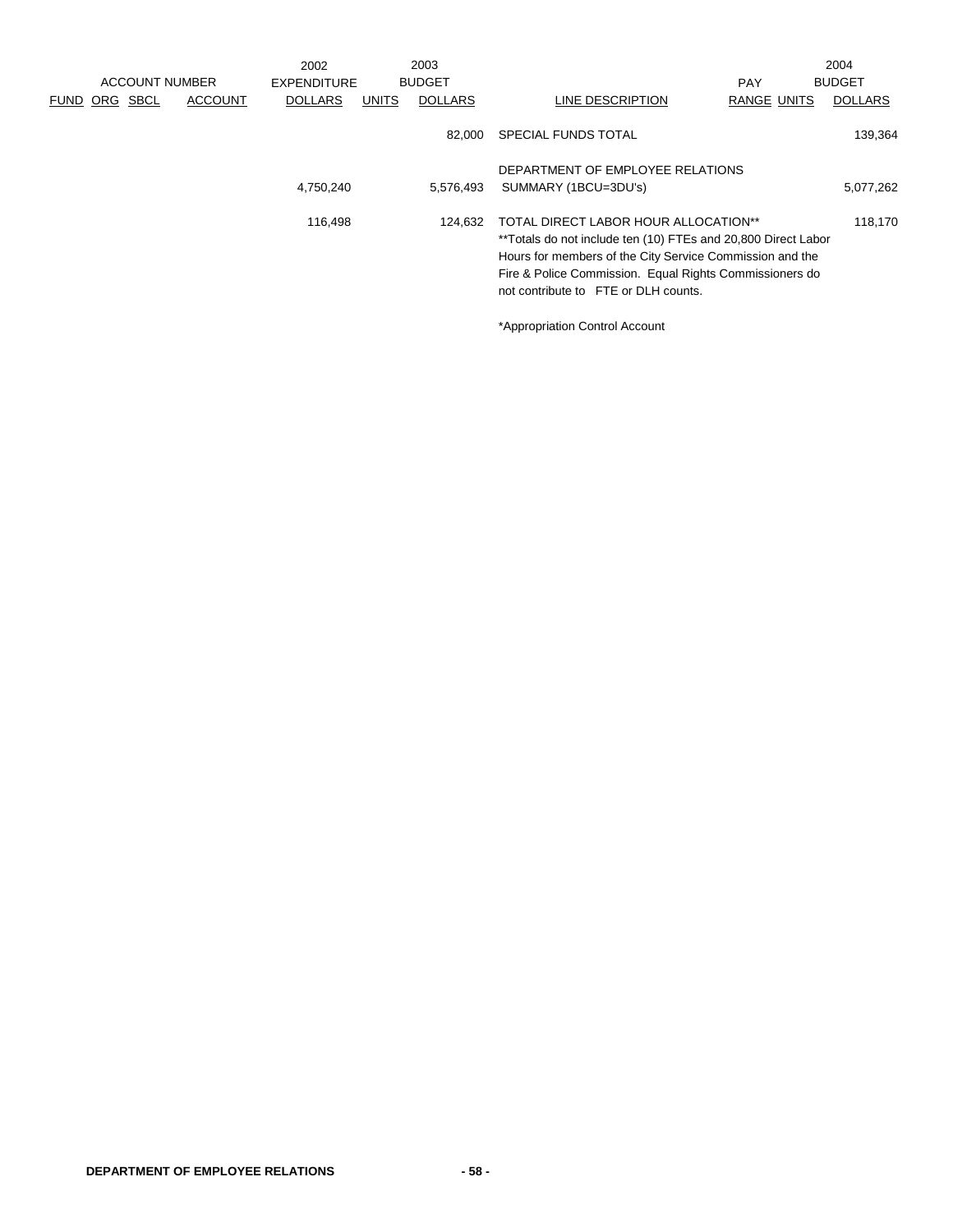| ACCOUNT NUMBER | | | | 2002 EXPENDITURE | 2003 BUDGET | | | PAY | | 2004 BUDGET |
|---|---|---|---|---|---|---|---|---|---|---|
| FUND | ORG | SBCL | ACCOUNT | DOLLARS | UNITS | DOLLARS | LINE DESCRIPTION | RANGE | UNITS | DOLLARS |
| | | | | | | 82,000 | SPECIAL FUNDS TOTAL | | | 139,364 |
| | | | | 4,750,240 | | 5,576,493 | DEPARTMENT OF EMPLOYEE RELATIONS SUMMARY (1BCU=3DU's) | | | 5,077,262 |
| | | | | 116,498 | | 124,632 | TOTAL DIRECT LABOR HOUR ALLOCATION** | | | 118,170 |

**Totals do not include ten (10) FTEs and 20,800 Direct Labor Hours for members of the City Service Commission and the Fire & Police Commission. Equal Rights Commissioners do not contribute to FTE or DLH counts.

*Appropriation Control Account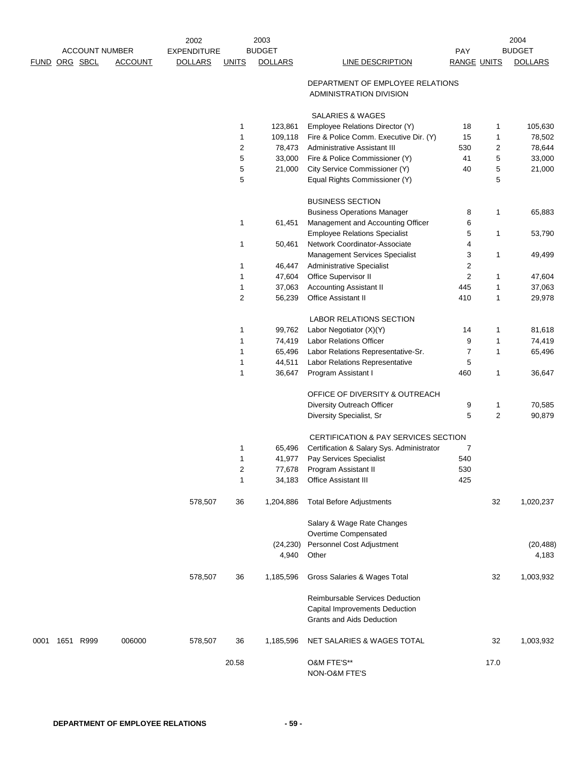| ACCOUNT NUMBER | | | | 2002 EXPENDITURE | 2003 BUDGET | | | PAY | | 2004 BUDGET |
|---|---|---|---|---|---|---|---|---|---|---|
| FUND | ORG | SBCL | ACCOUNT | DOLLARS | UNITS | DOLLARS | LINE DESCRIPTION | RANGE | UNITS | DOLLARS |
| | | | | | | | DEPARTMENT OF EMPLOYEE RELATIONS ADMINISTRATION DIVISION | | | |
| | | | | | | | SALARIES & WAGES | | | |
| | | | | | 1 | 123,861 | Employee Relations Director (Y) | 18 | 1 | 105,630 |
| | | | | | 1 | 109,118 | Fire & Police Comm. Executive Dir. (Y) | 15 | 1 | 78,502 |
| | | | | | 2 | 78,473 | Administrative Assistant III | 530 | 2 | 78,644 |
| | | | | | 5 | 33,000 | Fire & Police Commissioner (Y) | 41 | 5 | 33,000 |
| | | | | | 5 | 21,000 | City Service Commissioner (Y) | 40 | 5 | 21,000 |
| | | | | | 5 | | Equal Rights Commissioner (Y) | | 5 | |
| | | | | | | | BUSINESS SECTION | | | |
| | | | | | | | Business Operations Manager | 8 | 1 | 65,883 |
| | | | | | 1 | 61,451 | Management and Accounting Officer | 6 | | |
| | | | | | | | Employee Relations Specialist | 5 | 1 | 53,790 |
| | | | | | 1 | 50,461 | Network Coordinator-Associate | 4 | | |
| | | | | | | | Management Services Specialist | 3 | 1 | 49,499 |
| | | | | | 1 | 46,447 | Administrative Specialist | 2 | | |
| | | | | | 1 | 47,604 | Office Supervisor II | 2 | 1 | 47,604 |
| | | | | | 1 | 37,063 | Accounting Assistant II | 445 | 1 | 37,063 |
| | | | | | 2 | 56,239 | Office Assistant II | 410 | 1 | 29,978 |
| | | | | | | | LABOR RELATIONS SECTION | | | |
| | | | | | 1 | 99,762 | Labor Negotiator (X)(Y) | 14 | 1 | 81,618 |
| | | | | | 1 | 74,419 | Labor Relations Officer | 9 | 1 | 74,419 |
| | | | | | 1 | 65,496 | Labor Relations Representative-Sr. | 7 | 1 | 65,496 |
| | | | | | 1 | 44,511 | Labor Relations Representative | 5 | | |
| | | | | | 1 | 36,647 | Program Assistant I | 460 | 1 | 36,647 |
| | | | | | | | OFFICE OF DIVERSITY & OUTREACH | | | |
| | | | | | | | Diversity Outreach Officer | 9 | 1 | 70,585 |
| | | | | | | | Diversity Specialist, Sr | 5 | 2 | 90,879 |
| | | | | | | | CERTIFICATION & PAY SERVICES SECTION | | | |
| | | | | | 1 | 65,496 | Certification & Salary Sys. Administrator | 7 | | |
| | | | | | 1 | 41,977 | Pay Services Specialist | 540 | | |
| | | | | | 2 | 77,678 | Program Assistant II | 530 | | |
| | | | | | 1 | 34,183 | Office Assistant III | 425 | | |
| | | | | 578,507 | 36 | 1,204,886 | Total Before Adjustments | | 32 | 1,020,237 |
| | | | | | | | Salary & Wage Rate Changes | | | |
| | | | | | | | Overtime Compensated | | | |
| | | | | | | (24,230) | Personnel Cost Adjustment | | | (20,488) |
| | | | | | | 4,940 | Other | | | 4,183 |
| | | | | 578,507 | 36 | 1,185,596 | Gross Salaries & Wages Total | | 32 | 1,003,932 |
| | | | | | | | Reimbursable Services Deduction | | | |
| | | | | | | | Capital Improvements Deduction | | | |
| | | | | | | | Grants and Aids Deduction | | | |
| 0001 | 1651 | R999 | 006000 | 578,507 | 36 | 1,185,596 | NET SALARIES & WAGES TOTAL | | 32 | 1,003,932 |
| | | | | | 20.58 | | O&M FTE'S** | | 17.0 | |
| | | | | | | | NON-O&M FTE'S | | | |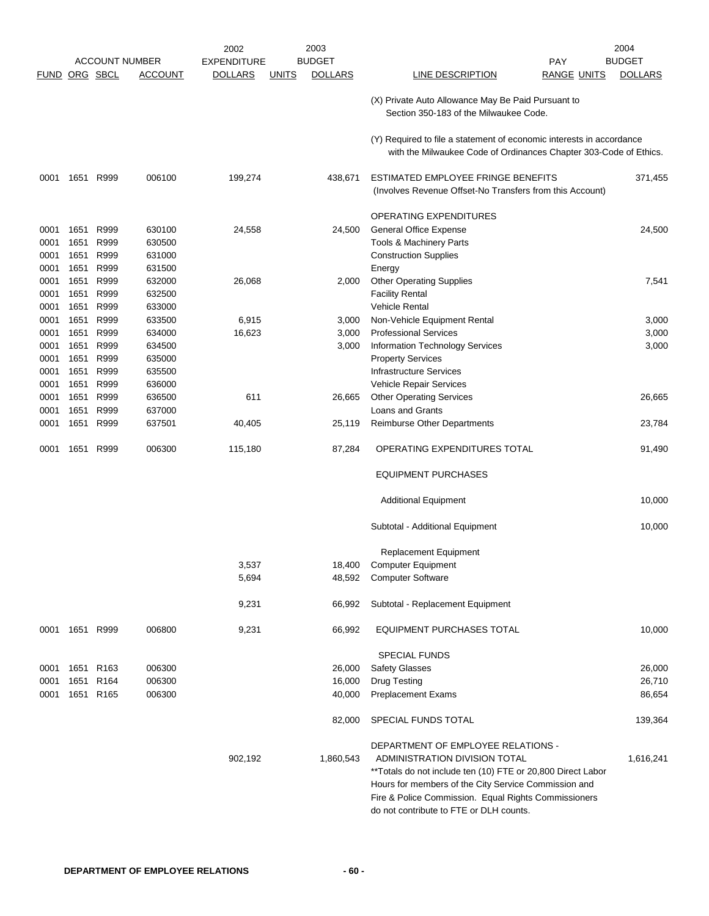| ACCOUNT NUMBER | | | | 2002 EXPENDITURE | 2003 BUDGET | | | PAY | | 2004 BUDGET |
|---|---|---|---|---|---|---|---|---|---|---|
| FUND | ORG | SBCL | ACCOUNT | DOLLARS | UNITS | DOLLARS | LINE DESCRIPTION | RANGE | UNITS | DOLLARS |
| | | | | | | | (X) Private Auto Allowance May Be Paid Pursuant to Section 350-183 of the Milwaukee Code. | | | |
| | | | | | | | (Y) Required to file a statement of economic interests in accordance with the Milwaukee Code of Ordinances Chapter 303-Code of Ethics. | | | |
| 0001 | 1651 | R999 | 006100 | 199,274 | | 438,671 | ESTIMATED EMPLOYEE FRINGE BENEFITS (Involves Revenue Offset-No Transfers from this Account) | | | 371,455 |
| | | | | | | | OPERATING EXPENDITURES | | | |
| 0001 | 1651 | R999 | 630100 | 24,558 | | 24,500 | General Office Expense | | | 24,500 |
| 0001 | 1651 | R999 | 630500 | | | | Tools & Machinery Parts | | | |
| 0001 | 1651 | R999 | 631000 | | | | Construction Supplies | | | |
| 0001 | 1651 | R999 | 631500 | | | | Energy | | | |
| 0001 | 1651 | R999 | 632000 | 26,068 | | 2,000 | Other Operating Supplies | | | 7,541 |
| 0001 | 1651 | R999 | 632500 | | | | Facility Rental | | | |
| 0001 | 1651 | R999 | 633000 | | | | Vehicle Rental | | | |
| 0001 | 1651 | R999 | 633500 | 6,915 | | 3,000 | Non-Vehicle Equipment Rental | | | 3,000 |
| 0001 | 1651 | R999 | 634000 | 16,623 | | 3,000 | Professional Services | | | 3,000 |
| 0001 | 1651 | R999 | 634500 | | | 3,000 | Information Technology Services | | | 3,000 |
| 0001 | 1651 | R999 | 635000 | | | | Property Services | | | |
| 0001 | 1651 | R999 | 635500 | | | | Infrastructure Services | | | |
| 0001 | 1651 | R999 | 636000 | | | | Vehicle Repair Services | | | |
| 0001 | 1651 | R999 | 636500 | 611 | | 26,665 | Other Operating Services | | | 26,665 |
| 0001 | 1651 | R999 | 637000 | | | | Loans and Grants | | | |
| 0001 | 1651 | R999 | 637501 | 40,405 | | 25,119 | Reimburse Other Departments | | | 23,784 |
| 0001 | 1651 | R999 | 006300 | 115,180 | | 87,284 | OPERATING EXPENDITURES TOTAL | | | 91,490 |
| | | | | | | | EQUIPMENT PURCHASES | | | |
| | | | | | | | Additional Equipment | | | 10,000 |
| | | | | | | | Subtotal - Additional Equipment | | | 10,000 |
| | | | | | | | Replacement Equipment | | | |
| | | | | 3,537 | | 18,400 | Computer Equipment | | | |
| | | | | 5,694 | | 48,592 | Computer Software | | | |
| | | | | 9,231 | | 66,992 | Subtotal - Replacement Equipment | | | |
| 0001 | 1651 | R999 | 006800 | 9,231 | | 66,992 | EQUIPMENT PURCHASES TOTAL | | | 10,000 |
| | | | | | | | SPECIAL FUNDS | | | |
| 0001 | 1651 | R163 | 006300 | | | 26,000 | Safety Glasses | | | 26,000 |
| 0001 | 1651 | R164 | 006300 | | | 16,000 | Drug Testing | | | 26,710 |
| 0001 | 1651 | R165 | 006300 | | | 40,000 | Preplacement Exams | | | 86,654 |
| | | | | | | 82,000 | SPECIAL FUNDS TOTAL | | | 139,364 |
| | | | | 902,192 | | 1,860,543 | DEPARTMENT OF EMPLOYEE RELATIONS - ADMINISTRATION DIVISION TOTAL **Totals do not include ten (10) FTE or 20,800 Direct Labor Hours for members of the City Service Commission and Fire & Police Commission. Equal Rights Commissioners do not contribute to FTE or DLH counts. | | | 1,616,241 |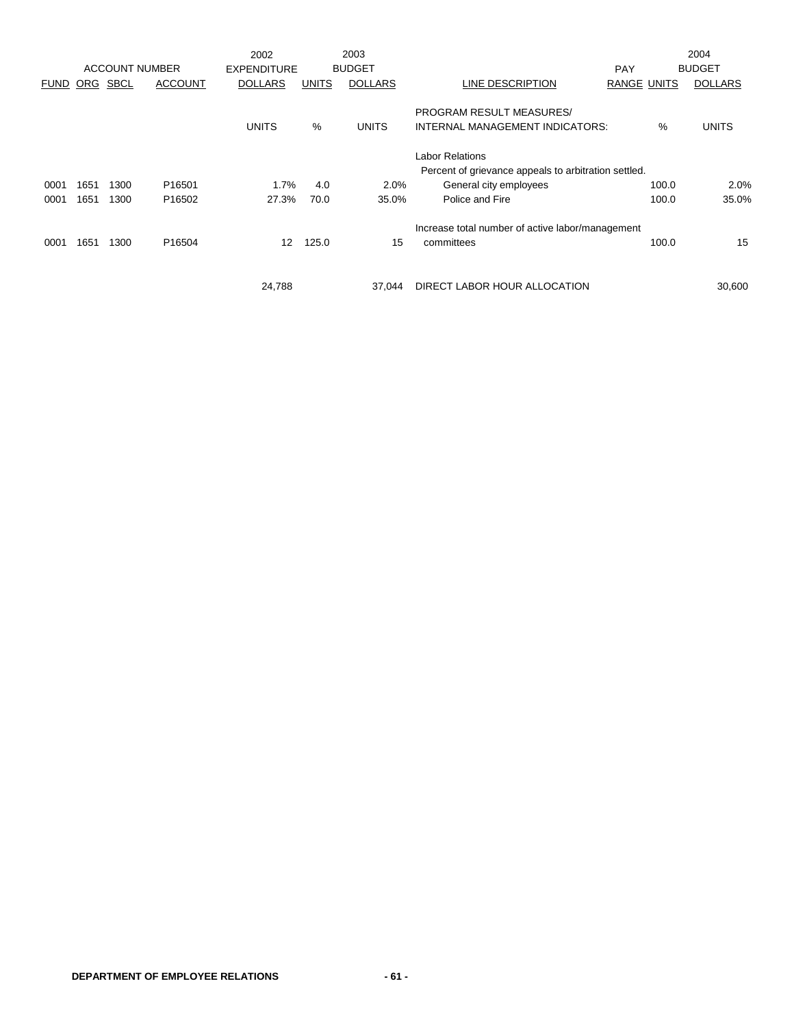| FUND | ORG | SBCL | ACCOUNT | 2002 EXPENDITURE DOLLARS | UNITS | 2003 BUDGET DOLLARS | LINE DESCRIPTION | PAY RANGE | UNITS | 2004 BUDGET DOLLARS |
|---|---|---|---|---|---|---|---|---|---|---|
| | | | | UNITS | % | UNITS | PROGRAM RESULT MEASURES/ INTERNAL MANAGEMENT INDICATORS: | | % | UNITS |
| | | | | | | | Labor Relations | | | |
| | | | | | | | Percent of grievance appeals to arbitration settled. | | | |
| 0001 | 1651 | 1300 | P16501 | 1.7% | 4.0 | 2.0% | General city employees | | 100.0 | 2.0% |
| 0001 | 1651 | 1300 | P16502 | 27.3% | 70.0 | 35.0% | Police and Fire | | 100.0 | 35.0% |
| | | | | | | | Increase total number of active labor/management | | | |
| 0001 | 1651 | 1300 | P16504 | 12 | 125.0 | 15 | committees | | 100.0 | 15 |
| | | | | 24,788 | | 37,044 | DIRECT LABOR HOUR ALLOCATION | | | 30,600 |

**DEPARTMENT OF EMPLOYEE RELATIONS**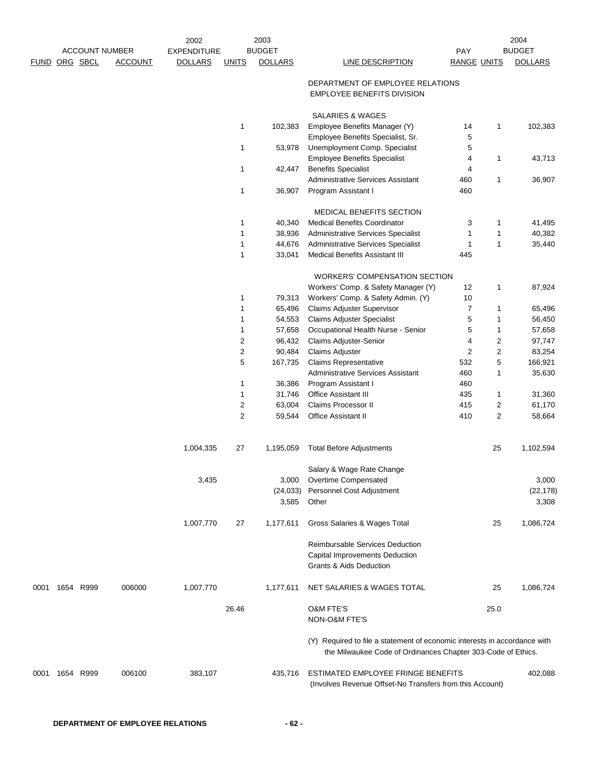| ACCOUNT NUMBER | | | | 2002 EXPENDITURE | 2003 BUDGET | | | PAY | | 2004 BUDGET |
|---|---|---|---|---|---|---|---|---|---|---|
| FUND | ORG | SBCL | ACCOUNT | DOLLARS | UNITS | DOLLARS | LINE DESCRIPTION | RANGE | UNITS | DOLLARS |
| | | | | | | | DEPARTMENT OF EMPLOYEE RELATIONS<br>EMPLOYEE BENEFITS DIVISION | | | |
| | | | | | | | SALARIES & WAGES | | | |
| | | | | | 1 | 102,383 | Employee Benefits Manager (Y) | 14 | 1 | 102,383 |
| | | | | | | | Employee Benefits Specialist, Sr. | 5 | | |
| | | | | | 1 | 53,978 | Unemployment Comp. Specialist | 5 | | |
| | | | | | | | Employee Benefits Specialist | 4 | 1 | 43,713 |
| | | | | | 1 | 42,447 | Benefits Specialist | 4 | | |
| | | | | | | | Administrative Services Assistant | 460 | 1 | 36,907 |
| | | | | | 1 | 36,907 | Program Assistant I | 460 | | |
| | | | | | | | MEDICAL BENEFITS SECTION | | | |
| | | | | | 1 | 40,340 | Medical Benefits Coordinator | 3 | 1 | 41,495 |
| | | | | | 1 | 38,936 | Administrative Services Specialist | 1 | 1 | 40,382 |
| | | | | | 1 | 44,676 | Administrative Services Specialist | 1 | 1 | 35,440 |
| | | | | | 1 | 33,041 | Medical Benefits Assistant III | 445 | | |
| | | | | | | | WORKERS' COMPENSATION SECTION | | | |
| | | | | | | | Workers' Comp. & Safety Manager (Y) | 12 | 1 | 87,924 |
| | | | | | 1 | 79,313 | Workers' Comp. & Safety Admin. (Y) | 10 | | |
| | | | | | 1 | 65,496 | Claims Adjuster Supervisor | 7 | 1 | 65,496 |
| | | | | | 1 | 54,553 | Claims Adjuster Specialist | 5 | 1 | 56,450 |
| | | | | | 1 | 57,658 | Occupational Health Nurse - Senior | 5 | 1 | 57,658 |
| | | | | | 2 | 96,432 | Claims Adjuster-Senior | 4 | 2 | 97,747 |
| | | | | | 2 | 90,484 | Claims Adjuster | 2 | 2 | 83,254 |
| | | | | | 5 | 167,735 | Claims Representative | 532 | 5 | 166,921 |
| | | | | | | | Administrative Services Assistant | 460 | 1 | 35,630 |
| | | | | | 1 | 36,386 | Program Assistant I | 460 | | |
| | | | | | 1 | 31,746 | Office Assistant III | 435 | 1 | 31,360 |
| | | | | | 2 | 63,004 | Claims Processor II | 415 | 2 | 61,170 |
| | | | | | 2 | 59,544 | Office Assistant II | 410 | 2 | 58,664 |
| | | | | 1,004,335 | 27 | 1,195,059 | Total Before Adjustments | | 25 | 1,102,594 |
| | | | | | | | Salary & Wage Rate Change | | | |
| | | | | 3,435 | | 3,000 | Overtime Compensated | | | 3,000 |
| | | | | | | (24,033) | Personnel Cost Adjustment | | | (22,178) |
| | | | | | | 3,585 | Other | | | 3,308 |
| | | | | 1,007,770 | 27 | 1,177,611 | Gross Salaries & Wages Total | | 25 | 1,086,724 |
| | | | | | | | Reimbursable Services Deduction | | | |
| | | | | | | | Capital Improvements Deduction | | | |
| | | | | | | | Grants & Aids Deduction | | | |
| 0001 | 1654 | R999 | 006000 | 1,007,770 | | 1,177,611 | NET SALARIES & WAGES TOTAL | | 25 | 1,086,724 |
| | | | | | 26.46 | | O&M FTE'S | | 25.0 | |
| | | | | | | | NON-O&M FTE'S | | | |
| 0001 | 1654 | R999 | 006100 | 383,107 | | 435,716 | ESTIMATED EMPLOYEE FRINGE BENEFITS (Involves Revenue Offset-No Transfers from this Account) | | | 402,088 |

(Y) Required to file a statement of economic interests in accordance with the Milwaukee Code of Ordinances Chapter 303-Code of Ethics.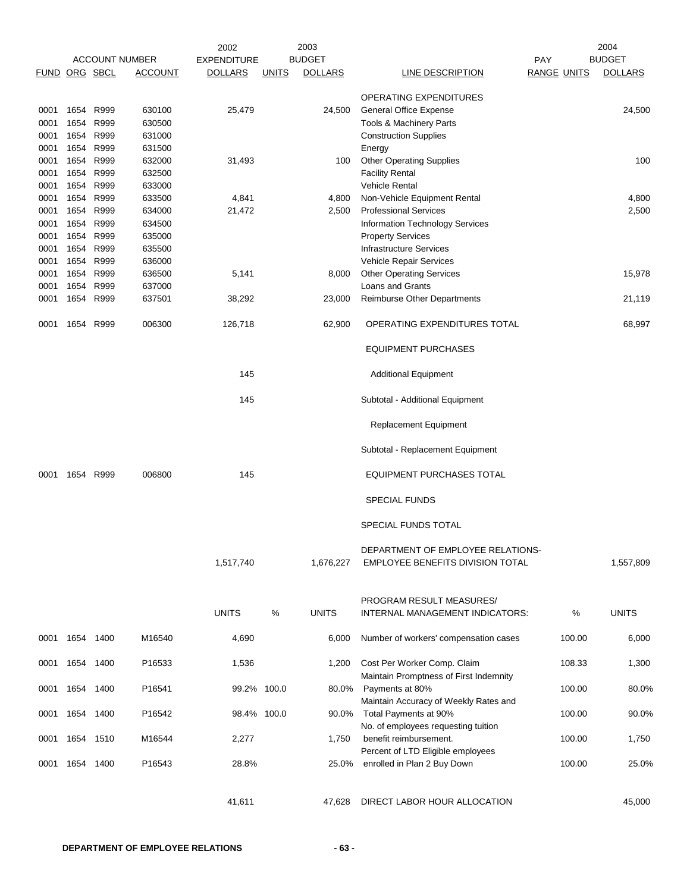| ACCOUNT NUMBER | | | | 2002 | | 2003 | | | | 2004 |
|---|---|---|---|---|---|---|---|---|---|---|
| FUND | ORG | SBCL | ACCOUNT | EXPENDITURE DOLLARS | UNITS | BUDGET DOLLARS | LINE DESCRIPTION | PAY RANGE | UNITS | BUDGET DOLLARS |
| | | | | | | | OPERATING EXPENDITURES | | | |
| 0001 | 1654 | R999 | 630100 | 25,479 | | 24,500 | General Office Expense | | | 24,500 |
| 0001 | 1654 | R999 | 630500 | | | | Tools & Machinery Parts | | | |
| 0001 | 1654 | R999 | 631000 | | | | Construction Supplies | | | |
| 0001 | 1654 | R999 | 631500 | | | | Energy | | | |
| 0001 | 1654 | R999 | 632000 | 31,493 | | 100 | Other Operating Supplies | | | 100 |
| 0001 | 1654 | R999 | 632500 | | | | Facility Rental | | | |
| 0001 | 1654 | R999 | 633000 | | | | Vehicle Rental | | | |
| 0001 | 1654 | R999 | 633500 | 4,841 | | 4,800 | Non-Vehicle Equipment Rental | | | 4,800 |
| 0001 | 1654 | R999 | 634000 | 21,472 | | 2,500 | Professional Services | | | 2,500 |
| 0001 | 1654 | R999 | 634500 | | | | Information Technology Services | | | |
| 0001 | 1654 | R999 | 635000 | | | | Property Services | | | |
| 0001 | 1654 | R999 | 635500 | | | | Infrastructure Services | | | |
| 0001 | 1654 | R999 | 636000 | | | | Vehicle Repair Services | | | |
| 0001 | 1654 | R999 | 636500 | 5,141 | | 8,000 | Other Operating Services | | | 15,978 |
| 0001 | 1654 | R999 | 637000 | | | | Loans and Grants | | | |
| 0001 | 1654 | R999 | 637501 | 38,292 | | 23,000 | Reimburse Other Departments | | | 21,119 |
| 0001 | 1654 | R999 | 006300 | 126,718 | | 62,900 | OPERATING EXPENDITURES TOTAL | | | 68,997 |
| | | | | | | | EQUIPMENT PURCHASES | | | |
| | | | | 145 | | | Additional Equipment | | | |
| | | | | 145 | | | Subtotal - Additional Equipment | | | |
| | | | | | | | Replacement Equipment | | | |
| | | | | | | | Subtotal - Replacement Equipment | | | |
| 0001 | 1654 | R999 | 006800 | 145 | | | EQUIPMENT PURCHASES TOTAL | | | |
| | | | | | | | SPECIAL FUNDS | | | |
| | | | | | | | SPECIAL FUNDS TOTAL | | | |
| | | | | 1,517,740 | | 1,676,227 | DEPARTMENT OF EMPLOYEE RELATIONS- EMPLOYEE BENEFITS DIVISION TOTAL | | | 1,557,809 |
| | | | | UNITS | % | UNITS | PROGRAM RESULT MEASURES/ INTERNAL MANAGEMENT INDICATORS: | | % | UNITS |
| 0001 | 1654 | 1400 | M16540 | 4,690 | | 6,000 | Number of workers' compensation cases | | 100.00 | 6,000 |
| 0001 | 1654 | 1400 | P16533 | 1,536 | | 1,200 | Cost Per Worker Comp. Claim | | 108.33 | 1,300 |
| 0001 | 1654 | 1400 | P16541 | 99.2% | 100.0 | 80.0% | Maintain Promptness of First Indemnity Payments at 80% | | 100.00 | 80.0% |
| 0001 | 1654 | 1400 | P16542 | 98.4% | 100.0 | 90.0% | Maintain Accuracy of Weekly Rates and Total Payments at 90% | | 100.00 | 90.0% |
| 0001 | 1654 | 1510 | M16544 | 2,277 | | 1,750 | No. of employees requesting tuition benefit reimbursement. | | 100.00 | 1,750 |
| 0001 | 1654 | 1400 | P16543 | 28.8% | | 25.0% | Percent of LTD Eligible employees enrolled in Plan 2 Buy Down | | 100.00 | 25.0% |
| | | | | 41,611 | | 47,628 | DIRECT LABOR HOUR ALLOCATION | | | 45,000 |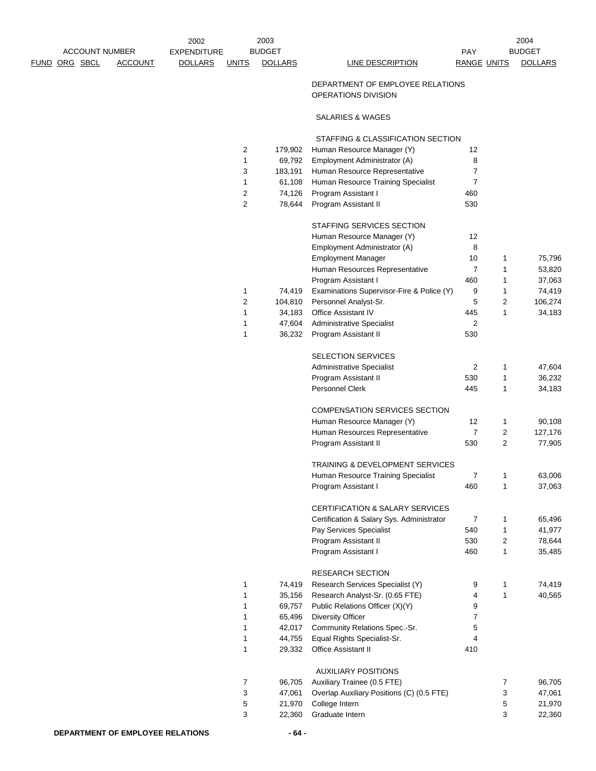| ACCOUNT NUMBER FUND | ORG | SBCL | ACCOUNT | 2002 EXPENDITURE DOLLARS | 2003 BUDGET UNITS | 2003 BUDGET DOLLARS | LINE DESCRIPTION | PAY RANGE | 2004 BUDGET UNITS | 2004 BUDGET DOLLARS |
|---|---|---|---|---|---|---|---|---|---|---|
| | | | | | | | DEPARTMENT OF EMPLOYEE RELATIONS OPERATIONS DIVISION | | | |
| | | | | | | | SALARIES & WAGES | | | |
| | | | | | | | STAFFING & CLASSIFICATION SECTION | | | |
| | | | | | 2 | 179,902 | Human Resource Manager (Y) | 12 | | |
| | | | | | 1 | 69,792 | Employment Administrator (A) | 8 | | |
| | | | | | 3 | 183,191 | Human Resource Representative | 7 | | |
| | | | | | 1 | 61,108 | Human Resource Training Specialist | 7 | | |
| | | | | | 2 | 74,126 | Program Assistant I | 460 | | |
| | | | | | 2 | 78,644 | Program Assistant II | 530 | | |
| | | | | | | | STAFFING SERVICES SECTION | | | |
| | | | | | | | Human Resource Manager (Y) | 12 | | |
| | | | | | | | Employment Administrator (A) | 8 | | |
| | | | | | | | Employment Manager | 10 | 1 | 75,796 |
| | | | | | | | Human Resources Representative | 7 | 1 | 53,820 |
| | | | | | | | Program Assistant I | 460 | 1 | 37,063 |
| | | | | | 1 | 74,419 | Examinations Supervisor-Fire & Police (Y) | 9 | 1 | 74,419 |
| | | | | | 2 | 104,810 | Personnel Analyst-Sr. | 5 | 2 | 106,274 |
| | | | | | 1 | 34,183 | Office Assistant IV | 445 | 1 | 34,183 |
| | | | | | 1 | 47,604 | Administrative Specialist | 2 | | |
| | | | | | 1 | 36,232 | Program Assistant II | 530 | | |
| | | | | | | | SELECTION SERVICES | | | |
| | | | | | | | Administrative Specialist | 2 | 1 | 47,604 |
| | | | | | | | Program Assistant II | 530 | 1 | 36,232 |
| | | | | | | | Personnel Clerk | 445 | 1 | 34,183 |
| | | | | | | | COMPENSATION SERVICES SECTION | | | |
| | | | | | | | Human Resource Manager (Y) | 12 | 1 | 90,108 |
| | | | | | | | Human Resources Representative | 7 | 2 | 127,176 |
| | | | | | | | Program Assistant II | 530 | 2 | 77,905 |
| | | | | | | | TRAINING & DEVELOPMENT SERVICES | | | |
| | | | | | | | Human Resource Training Specialist | 7 | 1 | 63,006 |
| | | | | | | | Program Assistant I | 460 | 1 | 37,063 |
| | | | | | | | CERTIFICATION & SALARY SERVICES | | | |
| | | | | | | | Certification & Salary Sys. Administrator | 7 | 1 | 65,496 |
| | | | | | | | Pay Services Specialist | 540 | 1 | 41,977 |
| | | | | | | | Program Assistant II | 530 | 2 | 78,644 |
| | | | | | | | Program Assistant I | 460 | 1 | 35,485 |
| | | | | | | | RESEARCH SECTION | | | |
| | | | | | 1 | 74,419 | Research Services Specialist (Y) | 9 | 1 | 74,419 |
| | | | | | 1 | 35,156 | Research Analyst-Sr. (0.65 FTE) | 4 | 1 | 40,565 |
| | | | | | 1 | 69,757 | Public Relations Officer (X)(Y) | 9 | | |
| | | | | | 1 | 65,496 | Diversity Officer | 7 | | |
| | | | | | 1 | 42,017 | Community Relations Spec.-Sr. | 5 | | |
| | | | | | 1 | 44,755 | Equal Rights Specialist-Sr. | 4 | | |
| | | | | | 1 | 29,332 | Office Assistant II | 410 | | |
| | | | | | | | AUXILIARY POSITIONS | | | |
| | | | | | 7 | 96,705 | Auxiliary Trainee (0.5 FTE) | | 7 | 96,705 |
| | | | | | 3 | 47,061 | Overlap Auxiliary Positions (C) (0.5 FTE) | | 3 | 47,061 |
| | | | | | 5 | 21,970 | College Intern | | 5 | 21,970 |
| | | | | | 3 | 22,360 | Graduate Intern | | 3 | 22,360 |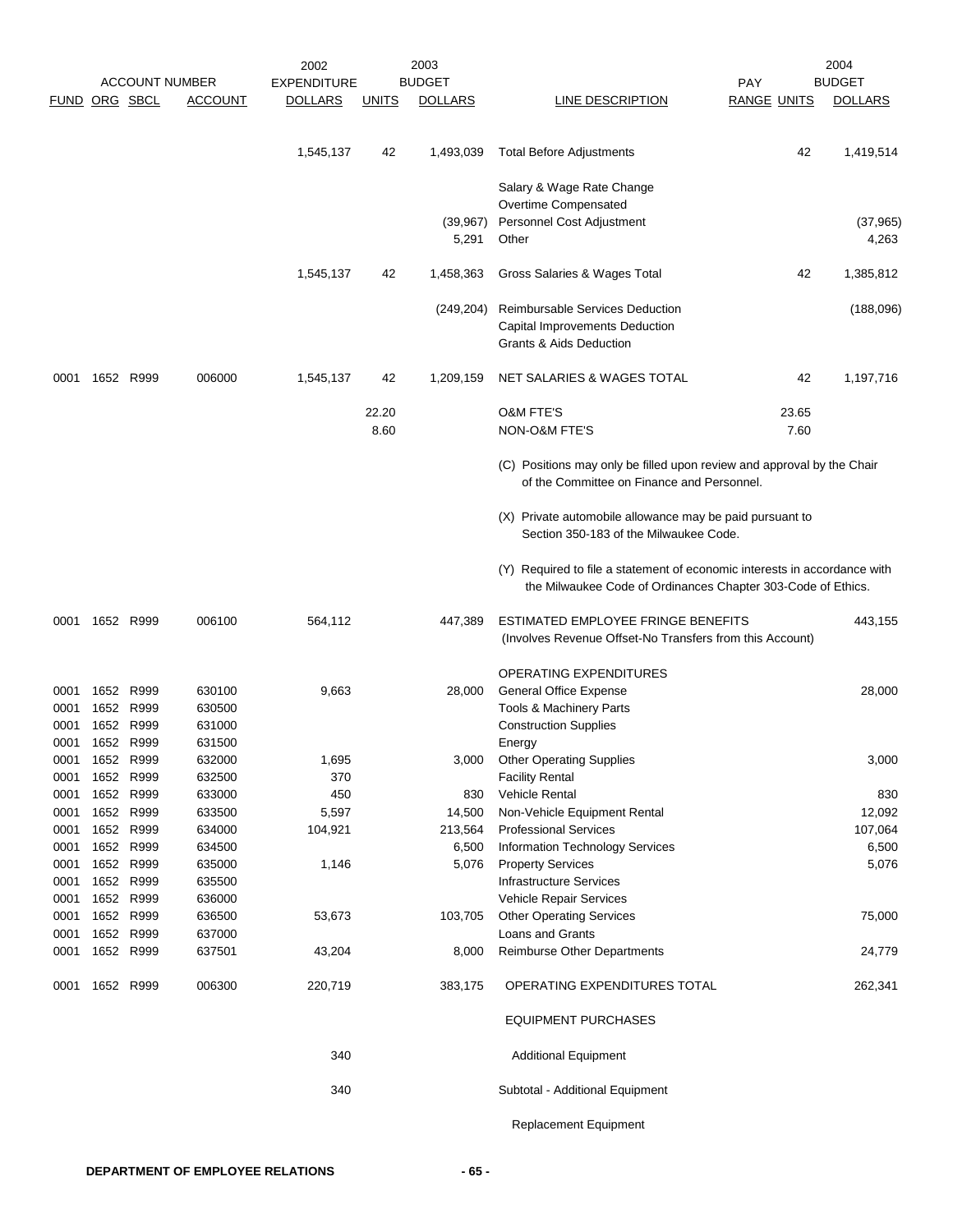| FUND | ORG | SBCL | ACCOUNT | 2002 EXPENDITURE DOLLARS | UNITS | 2003 BUDGET DOLLARS | LINE DESCRIPTION | PAY RANGE | UNITS | 2004 BUDGET DOLLARS |
|---|---|---|---|---|---|---|---|---|---|---|
| | | | | 1,545,137 | 42 | 1,493,039 | Total Before Adjustments | | 42 | 1,419,514 |
| | | | | | | | Salary & Wage Rate Change | | | |
| | | | | | | | Overtime Compensated | | | |
| | | | | | | (39,967) | Personnel Cost Adjustment | | | (37,965) |
| | | | | | | 5,291 | Other | | | 4,263 |
| | | | | 1,545,137 | 42 | 1,458,363 | Gross Salaries & Wages Total | | 42 | 1,385,812 |
| | | | | | | (249,204) | Reimbursable Services Deduction | | | (188,096) |
| | | | | | | | Capital Improvements Deduction | | | |
| | | | | | | | Grants & Aids Deduction | | | |
| 0001 | 1652 | R999 | 006000 | 1,545,137 | 42 | 1,209,159 | NET SALARIES & WAGES TOTAL | | 42 | 1,197,716 |
| | | | | | 22.20 | | O&M FTE'S | | 23.65 | |
| | | | | | 8.60 | | NON-O&M FTE'S | | 7.60 | |
| | | | | | | | (C) Positions may only be filled upon review and approval by the Chair of the Committee on Finance and Personnel. | | | |
| | | | | | | | (X) Private automobile allowance may be paid pursuant to Section 350-183 of the Milwaukee Code. | | | |
| | | | | | | | (Y) Required to file a statement of economic interests in accordance with the Milwaukee Code of Ordinances Chapter 303-Code of Ethics. | | | |
| 0001 | 1652 | R999 | 006100 | 564,112 | | 447,389 | ESTIMATED EMPLOYEE FRINGE BENEFITS (Involves Revenue Offset-No Transfers from this Account) | | | 443,155 |
| | | | | | | | OPERATING EXPENDITURES | | | |
| 0001 | 1652 | R999 | 630100 | 9,663 | | 28,000 | General Office Expense | | | 28,000 |
| 0001 | 1652 | R999 | 630500 | | | | Tools & Machinery Parts | | | |
| 0001 | 1652 | R999 | 631000 | | | | Construction Supplies | | | |
| 0001 | 1652 | R999 | 631500 | | | | Energy | | | |
| 0001 | 1652 | R999 | 632000 | 1,695 | | 3,000 | Other Operating Supplies | | | 3,000 |
| 0001 | 1652 | R999 | 632500 | 370 | | | Facility Rental | | | |
| 0001 | 1652 | R999 | 633000 | 450 | | 830 | Vehicle Rental | | | 830 |
| 0001 | 1652 | R999 | 633500 | 5,597 | | 14,500 | Non-Vehicle Equipment Rental | | | 12,092 |
| 0001 | 1652 | R999 | 634000 | 104,921 | | 213,564 | Professional Services | | | 107,064 |
| 0001 | 1652 | R999 | 634500 | | | 6,500 | Information Technology Services | | | 6,500 |
| 0001 | 1652 | R999 | 635000 | 1,146 | | 5,076 | Property Services | | | 5,076 |
| 0001 | 1652 | R999 | 635500 | | | | Infrastructure Services | | | |
| 0001 | 1652 | R999 | 636000 | | | | Vehicle Repair Services | | | |
| 0001 | 1652 | R999 | 636500 | 53,673 | | 103,705 | Other Operating Services | | | 75,000 |
| 0001 | 1652 | R999 | 637000 | | | | Loans and Grants | | | |
| 0001 | 1652 | R999 | 637501 | 43,204 | | 8,000 | Reimburse Other Departments | | | 24,779 |
| 0001 | 1652 | R999 | 006300 | 220,719 | | 383,175 | OPERATING EXPENDITURES TOTAL | | | 262,341 |
| | | | | | | | EQUIPMENT PURCHASES | | | |
| | | | | 340 | | | Additional Equipment | | | |
| | | | | 340 | | | Subtotal - Additional Equipment | | | |
| | | | | | | | Replacement Equipment | | | |

DEPARTMENT OF EMPLOYEE RELATIONS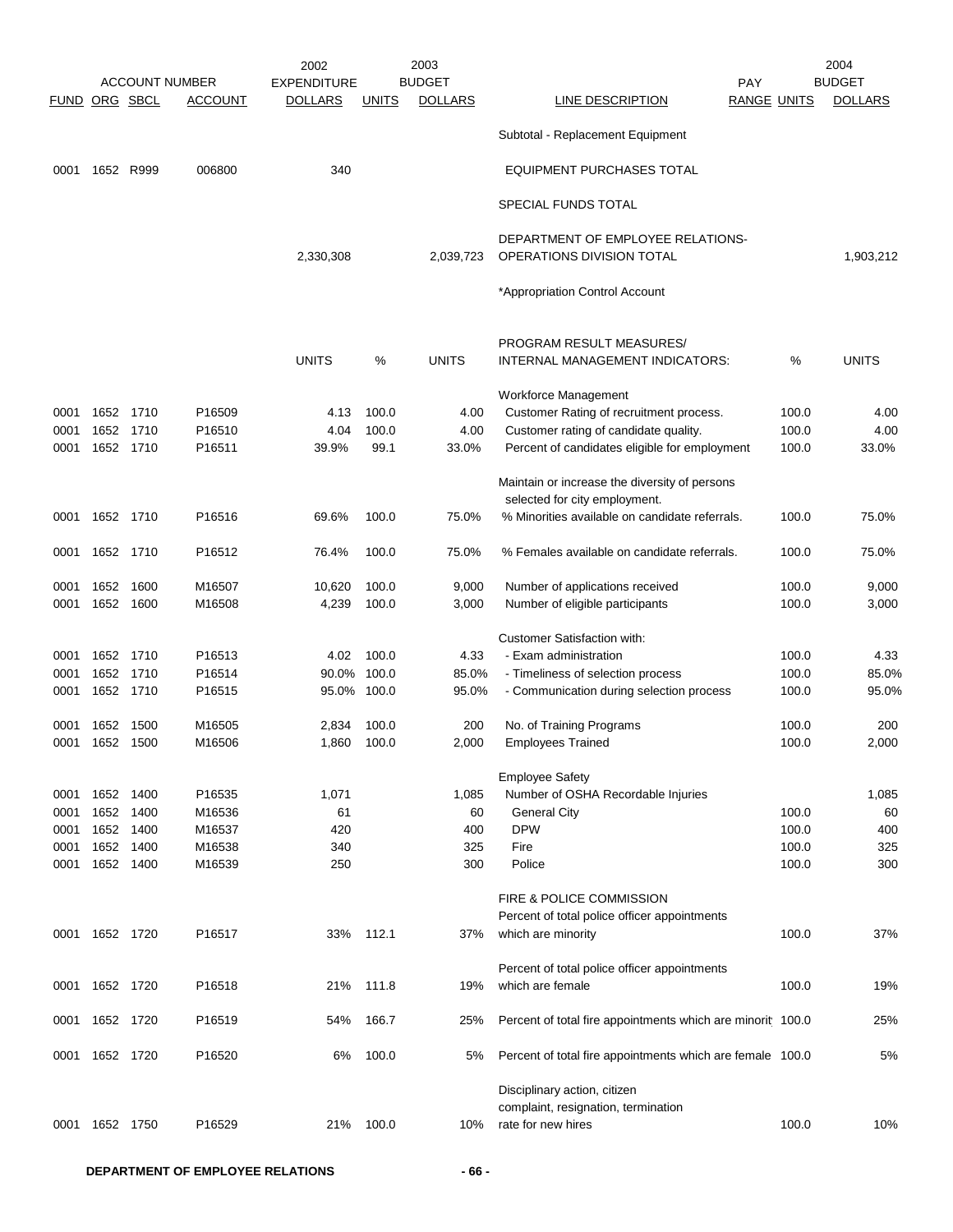| FUND | ORG | SBCL | ACCOUNT | 2002 EXPENDITURE DOLLARS | 2003 BUDGET UNITS | 2003 BUDGET DOLLARS | LINE DESCRIPTION | PAY RANGE UNITS | 2004 BUDGET DOLLARS |
|---|---|---|---|---|---|---|---|---|---|
| | | | | | | | Subtotal - Replacement Equipment | | |
| 0001 | 1652 | R999 | 006800 | 340 | | | EQUIPMENT PURCHASES TOTAL | | |
| | | | | | | | SPECIAL FUNDS TOTAL | | |
| | | | | 2,330,308 | | 2,039,723 | DEPARTMENT OF EMPLOYEE RELATIONS-OPERATIONS DIVISION TOTAL | | 1,903,212 |
| | | | | | | | *Appropriation Control Account | | |
| | | | | UNITS | % | UNITS | PROGRAM RESULT MEASURES/ INTERNAL MANAGEMENT INDICATORS: | % | UNITS |
| | | | | | | | Workforce Management | | |
| 0001 | 1652 | 1710 | P16509 | 4.13 | 100.0 | 4.00 | Customer Rating of recruitment process. | 100.0 | 4.00 |
| 0001 | 1652 | 1710 | P16510 | 4.04 | 100.0 | 4.00 | Customer rating of candidate quality. | 100.0 | 4.00 |
| 0001 | 1652 | 1710 | P16511 | 39.9% | 99.1 | 33.0% | Percent of candidates eligible for employment | 100.0 | 33.0% |
| | | | | | | | Maintain or increase the diversity of persons selected for city employment. | | |
| 0001 | 1652 | 1710 | P16516 | 69.6% | 100.0 | 75.0% | % Minorities available on candidate referrals. | 100.0 | 75.0% |
| 0001 | 1652 | 1710 | P16512 | 76.4% | 100.0 | 75.0% | % Females available on candidate referrals. | 100.0 | 75.0% |
| 0001 | 1652 | 1600 | M16507 | 10,620 | 100.0 | 9,000 | Number of applications received | 100.0 | 9,000 |
| 0001 | 1652 | 1600 | M16508 | 4,239 | 100.0 | 3,000 | Number of eligible participants | 100.0 | 3,000 |
| | | | | | | | Customer Satisfaction with: | | |
| 0001 | 1652 | 1710 | P16513 | 4.02 | 100.0 | 4.33 | - Exam administration | 100.0 | 4.33 |
| 0001 | 1652 | 1710 | P16514 | 90.0% | 100.0 | 85.0% | - Timeliness of selection process | 100.0 | 85.0% |
| 0001 | 1652 | 1710 | P16515 | 95.0% | 100.0 | 95.0% | - Communication during selection process | 100.0 | 95.0% |
| 0001 | 1652 | 1500 | M16505 | 2,834 | 100.0 | 200 | No. of Training Programs | 100.0 | 200 |
| 0001 | 1652 | 1500 | M16506 | 1,860 | 100.0 | 2,000 | Employees Trained | 100.0 | 2,000 |
| | | | | | | | Employee Safety | | |
| 0001 | 1652 | 1400 | P16535 | 1,071 | | 1,085 | Number of OSHA Recordable Injuries | | 1,085 |
| 0001 | 1652 | 1400 | M16536 | 61 | | 60 | General City | 100.0 | 60 |
| 0001 | 1652 | 1400 | M16537 | 420 | | 400 | DPW | 100.0 | 400 |
| 0001 | 1652 | 1400 | M16538 | 340 | | 325 | Fire | 100.0 | 325 |
| 0001 | 1652 | 1400 | M16539 | 250 | | 300 | Police | 100.0 | 300 |
| | | | | | | | FIRE & POLICE COMMISSION | | |
| 0001 | 1652 | 1720 | P16517 | 33% | 112.1 | 37% | Percent of total police officer appointments which are minority | 100.0 | 37% |
| 0001 | 1652 | 1720 | P16518 | 21% | 111.8 | 19% | Percent of total police officer appointments which are female | 100.0 | 19% |
| 0001 | 1652 | 1720 | P16519 | 54% | 166.7 | 25% | Percent of total fire appointments which are minorit | 100.0 | 25% |
| 0001 | 1652 | 1720 | P16520 | 6% | 100.0 | 5% | Percent of total fire appointments which are female | 100.0 | 5% |
| 0001 | 1652 | 1750 | P16529 | 21% | 100.0 | 10% | Disciplinary action, citizen complaint, resignation, termination rate for new hires | 100.0 | 10% |

**DEPARTMENT OF EMPLOYEE RELATIONS**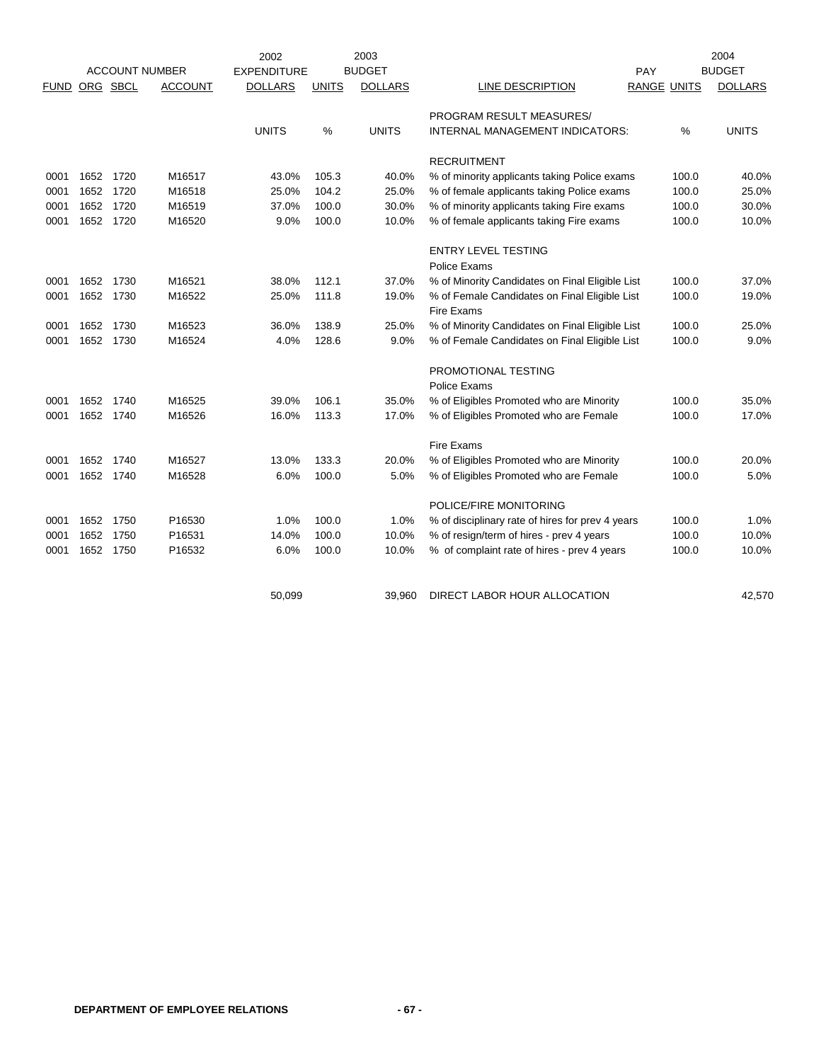| ACCOUNT NUMBER | | | | 2002 EXPENDITURE | 2003 BUDGET | | | PAY | | 2004 BUDGET |
|---|---|---|---|---|---|---|---|---|---|---|
| FUND | ORG | SBCL | ACCOUNT | DOLLARS | UNITS | DOLLARS | LINE DESCRIPTION | RANGE | UNITS | DOLLARS |
| | | | | | | | PROGRAM RESULT MEASURES/ | | | |
| | | | | UNITS | % | UNITS | INTERNAL MANAGEMENT INDICATORS: | | % | UNITS |
| | | | | | | | RECRUITMENT | | | |
| 0001 | 1652 | 1720 | M16517 | 43.0% | 105.3 | 40.0% | % of minority applicants taking Police exams | | 100.0 | 40.0% |
| 0001 | 1652 | 1720 | M16518 | 25.0% | 104.2 | 25.0% | % of female applicants taking Police exams | | 100.0 | 25.0% |
| 0001 | 1652 | 1720 | M16519 | 37.0% | 100.0 | 30.0% | % of minority applicants taking Fire exams | | 100.0 | 30.0% |
| 0001 | 1652 | 1720 | M16520 | 9.0% | 100.0 | 10.0% | % of female applicants taking Fire exams | | 100.0 | 10.0% |
| | | | | | | | ENTRY LEVEL TESTING | | | |
| | | | | | | | Police Exams | | | |
| 0001 | 1652 | 1730 | M16521 | 38.0% | 112.1 | 37.0% | % of Minority Candidates on Final Eligible List | | 100.0 | 37.0% |
| 0001 | 1652 | 1730 | M16522 | 25.0% | 111.8 | 19.0% | % of Female Candidates on Final Eligible List | | 100.0 | 19.0% |
| | | | | | | | Fire Exams | | | |
| 0001 | 1652 | 1730 | M16523 | 36.0% | 138.9 | 25.0% | % of Minority Candidates on Final Eligible List | | 100.0 | 25.0% |
| 0001 | 1652 | 1730 | M16524 | 4.0% | 128.6 | 9.0% | % of Female Candidates on Final Eligible List | | 100.0 | 9.0% |
| | | | | | | | PROMOTIONAL TESTING | | | |
| | | | | | | | Police Exams | | | |
| 0001 | 1652 | 1740 | M16525 | 39.0% | 106.1 | 35.0% | % of Eligibles Promoted who are Minority | | 100.0 | 35.0% |
| 0001 | 1652 | 1740 | M16526 | 16.0% | 113.3 | 17.0% | % of Eligibles Promoted who are Female | | 100.0 | 17.0% |
| | | | | | | | Fire Exams | | | |
| 0001 | 1652 | 1740 | M16527 | 13.0% | 133.3 | 20.0% | % of Eligibles Promoted who are Minority | | 100.0 | 20.0% |
| 0001 | 1652 | 1740 | M16528 | 6.0% | 100.0 | 5.0% | % of Eligibles Promoted who are Female | | 100.0 | 5.0% |
| | | | | | | | POLICE/FIRE MONITORING | | | |
| 0001 | 1652 | 1750 | P16530 | 1.0% | 100.0 | 1.0% | % of disciplinary rate of hires for prev 4 years | | 100.0 | 1.0% |
| 0001 | 1652 | 1750 | P16531 | 14.0% | 100.0 | 10.0% | % of resign/term of hires - prev 4 years | | 100.0 | 10.0% |
| 0001 | 1652 | 1750 | P16532 | 6.0% | 100.0 | 10.0% | % of complaint rate of hires - prev 4 years | | 100.0 | 10.0% |
| | | | | 50,099 | | 39,960 | DIRECT LABOR HOUR ALLOCATION | | | 42,570 |

DEPARTMENT OF EMPLOYEE RELATIONS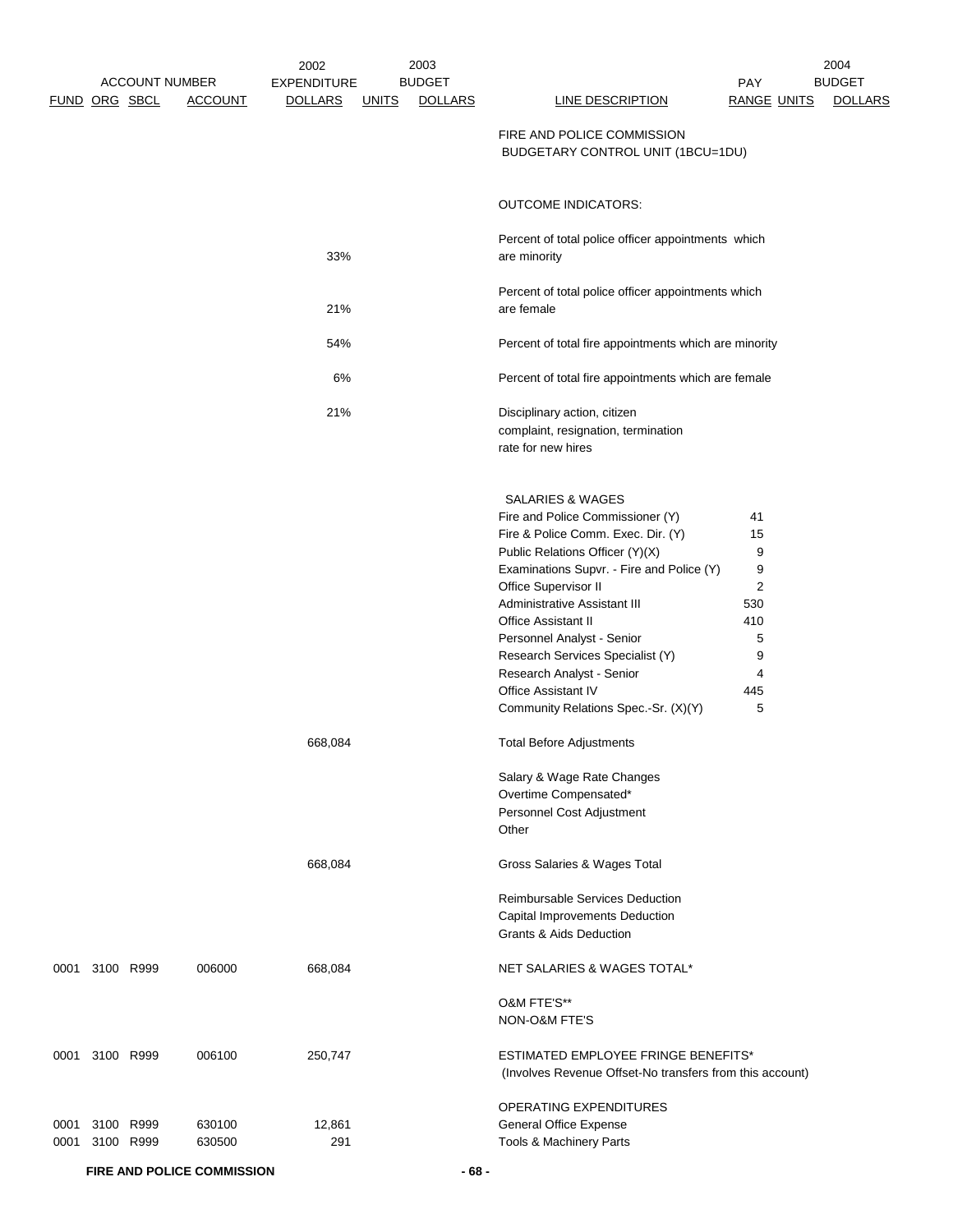| FUND | ORG | SBCL | ACCOUNT | 2002 EXPENDITURE DOLLARS | 2003 BUDGET UNITS | 2003 BUDGET DOLLARS | LINE DESCRIPTION | PAY RANGE | 2004 BUDGET UNITS | 2004 BUDGET DOLLARS |
|---|---|---|---|---|---|---|---|---|---|---|
| | | | | | | | FIRE AND POLICE COMMISSION BUDGETARY CONTROL UNIT (1BCU=1DU) | | | |
| | | | | | | | OUTCOME INDICATORS: | | | |
| | | | | 33% | | | Percent of total police officer appointments which are minority | | | |
| | | | | 21% | | | Percent of total police officer appointments which are female | | | |
| | | | | 54% | | | Percent of total fire appointments which are minority | | | |
| | | | | 6% | | | Percent of total fire appointments which are female | | | |
| | | | | 21% | | | Disciplinary action, citizen complaint, resignation, termination rate for new hires | | | |
| | | | | | | | SALARIES & WAGES | | | |
| | | | | | | | Fire and Police Commissioner (Y) | 41 | | |
| | | | | | | | Fire & Police Comm. Exec. Dir. (Y) | 15 | | |
| | | | | | | | Public Relations Officer (Y)(X) | 9 | | |
| | | | | | | | Examinations Supvr. - Fire and Police (Y) | 9 | | |
| | | | | | | | Office Supervisor II | 2 | | |
| | | | | | | | Administrative Assistant III | 530 | | |
| | | | | | | | Office Assistant II | 410 | | |
| | | | | | | | Personnel Analyst - Senior | 5 | | |
| | | | | | | | Research Services Specialist (Y) | 9 | | |
| | | | | | | | Research Analyst - Senior | 4 | | |
| | | | | | | | Office Assistant IV | 445 | | |
| | | | | | | | Community Relations Spec.-Sr. (X)(Y) | 5 | | |
| | | | | 668,084 | | | Total Before Adjustments | | | |
| | | | | | | | Salary & Wage Rate Changes | | | |
| | | | | | | | Overtime Compensated* | | | |
| | | | | | | | Personnel Cost Adjustment | | | |
| | | | | | | | Other | | | |
| | | | | 668,084 | | | Gross Salaries & Wages Total | | | |
| | | | | | | | Reimbursable Services Deduction | | | |
| | | | | | | | Capital Improvements Deduction | | | |
| | | | | | | | Grants & Aids Deduction | | | |
| 0001 | 3100 | R999 | 006000 | 668,084 | | | NET SALARIES & WAGES TOTAL* | | | |
| | | | | | | | O&M FTE'S** | | | |
| | | | | | | | NON-O&M FTE'S | | | |
| 0001 | 3100 | R999 | 006100 | 250,747 | | | ESTIMATED EMPLOYEE FRINGE BENEFITS* (Involves Revenue Offset-No transfers from this account) | | | |
| | | | | | | | OPERATING EXPENDITURES | | | |
| 0001 | 3100 | R999 | 630100 | 12,861 | | | General Office Expense | | | |
| 0001 | 3100 | R999 | 630500 | 291 | | | Tools & Machinery Parts | | | |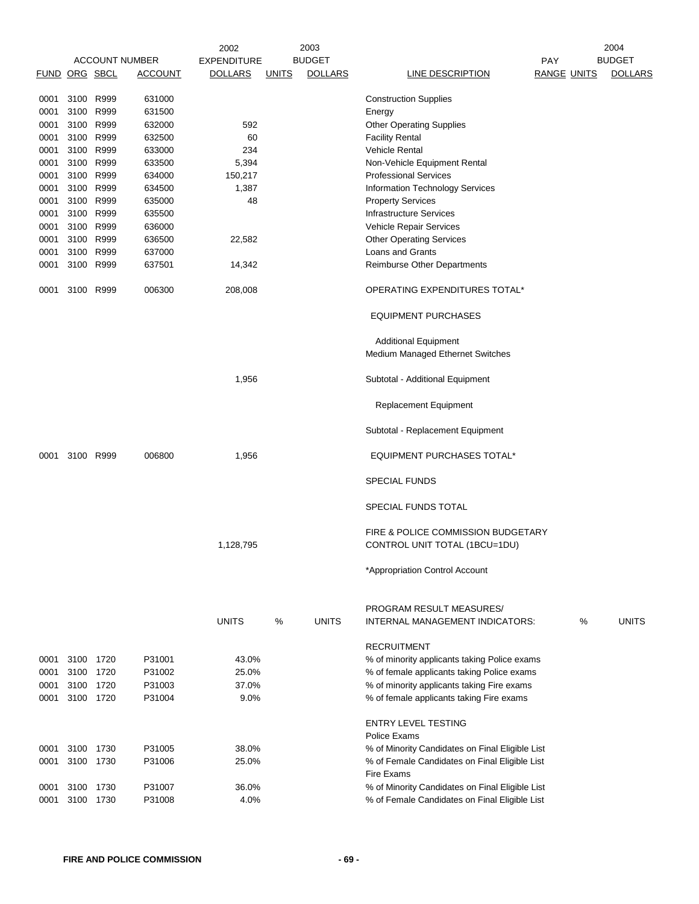| ACCOUNT NUMBER | | | | 2002 | 2003 | | | | 2004 | |
|---|---|---|---|---|---|---|---|---|---|---|
| FUND | ORG | SBCL | ACCOUNT | EXPENDITURE DOLLARS | UNITS | BUDGET DOLLARS | LINE DESCRIPTION | PAY RANGE | UNITS | BUDGET DOLLARS |
| 0001 | 3100 | R999 | 631000 | | | | Construction Supplies | | | |
| 0001 | 3100 | R999 | 631500 | | | | Energy | | | |
| 0001 | 3100 | R999 | 632000 | 592 | | | Other Operating Supplies | | | |
| 0001 | 3100 | R999 | 632500 | 60 | | | Facility Rental | | | |
| 0001 | 3100 | R999 | 633000 | 234 | | | Vehicle Rental | | | |
| 0001 | 3100 | R999 | 633500 | 5,394 | | | Non-Vehicle Equipment Rental | | | |
| 0001 | 3100 | R999 | 634000 | 150,217 | | | Professional Services | | | |
| 0001 | 3100 | R999 | 634500 | 1,387 | | | Information Technology Services | | | |
| 0001 | 3100 | R999 | 635000 | 48 | | | Property Services | | | |
| 0001 | 3100 | R999 | 635500 | | | | Infrastructure Services | | | |
| 0001 | 3100 | R999 | 636000 | | | | Vehicle Repair Services | | | |
| 0001 | 3100 | R999 | 636500 | 22,582 | | | Other Operating Services | | | |
| 0001 | 3100 | R999 | 637000 | | | | Loans and Grants | | | |
| 0001 | 3100 | R999 | 637501 | 14,342 | | | Reimburse Other Departments | | | |
| 0001 | 3100 | R999 | 006300 | 208,008 | | | OPERATING EXPENDITURES TOTAL* | | | |
| | | | | | | | EQUIPMENT PURCHASES | | | |
| | | | | | | | Additional Equipment | | | |
| | | | | | | | Medium Managed Ethernet Switches | | | |
| | | | | 1,956 | | | Subtotal - Additional Equipment | | | |
| | | | | | | | Replacement Equipment | | | |
| | | | | | | | Subtotal - Replacement Equipment | | | |
| 0001 | 3100 | R999 | 006800 | 1,956 | | | EQUIPMENT PURCHASES TOTAL* | | | |
| | | | | | | | SPECIAL FUNDS | | | |
| | | | | | | | SPECIAL FUNDS TOTAL | | | |
| | | | | 1,128,795 | | | FIRE & POLICE COMMISSION BUDGETARY CONTROL UNIT TOTAL (1BCU=1DU) | | | |
| | | | | | | | *Appropriation Control Account | | | |

| FUND | ORG | SBCL | ACCOUNT | UNITS | % | UNITS | PROGRAM RESULT MEASURES/ INTERNAL MANAGEMENT INDICATORS: | | % | UNITS |
|---|---|---|---|---|---|---|---|---|---|---|
| | | | | | | | RECRUITMENT | | | |
| 0001 | 3100 | 1720 | P31001 | 43.0% | | | % of minority applicants taking Police exams | | | |
| 0001 | 3100 | 1720 | P31002 | 25.0% | | | % of female applicants taking Police exams | | | |
| 0001 | 3100 | 1720 | P31003 | 37.0% | | | % of minority applicants taking Fire exams | | | |
| 0001 | 3100 | 1720 | P31004 | 9.0% | | | % of female applicants taking Fire exams | | | |
| | | | | | | | ENTRY LEVEL TESTING | | | |
| | | | | | | | Police Exams | | | |
| 0001 | 3100 | 1730 | P31005 | 38.0% | | | % of Minority Candidates on Final Eligible List | | | |
| 0001 | 3100 | 1730 | P31006 | 25.0% | | | % of Female Candidates on Final Eligible List | | | |
| | | | | | | | Fire Exams | | | |
| 0001 | 3100 | 1730 | P31007 | 36.0% | | | % of Minority Candidates on Final Eligible List | | | |
| 0001 | 3100 | 1730 | P31008 | 4.0% | | | % of Female Candidates on Final Eligible List | | | |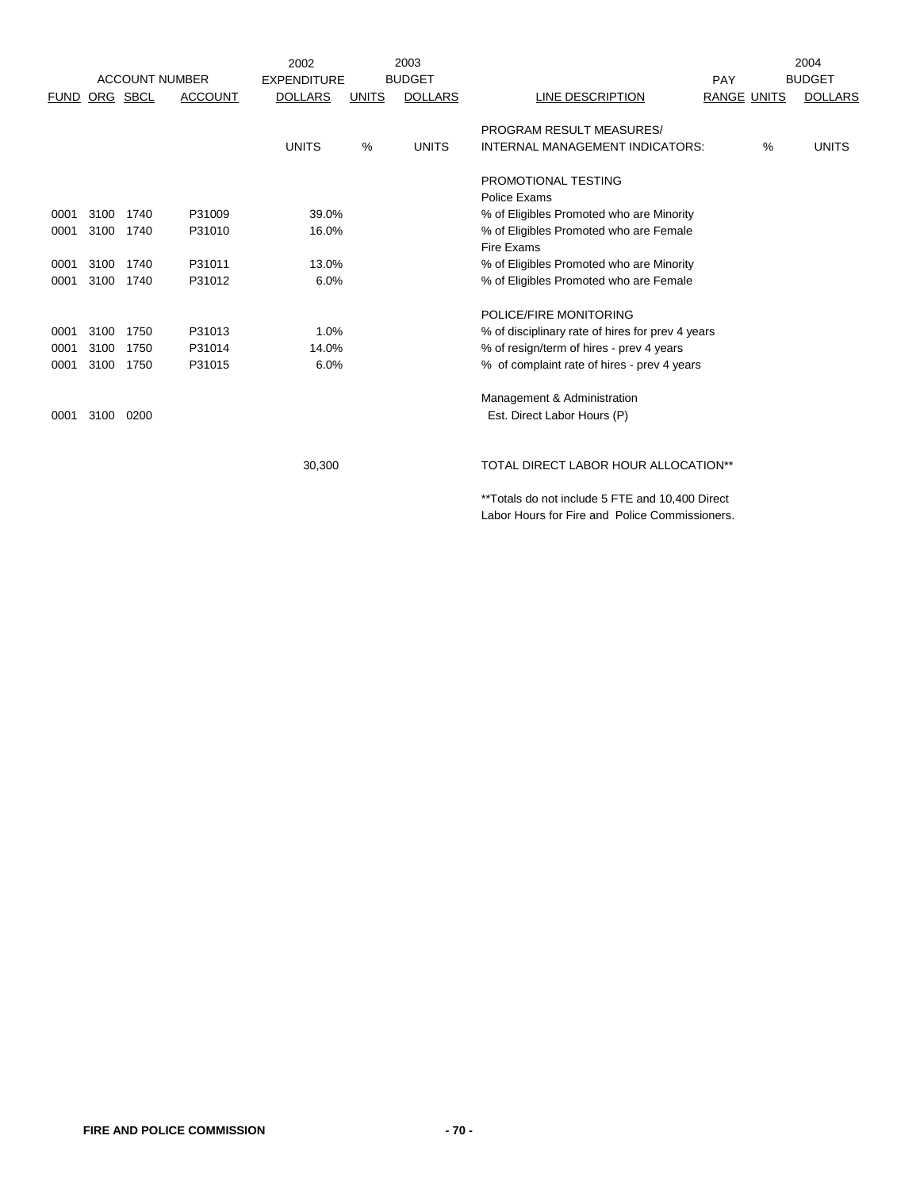| ACCOUNT NUMBER | | | | 2002 EXPENDITURE | 2003 BUDGET | | | PAY | | 2004 BUDGET |
|---|---|---|---|---|---|---|---|---|---|---|
| FUND | ORG | SBCL | ACCOUNT | DOLLARS | UNITS | DOLLARS | LINE DESCRIPTION | RANGE | UNITS | DOLLARS |
| | | | | UNITS | % | UNITS | PROGRAM RESULT MEASURES/ INTERNAL MANAGEMENT INDICATORS: | | % | UNITS |
| | | | | | | | PROMOTIONAL TESTING | | | |
| | | | | | | | Police Exams | | | |
| 0001 | 3100 | 1740 | P31009 | 39.0% | | | % of Eligibles Promoted who are Minority | | | |
| 0001 | 3100 | 1740 | P31010 | 16.0% | | | % of Eligibles Promoted who are Female | | | |
| | | | | | | | Fire Exams | | | |
| 0001 | 3100 | 1740 | P31011 | 13.0% | | | % of Eligibles Promoted who are Minority | | | |
| 0001 | 3100 | 1740 | P31012 | 6.0% | | | % of Eligibles Promoted who are Female | | | |
| | | | | | | | POLICE/FIRE MONITORING | | | |
| 0001 | 3100 | 1750 | P31013 | 1.0% | | | % of disciplinary rate of hires for prev 4 years | | | |
| 0001 | 3100 | 1750 | P31014 | 14.0% | | | % of resign/term of hires - prev 4 years | | | |
| 0001 | 3100 | 1750 | P31015 | 6.0% | | | % of complaint rate of hires - prev 4 years | | | |
| | | | | | | | Management & Administration | | | |
| 0001 | 3100 | 0200 | | | | | Est. Direct Labor Hours (P) | | | |
| | | | | 30,300 | | | TOTAL DIRECT LABOR HOUR ALLOCATION** | | | |

**Totals do not include 5 FTE and 10,400 Direct Labor Hours for Fire and Police Commissioners.

FIRE AND POLICE COMMISSION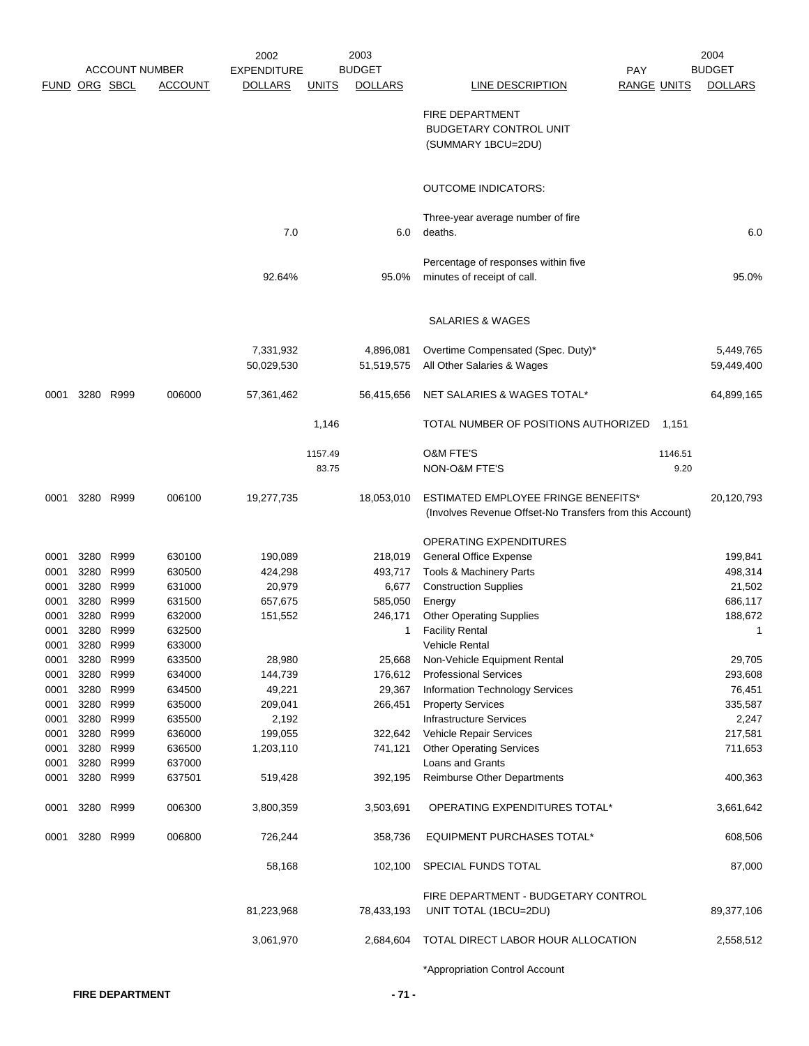| FUND | ORG | SBCL | ACCOUNT | 2002 EXPENDITURE DOLLARS | 2003 BUDGET UNITS | 2003 BUDGET DOLLARS | LINE DESCRIPTION | PAY RANGE | UNITS | 2004 BUDGET DOLLARS |
|---|---|---|---|---|---|---|---|---|---|---|
| | | | | | | | FIRE DEPARTMENT BUDGETARY CONTROL UNIT (SUMMARY 1BCU=2DU) | | | |
| | | | | | | | OUTCOME INDICATORS: | | | |
| | | | | 7.0 | | 6.0 | Three-year average number of fire deaths. | | | 6.0 |
| | | | | 92.64% | | 95.0% | Percentage of responses within five minutes of receipt of call. | | | 95.0% |
| | | | | | | | SALARIES & WAGES | | | |
| | | | | 7,331,932 | | 4,896,081 | Overtime Compensated (Spec. Duty)* | | | 5,449,765 |
| | | | | 50,029,530 | | 51,519,575 | All Other Salaries & Wages | | | 59,449,400 |
| 0001 | 3280 | R999 | 006000 | 57,361,462 | | 56,415,656 | NET SALARIES & WAGES TOTAL* | | | 64,899,165 |
| | | | | | 1,146 | | TOTAL NUMBER OF POSITIONS AUTHORIZED | | 1,151 | |
| | | | | | 1157.49 | | O&M FTE'S | | 1146.51 | |
| | | | | | 83.75 | | NON-O&M FTE'S | | 9.20 | |
| 0001 | 3280 | R999 | 006100 | 19,277,735 | | 18,053,010 | ESTIMATED EMPLOYEE FRINGE BENEFITS* (Involves Revenue Offset-No Transfers from this Account) | | | 20,120,793 |
| | | | | | | | OPERATING EXPENDITURES | | | |
| 0001 | 3280 | R999 | 630100 | 190,089 | | 218,019 | General Office Expense | | | 199,841 |
| 0001 | 3280 | R999 | 630500 | 424,298 | | 493,717 | Tools & Machinery Parts | | | 498,314 |
| 0001 | 3280 | R999 | 631000 | 20,979 | | 6,677 | Construction Supplies | | | 21,502 |
| 0001 | 3280 | R999 | 631500 | 657,675 | | 585,050 | Energy | | | 686,117 |
| 0001 | 3280 | R999 | 632000 | 151,552 | | 246,171 | Other Operating Supplies | | | 188,672 |
| 0001 | 3280 | R999 | 632500 | | | 1 | Facility Rental | | | 1 |
| 0001 | 3280 | R999 | 633000 | | | | Vehicle Rental | | | |
| 0001 | 3280 | R999 | 633500 | 28,980 | | 25,668 | Non-Vehicle Equipment Rental | | | 29,705 |
| 0001 | 3280 | R999 | 634000 | 144,739 | | 176,612 | Professional Services | | | 293,608 |
| 0001 | 3280 | R999 | 634500 | 49,221 | | 29,367 | Information Technology Services | | | 76,451 |
| 0001 | 3280 | R999 | 635000 | 209,041 | | 266,451 | Property Services | | | 335,587 |
| 0001 | 3280 | R999 | 635500 | 2,192 | | | Infrastructure Services | | | 2,247 |
| 0001 | 3280 | R999 | 636000 | 199,055 | | 322,642 | Vehicle Repair Services | | | 217,581 |
| 0001 | 3280 | R999 | 636500 | 1,203,110 | | 741,121 | Other Operating Services | | | 711,653 |
| 0001 | 3280 | R999 | 637000 | | | | Loans and Grants | | | |
| 0001 | 3280 | R999 | 637501 | 519,428 | | 392,195 | Reimburse Other Departments | | | 400,363 |
| 0001 | 3280 | R999 | 006300 | 3,800,359 | | 3,503,691 | OPERATING EXPENDITURES TOTAL* | | | 3,661,642 |
| 0001 | 3280 | R999 | 006800 | 726,244 | | 358,736 | EQUIPMENT PURCHASES TOTAL* | | | 608,506 |
| | | | | 58,168 | | 102,100 | SPECIAL FUNDS TOTAL | | | 87,000 |
| | | | | 81,223,968 | | 78,433,193 | FIRE DEPARTMENT - BUDGETARY CONTROL UNIT TOTAL (1BCU=2DU) | | | 89,377,106 |
| | | | | 3,061,970 | | 2,684,604 | TOTAL DIRECT LABOR HOUR ALLOCATION | | | 2,558,512 |

*Appropriation Control Account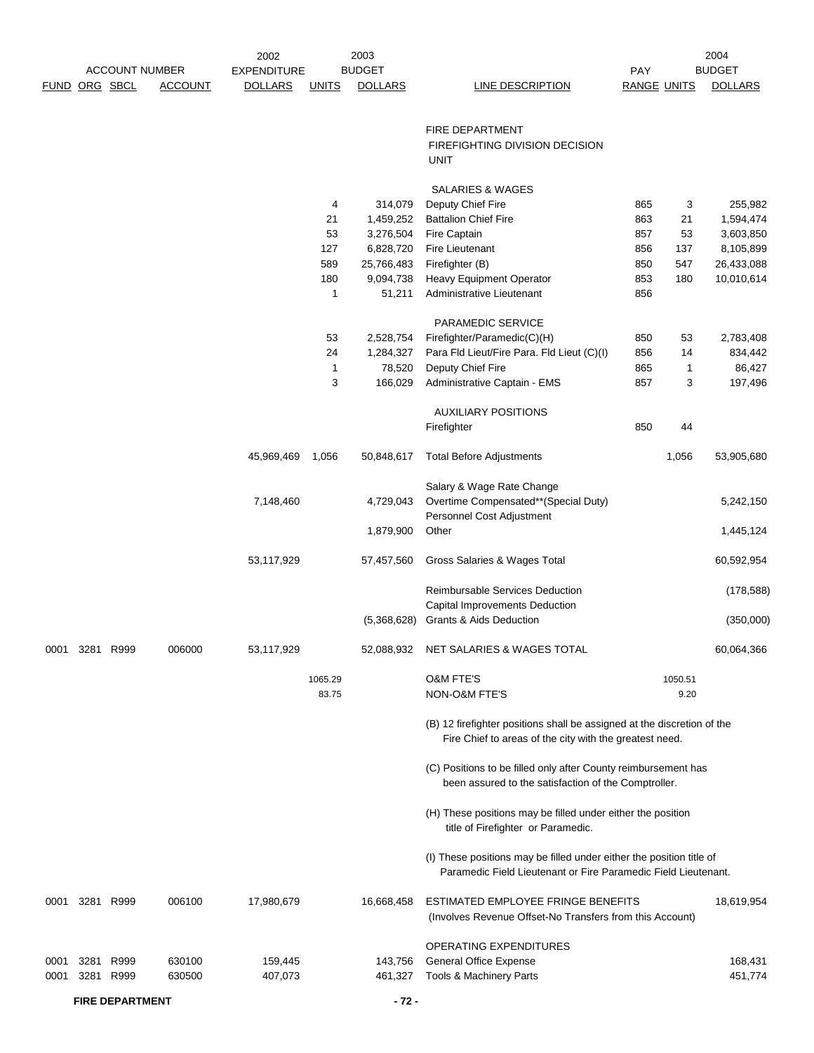| ACCOUNT NUMBER | | | | 2002 | 2003 | | | | | 2004 |
|---|---|---|---|---|---|---|---|---|---|---|
| FUND | ORG | SBCL | ACCOUNT | EXPENDITURE DOLLARS | UNITS | BUDGET DOLLARS | LINE DESCRIPTION | PAY RANGE | UNITS | BUDGET DOLLARS |
| | | | | | | | FIRE DEPARTMENT FIREFIGHTING DIVISION DECISION UNIT | | | |
| | | | | | | | SALARIES & WAGES | | | |
| | | | | | 4 | 314,079 | Deputy Chief Fire | 865 | 3 | 255,982 |
| | | | | | 21 | 1,459,252 | Battalion Chief Fire | 863 | 21 | 1,594,474 |
| | | | | | 53 | 3,276,504 | Fire Captain | 857 | 53 | 3,603,850 |
| | | | | | 127 | 6,828,720 | Fire Lieutenant | 856 | 137 | 8,105,899 |
| | | | | | 589 | 25,766,483 | Firefighter (B) | 850 | 547 | 26,433,088 |
| | | | | | 180 | 9,094,738 | Heavy Equipment Operator | 853 | 180 | 10,010,614 |
| | | | | | 1 | 51,211 | Administrative Lieutenant | 856 | | |
| | | | | | | | PARAMEDIC SERVICE | | | |
| | | | | | 53 | 2,528,754 | Firefighter/Paramedic(C)(H) | 850 | 53 | 2,783,408 |
| | | | | | 24 | 1,284,327 | Para Fld Lieut/Fire Para. Fld Lieut (C)(I) | 856 | 14 | 834,442 |
| | | | | | 1 | 78,520 | Deputy Chief Fire | 865 | 1 | 86,427 |
| | | | | | 3 | 166,029 | Administrative Captain - EMS | 857 | 3 | 197,496 |
| | | | | | | | AUXILIARY POSITIONS | | | |
| | | | | | | | Firefighter | 850 | 44 | |
| | | | | 45,969,469 | 1,056 | 50,848,617 | Total Before Adjustments | | 1,056 | 53,905,680 |
| | | | | | | | Salary & Wage Rate Change | | | |
| | | | | 7,148,460 | | 4,729,043 | Overtime Compensated**(Special Duty) | | | 5,242,150 |
| | | | | | | | Personnel Cost Adjustment | | | |
| | | | | | | 1,879,900 | Other | | | 1,445,124 |
| | | | | 53,117,929 | | 57,457,560 | Gross Salaries & Wages Total | | | 60,592,954 |
| | | | | | | | Reimbursable Services Deduction | | | (178,588) |
| | | | | | | | Capital Improvements Deduction | | | |
| | | | | | | (5,368,628) | Grants & Aids Deduction | | | (350,000) |
| 0001 | 3281 | R999 | 006000 | 53,117,929 | | 52,088,932 | NET SALARIES & WAGES TOTAL | | | 60,064,366 |
| | | | | | 1065.29 | | O&M FTE'S | | 1050.51 | |
| | | | | | 83.75 | | NON-O&M FTE'S | | 9.20 | |

(B) 12 firefighter positions shall be assigned at the discretion of the Fire Chief to areas of the city with the greatest need.

(C) Positions to be filled only after County reimbursement has been assured to the satisfaction of the Comptroller.

(H) These positions may be filled under either the position title of Firefighter or Paramedic.

(I) These positions may be filled under either the position title of Paramedic Field Lieutenant or Fire Paramedic Field Lieutenant.

| FUND | ORG | SBCL | ACCOUNT | 2002 EXPENDITURE DOLLARS | 2003 UNITS | 2003 BUDGET DOLLARS | LINE DESCRIPTION | PAY RANGE | UNITS | 2004 BUDGET DOLLARS |
|---|---|---|---|---|---|---|---|---|---|---|
| 0001 | 3281 | R999 | 006100 | 17,980,679 | | 16,668,458 | ESTIMATED EMPLOYEE FRINGE BENEFITS (Involves Revenue Offset-No Transfers from this Account) | | | 18,619,954 |
| | | | | | | | OPERATING EXPENDITURES | | | |
| 0001 | 3281 | R999 | 630100 | 159,445 | | 143,756 | General Office Expense | | | 168,431 |
| 0001 | 3281 | R999 | 630500 | 407,073 | | 461,327 | Tools & Machinery Parts | | | 451,774 |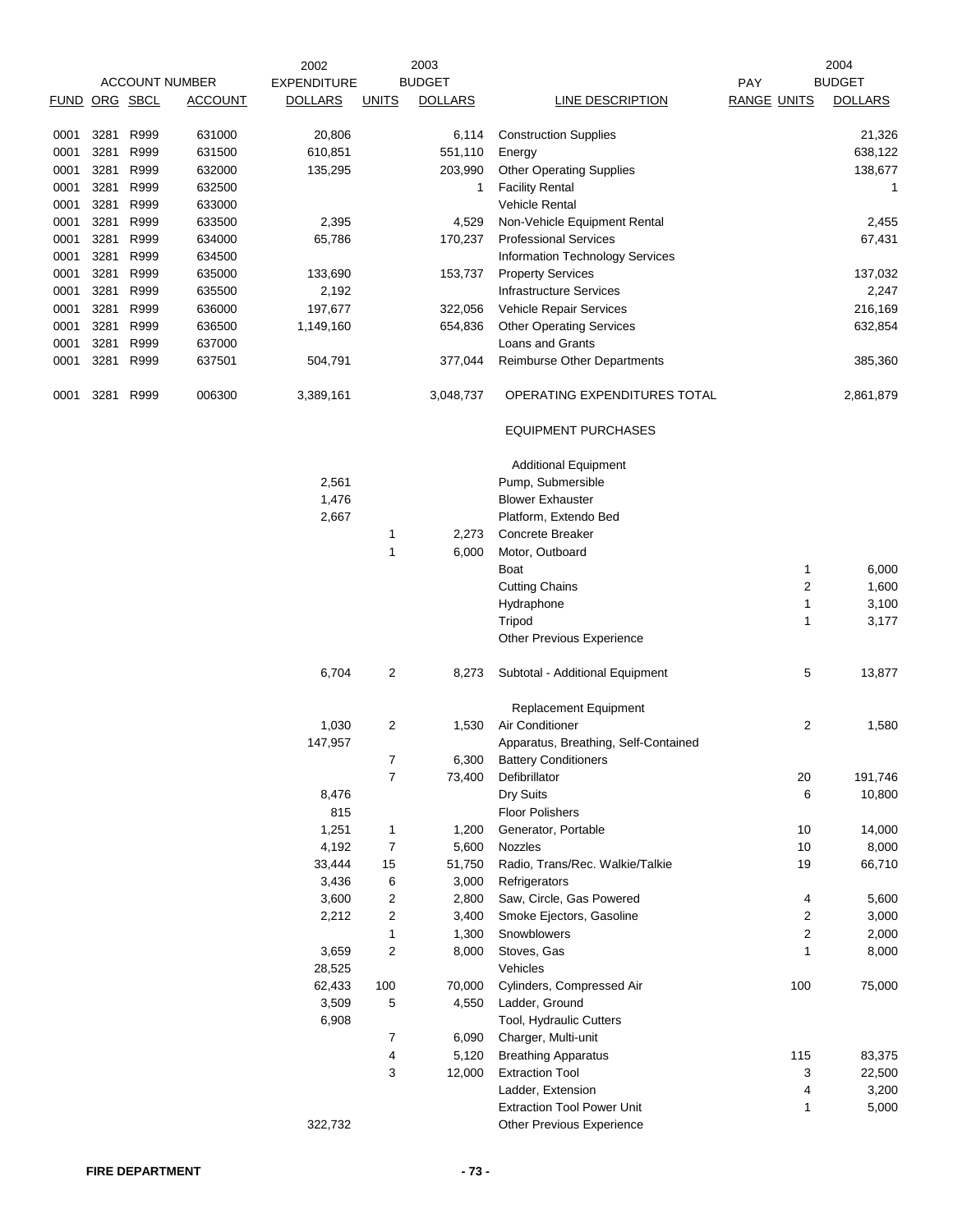| FUND | ORG | SBCL | ACCOUNT | 2002 EXPENDITURE DOLLARS | 2003 BUDGET UNITS | 2003 BUDGET DOLLARS | LINE DESCRIPTION | PAY RANGE | 2004 BUDGET UNITS | 2004 BUDGET DOLLARS |
|---|---|---|---|---|---|---|---|---|---|---|
| 0001 | 3281 | R999 | 631000 | 20,806 | | 6,114 | Construction Supplies | | | 21,326 |
| 0001 | 3281 | R999 | 631500 | 610,851 | | 551,110 | Energy | | | 638,122 |
| 0001 | 3281 | R999 | 632000 | 135,295 | | 203,990 | Other Operating Supplies | | | 138,677 |
| 0001 | 3281 | R999 | 632500 | | | 1 | Facility Rental | | | 1 |
| 0001 | 3281 | R999 | 633000 | | | | Vehicle Rental | | | |
| 0001 | 3281 | R999 | 633500 | 2,395 | | 4,529 | Non-Vehicle Equipment Rental | | | 2,455 |
| 0001 | 3281 | R999 | 634000 | 65,786 | | 170,237 | Professional Services | | | 67,431 |
| 0001 | 3281 | R999 | 634500 | | | | Information Technology Services | | | |
| 0001 | 3281 | R999 | 635000 | 133,690 | | 153,737 | Property Services | | | 137,032 |
| 0001 | 3281 | R999 | 635500 | 2,192 | | | Infrastructure Services | | | 2,247 |
| 0001 | 3281 | R999 | 636000 | 197,677 | | 322,056 | Vehicle Repair Services | | | 216,169 |
| 0001 | 3281 | R999 | 636500 | 1,149,160 | | 654,836 | Other Operating Services | | | 632,854 |
| 0001 | 3281 | R999 | 637000 | | | | Loans and Grants | | | |
| 0001 | 3281 | R999 | 637501 | 504,791 | | 377,044 | Reimburse Other Departments | | | 385,360 |
| 0001 | 3281 | R999 | 006300 | 3,389,161 | | 3,048,737 | OPERATING EXPENDITURES TOTAL | | | 2,861,879 |
| | | | | | | | EQUIPMENT PURCHASES | | | |
| | | | | | | | Additional Equipment | | | |
| | | | | 2,561 | | | Pump, Submersible | | | |
| | | | | 1,476 | | | Blower Exhauster | | | |
| | | | | 2,667 | | | Platform, Extendo Bed | | | |
| | | | | | 1 | 2,273 | Concrete Breaker | | | |
| | | | | | 1 | 6,000 | Motor, Outboard | | | |
| | | | | | | | Boat | | 1 | 6,000 |
| | | | | | | | Cutting Chains | | 2 | 1,600 |
| | | | | | | | Hydraphone | | 1 | 3,100 |
| | | | | | | | Tripod | | 1 | 3,177 |
| | | | | | | | Other Previous Experience | | | |
| | | | | 6,704 | 2 | 8,273 | Subtotal - Additional Equipment | | 5 | 13,877 |
| | | | | | | | Replacement Equipment | | | |
| | | | | 1,030 | 2 | 1,530 | Air Conditioner | | 2 | 1,580 |
| | | | | 147,957 | | | Apparatus, Breathing, Self-Contained | | | |
| | | | | | 7 | 6,300 | Battery Conditioners | | | |
| | | | | | 7 | 73,400 | Defibrillator | | 20 | 191,746 |
| | | | | 8,476 | | | Dry Suits | | 6 | 10,800 |
| | | | | 815 | | | Floor Polishers | | | |
| | | | | 1,251 | 1 | 1,200 | Generator, Portable | | 10 | 14,000 |
| | | | | 4,192 | 7 | 5,600 | Nozzles | | 10 | 8,000 |
| | | | | 33,444 | 15 | 51,750 | Radio, Trans/Rec. Walkie/Talkie | | 19 | 66,710 |
| | | | | 3,436 | 6 | 3,000 | Refrigerators | | | |
| | | | | 3,600 | 2 | 2,800 | Saw, Circle, Gas Powered | | 4 | 5,600 |
| | | | | 2,212 | 2 | 3,400 | Smoke Ejectors, Gasoline | | 2 | 3,000 |
| | | | | | 1 | 1,300 | Snowblowers | | 2 | 2,000 |
| | | | | 3,659 | 2 | 8,000 | Stoves, Gas | | 1 | 8,000 |
| | | | | 28,525 | | | Vehicles | | | |
| | | | | 62,433 | 100 | 70,000 | Cylinders, Compressed Air | | 100 | 75,000 |
| | | | | 3,509 | 5 | 4,550 | Ladder, Ground | | | |
| | | | | 6,908 | | | Tool, Hydraulic Cutters | | | |
| | | | | | 7 | 6,090 | Charger, Multi-unit | | | |
| | | | | | 4 | 5,120 | Breathing Apparatus | | 115 | 83,375 |
| | | | | | 3 | 12,000 | Extraction Tool | | 3 | 22,500 |
| | | | | | | | Ladder, Extension | | 4 | 3,200 |
| | | | | | | | Extraction Tool Power Unit | | 1 | 5,000 |
| | | | | 322,732 | | | Other Previous Experience | | | |

FIRE DEPARTMENT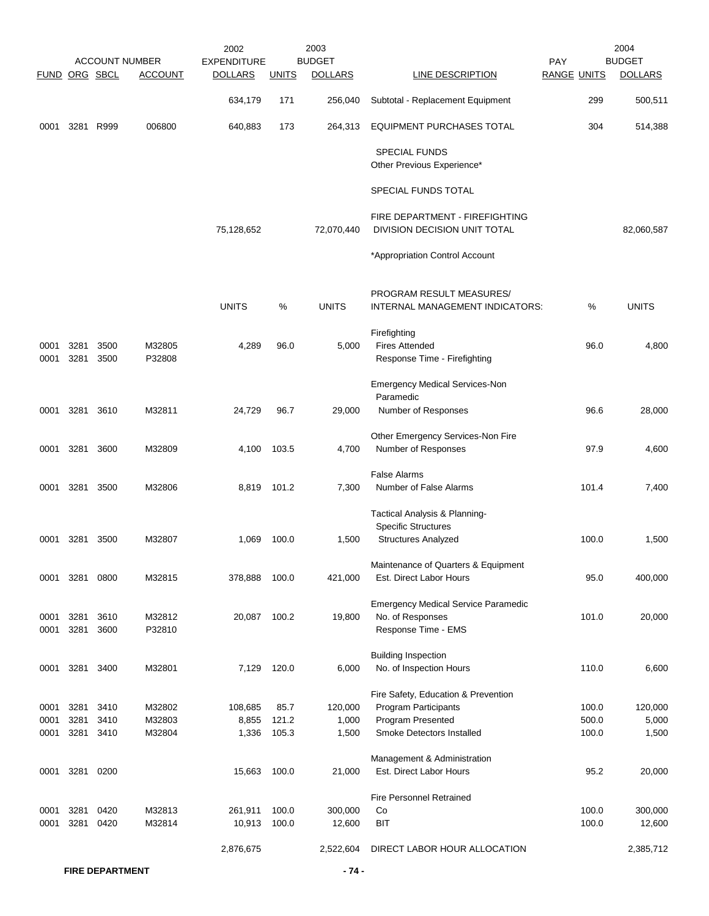| FUND | ORG | SBCL | ACCOUNT | 2002 EXPENDITURE DOLLARS | UNITS | 2003 BUDGET DOLLARS | LINE DESCRIPTION | PAY RANGE | UNITS | 2004 BUDGET DOLLARS |
|---|---|---|---|---|---|---|---|---|---|---|
| | | | | 634,179 | 171 | 256,040 | Subtotal - Replacement Equipment | | 299 | 500,511 |
| 0001 | 3281 | R999 | 006800 | 640,883 | 173 | 264,313 | EQUIPMENT PURCHASES TOTAL | | 304 | 514,388 |
| | | | | | | | SPECIAL FUNDS | | | |
| | | | | | | | Other Previous Experience* | | | |
| | | | | | | | SPECIAL FUNDS TOTAL | | | |
| | | | | | | | FIRE DEPARTMENT - FIREFIGHTING | | | |
| | | | | 75,128,652 | | 72,070,440 | DIVISION DECISION UNIT TOTAL | | | 82,060,587 |
| | | | | | | | *Appropriation Control Account | | | |
| | | | | | | | PROGRAM RESULT MEASURES/ | | | |
| | | | | UNITS | % | UNITS | INTERNAL MANAGEMENT INDICATORS: | | % | UNITS |
| | | | | | | | Firefighting | | | |
| 0001 | 3281 | 3500 | M32805 | 4,289 | 96.0 | 5,000 | Fires Attended | | 96.0 | 4,800 |
| 0001 | 3281 | 3500 | P32808 | | | | Response Time - Firefighting | | | |
| | | | | | | | Emergency Medical Services-Non Paramedic | | | |
| 0001 | 3281 | 3610 | M32811 | 24,729 | 96.7 | 29,000 | Number of Responses | | 96.6 | 28,000 |
| | | | | | | | Other Emergency Services-Non Fire | | | |
| 0001 | 3281 | 3600 | M32809 | 4,100 | 103.5 | 4,700 | Number of Responses | | 97.9 | 4,600 |
| | | | | | | | False Alarms | | | |
| 0001 | 3281 | 3500 | M32806 | 8,819 | 101.2 | 7,300 | Number of False Alarms | | 101.4 | 7,400 |
| | | | | | | | Tactical Analysis & Planning- Specific Structures | | | |
| 0001 | 3281 | 3500 | M32807 | 1,069 | 100.0 | 1,500 | Structures Analyzed | | 100.0 | 1,500 |
| | | | | | | | Maintenance of Quarters & Equipment | | | |
| 0001 | 3281 | 0800 | M32815 | 378,888 | 100.0 | 421,000 | Est. Direct Labor Hours | | 95.0 | 400,000 |
| | | | | | | | Emergency Medical Service Paramedic | | | |
| 0001 | 3281 | 3610 | M32812 | 20,087 | 100.2 | 19,800 | No. of Responses | | 101.0 | 20,000 |
| 0001 | 3281 | 3600 | P32810 | | | | Response Time - EMS | | | |
| | | | | | | | Building Inspection | | | |
| 0001 | 3281 | 3400 | M32801 | 7,129 | 120.0 | 6,000 | No. of Inspection Hours | | 110.0 | 6,600 |
| | | | | | | | Fire Safety, Education & Prevention | | | |
| 0001 | 3281 | 3410 | M32802 | 108,685 | 85.7 | 120,000 | Program Participants | | 100.0 | 120,000 |
| 0001 | 3281 | 3410 | M32803 | 8,855 | 121.2 | 1,000 | Program Presented | | 500.0 | 5,000 |
| 0001 | 3281 | 3410 | M32804 | 1,336 | 105.3 | 1,500 | Smoke Detectors Installed | | 100.0 | 1,500 |
| | | | | | | | Management & Administration | | | |
| 0001 | 3281 | 0200 | | 15,663 | 100.0 | 21,000 | Est. Direct Labor Hours | | 95.2 | 20,000 |
| | | | | | | | Fire Personnel Retrained | | | |
| 0001 | 3281 | 0420 | M32813 | 261,911 | 100.0 | 300,000 | Co | | 100.0 | 300,000 |
| 0001 | 3281 | 0420 | M32814 | 10,913 | 100.0 | 12,600 | BIT | | 100.0 | 12,600 |
| | | | | 2,876,675 | | 2,522,604 | DIRECT LABOR HOUR ALLOCATION | | | 2,385,712 |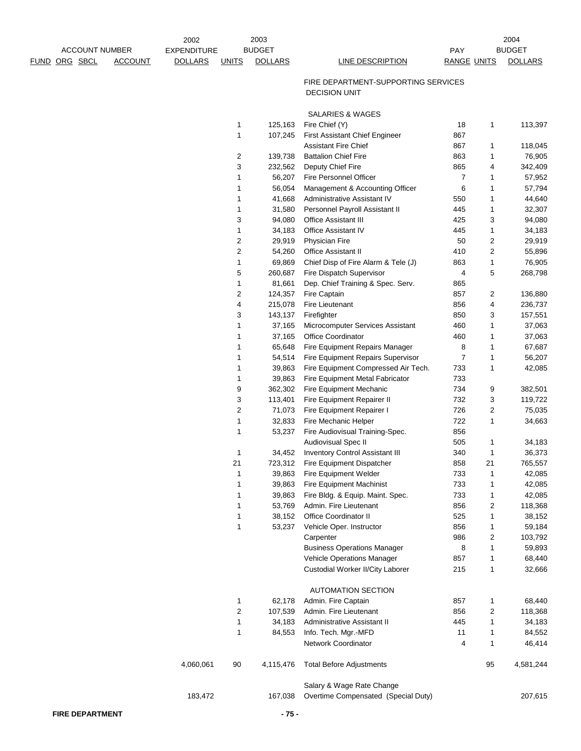| ACCOUNT NUMBER FUND | ORG | SBCL | ACCOUNT | 2002 EXPENDITURE DOLLARS | 2003 BUDGET UNITS | 2003 BUDGET DOLLARS | LINE DESCRIPTION | PAY RANGE | 2004 BUDGET UNITS | 2004 BUDGET DOLLARS |
|---|---|---|---|---|---|---|---|---|---|---|
| | | | | | | | FIRE DEPARTMENT-SUPPORTING SERVICES DECISION UNIT | | | |
| | | | | | | | SALARIES & WAGES | | | |
| | | | | | 1 | 125,163 | Fire Chief (Y) | 18 | 1 | 113,397 |
| | | | | | 1 | 107,245 | First Assistant Chief Engineer | 867 | | |
| | | | | | | | Assistant Fire Chief | 867 | 1 | 118,045 |
| | | | | | 2 | 139,738 | Battalion Chief Fire | 863 | 1 | 76,905 |
| | | | | | 3 | 232,562 | Deputy Chief Fire | 865 | 4 | 342,409 |
| | | | | | 1 | 56,207 | Fire Personnel Officer | 7 | 1 | 57,952 |
| | | | | | 1 | 56,054 | Management & Accounting Officer | 6 | 1 | 57,794 |
| | | | | | 1 | 41,668 | Administrative Assistant IV | 550 | 1 | 44,640 |
| | | | | | 1 | 31,580 | Personnel Payroll Assistant II | 445 | 1 | 32,307 |
| | | | | | 3 | 94,080 | Office Assistant III | 425 | 3 | 94,080 |
| | | | | | 1 | 34,183 | Office Assistant IV | 445 | 1 | 34,183 |
| | | | | | 2 | 29,919 | Physician Fire | 50 | 2 | 29,919 |
| | | | | | 2 | 54,260 | Office Assistant II | 410 | 2 | 55,896 |
| | | | | | 1 | 69,869 | Chief Disp of Fire Alarm & Tele (J) | 863 | 1 | 76,905 |
| | | | | | 5 | 260,687 | Fire Dispatch Supervisor | 4 | 5 | 268,798 |
| | | | | | 1 | 81,661 | Dep. Chief Training & Spec. Serv. | 865 | | |
| | | | | | 2 | 124,357 | Fire Captain | 857 | 2 | 136,880 |
| | | | | | 4 | 215,078 | Fire Lieutenant | 856 | 4 | 236,737 |
| | | | | | 3 | 143,137 | Firefighter | 850 | 3 | 157,551 |
| | | | | | 1 | 37,165 | Microcomputer Services Assistant | 460 | 1 | 37,063 |
| | | | | | 1 | 37,165 | Office Coordinator | 460 | 1 | 37,063 |
| | | | | | 1 | 65,648 | Fire Equipment Repairs Manager | 8 | 1 | 67,687 |
| | | | | | 1 | 54,514 | Fire Equipment Repairs Supervisor | 7 | 1 | 56,207 |
| | | | | | 1 | 39,863 | Fire Equipment Compressed Air Tech. | 733 | 1 | 42,085 |
| | | | | | 1 | 39,863 | Fire Equipment Metal Fabricator | 733 | | |
| | | | | | 9 | 362,302 | Fire Equipment Mechanic | 734 | 9 | 382,501 |
| | | | | | 3 | 113,401 | Fire Equipment Repairer II | 732 | 3 | 119,722 |
| | | | | | 2 | 71,073 | Fire Equipment Repairer I | 726 | 2 | 75,035 |
| | | | | | 1 | 32,833 | Fire Mechanic Helper | 722 | 1 | 34,663 |
| | | | | | 1 | 53,237 | Fire Audiovisual Training-Spec. | 856 | | |
| | | | | | | | Audiovisual Spec II | 505 | 1 | 34,183 |
| | | | | | 1 | 34,452 | Inventory Control Assistant III | 340 | 1 | 36,373 |
| | | | | | 21 | 723,312 | Fire Equipment Dispatcher | 858 | 21 | 765,557 |
| | | | | | 1 | 39,863 | Fire Equipment Welder | 733 | 1 | 42,085 |
| | | | | | 1 | 39,863 | Fire Equipment Machinist | 733 | 1 | 42,085 |
| | | | | | 1 | 39,863 | Fire Bldg. & Equip. Maint. Spec. | 733 | 1 | 42,085 |
| | | | | | 1 | 53,769 | Admin. Fire Lieutenant | 856 | 2 | 118,368 |
| | | | | | 1 | 38,152 | Office Coordinator II | 525 | 1 | 38,152 |
| | | | | | 1 | 53,237 | Vehicle Oper. Instructor | 856 | 1 | 59,184 |
| | | | | | | | Carpenter | 986 | 2 | 103,792 |
| | | | | | | | Business Operations Manager | 8 | 1 | 59,893 |
| | | | | | | | Vehicle Operations Manager | 857 | 1 | 68,440 |
| | | | | | | | Custodial Worker II/City Laborer | 215 | 1 | 32,666 |
| | | | | | | | AUTOMATION SECTION | | | |
| | | | | | 1 | 62,178 | Admin. Fire Captain | 857 | 1 | 68,440 |
| | | | | | 2 | 107,539 | Admin. Fire Lieutenant | 856 | 2 | 118,368 |
| | | | | | 1 | 34,183 | Administrative Assistant II | 445 | 1 | 34,183 |
| | | | | | 1 | 84,553 | Info. Tech. Mgr.-MFD | 11 | 1 | 84,552 |
| | | | | | | | Network Coordinator | 4 | 1 | 46,414 |
| | | | | 4,060,061 | 90 | 4,115,476 | Total Before Adjustments | | 95 | 4,581,244 |
| | | | | | | | Salary & Wage Rate Change | | | |
| | | | | 183,472 | | 167,038 | Overtime Compensated (Special Duty) | | | 207,615 |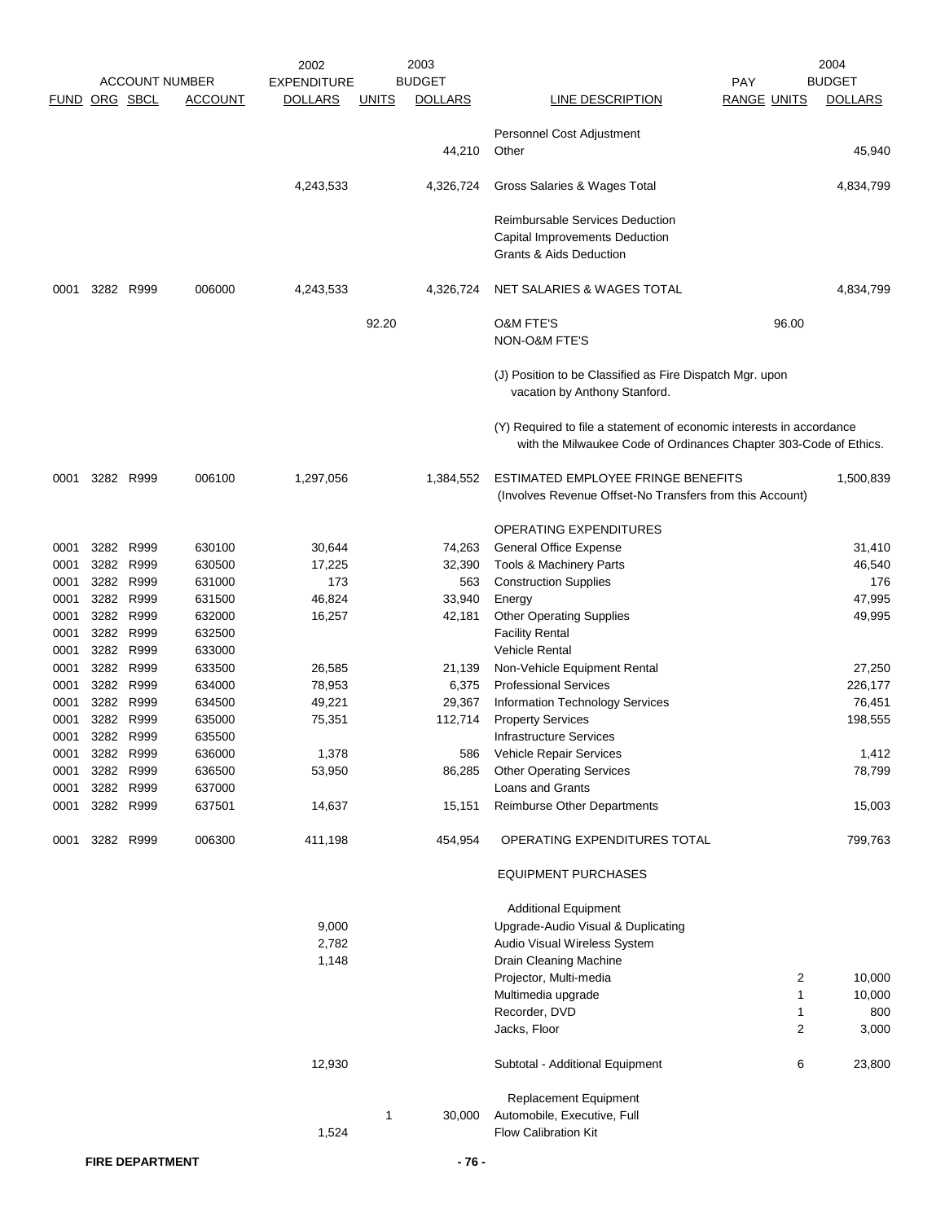| FUND | ORG | SBCL | ACCOUNT | 2002 EXPENDITURE DOLLARS | 2003 BUDGET UNITS | 2003 BUDGET DOLLARS | LINE DESCRIPTION | PAY RANGE | 2004 UNITS | 2004 BUDGET DOLLARS |
|---|---|---|---|---|---|---|---|---|---|---|
| | | | | | | | Personnel Cost Adjustment | | | |
| | | | | | | 44,210 | Other | | | 45,940 |
| | | | | 4,243,533 | | 4,326,724 | Gross Salaries & Wages Total | | | 4,834,799 |
| | | | | | | | Reimbursable Services Deduction | | | |
| | | | | | | | Capital Improvements Deduction | | | |
| | | | | | | | Grants & Aids Deduction | | | |
| 0001 | 3282 | R999 | 006000 | 4,243,533 | | 4,326,724 | NET SALARIES & WAGES TOTAL | | | 4,834,799 |
| | | | | | 92.20 | | O&M FTE'S | | 96.00 | |
| | | | | | | | NON-O&M FTE'S | | | |
| | | | | | | | (J) Position to be Classified as Fire Dispatch Mgr. upon vacation by Anthony Stanford. | | | |
| | | | | | | | (Y) Required to file a statement of economic interests in accordance with the Milwaukee Code of Ordinances Chapter 303-Code of Ethics. | | | |
| 0001 | 3282 | R999 | 006100 | 1,297,056 | | 1,384,552 | ESTIMATED EMPLOYEE FRINGE BENEFITS (Involves Revenue Offset-No Transfers from this Account) | | | 1,500,839 |
| | | | | | | | OPERATING EXPENDITURES | | | |
| 0001 | 3282 | R999 | 630100 | 30,644 | | 74,263 | General Office Expense | | | 31,410 |
| 0001 | 3282 | R999 | 630500 | 17,225 | | 32,390 | Tools & Machinery Parts | | | 46,540 |
| 0001 | 3282 | R999 | 631000 | 173 | | 563 | Construction Supplies | | | 176 |
| 0001 | 3282 | R999 | 631500 | 46,824 | | 33,940 | Energy | | | 47,995 |
| 0001 | 3282 | R999 | 632000 | 16,257 | | 42,181 | Other Operating Supplies | | | 49,995 |
| 0001 | 3282 | R999 | 632500 | | | | Facility Rental | | | |
| 0001 | 3282 | R999 | 633000 | | | | Vehicle Rental | | | |
| 0001 | 3282 | R999 | 633500 | 26,585 | | 21,139 | Non-Vehicle Equipment Rental | | | 27,250 |
| 0001 | 3282 | R999 | 634000 | 78,953 | | 6,375 | Professional Services | | | 226,177 |
| 0001 | 3282 | R999 | 634500 | 49,221 | | 29,367 | Information Technology Services | | | 76,451 |
| 0001 | 3282 | R999 | 635000 | 75,351 | | 112,714 | Property Services | | | 198,555 |
| 0001 | 3282 | R999 | 635500 | | | | Infrastructure Services | | | |
| 0001 | 3282 | R999 | 636000 | 1,378 | | 586 | Vehicle Repair Services | | | 1,412 |
| 0001 | 3282 | R999 | 636500 | 53,950 | | 86,285 | Other Operating Services | | | 78,799 |
| 0001 | 3282 | R999 | 637000 | | | | Loans and Grants | | | |
| 0001 | 3282 | R999 | 637501 | 14,637 | | 15,151 | Reimburse Other Departments | | | 15,003 |
| 0001 | 3282 | R999 | 006300 | 411,198 | | 454,954 | OPERATING EXPENDITURES TOTAL | | | 799,763 |
| | | | | | | | EQUIPMENT PURCHASES | | | |
| | | | | | | | Additional Equipment | | | |
| | | | | 9,000 | | | Upgrade-Audio Visual & Duplicating | | | |
| | | | | 2,782 | | | Audio Visual Wireless System | | | |
| | | | | 1,148 | | | Drain Cleaning Machine | | | |
| | | | | | | | Projector, Multi-media | | 2 | 10,000 |
| | | | | | | | Multimedia upgrade | | 1 | 10,000 |
| | | | | | | | Recorder, DVD | | 1 | 800 |
| | | | | | | | Jacks, Floor | | 2 | 3,000 |
| | | | | 12,930 | | | Subtotal - Additional Equipment | | 6 | 23,800 |
| | | | | | | | Replacement Equipment | | | |
| | | | | | 1 | 30,000 | Automobile, Executive, Full | | | |
| | | | | 1,524 | | | Flow Calibration Kit | | | |

FIRE DEPARTMENT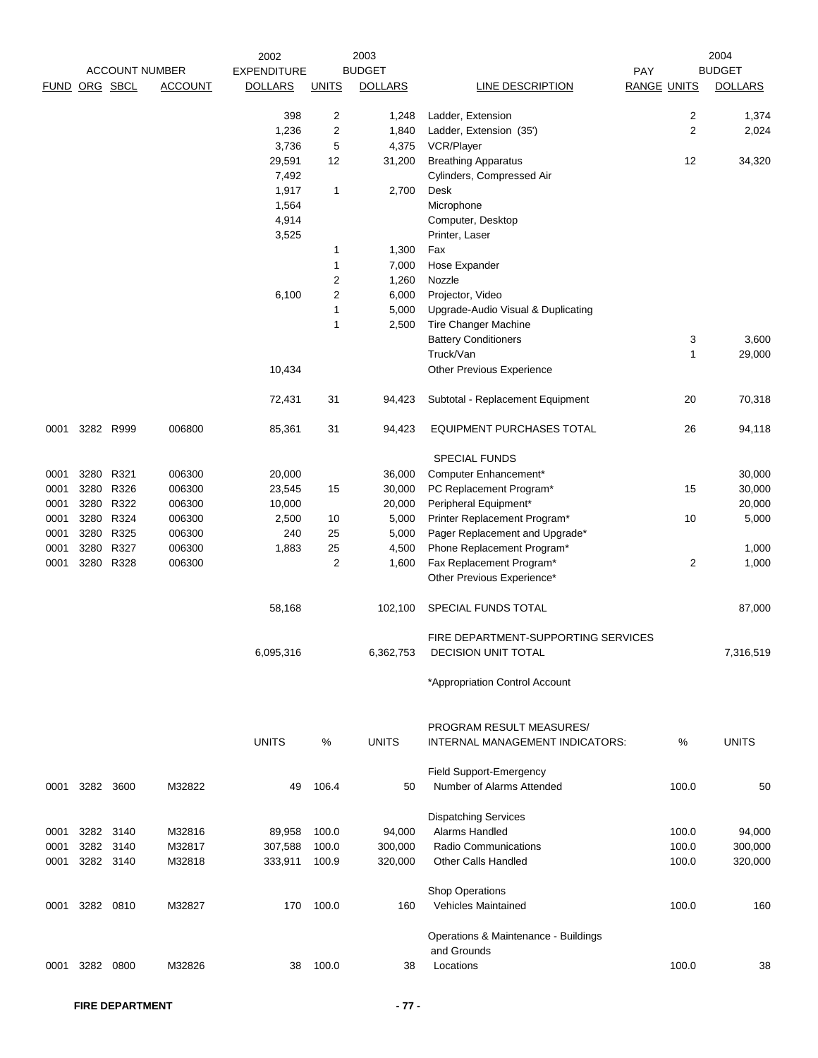| FUND | ORG | SBCL | ACCOUNT | 2002 EXPENDITURE DOLLARS | 2003 BUDGET UNITS | 2003 BUDGET DOLLARS | LINE DESCRIPTION | PAY RANGE | 2004 BUDGET UNITS | 2004 BUDGET DOLLARS |
|---|---|---|---|---|---|---|---|---|---|---|
| | | | | 398 | 2 | 1,248 | Ladder, Extension | | 2 | 1,374 |
| | | | | 1,236 | 2 | 1,840 | Ladder, Extension (35') | | 2 | 2,024 |
| | | | | 3,736 | 5 | 4,375 | VCR/Player | | | |
| | | | | 29,591 | 12 | 31,200 | Breathing Apparatus | | 12 | 34,320 |
| | | | | 7,492 | | | Cylinders, Compressed Air | | | |
| | | | | 1,917 | 1 | 2,700 | Desk | | | |
| | | | | 1,564 | | | Microphone | | | |
| | | | | 4,914 | | | Computer, Desktop | | | |
| | | | | 3,525 | | | Printer, Laser | | | |
| | | | | | 1 | 1,300 | Fax | | | |
| | | | | | 1 | 7,000 | Hose Expander | | | |
| | | | | | 2 | 1,260 | Nozzle | | | |
| | | | | 6,100 | 2 | 6,000 | Projector, Video | | | |
| | | | | | 1 | 5,000 | Upgrade-Audio Visual & Duplicating | | | |
| | | | | | 1 | 2,500 | Tire Changer Machine | | | |
| | | | | | | | Battery Conditioners | | 3 | 3,600 |
| | | | | | | | Truck/Van | | 1 | 29,000 |
| | | | | 10,434 | | | Other Previous Experience | | | |
| | | | | 72,431 | 31 | 94,423 | Subtotal - Replacement Equipment | | 20 | 70,318 |
| 0001 | 3282 | R999 | 006800 | 85,361 | 31 | 94,423 | EQUIPMENT PURCHASES TOTAL | | 26 | 94,118 |
| | | | | | | | SPECIAL FUNDS | | | |
| 0001 | 3280 | R321 | 006300 | 20,000 | | 36,000 | Computer Enhancement* | | | 30,000 |
| 0001 | 3280 | R326 | 006300 | 23,545 | 15 | 30,000 | PC Replacement Program* | | 15 | 30,000 |
| 0001 | 3280 | R322 | 006300 | 10,000 | | 20,000 | Peripheral Equipment* | | | 20,000 |
| 0001 | 3280 | R324 | 006300 | 2,500 | 10 | 5,000 | Printer Replacement Program* | | 10 | 5,000 |
| 0001 | 3280 | R325 | 006300 | 240 | 25 | 5,000 | Pager Replacement and Upgrade* | | | |
| 0001 | 3280 | R327 | 006300 | 1,883 | 25 | 4,500 | Phone Replacement Program* | | | 1,000 |
| 0001 | 3280 | R328 | 006300 | | 2 | 1,600 | Fax Replacement Program* | | 2 | 1,000 |
| | | | | | | | Other Previous Experience* | | | |
| | | | | 58,168 | | 102,100 | SPECIAL FUNDS TOTAL | | | 87,000 |
| | | | | 6,095,316 | | 6,362,753 | FIRE DEPARTMENT-SUPPORTING SERVICES DECISION UNIT TOTAL | | | 7,316,519 |

*Appropriation Control Account

| FUND | ORG | SBCL | ACCOUNT | 2002 UNITS | 2002 % | 2003 UNITS | PROGRAM RESULT MEASURES/ INTERNAL MANAGEMENT INDICATORS: | 2004 % | 2004 UNITS |
|---|---|---|---|---|---|---|---|---|---|
| | | | | | | | Field Support-Emergency | | |
| 0001 | 3282 | 3600 | M32822 | 49 | 106.4 | 50 | Number of Alarms Attended | 100.0 | 50 |
| | | | | | | | Dispatching Services | | |
| 0001 | 3282 | 3140 | M32816 | 89,958 | 100.0 | 94,000 | Alarms Handled | 100.0 | 94,000 |
| 0001 | 3282 | 3140 | M32817 | 307,588 | 100.0 | 300,000 | Radio Communications | 100.0 | 300,000 |
| 0001 | 3282 | 3140 | M32818 | 333,911 | 100.9 | 320,000 | Other Calls Handled | 100.0 | 320,000 |
| | | | | | | | Shop Operations | | |
| 0001 | 3282 | 0810 | M32827 | 170 | 100.0 | 160 | Vehicles Maintained | 100.0 | 160 |
| | | | | | | | Operations & Maintenance - Buildings and Grounds | | |
| 0001 | 3282 | 0800 | M32826 | 38 | 100.0 | 38 | Locations | 100.0 | 38 |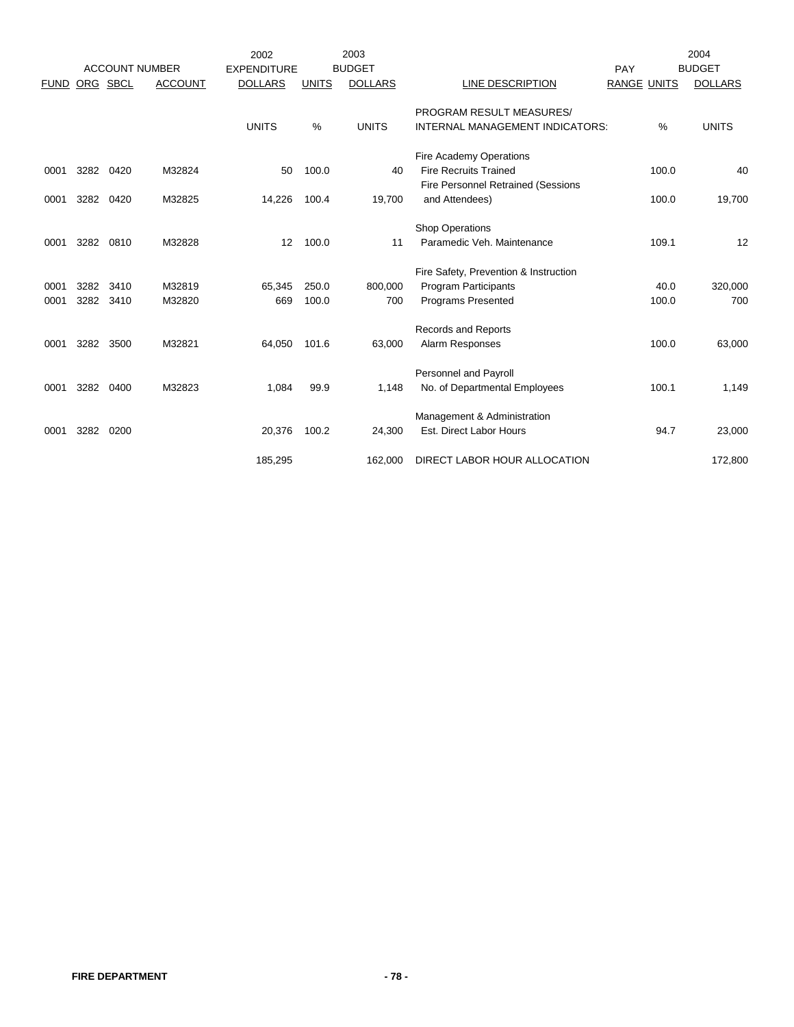| ACCOUNT NUMBER | | | | 2002 EXPENDITURE | | 2003 BUDGET | | PAY | | 2004 BUDGET |
|---|---|---|---|---|---|---|---|---|---|---|
| FUND | ORG | SBCL | ACCOUNT | DOLLARS | UNITS | DOLLARS | LINE DESCRIPTION | RANGE | UNITS | DOLLARS |
| | | | | | | | PROGRAM RESULT MEASURES/ | | | |
| | | | | UNITS | % | UNITS | INTERNAL MANAGEMENT INDICATORS: | | % | UNITS |
| | | | | | | | Fire Academy Operations | | | |
| 0001 | 3282 | 0420 | M32824 | 50 | 100.0 | 40 | Fire Recruits Trained | | 100.0 | 40 |
| 0001 | 3282 | 0420 | M32825 | 14,226 | 100.4 | 19,700 | Fire Personnel Retrained (Sessions and Attendees) | | 100.0 | 19,700 |
| | | | | | | | Shop Operations | | | |
| 0001 | 3282 | 0810 | M32828 | 12 | 100.0 | 11 | Paramedic Veh. Maintenance | | 109.1 | 12 |
| | | | | | | | Fire Safety, Prevention & Instruction | | | |
| 0001 | 3282 | 3410 | M32819 | 65,345 | 250.0 | 800,000 | Program Participants | | 40.0 | 320,000 |
| 0001 | 3282 | 3410 | M32820 | 669 | 100.0 | 700 | Programs Presented | | 100.0 | 700 |
| | | | | | | | Records and Reports | | | |
| 0001 | 3282 | 3500 | M32821 | 64,050 | 101.6 | 63,000 | Alarm Responses | | 100.0 | 63,000 |
| | | | | | | | Personnel and Payroll | | | |
| 0001 | 3282 | 0400 | M32823 | 1,084 | 99.9 | 1,148 | No. of Departmental Employees | | 100.1 | 1,149 |
| | | | | | | | Management & Administration | | | |
| 0001 | 3282 | 0200 | | 20,376 | 100.2 | 24,300 | Est. Direct Labor Hours | | 94.7 | 23,000 |
| | | | | 185,295 | | 162,000 | DIRECT LABOR HOUR ALLOCATION | | | 172,800 |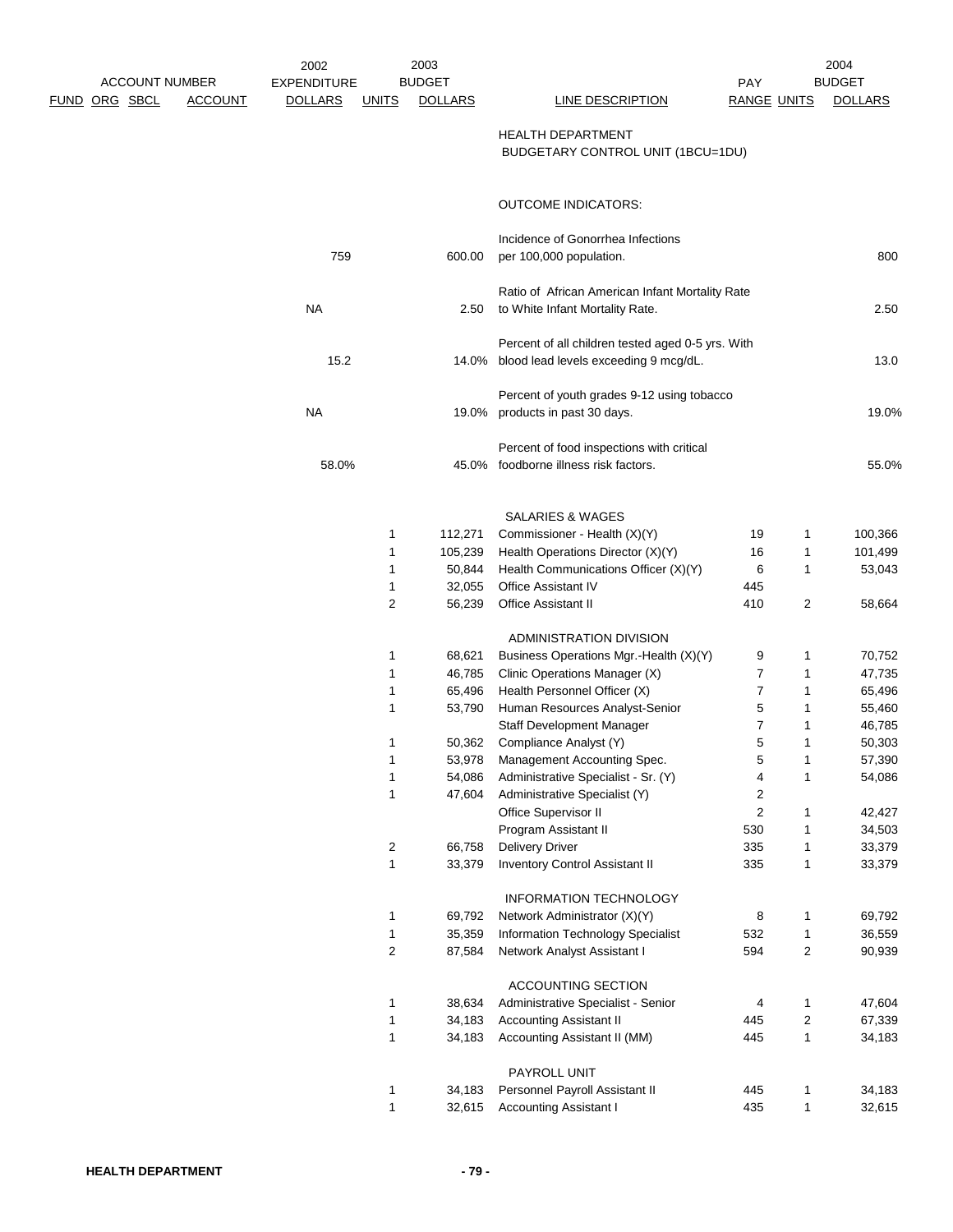| ACCOUNT NUMBER FUND | ORG | SBCL | ACCOUNT | 2002 EXPENDITURE DOLLARS | 2003 BUDGET UNITS | 2003 BUDGET DOLLARS | LINE DESCRIPTION | PAY RANGE | 2004 BUDGET UNITS | 2004 BUDGET DOLLARS |
|---|---|---|---|---|---|---|---|---|---|---|
| | | | | | | | HEALTH DEPARTMENT | | | |
| | | | | | | | BUDGETARY CONTROL UNIT (1BCU=1DU) | | | |
| | | | | | | | OUTCOME INDICATORS: | | | |
| | | | | 759 | | 600.00 | Incidence of Gonorrhea Infections per 100,000 population. | | | 800 |
| | | | | NA | | 2.50 | Ratio of African American Infant Mortality Rate to White Infant Mortality Rate. | | | 2.50 |
| | | | | 15.2 | | 14.0% | Percent of all children tested aged 0-5 yrs. With blood lead levels exceeding 9 mcg/dL. | | | 13.0 |
| | | | | NA | | 19.0% | Percent of youth grades 9-12 using tobacco products in past 30 days. | | | 19.0% |
| | | | | 58.0% | | 45.0% | Percent of food inspections with critical foodborne illness risk factors. | | | 55.0% |
| | | | | | | | SALARIES & WAGES | | | |
| | | | | | 1 | 112,271 | Commissioner - Health (X)(Y) | 19 | 1 | 100,366 |
| | | | | | 1 | 105,239 | Health Operations Director (X)(Y) | 16 | 1 | 101,499 |
| | | | | | 1 | 50,844 | Health Communications Officer (X)(Y) | 6 | 1 | 53,043 |
| | | | | | 1 | 32,055 | Office Assistant IV | 445 | | |
| | | | | | 2 | 56,239 | Office Assistant II | 410 | 2 | 58,664 |
| | | | | | | | ADMINISTRATION DIVISION | | | |
| | | | | | 1 | 68,621 | Business Operations Mgr.-Health (X)(Y) | 9 | 1 | 70,752 |
| | | | | | 1 | 46,785 | Clinic Operations Manager (X) | 7 | 1 | 47,735 |
| | | | | | 1 | 65,496 | Health Personnel Officer (X) | 7 | 1 | 65,496 |
| | | | | | 1 | 53,790 | Human Resources Analyst-Senior | 5 | 1 | 55,460 |
| | | | | | | | Staff Development Manager | 7 | 1 | 46,785 |
| | | | | | 1 | 50,362 | Compliance Analyst (Y) | 5 | 1 | 50,303 |
| | | | | | 1 | 53,978 | Management Accounting Spec. | 5 | 1 | 57,390 |
| | | | | | 1 | 54,086 | Administrative Specialist - Sr. (Y) | 4 | 1 | 54,086 |
| | | | | | 1 | 47,604 | Administrative Specialist (Y) | 2 | | |
| | | | | | | | Office Supervisor II | 2 | 1 | 42,427 |
| | | | | | | | Program Assistant II | 530 | 1 | 34,503 |
| | | | | | 2 | 66,758 | Delivery Driver | 335 | 1 | 33,379 |
| | | | | | 1 | 33,379 | Inventory Control Assistant II | 335 | 1 | 33,379 |
| | | | | | | | INFORMATION TECHNOLOGY | | | |
| | | | | | 1 | 69,792 | Network Administrator (X)(Y) | 8 | 1 | 69,792 |
| | | | | | 1 | 35,359 | Information Technology Specialist | 532 | 1 | 36,559 |
| | | | | | 2 | 87,584 | Network Analyst Assistant I | 594 | 2 | 90,939 |
| | | | | | | | ACCOUNTING SECTION | | | |
| | | | | | 1 | 38,634 | Administrative Specialist - Senior | 4 | 1 | 47,604 |
| | | | | | 1 | 34,183 | Accounting Assistant II | 445 | 2 | 67,339 |
| | | | | | 1 | 34,183 | Accounting Assistant II (MM) | 445 | 1 | 34,183 |
| | | | | | | | PAYROLL UNIT | | | |
| | | | | | 1 | 34,183 | Personnel Payroll Assistant II | 445 | 1 | 34,183 |
| | | | | | 1 | 32,615 | Accounting Assistant I | 435 | 1 | 32,615 |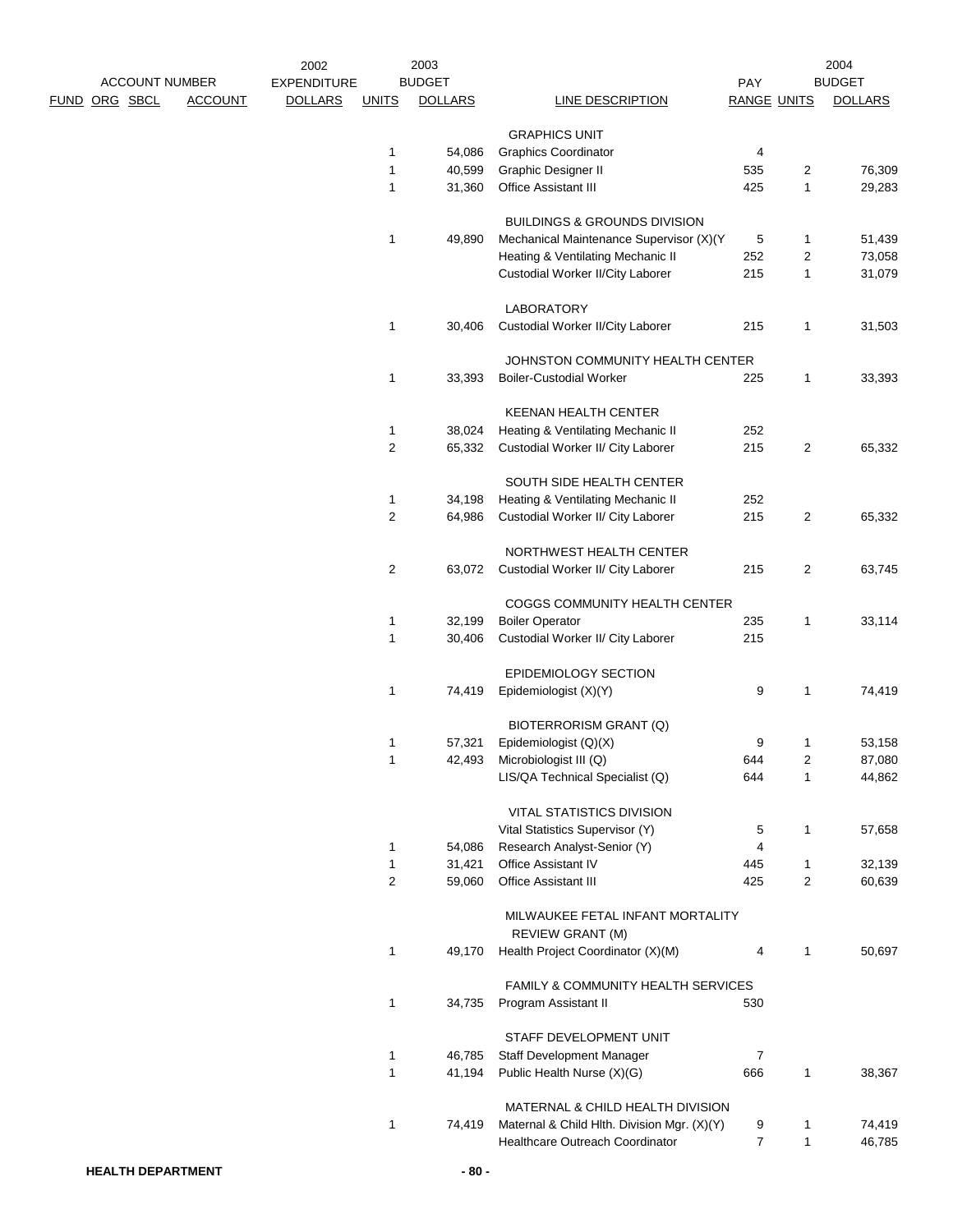| ACCOUNT NUMBER FUND | ORG | SBCL | ACCOUNT | 2002 EXPENDITURE DOLLARS | 2003 BUDGET UNITS | 2003 BUDGET DOLLARS | LINE DESCRIPTION | PAY RANGE | 2004 BUDGET UNITS | 2004 BUDGET DOLLARS |
|---|---|---|---|---|---|---|---|---|---|---|
| | | | | | | | GRAPHICS UNIT | | | |
| | | | | | 1 | 54,086 | Graphics Coordinator | 4 | | |
| | | | | | 1 | 40,599 | Graphic Designer II | 535 | 2 | 76,309 |
| | | | | | 1 | 31,360 | Office Assistant III | 425 | 1 | 29,283 |
| | | | | | | | BUILDINGS & GROUNDS DIVISION | | | |
| | | | | | 1 | 49,890 | Mechanical Maintenance Supervisor (X)(Y | 5 | 1 | 51,439 |
| | | | | | | | Heating & Ventilating Mechanic II | 252 | 2 | 73,058 |
| | | | | | | | Custodial Worker II/City Laborer | 215 | 1 | 31,079 |
| | | | | | | | LABORATORY | | | |
| | | | | | 1 | 30,406 | Custodial Worker II/City Laborer | 215 | 1 | 31,503 |
| | | | | | | | JOHNSTON COMMUNITY HEALTH CENTER | | | |
| | | | | | 1 | 33,393 | Boiler-Custodial Worker | 225 | 1 | 33,393 |
| | | | | | | | KEENAN HEALTH CENTER | | | |
| | | | | | 1 | 38,024 | Heating & Ventilating Mechanic II | 252 | | |
| | | | | | 2 | 65,332 | Custodial Worker II/ City Laborer | 215 | 2 | 65,332 |
| | | | | | | | SOUTH SIDE HEALTH CENTER | | | |
| | | | | | 1 | 34,198 | Heating & Ventilating Mechanic II | 252 | | |
| | | | | | 2 | 64,986 | Custodial Worker II/ City Laborer | 215 | 2 | 65,332 |
| | | | | | | | NORTHWEST HEALTH CENTER | | | |
| | | | | | 2 | 63,072 | Custodial Worker II/ City Laborer | 215 | 2 | 63,745 |
| | | | | | | | COGGS COMMUNITY HEALTH CENTER | | | |
| | | | | | 1 | 32,199 | Boiler Operator | 235 | 1 | 33,114 |
| | | | | | 1 | 30,406 | Custodial Worker II/ City Laborer | 215 | | |
| | | | | | | | EPIDEMIOLOGY SECTION | | | |
| | | | | | 1 | 74,419 | Epidemiologist (X)(Y) | 9 | 1 | 74,419 |
| | | | | | | | BIOTERRORISM GRANT (Q) | | | |
| | | | | | 1 | 57,321 | Epidemiologist (Q)(X) | 9 | 1 | 53,158 |
| | | | | | 1 | 42,493 | Microbiologist III (Q) | 644 | 2 | 87,080 |
| | | | | | | | LIS/QA Technical Specialist (Q) | 644 | 1 | 44,862 |
| | | | | | | | VITAL STATISTICS DIVISION | | | |
| | | | | | | | Vital Statistics Supervisor (Y) | 5 | 1 | 57,658 |
| | | | | | 1 | 54,086 | Research Analyst-Senior (Y) | 4 | | |
| | | | | | 1 | 31,421 | Office Assistant IV | 445 | 1 | 32,139 |
| | | | | | 2 | 59,060 | Office Assistant III | 425 | 2 | 60,639 |
| | | | | | | | MILWAUKEE FETAL INFANT MORTALITY REVIEW GRANT (M) | | | |
| | | | | | 1 | 49,170 | Health Project Coordinator (X)(M) | 4 | 1 | 50,697 |
| | | | | | | | FAMILY & COMMUNITY HEALTH SERVICES | | | |
| | | | | | 1 | 34,735 | Program Assistant II | 530 | | |
| | | | | | | | STAFF DEVELOPMENT UNIT | | | |
| | | | | | 1 | 46,785 | Staff Development Manager | 7 | | |
| | | | | | 1 | 41,194 | Public Health Nurse (X)(G) | 666 | 1 | 38,367 |
| | | | | | | | MATERNAL & CHILD HEALTH DIVISION | | | |
| | | | | | 1 | 74,419 | Maternal & Child Hlth. Division Mgr. (X)(Y) | 9 | 1 | 74,419 |
| | | | | | | | Healthcare Outreach Coordinator | 7 | 1 | 46,785 |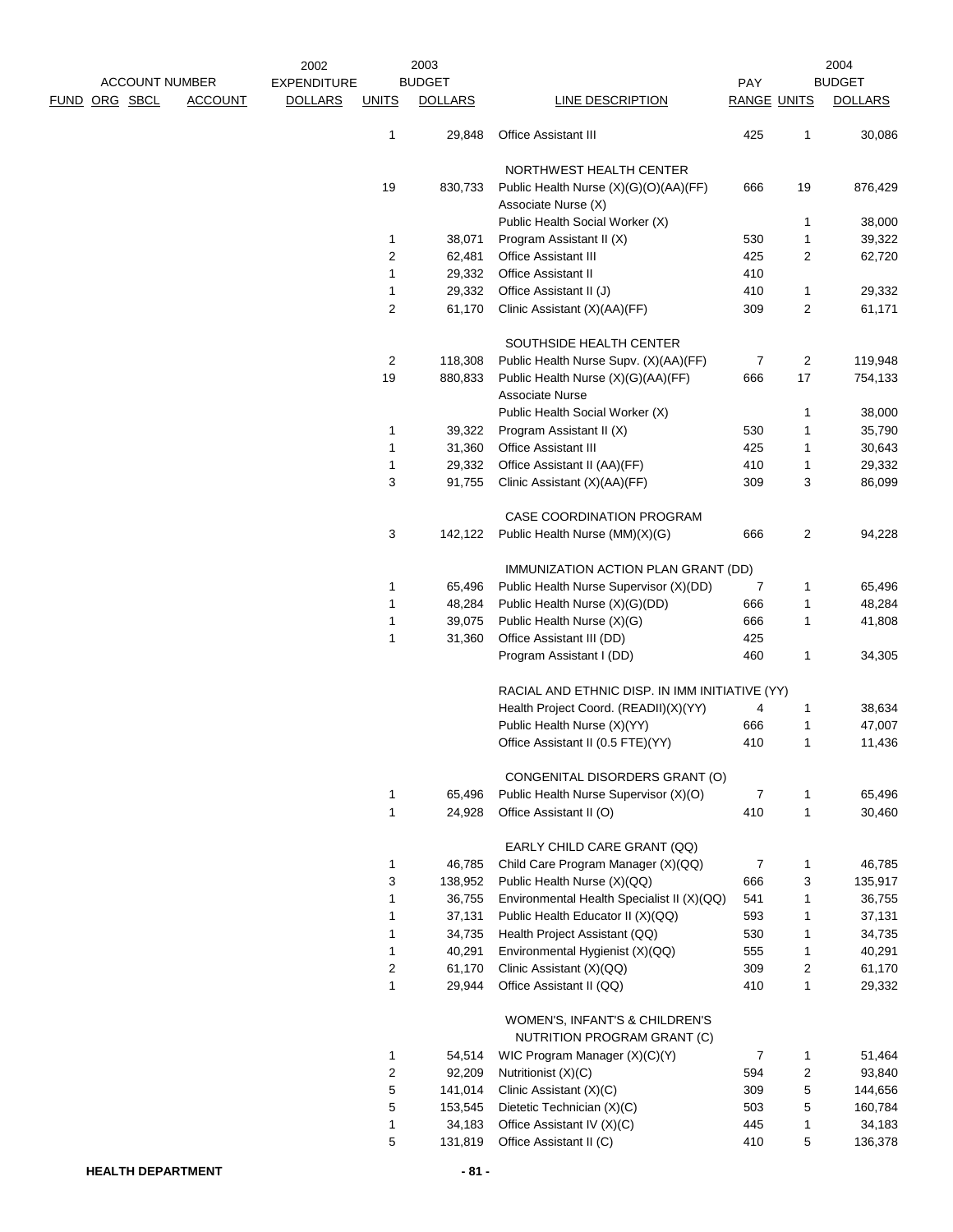| ACCOUNT NUMBER FUND | ORG | SBCL | ACCOUNT | 2002 EXPENDITURE DOLLARS | 2003 BUDGET UNITS | 2003 BUDGET DOLLARS | LINE DESCRIPTION | PAY RANGE | 2004 BUDGET UNITS | 2004 BUDGET DOLLARS |
|---|---|---|---|---|---|---|---|---|---|---|
| | | | | | 1 | 29,848 | Office Assistant III | 425 | 1 | 30,086 |
| | | | | | | | NORTHWEST HEALTH CENTER | | | |
| | | | | | 19 | 830,733 | Public Health Nurse (X)(G)(O)(AA)(FF) | 666 | 19 | 876,429 |
| | | | | | | | Associate Nurse (X) | | | |
| | | | | | | | Public Health Social Worker (X) | | 1 | 38,000 |
| | | | | | 1 | 38,071 | Program Assistant II (X) | 530 | 1 | 39,322 |
| | | | | | 2 | 62,481 | Office Assistant III | 425 | 2 | 62,720 |
| | | | | | 1 | 29,332 | Office Assistant II | 410 | | |
| | | | | | 1 | 29,332 | Office Assistant II (J) | 410 | 1 | 29,332 |
| | | | | | 2 | 61,170 | Clinic Assistant (X)(AA)(FF) | 309 | 2 | 61,171 |
| | | | | | | | SOUTHSIDE HEALTH CENTER | | | |
| | | | | | 2 | 118,308 | Public Health Nurse Supv. (X)(AA)(FF) | 7 | 2 | 119,948 |
| | | | | | 19 | 880,833 | Public Health Nurse (X)(G)(AA)(FF) | 666 | 17 | 754,133 |
| | | | | | | | Associate Nurse | | | |
| | | | | | | | Public Health Social Worker (X) | | 1 | 38,000 |
| | | | | | 1 | 39,322 | Program Assistant II (X) | 530 | 1 | 35,790 |
| | | | | | 1 | 31,360 | Office Assistant III | 425 | 1 | 30,643 |
| | | | | | 1 | 29,332 | Office Assistant II (AA)(FF) | 410 | 1 | 29,332 |
| | | | | | 3 | 91,755 | Clinic Assistant (X)(AA)(FF) | 309 | 3 | 86,099 |
| | | | | | | | CASE COORDINATION PROGRAM | | | |
| | | | | | 3 | 142,122 | Public Health Nurse (MM)(X)(G) | 666 | 2 | 94,228 |
| | | | | | | | IMMUNIZATION ACTION PLAN GRANT (DD) | | | |
| | | | | | 1 | 65,496 | Public Health Nurse Supervisor (X)(DD) | 7 | 1 | 65,496 |
| | | | | | 1 | 48,284 | Public Health Nurse (X)(G)(DD) | 666 | 1 | 48,284 |
| | | | | | 1 | 39,075 | Public Health Nurse (X)(G) | 666 | 1 | 41,808 |
| | | | | | 1 | 31,360 | Office Assistant III (DD) | 425 | | |
| | | | | | | | Program Assistant I (DD) | 460 | 1 | 34,305 |
| | | | | | | | RACIAL AND ETHNIC DISP. IN IMM INITIATIVE (YY) | | | |
| | | | | | | | Health Project Coord. (READII)(X)(YY) | 4 | 1 | 38,634 |
| | | | | | | | Public Health Nurse (X)(YY) | 666 | 1 | 47,007 |
| | | | | | | | Office Assistant II (0.5 FTE)(YY) | 410 | 1 | 11,436 |
| | | | | | | | CONGENITAL DISORDERS GRANT (O) | | | |
| | | | | | 1 | 65,496 | Public Health Nurse Supervisor (X)(O) | 7 | 1 | 65,496 |
| | | | | | 1 | 24,928 | Office Assistant II (O) | 410 | 1 | 30,460 |
| | | | | | | | EARLY CHILD CARE GRANT (QQ) | | | |
| | | | | | 1 | 46,785 | Child Care Program Manager (X)(QQ) | 7 | 1 | 46,785 |
| | | | | | 3 | 138,952 | Public Health Nurse (X)(QQ) | 666 | 3 | 135,917 |
| | | | | | 1 | 36,755 | Environmental Health Specialist II (X)(QQ) | 541 | 1 | 36,755 |
| | | | | | 1 | 37,131 | Public Health Educator II (X)(QQ) | 593 | 1 | 37,131 |
| | | | | | 1 | 34,735 | Health Project Assistant (QQ) | 530 | 1 | 34,735 |
| | | | | | 1 | 40,291 | Environmental Hygienist (X)(QQ) | 555 | 1 | 40,291 |
| | | | | | 2 | 61,170 | Clinic Assistant (X)(QQ) | 309 | 2 | 61,170 |
| | | | | | 1 | 29,944 | Office Assistant II (QQ) | 410 | 1 | 29,332 |
| | | | | | | | WOMEN'S, INFANT'S & CHILDREN'S NUTRITION PROGRAM GRANT (C) | | | |
| | | | | | 1 | 54,514 | WIC Program Manager (X)(C)(Y) | 7 | 1 | 51,464 |
| | | | | | 2 | 92,209 | Nutritionist (X)(C) | 594 | 2 | 93,840 |
| | | | | | 5 | 141,014 | Clinic Assistant (X)(C) | 309 | 5 | 144,656 |
| | | | | | 5 | 153,545 | Dietetic Technician (X)(C) | 503 | 5 | 160,784 |
| | | | | | 1 | 34,183 | Office Assistant IV (X)(C) | 445 | 1 | 34,183 |
| | | | | | 5 | 131,819 | Office Assistant II (C) | 410 | 5 | 136,378 |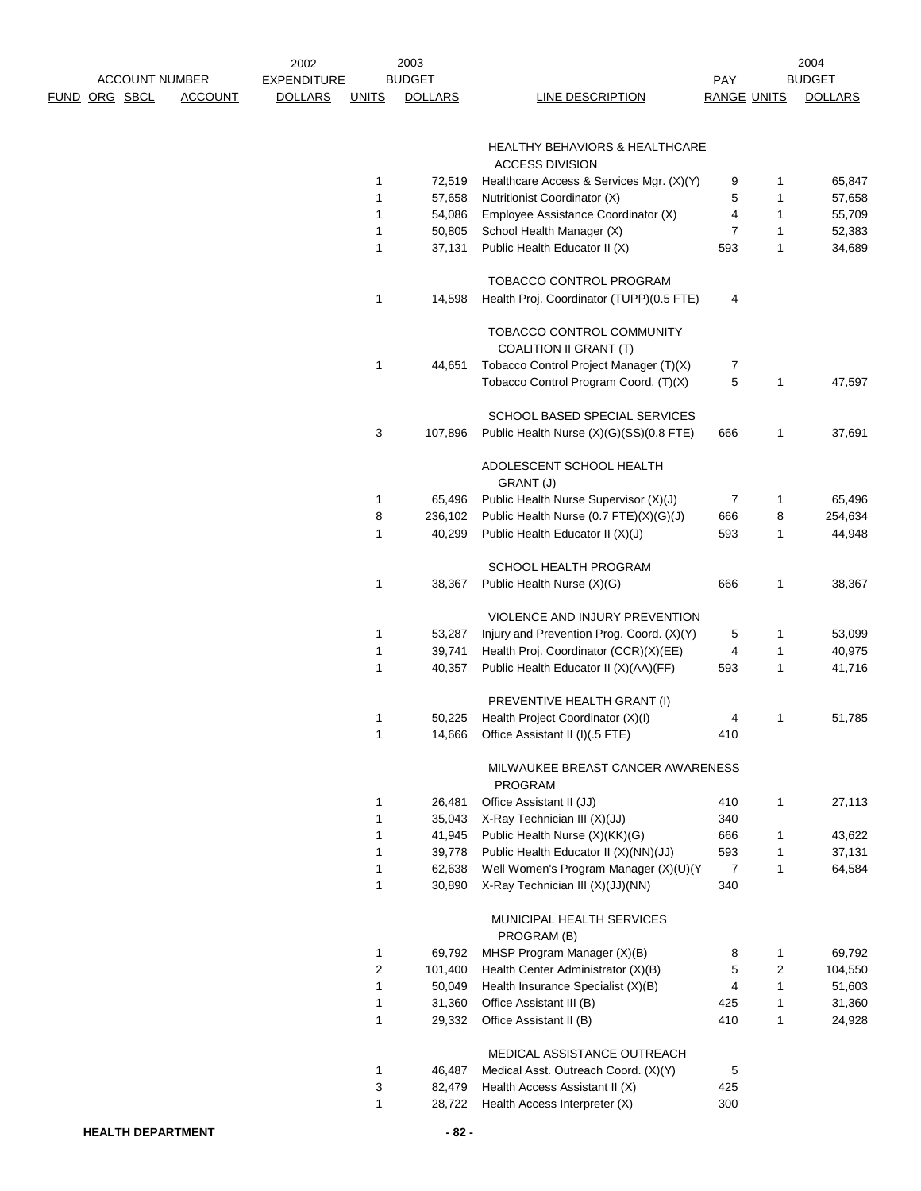| FUND | ORG | SBCL | ACCOUNT | 2002 EXPENDITURE DOLLARS | 2003 BUDGET UNITS | 2003 BUDGET DOLLARS | LINE DESCRIPTION | PAY RANGE | 2004 BUDGET UNITS | 2004 BUDGET DOLLARS |
|---|---|---|---|---|---|---|---|---|---|---|
| | | | | | | | HEALTHY BEHAVIORS & HEALTHCARE ACCESS DIVISION | | | |
| | | | | | 1 | 72,519 | Healthcare Access & Services Mgr. (X)(Y) | 9 | 1 | 65,847 |
| | | | | | 1 | 57,658 | Nutritionist Coordinator (X) | 5 | 1 | 57,658 |
| | | | | | 1 | 54,086 | Employee Assistance Coordinator (X) | 4 | 1 | 55,709 |
| | | | | | 1 | 50,805 | School Health Manager (X) | 7 | 1 | 52,383 |
| | | | | | 1 | 37,131 | Public Health Educator II (X) | 593 | 1 | 34,689 |
| | | | | | | | TOBACCO CONTROL PROGRAM | | | |
| | | | | | 1 | 14,598 | Health Proj. Coordinator (TUPP)(0.5 FTE) | 4 | | |
| | | | | | | | TOBACCO CONTROL COMMUNITY COALITION II GRANT (T) | | | |
| | | | | | 1 | 44,651 | Tobacco Control Project Manager (T)(X) | 7 | | |
| | | | | | | | Tobacco Control Program Coord. (T)(X) | 5 | 1 | 47,597 |
| | | | | | | | SCHOOL BASED SPECIAL SERVICES | | | |
| | | | | | 3 | 107,896 | Public Health Nurse (X)(G)(SS)(0.8 FTE) | 666 | 1 | 37,691 |
| | | | | | | | ADOLESCENT SCHOOL HEALTH GRANT (J) | | | |
| | | | | | 1 | 65,496 | Public Health Nurse Supervisor (X)(J) | 7 | 1 | 65,496 |
| | | | | | 8 | 236,102 | Public Health Nurse (0.7 FTE)(X)(G)(J) | 666 | 8 | 254,634 |
| | | | | | 1 | 40,299 | Public Health Educator II (X)(J) | 593 | 1 | 44,948 |
| | | | | | | | SCHOOL HEALTH PROGRAM | | | |
| | | | | | 1 | 38,367 | Public Health Nurse (X)(G) | 666 | 1 | 38,367 |
| | | | | | | | VIOLENCE AND INJURY PREVENTION | | | |
| | | | | | 1 | 53,287 | Injury and Prevention Prog. Coord. (X)(Y) | 5 | 1 | 53,099 |
| | | | | | 1 | 39,741 | Health Proj. Coordinator (CCR)(X)(EE) | 4 | 1 | 40,975 |
| | | | | | 1 | 40,357 | Public Health Educator II (X)(AA)(FF) | 593 | 1 | 41,716 |
| | | | | | | | PREVENTIVE HEALTH GRANT (I) | | | |
| | | | | | 1 | 50,225 | Health Project Coordinator (X)(I) | 4 | 1 | 51,785 |
| | | | | | 1 | 14,666 | Office Assistant II (I)(.5 FTE) | 410 | | |
| | | | | | | | MILWAUKEE BREAST CANCER AWARENESS PROGRAM | | | |
| | | | | | 1 | 26,481 | Office Assistant II (JJ) | 410 | 1 | 27,113 |
| | | | | | 1 | 35,043 | X-Ray Technician III (X)(JJ) | 340 | | |
| | | | | | 1 | 41,945 | Public Health Nurse (X)(KK)(G) | 666 | 1 | 43,622 |
| | | | | | 1 | 39,778 | Public Health Educator II (X)(NN)(JJ) | 593 | 1 | 37,131 |
| | | | | | 1 | 62,638 | Well Women's Program Manager (X)(U)(Y | 7 | 1 | 64,584 |
| | | | | | 1 | 30,890 | X-Ray Technician III (X)(JJ)(NN) | 340 | | |
| | | | | | | | MUNICIPAL HEALTH SERVICES PROGRAM (B) | | | |
| | | | | | 1 | 69,792 | MHSP Program Manager (X)(B) | 8 | 1 | 69,792 |
| | | | | | 2 | 101,400 | Health Center Administrator (X)(B) | 5 | 2 | 104,550 |
| | | | | | 1 | 50,049 | Health Insurance Specialist (X)(B) | 4 | 1 | 51,603 |
| | | | | | 1 | 31,360 | Office Assistant III (B) | 425 | 1 | 31,360 |
| | | | | | 1 | 29,332 | Office Assistant II (B) | 410 | 1 | 24,928 |
| | | | | | | | MEDICAL ASSISTANCE OUTREACH | | | |
| | | | | | 1 | 46,487 | Medical Asst. Outreach Coord. (X)(Y) | 5 | | |
| | | | | | 3 | 82,479 | Health Access Assistant II (X) | 425 | | |
| | | | | | 1 | 28,722 | Health Access Interpreter (X) | 300 | | |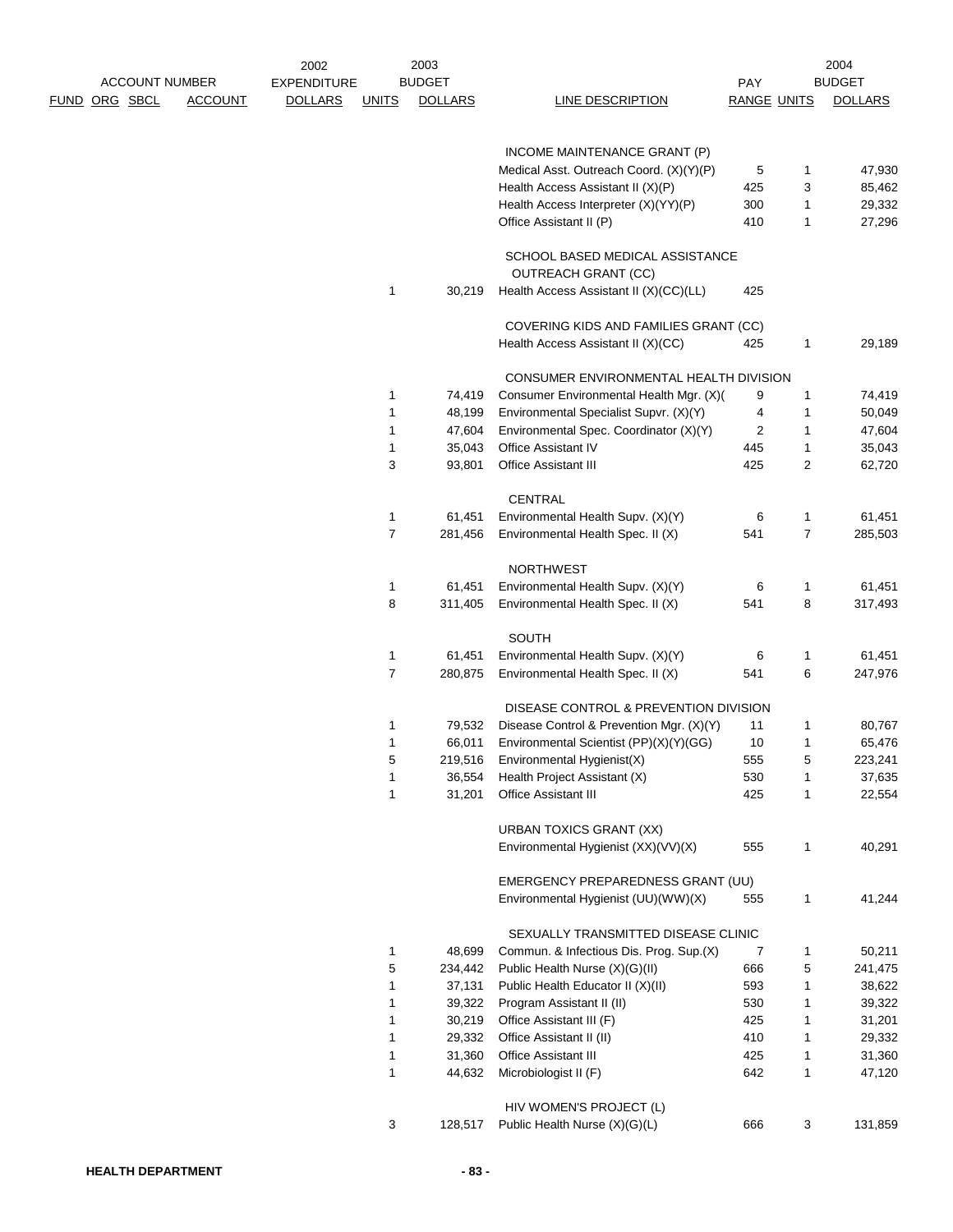| ACCOUNT NUMBER FUND | ORG | SBCL | ACCOUNT | 2002 EXPENDITURE DOLLARS | 2003 BUDGET UNITS | 2003 BUDGET DOLLARS | LINE DESCRIPTION | PAY RANGE | 2004 BUDGET UNITS | 2004 BUDGET DOLLARS |
|---|---|---|---|---|---|---|---|---|---|---|
| | | | | | | | INCOME MAINTENANCE GRANT (P) | | | |
| | | | | | | | Medical Asst. Outreach Coord. (X)(Y)(P) | 5 | 1 | 47,930 |
| | | | | | | | Health Access Assistant II (X)(P) | 425 | 3 | 85,462 |
| | | | | | | | Health Access Interpreter (X)(YY)(P) | 300 | 1 | 29,332 |
| | | | | | | | Office Assistant II (P) | 410 | 1 | 27,296 |
| | | | | | | | SCHOOL BASED MEDICAL ASSISTANCE OUTREACH GRANT (CC) | | | |
| | | | | | 1 | 30,219 | Health Access Assistant II (X)(CC)(LL) | 425 | | |
| | | | | | | | COVERING KIDS AND FAMILIES GRANT (CC) | | | |
| | | | | | | | Health Access Assistant II (X)(CC) | 425 | 1 | 29,189 |
| | | | | | | | CONSUMER ENVIRONMENTAL HEALTH DIVISION | | | |
| | | | | | 1 | 74,419 | Consumer Environmental Health Mgr. (X)( | 9 | 1 | 74,419 |
| | | | | | 1 | 48,199 | Environmental Specialist Supvr. (X)(Y) | 4 | 1 | 50,049 |
| | | | | | 1 | 47,604 | Environmental Spec. Coordinator (X)(Y) | 2 | 1 | 47,604 |
| | | | | | 1 | 35,043 | Office Assistant IV | 445 | 1 | 35,043 |
| | | | | | 3 | 93,801 | Office Assistant III | 425 | 2 | 62,720 |
| | | | | | | | CENTRAL | | | |
| | | | | | 1 | 61,451 | Environmental Health Supv. (X)(Y) | 6 | 1 | 61,451 |
| | | | | | 7 | 281,456 | Environmental Health Spec. II (X) | 541 | 7 | 285,503 |
| | | | | | | | NORTHWEST | | | |
| | | | | | 1 | 61,451 | Environmental Health Supv. (X)(Y) | 6 | 1 | 61,451 |
| | | | | | 8 | 311,405 | Environmental Health Spec. II (X) | 541 | 8 | 317,493 |
| | | | | | | | SOUTH | | | |
| | | | | | 1 | 61,451 | Environmental Health Supv. (X)(Y) | 6 | 1 | 61,451 |
| | | | | | 7 | 280,875 | Environmental Health Spec. II (X) | 541 | 6 | 247,976 |
| | | | | | | | DISEASE CONTROL & PREVENTION DIVISION | | | |
| | | | | | 1 | 79,532 | Disease Control & Prevention Mgr. (X)(Y) | 11 | 1 | 80,767 |
| | | | | | 1 | 66,011 | Environmental Scientist (PP)(X)(Y)(GG) | 10 | 1 | 65,476 |
| | | | | | 5 | 219,516 | Environmental Hygienist(X) | 555 | 5 | 223,241 |
| | | | | | 1 | 36,554 | Health Project Assistant (X) | 530 | 1 | 37,635 |
| | | | | | 1 | 31,201 | Office Assistant III | 425 | 1 | 22,554 |
| | | | | | | | URBAN TOXICS GRANT (XX) | | | |
| | | | | | | | Environmental Hygienist (XX)(VV)(X) | 555 | 1 | 40,291 |
| | | | | | | | EMERGENCY PREPAREDNESS GRANT (UU) | | | |
| | | | | | | | Environmental Hygienist (UU)(WW)(X) | 555 | 1 | 41,244 |
| | | | | | | | SEXUALLY TRANSMITTED DISEASE CLINIC | | | |
| | | | | | 1 | 48,699 | Commun. & Infectious Dis. Prog. Sup.(X) | 7 | 1 | 50,211 |
| | | | | | 5 | 234,442 | Public Health Nurse (X)(G)(II) | 666 | 5 | 241,475 |
| | | | | | 1 | 37,131 | Public Health Educator II (X)(II) | 593 | 1 | 38,622 |
| | | | | | 1 | 39,322 | Program Assistant II (II) | 530 | 1 | 39,322 |
| | | | | | 1 | 30,219 | Office Assistant III (F) | 425 | 1 | 31,201 |
| | | | | | 1 | 29,332 | Office Assistant II (II) | 410 | 1 | 29,332 |
| | | | | | 1 | 31,360 | Office Assistant III | 425 | 1 | 31,360 |
| | | | | | 1 | 44,632 | Microbiologist II (F) | 642 | 1 | 47,120 |
| | | | | | | | HIV WOMEN'S PROJECT (L) | | | |
| | | | | | 3 | 128,517 | Public Health Nurse (X)(G)(L) | 666 | 3 | 131,859 |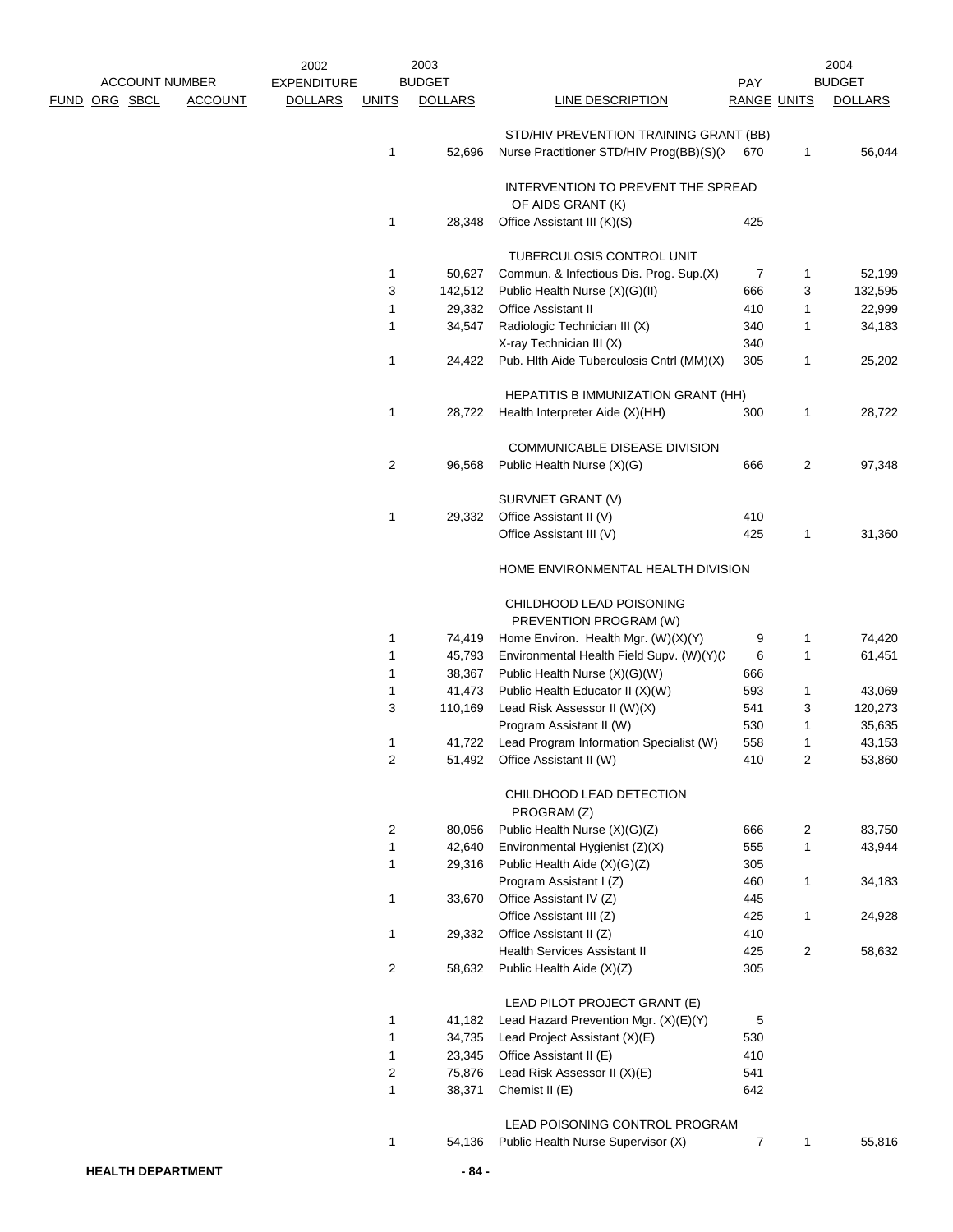| ACCOUNT NUMBER | | | | 2002 EXPENDITURE | 2003 BUDGET | | | PAY | | 2004 BUDGET |
|---|---|---|---|---|---|---|---|---|---|---|
| FUND | ORG | SBCL | ACCOUNT | DOLLARS | UNITS | DOLLARS | LINE DESCRIPTION | RANGE | UNITS | DOLLARS |
| | | | | | | | STD/HIV PREVENTION TRAINING GRANT (BB) | | | |
| | | | | | 1 | 52,696 | Nurse Practitioner STD/HIV Prog(BB)(S)(X | 670 | 1 | 56,044 |
| | | | | | | | INTERVENTION TO PREVENT THE SPREAD OF AIDS GRANT (K) | | | |
| | | | | | 1 | 28,348 | Office Assistant III (K)(S) | 425 | | |
| | | | | | | | TUBERCULOSIS CONTROL UNIT | | | |
| | | | | | 1 | 50,627 | Commun. & Infectious Dis. Prog. Sup.(X) | 7 | 1 | 52,199 |
| | | | | | 3 | 142,512 | Public Health Nurse (X)(G)(II) | 666 | 3 | 132,595 |
| | | | | | 1 | 29,332 | Office Assistant II | 410 | 1 | 22,999 |
| | | | | | 1 | 34,547 | Radiologic Technician III (X) | 340 | 1 | 34,183 |
| | | | | | | | X-ray Technician III (X) | 340 | | |
| | | | | | 1 | 24,422 | Pub. Hlth Aide Tuberculosis Cntrl (MM)(X) | 305 | 1 | 25,202 |
| | | | | | | | HEPATITIS B IMMUNIZATION GRANT (HH) | | | |
| | | | | | 1 | 28,722 | Health Interpreter Aide (X)(HH) | 300 | 1 | 28,722 |
| | | | | | | | COMMUNICABLE DISEASE DIVISION | | | |
| | | | | | 2 | 96,568 | Public Health Nurse (X)(G) | 666 | 2 | 97,348 |
| | | | | | | | SURVNET GRANT (V) | | | |
| | | | | | 1 | 29,332 | Office Assistant II (V) | 410 | | |
| | | | | | | | Office Assistant III (V) | 425 | 1 | 31,360 |
| | | | | | | | HOME ENVIRONMENTAL HEALTH DIVISION | | | |
| | | | | | | | CHILDHOOD LEAD POISONING PREVENTION PROGRAM (W) | | | |
| | | | | | 1 | 74,419 | Home Environ. Health Mgr. (W)(X)(Y) | 9 | 1 | 74,420 |
| | | | | | 1 | 45,793 | Environmental Health Field Supv. (W)(Y)(X | 6 | 1 | 61,451 |
| | | | | | 1 | 38,367 | Public Health Nurse (X)(G)(W) | 666 | | |
| | | | | | 1 | 41,473 | Public Health Educator II (X)(W) | 593 | 1 | 43,069 |
| | | | | | 3 | 110,169 | Lead Risk Assessor II (W)(X) | 541 | 3 | 120,273 |
| | | | | | | | Program Assistant II (W) | 530 | 1 | 35,635 |
| | | | | | 1 | 41,722 | Lead Program Information Specialist (W) | 558 | 1 | 43,153 |
| | | | | | 2 | 51,492 | Office Assistant II (W) | 410 | 2 | 53,860 |
| | | | | | | | CHILDHOOD LEAD DETECTION PROGRAM (Z) | | | |
| | | | | | 2 | 80,056 | Public Health Nurse (X)(G)(Z) | 666 | 2 | 83,750 |
| | | | | | 1 | 42,640 | Environmental Hygienist (Z)(X) | 555 | 1 | 43,944 |
| | | | | | 1 | 29,316 | Public Health Aide (X)(G)(Z) | 305 | | |
| | | | | | | | Program Assistant I (Z) | 460 | 1 | 34,183 |
| | | | | | 1 | 33,670 | Office Assistant IV (Z) | 445 | | |
| | | | | | | | Office Assistant III (Z) | 425 | 1 | 24,928 |
| | | | | | 1 | 29,332 | Office Assistant II (Z) | 410 | | |
| | | | | | | | Health Services Assistant II | 425 | 2 | 58,632 |
| | | | | | 2 | 58,632 | Public Health Aide (X)(Z) | 305 | | |
| | | | | | | | LEAD PILOT PROJECT GRANT (E) | | | |
| | | | | | 1 | 41,182 | Lead Hazard Prevention Mgr. (X)(E)(Y) | 5 | | |
| | | | | | 1 | 34,735 | Lead Project Assistant (X)(E) | 530 | | |
| | | | | | 1 | 23,345 | Office Assistant II (E) | 410 | | |
| | | | | | 2 | 75,876 | Lead Risk Assessor II (X)(E) | 541 | | |
| | | | | | 1 | 38,371 | Chemist II (E) | 642 | | |
| | | | | | | | LEAD POISONING CONTROL PROGRAM | | | |
| | | | | | 1 | 54,136 | Public Health Nurse Supervisor (X) | 7 | 1 | 55,816 |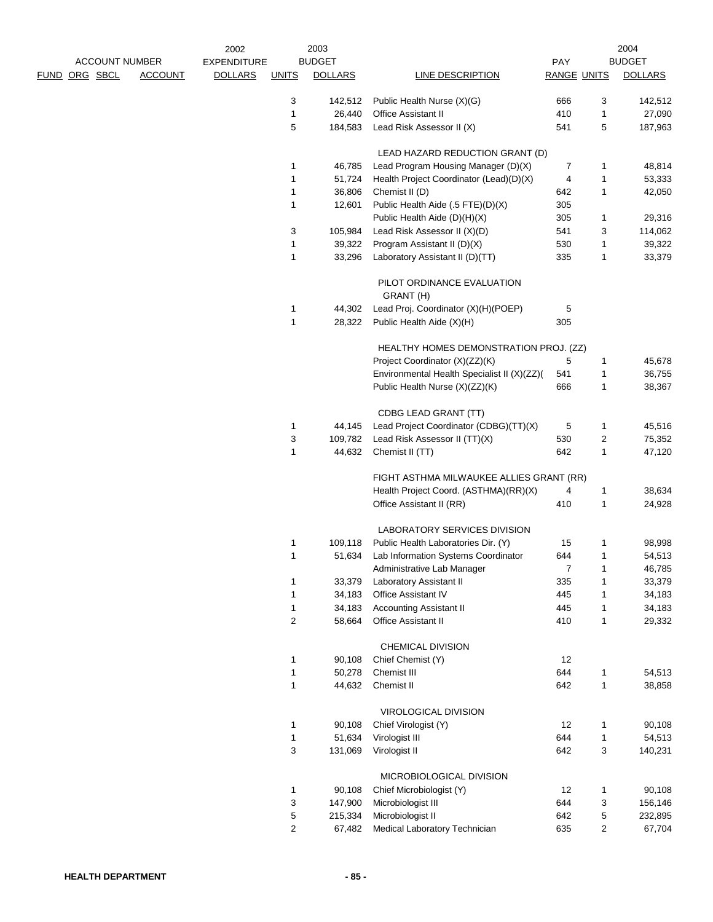| FUND | ORG | SBCL | ACCOUNT | 2002 EXPENDITURE DOLLARS | 2003 BUDGET UNITS | 2003 BUDGET DOLLARS | LINE DESCRIPTION | PAY RANGE | 2004 BUDGET UNITS | 2004 BUDGET DOLLARS |
|---|---|---|---|---|---|---|---|---|---|---|
| | | | | | 3 | 142,512 | Public Health Nurse (X)(G) | 666 | 3 | 142,512 |
| | | | | | 1 | 26,440 | Office Assistant II | 410 | 1 | 27,090 |
| | | | | | 5 | 184,583 | Lead Risk Assessor II (X) | 541 | 5 | 187,963 |
| | | | | | | | LEAD HAZARD REDUCTION GRANT (D) | | | |
| | | | | | 1 | 46,785 | Lead Program Housing Manager (D)(X) | 7 | 1 | 48,814 |
| | | | | | 1 | 51,724 | Health Project Coordinator (Lead)(D)(X) | 4 | 1 | 53,333 |
| | | | | | 1 | 36,806 | Chemist II (D) | 642 | 1 | 42,050 |
| | | | | | 1 | 12,601 | Public Health Aide (.5 FTE)(D)(X) | 305 | | |
| | | | | | | | Public Health Aide (D)(H)(X) | 305 | 1 | 29,316 |
| | | | | | 3 | 105,984 | Lead Risk Assessor II (X)(D) | 541 | 3 | 114,062 |
| | | | | | 1 | 39,322 | Program Assistant II (D)(X) | 530 | 1 | 39,322 |
| | | | | | 1 | 33,296 | Laboratory Assistant II (D)(TT) | 335 | 1 | 33,379 |
| | | | | | | | PILOT ORDINANCE EVALUATION GRANT (H) | | | |
| | | | | | 1 | 44,302 | Lead Proj. Coordinator (X)(H)(POEP) | 5 | | |
| | | | | | 1 | 28,322 | Public Health Aide (X)(H) | 305 | | |
| | | | | | | | HEALTHY HOMES DEMONSTRATION PROJ. (ZZ) | | | |
| | | | | | | | Project Coordinator (X)(ZZ)(K) | 5 | 1 | 45,678 |
| | | | | | | | Environmental Health Specialist II (X)(ZZ)( | 541 | 1 | 36,755 |
| | | | | | | | Public Health Nurse (X)(ZZ)(K) | 666 | 1 | 38,367 |
| | | | | | | | CDBG LEAD GRANT (TT) | | | |
| | | | | | 1 | 44,145 | Lead Project Coordinator (CDBG)(TT)(X) | 5 | 1 | 45,516 |
| | | | | | 3 | 109,782 | Lead Risk Assessor II (TT)(X) | 530 | 2 | 75,352 |
| | | | | | 1 | 44,632 | Chemist II (TT) | 642 | 1 | 47,120 |
| | | | | | | | FIGHT ASTHMA MILWAUKEE ALLIES GRANT (RR) | | | |
| | | | | | | | Health Project Coord. (ASTHMA)(RR)(X) | 4 | 1 | 38,634 |
| | | | | | | | Office Assistant II (RR) | 410 | 1 | 24,928 |
| | | | | | | | LABORATORY SERVICES DIVISION | | | |
| | | | | | 1 | 109,118 | Public Health Laboratories Dir. (Y) | 15 | 1 | 98,998 |
| | | | | | 1 | 51,634 | Lab Information Systems Coordinator | 644 | 1 | 54,513 |
| | | | | | | | Administrative Lab Manager | 7 | 1 | 46,785 |
| | | | | | 1 | 33,379 | Laboratory Assistant II | 335 | 1 | 33,379 |
| | | | | | 1 | 34,183 | Office Assistant IV | 445 | 1 | 34,183 |
| | | | | | 1 | 34,183 | Accounting Assistant II | 445 | 1 | 34,183 |
| | | | | | 2 | 58,664 | Office Assistant II | 410 | 1 | 29,332 |
| | | | | | | | CHEMICAL DIVISION | | | |
| | | | | | 1 | 90,108 | Chief Chemist (Y) | 12 | | |
| | | | | | 1 | 50,278 | Chemist III | 644 | 1 | 54,513 |
| | | | | | 1 | 44,632 | Chemist II | 642 | 1 | 38,858 |
| | | | | | | | VIROLOGICAL DIVISION | | | |
| | | | | | 1 | 90,108 | Chief Virologist (Y) | 12 | 1 | 90,108 |
| | | | | | 1 | 51,634 | Virologist III | 644 | 1 | 54,513 |
| | | | | | 3 | 131,069 | Virologist II | 642 | 3 | 140,231 |
| | | | | | | | MICROBIOLOGICAL DIVISION | | | |
| | | | | | 1 | 90,108 | Chief Microbiologist (Y) | 12 | 1 | 90,108 |
| | | | | | 3 | 147,900 | Microbiologist III | 644 | 3 | 156,146 |
| | | | | | 5 | 215,334 | Microbiologist II | 642 | 5 | 232,895 |
| | | | | | 2 | 67,482 | Medical Laboratory Technician | 635 | 2 | 67,704 |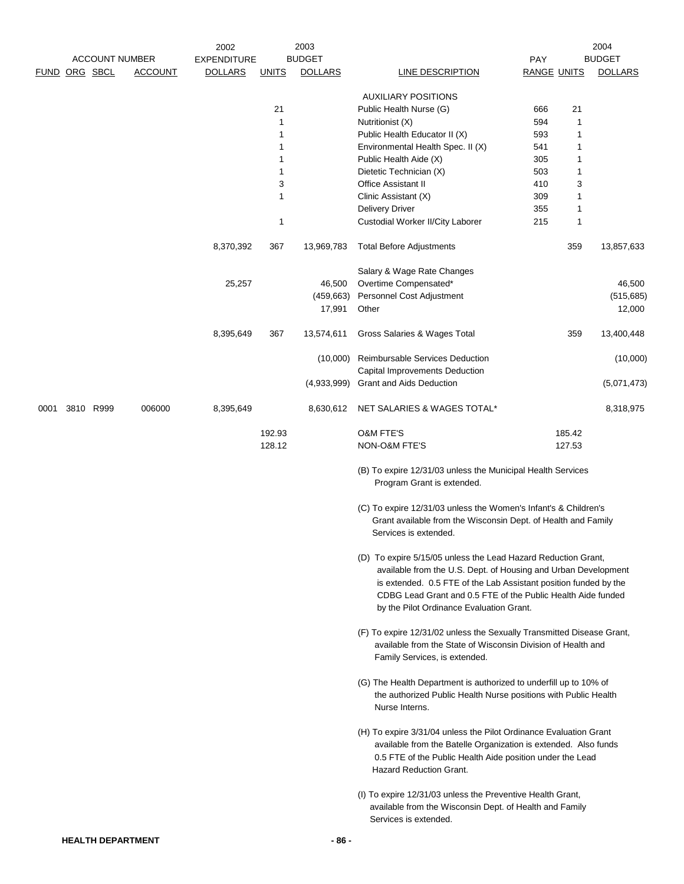| FUND | ORG | SBCL | ACCOUNT | 2002 EXPENDITURE DOLLARS | 2003 BUDGET UNITS | 2003 BUDGET DOLLARS | LINE DESCRIPTION | PAY RANGE | 2004 BUDGET UNITS | 2004 BUDGET DOLLARS |
|---|---|---|---|---|---|---|---|---|---|---|
| | | | | | | | AUXILIARY POSITIONS | | | |
| | | | | | 21 | | Public Health Nurse (G) | 666 | 21 | |
| | | | | | 1 | | Nutritionist (X) | 594 | 1 | |
| | | | | | 1 | | Public Health Educator II (X) | 593 | 1 | |
| | | | | | 1 | | Environmental Health Spec. II (X) | 541 | 1 | |
| | | | | | 1 | | Public Health Aide (X) | 305 | 1 | |
| | | | | | 1 | | Dietetic Technician (X) | 503 | 1 | |
| | | | | | 3 | | Office Assistant II | 410 | 3 | |
| | | | | | 1 | | Clinic Assistant (X) | 309 | 1 | |
| | | | | | | | Delivery Driver | 355 | 1 | |
| | | | | | 1 | | Custodial Worker II/City Laborer | 215 | 1 | |
| | | | | 8,370,392 | 367 | 13,969,783 | Total Before Adjustments | | 359 | 13,857,633 |
| | | | | | | | Salary & Wage Rate Changes | | | |
| | | | | 25,257 | | 46,500 | Overtime Compensated* | | | 46,500 |
| | | | | | | (459,663) | Personnel Cost Adjustment | | | (515,685) |
| | | | | | | 17,991 | Other | | | 12,000 |
| | | | | 8,395,649 | 367 | 13,574,611 | Gross Salaries & Wages Total | | 359 | 13,400,448 |
| | | | | | | (10,000) | Reimbursable Services Deduction | | | (10,000) |
| | | | | | | | Capital Improvements Deduction | | | |
| | | | | | | (4,933,999) | Grant and Aids Deduction | | | (5,071,473) |
| 0001 | 3810 | R999 | 006000 | 8,395,649 | | 8,630,612 | NET SALARIES & WAGES TOTAL* | | | 8,318,975 |
| | | | | | 192.93 | | O&M FTE'S | | 185.42 | |
| | | | | | 128.12 | | NON-O&M FTE'S | | 127.53 | |

(B) To expire 12/31/03 unless the Municipal Health Services Program Grant is extended.

(C) To expire 12/31/03 unless the Women's Infant's & Children's Grant available from the Wisconsin Dept. of Health and Family Services is extended.

(D) To expire 5/15/05 unless the Lead Hazard Reduction Grant, available from the U.S. Dept. of Housing and Urban Development is extended. 0.5 FTE of the Lab Assistant position funded by the CDBG Lead Grant and 0.5 FTE of the Public Health Aide funded by the Pilot Ordinance Evaluation Grant.

(F) To expire 12/31/02 unless the Sexually Transmitted Disease Grant, available from the State of Wisconsin Division of Health and Family Services, is extended.

(G) The Health Department is authorized to underfill up to 10% of the authorized Public Health Nurse positions with Public Health Nurse Interns.

(H) To expire 3/31/04 unless the Pilot Ordinance Evaluation Grant available from the Batelle Organization is extended. Also funds 0.5 FTE of the Public Health Aide position under the Lead Hazard Reduction Grant.

(I) To expire 12/31/03 unless the Preventive Health Grant, available from the Wisconsin Dept. of Health and Family Services is extended.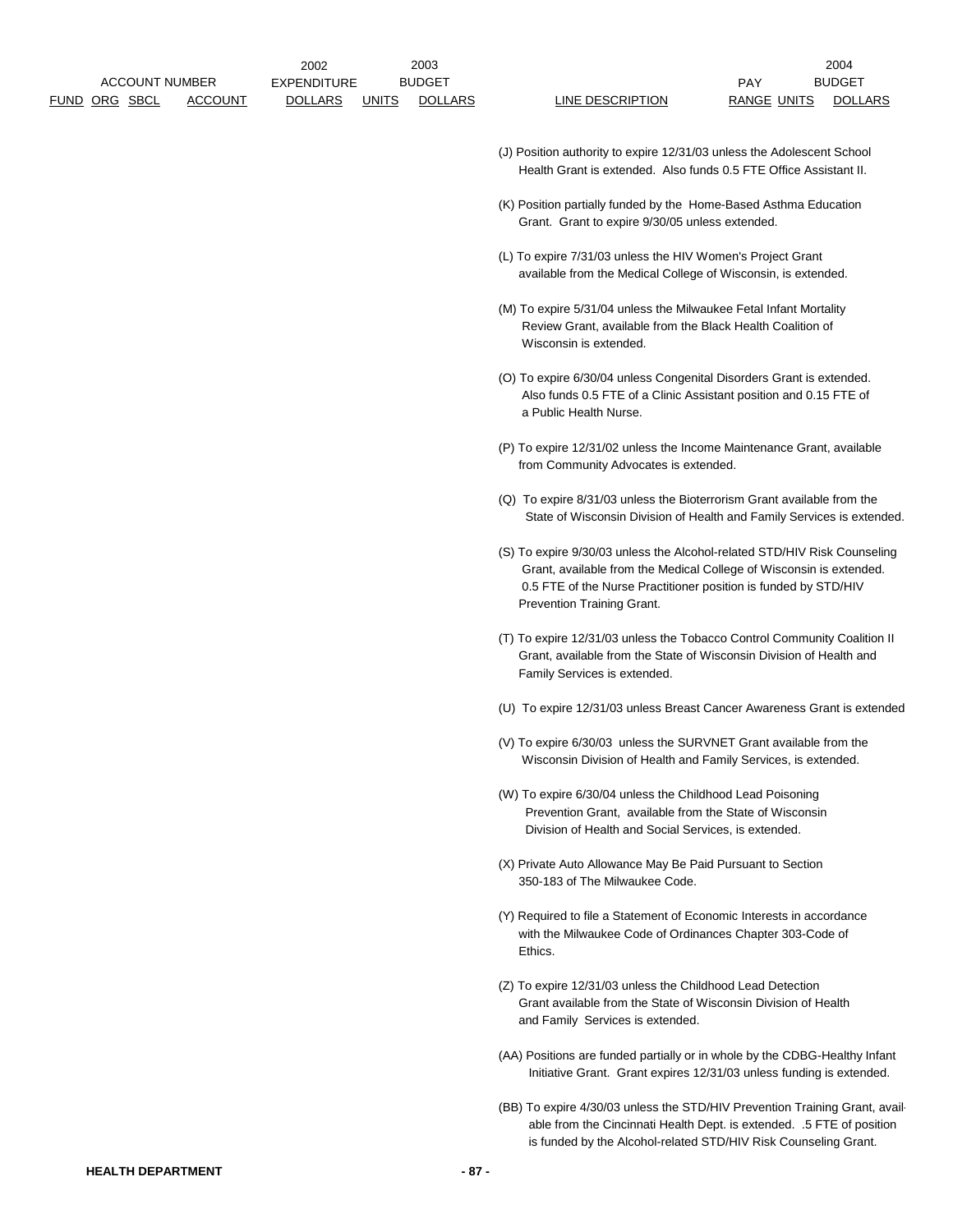| ACCOUNT NUMBER | | | | 2002 EXPENDITURE | 2003 BUDGET | | | PAY | | 2004 BUDGET |
|---|---|---|---|---|---|---|---|---|---|---|
| FUND | ORG | SBCL | ACCOUNT | DOLLARS | UNITS | DOLLARS | LINE DESCRIPTION | RANGE | UNITS | DOLLARS |

(J) Position authority to expire 12/31/03 unless the Adolescent School Health Grant is extended. Also funds 0.5 FTE Office Assistant II.

(K) Position partially funded by the Home-Based Asthma Education Grant. Grant to expire 9/30/05 unless extended.

(L) To expire 7/31/03 unless the HIV Women's Project Grant available from the Medical College of Wisconsin, is extended.

(M) To expire 5/31/04 unless the Milwaukee Fetal Infant Mortality Review Grant, available from the Black Health Coalition of Wisconsin is extended.

(O) To expire 6/30/04 unless Congenital Disorders Grant is extended. Also funds 0.5 FTE of a Clinic Assistant position and 0.15 FTE of a Public Health Nurse.

(P) To expire 12/31/02 unless the Income Maintenance Grant, available from Community Advocates is extended.

(Q) To expire 8/31/03 unless the Bioterrorism Grant available from the State of Wisconsin Division of Health and Family Services is extended.

(S) To expire 9/30/03 unless the Alcohol-related STD/HIV Risk Counseling Grant, available from the Medical College of Wisconsin is extended. 0.5 FTE of the Nurse Practitioner position is funded by STD/HIV Prevention Training Grant.

(T) To expire 12/31/03 unless the Tobacco Control Community Coalition II Grant, available from the State of Wisconsin Division of Health and Family Services is extended.

(U) To expire 12/31/03 unless Breast Cancer Awareness Grant is extended

(V) To expire 6/30/03 unless the SURVNET Grant available from the Wisconsin Division of Health and Family Services, is extended.

(W) To expire 6/30/04 unless the Childhood Lead Poisoning Prevention Grant, available from the State of Wisconsin Division of Health and Social Services, is extended.

(X) Private Auto Allowance May Be Paid Pursuant to Section 350-183 of The Milwaukee Code.

(Y) Required to file a Statement of Economic Interests in accordance with the Milwaukee Code of Ordinances Chapter 303-Code of Ethics.

(Z) To expire 12/31/03 unless the Childhood Lead Detection Grant available from the State of Wisconsin Division of Health and Family Services is extended.

(AA) Positions are funded partially or in whole by the CDBG-Healthy Infant Initiative Grant. Grant expires 12/31/03 unless funding is extended.

(BB) To expire 4/30/03 unless the STD/HIV Prevention Training Grant, available from the Cincinnati Health Dept. is extended. .5 FTE of position is funded by the Alcohol-related STD/HIV Risk Counseling Grant.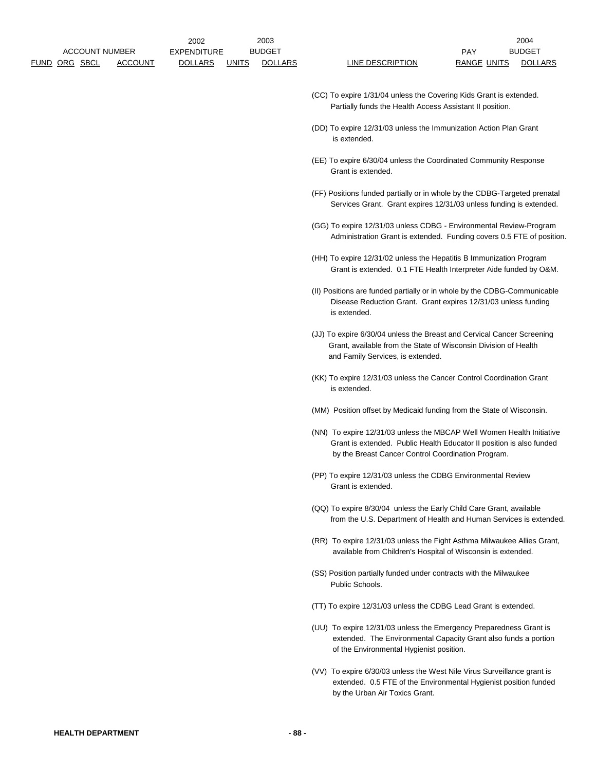| ACCOUNT NUMBER | | | | 2002 EXPENDITURE | 2003 BUDGET | | | PAY | 2004 BUDGET | |
|---|---|---|---|---|---|---|---|---|---|---|
| FUND | ORG | SBCL | ACCOUNT | DOLLARS | UNITS | DOLLARS | LINE DESCRIPTION | RANGE | UNITS | DOLLARS |

(CC) To expire 1/31/04 unless the Covering Kids Grant is extended. Partially funds the Health Access Assistant II position.

(DD) To expire 12/31/03 unless the Immunization Action Plan Grant is extended.

(EE) To expire 6/30/04 unless the Coordinated Community Response Grant is extended.

(FF) Positions funded partially or in whole by the CDBG-Targeted prenatal Services Grant. Grant expires 12/31/03 unless funding is extended.

(GG) To expire 12/31/03 unless CDBG - Environmental Review-Program Administration Grant is extended. Funding covers 0.5 FTE of position.

(HH) To expire 12/31/02 unless the Hepatitis B Immunization Program Grant is extended. 0.1 FTE Health Interpreter Aide funded by O&M.

(II) Positions are funded partially or in whole by the CDBG-Communicable Disease Reduction Grant. Grant expires 12/31/03 unless funding is extended.

(JJ) To expire 6/30/04 unless the Breast and Cervical Cancer Screening Grant, available from the State of Wisconsin Division of Health and Family Services, is extended.

(KK) To expire 12/31/03 unless the Cancer Control Coordination Grant is extended.

(MM) Position offset by Medicaid funding from the State of Wisconsin.

(NN) To expire 12/31/03 unless the MBCAP Well Women Health Initiative Grant is extended. Public Health Educator II position is also funded by the Breast Cancer Control Coordination Program.

(PP) To expire 12/31/03 unless the CDBG Environmental Review Grant is extended.

(QQ) To expire 8/30/04 unless the Early Child Care Grant, available from the U.S. Department of Health and Human Services is extended.

(RR) To expire 12/31/03 unless the Fight Asthma Milwaukee Allies Grant, available from Children's Hospital of Wisconsin is extended.

(SS) Position partially funded under contracts with the Milwaukee Public Schools.

(TT) To expire 12/31/03 unless the CDBG Lead Grant is extended.

(UU) To expire 12/31/03 unless the Emergency Preparedness Grant is extended. The Environmental Capacity Grant also funds a portion of the Environmental Hygienist position.

(VV) To expire 6/30/03 unless the West Nile Virus Surveillance grant is extended. 0.5 FTE of the Environmental Hygienist position funded by the Urban Air Toxics Grant.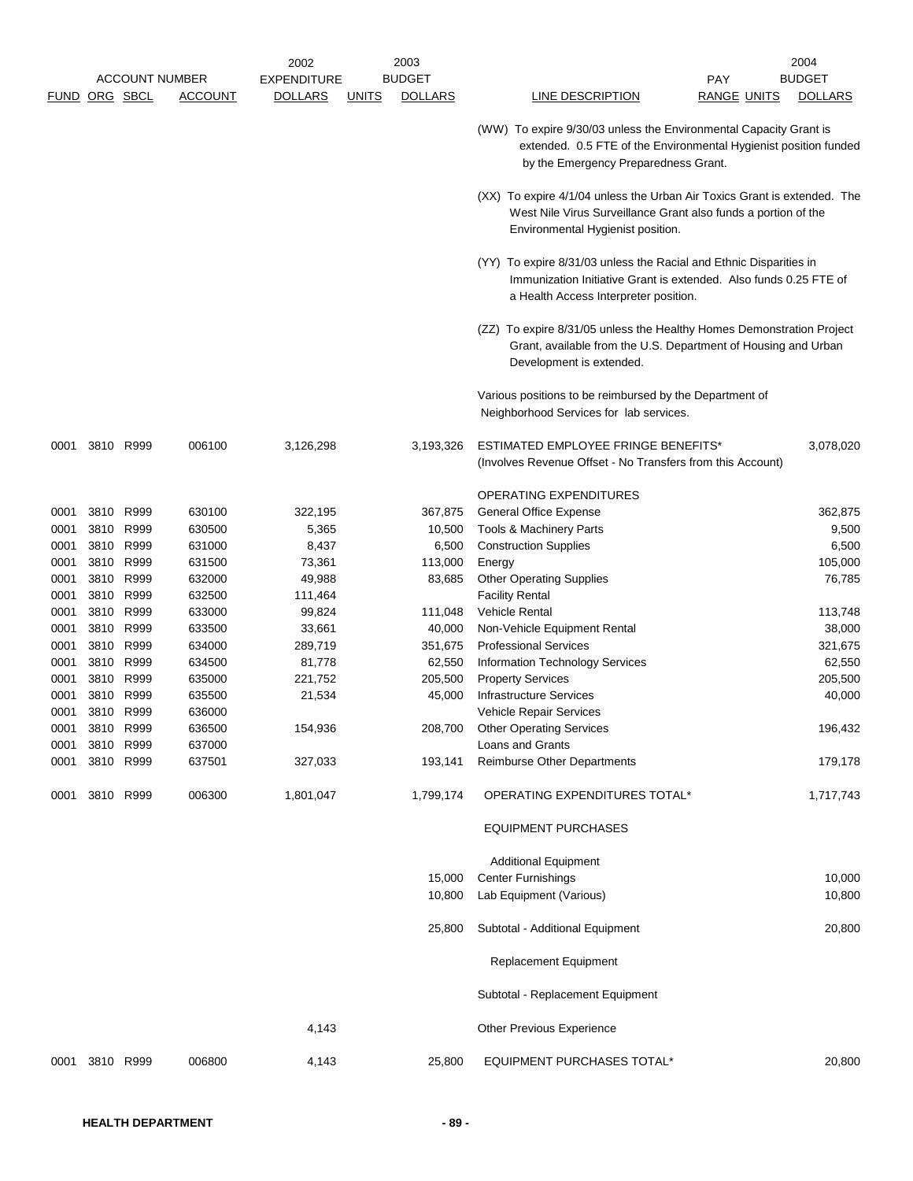| FUND | ORG | SBCL | ACCOUNT | 2002 EXPENDITURE DOLLARS | UNITS | 2003 BUDGET DOLLARS | LINE DESCRIPTION | PAY RANGE | UNITS | 2004 BUDGET DOLLARS |
|---|---|---|---|---|---|---|---|---|---|---|
| | | | | | | | (WW) To expire 9/30/03 unless the Environmental Capacity Grant is extended. 0.5 FTE of the Environmental Hygienist position funded by the Emergency Preparedness Grant. | | | |
| | | | | | | | (XX) To expire 4/1/04 unless the Urban Air Toxics Grant is extended. The West Nile Virus Surveillance Grant also funds a portion of the Environmental Hygienist position. | | | |
| | | | | | | | (YY) To expire 8/31/03 unless the Racial and Ethnic Disparities in Immunization Initiative Grant is extended. Also funds 0.25 FTE of a Health Access Interpreter position. | | | |
| | | | | | | | (ZZ) To expire 8/31/05 unless the Healthy Homes Demonstration Project Grant, available from the U.S. Department of Housing and Urban Development is extended. | | | |
| | | | | | | | Various positions to be reimbursed by the Department of Neighborhood Services for lab services. | | | |
| 0001 | 3810 | R999 | 006100 | 3,126,298 | | 3,193,326 | ESTIMATED EMPLOYEE FRINGE BENEFITS* (Involves Revenue Offset - No Transfers from this Account) | | | 3,078,020 |
| | | | | | | | OPERATING EXPENDITURES | | | |
| 0001 | 3810 | R999 | 630100 | 322,195 | | 367,875 | General Office Expense | | | 362,875 |
| 0001 | 3810 | R999 | 630500 | 5,365 | | 10,500 | Tools & Machinery Parts | | | 9,500 |
| 0001 | 3810 | R999 | 631000 | 8,437 | | 6,500 | Construction Supplies | | | 6,500 |
| 0001 | 3810 | R999 | 631500 | 73,361 | | 113,000 | Energy | | | 105,000 |
| 0001 | 3810 | R999 | 632000 | 49,988 | | 83,685 | Other Operating Supplies | | | 76,785 |
| 0001 | 3810 | R999 | 632500 | 111,464 | | | Facility Rental | | | |
| 0001 | 3810 | R999 | 633000 | 99,824 | | 111,048 | Vehicle Rental | | | 113,748 |
| 0001 | 3810 | R999 | 633500 | 33,661 | | 40,000 | Non-Vehicle Equipment Rental | | | 38,000 |
| 0001 | 3810 | R999 | 634000 | 289,719 | | 351,675 | Professional Services | | | 321,675 |
| 0001 | 3810 | R999 | 634500 | 81,778 | | 62,550 | Information Technology Services | | | 62,550 |
| 0001 | 3810 | R999 | 635000 | 221,752 | | 205,500 | Property Services | | | 205,500 |
| 0001 | 3810 | R999 | 635500 | 21,534 | | 45,000 | Infrastructure Services | | | 40,000 |
| 0001 | 3810 | R999 | 636000 | | | | Vehicle Repair Services | | | |
| 0001 | 3810 | R999 | 636500 | 154,936 | | 208,700 | Other Operating Services | | | 196,432 |
| 0001 | 3810 | R999 | 637000 | | | | Loans and Grants | | | |
| 0001 | 3810 | R999 | 637501 | 327,033 | | 193,141 | Reimburse Other Departments | | | 179,178 |
| 0001 | 3810 | R999 | 006300 | 1,801,047 | | 1,799,174 | OPERATING EXPENDITURES TOTAL* | | | 1,717,743 |
| | | | | | | | EQUIPMENT PURCHASES | | | |
| | | | | | | | Additional Equipment | | | |
| | | | | | | 15,000 | Center Furnishings | | | 10,000 |
| | | | | | | 10,800 | Lab Equipment (Various) | | | 10,800 |
| | | | | | | 25,800 | Subtotal - Additional Equipment | | | 20,800 |
| | | | | | | | Replacement Equipment | | | |
| | | | | | | | Subtotal - Replacement Equipment | | | |
| | | | | 4,143 | | | Other Previous Experience | | | |
| 0001 | 3810 | R999 | 006800 | 4,143 | | 25,800 | EQUIPMENT PURCHASES TOTAL* | | | 20,800 |

**HEALTH DEPARTMENT**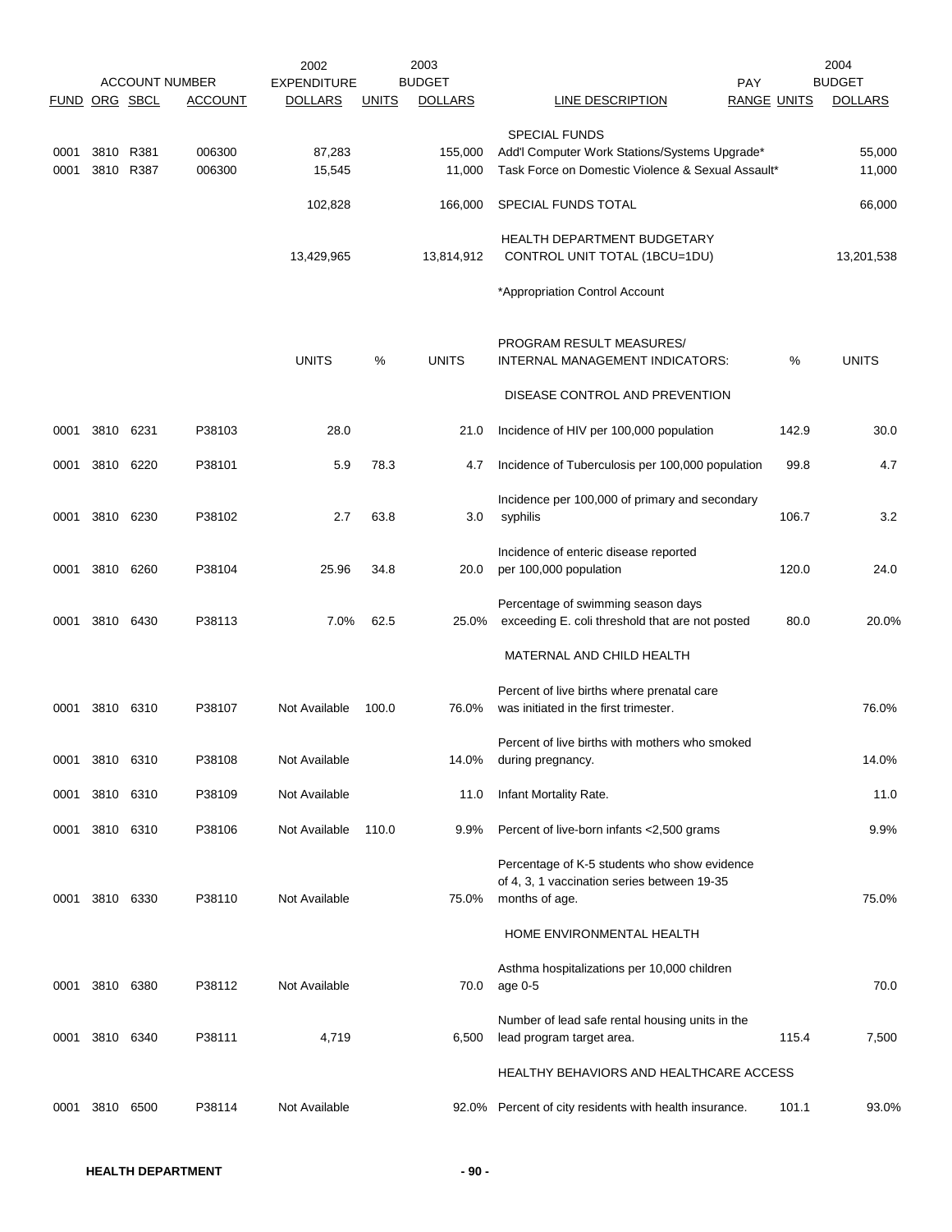| FUND | ORG | SBCL | ACCOUNT NUMBER ACCOUNT | 2002 EXPENDITURE DOLLARS | UNITS | 2003 BUDGET DOLLARS | LINE DESCRIPTION | PAY RANGE UNITS | 2004 BUDGET DOLLARS |
|---|---|---|---|---|---|---|---|---|---|
| | | | | | | | SPECIAL FUNDS | | |
| 0001 | 3810 | R381 | 006300 | 87,283 | | 155,000 | Add'l Computer Work Stations/Systems Upgrade* | | 55,000 |
| 0001 | 3810 | R387 | 006300 | 15,545 | | 11,000 | Task Force on Domestic Violence & Sexual Assault* | | 11,000 |
| | | | | 102,828 | | 166,000 | SPECIAL FUNDS TOTAL | | 66,000 |
| | | | | 13,429,965 | | 13,814,912 | HEALTH DEPARTMENT BUDGETARY CONTROL UNIT TOTAL (1BCU=1DU) | | 13,201,538 |
| | | | | | | | *Appropriation Control Account | | |

| FUND | ORG | SBCL | ACCOUNT | UNITS | % | UNITS | PROGRAM RESULT MEASURES/ INTERNAL MANAGEMENT INDICATORS: | % | UNITS |
|---|---|---|---|---|---|---|---|---|---|
| | | | | | | | DISEASE CONTROL AND PREVENTION | | |
| 0001 | 3810 | 6231 | P38103 | 28.0 | | 21.0 | Incidence of HIV per 100,000 population | 142.9 | 30.0 |
| 0001 | 3810 | 6220 | P38101 | 5.9 | 78.3 | 4.7 | Incidence of Tuberculosis per 100,000 population | 99.8 | 4.7 |
| 0001 | 3810 | 6230 | P38102 | 2.7 | 63.8 | 3.0 | Incidence per 100,000 of primary and secondary syphilis | 106.7 | 3.2 |
| 0001 | 3810 | 6260 | P38104 | 25.96 | 34.8 | 20.0 | Incidence of enteric disease reported per 100,000 population | 120.0 | 24.0 |
| 0001 | 3810 | 6430 | P38113 | 7.0% | 62.5 | 25.0% | Percentage of swimming season days exceeding E. coli threshold that are not posted | 80.0 | 20.0% |
| | | | | | | | MATERNAL AND CHILD HEALTH | | |
| 0001 | 3810 | 6310 | P38107 | Not Available | 100.0 | 76.0% | Percent of live births where prenatal care was initiated in the first trimester. | | 76.0% |
| 0001 | 3810 | 6310 | P38108 | Not Available | | 14.0% | Percent of live births with mothers who smoked during pregnancy. | | 14.0% |
| 0001 | 3810 | 6310 | P38109 | Not Available | | 11.0 | Infant Mortality Rate. | | 11.0 |
| 0001 | 3810 | 6310 | P38106 | Not Available | 110.0 | 9.9% | Percent of live-born infants <2,500 grams | | 9.9% |
| 0001 | 3810 | 6330 | P38110 | Not Available | | 75.0% | Percentage of K-5 students who show evidence of 4, 3, 1 vaccination series between 19-35 months of age. | | 75.0% |
| | | | | | | | HOME ENVIRONMENTAL HEALTH | | |
| 0001 | 3810 | 6380 | P38112 | Not Available | | 70.0 | Asthma hospitalizations per 10,000 children age 0-5 | | 70.0 |
| 0001 | 3810 | 6340 | P38111 | 4,719 | | 6,500 | Number of lead safe rental housing units in the lead program target area. | 115.4 | 7,500 |
| | | | | | | | HEALTHY BEHAVIORS AND HEALTHCARE ACCESS | | |
| 0001 | 3810 | 6500 | P38114 | Not Available | | 92.0% | Percent of city residents with health insurance. | 101.1 | 93.0% |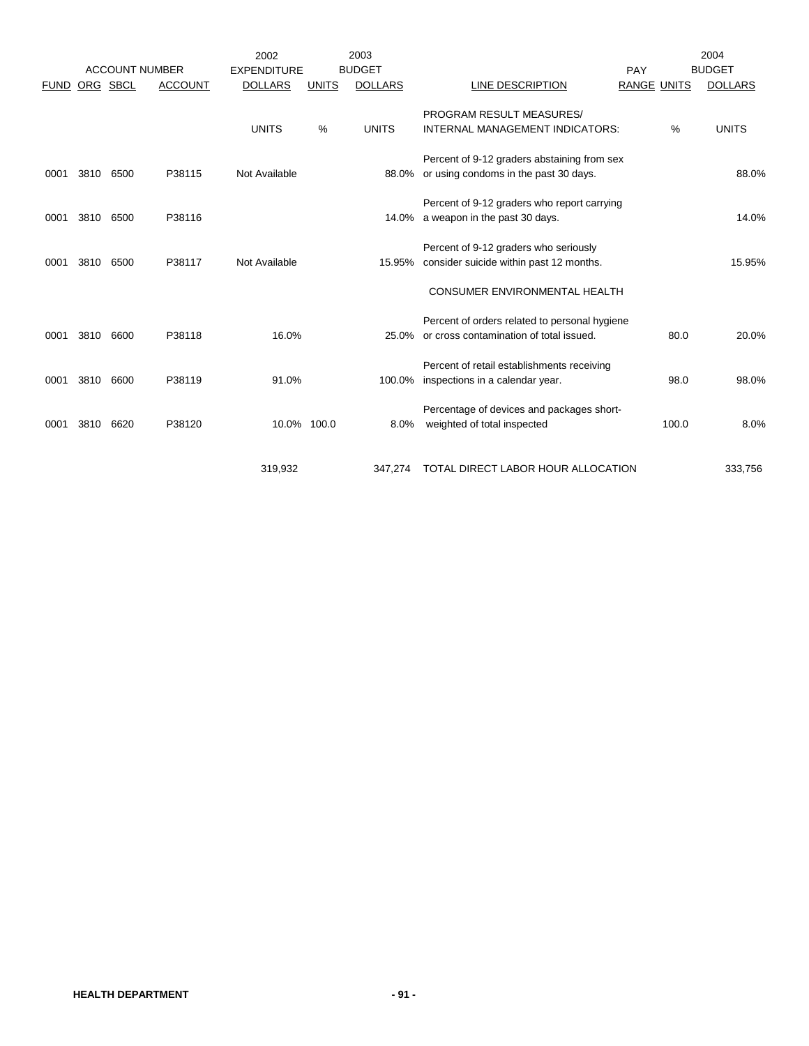| ACCOUNT NUMBER | | | | 2002 EXPENDITURE | 2003 BUDGET | | | PAY | | 2004 BUDGET |
|---|---|---|---|---|---|---|---|---|---|---|
| FUND | ORG | SBCL | ACCOUNT | DOLLARS | UNITS | DOLLARS | LINE DESCRIPTION | RANGE | UNITS | DOLLARS |
| | | | | UNITS | % | UNITS | PROGRAM RESULT MEASURES/ INTERNAL MANAGEMENT INDICATORS: | | % | UNITS |
| 0001 | 3810 | 6500 | P38115 | Not Available | | 88.0% | Percent of 9-12 graders abstaining from sex or using condoms in the past 30 days. | | | 88.0% |
| 0001 | 3810 | 6500 | P38116 | | | 14.0% | Percent of 9-12 graders who report carrying a weapon in the past 30 days. | | | 14.0% |
| 0001 | 3810 | 6500 | P38117 | Not Available | | 15.95% | Percent of 9-12 graders who seriously consider suicide within past 12 months. | | | 15.95% |
| | | | | | | | CONSUMER ENVIRONMENTAL HEALTH | | | |
| 0001 | 3810 | 6600 | P38118 | 16.0% | | 25.0% | Percent of orders related to personal hygiene or cross contamination of total issued. | | 80.0 | 20.0% |
| 0001 | 3810 | 6600 | P38119 | 91.0% | | 100.0% | Percent of retail establishments receiving inspections in a calendar year. | | 98.0 | 98.0% |
| 0001 | 3810 | 6620 | P38120 | 10.0% | 100.0 | 8.0% | Percentage of devices and packages short-weighted of total inspected | | 100.0 | 8.0% |
| | | | | 319,932 | | 347,274 | TOTAL DIRECT LABOR HOUR ALLOCATION | | | 333,756 |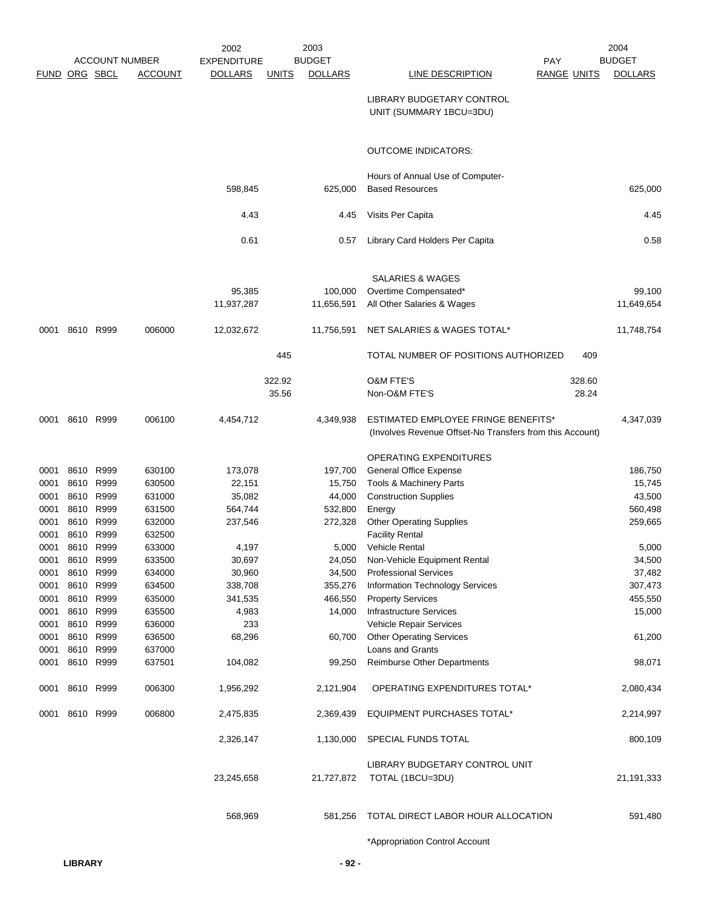| ACCOUNT NUMBER | | | | 2002 EXPENDITURE | 2003 BUDGET | | | PAY | | 2004 BUDGET |
|---|---|---|---|---|---|---|---|---|---|---|
| FUND | ORG | SBCL | ACCOUNT | DOLLARS | UNITS | DOLLARS | LINE DESCRIPTION | RANGE | UNITS | DOLLARS |
| | | | | | | | LIBRARY BUDGETARY CONTROL UNIT (SUMMARY 1BCU=3DU) | | | |
| | | | | | | | OUTCOME INDICATORS: | | | |
| | | | | 598,845 | | 625,000 | Hours of Annual Use of Computer-Based Resources | | | 625,000 |
| | | | | 4.43 | | 4.45 | Visits Per Capita | | | 4.45 |
| | | | | 0.61 | | 0.57 | Library Card Holders Per Capita | | | 0.58 |
| | | | | | | | SALARIES & WAGES | | | |
| | | | | 95,385 | | 100,000 | Overtime Compensated* | | | 99,100 |
| | | | | 11,937,287 | | 11,656,591 | All Other Salaries & Wages | | | 11,649,654 |
| 0001 | 8610 | R999 | 006000 | 12,032,672 | | 11,756,591 | NET SALARIES & WAGES TOTAL* | | | 11,748,754 |
| | | | | | 445 | | TOTAL NUMBER OF POSITIONS AUTHORIZED | | 409 | |
| | | | | | 322.92 | | O&M FTE'S | | 328.60 | |
| | | | | | 35.56 | | Non-O&M FTE'S | | 28.24 | |
| 0001 | 8610 | R999 | 006100 | 4,454,712 | | 4,349,938 | ESTIMATED EMPLOYEE FRINGE BENEFITS* (Involves Revenue Offset-No Transfers from this Account) | | | 4,347,039 |
| | | | | | | | OPERATING EXPENDITURES | | | |
| 0001 | 8610 | R999 | 630100 | 173,078 | | 197,700 | General Office Expense | | | 186,750 |
| 0001 | 8610 | R999 | 630500 | 22,151 | | 15,750 | Tools & Machinery Parts | | | 15,745 |
| 0001 | 8610 | R999 | 631000 | 35,082 | | 44,000 | Construction Supplies | | | 43,500 |
| 0001 | 8610 | R999 | 631500 | 564,744 | | 532,800 | Energy | | | 560,498 |
| 0001 | 8610 | R999 | 632000 | 237,546 | | 272,328 | Other Operating Supplies | | | 259,665 |
| 0001 | 8610 | R999 | 632500 | | | | Facility Rental | | | |
| 0001 | 8610 | R999 | 633000 | 4,197 | | 5,000 | Vehicle Rental | | | 5,000 |
| 0001 | 8610 | R999 | 633500 | 30,697 | | 24,050 | Non-Vehicle Equipment Rental | | | 34,500 |
| 0001 | 8610 | R999 | 634000 | 30,960 | | 34,500 | Professional Services | | | 37,482 |
| 0001 | 8610 | R999 | 634500 | 338,708 | | 355,276 | Information Technology Services | | | 307,473 |
| 0001 | 8610 | R999 | 635000 | 341,535 | | 466,550 | Property Services | | | 455,550 |
| 0001 | 8610 | R999 | 635500 | 4,983 | | 14,000 | Infrastructure Services | | | 15,000 |
| 0001 | 8610 | R999 | 636000 | 233 | | | Vehicle Repair Services | | | |
| 0001 | 8610 | R999 | 636500 | 68,296 | | 60,700 | Other Operating Services | | | 61,200 |
| 0001 | 8610 | R999 | 637000 | | | | Loans and Grants | | | |
| 0001 | 8610 | R999 | 637501 | 104,082 | | 99,250 | Reimburse Other Departments | | | 98,071 |
| 0001 | 8610 | R999 | 006300 | 1,956,292 | | 2,121,904 | OPERATING EXPENDITURES TOTAL* | | | 2,080,434 |
| 0001 | 8610 | R999 | 006800 | 2,475,835 | | 2,369,439 | EQUIPMENT PURCHASES TOTAL* | | | 2,214,997 |
| | | | | 2,326,147 | | 1,130,000 | SPECIAL FUNDS TOTAL | | | 800,109 |
| | | | | 23,245,658 | | 21,727,872 | LIBRARY BUDGETARY CONTROL UNIT TOTAL (1BCU=3DU) | | | 21,191,333 |
| | | | | 568,969 | | 581,256 | TOTAL DIRECT LABOR HOUR ALLOCATION | | | 591,480 |

*Appropriation Control Account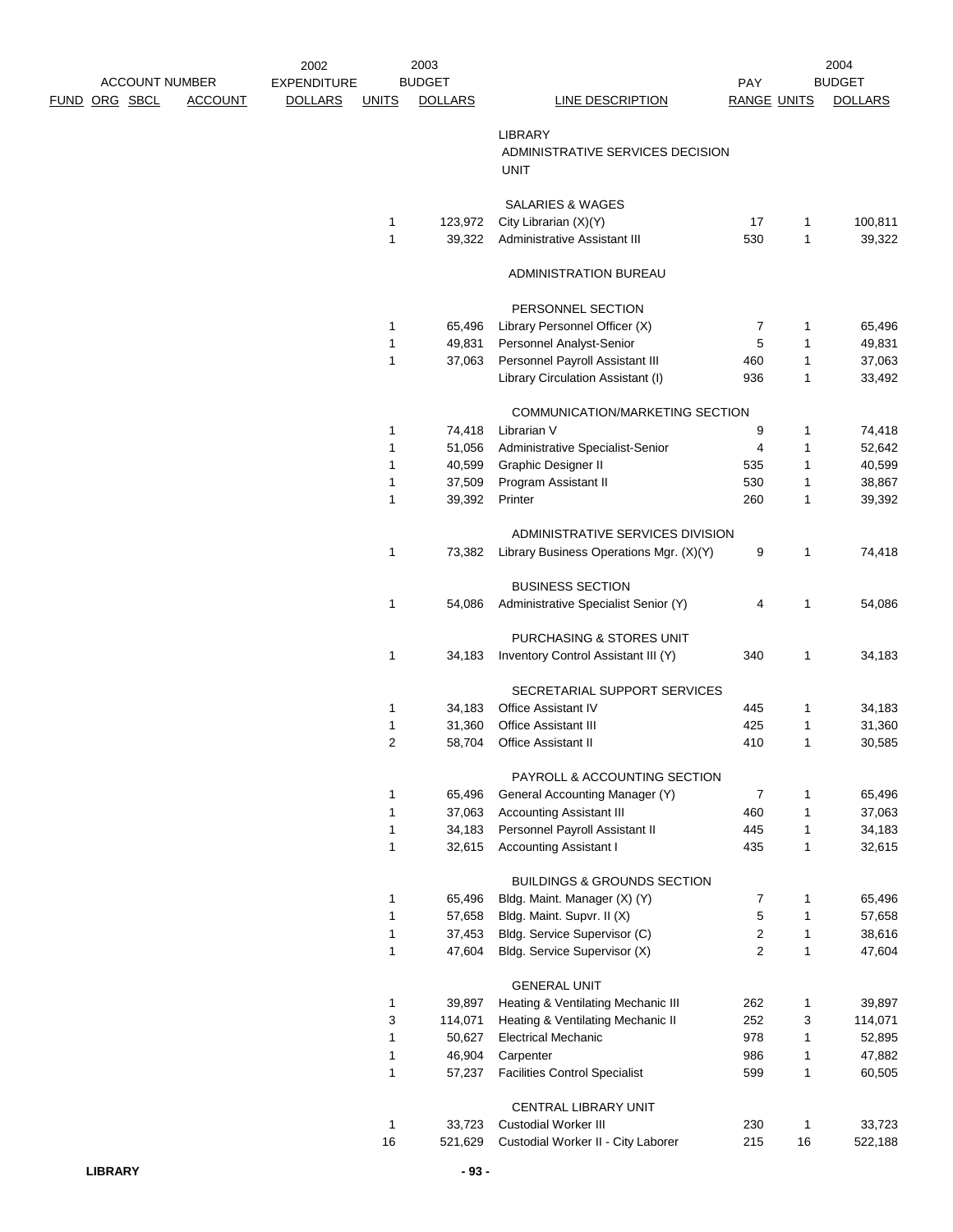| ACCOUNT NUMBER FUND | ORG | SBCL | ACCOUNT | 2002 EXPENDITURE DOLLARS | 2003 BUDGET UNITS | 2003 BUDGET DOLLARS | LINE DESCRIPTION | PAY RANGE | 2004 BUDGET UNITS | 2004 BUDGET DOLLARS |
|---|---|---|---|---|---|---|---|---|---|---|
| | | | | | | | LIBRARY | | | |
| | | | | | | | ADMINISTRATIVE SERVICES DECISION UNIT | | | |
| | | | | | | | SALARIES & WAGES | | | |
| | | | | | 1 | 123,972 | City Librarian (X)(Y) | 17 | 1 | 100,811 |
| | | | | | 1 | 39,322 | Administrative Assistant III | 530 | 1 | 39,322 |
| | | | | | | | ADMINISTRATION BUREAU | | | |
| | | | | | | | PERSONNEL SECTION | | | |
| | | | | | 1 | 65,496 | Library Personnel Officer (X) | 7 | 1 | 65,496 |
| | | | | | 1 | 49,831 | Personnel Analyst-Senior | 5 | 1 | 49,831 |
| | | | | | 1 | 37,063 | Personnel Payroll Assistant III | 460 | 1 | 37,063 |
| | | | | | | | Library Circulation Assistant (I) | 936 | 1 | 33,492 |
| | | | | | | | COMMUNICATION/MARKETING SECTION | | | |
| | | | | | 1 | 74,418 | Librarian V | 9 | 1 | 74,418 |
| | | | | | 1 | 51,056 | Administrative Specialist-Senior | 4 | 1 | 52,642 |
| | | | | | 1 | 40,599 | Graphic Designer II | 535 | 1 | 40,599 |
| | | | | | 1 | 37,509 | Program Assistant II | 530 | 1 | 38,867 |
| | | | | | 1 | 39,392 | Printer | 260 | 1 | 39,392 |
| | | | | | | | ADMINISTRATIVE SERVICES DIVISION | | | |
| | | | | | 1 | 73,382 | Library Business Operations Mgr. (X)(Y) | 9 | 1 | 74,418 |
| | | | | | | | BUSINESS SECTION | | | |
| | | | | | 1 | 54,086 | Administrative Specialist Senior (Y) | 4 | 1 | 54,086 |
| | | | | | | | PURCHASING & STORES UNIT | | | |
| | | | | | 1 | 34,183 | Inventory Control Assistant III (Y) | 340 | 1 | 34,183 |
| | | | | | | | SECRETARIAL SUPPORT SERVICES | | | |
| | | | | | 1 | 34,183 | Office Assistant IV | 445 | 1 | 34,183 |
| | | | | | 1 | 31,360 | Office Assistant III | 425 | 1 | 31,360 |
| | | | | | 2 | 58,704 | Office Assistant II | 410 | 1 | 30,585 |
| | | | | | | | PAYROLL & ACCOUNTING SECTION | | | |
| | | | | | 1 | 65,496 | General Accounting Manager (Y) | 7 | 1 | 65,496 |
| | | | | | 1 | 37,063 | Accounting Assistant III | 460 | 1 | 37,063 |
| | | | | | 1 | 34,183 | Personnel Payroll Assistant II | 445 | 1 | 34,183 |
| | | | | | 1 | 32,615 | Accounting Assistant I | 435 | 1 | 32,615 |
| | | | | | | | BUILDINGS & GROUNDS SECTION | | | |
| | | | | | 1 | 65,496 | Bldg. Maint. Manager (X) (Y) | 7 | 1 | 65,496 |
| | | | | | 1 | 57,658 | Bldg. Maint. Supvr. II (X) | 5 | 1 | 57,658 |
| | | | | | 1 | 37,453 | Bldg. Service Supervisor (C) | 2 | 1 | 38,616 |
| | | | | | 1 | 47,604 | Bldg. Service Supervisor (X) | 2 | 1 | 47,604 |
| | | | | | | | GENERAL UNIT | | | |
| | | | | | 1 | 39,897 | Heating & Ventilating Mechanic III | 262 | 1 | 39,897 |
| | | | | | 3 | 114,071 | Heating & Ventilating Mechanic II | 252 | 3 | 114,071 |
| | | | | | 1 | 50,627 | Electrical Mechanic | 978 | 1 | 52,895 |
| | | | | | 1 | 46,904 | Carpenter | 986 | 1 | 47,882 |
| | | | | | 1 | 57,237 | Facilities Control Specialist | 599 | 1 | 60,505 |
| | | | | | | | CENTRAL LIBRARY UNIT | | | |
| | | | | | 1 | 33,723 | Custodial Worker III | 230 | 1 | 33,723 |
| | | | | | 16 | 521,629 | Custodial Worker II - City Laborer | 215 | 16 | 522,188 |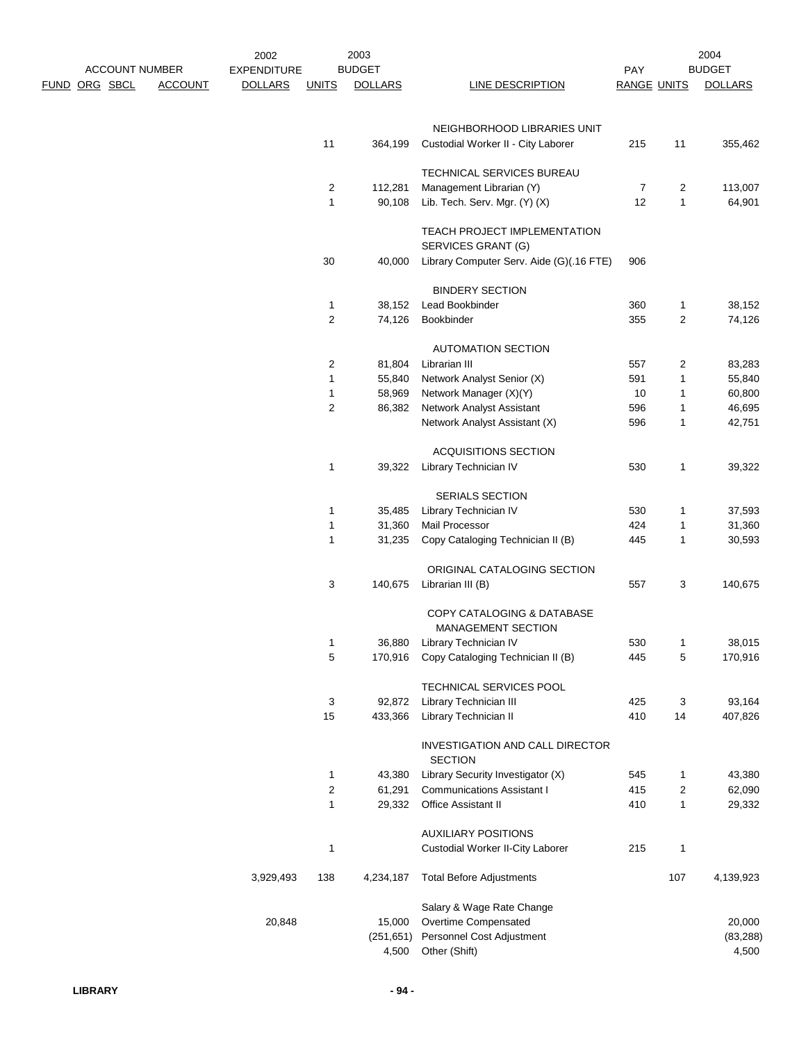| ACCOUNT NUMBER | | | | 2002 EXPENDITURE | 2003 BUDGET | | | PAY | | 2004 BUDGET |
|---|---|---|---|---|---|---|---|---|---|---|
| FUND | ORG | SBCL | ACCOUNT | DOLLARS | UNITS | DOLLARS | LINE DESCRIPTION | RANGE | UNITS | DOLLARS |
| | | | | | | | NEIGHBORHOOD LIBRARIES UNIT | | | |
| | | | | | 11 | 364,199 | Custodial Worker II - City Laborer | 215 | 11 | 355,462 |
| | | | | | | | TECHNICAL SERVICES BUREAU | | | |
| | | | | | 2 | 112,281 | Management Librarian (Y) | 7 | 2 | 113,007 |
| | | | | | 1 | 90,108 | Lib. Tech. Serv. Mgr. (Y) (X) | 12 | 1 | 64,901 |
| | | | | | | | TEACH PROJECT IMPLEMENTATION SERVICES GRANT (G) | | | |
| | | | | | 30 | 40,000 | Library Computer Serv. Aide (G)(.16 FTE) | 906 | | |
| | | | | | | | BINDERY SECTION | | | |
| | | | | | 1 | 38,152 | Lead Bookbinder | 360 | 1 | 38,152 |
| | | | | | 2 | 74,126 | Bookbinder | 355 | 2 | 74,126 |
| | | | | | | | AUTOMATION SECTION | | | |
| | | | | | 2 | 81,804 | Librarian III | 557 | 2 | 83,283 |
| | | | | | 1 | 55,840 | Network Analyst Senior (X) | 591 | 1 | 55,840 |
| | | | | | 1 | 58,969 | Network Manager (X)(Y) | 10 | 1 | 60,800 |
| | | | | | 2 | 86,382 | Network Analyst Assistant | 596 | 1 | 46,695 |
| | | | | | | | Network Analyst Assistant (X) | 596 | 1 | 42,751 |
| | | | | | | | ACQUISITIONS SECTION | | | |
| | | | | | 1 | 39,322 | Library Technician IV | 530 | 1 | 39,322 |
| | | | | | | | SERIALS SECTION | | | |
| | | | | | 1 | 35,485 | Library Technician IV | 530 | 1 | 37,593 |
| | | | | | 1 | 31,360 | Mail Processor | 424 | 1 | 31,360 |
| | | | | | 1 | 31,235 | Copy Cataloging Technician II (B) | 445 | 1 | 30,593 |
| | | | | | | | ORIGINAL CATALOGING SECTION | | | |
| | | | | | 3 | 140,675 | Librarian III (B) | 557 | 3 | 140,675 |
| | | | | | | | COPY CATALOGING & DATABASE MANAGEMENT SECTION | | | |
| | | | | | 1 | 36,880 | Library Technician IV | 530 | 1 | 38,015 |
| | | | | | 5 | 170,916 | Copy Cataloging Technician II (B) | 445 | 5 | 170,916 |
| | | | | | | | TECHNICAL SERVICES POOL | | | |
| | | | | | 3 | 92,872 | Library Technician III | 425 | 3 | 93,164 |
| | | | | | 15 | 433,366 | Library Technician II | 410 | 14 | 407,826 |
| | | | | | | | INVESTIGATION AND CALL DIRECTOR SECTION | | | |
| | | | | | 1 | 43,380 | Library Security Investigator (X) | 545 | 1 | 43,380 |
| | | | | | 2 | 61,291 | Communications Assistant I | 415 | 2 | 62,090 |
| | | | | | 1 | 29,332 | Office Assistant II | 410 | 1 | 29,332 |
| | | | | | | | AUXILIARY POSITIONS | | | |
| | | | | | 1 | | Custodial Worker II-City Laborer | 215 | 1 | |
| | | | | 3,929,493 | 138 | 4,234,187 | Total Before Adjustments | | 107 | 4,139,923 |
| | | | | | | | Salary & Wage Rate Change | | | |
| | | | | 20,848 | | 15,000 | Overtime Compensated | | | 20,000 |
| | | | | | | (251,651) | Personnel Cost Adjustment | | | (83,288) |
| | | | | | | 4,500 | Other (Shift) | | | 4,500 |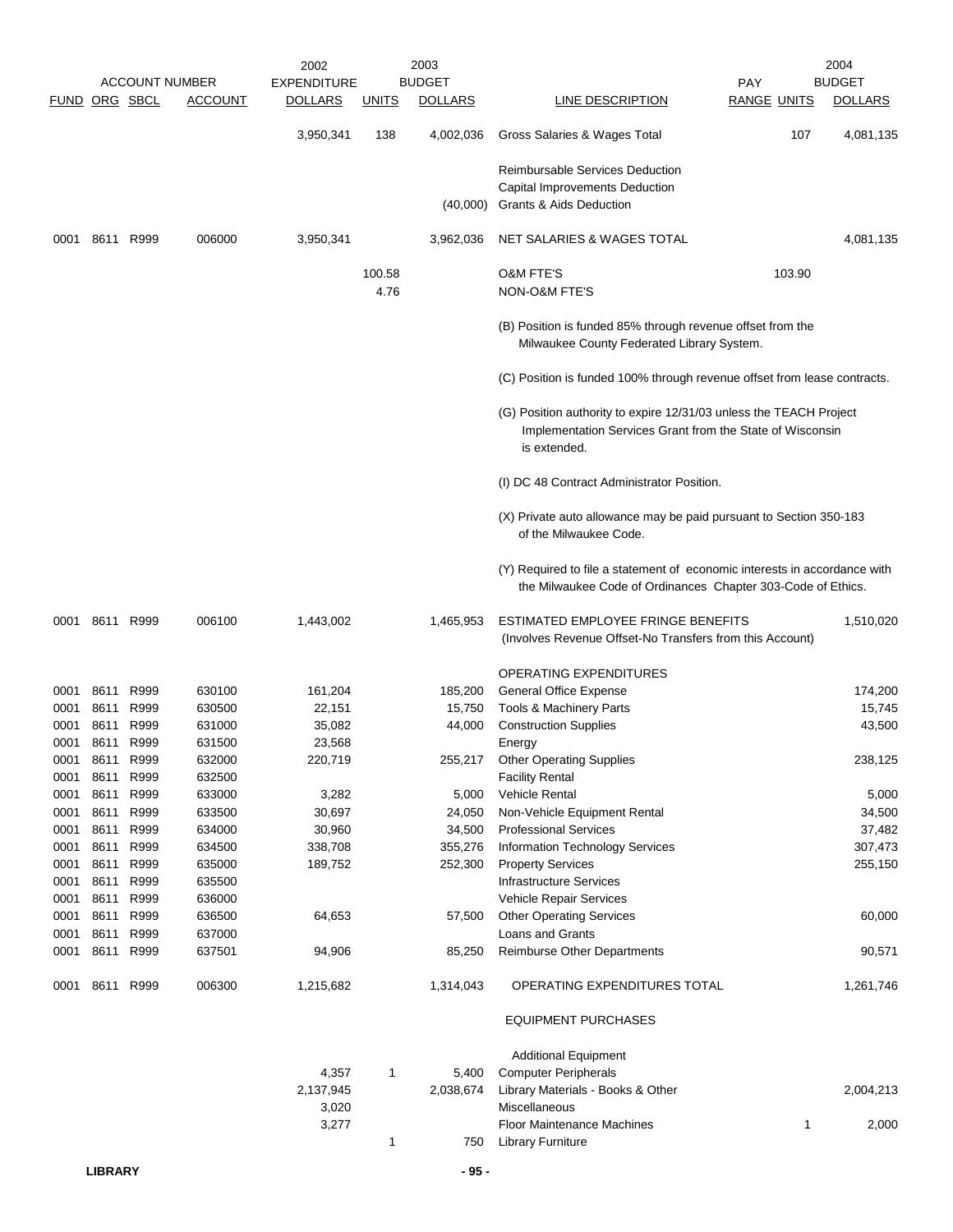| FUND | ORG | SBCL | ACCOUNT | 2002 EXPENDITURE DOLLARS | 2003 BUDGET UNITS | 2003 BUDGET DOLLARS | LINE DESCRIPTION | PAY RANGE | UNITS | 2004 BUDGET DOLLARS |
|---|---|---|---|---|---|---|---|---|---|---|
| | | | | 3,950,341 | 138 | 4,002,036 | Gross Salaries & Wages Total | | 107 | 4,081,135 |
| | | | | | | | Reimbursable Services Deduction | | | |
| | | | | | | | Capital Improvements Deduction | | | |
| | | | | | | (40,000) | Grants & Aids Deduction | | | |
| 0001 | 8611 | R999 | 006000 | 3,950,341 | | 3,962,036 | NET SALARIES & WAGES TOTAL | | | 4,081,135 |
| | | | | | 100.58 | | O&M FTE'S | | 103.90 | |
| | | | | | 4.76 | | NON-O&M FTE'S | | | |
| | | | | | | | (B) Position is funded 85% through revenue offset from the Milwaukee County Federated Library System. | | | |
| | | | | | | | (C) Position is funded 100% through revenue offset from lease contracts. | | | |
| | | | | | | | (G) Position authority to expire 12/31/03 unless the TEACH Project Implementation Services Grant from the State of Wisconsin is extended. | | | |
| | | | | | | | (I) DC 48 Contract Administrator Position. | | | |
| | | | | | | | (X) Private auto allowance may be paid pursuant to Section 350-183 of the Milwaukee Code. | | | |
| | | | | | | | (Y) Required to file a statement of economic interests in accordance with the Milwaukee Code of Ordinances Chapter 303-Code of Ethics. | | | |
| 0001 | 8611 | R999 | 006100 | 1,443,002 | | 1,465,953 | ESTIMATED EMPLOYEE FRINGE BENEFITS (Involves Revenue Offset-No Transfers from this Account) | | | 1,510,020 |
| | | | | | | | OPERATING EXPENDITURES | | | |
| 0001 | 8611 | R999 | 630100 | 161,204 | | 185,200 | General Office Expense | | | 174,200 |
| 0001 | 8611 | R999 | 630500 | 22,151 | | 15,750 | Tools & Machinery Parts | | | 15,745 |
| 0001 | 8611 | R999 | 631000 | 35,082 | | 44,000 | Construction Supplies | | | 43,500 |
| 0001 | 8611 | R999 | 631500 | 23,568 | | | Energy | | | |
| 0001 | 8611 | R999 | 632000 | 220,719 | | 255,217 | Other Operating Supplies | | | 238,125 |
| 0001 | 8611 | R999 | 632500 | | | | Facility Rental | | | |
| 0001 | 8611 | R999 | 633000 | 3,282 | | 5,000 | Vehicle Rental | | | 5,000 |
| 0001 | 8611 | R999 | 633500 | 30,697 | | 24,050 | Non-Vehicle Equipment Rental | | | 34,500 |
| 0001 | 8611 | R999 | 634000 | 30,960 | | 34,500 | Professional Services | | | 37,482 |
| 0001 | 8611 | R999 | 634500 | 338,708 | | 355,276 | Information Technology Services | | | 307,473 |
| 0001 | 8611 | R999 | 635000 | 189,752 | | 252,300 | Property Services | | | 255,150 |
| 0001 | 8611 | R999 | 635500 | | | | Infrastructure Services | | | |
| 0001 | 8611 | R999 | 636000 | | | | Vehicle Repair Services | | | |
| 0001 | 8611 | R999 | 636500 | 64,653 | | 57,500 | Other Operating Services | | | 60,000 |
| 0001 | 8611 | R999 | 637000 | | | | Loans and Grants | | | |
| 0001 | 8611 | R999 | 637501 | 94,906 | | 85,250 | Reimburse Other Departments | | | 90,571 |
| 0001 | 8611 | R999 | 006300 | 1,215,682 | | 1,314,043 | OPERATING EXPENDITURES TOTAL | | | 1,261,746 |
| | | | | | | | EQUIPMENT PURCHASES | | | |
| | | | | | | | Additional Equipment | | | |
| | | | | 4,357 | 1 | 5,400 | Computer Peripherals | | | |
| | | | | 2,137,945 | | 2,038,674 | Library Materials - Books & Other | | | 2,004,213 |
| | | | | 3,020 | | | Miscellaneous | | | |
| | | | | 3,277 | | | Floor Maintenance Machines | | 1 | 2,000 |
| | | | | | 1 | 750 | Library Furniture | | | |

LIBRARY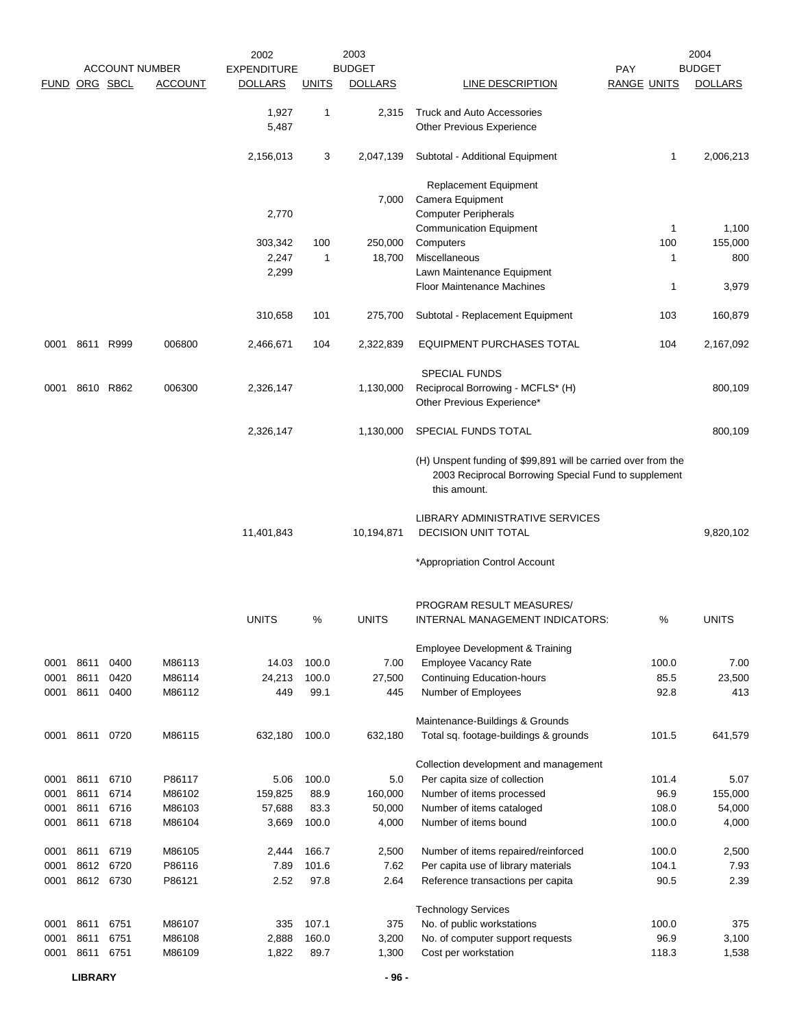| ACCOUNT NUMBER | | | | 2002 EXPENDITURE | 2003 BUDGET | | | PAY | | 2004 BUDGET |
|---|---|---|---|---|---|---|---|---|---|---|
| FUND | ORG | SBCL | ACCOUNT | DOLLARS | UNITS | DOLLARS | LINE DESCRIPTION | RANGE | UNITS | DOLLARS |
| | | | | 1,927 | 1 | 2,315 | Truck and Auto Accessories | | | |
| | | | | 5,487 | | | Other Previous Experience | | | |
| | | | | 2,156,013 | 3 | 2,047,139 | Subtotal - Additional Equipment | | 1 | 2,006,213 |
| | | | | | | | Replacement Equipment | | | |
| | | | | | | 7,000 | Camera Equipment | | | |
| | | | | 2,770 | | | Computer Peripherals | | | |
| | | | | | | | Communication Equipment | | 1 | 1,100 |
| | | | | 303,342 | 100 | 250,000 | Computers | | 100 | 155,000 |
| | | | | 2,247 | 1 | 18,700 | Miscellaneous | | 1 | 800 |
| | | | | 2,299 | | | Lawn Maintenance Equipment | | | |
| | | | | | | | Floor Maintenance Machines | | 1 | 3,979 |
| | | | | 310,658 | 101 | 275,700 | Subtotal - Replacement Equipment | | 103 | 160,879 |
| 0001 | 8611 | R999 | 006800 | 2,466,671 | 104 | 2,322,839 | EQUIPMENT PURCHASES TOTAL | | 104 | 2,167,092 |
| | | | | | | | SPECIAL FUNDS | | | |
| 0001 | 8610 | R862 | 006300 | 2,326,147 | | 1,130,000 | Reciprocal Borrowing - MCFLS* (H) | | | 800,109 |
| | | | | | | | Other Previous Experience* | | | |
| | | | | 2,326,147 | | 1,130,000 | SPECIAL FUNDS TOTAL | | | 800,109 |
| | | | | | | | (H) Unspent funding of $99,891 will be carried over from the 2003 Reciprocal Borrowing Special Fund to supplement this amount. | | | |
| | | | | 11,401,843 | | 10,194,871 | LIBRARY ADMINISTRATIVE SERVICES DECISION UNIT TOTAL | | | 9,820,102 |
| | | | | | | | *Appropriation Control Account | | | |

| FUND | ORG | SBCL | ACCOUNT | UNITS | % | UNITS | PROGRAM RESULT MEASURES/ INTERNAL MANAGEMENT INDICATORS: | % | UNITS |
|---|---|---|---|---|---|---|---|---|---|
| | | | | | | | Employee Development & Training | | |
| 0001 | 8611 | 0400 | M86113 | 14.03 | 100.0 | 7.00 | Employee Vacancy Rate | 100.0 | 7.00 |
| 0001 | 8611 | 0420 | M86114 | 24,213 | 100.0 | 27,500 | Continuing Education-hours | 85.5 | 23,500 |
| 0001 | 8611 | 0400 | M86112 | 449 | 99.1 | 445 | Number of Employees | 92.8 | 413 |
| | | | | | | | Maintenance-Buildings & Grounds | | |
| 0001 | 8611 | 0720 | M86115 | 632,180 | 100.0 | 632,180 | Total sq. footage-buildings & grounds | 101.5 | 641,579 |
| | | | | | | | Collection development and management | | |
| 0001 | 8611 | 6710 | P86117 | 5.06 | 100.0 | 5.0 | Per capita size of collection | 101.4 | 5.07 |
| 0001 | 8611 | 6714 | M86102 | 159,825 | 88.9 | 160,000 | Number of items processed | 96.9 | 155,000 |
| 0001 | 8611 | 6716 | M86103 | 57,688 | 83.3 | 50,000 | Number of items cataloged | 108.0 | 54,000 |
| 0001 | 8611 | 6718 | M86104 | 3,669 | 100.0 | 4,000 | Number of items bound | 100.0 | 4,000 |
| 0001 | 8611 | 6719 | M86105 | 2,444 | 166.7 | 2,500 | Number of items repaired/reinforced | 100.0 | 2,500 |
| 0001 | 8612 | 6720 | P86116 | 7.89 | 101.6 | 7.62 | Per capita use of library materials | 104.1 | 7.93 |
| 0001 | 8612 | 6730 | P86121 | 2.52 | 97.8 | 2.64 | Reference transactions per capita | 90.5 | 2.39 |
| | | | | | | | Technology Services | | |
| 0001 | 8611 | 6751 | M86107 | 335 | 107.1 | 375 | No. of public workstations | 100.0 | 375 |
| 0001 | 8611 | 6751 | M86108 | 2,888 | 160.0 | 3,200 | No. of computer support requests | 96.9 | 3,100 |
| 0001 | 8611 | 6751 | M86109 | 1,822 | 89.7 | 1,300 | Cost per workstation | 118.3 | 1,538 |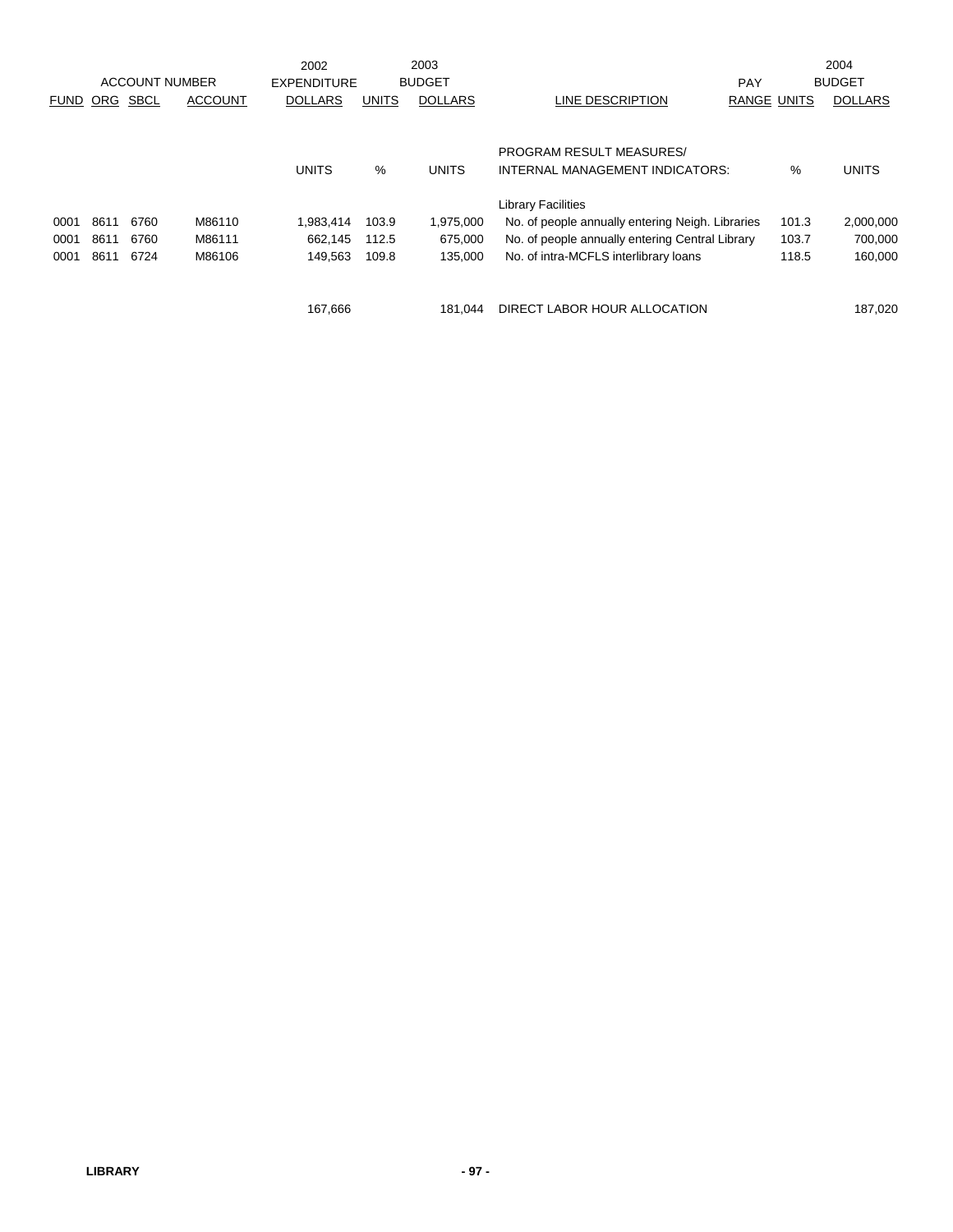| ACCOUNT NUMBER | | | | 2002 EXPENDITURE | | 2003 BUDGET | | PAY | | 2004 BUDGET |
|---|---|---|---|---|---|---|---|---|---|---|
| FUND | ORG | SBCL | ACCOUNT | DOLLARS | UNITS | DOLLARS | LINE DESCRIPTION | RANGE | UNITS | DOLLARS |
| | | | | UNITS | % | UNITS | PROGRAM RESULT MEASURES/ INTERNAL MANAGEMENT INDICATORS: | | % | UNITS |
| | | | | | | | Library Facilities | | | |
| 0001 | 8611 | 6760 | M86110 | 1,983,414 | 103.9 | 1,975,000 | No. of people annually entering Neigh. Libraries | | 101.3 | 2,000,000 |
| 0001 | 8611 | 6760 | M86111 | 662,145 | 112.5 | 675,000 | No. of people annually entering Central Library | | 103.7 | 700,000 |
| 0001 | 8611 | 6724 | M86106 | 149,563 | 109.8 | 135,000 | No. of intra-MCFLS interlibrary loans | | 118.5 | 160,000 |
| | | | | 167,666 | | 181,044 | DIRECT LABOR HOUR ALLOCATION | | | 187,020 |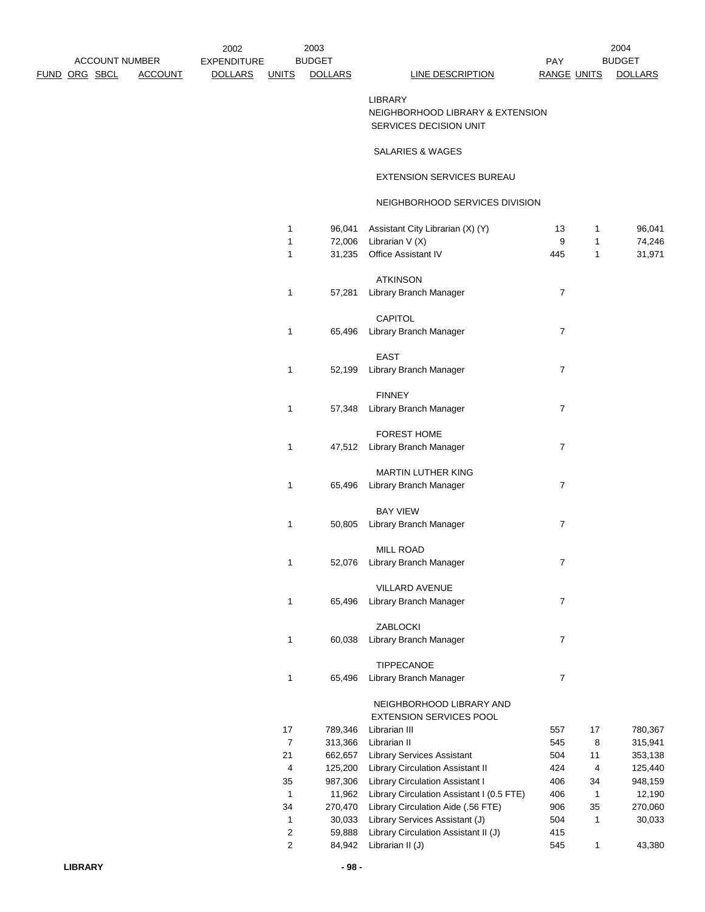| ACCOUNT NUMBER FUND | ORG | SBCL | ACCOUNT | 2002 EXPENDITURE DOLLARS | 2003 BUDGET UNITS | 2003 BUDGET DOLLARS | LINE DESCRIPTION | PAY RANGE | 2004 BUDGET UNITS | 2004 BUDGET DOLLARS |
|---|---|---|---|---|---|---|---|---|---|---|
| | | | | | | | LIBRARY | | | |
| | | | | | | | NEIGHBORHOOD LIBRARY & EXTENSION SERVICES DECISION UNIT | | | |
| | | | | | | | SALARIES & WAGES | | | |
| | | | | | | | EXTENSION SERVICES BUREAU | | | |
| | | | | | | | NEIGHBORHOOD SERVICES DIVISION | | | |
| | | | | | 1 | 96,041 | Assistant City Librarian (X) (Y) | 13 | 1 | 96,041 |
| | | | | | 1 | 72,006 | Librarian V (X) | 9 | 1 | 74,246 |
| | | | | | 1 | 31,235 | Office Assistant IV | 445 | 1 | 31,971 |
| | | | | | | | ATKINSON | | | |
| | | | | | 1 | 57,281 | Library Branch Manager | 7 | | |
| | | | | | | | CAPITOL | | | |
| | | | | | 1 | 65,496 | Library Branch Manager | 7 | | |
| | | | | | | | EAST | | | |
| | | | | | 1 | 52,199 | Library Branch Manager | 7 | | |
| | | | | | | | FINNEY | | | |
| | | | | | 1 | 57,348 | Library Branch Manager | 7 | | |
| | | | | | | | FOREST HOME | | | |
| | | | | | 1 | 47,512 | Library Branch Manager | 7 | | |
| | | | | | | | MARTIN LUTHER KING | | | |
| | | | | | 1 | 65,496 | Library Branch Manager | 7 | | |
| | | | | | | | BAY VIEW | | | |
| | | | | | 1 | 50,805 | Library Branch Manager | 7 | | |
| | | | | | | | MILL ROAD | | | |
| | | | | | 1 | 52,076 | Library Branch Manager | 7 | | |
| | | | | | | | VILLARD AVENUE | | | |
| | | | | | 1 | 65,496 | Library Branch Manager | 7 | | |
| | | | | | | | ZABLOCKI | | | |
| | | | | | 1 | 60,038 | Library Branch Manager | 7 | | |
| | | | | | | | TIPPECANOE | | | |
| | | | | | 1 | 65,496 | Library Branch Manager | 7 | | |
| | | | | | | | NEIGHBORHOOD LIBRARY AND EXTENSION SERVICES POOL | | | |
| | | | | | 17 | 789,346 | Librarian III | 557 | 17 | 780,367 |
| | | | | | 7 | 313,366 | Librarian II | 545 | 8 | 315,941 |
| | | | | | 21 | 662,657 | Library Services Assistant | 504 | 11 | 353,138 |
| | | | | | 4 | 125,200 | Library Circulation Assistant II | 424 | 4 | 125,440 |
| | | | | | 35 | 987,306 | Library Circulation Assistant I | 406 | 34 | 948,159 |
| | | | | | 1 | 11,962 | Library Circulation Assistant I (0.5 FTE) | 406 | 1 | 12,190 |
| | | | | | 34 | 270,470 | Library Circulation Aide (.56 FTE) | 906 | 35 | 270,060 |
| | | | | | 1 | 30,033 | Library Services Assistant (J) | 504 | 1 | 30,033 |
| | | | | | 2 | 59,888 | Library Circulation Assistant II (J) | 415 | | |
| | | | | | 2 | 84,942 | Librarian II (J) | 545 | 1 | 43,380 |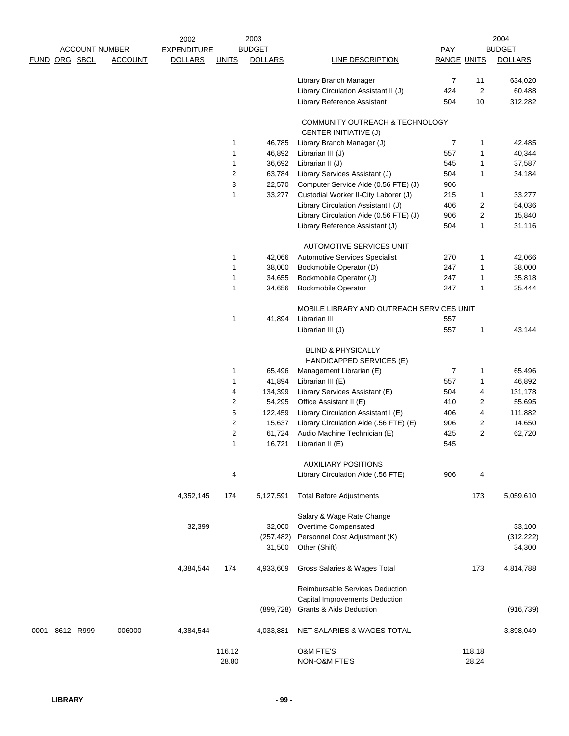| ACCOUNT NUMBER | | | | 2002 EXPENDITURE | 2003 BUDGET | | | PAY | | 2004 BUDGET |
|---|---|---|---|---|---|---|---|---|---|---|
| FUND | ORG | SBCL | ACCOUNT | DOLLARS | UNITS | DOLLARS | LINE DESCRIPTION | RANGE | UNITS | DOLLARS |
| | | | | | | | Library Branch Manager | 7 | 11 | 634,020 |
| | | | | | | | Library Circulation Assistant II (J) | 424 | 2 | 60,488 |
| | | | | | | | Library Reference Assistant | 504 | 10 | 312,282 |
| | | | | | | | COMMUNITY OUTREACH & TECHNOLOGY CENTER INITIATIVE (J) | | | |
| | | | | | 1 | 46,785 | Library Branch Manager (J) | 7 | 1 | 42,485 |
| | | | | | 1 | 46,892 | Librarian III (J) | 557 | 1 | 40,344 |
| | | | | | 1 | 36,692 | Librarian II (J) | 545 | 1 | 37,587 |
| | | | | | 2 | 63,784 | Library Services Assistant (J) | 504 | 1 | 34,184 |
| | | | | | 3 | 22,570 | Computer Service Aide (0.56 FTE) (J) | 906 | | |
| | | | | | 1 | 33,277 | Custodial Worker II-City Laborer (J) | 215 | 1 | 33,277 |
| | | | | | | | Library Circulation Assistant I (J) | 406 | 2 | 54,036 |
| | | | | | | | Library Circulation Aide (0.56 FTE) (J) | 906 | 2 | 15,840 |
| | | | | | | | Library Reference Assistant (J) | 504 | 1 | 31,116 |
| | | | | | | | AUTOMOTIVE SERVICES UNIT | | | |
| | | | | | 1 | 42,066 | Automotive Services Specialist | 270 | 1 | 42,066 |
| | | | | | 1 | 38,000 | Bookmobile Operator (D) | 247 | 1 | 38,000 |
| | | | | | 1 | 34,655 | Bookmobile Operator (J) | 247 | 1 | 35,818 |
| | | | | | 1 | 34,656 | Bookmobile Operator | 247 | 1 | 35,444 |
| | | | | | | | MOBILE LIBRARY AND OUTREACH SERVICES UNIT | | | |
| | | | | | 1 | 41,894 | Librarian III | 557 | | |
| | | | | | | | Librarian III (J) | 557 | 1 | 43,144 |
| | | | | | | | BLIND & PHYSICALLY HANDICAPPED SERVICES (E) | | | |
| | | | | | 1 | 65,496 | Management Librarian (E) | 7 | 1 | 65,496 |
| | | | | | 1 | 41,894 | Librarian III (E) | 557 | 1 | 46,892 |
| | | | | | 4 | 134,399 | Library Services Assistant (E) | 504 | 4 | 131,178 |
| | | | | | 2 | 54,295 | Office Assistant II (E) | 410 | 2 | 55,695 |
| | | | | | 5 | 122,459 | Library Circulation Assistant I (E) | 406 | 4 | 111,882 |
| | | | | | 2 | 15,637 | Library Circulation Aide (.56 FTE) (E) | 906 | 2 | 14,650 |
| | | | | | 2 | 61,724 | Audio Machine Technician (E) | 425 | 2 | 62,720 |
| | | | | | 1 | 16,721 | Librarian II (E) | 545 | | |
| | | | | | | | AUXILIARY POSITIONS | | | |
| | | | | | 4 | | Library Circulation Aide (.56 FTE) | 906 | 4 | |
| | | | | 4,352,145 | 174 | 5,127,591 | Total Before Adjustments | | 173 | 5,059,610 |
| | | | | | | | Salary & Wage Rate Change | | | |
| | | | | 32,399 | | 32,000 | Overtime Compensated | | | 33,100 |
| | | | | | | (257,482) | Personnel Cost Adjustment (K) | | | (312,222) |
| | | | | | | 31,500 | Other (Shift) | | | 34,300 |
| | | | | 4,384,544 | 174 | 4,933,609 | Gross Salaries & Wages Total | | 173 | 4,814,788 |
| | | | | | | | Reimbursable Services Deduction | | | |
| | | | | | | | Capital Improvements Deduction | | | |
| | | | | | | (899,728) | Grants & Aids Deduction | | | (916,739) |
| 0001 | 8612 | R999 | 006000 | 4,384,544 | | 4,033,881 | NET SALARIES & WAGES TOTAL | | | 3,898,049 |
| | | | | | 116.12 | | O&M FTE'S | | 118.18 | |
| | | | | | 28.80 | | NON-O&M FTE'S | | 28.24 | |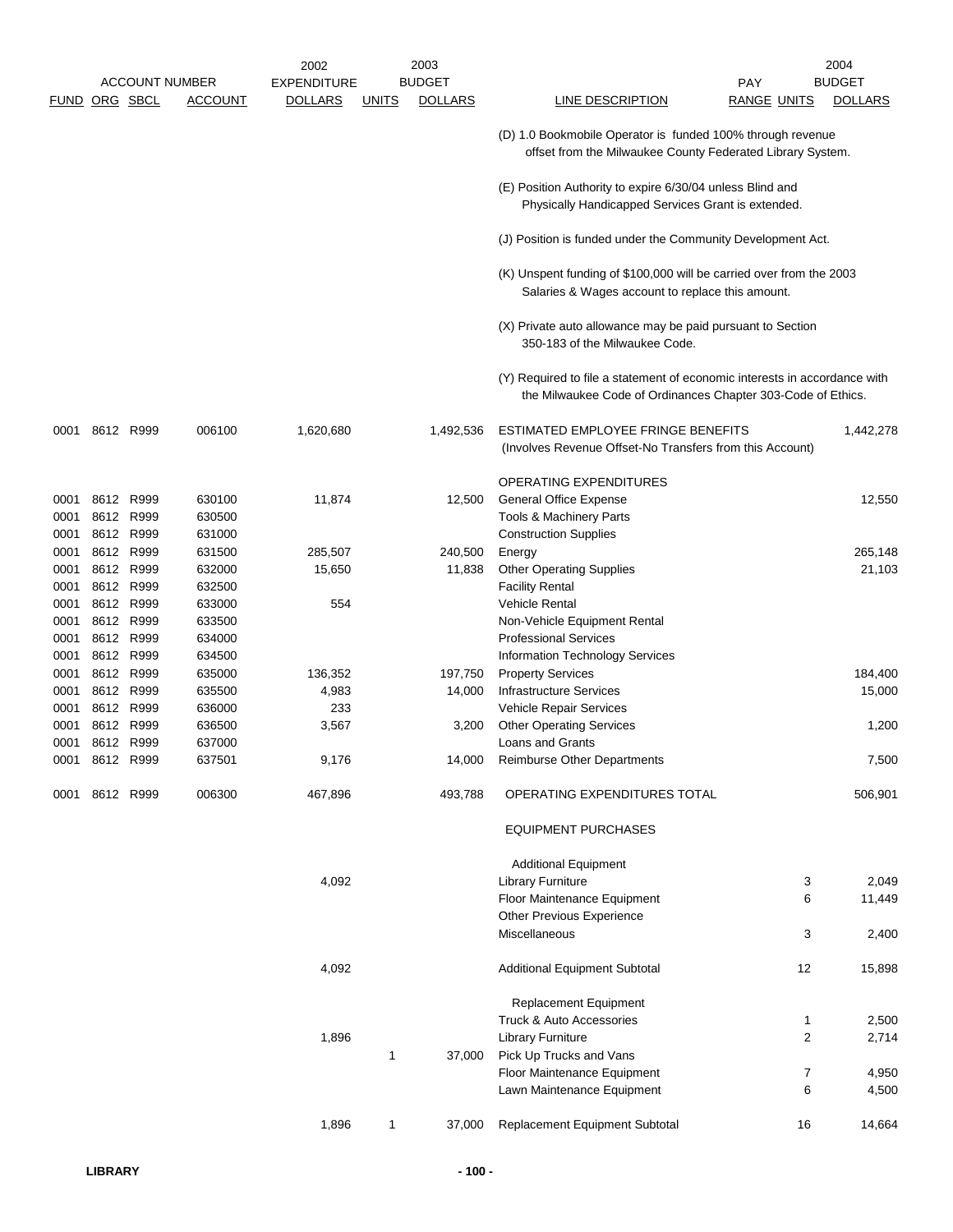| ACCOUNT NUMBER | | | | 2002 EXPENDITURE | 2003 BUDGET | | | PAY | | 2004 BUDGET |
|---|---|---|---|---|---|---|---|---|---|---|
| FUND | ORG | SBCL | ACCOUNT | DOLLARS | UNITS | DOLLARS | LINE DESCRIPTION | RANGE | UNITS | DOLLARS |
| | | | | | | | (D) 1.0 Bookmobile Operator is funded 100% through revenue offset from the Milwaukee County Federated Library System. | | | |
| | | | | | | | (E) Position Authority to expire 6/30/04 unless Blind and Physically Handicapped Services Grant is extended. | | | |
| | | | | | | | (J) Position is funded under the Community Development Act. | | | |
| | | | | | | | (K) Unspent funding of $100,000 will be carried over from the 2003 Salaries & Wages account to replace this amount. | | | |
| | | | | | | | (X) Private auto allowance may be paid pursuant to Section 350-183 of the Milwaukee Code. | | | |
| | | | | | | | (Y) Required to file a statement of economic interests in accordance with the Milwaukee Code of Ordinances Chapter 303-Code of Ethics. | | | |
| 0001 | 8612 | R999 | 006100 | 1,620,680 | | 1,492,536 | ESTIMATED EMPLOYEE FRINGE BENEFITS (Involves Revenue Offset-No Transfers from this Account) | | | 1,442,278 |
| | | | | | | | OPERATING EXPENDITURES | | | |
| 0001 | 8612 | R999 | 630100 | 11,874 | | 12,500 | General Office Expense | | | 12,550 |
| 0001 | 8612 | R999 | 630500 | | | | Tools & Machinery Parts | | | |
| 0001 | 8612 | R999 | 631000 | | | | Construction Supplies | | | |
| 0001 | 8612 | R999 | 631500 | 285,507 | | 240,500 | Energy | | | 265,148 |
| 0001 | 8612 | R999 | 632000 | 15,650 | | 11,838 | Other Operating Supplies | | | 21,103 |
| 0001 | 8612 | R999 | 632500 | | | | Facility Rental | | | |
| 0001 | 8612 | R999 | 633000 | 554 | | | Vehicle Rental | | | |
| 0001 | 8612 | R999 | 633500 | | | | Non-Vehicle Equipment Rental | | | |
| 0001 | 8612 | R999 | 634000 | | | | Professional Services | | | |
| 0001 | 8612 | R999 | 634500 | | | | Information Technology Services | | | |
| 0001 | 8612 | R999 | 635000 | 136,352 | | 197,750 | Property Services | | | 184,400 |
| 0001 | 8612 | R999 | 635500 | 4,983 | | 14,000 | Infrastructure Services | | | 15,000 |
| 0001 | 8612 | R999 | 636000 | 233 | | | Vehicle Repair Services | | | |
| 0001 | 8612 | R999 | 636500 | 3,567 | | 3,200 | Other Operating Services | | | 1,200 |
| 0001 | 8612 | R999 | 637000 | | | | Loans and Grants | | | |
| 0001 | 8612 | R999 | 637501 | 9,176 | | 14,000 | Reimburse Other Departments | | | 7,500 |
| 0001 | 8612 | R999 | 006300 | 467,896 | | 493,788 | OPERATING EXPENDITURES TOTAL | | | 506,901 |
| | | | | | | | EQUIPMENT PURCHASES | | | |
| | | | | | | | Additional Equipment | | | |
| | | | | 4,092 | | | Library Furniture | | 3 | 2,049 |
| | | | | | | | Floor Maintenance Equipment | | 6 | 11,449 |
| | | | | | | | Other Previous Experience | | | |
| | | | | | | | Miscellaneous | | 3 | 2,400 |
| | | | | 4,092 | | | Additional Equipment Subtotal | | 12 | 15,898 |
| | | | | | | | Replacement Equipment | | | |
| | | | | | | | Truck & Auto Accessories | | 1 | 2,500 |
| | | | | 1,896 | | | Library Furniture | | 2 | 2,714 |
| | | | | | 1 | 37,000 | Pick Up Trucks and Vans | | | |
| | | | | | | | Floor Maintenance Equipment | | 7 | 4,950 |
| | | | | | | | Lawn Maintenance Equipment | | 6 | 4,500 |
| | | | | 1,896 | 1 | 37,000 | Replacement Equipment Subtotal | | 16 | 14,664 |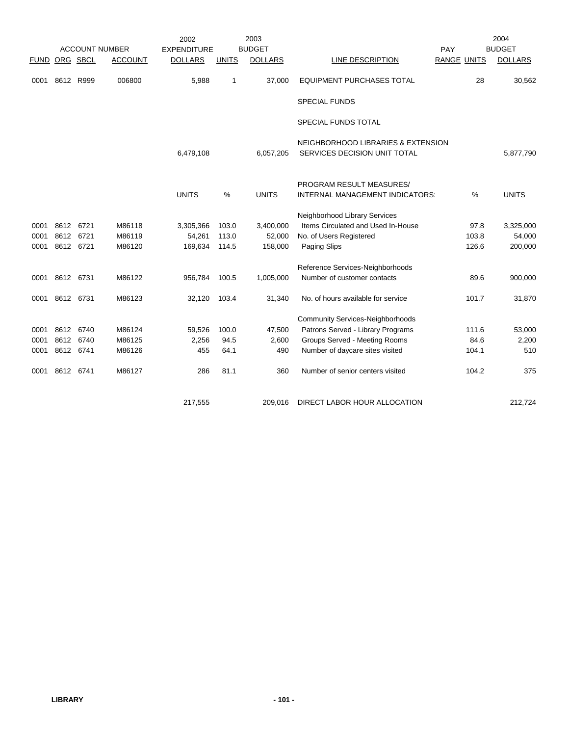| FUND | ORG | SBCL | ACCOUNT NUMBER ACCOUNT | 2002 EXPENDITURE DOLLARS | UNITS | 2003 BUDGET DOLLARS | LINE DESCRIPTION | PAY RANGE | UNITS | 2004 BUDGET DOLLARS |
|---|---|---|---|---|---|---|---|---|---|---|
| 0001 | 8612 | R999 | 006800 | 5,988 | 1 | 37,000 | EQUIPMENT PURCHASES TOTAL | | 28 | 30,562 |
| | | | | | | | SPECIAL FUNDS | | | |
| | | | | | | | SPECIAL FUNDS TOTAL | | | |
| | | | | 6,479,108 | | 6,057,205 | NEIGHBORHOOD LIBRARIES & EXTENSION SERVICES DECISION UNIT TOTAL | | | 5,877,790 |
| | | | | UNITS | % | UNITS | PROGRAM RESULT MEASURES/ INTERNAL MANAGEMENT INDICATORS: | | % | UNITS |
| | | | | | | | Neighborhood Library Services | | | |
| 0001 | 8612 | 6721 | M86118 | 3,305,366 | 103.0 | 3,400,000 | Items Circulated and Used In-House | | 97.8 | 3,325,000 |
| 0001 | 8612 | 6721 | M86119 | 54,261 | 113.0 | 52,000 | No. of Users Registered | | 103.8 | 54,000 |
| 0001 | 8612 | 6721 | M86120 | 169,634 | 114.5 | 158,000 | Paging Slips | | 126.6 | 200,000 |
| | | | | | | | Reference Services-Neighborhoods | | | |
| 0001 | 8612 | 6731 | M86122 | 956,784 | 100.5 | 1,005,000 | Number of customer contacts | | 89.6 | 900,000 |
| 0001 | 8612 | 6731 | M86123 | 32,120 | 103.4 | 31,340 | No. of hours available for service | | 101.7 | 31,870 |
| | | | | | | | Community Services-Neighborhoods | | | |
| 0001 | 8612 | 6740 | M86124 | 59,526 | 100.0 | 47,500 | Patrons Served - Library Programs | | 111.6 | 53,000 |
| 0001 | 8612 | 6740 | M86125 | 2,256 | 94.5 | 2,600 | Groups Served - Meeting Rooms | | 84.6 | 2,200 |
| 0001 | 8612 | 6741 | M86126 | 455 | 64.1 | 490 | Number of daycare sites visited | | 104.1 | 510 |
| 0001 | 8612 | 6741 | M86127 | 286 | 81.1 | 360 | Number of senior centers visited | | 104.2 | 375 |
| | | | | 217,555 | | 209,016 | DIRECT LABOR HOUR ALLOCATION | | | 212,724 |

LIBRARY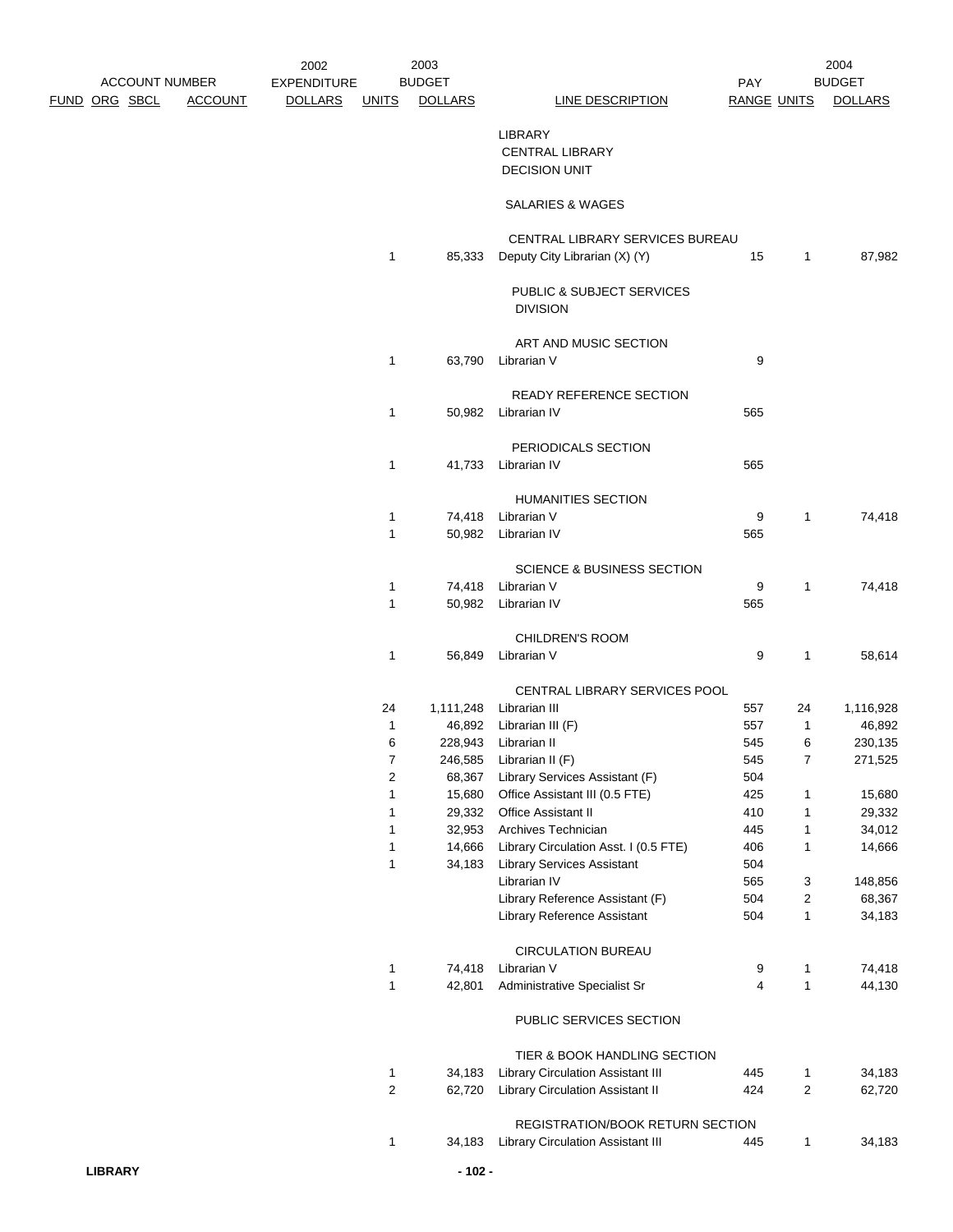| ACCOUNT NUMBER FUND | ORG | SBCL | ACCOUNT | 2002 EXPENDITURE DOLLARS | 2003 BUDGET UNITS | 2003 BUDGET DOLLARS | LINE DESCRIPTION | PAY RANGE | 2004 BUDGET UNITS | 2004 BUDGET DOLLARS |
|---|---|---|---|---|---|---|---|---|---|---|
| | | | | | | | LIBRARY | | | |
| | | | | | | | CENTRAL LIBRARY | | | |
| | | | | | | | DECISION UNIT | | | |
| | | | | | | | SALARIES & WAGES | | | |
| | | | | | | | CENTRAL LIBRARY SERVICES BUREAU | | | |
| | | | | | 1 | 85,333 | Deputy City Librarian (X) (Y) | 15 | 1 | 87,982 |
| | | | | | | | PUBLIC & SUBJECT SERVICES DIVISION | | | |
| | | | | | | | ART AND MUSIC SECTION | | | |
| | | | | | 1 | 63,790 | Librarian V | 9 | | |
| | | | | | | | READY REFERENCE SECTION | | | |
| | | | | | 1 | 50,982 | Librarian IV | 565 | | |
| | | | | | | | PERIODICALS SECTION | | | |
| | | | | | 1 | 41,733 | Librarian IV | 565 | | |
| | | | | | | | HUMANITIES SECTION | | | |
| | | | | | 1 | 74,418 | Librarian V | 9 | 1 | 74,418 |
| | | | | | 1 | 50,982 | Librarian IV | 565 | | |
| | | | | | | | SCIENCE & BUSINESS SECTION | | | |
| | | | | | 1 | 74,418 | Librarian V | 9 | 1 | 74,418 |
| | | | | | 1 | 50,982 | Librarian IV | 565 | | |
| | | | | | | | CHILDREN'S ROOM | | | |
| | | | | | 1 | 56,849 | Librarian V | 9 | 1 | 58,614 |
| | | | | | | | CENTRAL LIBRARY SERVICES POOL | | | |
| | | | | | 24 | 1,111,248 | Librarian III | 557 | 24 | 1,116,928 |
| | | | | | 1 | 46,892 | Librarian III (F) | 557 | 1 | 46,892 |
| | | | | | 6 | 228,943 | Librarian II | 545 | 6 | 230,135 |
| | | | | | 7 | 246,585 | Librarian II (F) | 545 | 7 | 271,525 |
| | | | | | 2 | 68,367 | Library Services Assistant (F) | 504 | | |
| | | | | | 1 | 15,680 | Office Assistant III (0.5 FTE) | 425 | 1 | 15,680 |
| | | | | | 1 | 29,332 | Office Assistant II | 410 | 1 | 29,332 |
| | | | | | 1 | 32,953 | Archives Technician | 445 | 1 | 34,012 |
| | | | | | 1 | 14,666 | Library Circulation Asst. I (0.5 FTE) | 406 | 1 | 14,666 |
| | | | | | 1 | 34,183 | Library Services Assistant | 504 | | |
| | | | | | | | Librarian IV | 565 | 3 | 148,856 |
| | | | | | | | Library Reference Assistant (F) | 504 | 2 | 68,367 |
| | | | | | | | Library Reference Assistant | 504 | 1 | 34,183 |
| | | | | | | | CIRCULATION BUREAU | | | |
| | | | | | 1 | 74,418 | Librarian V | 9 | 1 | 74,418 |
| | | | | | 1 | 42,801 | Administrative Specialist Sr | 4 | 1 | 44,130 |
| | | | | | | | PUBLIC SERVICES SECTION | | | |
| | | | | | | | TIER & BOOK HANDLING SECTION | | | |
| | | | | | 1 | 34,183 | Library Circulation Assistant III | 445 | 1 | 34,183 |
| | | | | | 2 | 62,720 | Library Circulation Assistant II | 424 | 2 | 62,720 |
| | | | | | | | REGISTRATION/BOOK RETURN SECTION | | | |
| | | | | | 1 | 34,183 | Library Circulation Assistant III | 445 | 1 | 34,183 |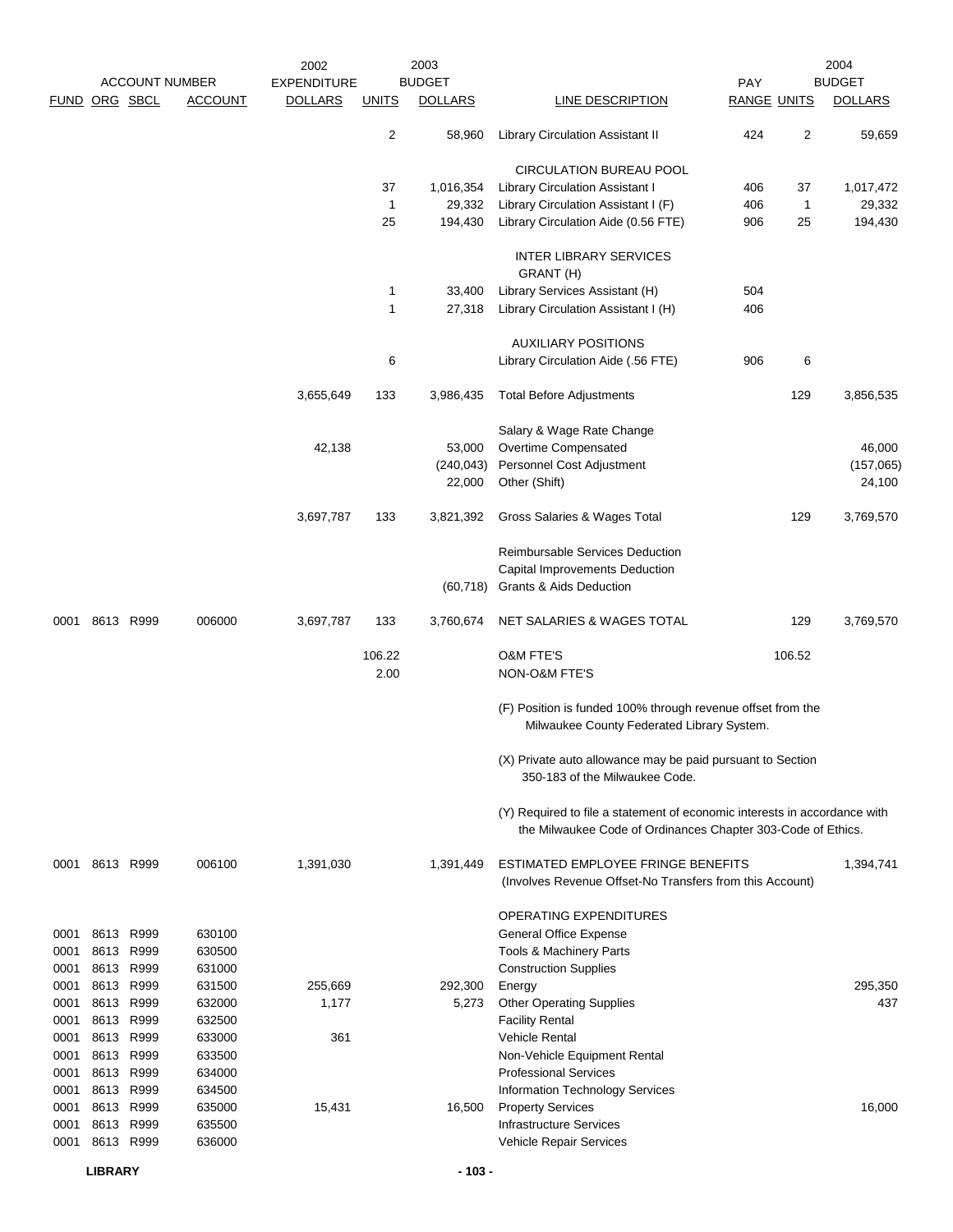| FUND | ORG | SBCL | ACCOUNT | 2002 EXPENDITURE DOLLARS | 2003 BUDGET UNITS | 2003 BUDGET DOLLARS | LINE DESCRIPTION | PAY RANGE | UNITS | 2004 BUDGET DOLLARS |
|---|---|---|---|---|---|---|---|---|---|---|
| | | | | | 2 | 58,960 | Library Circulation Assistant II | 424 | 2 | 59,659 |
| | | | | | | | CIRCULATION BUREAU POOL | | | |
| | | | | | 37 | 1,016,354 | Library Circulation Assistant I | 406 | 37 | 1,017,472 |
| | | | | | 1 | 29,332 | Library Circulation Assistant I (F) | 406 | 1 | 29,332 |
| | | | | | 25 | 194,430 | Library Circulation Aide (0.56 FTE) | 906 | 25 | 194,430 |
| | | | | | | | INTER LIBRARY SERVICES GRANT (H) | | | |
| | | | | | 1 | 33,400 | Library Services Assistant (H) | 504 | | |
| | | | | | 1 | 27,318 | Library Circulation Assistant I (H) | 406 | | |
| | | | | | | | AUXILIARY POSITIONS | | | |
| | | | | | 6 | | Library Circulation Aide (.56 FTE) | 906 | 6 | |
| | | | | 3,655,649 | 133 | 3,986,435 | Total Before Adjustments | | 129 | 3,856,535 |
| | | | | | | | Salary & Wage Rate Change | | | |
| | | | | 42,138 | | 53,000 | Overtime Compensated | | | 46,000 |
| | | | | | | (240,043) | Personnel Cost Adjustment | | | (157,065) |
| | | | | | | 22,000 | Other (Shift) | | | 24,100 |
| | | | | 3,697,787 | 133 | 3,821,392 | Gross Salaries & Wages Total | | 129 | 3,769,570 |
| | | | | | | | Reimbursable Services Deduction | | | |
| | | | | | | | Capital Improvements Deduction | | | |
| | | | | | | (60,718) | Grants & Aids Deduction | | | |
| 0001 | 8613 | R999 | 006000 | 3,697,787 | 133 | 3,760,674 | NET SALARIES & WAGES TOTAL | | 129 | 3,769,570 |
| | | | | | 106.22 | | O&M FTE'S | | 106.52 | |
| | | | | | 2.00 | | NON-O&M FTE'S | | | |
| | | | | | | | (F) Position is funded 100% through revenue offset from the Milwaukee County Federated Library System. | | | |
| | | | | | | | (X) Private auto allowance may be paid pursuant to Section 350-183 of the Milwaukee Code. | | | |
| | | | | | | | (Y) Required to file a statement of economic interests in accordance with the Milwaukee Code of Ordinances Chapter 303-Code of Ethics. | | | |
| 0001 | 8613 | R999 | 006100 | 1,391,030 | | 1,391,449 | ESTIMATED EMPLOYEE FRINGE BENEFITS (Involves Revenue Offset-No Transfers from this Account) | | | 1,394,741 |
| | | | | | | | OPERATING EXPENDITURES | | | |
| 0001 | 8613 | R999 | 630100 | | | | General Office Expense | | | |
| 0001 | 8613 | R999 | 630500 | | | | Tools & Machinery Parts | | | |
| 0001 | 8613 | R999 | 631000 | | | | Construction Supplies | | | |
| 0001 | 8613 | R999 | 631500 | 255,669 | | 292,300 | Energy | | | 295,350 |
| 0001 | 8613 | R999 | 632000 | 1,177 | | 5,273 | Other Operating Supplies | | | 437 |
| 0001 | 8613 | R999 | 632500 | | | | Facility Rental | | | |
| 0001 | 8613 | R999 | 633000 | 361 | | | Vehicle Rental | | | |
| 0001 | 8613 | R999 | 633500 | | | | Non-Vehicle Equipment Rental | | | |
| 0001 | 8613 | R999 | 634000 | | | | Professional Services | | | |
| 0001 | 8613 | R999 | 634500 | | | | Information Technology Services | | | |
| 0001 | 8613 | R999 | 635000 | 15,431 | | 16,500 | Property Services | | | 16,000 |
| 0001 | 8613 | R999 | 635500 | | | | Infrastructure Services | | | |
| 0001 | 8613 | R999 | 636000 | | | | Vehicle Repair Services | | | |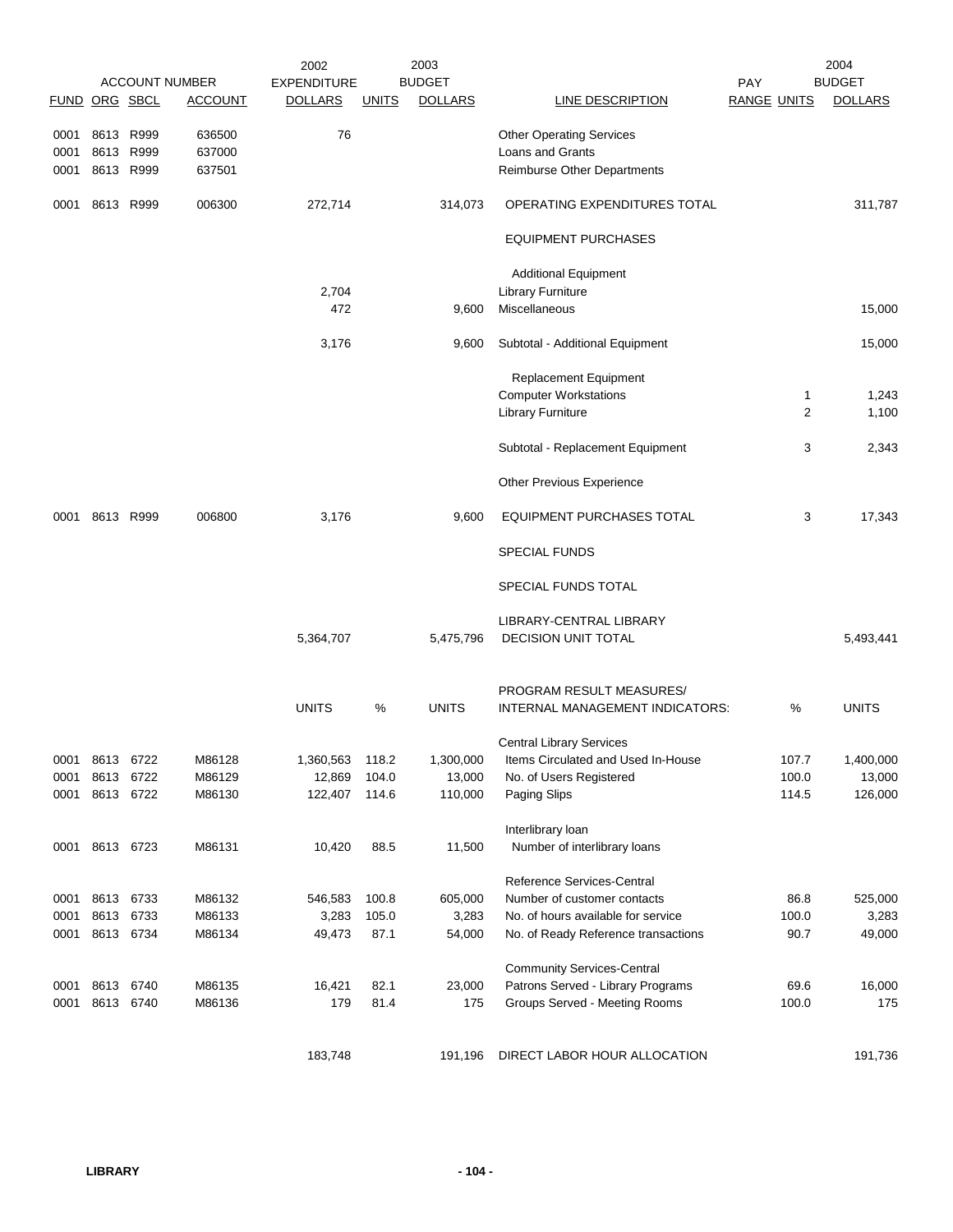| ACCOUNT NUMBER | | | | 2002 EXPENDITURE | 2003 BUDGET | | | PAY | | 2004 BUDGET |
|---|---|---|---|---|---|---|---|---|---|---|
| FUND | ORG | SBCL | ACCOUNT | DOLLARS | UNITS | DOLLARS | LINE DESCRIPTION | RANGE | UNITS | DOLLARS |
| 0001 | 8613 | R999 | 636500 | 76 | | | Other Operating Services | | | |
| 0001 | 8613 | R999 | 637000 | | | | Loans and Grants | | | |
| 0001 | 8613 | R999 | 637501 | | | | Reimburse Other Departments | | | |
| 0001 | 8613 | R999 | 006300 | 272,714 | | 314,073 | OPERATING EXPENDITURES TOTAL | | | 311,787 |
| | | | | | | | EQUIPMENT PURCHASES | | | |
| | | | | | | | Additional Equipment | | | |
| | | | | 2,704 | | | Library Furniture | | | |
| | | | | 472 | | 9,600 | Miscellaneous | | | 15,000 |
| | | | | 3,176 | | 9,600 | Subtotal - Additional Equipment | | | 15,000 |
| | | | | | | | Replacement Equipment | | | |
| | | | | | | | Computer Workstations | | 1 | 1,243 |
| | | | | | | | Library Furniture | | 2 | 1,100 |
| | | | | | | | Subtotal - Replacement Equipment | | 3 | 2,343 |
| | | | | | | | Other Previous Experience | | | |
| 0001 | 8613 | R999 | 006800 | 3,176 | | 9,600 | EQUIPMENT PURCHASES TOTAL | | 3 | 17,343 |
| | | | | | | | SPECIAL FUNDS | | | |
| | | | | | | | SPECIAL FUNDS TOTAL | | | |
| | | | | | | | LIBRARY-CENTRAL LIBRARY | | | |
| | | | | 5,364,707 | | 5,475,796 | DECISION UNIT TOTAL | | | 5,493,441 |

| FUND | ORG | SBCL | ACCOUNT | UNITS | % | UNITS | PROGRAM RESULT MEASURES/ INTERNAL MANAGEMENT INDICATORS: | % | UNITS |
|---|---|---|---|---|---|---|---|---|---|
| | | | | | | | Central Library Services | | |
| 0001 | 8613 | 6722 | M86128 | 1,360,563 | 118.2 | 1,300,000 | Items Circulated and Used In-House | 107.7 | 1,400,000 |
| 0001 | 8613 | 6722 | M86129 | 12,869 | 104.0 | 13,000 | No. of Users Registered | 100.0 | 13,000 |
| 0001 | 8613 | 6722 | M86130 | 122,407 | 114.6 | 110,000 | Paging Slips | 114.5 | 126,000 |
| | | | | | | | Interlibrary loan | | |
| 0001 | 8613 | 6723 | M86131 | 10,420 | 88.5 | 11,500 | Number of interlibrary loans | | |
| | | | | | | | Reference Services-Central | | |
| 0001 | 8613 | 6733 | M86132 | 546,583 | 100.8 | 605,000 | Number of customer contacts | 86.8 | 525,000 |
| 0001 | 8613 | 6733 | M86133 | 3,283 | 105.0 | 3,283 | No. of hours available for service | 100.0 | 3,283 |
| 0001 | 8613 | 6734 | M86134 | 49,473 | 87.1 | 54,000 | No. of Ready Reference transactions | 90.7 | 49,000 |
| | | | | | | | Community Services-Central | | |
| 0001 | 8613 | 6740 | M86135 | 16,421 | 82.1 | 23,000 | Patrons Served - Library Programs | 69.6 | 16,000 |
| 0001 | 8613 | 6740 | M86136 | 179 | 81.4 | 175 | Groups Served - Meeting Rooms | 100.0 | 175 |
| | | | | 183,748 | | 191,196 | DIRECT LABOR HOUR ALLOCATION | | 191,736 |

**LIBRARY**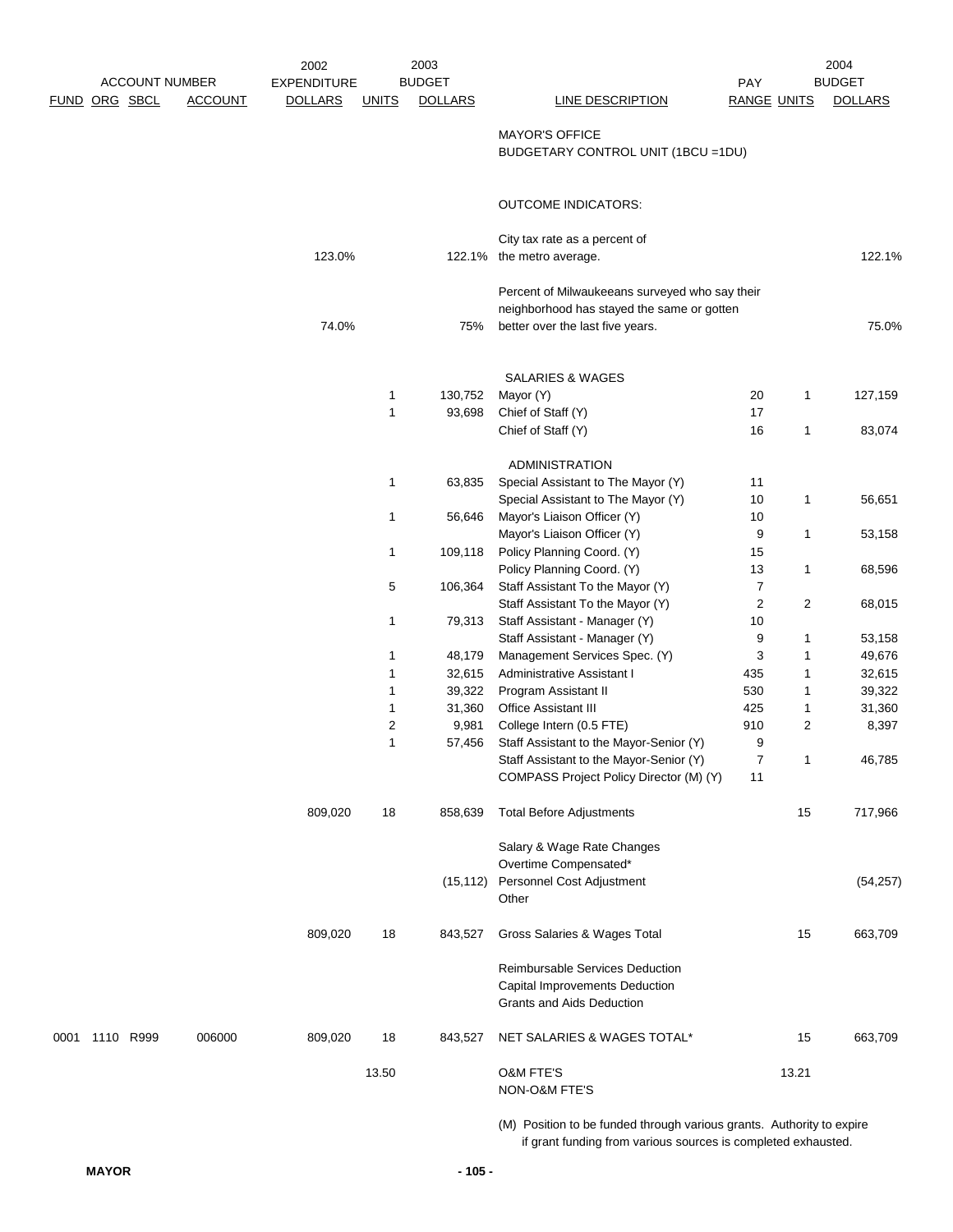| ACCOUNT NUMBER | | | | 2002 | 2003 | | | | | 2004 |
|---|---|---|---|---|---|---|---|---|---|---|
| FUND | ORG | SBCL | ACCOUNT | EXPENDITURE DOLLARS | UNITS | BUDGET DOLLARS | LINE DESCRIPTION | PAY RANGE | UNITS | BUDGET DOLLARS |
| | | | | | | | MAYOR'S OFFICE<br>BUDGETARY CONTROL UNIT (1BCU =1DU) | | | |
| | | | | | | | OUTCOME INDICATORS: | | | |
| | | | | 123.0% | | 122.1% | City tax rate as a percent of the metro average. | | | 122.1% |
| | | | | 74.0% | | 75% | Percent of Milwaukeeans surveyed who say their neighborhood has stayed the same or gotten better over the last five years. | | | 75.0% |
| | | | | | | | SALARIES & WAGES | | | |
| | | | | | 1 | 130,752 | Mayor (Y) | 20 | 1 | 127,159 |
| | | | | | 1 | 93,698 | Chief of Staff (Y) | 17 | | |
| | | | | | | | Chief of Staff (Y) | 16 | 1 | 83,074 |
| | | | | | | | ADMINISTRATION | | | |
| | | | | | 1 | 63,835 | Special Assistant to The Mayor (Y) | 11 | | |
| | | | | | | | Special Assistant to The Mayor (Y) | 10 | 1 | 56,651 |
| | | | | | 1 | 56,646 | Mayor's Liaison Officer (Y) | 10 | | |
| | | | | | | | Mayor's Liaison Officer (Y) | 9 | 1 | 53,158 |
| | | | | | 1 | 109,118 | Policy Planning Coord. (Y) | 15 | | |
| | | | | | | | Policy Planning Coord. (Y) | 13 | 1 | 68,596 |
| | | | | | 5 | 106,364 | Staff Assistant To the Mayor (Y) | 7 | | |
| | | | | | | | Staff Assistant To the Mayor (Y) | 2 | 2 | 68,015 |
| | | | | | 1 | 79,313 | Staff Assistant - Manager (Y) | 10 | | |
| | | | | | | | Staff Assistant - Manager (Y) | 9 | 1 | 53,158 |
| | | | | | 1 | 48,179 | Management Services Spec. (Y) | 3 | 1 | 49,676 |
| | | | | | 1 | 32,615 | Administrative Assistant I | 435 | 1 | 32,615 |
| | | | | | 1 | 39,322 | Program Assistant II | 530 | 1 | 39,322 |
| | | | | | 1 | 31,360 | Office Assistant III | 425 | 1 | 31,360 |
| | | | | | 2 | 9,981 | College Intern (0.5 FTE) | 910 | 2 | 8,397 |
| | | | | | 1 | 57,456 | Staff Assistant to the Mayor-Senior (Y) | 9 | | |
| | | | | | | | Staff Assistant to the Mayor-Senior (Y) | 7 | 1 | 46,785 |
| | | | | | | | COMPASS Project Policy Director (M) (Y) | 11 | | |
| | | | | 809,020 | 18 | 858,639 | Total Before Adjustments | | 15 | 717,966 |
| | | | | | | | Salary & Wage Rate Changes | | | |
| | | | | | | | Overtime Compensated* | | | |
| | | | | | | (15,112) | Personnel Cost Adjustment | | | (54,257) |
| | | | | | | | Other | | | |
| | | | | 809,020 | 18 | 843,527 | Gross Salaries & Wages Total | | 15 | 663,709 |
| | | | | | | | Reimbursable Services Deduction | | | |
| | | | | | | | Capital Improvements Deduction | | | |
| | | | | | | | Grants and Aids Deduction | | | |
| 0001 | 1110 | R999 | 006000 | 809,020 | 18 | 843,527 | NET SALARIES & WAGES TOTAL* | | 15 | 663,709 |
| | | | | | 13.50 | | O&M FTE'S | | 13.21 | |
| | | | | | | | NON-O&M FTE'S | | | |

(M) Position to be funded through various grants. Authority to expire if grant funding from various sources is completed exhausted.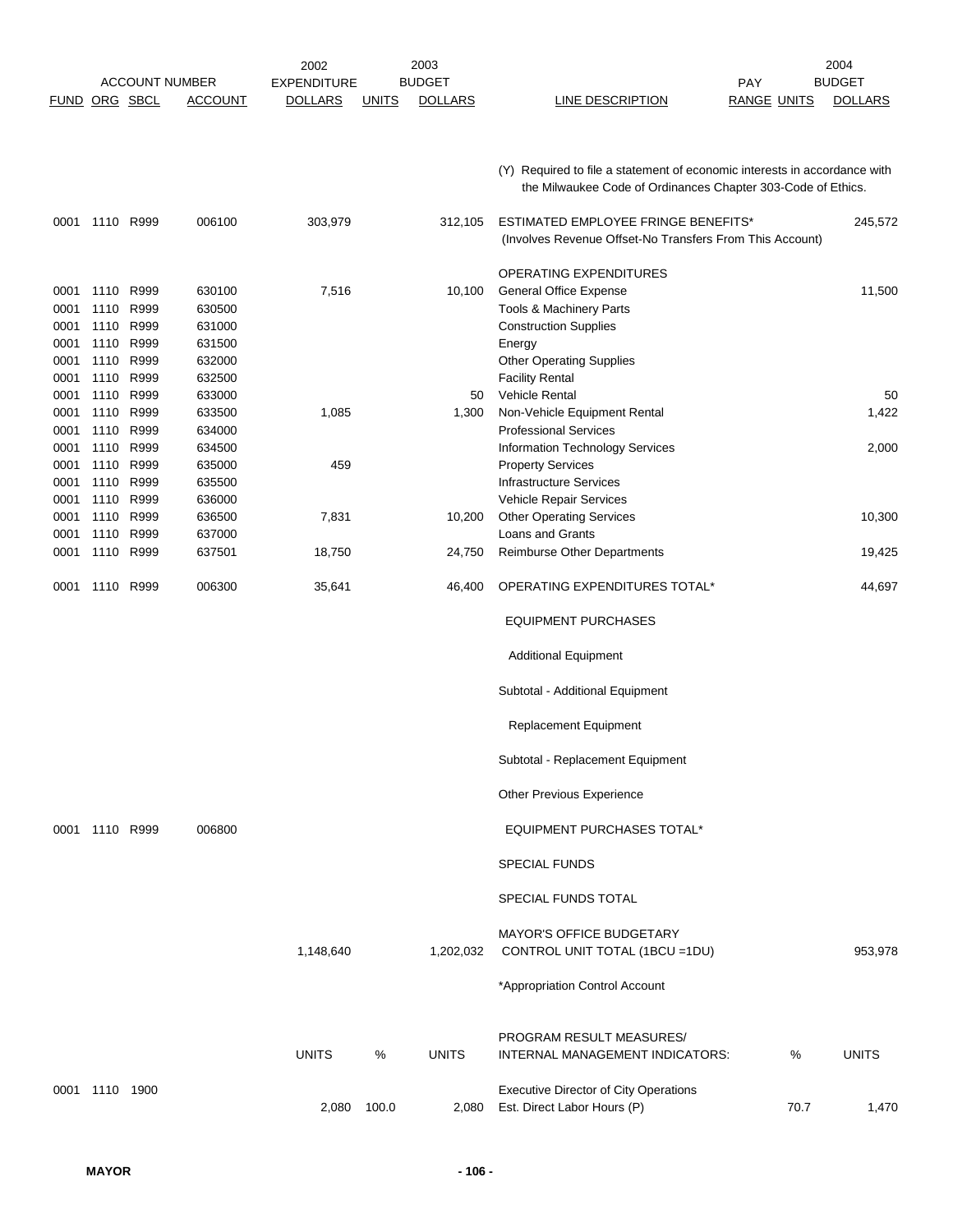| FUND | ORG | SBCL | ACCOUNT | 2002 EXPENDITURE DOLLARS | 2003 UNITS | 2003 BUDGET DOLLARS | LINE DESCRIPTION | PAY RANGE | UNITS | 2004 BUDGET DOLLARS |
|---|---|---|---|---|---|---|---|---|---|---|
| | | | | | | | (Y) Required to file a statement of economic interests in accordance with the Milwaukee Code of Ordinances Chapter 303-Code of Ethics. | | | |
| 0001 | 1110 | R999 | 006100 | 303,979 | | 312,105 | ESTIMATED EMPLOYEE FRINGE BENEFITS* (Involves Revenue Offset-No Transfers From This Account) | | | 245,572 |
| | | | | | | | OPERATING EXPENDITURES | | | |
| 0001 | 1110 | R999 | 630100 | 7,516 | | 10,100 | General Office Expense | | | 11,500 |
| 0001 | 1110 | R999 | 630500 | | | | Tools & Machinery Parts | | | |
| 0001 | 1110 | R999 | 631000 | | | | Construction Supplies | | | |
| 0001 | 1110 | R999 | 631500 | | | | Energy | | | |
| 0001 | 1110 | R999 | 632000 | | | | Other Operating Supplies | | | |
| 0001 | 1110 | R999 | 632500 | | | | Facility Rental | | | |
| 0001 | 1110 | R999 | 633000 | | | 50 | Vehicle Rental | | | 50 |
| 0001 | 1110 | R999 | 633500 | 1,085 | | 1,300 | Non-Vehicle Equipment Rental | | | 1,422 |
| 0001 | 1110 | R999 | 634000 | | | | Professional Services | | | |
| 0001 | 1110 | R999 | 634500 | | | | Information Technology Services | | | 2,000 |
| 0001 | 1110 | R999 | 635000 | 459 | | | Property Services | | | |
| 0001 | 1110 | R999 | 635500 | | | | Infrastructure Services | | | |
| 0001 | 1110 | R999 | 636000 | | | | Vehicle Repair Services | | | |
| 0001 | 1110 | R999 | 636500 | 7,831 | | 10,200 | Other Operating Services | | | 10,300 |
| 0001 | 1110 | R999 | 637000 | | | | Loans and Grants | | | |
| 0001 | 1110 | R999 | 637501 | 18,750 | | 24,750 | Reimburse Other Departments | | | 19,425 |
| 0001 | 1110 | R999 | 006300 | 35,641 | | 46,400 | OPERATING EXPENDITURES TOTAL* | | | 44,697 |
| | | | | | | | EQUIPMENT PURCHASES | | | |
| | | | | | | | Additional Equipment | | | |
| | | | | | | | Subtotal - Additional Equipment | | | |
| | | | | | | | Replacement Equipment | | | |
| | | | | | | | Subtotal - Replacement Equipment | | | |
| | | | | | | | Other Previous Experience | | | |
| 0001 | 1110 | R999 | 006800 | | | | EQUIPMENT PURCHASES TOTAL* | | | |
| | | | | | | | SPECIAL FUNDS | | | |
| | | | | | | | SPECIAL FUNDS TOTAL | | | |
| | | | | 1,148,640 | | 1,202,032 | MAYOR'S OFFICE BUDGETARY CONTROL UNIT TOTAL (1BCU =1DU) | | | 953,978 |
| | | | | | | | *Appropriation Control Account | | | |

| FUND | ORG | SBCL | | UNITS | % | UNITS | PROGRAM RESULT MEASURES/ INTERNAL MANAGEMENT INDICATORS: | | % | UNITS |
|---|---|---|---|---|---|---|---|---|---|---|
| 0001 | 1110 | 1900 | | 2,080 | 100.0 | 2,080 | Executive Director of City Operations Est. Direct Labor Hours (P) | | 70.7 | 1,470 |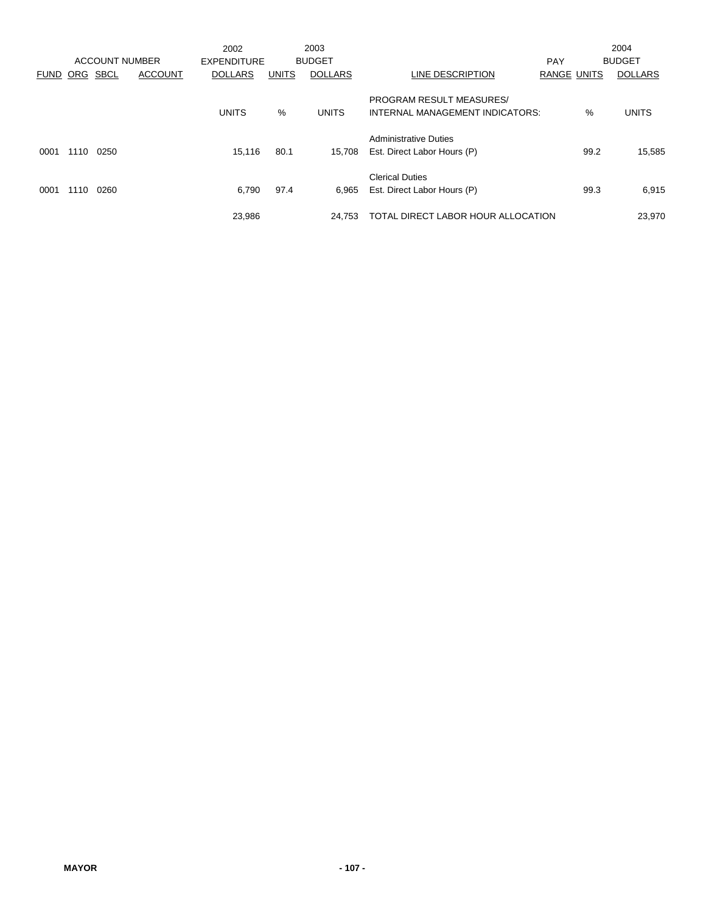| ACCOUNT NUMBER | | | | 2002 EXPENDITURE | 2003 BUDGET | | | PAY | | 2004 BUDGET |
|---|---|---|---|---|---|---|---|---|---|---|
| FUND | ORG | SBCL | ACCOUNT | DOLLARS | UNITS | DOLLARS | LINE DESCRIPTION | RANGE | UNITS | DOLLARS |
| | | | | UNITS | % | UNITS | PROGRAM RESULT MEASURES/ INTERNAL MANAGEMENT INDICATORS: | | % | UNITS |
| | | | | | | | Administrative Duties | | | |
| 0001 | 1110 | 0250 | | 15,116 | 80.1 | 15,708 | Est. Direct Labor Hours (P) | | 99.2 | 15,585 |
| | | | | | | | Clerical Duties | | | |
| 0001 | 1110 | 0260 | | 6,790 | 97.4 | 6,965 | Est. Direct Labor Hours (P) | | 99.3 | 6,915 |
| | | | | 23,986 | | 24,753 | TOTAL DIRECT LABOR HOUR ALLOCATION | | | 23,970 |

**MAYOR**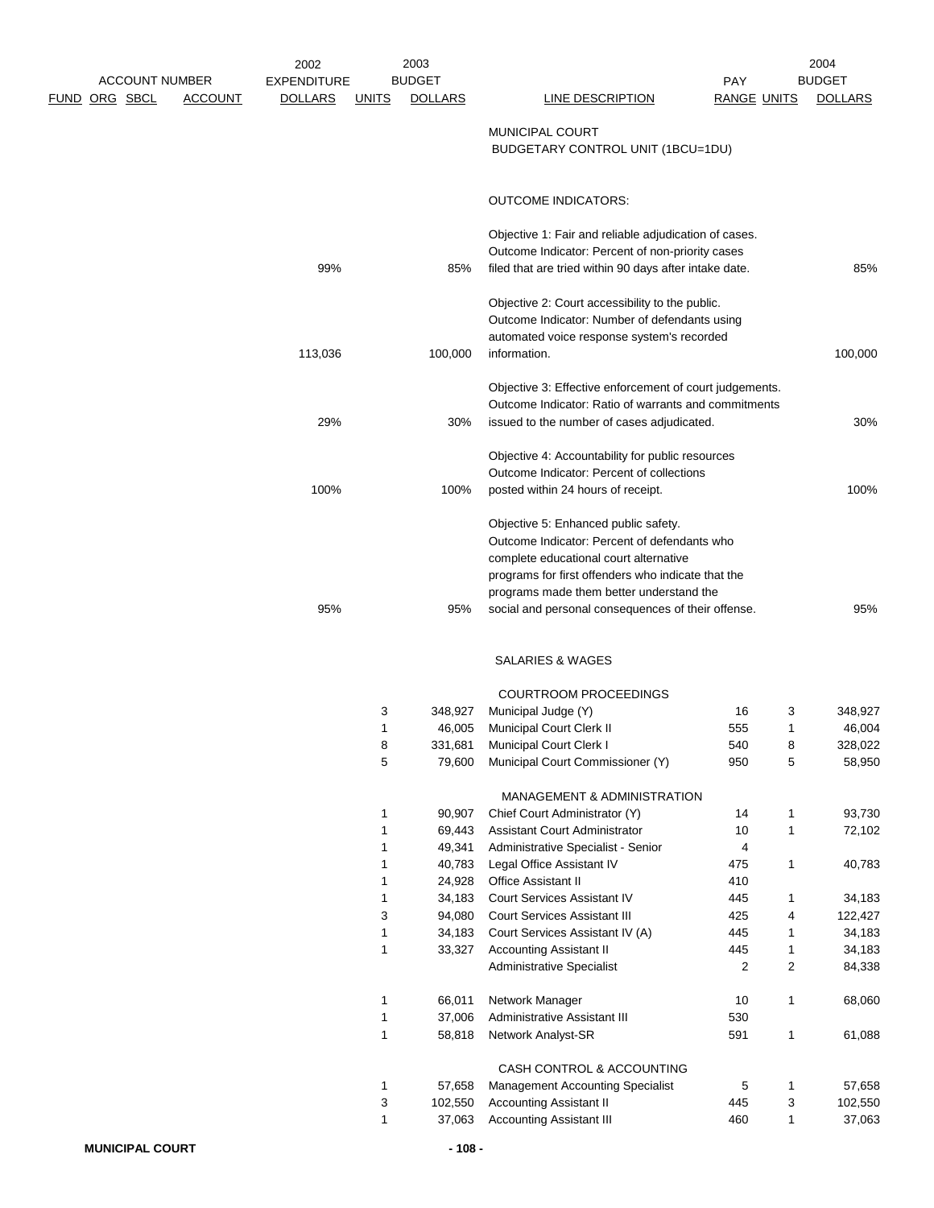| ACCOUNT NUMBER FUND ORG SBCL | ACCOUNT | 2002 EXPENDITURE DOLLARS | 2003 BUDGET UNITS | 2003 BUDGET DOLLARS | LINE DESCRIPTION | PAY RANGE | 2004 BUDGET UNITS | 2004 BUDGET DOLLARS |
|---|---|---|---|---|---|---|---|---|
| | | | | | MUNICIPAL COURT BUDGETARY CONTROL UNIT (1BCU=1DU) | | | |
| | | | | | OUTCOME INDICATORS: | | | |
| | | | | | Objective 1: Fair and reliable adjudication of cases. Outcome Indicator: Percent of non-priority cases | | | |
| | | 99% | | 85% | filed that are tried within 90 days after intake date. | | | 85% |
| | | | | | Objective 2: Court accessibility to the public. Outcome Indicator: Number of defendants using automated voice response system's recorded | | | |
| | | 113,036 | | 100,000 | information. | | | 100,000 |
| | | | | | Objective 3: Effective enforcement of court judgements. Outcome Indicator: Ratio of warrants and commitments | | | |
| | | 29% | | 30% | issued to the number of cases adjudicated. | | | 30% |
| | | | | | Objective 4: Accountability for public resources Outcome Indicator: Percent of collections | | | |
| | | 100% | | 100% | posted within 24 hours of receipt. | | | 100% |
| | | | | | Objective 5: Enhanced public safety. Outcome Indicator: Percent of defendants who complete educational court alternative programs for first offenders who indicate that the programs made them better understand the | | | |
| | | 95% | | 95% | social and personal consequences of their offense. | | | 95% |
| | | | | | SALARIES & WAGES | | | |
| | | | | | COURTROOM PROCEEDINGS | | | |
| | | | 3 | 348,927 | Municipal Judge (Y) | 16 | 3 | 348,927 |
| | | | 1 | 46,005 | Municipal Court Clerk II | 555 | 1 | 46,004 |
| | | | 8 | 331,681 | Municipal Court Clerk I | 540 | 8 | 328,022 |
| | | | 5 | 79,600 | Municipal Court Commissioner (Y) | 950 | 5 | 58,950 |
| | | | | | MANAGEMENT & ADMINISTRATION | | | |
| | | | 1 | 90,907 | Chief Court Administrator (Y) | 14 | 1 | 93,730 |
| | | | 1 | 69,443 | Assistant Court Administrator | 10 | 1 | 72,102 |
| | | | 1 | 49,341 | Administrative Specialist - Senior | 4 | | |
| | | | 1 | 40,783 | Legal Office Assistant IV | 475 | 1 | 40,783 |
| | | | 1 | 24,928 | Office Assistant II | 410 | | |
| | | | 1 | 34,183 | Court Services Assistant IV | 445 | 1 | 34,183 |
| | | | 3 | 94,080 | Court Services Assistant III | 425 | 4 | 122,427 |
| | | | 1 | 34,183 | Court Services Assistant IV (A) | 445 | 1 | 34,183 |
| | | | 1 | 33,327 | Accounting Assistant II | 445 | 1 | 34,183 |
| | | | | | Administrative Specialist | 2 | 2 | 84,338 |
| | | | 1 | 66,011 | Network Manager | 10 | 1 | 68,060 |
| | | | 1 | 37,006 | Administrative Assistant III | 530 | | |
| | | | 1 | 58,818 | Network Analyst-SR | 591 | 1 | 61,088 |
| | | | | | CASH CONTROL & ACCOUNTING | | | |
| | | | 1 | 57,658 | Management Accounting Specialist | 5 | 1 | 57,658 |
| | | | 3 | 102,550 | Accounting Assistant II | 445 | 3 | 102,550 |
| | | | 1 | 37,063 | Accounting Assistant III | 460 | 1 | 37,063 |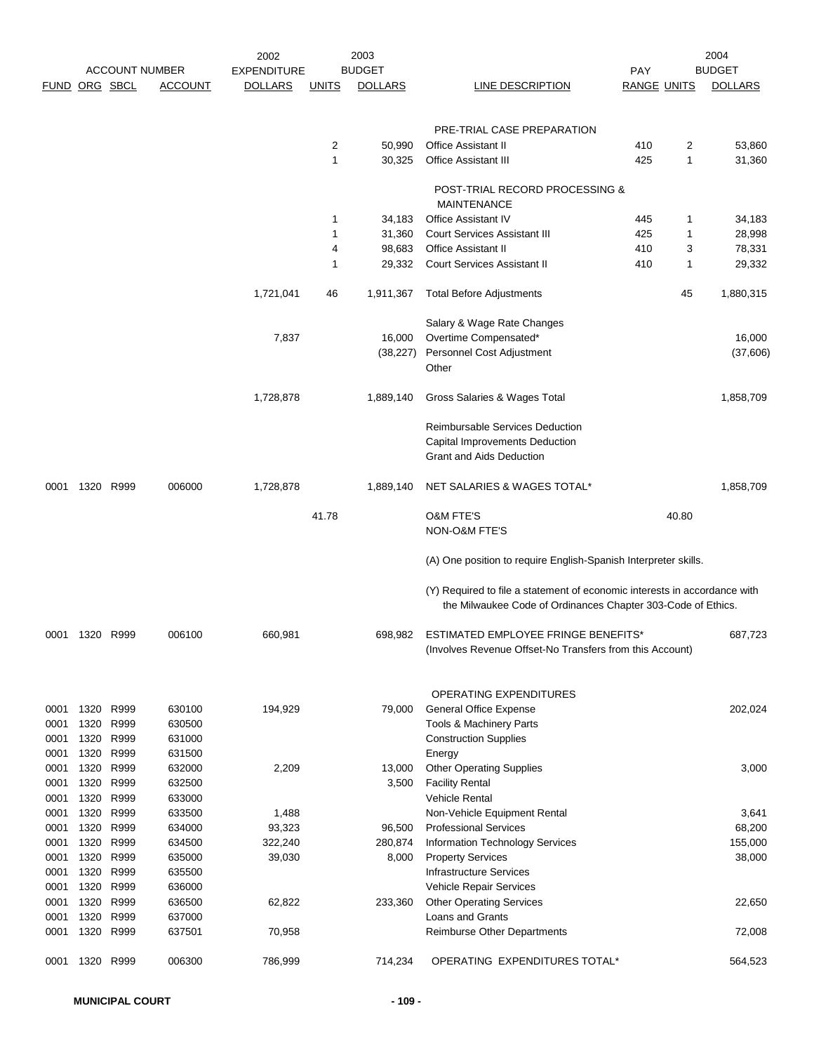| ACCOUNT NUMBER | | | | 2002 EXPENDITURE | 2003 BUDGET | | | PAY | | 2004 BUDGET |
|---|---|---|---|---|---|---|---|---|---|---|
| FUND | ORG | SBCL | ACCOUNT | DOLLARS | UNITS | DOLLARS | LINE DESCRIPTION | RANGE | UNITS | DOLLARS |
| | | | | | | | PRE-TRIAL CASE PREPARATION | | | |
| | | | | | 2 | 50,990 | Office Assistant II | 410 | 2 | 53,860 |
| | | | | | 1 | 30,325 | Office Assistant III | 425 | 1 | 31,360 |
| | | | | | | | POST-TRIAL RECORD PROCESSING & MAINTENANCE | | | |
| | | | | | 1 | 34,183 | Office Assistant IV | 445 | 1 | 34,183 |
| | | | | | 1 | 31,360 | Court Services Assistant III | 425 | 1 | 28,998 |
| | | | | | 4 | 98,683 | Office Assistant II | 410 | 3 | 78,331 |
| | | | | | 1 | 29,332 | Court Services Assistant II | 410 | 1 | 29,332 |
| | | | | 1,721,041 | 46 | 1,911,367 | Total Before Adjustments | | 45 | 1,880,315 |
| | | | | | | | Salary & Wage Rate Changes | | | |
| | | | | 7,837 | | 16,000 | Overtime Compensated* | | | 16,000 |
| | | | | | | (38,227) | Personnel Cost Adjustment | | | (37,606) |
| | | | | | | | Other | | | |
| | | | | 1,728,878 | | 1,889,140 | Gross Salaries & Wages Total | | | 1,858,709 |
| | | | | | | | Reimbursable Services Deduction | | | |
| | | | | | | | Capital Improvements Deduction | | | |
| | | | | | | | Grant and Aids Deduction | | | |
| 0001 | 1320 | R999 | 006000 | 1,728,878 | | 1,889,140 | NET SALARIES & WAGES TOTAL* | | | 1,858,709 |
| | | | | | 41.78 | | O&M FTE'S | | 40.80 | |
| | | | | | | | NON-O&M FTE'S | | | |
| | | | | | | | (A) One position to require English-Spanish Interpreter skills. | | | |
| | | | | | | | (Y) Required to file a statement of economic interests in accordance with the Milwaukee Code of Ordinances Chapter 303-Code of Ethics. | | | |
| 0001 | 1320 | R999 | 006100 | 660,981 | | 698,982 | ESTIMATED EMPLOYEE FRINGE BENEFITS* (Involves Revenue Offset-No Transfers from this Account) | | | 687,723 |
| | | | | | | | OPERATING EXPENDITURES | | | |
| 0001 | 1320 | R999 | 630100 | 194,929 | | 79,000 | General Office Expense | | | 202,024 |
| 0001 | 1320 | R999 | 630500 | | | | Tools & Machinery Parts | | | |
| 0001 | 1320 | R999 | 631000 | | | | Construction Supplies | | | |
| 0001 | 1320 | R999 | 631500 | | | | Energy | | | |
| 0001 | 1320 | R999 | 632000 | 2,209 | | 13,000 | Other Operating Supplies | | | 3,000 |
| 0001 | 1320 | R999 | 632500 | | | 3,500 | Facility Rental | | | |
| 0001 | 1320 | R999 | 633000 | | | | Vehicle Rental | | | |
| 0001 | 1320 | R999 | 633500 | 1,488 | | | Non-Vehicle Equipment Rental | | | 3,641 |
| 0001 | 1320 | R999 | 634000 | 93,323 | | 96,500 | Professional Services | | | 68,200 |
| 0001 | 1320 | R999 | 634500 | 322,240 | | 280,874 | Information Technology Services | | | 155,000 |
| 0001 | 1320 | R999 | 635000 | 39,030 | | 8,000 | Property Services | | | 38,000 |
| 0001 | 1320 | R999 | 635500 | | | | Infrastructure Services | | | |
| 0001 | 1320 | R999 | 636000 | | | | Vehicle Repair Services | | | |
| 0001 | 1320 | R999 | 636500 | 62,822 | | 233,360 | Other Operating Services | | | 22,650 |
| 0001 | 1320 | R999 | 637000 | | | | Loans and Grants | | | |
| 0001 | 1320 | R999 | 637501 | 70,958 | | | Reimburse Other Departments | | | 72,008 |
| 0001 | 1320 | R999 | 006300 | 786,999 | | 714,234 | OPERATING EXPENDITURES TOTAL* | | | 564,523 |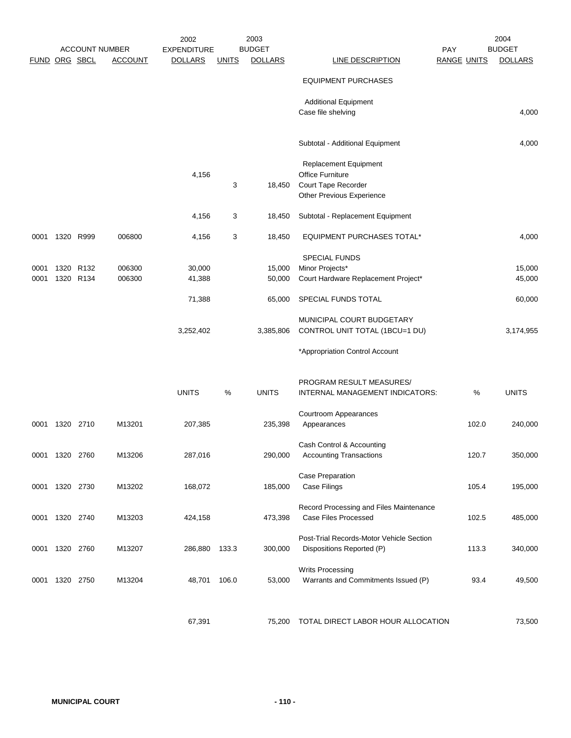| ACCOUNT NUMBER | | | | 2002 EXPENDITURE | 2003 BUDGET | | | PAY | | 2004 BUDGET |
|---|---|---|---|---|---|---|---|---|---|---|
| FUND | ORG | SBCL | ACCOUNT | DOLLARS | UNITS | DOLLARS | LINE DESCRIPTION | RANGE | UNITS | DOLLARS |
| | | | | | | | EQUIPMENT PURCHASES | | | |
| | | | | | | | Additional Equipment | | | |
| | | | | | | | Case file shelving | | | 4,000 |
| | | | | | | | Subtotal - Additional Equipment | | | 4,000 |
| | | | | | | | Replacement Equipment | | | |
| | | | | 4,156 | | | Office Furniture | | | |
| | | | | | 3 | 18,450 | Court Tape Recorder | | | |
| | | | | | | | Other Previous Experience | | | |
| | | | | 4,156 | 3 | 18,450 | Subtotal - Replacement Equipment | | | |
| 0001 | 1320 | R999 | 006800 | 4,156 | 3 | 18,450 | EQUIPMENT PURCHASES TOTAL* | | | 4,000 |
| | | | | | | | SPECIAL FUNDS | | | |
| 0001 | 1320 | R132 | 006300 | 30,000 | | 15,000 | Minor Projects* | | | 15,000 |
| 0001 | 1320 | R134 | 006300 | 41,388 | | 50,000 | Court Hardware Replacement Project* | | | 45,000 |
| | | | | 71,388 | | 65,000 | SPECIAL FUNDS TOTAL | | | 60,000 |
| | | | | 3,252,402 | | 3,385,806 | MUNICIPAL COURT BUDGETARY CONTROL UNIT TOTAL (1BCU=1 DU) | | | 3,174,955 |
| | | | | | | | *Appropriation Control Account | | | |

| FUND | ORG | SBCL | ACCOUNT | UNITS | % | UNITS | PROGRAM RESULT MEASURES/ INTERNAL MANAGEMENT INDICATORS: | % | UNITS |
|---|---|---|---|---|---|---|---|---|---|
| | | | | | | | Courtroom Appearances | | |
| 0001 | 1320 | 2710 | M13201 | 207,385 | | 235,398 | Appearances | 102.0 | 240,000 |
| | | | | | | | Cash Control & Accounting | | |
| 0001 | 1320 | 2760 | M13206 | 287,016 | | 290,000 | Accounting Transactions | 120.7 | 350,000 |
| | | | | | | | Case Preparation | | |
| 0001 | 1320 | 2730 | M13202 | 168,072 | | 185,000 | Case Filings | 105.4 | 195,000 |
| | | | | | | | Record Processing and Files Maintenance | | |
| 0001 | 1320 | 2740 | M13203 | 424,158 | | 473,398 | Case Files Processed | 102.5 | 485,000 |
| | | | | | | | Post-Trial Records-Motor Vehicle Section | | |
| 0001 | 1320 | 2760 | M13207 | 286,880 | 133.3 | 300,000 | Dispositions Reported (P) | 113.3 | 340,000 |
| | | | | | | | Writs Processing | | |
| 0001 | 1320 | 2750 | M13204 | 48,701 | 106.0 | 53,000 | Warrants and Commitments Issued (P) | 93.4 | 49,500 |
| | | | | 67,391 | | 75,200 | TOTAL DIRECT LABOR HOUR ALLOCATION | | 73,500 |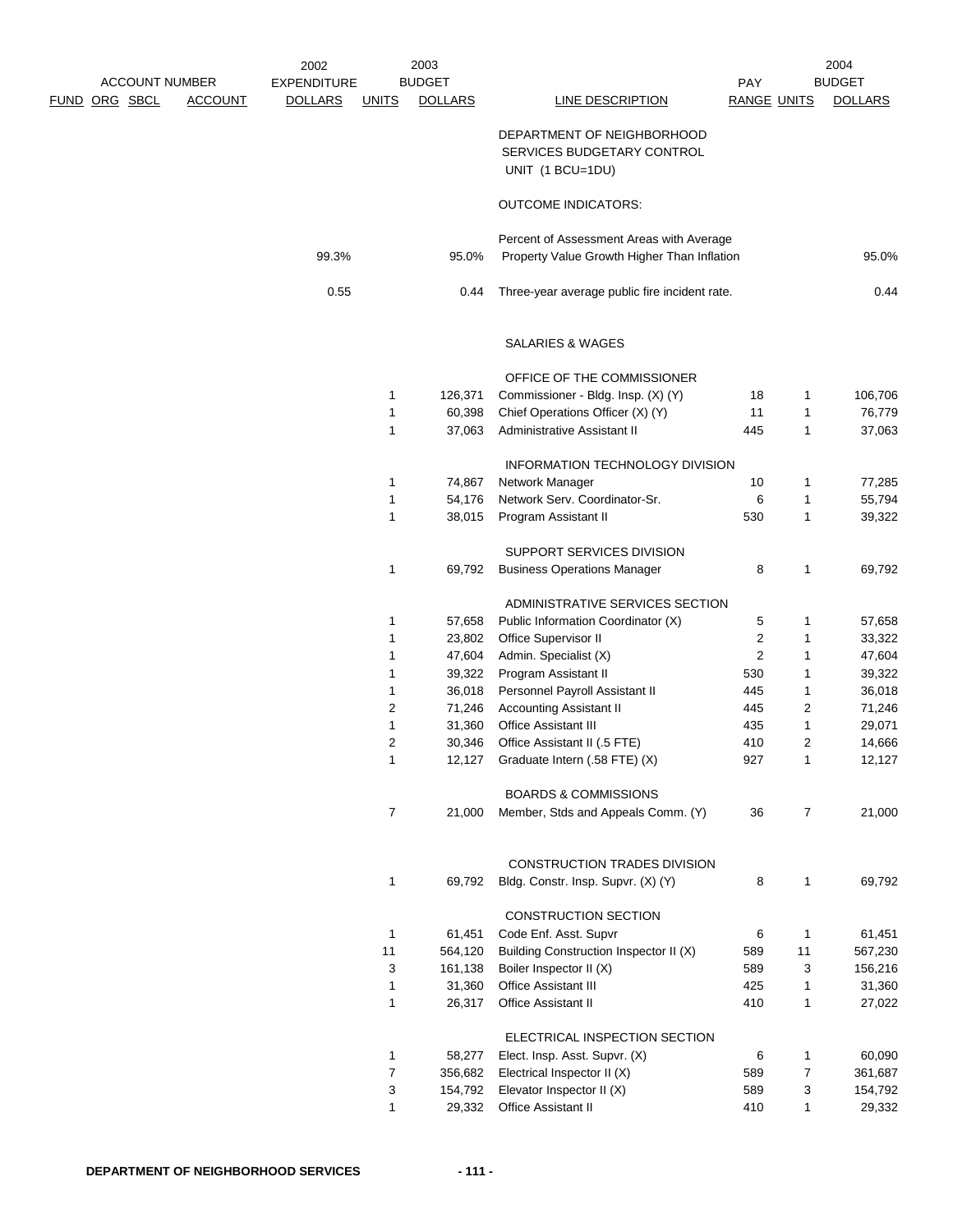| FUND | ORG | SBCL | ACCOUNT | 2002 EXPENDITURE DOLLARS | 2003 UNITS | 2003 BUDGET DOLLARS | LINE DESCRIPTION | PAY RANGE | 2004 UNITS | 2004 BUDGET DOLLARS |
|---|---|---|---|---|---|---|---|---|---|---|
| | | | | | | | DEPARTMENT OF NEIGHBORHOOD SERVICES BUDGETARY CONTROL UNIT (1 BCU=1DU) | | | |
| | | | | | | | OUTCOME INDICATORS: | | | |
| | | | | 99.3% | | 95.0% | Percent of Assessment Areas with Average Property Value Growth Higher Than Inflation | | | 95.0% |
| | | | | 0.55 | | 0.44 | Three-year average public fire incident rate. | | | 0.44 |
| | | | | | | | SALARIES & WAGES | | | |
| | | | | | | | OFFICE OF THE COMMISSIONER | | | |
| | | | | | 1 | 126,371 | Commissioner - Bldg. Insp. (X) (Y) | 18 | 1 | 106,706 |
| | | | | | 1 | 60,398 | Chief Operations Officer (X) (Y) | 11 | 1 | 76,779 |
| | | | | | 1 | 37,063 | Administrative Assistant II | 445 | 1 | 37,063 |
| | | | | | | | INFORMATION TECHNOLOGY DIVISION | | | |
| | | | | | 1 | 74,867 | Network Manager | 10 | 1 | 77,285 |
| | | | | | 1 | 54,176 | Network Serv. Coordinator-Sr. | 6 | 1 | 55,794 |
| | | | | | 1 | 38,015 | Program Assistant II | 530 | 1 | 39,322 |
| | | | | | | | SUPPORT SERVICES DIVISION | | | |
| | | | | | 1 | 69,792 | Business Operations Manager | 8 | 1 | 69,792 |
| | | | | | | | ADMINISTRATIVE SERVICES SECTION | | | |
| | | | | | 1 | 57,658 | Public Information Coordinator (X) | 5 | 1 | 57,658 |
| | | | | | 1 | 23,802 | Office Supervisor II | 2 | 1 | 33,322 |
| | | | | | 1 | 47,604 | Admin. Specialist (X) | 2 | 1 | 47,604 |
| | | | | | 1 | 39,322 | Program Assistant II | 530 | 1 | 39,322 |
| | | | | | 1 | 36,018 | Personnel Payroll Assistant II | 445 | 1 | 36,018 |
| | | | | | 2 | 71,246 | Accounting Assistant II | 445 | 2 | 71,246 |
| | | | | | 1 | 31,360 | Office Assistant III | 435 | 1 | 29,071 |
| | | | | | 2 | 30,346 | Office Assistant II (.5 FTE) | 410 | 2 | 14,666 |
| | | | | | 1 | 12,127 | Graduate Intern (.58 FTE) (X) | 927 | 1 | 12,127 |
| | | | | | | | BOARDS & COMMISSIONS | | | |
| | | | | | 7 | 21,000 | Member, Stds and Appeals Comm. (Y) | 36 | 7 | 21,000 |
| | | | | | | | CONSTRUCTION TRADES DIVISION | | | |
| | | | | | 1 | 69,792 | Bldg. Constr. Insp. Supvr. (X) (Y) | 8 | 1 | 69,792 |
| | | | | | | | CONSTRUCTION SECTION | | | |
| | | | | | 1 | 61,451 | Code Enf. Asst. Supvr | 6 | 1 | 61,451 |
| | | | | | 11 | 564,120 | Building Construction Inspector II (X) | 589 | 11 | 567,230 |
| | | | | | 3 | 161,138 | Boiler Inspector II (X) | 589 | 3 | 156,216 |
| | | | | | 1 | 31,360 | Office Assistant III | 425 | 1 | 31,360 |
| | | | | | 1 | 26,317 | Office Assistant II | 410 | 1 | 27,022 |
| | | | | | | | ELECTRICAL INSPECTION SECTION | | | |
| | | | | | 1 | 58,277 | Elect. Insp. Asst. Supvr. (X) | 6 | 1 | 60,090 |
| | | | | | 7 | 356,682 | Electrical Inspector II (X) | 589 | 7 | 361,687 |
| | | | | | 3 | 154,792 | Elevator Inspector II (X) | 589 | 3 | 154,792 |
| | | | | | 1 | 29,332 | Office Assistant II | 410 | 1 | 29,332 |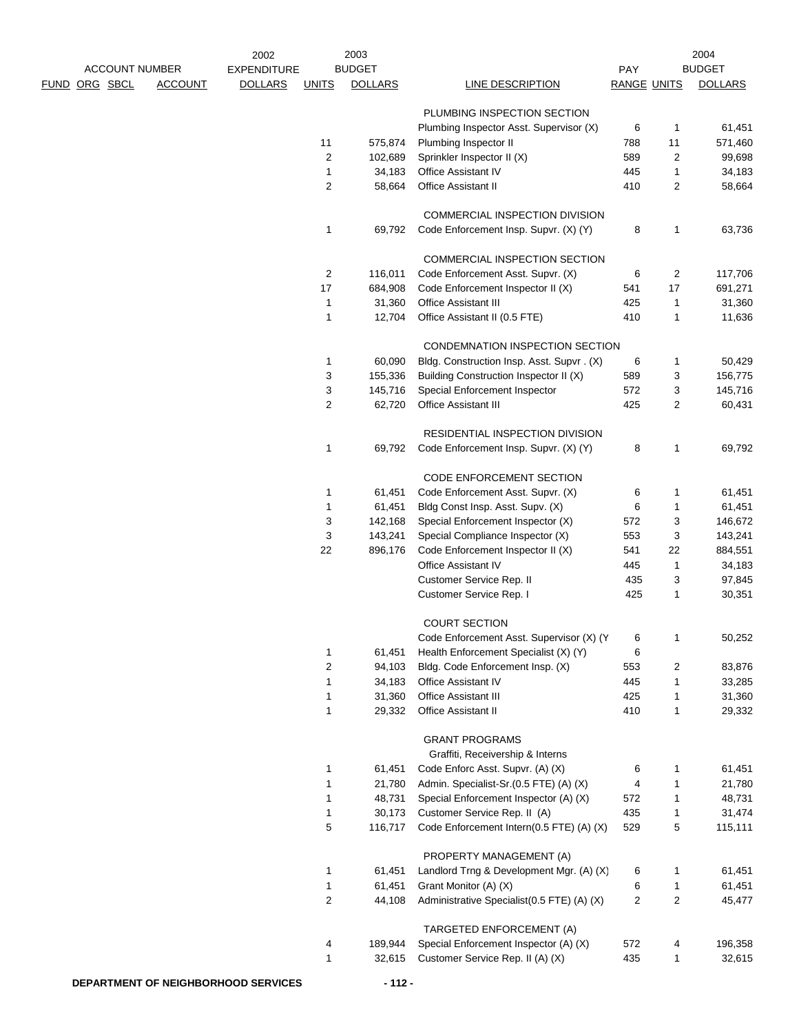| ACCOUNT NUMBER | | | | 2002 EXPENDITURE | 2003 BUDGET | | | PAY | | 2004 BUDGET |
|---|---|---|---|---|---|---|---|---|---|---|
| FUND | ORG | SBCL | ACCOUNT | DOLLARS | UNITS | DOLLARS | LINE DESCRIPTION | RANGE | UNITS | DOLLARS |
| | | | | | | | PLUMBING INSPECTION SECTION | | | |
| | | | | | | | Plumbing Inspector Asst. Supervisor (X) | 6 | 1 | 61,451 |
| | | | | | 11 | 575,874 | Plumbing Inspector II | 788 | 11 | 571,460 |
| | | | | | 2 | 102,689 | Sprinkler Inspector II (X) | 589 | 2 | 99,698 |
| | | | | | 1 | 34,183 | Office Assistant IV | 445 | 1 | 34,183 |
| | | | | | 2 | 58,664 | Office Assistant II | 410 | 2 | 58,664 |
| | | | | | | | COMMERCIAL INSPECTION DIVISION | | | |
| | | | | | 1 | 69,792 | Code Enforcement Insp. Supvr. (X) (Y) | 8 | 1 | 63,736 |
| | | | | | | | COMMERCIAL INSPECTION SECTION | | | |
| | | | | | 2 | 116,011 | Code Enforcement Asst. Supvr. (X) | 6 | 2 | 117,706 |
| | | | | | 17 | 684,908 | Code Enforcement Inspector II (X) | 541 | 17 | 691,271 |
| | | | | | 1 | 31,360 | Office Assistant III | 425 | 1 | 31,360 |
| | | | | | 1 | 12,704 | Office Assistant II (0.5 FTE) | 410 | 1 | 11,636 |
| | | | | | | | CONDEMNATION INSPECTION SECTION | | | |
| | | | | | 1 | 60,090 | Bldg. Construction Insp. Asst. Supvr . (X) | 6 | 1 | 50,429 |
| | | | | | 3 | 155,336 | Building Construction Inspector II (X) | 589 | 3 | 156,775 |
| | | | | | 3 | 145,716 | Special Enforcement Inspector | 572 | 3 | 145,716 |
| | | | | | 2 | 62,720 | Office Assistant III | 425 | 2 | 60,431 |
| | | | | | | | RESIDENTIAL INSPECTION DIVISION | | | |
| | | | | | 1 | 69,792 | Code Enforcement Insp. Supvr. (X) (Y) | 8 | 1 | 69,792 |
| | | | | | | | CODE ENFORCEMENT SECTION | | | |
| | | | | | 1 | 61,451 | Code Enforcement Asst. Supvr. (X) | 6 | 1 | 61,451 |
| | | | | | 1 | 61,451 | Bldg Const Insp. Asst. Supv. (X) | 6 | 1 | 61,451 |
| | | | | | 3 | 142,168 | Special Enforcement Inspector (X) | 572 | 3 | 146,672 |
| | | | | | 3 | 143,241 | Special Compliance Inspector (X) | 553 | 3 | 143,241 |
| | | | | | 22 | 896,176 | Code Enforcement Inspector II (X) | 541 | 22 | 884,551 |
| | | | | | | | Office Assistant IV | 445 | 1 | 34,183 |
| | | | | | | | Customer Service Rep. II | 435 | 3 | 97,845 |
| | | | | | | | Customer Service Rep. I | 425 | 1 | 30,351 |
| | | | | | | | COURT SECTION | | | |
| | | | | | | | Code Enforcement Asst. Supervisor (X) (Y | 6 | 1 | 50,252 |
| | | | | | 1 | 61,451 | Health Enforcement Specialist (X) (Y) | 6 | | |
| | | | | | 2 | 94,103 | Bldg. Code Enforcement Insp. (X) | 553 | 2 | 83,876 |
| | | | | | 1 | 34,183 | Office Assistant IV | 445 | 1 | 33,285 |
| | | | | | 1 | 31,360 | Office Assistant III | 425 | 1 | 31,360 |
| | | | | | 1 | 29,332 | Office Assistant II | 410 | 1 | 29,332 |
| | | | | | | | GRANT PROGRAMS | | | |
| | | | | | | | Graffiti, Receivership & Interns | | | |
| | | | | | 1 | 61,451 | Code Enforc Asst. Supvr. (A) (X) | 6 | 1 | 61,451 |
| | | | | | 1 | 21,780 | Admin. Specialist-Sr.(0.5 FTE) (A) (X) | 4 | 1 | 21,780 |
| | | | | | 1 | 48,731 | Special Enforcement Inspector (A) (X) | 572 | 1 | 48,731 |
| | | | | | 1 | 30,173 | Customer Service Rep. II (A) | 435 | 1 | 31,474 |
| | | | | | 5 | 116,717 | Code Enforcement Intern(0.5 FTE) (A) (X) | 529 | 5 | 115,111 |
| | | | | | | | PROPERTY MANAGEMENT (A) | | | |
| | | | | | 1 | 61,451 | Landlord Trng & Development Mgr. (A) (X) | 6 | 1 | 61,451 |
| | | | | | 1 | 61,451 | Grant Monitor (A) (X) | 6 | 1 | 61,451 |
| | | | | | 2 | 44,108 | Administrative Specialist(0.5 FTE) (A) (X) | 2 | 2 | 45,477 |
| | | | | | | | TARGETED ENFORCEMENT (A) | | | |
| | | | | | 4 | 189,944 | Special Enforcement Inspector (A) (X) | 572 | 4 | 196,358 |
| | | | | | 1 | 32,615 | Customer Service Rep. II (A) (X) | 435 | 1 | 32,615 |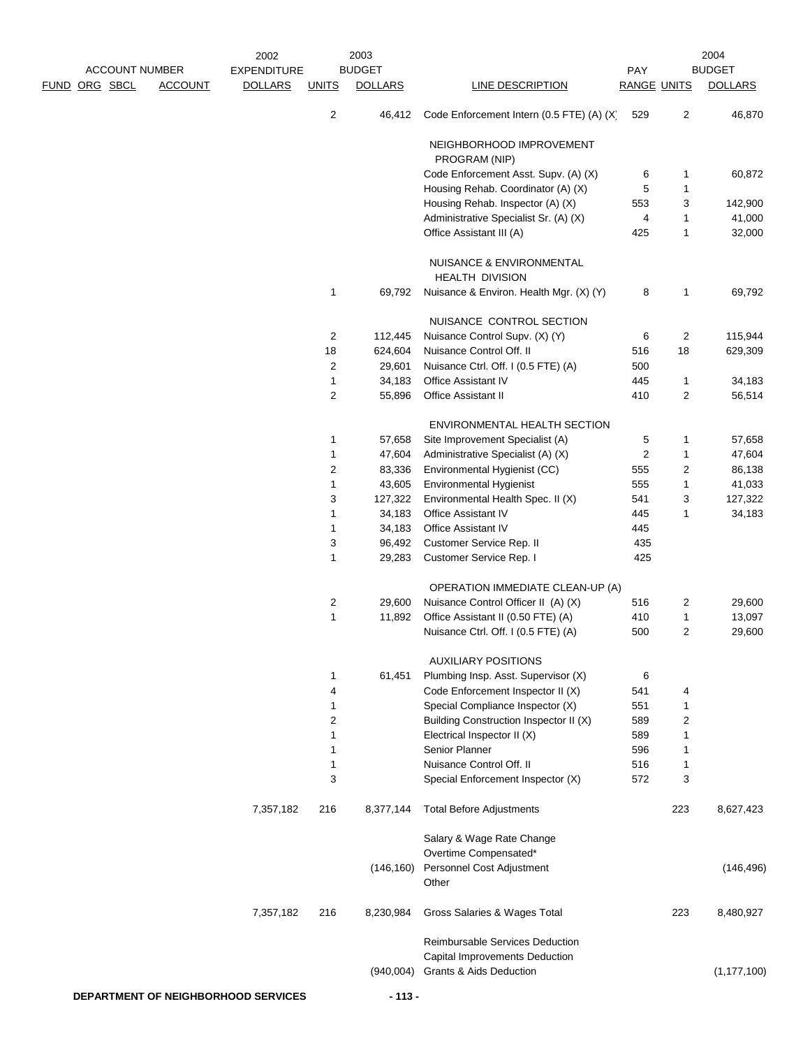| FUND | ORG | SBCL | ACCOUNT | 2002 EXPENDITURE DOLLARS | 2003 BUDGET UNITS | 2003 BUDGET DOLLARS | LINE DESCRIPTION | PAY RANGE | 2004 BUDGET UNITS | 2004 BUDGET DOLLARS |
|---|---|---|---|---|---|---|---|---|---|---|
| | | | | | 2 | 46,412 | Code Enforcement Intern (0.5 FTE) (A) (X) | 529 | 2 | 46,870 |
| | | | | | | | NEIGHBORHOOD IMPROVEMENT PROGRAM (NIP) | | | |
| | | | | | | | Code Enforcement Asst. Supv. (A) (X) | 6 | 1 | 60,872 |
| | | | | | | | Housing Rehab. Coordinator (A) (X) | 5 | 1 | |
| | | | | | | | Housing Rehab. Inspector (A) (X) | 553 | 3 | 142,900 |
| | | | | | | | Administrative Specialist Sr. (A) (X) | 4 | 1 | 41,000 |
| | | | | | | | Office Assistant III (A) | 425 | 1 | 32,000 |
| | | | | | | | NUISANCE & ENVIRONMENTAL HEALTH DIVISION | | | |
| | | | | | 1 | 69,792 | Nuisance & Environ. Health Mgr. (X) (Y) | 8 | 1 | 69,792 |
| | | | | | | | NUISANCE CONTROL SECTION | | | |
| | | | | | 2 | 112,445 | Nuisance Control Supv. (X) (Y) | 6 | 2 | 115,944 |
| | | | | | 18 | 624,604 | Nuisance Control Off. II | 516 | 18 | 629,309 |
| | | | | | 2 | 29,601 | Nuisance Ctrl. Off. I (0.5 FTE) (A) | 500 | | |
| | | | | | 1 | 34,183 | Office Assistant IV | 445 | 1 | 34,183 |
| | | | | | 2 | 55,896 | Office Assistant II | 410 | 2 | 56,514 |
| | | | | | | | ENVIRONMENTAL HEALTH SECTION | | | |
| | | | | | 1 | 57,658 | Site Improvement Specialist (A) | 5 | 1 | 57,658 |
| | | | | | 1 | 47,604 | Administrative Specialist (A) (X) | 2 | 1 | 47,604 |
| | | | | | 2 | 83,336 | Environmental Hygienist (CC) | 555 | 2 | 86,138 |
| | | | | | 1 | 43,605 | Environmental Hygienist | 555 | 1 | 41,033 |
| | | | | | 3 | 127,322 | Environmental Health Spec. II (X) | 541 | 3 | 127,322 |
| | | | | | 1 | 34,183 | Office Assistant IV | 445 | 1 | 34,183 |
| | | | | | 1 | 34,183 | Office Assistant IV | 445 | | |
| | | | | | 3 | 96,492 | Customer Service Rep. II | 435 | | |
| | | | | | 1 | 29,283 | Customer Service Rep. I | 425 | | |
| | | | | | | | OPERATION IMMEDIATE CLEAN-UP (A) | | | |
| | | | | | 2 | 29,600 | Nuisance Control Officer II (A) (X) | 516 | 2 | 29,600 |
| | | | | | 1 | 11,892 | Office Assistant II (0.50 FTE) (A) | 410 | 1 | 13,097 |
| | | | | | | | Nuisance Ctrl. Off. I (0.5 FTE) (A) | 500 | 2 | 29,600 |
| | | | | | | | AUXILIARY POSITIONS | | | |
| | | | | | 1 | 61,451 | Plumbing Insp. Asst. Supervisor (X) | 6 | | |
| | | | | | 4 | | Code Enforcement Inspector II (X) | 541 | 4 | |
| | | | | | 1 | | Special Compliance Inspector (X) | 551 | 1 | |
| | | | | | 2 | | Building Construction Inspector II (X) | 589 | 2 | |
| | | | | | 1 | | Electrical Inspector II (X) | 589 | 1 | |
| | | | | | 1 | | Senior Planner | 596 | 1 | |
| | | | | | 1 | | Nuisance Control Off. II | 516 | 1 | |
| | | | | | 3 | | Special Enforcement Inspector (X) | 572 | 3 | |
| | | | | 7,357,182 | 216 | 8,377,144 | Total Before Adjustments | | 223 | 8,627,423 |
| | | | | | | | Salary & Wage Rate Change | | | |
| | | | | | | | Overtime Compensated* | | | |
| | | | | | | (146,160) | Personnel Cost Adjustment | | | (146,496) |
| | | | | | | | Other | | | |
| | | | | 7,357,182 | 216 | 8,230,984 | Gross Salaries & Wages Total | | 223 | 8,480,927 |
| | | | | | | | Reimbursable Services Deduction | | | |
| | | | | | | | Capital Improvements Deduction | | | |
| | | | | | | (940,004) | Grants & Aids Deduction | | | (1,177,100) |

DEPARTMENT OF NEIGHBORHOOD SERVICES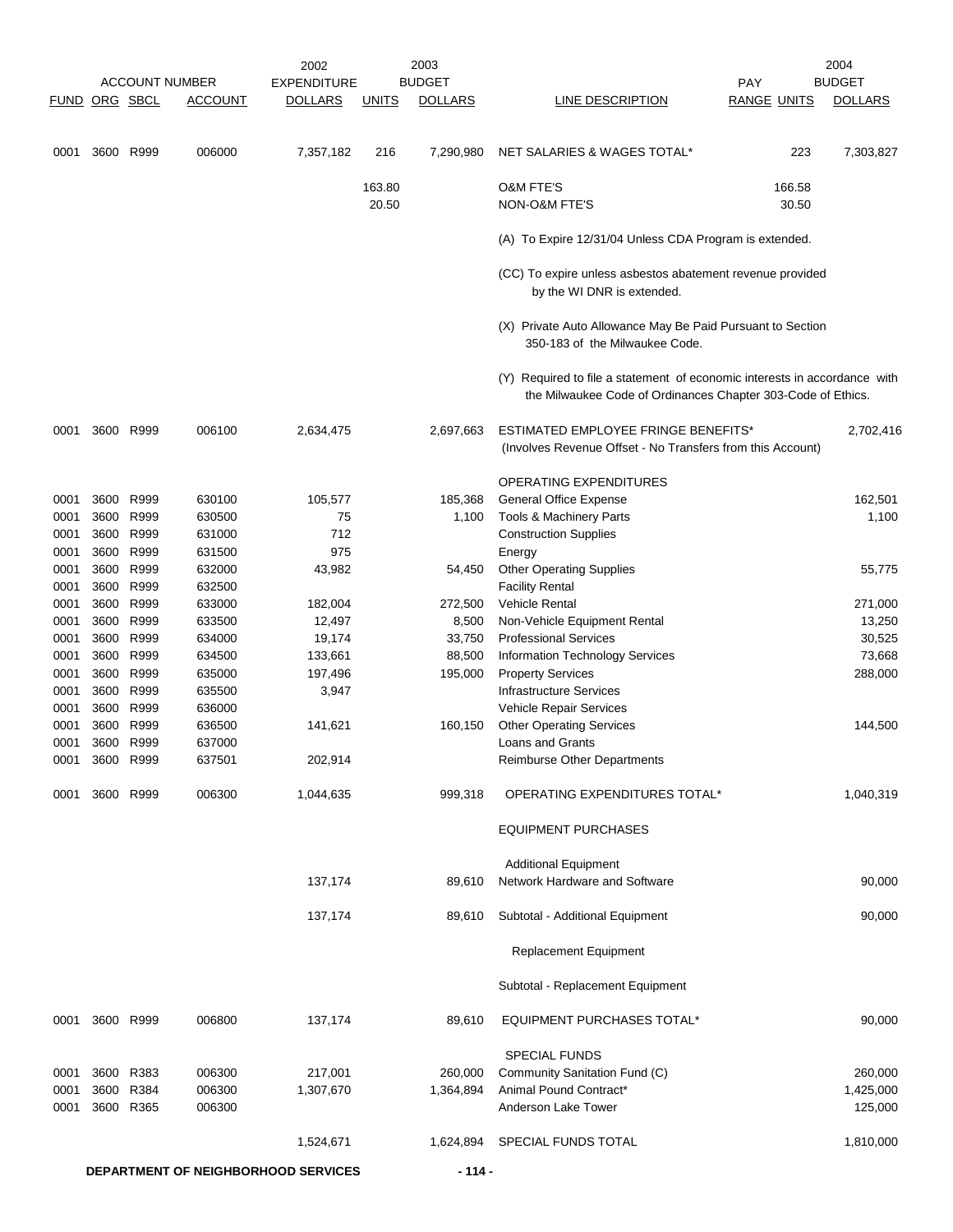| FUND | ORG | SBCL | ACCOUNT NUMBER ACCOUNT | 2002 EXPENDITURE DOLLARS | UNITS | 2003 BUDGET DOLLARS | LINE DESCRIPTION | PAY RANGE | UNITS | 2004 BUDGET DOLLARS |
|---|---|---|---|---|---|---|---|---|---|---|
| 0001 | 3600 | R999 | 006000 | 7,357,182 | 216 | 7,290,980 | NET SALARIES & WAGES TOTAL* | | 223 | 7,303,827 |
| | | | | | 163.80 | | O&M FTE'S | | 166.58 | |
| | | | | | 20.50 | | NON-O&M FTE'S | | 30.50 | |
| | | | | | | | (A) To Expire 12/31/04 Unless CDA Program is extended. | | | |
| | | | | | | | (CC) To expire unless asbestos abatement revenue provided by the WI DNR is extended. | | | |
| | | | | | | | (X) Private Auto Allowance May Be Paid Pursuant to Section 350-183 of the Milwaukee Code. | | | |
| | | | | | | | (Y) Required to file a statement of economic interests in accordance with the Milwaukee Code of Ordinances Chapter 303-Code of Ethics. | | | |
| 0001 | 3600 | R999 | 006100 | 2,634,475 | | 2,697,663 | ESTIMATED EMPLOYEE FRINGE BENEFITS* (Involves Revenue Offset - No Transfers from this Account) | | | 2,702,416 |
| | | | | | | | OPERATING EXPENDITURES | | | |
| 0001 | 3600 | R999 | 630100 | 105,577 | | 185,368 | General Office Expense | | | 162,501 |
| 0001 | 3600 | R999 | 630500 | 75 | | 1,100 | Tools & Machinery Parts | | | 1,100 |
| 0001 | 3600 | R999 | 631000 | 712 | | | Construction Supplies | | | |
| 0001 | 3600 | R999 | 631500 | 975 | | | Energy | | | |
| 0001 | 3600 | R999 | 632000 | 43,982 | | 54,450 | Other Operating Supplies | | | 55,775 |
| 0001 | 3600 | R999 | 632500 | | | | Facility Rental | | | |
| 0001 | 3600 | R999 | 633000 | 182,004 | | 272,500 | Vehicle Rental | | | 271,000 |
| 0001 | 3600 | R999 | 633500 | 12,497 | | 8,500 | Non-Vehicle Equipment Rental | | | 13,250 |
| 0001 | 3600 | R999 | 634000 | 19,174 | | 33,750 | Professional Services | | | 30,525 |
| 0001 | 3600 | R999 | 634500 | 133,661 | | 88,500 | Information Technology Services | | | 73,668 |
| 0001 | 3600 | R999 | 635000 | 197,496 | | 195,000 | Property Services | | | 288,000 |
| 0001 | 3600 | R999 | 635500 | 3,947 | | | Infrastructure Services | | | |
| 0001 | 3600 | R999 | 636000 | | | | Vehicle Repair Services | | | |
| 0001 | 3600 | R999 | 636500 | 141,621 | | 160,150 | Other Operating Services | | | 144,500 |
| 0001 | 3600 | R999 | 637000 | | | | Loans and Grants | | | |
| 0001 | 3600 | R999 | 637501 | 202,914 | | | Reimburse Other Departments | | | |
| 0001 | 3600 | R999 | 006300 | 1,044,635 | | 999,318 | OPERATING EXPENDITURES TOTAL* | | | 1,040,319 |
| | | | | | | | EQUIPMENT PURCHASES | | | |
| | | | | | | | Additional Equipment | | | |
| | | | | 137,174 | | 89,610 | Network Hardware and Software | | | 90,000 |
| | | | | 137,174 | | 89,610 | Subtotal - Additional Equipment | | | 90,000 |
| | | | | | | | Replacement Equipment | | | |
| | | | | | | | Subtotal - Replacement Equipment | | | |
| 0001 | 3600 | R999 | 006800 | 137,174 | | 89,610 | EQUIPMENT PURCHASES TOTAL* | | | 90,000 |
| | | | | | | | SPECIAL FUNDS | | | |
| 0001 | 3600 | R383 | 006300 | 217,001 | | 260,000 | Community Sanitation Fund (C) | | | 260,000 |
| 0001 | 3600 | R384 | 006300 | 1,307,670 | | 1,364,894 | Animal Pound Contract* | | | 1,425,000 |
| 0001 | 3600 | R365 | 006300 | | | | Anderson Lake Tower | | | 125,000 |
| | | | | 1,524,671 | | 1,624,894 | SPECIAL FUNDS TOTAL | | | 1,810,000 |

DEPARTMENT OF NEIGHBORHOOD SERVICES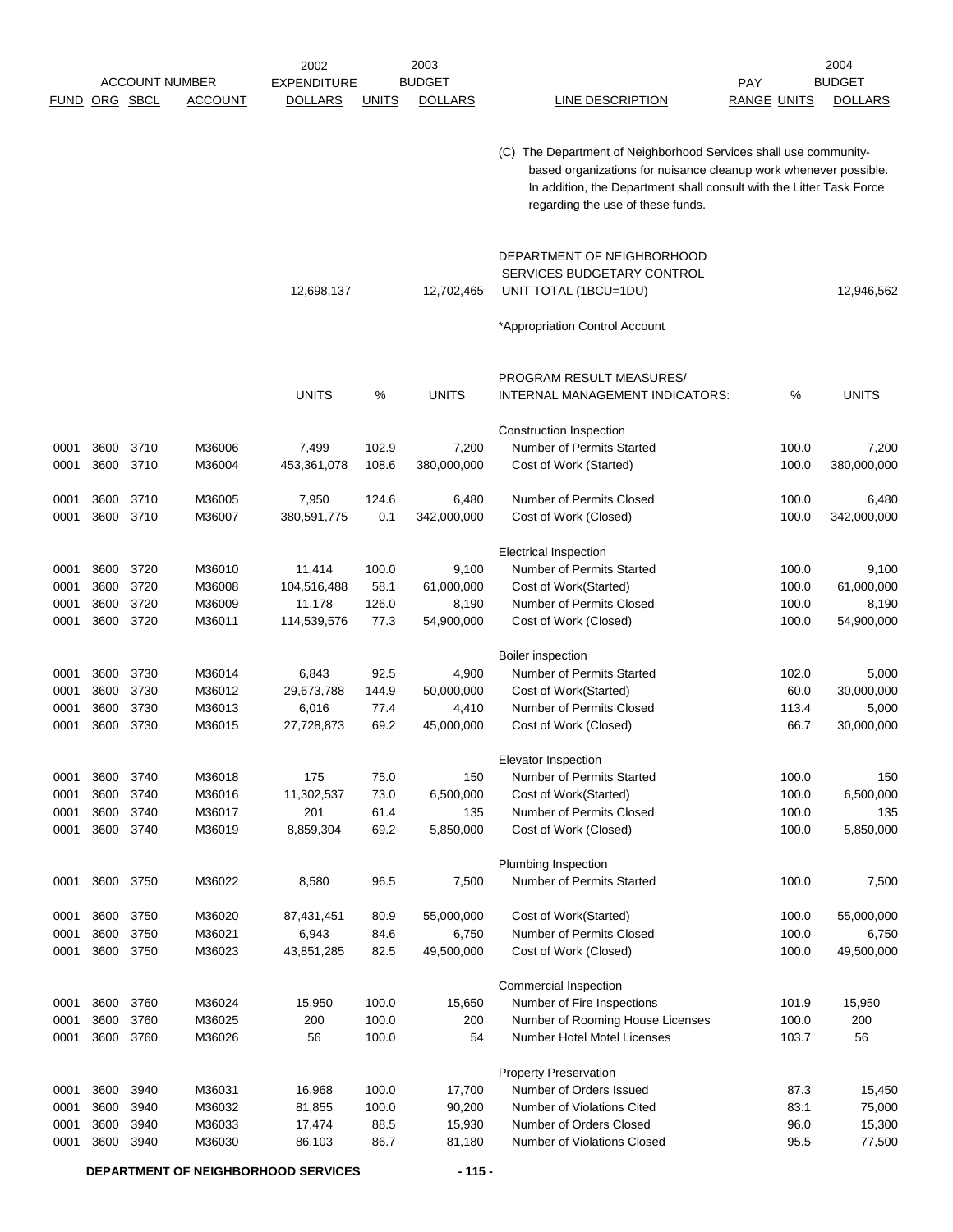| FUND | ORG | SBCL | ACCOUNT NUMBER ACCOUNT | 2002 EXPENDITURE DOLLARS | UNITS | 2003 BUDGET DOLLARS | LINE DESCRIPTION | PAY RANGE | UNITS | 2004 BUDGET DOLLARS |
|---|---|---|---|---|---|---|---|---|---|---|
| | | | | | | | (C) The Department of Neighborhood Services shall use community-based organizations for nuisance cleanup work whenever possible. In addition, the Department shall consult with the Litter Task Force regarding the use of these funds. | | | |
| | | | | 12,698,137 | | 12,702,465 | DEPARTMENT OF NEIGHBORHOOD SERVICES BUDGETARY CONTROL UNIT TOTAL (1BCU=1DU) | | | 12,946,562 |
| | | | | | | | *Appropriation Control Account | | | |

| FUND | ORG | SBCL | ACCOUNT | UNITS | % | UNITS | PROGRAM RESULT MEASURES/ INTERNAL MANAGEMENT INDICATORS: | % | UNITS |
|---|---|---|---|---|---|---|---|---|---|
| | | | | | | | Construction Inspection | | |
| 0001 | 3600 | 3710 | M36006 | 7,499 | 102.9 | 7,200 | Number of Permits Started | 100.0 | 7,200 |
| 0001 | 3600 | 3710 | M36004 | 453,361,078 | 108.6 | 380,000,000 | Cost of Work (Started) | 100.0 | 380,000,000 |
| 0001 | 3600 | 3710 | M36005 | 7,950 | 124.6 | 6,480 | Number of Permits Closed | 100.0 | 6,480 |
| 0001 | 3600 | 3710 | M36007 | 380,591,775 | 0.1 | 342,000,000 | Cost of Work (Closed) | 100.0 | 342,000,000 |
| | | | | | | | Electrical Inspection | | |
| 0001 | 3600 | 3720 | M36010 | 11,414 | 100.0 | 9,100 | Number of Permits Started | 100.0 | 9,100 |
| 0001 | 3600 | 3720 | M36008 | 104,516,488 | 58.1 | 61,000,000 | Cost of Work(Started) | 100.0 | 61,000,000 |
| 0001 | 3600 | 3720 | M36009 | 11,178 | 126.0 | 8,190 | Number of Permits Closed | 100.0 | 8,190 |
| 0001 | 3600 | 3720 | M36011 | 114,539,576 | 77.3 | 54,900,000 | Cost of Work (Closed) | 100.0 | 54,900,000 |
| | | | | | | | Boiler inspection | | |
| 0001 | 3600 | 3730 | M36014 | 6,843 | 92.5 | 4,900 | Number of Permits Started | 102.0 | 5,000 |
| 0001 | 3600 | 3730 | M36012 | 29,673,788 | 144.9 | 50,000,000 | Cost of Work(Started) | 60.0 | 30,000,000 |
| 0001 | 3600 | 3730 | M36013 | 6,016 | 77.4 | 4,410 | Number of Permits Closed | 113.4 | 5,000 |
| 0001 | 3600 | 3730 | M36015 | 27,728,873 | 69.2 | 45,000,000 | Cost of Work (Closed) | 66.7 | 30,000,000 |
| | | | | | | | Elevator Inspection | | |
| 0001 | 3600 | 3740 | M36018 | 175 | 75.0 | 150 | Number of Permits Started | 100.0 | 150 |
| 0001 | 3600 | 3740 | M36016 | 11,302,537 | 73.0 | 6,500,000 | Cost of Work(Started) | 100.0 | 6,500,000 |
| 0001 | 3600 | 3740 | M36017 | 201 | 61.4 | 135 | Number of Permits Closed | 100.0 | 135 |
| 0001 | 3600 | 3740 | M36019 | 8,859,304 | 69.2 | 5,850,000 | Cost of Work (Closed) | 100.0 | 5,850,000 |
| | | | | | | | Plumbing Inspection | | |
| 0001 | 3600 | 3750 | M36022 | 8,580 | 96.5 | 7,500 | Number of Permits Started | 100.0 | 7,500 |
| 0001 | 3600 | 3750 | M36020 | 87,431,451 | 80.9 | 55,000,000 | Cost of Work(Started) | 100.0 | 55,000,000 |
| 0001 | 3600 | 3750 | M36021 | 6,943 | 84.6 | 6,750 | Number of Permits Closed | 100.0 | 6,750 |
| 0001 | 3600 | 3750 | M36023 | 43,851,285 | 82.5 | 49,500,000 | Cost of Work (Closed) | 100.0 | 49,500,000 |
| | | | | | | | Commercial Inspection | | |
| 0001 | 3600 | 3760 | M36024 | 15,950 | 100.0 | 15,650 | Number of Fire Inspections | 101.9 | 15,950 |
| 0001 | 3600 | 3760 | M36025 | 200 | 100.0 | 200 | Number of Rooming House Licenses | 100.0 | 200 |
| 0001 | 3600 | 3760 | M36026 | 56 | 100.0 | 54 | Number Hotel Motel Licenses | 103.7 | 56 |
| | | | | | | | Property Preservation | | |
| 0001 | 3600 | 3940 | M36031 | 16,968 | 100.0 | 17,700 | Number of Orders Issued | 87.3 | 15,450 |
| 0001 | 3600 | 3940 | M36032 | 81,855 | 100.0 | 90,200 | Number of Violations Cited | 83.1 | 75,000 |
| 0001 | 3600 | 3940 | M36033 | 17,474 | 88.5 | 15,930 | Number of Orders Closed | 96.0 | 15,300 |
| 0001 | 3600 | 3940 | M36030 | 86,103 | 86.7 | 81,180 | Number of Violations Closed | 95.5 | 77,500 |

**DEPARTMENT OF NEIGHBORHOOD SERVICES**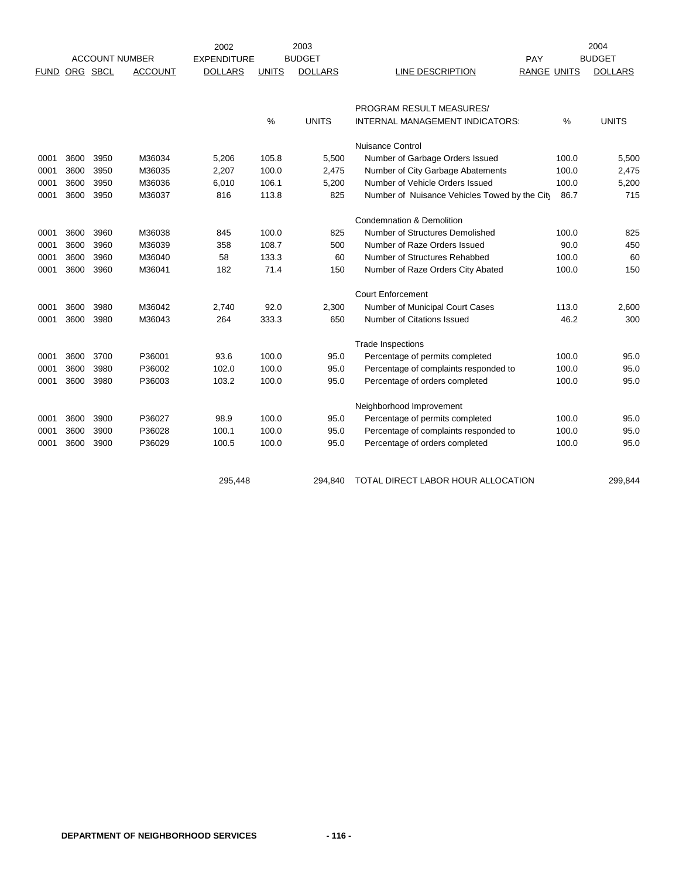| FUND | ORG | SBCL | ACCOUNT NUMBER ACCOUNT | 2002 EXPENDITURE DOLLARS | UNITS | 2003 BUDGET DOLLARS | LINE DESCRIPTION | PAY RANGE | UNITS | 2004 BUDGET DOLLARS |
|---|---|---|---|---|---|---|---|---|---|---|
| | | | | | | | PROGRAM RESULT MEASURES/ | | | |
| | | | | | % | UNITS | INTERNAL MANAGEMENT INDICATORS: | | % | UNITS |
| | | | | | | | Nuisance Control | | | |
| 0001 | 3600 | 3950 | M36034 | 5,206 | 105.8 | 5,500 | Number of Garbage Orders Issued | | 100.0 | 5,500 |
| 0001 | 3600 | 3950 | M36035 | 2,207 | 100.0 | 2,475 | Number of City Garbage Abatements | | 100.0 | 2,475 |
| 0001 | 3600 | 3950 | M36036 | 6,010 | 106.1 | 5,200 | Number of Vehicle Orders Issued | | 100.0 | 5,200 |
| 0001 | 3600 | 3950 | M36037 | 816 | 113.8 | 825 | Number of Nuisance Vehicles Towed by the City | | 86.7 | 715 |
| | | | | | | | Condemnation & Demolition | | | |
| 0001 | 3600 | 3960 | M36038 | 845 | 100.0 | 825 | Number of Structures Demolished | | 100.0 | 825 |
| 0001 | 3600 | 3960 | M36039 | 358 | 108.7 | 500 | Number of Raze Orders Issued | | 90.0 | 450 |
| 0001 | 3600 | 3960 | M36040 | 58 | 133.3 | 60 | Number of Structures Rehabbed | | 100.0 | 60 |
| 0001 | 3600 | 3960 | M36041 | 182 | 71.4 | 150 | Number of Raze Orders City Abated | | 100.0 | 150 |
| | | | | | | | Court Enforcement | | | |
| 0001 | 3600 | 3980 | M36042 | 2,740 | 92.0 | 2,300 | Number of Municipal Court Cases | | 113.0 | 2,600 |
| 0001 | 3600 | 3980 | M36043 | 264 | 333.3 | 650 | Number of Citations Issued | | 46.2 | 300 |
| | | | | | | | Trade Inspections | | | |
| 0001 | 3600 | 3700 | P36001 | 93.6 | 100.0 | 95.0 | Percentage of permits completed | | 100.0 | 95.0 |
| 0001 | 3600 | 3980 | P36002 | 102.0 | 100.0 | 95.0 | Percentage of complaints responded to | | 100.0 | 95.0 |
| 0001 | 3600 | 3980 | P36003 | 103.2 | 100.0 | 95.0 | Percentage of orders completed | | 100.0 | 95.0 |
| | | | | | | | Neighborhood Improvement | | | |
| 0001 | 3600 | 3900 | P36027 | 98.9 | 100.0 | 95.0 | Percentage of permits completed | | 100.0 | 95.0 |
| 0001 | 3600 | 3900 | P36028 | 100.1 | 100.0 | 95.0 | Percentage of complaints responded to | | 100.0 | 95.0 |
| 0001 | 3600 | 3900 | P36029 | 100.5 | 100.0 | 95.0 | Percentage of orders completed | | 100.0 | 95.0 |
| | | | | 295,448 | | 294,840 | TOTAL DIRECT LABOR HOUR ALLOCATION | | | 299,844 |

DEPARTMENT OF NEIGHBORHOOD SERVICES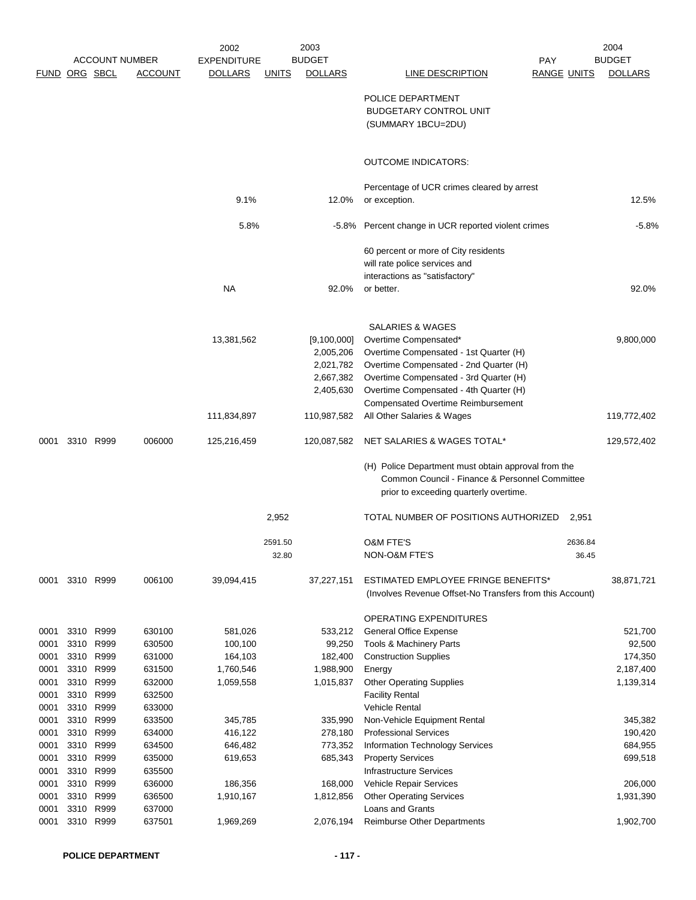| ACCOUNT NUMBER | | | | 2002 EXPENDITURE | 2003 BUDGET | | | PAY | | 2004 BUDGET |
|---|---|---|---|---|---|---|---|---|---|---|
| FUND | ORG | SBCL | ACCOUNT | DOLLARS | UNITS | DOLLARS | LINE DESCRIPTION | RANGE | UNITS | DOLLARS |
| | | | | | | | POLICE DEPARTMENT BUDGETARY CONTROL UNIT (SUMMARY 1BCU=2DU) | | | |
| | | | | | | | OUTCOME INDICATORS: | | | |
| | | | | 9.1% | | 12.0% | Percentage of UCR crimes cleared by arrest or exception. | | | 12.5% |
| | | | | 5.8% | | -5.8% | Percent change in UCR reported violent crimes | | | -5.8% |
| | | | | NA | | 92.0% | 60 percent or more of City residents will rate police services and interactions as "satisfactory" or better. | | | 92.0% |
| | | | | | | | SALARIES & WAGES | | | |
| | | | | 13,381,562 | | [9,100,000] | Overtime Compensated* | | | 9,800,000 |
| | | | | | | 2,005,206 | Overtime Compensated - 1st Quarter (H) | | | |
| | | | | | | 2,021,782 | Overtime Compensated - 2nd Quarter (H) | | | |
| | | | | | | 2,667,382 | Overtime Compensated - 3rd Quarter (H) | | | |
| | | | | | | 2,405,630 | Overtime Compensated - 4th Quarter (H) | | | |
| | | | | | | | Compensated Overtime Reimbursement | | | |
| | | | | 111,834,897 | | 110,987,582 | All Other Salaries & Wages | | | 119,772,402 |
| 0001 | 3310 | R999 | 006000 | 125,216,459 | | 120,087,582 | NET SALARIES & WAGES TOTAL* | | | 129,572,402 |
| | | | | | | | (H) Police Department must obtain approval from the Common Council - Finance & Personnel Committee prior to exceeding quarterly overtime. | | | |
| | | | | | 2,952 | | TOTAL NUMBER OF POSITIONS AUTHORIZED | | 2,951 | |
| | | | | | 2591.50 | | O&M FTE'S | | 2636.84 | |
| | | | | | 32.80 | | NON-O&M FTE'S | | 36.45 | |
| 0001 | 3310 | R999 | 006100 | 39,094,415 | | 37,227,151 | ESTIMATED EMPLOYEE FRINGE BENEFITS* (Involves Revenue Offset-No Transfers from this Account) | | | 38,871,721 |
| | | | | | | | OPERATING EXPENDITURES | | | |
| 0001 | 3310 | R999 | 630100 | 581,026 | | 533,212 | General Office Expense | | | 521,700 |
| 0001 | 3310 | R999 | 630500 | 100,100 | | 99,250 | Tools & Machinery Parts | | | 92,500 |
| 0001 | 3310 | R999 | 631000 | 164,103 | | 182,400 | Construction Supplies | | | 174,350 |
| 0001 | 3310 | R999 | 631500 | 1,760,546 | | 1,988,900 | Energy | | | 2,187,400 |
| 0001 | 3310 | R999 | 632000 | 1,059,558 | | 1,015,837 | Other Operating Supplies | | | 1,139,314 |
| 0001 | 3310 | R999 | 632500 | | | | Facility Rental | | | |
| 0001 | 3310 | R999 | 633000 | | | | Vehicle Rental | | | |
| 0001 | 3310 | R999 | 633500 | 345,785 | | 335,990 | Non-Vehicle Equipment Rental | | | 345,382 |
| 0001 | 3310 | R999 | 634000 | 416,122 | | 278,180 | Professional Services | | | 190,420 |
| 0001 | 3310 | R999 | 634500 | 646,482 | | 773,352 | Information Technology Services | | | 684,955 |
| 0001 | 3310 | R999 | 635000 | 619,653 | | 685,343 | Property Services | | | 699,518 |
| 0001 | 3310 | R999 | 635500 | | | | Infrastructure Services | | | |
| 0001 | 3310 | R999 | 636000 | 186,356 | | 168,000 | Vehicle Repair Services | | | 206,000 |
| 0001 | 3310 | R999 | 636500 | 1,910,167 | | 1,812,856 | Other Operating Services | | | 1,931,390 |
| 0001 | 3310 | R999 | 637000 | | | | Loans and Grants | | | |
| 0001 | 3310 | R999 | 637501 | 1,969,269 | | 2,076,194 | Reimburse Other Departments | | | 1,902,700 |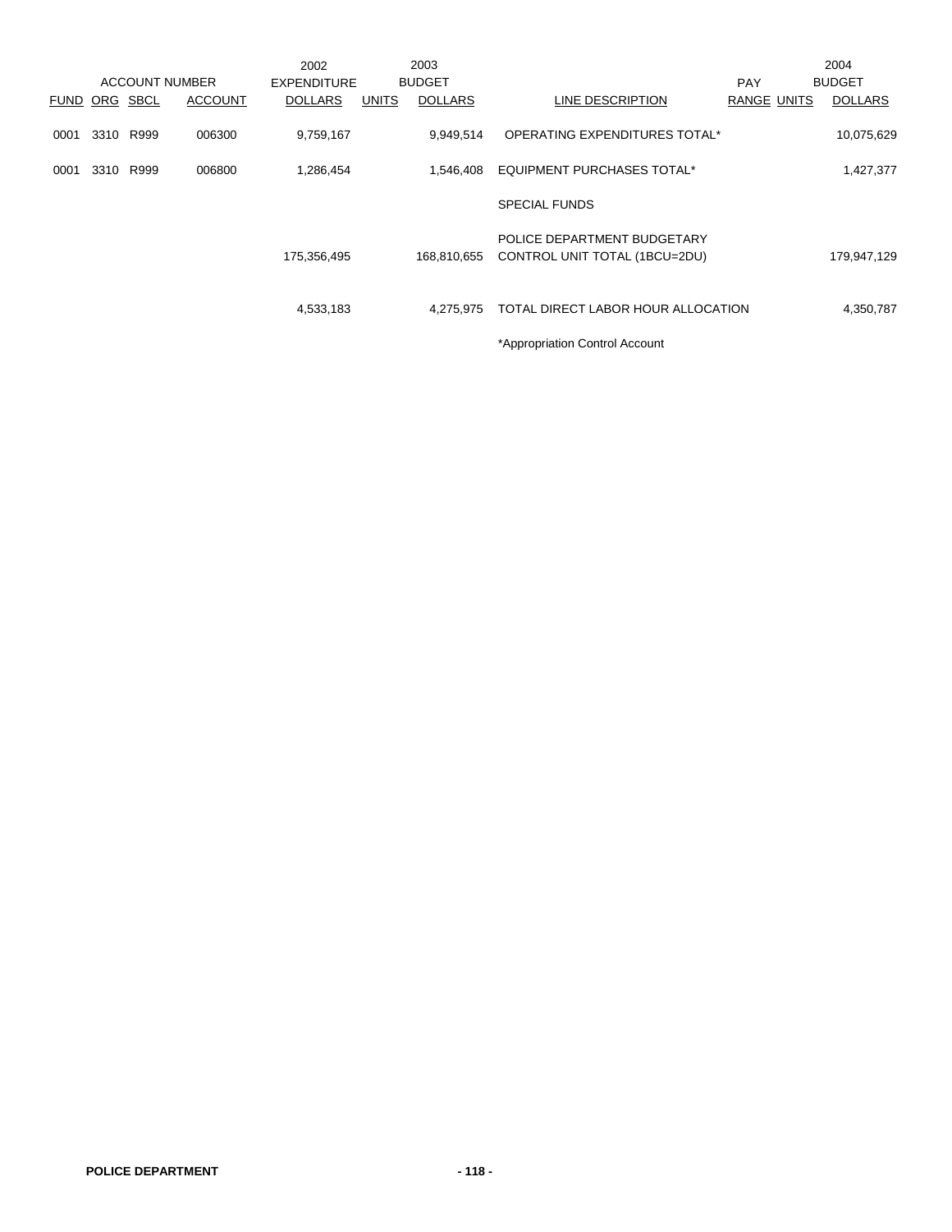| ACCOUNT NUMBER | | | | 2002 EXPENDITURE | 2003 BUDGET | | | PAY | | 2004 BUDGET |
|---|---|---|---|---|---|---|---|---|---|---|
| FUND | ORG | SBCL | ACCOUNT | DOLLARS | UNITS | DOLLARS | LINE DESCRIPTION | RANGE | UNITS | DOLLARS |
| 0001 | 3310 | R999 | 006300 | 9,759,167 | | 9,949,514 | OPERATING EXPENDITURES TOTAL* | | | 10,075,629 |
| 0001 | 3310 | R999 | 006800 | 1,286,454 | | 1,546,408 | EQUIPMENT PURCHASES TOTAL* | | | 1,427,377 |
| | | | | | | | SPECIAL FUNDS | | | |
| | | | | 175,356,495 | | 168,810,655 | POLICE DEPARTMENT BUDGETARY CONTROL UNIT TOTAL (1BCU=2DU) | | | 179,947,129 |
| | | | | 4,533,183 | | 4,275,975 | TOTAL DIRECT LABOR HOUR ALLOCATION | | | 4,350,787 |

*Appropriation Control Account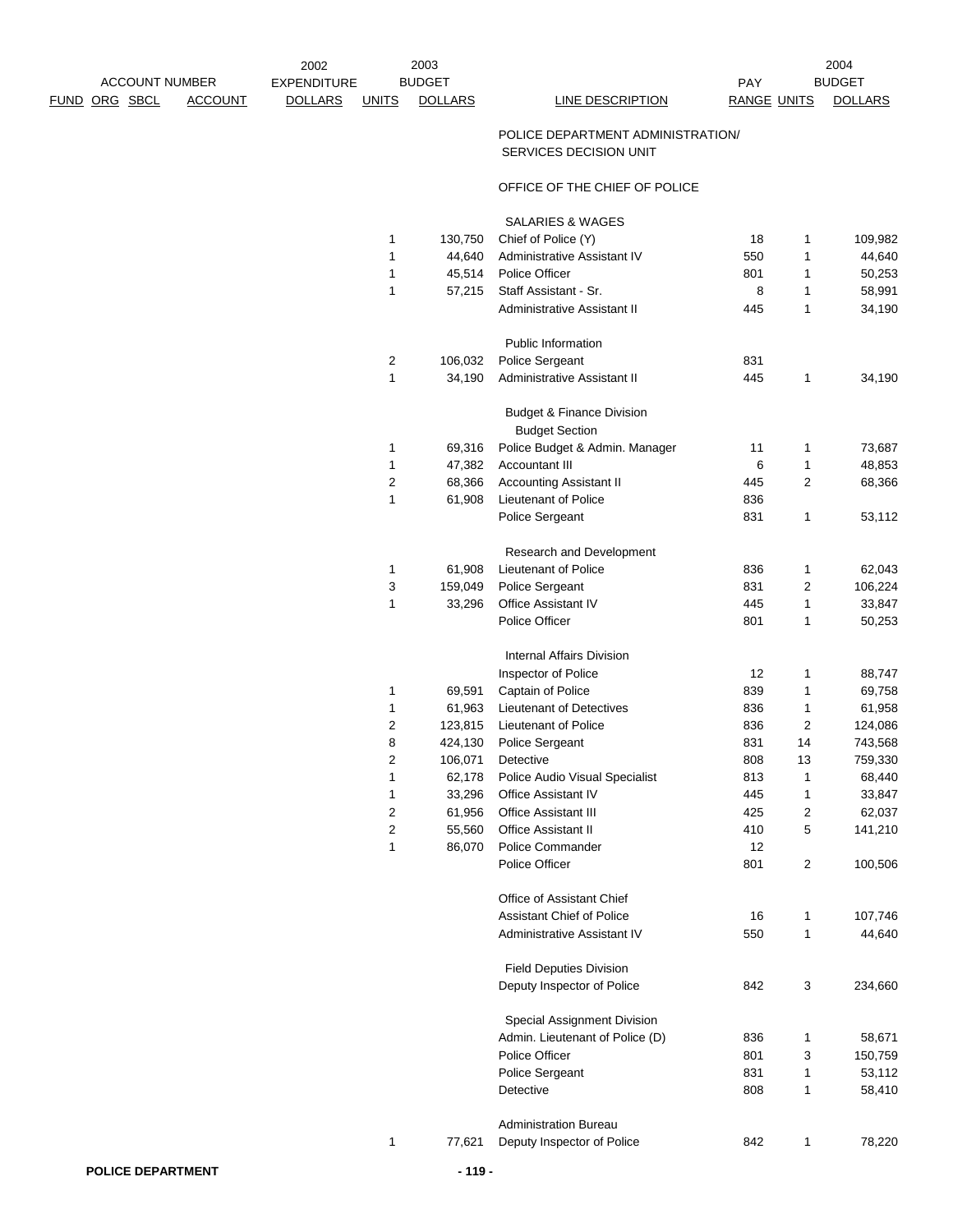| FUND | ORG | SBCL | ACCOUNT | 2002 EXPENDITURE DOLLARS | 2003 BUDGET UNITS | 2003 BUDGET DOLLARS | LINE DESCRIPTION | PAY RANGE | 2004 BUDGET UNITS | 2004 BUDGET DOLLARS |
|---|---|---|---|---|---|---|---|---|---|---|
| | | | | | | | POLICE DEPARTMENT ADMINISTRATION/ SERVICES DECISION UNIT | | | |
| | | | | | | | OFFICE OF THE CHIEF OF POLICE | | | |
| | | | | | | | SALARIES & WAGES | | | |
| | | | | | 1 | 130,750 | Chief of Police (Y) | 18 | 1 | 109,982 |
| | | | | | 1 | 44,640 | Administrative Assistant IV | 550 | 1 | 44,640 |
| | | | | | 1 | 45,514 | Police Officer | 801 | 1 | 50,253 |
| | | | | | 1 | 57,215 | Staff Assistant - Sr. | 8 | 1 | 58,991 |
| | | | | | | | Administrative Assistant II | 445 | 1 | 34,190 |
| | | | | | | | Public Information | | | |
| | | | | | 2 | 106,032 | Police Sergeant | 831 | | |
| | | | | | 1 | 34,190 | Administrative Assistant II | 445 | 1 | 34,190 |
| | | | | | | | Budget & Finance Division | | | |
| | | | | | | | Budget Section | | | |
| | | | | | 1 | 69,316 | Police Budget & Admin. Manager | 11 | 1 | 73,687 |
| | | | | | 1 | 47,382 | Accountant III | 6 | 1 | 48,853 |
| | | | | | 2 | 68,366 | Accounting Assistant II | 445 | 2 | 68,366 |
| | | | | | 1 | 61,908 | Lieutenant of Police | 836 | | |
| | | | | | | | Police Sergeant | 831 | 1 | 53,112 |
| | | | | | | | Research and Development | | | |
| | | | | | 1 | 61,908 | Lieutenant of Police | 836 | 1 | 62,043 |
| | | | | | 3 | 159,049 | Police Sergeant | 831 | 2 | 106,224 |
| | | | | | 1 | 33,296 | Office Assistant IV | 445 | 1 | 33,847 |
| | | | | | | | Police Officer | 801 | 1 | 50,253 |
| | | | | | | | Internal Affairs Division | | | |
| | | | | | | | Inspector of Police | 12 | 1 | 88,747 |
| | | | | | 1 | 69,591 | Captain of Police | 839 | 1 | 69,758 |
| | | | | | 1 | 61,963 | Lieutenant of Detectives | 836 | 1 | 61,958 |
| | | | | | 2 | 123,815 | Lieutenant of Police | 836 | 2 | 124,086 |
| | | | | | 8 | 424,130 | Police Sergeant | 831 | 14 | 743,568 |
| | | | | | 2 | 106,071 | Detective | 808 | 13 | 759,330 |
| | | | | | 1 | 62,178 | Police Audio Visual Specialist | 813 | 1 | 68,440 |
| | | | | | 1 | 33,296 | Office Assistant IV | 445 | 1 | 33,847 |
| | | | | | 2 | 61,956 | Office Assistant III | 425 | 2 | 62,037 |
| | | | | | 2 | 55,560 | Office Assistant II | 410 | 5 | 141,210 |
| | | | | | 1 | 86,070 | Police Commander | 12 | | |
| | | | | | | | Police Officer | 801 | 2 | 100,506 |
| | | | | | | | Office of Assistant Chief | | | |
| | | | | | | | Assistant Chief of Police | 16 | 1 | 107,746 |
| | | | | | | | Administrative Assistant IV | 550 | 1 | 44,640 |
| | | | | | | | Field Deputies Division | | | |
| | | | | | | | Deputy Inspector of Police | 842 | 3 | 234,660 |
| | | | | | | | Special Assignment Division | | | |
| | | | | | | | Admin. Lieutenant of Police (D) | 836 | 1 | 58,671 |
| | | | | | | | Police Officer | 801 | 3 | 150,759 |
| | | | | | | | Police Sergeant | 831 | 1 | 53,112 |
| | | | | | | | Detective | 808 | 1 | 58,410 |
| | | | | | | | Administration Bureau | | | |
| | | | | | 1 | 77,621 | Deputy Inspector of Police | 842 | 1 | 78,220 |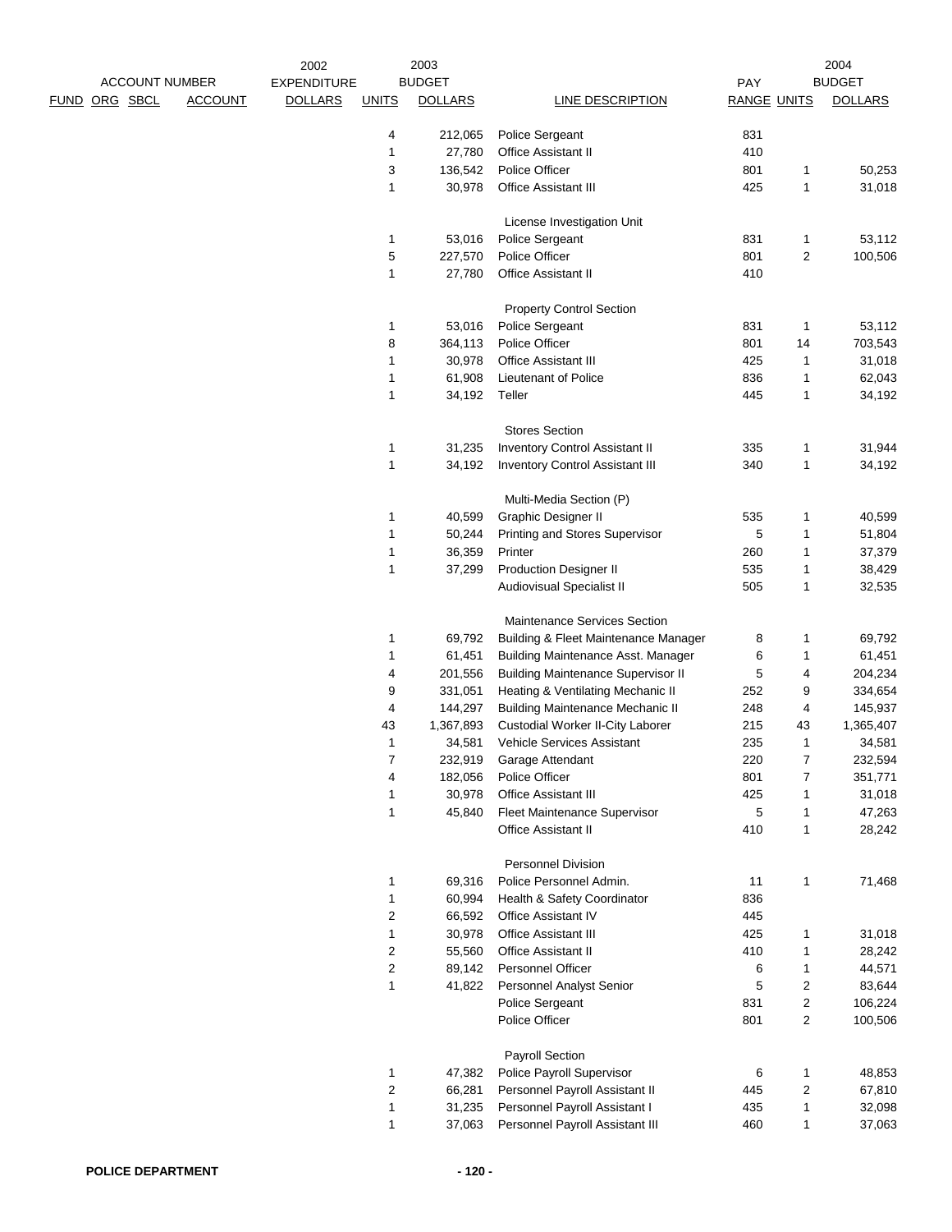| ACCOUNT NUMBER | | | | 2002 EXPENDITURE | 2003 BUDGET | | | PAY | | 2004 BUDGET |
|---|---|---|---|---|---|---|---|---|---|---|
| FUND | ORG | SBCL | ACCOUNT | DOLLARS | UNITS | DOLLARS | LINE DESCRIPTION | RANGE | UNITS | DOLLARS |
| | | | | | 4 | 212,065 | Police Sergeant | 831 | | |
| | | | | | 1 | 27,780 | Office Assistant II | 410 | | |
| | | | | | 3 | 136,542 | Police Officer | 801 | 1 | 50,253 |
| | | | | | 1 | 30,978 | Office Assistant III | 425 | 1 | 31,018 |
| | | | | | | | License Investigation Unit | | | |
| | | | | | 1 | 53,016 | Police Sergeant | 831 | 1 | 53,112 |
| | | | | | 5 | 227,570 | Police Officer | 801 | 2 | 100,506 |
| | | | | | 1 | 27,780 | Office Assistant II | 410 | | |
| | | | | | | | Property Control Section | | | |
| | | | | | 1 | 53,016 | Police Sergeant | 831 | 1 | 53,112 |
| | | | | | 8 | 364,113 | Police Officer | 801 | 14 | 703,543 |
| | | | | | 1 | 30,978 | Office Assistant III | 425 | 1 | 31,018 |
| | | | | | 1 | 61,908 | Lieutenant of Police | 836 | 1 | 62,043 |
| | | | | | 1 | 34,192 | Teller | 445 | 1 | 34,192 |
| | | | | | | | Stores Section | | | |
| | | | | | 1 | 31,235 | Inventory Control Assistant II | 335 | 1 | 31,944 |
| | | | | | 1 | 34,192 | Inventory Control Assistant III | 340 | 1 | 34,192 |
| | | | | | | | Multi-Media Section (P) | | | |
| | | | | | 1 | 40,599 | Graphic Designer II | 535 | 1 | 40,599 |
| | | | | | 1 | 50,244 | Printing and Stores Supervisor | 5 | 1 | 51,804 |
| | | | | | 1 | 36,359 | Printer | 260 | 1 | 37,379 |
| | | | | | 1 | 37,299 | Production Designer II | 535 | 1 | 38,429 |
| | | | | | | | Audiovisual Specialist II | 505 | 1 | 32,535 |
| | | | | | | | Maintenance Services Section | | | |
| | | | | | 1 | 69,792 | Building & Fleet Maintenance Manager | 8 | 1 | 69,792 |
| | | | | | 1 | 61,451 | Building Maintenance Asst. Manager | 6 | 1 | 61,451 |
| | | | | | 4 | 201,556 | Building Maintenance Supervisor II | 5 | 4 | 204,234 |
| | | | | | 9 | 331,051 | Heating & Ventilating Mechanic II | 252 | 9 | 334,654 |
| | | | | | 4 | 144,297 | Building Maintenance Mechanic II | 248 | 4 | 145,937 |
| | | | | | 43 | 1,367,893 | Custodial Worker II-City Laborer | 215 | 43 | 1,365,407 |
| | | | | | 1 | 34,581 | Vehicle Services Assistant | 235 | 1 | 34,581 |
| | | | | | 7 | 232,919 | Garage Attendant | 220 | 7 | 232,594 |
| | | | | | 4 | 182,056 | Police Officer | 801 | 7 | 351,771 |
| | | | | | 1 | 30,978 | Office Assistant III | 425 | 1 | 31,018 |
| | | | | | 1 | 45,840 | Fleet Maintenance Supervisor | 5 | 1 | 47,263 |
| | | | | | | | Office Assistant II | 410 | 1 | 28,242 |
| | | | | | | | Personnel Division | | | |
| | | | | | 1 | 69,316 | Police Personnel Admin. | 11 | 1 | 71,468 |
| | | | | | 1 | 60,994 | Health & Safety Coordinator | 836 | | |
| | | | | | 2 | 66,592 | Office Assistant IV | 445 | | |
| | | | | | 1 | 30,978 | Office Assistant III | 425 | 1 | 31,018 |
| | | | | | 2 | 55,560 | Office Assistant II | 410 | 1 | 28,242 |
| | | | | | 2 | 89,142 | Personnel Officer | 6 | 1 | 44,571 |
| | | | | | 1 | 41,822 | Personnel Analyst Senior | 5 | 2 | 83,644 |
| | | | | | | | Police Sergeant | 831 | 2 | 106,224 |
| | | | | | | | Police Officer | 801 | 2 | 100,506 |
| | | | | | | | Payroll Section | | | |
| | | | | | 1 | 47,382 | Police Payroll Supervisor | 6 | 1 | 48,853 |
| | | | | | 2 | 66,281 | Personnel Payroll Assistant II | 445 | 2 | 67,810 |
| | | | | | 1 | 31,235 | Personnel Payroll Assistant I | 435 | 1 | 32,098 |
| | | | | | 1 | 37,063 | Personnel Payroll Assistant III | 460 | 1 | 37,063 |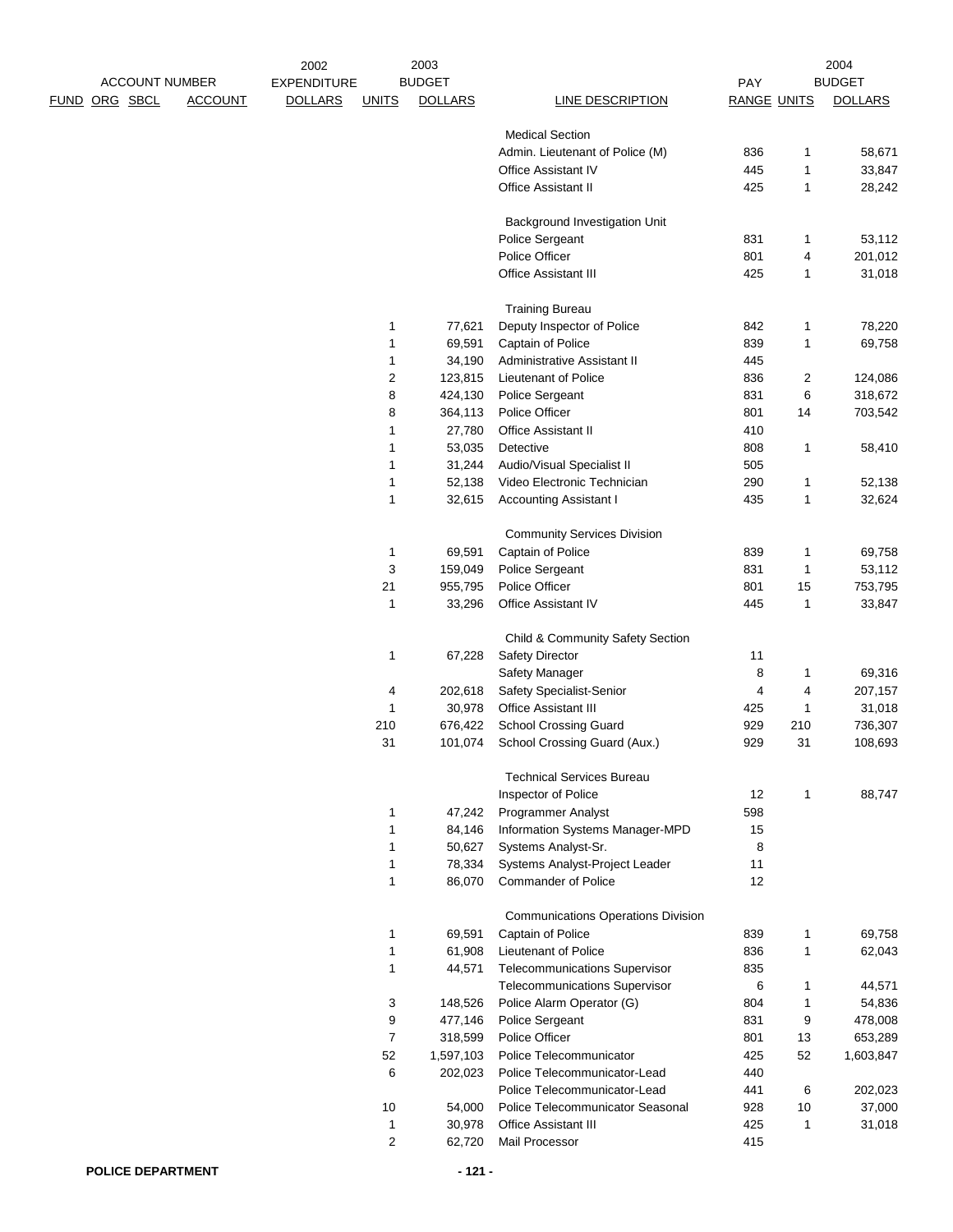| ACCOUNT NUMBER | | | | 2002 EXPENDITURE | 2003 BUDGET | | | PAY | | 2004 BUDGET |
|---|---|---|---|---|---|---|---|---|---|---|
| FUND | ORG | SBCL | ACCOUNT | DOLLARS | UNITS | DOLLARS | LINE DESCRIPTION | RANGE | UNITS | DOLLARS |
| | | | | | | | Medical Section | | | |
| | | | | | | | Admin. Lieutenant of Police (M) | 836 | 1 | 58,671 |
| | | | | | | | Office Assistant IV | 445 | 1 | 33,847 |
| | | | | | | | Office Assistant II | 425 | 1 | 28,242 |
| | | | | | | | Background Investigation Unit | | | |
| | | | | | | | Police Sergeant | 831 | 1 | 53,112 |
| | | | | | | | Police Officer | 801 | 4 | 201,012 |
| | | | | | | | Office Assistant III | 425 | 1 | 31,018 |
| | | | | | | | Training Bureau | | | |
| | | | | | 1 | 77,621 | Deputy Inspector of Police | 842 | 1 | 78,220 |
| | | | | | 1 | 69,591 | Captain of Police | 839 | 1 | 69,758 |
| | | | | | 1 | 34,190 | Administrative Assistant II | 445 | | |
| | | | | | 2 | 123,815 | Lieutenant of Police | 836 | 2 | 124,086 |
| | | | | | 8 | 424,130 | Police Sergeant | 831 | 6 | 318,672 |
| | | | | | 8 | 364,113 | Police Officer | 801 | 14 | 703,542 |
| | | | | | 1 | 27,780 | Office Assistant II | 410 | | |
| | | | | | 1 | 53,035 | Detective | 808 | 1 | 58,410 |
| | | | | | 1 | 31,244 | Audio/Visual Specialist II | 505 | | |
| | | | | | 1 | 52,138 | Video Electronic Technician | 290 | 1 | 52,138 |
| | | | | | 1 | 32,615 | Accounting Assistant I | 435 | 1 | 32,624 |
| | | | | | | | Community Services Division | | | |
| | | | | | 1 | 69,591 | Captain of Police | 839 | 1 | 69,758 |
| | | | | | 3 | 159,049 | Police Sergeant | 831 | 1 | 53,112 |
| | | | | | 21 | 955,795 | Police Officer | 801 | 15 | 753,795 |
| | | | | | 1 | 33,296 | Office Assistant IV | 445 | 1 | 33,847 |
| | | | | | | | Child & Community Safety Section | | | |
| | | | | | 1 | 67,228 | Safety Director | 11 | | |
| | | | | | | | Safety Manager | 8 | 1 | 69,316 |
| | | | | | 4 | 202,618 | Safety Specialist-Senior | 4 | 4 | 207,157 |
| | | | | | 1 | 30,978 | Office Assistant III | 425 | 1 | 31,018 |
| | | | | | 210 | 676,422 | School Crossing Guard | 929 | 210 | 736,307 |
| | | | | | 31 | 101,074 | School Crossing Guard (Aux.) | 929 | 31 | 108,693 |
| | | | | | | | Technical Services Bureau | | | |
| | | | | | | | Inspector of Police | 12 | 1 | 88,747 |
| | | | | | 1 | 47,242 | Programmer Analyst | 598 | | |
| | | | | | 1 | 84,146 | Information Systems Manager-MPD | 15 | | |
| | | | | | 1 | 50,627 | Systems Analyst-Sr. | 8 | | |
| | | | | | 1 | 78,334 | Systems Analyst-Project Leader | 11 | | |
| | | | | | 1 | 86,070 | Commander of Police | 12 | | |
| | | | | | | | Communications Operations Division | | | |
| | | | | | 1 | 69,591 | Captain of Police | 839 | 1 | 69,758 |
| | | | | | 1 | 61,908 | Lieutenant of Police | 836 | 1 | 62,043 |
| | | | | | 1 | 44,571 | Telecommunications Supervisor | 835 | | |
| | | | | | | | Telecommunications Supervisor | 6 | 1 | 44,571 |
| | | | | | 3 | 148,526 | Police Alarm Operator (G) | 804 | 1 | 54,836 |
| | | | | | 9 | 477,146 | Police Sergeant | 831 | 9 | 478,008 |
| | | | | | 7 | 318,599 | Police Officer | 801 | 13 | 653,289 |
| | | | | | 52 | 1,597,103 | Police Telecommunicator | 425 | 52 | 1,603,847 |
| | | | | | 6 | 202,023 | Police Telecommunicator-Lead | 440 | | |
| | | | | | | | Police Telecommunicator-Lead | 441 | 6 | 202,023 |
| | | | | | 10 | 54,000 | Police Telecommunicator Seasonal | 928 | 10 | 37,000 |
| | | | | | 1 | 30,978 | Office Assistant III | 425 | 1 | 31,018 |
| | | | | | 2 | 62,720 | Mail Processor | 415 | | |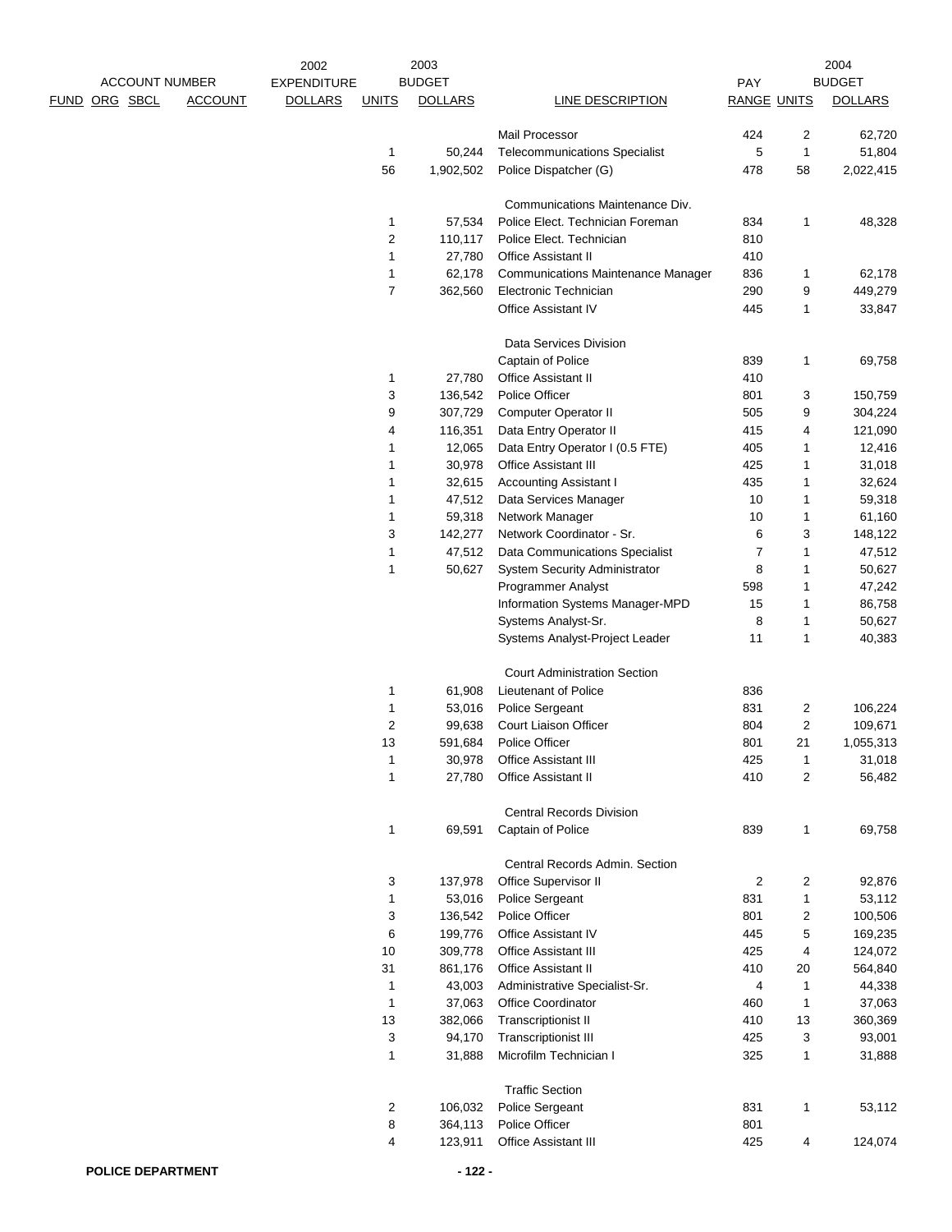| ACCOUNT NUMBER | | | | 2002 EXPENDITURE | 2003 BUDGET | | | PAY | | 2004 BUDGET |
|---|---|---|---|---|---|---|---|---|---|---|
| FUND | ORG | SBCL | ACCOUNT | DOLLARS | UNITS | DOLLARS | LINE DESCRIPTION | RANGE | UNITS | DOLLARS |
| | | | | | | | Mail Processor | 424 | 2 | 62,720 |
| | | | | | 1 | 50,244 | Telecommunications Specialist | 5 | 1 | 51,804 |
| | | | | | 56 | 1,902,502 | Police Dispatcher (G) | 478 | 58 | 2,022,415 |
| | | | | | | | Communications Maintenance Div. | | | |
| | | | | | 1 | 57,534 | Police Elect. Technician Foreman | 834 | 1 | 48,328 |
| | | | | | 2 | 110,117 | Police Elect. Technician | 810 | | |
| | | | | | 1 | 27,780 | Office Assistant II | 410 | | |
| | | | | | 1 | 62,178 | Communications Maintenance Manager | 836 | 1 | 62,178 |
| | | | | | 7 | 362,560 | Electronic Technician | 290 | 9 | 449,279 |
| | | | | | | | Office Assistant IV | 445 | 1 | 33,847 |
| | | | | | | | Data Services Division | | | |
| | | | | | | | Captain of Police | 839 | 1 | 69,758 |
| | | | | | 1 | 27,780 | Office Assistant II | 410 | | |
| | | | | | 3 | 136,542 | Police Officer | 801 | 3 | 150,759 |
| | | | | | 9 | 307,729 | Computer Operator II | 505 | 9 | 304,224 |
| | | | | | 4 | 116,351 | Data Entry Operator II | 415 | 4 | 121,090 |
| | | | | | 1 | 12,065 | Data Entry Operator I (0.5 FTE) | 405 | 1 | 12,416 |
| | | | | | 1 | 30,978 | Office Assistant III | 425 | 1 | 31,018 |
| | | | | | 1 | 32,615 | Accounting Assistant I | 435 | 1 | 32,624 |
| | | | | | 1 | 47,512 | Data Services Manager | 10 | 1 | 59,318 |
| | | | | | 1 | 59,318 | Network Manager | 10 | 1 | 61,160 |
| | | | | | 3 | 142,277 | Network Coordinator - Sr. | 6 | 3 | 148,122 |
| | | | | | 1 | 47,512 | Data Communications Specialist | 7 | 1 | 47,512 |
| | | | | | 1 | 50,627 | System Security Administrator | 8 | 1 | 50,627 |
| | | | | | | | Programmer Analyst | 598 | 1 | 47,242 |
| | | | | | | | Information Systems Manager-MPD | 15 | 1 | 86,758 |
| | | | | | | | Systems Analyst-Sr. | 8 | 1 | 50,627 |
| | | | | | | | Systems Analyst-Project Leader | 11 | 1 | 40,383 |
| | | | | | | | Court Administration Section | | | |
| | | | | | 1 | 61,908 | Lieutenant of Police | 836 | | |
| | | | | | 1 | 53,016 | Police Sergeant | 831 | 2 | 106,224 |
| | | | | | 2 | 99,638 | Court Liaison Officer | 804 | 2 | 109,671 |
| | | | | | 13 | 591,684 | Police Officer | 801 | 21 | 1,055,313 |
| | | | | | 1 | 30,978 | Office Assistant III | 425 | 1 | 31,018 |
| | | | | | 1 | 27,780 | Office Assistant II | 410 | 2 | 56,482 |
| | | | | | | | Central Records Division | | | |
| | | | | | 1 | 69,591 | Captain of Police | 839 | 1 | 69,758 |
| | | | | | | | Central Records Admin. Section | | | |
| | | | | | 3 | 137,978 | Office Supervisor II | 2 | 2 | 92,876 |
| | | | | | 1 | 53,016 | Police Sergeant | 831 | 1 | 53,112 |
| | | | | | 3 | 136,542 | Police Officer | 801 | 2 | 100,506 |
| | | | | | 6 | 199,776 | Office Assistant IV | 445 | 5 | 169,235 |
| | | | | | 10 | 309,778 | Office Assistant III | 425 | 4 | 124,072 |
| | | | | | 31 | 861,176 | Office Assistant II | 410 | 20 | 564,840 |
| | | | | | 1 | 43,003 | Administrative Specialist-Sr. | 4 | 1 | 44,338 |
| | | | | | 1 | 37,063 | Office Coordinator | 460 | 1 | 37,063 |
| | | | | | 13 | 382,066 | Transcriptionist II | 410 | 13 | 360,369 |
| | | | | | 3 | 94,170 | Transcriptionist III | 425 | 3 | 93,001 |
| | | | | | 1 | 31,888 | Microfilm Technician I | 325 | 1 | 31,888 |
| | | | | | | | Traffic Section | | | |
| | | | | | 2 | 106,032 | Police Sergeant | 831 | 1 | 53,112 |
| | | | | | 8 | 364,113 | Police Officer | 801 | | |
| | | | | | 4 | 123,911 | Office Assistant III | 425 | 4 | 124,074 |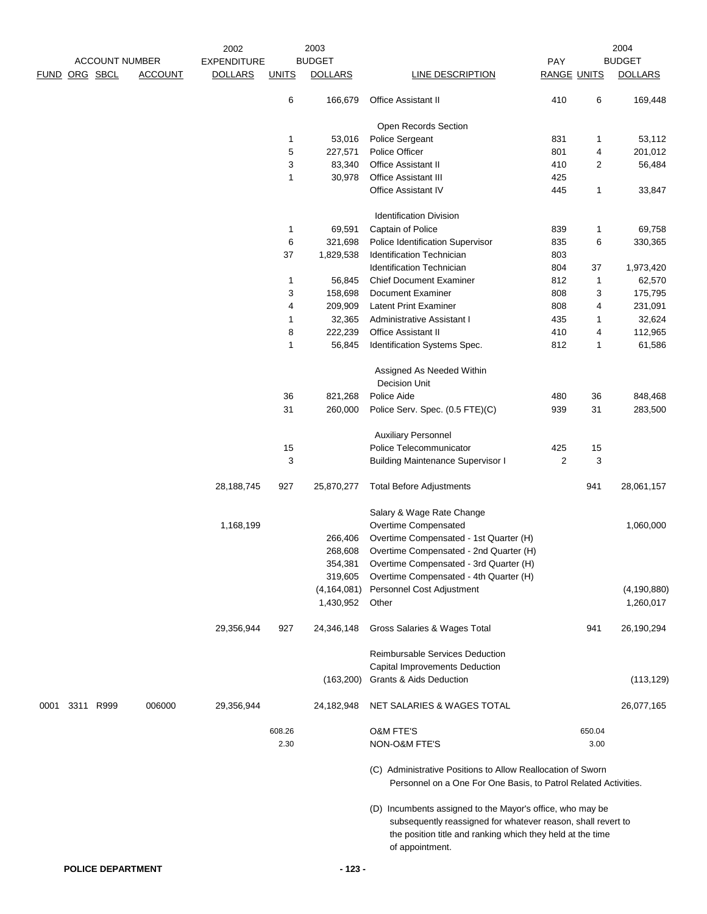| FUND | ORG | SBCL | ACCOUNT | 2002 EXPENDITURE DOLLARS | 2003 UNITS | 2003 BUDGET DOLLARS | LINE DESCRIPTION | PAY RANGE | 2004 UNITS | 2004 BUDGET DOLLARS |
|---|---|---|---|---|---|---|---|---|---|---|
| | | | | | 6 | 166,679 | Office Assistant II | 410 | 6 | 169,448 |
| | | | | | | | Open Records Section | | | |
| | | | | | 1 | 53,016 | Police Sergeant | 831 | 1 | 53,112 |
| | | | | | 5 | 227,571 | Police Officer | 801 | 4 | 201,012 |
| | | | | | 3 | 83,340 | Office Assistant II | 410 | 2 | 56,484 |
| | | | | | 1 | 30,978 | Office Assistant III | 425 | | |
| | | | | | | | Office Assistant IV | 445 | 1 | 33,847 |
| | | | | | | | Identification Division | | | |
| | | | | | 1 | 69,591 | Captain of Police | 839 | 1 | 69,758 |
| | | | | | 6 | 321,698 | Police Identification Supervisor | 835 | 6 | 330,365 |
| | | | | | 37 | 1,829,538 | Identification Technician | 803 | | |
| | | | | | | | Identification Technician | 804 | 37 | 1,973,420 |
| | | | | | 1 | 56,845 | Chief Document Examiner | 812 | 1 | 62,570 |
| | | | | | 3 | 158,698 | Document Examiner | 808 | 3 | 175,795 |
| | | | | | 4 | 209,909 | Latent Print Examiner | 808 | 4 | 231,091 |
| | | | | | 1 | 32,365 | Administrative Assistant I | 435 | 1 | 32,624 |
| | | | | | 8 | 222,239 | Office Assistant II | 410 | 4 | 112,965 |
| | | | | | 1 | 56,845 | Identification Systems Spec. | 812 | 1 | 61,586 |
| | | | | | | | Assigned As Needed Within Decision Unit | | | |
| | | | | | 36 | 821,268 | Police Aide | 480 | 36 | 848,468 |
| | | | | | 31 | 260,000 | Police Serv. Spec. (0.5 FTE)(C) | 939 | 31 | 283,500 |
| | | | | | | | Auxiliary Personnel | | | |
| | | | | | 15 | | Police Telecommunicator | 425 | 15 | |
| | | | | | 3 | | Building Maintenance Supervisor I | 2 | 3 | |
| | | | | 28,188,745 | 927 | 25,870,277 | Total Before Adjustments | | 941 | 28,061,157 |
| | | | | | | | Salary & Wage Rate Change | | | |
| | | | | 1,168,199 | | | Overtime Compensated | | | 1,060,000 |
| | | | | | | 266,406 | Overtime Compensated - 1st Quarter (H) | | | |
| | | | | | | 268,608 | Overtime Compensated - 2nd Quarter (H) | | | |
| | | | | | | 354,381 | Overtime Compensated - 3rd Quarter (H) | | | |
| | | | | | | 319,605 | Overtime Compensated - 4th Quarter (H) | | | |
| | | | | | | (4,164,081) | Personnel Cost Adjustment | | | (4,190,880) |
| | | | | | | 1,430,952 | Other | | | 1,260,017 |
| | | | | 29,356,944 | 927 | 24,346,148 | Gross Salaries & Wages Total | | 941 | 26,190,294 |
| | | | | | | | Reimbursable Services Deduction | | | |
| | | | | | | | Capital Improvements Deduction | | | |
| | | | | | | (163,200) | Grants & Aids Deduction | | | (113,129) |
| 0001 | 3311 | R999 | 006000 | 29,356,944 | | 24,182,948 | NET SALARIES & WAGES TOTAL | | | 26,077,165 |
| | | | | | 608.26 | | O&M FTE'S | | 650.04 | |
| | | | | | 2.30 | | NON-O&M FTE'S | | 3.00 | |

(C) Administrative Positions to Allow Reallocation of Sworn Personnel on a One For One Basis, to Patrol Related Activities.

(D) Incumbents assigned to the Mayor's office, who may be subsequently reassigned for whatever reason, shall revert to the position title and ranking which they held at the time of appointment.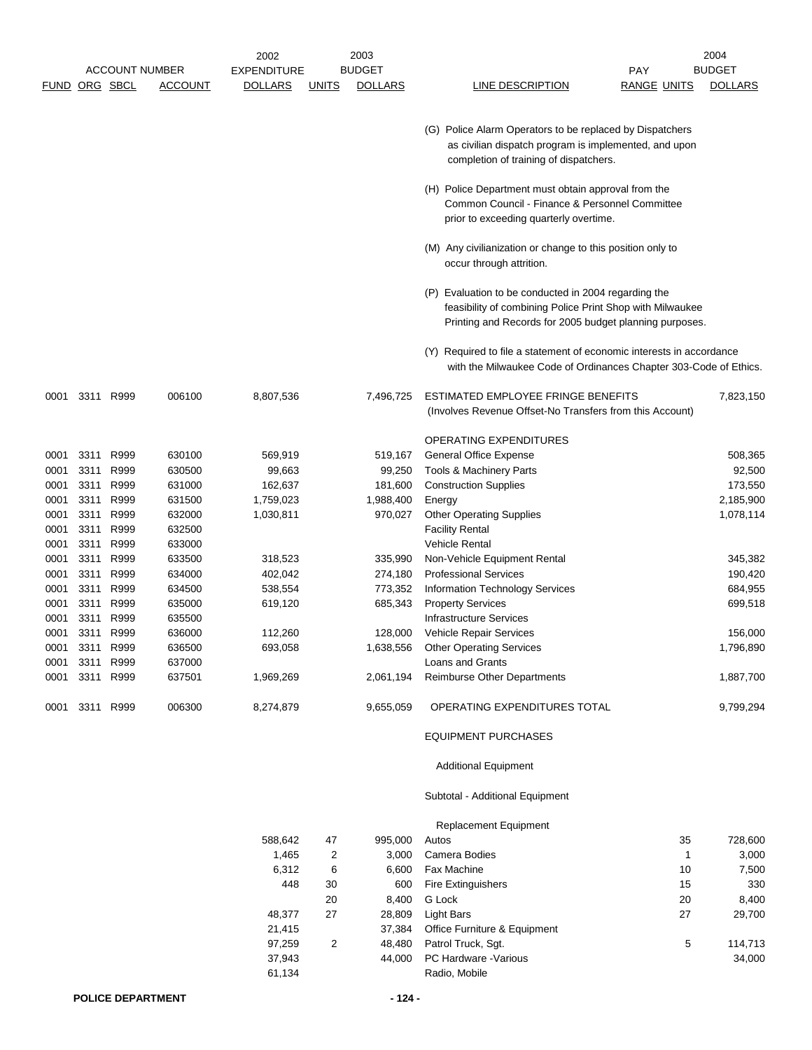| FUND | ORG | SBCL | ACCOUNT | 2002 EXPENDITURE DOLLARS | 2003 BUDGET UNITS | 2003 BUDGET DOLLARS | LINE DESCRIPTION | PAY RANGE | 2004 UNITS | 2004 BUDGET DOLLARS |
|---|---|---|---|---|---|---|---|---|---|---|
| | | | | | | | (G) Police Alarm Operators to be replaced by Dispatchers as civilian dispatch program is implemented, and upon completion of training of dispatchers. | | | |
| | | | | | | | (H) Police Department must obtain approval from the Common Council - Finance & Personnel Committee prior to exceeding quarterly overtime. | | | |
| | | | | | | | (M) Any civilianization or change to this position only to occur through attrition. | | | |
| | | | | | | | (P) Evaluation to be conducted in 2004 regarding the feasibility of combining Police Print Shop with Milwaukee Printing and Records for 2005 budget planning purposes. | | | |
| | | | | | | | (Y) Required to file a statement of economic interests in accordance with the Milwaukee Code of Ordinances Chapter 303-Code of Ethics. | | | |
| 0001 | 3311 | R999 | 006100 | 8,807,536 | | 7,496,725 | ESTIMATED EMPLOYEE FRINGE BENEFITS (Involves Revenue Offset-No Transfers from this Account) | | | 7,823,150 |
| | | | | | | | OPERATING EXPENDITURES | | | |
| 0001 | 3311 | R999 | 630100 | 569,919 | | 519,167 | General Office Expense | | | 508,365 |
| 0001 | 3311 | R999 | 630500 | 99,663 | | 99,250 | Tools & Machinery Parts | | | 92,500 |
| 0001 | 3311 | R999 | 631000 | 162,637 | | 181,600 | Construction Supplies | | | 173,550 |
| 0001 | 3311 | R999 | 631500 | 1,759,023 | | 1,988,400 | Energy | | | 2,185,900 |
| 0001 | 3311 | R999 | 632000 | 1,030,811 | | 970,027 | Other Operating Supplies | | | 1,078,114 |
| 0001 | 3311 | R999 | 632500 | | | | Facility Rental | | | |
| 0001 | 3311 | R999 | 633000 | | | | Vehicle Rental | | | |
| 0001 | 3311 | R999 | 633500 | 318,523 | | 335,990 | Non-Vehicle Equipment Rental | | | 345,382 |
| 0001 | 3311 | R999 | 634000 | 402,042 | | 274,180 | Professional Services | | | 190,420 |
| 0001 | 3311 | R999 | 634500 | 538,554 | | 773,352 | Information Technology Services | | | 684,955 |
| 0001 | 3311 | R999 | 635000 | 619,120 | | 685,343 | Property Services | | | 699,518 |
| 0001 | 3311 | R999 | 635500 | | | | Infrastructure Services | | | |
| 0001 | 3311 | R999 | 636000 | 112,260 | | 128,000 | Vehicle Repair Services | | | 156,000 |
| 0001 | 3311 | R999 | 636500 | 693,058 | | 1,638,556 | Other Operating Services | | | 1,796,890 |
| 0001 | 3311 | R999 | 637000 | | | | Loans and Grants | | | |
| 0001 | 3311 | R999 | 637501 | 1,969,269 | | 2,061,194 | Reimburse Other Departments | | | 1,887,700 |
| 0001 | 3311 | R999 | 006300 | 8,274,879 | | 9,655,059 | OPERATING EXPENDITURES TOTAL | | | 9,799,294 |
| | | | | | | | EQUIPMENT PURCHASES | | | |
| | | | | | | | Additional Equipment | | | |
| | | | | | | | Subtotal - Additional Equipment | | | |
| | | | | | | | Replacement Equipment | | | |
| | | | | 588,642 | 47 | 995,000 | Autos | | 35 | 728,600 |
| | | | | 1,465 | 2 | 3,000 | Camera Bodies | | 1 | 3,000 |
| | | | | 6,312 | 6 | 6,600 | Fax Machine | | 10 | 7,500 |
| | | | | 448 | 30 | 600 | Fire Extinguishers | | 15 | 330 |
| | | | | | 20 | 8,400 | G Lock | | 20 | 8,400 |
| | | | | 48,377 | 27 | 28,809 | Light Bars | | 27 | 29,700 |
| | | | | 21,415 | | 37,384 | Office Furniture & Equipment | | | |
| | | | | 97,259 | 2 | 48,480 | Patrol Truck, Sgt. | | 5 | 114,713 |
| | | | | 37,943 | | 44,000 | PC Hardware -Various | | | 34,000 |
| | | | | 61,134 | | | Radio, Mobile | | | |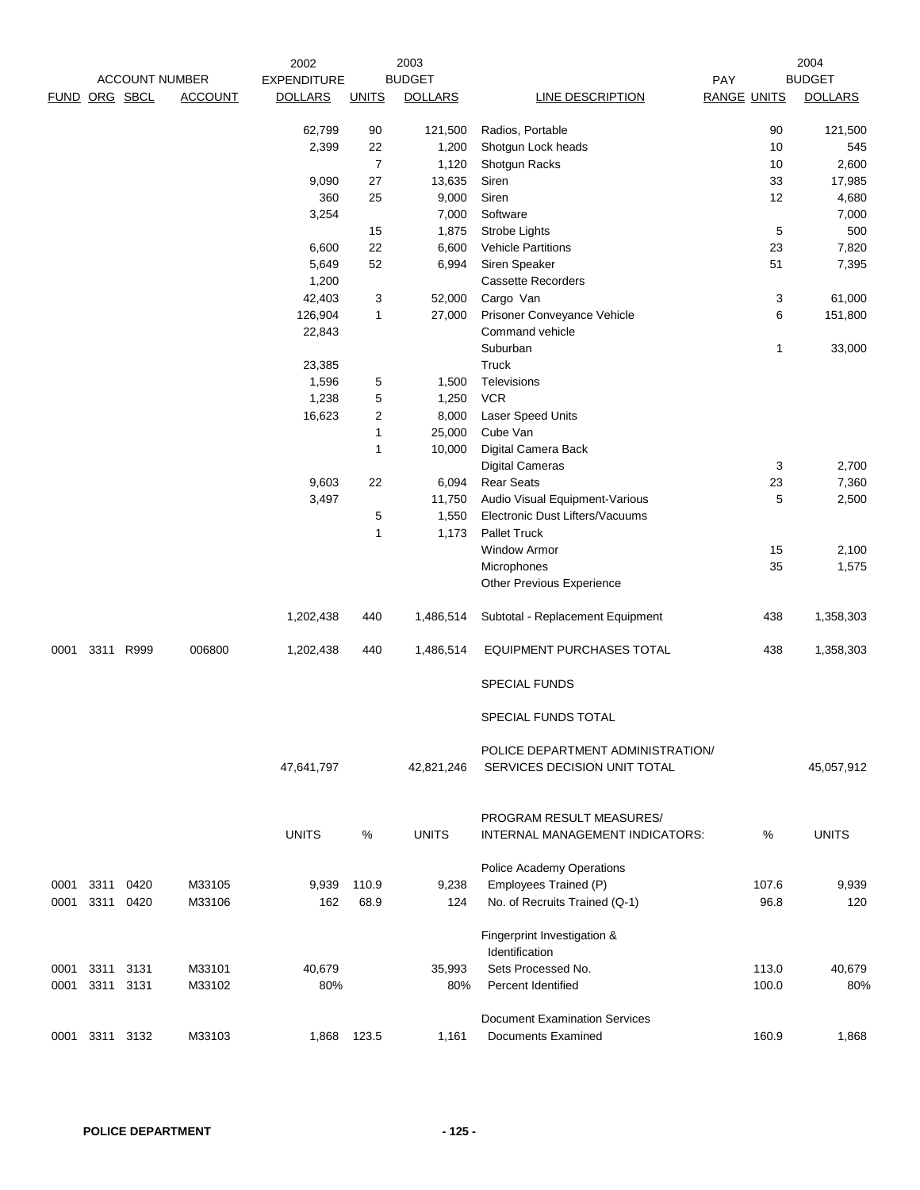| FUND | ORG | SBCL | ACCOUNT | 2002 EXPENDITURE DOLLARS | 2003 BUDGET UNITS | 2003 BUDGET DOLLARS | LINE DESCRIPTION | PAY RANGE | 2004 BUDGET UNITS | 2004 BUDGET DOLLARS |
|---|---|---|---|---|---|---|---|---|---|---|
| | | | | 62,799 | 90 | 121,500 | Radios, Portable | | 90 | 121,500 |
| | | | | 2,399 | 22 | 1,200 | Shotgun Lock heads | | 10 | 545 |
| | | | | | 7 | 1,120 | Shotgun Racks | | 10 | 2,600 |
| | | | | 9,090 | 27 | 13,635 | Siren | | 33 | 17,985 |
| | | | | 360 | 25 | 9,000 | Siren | | 12 | 4,680 |
| | | | | 3,254 | | 7,000 | Software | | | 7,000 |
| | | | | | 15 | 1,875 | Strobe Lights | | 5 | 500 |
| | | | | 6,600 | 22 | 6,600 | Vehicle Partitions | | 23 | 7,820 |
| | | | | 5,649 | 52 | 6,994 | Siren Speaker | | 51 | 7,395 |
| | | | | 1,200 | | | Cassette Recorders | | | |
| | | | | 42,403 | 3 | 52,000 | Cargo Van | | 3 | 61,000 |
| | | | | 126,904 | 1 | 27,000 | Prisoner Conveyance Vehicle | | 6 | 151,800 |
| | | | | 22,843 | | | Command vehicle | | | |
| | | | | | | | Suburban | | 1 | 33,000 |
| | | | | 23,385 | | | Truck | | | |
| | | | | 1,596 | 5 | 1,500 | Televisions | | | |
| | | | | 1,238 | 5 | 1,250 | VCR | | | |
| | | | | 16,623 | 2 | 8,000 | Laser Speed Units | | | |
| | | | | | 1 | 25,000 | Cube Van | | | |
| | | | | | 1 | 10,000 | Digital Camera Back | | | |
| | | | | | | | Digital Cameras | | 3 | 2,700 |
| | | | | 9,603 | 22 | 6,094 | Rear Seats | | 23 | 7,360 |
| | | | | 3,497 | | 11,750 | Audio Visual Equipment-Various | | 5 | 2,500 |
| | | | | | 5 | 1,550 | Electronic Dust Lifters/Vacuums | | | |
| | | | | | 1 | 1,173 | Pallet Truck | | | |
| | | | | | | | Window Armor | | 15 | 2,100 |
| | | | | | | | Microphones | | 35 | 1,575 |
| | | | | | | | Other Previous Experience | | | |
| | | | | 1,202,438 | 440 | 1,486,514 | Subtotal - Replacement Equipment | | 438 | 1,358,303 |
| 0001 | 3311 | R999 | 006800 | 1,202,438 | 440 | 1,486,514 | EQUIPMENT PURCHASES TOTAL | | 438 | 1,358,303 |
| | | | | | | | SPECIAL FUNDS | | | |
| | | | | | | | SPECIAL FUNDS TOTAL | | | |
| | | | | 47,641,797 | | 42,821,246 | POLICE DEPARTMENT ADMINISTRATION/ SERVICES DECISION UNIT TOTAL | | | 45,057,912 |

| FUND | ORG | SBCL | ACCOUNT | UNITS | % | UNITS | PROGRAM RESULT MEASURES/ INTERNAL MANAGEMENT INDICATORS: | % | UNITS |
|---|---|---|---|---|---|---|---|---|---|
| | | | | | | | Police Academy Operations | | |
| 0001 | 3311 | 0420 | M33105 | 9,939 | 110.9 | 9,238 | Employees Trained (P) | 107.6 | 9,939 |
| 0001 | 3311 | 0420 | M33106 | 162 | 68.9 | 124 | No. of Recruits Trained (Q-1) | 96.8 | 120 |
| | | | | | | | Fingerprint Investigation & Identification | | |
| 0001 | 3311 | 3131 | M33101 | 40,679 | | 35,993 | Sets Processed No. | 113.0 | 40,679 |
| 0001 | 3311 | 3131 | M33102 | 80% | | 80% | Percent Identified | 100.0 | 80% |
| | | | | | | | Document Examination Services | | |
| 0001 | 3311 | 3132 | M33103 | 1,868 | 123.5 | 1,161 | Documents Examined | 160.9 | 1,868 |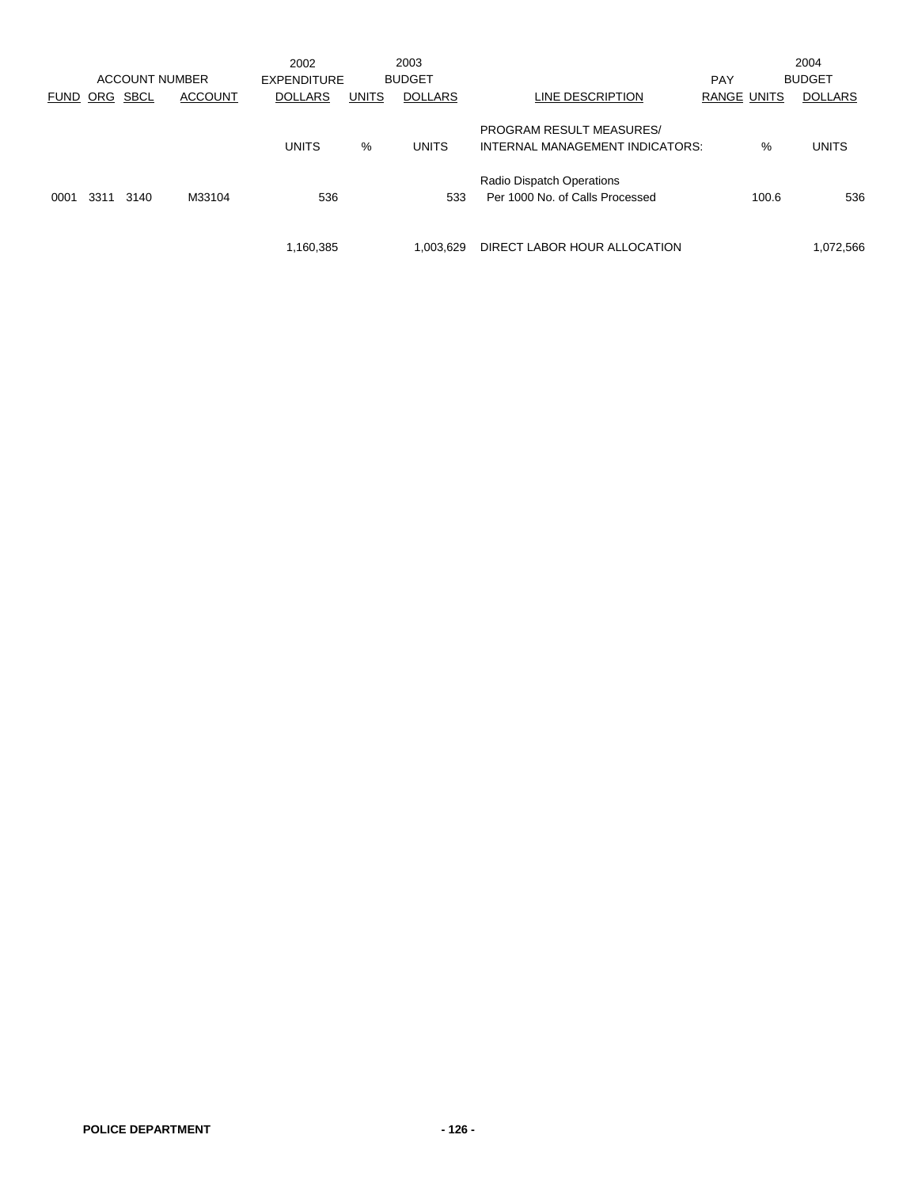| ACCOUNT NUMBER | | | | 2002 EXPENDITURE | 2003 BUDGET | | | PAY | | 2004 BUDGET |
|---|---|---|---|---|---|---|---|---|---|---|
| FUND | ORG | SBCL | ACCOUNT | DOLLARS | UNITS | DOLLARS | LINE DESCRIPTION | RANGE | UNITS | DOLLARS |
| | | | | UNITS | % | UNITS | PROGRAM RESULT MEASURES/ INTERNAL MANAGEMENT INDICATORS: | | % | UNITS |
| | | | | | | | Radio Dispatch Operations | | | |
| 0001 | 3311 | 3140 | M33104 | 536 | | 533 | Per 1000 No. of Calls Processed | | 100.6 | 536 |
| | | | | 1,160,385 | | 1,003,629 | DIRECT LABOR HOUR ALLOCATION | | | 1,072,566 |

POLICE DEPARTMENT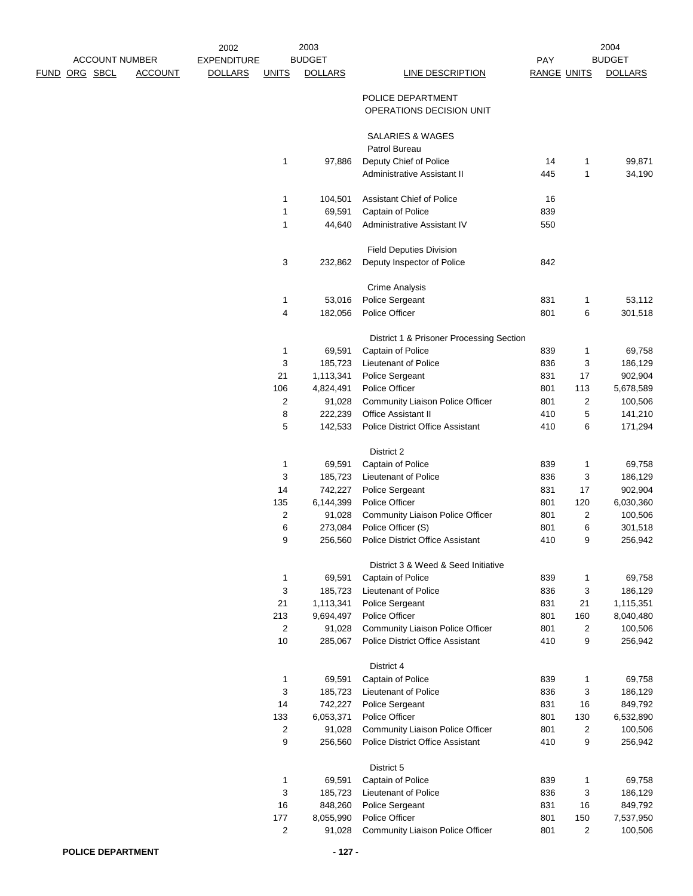| ACCOUNT NUMBER | | | | 2002 EXPENDITURE | 2003 BUDGET | | | PAY | | 2004 BUDGET |
|---|---|---|---|---|---|---|---|---|---|---|
| FUND | ORG | SBCL | ACCOUNT | DOLLARS | UNITS | DOLLARS | LINE DESCRIPTION | RANGE | UNITS | DOLLARS |
| | | | | | | | POLICE DEPARTMENT | | | |
| | | | | | | | OPERATIONS DECISION UNIT | | | |
| | | | | | | | SALARIES & WAGES | | | |
| | | | | | | | Patrol Bureau | | | |
| | | | | | 1 | 97,886 | Deputy Chief of Police | 14 | 1 | 99,871 |
| | | | | | | | Administrative Assistant II | 445 | 1 | 34,190 |
| | | | | | 1 | 104,501 | Assistant Chief of Police | 16 | | |
| | | | | | 1 | 69,591 | Captain of Police | 839 | | |
| | | | | | 1 | 44,640 | Administrative Assistant IV | 550 | | |
| | | | | | | | Field Deputies Division | | | |
| | | | | | 3 | 232,862 | Deputy Inspector of Police | 842 | | |
| | | | | | | | Crime Analysis | | | |
| | | | | | 1 | 53,016 | Police Sergeant | 831 | 1 | 53,112 |
| | | | | | 4 | 182,056 | Police Officer | 801 | 6 | 301,518 |
| | | | | | | | District 1 & Prisoner Processing Section | | | |
| | | | | | 1 | 69,591 | Captain of Police | 839 | 1 | 69,758 |
| | | | | | 3 | 185,723 | Lieutenant of Police | 836 | 3 | 186,129 |
| | | | | | 21 | 1,113,341 | Police Sergeant | 831 | 17 | 902,904 |
| | | | | | 106 | 4,824,491 | Police Officer | 801 | 113 | 5,678,589 |
| | | | | | 2 | 91,028 | Community Liaison Police Officer | 801 | 2 | 100,506 |
| | | | | | 8 | 222,239 | Office Assistant II | 410 | 5 | 141,210 |
| | | | | | 5 | 142,533 | Police District Office Assistant | 410 | 6 | 171,294 |
| | | | | | | | District 2 | | | |
| | | | | | 1 | 69,591 | Captain of Police | 839 | 1 | 69,758 |
| | | | | | 3 | 185,723 | Lieutenant of Police | 836 | 3 | 186,129 |
| | | | | | 14 | 742,227 | Police Sergeant | 831 | 17 | 902,904 |
| | | | | | 135 | 6,144,399 | Police Officer | 801 | 120 | 6,030,360 |
| | | | | | 2 | 91,028 | Community Liaison Police Officer | 801 | 2 | 100,506 |
| | | | | | 6 | 273,084 | Police Officer (S) | 801 | 6 | 301,518 |
| | | | | | 9 | 256,560 | Police District Office Assistant | 410 | 9 | 256,942 |
| | | | | | | | District 3 & Weed & Seed Initiative | | | |
| | | | | | 1 | 69,591 | Captain of Police | 839 | 1 | 69,758 |
| | | | | | 3 | 185,723 | Lieutenant of Police | 836 | 3 | 186,129 |
| | | | | | 21 | 1,113,341 | Police Sergeant | 831 | 21 | 1,115,351 |
| | | | | | 213 | 9,694,497 | Police Officer | 801 | 160 | 8,040,480 |
| | | | | | 2 | 91,028 | Community Liaison Police Officer | 801 | 2 | 100,506 |
| | | | | | 10 | 285,067 | Police District Office Assistant | 410 | 9 | 256,942 |
| | | | | | | | District 4 | | | |
| | | | | | 1 | 69,591 | Captain of Police | 839 | 1 | 69,758 |
| | | | | | 3 | 185,723 | Lieutenant of Police | 836 | 3 | 186,129 |
| | | | | | 14 | 742,227 | Police Sergeant | 831 | 16 | 849,792 |
| | | | | | 133 | 6,053,371 | Police Officer | 801 | 130 | 6,532,890 |
| | | | | | 2 | 91,028 | Community Liaison Police Officer | 801 | 2 | 100,506 |
| | | | | | 9 | 256,560 | Police District Office Assistant | 410 | 9 | 256,942 |
| | | | | | | | District 5 | | | |
| | | | | | 1 | 69,591 | Captain of Police | 839 | 1 | 69,758 |
| | | | | | 3 | 185,723 | Lieutenant of Police | 836 | 3 | 186,129 |
| | | | | | 16 | 848,260 | Police Sergeant | 831 | 16 | 849,792 |
| | | | | | 177 | 8,055,990 | Police Officer | 801 | 150 | 7,537,950 |
| | | | | | 2 | 91,028 | Community Liaison Police Officer | 801 | 2 | 100,506 |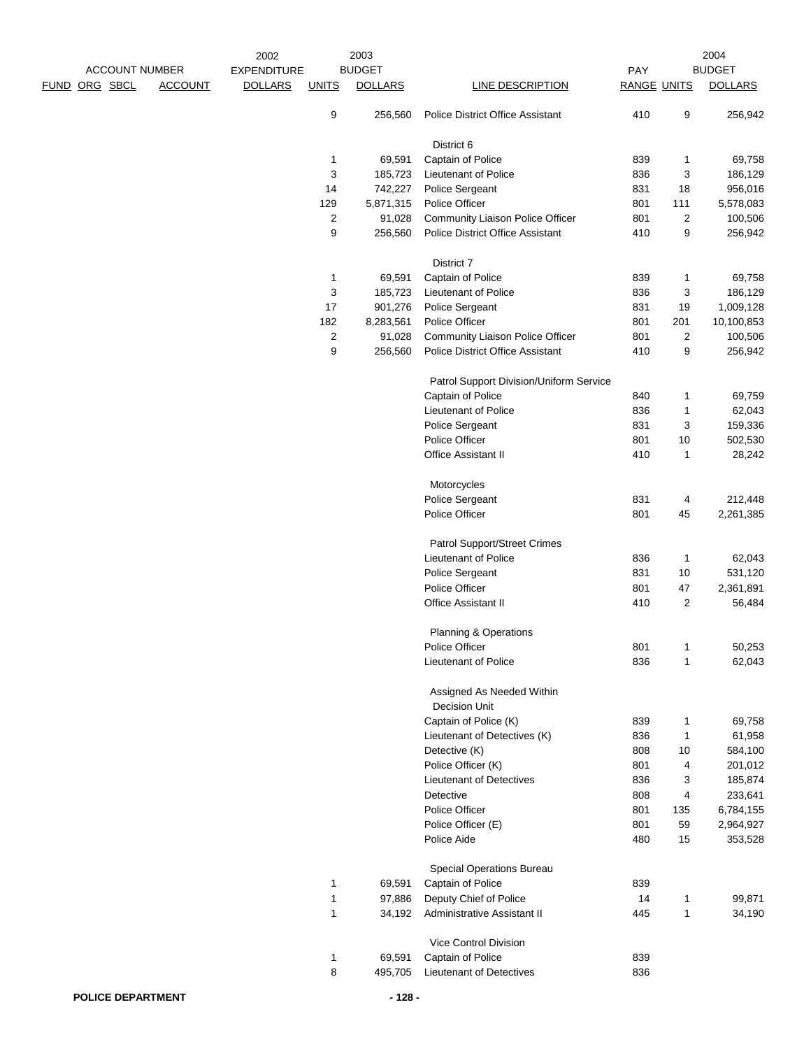| ACCOUNT NUMBER | | | | 2002 EXPENDITURE | 2003 BUDGET | | | | | 2004 BUDGET |
|---|---|---|---|---|---|---|---|---|---|---|
| FUND | ORG | SBCL | ACCOUNT | DOLLARS | UNITS | DOLLARS | LINE DESCRIPTION | PAY RANGE | UNITS | DOLLARS |
| | | | | | 9 | 256,560 | Police District Office Assistant | 410 | 9 | 256,942 |
| | | | | | | | District 6 | | | |
| | | | | | 1 | 69,591 | Captain of Police | 839 | 1 | 69,758 |
| | | | | | 3 | 185,723 | Lieutenant of Police | 836 | 3 | 186,129 |
| | | | | | 14 | 742,227 | Police Sergeant | 831 | 18 | 956,016 |
| | | | | | 129 | 5,871,315 | Police Officer | 801 | 111 | 5,578,083 |
| | | | | | 2 | 91,028 | Community Liaison Police Officer | 801 | 2 | 100,506 |
| | | | | | 9 | 256,560 | Police District Office Assistant | 410 | 9 | 256,942 |
| | | | | | | | District 7 | | | |
| | | | | | 1 | 69,591 | Captain of Police | 839 | 1 | 69,758 |
| | | | | | 3 | 185,723 | Lieutenant of Police | 836 | 3 | 186,129 |
| | | | | | 17 | 901,276 | Police Sergeant | 831 | 19 | 1,009,128 |
| | | | | | 182 | 8,283,561 | Police Officer | 801 | 201 | 10,100,853 |
| | | | | | 2 | 91,028 | Community Liaison Police Officer | 801 | 2 | 100,506 |
| | | | | | 9 | 256,560 | Police District Office Assistant | 410 | 9 | 256,942 |
| | | | | | | | Patrol Support Division/Uniform Service | | | |
| | | | | | | | Captain of Police | 840 | 1 | 69,759 |
| | | | | | | | Lieutenant of Police | 836 | 1 | 62,043 |
| | | | | | | | Police Sergeant | 831 | 3 | 159,336 |
| | | | | | | | Police Officer | 801 | 10 | 502,530 |
| | | | | | | | Office Assistant II | 410 | 1 | 28,242 |
| | | | | | | | Motorcycles | | | |
| | | | | | | | Police Sergeant | 831 | 4 | 212,448 |
| | | | | | | | Police Officer | 801 | 45 | 2,261,385 |
| | | | | | | | Patrol Support/Street Crimes | | | |
| | | | | | | | Lieutenant of Police | 836 | 1 | 62,043 |
| | | | | | | | Police Sergeant | 831 | 10 | 531,120 |
| | | | | | | | Police Officer | 801 | 47 | 2,361,891 |
| | | | | | | | Office Assistant II | 410 | 2 | 56,484 |
| | | | | | | | Planning & Operations | | | |
| | | | | | | | Police Officer | 801 | 1 | 50,253 |
| | | | | | | | Lieutenant of Police | 836 | 1 | 62,043 |
| | | | | | | | Assigned As Needed Within Decision Unit | | | |
| | | | | | | | Captain of Police (K) | 839 | 1 | 69,758 |
| | | | | | | | Lieutenant of Detectives (K) | 836 | 1 | 61,958 |
| | | | | | | | Detective (K) | 808 | 10 | 584,100 |
| | | | | | | | Police Officer (K) | 801 | 4 | 201,012 |
| | | | | | | | Lieutenant of Detectives | 836 | 3 | 185,874 |
| | | | | | | | Detective | 808 | 4 | 233,641 |
| | | | | | | | Police Officer | 801 | 135 | 6,784,155 |
| | | | | | | | Police Officer (E) | 801 | 59 | 2,964,927 |
| | | | | | | | Police Aide | 480 | 15 | 353,528 |
| | | | | | | | Special Operations Bureau | | | |
| | | | | | 1 | 69,591 | Captain of Police | 839 | | |
| | | | | | 1 | 97,886 | Deputy Chief of Police | 14 | 1 | 99,871 |
| | | | | | 1 | 34,192 | Administrative Assistant II | 445 | 1 | 34,190 |
| | | | | | | | Vice Control Division | | | |
| | | | | | 1 | 69,591 | Captain of Police | 839 | | |
| | | | | | 8 | 495,705 | Lieutenant of Detectives | 836 | | |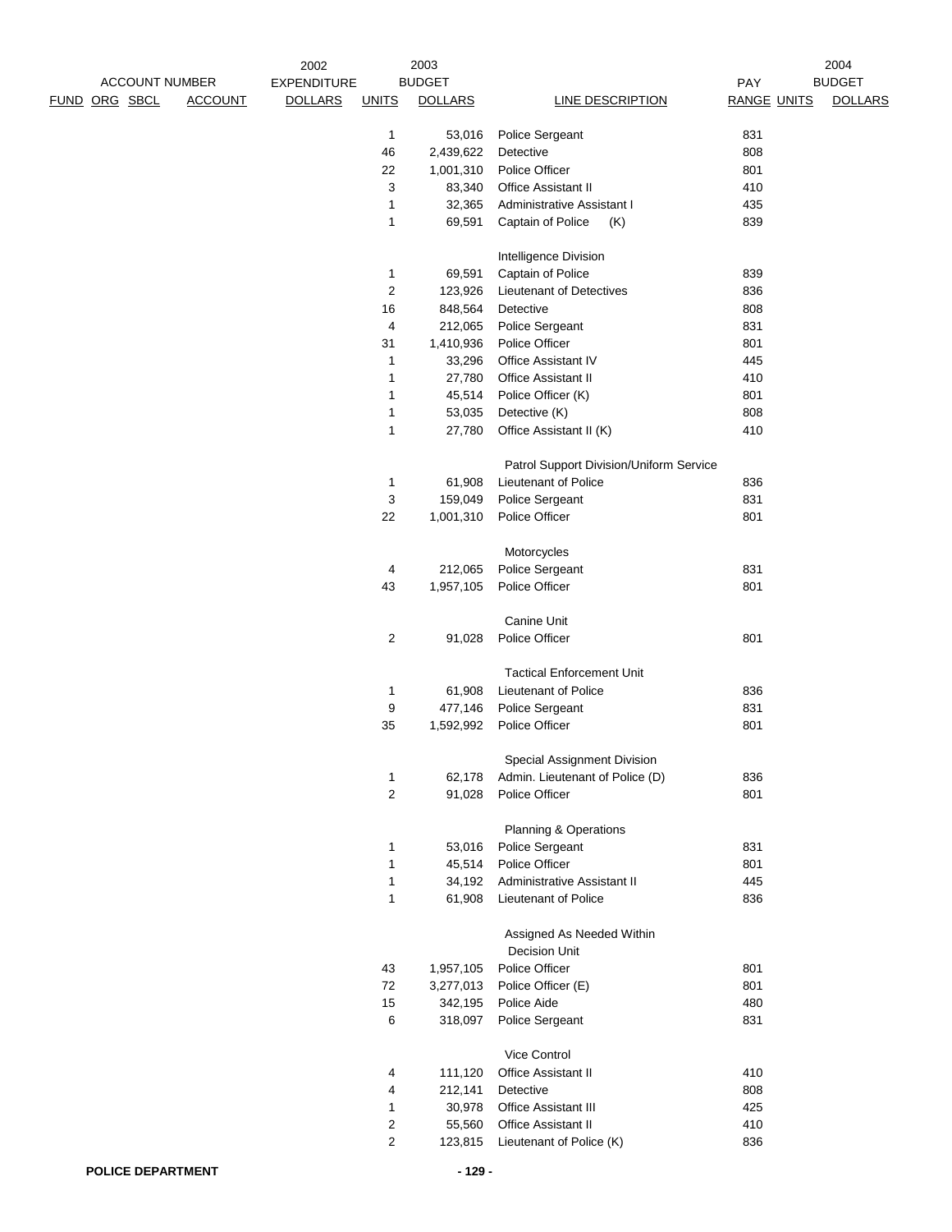| ACCOUNT NUMBER FUND | ORG | SBCL | ACCOUNT | 2002 EXPENDITURE DOLLARS | 2003 BUDGET UNITS | 2003 BUDGET DOLLARS | LINE DESCRIPTION | PAY RANGE | 2004 BUDGET UNITS | 2004 BUDGET DOLLARS |
|---|---|---|---|---|---|---|---|---|---|---|
| | | | | | 1 | 53,016 | Police Sergeant | 831 | | |
| | | | | | 46 | 2,439,622 | Detective | 808 | | |
| | | | | | 22 | 1,001,310 | Police Officer | 801 | | |
| | | | | | 3 | 83,340 | Office Assistant II | 410 | | |
| | | | | | 1 | 32,365 | Administrative Assistant I | 435 | | |
| | | | | | 1 | 69,591 | Captain of Police (K) | 839 | | |
| | | | | | | | Intelligence Division | | | |
| | | | | | 1 | 69,591 | Captain of Police | 839 | | |
| | | | | | 2 | 123,926 | Lieutenant of Detectives | 836 | | |
| | | | | | 16 | 848,564 | Detective | 808 | | |
| | | | | | 4 | 212,065 | Police Sergeant | 831 | | |
| | | | | | 31 | 1,410,936 | Police Officer | 801 | | |
| | | | | | 1 | 33,296 | Office Assistant IV | 445 | | |
| | | | | | 1 | 27,780 | Office Assistant II | 410 | | |
| | | | | | 1 | 45,514 | Police Officer (K) | 801 | | |
| | | | | | 1 | 53,035 | Detective (K) | 808 | | |
| | | | | | 1 | 27,780 | Office Assistant II (K) | 410 | | |
| | | | | | | | Patrol Support Division/Uniform Service | | | |
| | | | | | 1 | 61,908 | Lieutenant of Police | 836 | | |
| | | | | | 3 | 159,049 | Police Sergeant | 831 | | |
| | | | | | 22 | 1,001,310 | Police Officer | 801 | | |
| | | | | | | | Motorcycles | | | |
| | | | | | 4 | 212,065 | Police Sergeant | 831 | | |
| | | | | | 43 | 1,957,105 | Police Officer | 801 | | |
| | | | | | | | Canine Unit | | | |
| | | | | | 2 | 91,028 | Police Officer | 801 | | |
| | | | | | | | Tactical Enforcement Unit | | | |
| | | | | | 1 | 61,908 | Lieutenant of Police | 836 | | |
| | | | | | 9 | 477,146 | Police Sergeant | 831 | | |
| | | | | | 35 | 1,592,992 | Police Officer | 801 | | |
| | | | | | | | Special Assignment Division | | | |
| | | | | | 1 | 62,178 | Admin. Lieutenant of Police (D) | 836 | | |
| | | | | | 2 | 91,028 | Police Officer | 801 | | |
| | | | | | | | Planning & Operations | | | |
| | | | | | 1 | 53,016 | Police Sergeant | 831 | | |
| | | | | | 1 | 45,514 | Police Officer | 801 | | |
| | | | | | 1 | 34,192 | Administrative Assistant II | 445 | | |
| | | | | | 1 | 61,908 | Lieutenant of Police | 836 | | |
| | | | | | | | Assigned As Needed Within Decision Unit | | | |
| | | | | | 43 | 1,957,105 | Police Officer | 801 | | |
| | | | | | 72 | 3,277,013 | Police Officer (E) | 801 | | |
| | | | | | 15 | 342,195 | Police Aide | 480 | | |
| | | | | | 6 | 318,097 | Police Sergeant | 831 | | |
| | | | | | | | Vice Control | | | |
| | | | | | 4 | 111,120 | Office Assistant II | 410 | | |
| | | | | | 4 | 212,141 | Detective | 808 | | |
| | | | | | 1 | 30,978 | Office Assistant III | 425 | | |
| | | | | | 2 | 55,560 | Office Assistant II | 410 | | |
| | | | | | 2 | 123,815 | Lieutenant of Police (K) | 836 | | |

POLICE DEPARTMENT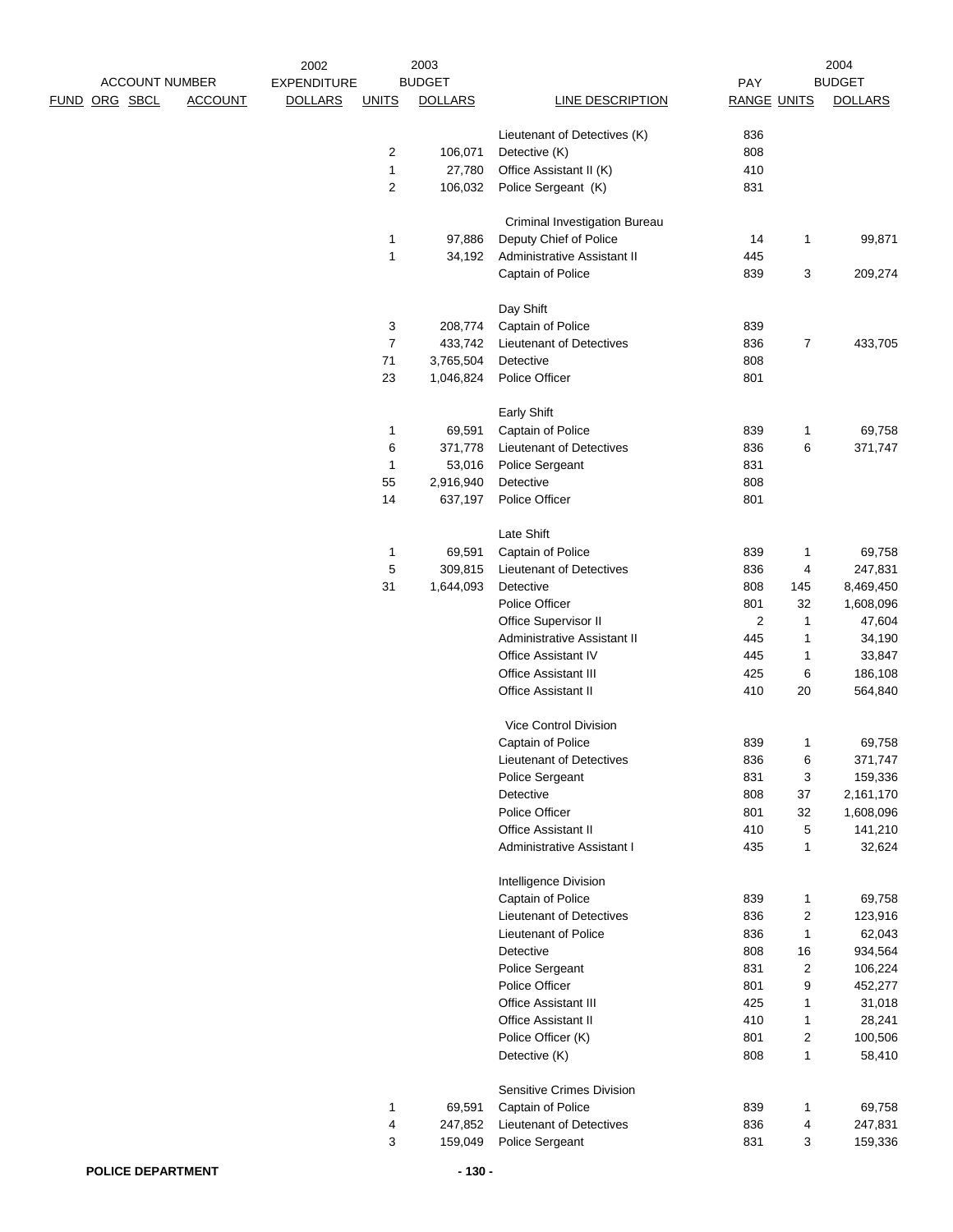| FUND | ORG | SBCL | ACCOUNT | 2002 EXPENDITURE DOLLARS | 2003 BUDGET UNITS | 2003 BUDGET DOLLARS | LINE DESCRIPTION | PAY RANGE | 2004 BUDGET UNITS | 2004 BUDGET DOLLARS |
|---|---|---|---|---|---|---|---|---|---|---|
| | | | | | | | Lieutenant of Detectives (K) | 836 | | |
| | | | | | 2 | 106,071 | Detective (K) | 808 | | |
| | | | | | 1 | 27,780 | Office Assistant II (K) | 410 | | |
| | | | | | 2 | 106,032 | Police Sergeant (K) | 831 | | |
| | | | | | | | Criminal Investigation Bureau | | | |
| | | | | | 1 | 97,886 | Deputy Chief of Police | 14 | 1 | 99,871 |
| | | | | | 1 | 34,192 | Administrative Assistant II | 445 | | |
| | | | | | | | Captain of Police | 839 | 3 | 209,274 |
| | | | | | | | Day Shift | | | |
| | | | | | 3 | 208,774 | Captain of Police | 839 | | |
| | | | | | 7 | 433,742 | Lieutenant of Detectives | 836 | 7 | 433,705 |
| | | | | | 71 | 3,765,504 | Detective | 808 | | |
| | | | | | 23 | 1,046,824 | Police Officer | 801 | | |
| | | | | | | | Early Shift | | | |
| | | | | | 1 | 69,591 | Captain of Police | 839 | 1 | 69,758 |
| | | | | | 6 | 371,778 | Lieutenant of Detectives | 836 | 6 | 371,747 |
| | | | | | 1 | 53,016 | Police Sergeant | 831 | | |
| | | | | | 55 | 2,916,940 | Detective | 808 | | |
| | | | | | 14 | 637,197 | Police Officer | 801 | | |
| | | | | | | | Late Shift | | | |
| | | | | | 1 | 69,591 | Captain of Police | 839 | 1 | 69,758 |
| | | | | | 5 | 309,815 | Lieutenant of Detectives | 836 | 4 | 247,831 |
| | | | | | 31 | 1,644,093 | Detective | 808 | 145 | 8,469,450 |
| | | | | | | | Police Officer | 801 | 32 | 1,608,096 |
| | | | | | | | Office Supervisor II | 2 | 1 | 47,604 |
| | | | | | | | Administrative Assistant II | 445 | 1 | 34,190 |
| | | | | | | | Office Assistant IV | 445 | 1 | 33,847 |
| | | | | | | | Office Assistant III | 425 | 6 | 186,108 |
| | | | | | | | Office Assistant II | 410 | 20 | 564,840 |
| | | | | | | | Vice Control Division | | | |
| | | | | | | | Captain of Police | 839 | 1 | 69,758 |
| | | | | | | | Lieutenant of Detectives | 836 | 6 | 371,747 |
| | | | | | | | Police Sergeant | 831 | 3 | 159,336 |
| | | | | | | | Detective | 808 | 37 | 2,161,170 |
| | | | | | | | Police Officer | 801 | 32 | 1,608,096 |
| | | | | | | | Office Assistant II | 410 | 5 | 141,210 |
| | | | | | | | Administrative Assistant I | 435 | 1 | 32,624 |
| | | | | | | | Intelligence Division | | | |
| | | | | | | | Captain of Police | 839 | 1 | 69,758 |
| | | | | | | | Lieutenant of Detectives | 836 | 2 | 123,916 |
| | | | | | | | Lieutenant of Police | 836 | 1 | 62,043 |
| | | | | | | | Detective | 808 | 16 | 934,564 |
| | | | | | | | Police Sergeant | 831 | 2 | 106,224 |
| | | | | | | | Police Officer | 801 | 9 | 452,277 |
| | | | | | | | Office Assistant III | 425 | 1 | 31,018 |
| | | | | | | | Office Assistant II | 410 | 1 | 28,241 |
| | | | | | | | Police Officer (K) | 801 | 2 | 100,506 |
| | | | | | | | Detective (K) | 808 | 1 | 58,410 |
| | | | | | | | Sensitive Crimes Division | | | |
| | | | | | 1 | 69,591 | Captain of Police | 839 | 1 | 69,758 |
| | | | | | 4 | 247,852 | Lieutenant of Detectives | 836 | 4 | 247,831 |
| | | | | | 3 | 159,049 | Police Sergeant | 831 | 3 | 159,336 |

POLICE DEPARTMENT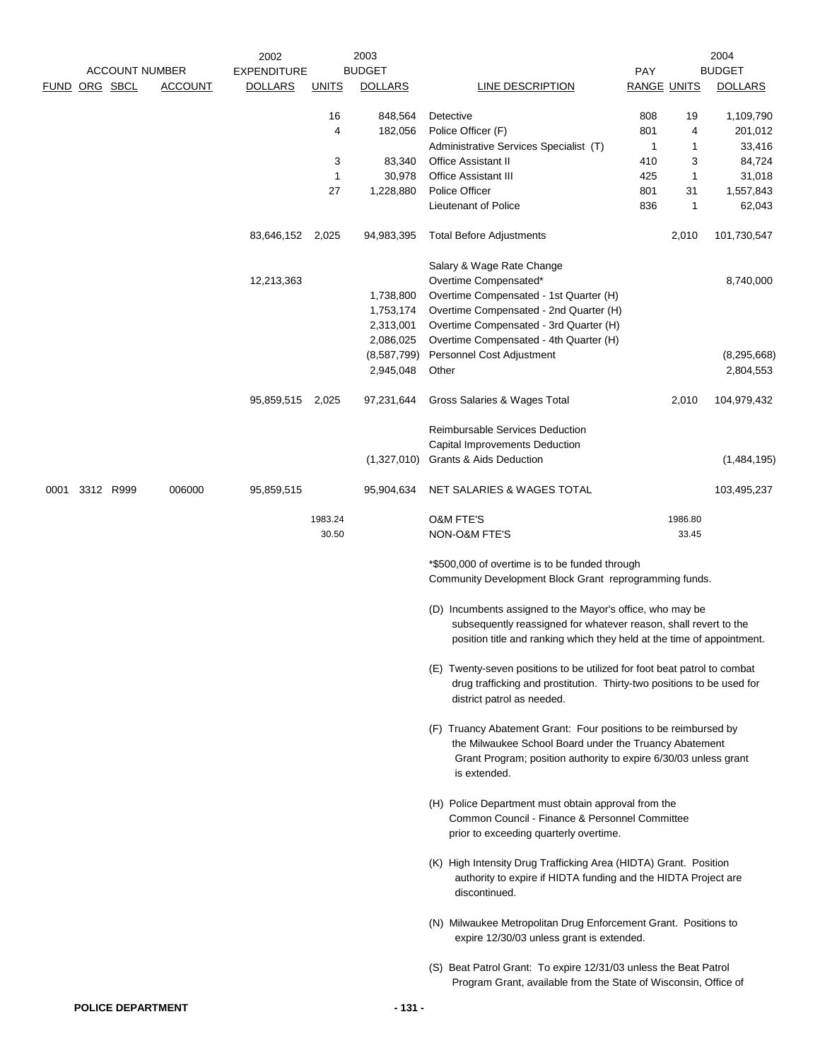| ACCOUNT NUMBER | | | | 2002 EXPENDITURE | 2003 BUDGET | | | | 2004 BUDGET | |
|---|---|---|---|---|---|---|---|---|---|---|
| FUND | ORG | SBCL | ACCOUNT | DOLLARS | UNITS | DOLLARS | LINE DESCRIPTION | PAY RANGE | UNITS | DOLLARS |
| | | | | | 16 | 848,564 | Detective | 808 | 19 | 1,109,790 |
| | | | | | 4 | 182,056 | Police Officer (F) | 801 | 4 | 201,012 |
| | | | | | | | Administrative Services Specialist (T) | 1 | 1 | 33,416 |
| | | | | | 3 | 83,340 | Office Assistant II | 410 | 3 | 84,724 |
| | | | | | 1 | 30,978 | Office Assistant III | 425 | 1 | 31,018 |
| | | | | | 27 | 1,228,880 | Police Officer | 801 | 31 | 1,557,843 |
| | | | | | | | Lieutenant of Police | 836 | 1 | 62,043 |
| | | | | 83,646,152 | 2,025 | 94,983,395 | Total Before Adjustments | | 2,010 | 101,730,547 |
| | | | | | | | Salary & Wage Rate Change | | | |
| | | | | 12,213,363 | | | Overtime Compensated* | | | 8,740,000 |
| | | | | | | 1,738,800 | Overtime Compensated - 1st Quarter (H) | | | |
| | | | | | | 1,753,174 | Overtime Compensated - 2nd Quarter (H) | | | |
| | | | | | | 2,313,001 | Overtime Compensated - 3rd Quarter (H) | | | |
| | | | | | | 2,086,025 | Overtime Compensated - 4th Quarter (H) | | | |
| | | | | | | (8,587,799) | Personnel Cost Adjustment | | | (8,295,668) |
| | | | | | | 2,945,048 | Other | | | 2,804,553 |
| | | | | 95,859,515 | 2,025 | 97,231,644 | Gross Salaries & Wages Total | | 2,010 | 104,979,432 |
| | | | | | | | Reimbursable Services Deduction | | | |
| | | | | | | | Capital Improvements Deduction | | | |
| | | | | | | (1,327,010) | Grants & Aids Deduction | | | (1,484,195) |
| 0001 | 3312 | R999 | 006000 | 95,859,515 | | 95,904,634 | NET SALARIES & WAGES TOTAL | | | 103,495,237 |
| | | | | | 1983.24 | | O&M FTE'S | | 1986.80 | |
| | | | | | 30.50 | | NON-O&M FTE'S | | 33.45 | |

*$500,000 of overtime is to be funded through Community Development Block Grant reprogramming funds.

(D) Incumbents assigned to the Mayor's office, who may be subsequently reassigned for whatever reason, shall revert to the position title and ranking which they held at the time of appointment.

(E) Twenty-seven positions to be utilized for foot beat patrol to combat drug trafficking and prostitution. Thirty-two positions to be used for district patrol as needed.

(F) Truancy Abatement Grant: Four positions to be reimbursed by the Milwaukee School Board under the Truancy Abatement Grant Program; position authority to expire 6/30/03 unless grant is extended.

(H) Police Department must obtain approval from the Common Council - Finance & Personnel Committee prior to exceeding quarterly overtime.

(K) High Intensity Drug Trafficking Area (HIDTA) Grant. Position authority to expire if HIDTA funding and the HIDTA Project are discontinued.

(N) Milwaukee Metropolitan Drug Enforcement Grant. Positions to expire 12/30/03 unless grant is extended.

(S) Beat Patrol Grant: To expire 12/31/03 unless the Beat Patrol Program Grant, available from the State of Wisconsin, Office of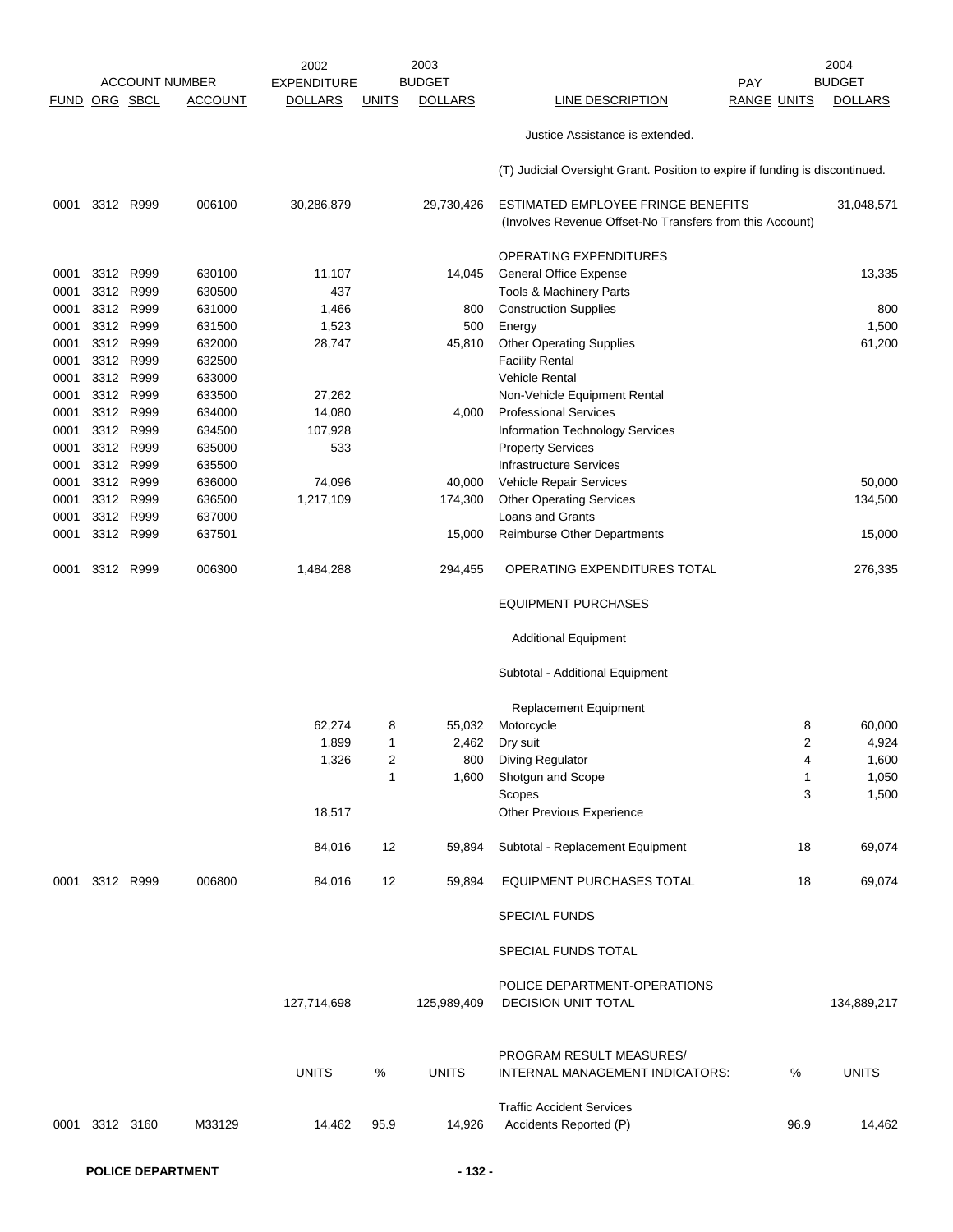| FUND | ORG | SBCL | ACCOUNT | 2002 EXPENDITURE DOLLARS | UNITS | 2003 BUDGET DOLLARS | LINE DESCRIPTION | PAY RANGE | UNITS | 2004 BUDGET DOLLARS |
|---|---|---|---|---|---|---|---|---|---|---|
| | | | | | | | Justice Assistance is extended. | | | |
| | | | | | | | (T) Judicial Oversight Grant. Position to expire if funding is discontinued. | | | |
| 0001 | 3312 | R999 | 006100 | 30,286,879 | | 29,730,426 | ESTIMATED EMPLOYEE FRINGE BENEFITS (Involves Revenue Offset-No Transfers from this Account) | | | 31,048,571 |
| | | | | | | | OPERATING EXPENDITURES | | | |
| 0001 | 3312 | R999 | 630100 | 11,107 | | 14,045 | General Office Expense | | | 13,335 |
| 0001 | 3312 | R999 | 630500 | 437 | | | Tools & Machinery Parts | | | |
| 0001 | 3312 | R999 | 631000 | 1,466 | | 800 | Construction Supplies | | | 800 |
| 0001 | 3312 | R999 | 631500 | 1,523 | | 500 | Energy | | | 1,500 |
| 0001 | 3312 | R999 | 632000 | 28,747 | | 45,810 | Other Operating Supplies | | | 61,200 |
| 0001 | 3312 | R999 | 632500 | | | | Facility Rental | | | |
| 0001 | 3312 | R999 | 633000 | | | | Vehicle Rental | | | |
| 0001 | 3312 | R999 | 633500 | 27,262 | | | Non-Vehicle Equipment Rental | | | |
| 0001 | 3312 | R999 | 634000 | 14,080 | | 4,000 | Professional Services | | | |
| 0001 | 3312 | R999 | 634500 | 107,928 | | | Information Technology Services | | | |
| 0001 | 3312 | R999 | 635000 | 533 | | | Property Services | | | |
| 0001 | 3312 | R999 | 635500 | | | | Infrastructure Services | | | |
| 0001 | 3312 | R999 | 636000 | 74,096 | | 40,000 | Vehicle Repair Services | | | 50,000 |
| 0001 | 3312 | R999 | 636500 | 1,217,109 | | 174,300 | Other Operating Services | | | 134,500 |
| 0001 | 3312 | R999 | 637000 | | | | Loans and Grants | | | |
| 0001 | 3312 | R999 | 637501 | | | 15,000 | Reimburse Other Departments | | | 15,000 |
| 0001 | 3312 | R999 | 006300 | 1,484,288 | | 294,455 | OPERATING EXPENDITURES TOTAL | | | 276,335 |
| | | | | | | | EQUIPMENT PURCHASES | | | |
| | | | | | | | Additional Equipment | | | |
| | | | | | | | Subtotal - Additional Equipment | | | |
| | | | | | | | Replacement Equipment | | | |
| | | | | 62,274 | 8 | 55,032 | Motorcycle | | 8 | 60,000 |
| | | | | 1,899 | 1 | 2,462 | Dry suit | | 2 | 4,924 |
| | | | | 1,326 | 2 | 800 | Diving Regulator | | 4 | 1,600 |
| | | | | | 1 | 1,600 | Shotgun and Scope | | 1 | 1,050 |
| | | | | | | | Scopes | | 3 | 1,500 |
| | | | | 18,517 | | | Other Previous Experience | | | |
| | | | | 84,016 | 12 | 59,894 | Subtotal - Replacement Equipment | | 18 | 69,074 |
| 0001 | 3312 | R999 | 006800 | 84,016 | 12 | 59,894 | EQUIPMENT PURCHASES TOTAL | | 18 | 69,074 |
| | | | | | | | SPECIAL FUNDS | | | |
| | | | | | | | SPECIAL FUNDS TOTAL | | | |
| | | | | 127,714,698 | | 125,989,409 | POLICE DEPARTMENT-OPERATIONS DECISION UNIT TOTAL | | | 134,889,217 |
| | | | | UNITS | % | UNITS | PROGRAM RESULT MEASURES/ INTERNAL MANAGEMENT INDICATORS: | | % | UNITS |
| | | | | | | | Traffic Accident Services | | | |
| 0001 | 3312 | 3160 | M33129 | 14,462 | 95.9 | 14,926 | Accidents Reported (P) | | 96.9 | 14,462 |

POLICE DEPARTMENT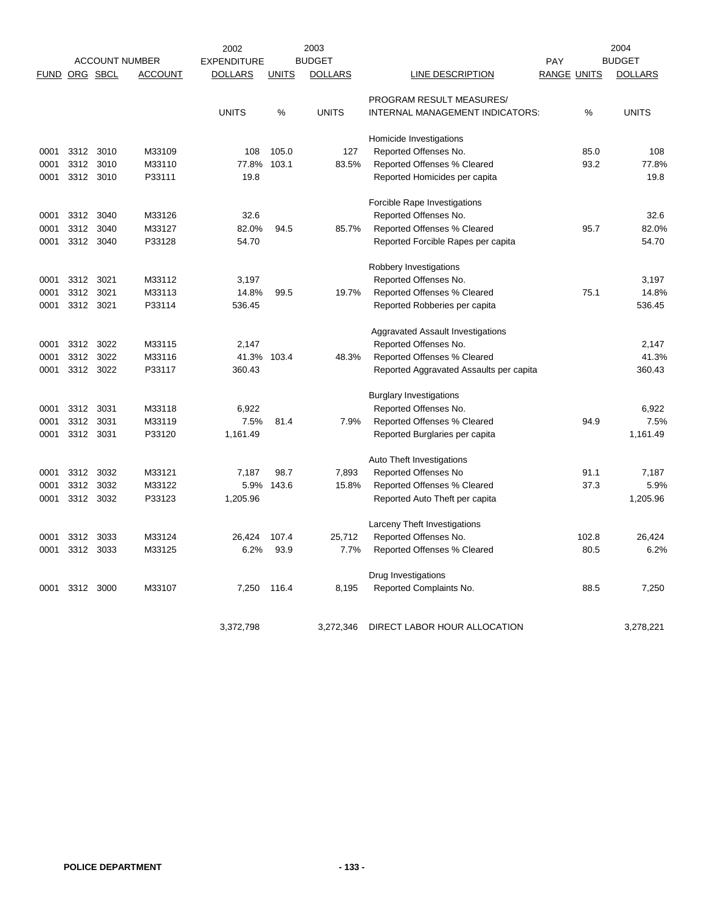| FUND | ORG | SBCL | ACCOUNT NUMBER ACCOUNT | 2002 EXPENDITURE DOLLARS | UNITS | 2003 BUDGET DOLLARS | LINE DESCRIPTION | PAY RANGE | UNITS | 2004 BUDGET DOLLARS |
|---|---|---|---|---|---|---|---|---|---|---|
| | | | | UNITS | % | UNITS | PROGRAM RESULT MEASURES/ INTERNAL MANAGEMENT INDICATORS: | | % | UNITS |
| | | | | | | | Homicide Investigations | | | |
| 0001 | 3312 | 3010 | M33109 | 108 | 105.0 | 127 | Reported Offenses No. | | 85.0 | 108 |
| 0001 | 3312 | 3010 | M33110 | 77.8% | 103.1 | 83.5% | Reported Offenses % Cleared | | 93.2 | 77.8% |
| 0001 | 3312 | 3010 | P33111 | 19.8 | | | Reported Homicides per capita | | | 19.8 |
| | | | | | | | Forcible Rape Investigations | | | |
| 0001 | 3312 | 3040 | M33126 | 32.6 | | | Reported Offenses No. | | | 32.6 |
| 0001 | 3312 | 3040 | M33127 | 82.0% | 94.5 | 85.7% | Reported Offenses % Cleared | | 95.7 | 82.0% |
| 0001 | 3312 | 3040 | P33128 | 54.70 | | | Reported Forcible Rapes per capita | | | 54.70 |
| | | | | | | | Robbery Investigations | | | |
| 0001 | 3312 | 3021 | M33112 | 3,197 | | | Reported Offenses No. | | | 3,197 |
| 0001 | 3312 | 3021 | M33113 | 14.8% | 99.5 | 19.7% | Reported Offenses % Cleared | | 75.1 | 14.8% |
| 0001 | 3312 | 3021 | P33114 | 536.45 | | | Reported Robberies per capita | | | 536.45 |
| | | | | | | | Aggravated Assault Investigations | | | |
| 0001 | 3312 | 3022 | M33115 | 2,147 | | | Reported Offenses No. | | | 2,147 |
| 0001 | 3312 | 3022 | M33116 | 41.3% | 103.4 | 48.3% | Reported Offenses % Cleared | | | 41.3% |
| 0001 | 3312 | 3022 | P33117 | 360.43 | | | Reported Aggravated Assaults per capita | | | 360.43 |
| | | | | | | | Burglary Investigations | | | |
| 0001 | 3312 | 3031 | M33118 | 6,922 | | | Reported Offenses No. | | | 6,922 |
| 0001 | 3312 | 3031 | M33119 | 7.5% | 81.4 | 7.9% | Reported Offenses % Cleared | | 94.9 | 7.5% |
| 0001 | 3312 | 3031 | P33120 | 1,161.49 | | | Reported Burglaries per capita | | | 1,161.49 |
| | | | | | | | Auto Theft Investigations | | | |
| 0001 | 3312 | 3032 | M33121 | 7,187 | 98.7 | 7,893 | Reported Offenses No | | 91.1 | 7,187 |
| 0001 | 3312 | 3032 | M33122 | 5.9% | 143.6 | 15.8% | Reported Offenses % Cleared | | 37.3 | 5.9% |
| 0001 | 3312 | 3032 | P33123 | 1,205.96 | | | Reported Auto Theft per capita | | | 1,205.96 |
| | | | | | | | Larceny Theft Investigations | | | |
| 0001 | 3312 | 3033 | M33124 | 26,424 | 107.4 | 25,712 | Reported Offenses No. | | 102.8 | 26,424 |
| 0001 | 3312 | 3033 | M33125 | 6.2% | 93.9 | 7.7% | Reported Offenses % Cleared | | 80.5 | 6.2% |
| | | | | | | | Drug Investigations | | | |
| 0001 | 3312 | 3000 | M33107 | 7,250 | 116.4 | 8,195 | Reported Complaints No. | | 88.5 | 7,250 |
| | | | | 3,372,798 | | 3,272,346 | DIRECT LABOR HOUR ALLOCATION | | | 3,278,221 |

POLICE DEPARTMENT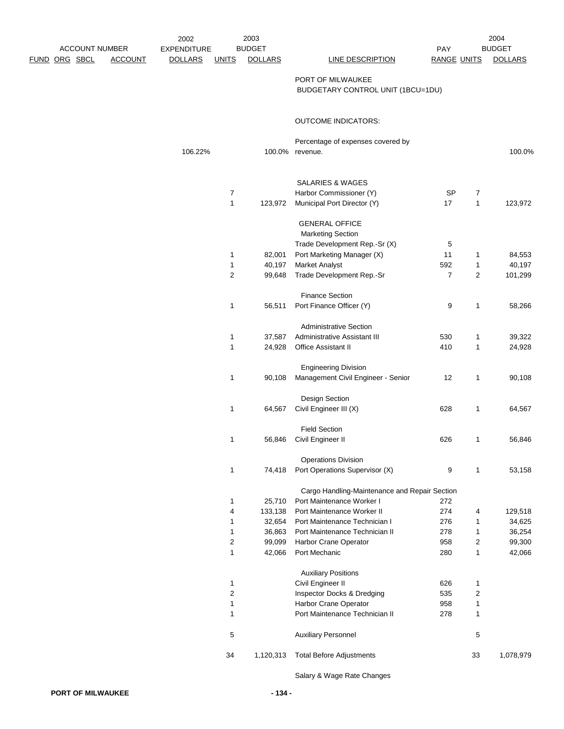| ACCOUNT NUMBER FUND ORG SBCL ACCOUNT | 2002 EXPENDITURE DOLLARS | 2003 BUDGET UNITS | 2003 BUDGET DOLLARS | LINE DESCRIPTION | PAY RANGE | 2004 BUDGET UNITS | 2004 BUDGET DOLLARS |
|---|---|---|---|---|---|---|---|
| | | | | PORT OF MILWAUKEE | | | |
| | | | | BUDGETARY CONTROL UNIT (1BCU=1DU) | | | |
| | | | | OUTCOME INDICATORS: | | | |
| | | | | Percentage of expenses covered by | | | |
| | 106.22% | | 100.0% | revenue. | | | 100.0% |
| | | | | SALARIES & WAGES | | | |
| | | 7 | | Harbor Commissioner (Y) | SP | 7 | |
| | | 1 | 123,972 | Municipal Port Director (Y) | 17 | 1 | 123,972 |
| | | | | GENERAL OFFICE | | | |
| | | | | Marketing Section | | | |
| | | | | Trade Development Rep.-Sr (X) | 5 | | |
| | | 1 | 82,001 | Port Marketing Manager (X) | 11 | 1 | 84,553 |
| | | 1 | 40,197 | Market Analyst | 592 | 1 | 40,197 |
| | | 2 | 99,648 | Trade Development Rep.-Sr | 7 | 2 | 101,299 |
| | | | | Finance Section | | | |
| | | 1 | 56,511 | Port Finance Officer (Y) | 9 | 1 | 58,266 |
| | | | | Administrative Section | | | |
| | | 1 | 37,587 | Administrative Assistant III | 530 | 1 | 39,322 |
| | | 1 | 24,928 | Office Assistant II | 410 | 1 | 24,928 |
| | | | | Engineering Division | | | |
| | | 1 | 90,108 | Management Civil Engineer - Senior | 12 | 1 | 90,108 |
| | | | | Design Section | | | |
| | | 1 | 64,567 | Civil Engineer III (X) | 628 | 1 | 64,567 |
| | | | | Field Section | | | |
| | | 1 | 56,846 | Civil Engineer II | 626 | 1 | 56,846 |
| | | | | Operations Division | | | |
| | | 1 | 74,418 | Port Operations Supervisor (X) | 9 | 1 | 53,158 |
| | | | | Cargo Handling-Maintenance and Repair Section | | | |
| | | 1 | 25,710 | Port Maintenance Worker I | 272 | | |
| | | 4 | 133,138 | Port Maintenance Worker II | 274 | 4 | 129,518 |
| | | 1 | 32,654 | Port Maintenance Technician I | 276 | 1 | 34,625 |
| | | 1 | 36,863 | Port Maintenance Technician II | 278 | 1 | 36,254 |
| | | 2 | 99,099 | Harbor Crane Operator | 958 | 2 | 99,300 |
| | | 1 | 42,066 | Port Mechanic | 280 | 1 | 42,066 |
| | | | | Auxiliary Positions | | | |
| | | 1 | | Civil Engineer II | 626 | 1 | |
| | | 2 | | Inspector Docks & Dredging | 535 | 2 | |
| | | 1 | | Harbor Crane Operator | 958 | 1 | |
| | | 1 | | Port Maintenance Technician II | 278 | 1 | |
| | | 5 | | Auxiliary Personnel | | 5 | |
| | | 34 | 1,120,313 | Total Before Adjustments | | 33 | 1,078,979 |
| | | | | Salary & Wage Rate Changes | | | |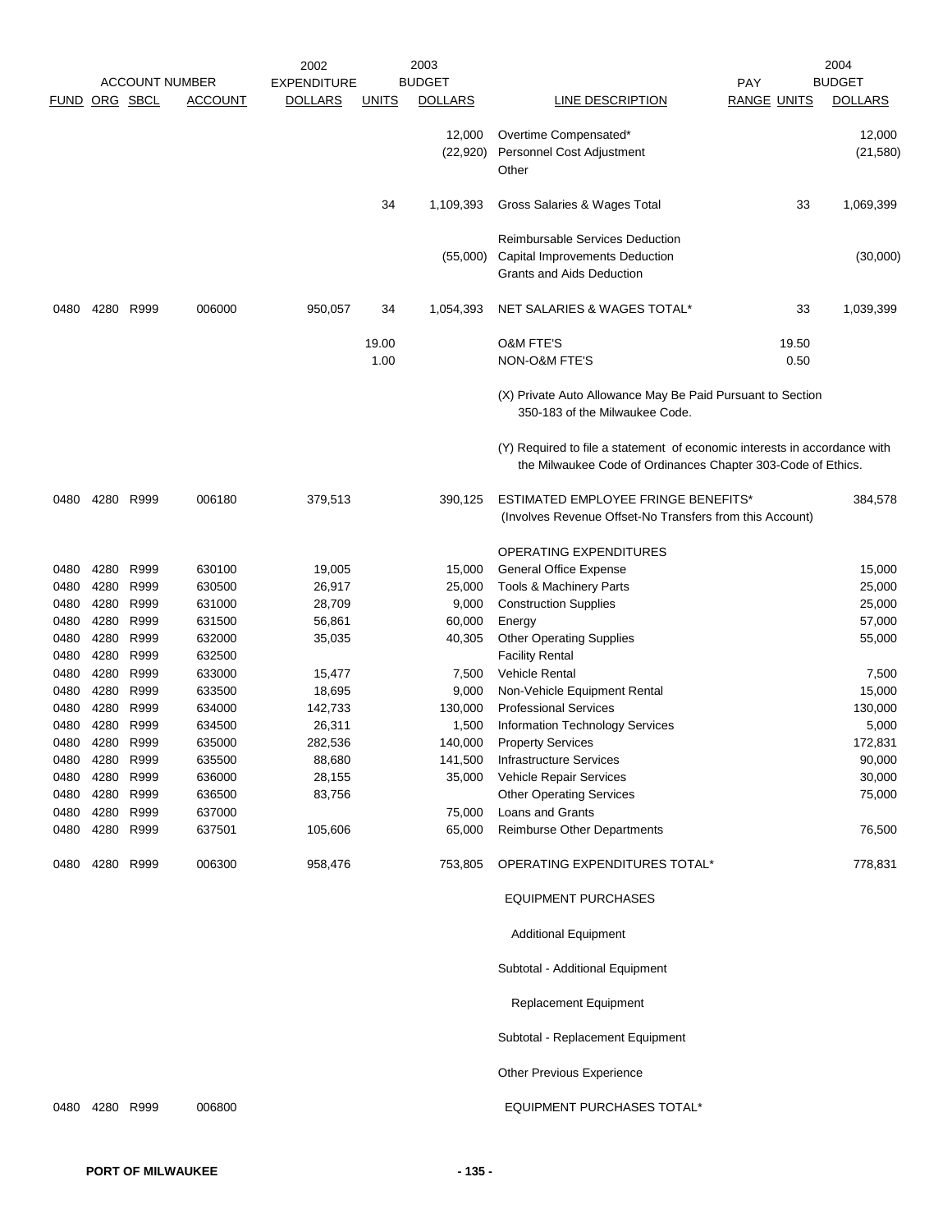| ACCOUNT NUMBER | | | | 2002 EXPENDITURE | 2003 BUDGET | | | PAY | | 2004 BUDGET |
|---|---|---|---|---|---|---|---|---|---|---|
| FUND | ORG | SBCL | ACCOUNT | DOLLARS | UNITS | DOLLARS | LINE DESCRIPTION | RANGE | UNITS | DOLLARS |
| | | | | | | 12,000 | Overtime Compensated* | | | 12,000 |
| | | | | | | (22,920) | Personnel Cost Adjustment | | | (21,580) |
| | | | | | | | Other | | | |
| | | | | | 34 | 1,109,393 | Gross Salaries & Wages Total | | 33 | 1,069,399 |
| | | | | | | | Reimbursable Services Deduction | | | |
| | | | | | | (55,000) | Capital Improvements Deduction | | | (30,000) |
| | | | | | | | Grants and Aids Deduction | | | |
| 0480 | 4280 | R999 | 006000 | 950,057 | 34 | 1,054,393 | NET SALARIES & WAGES TOTAL* | | 33 | 1,039,399 |
| | | | | | 19.00 | | O&M FTE'S | | 19.50 | |
| | | | | | 1.00 | | NON-O&M FTE'S | | 0.50 | |
| | | | | | | | (X) Private Auto Allowance May Be Paid Pursuant to Section 350-183 of the Milwaukee Code. | | | |
| | | | | | | | (Y) Required to file a statement of economic interests in accordance with the Milwaukee Code of Ordinances Chapter 303-Code of Ethics. | | | |
| 0480 | 4280 | R999 | 006180 | 379,513 | | 390,125 | ESTIMATED EMPLOYEE FRINGE BENEFITS* (Involves Revenue Offset-No Transfers from this Account) | | | 384,578 |
| | | | | | | | OPERATING EXPENDITURES | | | |
| 0480 | 4280 | R999 | 630100 | 19,005 | | 15,000 | General Office Expense | | | 15,000 |
| 0480 | 4280 | R999 | 630500 | 26,917 | | 25,000 | Tools & Machinery Parts | | | 25,000 |
| 0480 | 4280 | R999 | 631000 | 28,709 | | 9,000 | Construction Supplies | | | 25,000 |
| 0480 | 4280 | R999 | 631500 | 56,861 | | 60,000 | Energy | | | 57,000 |
| 0480 | 4280 | R999 | 632000 | 35,035 | | 40,305 | Other Operating Supplies | | | 55,000 |
| 0480 | 4280 | R999 | 632500 | | | | Facility Rental | | | |
| 0480 | 4280 | R999 | 633000 | 15,477 | | 7,500 | Vehicle Rental | | | 7,500 |
| 0480 | 4280 | R999 | 633500 | 18,695 | | 9,000 | Non-Vehicle Equipment Rental | | | 15,000 |
| 0480 | 4280 | R999 | 634000 | 142,733 | | 130,000 | Professional Services | | | 130,000 |
| 0480 | 4280 | R999 | 634500 | 26,311 | | 1,500 | Information Technology Services | | | 5,000 |
| 0480 | 4280 | R999 | 635000 | 282,536 | | 140,000 | Property Services | | | 172,831 |
| 0480 | 4280 | R999 | 635500 | 88,680 | | 141,500 | Infrastructure Services | | | 90,000 |
| 0480 | 4280 | R999 | 636000 | 28,155 | | 35,000 | Vehicle Repair Services | | | 30,000 |
| 0480 | 4280 | R999 | 636500 | 83,756 | | | Other Operating Services | | | 75,000 |
| 0480 | 4280 | R999 | 637000 | | | 75,000 | Loans and Grants | | | |
| 0480 | 4280 | R999 | 637501 | 105,606 | | 65,000 | Reimburse Other Departments | | | 76,500 |
| 0480 | 4280 | R999 | 006300 | 958,476 | | 753,805 | OPERATING EXPENDITURES TOTAL* | | | 778,831 |
| | | | | | | | EQUIPMENT PURCHASES | | | |
| | | | | | | | Additional Equipment | | | |
| | | | | | | | Subtotal - Additional Equipment | | | |
| | | | | | | | Replacement Equipment | | | |
| | | | | | | | Subtotal - Replacement Equipment | | | |
| | | | | | | | Other Previous Experience | | | |
| 0480 | 4280 | R999 | 006800 | | | | EQUIPMENT PURCHASES TOTAL* | | | |

PORT OF MILWAUKEE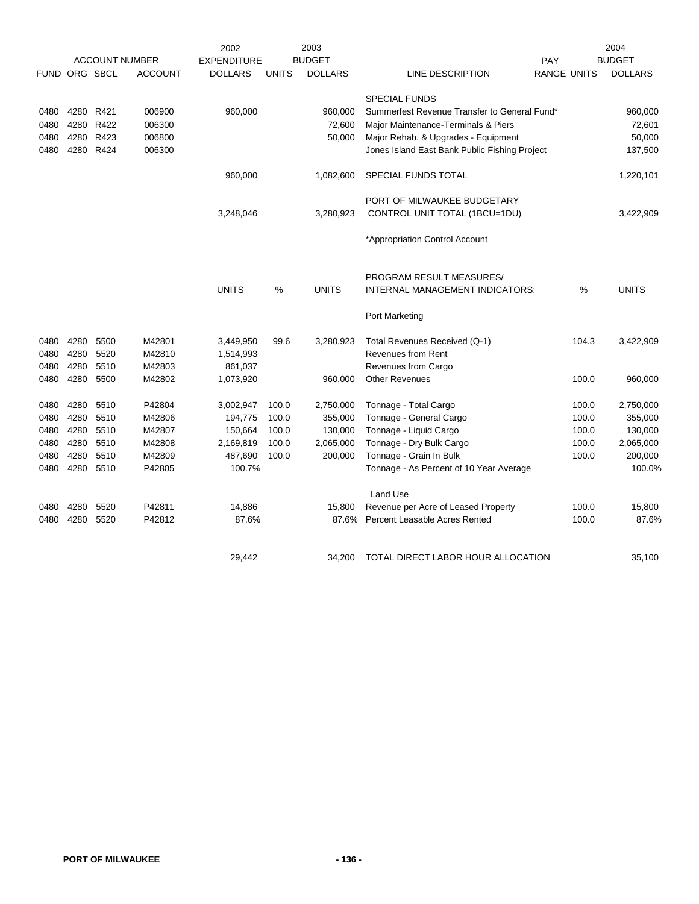| ACCOUNT NUMBER | | | | 2002 EXPENDITURE | | 2003 BUDGET | | PAY | | 2004 BUDGET |
|---|---|---|---|---|---|---|---|---|---|---|
| FUND | ORG | SBCL | ACCOUNT | DOLLARS | UNITS | DOLLARS | LINE DESCRIPTION | RANGE | UNITS | DOLLARS |
| | | | | | | | SPECIAL FUNDS | | | |
| 0480 | 4280 | R421 | 006900 | 960,000 | | 960,000 | Summerfest Revenue Transfer to General Fund* | | | 960,000 |
| 0480 | 4280 | R422 | 006300 | | | 72,600 | Major Maintenance-Terminals & Piers | | | 72,601 |
| 0480 | 4280 | R423 | 006800 | | | 50,000 | Major Rehab. & Upgrades - Equipment | | | 50,000 |
| 0480 | 4280 | R424 | 006300 | | | | Jones Island East Bank Public Fishing Project | | | 137,500 |
| | | | | 960,000 | | 1,082,600 | SPECIAL FUNDS TOTAL | | | 1,220,101 |
| | | | | 3,248,046 | | 3,280,923 | PORT OF MILWAUKEE BUDGETARY CONTROL UNIT TOTAL (1BCU=1DU) | | | 3,422,909 |
| | | | | | | | *Appropriation Control Account | | | |

| FUND | ORG | SBCL | ACCOUNT | UNITS | % | UNITS | PROGRAM RESULT MEASURES/ INTERNAL MANAGEMENT INDICATORS: | % | UNITS |
|---|---|---|---|---|---|---|---|---|---|
| | | | | | | | Port Marketing | | |
| 0480 | 4280 | 5500 | M42801 | 3,449,950 | 99.6 | 3,280,923 | Total Revenues Received (Q-1) | 104.3 | 3,422,909 |
| 0480 | 4280 | 5520 | M42810 | 1,514,993 | | | Revenues from Rent | | |
| 0480 | 4280 | 5510 | M42803 | 861,037 | | | Revenues from Cargo | | |
| 0480 | 4280 | 5500 | M42802 | 1,073,920 | | 960,000 | Other Revenues | 100.0 | 960,000 |
| 0480 | 4280 | 5510 | P42804 | 3,002,947 | 100.0 | 2,750,000 | Tonnage - Total Cargo | 100.0 | 2,750,000 |
| 0480 | 4280 | 5510 | M42806 | 194,775 | 100.0 | 355,000 | Tonnage - General Cargo | 100.0 | 355,000 |
| 0480 | 4280 | 5510 | M42807 | 150,664 | 100.0 | 130,000 | Tonnage - Liquid Cargo | 100.0 | 130,000 |
| 0480 | 4280 | 5510 | M42808 | 2,169,819 | 100.0 | 2,065,000 | Tonnage - Dry Bulk Cargo | 100.0 | 2,065,000 |
| 0480 | 4280 | 5510 | M42809 | 487,690 | 100.0 | 200,000 | Tonnage - Grain In Bulk | 100.0 | 200,000 |
| 0480 | 4280 | 5510 | P42805 | 100.7% | | | Tonnage - As Percent of 10 Year Average | | 100.0% |
| | | | | | | | Land Use | | |
| 0480 | 4280 | 5520 | P42811 | 14,886 | | 15,800 | Revenue per Acre of Leased Property | 100.0 | 15,800 |
| 0480 | 4280 | 5520 | P42812 | 87.6% | | 87.6% | Percent Leasable Acres Rented | 100.0 | 87.6% |
| | | | | 29,442 | | 34,200 | TOTAL DIRECT LABOR HOUR ALLOCATION | | 35,100 |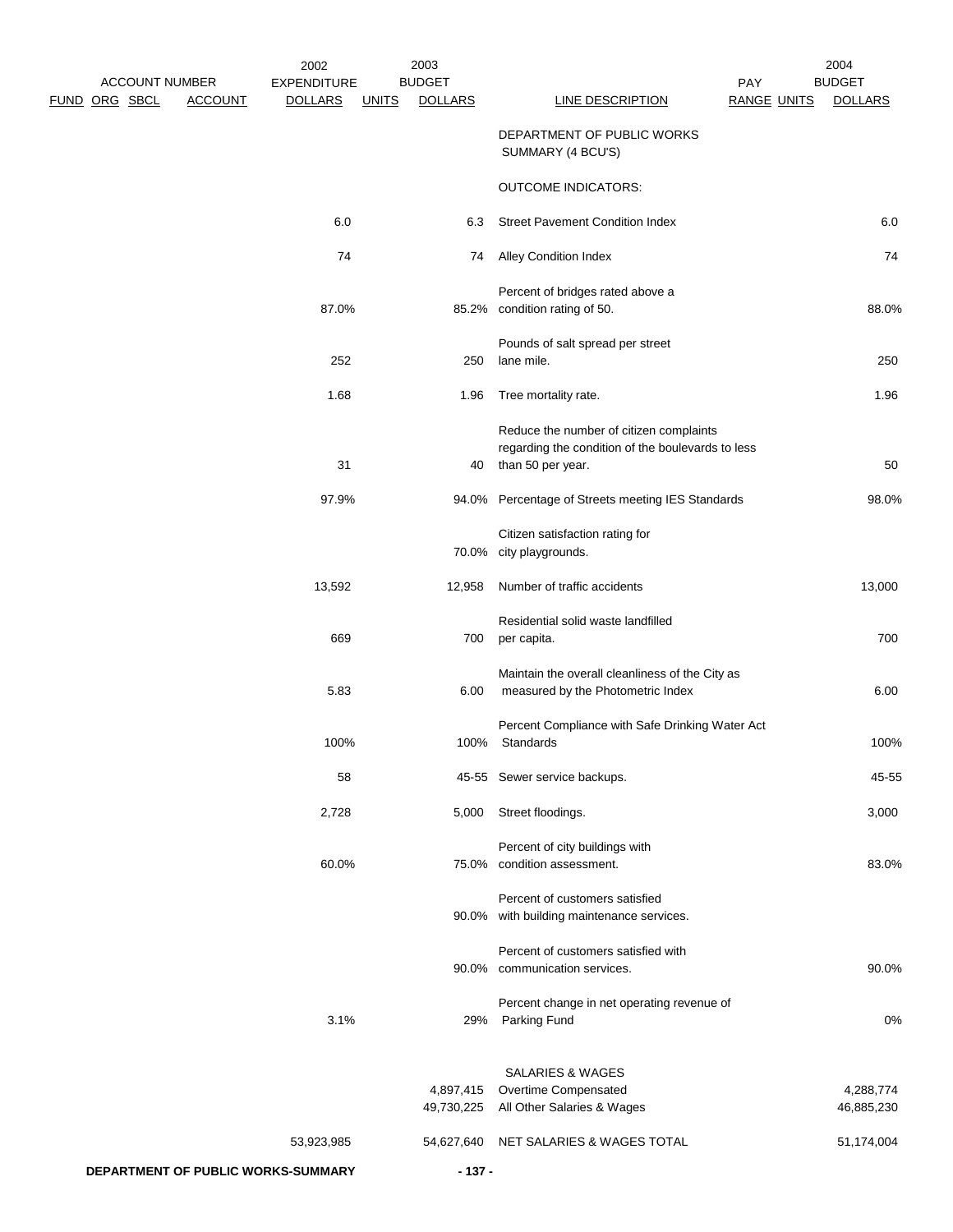| ACCOUNT NUMBER FUND ORG SBCL | ACCOUNT | 2002 EXPENDITURE DOLLARS | UNITS | 2003 BUDGET DOLLARS | LINE DESCRIPTION | PAY RANGE | UNITS | 2004 BUDGET DOLLARS |
|---|---|---|---|---|---|---|---|---|
| | | | | | DEPARTMENT OF PUBLIC WORKS SUMMARY (4 BCU'S) | | | |
| | | | | | OUTCOME INDICATORS: | | | |
| | | 6.0 | | 6.3 | Street Pavement Condition Index | | | 6.0 |
| | | 74 | | 74 | Alley Condition Index | | | 74 |
| | | 87.0% | | 85.2% | Percent of bridges rated above a condition rating of 50. | | | 88.0% |
| | | 252 | | 250 | Pounds of salt spread per street lane mile. | | | 250 |
| | | 1.68 | | 1.96 | Tree mortality rate. | | | 1.96 |
| | | 31 | | 40 | Reduce the number of citizen complaints regarding the condition of the boulevards to less than 50 per year. | | | 50 |
| | | 97.9% | | 94.0% | Percentage of Streets meeting IES Standards | | | 98.0% |
| | | | | 70.0% | Citizen satisfaction rating for city playgrounds. | | | |
| | | 13,592 | | 12,958 | Number of traffic accidents | | | 13,000 |
| | | 669 | | 700 | Residential solid waste landfilled per capita. | | | 700 |
| | | 5.83 | | 6.00 | Maintain the overall cleanliness of the City as measured by the Photometric Index | | | 6.00 |
| | | 100% | | 100% | Percent Compliance with Safe Drinking Water Act Standards | | | 100% |
| | | 58 | | 45-55 | Sewer service backups. | | | 45-55 |
| | | 2,728 | | 5,000 | Street floodings. | | | 3,000 |
| | | 60.0% | | 75.0% | Percent of city buildings with condition assessment. | | | 83.0% |
| | | | | 90.0% | Percent of customers satisfied with building maintenance services. | | | |
| | | | | 90.0% | Percent of customers satisfied with communication services. | | | 90.0% |
| | | 3.1% | | 29% | Percent change in net operating revenue of Parking Fund | | | 0% |
| | | | | | SALARIES & WAGES | | | |
| | | | | 4,897,415 | Overtime Compensated | | | 4,288,774 |
| | | | | 49,730,225 | All Other Salaries & Wages | | | 46,885,230 |
| | | 53,923,985 | | 54,627,640 | NET SALARIES & WAGES TOTAL | | | 51,174,004 |

**DEPARTMENT OF PUBLIC WORKS-SUMMARY**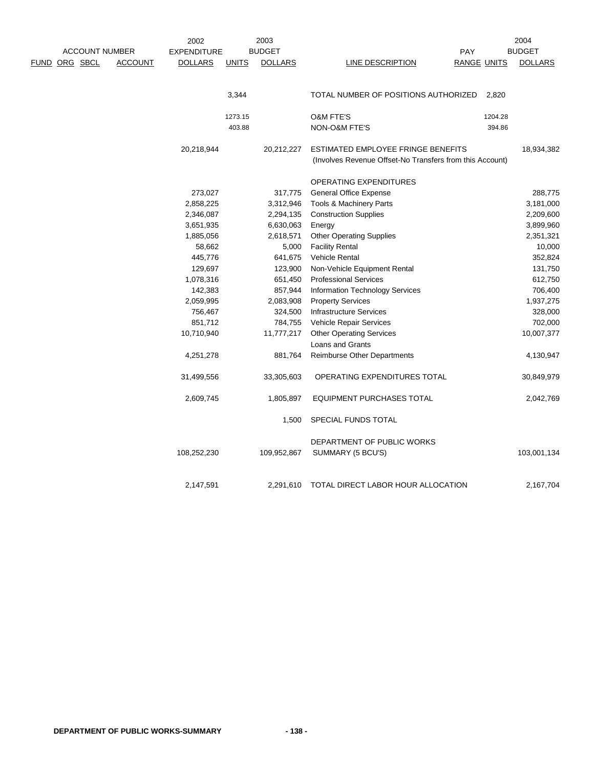| ACCOUNT NUMBER | | | | 2002 EXPENDITURE | 2003 BUDGET | | | PAY | | 2004 BUDGET |
|---|---|---|---|---|---|---|---|---|---|---|
| FUND | ORG | SBCL | ACCOUNT | DOLLARS | UNITS | DOLLARS | LINE DESCRIPTION | RANGE | UNITS | DOLLARS |
| | | | | | 3,344 | | TOTAL NUMBER OF POSITIONS AUTHORIZED | | 2,820 | |
| | | | | | 1273.15 | | O&M FTE'S | | 1204.28 | |
| | | | | | 403.88 | | NON-O&M FTE'S | | 394.86 | |
| | | | | 20,218,944 | | 20,212,227 | ESTIMATED EMPLOYEE FRINGE BENEFITS (Involves Revenue Offset-No Transfers from this Account) | | | 18,934,382 |
| | | | | | | | OPERATING EXPENDITURES | | | |
| | | | | 273,027 | | 317,775 | General Office Expense | | | 288,775 |
| | | | | 2,858,225 | | 3,312,946 | Tools & Machinery Parts | | | 3,181,000 |
| | | | | 2,346,087 | | 2,294,135 | Construction Supplies | | | 2,209,600 |
| | | | | 3,651,935 | | 6,630,063 | Energy | | | 3,899,960 |
| | | | | 1,885,056 | | 2,618,571 | Other Operating Supplies | | | 2,351,321 |
| | | | | 58,662 | | 5,000 | Facility Rental | | | 10,000 |
| | | | | 445,776 | | 641,675 | Vehicle Rental | | | 352,824 |
| | | | | 129,697 | | 123,900 | Non-Vehicle Equipment Rental | | | 131,750 |
| | | | | 1,078,316 | | 651,450 | Professional Services | | | 612,750 |
| | | | | 142,383 | | 857,944 | Information Technology Services | | | 706,400 |
| | | | | 2,059,995 | | 2,083,908 | Property Services | | | 1,937,275 |
| | | | | 756,467 | | 324,500 | Infrastructure Services | | | 328,000 |
| | | | | 851,712 | | 784,755 | Vehicle Repair Services | | | 702,000 |
| | | | | 10,710,940 | | 11,777,217 | Other Operating Services | | | 10,007,377 |
| | | | | | | | Loans and Grants | | | |
| | | | | 4,251,278 | | 881,764 | Reimburse Other Departments | | | 4,130,947 |
| | | | | 31,499,556 | | 33,305,603 | OPERATING EXPENDITURES TOTAL | | | 30,849,979 |
| | | | | 2,609,745 | | 1,805,897 | EQUIPMENT PURCHASES TOTAL | | | 2,042,769 |
| | | | | | | 1,500 | SPECIAL FUNDS TOTAL | | | |
| | | | | 108,252,230 | | 109,952,867 | DEPARTMENT OF PUBLIC WORKS SUMMARY (5 BCU'S) | | | 103,001,134 |
| | | | | 2,147,591 | | 2,291,610 | TOTAL DIRECT LABOR HOUR ALLOCATION | | | 2,167,704 |

**DEPARTMENT OF PUBLIC WORKS-SUMMARY**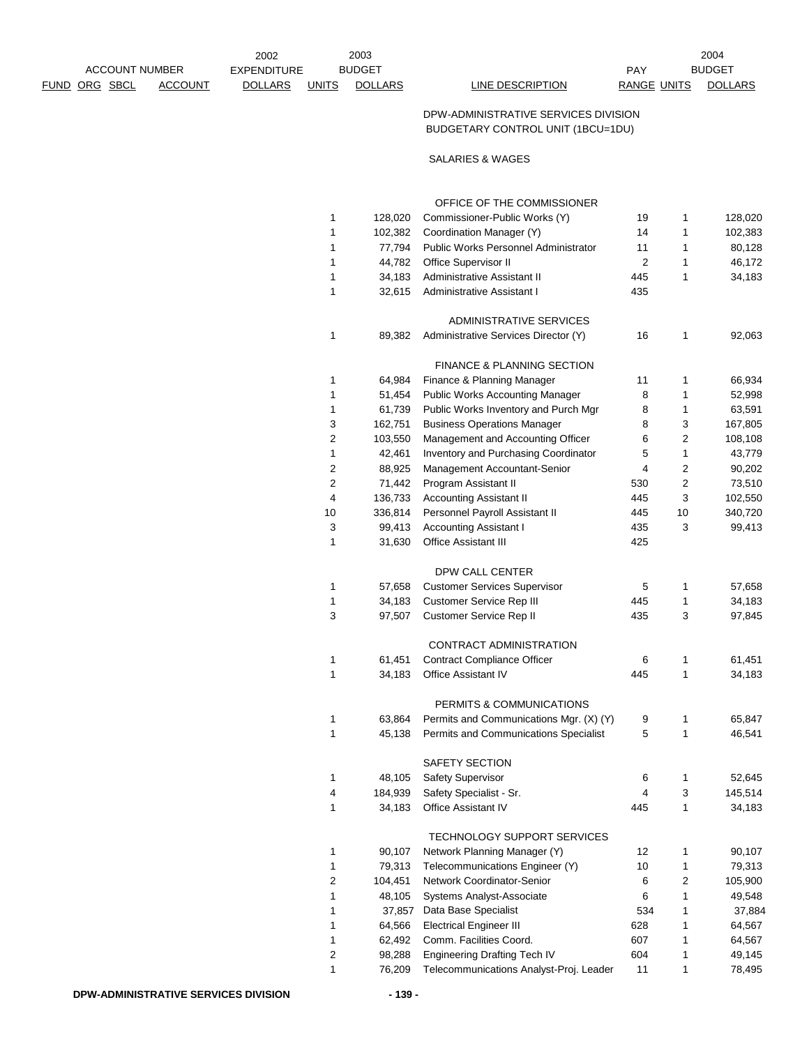| ACCOUNT NUMBER | | | | 2002 EXPENDITURE | 2003 BUDGET | | | PAY | | 2004 BUDGET |
|---|---|---|---|---|---|---|---|---|---|---|
| FUND | ORG | SBCL | ACCOUNT | DOLLARS | UNITS | DOLLARS | LINE DESCRIPTION | RANGE | UNITS | DOLLARS |
| | | | | | | | DPW-ADMINISTRATIVE SERVICES DIVISION BUDGETARY CONTROL UNIT (1BCU=1DU) | | | |
| | | | | | | | SALARIES & WAGES | | | |
| | | | | | | | OFFICE OF THE COMMISSIONER | | | |
| | | | | | 1 | 128,020 | Commissioner-Public Works (Y) | 19 | 1 | 128,020 |
| | | | | | 1 | 102,382 | Coordination Manager (Y) | 14 | 1 | 102,383 |
| | | | | | 1 | 77,794 | Public Works Personnel Administrator | 11 | 1 | 80,128 |
| | | | | | 1 | 44,782 | Office Supervisor II | 2 | 1 | 46,172 |
| | | | | | 1 | 34,183 | Administrative Assistant II | 445 | 1 | 34,183 |
| | | | | | 1 | 32,615 | Administrative Assistant I | 435 | | |
| | | | | | | | ADMINISTRATIVE SERVICES | | | |
| | | | | | 1 | 89,382 | Administrative Services Director (Y) | 16 | 1 | 92,063 |
| | | | | | | | FINANCE & PLANNING SECTION | | | |
| | | | | | 1 | 64,984 | Finance & Planning Manager | 11 | 1 | 66,934 |
| | | | | | 1 | 51,454 | Public Works Accounting Manager | 8 | 1 | 52,998 |
| | | | | | 1 | 61,739 | Public Works Inventory and Purch Mgr | 8 | 1 | 63,591 |
| | | | | | 3 | 162,751 | Business Operations Manager | 8 | 3 | 167,805 |
| | | | | | 2 | 103,550 | Management and Accounting Officer | 6 | 2 | 108,108 |
| | | | | | 1 | 42,461 | Inventory and Purchasing Coordinator | 5 | 1 | 43,779 |
| | | | | | 2 | 88,925 | Management Accountant-Senior | 4 | 2 | 90,202 |
| | | | | | 2 | 71,442 | Program Assistant II | 530 | 2 | 73,510 |
| | | | | | 4 | 136,733 | Accounting Assistant II | 445 | 3 | 102,550 |
| | | | | | 10 | 336,814 | Personnel Payroll Assistant II | 445 | 10 | 340,720 |
| | | | | | 3 | 99,413 | Accounting Assistant I | 435 | 3 | 99,413 |
| | | | | | 1 | 31,630 | Office Assistant III | 425 | | |
| | | | | | | | DPW CALL CENTER | | | |
| | | | | | 1 | 57,658 | Customer Services Supervisor | 5 | 1 | 57,658 |
| | | | | | 1 | 34,183 | Customer Service Rep III | 445 | 1 | 34,183 |
| | | | | | 3 | 97,507 | Customer Service Rep II | 435 | 3 | 97,845 |
| | | | | | | | CONTRACT ADMINISTRATION | | | |
| | | | | | 1 | 61,451 | Contract Compliance Officer | 6 | 1 | 61,451 |
| | | | | | 1 | 34,183 | Office Assistant IV | 445 | 1 | 34,183 |
| | | | | | | | PERMITS & COMMUNICATIONS | | | |
| | | | | | 1 | 63,864 | Permits and Communications Mgr. (X) (Y) | 9 | 1 | 65,847 |
| | | | | | 1 | 45,138 | Permits and Communications Specialist | 5 | 1 | 46,541 |
| | | | | | | | SAFETY SECTION | | | |
| | | | | | 1 | 48,105 | Safety Supervisor | 6 | 1 | 52,645 |
| | | | | | 4 | 184,939 | Safety Specialist - Sr. | 4 | 3 | 145,514 |
| | | | | | 1 | 34,183 | Office Assistant IV | 445 | 1 | 34,183 |
| | | | | | | | TECHNOLOGY SUPPORT SERVICES | | | |
| | | | | | 1 | 90,107 | Network Planning Manager (Y) | 12 | 1 | 90,107 |
| | | | | | 1 | 79,313 | Telecommunications Engineer (Y) | 10 | 1 | 79,313 |
| | | | | | 2 | 104,451 | Network Coordinator-Senior | 6 | 2 | 105,900 |
| | | | | | 1 | 48,105 | Systems Analyst-Associate | 6 | 1 | 49,548 |
| | | | | | 1 | 37,857 | Data Base Specialist | 534 | 1 | 37,884 |
| | | | | | 1 | 64,566 | Electrical Engineer III | 628 | 1 | 64,567 |
| | | | | | 1 | 62,492 | Comm. Facilities Coord. | 607 | 1 | 64,567 |
| | | | | | 2 | 98,288 | Engineering Drafting Tech IV | 604 | 1 | 49,145 |
| | | | | | 1 | 76,209 | Telecommunications Analyst-Proj. Leader | 11 | 1 | 78,495 |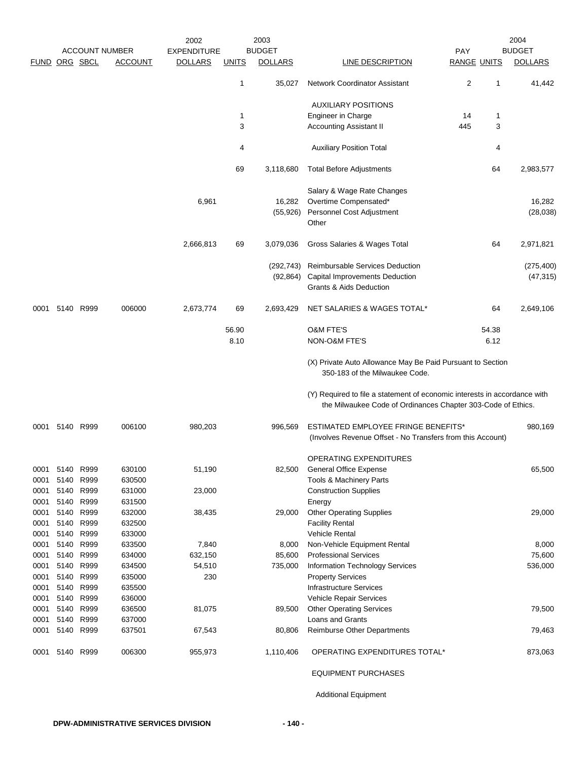| FUND | ORG | SBCL | ACCOUNT | 2002 EXPENDITURE DOLLARS | UNITS | 2003 BUDGET DOLLARS | LINE DESCRIPTION | PAY RANGE | UNITS | 2004 BUDGET DOLLARS |
|---|---|---|---|---|---|---|---|---|---|---|
| | | | | | 1 | 35,027 | Network Coordinator Assistant | 2 | 1 | 41,442 |
| | | | | | | | AUXILIARY POSITIONS | | | |
| | | | | | 1 | | Engineer in Charge | 14 | 1 | |
| | | | | | 3 | | Accounting Assistant II | 445 | 3 | |
| | | | | | 4 | | Auxiliary Position Total | | 4 | |
| | | | | | 69 | 3,118,680 | Total Before Adjustments | | 64 | 2,983,577 |
| | | | | | | | Salary & Wage Rate Changes | | | |
| | | | | 6,961 | | 16,282 | Overtime Compensated* | | | 16,282 |
| | | | | | | (55,926) | Personnel Cost Adjustment | | | (28,038) |
| | | | | | | | Other | | | |
| | | | | 2,666,813 | 69 | 3,079,036 | Gross Salaries & Wages Total | | 64 | 2,971,821 |
| | | | | | | (292,743) | Reimbursable Services Deduction | | | (275,400) |
| | | | | | | (92,864) | Capital Improvements Deduction | | | (47,315) |
| | | | | | | | Grants & Aids Deduction | | | |
| 0001 | 5140 | R999 | 006000 | 2,673,774 | 69 | 2,693,429 | NET SALARIES & WAGES TOTAL* | | 64 | 2,649,106 |
| | | | | | 56.90 | | O&M FTE'S | | 54.38 | |
| | | | | | 8.10 | | NON-O&M FTE'S | | 6.12 | |
| | | | | | | | (X) Private Auto Allowance May Be Paid Pursuant to Section 350-183 of the Milwaukee Code. | | | |
| | | | | | | | (Y) Required to file a statement of economic interests in accordance with the Milwaukee Code of Ordinances Chapter 303-Code of Ethics. | | | |
| 0001 | 5140 | R999 | 006100 | 980,203 | | 996,569 | ESTIMATED EMPLOYEE FRINGE BENEFITS* (Involves Revenue Offset - No Transfers from this Account) | | | 980,169 |
| | | | | | | | OPERATING EXPENDITURES | | | |
| 0001 | 5140 | R999 | 630100 | 51,190 | | 82,500 | General Office Expense | | | 65,500 |
| 0001 | 5140 | R999 | 630500 | | | | Tools & Machinery Parts | | | |
| 0001 | 5140 | R999 | 631000 | 23,000 | | | Construction Supplies | | | |
| 0001 | 5140 | R999 | 631500 | | | | Energy | | | |
| 0001 | 5140 | R999 | 632000 | 38,435 | | 29,000 | Other Operating Supplies | | | 29,000 |
| 0001 | 5140 | R999 | 632500 | | | | Facility Rental | | | |
| 0001 | 5140 | R999 | 633000 | | | | Vehicle Rental | | | |
| 0001 | 5140 | R999 | 633500 | 7,840 | | 8,000 | Non-Vehicle Equipment Rental | | | 8,000 |
| 0001 | 5140 | R999 | 634000 | 632,150 | | 85,600 | Professional Services | | | 75,600 |
| 0001 | 5140 | R999 | 634500 | 54,510 | | 735,000 | Information Technology Services | | | 536,000 |
| 0001 | 5140 | R999 | 635000 | 230 | | | Property Services | | | |
| 0001 | 5140 | R999 | 635500 | | | | Infrastructure Services | | | |
| 0001 | 5140 | R999 | 636000 | | | | Vehicle Repair Services | | | |
| 0001 | 5140 | R999 | 636500 | 81,075 | | 89,500 | Other Operating Services | | | 79,500 |
| 0001 | 5140 | R999 | 637000 | | | | Loans and Grants | | | |
| 0001 | 5140 | R999 | 637501 | 67,543 | | 80,806 | Reimburse Other Departments | | | 79,463 |
| 0001 | 5140 | R999 | 006300 | 955,973 | | 1,110,406 | OPERATING EXPENDITURES TOTAL* | | | 873,063 |
| | | | | | | | EQUIPMENT PURCHASES | | | |
| | | | | | | | Additional Equipment | | | |

DPW-ADMINISTRATIVE SERVICES DIVISION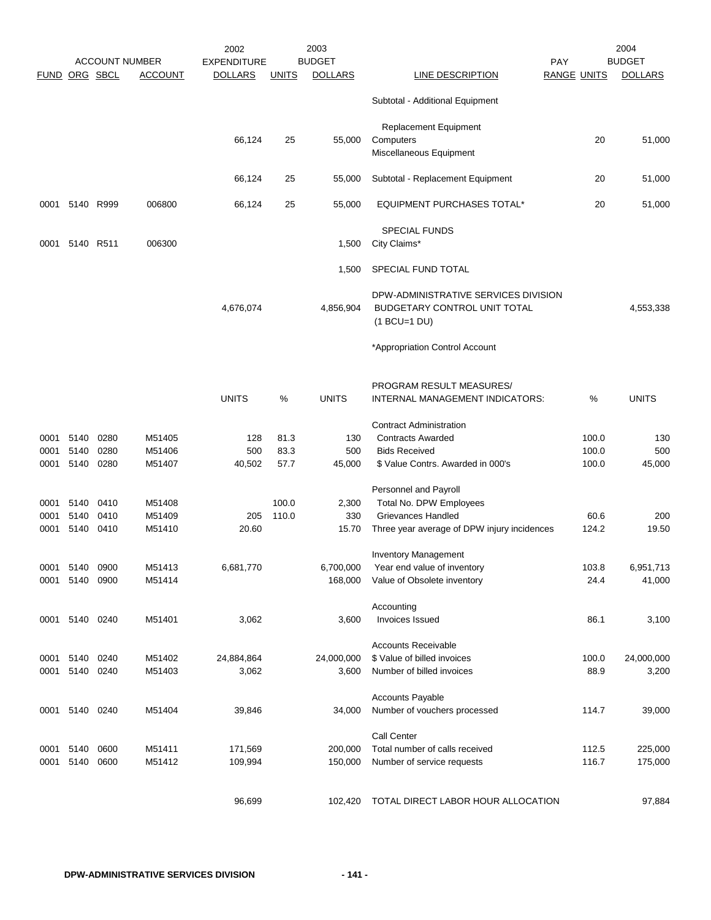| FUND | ORG | SBCL | ACCOUNT | 2002 EXPENDITURE DOLLARS | UNITS | 2003 BUDGET DOLLARS | LINE DESCRIPTION | PAY RANGE | UNITS | 2004 BUDGET DOLLARS |
|---|---|---|---|---|---|---|---|---|---|---|
| | | | | | | | Subtotal - Additional Equipment | | | |
| | | | | | | | Replacement Equipment | | | |
| | | | | 66,124 | 25 | 55,000 | Computers | | 20 | 51,000 |
| | | | | | | | Miscellaneous Equipment | | | |
| | | | | 66,124 | 25 | 55,000 | Subtotal - Replacement Equipment | | 20 | 51,000 |
| 0001 | 5140 | R999 | 006800 | 66,124 | 25 | 55,000 | EQUIPMENT PURCHASES TOTAL* | | 20 | 51,000 |
| | | | | | | | SPECIAL FUNDS | | | |
| 0001 | 5140 | R511 | 006300 | | | 1,500 | City Claims* | | | |
| | | | | | | 1,500 | SPECIAL FUND TOTAL | | | |
| | | | | 4,676,074 | | 4,856,904 | DPW-ADMINISTRATIVE SERVICES DIVISION BUDGETARY CONTROL UNIT TOTAL (1 BCU=1 DU) | | | 4,553,338 |

*Appropriation Control Account

| FUND | ORG | SBCL | ACCOUNT | UNITS | % | UNITS | PROGRAM RESULT MEASURES/ INTERNAL MANAGEMENT INDICATORS: | % | UNITS |
|---|---|---|---|---|---|---|---|---|---|
| | | | | | | | Contract Administration | | |
| 0001 | 5140 | 0280 | M51405 | 128 | 81.3 | 130 | Contracts Awarded | 100.0 | 130 |
| 0001 | 5140 | 0280 | M51406 | 500 | 83.3 | 500 | Bids Received | 100.0 | 500 |
| 0001 | 5140 | 0280 | M51407 | 40,502 | 57.7 | 45,000 | $ Value Contrs. Awarded in 000's | 100.0 | 45,000 |
| | | | | | | | Personnel and Payroll | | |
| 0001 | 5140 | 0410 | M51408 | | 100.0 | 2,300 | Total No. DPW Employees | | |
| 0001 | 5140 | 0410 | M51409 | 205 | 110.0 | 330 | Grievances Handled | 60.6 | 200 |
| 0001 | 5140 | 0410 | M51410 | 20.60 | | 15.70 | Three year average of DPW injury incidences | 124.2 | 19.50 |
| | | | | | | | Inventory Management | | |
| 0001 | 5140 | 0900 | M51413 | 6,681,770 | | 6,700,000 | Year end value of inventory | 103.8 | 6,951,713 |
| 0001 | 5140 | 0900 | M51414 | | | 168,000 | Value of Obsolete inventory | 24.4 | 41,000 |
| | | | | | | | Accounting | | |
| 0001 | 5140 | 0240 | M51401 | 3,062 | | 3,600 | Invoices Issued | 86.1 | 3,100 |
| | | | | | | | Accounts Receivable | | |
| 0001 | 5140 | 0240 | M51402 | 24,884,864 | | 24,000,000 | $ Value of billed invoices | 100.0 | 24,000,000 |
| 0001 | 5140 | 0240 | M51403 | 3,062 | | 3,600 | Number of billed invoices | 88.9 | 3,200 |
| | | | | | | | Accounts Payable | | |
| 0001 | 5140 | 0240 | M51404 | 39,846 | | 34,000 | Number of vouchers processed | 114.7 | 39,000 |
| | | | | | | | Call Center | | |
| 0001 | 5140 | 0600 | M51411 | 171,569 | | 200,000 | Total number of calls received | 112.5 | 225,000 |
| 0001 | 5140 | 0600 | M51412 | 109,994 | | 150,000 | Number of service requests | 116.7 | 175,000 |
| | | | | 96,699 | | 102,420 | TOTAL DIRECT LABOR HOUR ALLOCATION | | 97,884 |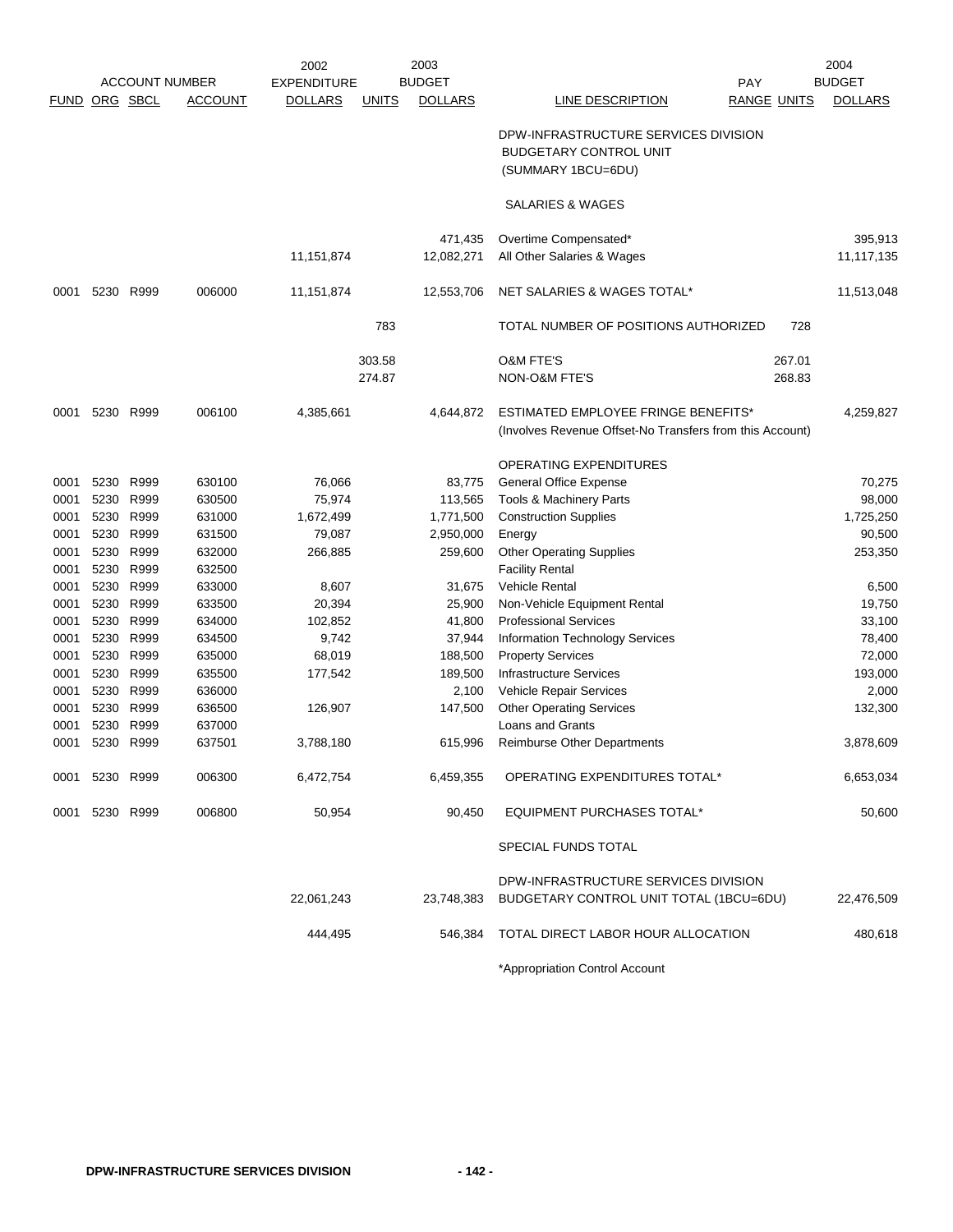| ACCOUNT NUMBER | | | | 2002 EXPENDITURE | | 2003 BUDGET | | PAY | | 2004 BUDGET |
|---|---|---|---|---|---|---|---|---|---|---|
| FUND | ORG | SBCL | ACCOUNT | DOLLARS | UNITS | DOLLARS | LINE DESCRIPTION | RANGE | UNITS | DOLLARS |
| | | | | | | | DPW-INFRASTRUCTURE SERVICES DIVISION BUDGETARY CONTROL UNIT (SUMMARY 1BCU=6DU) | | | |
| | | | | | | | SALARIES & WAGES | | | |
| | | | | | | 471,435 | Overtime Compensated* | | | 395,913 |
| | | | | 11,151,874 | | 12,082,271 | All Other Salaries & Wages | | | 11,117,135 |
| 0001 | 5230 | R999 | 006000 | 11,151,874 | | 12,553,706 | NET SALARIES & WAGES TOTAL* | | | 11,513,048 |
| | | | | | 783 | | TOTAL NUMBER OF POSITIONS AUTHORIZED | | 728 | |
| | | | | | 303.58 | | O&M FTE'S | | 267.01 | |
| | | | | | 274.87 | | NON-O&M FTE'S | | 268.83 | |
| 0001 | 5230 | R999 | 006100 | 4,385,661 | | 4,644,872 | ESTIMATED EMPLOYEE FRINGE BENEFITS* (Involves Revenue Offset-No Transfers from this Account) | | | 4,259,827 |
| | | | | | | | OPERATING EXPENDITURES | | | |
| 0001 | 5230 | R999 | 630100 | 76,066 | | 83,775 | General Office Expense | | | 70,275 |
| 0001 | 5230 | R999 | 630500 | 75,974 | | 113,565 | Tools & Machinery Parts | | | 98,000 |
| 0001 | 5230 | R999 | 631000 | 1,672,499 | | 1,771,500 | Construction Supplies | | | 1,725,250 |
| 0001 | 5230 | R999 | 631500 | 79,087 | | 2,950,000 | Energy | | | 90,500 |
| 0001 | 5230 | R999 | 632000 | 266,885 | | 259,600 | Other Operating Supplies | | | 253,350 |
| 0001 | 5230 | R999 | 632500 | | | | Facility Rental | | | |
| 0001 | 5230 | R999 | 633000 | 8,607 | | 31,675 | Vehicle Rental | | | 6,500 |
| 0001 | 5230 | R999 | 633500 | 20,394 | | 25,900 | Non-Vehicle Equipment Rental | | | 19,750 |
| 0001 | 5230 | R999 | 634000 | 102,852 | | 41,800 | Professional Services | | | 33,100 |
| 0001 | 5230 | R999 | 634500 | 9,742 | | 37,944 | Information Technology Services | | | 78,400 |
| 0001 | 5230 | R999 | 635000 | 68,019 | | 188,500 | Property Services | | | 72,000 |
| 0001 | 5230 | R999 | 635500 | 177,542 | | 189,500 | Infrastructure Services | | | 193,000 |
| 0001 | 5230 | R999 | 636000 | | | 2,100 | Vehicle Repair Services | | | 2,000 |
| 0001 | 5230 | R999 | 636500 | 126,907 | | 147,500 | Other Operating Services | | | 132,300 |
| 0001 | 5230 | R999 | 637000 | | | | Loans and Grants | | | |
| 0001 | 5230 | R999 | 637501 | 3,788,180 | | 615,996 | Reimburse Other Departments | | | 3,878,609 |
| 0001 | 5230 | R999 | 006300 | 6,472,754 | | 6,459,355 | OPERATING EXPENDITURES TOTAL* | | | 6,653,034 |
| 0001 | 5230 | R999 | 006800 | 50,954 | | 90,450 | EQUIPMENT PURCHASES TOTAL* | | | 50,600 |
| | | | | | | | SPECIAL FUNDS TOTAL | | | |
| | | | | 22,061,243 | | 23,748,383 | DPW-INFRASTRUCTURE SERVICES DIVISION BUDGETARY CONTROL UNIT TOTAL (1BCU=6DU) | | | 22,476,509 |
| | | | | 444,495 | | 546,384 | TOTAL DIRECT LABOR HOUR ALLOCATION | | | 480,618 |

*Appropriation Control Account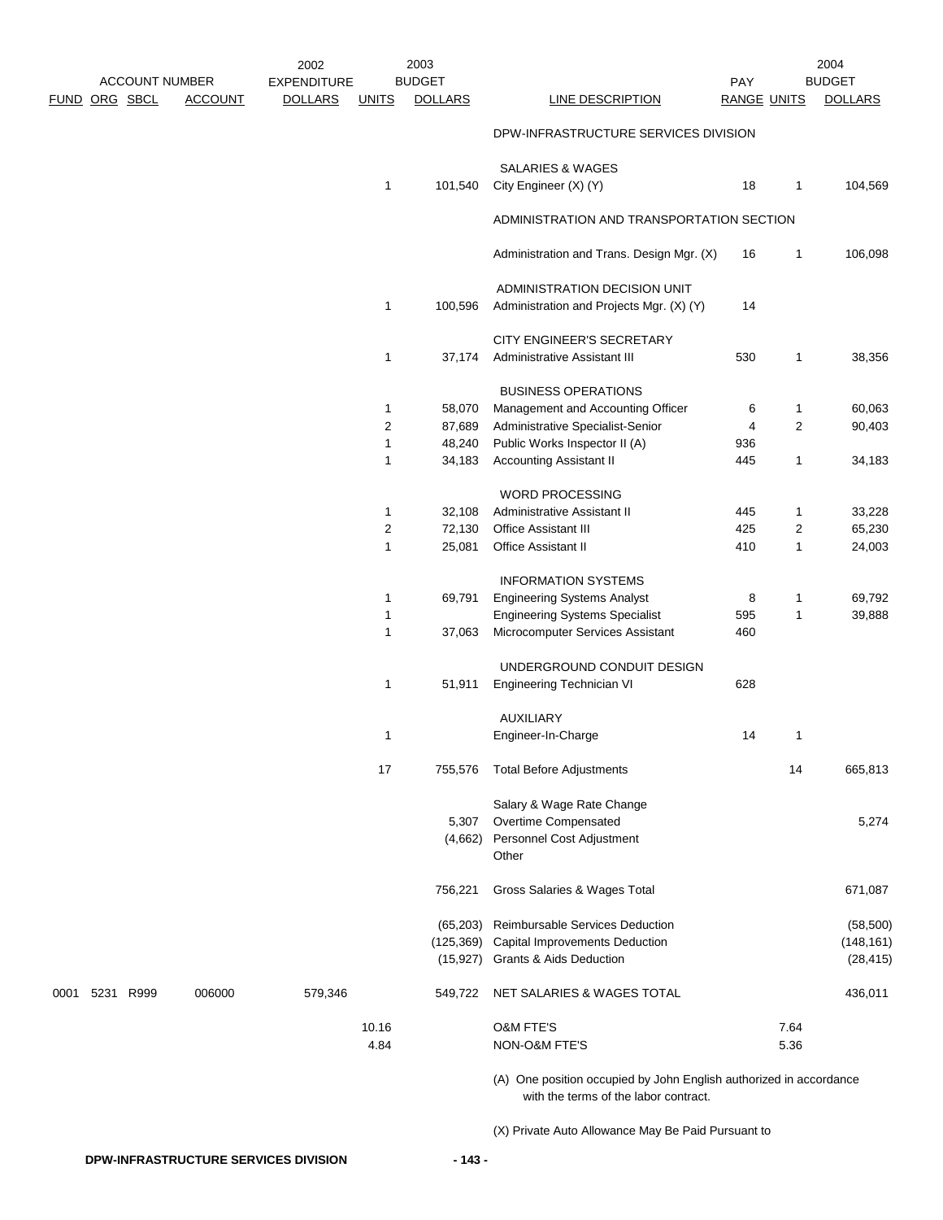| FUND | ORG | SBCL | ACCOUNT NUMBER ACCOUNT | 2002 EXPENDITURE DOLLARS | UNITS | 2003 BUDGET DOLLARS | LINE DESCRIPTION | PAY RANGE | UNITS | 2004 BUDGET DOLLARS |
|---|---|---|---|---|---|---|---|---|---|---|
| | | | | | | | DPW-INFRASTRUCTURE SERVICES DIVISION | | | |
| | | | | | | | SALARIES & WAGES | | | |
| | | | | | 1 | 101,540 | City Engineer (X) (Y) | 18 | 1 | 104,569 |
| | | | | | | | ADMINISTRATION AND TRANSPORTATION SECTION | | | |
| | | | | | | | Administration and Trans. Design Mgr. (X) | 16 | 1 | 106,098 |
| | | | | | | | ADMINISTRATION DECISION UNIT | | | |
| | | | | | 1 | 100,596 | Administration and Projects Mgr. (X) (Y) | 14 | | |
| | | | | | | | CITY ENGINEER'S SECRETARY | | | |
| | | | | | 1 | 37,174 | Administrative Assistant III | 530 | 1 | 38,356 |
| | | | | | | | BUSINESS OPERATIONS | | | |
| | | | | | 1 | 58,070 | Management and Accounting Officer | 6 | 1 | 60,063 |
| | | | | | 2 | 87,689 | Administrative Specialist-Senior | 4 | 2 | 90,403 |
| | | | | | 1 | 48,240 | Public Works Inspector II (A) | 936 | | |
| | | | | | 1 | 34,183 | Accounting Assistant II | 445 | 1 | 34,183 |
| | | | | | | | WORD PROCESSING | | | |
| | | | | | 1 | 32,108 | Administrative Assistant II | 445 | 1 | 33,228 |
| | | | | | 2 | 72,130 | Office Assistant III | 425 | 2 | 65,230 |
| | | | | | 1 | 25,081 | Office Assistant II | 410 | 1 | 24,003 |
| | | | | | | | INFORMATION SYSTEMS | | | |
| | | | | | 1 | 69,791 | Engineering Systems Analyst | 8 | 1 | 69,792 |
| | | | | | 1 | | Engineering Systems Specialist | 595 | 1 | 39,888 |
| | | | | | 1 | 37,063 | Microcomputer Services Assistant | 460 | | |
| | | | | | | | UNDERGROUND CONDUIT DESIGN | | | |
| | | | | | 1 | 51,911 | Engineering Technician VI | 628 | | |
| | | | | | | | AUXILIARY | | | |
| | | | | | 1 | | Engineer-In-Charge | 14 | 1 | |
| | | | | | 17 | 755,576 | Total Before Adjustments | | 14 | 665,813 |
| | | | | | | | Salary & Wage Rate Change | | | |
| | | | | | | 5,307 | Overtime Compensated | | | 5,274 |
| | | | | | | (4,662) | Personnel Cost Adjustment | | | |
| | | | | | | | Other | | | |
| | | | | | | 756,221 | Gross Salaries & Wages Total | | | 671,087 |
| | | | | | | (65,203) | Reimbursable Services Deduction | | | (58,500) |
| | | | | | | (125,369) | Capital Improvements Deduction | | | (148,161) |
| | | | | | | (15,927) | Grants & Aids Deduction | | | (28,415) |
| 0001 | 5231 | R999 | 006000 | 579,346 | | 549,722 | NET SALARIES & WAGES TOTAL | | | 436,011 |
| | | | | | 10.16 | | O&M FTE'S | | 7.64 | |
| | | | | | 4.84 | | NON-O&M FTE'S | | 5.36 | |

(A) One position occupied by John English authorized in accordance with the terms of the labor contract.

(X) Private Auto Allowance May Be Paid Pursuant to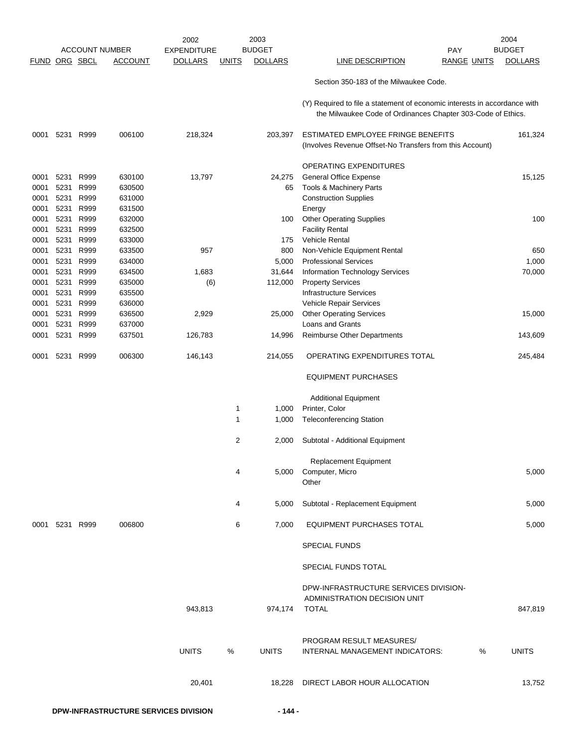| ACCOUNT NUMBER | | | | 2002 EXPENDITURE | 2003 BUDGET | | | PAY | | 2004 BUDGET |
|---|---|---|---|---|---|---|---|---|---|---|
| FUND | ORG | SBCL | ACCOUNT | DOLLARS | UNITS | DOLLARS | LINE DESCRIPTION | RANGE | UNITS | DOLLARS |
| | | | | | | | Section 350-183 of the Milwaukee Code. | | | |
| | | | | | | | (Y) Required to file a statement of economic interests in accordance with the Milwaukee Code of Ordinances Chapter 303-Code of Ethics. | | | |
| 0001 | 5231 | R999 | 006100 | 218,324 | | 203,397 | ESTIMATED EMPLOYEE FRINGE BENEFITS (Involves Revenue Offset-No Transfers from this Account) | | | 161,324 |
| | | | | | | | OPERATING EXPENDITURES | | | |
| 0001 | 5231 | R999 | 630100 | 13,797 | | 24,275 | General Office Expense | | | 15,125 |
| 0001 | 5231 | R999 | 630500 | | | 65 | Tools & Machinery Parts | | | |
| 0001 | 5231 | R999 | 631000 | | | | Construction Supplies | | | |
| 0001 | 5231 | R999 | 631500 | | | | Energy | | | |
| 0001 | 5231 | R999 | 632000 | | | 100 | Other Operating Supplies | | | 100 |
| 0001 | 5231 | R999 | 632500 | | | | Facility Rental | | | |
| 0001 | 5231 | R999 | 633000 | | | 175 | Vehicle Rental | | | |
| 0001 | 5231 | R999 | 633500 | 957 | | 800 | Non-Vehicle Equipment Rental | | | 650 |
| 0001 | 5231 | R999 | 634000 | | | 5,000 | Professional Services | | | 1,000 |
| 0001 | 5231 | R999 | 634500 | 1,683 | | 31,644 | Information Technology Services | | | 70,000 |
| 0001 | 5231 | R999 | 635000 | (6) | | 112,000 | Property Services | | | |
| 0001 | 5231 | R999 | 635500 | | | | Infrastructure Services | | | |
| 0001 | 5231 | R999 | 636000 | | | | Vehicle Repair Services | | | |
| 0001 | 5231 | R999 | 636500 | 2,929 | | 25,000 | Other Operating Services | | | 15,000 |
| 0001 | 5231 | R999 | 637000 | | | | Loans and Grants | | | |
| 0001 | 5231 | R999 | 637501 | 126,783 | | 14,996 | Reimburse Other Departments | | | 143,609 |
| 0001 | 5231 | R999 | 006300 | 146,143 | | 214,055 | OPERATING EXPENDITURES TOTAL | | | 245,484 |
| | | | | | | | EQUIPMENT PURCHASES | | | |
| | | | | | | | Additional Equipment | | | |
| | | | | | 1 | 1,000 | Printer, Color | | | |
| | | | | | 1 | 1,000 | Teleconferencing Station | | | |
| | | | | | 2 | 2,000 | Subtotal - Additional Equipment | | | |
| | | | | | | | Replacement Equipment | | | |
| | | | | | 4 | 5,000 | Computer, Micro | | | 5,000 |
| | | | | | | | Other | | | |
| | | | | | 4 | 5,000 | Subtotal - Replacement Equipment | | | 5,000 |
| 0001 | 5231 | R999 | 006800 | | 6 | 7,000 | EQUIPMENT PURCHASES TOTAL | | | 5,000 |
| | | | | | | | SPECIAL FUNDS | | | |
| | | | | | | | SPECIAL FUNDS TOTAL | | | |
| | | | | 943,813 | | 974,174 | DPW-INFRASTRUCTURE SERVICES DIVISION-ADMINISTRATION DECISION UNIT TOTAL | | | 847,819 |
| | | | | UNITS | % | UNITS | PROGRAM RESULT MEASURES/ INTERNAL MANAGEMENT INDICATORS: | | % | UNITS |
| | | | | 20,401 | | 18,228 | DIRECT LABOR HOUR ALLOCATION | | | 13,752 |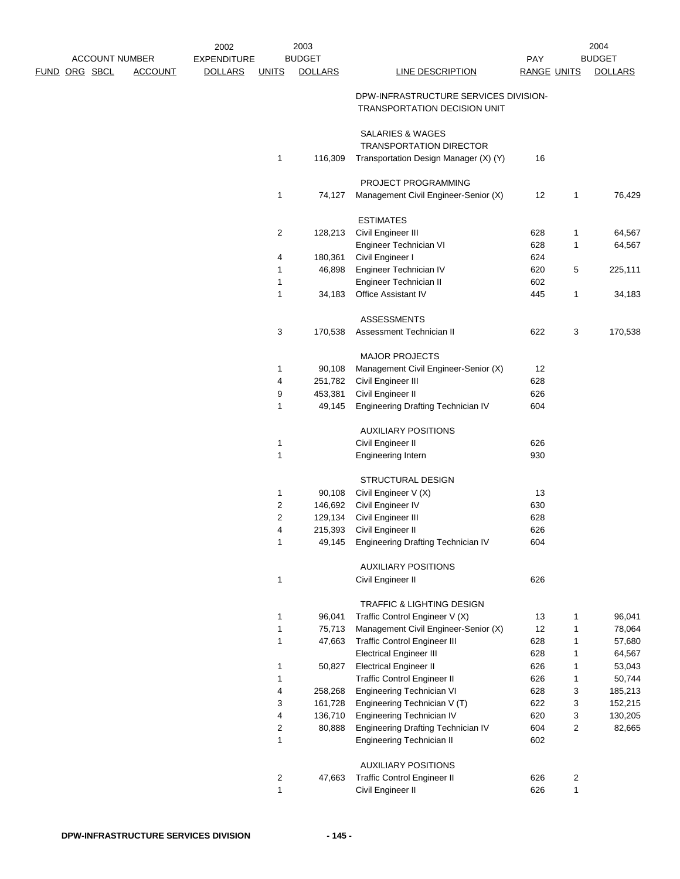| FUND | ORG | SBCL | ACCOUNT | 2002 EXPENDITURE DOLLARS | 2003 BUDGET UNITS | 2003 BUDGET DOLLARS | LINE DESCRIPTION | PAY RANGE | 2004 BUDGET UNITS | 2004 BUDGET DOLLARS |
|---|---|---|---|---|---|---|---|---|---|---|
| | | | | | | | DPW-INFRASTRUCTURE SERVICES DIVISION- TRANSPORTATION DECISION UNIT | | | |
| | | | | | | | SALARIES & WAGES | | | |
| | | | | | | | TRANSPORTATION DIRECTOR | | | |
| | | | | | 1 | 116,309 | Transportation Design Manager (X) (Y) | 16 | | |
| | | | | | | | PROJECT PROGRAMMING | | | |
| | | | | | 1 | 74,127 | Management Civil Engineer-Senior (X) | 12 | 1 | 76,429 |
| | | | | | | | ESTIMATES | | | |
| | | | | | 2 | 128,213 | Civil Engineer III | 628 | 1 | 64,567 |
| | | | | | | | Engineer Technician VI | 628 | 1 | 64,567 |
| | | | | | 4 | 180,361 | Civil Engineer I | 624 | | |
| | | | | | 1 | 46,898 | Engineer Technician IV | 620 | 5 | 225,111 |
| | | | | | 1 | | Engineer Technician II | 602 | | |
| | | | | | 1 | 34,183 | Office Assistant IV | 445 | 1 | 34,183 |
| | | | | | | | ASSESSMENTS | | | |
| | | | | | 3 | 170,538 | Assessment Technician II | 622 | 3 | 170,538 |
| | | | | | | | MAJOR PROJECTS | | | |
| | | | | | 1 | 90,108 | Management Civil Engineer-Senior (X) | 12 | | |
| | | | | | 4 | 251,782 | Civil Engineer III | 628 | | |
| | | | | | 9 | 453,381 | Civil Engineer II | 626 | | |
| | | | | | 1 | 49,145 | Engineering Drafting Technician IV | 604 | | |
| | | | | | | | AUXILIARY POSITIONS | | | |
| | | | | | 1 | | Civil Engineer II | 626 | | |
| | | | | | 1 | | Engineering Intern | 930 | | |
| | | | | | | | STRUCTURAL DESIGN | | | |
| | | | | | 1 | 90,108 | Civil Engineer V (X) | 13 | | |
| | | | | | 2 | 146,692 | Civil Engineer IV | 630 | | |
| | | | | | 2 | 129,134 | Civil Engineer III | 628 | | |
| | | | | | 4 | 215,393 | Civil Engineer II | 626 | | |
| | | | | | 1 | 49,145 | Engineering Drafting Technician IV | 604 | | |
| | | | | | | | AUXILIARY POSITIONS | | | |
| | | | | | 1 | | Civil Engineer II | 626 | | |
| | | | | | | | TRAFFIC & LIGHTING DESIGN | | | |
| | | | | | 1 | 96,041 | Traffic Control Engineer V (X) | 13 | 1 | 96,041 |
| | | | | | 1 | 75,713 | Management Civil Engineer-Senior (X) | 12 | 1 | 78,064 |
| | | | | | 1 | 47,663 | Traffic Control Engineer III | 628 | 1 | 57,680 |
| | | | | | | | Electrical Engineer III | 628 | 1 | 64,567 |
| | | | | | 1 | 50,827 | Electrical Engineer II | 626 | 1 | 53,043 |
| | | | | | 1 | | Traffic Control Engineer II | 626 | 1 | 50,744 |
| | | | | | 4 | 258,268 | Engineering Technician VI | 628 | 3 | 185,213 |
| | | | | | 3 | 161,728 | Engineering Technician V (T) | 622 | 3 | 152,215 |
| | | | | | 4 | 136,710 | Engineering Technician IV | 620 | 3 | 130,205 |
| | | | | | 2 | 80,888 | Engineering Drafting Technician IV | 604 | 2 | 82,665 |
| | | | | | 1 | | Engineering Technician II | 602 | | |
| | | | | | | | AUXILIARY POSITIONS | | | |
| | | | | | 2 | 47,663 | Traffic Control Engineer II | 626 | 2 | |
| | | | | | 1 | | Civil Engineer II | 626 | 1 | |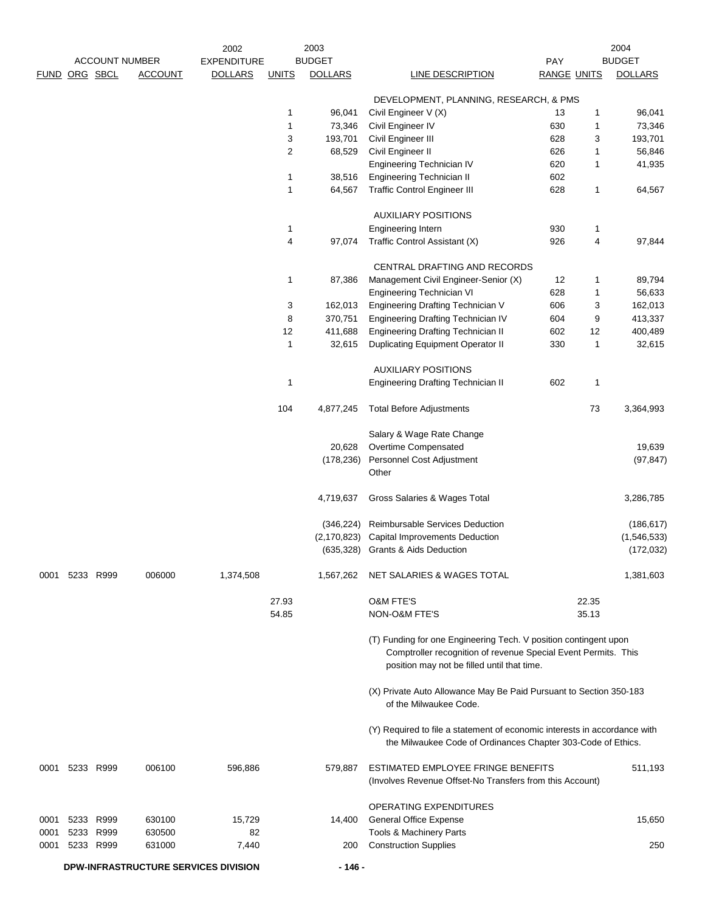| ACCOUNT NUMBER | | | | 2002 EXPENDITURE | 2003 BUDGET | | | PAY | | 2004 BUDGET |
|---|---|---|---|---|---|---|---|---|---|---|
| FUND | ORG | SBCL | ACCOUNT | DOLLARS | UNITS | DOLLARS | LINE DESCRIPTION | RANGE | UNITS | DOLLARS |
| | | | | | | | DEVELOPMENT, PLANNING, RESEARCH, & PMS | | | |
| | | | | | 1 | 96,041 | Civil Engineer V (X) | 13 | 1 | 96,041 |
| | | | | | 1 | 73,346 | Civil Engineer IV | 630 | 1 | 73,346 |
| | | | | | 3 | 193,701 | Civil Engineer III | 628 | 3 | 193,701 |
| | | | | | 2 | 68,529 | Civil Engineer II | 626 | 1 | 56,846 |
| | | | | | | | Engineering Technician IV | 620 | 1 | 41,935 |
| | | | | | 1 | 38,516 | Engineering Technician II | 602 | | |
| | | | | | 1 | 64,567 | Traffic Control Engineer III | 628 | 1 | 64,567 |
| | | | | | | | AUXILIARY POSITIONS | | | |
| | | | | | 1 | | Engineering Intern | 930 | 1 | |
| | | | | | 4 | 97,074 | Traffic Control Assistant (X) | 926 | 4 | 97,844 |
| | | | | | | | CENTRAL DRAFTING AND RECORDS | | | |
| | | | | | 1 | 87,386 | Management Civil Engineer-Senior (X) | 12 | 1 | 89,794 |
| | | | | | | | Engineering Technician VI | 628 | 1 | 56,633 |
| | | | | | 3 | 162,013 | Engineering Drafting Technician V | 606 | 3 | 162,013 |
| | | | | | 8 | 370,751 | Engineering Drafting Technician IV | 604 | 9 | 413,337 |
| | | | | | 12 | 411,688 | Engineering Drafting Technician II | 602 | 12 | 400,489 |
| | | | | | 1 | 32,615 | Duplicating Equipment Operator II | 330 | 1 | 32,615 |
| | | | | | | | AUXILIARY POSITIONS | | | |
| | | | | | 1 | | Engineering Drafting Technician II | 602 | 1 | |
| | | | | | 104 | 4,877,245 | Total Before Adjustments | | 73 | 3,364,993 |
| | | | | | | | Salary & Wage Rate Change | | | |
| | | | | | | 20,628 | Overtime Compensated | | | 19,639 |
| | | | | | | (178,236) | Personnel Cost Adjustment | | | (97,847) |
| | | | | | | | Other | | | |
| | | | | | | 4,719,637 | Gross Salaries & Wages Total | | | 3,286,785 |
| | | | | | | (346,224) | Reimbursable Services Deduction | | | (186,617) |
| | | | | | | (2,170,823) | Capital Improvements Deduction | | | (1,546,533) |
| | | | | | | (635,328) | Grants & Aids Deduction | | | (172,032) |
| 0001 | 5233 | R999 | 006000 | 1,374,508 | | 1,567,262 | NET SALARIES & WAGES TOTAL | | | 1,381,603 |
| | | | | | 27.93 | | O&M FTE'S | | 22.35 | |
| | | | | | 54.85 | | NON-O&M FTE'S | | 35.13 | |

(T) Funding for one Engineering Tech. V position contingent upon Comptroller recognition of revenue Special Event Permits. This position may not be filled until that time.

(X) Private Auto Allowance May Be Paid Pursuant to Section 350-183 of the Milwaukee Code.

(Y) Required to file a statement of economic interests in accordance with the Milwaukee Code of Ordinances Chapter 303-Code of Ethics.

| FUND | ORG | SBCL | ACCOUNT | 2002 EXPENDITURE DOLLARS | 2003 UNITS | 2003 BUDGET DOLLARS | LINE DESCRIPTION | PAY RANGE | UNITS | 2004 BUDGET DOLLARS |
|---|---|---|---|---|---|---|---|---|---|---|
| 0001 | 5233 | R999 | 006100 | 596,886 | | 579,887 | ESTIMATED EMPLOYEE FRINGE BENEFITS (Involves Revenue Offset-No Transfers from this Account) | | | 511,193 |
| | | | | | | | OPERATING EXPENDITURES | | | |
| 0001 | 5233 | R999 | 630100 | 15,729 | | 14,400 | General Office Expense | | | 15,650 |
| 0001 | 5233 | R999 | 630500 | 82 | | | Tools & Machinery Parts | | | |
| 0001 | 5233 | R999 | 631000 | 7,440 | | 200 | Construction Supplies | | | 250 |

DPW-INFRASTRUCTURE SERVICES DIVISION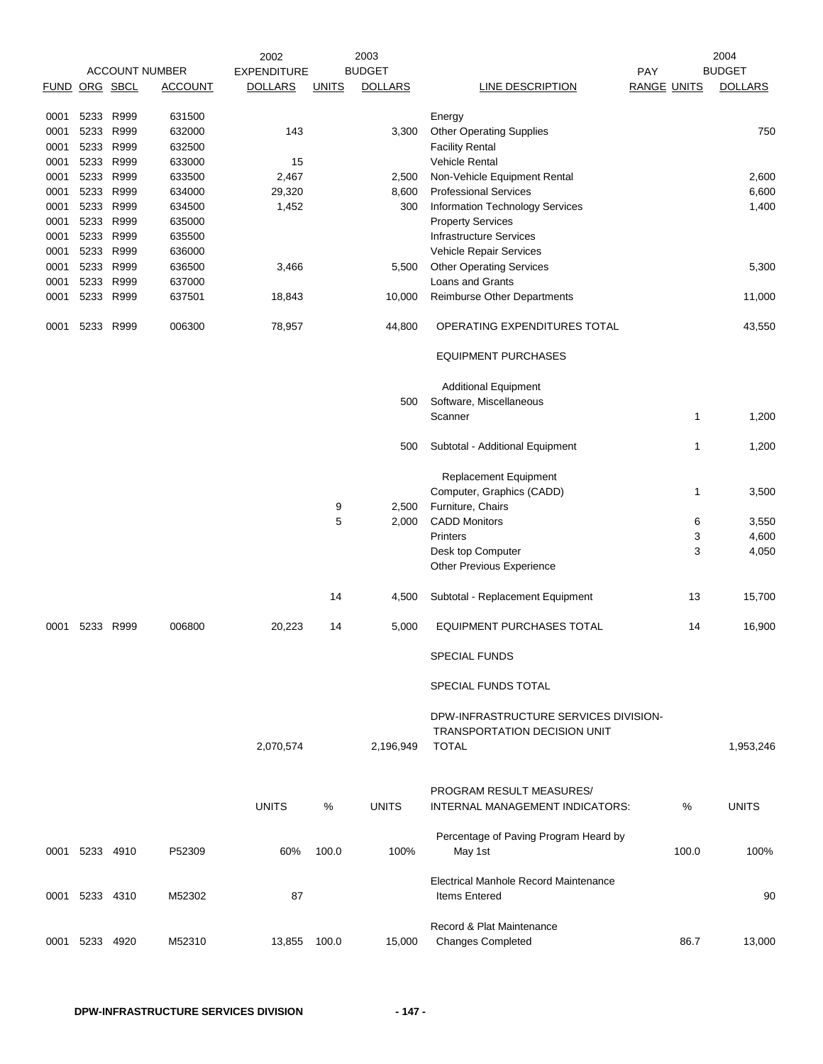| ACCOUNT NUMBER | | | | 2002 EXPENDITURE | 2003 BUDGET | | | PAY | 2004 BUDGET | |
|---|---|---|---|---|---|---|---|---|---|---|
| FUND | ORG | SBCL | ACCOUNT | DOLLARS | UNITS | DOLLARS | LINE DESCRIPTION | RANGE | UNITS | DOLLARS |
| 0001 | 5233 | R999 | 631500 | | | | Energy | | | |
| 0001 | 5233 | R999 | 632000 | 143 | | 3,300 | Other Operating Supplies | | | 750 |
| 0001 | 5233 | R999 | 632500 | | | | Facility Rental | | | |
| 0001 | 5233 | R999 | 633000 | 15 | | | Vehicle Rental | | | |
| 0001 | 5233 | R999 | 633500 | 2,467 | | 2,500 | Non-Vehicle Equipment Rental | | | 2,600 |
| 0001 | 5233 | R999 | 634000 | 29,320 | | 8,600 | Professional Services | | | 6,600 |
| 0001 | 5233 | R999 | 634500 | 1,452 | | 300 | Information Technology Services | | | 1,400 |
| 0001 | 5233 | R999 | 635000 | | | | Property Services | | | |
| 0001 | 5233 | R999 | 635500 | | | | Infrastructure Services | | | |
| 0001 | 5233 | R999 | 636000 | | | | Vehicle Repair Services | | | |
| 0001 | 5233 | R999 | 636500 | 3,466 | | 5,500 | Other Operating Services | | | 5,300 |
| 0001 | 5233 | R999 | 637000 | | | | Loans and Grants | | | |
| 0001 | 5233 | R999 | 637501 | 18,843 | | 10,000 | Reimburse Other Departments | | | 11,000 |
| 0001 | 5233 | R999 | 006300 | 78,957 | | 44,800 | OPERATING EXPENDITURES TOTAL | | | 43,550 |
| | | | | | | | EQUIPMENT PURCHASES | | | |
| | | | | | | | Additional Equipment | | | |
| | | | | | | 500 | Software, Miscellaneous | | | |
| | | | | | | | Scanner | | 1 | 1,200 |
| | | | | | | 500 | Subtotal - Additional Equipment | | 1 | 1,200 |
| | | | | | | | Replacement Equipment | | | |
| | | | | | | | Computer, Graphics (CADD) | | 1 | 3,500 |
| | | | | | 9 | 2,500 | Furniture, Chairs | | | |
| | | | | | 5 | 2,000 | CADD Monitors | | 6 | 3,550 |
| | | | | | | | Printers | | 3 | 4,600 |
| | | | | | | | Desk top Computer | | 3 | 4,050 |
| | | | | | | | Other Previous Experience | | | |
| | | | | | 14 | 4,500 | Subtotal - Replacement Equipment | | 13 | 15,700 |
| 0001 | 5233 | R999 | 006800 | 20,223 | 14 | 5,000 | EQUIPMENT PURCHASES TOTAL | | 14 | 16,900 |
| | | | | | | | SPECIAL FUNDS | | | |
| | | | | | | | SPECIAL FUNDS TOTAL | | | |
| | | | | 2,070,574 | | 2,196,949 | DPW-INFRASTRUCTURE SERVICES DIVISION-TRANSPORTATION DECISION UNIT TOTAL | | | 1,953,246 |
| | | | | UNITS | % | UNITS | PROGRAM RESULT MEASURES/ INTERNAL MANAGEMENT INDICATORS: | | % | UNITS |
| 0001 | 5233 | 4910 | P52309 | 60% | 100.0 | 100% | Percentage of Paving Program Heard by May 1st | | 100.0 | 100% |
| 0001 | 5233 | 4310 | M52302 | 87 | | | Electrical Manhole Record Maintenance Items Entered | | | 90 |
| 0001 | 5233 | 4920 | M52310 | 13,855 | 100.0 | 15,000 | Record & Plat Maintenance Changes Completed | | 86.7 | 13,000 |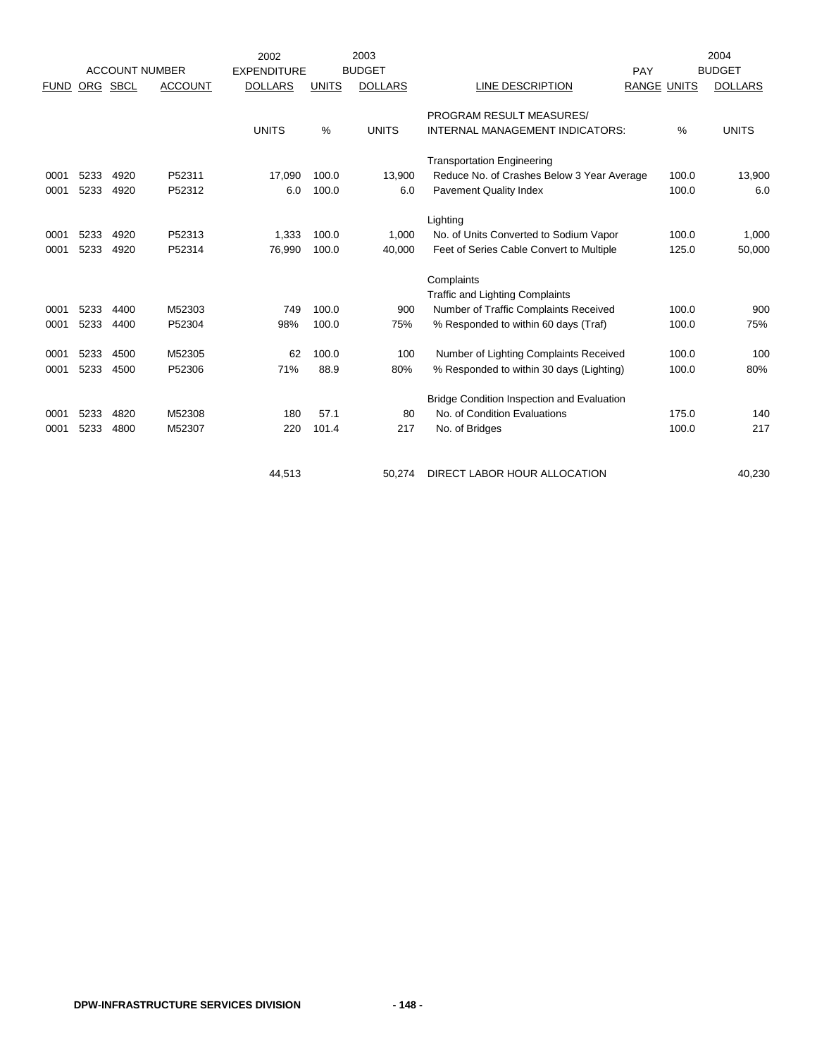| FUND | ORG | SBCL | ACCOUNT | 2002 EXPENDITURE DOLLARS | UNITS | 2003 BUDGET DOLLARS | LINE DESCRIPTION | PAY RANGE | UNITS | 2004 BUDGET DOLLARS |
|---|---|---|---|---|---|---|---|---|---|---|
| | | | | UNITS | % | UNITS | PROGRAM RESULT MEASURES/ INTERNAL MANAGEMENT INDICATORS: | | % | UNITS |
| | | | | | | | Transportation Engineering | | | |
| 0001 | 5233 | 4920 | P52311 | 17,090 | 100.0 | 13,900 | Reduce No. of Crashes Below 3 Year Average | | 100.0 | 13,900 |
| 0001 | 5233 | 4920 | P52312 | 6.0 | 100.0 | 6.0 | Pavement Quality Index | | 100.0 | 6.0 |
| | | | | | | | Lighting | | | |
| 0001 | 5233 | 4920 | P52313 | 1,333 | 100.0 | 1,000 | No. of Units Converted to Sodium Vapor | | 100.0 | 1,000 |
| 0001 | 5233 | 4920 | P52314 | 76,990 | 100.0 | 40,000 | Feet of Series Cable Convert to Multiple | | 125.0 | 50,000 |
| | | | | | | | Complaints | | | |
| | | | | | | | Traffic and Lighting Complaints | | | |
| 0001 | 5233 | 4400 | M52303 | 749 | 100.0 | 900 | Number of Traffic Complaints Received | | 100.0 | 900 |
| 0001 | 5233 | 4400 | P52304 | 98% | 100.0 | 75% | % Responded to within 60 days (Traf) | | 100.0 | 75% |
| 0001 | 5233 | 4500 | M52305 | 62 | 100.0 | 100 | Number of Lighting Complaints Received | | 100.0 | 100 |
| 0001 | 5233 | 4500 | P52306 | 71% | 88.9 | 80% | % Responded to within 30 days (Lighting) | | 100.0 | 80% |
| | | | | | | | Bridge Condition Inspection and Evaluation | | | |
| 0001 | 5233 | 4820 | M52308 | 180 | 57.1 | 80 | No. of Condition Evaluations | | 175.0 | 140 |
| 0001 | 5233 | 4800 | M52307 | 220 | 101.4 | 217 | No. of Bridges | | 100.0 | 217 |
| | | | | 44,513 | | 50,274 | DIRECT LABOR HOUR ALLOCATION | | | 40,230 |

DPW-INFRASTRUCTURE SERVICES DIVISION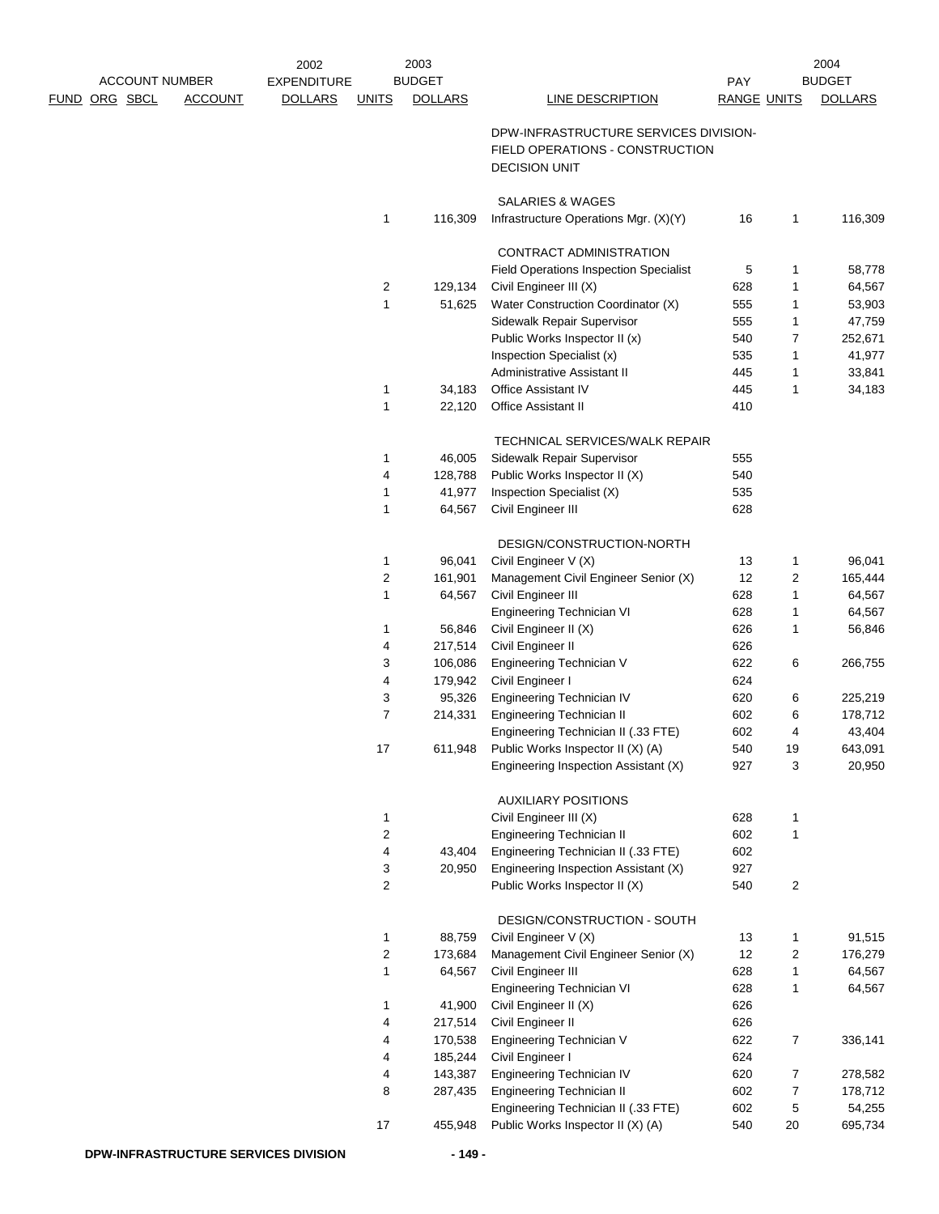| ACCOUNT NUMBER | | | | 2002 | 2003 | | | | | 2004 |
|---|---|---|---|---|---|---|---|---|---|---|
| FUND | ORG | SBCL | ACCOUNT | EXPENDITURE DOLLARS | UNITS | BUDGET DOLLARS | LINE DESCRIPTION | PAY RANGE | UNITS | BUDGET DOLLARS |
| | | | | | | | DPW-INFRASTRUCTURE SERVICES DIVISION-FIELD OPERATIONS - CONSTRUCTION DECISION UNIT | | | |
| | | | | | | | SALARIES & WAGES | | | |
| | | | | | 1 | 116,309 | Infrastructure Operations Mgr. (X)(Y) | 16 | 1 | 116,309 |
| | | | | | | | CONTRACT ADMINISTRATION | | | |
| | | | | | | | Field Operations Inspection Specialist | 5 | 1 | 58,778 |
| | | | | | 2 | 129,134 | Civil Engineer III (X) | 628 | 1 | 64,567 |
| | | | | | 1 | 51,625 | Water Construction Coordinator (X) | 555 | 1 | 53,903 |
| | | | | | | | Sidewalk Repair Supervisor | 555 | 1 | 47,759 |
| | | | | | | | Public Works Inspector II (x) | 540 | 7 | 252,671 |
| | | | | | | | Inspection Specialist (x) | 535 | 1 | 41,977 |
| | | | | | | | Administrative Assistant II | 445 | 1 | 33,841 |
| | | | | | 1 | 34,183 | Office Assistant IV | 445 | 1 | 34,183 |
| | | | | | 1 | 22,120 | Office Assistant II | 410 | | |
| | | | | | | | TECHNICAL SERVICES/WALK REPAIR | | | |
| | | | | | 1 | 46,005 | Sidewalk Repair Supervisor | 555 | | |
| | | | | | 4 | 128,788 | Public Works Inspector II (X) | 540 | | |
| | | | | | 1 | 41,977 | Inspection Specialist (X) | 535 | | |
| | | | | | 1 | 64,567 | Civil Engineer III | 628 | | |
| | | | | | | | DESIGN/CONSTRUCTION-NORTH | | | |
| | | | | | 1 | 96,041 | Civil Engineer V (X) | 13 | 1 | 96,041 |
| | | | | | 2 | 161,901 | Management Civil Engineer Senior (X) | 12 | 2 | 165,444 |
| | | | | | 1 | 64,567 | Civil Engineer III | 628 | 1 | 64,567 |
| | | | | | | | Engineering Technician VI | 628 | 1 | 64,567 |
| | | | | | 1 | 56,846 | Civil Engineer II (X) | 626 | 1 | 56,846 |
| | | | | | 4 | 217,514 | Civil Engineer II | 626 | | |
| | | | | | 3 | 106,086 | Engineering Technician V | 622 | 6 | 266,755 |
| | | | | | 4 | 179,942 | Civil Engineer I | 624 | | |
| | | | | | 3 | 95,326 | Engineering Technician IV | 620 | 6 | 225,219 |
| | | | | | 7 | 214,331 | Engineering Technician II | 602 | 6 | 178,712 |
| | | | | | | | Engineering Technician II (.33 FTE) | 602 | 4 | 43,404 |
| | | | | | 17 | 611,948 | Public Works Inspector II (X) (A) | 540 | 19 | 643,091 |
| | | | | | | | Engineering Inspection Assistant (X) | 927 | 3 | 20,950 |
| | | | | | | | AUXILIARY POSITIONS | | | |
| | | | | | 1 | | Civil Engineer III (X) | 628 | 1 | |
| | | | | | 2 | | Engineering Technician II | 602 | 1 | |
| | | | | | 4 | 43,404 | Engineering Technician II (.33 FTE) | 602 | | |
| | | | | | 3 | 20,950 | Engineering Inspection Assistant (X) | 927 | | |
| | | | | | 2 | | Public Works Inspector II (X) | 540 | 2 | |
| | | | | | | | DESIGN/CONSTRUCTION - SOUTH | | | |
| | | | | | 1 | 88,759 | Civil Engineer V (X) | 13 | 1 | 91,515 |
| | | | | | 2 | 173,684 | Management Civil Engineer Senior (X) | 12 | 2 | 176,279 |
| | | | | | 1 | 64,567 | Civil Engineer III | 628 | 1 | 64,567 |
| | | | | | | | Engineering Technician VI | 628 | 1 | 64,567 |
| | | | | | 1 | 41,900 | Civil Engineer II (X) | 626 | | |
| | | | | | 4 | 217,514 | Civil Engineer II | 626 | | |
| | | | | | 4 | 170,538 | Engineering Technician V | 622 | 7 | 336,141 |
| | | | | | 4 | 185,244 | Civil Engineer I | 624 | | |
| | | | | | 4 | 143,387 | Engineering Technician IV | 620 | 7 | 278,582 |
| | | | | | 8 | 287,435 | Engineering Technician II | 602 | 7 | 178,712 |
| | | | | | | | Engineering Technician II (.33 FTE) | 602 | 5 | 54,255 |
| | | | | | 17 | 455,948 | Public Works Inspector II (X) (A) | 540 | 20 | 695,734 |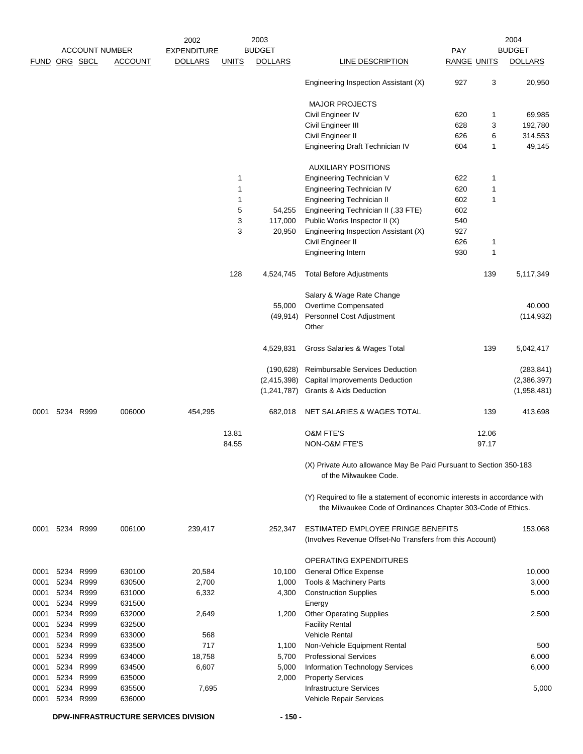| FUND | ORG | SBCL | ACCOUNT | 2002 EXPENDITURE DOLLARS | 2003 BUDGET UNITS | 2003 BUDGET DOLLARS | LINE DESCRIPTION | PAY RANGE | 2004 BUDGET UNITS | 2004 BUDGET DOLLARS |
|---|---|---|---|---|---|---|---|---|---|---|
| | | | | | | | Engineering Inspection Assistant (X) | 927 | 3 | 20,950 |
| | | | | | | | MAJOR PROJECTS | | | |
| | | | | | | | Civil Engineer IV | 620 | 1 | 69,985 |
| | | | | | | | Civil Engineer III | 628 | 3 | 192,780 |
| | | | | | | | Civil Engineer II | 626 | 6 | 314,553 |
| | | | | | | | Engineering Draft Technician IV | 604 | 1 | 49,145 |
| | | | | | | | AUXILIARY POSITIONS | | | |
| | | | | | 1 | | Engineering Technician V | 622 | 1 | |
| | | | | | 1 | | Engineering Technician IV | 620 | 1 | |
| | | | | | 1 | | Engineering Technician II | 602 | 1 | |
| | | | | | 5 | 54,255 | Engineering Technician II (.33 FTE) | 602 | | |
| | | | | | 3 | 117,000 | Public Works Inspector II (X) | 540 | | |
| | | | | | 3 | 20,950 | Engineering Inspection Assistant (X) | 927 | | |
| | | | | | | | Civil Engineer II | 626 | 1 | |
| | | | | | | | Engineering Intern | 930 | 1 | |
| | | | | | 128 | 4,524,745 | Total Before Adjustments | | 139 | 5,117,349 |
| | | | | | | | Salary & Wage Rate Change | | | |
| | | | | | | 55,000 | Overtime Compensated | | | 40,000 |
| | | | | | | (49,914) | Personnel Cost Adjustment | | | (114,932) |
| | | | | | | | Other | | | |
| | | | | | | 4,529,831 | Gross Salaries & Wages Total | | 139 | 5,042,417 |
| | | | | | | (190,628) | Reimbursable Services Deduction | | | (283,841) |
| | | | | | | (2,415,398) | Capital Improvements Deduction | | | (2,386,397) |
| | | | | | | (1,241,787) | Grants & Aids Deduction | | | (1,958,481) |
| 0001 | 5234 | R999 | 006000 | 454,295 | | 682,018 | NET SALARIES & WAGES TOTAL | | 139 | 413,698 |
| | | | | | 13.81 | | O&M FTE'S | | 12.06 | |
| | | | | | 84.55 | | NON-O&M FTE'S | | 97.17 | |
| | | | | | | | (X) Private Auto allowance May Be Paid Pursuant to Section 350-183 of the Milwaukee Code. | | | |
| | | | | | | | (Y) Required to file a statement of economic interests in accordance with the Milwaukee Code of Ordinances Chapter 303-Code of Ethics. | | | |
| 0001 | 5234 | R999 | 006100 | 239,417 | | 252,347 | ESTIMATED EMPLOYEE FRINGE BENEFITS (Involves Revenue Offset-No Transfers from this Account) | | | 153,068 |
| | | | | | | | OPERATING EXPENDITURES | | | |
| 0001 | 5234 | R999 | 630100 | 20,584 | | 10,100 | General Office Expense | | | 10,000 |
| 0001 | 5234 | R999 | 630500 | 2,700 | | 1,000 | Tools & Machinery Parts | | | 3,000 |
| 0001 | 5234 | R999 | 631000 | 6,332 | | 4,300 | Construction Supplies | | | 5,000 |
| 0001 | 5234 | R999 | 631500 | | | | Energy | | | |
| 0001 | 5234 | R999 | 632000 | 2,649 | | 1,200 | Other Operating Supplies | | | 2,500 |
| 0001 | 5234 | R999 | 632500 | | | | Facility Rental | | | |
| 0001 | 5234 | R999 | 633000 | 568 | | | Vehicle Rental | | | |
| 0001 | 5234 | R999 | 633500 | 717 | | 1,100 | Non-Vehicle Equipment Rental | | | 500 |
| 0001 | 5234 | R999 | 634000 | 18,758 | | 5,700 | Professional Services | | | 6,000 |
| 0001 | 5234 | R999 | 634500 | 6,607 | | 5,000 | Information Technology Services | | | 6,000 |
| 0001 | 5234 | R999 | 635000 | | | 2,000 | Property Services | | | |
| 0001 | 5234 | R999 | 635500 | 7,695 | | | Infrastructure Services | | | 5,000 |
| 0001 | 5234 | R999 | 636000 | | | | Vehicle Repair Services | | | |

DPW-INFRASTRUCTURE SERVICES DIVISION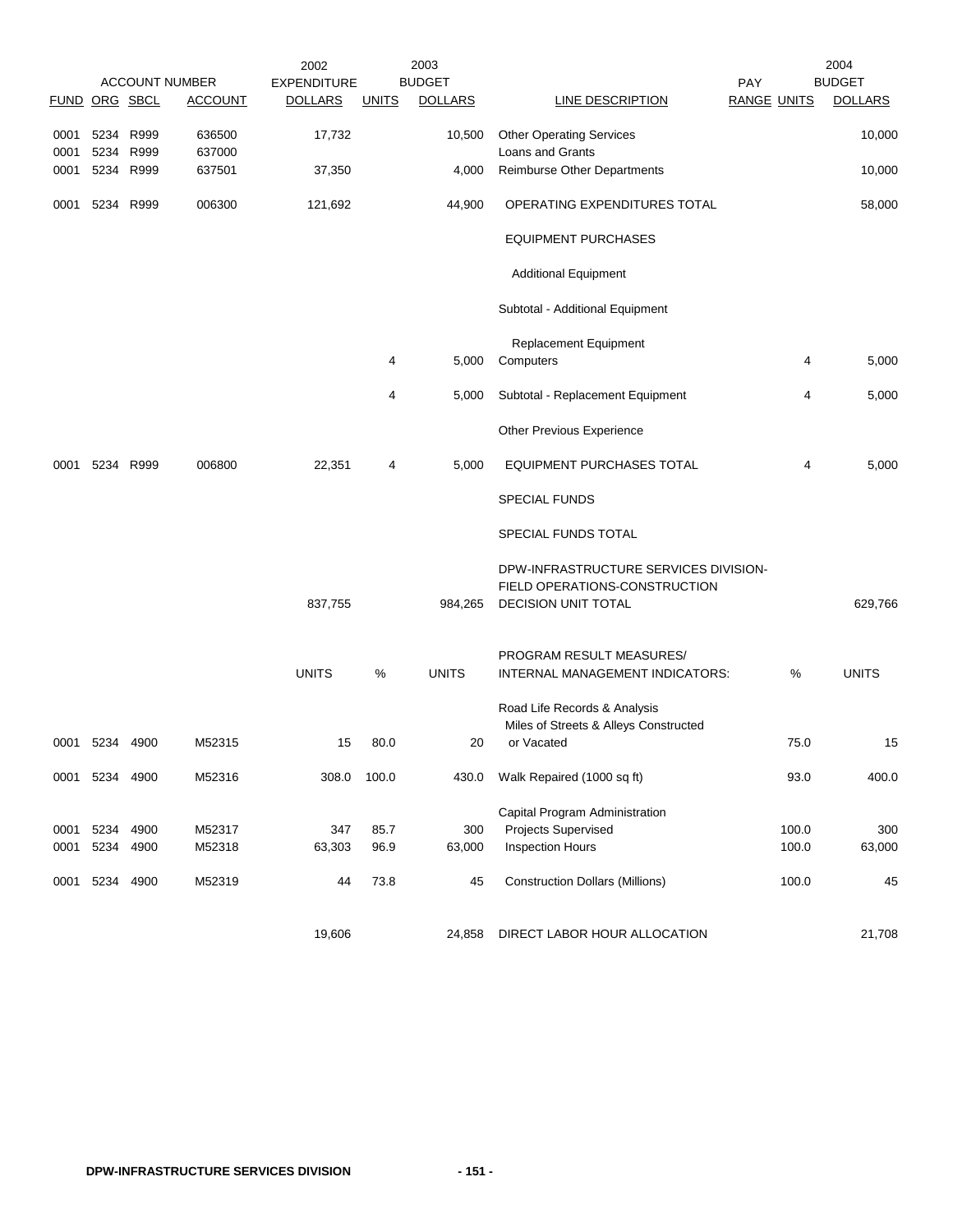| FUND | ORG | SBCL | ACCOUNT | 2002 EXPENDITURE DOLLARS | UNITS | 2003 BUDGET DOLLARS | LINE DESCRIPTION | PAY RANGE | UNITS | 2004 BUDGET DOLLARS |
|---|---|---|---|---|---|---|---|---|---|---|
| 0001 | 5234 | R999 | 636500 | 17,732 | | 10,500 | Other Operating Services | | | 10,000 |
| 0001 | 5234 | R999 | 637000 | | | | Loans and Grants | | | |
| 0001 | 5234 | R999 | 637501 | 37,350 | | 4,000 | Reimburse Other Departments | | | 10,000 |
| 0001 | 5234 | R999 | 006300 | 121,692 | | 44,900 | OPERATING EXPENDITURES TOTAL | | | 58,000 |
| | | | | | | | EQUIPMENT PURCHASES | | | |
| | | | | | | | Additional Equipment | | | |
| | | | | | | | Subtotal - Additional Equipment | | | |
| | | | | | | | Replacement Equipment | | | |
| | | | | | 4 | 5,000 | Computers | | 4 | 5,000 |
| | | | | | 4 | 5,000 | Subtotal - Replacement Equipment | | 4 | 5,000 |
| | | | | | | | Other Previous Experience | | | |
| 0001 | 5234 | R999 | 006800 | 22,351 | 4 | 5,000 | EQUIPMENT PURCHASES TOTAL | | 4 | 5,000 |
| | | | | | | | SPECIAL FUNDS | | | |
| | | | | | | | SPECIAL FUNDS TOTAL | | | |
| | | | | 837,755 | | 984,265 | DPW-INFRASTRUCTURE SERVICES DIVISION-FIELD OPERATIONS-CONSTRUCTION DECISION UNIT TOTAL | | | 629,766 |

| FUND | ORG | SBCL | ACCOUNT | UNITS | % | UNITS | PROGRAM RESULT MEASURES/ INTERNAL MANAGEMENT INDICATORS: | % | UNITS |
|---|---|---|---|---|---|---|---|---|---|
| | | | | | | | Road Life Records & Analysis | | |
| 0001 | 5234 | 4900 | M52315 | 15 | 80.0 | 20 | Miles of Streets & Alleys Constructed or Vacated | 75.0 | 15 |
| 0001 | 5234 | 4900 | M52316 | 308.0 | 100.0 | 430.0 | Walk Repaired (1000 sq ft) | 93.0 | 400.0 |
| | | | | | | | Capital Program Administration | | |
| 0001 | 5234 | 4900 | M52317 | 347 | 85.7 | 300 | Projects Supervised | 100.0 | 300 |
| 0001 | 5234 | 4900 | M52318 | 63,303 | 96.9 | 63,000 | Inspection Hours | 100.0 | 63,000 |
| 0001 | 5234 | 4900 | M52319 | 44 | 73.8 | 45 | Construction Dollars (Millions) | 100.0 | 45 |
| | | | | 19,606 | | 24,858 | DIRECT LABOR HOUR ALLOCATION | | 21,708 |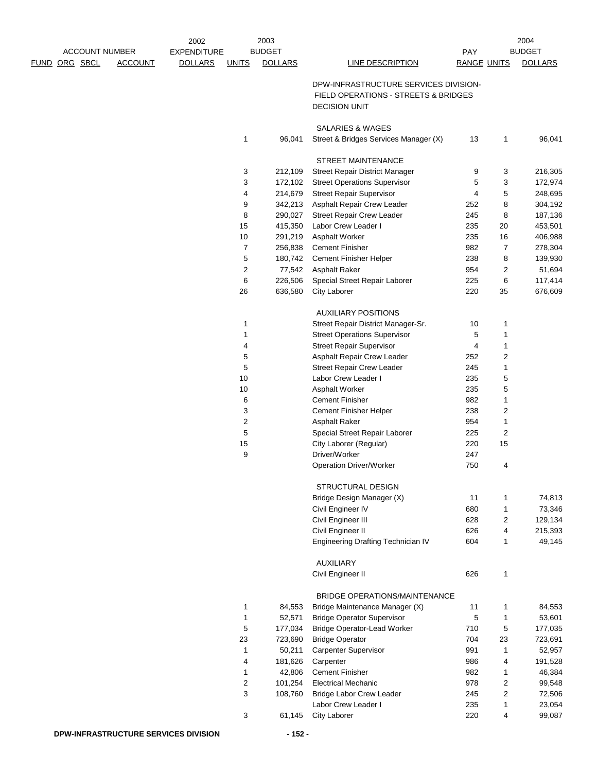| FUND | ORG | SBCL | ACCOUNT | 2002 EXPENDITURE DOLLARS | 2003 UNITS | 2003 BUDGET DOLLARS | LINE DESCRIPTION | PAY RANGE | 2004 UNITS | 2004 BUDGET DOLLARS |
|---|---|---|---|---|---|---|---|---|---|---|
| | | | | | | | DPW-INFRASTRUCTURE SERVICES DIVISION- FIELD OPERATIONS - STREETS & BRIDGES DECISION UNIT | | | |
| | | | | | | | SALARIES & WAGES | | | |
| | | | | | 1 | 96,041 | Street & Bridges Services Manager (X) | 13 | 1 | 96,041 |
| | | | | | | | STREET MAINTENANCE | | | |
| | | | | | 3 | 212,109 | Street Repair District Manager | 9 | 3 | 216,305 |
| | | | | | 3 | 172,102 | Street Operations Supervisor | 5 | 3 | 172,974 |
| | | | | | 4 | 214,679 | Street Repair Supervisor | 4 | 5 | 248,695 |
| | | | | | 9 | 342,213 | Asphalt Repair Crew Leader | 252 | 8 | 304,192 |
| | | | | | 8 | 290,027 | Street Repair Crew Leader | 245 | 8 | 187,136 |
| | | | | | 15 | 415,350 | Labor Crew Leader I | 235 | 20 | 453,501 |
| | | | | | 10 | 291,219 | Asphalt Worker | 235 | 16 | 406,988 |
| | | | | | 7 | 256,838 | Cement Finisher | 982 | 7 | 278,304 |
| | | | | | 5 | 180,742 | Cement Finisher Helper | 238 | 8 | 139,930 |
| | | | | | 2 | 77,542 | Asphalt Raker | 954 | 2 | 51,694 |
| | | | | | 6 | 226,506 | Special Street Repair Laborer | 225 | 6 | 117,414 |
| | | | | | 26 | 636,580 | City Laborer | 220 | 35 | 676,609 |
| | | | | | | | AUXILIARY POSITIONS | | | |
| | | | | | 1 | | Street Repair District Manager-Sr. | 10 | 1 | |
| | | | | | 1 | | Street Operations Supervisor | 5 | 1 | |
| | | | | | 4 | | Street Repair Supervisor | 4 | 1 | |
| | | | | | 5 | | Asphalt Repair Crew Leader | 252 | 2 | |
| | | | | | 5 | | Street Repair Crew Leader | 245 | 1 | |
| | | | | | 10 | | Labor Crew Leader I | 235 | 5 | |
| | | | | | 10 | | Asphalt Worker | 235 | 5 | |
| | | | | | 6 | | Cement Finisher | 982 | 1 | |
| | | | | | 3 | | Cement Finisher Helper | 238 | 2 | |
| | | | | | 2 | | Asphalt Raker | 954 | 1 | |
| | | | | | 5 | | Special Street Repair Laborer | 225 | 2 | |
| | | | | | 15 | | City Laborer (Regular) | 220 | 15 | |
| | | | | | 9 | | Driver/Worker | 247 | | |
| | | | | | | | Operation Driver/Worker | 750 | 4 | |
| | | | | | | | STRUCTURAL DESIGN | | | |
| | | | | | | | Bridge Design Manager (X) | 11 | 1 | 74,813 |
| | | | | | | | Civil Engineer IV | 680 | 1 | 73,346 |
| | | | | | | | Civil Engineer III | 628 | 2 | 129,134 |
| | | | | | | | Civil Engineer II | 626 | 4 | 215,393 |
| | | | | | | | Engineering Drafting Technician IV | 604 | 1 | 49,145 |
| | | | | | | | AUXILIARY | | | |
| | | | | | | | Civil Engineer II | 626 | 1 | |
| | | | | | | | BRIDGE OPERATIONS/MAINTENANCE | | | |
| | | | | | 1 | 84,553 | Bridge Maintenance Manager (X) | 11 | 1 | 84,553 |
| | | | | | 1 | 52,571 | Bridge Operator Supervisor | 5 | 1 | 53,601 |
| | | | | | 5 | 177,034 | Bridge Operator-Lead Worker | 710 | 5 | 177,035 |
| | | | | | 23 | 723,690 | Bridge Operator | 704 | 23 | 723,691 |
| | | | | | 1 | 50,211 | Carpenter Supervisor | 991 | 1 | 52,957 |
| | | | | | 4 | 181,626 | Carpenter | 986 | 4 | 191,528 |
| | | | | | 1 | 42,806 | Cement Finisher | 982 | 1 | 46,384 |
| | | | | | 2 | 101,254 | Electrical Mechanic | 978 | 2 | 99,548 |
| | | | | | 3 | 108,760 | Bridge Labor Crew Leader | 245 | 2 | 72,506 |
| | | | | | | | Labor Crew Leader I | 235 | 1 | 23,054 |
| | | | | | 3 | 61,145 | City Laborer | 220 | 4 | 99,087 |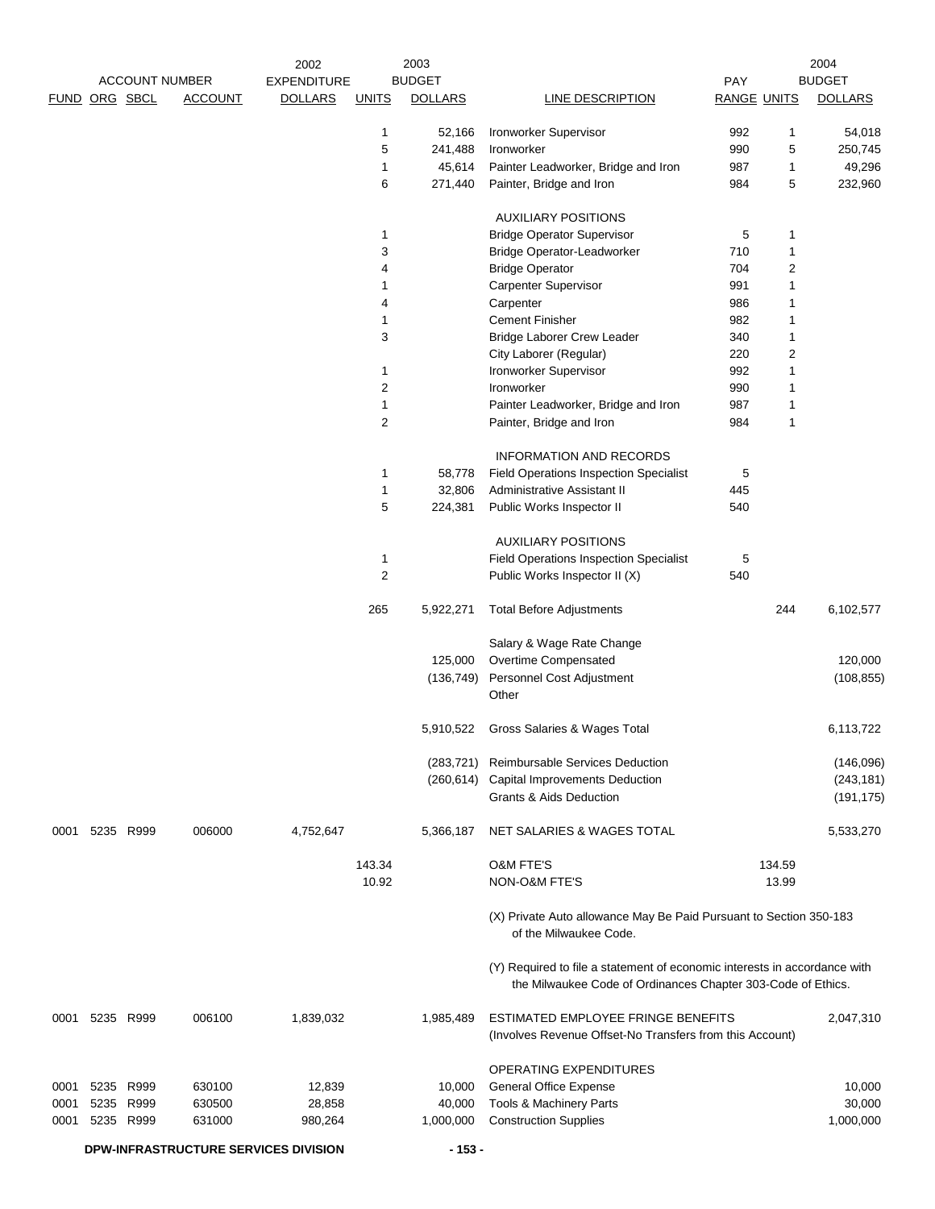| FUND | ORG | SBCL | ACCOUNT | 2002 EXPENDITURE DOLLARS | 2003 UNITS | 2003 BUDGET DOLLARS | LINE DESCRIPTION | PAY RANGE | 2004 UNITS | 2004 BUDGET DOLLARS |
|---|---|---|---|---|---|---|---|---|---|---|
| | | | | | 1 | 52,166 | Ironworker Supervisor | 992 | 1 | 54,018 |
| | | | | | 5 | 241,488 | Ironworker | 990 | 5 | 250,745 |
| | | | | | 1 | 45,614 | Painter Leadworker, Bridge and Iron | 987 | 1 | 49,296 |
| | | | | | 6 | 271,440 | Painter, Bridge and Iron | 984 | 5 | 232,960 |
| | | | | | | | AUXILIARY POSITIONS | | | |
| | | | | | 1 | | Bridge Operator Supervisor | 5 | 1 | |
| | | | | | 3 | | Bridge Operator-Leadworker | 710 | 1 | |
| | | | | | 4 | | Bridge Operator | 704 | 2 | |
| | | | | | 1 | | Carpenter Supervisor | 991 | 1 | |
| | | | | | 4 | | Carpenter | 986 | 1 | |
| | | | | | 1 | | Cement Finisher | 982 | 1 | |
| | | | | | 3 | | Bridge Laborer Crew Leader | 340 | 1 | |
| | | | | | | | City Laborer (Regular) | 220 | 2 | |
| | | | | | 1 | | Ironworker Supervisor | 992 | 1 | |
| | | | | | 2 | | Ironworker | 990 | 1 | |
| | | | | | 1 | | Painter Leadworker, Bridge and Iron | 987 | 1 | |
| | | | | | 2 | | Painter, Bridge and Iron | 984 | 1 | |
| | | | | | | | INFORMATION AND RECORDS | | | |
| | | | | | 1 | 58,778 | Field Operations Inspection Specialist | 5 | | |
| | | | | | 1 | 32,806 | Administrative Assistant II | 445 | | |
| | | | | | 5 | 224,381 | Public Works Inspector II | 540 | | |
| | | | | | | | AUXILIARY POSITIONS | | | |
| | | | | | 1 | | Field Operations Inspection Specialist | 5 | | |
| | | | | | 2 | | Public Works Inspector II (X) | 540 | | |
| | | | | | 265 | 5,922,271 | Total Before Adjustments | | 244 | 6,102,577 |
| | | | | | | | Salary & Wage Rate Change | | | |
| | | | | | | 125,000 | Overtime Compensated | | | 120,000 |
| | | | | | | (136,749) | Personnel Cost Adjustment | | | (108,855) |
| | | | | | | | Other | | | |
| | | | | | | 5,910,522 | Gross Salaries & Wages Total | | | 6,113,722 |
| | | | | | | (283,721) | Reimbursable Services Deduction | | | (146,096) |
| | | | | | | (260,614) | Capital Improvements Deduction | | | (243,181) |
| | | | | | | | Grants & Aids Deduction | | | (191,175) |
| 0001 | 5235 | R999 | 006000 | 4,752,647 | | 5,366,187 | NET SALARIES & WAGES TOTAL | | | 5,533,270 |
| | | | | | 143.34 | | O&M FTE'S | | 134.59 | |
| | | | | | 10.92 | | NON-O&M FTE'S | | 13.99 | |
| | | | | | | | (X) Private Auto allowance May Be Paid Pursuant to Section 350-183 of the Milwaukee Code. | | | |
| | | | | | | | (Y) Required to file a statement of economic interests in accordance with the Milwaukee Code of Ordinances Chapter 303-Code of Ethics. | | | |
| 0001 | 5235 | R999 | 006100 | 1,839,032 | | 1,985,489 | ESTIMATED EMPLOYEE FRINGE BENEFITS (Involves Revenue Offset-No Transfers from this Account) | | | 2,047,310 |
| | | | | | | | OPERATING EXPENDITURES | | | |
| 0001 | 5235 | R999 | 630100 | 12,839 | | 10,000 | General Office Expense | | | 10,000 |
| 0001 | 5235 | R999 | 630500 | 28,858 | | 40,000 | Tools & Machinery Parts | | | 30,000 |
| 0001 | 5235 | R999 | 631000 | 980,264 | | 1,000,000 | Construction Supplies | | | 1,000,000 |

DPW-INFRASTRUCTURE SERVICES DIVISION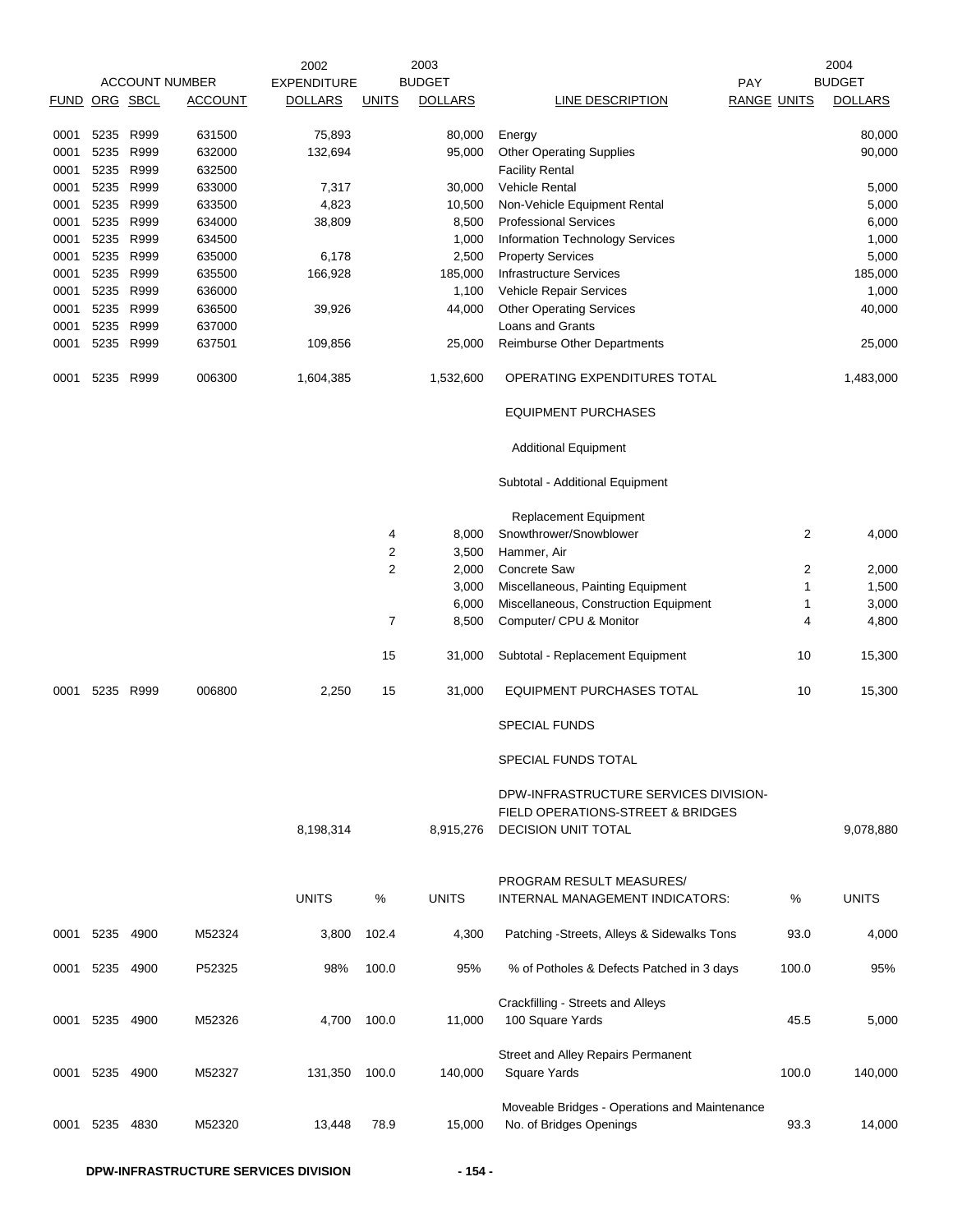| FUND | ORG | SBCL | ACCOUNT | 2002 EXPENDITURE DOLLARS | UNITS | 2003 BUDGET DOLLARS | LINE DESCRIPTION | PAY RANGE | UNITS | 2004 BUDGET DOLLARS |
|---|---|---|---|---|---|---|---|---|---|---|
| 0001 | 5235 | R999 | 631500 | 75,893 | | 80,000 | Energy | | | 80,000 |
| 0001 | 5235 | R999 | 632000 | 132,694 | | 95,000 | Other Operating Supplies | | | 90,000 |
| 0001 | 5235 | R999 | 632500 | | | | Facility Rental | | | |
| 0001 | 5235 | R999 | 633000 | 7,317 | | 30,000 | Vehicle Rental | | | 5,000 |
| 0001 | 5235 | R999 | 633500 | 4,823 | | 10,500 | Non-Vehicle Equipment Rental | | | 5,000 |
| 0001 | 5235 | R999 | 634000 | 38,809 | | 8,500 | Professional Services | | | 6,000 |
| 0001 | 5235 | R999 | 634500 | | | 1,000 | Information Technology Services | | | 1,000 |
| 0001 | 5235 | R999 | 635000 | 6,178 | | 2,500 | Property Services | | | 5,000 |
| 0001 | 5235 | R999 | 635500 | 166,928 | | 185,000 | Infrastructure Services | | | 185,000 |
| 0001 | 5235 | R999 | 636000 | | | 1,100 | Vehicle Repair Services | | | 1,000 |
| 0001 | 5235 | R999 | 636500 | 39,926 | | 44,000 | Other Operating Services | | | 40,000 |
| 0001 | 5235 | R999 | 637000 | | | | Loans and Grants | | | |
| 0001 | 5235 | R999 | 637501 | 109,856 | | 25,000 | Reimburse Other Departments | | | 25,000 |
| 0001 | 5235 | R999 | 006300 | 1,604,385 | | 1,532,600 | OPERATING EXPENDITURES TOTAL | | | 1,483,000 |
| | | | | | | | EQUIPMENT PURCHASES | | | |
| | | | | | | | Additional Equipment | | | |
| | | | | | | | Subtotal - Additional Equipment | | | |
| | | | | | | | Replacement Equipment | | | |
| | | | | | 4 | 8,000 | Snowthrower/Snowblower | | 2 | 4,000 |
| | | | | | 2 | 3,500 | Hammer, Air | | | |
| | | | | | 2 | 2,000 | Concrete Saw | | 2 | 2,000 |
| | | | | | | 3,000 | Miscellaneous, Painting Equipment | | 1 | 1,500 |
| | | | | | | 6,000 | Miscellaneous, Construction Equipment | | 1 | 3,000 |
| | | | | | 7 | 8,500 | Computer/ CPU & Monitor | | 4 | 4,800 |
| | | | | | 15 | 31,000 | Subtotal - Replacement Equipment | | 10 | 15,300 |
| 0001 | 5235 | R999 | 006800 | 2,250 | 15 | 31,000 | EQUIPMENT PURCHASES TOTAL | | 10 | 15,300 |
| | | | | | | | SPECIAL FUNDS | | | |
| | | | | | | | SPECIAL FUNDS TOTAL | | | |
| | | | | 8,198,314 | | 8,915,276 | DPW-INFRASTRUCTURE SERVICES DIVISION-FIELD OPERATIONS-STREET & BRIDGES DECISION UNIT TOTAL | | | 9,078,880 |

| FUND | ORG | SBCL | ACCOUNT | UNITS | % | UNITS | PROGRAM RESULT MEASURES/ INTERNAL MANAGEMENT INDICATORS: | % | UNITS |
|---|---|---|---|---|---|---|---|---|---|
| 0001 | 5235 | 4900 | M52324 | 3,800 | 102.4 | 4,300 | Patching -Streets, Alleys & Sidewalks Tons | 93.0 | 4,000 |
| 0001 | 5235 | 4900 | P52325 | 98% | 100.0 | 95% | % of Potholes & Defects Patched in 3 days | 100.0 | 95% |
| 0001 | 5235 | 4900 | M52326 | 4,700 | 100.0 | 11,000 | Crackfilling - Streets and Alleys 100 Square Yards | 45.5 | 5,000 |
| 0001 | 5235 | 4900 | M52327 | 131,350 | 100.0 | 140,000 | Street and Alley Repairs Permanent Square Yards | 100.0 | 140,000 |
| 0001 | 5235 | 4830 | M52320 | 13,448 | 78.9 | 15,000 | Moveable Bridges - Operations and Maintenance No. of Bridges Openings | 93.3 | 14,000 |

**DPW-INFRASTRUCTURE SERVICES DIVISION**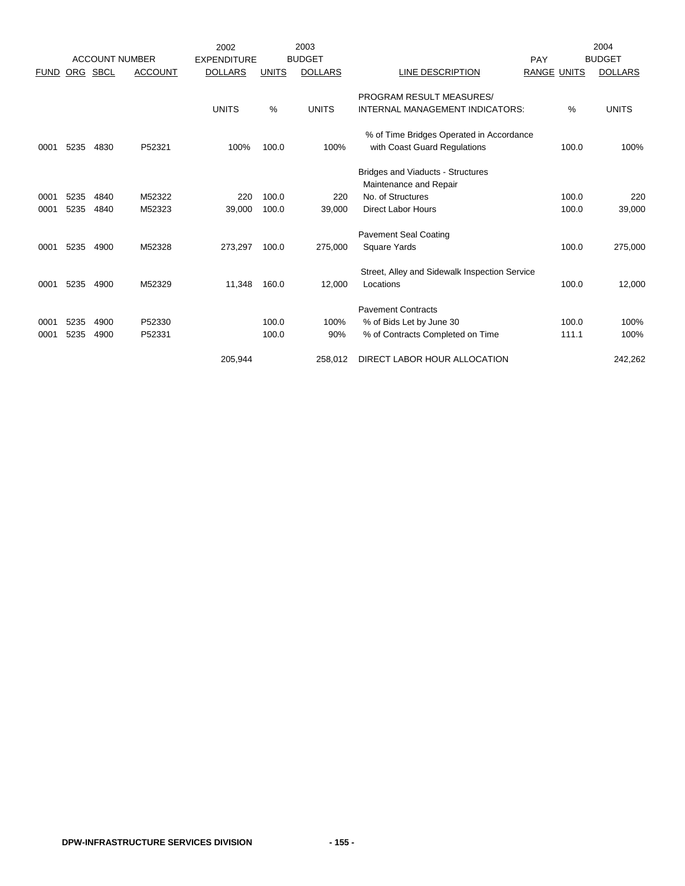| ACCOUNT NUMBER | | | | 2002 EXPENDITURE | 2003 BUDGET | | | PAY | | 2004 BUDGET |
|---|---|---|---|---|---|---|---|---|---|---|
| FUND | ORG | SBCL | ACCOUNT | DOLLARS | UNITS | DOLLARS | LINE DESCRIPTION | RANGE | UNITS | DOLLARS |
| | | | | UNITS | % | UNITS | PROGRAM RESULT MEASURES/ INTERNAL MANAGEMENT INDICATORS: | | % | UNITS |
| 0001 | 5235 | 4830 | P52321 | 100% | 100.0 | 100% | % of Time Bridges Operated in Accordance with Coast Guard Regulations | | 100.0 | 100% |
| | | | | | | | Bridges and Viaducts - Structures Maintenance and Repair | | | |
| 0001 | 5235 | 4840 | M52322 | 220 | 100.0 | 220 | No. of Structures | | 100.0 | 220 |
| 0001 | 5235 | 4840 | M52323 | 39,000 | 100.0 | 39,000 | Direct Labor Hours | | 100.0 | 39,000 |
| | | | | | | | Pavement Seal Coating | | | |
| 0001 | 5235 | 4900 | M52328 | 273,297 | 100.0 | 275,000 | Square Yards | | 100.0 | 275,000 |
| | | | | | | | Street, Alley and Sidewalk Inspection Service | | | |
| 0001 | 5235 | 4900 | M52329 | 11,348 | 160.0 | 12,000 | Locations | | 100.0 | 12,000 |
| | | | | | | | Pavement Contracts | | | |
| 0001 | 5235 | 4900 | P52330 | | 100.0 | 100% | % of Bids Let by June 30 | | 100.0 | 100% |
| 0001 | 5235 | 4900 | P52331 | | 100.0 | 90% | % of Contracts Completed on Time | | 111.1 | 100% |
| | | | | 205,944 | | 258,012 | DIRECT LABOR HOUR ALLOCATION | | | 242,262 |

DPW-INFRASTRUCTURE SERVICES DIVISION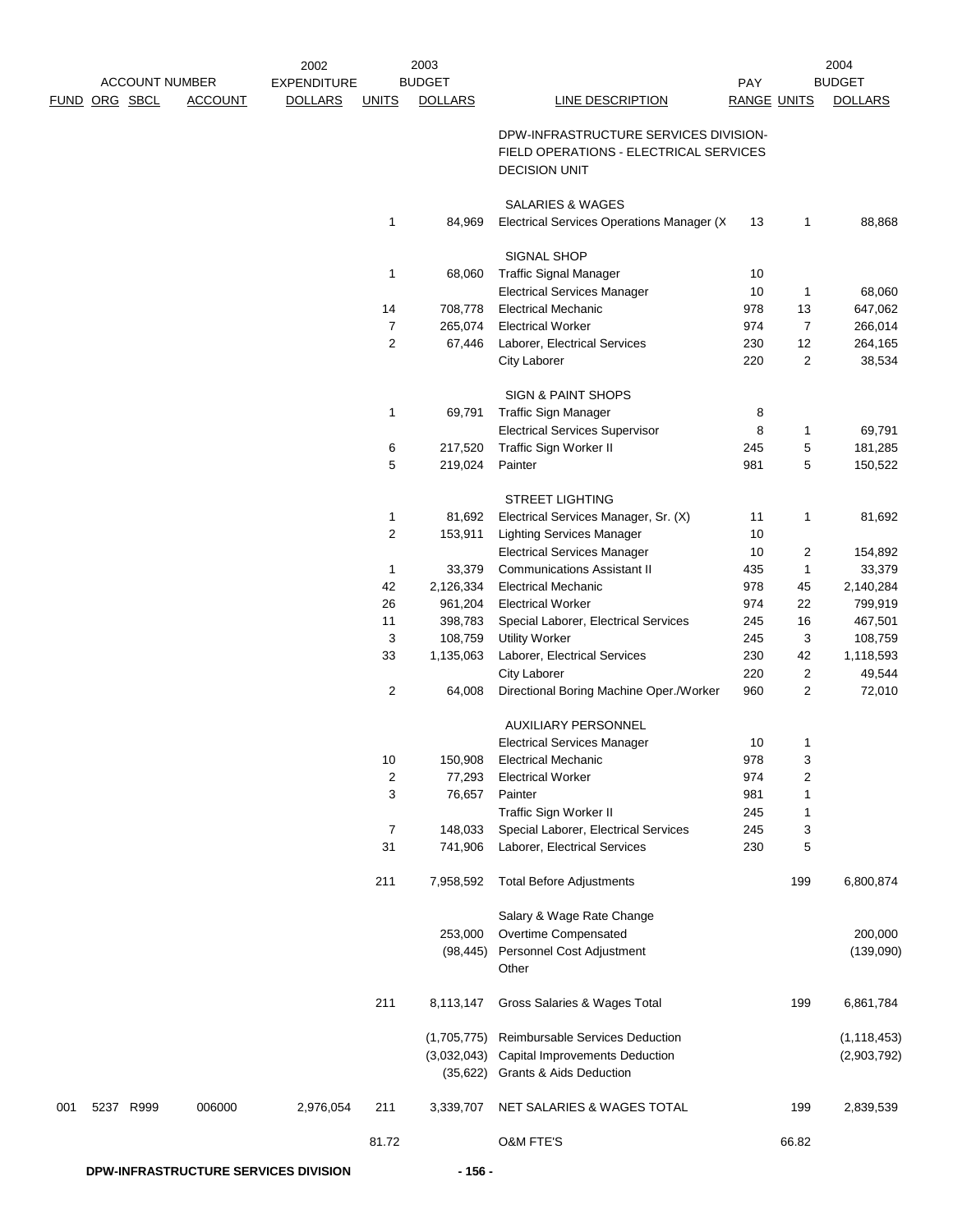| FUND | ORG | SBCL | ACCOUNT | 2002 EXPENDITURE DOLLARS | 2003 BUDGET UNITS | 2003 BUDGET DOLLARS | LINE DESCRIPTION | PAY RANGE | UNITS | 2004 BUDGET DOLLARS |
|---|---|---|---|---|---|---|---|---|---|---|
| | | | | | | | DPW-INFRASTRUCTURE SERVICES DIVISION- FIELD OPERATIONS - ELECTRICAL SERVICES DECISION UNIT | | | |
| | | | | | | | SALARIES & WAGES | | | |
| | | | | | 1 | 84,969 | Electrical Services Operations Manager (X | 13 | 1 | 88,868 |
| | | | | | | | SIGNAL SHOP | | | |
| | | | | | 1 | 68,060 | Traffic Signal Manager | 10 | | |
| | | | | | | | Electrical Services Manager | 10 | 1 | 68,060 |
| | | | | | 14 | 708,778 | Electrical Mechanic | 978 | 13 | 647,062 |
| | | | | | 7 | 265,074 | Electrical Worker | 974 | 7 | 266,014 |
| | | | | | 2 | 67,446 | Laborer, Electrical Services | 230 | 12 | 264,165 |
| | | | | | | | City Laborer | 220 | 2 | 38,534 |
| | | | | | | | SIGN & PAINT SHOPS | | | |
| | | | | | 1 | 69,791 | Traffic Sign Manager | 8 | | |
| | | | | | | | Electrical Services Supervisor | 8 | 1 | 69,791 |
| | | | | | 6 | 217,520 | Traffic Sign Worker II | 245 | 5 | 181,285 |
| | | | | | 5 | 219,024 | Painter | 981 | 5 | 150,522 |
| | | | | | | | STREET LIGHTING | | | |
| | | | | | 1 | 81,692 | Electrical Services Manager, Sr. (X) | 11 | 1 | 81,692 |
| | | | | | 2 | 153,911 | Lighting Services Manager | 10 | | |
| | | | | | | | Electrical Services Manager | 10 | 2 | 154,892 |
| | | | | | 1 | 33,379 | Communications Assistant II | 435 | 1 | 33,379 |
| | | | | | 42 | 2,126,334 | Electrical Mechanic | 978 | 45 | 2,140,284 |
| | | | | | 26 | 961,204 | Electrical Worker | 974 | 22 | 799,919 |
| | | | | | 11 | 398,783 | Special Laborer, Electrical Services | 245 | 16 | 467,501 |
| | | | | | 3 | 108,759 | Utility Worker | 245 | 3 | 108,759 |
| | | | | | 33 | 1,135,063 | Laborer, Electrical Services | 230 | 42 | 1,118,593 |
| | | | | | | | City Laborer | 220 | 2 | 49,544 |
| | | | | | 2 | 64,008 | Directional Boring Machine Oper./Worker | 960 | 2 | 72,010 |
| | | | | | | | AUXILIARY PERSONNEL | | | |
| | | | | | | | Electrical Services Manager | 10 | 1 | |
| | | | | | 10 | 150,908 | Electrical Mechanic | 978 | 3 | |
| | | | | | 2 | 77,293 | Electrical Worker | 974 | 2 | |
| | | | | | 3 | 76,657 | Painter | 981 | 1 | |
| | | | | | | | Traffic Sign Worker II | 245 | 1 | |
| | | | | | 7 | 148,033 | Special Laborer, Electrical Services | 245 | 3 | |
| | | | | | 31 | 741,906 | Laborer, Electrical Services | 230 | 5 | |
| | | | | | 211 | 7,958,592 | Total Before Adjustments | | 199 | 6,800,874 |
| | | | | | | | Salary & Wage Rate Change | | | |
| | | | | | | 253,000 | Overtime Compensated | | | 200,000 |
| | | | | | | (98,445) | Personnel Cost Adjustment | | | (139,090) |
| | | | | | | | Other | | | |
| | | | | | 211 | 8,113,147 | Gross Salaries & Wages Total | | 199 | 6,861,784 |
| | | | | | | (1,705,775) | Reimbursable Services Deduction | | | (1,118,453) |
| | | | | | | (3,032,043) | Capital Improvements Deduction | | | (2,903,792) |
| | | | | | | (35,622) | Grants & Aids Deduction | | | |
| 001 | 5237 | R999 | 006000 | 2,976,054 | 211 | 3,339,707 | NET SALARIES & WAGES TOTAL | | 199 | 2,839,539 |
| | | | | | 81.72 | | O&M FTE'S | | 66.82 | |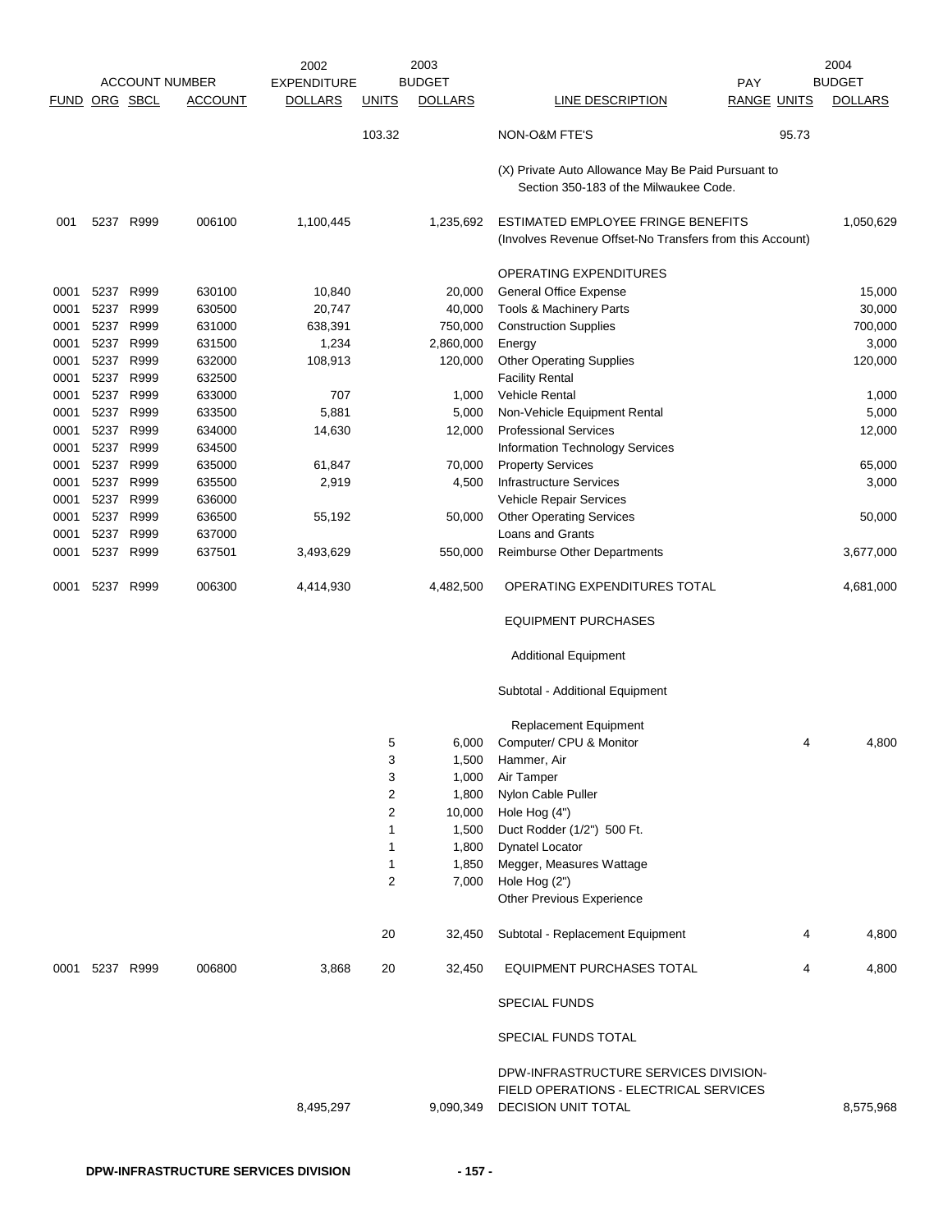| ACCOUNT NUMBER | | | | 2002 EXPENDITURE | 2003 BUDGET | | | PAY | | 2004 BUDGET |
|---|---|---|---|---|---|---|---|---|---|---|
| FUND | ORG | SBCL | ACCOUNT | DOLLARS | UNITS | DOLLARS | LINE DESCRIPTION | RANGE | UNITS | DOLLARS |
| | | | | | 103.32 | | NON-O&M FTE'S | | 95.73 | |
| | | | | | | | (X) Private Auto Allowance May Be Paid Pursuant to Section 350-183 of the Milwaukee Code. | | | |
| 001 | 5237 | R999 | 006100 | 1,100,445 | | 1,235,692 | ESTIMATED EMPLOYEE FRINGE BENEFITS (Involves Revenue Offset-No Transfers from this Account) | | | 1,050,629 |
| | | | | | | | OPERATING EXPENDITURES | | | |
| 0001 | 5237 | R999 | 630100 | 10,840 | | 20,000 | General Office Expense | | | 15,000 |
| 0001 | 5237 | R999 | 630500 | 20,747 | | 40,000 | Tools & Machinery Parts | | | 30,000 |
| 0001 | 5237 | R999 | 631000 | 638,391 | | 750,000 | Construction Supplies | | | 700,000 |
| 0001 | 5237 | R999 | 631500 | 1,234 | | 2,860,000 | Energy | | | 3,000 |
| 0001 | 5237 | R999 | 632000 | 108,913 | | 120,000 | Other Operating Supplies | | | 120,000 |
| 0001 | 5237 | R999 | 632500 | | | | Facility Rental | | | |
| 0001 | 5237 | R999 | 633000 | 707 | | 1,000 | Vehicle Rental | | | 1,000 |
| 0001 | 5237 | R999 | 633500 | 5,881 | | 5,000 | Non-Vehicle Equipment Rental | | | 5,000 |
| 0001 | 5237 | R999 | 634000 | 14,630 | | 12,000 | Professional Services | | | 12,000 |
| 0001 | 5237 | R999 | 634500 | | | | Information Technology Services | | | |
| 0001 | 5237 | R999 | 635000 | 61,847 | | 70,000 | Property Services | | | 65,000 |
| 0001 | 5237 | R999 | 635500 | 2,919 | | 4,500 | Infrastructure Services | | | 3,000 |
| 0001 | 5237 | R999 | 636000 | | | | Vehicle Repair Services | | | |
| 0001 | 5237 | R999 | 636500 | 55,192 | | 50,000 | Other Operating Services | | | 50,000 |
| 0001 | 5237 | R999 | 637000 | | | | Loans and Grants | | | |
| 0001 | 5237 | R999 | 637501 | 3,493,629 | | 550,000 | Reimburse Other Departments | | | 3,677,000 |
| 0001 | 5237 | R999 | 006300 | 4,414,930 | | 4,482,500 | OPERATING EXPENDITURES TOTAL | | | 4,681,000 |
| | | | | | | | EQUIPMENT PURCHASES | | | |
| | | | | | | | Additional Equipment | | | |
| | | | | | | | Subtotal - Additional Equipment | | | |
| | | | | | | | Replacement Equipment | | | |
| | | | | | 5 | 6,000 | Computer/ CPU & Monitor | | 4 | 4,800 |
| | | | | | 3 | 1,500 | Hammer, Air | | | |
| | | | | | 3 | 1,000 | Air Tamper | | | |
| | | | | | 2 | 1,800 | Nylon Cable Puller | | | |
| | | | | | 2 | 10,000 | Hole Hog (4") | | | |
| | | | | | 1 | 1,500 | Duct Rodder (1/2") 500 Ft. | | | |
| | | | | | 1 | 1,800 | Dynatel Locator | | | |
| | | | | | 1 | 1,850 | Megger, Measures Wattage | | | |
| | | | | | 2 | 7,000 | Hole Hog (2") | | | |
| | | | | | | | Other Previous Experience | | | |
| | | | | | 20 | 32,450 | Subtotal - Replacement Equipment | | 4 | 4,800 |
| 0001 | 5237 | R999 | 006800 | 3,868 | 20 | 32,450 | EQUIPMENT PURCHASES TOTAL | | 4 | 4,800 |
| | | | | | | | SPECIAL FUNDS | | | |
| | | | | | | | SPECIAL FUNDS TOTAL | | | |
| | | | | 8,495,297 | | 9,090,349 | DPW-INFRASTRUCTURE SERVICES DIVISION-FIELD OPERATIONS - ELECTRICAL SERVICES DECISION UNIT TOTAL | | | 8,575,968 |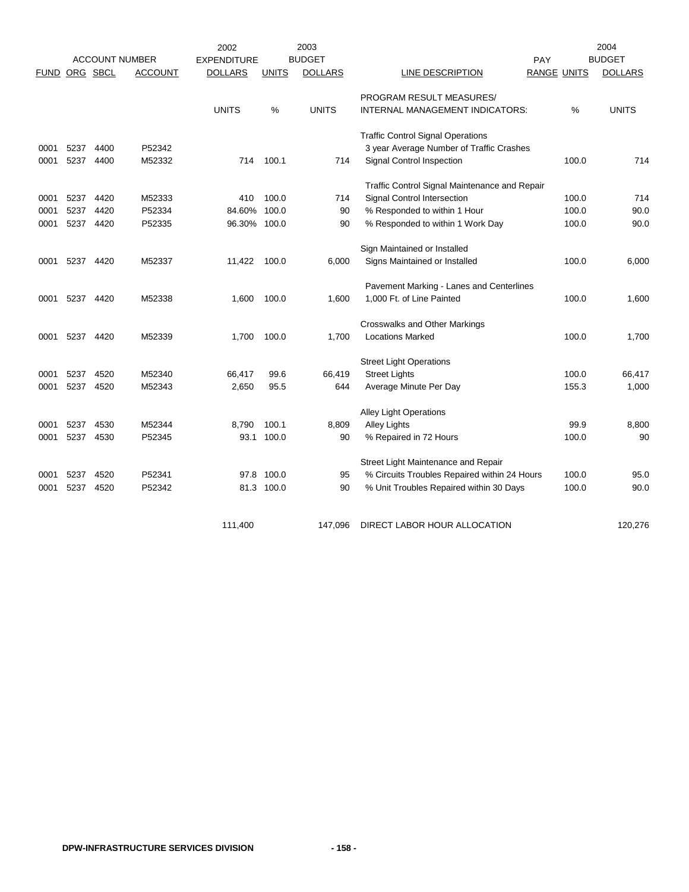| FUND | ORG | SBCL | ACCOUNT | 2002 EXPENDITURE DOLLARS | UNITS | 2003 BUDGET DOLLARS | LINE DESCRIPTION | PAY RANGE | UNITS | 2004 BUDGET DOLLARS |
|---|---|---|---|---|---|---|---|---|---|---|
| | | | | | | | PROGRAM RESULT MEASURES/ | | | |
| | | | | UNITS | % | UNITS | INTERNAL MANAGEMENT INDICATORS: | | % | UNITS |
| | | | | | | | Traffic Control Signal Operations | | | |
| 0001 | 5237 | 4400 | P52342 | | | | 3 year Average Number of Traffic Crashes | | | |
| 0001 | 5237 | 4400 | M52332 | 714 | 100.1 | 714 | Signal Control Inspection | | 100.0 | 714 |
| | | | | | | | Traffic Control Signal Maintenance and Repair | | | |
| 0001 | 5237 | 4420 | M52333 | 410 | 100.0 | 714 | Signal Control Intersection | | 100.0 | 714 |
| 0001 | 5237 | 4420 | P52334 | 84.60% | 100.0 | 90 | % Responded to within 1 Hour | | 100.0 | 90.0 |
| 0001 | 5237 | 4420 | P52335 | 96.30% | 100.0 | 90 | % Responded to within 1 Work Day | | 100.0 | 90.0 |
| | | | | | | | Sign Maintained or Installed | | | |
| 0001 | 5237 | 4420 | M52337 | 11,422 | 100.0 | 6,000 | Signs Maintained or Installed | | 100.0 | 6,000 |
| | | | | | | | Pavement Marking - Lanes and Centerlines | | | |
| 0001 | 5237 | 4420 | M52338 | 1,600 | 100.0 | 1,600 | 1,000 Ft. of Line Painted | | 100.0 | 1,600 |
| | | | | | | | Crosswalks and Other Markings | | | |
| 0001 | 5237 | 4420 | M52339 | 1,700 | 100.0 | 1,700 | Locations Marked | | 100.0 | 1,700 |
| | | | | | | | Street Light Operations | | | |
| 0001 | 5237 | 4520 | M52340 | 66,417 | 99.6 | 66,419 | Street Lights | | 100.0 | 66,417 |
| 0001 | 5237 | 4520 | M52343 | 2,650 | 95.5 | 644 | Average Minute Per Day | | 155.3 | 1,000 |
| | | | | | | | Alley Light Operations | | | |
| 0001 | 5237 | 4530 | M52344 | 8,790 | 100.1 | 8,809 | Alley Lights | | 99.9 | 8,800 |
| 0001 | 5237 | 4530 | P52345 | 93.1 | 100.0 | 90 | % Repaired in 72 Hours | | 100.0 | 90 |
| | | | | | | | Street Light Maintenance and Repair | | | |
| 0001 | 5237 | 4520 | P52341 | 97.8 | 100.0 | 95 | % Circuits Troubles Repaired within 24 Hours | | 100.0 | 95.0 |
| 0001 | 5237 | 4520 | P52342 | 81.3 | 100.0 | 90 | % Unit Troubles Repaired within 30 Days | | 100.0 | 90.0 |
| | | | | 111,400 | | 147,096 | DIRECT LABOR HOUR ALLOCATION | | | 120,276 |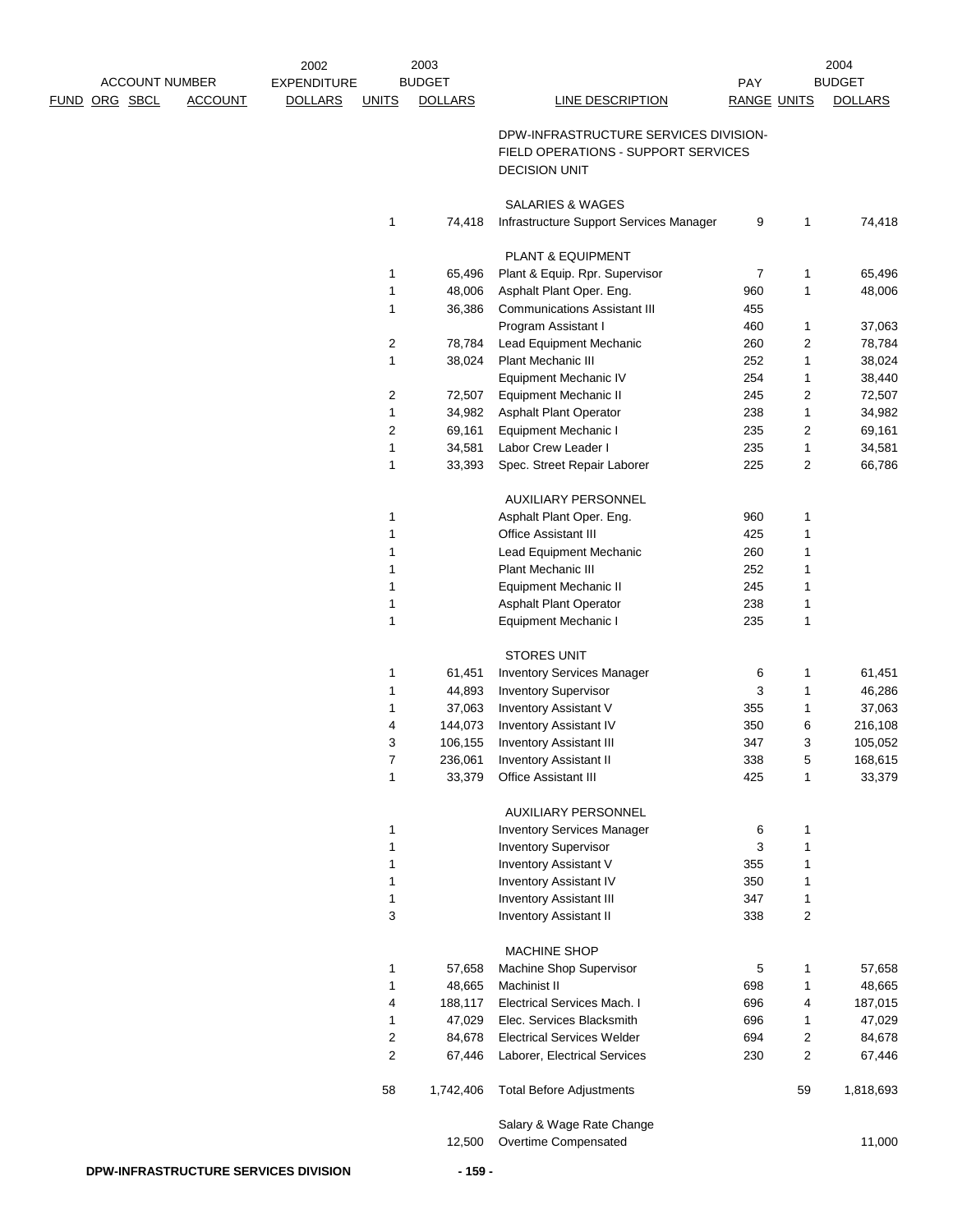| FUND | ORG | SBCL | ACCOUNT | 2002 EXPENDITURE DOLLARS | 2003 BUDGET UNITS | 2003 BUDGET DOLLARS | LINE DESCRIPTION | PAY RANGE | 2004 BUDGET UNITS | 2004 BUDGET DOLLARS |
|---|---|---|---|---|---|---|---|---|---|---|
| | | | | | | | DPW-INFRASTRUCTURE SERVICES DIVISION- FIELD OPERATIONS - SUPPORT SERVICES DECISION UNIT | | | |
| | | | | | | | SALARIES & WAGES | | | |
| | | | | | 1 | 74,418 | Infrastructure Support Services Manager | 9 | 1 | 74,418 |
| | | | | | | | PLANT & EQUIPMENT | | | |
| | | | | | 1 | 65,496 | Plant & Equip. Rpr. Supervisor | 7 | 1 | 65,496 |
| | | | | | 1 | 48,006 | Asphalt Plant Oper. Eng. | 960 | 1 | 48,006 |
| | | | | | 1 | 36,386 | Communications Assistant III | 455 | | |
| | | | | | | | Program Assistant I | 460 | 1 | 37,063 |
| | | | | | 2 | 78,784 | Lead Equipment Mechanic | 260 | 2 | 78,784 |
| | | | | | 1 | 38,024 | Plant Mechanic III | 252 | 1 | 38,024 |
| | | | | | | | Equipment Mechanic IV | 254 | 1 | 38,440 |
| | | | | | 2 | 72,507 | Equipment Mechanic II | 245 | 2 | 72,507 |
| | | | | | 1 | 34,982 | Asphalt Plant Operator | 238 | 1 | 34,982 |
| | | | | | 2 | 69,161 | Equipment Mechanic I | 235 | 2 | 69,161 |
| | | | | | 1 | 34,581 | Labor Crew Leader I | 235 | 1 | 34,581 |
| | | | | | 1 | 33,393 | Spec. Street Repair Laborer | 225 | 2 | 66,786 |
| | | | | | | | AUXILIARY PERSONNEL | | | |
| | | | | | 1 | | Asphalt Plant Oper. Eng. | 960 | 1 | |
| | | | | | 1 | | Office Assistant III | 425 | 1 | |
| | | | | | 1 | | Lead Equipment Mechanic | 260 | 1 | |
| | | | | | 1 | | Plant Mechanic III | 252 | 1 | |
| | | | | | 1 | | Equipment Mechanic II | 245 | 1 | |
| | | | | | 1 | | Asphalt Plant Operator | 238 | 1 | |
| | | | | | 1 | | Equipment Mechanic I | 235 | 1 | |
| | | | | | | | STORES UNIT | | | |
| | | | | | 1 | 61,451 | Inventory Services Manager | 6 | 1 | 61,451 |
| | | | | | 1 | 44,893 | Inventory Supervisor | 3 | 1 | 46,286 |
| | | | | | 1 | 37,063 | Inventory Assistant V | 355 | 1 | 37,063 |
| | | | | | 4 | 144,073 | Inventory Assistant IV | 350 | 6 | 216,108 |
| | | | | | 3 | 106,155 | Inventory Assistant III | 347 | 3 | 105,052 |
| | | | | | 7 | 236,061 | Inventory Assistant II | 338 | 5 | 168,615 |
| | | | | | 1 | 33,379 | Office Assistant III | 425 | 1 | 33,379 |
| | | | | | | | AUXILIARY PERSONNEL | | | |
| | | | | | 1 | | Inventory Services Manager | 6 | 1 | |
| | | | | | 1 | | Inventory Supervisor | 3 | 1 | |
| | | | | | 1 | | Inventory Assistant V | 355 | 1 | |
| | | | | | 1 | | Inventory Assistant IV | 350 | 1 | |
| | | | | | 1 | | Inventory Assistant III | 347 | 1 | |
| | | | | | 3 | | Inventory Assistant II | 338 | 2 | |
| | | | | | | | MACHINE SHOP | | | |
| | | | | | 1 | 57,658 | Machine Shop Supervisor | 5 | 1 | 57,658 |
| | | | | | 1 | 48,665 | Machinist II | 698 | 1 | 48,665 |
| | | | | | 4 | 188,117 | Electrical Services Mach. I | 696 | 4 | 187,015 |
| | | | | | 1 | 47,029 | Elec. Services Blacksmith | 696 | 1 | 47,029 |
| | | | | | 2 | 84,678 | Electrical Services Welder | 694 | 2 | 84,678 |
| | | | | | 2 | 67,446 | Laborer, Electrical Services | 230 | 2 | 67,446 |
| | | | | | 58 | 1,742,406 | Total Before Adjustments | | 59 | 1,818,693 |
| | | | | | | | Salary & Wage Rate Change | | | |
| | | | | | | 12,500 | Overtime Compensated | | | 11,000 |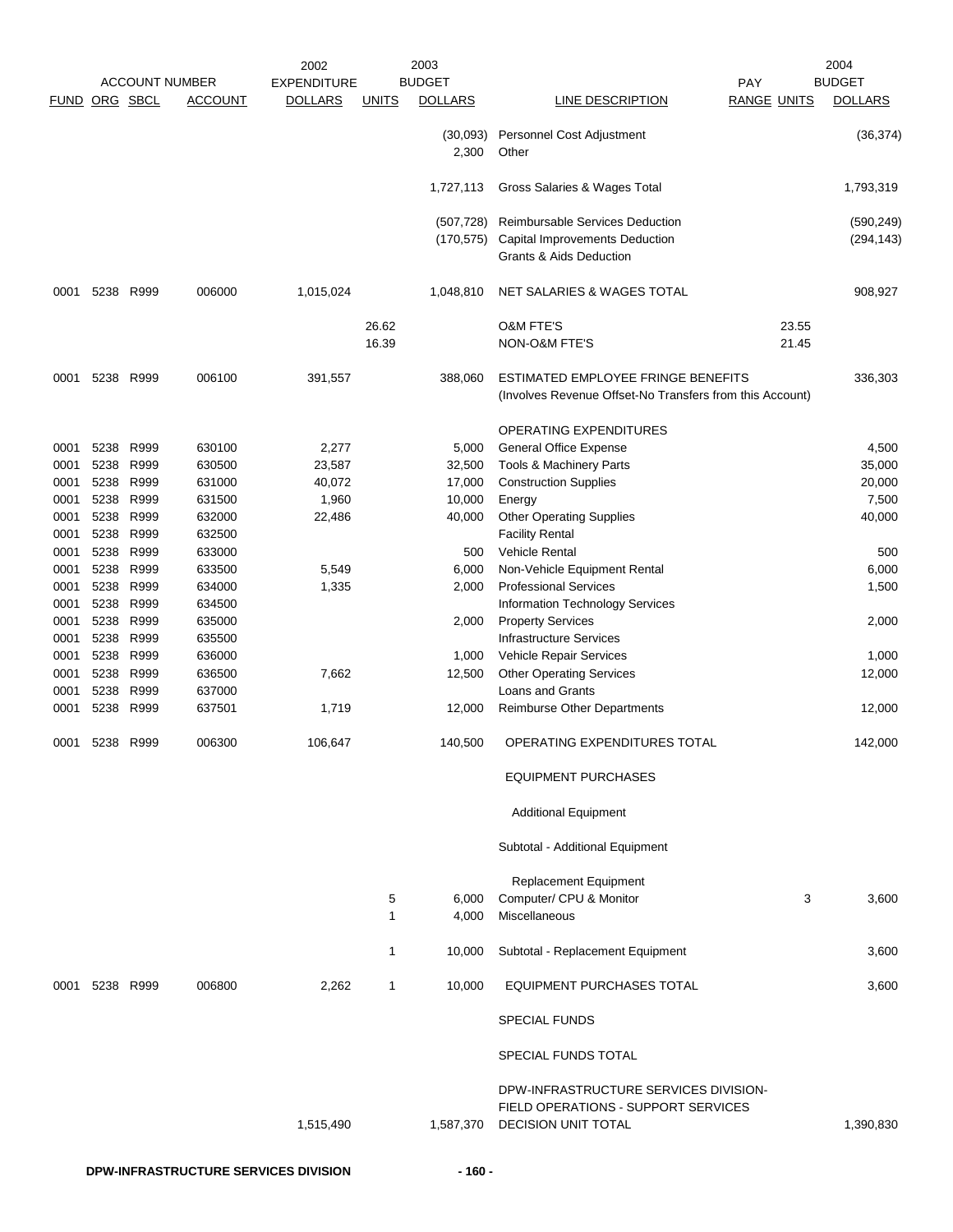| FUND | ORG | SBCL | ACCOUNT | 2002 EXPENDITURE DOLLARS | UNITS | 2003 BUDGET DOLLARS | LINE DESCRIPTION | PAY RANGE | UNITS | 2004 BUDGET DOLLARS |
|---|---|---|---|---|---|---|---|---|---|---|
| | | | | | | (30,093) | Personnel Cost Adjustment | | | (36,374) |
| | | | | | | 2,300 | Other | | | |
| | | | | | | 1,727,113 | Gross Salaries & Wages Total | | | 1,793,319 |
| | | | | | | (507,728) | Reimbursable Services Deduction | | | (590,249) |
| | | | | | | (170,575) | Capital Improvements Deduction | | | (294,143) |
| | | | | | | | Grants & Aids Deduction | | | |
| 0001 | 5238 | R999 | 006000 | 1,015,024 | | 1,048,810 | NET SALARIES & WAGES TOTAL | | | 908,927 |
| | | | | | 26.62 | | O&M FTE'S | | 23.55 | |
| | | | | | 16.39 | | NON-O&M FTE'S | | 21.45 | |
| 0001 | 5238 | R999 | 006100 | 391,557 | | 388,060 | ESTIMATED EMPLOYEE FRINGE BENEFITS (Involves Revenue Offset-No Transfers from this Account) | | | 336,303 |
| | | | | | | | OPERATING EXPENDITURES | | | |
| 0001 | 5238 | R999 | 630100 | 2,277 | | 5,000 | General Office Expense | | | 4,500 |
| 0001 | 5238 | R999 | 630500 | 23,587 | | 32,500 | Tools & Machinery Parts | | | 35,000 |
| 0001 | 5238 | R999 | 631000 | 40,072 | | 17,000 | Construction Supplies | | | 20,000 |
| 0001 | 5238 | R999 | 631500 | 1,960 | | 10,000 | Energy | | | 7,500 |
| 0001 | 5238 | R999 | 632000 | 22,486 | | 40,000 | Other Operating Supplies | | | 40,000 |
| 0001 | 5238 | R999 | 632500 | | | | Facility Rental | | | |
| 0001 | 5238 | R999 | 633000 | | | 500 | Vehicle Rental | | | 500 |
| 0001 | 5238 | R999 | 633500 | 5,549 | | 6,000 | Non-Vehicle Equipment Rental | | | 6,000 |
| 0001 | 5238 | R999 | 634000 | 1,335 | | 2,000 | Professional Services | | | 1,500 |
| 0001 | 5238 | R999 | 634500 | | | | Information Technology Services | | | |
| 0001 | 5238 | R999 | 635000 | | | 2,000 | Property Services | | | 2,000 |
| 0001 | 5238 | R999 | 635500 | | | | Infrastructure Services | | | |
| 0001 | 5238 | R999 | 636000 | | | 1,000 | Vehicle Repair Services | | | 1,000 |
| 0001 | 5238 | R999 | 636500 | 7,662 | | 12,500 | Other Operating Services | | | 12,000 |
| 0001 | 5238 | R999 | 637000 | | | | Loans and Grants | | | |
| 0001 | 5238 | R999 | 637501 | 1,719 | | 12,000 | Reimburse Other Departments | | | 12,000 |
| 0001 | 5238 | R999 | 006300 | 106,647 | | 140,500 | OPERATING EXPENDITURES TOTAL | | | 142,000 |
| | | | | | | | EQUIPMENT PURCHASES | | | |
| | | | | | | | Additional Equipment | | | |
| | | | | | | | Subtotal - Additional Equipment | | | |
| | | | | | | | Replacement Equipment | | | |
| | | | | | 5 | 6,000 | Computer/ CPU & Monitor | | 3 | 3,600 |
| | | | | | 1 | 4,000 | Miscellaneous | | | |
| | | | | | 1 | 10,000 | Subtotal - Replacement Equipment | | | 3,600 |
| 0001 | 5238 | R999 | 006800 | 2,262 | 1 | 10,000 | EQUIPMENT PURCHASES TOTAL | | | 3,600 |
| | | | | | | | SPECIAL FUNDS | | | |
| | | | | | | | SPECIAL FUNDS TOTAL | | | |
| | | | | 1,515,490 | | 1,587,370 | DPW-INFRASTRUCTURE SERVICES DIVISION-FIELD OPERATIONS - SUPPORT SERVICES DECISION UNIT TOTAL | | | 1,390,830 |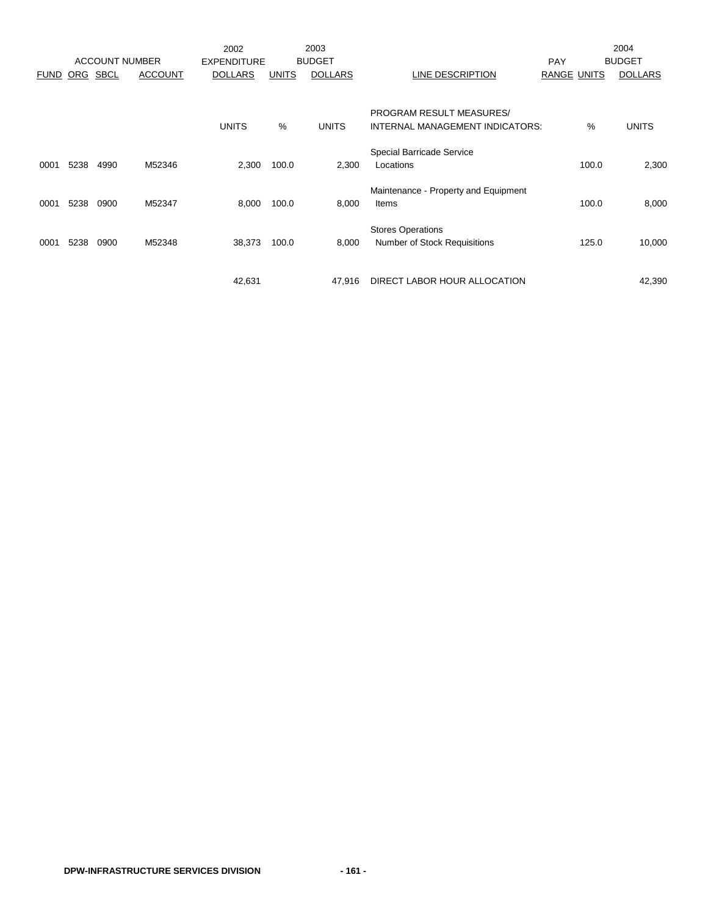| ACCOUNT NUMBER | | | | 2002 EXPENDITURE | 2003 BUDGET | | | | 2004 BUDGET | |
|---|---|---|---|---|---|---|---|---|---|---|
| FUND | ORG | SBCL | ACCOUNT | DOLLARS | UNITS | DOLLARS | LINE DESCRIPTION | PAY RANGE | UNITS | DOLLARS |
| | | | | UNITS | % | UNITS | PROGRAM RESULT MEASURES/ INTERNAL MANAGEMENT INDICATORS: | | % | UNITS |
| | | | | | | | Special Barricade Service | | | |
| 0001 | 5238 | 4990 | M52346 | 2,300 | 100.0 | 2,300 | Locations | | 100.0 | 2,300 |
| | | | | | | | Maintenance - Property and Equipment | | | |
| 0001 | 5238 | 0900 | M52347 | 8,000 | 100.0 | 8,000 | Items | | 100.0 | 8,000 |
| | | | | | | | Stores Operations | | | |
| 0001 | 5238 | 0900 | M52348 | 38,373 | 100.0 | 8,000 | Number of Stock Requisitions | | 125.0 | 10,000 |
| | | | | 42,631 | | 47,916 | DIRECT LABOR HOUR ALLOCATION | | | 42,390 |

DPW-INFRASTRUCTURE SERVICES DIVISION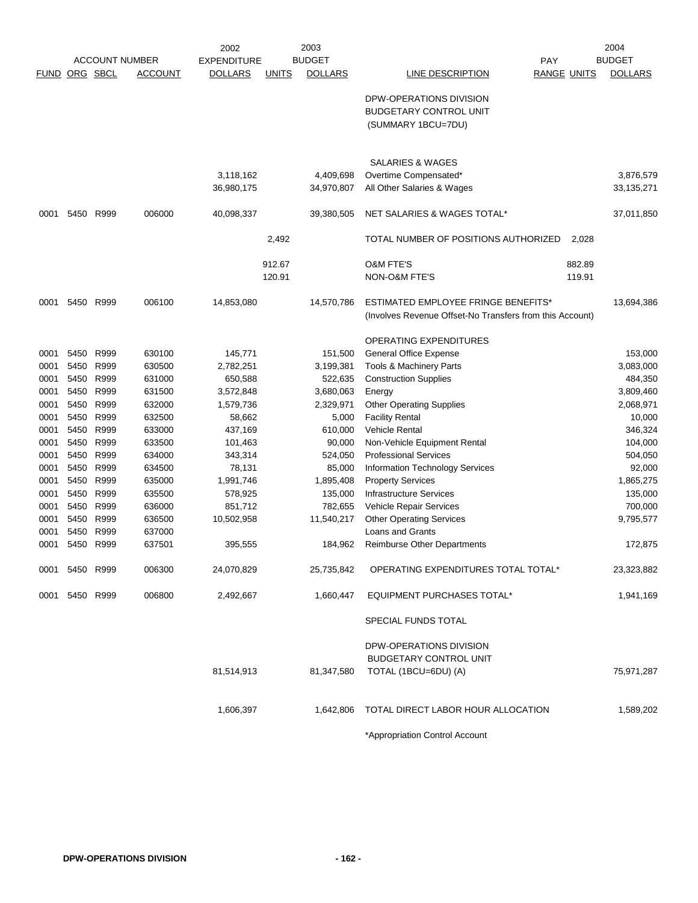| ACCOUNT NUMBER | | | | 2002 EXPENDITURE | | 2003 BUDGET | | PAY | | 2004 BUDGET |
|---|---|---|---|---|---|---|---|---|---|---|
| FUND | ORG | SBCL | ACCOUNT | DOLLARS | UNITS | DOLLARS | LINE DESCRIPTION | RANGE | UNITS | DOLLARS |
| | | | | | | | DPW-OPERATIONS DIVISION BUDGETARY CONTROL UNIT (SUMMARY 1BCU=7DU) | | | |
| | | | | | | | SALARIES & WAGES | | | |
| | | | | 3,118,162 | | 4,409,698 | Overtime Compensated* | | | 3,876,579 |
| | | | | 36,980,175 | | 34,970,807 | All Other Salaries & Wages | | | 33,135,271 |
| 0001 | 5450 | R999 | 006000 | 40,098,337 | | 39,380,505 | NET SALARIES & WAGES TOTAL* | | | 37,011,850 |
| | | | | | 2,492 | | TOTAL NUMBER OF POSITIONS AUTHORIZED | | 2,028 | |
| | | | | | 912.67 | | O&M FTE'S | | 882.89 | |
| | | | | | 120.91 | | NON-O&M FTE'S | | 119.91 | |
| 0001 | 5450 | R999 | 006100 | 14,853,080 | | 14,570,786 | ESTIMATED EMPLOYEE FRINGE BENEFITS* (Involves Revenue Offset-No Transfers from this Account) | | | 13,694,386 |
| | | | | | | | OPERATING EXPENDITURES | | | |
| 0001 | 5450 | R999 | 630100 | 145,771 | | 151,500 | General Office Expense | | | 153,000 |
| 0001 | 5450 | R999 | 630500 | 2,782,251 | | 3,199,381 | Tools & Machinery Parts | | | 3,083,000 |
| 0001 | 5450 | R999 | 631000 | 650,588 | | 522,635 | Construction Supplies | | | 484,350 |
| 0001 | 5450 | R999 | 631500 | 3,572,848 | | 3,680,063 | Energy | | | 3,809,460 |
| 0001 | 5450 | R999 | 632000 | 1,579,736 | | 2,329,971 | Other Operating Supplies | | | 2,068,971 |
| 0001 | 5450 | R999 | 632500 | 58,662 | | 5,000 | Facility Rental | | | 10,000 |
| 0001 | 5450 | R999 | 633000 | 437,169 | | 610,000 | Vehicle Rental | | | 346,324 |
| 0001 | 5450 | R999 | 633500 | 101,463 | | 90,000 | Non-Vehicle Equipment Rental | | | 104,000 |
| 0001 | 5450 | R999 | 634000 | 343,314 | | 524,050 | Professional Services | | | 504,050 |
| 0001 | 5450 | R999 | 634500 | 78,131 | | 85,000 | Information Technology Services | | | 92,000 |
| 0001 | 5450 | R999 | 635000 | 1,991,746 | | 1,895,408 | Property Services | | | 1,865,275 |
| 0001 | 5450 | R999 | 635500 | 578,925 | | 135,000 | Infrastructure Services | | | 135,000 |
| 0001 | 5450 | R999 | 636000 | 851,712 | | 782,655 | Vehicle Repair Services | | | 700,000 |
| 0001 | 5450 | R999 | 636500 | 10,502,958 | | 11,540,217 | Other Operating Services | | | 9,795,577 |
| 0001 | 5450 | R999 | 637000 | | | | Loans and Grants | | | |
| 0001 | 5450 | R999 | 637501 | 395,555 | | 184,962 | Reimburse Other Departments | | | 172,875 |
| 0001 | 5450 | R999 | 006300 | 24,070,829 | | 25,735,842 | OPERATING EXPENDITURES TOTAL TOTAL* | | | 23,323,882 |
| 0001 | 5450 | R999 | 006800 | 2,492,667 | | 1,660,447 | EQUIPMENT PURCHASES TOTAL* | | | 1,941,169 |
| | | | | | | | SPECIAL FUNDS TOTAL | | | |
| | | | | 81,514,913 | | 81,347,580 | DPW-OPERATIONS DIVISION BUDGETARY CONTROL UNIT TOTAL (1BCU=6DU) (A) | | | 75,971,287 |
| | | | | 1,606,397 | | 1,642,806 | TOTAL DIRECT LABOR HOUR ALLOCATION | | | 1,589,202 |

*Appropriation Control Account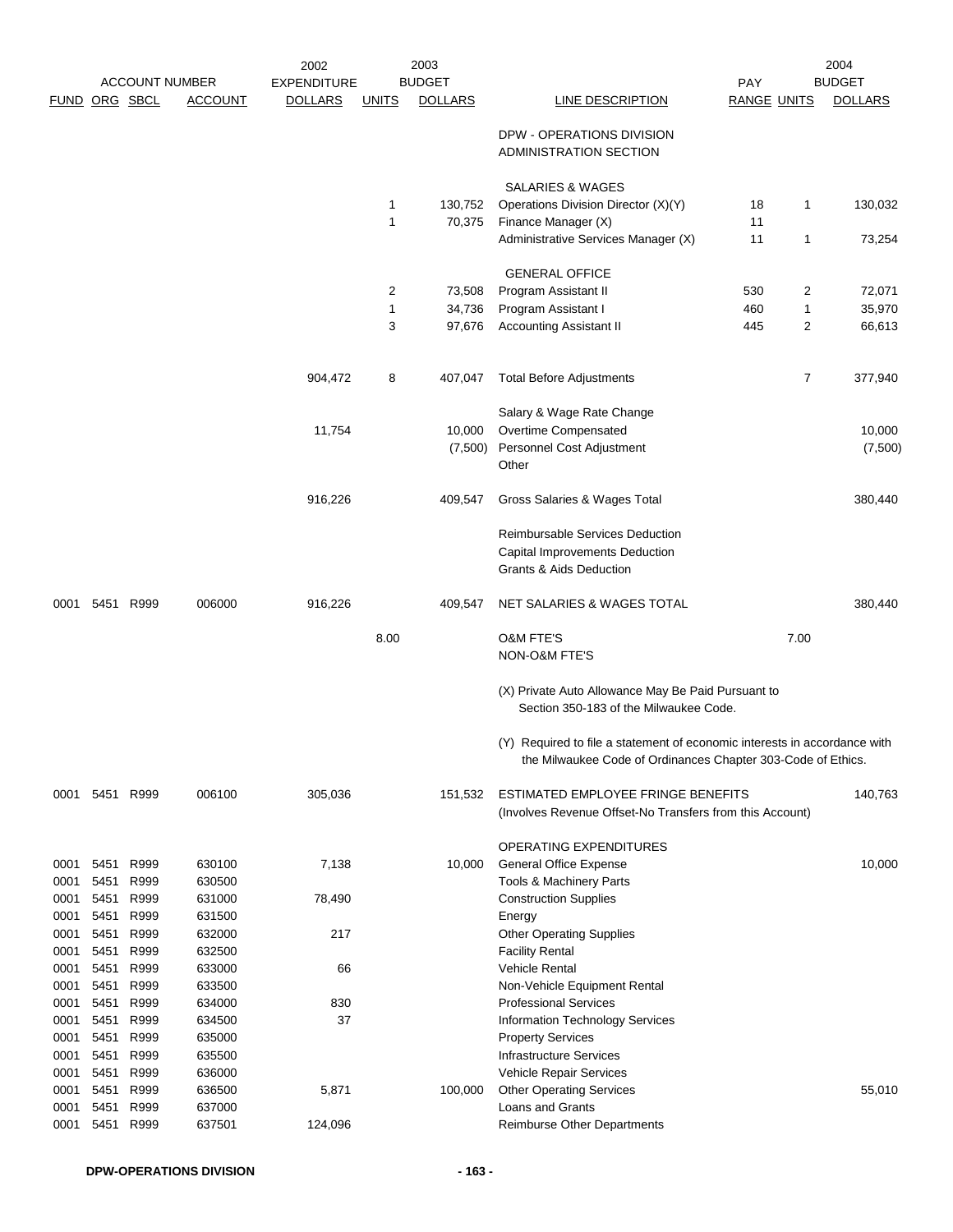| FUND | ORG | SBCL | ACCOUNT | 2002 EXPENDITURE DOLLARS | 2003 BUDGET UNITS | 2003 BUDGET DOLLARS | LINE DESCRIPTION | PAY RANGE | UNITS | 2004 BUDGET DOLLARS |
|---|---|---|---|---|---|---|---|---|---|---|
| | | | | | | | DPW - OPERATIONS DIVISION ADMINISTRATION SECTION | | | |
| | | | | | | | SALARIES & WAGES | | | |
| | | | | | 1 | 130,752 | Operations Division Director (X)(Y) | 18 | 1 | 130,032 |
| | | | | | 1 | 70,375 | Finance Manager (X) | 11 | | |
| | | | | | | | Administrative Services Manager (X) | 11 | 1 | 73,254 |
| | | | | | | | GENERAL OFFICE | | | |
| | | | | | 2 | 73,508 | Program Assistant II | 530 | 2 | 72,071 |
| | | | | | 1 | 34,736 | Program Assistant I | 460 | 1 | 35,970 |
| | | | | | 3 | 97,676 | Accounting Assistant II | 445 | 2 | 66,613 |
| | | | | 904,472 | 8 | 407,047 | Total Before Adjustments | | 7 | 377,940 |
| | | | | | | | Salary & Wage Rate Change | | | |
| | | | | 11,754 | | 10,000 | Overtime Compensated | | | 10,000 |
| | | | | | | (7,500) | Personnel Cost Adjustment | | | (7,500) |
| | | | | | | | Other | | | |
| | | | | 916,226 | | 409,547 | Gross Salaries & Wages Total | | | 380,440 |
| | | | | | | | Reimbursable Services Deduction | | | |
| | | | | | | | Capital Improvements Deduction | | | |
| | | | | | | | Grants & Aids Deduction | | | |
| 0001 | 5451 | R999 | 006000 | 916,226 | | 409,547 | NET SALARIES & WAGES TOTAL | | | 380,440 |
| | | | | | 8.00 | | O&M FTE'S | | 7.00 | |
| | | | | | | | NON-O&M FTE'S | | | |
| | | | | | | | (X) Private Auto Allowance May Be Paid Pursuant to Section 350-183 of the Milwaukee Code. | | | |
| | | | | | | | (Y) Required to file a statement of economic interests in accordance with the Milwaukee Code of Ordinances Chapter 303-Code of Ethics. | | | |
| 0001 | 5451 | R999 | 006100 | 305,036 | | 151,532 | ESTIMATED EMPLOYEE FRINGE BENEFITS (Involves Revenue Offset-No Transfers from this Account) | | | 140,763 |
| | | | | | | | OPERATING EXPENDITURES | | | |
| 0001 | 5451 | R999 | 630100 | 7,138 | | 10,000 | General Office Expense | | | 10,000 |
| 0001 | 5451 | R999 | 630500 | | | | Tools & Machinery Parts | | | |
| 0001 | 5451 | R999 | 631000 | 78,490 | | | Construction Supplies | | | |
| 0001 | 5451 | R999 | 631500 | | | | Energy | | | |
| 0001 | 5451 | R999 | 632000 | 217 | | | Other Operating Supplies | | | |
| 0001 | 5451 | R999 | 632500 | | | | Facility Rental | | | |
| 0001 | 5451 | R999 | 633000 | 66 | | | Vehicle Rental | | | |
| 0001 | 5451 | R999 | 633500 | | | | Non-Vehicle Equipment Rental | | | |
| 0001 | 5451 | R999 | 634000 | 830 | | | Professional Services | | | |
| 0001 | 5451 | R999 | 634500 | 37 | | | Information Technology Services | | | |
| 0001 | 5451 | R999 | 635000 | | | | Property Services | | | |
| 0001 | 5451 | R999 | 635500 | | | | Infrastructure Services | | | |
| 0001 | 5451 | R999 | 636000 | | | | Vehicle Repair Services | | | |
| 0001 | 5451 | R999 | 636500 | 5,871 | | 100,000 | Other Operating Services | | | 55,010 |
| 0001 | 5451 | R999 | 637000 | | | | Loans and Grants | | | |
| 0001 | 5451 | R999 | 637501 | 124,096 | | | Reimburse Other Departments | | | |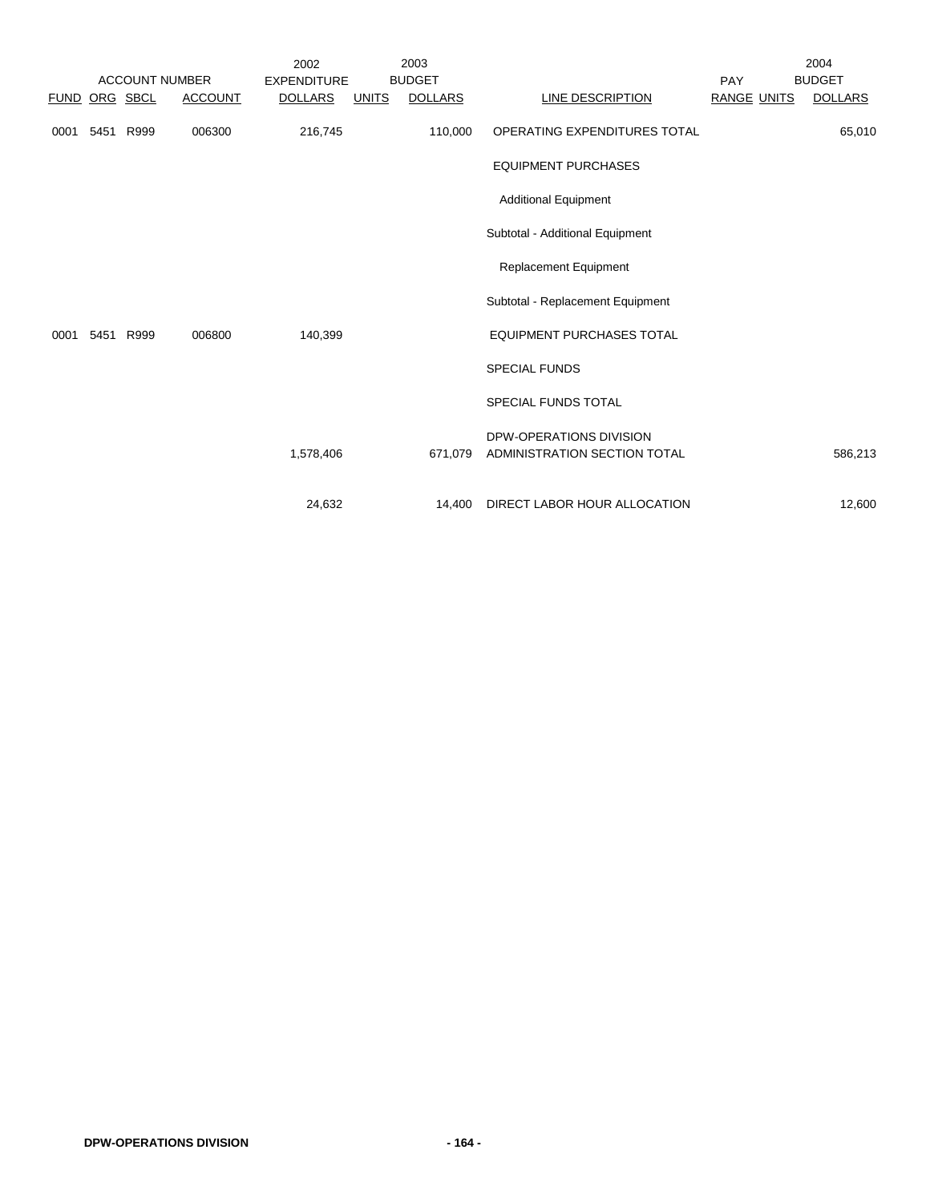| FUND | ORG | SBCL | ACCOUNT | 2002 EXPENDITURE DOLLARS | 2003 UNITS | 2003 BUDGET DOLLARS | LINE DESCRIPTION | PAY RANGE | 2004 UNITS | 2004 BUDGET DOLLARS |
|---|---|---|---|---|---|---|---|---|---|---|
| 0001 | 5451 | R999 | 006300 | 216,745 | | 110,000 | OPERATING EXPENDITURES TOTAL | | | 65,010 |
| | | | | | | | EQUIPMENT PURCHASES | | | |
| | | | | | | | Additional Equipment | | | |
| | | | | | | | Subtotal - Additional Equipment | | | |
| | | | | | | | Replacement Equipment | | | |
| | | | | | | | Subtotal - Replacement Equipment | | | |
| 0001 | 5451 | R999 | 006800 | 140,399 | | | EQUIPMENT PURCHASES TOTAL | | | |
| | | | | | | | SPECIAL FUNDS | | | |
| | | | | | | | SPECIAL FUNDS TOTAL | | | |
| | | | | 1,578,406 | | 671,079 | DPW-OPERATIONS DIVISION ADMINISTRATION SECTION TOTAL | | | 586,213 |
| | | | | 24,632 | | 14,400 | DIRECT LABOR HOUR ALLOCATION | | | 12,600 |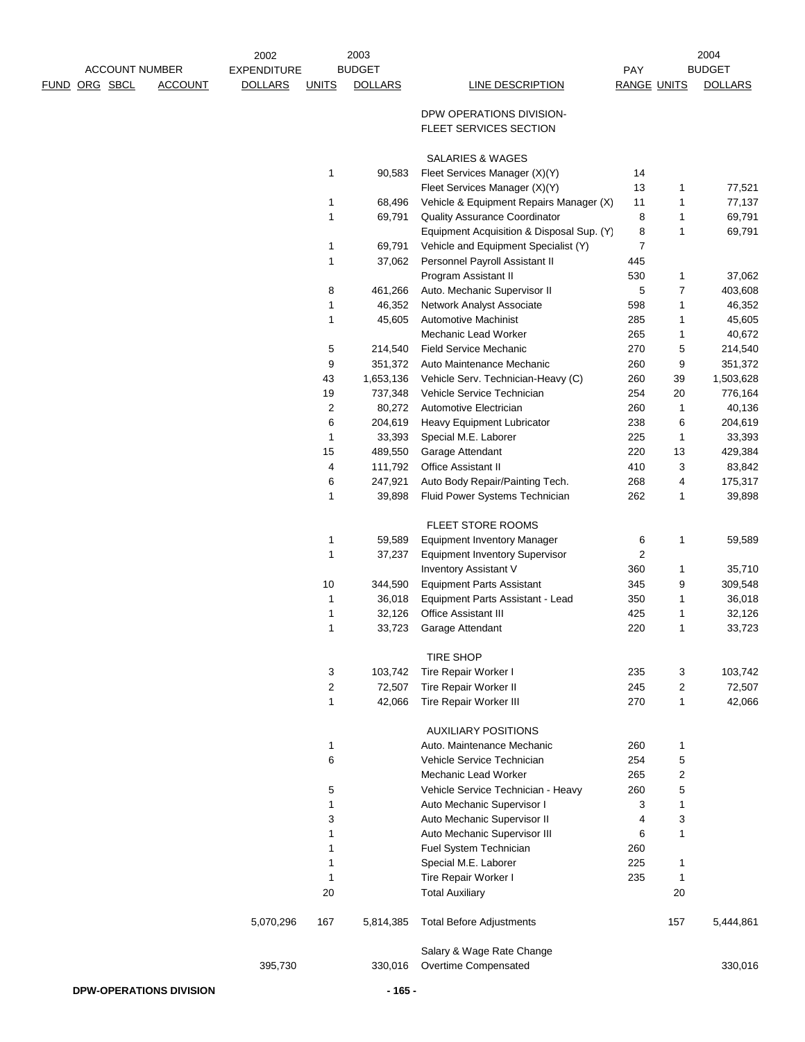| ACCOUNT NUMBER FUND | ORG | SBCL | ACCOUNT | 2002 EXPENDITURE DOLLARS | 2003 BUDGET UNITS | 2003 BUDGET DOLLARS | LINE DESCRIPTION | PAY RANGE | 2004 BUDGET UNITS | 2004 BUDGET DOLLARS |
|---|---|---|---|---|---|---|---|---|---|---|
| | | | | | | | DPW OPERATIONS DIVISION- FLEET SERVICES SECTION | | | |
| | | | | | | | SALARIES & WAGES | | | |
| | | | | | 1 | 90,583 | Fleet Services Manager (X)(Y) | 14 | | |
| | | | | | | | Fleet Services Manager (X)(Y) | 13 | 1 | 77,521 |
| | | | | | 1 | 68,496 | Vehicle & Equipment Repairs Manager (X) | 11 | 1 | 77,137 |
| | | | | | 1 | 69,791 | Quality Assurance Coordinator | 8 | 1 | 69,791 |
| | | | | | | | Equipment Acquisition & Disposal Sup. (Y) | 8 | 1 | 69,791 |
| | | | | | 1 | 69,791 | Vehicle and Equipment Specialist (Y) | 7 | | |
| | | | | | 1 | 37,062 | Personnel Payroll Assistant II | 445 | | |
| | | | | | | | Program Assistant II | 530 | 1 | 37,062 |
| | | | | | 8 | 461,266 | Auto. Mechanic Supervisor II | 5 | 7 | 403,608 |
| | | | | | 1 | 46,352 | Network Analyst Associate | 598 | 1 | 46,352 |
| | | | | | 1 | 45,605 | Automotive Machinist | 285 | 1 | 45,605 |
| | | | | | | | Mechanic Lead Worker | 265 | 1 | 40,672 |
| | | | | | 5 | 214,540 | Field Service Mechanic | 270 | 5 | 214,540 |
| | | | | | 9 | 351,372 | Auto Maintenance Mechanic | 260 | 9 | 351,372 |
| | | | | | 43 | 1,653,136 | Vehicle Serv. Technician-Heavy (C) | 260 | 39 | 1,503,628 |
| | | | | | 19 | 737,348 | Vehicle Service Technician | 254 | 20 | 776,164 |
| | | | | | 2 | 80,272 | Automotive Electrician | 260 | 1 | 40,136 |
| | | | | | 6 | 204,619 | Heavy Equipment Lubricator | 238 | 6 | 204,619 |
| | | | | | 1 | 33,393 | Special M.E. Laborer | 225 | 1 | 33,393 |
| | | | | | 15 | 489,550 | Garage Attendant | 220 | 13 | 429,384 |
| | | | | | 4 | 111,792 | Office Assistant II | 410 | 3 | 83,842 |
| | | | | | 6 | 247,921 | Auto Body Repair/Painting Tech. | 268 | 4 | 175,317 |
| | | | | | 1 | 39,898 | Fluid Power Systems Technician | 262 | 1 | 39,898 |
| | | | | | | | FLEET STORE ROOMS | | | |
| | | | | | 1 | 59,589 | Equipment Inventory Manager | 6 | 1 | 59,589 |
| | | | | | 1 | 37,237 | Equipment Inventory Supervisor | 2 | | |
| | | | | | | | Inventory Assistant V | 360 | 1 | 35,710 |
| | | | | | 10 | 344,590 | Equipment Parts Assistant | 345 | 9 | 309,548 |
| | | | | | 1 | 36,018 | Equipment Parts Assistant - Lead | 350 | 1 | 36,018 |
| | | | | | 1 | 32,126 | Office Assistant III | 425 | 1 | 32,126 |
| | | | | | 1 | 33,723 | Garage Attendant | 220 | 1 | 33,723 |
| | | | | | | | TIRE SHOP | | | |
| | | | | | 3 | 103,742 | Tire Repair Worker I | 235 | 3 | 103,742 |
| | | | | | 2 | 72,507 | Tire Repair Worker II | 245 | 2 | 72,507 |
| | | | | | 1 | 42,066 | Tire Repair Worker III | 270 | 1 | 42,066 |
| | | | | | | | AUXILIARY POSITIONS | | | |
| | | | | | 1 | | Auto. Maintenance Mechanic | 260 | 1 | |
| | | | | | 6 | | Vehicle Service Technician | 254 | 5 | |
| | | | | | | | Mechanic Lead Worker | 265 | 2 | |
| | | | | | 5 | | Vehicle Service Technician - Heavy | 260 | 5 | |
| | | | | | 1 | | Auto Mechanic Supervisor I | 3 | 1 | |
| | | | | | 3 | | Auto Mechanic Supervisor II | 4 | 3 | |
| | | | | | 1 | | Auto Mechanic Supervisor III | 6 | 1 | |
| | | | | | 1 | | Fuel System Technician | 260 | | |
| | | | | | 1 | | Special M.E. Laborer | 225 | 1 | |
| | | | | | 1 | | Tire Repair Worker I | 235 | 1 | |
| | | | | | 20 | | Total Auxiliary | | 20 | |
| | | | | 5,070,296 | 167 | 5,814,385 | Total Before Adjustments | | 157 | 5,444,861 |
| | | | | | | | Salary & Wage Rate Change | | | |
| | | | | 395,730 | | 330,016 | Overtime Compensated | | | 330,016 |

DPW-OPERATIONS DIVISION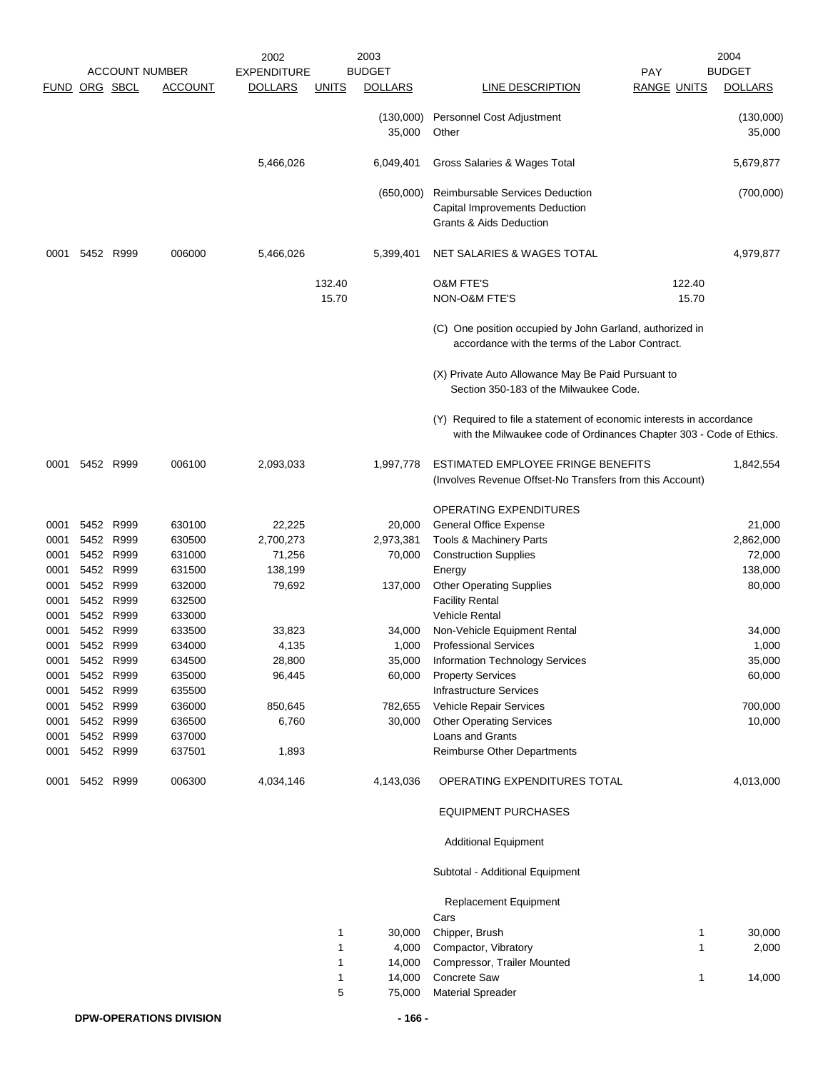| FUND | ORG | SBCL | ACCOUNT | 2002 EXPENDITURE DOLLARS | UNITS | 2003 BUDGET DOLLARS | LINE DESCRIPTION | PAY RANGE | UNITS | 2004 BUDGET DOLLARS |
|---|---|---|---|---|---|---|---|---|---|---|
| | | | | | | (130,000) | Personnel Cost Adjustment | | | (130,000) |
| | | | | | | 35,000 | Other | | | 35,000 |
| | | | | 5,466,026 | | 6,049,401 | Gross Salaries & Wages Total | | | 5,679,877 |
| | | | | | | (650,000) | Reimbursable Services Deduction | | | (700,000) |
| | | | | | | | Capital Improvements Deduction | | | |
| | | | | | | | Grants & Aids Deduction | | | |
| 0001 | 5452 | R999 | 006000 | 5,466,026 | | 5,399,401 | NET SALARIES & WAGES TOTAL | | | 4,979,877 |
| | | | | | 132.40 | | O&M FTE'S | | 122.40 | |
| | | | | | 15.70 | | NON-O&M FTE'S | | 15.70 | |
| | | | | | | | (C) One position occupied by John Garland, authorized in accordance with the terms of the Labor Contract. | | | |
| | | | | | | | (X) Private Auto Allowance May Be Paid Pursuant to Section 350-183 of the Milwaukee Code. | | | |
| | | | | | | | (Y) Required to file a statement of economic interests in accordance with the Milwaukee code of Ordinances Chapter 303 - Code of Ethics. | | | |
| 0001 | 5452 | R999 | 006100 | 2,093,033 | | 1,997,778 | ESTIMATED EMPLOYEE FRINGE BENEFITS (Involves Revenue Offset-No Transfers from this Account) | | | 1,842,554 |
| | | | | | | | OPERATING EXPENDITURES | | | |
| 0001 | 5452 | R999 | 630100 | 22,225 | | 20,000 | General Office Expense | | | 21,000 |
| 0001 | 5452 | R999 | 630500 | 2,700,273 | | 2,973,381 | Tools & Machinery Parts | | | 2,862,000 |
| 0001 | 5452 | R999 | 631000 | 71,256 | | 70,000 | Construction Supplies | | | 72,000 |
| 0001 | 5452 | R999 | 631500 | 138,199 | | | Energy | | | 138,000 |
| 0001 | 5452 | R999 | 632000 | 79,692 | | 137,000 | Other Operating Supplies | | | 80,000 |
| 0001 | 5452 | R999 | 632500 | | | | Facility Rental | | | |
| 0001 | 5452 | R999 | 633000 | | | | Vehicle Rental | | | |
| 0001 | 5452 | R999 | 633500 | 33,823 | | 34,000 | Non-Vehicle Equipment Rental | | | 34,000 |
| 0001 | 5452 | R999 | 634000 | 4,135 | | 1,000 | Professional Services | | | 1,000 |
| 0001 | 5452 | R999 | 634500 | 28,800 | | 35,000 | Information Technology Services | | | 35,000 |
| 0001 | 5452 | R999 | 635000 | 96,445 | | 60,000 | Property Services | | | 60,000 |
| 0001 | 5452 | R999 | 635500 | | | | Infrastructure Services | | | |
| 0001 | 5452 | R999 | 636000 | 850,645 | | 782,655 | Vehicle Repair Services | | | 700,000 |
| 0001 | 5452 | R999 | 636500 | 6,760 | | 30,000 | Other Operating Services | | | 10,000 |
| 0001 | 5452 | R999 | 637000 | | | | Loans and Grants | | | |
| 0001 | 5452 | R999 | 637501 | 1,893 | | | Reimburse Other Departments | | | |
| 0001 | 5452 | R999 | 006300 | 4,034,146 | | 4,143,036 | OPERATING EXPENDITURES TOTAL | | | 4,013,000 |
| | | | | | | | EQUIPMENT PURCHASES | | | |
| | | | | | | | Additional Equipment | | | |
| | | | | | | | Subtotal - Additional Equipment | | | |
| | | | | | | | Replacement Equipment | | | |
| | | | | | | | Cars | | | |
| | | | | | 1 | 30,000 | Chipper, Brush | | 1 | 30,000 |
| | | | | | 1 | 4,000 | Compactor, Vibratory | | 1 | 2,000 |
| | | | | | 1 | 14,000 | Compressor, Trailer Mounted | | | |
| | | | | | 1 | 14,000 | Concrete Saw | | 1 | 14,000 |
| | | | | | 5 | 75,000 | Material Spreader | | | |

DPW-OPERATIONS DIVISION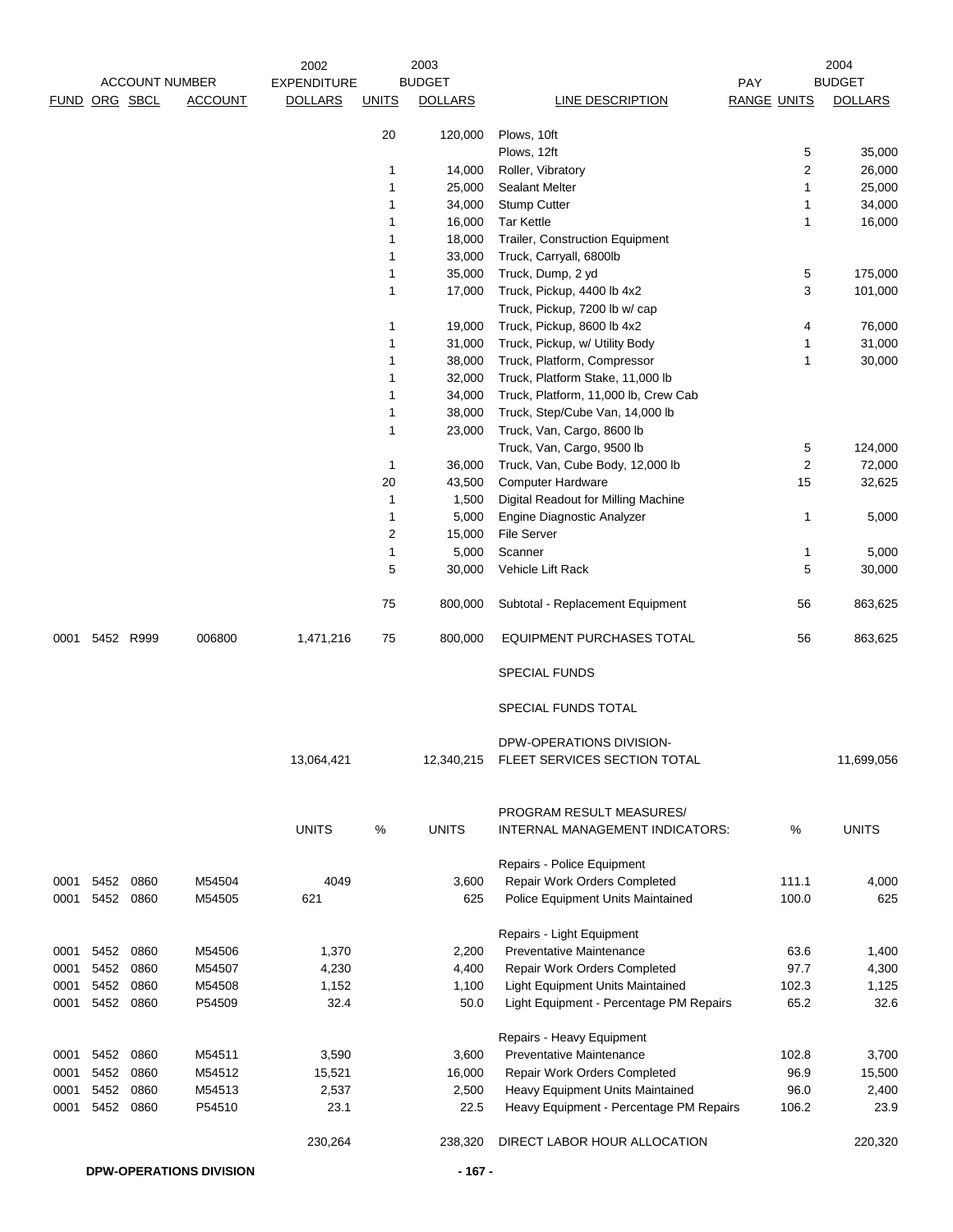| ACCOUNT NUMBER | | | | 2002 EXPENDITURE | 2003 BUDGET | | | PAY | 2004 BUDGET | |
|---|---|---|---|---|---|---|---|---|---|---|
| FUND | ORG | SBCL | ACCOUNT | DOLLARS | UNITS | DOLLARS | LINE DESCRIPTION | RANGE | UNITS | DOLLARS |
| | | | | | 20 | 120,000 | Plows, 10ft | | | |
| | | | | | | | Plows, 12ft | | 5 | 35,000 |
| | | | | | 1 | 14,000 | Roller, Vibratory | | 2 | 26,000 |
| | | | | | 1 | 25,000 | Sealant Melter | | 1 | 25,000 |
| | | | | | 1 | 34,000 | Stump Cutter | | 1 | 34,000 |
| | | | | | 1 | 16,000 | Tar Kettle | | 1 | 16,000 |
| | | | | | 1 | 18,000 | Trailer, Construction Equipment | | | |
| | | | | | 1 | 33,000 | Truck, Carryall, 6800lb | | | |
| | | | | | 1 | 35,000 | Truck, Dump, 2 yd | | 5 | 175,000 |
| | | | | | 1 | 17,000 | Truck, Pickup, 4400 lb 4x2 | | 3 | 101,000 |
| | | | | | | | Truck, Pickup, 7200 lb w/ cap | | | |
| | | | | | 1 | 19,000 | Truck, Pickup, 8600 lb 4x2 | | 4 | 76,000 |
| | | | | | 1 | 31,000 | Truck, Pickup, w/ Utility Body | | 1 | 31,000 |
| | | | | | 1 | 38,000 | Truck, Platform, Compressor | | 1 | 30,000 |
| | | | | | 1 | 32,000 | Truck, Platform Stake, 11,000 lb | | | |
| | | | | | 1 | 34,000 | Truck, Platform, 11,000 lb, Crew Cab | | | |
| | | | | | 1 | 38,000 | Truck, Step/Cube Van, 14,000 lb | | | |
| | | | | | 1 | 23,000 | Truck, Van, Cargo, 8600 lb | | | |
| | | | | | | | Truck, Van, Cargo, 9500 lb | | 5 | 124,000 |
| | | | | | 1 | 36,000 | Truck, Van, Cube Body, 12,000 lb | | 2 | 72,000 |
| | | | | | 20 | 43,500 | Computer Hardware | | 15 | 32,625 |
| | | | | | 1 | 1,500 | Digital Readout for Milling Machine | | | |
| | | | | | 1 | 5,000 | Engine Diagnostic Analyzer | | 1 | 5,000 |
| | | | | | 2 | 15,000 | File Server | | | |
| | | | | | 1 | 5,000 | Scanner | | 1 | 5,000 |
| | | | | | 5 | 30,000 | Vehicle Lift Rack | | 5 | 30,000 |
| | | | | | 75 | 800,000 | Subtotal - Replacement Equipment | | 56 | 863,625 |
| 0001 | 5452 | R999 | 006800 | 1,471,216 | 75 | 800,000 | EQUIPMENT PURCHASES TOTAL | | 56 | 863,625 |
| | | | | | | | SPECIAL FUNDS | | | |
| | | | | | | | SPECIAL FUNDS TOTAL | | | |
| | | | | 13,064,421 | | 12,340,215 | DPW-OPERATIONS DIVISION- FLEET SERVICES SECTION TOTAL | | | 11,699,056 |

| | | | | UNITS | % | UNITS | PROGRAM RESULT MEASURES/ INTERNAL MANAGEMENT INDICATORS: | % | UNITS |
|---|---|---|---|---|---|---|---|---|---|
| | | | | | | | Repairs - Police Equipment | | |
| 0001 | 5452 | 0860 | M54504 | 4049 | | 3,600 | Repair Work Orders Completed | 111.1 | 4,000 |
| 0001 | 5452 | 0860 | M54505 | 621 | | 625 | Police Equipment Units Maintained | 100.0 | 625 |
| | | | | | | | Repairs - Light Equipment | | |
| 0001 | 5452 | 0860 | M54506 | 1,370 | | 2,200 | Preventative Maintenance | 63.6 | 1,400 |
| 0001 | 5452 | 0860 | M54507 | 4,230 | | 4,400 | Repair Work Orders Completed | 97.7 | 4,300 |
| 0001 | 5452 | 0860 | M54508 | 1,152 | | 1,100 | Light Equipment Units Maintained | 102.3 | 1,125 |
| 0001 | 5452 | 0860 | P54509 | 32.4 | | 50.0 | Light Equipment - Percentage PM Repairs | 65.2 | 32.6 |
| | | | | | | | Repairs - Heavy Equipment | | |
| 0001 | 5452 | 0860 | M54511 | 3,590 | | 3,600 | Preventative Maintenance | 102.8 | 3,700 |
| 0001 | 5452 | 0860 | M54512 | 15,521 | | 16,000 | Repair Work Orders Completed | 96.9 | 15,500 |
| 0001 | 5452 | 0860 | M54513 | 2,537 | | 2,500 | Heavy Equipment Units Maintained | 96.0 | 2,400 |
| 0001 | 5452 | 0860 | P54510 | 23.1 | | 22.5 | Heavy Equipment - Percentage PM Repairs | 106.2 | 23.9 |
| | | | | 230,264 | | 238,320 | DIRECT LABOR HOUR ALLOCATION | | 220,320 |

**DPW-OPERATIONS DIVISION**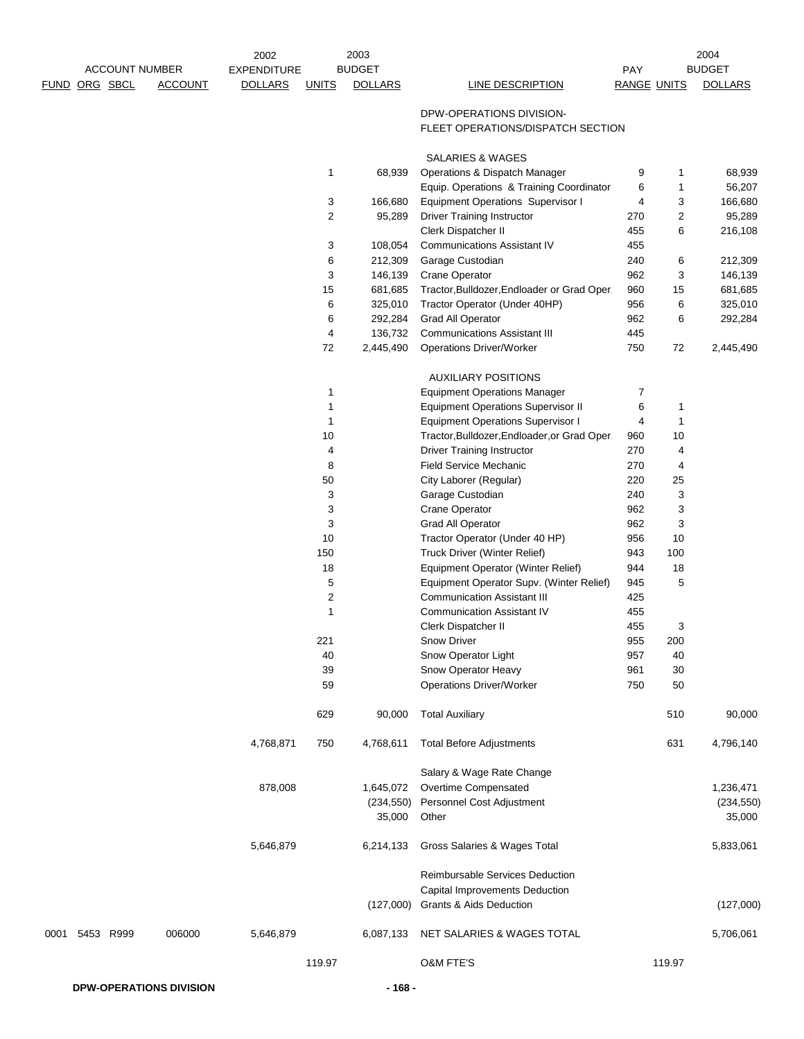| ACCOUNT NUMBER FUND | ORG | SBCL | ACCOUNT | 2002 EXPENDITURE DOLLARS | 2003 BUDGET UNITS | 2003 BUDGET DOLLARS | LINE DESCRIPTION | PAY RANGE | 2004 BUDGET UNITS | 2004 BUDGET DOLLARS |
|---|---|---|---|---|---|---|---|---|---|---|
| | | | | | | | DPW-OPERATIONS DIVISION- FLEET OPERATIONS/DISPATCH SECTION | | | |
| | | | | | | | SALARIES & WAGES | | | |
| | | | | | 1 | 68,939 | Operations & Dispatch Manager | 9 | 1 | 68,939 |
| | | | | | | | Equip. Operations & Training Coordinator | 6 | 1 | 56,207 |
| | | | | | 3 | 166,680 | Equipment Operations Supervisor I | 4 | 3 | 166,680 |
| | | | | | 2 | 95,289 | Driver Training Instructor | 270 | 2 | 95,289 |
| | | | | | | | Clerk Dispatcher II | 455 | 6 | 216,108 |
| | | | | | 3 | 108,054 | Communications Assistant IV | 455 | | |
| | | | | | 6 | 212,309 | Garage Custodian | 240 | 6 | 212,309 |
| | | | | | 3 | 146,139 | Crane Operator | 962 | 3 | 146,139 |
| | | | | | 15 | 681,685 | Tractor,Bulldozer,Endloader or Grad Oper. | 960 | 15 | 681,685 |
| | | | | | 6 | 325,010 | Tractor Operator (Under 40HP) | 956 | 6 | 325,010 |
| | | | | | 6 | 292,284 | Grad All Operator | 962 | 6 | 292,284 |
| | | | | | 4 | 136,732 | Communications Assistant III | 445 | | |
| | | | | | 72 | 2,445,490 | Operations Driver/Worker | 750 | 72 | 2,445,490 |
| | | | | | | | AUXILIARY POSITIONS | | | |
| | | | | | 1 | | Equipment Operations Manager | 7 | | |
| | | | | | 1 | | Equipment Operations Supervisor II | 6 | 1 | |
| | | | | | 1 | | Equipment Operations Supervisor I | 4 | 1 | |
| | | | | | 10 | | Tractor,Bulldozer,Endloader,or Grad Oper. | 960 | 10 | |
| | | | | | 4 | | Driver Training Instructor | 270 | 4 | |
| | | | | | 8 | | Field Service Mechanic | 270 | 4 | |
| | | | | | 50 | | City Laborer (Regular) | 220 | 25 | |
| | | | | | 3 | | Garage Custodian | 240 | 3 | |
| | | | | | 3 | | Crane Operator | 962 | 3 | |
| | | | | | 3 | | Grad All Operator | 962 | 3 | |
| | | | | | 10 | | Tractor Operator (Under 40 HP) | 956 | 10 | |
| | | | | | 150 | | Truck Driver (Winter Relief) | 943 | 100 | |
| | | | | | 18 | | Equipment Operator (Winter Relief) | 944 | 18 | |
| | | | | | 5 | | Equipment Operator Supv. (Winter Relief) | 945 | 5 | |
| | | | | | 2 | | Communication Assistant III | 425 | | |
| | | | | | 1 | | Communication Assistant IV | 455 | | |
| | | | | | | | Clerk Dispatcher II | 455 | 3 | |
| | | | | | 221 | | Snow Driver | 955 | 200 | |
| | | | | | 40 | | Snow Operator Light | 957 | 40 | |
| | | | | | 39 | | Snow Operator Heavy | 961 | 30 | |
| | | | | | 59 | | Operations Driver/Worker | 750 | 50 | |
| | | | | | 629 | 90,000 | Total Auxiliary | | 510 | 90,000 |
| | | | | 4,768,871 | 750 | 4,768,611 | Total Before Adjustments | | 631 | 4,796,140 |
| | | | | | | | Salary & Wage Rate Change | | | |
| | | | | 878,008 | | 1,645,072 | Overtime Compensated | | | 1,236,471 |
| | | | | | | (234,550) | Personnel Cost Adjustment | | | (234,550) |
| | | | | | | 35,000 | Other | | | 35,000 |
| | | | | 5,646,879 | | 6,214,133 | Gross Salaries & Wages Total | | | 5,833,061 |
| | | | | | | | Reimbursable Services Deduction | | | |
| | | | | | | | Capital Improvements Deduction | | | |
| | | | | | | (127,000) | Grants & Aids Deduction | | | (127,000) |
| 0001 | 5453 | R999 | 006000 | 5,646,879 | | 6,087,133 | NET SALARIES & WAGES TOTAL | | | 5,706,061 |
| | | | | | 119.97 | | O&M FTE'S | | 119.97 | |

DPW-OPERATIONS DIVISION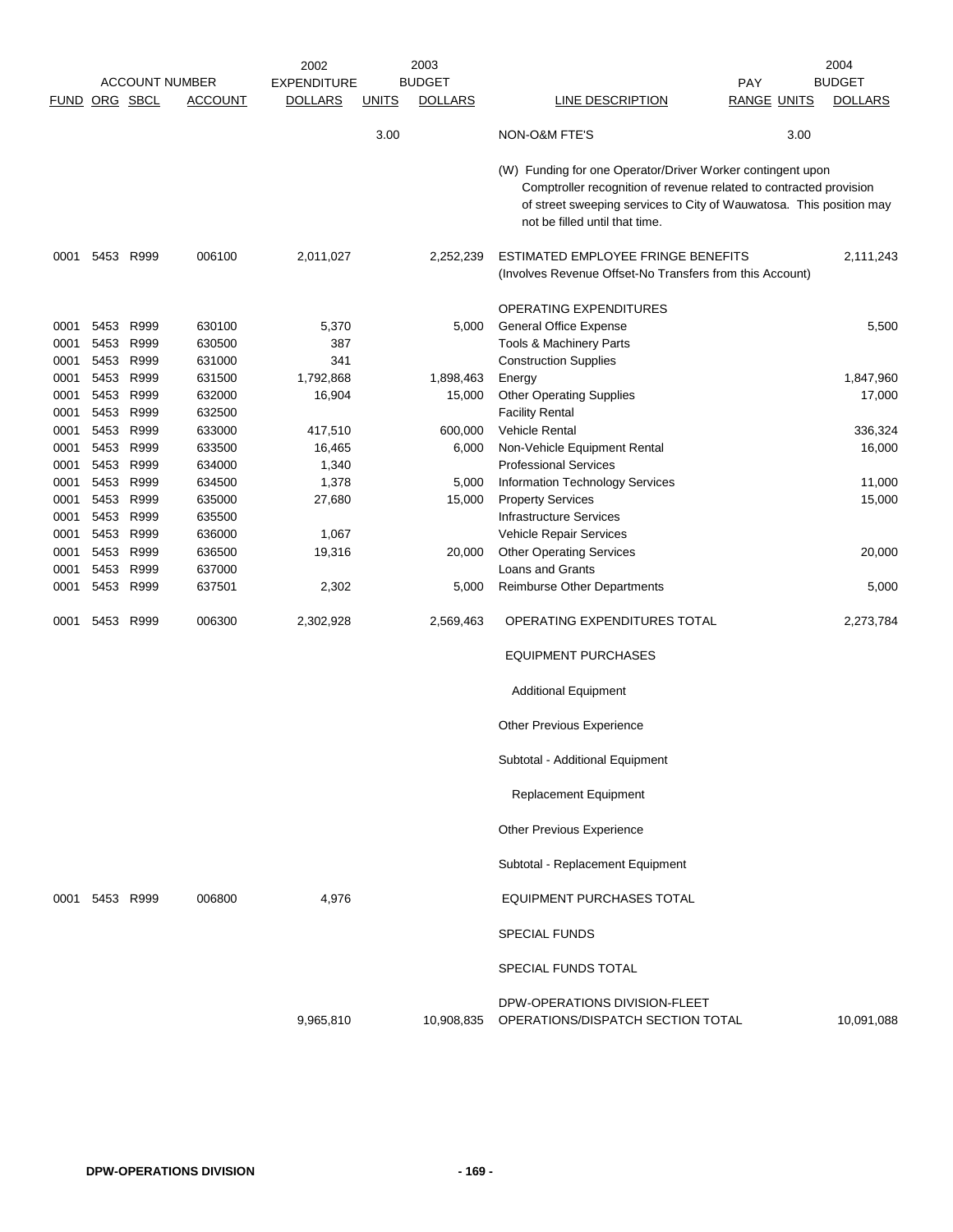| ACCOUNT NUMBER | | | | 2002 EXPENDITURE | 2003 BUDGET | | | PAY | | 2004 BUDGET |
|---|---|---|---|---|---|---|---|---|---|---|
| FUND | ORG | SBCL | ACCOUNT | DOLLARS | UNITS | DOLLARS | LINE DESCRIPTION | RANGE | UNITS | DOLLARS |
| | | | | | 3.00 | | NON-O&M FTE'S | | 3.00 | |
| | | | | | | | (W) Funding for one Operator/Driver Worker contingent upon Comptroller recognition of revenue related to contracted provision of street sweeping services to City of Wauwatosa. This position may not be filled until that time. | | | |
| 0001 | 5453 | R999 | 006100 | 2,011,027 | | 2,252,239 | ESTIMATED EMPLOYEE FRINGE BENEFITS (Involves Revenue Offset-No Transfers from this Account) | | | 2,111,243 |
| | | | | | | | OPERATING EXPENDITURES | | | |
| 0001 | 5453 | R999 | 630100 | 5,370 | | 5,000 | General Office Expense | | | 5,500 |
| 0001 | 5453 | R999 | 630500 | 387 | | | Tools & Machinery Parts | | | |
| 0001 | 5453 | R999 | 631000 | 341 | | | Construction Supplies | | | |
| 0001 | 5453 | R999 | 631500 | 1,792,868 | | 1,898,463 | Energy | | | 1,847,960 |
| 0001 | 5453 | R999 | 632000 | 16,904 | | 15,000 | Other Operating Supplies | | | 17,000 |
| 0001 | 5453 | R999 | 632500 | | | | Facility Rental | | | |
| 0001 | 5453 | R999 | 633000 | 417,510 | | 600,000 | Vehicle Rental | | | 336,324 |
| 0001 | 5453 | R999 | 633500 | 16,465 | | 6,000 | Non-Vehicle Equipment Rental | | | 16,000 |
| 0001 | 5453 | R999 | 634000 | 1,340 | | | Professional Services | | | |
| 0001 | 5453 | R999 | 634500 | 1,378 | | 5,000 | Information Technology Services | | | 11,000 |
| 0001 | 5453 | R999 | 635000 | 27,680 | | 15,000 | Property Services | | | 15,000 |
| 0001 | 5453 | R999 | 635500 | | | | Infrastructure Services | | | |
| 0001 | 5453 | R999 | 636000 | 1,067 | | | Vehicle Repair Services | | | |
| 0001 | 5453 | R999 | 636500 | 19,316 | | 20,000 | Other Operating Services | | | 20,000 |
| 0001 | 5453 | R999 | 637000 | | | | Loans and Grants | | | |
| 0001 | 5453 | R999 | 637501 | 2,302 | | 5,000 | Reimburse Other Departments | | | 5,000 |
| 0001 | 5453 | R999 | 006300 | 2,302,928 | | 2,569,463 | OPERATING EXPENDITURES TOTAL | | | 2,273,784 |
| | | | | | | | EQUIPMENT PURCHASES | | | |
| | | | | | | | Additional Equipment | | | |
| | | | | | | | Other Previous Experience | | | |
| | | | | | | | Subtotal - Additional Equipment | | | |
| | | | | | | | Replacement Equipment | | | |
| | | | | | | | Other Previous Experience | | | |
| | | | | | | | Subtotal - Replacement Equipment | | | |
| 0001 | 5453 | R999 | 006800 | 4,976 | | | EQUIPMENT PURCHASES TOTAL | | | |
| | | | | | | | SPECIAL FUNDS | | | |
| | | | | | | | SPECIAL FUNDS TOTAL | | | |
| | | | | 9,965,810 | | 10,908,835 | DPW-OPERATIONS DIVISION-FLEET OPERATIONS/DISPATCH SECTION TOTAL | | | 10,091,088 |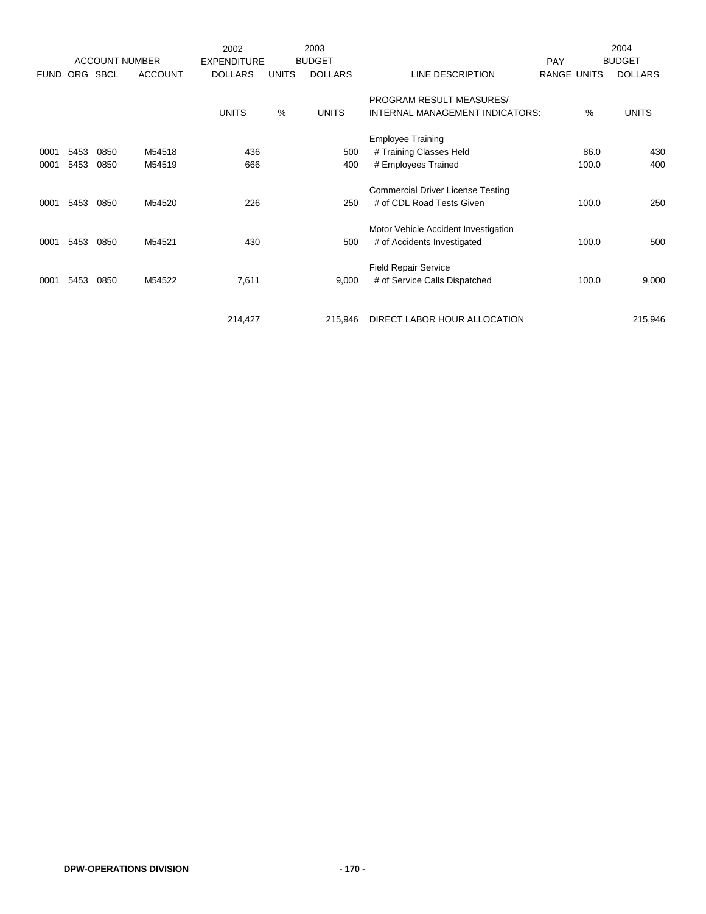| ACCOUNT NUMBER | | | | 2002 EXPENDITURE | 2003 BUDGET | | | PAY | | 2004 BUDGET |
|---|---|---|---|---|---|---|---|---|---|---|
| FUND | ORG | SBCL | ACCOUNT | DOLLARS | UNITS | DOLLARS | LINE DESCRIPTION | RANGE | UNITS | DOLLARS |
| | | | | | | | PROGRAM RESULT MEASURES/ | | | |
| | | | | UNITS | % | UNITS | INTERNAL MANAGEMENT INDICATORS: | | % | UNITS |
| | | | | | | | Employee Training | | | |
| 0001 | 5453 | 0850 | M54518 | 436 | | 500 | # Training Classes Held | | 86.0 | 430 |
| 0001 | 5453 | 0850 | M54519 | 666 | | 400 | # Employees Trained | | 100.0 | 400 |
| | | | | | | | Commercial Driver License Testing | | | |
| 0001 | 5453 | 0850 | M54520 | 226 | | 250 | # of CDL Road Tests Given | | 100.0 | 250 |
| | | | | | | | Motor Vehicle Accident Investigation | | | |
| 0001 | 5453 | 0850 | M54521 | 430 | | 500 | # of Accidents Investigated | | 100.0 | 500 |
| | | | | | | | Field Repair Service | | | |
| 0001 | 5453 | 0850 | M54522 | 7,611 | | 9,000 | # of Service Calls Dispatched | | 100.0 | 9,000 |
| | | | | 214,427 | | 215,946 | DIRECT LABOR HOUR ALLOCATION | | | 215,946 |

**DPW-OPERATIONS DIVISION**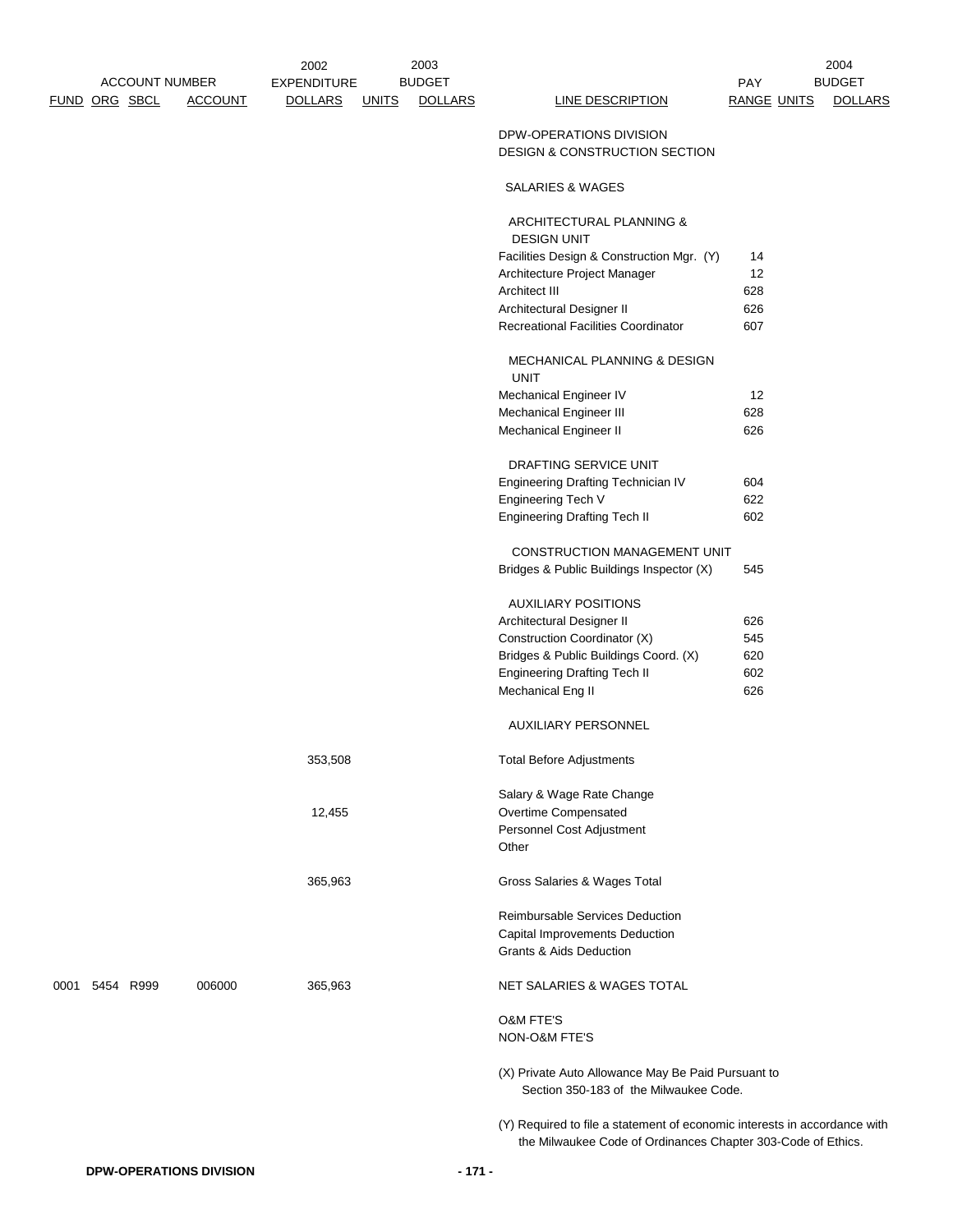| ACCOUNT NUMBER FUND | ORG | SBCL | ACCOUNT | 2002 EXPENDITURE DOLLARS | 2003 BUDGET UNITS | 2003 BUDGET DOLLARS | LINE DESCRIPTION | PAY RANGE | 2004 BUDGET UNITS | 2004 BUDGET DOLLARS |
|---|---|---|---|---|---|---|---|---|---|---|
| | | | | | | | DPW-OPERATIONS DIVISION DESIGN & CONSTRUCTION SECTION | | | |
| | | | | | | | SALARIES & WAGES | | | |
| | | | | | | | ARCHITECTURAL PLANNING & DESIGN UNIT | | | |
| | | | | | | | Facilities Design & Construction Mgr. (Y) | 14 | | |
| | | | | | | | Architecture Project Manager | 12 | | |
| | | | | | | | Architect III | 628 | | |
| | | | | | | | Architectural Designer II | 626 | | |
| | | | | | | | Recreational Facilities Coordinator | 607 | | |
| | | | | | | | MECHANICAL PLANNING & DESIGN UNIT | | | |
| | | | | | | | Mechanical Engineer IV | 12 | | |
| | | | | | | | Mechanical Engineer III | 628 | | |
| | | | | | | | Mechanical Engineer II | 626 | | |
| | | | | | | | DRAFTING SERVICE UNIT | | | |
| | | | | | | | Engineering Drafting Technician IV | 604 | | |
| | | | | | | | Engineering Tech V | 622 | | |
| | | | | | | | Engineering Drafting Tech II | 602 | | |
| | | | | | | | CONSTRUCTION MANAGEMENT UNIT | | | |
| | | | | | | | Bridges & Public Buildings Inspector (X) | 545 | | |
| | | | | | | | AUXILIARY POSITIONS | | | |
| | | | | | | | Architectural Designer II | 626 | | |
| | | | | | | | Construction Coordinator (X) | 545 | | |
| | | | | | | | Bridges & Public Buildings Coord. (X) | 620 | | |
| | | | | | | | Engineering Drafting Tech II | 602 | | |
| | | | | | | | Mechanical Eng II | 626 | | |
| | | | | | | | AUXILIARY PERSONNEL | | | |
| | | | | 353,508 | | | Total Before Adjustments | | | |
| | | | | | | | Salary & Wage Rate Change | | | |
| | | | | 12,455 | | | Overtime Compensated | | | |
| | | | | | | | Personnel Cost Adjustment | | | |
| | | | | | | | Other | | | |
| | | | | 365,963 | | | Gross Salaries & Wages Total | | | |
| | | | | | | | Reimbursable Services Deduction | | | |
| | | | | | | | Capital Improvements Deduction | | | |
| | | | | | | | Grants & Aids Deduction | | | |
| 0001 | 5454 | R999 | 006000 | 365,963 | | | NET SALARIES & WAGES TOTAL | | | |
| | | | | | | | O&M FTE'S | | | |
| | | | | | | | NON-O&M FTE'S | | | |

(X) Private Auto Allowance May Be Paid Pursuant to Section 350-183 of the Milwaukee Code.

(Y) Required to file a statement of economic interests in accordance with the Milwaukee Code of Ordinances Chapter 303-Code of Ethics.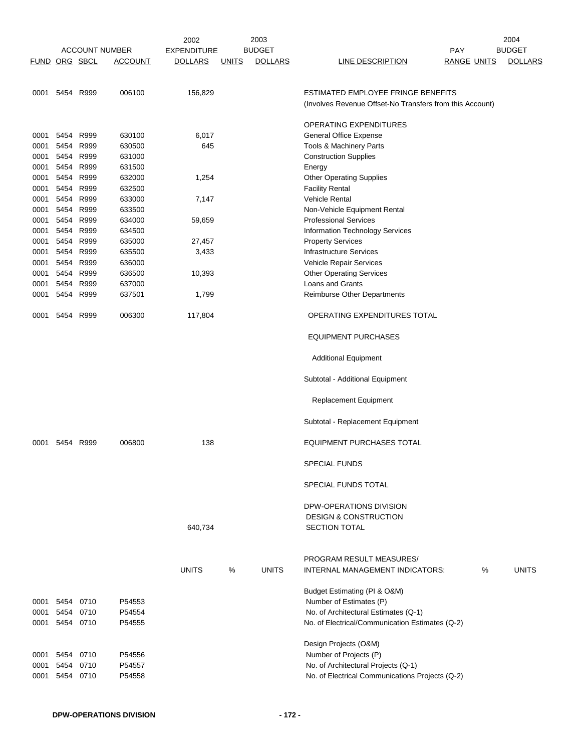| ACCOUNT NUMBER | | | | 2002 EXPENDITURE | 2003 BUDGET | | | PAY | | 2004 BUDGET |
|---|---|---|---|---|---|---|---|---|---|---|
| FUND | ORG | SBCL | ACCOUNT | DOLLARS | UNITS | DOLLARS | LINE DESCRIPTION | RANGE | UNITS | DOLLARS |
| 0001 | 5454 | R999 | 006100 | 156,829 | | | ESTIMATED EMPLOYEE FRINGE BENEFITS (Involves Revenue Offset-No Transfers from this Account) | | | |
| | | | | | | | OPERATING EXPENDITURES | | | |
| 0001 | 5454 | R999 | 630100 | 6,017 | | | General Office Expense | | | |
| 0001 | 5454 | R999 | 630500 | 645 | | | Tools & Machinery Parts | | | |
| 0001 | 5454 | R999 | 631000 | | | | Construction Supplies | | | |
| 0001 | 5454 | R999 | 631500 | | | | Energy | | | |
| 0001 | 5454 | R999 | 632000 | 1,254 | | | Other Operating Supplies | | | |
| 0001 | 5454 | R999 | 632500 | | | | Facility Rental | | | |
| 0001 | 5454 | R999 | 633000 | 7,147 | | | Vehicle Rental | | | |
| 0001 | 5454 | R999 | 633500 | | | | Non-Vehicle Equipment Rental | | | |
| 0001 | 5454 | R999 | 634000 | 59,659 | | | Professional Services | | | |
| 0001 | 5454 | R999 | 634500 | | | | Information Technology Services | | | |
| 0001 | 5454 | R999 | 635000 | 27,457 | | | Property Services | | | |
| 0001 | 5454 | R999 | 635500 | 3,433 | | | Infrastructure Services | | | |
| 0001 | 5454 | R999 | 636000 | | | | Vehicle Repair Services | | | |
| 0001 | 5454 | R999 | 636500 | 10,393 | | | Other Operating Services | | | |
| 0001 | 5454 | R999 | 637000 | | | | Loans and Grants | | | |
| 0001 | 5454 | R999 | 637501 | 1,799 | | | Reimburse Other Departments | | | |
| 0001 | 5454 | R999 | 006300 | 117,804 | | | OPERATING EXPENDITURES TOTAL | | | |
| | | | | | | | EQUIPMENT PURCHASES | | | |
| | | | | | | | Additional Equipment | | | |
| | | | | | | | Subtotal - Additional Equipment | | | |
| | | | | | | | Replacement Equipment | | | |
| | | | | | | | Subtotal - Replacement Equipment | | | |
| 0001 | 5454 | R999 | 006800 | 138 | | | EQUIPMENT PURCHASES TOTAL | | | |
| | | | | | | | SPECIAL FUNDS | | | |
| | | | | | | | SPECIAL FUNDS TOTAL | | | |
| | | | | 640,734 | | | DPW-OPERATIONS DIVISION DESIGN & CONSTRUCTION SECTION TOTAL | | | |
| | | | | UNITS | % | UNITS | PROGRAM RESULT MEASURES/ INTERNAL MANAGEMENT INDICATORS: | | % | UNITS |
| | | | | | | | Budget Estimating (PI & O&M) | | | |
| 0001 | 5454 | 0710 | P54553 | | | | Number of Estimates (P) | | | |
| 0001 | 5454 | 0710 | P54554 | | | | No. of Architectural Estimates (Q-1) | | | |
| 0001 | 5454 | 0710 | P54555 | | | | No. of Electrical/Communication Estimates (Q-2) | | | |
| | | | | | | | Design Projects (O&M) | | | |
| 0001 | 5454 | 0710 | P54556 | | | | Number of Projects (P) | | | |
| 0001 | 5454 | 0710 | P54557 | | | | No. of Architectural Projects (Q-1) | | | |
| 0001 | 5454 | 0710 | P54558 | | | | No. of Electrical Communications Projects (Q-2) | | | |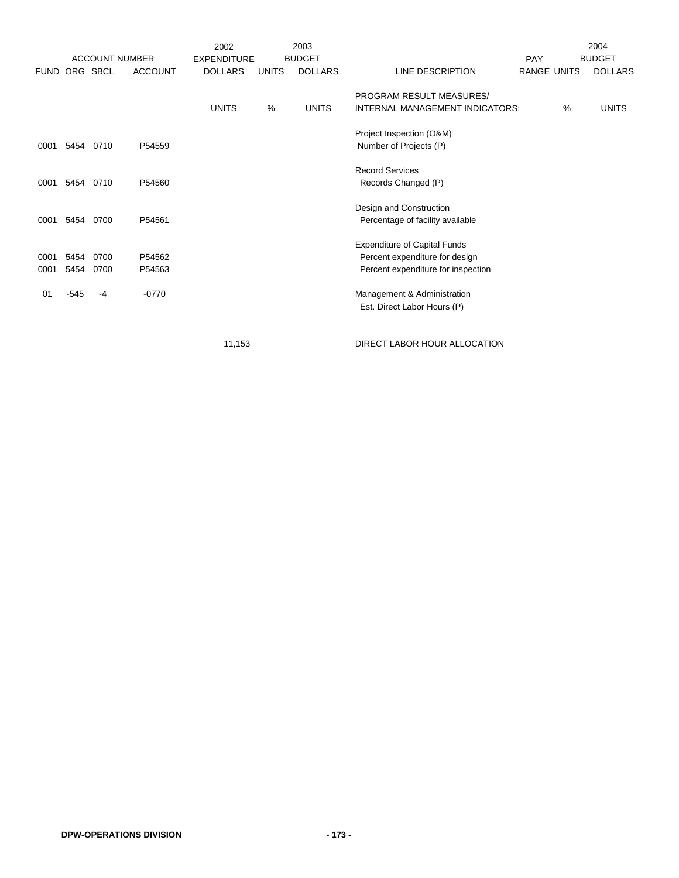| ACCOUNT NUMBER | | | | 2002 EXPENDITURE | 2003 BUDGET | | | PAY | | 2004 BUDGET |
|---|---|---|---|---|---|---|---|---|---|---|
| FUND | ORG | SBCL | ACCOUNT | DOLLARS | UNITS | DOLLARS | LINE DESCRIPTION | RANGE | UNITS | DOLLARS |
| | | | | UNITS | % | UNITS | PROGRAM RESULT MEASURES/ INTERNAL MANAGEMENT INDICATORS: | | % | UNITS |
| | | | | | | | Project Inspection (O&M) | | | |
| 0001 | 5454 | 0710 | P54559 | | | | Number of Projects (P) | | | |
| | | | | | | | Record Services | | | |
| 0001 | 5454 | 0710 | P54560 | | | | Records Changed (P) | | | |
| | | | | | | | Design and Construction | | | |
| 0001 | 5454 | 0700 | P54561 | | | | Percentage of facility available | | | |
| | | | | | | | Expenditure of Capital Funds | | | |
| 0001 | 5454 | 0700 | P54562 | | | | Percent expenditure for design | | | |
| 0001 | 5454 | 0700 | P54563 | | | | Percent expenditure for inspection | | | |
| 01 | -545 | -4 | -0770 | | | | Management & Administration | | | |
| | | | | | | | Est. Direct Labor Hours (P) | | | |
| | | | | 11,153 | | | DIRECT LABOR HOUR ALLOCATION | | | |

**DPW-OPERATIONS DIVISION**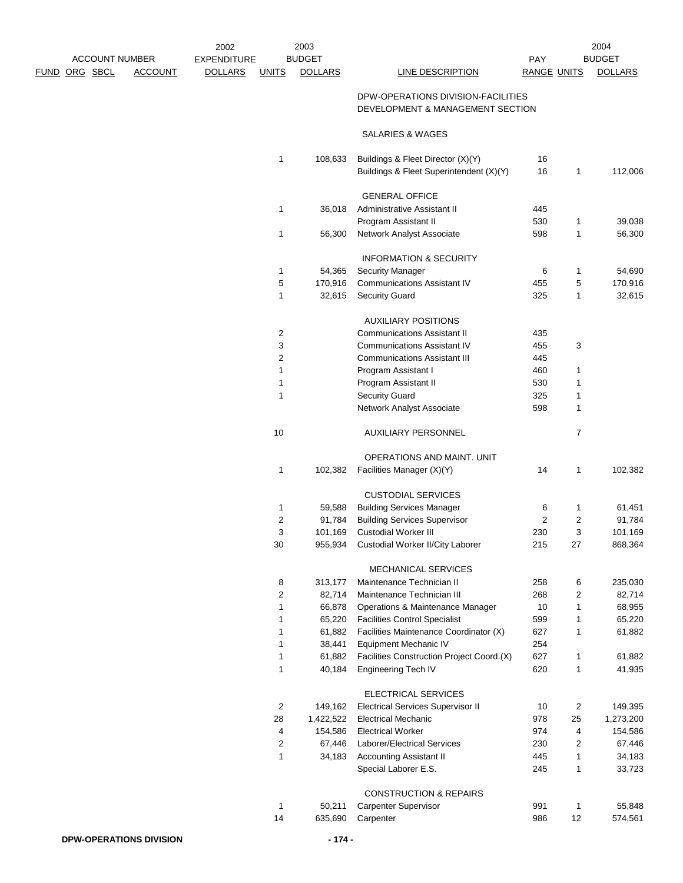| FUND | ORG | SBCL | ACCOUNT | 2002 EXPENDITURE DOLLARS | 2003 BUDGET UNITS | 2003 BUDGET DOLLARS | LINE DESCRIPTION | PAY RANGE | 2004 BUDGET UNITS | 2004 BUDGET DOLLARS |
|---|---|---|---|---|---|---|---|---|---|---|
| | | | | | | | DPW-OPERATIONS DIVISION-FACILITIES DEVELOPMENT & MANAGEMENT SECTION | | | |
| | | | | | | | SALARIES & WAGES | | | |
| | | | | | 1 | 108,633 | Buildings & Fleet Director (X)(Y) | 16 | | |
| | | | | | | | Buildings & Fleet Superintendent (X)(Y) | 16 | 1 | 112,006 |
| | | | | | | | GENERAL OFFICE | | | |
| | | | | | 1 | 36,018 | Administrative Assistant II | 445 | | |
| | | | | | | | Program Assistant II | 530 | 1 | 39,038 |
| | | | | | 1 | 56,300 | Network Analyst Associate | 598 | 1 | 56,300 |
| | | | | | | | INFORMATION & SECURITY | | | |
| | | | | | 1 | 54,365 | Security Manager | 6 | 1 | 54,690 |
| | | | | | 5 | 170,916 | Communications Assistant IV | 455 | 5 | 170,916 |
| | | | | | 1 | 32,615 | Security Guard | 325 | 1 | 32,615 |
| | | | | | | | AUXILIARY POSITIONS | | | |
| | | | | | 2 | | Communications Assistant II | 435 | | |
| | | | | | 3 | | Communications Assistant IV | 455 | 3 | |
| | | | | | 2 | | Communications Assistant III | 445 | | |
| | | | | | 1 | | Program Assistant I | 460 | 1 | |
| | | | | | 1 | | Program Assistant II | 530 | 1 | |
| | | | | | 1 | | Security Guard | 325 | 1 | |
| | | | | | | | Network Analyst Associate | 598 | 1 | |
| | | | | | 10 | | AUXILIARY PERSONNEL | | 7 | |
| | | | | | | | OPERATIONS AND MAINT. UNIT | | | |
| | | | | | 1 | 102,382 | Facilities Manager (X)(Y) | 14 | 1 | 102,382 |
| | | | | | | | CUSTODIAL SERVICES | | | |
| | | | | | 1 | 59,588 | Building Services Manager | 6 | 1 | 61,451 |
| | | | | | 2 | 91,784 | Building Services Supervisor | 2 | 2 | 91,784 |
| | | | | | 3 | 101,169 | Custodial Worker III | 230 | 3 | 101,169 |
| | | | | | 30 | 955,934 | Custodial Worker II/City Laborer | 215 | 27 | 868,364 |
| | | | | | | | MECHANICAL SERVICES | | | |
| | | | | | 8 | 313,177 | Maintenance Technician II | 258 | 6 | 235,030 |
| | | | | | 2 | 82,714 | Maintenance Technician III | 268 | 2 | 82,714 |
| | | | | | 1 | 66,878 | Operations & Maintenance Manager | 10 | 1 | 68,955 |
| | | | | | 1 | 65,220 | Facilities Control Specialist | 599 | 1 | 65,220 |
| | | | | | 1 | 61,882 | Facilities Maintenance Coordinator (X) | 627 | 1 | 61,882 |
| | | | | | 1 | 38,441 | Equipment Mechanic IV | 254 | | |
| | | | | | 1 | 61,882 | Facilities Construction Project Coord.(X) | 627 | 1 | 61,882 |
| | | | | | 1 | 40,184 | Engineering Tech IV | 620 | 1 | 41,935 |
| | | | | | | | ELECTRICAL SERVICES | | | |
| | | | | | 2 | 149,162 | Electrical Services Supervisor II | 10 | 2 | 149,395 |
| | | | | | 28 | 1,422,522 | Electrical Mechanic | 978 | 25 | 1,273,200 |
| | | | | | 4 | 154,586 | Electrical Worker | 974 | 4 | 154,586 |
| | | | | | 2 | 67,446 | Laborer/Electrical Services | 230 | 2 | 67,446 |
| | | | | | 1 | 34,183 | Accounting Assistant II | 445 | 1 | 34,183 |
| | | | | | | | Special Laborer E.S. | 245 | 1 | 33,723 |
| | | | | | | | CONSTRUCTION & REPAIRS | | | |
| | | | | | 1 | 50,211 | Carpenter Supervisor | 991 | 1 | 55,848 |
| | | | | | 14 | 635,690 | Carpenter | 986 | 12 | 574,561 |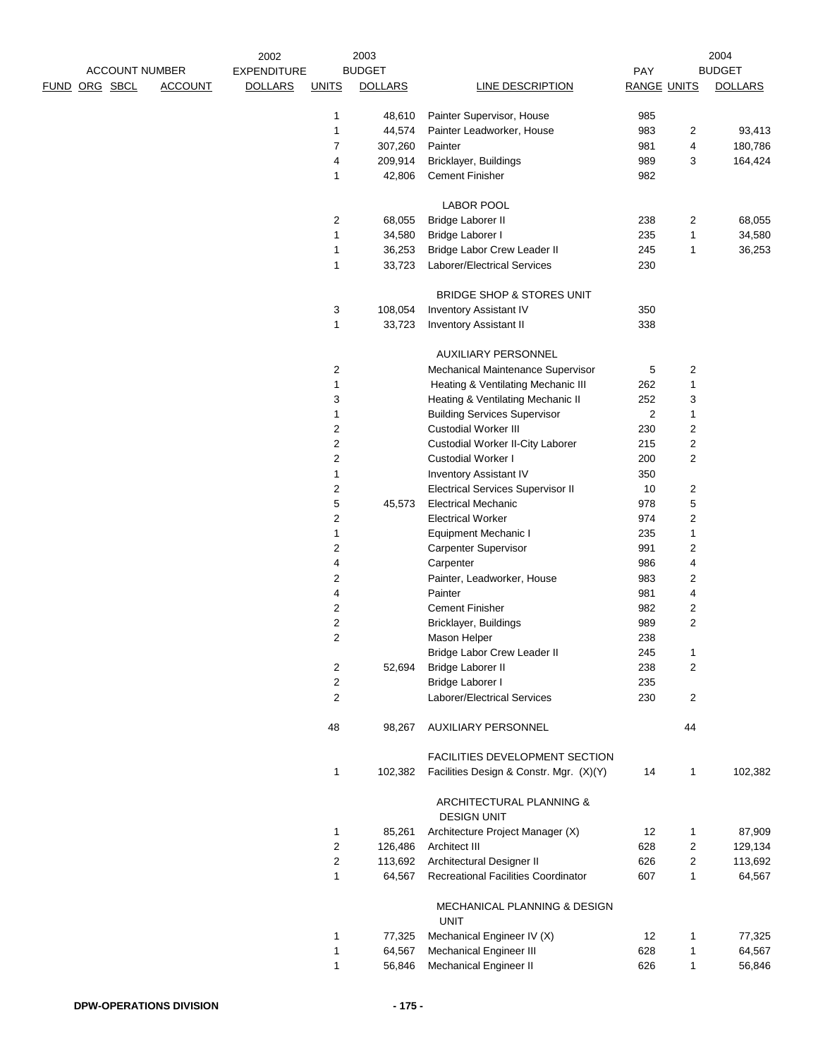| ACCOUNT NUMBER | | | | 2002 EXPENDITURE | 2003 BUDGET | | | PAY | 2004 BUDGET | |
|---|---|---|---|---|---|---|---|---|---|---|
| FUND | ORG | SBCL | ACCOUNT | DOLLARS | UNITS | DOLLARS | LINE DESCRIPTION | RANGE | UNITS | DOLLARS |
| | | | | | 1 | 48,610 | Painter Supervisor, House | 985 | | |
| | | | | | 1 | 44,574 | Painter Leadworker, House | 983 | 2 | 93,413 |
| | | | | | 7 | 307,260 | Painter | 981 | 4 | 180,786 |
| | | | | | 4 | 209,914 | Bricklayer, Buildings | 989 | 3 | 164,424 |
| | | | | | 1 | 42,806 | Cement Finisher | 982 | | |
| | | | | | | | LABOR POOL | | | |
| | | | | | 2 | 68,055 | Bridge Laborer II | 238 | 2 | 68,055 |
| | | | | | 1 | 34,580 | Bridge Laborer I | 235 | 1 | 34,580 |
| | | | | | 1 | 36,253 | Bridge Labor Crew Leader II | 245 | 1 | 36,253 |
| | | | | | 1 | 33,723 | Laborer/Electrical Services | 230 | | |
| | | | | | | | BRIDGE SHOP & STORES UNIT | | | |
| | | | | | 3 | 108,054 | Inventory Assistant IV | 350 | | |
| | | | | | 1 | 33,723 | Inventory Assistant II | 338 | | |
| | | | | | | | AUXILIARY PERSONNEL | | | |
| | | | | | 2 | | Mechanical Maintenance Supervisor | 5 | 2 | |
| | | | | | 1 | | Heating & Ventilating Mechanic III | 262 | 1 | |
| | | | | | 3 | | Heating & Ventilating Mechanic II | 252 | 3 | |
| | | | | | 1 | | Building Services Supervisor | 2 | 1 | |
| | | | | | 2 | | Custodial Worker III | 230 | 2 | |
| | | | | | 2 | | Custodial Worker II-City Laborer | 215 | 2 | |
| | | | | | 2 | | Custodial Worker I | 200 | 2 | |
| | | | | | 1 | | Inventory Assistant IV | 350 | | |
| | | | | | 2 | | Electrical Services Supervisor II | 10 | 2 | |
| | | | | | 5 | 45,573 | Electrical Mechanic | 978 | 5 | |
| | | | | | 2 | | Electrical Worker | 974 | 2 | |
| | | | | | 1 | | Equipment Mechanic I | 235 | 1 | |
| | | | | | 2 | | Carpenter Supervisor | 991 | 2 | |
| | | | | | 4 | | Carpenter | 986 | 4 | |
| | | | | | 2 | | Painter, Leadworker, House | 983 | 2 | |
| | | | | | 4 | | Painter | 981 | 4 | |
| | | | | | 2 | | Cement Finisher | 982 | 2 | |
| | | | | | 2 | | Bricklayer, Buildings | 989 | 2 | |
| | | | | | 2 | | Mason Helper | 238 | | |
| | | | | | | | Bridge Labor Crew Leader II | 245 | 1 | |
| | | | | | 2 | 52,694 | Bridge Laborer II | 238 | 2 | |
| | | | | | 2 | | Bridge Laborer I | 235 | | |
| | | | | | 2 | | Laborer/Electrical Services | 230 | 2 | |
| | | | | | 48 | 98,267 | AUXILIARY PERSONNEL | | 44 | |
| | | | | | | | FACILITIES DEVELOPMENT SECTION | | | |
| | | | | | 1 | 102,382 | Facilities Design & Constr. Mgr. (X)(Y) | 14 | 1 | 102,382 |
| | | | | | | | ARCHITECTURAL PLANNING & DESIGN UNIT | | | |
| | | | | | 1 | 85,261 | Architecture Project Manager (X) | 12 | 1 | 87,909 |
| | | | | | 2 | 126,486 | Architect III | 628 | 2 | 129,134 |
| | | | | | 2 | 113,692 | Architectural Designer II | 626 | 2 | 113,692 |
| | | | | | 1 | 64,567 | Recreational Facilities Coordinator | 607 | 1 | 64,567 |
| | | | | | | | MECHANICAL PLANNING & DESIGN UNIT | | | |
| | | | | | 1 | 77,325 | Mechanical Engineer IV (X) | 12 | 1 | 77,325 |
| | | | | | 1 | 64,567 | Mechanical Engineer III | 628 | 1 | 64,567 |
| | | | | | 1 | 56,846 | Mechanical Engineer II | 626 | 1 | 56,846 |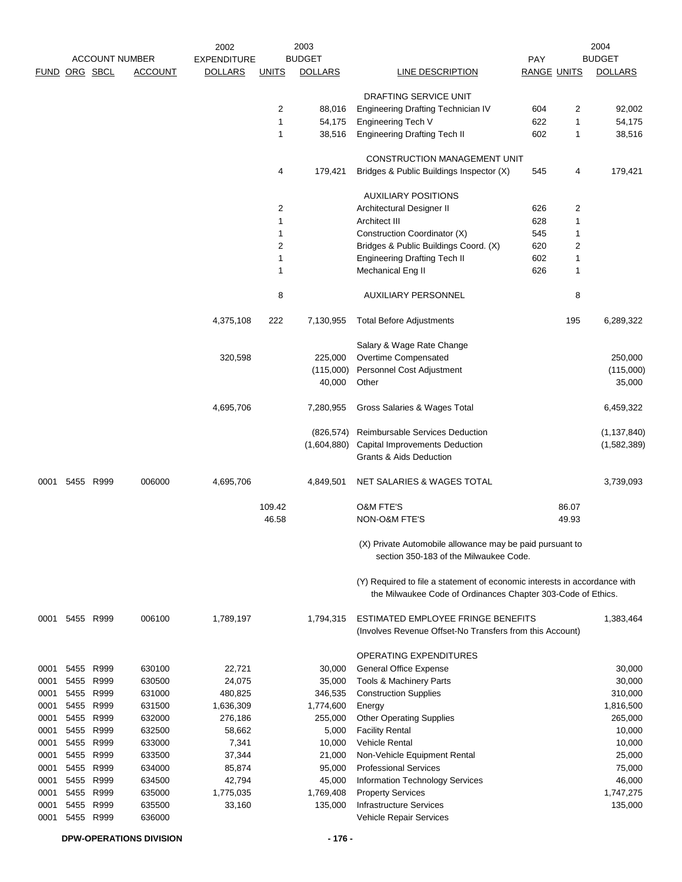| ACCOUNT NUMBER | | | | 2002 EXPENDITURE | 2003 BUDGET | | | PAY | | 2004 BUDGET |
|---|---|---|---|---|---|---|---|---|---|---|
| FUND | ORG | SBCL | ACCOUNT | DOLLARS | UNITS | DOLLARS | LINE DESCRIPTION | RANGE | UNITS | DOLLARS |
| | | | | | | | DRAFTING SERVICE UNIT | | | |
| | | | | | 2 | 88,016 | Engineering Drafting Technician IV | 604 | 2 | 92,002 |
| | | | | | 1 | 54,175 | Engineering Tech V | 622 | 1 | 54,175 |
| | | | | | 1 | 38,516 | Engineering Drafting Tech II | 602 | 1 | 38,516 |
| | | | | | | | CONSTRUCTION MANAGEMENT UNIT | | | |
| | | | | | 4 | 179,421 | Bridges & Public Buildings Inspector (X) | 545 | 4 | 179,421 |
| | | | | | | | AUXILIARY POSITIONS | | | |
| | | | | | 2 | | Architectural Designer II | 626 | 2 | |
| | | | | | 1 | | Architect III | 628 | 1 | |
| | | | | | 1 | | Construction Coordinator (X) | 545 | 1 | |
| | | | | | 2 | | Bridges & Public Buildings Coord. (X) | 620 | 2 | |
| | | | | | 1 | | Engineering Drafting Tech II | 602 | 1 | |
| | | | | | 1 | | Mechanical Eng II | 626 | 1 | |
| | | | | | 8 | | AUXILIARY PERSONNEL | | 8 | |
| | | | | 4,375,108 | 222 | 7,130,955 | Total Before Adjustments | | 195 | 6,289,322 |
| | | | | | | | Salary & Wage Rate Change | | | |
| | | | | 320,598 | | 225,000 | Overtime Compensated | | | 250,000 |
| | | | | | | (115,000) | Personnel Cost Adjustment | | | (115,000) |
| | | | | | | 40,000 | Other | | | 35,000 |
| | | | | 4,695,706 | | 7,280,955 | Gross Salaries & Wages Total | | | 6,459,322 |
| | | | | | | (826,574) | Reimbursable Services Deduction | | | (1,137,840) |
| | | | | | | (1,604,880) | Capital Improvements Deduction | | | (1,582,389) |
| | | | | | | | Grants & Aids Deduction | | | |
| 0001 | 5455 | R999 | 006000 | 4,695,706 | | 4,849,501 | NET SALARIES & WAGES TOTAL | | | 3,739,093 |
| | | | | | 109.42 | | O&M FTE'S | | 86.07 | |
| | | | | | 46.58 | | NON-O&M FTE'S | | 49.93 | |
| | | | | | | | (X) Private Automobile allowance may be paid pursuant to section 350-183 of the Milwaukee Code. | | | |
| | | | | | | | (Y) Required to file a statement of economic interests in accordance with the Milwaukee Code of Ordinances Chapter 303-Code of Ethics. | | | |
| 0001 | 5455 | R999 | 006100 | 1,789,197 | | 1,794,315 | ESTIMATED EMPLOYEE FRINGE BENEFITS (Involves Revenue Offset-No Transfers from this Account) | | | 1,383,464 |
| | | | | | | | OPERATING EXPENDITURES | | | |
| 0001 | 5455 | R999 | 630100 | 22,721 | | 30,000 | General Office Expense | | | 30,000 |
| 0001 | 5455 | R999 | 630500 | 24,075 | | 35,000 | Tools & Machinery Parts | | | 30,000 |
| 0001 | 5455 | R999 | 631000 | 480,825 | | 346,535 | Construction Supplies | | | 310,000 |
| 0001 | 5455 | R999 | 631500 | 1,636,309 | | 1,774,600 | Energy | | | 1,816,500 |
| 0001 | 5455 | R999 | 632000 | 276,186 | | 255,000 | Other Operating Supplies | | | 265,000 |
| 0001 | 5455 | R999 | 632500 | 58,662 | | 5,000 | Facility Rental | | | 10,000 |
| 0001 | 5455 | R999 | 633000 | 7,341 | | 10,000 | Vehicle Rental | | | 10,000 |
| 0001 | 5455 | R999 | 633500 | 37,344 | | 21,000 | Non-Vehicle Equipment Rental | | | 25,000 |
| 0001 | 5455 | R999 | 634000 | 85,874 | | 95,000 | Professional Services | | | 75,000 |
| 0001 | 5455 | R999 | 634500 | 42,794 | | 45,000 | Information Technology Services | | | 46,000 |
| 0001 | 5455 | R999 | 635000 | 1,775,035 | | 1,769,408 | Property Services | | | 1,747,275 |
| 0001 | 5455 | R999 | 635500 | 33,160 | | 135,000 | Infrastructure Services | | | 135,000 |
| 0001 | 5455 | R999 | 636000 | | | | Vehicle Repair Services | | | |

DPW-OPERATIONS DIVISION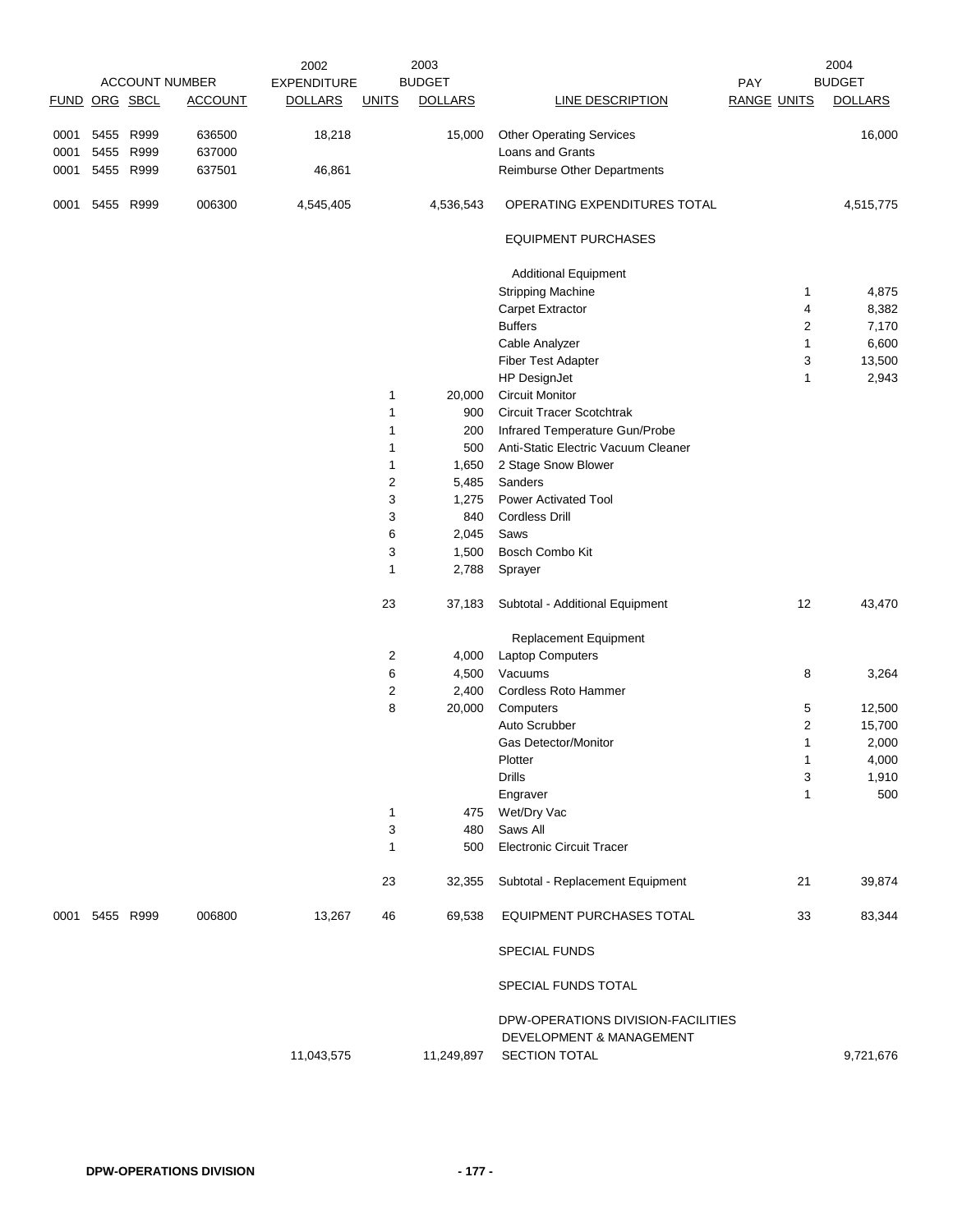| FUND | ORG | SBCL | ACCOUNT | 2002 EXPENDITURE DOLLARS | 2003 UNITS | 2003 BUDGET DOLLARS | LINE DESCRIPTION | PAY RANGE | 2004 UNITS | 2004 BUDGET DOLLARS |
|---|---|---|---|---|---|---|---|---|---|---|
| 0001 | 5455 | R999 | 636500 | 18,218 | | 15,000 | Other Operating Services | | | 16,000 |
| 0001 | 5455 | R999 | 637000 | | | | Loans and Grants | | | |
| 0001 | 5455 | R999 | 637501 | 46,861 | | | Reimburse Other Departments | | | |
| 0001 | 5455 | R999 | 006300 | 4,545,405 | | 4,536,543 | OPERATING EXPENDITURES TOTAL | | | 4,515,775 |
| | | | | | | | EQUIPMENT PURCHASES | | | |
| | | | | | | | Additional Equipment | | | |
| | | | | | | | Stripping Machine | | 1 | 4,875 |
| | | | | | | | Carpet Extractor | | 4 | 8,382 |
| | | | | | | | Buffers | | 2 | 7,170 |
| | | | | | | | Cable Analyzer | | 1 | 6,600 |
| | | | | | | | Fiber Test Adapter | | 3 | 13,500 |
| | | | | | | | HP DesignJet | | 1 | 2,943 |
| | | | | | 1 | 20,000 | Circuit Monitor | | | |
| | | | | | 1 | 900 | Circuit Tracer Scotchtrak | | | |
| | | | | | 1 | 200 | Infrared Temperature Gun/Probe | | | |
| | | | | | 1 | 500 | Anti-Static Electric Vacuum Cleaner | | | |
| | | | | | 1 | 1,650 | 2 Stage Snow Blower | | | |
| | | | | | 2 | 5,485 | Sanders | | | |
| | | | | | 3 | 1,275 | Power Activated Tool | | | |
| | | | | | 3 | 840 | Cordless Drill | | | |
| | | | | | 6 | 2,045 | Saws | | | |
| | | | | | 3 | 1,500 | Bosch Combo Kit | | | |
| | | | | | 1 | 2,788 | Sprayer | | | |
| | | | | | 23 | 37,183 | Subtotal - Additional Equipment | | 12 | 43,470 |
| | | | | | | | Replacement Equipment | | | |
| | | | | | 2 | 4,000 | Laptop Computers | | | |
| | | | | | 6 | 4,500 | Vacuums | | 8 | 3,264 |
| | | | | | 2 | 2,400 | Cordless Roto Hammer | | | |
| | | | | | 8 | 20,000 | Computers | | 5 | 12,500 |
| | | | | | | | Auto Scrubber | | 2 | 15,700 |
| | | | | | | | Gas Detector/Monitor | | 1 | 2,000 |
| | | | | | | | Plotter | | 1 | 4,000 |
| | | | | | | | Drills | | 3 | 1,910 |
| | | | | | | | Engraver | | 1 | 500 |
| | | | | | 1 | 475 | Wet/Dry Vac | | | |
| | | | | | 3 | 480 | Saws All | | | |
| | | | | | 1 | 500 | Electronic Circuit Tracer | | | |
| | | | | | 23 | 32,355 | Subtotal - Replacement Equipment | | 21 | 39,874 |
| 0001 | 5455 | R999 | 006800 | 13,267 | 46 | 69,538 | EQUIPMENT PURCHASES TOTAL | | 33 | 83,344 |
| | | | | | | | SPECIAL FUNDS | | | |
| | | | | | | | SPECIAL FUNDS TOTAL | | | |
| | | | | 11,043,575 | | 11,249,897 | DPW-OPERATIONS DIVISION-FACILITIES DEVELOPMENT & MANAGEMENT SECTION TOTAL | | | 9,721,676 |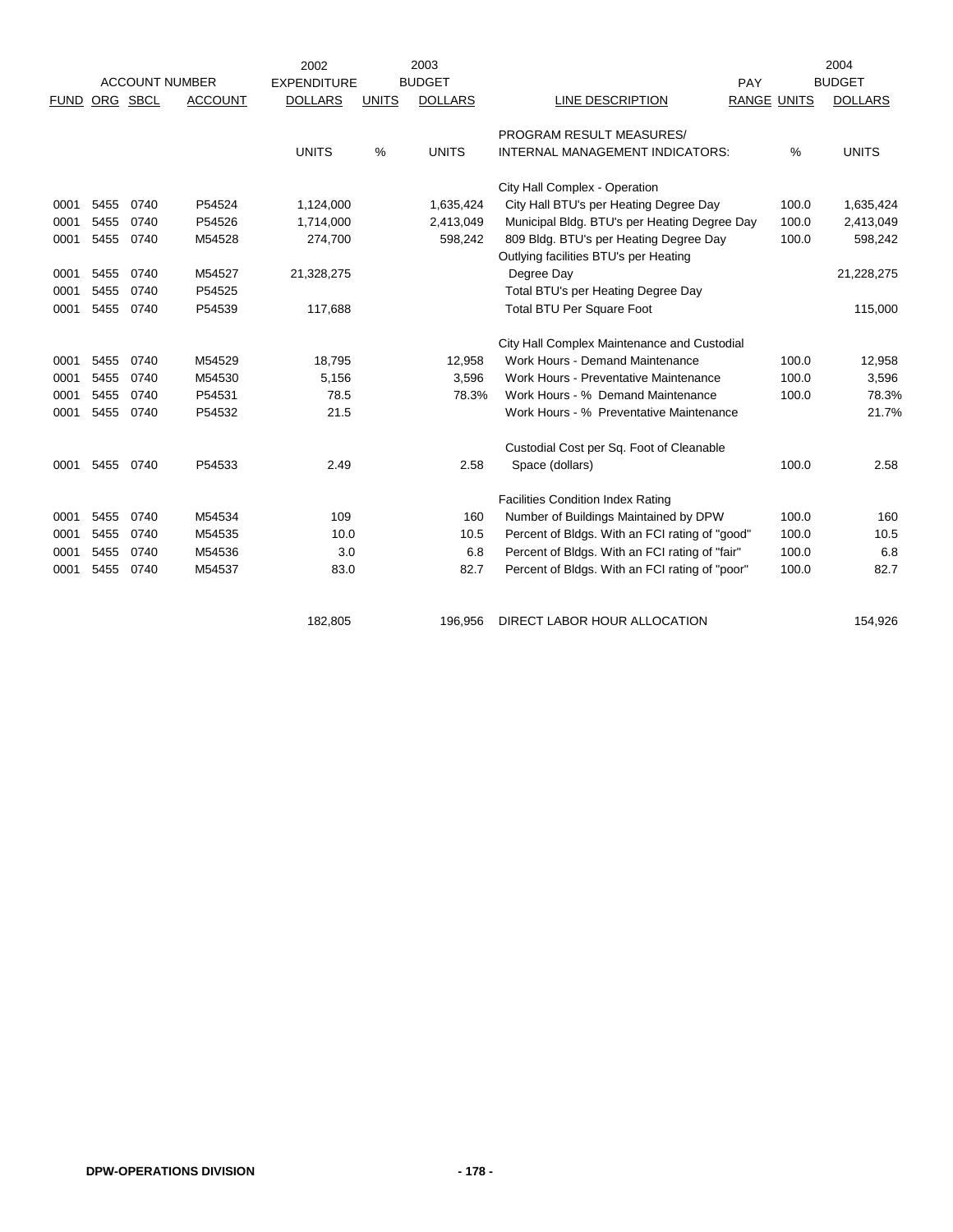| FUND | ORG | SBCL | ACCOUNT | 2002 EXPENDITURE DOLLARS | UNITS | 2003 BUDGET DOLLARS | LINE DESCRIPTION | PAY RANGE | UNITS | 2004 BUDGET DOLLARS |
|---|---|---|---|---|---|---|---|---|---|---|
| | | | | UNITS | % | UNITS | PROGRAM RESULT MEASURES/ INTERNAL MANAGEMENT INDICATORS: | | % | UNITS |
| | | | | | | | City Hall Complex - Operation | | | |
| 0001 | 5455 | 0740 | P54524 | 1,124,000 | | 1,635,424 | City Hall BTU's per Heating Degree Day | | 100.0 | 1,635,424 |
| 0001 | 5455 | 0740 | P54526 | 1,714,000 | | 2,413,049 | Municipal Bldg. BTU's per Heating Degree Day | | 100.0 | 2,413,049 |
| 0001 | 5455 | 0740 | M54528 | 274,700 | | 598,242 | 809 Bldg. BTU's per Heating Degree Day | | 100.0 | 598,242 |
| 0001 | 5455 | 0740 | M54527 | 21,328,275 | | | Outlying facilities BTU's per Heating Degree Day | | | 21,228,275 |
| 0001 | 5455 | 0740 | P54525 | | | | Total BTU's per Heating Degree Day | | | |
| 0001 | 5455 | 0740 | P54539 | 117,688 | | | Total BTU Per Square Foot | | | 115,000 |
| | | | | | | | City Hall Complex Maintenance and Custodial | | | |
| 0001 | 5455 | 0740 | M54529 | 18,795 | | 12,958 | Work Hours - Demand Maintenance | | 100.0 | 12,958 |
| 0001 | 5455 | 0740 | M54530 | 5,156 | | 3,596 | Work Hours - Preventative Maintenance | | 100.0 | 3,596 |
| 0001 | 5455 | 0740 | P54531 | 78.5 | | 78.3% | Work Hours - % Demand Maintenance | | 100.0 | 78.3% |
| 0001 | 5455 | 0740 | P54532 | 21.5 | | | Work Hours - % Preventative Maintenance | | | 21.7% |
| 0001 | 5455 | 0740 | P54533 | 2.49 | | 2.58 | Custodial Cost per Sq. Foot of Cleanable Space (dollars) | | 100.0 | 2.58 |
| | | | | | | | Facilities Condition Index Rating | | | |
| 0001 | 5455 | 0740 | M54534 | 109 | | 160 | Number of Buildings Maintained by DPW | | 100.0 | 160 |
| 0001 | 5455 | 0740 | M54535 | 10.0 | | 10.5 | Percent of Bldgs. With an FCI rating of "good" | | 100.0 | 10.5 |
| 0001 | 5455 | 0740 | M54536 | 3.0 | | 6.8 | Percent of Bldgs. With an FCI rating of "fair" | | 100.0 | 6.8 |
| 0001 | 5455 | 0740 | M54537 | 83.0 | | 82.7 | Percent of Bldgs. With an FCI rating of "poor" | | 100.0 | 82.7 |
| | | | | 182,805 | | 196,956 | DIRECT LABOR HOUR ALLOCATION | | | 154,926 |

DPW-OPERATIONS DIVISION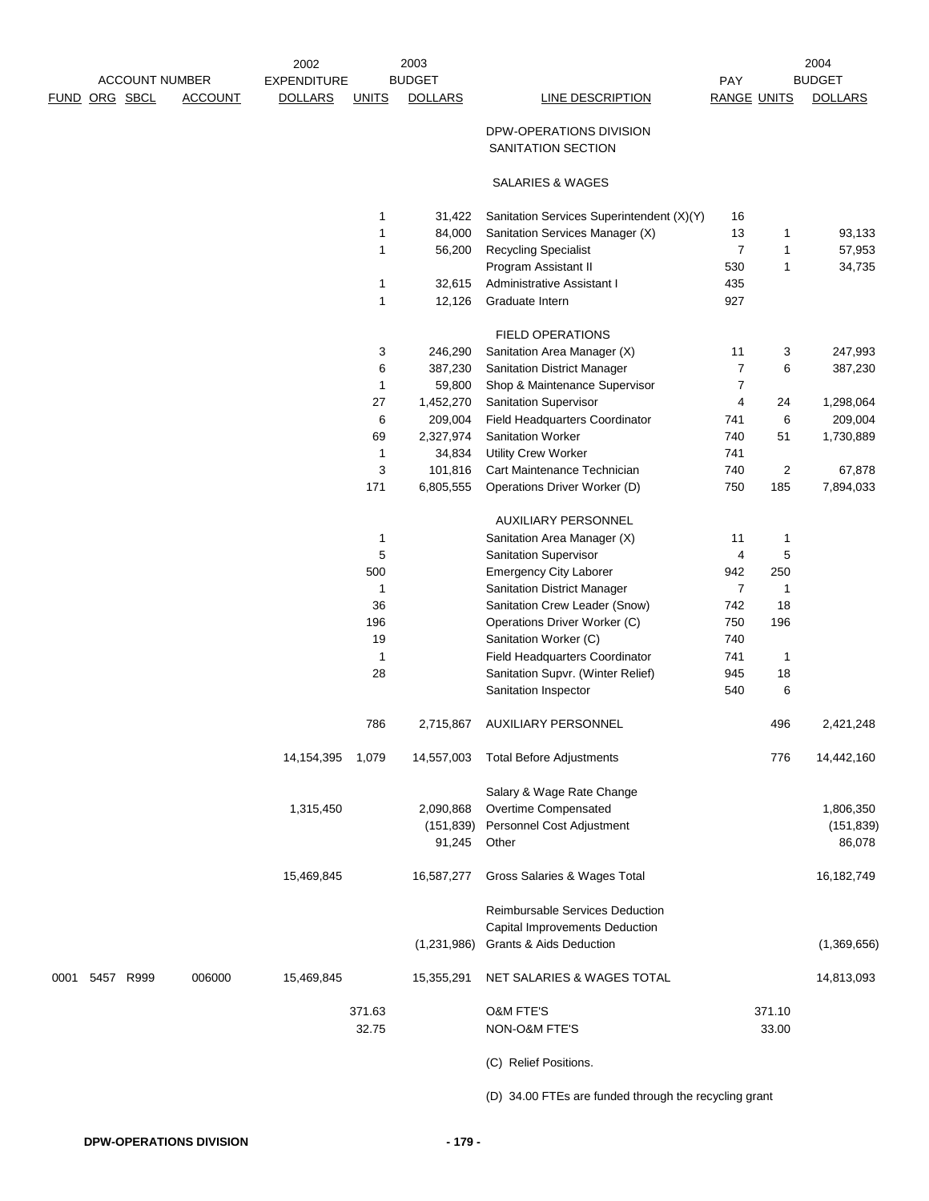| FUND | ORG | SBCL | ACCOUNT | 2002 EXPENDITURE DOLLARS | 2003 UNITS | 2003 BUDGET DOLLARS | LINE DESCRIPTION | PAY RANGE | UNITS | 2004 BUDGET DOLLARS |
|---|---|---|---|---|---|---|---|---|---|---|
| | | | | | | | DPW-OPERATIONS DIVISION | | | |
| | | | | | | | SANITATION SECTION | | | |
| | | | | | | | SALARIES & WAGES | | | |
| | | | | | 1 | 31,422 | Sanitation Services Superintendent (X)(Y) | 16 | | |
| | | | | | 1 | 84,000 | Sanitation Services Manager (X) | 13 | 1 | 93,133 |
| | | | | | 1 | 56,200 | Recycling Specialist | 7 | 1 | 57,953 |
| | | | | | | | Program Assistant II | 530 | 1 | 34,735 |
| | | | | | 1 | 32,615 | Administrative Assistant I | 435 | | |
| | | | | | 1 | 12,126 | Graduate Intern | 927 | | |
| | | | | | | | FIELD OPERATIONS | | | |
| | | | | | 3 | 246,290 | Sanitation Area Manager (X) | 11 | 3 | 247,993 |
| | | | | | 6 | 387,230 | Sanitation District Manager | 7 | 6 | 387,230 |
| | | | | | 1 | 59,800 | Shop & Maintenance Supervisor | 7 | | |
| | | | | | 27 | 1,452,270 | Sanitation Supervisor | 4 | 24 | 1,298,064 |
| | | | | | 6 | 209,004 | Field Headquarters Coordinator | 741 | 6 | 209,004 |
| | | | | | 69 | 2,327,974 | Sanitation Worker | 740 | 51 | 1,730,889 |
| | | | | | 1 | 34,834 | Utility Crew Worker | 741 | | |
| | | | | | 3 | 101,816 | Cart Maintenance Technician | 740 | 2 | 67,878 |
| | | | | | 171 | 6,805,555 | Operations Driver Worker (D) | 750 | 185 | 7,894,033 |
| | | | | | | | AUXILIARY PERSONNEL | | | |
| | | | | | 1 | | Sanitation Area Manager (X) | 11 | 1 | |
| | | | | | 5 | | Sanitation Supervisor | 4 | 5 | |
| | | | | | 500 | | Emergency City Laborer | 942 | 250 | |
| | | | | | 1 | | Sanitation District Manager | 7 | 1 | |
| | | | | | 36 | | Sanitation Crew Leader (Snow) | 742 | 18 | |
| | | | | | 196 | | Operations Driver Worker (C) | 750 | 196 | |
| | | | | | 19 | | Sanitation Worker (C) | 740 | | |
| | | | | | 1 | | Field Headquarters Coordinator | 741 | 1 | |
| | | | | | 28 | | Sanitation Supvr. (Winter Relief) | 945 | 18 | |
| | | | | | | | Sanitation Inspector | 540 | 6 | |
| | | | | | 786 | 2,715,867 | AUXILIARY PERSONNEL | | 496 | 2,421,248 |
| | | | | 14,154,395 | 1,079 | 14,557,003 | Total Before Adjustments | | 776 | 14,442,160 |
| | | | | | | | Salary & Wage Rate Change | | | |
| | | | | 1,315,450 | | 2,090,868 | Overtime Compensated | | | 1,806,350 |
| | | | | | | (151,839) | Personnel Cost Adjustment | | | (151,839) |
| | | | | | | 91,245 | Other | | | 86,078 |
| | | | | 15,469,845 | | 16,587,277 | Gross Salaries & Wages Total | | | 16,182,749 |
| | | | | | | | Reimbursable Services Deduction | | | |
| | | | | | | | Capital Improvements Deduction | | | |
| | | | | | | (1,231,986) | Grants & Aids Deduction | | | (1,369,656) |
| 0001 | 5457 | R999 | 006000 | 15,469,845 | | 15,355,291 | NET SALARIES & WAGES TOTAL | | | 14,813,093 |
| | | | | | 371.63 | | O&M FTE'S | | 371.10 | |
| | | | | | 32.75 | | NON-O&M FTE'S | | 33.00 | |

(C) Relief Positions.

(D) 34.00 FTEs are funded through the recycling grant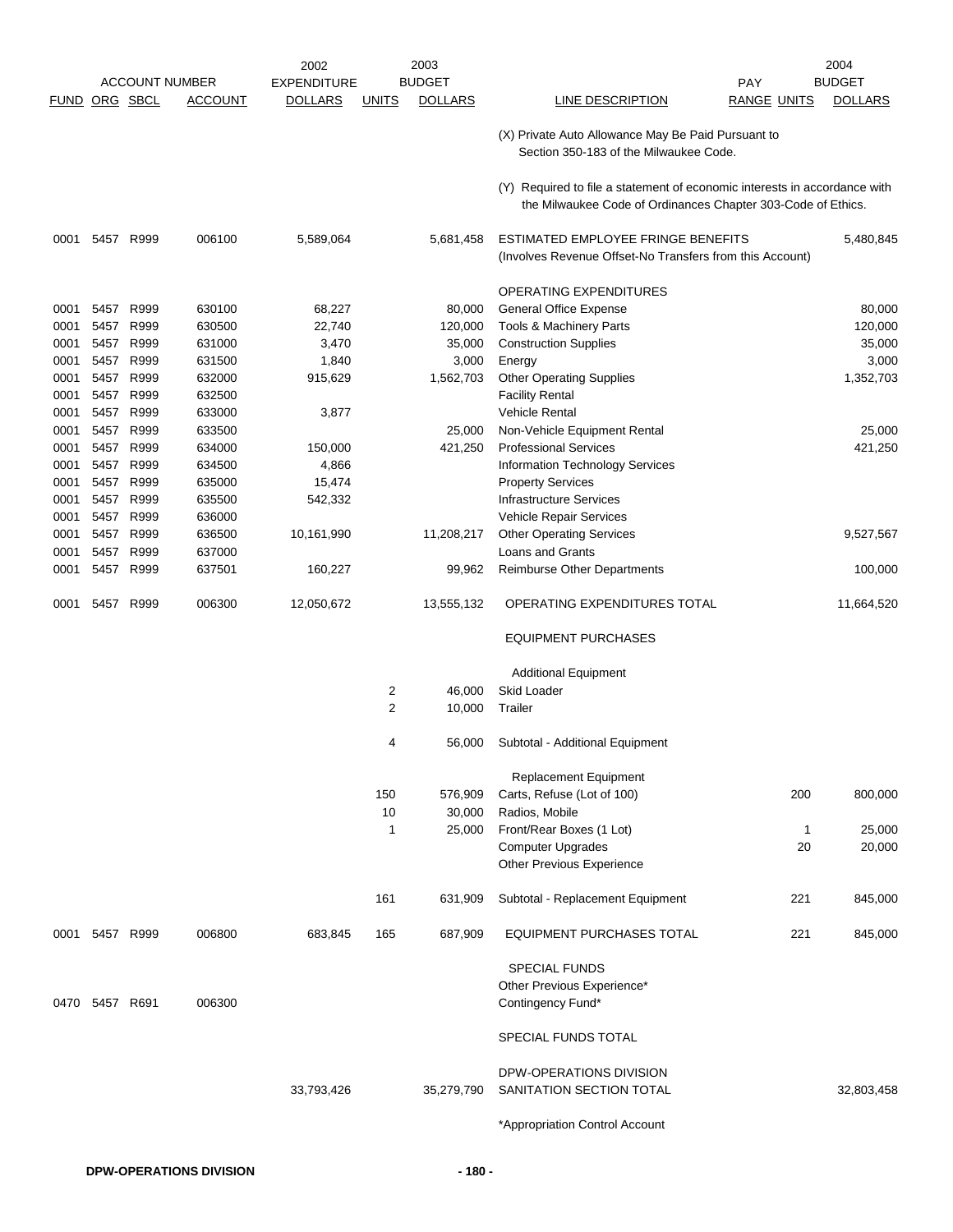| FUND | ORG | SBCL | ACCOUNT | 2002 EXPENDITURE DOLLARS | 2003 BUDGET UNITS | 2003 BUDGET DOLLARS | LINE DESCRIPTION | PAY RANGE | 2004 UNITS | 2004 BUDGET DOLLARS |
|---|---|---|---|---|---|---|---|---|---|---|
| | | | | | | | (X) Private Auto Allowance May Be Paid Pursuant to Section 350-183 of the Milwaukee Code. | | | |
| | | | | | | | (Y) Required to file a statement of economic interests in accordance with the Milwaukee Code of Ordinances Chapter 303-Code of Ethics. | | | |
| 0001 | 5457 | R999 | 006100 | 5,589,064 | | 5,681,458 | ESTIMATED EMPLOYEE FRINGE BENEFITS (Involves Revenue Offset-No Transfers from this Account) | | | 5,480,845 |
| | | | | | | | OPERATING EXPENDITURES | | | |
| 0001 | 5457 | R999 | 630100 | 68,227 | | 80,000 | General Office Expense | | | 80,000 |
| 0001 | 5457 | R999 | 630500 | 22,740 | | 120,000 | Tools & Machinery Parts | | | 120,000 |
| 0001 | 5457 | R999 | 631000 | 3,470 | | 35,000 | Construction Supplies | | | 35,000 |
| 0001 | 5457 | R999 | 631500 | 1,840 | | 3,000 | Energy | | | 3,000 |
| 0001 | 5457 | R999 | 632000 | 915,629 | | 1,562,703 | Other Operating Supplies | | | 1,352,703 |
| 0001 | 5457 | R999 | 632500 | | | | Facility Rental | | | |
| 0001 | 5457 | R999 | 633000 | 3,877 | | | Vehicle Rental | | | |
| 0001 | 5457 | R999 | 633500 | | | 25,000 | Non-Vehicle Equipment Rental | | | 25,000 |
| 0001 | 5457 | R999 | 634000 | 150,000 | | 421,250 | Professional Services | | | 421,250 |
| 0001 | 5457 | R999 | 634500 | 4,866 | | | Information Technology Services | | | |
| 0001 | 5457 | R999 | 635000 | 15,474 | | | Property Services | | | |
| 0001 | 5457 | R999 | 635500 | 542,332 | | | Infrastructure Services | | | |
| 0001 | 5457 | R999 | 636000 | | | | Vehicle Repair Services | | | |
| 0001 | 5457 | R999 | 636500 | 10,161,990 | | 11,208,217 | Other Operating Services | | | 9,527,567 |
| 0001 | 5457 | R999 | 637000 | | | | Loans and Grants | | | |
| 0001 | 5457 | R999 | 637501 | 160,227 | | 99,962 | Reimburse Other Departments | | | 100,000 |
| 0001 | 5457 | R999 | 006300 | 12,050,672 | | 13,555,132 | OPERATING EXPENDITURES TOTAL | | | 11,664,520 |
| | | | | | | | EQUIPMENT PURCHASES | | | |
| | | | | | | | Additional Equipment | | | |
| | | | | | 2 | 46,000 | Skid Loader | | | |
| | | | | | 2 | 10,000 | Trailer | | | |
| | | | | | 4 | 56,000 | Subtotal - Additional Equipment | | | |
| | | | | | | | Replacement Equipment | | | |
| | | | | | 150 | 576,909 | Carts, Refuse (Lot of 100) | | 200 | 800,000 |
| | | | | | 10 | 30,000 | Radios, Mobile | | | |
| | | | | | 1 | 25,000 | Front/Rear Boxes (1 Lot) | | 1 | 25,000 |
| | | | | | | | Computer Upgrades | | 20 | 20,000 |
| | | | | | | | Other Previous Experience | | | |
| | | | | | 161 | 631,909 | Subtotal - Replacement Equipment | | 221 | 845,000 |
| 0001 | 5457 | R999 | 006800 | 683,845 | 165 | 687,909 | EQUIPMENT PURCHASES TOTAL | | 221 | 845,000 |
| | | | | | | | SPECIAL FUNDS | | | |
| | | | | | | | Other Previous Experience* | | | |
| 0470 | 5457 | R691 | 006300 | | | | Contingency Fund* | | | |
| | | | | | | | SPECIAL FUNDS TOTAL | | | |
| | | | | | | | DPW-OPERATIONS DIVISION | | | |
| | | | | 33,793,426 | | 35,279,790 | SANITATION SECTION TOTAL | | | 32,803,458 |

*Appropriation Control Account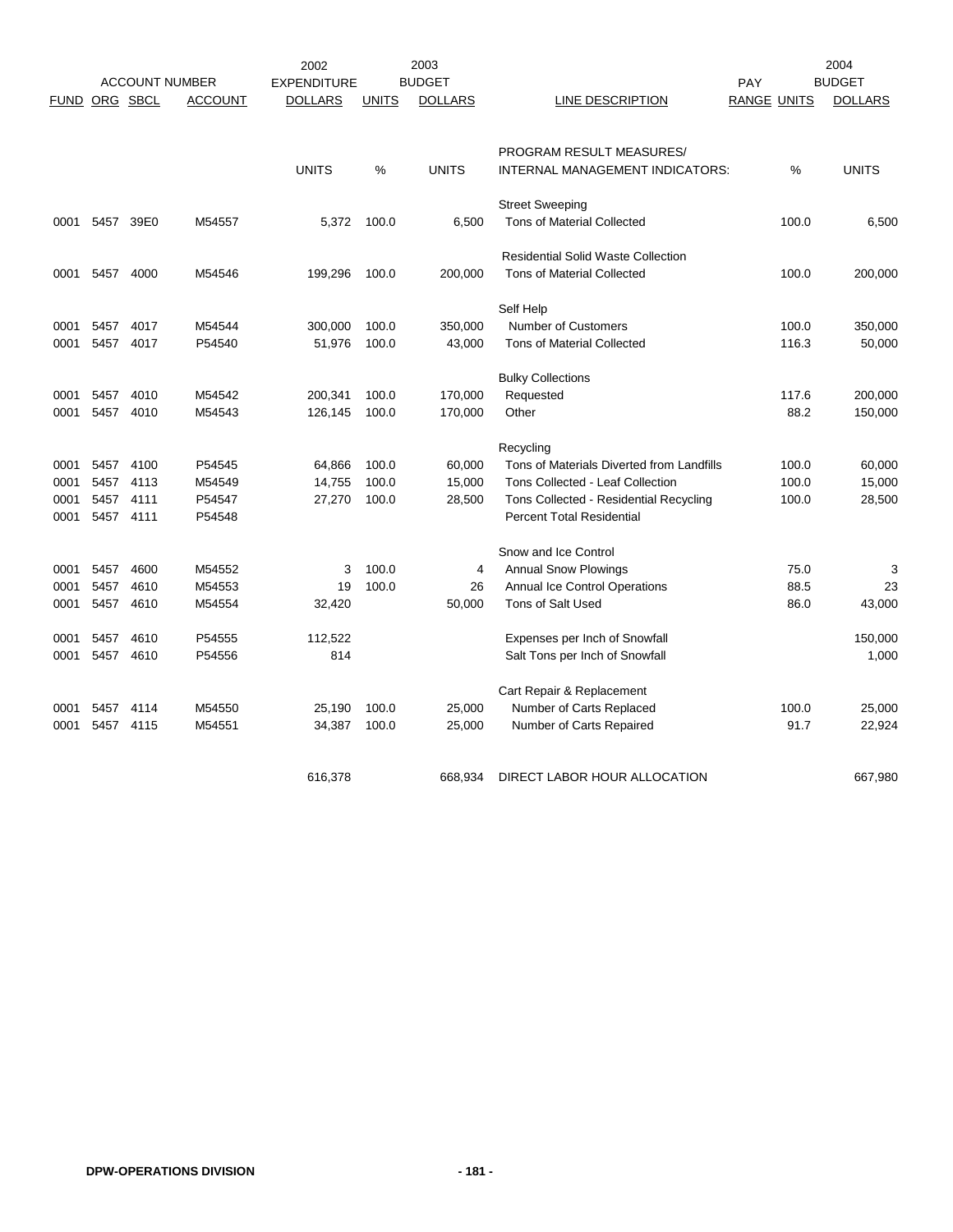| FUND | ORG | SBCL | ACCOUNT | 2002 EXPENDITURE DOLLARS | UNITS | 2003 BUDGET DOLLARS | LINE DESCRIPTION | PAY RANGE | UNITS | 2004 BUDGET DOLLARS |
|---|---|---|---|---|---|---|---|---|---|---|
| | | | | UNITS | % | UNITS | PROGRAM RESULT MEASURES/ INTERNAL MANAGEMENT INDICATORS: | | % | UNITS |
| | | | | | | | Street Sweeping | | | |
| 0001 | 5457 | 39E0 | M54557 | 5,372 | 100.0 | 6,500 | Tons of Material Collected | | 100.0 | 6,500 |
| | | | | | | | Residential Solid Waste Collection | | | |
| 0001 | 5457 | 4000 | M54546 | 199,296 | 100.0 | 200,000 | Tons of Material Collected | | 100.0 | 200,000 |
| | | | | | | | Self Help | | | |
| 0001 | 5457 | 4017 | M54544 | 300,000 | 100.0 | 350,000 | Number of Customers | | 100.0 | 350,000 |
| 0001 | 5457 | 4017 | P54540 | 51,976 | 100.0 | 43,000 | Tons of Material Collected | | 116.3 | 50,000 |
| | | | | | | | Bulky Collections | | | |
| 0001 | 5457 | 4010 | M54542 | 200,341 | 100.0 | 170,000 | Requested | | 117.6 | 200,000 |
| 0001 | 5457 | 4010 | M54543 | 126,145 | 100.0 | 170,000 | Other | | 88.2 | 150,000 |
| | | | | | | | Recycling | | | |
| 0001 | 5457 | 4100 | P54545 | 64,866 | 100.0 | 60,000 | Tons of Materials Diverted from Landfills | | 100.0 | 60,000 |
| 0001 | 5457 | 4113 | M54549 | 14,755 | 100.0 | 15,000 | Tons Collected - Leaf Collection | | 100.0 | 15,000 |
| 0001 | 5457 | 4111 | P54547 | 27,270 | 100.0 | 28,500 | Tons Collected - Residential Recycling | | 100.0 | 28,500 |
| 0001 | 5457 | 4111 | P54548 | | | | Percent Total Residential | | | |
| | | | | | | | Snow and Ice Control | | | |
| 0001 | 5457 | 4600 | M54552 | 3 | 100.0 | 4 | Annual Snow Plowings | | 75.0 | 3 |
| 0001 | 5457 | 4610 | M54553 | 19 | 100.0 | 26 | Annual Ice Control Operations | | 88.5 | 23 |
| 0001 | 5457 | 4610 | M54554 | 32,420 | | 50,000 | Tons of Salt Used | | 86.0 | 43,000 |
| 0001 | 5457 | 4610 | P54555 | 112,522 | | | Expenses per Inch of Snowfall | | | 150,000 |
| 0001 | 5457 | 4610 | P54556 | 814 | | | Salt Tons per Inch of Snowfall | | | 1,000 |
| | | | | | | | Cart Repair & Replacement | | | |
| 0001 | 5457 | 4114 | M54550 | 25,190 | 100.0 | 25,000 | Number of Carts Replaced | | 100.0 | 25,000 |
| 0001 | 5457 | 4115 | M54551 | 34,387 | 100.0 | 25,000 | Number of Carts Repaired | | 91.7 | 22,924 |
| | | | | 616,378 | | 668,934 | DIRECT LABOR HOUR ALLOCATION | | | 667,980 |

DPW-OPERATIONS DIVISION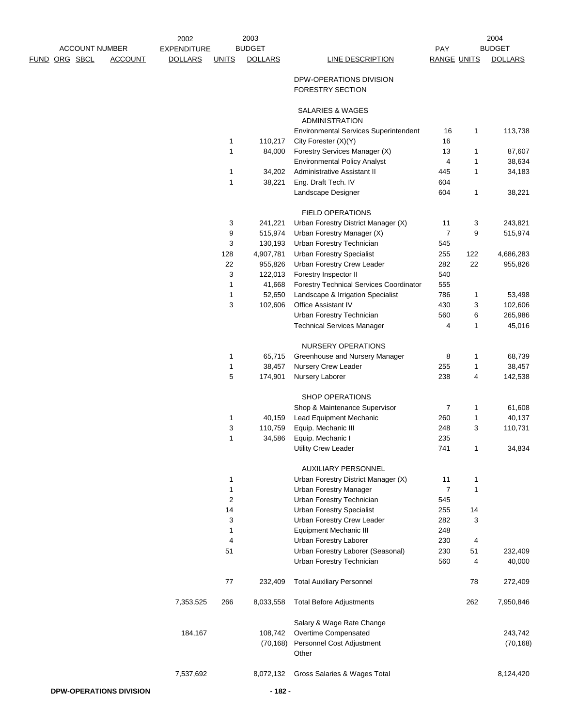| ACCOUNT NUMBER | | | | 2002 EXPENDITURE | 2003 BUDGET | | | | 2004 BUDGET | |
|---|---|---|---|---|---|---|---|---|---|---|
| FUND | ORG | SBCL | ACCOUNT | DOLLARS | UNITS | DOLLARS | LINE DESCRIPTION | PAY RANGE | UNITS | DOLLARS |
| | | | | | | | DPW-OPERATIONS DIVISION | | | |
| | | | | | | | FORESTRY SECTION | | | |
| | | | | | | | SALARIES & WAGES | | | |
| | | | | | | | ADMINISTRATION | | | |
| | | | | | | | Environmental Services Superintendent | 16 | 1 | 113,738 |
| | | | | | 1 | 110,217 | City Forester (X)(Y) | 16 | | |
| | | | | | 1 | 84,000 | Forestry Services Manager (X) | 13 | 1 | 87,607 |
| | | | | | | | Environmental Policy Analyst | 4 | 1 | 38,634 |
| | | | | | 1 | 34,202 | Administrative Assistant II | 445 | 1 | 34,183 |
| | | | | | 1 | 38,221 | Eng. Draft Tech. IV | 604 | | |
| | | | | | | | Landscape Designer | 604 | 1 | 38,221 |
| | | | | | | | FIELD OPERATIONS | | | |
| | | | | | 3 | 241,221 | Urban Forestry District Manager (X) | 11 | 3 | 243,821 |
| | | | | | 9 | 515,974 | Urban Forestry Manager (X) | 7 | 9 | 515,974 |
| | | | | | 3 | 130,193 | Urban Forestry Technician | 545 | | |
| | | | | | 128 | 4,907,781 | Urban Forestry Specialist | 255 | 122 | 4,686,283 |
| | | | | | 22 | 955,826 | Urban Forestry Crew Leader | 282 | 22 | 955,826 |
| | | | | | 3 | 122,013 | Forestry Inspector II | 540 | | |
| | | | | | 1 | 41,668 | Forestry Technical Services Coordinator | 555 | | |
| | | | | | 1 | 52,650 | Landscape & Irrigation Specialist | 786 | 1 | 53,498 |
| | | | | | 3 | 102,606 | Office Assistant IV | 430 | 3 | 102,606 |
| | | | | | | | Urban Forestry Technician | 560 | 6 | 265,986 |
| | | | | | | | Technical Services Manager | 4 | 1 | 45,016 |
| | | | | | | | NURSERY OPERATIONS | | | |
| | | | | | 1 | 65,715 | Greenhouse and Nursery Manager | 8 | 1 | 68,739 |
| | | | | | 1 | 38,457 | Nursery Crew Leader | 255 | 1 | 38,457 |
| | | | | | 5 | 174,901 | Nursery Laborer | 238 | 4 | 142,538 |
| | | | | | | | SHOP OPERATIONS | | | |
| | | | | | | | Shop & Maintenance Supervisor | 7 | 1 | 61,608 |
| | | | | | 1 | 40,159 | Lead Equipment Mechanic | 260 | 1 | 40,137 |
| | | | | | 3 | 110,759 | Equip. Mechanic III | 248 | 3 | 110,731 |
| | | | | | 1 | 34,586 | Equip. Mechanic I | 235 | | |
| | | | | | | | Utility Crew Leader | 741 | 1 | 34,834 |
| | | | | | | | AUXILIARY PERSONNEL | | | |
| | | | | | 1 | | Urban Forestry District Manager (X) | 11 | 1 | |
| | | | | | 1 | | Urban Forestry Manager | 7 | 1 | |
| | | | | | 2 | | Urban Forestry Technician | 545 | | |
| | | | | | 14 | | Urban Forestry Specialist | 255 | 14 | |
| | | | | | 3 | | Urban Forestry Crew Leader | 282 | 3 | |
| | | | | | 1 | | Equipment Mechanic III | 248 | | |
| | | | | | 4 | | Urban Forestry Laborer | 230 | 4 | |
| | | | | | 51 | | Urban Forestry Laborer (Seasonal) | 230 | 51 | 232,409 |
| | | | | | | | Urban Forestry Technician | 560 | 4 | 40,000 |
| | | | | | 77 | 232,409 | Total Auxiliary Personnel | | 78 | 272,409 |
| | | | | 7,353,525 | 266 | 8,033,558 | Total Before Adjustments | | 262 | 7,950,846 |
| | | | | | | | Salary & Wage Rate Change | | | |
| | | | | 184,167 | | 108,742 | Overtime Compensated | | | 243,742 |
| | | | | | | (70,168) | Personnel Cost Adjustment | | | (70,168) |
| | | | | | | | Other | | | |
| | | | | 7,537,692 | | 8,072,132 | Gross Salaries & Wages Total | | | 8,124,420 |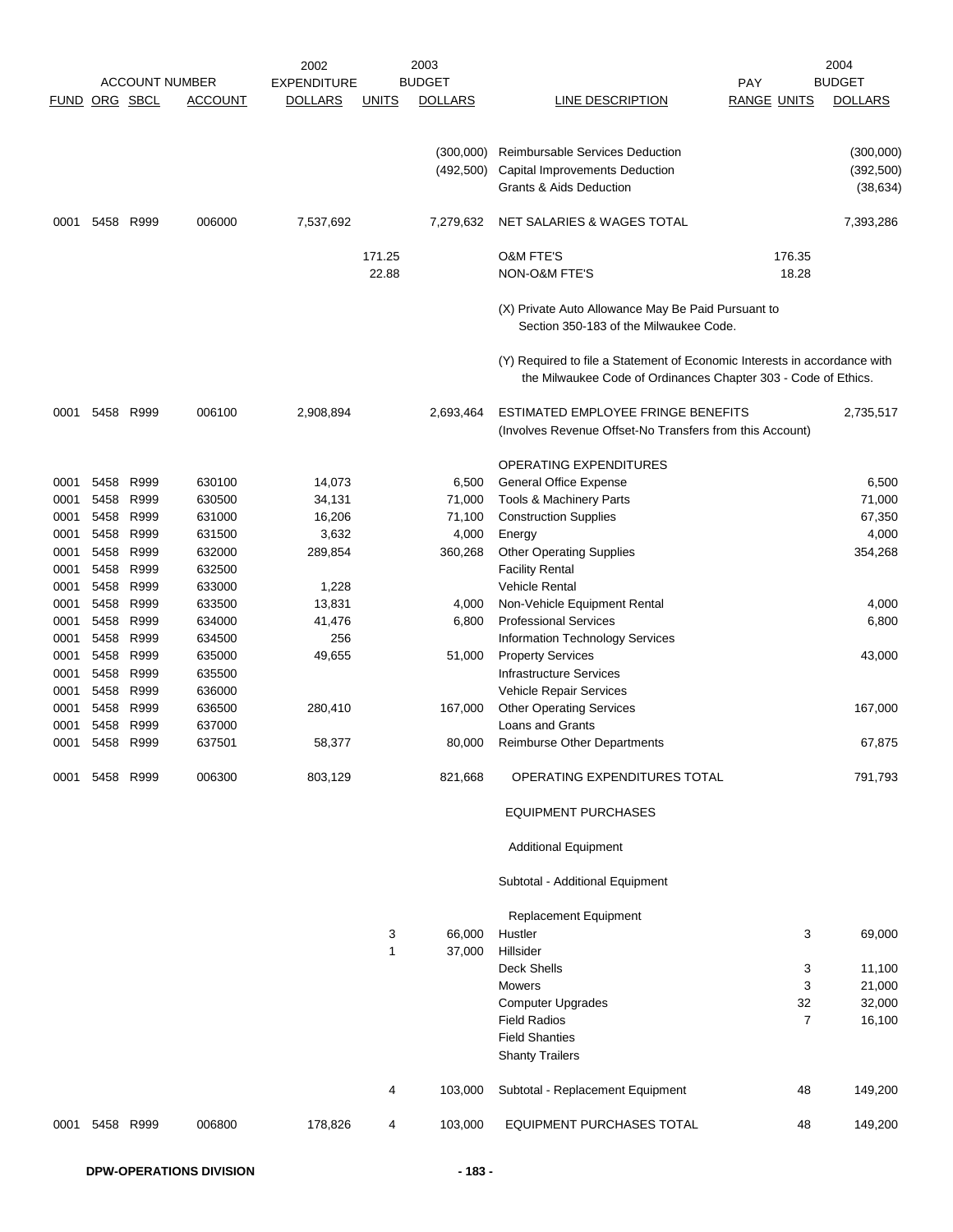| ACCOUNT NUMBER | | | | 2002 EXPENDITURE | 2003 BUDGET | | | PAY | | 2004 BUDGET |
|---|---|---|---|---|---|---|---|---|---|---|
| FUND | ORG | SBCL | ACCOUNT | DOLLARS | UNITS | DOLLARS | LINE DESCRIPTION | RANGE | UNITS | DOLLARS |
| | | | | | | (300,000) | Reimbursable Services Deduction | | | (300,000) |
| | | | | | | (492,500) | Capital Improvements Deduction | | | (392,500) |
| | | | | | | | Grants & Aids Deduction | | | (38,634) |
| 0001 | 5458 | R999 | 006000 | 7,537,692 | | 7,279,632 | NET SALARIES & WAGES TOTAL | | | 7,393,286 |
| | | | | | 171.25 | | O&M FTE'S | | 176.35 | |
| | | | | | 22.88 | | NON-O&M FTE'S | | 18.28 | |
| | | | | | | | (X) Private Auto Allowance May Be Paid Pursuant to Section 350-183 of the Milwaukee Code. | | | |
| | | | | | | | (Y) Required to file a Statement of Economic Interests in accordance with the Milwaukee Code of Ordinances Chapter 303 - Code of Ethics. | | | |
| 0001 | 5458 | R999 | 006100 | 2,908,894 | | 2,693,464 | ESTIMATED EMPLOYEE FRINGE BENEFITS (Involves Revenue Offset-No Transfers from this Account) | | | 2,735,517 |
| | | | | | | | OPERATING EXPENDITURES | | | |
| 0001 | 5458 | R999 | 630100 | 14,073 | | 6,500 | General Office Expense | | | 6,500 |
| 0001 | 5458 | R999 | 630500 | 34,131 | | 71,000 | Tools & Machinery Parts | | | 71,000 |
| 0001 | 5458 | R999 | 631000 | 16,206 | | 71,100 | Construction Supplies | | | 67,350 |
| 0001 | 5458 | R999 | 631500 | 3,632 | | 4,000 | Energy | | | 4,000 |
| 0001 | 5458 | R999 | 632000 | 289,854 | | 360,268 | Other Operating Supplies | | | 354,268 |
| 0001 | 5458 | R999 | 632500 | | | | Facility Rental | | | |
| 0001 | 5458 | R999 | 633000 | 1,228 | | | Vehicle Rental | | | |
| 0001 | 5458 | R999 | 633500 | 13,831 | | 4,000 | Non-Vehicle Equipment Rental | | | 4,000 |
| 0001 | 5458 | R999 | 634000 | 41,476 | | 6,800 | Professional Services | | | 6,800 |
| 0001 | 5458 | R999 | 634500 | 256 | | | Information Technology Services | | | |
| 0001 | 5458 | R999 | 635000 | 49,655 | | 51,000 | Property Services | | | 43,000 |
| 0001 | 5458 | R999 | 635500 | | | | Infrastructure Services | | | |
| 0001 | 5458 | R999 | 636000 | | | | Vehicle Repair Services | | | |
| 0001 | 5458 | R999 | 636500 | 280,410 | | 167,000 | Other Operating Services | | | 167,000 |
| 0001 | 5458 | R999 | 637000 | | | | Loans and Grants | | | |
| 0001 | 5458 | R999 | 637501 | 58,377 | | 80,000 | Reimburse Other Departments | | | 67,875 |
| 0001 | 5458 | R999 | 006300 | 803,129 | | 821,668 | OPERATING EXPENDITURES TOTAL | | | 791,793 |
| | | | | | | | EQUIPMENT PURCHASES | | | |
| | | | | | | | Additional Equipment | | | |
| | | | | | | | Subtotal - Additional Equipment | | | |
| | | | | | | | Replacement Equipment | | | |
| | | | | | 3 | 66,000 | Hustler | | 3 | 69,000 |
| | | | | | 1 | 37,000 | Hillsider | | | |
| | | | | | | | Deck Shells | | 3 | 11,100 |
| | | | | | | | Mowers | | 3 | 21,000 |
| | | | | | | | Computer Upgrades | | 32 | 32,000 |
| | | | | | | | Field Radios | | 7 | 16,100 |
| | | | | | | | Field Shanties | | | |
| | | | | | | | Shanty Trailers | | | |
| | | | | | 4 | 103,000 | Subtotal - Replacement Equipment | | 48 | 149,200 |
| 0001 | 5458 | R999 | 006800 | 178,826 | 4 | 103,000 | EQUIPMENT PURCHASES TOTAL | | 48 | 149,200 |

DPW-OPERATIONS DIVISION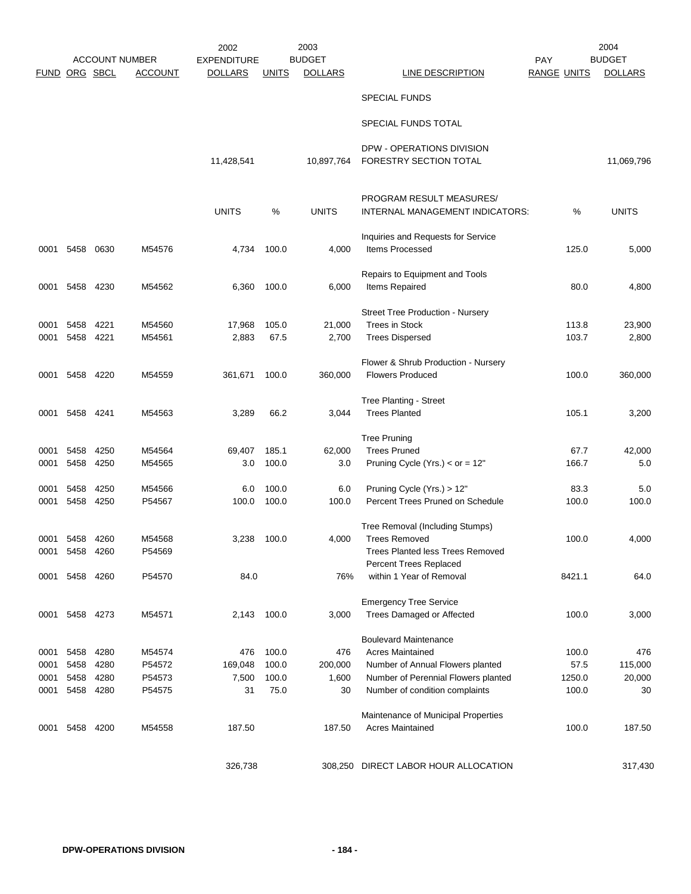| FUND | ORG | SBCL | ACCOUNT | 2002 EXPENDITURE DOLLARS | UNITS | 2003 BUDGET DOLLARS | LINE DESCRIPTION | PAY RANGE UNITS | 2004 BUDGET DOLLARS |
|---|---|---|---|---|---|---|---|---|---|
| | | | | | | | SPECIAL FUNDS | | |
| | | | | | | | SPECIAL FUNDS TOTAL | | |
| | | | | 11,428,541 | | 10,897,764 | DPW - OPERATIONS DIVISION FORESTRY SECTION TOTAL | | 11,069,796 |
| | | | | UNITS | % | UNITS | PROGRAM RESULT MEASURES/ INTERNAL MANAGEMENT INDICATORS: | % | UNITS |
| | | | | | | | Inquiries and Requests for Service | | |
| 0001 | 5458 | 0630 | M54576 | 4,734 | 100.0 | 4,000 | Items Processed | 125.0 | 5,000 |
| | | | | | | | Repairs to Equipment and Tools | | |
| 0001 | 5458 | 4230 | M54562 | 6,360 | 100.0 | 6,000 | Items Repaired | 80.0 | 4,800 |
| | | | | | | | Street Tree Production - Nursery | | |
| 0001 | 5458 | 4221 | M54560 | 17,968 | 105.0 | 21,000 | Trees in Stock | 113.8 | 23,900 |
| 0001 | 5458 | 4221 | M54561 | 2,883 | 67.5 | 2,700 | Trees Dispersed | 103.7 | 2,800 |
| | | | | | | | Flower & Shrub Production - Nursery | | |
| 0001 | 5458 | 4220 | M54559 | 361,671 | 100.0 | 360,000 | Flowers Produced | 100.0 | 360,000 |
| | | | | | | | Tree Planting - Street | | |
| 0001 | 5458 | 4241 | M54563 | 3,289 | 66.2 | 3,044 | Trees Planted | 105.1 | 3,200 |
| | | | | | | | Tree Pruning | | |
| 0001 | 5458 | 4250 | M54564 | 69,407 | 185.1 | 62,000 | Trees Pruned | 67.7 | 42,000 |
| 0001 | 5458 | 4250 | M54565 | 3.0 | 100.0 | 3.0 | Pruning Cycle (Yrs.) < or = 12" | 166.7 | 5.0 |
| 0001 | 5458 | 4250 | M54566 | 6.0 | 100.0 | 6.0 | Pruning Cycle (Yrs.) > 12" | 83.3 | 5.0 |
| 0001 | 5458 | 4250 | P54567 | 100.0 | 100.0 | 100.0 | Percent Trees Pruned on Schedule | 100.0 | 100.0 |
| | | | | | | | Tree Removal (Including Stumps) | | |
| 0001 | 5458 | 4260 | M54568 | 3,238 | 100.0 | 4,000 | Trees Removed | 100.0 | 4,000 |
| 0001 | 5458 | 4260 | P54569 | | | | Trees Planted less Trees Removed | | |
| 0001 | 5458 | 4260 | P54570 | 84.0 | | 76% | Percent Trees Replaced within 1 Year of Removal | 8421.1 | 64.0 |
| | | | | | | | Emergency Tree Service | | |
| 0001 | 5458 | 4273 | M54571 | 2,143 | 100.0 | 3,000 | Trees Damaged or Affected | 100.0 | 3,000 |
| | | | | | | | Boulevard Maintenance | | |
| 0001 | 5458 | 4280 | M54574 | 476 | 100.0 | 476 | Acres Maintained | 100.0 | 476 |
| 0001 | 5458 | 4280 | P54572 | 169,048 | 100.0 | 200,000 | Number of Annual Flowers planted | 57.5 | 115,000 |
| 0001 | 5458 | 4280 | P54573 | 7,500 | 100.0 | 1,600 | Number of Perennial Flowers planted | 1250.0 | 20,000 |
| 0001 | 5458 | 4280 | P54575 | 31 | 75.0 | 30 | Number of condition complaints | 100.0 | 30 |
| | | | | | | | Maintenance of Municipal Properties | | |
| 0001 | 5458 | 4200 | M54558 | 187.50 | | 187.50 | Acres Maintained | 100.0 | 187.50 |
| | | | | 326,738 | | 308,250 | DIRECT LABOR HOUR ALLOCATION | | 317,430 |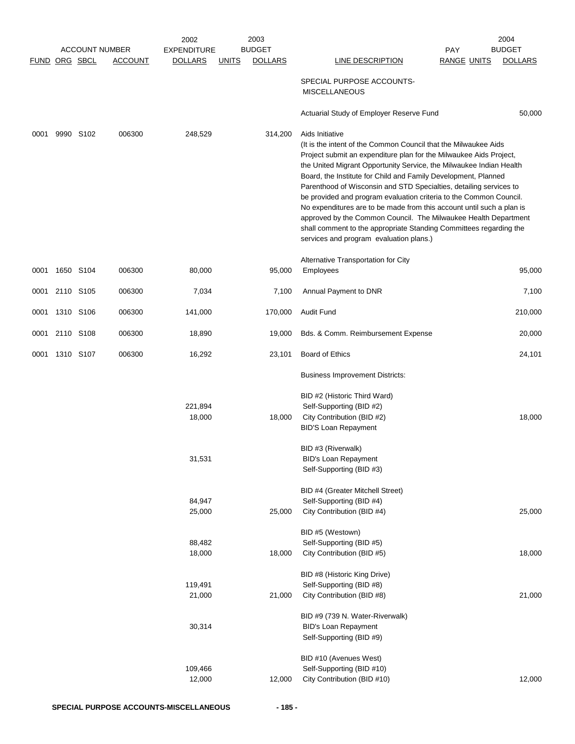| FUND | ORG | SBCL | ACCOUNT | 2002 EXPENDITURE DOLLARS | 2003 BUDGET UNITS | 2003 BUDGET DOLLARS | LINE DESCRIPTION | PAY RANGE | 2004 UNITS | 2004 BUDGET DOLLARS |
|---|---|---|---|---|---|---|---|---|---|---|
| | | | | | | | SPECIAL PURPOSE ACCOUNTS-MISCELLANEOUS | | | |
| | | | | | | | Actuarial Study of Employer Reserve Fund | | | 50,000 |
| 0001 | 9990 | S102 | 006300 | 248,529 | | 314,200 | Aids Initiative (It is the intent of the Common Council that the Milwaukee Aids Project submit an expenditure plan for the Milwaukee Aids Project, the United Migrant Opportunity Service, the Milwaukee Indian Health Board, the Institute for Child and Family Development, Planned Parenthood of Wisconsin and STD Specialties, detailing services to be provided and program evaluation criteria to the Common Council. No expenditures are to be made from this account until such a plan is approved by the Common Council. The Milwaukee Health Department shall comment to the appropriate Standing Committees regarding the services and program evaluation plans.) | | | |
| 0001 | 1650 | S104 | 006300 | 80,000 | | 95,000 | Alternative Transportation for City Employees | | | 95,000 |
| 0001 | 2110 | S105 | 006300 | 7,034 | | 7,100 | Annual Payment to DNR | | | 7,100 |
| 0001 | 1310 | S106 | 006300 | 141,000 | | 170,000 | Audit Fund | | | 210,000 |
| 0001 | 2110 | S108 | 006300 | 18,890 | | 19,000 | Bds. & Comm. Reimbursement Expense | | | 20,000 |
| 0001 | 1310 | S107 | 006300 | 16,292 | | 23,101 | Board of Ethics | | | 24,101 |
| | | | | | | | Business Improvement Districts: | | | |
| | | | | | | | BID #2 (Historic Third Ward) | | | |
| | | | | 221,894 | | | Self-Supporting (BID #2) | | | |
| | | | | 18,000 | | 18,000 | City Contribution (BID #2) | | | 18,000 |
| | | | | | | | BID'S Loan Repayment | | | |
| | | | | | | | BID #3 (Riverwalk) | | | |
| | | | | 31,531 | | | BID's Loan Repayment | | | |
| | | | | | | | Self-Supporting (BID #3) | | | |
| | | | | | | | BID #4 (Greater Mitchell Street) | | | |
| | | | | 84,947 | | | Self-Supporting (BID #4) | | | |
| | | | | 25,000 | | 25,000 | City Contribution (BID #4) | | | 25,000 |
| | | | | | | | BID #5 (Westown) | | | |
| | | | | 88,482 | | | Self-Supporting (BID #5) | | | |
| | | | | 18,000 | | 18,000 | City Contribution (BID #5) | | | 18,000 |
| | | | | | | | BID #8 (Historic King Drive) | | | |
| | | | | 119,491 | | | Self-Supporting (BID #8) | | | |
| | | | | 21,000 | | 21,000 | City Contribution (BID #8) | | | 21,000 |
| | | | | | | | BID #9 (739 N. Water-Riverwalk) | | | |
| | | | | 30,314 | | | BID's Loan Repayment | | | |
| | | | | | | | Self-Supporting (BID #9) | | | |
| | | | | | | | BID #10 (Avenues West) | | | |
| | | | | 109,466 | | | Self-Supporting (BID #10) | | | |
| | | | | 12,000 | | 12,000 | City Contribution (BID #10) | | | 12,000 |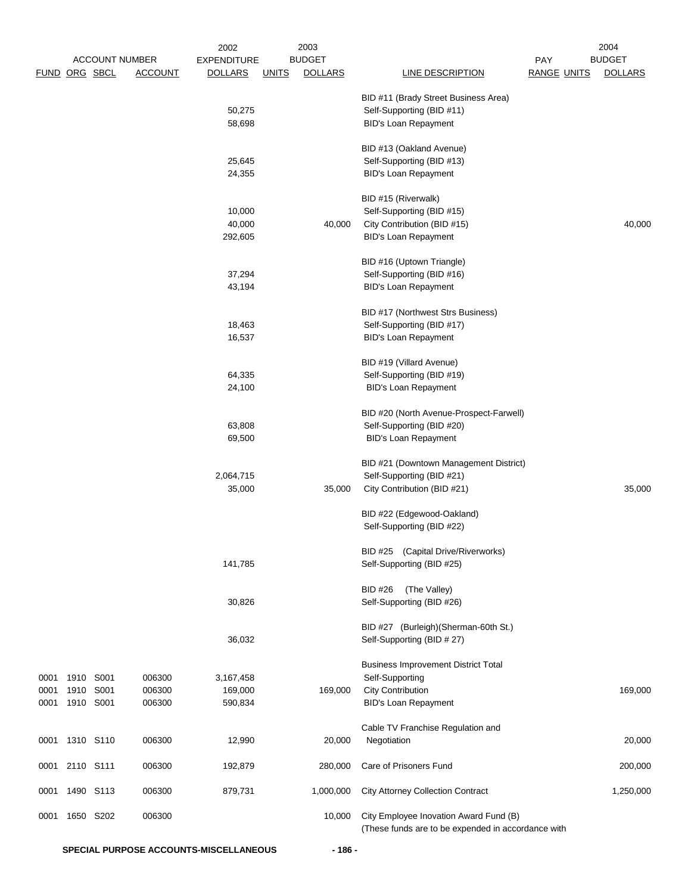| FUND | ORG | SBCL | ACCOUNT | 2002 EXPENDITURE DOLLARS | 2003 BUDGET UNITS | 2003 BUDGET DOLLARS | LINE DESCRIPTION | PAY RANGE | UNITS | 2004 BUDGET DOLLARS |
|---|---|---|---|---|---|---|---|---|---|---|
| | | | | | | | BID #11 (Brady Street Business Area) | | | |
| | | | | 50,275 | | | Self-Supporting (BID #11) | | | |
| | | | | 58,698 | | | BID's Loan Repayment | | | |
| | | | | | | | BID #13 (Oakland Avenue) | | | |
| | | | | 25,645 | | | Self-Supporting (BID #13) | | | |
| | | | | 24,355 | | | BID's Loan Repayment | | | |
| | | | | | | | BID #15 (Riverwalk) | | | |
| | | | | 10,000 | | | Self-Supporting (BID #15) | | | |
| | | | | 40,000 | | 40,000 | City Contribution (BID #15) | | | 40,000 |
| | | | | 292,605 | | | BID's Loan Repayment | | | |
| | | | | | | | BID #16 (Uptown Triangle) | | | |
| | | | | 37,294 | | | Self-Supporting (BID #16) | | | |
| | | | | 43,194 | | | BID's Loan Repayment | | | |
| | | | | | | | BID #17 (Northwest Strs Business) | | | |
| | | | | 18,463 | | | Self-Supporting (BID #17) | | | |
| | | | | 16,537 | | | BID's Loan Repayment | | | |
| | | | | | | | BID #19 (Villard Avenue) | | | |
| | | | | 64,335 | | | Self-Supporting (BID #19) | | | |
| | | | | 24,100 | | | BID's Loan Repayment | | | |
| | | | | | | | BID #20 (North Avenue-Prospect-Farwell) | | | |
| | | | | 63,808 | | | Self-Supporting (BID #20) | | | |
| | | | | 69,500 | | | BID's Loan Repayment | | | |
| | | | | | | | BID #21 (Downtown Management District) | | | |
| | | | | 2,064,715 | | | Self-Supporting (BID #21) | | | |
| | | | | 35,000 | | 35,000 | City Contribution (BID #21) | | | 35,000 |
| | | | | | | | BID #22 (Edgewood-Oakland) | | | |
| | | | | | | | Self-Supporting (BID #22) | | | |
| | | | | | | | BID #25 (Capital Drive/Riverworks) | | | |
| | | | | 141,785 | | | Self-Supporting (BID #25) | | | |
| | | | | | | | BID #26 (The Valley) | | | |
| | | | | 30,826 | | | Self-Supporting (BID #26) | | | |
| | | | | | | | BID #27 (Burleigh)(Sherman-60th St.) | | | |
| | | | | 36,032 | | | Self-Supporting (BID # 27) | | | |
| | | | | | | | Business Improvement District Total | | | |
| 0001 | 1910 | S001 | 006300 | 3,167,458 | | | Self-Supporting | | | |
| 0001 | 1910 | S001 | 006300 | 169,000 | | 169,000 | City Contribution | | | 169,000 |
| 0001 | 1910 | S001 | 006300 | 590,834 | | | BID's Loan Repayment | | | |
| | | | | | | | Cable TV Franchise Regulation and | | | |
| 0001 | 1310 | S110 | 006300 | 12,990 | | 20,000 | Negotiation | | | 20,000 |
| 0001 | 2110 | S111 | 006300 | 192,879 | | 280,000 | Care of Prisoners Fund | | | 200,000 |
| 0001 | 1490 | S113 | 006300 | 879,731 | | 1,000,000 | City Attorney Collection Contract | | | 1,250,000 |
| 0001 | 1650 | S202 | 006300 | | | 10,000 | City Employee Inovation Award Fund (B) | | | |
| | | | | | | | (These funds are to be expended in accordance with | | | |

SPECIAL PURPOSE ACCOUNTS-MISCELLANEOUS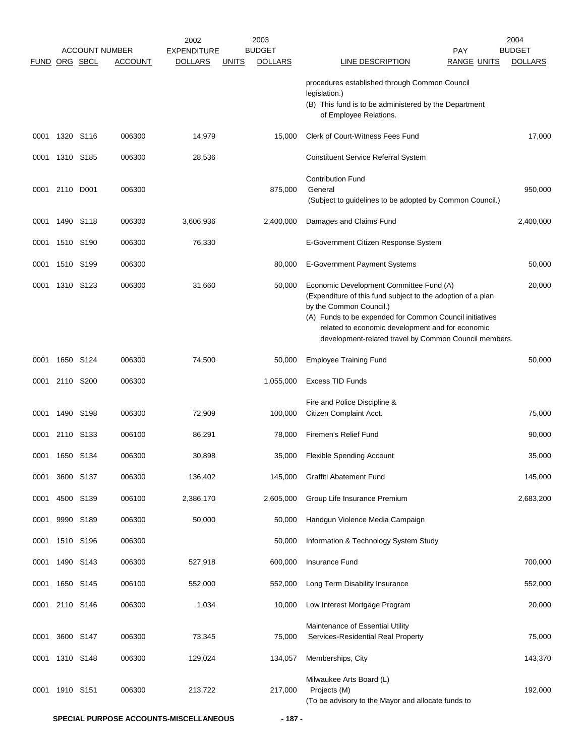| FUND | ORG | SBCL | ACCOUNT | 2002 EXPENDITURE DOLLARS | UNITS | 2003 BUDGET DOLLARS | LINE DESCRIPTION | PAY RANGE | UNITS | 2004 BUDGET DOLLARS |
|---|---|---|---|---|---|---|---|---|---|---|
| | | | | | | | procedures established through Common Council legislation.) | | | |
| | | | | | | | (B) This fund is to be administered by the Department of Employee Relations. | | | |
| 0001 | 1320 | S116 | 006300 | 14,979 | | 15,000 | Clerk of Court-Witness Fees Fund | | | 17,000 |
| 0001 | 1310 | S185 | 006300 | 28,536 | | | Constituent Service Referral System | | | |
| | | | | | | | Contribution Fund | | | |
| 0001 | 2110 | D001 | 006300 | | | 875,000 | General | | | 950,000 |
| | | | | | | | (Subject to guidelines to be adopted by Common Council.) | | | |
| 0001 | 1490 | S118 | 006300 | 3,606,936 | | 2,400,000 | Damages and Claims Fund | | | 2,400,000 |
| 0001 | 1510 | S190 | 006300 | 76,330 | | | E-Government Citizen Response System | | | |
| 0001 | 1510 | S199 | 006300 | | | 80,000 | E-Government Payment Systems | | | 50,000 |
| 0001 | 1310 | S123 | 006300 | 31,660 | | 50,000 | Economic Development Committee Fund (A) | | | 20,000 |
| | | | | | | | (Expenditure of this fund subject to the adoption of a plan by the Common Council.) | | | |
| | | | | | | | (A) Funds to be expended for Common Council initiatives related to economic development and for economic development-related travel by Common Council members. | | | |
| 0001 | 1650 | S124 | 006300 | 74,500 | | 50,000 | Employee Training Fund | | | 50,000 |
| 0001 | 2110 | S200 | 006300 | | | 1,055,000 | Excess TID Funds | | | |
| | | | | | | | Fire and Police Discipline & | | | |
| 0001 | 1490 | S198 | 006300 | 72,909 | | 100,000 | Citizen Complaint Acct. | | | 75,000 |
| 0001 | 2110 | S133 | 006100 | 86,291 | | 78,000 | Firemen's Relief Fund | | | 90,000 |
| 0001 | 1650 | S134 | 006300 | 30,898 | | 35,000 | Flexible Spending Account | | | 35,000 |
| 0001 | 3600 | S137 | 006300 | 136,402 | | 145,000 | Graffiti Abatement Fund | | | 145,000 |
| 0001 | 4500 | S139 | 006100 | 2,386,170 | | 2,605,000 | Group Life Insurance Premium | | | 2,683,200 |
| 0001 | 9990 | S189 | 006300 | 50,000 | | 50,000 | Handgun Violence Media Campaign | | | |
| 0001 | 1510 | S196 | 006300 | | | 50,000 | Information & Technology System Study | | | |
| 0001 | 1490 | S143 | 006300 | 527,918 | | 600,000 | Insurance Fund | | | 700,000 |
| 0001 | 1650 | S145 | 006100 | 552,000 | | 552,000 | Long Term Disability Insurance | | | 552,000 |
| 0001 | 2110 | S146 | 006300 | 1,034 | | 10,000 | Low Interest Mortgage Program | | | 20,000 |
| | | | | | | | Maintenance of Essential Utility | | | |
| 0001 | 3600 | S147 | 006300 | 73,345 | | 75,000 | Services-Residential Real Property | | | 75,000 |
| 0001 | 1310 | S148 | 006300 | 129,024 | | 134,057 | Memberships, City | | | 143,370 |
| | | | | | | | Milwaukee Arts Board (L) | | | |
| 0001 | 1910 | S151 | 006300 | 213,722 | | 217,000 | Projects (M) | | | 192,000 |
| | | | | | | | (To be advisory to the Mayor and allocate funds to | | | |

SPECIAL PURPOSE ACCOUNTS-MISCELLANEOUS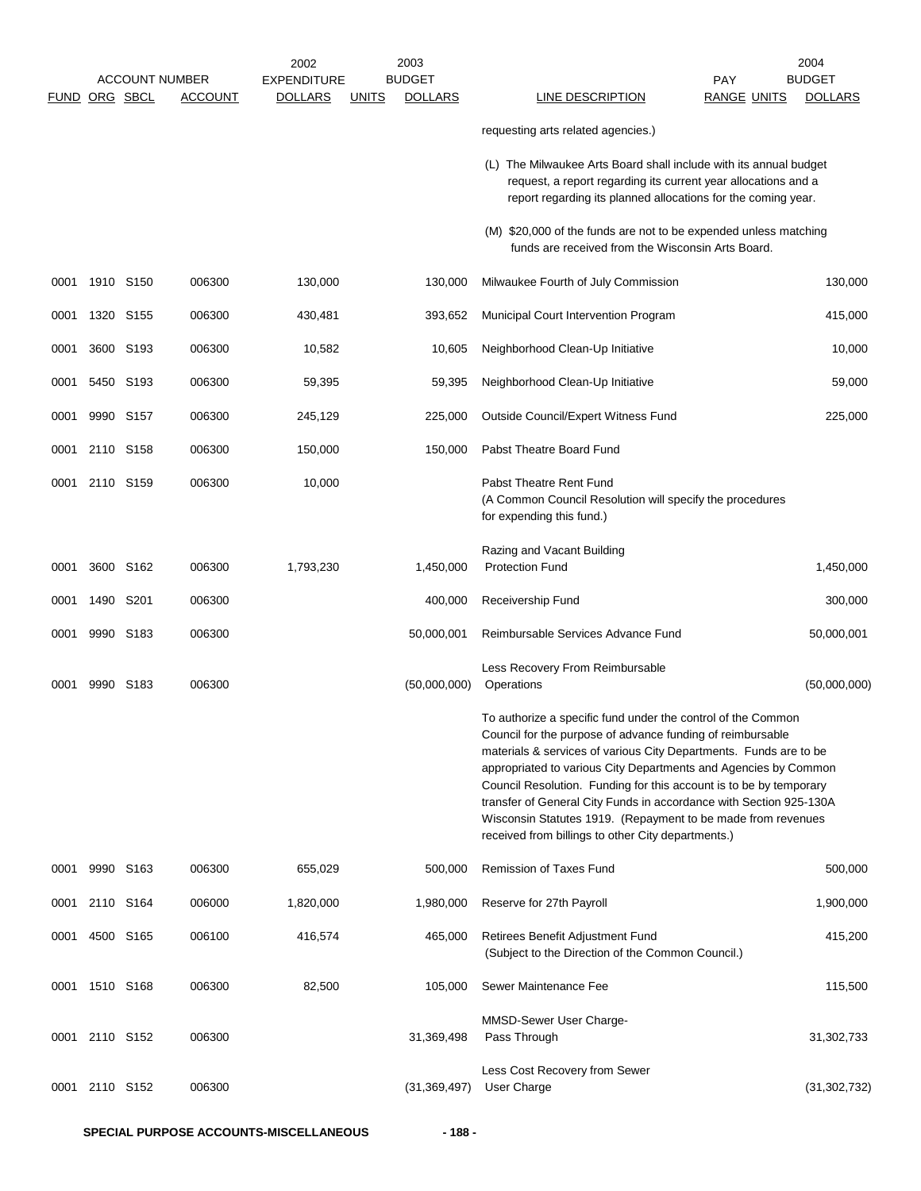| FUND | ORG | SBCL | ACCOUNT | 2002 EXPENDITURE DOLLARS | 2003 UNITS | 2003 BUDGET DOLLARS | LINE DESCRIPTION | PAY RANGE | 2004 UNITS | 2004 BUDGET DOLLARS |
|---|---|---|---|---|---|---|---|---|---|---|
| | | | | | | | requesting arts related agencies.) | | | |
| | | | | | | | (L) The Milwaukee Arts Board shall include with its annual budget request, a report regarding its current year allocations and a report regarding its planned allocations for the coming year. | | | |
| | | | | | | | (M) $20,000 of the funds are not to be expended unless matching funds are received from the Wisconsin Arts Board. | | | |
| 0001 | 1910 | S150 | 006300 | 130,000 | | 130,000 | Milwaukee Fourth of July Commission | | | 130,000 |
| 0001 | 1320 | S155 | 006300 | 430,481 | | 393,652 | Municipal Court Intervention Program | | | 415,000 |
| 0001 | 3600 | S193 | 006300 | 10,582 | | 10,605 | Neighborhood Clean-Up Initiative | | | 10,000 |
| 0001 | 5450 | S193 | 006300 | 59,395 | | 59,395 | Neighborhood Clean-Up Initiative | | | 59,000 |
| 0001 | 9990 | S157 | 006300 | 245,129 | | 225,000 | Outside Council/Expert Witness Fund | | | 225,000 |
| 0001 | 2110 | S158 | 006300 | 150,000 | | 150,000 | Pabst Theatre Board Fund | | | |
| 0001 | 2110 | S159 | 006300 | 10,000 | | | Pabst Theatre Rent Fund (A Common Council Resolution will specify the procedures for expending this fund.) | | | |
| 0001 | 3600 | S162 | 006300 | 1,793,230 | | 1,450,000 | Razing and Vacant Building Protection Fund | | | 1,450,000 |
| 0001 | 1490 | S201 | 006300 | | | 400,000 | Receivership Fund | | | 300,000 |
| 0001 | 9990 | S183 | 006300 | | | 50,000,001 | Reimbursable Services Advance Fund | | | 50,000,001 |
| 0001 | 9990 | S183 | 006300 | | | (50,000,000) | Less Recovery From Reimbursable Operations | | | (50,000,000) |
| | | | | | | | To authorize a specific fund under the control of the Common Council for the purpose of advance funding of reimbursable materials & services of various City Departments. Funds are to be appropriated to various City Departments and Agencies by Common Council Resolution. Funding for this account is to be by temporary transfer of General City Funds in accordance with Section 925-130A Wisconsin Statutes 1919. (Repayment to be made from revenues received from billings to other City departments.) | | | |
| 0001 | 9990 | S163 | 006300 | 655,029 | | 500,000 | Remission of Taxes Fund | | | 500,000 |
| 0001 | 2110 | S164 | 006000 | 1,820,000 | | 1,980,000 | Reserve for 27th Payroll | | | 1,900,000 |
| 0001 | 4500 | S165 | 006100 | 416,574 | | 465,000 | Retirees Benefit Adjustment Fund (Subject to the Direction of the Common Council.) | | | 415,200 |
| 0001 | 1510 | S168 | 006300 | 82,500 | | 105,000 | Sewer Maintenance Fee | | | 115,500 |
| 0001 | 2110 | S152 | 006300 | | | 31,369,498 | MMSD-Sewer User Charge-Pass Through | | | 31,302,733 |
| 0001 | 2110 | S152 | 006300 | | | (31,369,497) | Less Cost Recovery from Sewer User Charge | | | (31,302,732) |

SPECIAL PURPOSE ACCOUNTS-MISCELLANEOUS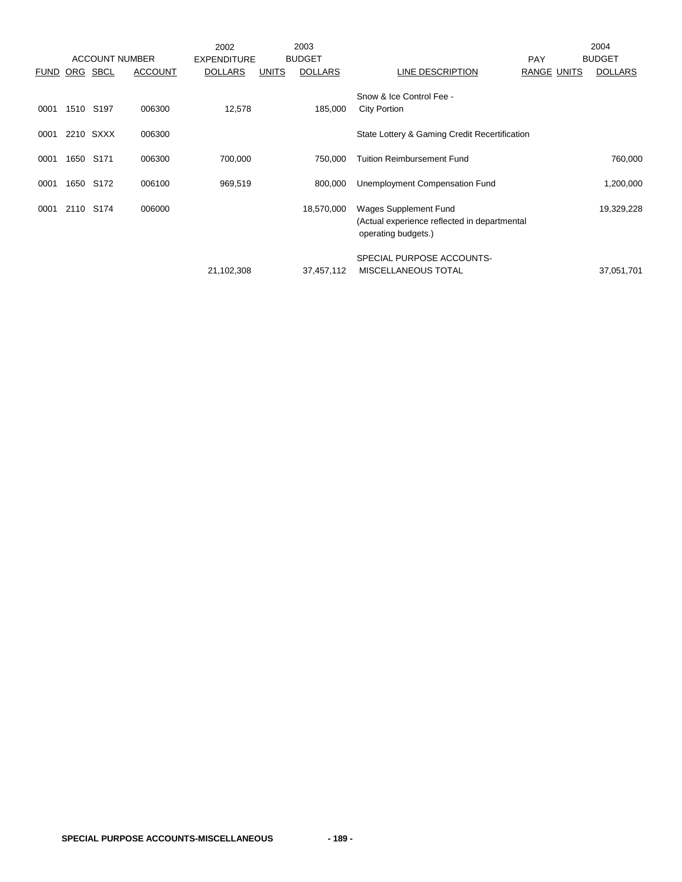| ACCOUNT NUMBER | | | | 2002 EXPENDITURE | 2003 BUDGET | | | PAY | | 2004 BUDGET |
|---|---|---|---|---|---|---|---|---|---|---|
| FUND | ORG | SBCL | ACCOUNT | DOLLARS | UNITS | DOLLARS | LINE DESCRIPTION | RANGE | UNITS | DOLLARS |
| 0001 | 1510 | S197 | 006300 | 12,578 | | 185,000 | Snow & Ice Control Fee - City Portion | | | |
| 0001 | 2210 | SXXX | 006300 | | | | State Lottery & Gaming Credit Recertification | | | |
| 0001 | 1650 | S171 | 006300 | 700,000 | | 750,000 | Tuition Reimbursement Fund | | | 760,000 |
| 0001 | 1650 | S172 | 006100 | 969,519 | | 800,000 | Unemployment Compensation Fund | | | 1,200,000 |
| 0001 | 2110 | S174 | 006000 | | | 18,570,000 | Wages Supplement Fund (Actual experience reflected in departmental operating budgets.) | | | 19,329,228 |
| | | | | 21,102,308 | | 37,457,112 | SPECIAL PURPOSE ACCOUNTS- MISCELLANEOUS TOTAL | | | 37,051,701 |

**SPECIAL PURPOSE ACCOUNTS-MISCELLANEOUS**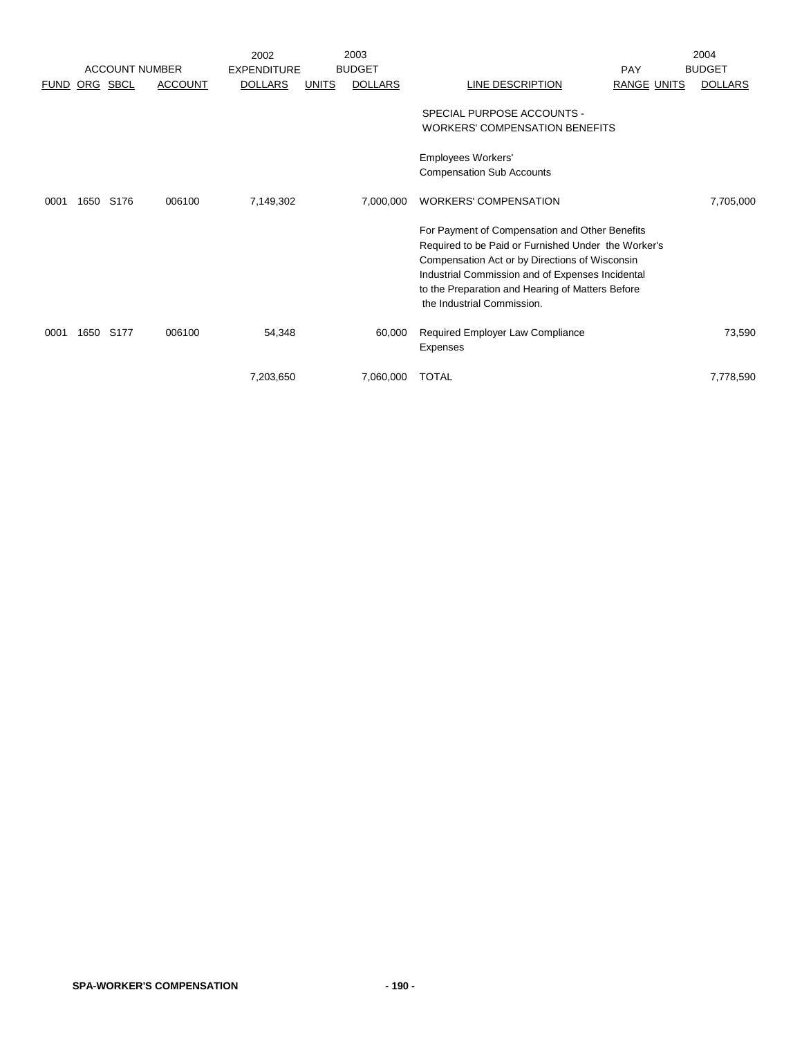| ACCOUNT NUMBER | | | | 2002 EXPENDITURE | 2003 BUDGET | | | PAY | | 2004 BUDGET |
|---|---|---|---|---|---|---|---|---|---|---|
| FUND | ORG | SBCL | ACCOUNT | DOLLARS | UNITS | DOLLARS | LINE DESCRIPTION | RANGE | UNITS | DOLLARS |
| | | | | | | | SPECIAL PURPOSE ACCOUNTS - WORKERS' COMPENSATION BENEFITS | | | |
| | | | | | | | Employees Workers' Compensation Sub Accounts | | | |
| 0001 | 1650 | S176 | 006100 | 7,149,302 | | 7,000,000 | WORKERS' COMPENSATION | | | 7,705,000 |
| | | | | | | | For Payment of Compensation and Other Benefits Required to be Paid or Furnished Under the Worker's Compensation Act or by Directions of Wisconsin Industrial Commission and of Expenses Incidental to the Preparation and Hearing of Matters Before the Industrial Commission. | | | |
| 0001 | 1650 | S177 | 006100 | 54,348 | | 60,000 | Required Employer Law Compliance Expenses | | | 73,590 |
| | | | | 7,203,650 | | 7,060,000 | TOTAL | | | 7,778,590 |

**SPA-WORKER'S COMPENSATION**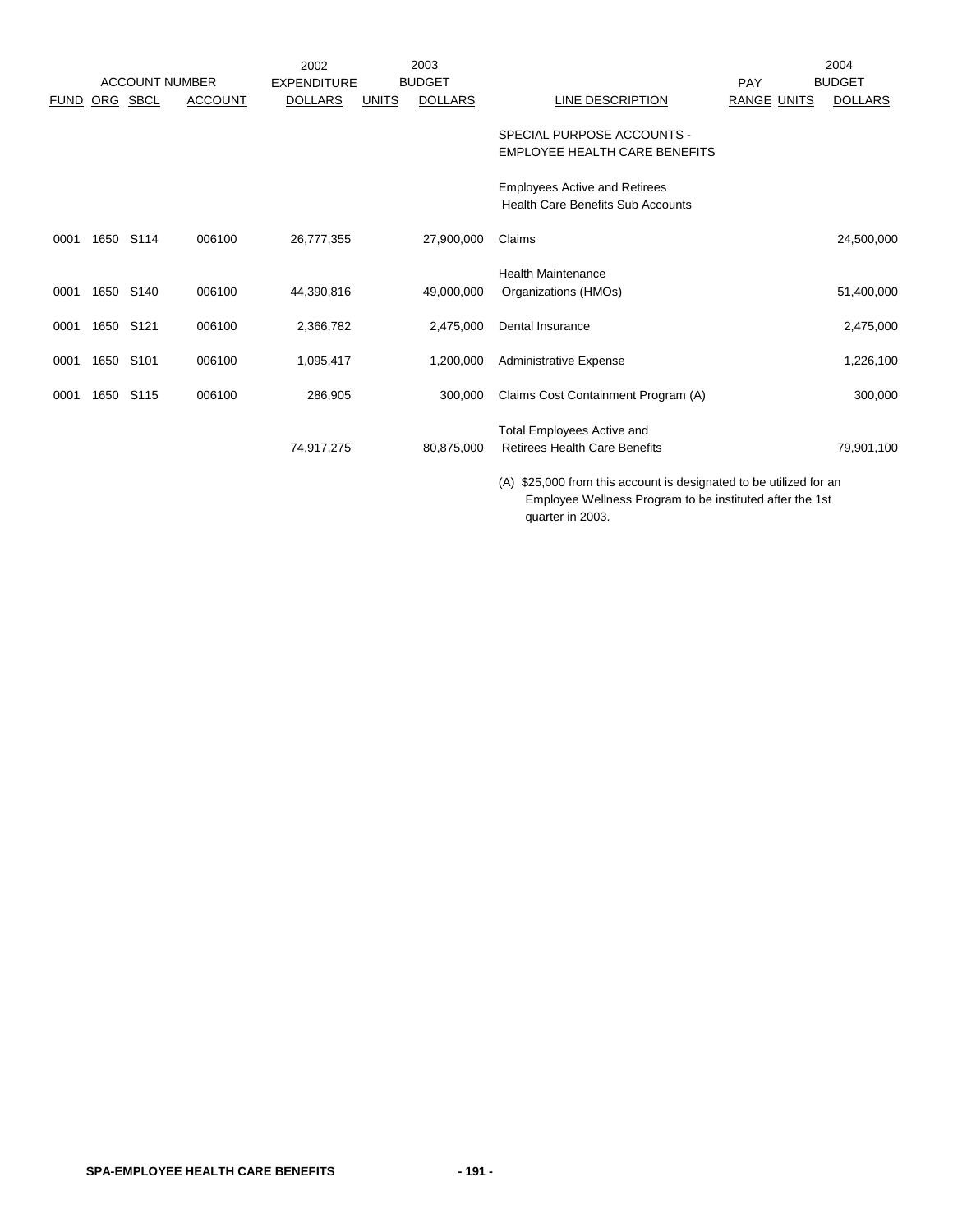| ACCOUNT NUMBER | | | | 2002 EXPENDITURE | 2003 BUDGET | | | PAY | | 2004 BUDGET |
|---|---|---|---|---|---|---|---|---|---|---|
| FUND | ORG | SBCL | ACCOUNT | DOLLARS | UNITS | DOLLARS | LINE DESCRIPTION | RANGE | UNITS | DOLLARS |
| | | | | | | | SPECIAL PURPOSE ACCOUNTS - EMPLOYEE HEALTH CARE BENEFITS | | | |
| | | | | | | | Employees Active and Retirees Health Care Benefits Sub Accounts | | | |
| 0001 | 1650 | S114 | 006100 | 26,777,355 | | 27,900,000 | Claims | | | 24,500,000 |
| 0001 | 1650 | S140 | 006100 | 44,390,816 | | 49,000,000 | Health Maintenance Organizations (HMOs) | | | 51,400,000 |
| 0001 | 1650 | S121 | 006100 | 2,366,782 | | 2,475,000 | Dental Insurance | | | 2,475,000 |
| 0001 | 1650 | S101 | 006100 | 1,095,417 | | 1,200,000 | Administrative Expense | | | 1,226,100 |
| 0001 | 1650 | S115 | 006100 | 286,905 | | 300,000 | Claims Cost Containment Program (A) | | | 300,000 |
| | | | | 74,917,275 | | 80,875,000 | Total Employees Active and Retirees Health Care Benefits | | | 79,901,100 |

(A) $25,000 from this account is designated to be utilized for an Employee Wellness Program to be instituted after the 1st quarter in 2003.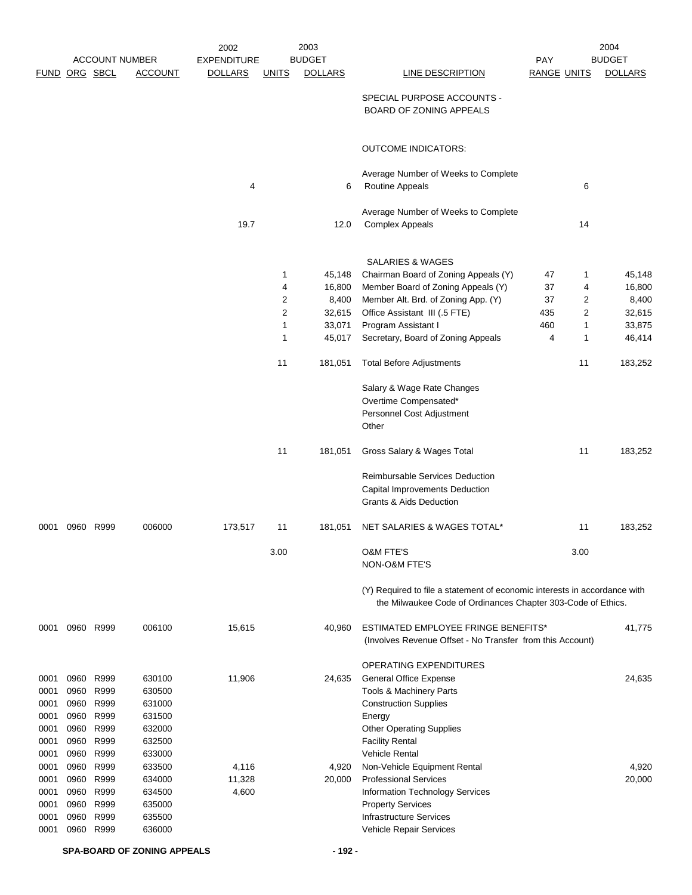| ACCOUNT NUMBER | | | | 2002 EXPENDITURE | 2003 BUDGET | | | PAY | | 2004 BUDGET |
|---|---|---|---|---|---|---|---|---|---|---|
| FUND | ORG | SBCL | ACCOUNT | DOLLARS | UNITS | DOLLARS | LINE DESCRIPTION | RANGE | UNITS | DOLLARS |
| | | | | | | | SPECIAL PURPOSE ACCOUNTS - BOARD OF ZONING APPEALS | | | |
| | | | | | | | OUTCOME INDICATORS: | | | |
| | | | | 4 | | 6 | Average Number of Weeks to Complete Routine Appeals | | 6 | |
| | | | | 19.7 | | 12.0 | Average Number of Weeks to Complete Complex Appeals | | 14 | |
| | | | | | | | SALARIES & WAGES | | | |
| | | | | | 1 | 45,148 | Chairman Board of Zoning Appeals (Y) | 47 | 1 | 45,148 |
| | | | | | 4 | 16,800 | Member Board of Zoning Appeals (Y) | 37 | 4 | 16,800 |
| | | | | | 2 | 8,400 | Member Alt. Brd. of Zoning App. (Y) | 37 | 2 | 8,400 |
| | | | | | 2 | 32,615 | Office Assistant III (.5 FTE) | 435 | 2 | 32,615 |
| | | | | | 1 | 33,071 | Program Assistant I | 460 | 1 | 33,875 |
| | | | | | 1 | 45,017 | Secretary, Board of Zoning Appeals | 4 | 1 | 46,414 |
| | | | | | 11 | 181,051 | Total Before Adjustments | | 11 | 183,252 |
| | | | | | | | Salary & Wage Rate Changes | | | |
| | | | | | | | Overtime Compensated* | | | |
| | | | | | | | Personnel Cost Adjustment | | | |
| | | | | | | | Other | | | |
| | | | | | 11 | 181,051 | Gross Salary & Wages Total | | 11 | 183,252 |
| | | | | | | | Reimbursable Services Deduction | | | |
| | | | | | | | Capital Improvements Deduction | | | |
| | | | | | | | Grants & Aids Deduction | | | |
| 0001 | 0960 | R999 | 006000 | 173,517 | 11 | 181,051 | NET SALARIES & WAGES TOTAL* | | 11 | 183,252 |
| | | | | | 3.00 | | O&M FTE'S | | 3.00 | |
| | | | | | | | NON-O&M FTE'S | | | |
| | | | | | | | (Y) Required to file a statement of economic interests in accordance with the Milwaukee Code of Ordinances Chapter 303-Code of Ethics. | | | |
| 0001 | 0960 | R999 | 006100 | 15,615 | | 40,960 | ESTIMATED EMPLOYEE FRINGE BENEFITS* (Involves Revenue Offset - No Transfer from this Account) | | | 41,775 |
| | | | | | | | OPERATING EXPENDITURES | | | |
| 0001 | 0960 | R999 | 630100 | 11,906 | | 24,635 | General Office Expense | | | 24,635 |
| 0001 | 0960 | R999 | 630500 | | | | Tools & Machinery Parts | | | |
| 0001 | 0960 | R999 | 631000 | | | | Construction Supplies | | | |
| 0001 | 0960 | R999 | 631500 | | | | Energy | | | |
| 0001 | 0960 | R999 | 632000 | | | | Other Operating Supplies | | | |
| 0001 | 0960 | R999 | 632500 | | | | Facility Rental | | | |
| 0001 | 0960 | R999 | 633000 | | | | Vehicle Rental | | | |
| 0001 | 0960 | R999 | 633500 | 4,116 | | 4,920 | Non-Vehicle Equipment Rental | | | 4,920 |
| 0001 | 0960 | R999 | 634000 | 11,328 | | 20,000 | Professional Services | | | 20,000 |
| 0001 | 0960 | R999 | 634500 | 4,600 | | | Information Technology Services | | | |
| 0001 | 0960 | R999 | 635000 | | | | Property Services | | | |
| 0001 | 0960 | R999 | 635500 | | | | Infrastructure Services | | | |
| 0001 | 0960 | R999 | 636000 | | | | Vehicle Repair Services | | | |

SPA-BOARD OF ZONING APPEALS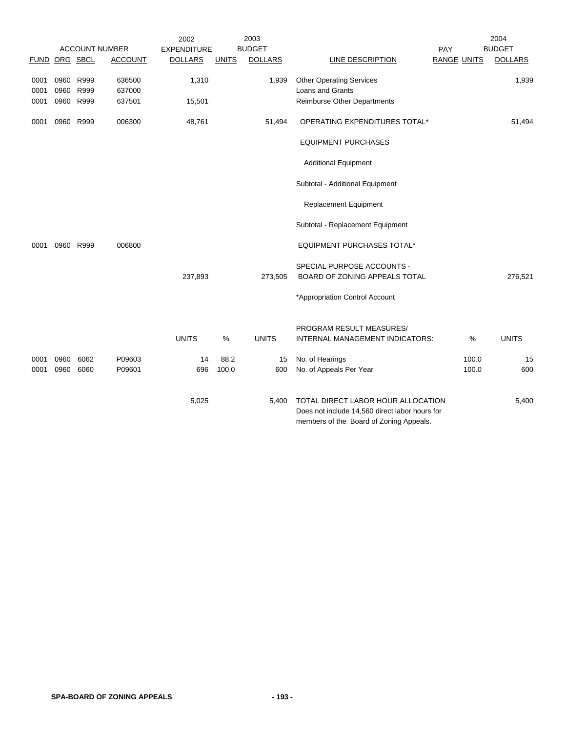| FUND | ORG | SBCL | ACCOUNT | 2002 EXPENDITURE DOLLARS | UNITS | 2003 BUDGET DOLLARS | LINE DESCRIPTION | PAY RANGE | UNITS | 2004 BUDGET DOLLARS |
|---|---|---|---|---|---|---|---|---|---|---|
| 0001 | 0960 | R999 | 636500 | 1,310 | | 1,939 | Other Operating Services | | | 1,939 |
| 0001 | 0960 | R999 | 637000 | | | | Loans and Grants | | | |
| 0001 | 0960 | R999 | 637501 | 15,501 | | | Reimburse Other Departments | | | |
| 0001 | 0960 | R999 | 006300 | 48,761 | | 51,494 | OPERATING EXPENDITURES TOTAL* | | | 51,494 |
| | | | | | | | EQUIPMENT PURCHASES | | | |
| | | | | | | | Additional Equipment | | | |
| | | | | | | | Subtotal - Additional Equipment | | | |
| | | | | | | | Replacement Equipment | | | |
| | | | | | | | Subtotal - Replacement Equipment | | | |
| 0001 | 0960 | R999 | 006800 | | | | EQUIPMENT PURCHASES TOTAL* | | | |
| | | | | 237,893 | | 273,505 | SPECIAL PURPOSE ACCOUNTS - BOARD OF ZONING APPEALS TOTAL | | | 276,521 |
| | | | | | | | *Appropriation Control Account | | | |
| | | | | UNITS | % | UNITS | PROGRAM RESULT MEASURES/ INTERNAL MANAGEMENT INDICATORS: | | % | UNITS |
| 0001 | 0960 | 6062 | P09603 | 14 | 88.2 | 15 | No. of Hearings | | 100.0 | 15 |
| 0001 | 0960 | 6060 | P09601 | 696 | 100.0 | 600 | No. of Appeals Per Year | | 100.0 | 600 |
| | | | | 5,025 | | 5,400 | TOTAL DIRECT LABOR HOUR ALLOCATION Does not include 14,560 direct labor hours for members of the Board of Zoning Appeals. | | | 5,400 |

**SPA-BOARD OF ZONING APPEALS**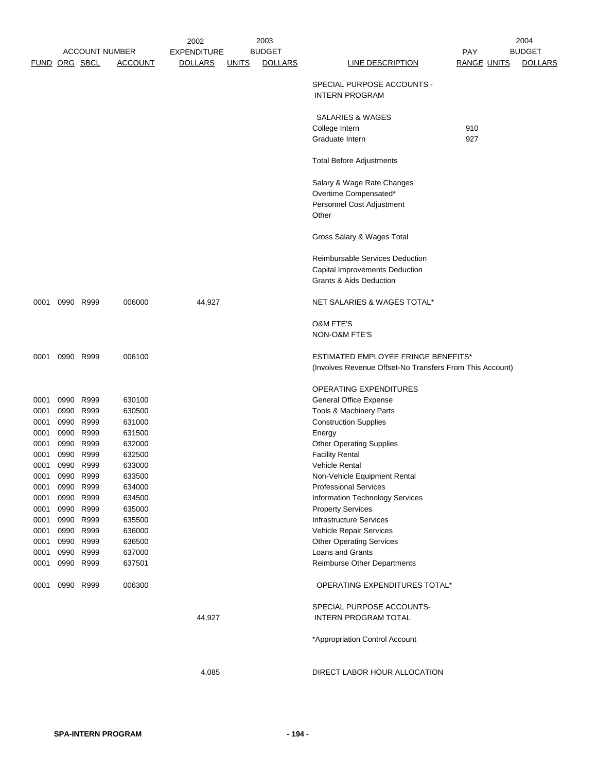| ACCOUNT NUMBER | | | | 2002 EXPENDITURE | 2003 BUDGET | | | PAY | | 2004 BUDGET |
|---|---|---|---|---|---|---|---|---|---|---|
| FUND | ORG | SBCL | ACCOUNT | DOLLARS | UNITS | DOLLARS | LINE DESCRIPTION | RANGE | UNITS | DOLLARS |
| | | | | | | | SPECIAL PURPOSE ACCOUNTS - INTERN PROGRAM | | | |
| | | | | | | | SALARIES & WAGES | | | |
| | | | | | | | College Intern | 910 | | |
| | | | | | | | Graduate Intern | 927 | | |
| | | | | | | | Total Before Adjustments | | | |
| | | | | | | | Salary & Wage Rate Changes | | | |
| | | | | | | | Overtime Compensated* | | | |
| | | | | | | | Personnel Cost Adjustment | | | |
| | | | | | | | Other | | | |
| | | | | | | | Gross Salary & Wages Total | | | |
| | | | | | | | Reimbursable Services Deduction | | | |
| | | | | | | | Capital Improvements Deduction | | | |
| | | | | | | | Grants & Aids Deduction | | | |
| 0001 | 0990 | R999 | 006000 | 44,927 | | | NET SALARIES & WAGES TOTAL* | | | |
| | | | | | | | O&M FTE'S | | | |
| | | | | | | | NON-O&M FTE'S | | | |
| 0001 | 0990 | R999 | 006100 | | | | ESTIMATED EMPLOYEE FRINGE BENEFITS* (Involves Revenue Offset-No Transfers From This Account) | | | |
| | | | | | | | OPERATING EXPENDITURES | | | |
| 0001 | 0990 | R999 | 630100 | | | | General Office Expense | | | |
| 0001 | 0990 | R999 | 630500 | | | | Tools & Machinery Parts | | | |
| 0001 | 0990 | R999 | 631000 | | | | Construction Supplies | | | |
| 0001 | 0990 | R999 | 631500 | | | | Energy | | | |
| 0001 | 0990 | R999 | 632000 | | | | Other Operating Supplies | | | |
| 0001 | 0990 | R999 | 632500 | | | | Facility Rental | | | |
| 0001 | 0990 | R999 | 633000 | | | | Vehicle Rental | | | |
| 0001 | 0990 | R999 | 633500 | | | | Non-Vehicle Equipment Rental | | | |
| 0001 | 0990 | R999 | 634000 | | | | Professional Services | | | |
| 0001 | 0990 | R999 | 634500 | | | | Information Technology Services | | | |
| 0001 | 0990 | R999 | 635000 | | | | Property Services | | | |
| 0001 | 0990 | R999 | 635500 | | | | Infrastructure Services | | | |
| 0001 | 0990 | R999 | 636000 | | | | Vehicle Repair Services | | | |
| 0001 | 0990 | R999 | 636500 | | | | Other Operating Services | | | |
| 0001 | 0990 | R999 | 637000 | | | | Loans and Grants | | | |
| 0001 | 0990 | R999 | 637501 | | | | Reimburse Other Departments | | | |
| 0001 | 0990 | R999 | 006300 | | | | OPERATING EXPENDITURES TOTAL* | | | |
| | | | | 44,927 | | | SPECIAL PURPOSE ACCOUNTS- INTERN PROGRAM TOTAL | | | |
| | | | | | | | *Appropriation Control Account | | | |
| | | | | 4,085 | | | DIRECT LABOR HOUR ALLOCATION | | | |

SPA-INTERN PROGRAM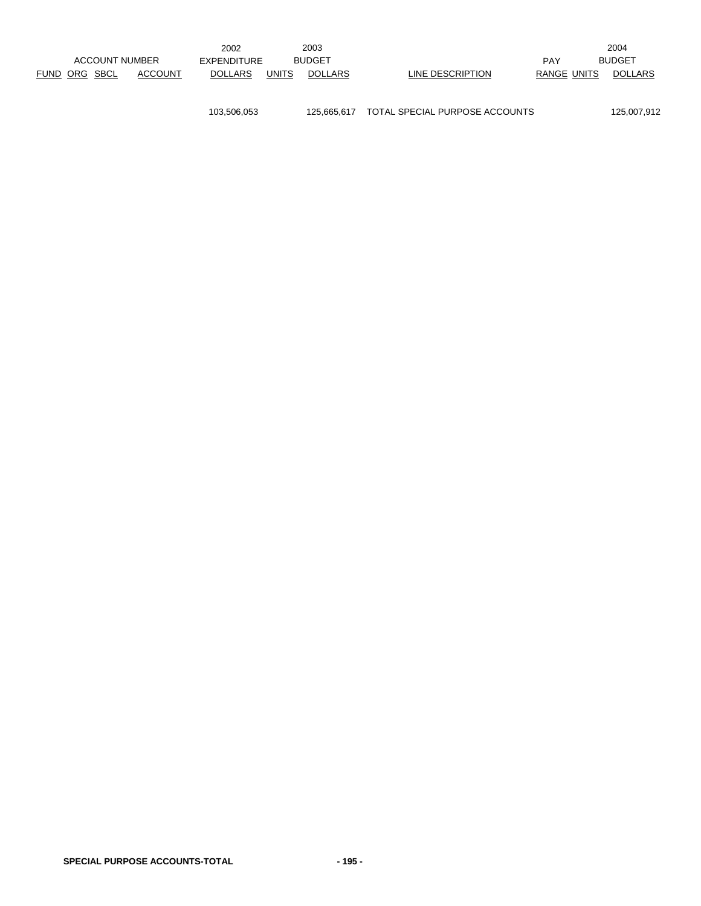| ACCOUNT NUMBER | | | | 2002 EXPENDITURE | 2003 BUDGET | | | PAY | | 2004 BUDGET |
|---|---|---|---|---|---|---|---|---|---|---|
| FUND | ORG | SBCL | ACCOUNT | DOLLARS | UNITS | DOLLARS | LINE DESCRIPTION | RANGE | UNITS | DOLLARS |
| | | | | 103,506,053 | | 125,665,617 | TOTAL SPECIAL PURPOSE ACCOUNTS | | | 125,007,912 |

**SPECIAL PURPOSE ACCOUNTS-TOTAL**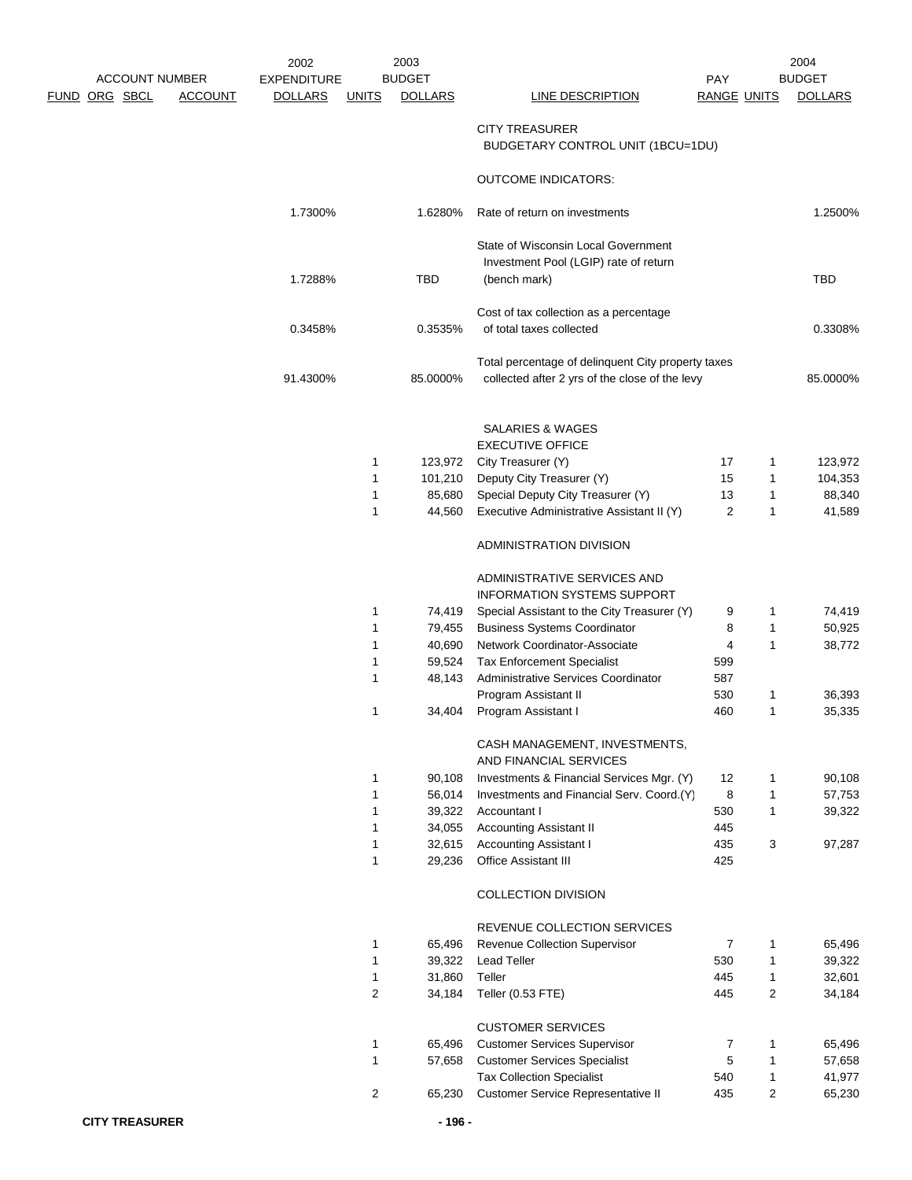| ACCOUNT NUMBER FUND ORG SBCL | ACCOUNT | 2002 EXPENDITURE DOLLARS | 2003 BUDGET UNITS | 2003 BUDGET DOLLARS | LINE DESCRIPTION | PAY RANGE | 2004 BUDGET UNITS | 2004 BUDGET DOLLARS |
|---|---|---|---|---|---|---|---|---|
| | | | | | CITY TREASURER | | | |
| | | | | | BUDGETARY CONTROL UNIT (1BCU=1DU) | | | |
| | | | | | OUTCOME INDICATORS: | | | |
| | | 1.7300% | | 1.6280% | Rate of return on investments | | | 1.2500% |
| | | 1.7288% | | TBD | State of Wisconsin Local Government Investment Pool (LGIP) rate of return (bench mark) | | | TBD |
| | | 0.3458% | | 0.3535% | Cost of tax collection as a percentage of total taxes collected | | | 0.3308% |
| | | 91.4300% | | 85.0000% | Total percentage of delinquent City property taxes collected after 2 yrs of the close of the levy | | | 85.0000% |
| | | | | | SALARIES & WAGES | | | |
| | | | | | EXECUTIVE OFFICE | | | |
| | | | 1 | 123,972 | City Treasurer (Y) | 17 | 1 | 123,972 |
| | | | 1 | 101,210 | Deputy City Treasurer (Y) | 15 | 1 | 104,353 |
| | | | 1 | 85,680 | Special Deputy City Treasurer (Y) | 13 | 1 | 88,340 |
| | | | 1 | 44,560 | Executive Administrative Assistant II (Y) | 2 | 1 | 41,589 |
| | | | | | ADMINISTRATION DIVISION | | | |
| | | | | | ADMINISTRATIVE SERVICES AND INFORMATION SYSTEMS SUPPORT | | | |
| | | | 1 | 74,419 | Special Assistant to the City Treasurer (Y) | 9 | 1 | 74,419 |
| | | | 1 | 79,455 | Business Systems Coordinator | 8 | 1 | 50,925 |
| | | | 1 | 40,690 | Network Coordinator-Associate | 4 | 1 | 38,772 |
| | | | 1 | 59,524 | Tax Enforcement Specialist | 599 | | |
| | | | 1 | 48,143 | Administrative Services Coordinator | 587 | | |
| | | | | | Program Assistant II | 530 | 1 | 36,393 |
| | | | 1 | 34,404 | Program Assistant I | 460 | 1 | 35,335 |
| | | | | | CASH MANAGEMENT, INVESTMENTS, AND FINANCIAL SERVICES | | | |
| | | | 1 | 90,108 | Investments & Financial Services Mgr. (Y) | 12 | 1 | 90,108 |
| | | | 1 | 56,014 | Investments and Financial Serv. Coord.(Y) | 8 | 1 | 57,753 |
| | | | 1 | 39,322 | Accountant I | 530 | 1 | 39,322 |
| | | | 1 | 34,055 | Accounting Assistant II | 445 | | |
| | | | 1 | 32,615 | Accounting Assistant I | 435 | 3 | 97,287 |
| | | | 1 | 29,236 | Office Assistant III | 425 | | |
| | | | | | COLLECTION DIVISION | | | |
| | | | | | REVENUE COLLECTION SERVICES | | | |
| | | | 1 | 65,496 | Revenue Collection Supervisor | 7 | 1 | 65,496 |
| | | | 1 | 39,322 | Lead Teller | 530 | 1 | 39,322 |
| | | | 1 | 31,860 | Teller | 445 | 1 | 32,601 |
| | | | 2 | 34,184 | Teller (0.53 FTE) | 445 | 2 | 34,184 |
| | | | | | CUSTOMER SERVICES | | | |
| | | | 1 | 65,496 | Customer Services Supervisor | 7 | 1 | 65,496 |
| | | | 1 | 57,658 | Customer Services Specialist | 5 | 1 | 57,658 |
| | | | | | Tax Collection Specialist | 540 | 1 | 41,977 |
| | | | 2 | 65,230 | Customer Service Representative II | 435 | 2 | 65,230 |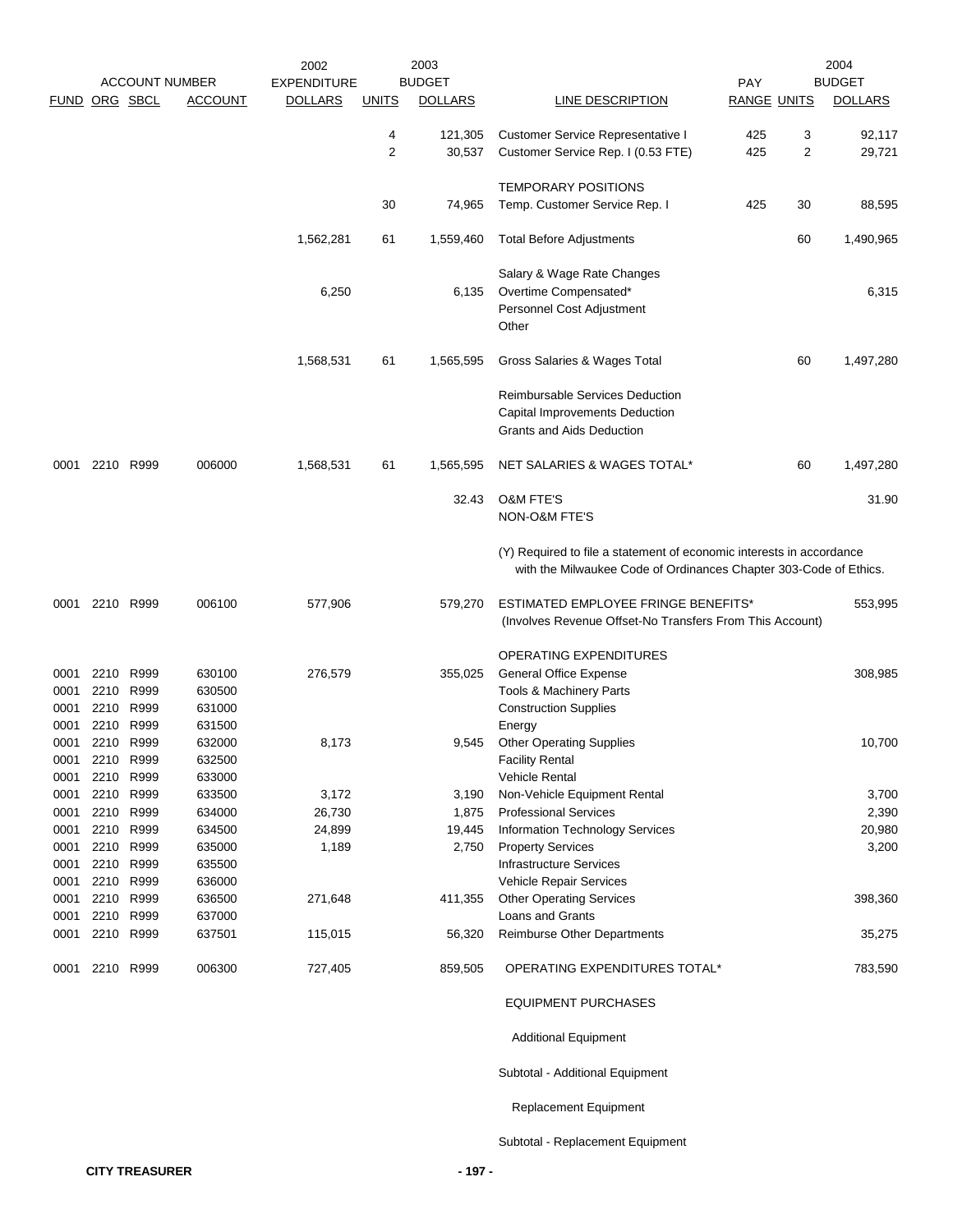| FUND | ORG | SBCL | ACCOUNT | 2002 EXPENDITURE DOLLARS | 2003 BUDGET UNITS | 2003 BUDGET DOLLARS | LINE DESCRIPTION | PAY RANGE | UNITS | 2004 BUDGET DOLLARS |
|---|---|---|---|---|---|---|---|---|---|---|
| | | | | | 4 | 121,305 | Customer Service Representative I | 425 | 3 | 92,117 |
| | | | | | 2 | 30,537 | Customer Service Rep. I (0.53 FTE) | 425 | 2 | 29,721 |
| | | | | | | | TEMPORARY POSITIONS | | | |
| | | | | | 30 | 74,965 | Temp. Customer Service Rep. I | 425 | 30 | 88,595 |
| | | | | 1,562,281 | 61 | 1,559,460 | Total Before Adjustments | | 60 | 1,490,965 |
| | | | | | | | Salary & Wage Rate Changes | | | |
| | | | | 6,250 | | 6,135 | Overtime Compensated* | | | 6,315 |
| | | | | | | | Personnel Cost Adjustment | | | |
| | | | | | | | Other | | | |
| | | | | 1,568,531 | 61 | 1,565,595 | Gross Salaries & Wages Total | | 60 | 1,497,280 |
| | | | | | | | Reimbursable Services Deduction | | | |
| | | | | | | | Capital Improvements Deduction | | | |
| | | | | | | | Grants and Aids Deduction | | | |
| 0001 | 2210 | R999 | 006000 | 1,568,531 | 61 | 1,565,595 | NET SALARIES & WAGES TOTAL* | | 60 | 1,497,280 |
| | | | | | | 32.43 | O&M FTE'S | | | 31.90 |
| | | | | | | | NON-O&M FTE'S | | | |
| | | | | | | | (Y) Required to file a statement of economic interests in accordance with the Milwaukee Code of Ordinances Chapter 303-Code of Ethics. | | | |
| 0001 | 2210 | R999 | 006100 | 577,906 | | 579,270 | ESTIMATED EMPLOYEE FRINGE BENEFITS* (Involves Revenue Offset-No Transfers From This Account) | | | 553,995 |
| | | | | | | | OPERATING EXPENDITURES | | | |
| 0001 | 2210 | R999 | 630100 | 276,579 | | 355,025 | General Office Expense | | | 308,985 |
| 0001 | 2210 | R999 | 630500 | | | | Tools & Machinery Parts | | | |
| 0001 | 2210 | R999 | 631000 | | | | Construction Supplies | | | |
| 0001 | 2210 | R999 | 631500 | | | | Energy | | | |
| 0001 | 2210 | R999 | 632000 | 8,173 | | 9,545 | Other Operating Supplies | | | 10,700 |
| 0001 | 2210 | R999 | 632500 | | | | Facility Rental | | | |
| 0001 | 2210 | R999 | 633000 | | | | Vehicle Rental | | | |
| 0001 | 2210 | R999 | 633500 | 3,172 | | 3,190 | Non-Vehicle Equipment Rental | | | 3,700 |
| 0001 | 2210 | R999 | 634000 | 26,730 | | 1,875 | Professional Services | | | 2,390 |
| 0001 | 2210 | R999 | 634500 | 24,899 | | 19,445 | Information Technology Services | | | 20,980 |
| 0001 | 2210 | R999 | 635000 | 1,189 | | 2,750 | Property Services | | | 3,200 |
| 0001 | 2210 | R999 | 635500 | | | | Infrastructure Services | | | |
| 0001 | 2210 | R999 | 636000 | | | | Vehicle Repair Services | | | |
| 0001 | 2210 | R999 | 636500 | 271,648 | | 411,355 | Other Operating Services | | | 398,360 |
| 0001 | 2210 | R999 | 637000 | | | | Loans and Grants | | | |
| 0001 | 2210 | R999 | 637501 | 115,015 | | 56,320 | Reimburse Other Departments | | | 35,275 |
| 0001 | 2210 | R999 | 006300 | 727,405 | | 859,505 | OPERATING EXPENDITURES TOTAL* | | | 783,590 |
| | | | | | | | EQUIPMENT PURCHASES | | | |
| | | | | | | | Additional Equipment | | | |
| | | | | | | | Subtotal - Additional Equipment | | | |
| | | | | | | | Replacement Equipment | | | |
| | | | | | | | Subtotal - Replacement Equipment | | | |

CITY TREASURER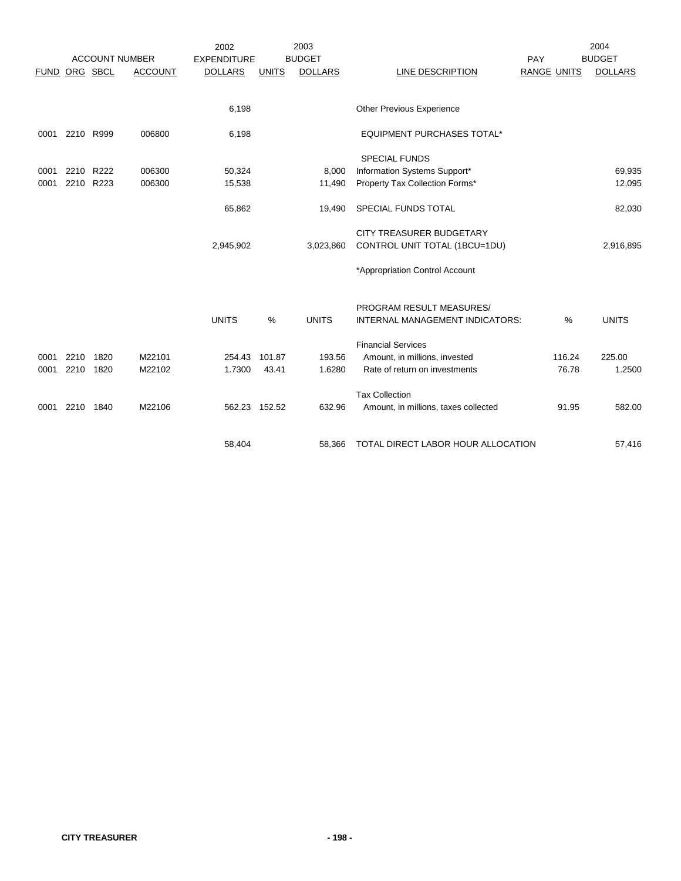| FUND | ORG | SBCL | ACCOUNT | 2002 EXPENDITURE DOLLARS | 2003 BUDGET UNITS | 2003 BUDGET DOLLARS | LINE DESCRIPTION | PAY RANGE | 2004 BUDGET UNITS | 2004 BUDGET DOLLARS |
|---|---|---|---|---|---|---|---|---|---|---|
| | | | | 6,198 | | | Other Previous Experience | | | |
| 0001 | 2210 | R999 | 006800 | 6,198 | | | EQUIPMENT PURCHASES TOTAL* | | | |
| | | | | | | | SPECIAL FUNDS | | | |
| 0001 | 2210 | R222 | 006300 | 50,324 | | 8,000 | Information Systems Support* | | | 69,935 |
| 0001 | 2210 | R223 | 006300 | 15,538 | | 11,490 | Property Tax Collection Forms* | | | 12,095 |
| | | | | 65,862 | | 19,490 | SPECIAL FUNDS TOTAL | | | 82,030 |
| | | | | 2,945,902 | | 3,023,860 | CITY TREASURER BUDGETARY CONTROL UNIT TOTAL (1BCU=1DU) | | | 2,916,895 |
| | | | | | | | *Appropriation Control Account | | | |

| FUND | ORG | SBCL | ACCOUNT | UNITS | % | UNITS | PROGRAM RESULT MEASURES/ INTERNAL MANAGEMENT INDICATORS: | % | UNITS |
|---|---|---|---|---|---|---|---|---|---|
| | | | | | | | Financial Services | | |
| 0001 | 2210 | 1820 | M22101 | 254.43 | 101.87 | 193.56 | Amount, in millions, invested | 116.24 | 225.00 |
| 0001 | 2210 | 1820 | M22102 | 1.7300 | 43.41 | 1.6280 | Rate of return on investments | 76.78 | 1.2500 |
| | | | | | | | Tax Collection | | |
| 0001 | 2210 | 1840 | M22106 | 562.23 | 152.52 | 632.96 | Amount, in millions, taxes collected | 91.95 | 582.00 |
| | | | | 58,404 | | 58,366 | TOTAL DIRECT LABOR HOUR ALLOCATION | | 57,416 |

**CITY TREASURER**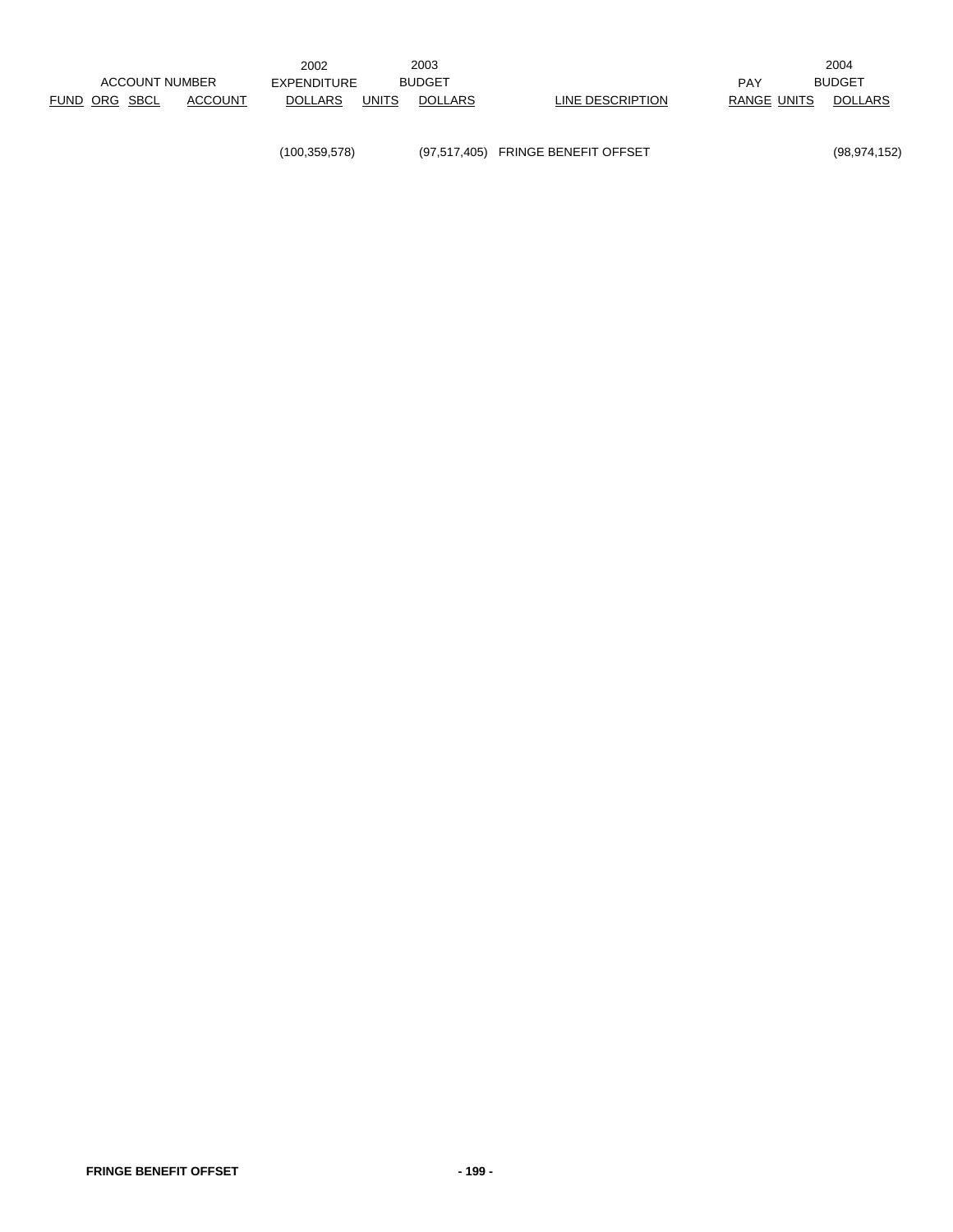| ACCOUNT NUMBER | | | | 2002 EXPENDITURE | 2003 BUDGET | | | PAY | | 2004 BUDGET |
|---|---|---|---|---|---|---|---|---|---|---|
| FUND | ORG | SBCL | ACCOUNT | DOLLARS | UNITS | DOLLARS | LINE DESCRIPTION | RANGE | UNITS | DOLLARS |
| | | | | (100,359,578) | | (97,517,405) | FRINGE BENEFIT OFFSET | | | (98,974,152) |

**FRINGE BENEFIT OFFSET**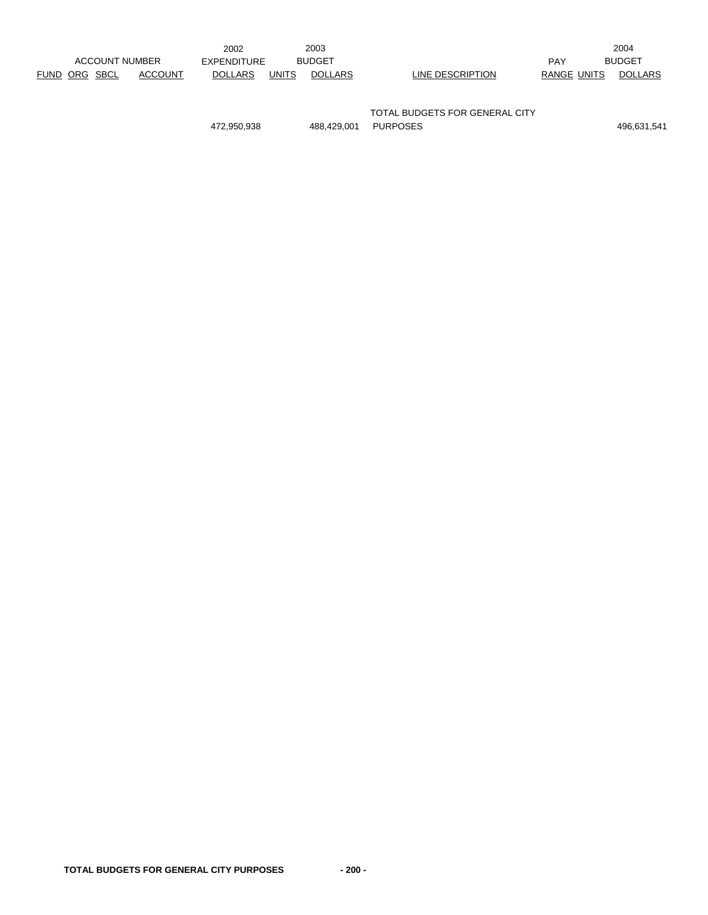| ACCOUNT NUMBER | | | | 2002 EXPENDITURE | 2003 BUDGET | | | PAY | | 2004 BUDGET |
|---|---|---|---|---|---|---|---|---|---|---|
| FUND | ORG | SBCL | ACCOUNT | DOLLARS | UNITS | DOLLARS | LINE DESCRIPTION | RANGE | UNITS | DOLLARS |
| | | | | 472,950,938 | | 488,429,001 | TOTAL BUDGETS FOR GENERAL CITY PURPOSES | | | 496,631,541 |

**TOTAL BUDGETS FOR GENERAL CITY PURPOSES**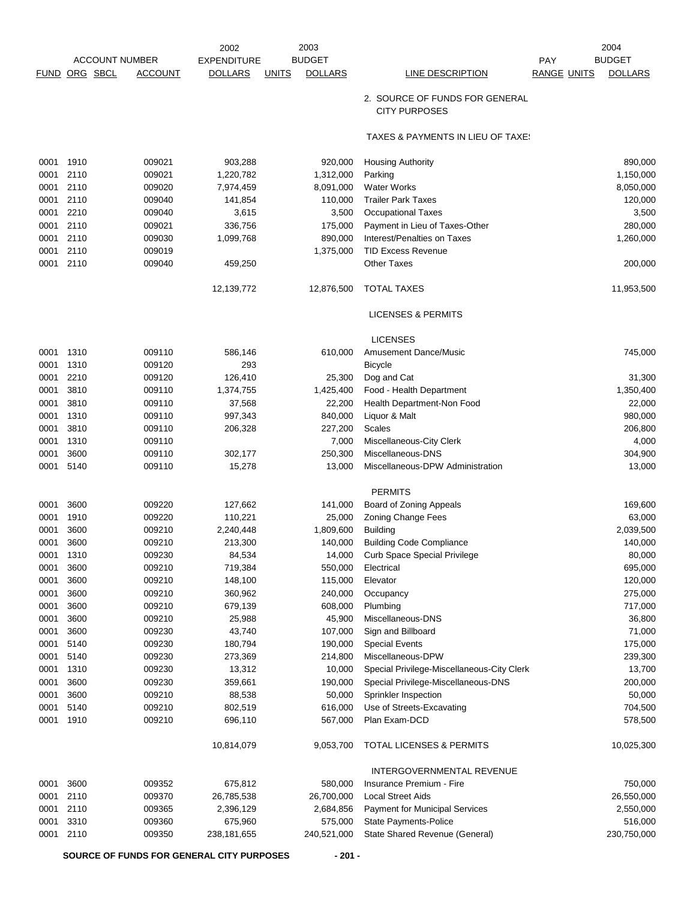| ACCOUNT NUMBER | | | | 2002 EXPENDITURE | 2003 BUDGET | | | PAY | | 2004 BUDGET |
|---|---|---|---|---|---|---|---|---|---|---|
| FUND | ORG | SBCL | ACCOUNT | DOLLARS | UNITS | DOLLARS | LINE DESCRIPTION | RANGE | UNITS | DOLLARS |
| | | | | | | | 2. SOURCE OF FUNDS FOR GENERAL CITY PURPOSES | | | |
| | | | | | | | TAXES & PAYMENTS IN LIEU OF TAXES | | | |
| 0001 | 1910 | | 009021 | 903,288 | | 920,000 | Housing Authority | | | 890,000 |
| 0001 | 2110 | | 009021 | 1,220,782 | | 1,312,000 | Parking | | | 1,150,000 |
| 0001 | 2110 | | 009020 | 7,974,459 | | 8,091,000 | Water Works | | | 8,050,000 |
| 0001 | 2110 | | 009040 | 141,854 | | 110,000 | Trailer Park Taxes | | | 120,000 |
| 0001 | 2210 | | 009040 | 3,615 | | 3,500 | Occupational Taxes | | | 3,500 |
| 0001 | 2110 | | 009021 | 336,756 | | 175,000 | Payment in Lieu of Taxes-Other | | | 280,000 |
| 0001 | 2110 | | 009030 | 1,099,768 | | 890,000 | Interest/Penalties on Taxes | | | 1,260,000 |
| 0001 | 2110 | | 009019 | | | 1,375,000 | TID Excess Revenue | | | |
| 0001 | 2110 | | 009040 | 459,250 | | | Other Taxes | | | 200,000 |
| | | | | 12,139,772 | | 12,876,500 | TOTAL TAXES | | | 11,953,500 |
| | | | | | | | LICENSES & PERMITS | | | |
| | | | | | | | LICENSES | | | |
| 0001 | 1310 | | 009110 | 586,146 | | 610,000 | Amusement Dance/Music | | | 745,000 |
| 0001 | 1310 | | 009120 | 293 | | | Bicycle | | | |
| 0001 | 2210 | | 009120 | 126,410 | | 25,300 | Dog and Cat | | | 31,300 |
| 0001 | 3810 | | 009110 | 1,374,755 | | 1,425,400 | Food - Health Department | | | 1,350,400 |
| 0001 | 3810 | | 009110 | 37,568 | | 22,200 | Health Department-Non Food | | | 22,000 |
| 0001 | 1310 | | 009110 | 997,343 | | 840,000 | Liquor & Malt | | | 980,000 |
| 0001 | 3810 | | 009110 | 206,328 | | 227,200 | Scales | | | 206,800 |
| 0001 | 1310 | | 009110 | | | 7,000 | Miscellaneous-City Clerk | | | 4,000 |
| 0001 | 3600 | | 009110 | 302,177 | | 250,300 | Miscellaneous-DNS | | | 304,900 |
| 0001 | 5140 | | 009110 | 15,278 | | 13,000 | Miscellaneous-DPW Administration | | | 13,000 |
| | | | | | | | PERMITS | | | |
| 0001 | 3600 | | 009220 | 127,662 | | 141,000 | Board of Zoning Appeals | | | 169,600 |
| 0001 | 1910 | | 009220 | 110,221 | | 25,000 | Zoning Change Fees | | | 63,000 |
| 0001 | 3600 | | 009210 | 2,240,448 | | 1,809,600 | Building | | | 2,039,500 |
| 0001 | 3600 | | 009210 | 213,300 | | 140,000 | Building Code Compliance | | | 140,000 |
| 0001 | 1310 | | 009230 | 84,534 | | 14,000 | Curb Space Special Privilege | | | 80,000 |
| 0001 | 3600 | | 009210 | 719,384 | | 550,000 | Electrical | | | 695,000 |
| 0001 | 3600 | | 009210 | 148,100 | | 115,000 | Elevator | | | 120,000 |
| 0001 | 3600 | | 009210 | 360,962 | | 240,000 | Occupancy | | | 275,000 |
| 0001 | 3600 | | 009210 | 679,139 | | 608,000 | Plumbing | | | 717,000 |
| 0001 | 3600 | | 009210 | 25,988 | | 45,900 | Miscellaneous-DNS | | | 36,800 |
| 0001 | 3600 | | 009230 | 43,740 | | 107,000 | Sign and Billboard | | | 71,000 |
| 0001 | 5140 | | 009230 | 180,794 | | 190,000 | Special Events | | | 175,000 |
| 0001 | 5140 | | 009230 | 273,369 | | 214,800 | Miscellaneous-DPW | | | 239,300 |
| 0001 | 1310 | | 009230 | 13,312 | | 10,000 | Special Privilege-Miscellaneous-City Clerk | | | 13,700 |
| 0001 | 3600 | | 009230 | 359,661 | | 190,000 | Special Privilege-Miscellaneous-DNS | | | 200,000 |
| 0001 | 3600 | | 009210 | 88,538 | | 50,000 | Sprinkler Inspection | | | 50,000 |
| 0001 | 5140 | | 009210 | 802,519 | | 616,000 | Use of Streets-Excavating | | | 704,500 |
| 0001 | 1910 | | 009210 | 696,110 | | 567,000 | Plan Exam-DCD | | | 578,500 |
| | | | | 10,814,079 | | 9,053,700 | TOTAL LICENSES & PERMITS | | | 10,025,300 |
| | | | | | | | INTERGOVERNMENTAL REVENUE | | | |
| 0001 | 3600 | | 009352 | 675,812 | | 580,000 | Insurance Premium - Fire | | | 750,000 |
| 0001 | 2110 | | 009370 | 26,785,538 | | 26,700,000 | Local Street Aids | | | 26,550,000 |
| 0001 | 2110 | | 009365 | 2,396,129 | | 2,684,856 | Payment for Municipal Services | | | 2,550,000 |
| 0001 | 3310 | | 009360 | 675,960 | | 575,000 | State Payments-Police | | | 516,000 |
| 0001 | 2110 | | 009350 | 238,181,655 | | 240,521,000 | State Shared Revenue (General) | | | 230,750,000 |

**SOURCE OF FUNDS FOR GENERAL CITY PURPOSES**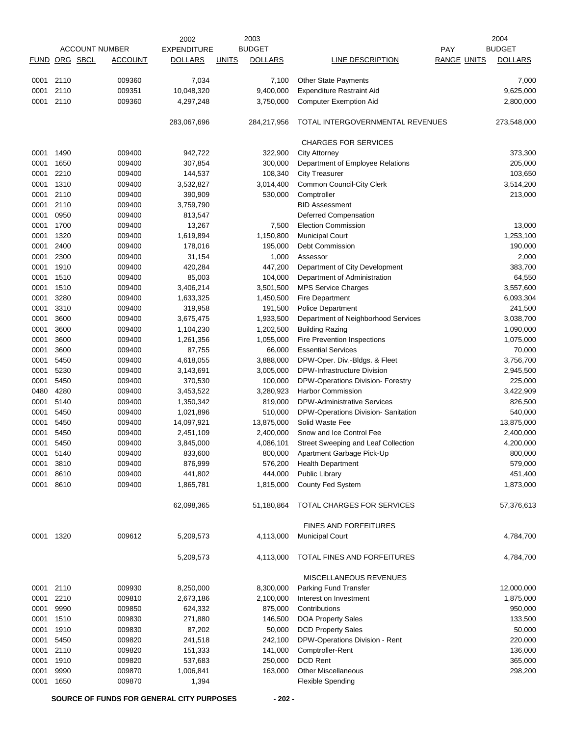| FUND | ORG | SBCL | ACCOUNT | 2002 EXPENDITURE DOLLARS | UNITS | 2003 BUDGET DOLLARS | LINE DESCRIPTION | PAY RANGE | UNITS | 2004 BUDGET DOLLARS |
|---|---|---|---|---|---|---|---|---|---|---|
| 0001 | 2110 | | 009360 | 7,034 | | 7,100 | Other State Payments | | | 7,000 |
| 0001 | 2110 | | 009351 | 10,048,320 | | 9,400,000 | Expenditure Restraint Aid | | | 9,625,000 |
| 0001 | 2110 | | 009360 | 4,297,248 | | 3,750,000 | Computer Exemption Aid | | | 2,800,000 |
| | | | | 283,067,696 | | 284,217,956 | TOTAL INTERGOVERNMENTAL REVENUES | | | 273,548,000 |
| | | | | | | | CHARGES FOR SERVICES | | | |
| 0001 | 1490 | | 009400 | 942,722 | | 322,900 | City Attorney | | | 373,300 |
| 0001 | 1650 | | 009400 | 307,854 | | 300,000 | Department of Employee Relations | | | 205,000 |
| 0001 | 2210 | | 009400 | 144,537 | | 108,340 | City Treasurer | | | 103,650 |
| 0001 | 1310 | | 009400 | 3,532,827 | | 3,014,400 | Common Council-City Clerk | | | 3,514,200 |
| 0001 | 2110 | | 009400 | 390,909 | | 530,000 | Comptroller | | | 213,000 |
| 0001 | 2110 | | 009400 | 3,759,790 | | | BID Assessment | | | |
| 0001 | 0950 | | 009400 | 813,547 | | | Deferred Compensation | | | |
| 0001 | 1700 | | 009400 | 13,267 | | 7,500 | Election Commission | | | 13,000 |
| 0001 | 1320 | | 009400 | 1,619,894 | | 1,150,800 | Municipal Court | | | 1,253,100 |
| 0001 | 2400 | | 009400 | 178,016 | | 195,000 | Debt Commission | | | 190,000 |
| 0001 | 2300 | | 009400 | 31,154 | | 1,000 | Assessor | | | 2,000 |
| 0001 | 1910 | | 009400 | 420,284 | | 447,200 | Department of City Development | | | 383,700 |
| 0001 | 1510 | | 009400 | 85,003 | | 104,000 | Department of Administration | | | 64,550 |
| 0001 | 1510 | | 009400 | 3,406,214 | | 3,501,500 | MPS Service Charges | | | 3,557,600 |
| 0001 | 3280 | | 009400 | 1,633,325 | | 1,450,500 | Fire Department | | | 6,093,304 |
| 0001 | 3310 | | 009400 | 319,958 | | 191,500 | Police Department | | | 241,500 |
| 0001 | 3600 | | 009400 | 3,675,475 | | 1,933,500 | Department of Neighborhood Services | | | 3,038,700 |
| 0001 | 3600 | | 009400 | 1,104,230 | | 1,202,500 | Building Razing | | | 1,090,000 |
| 0001 | 3600 | | 009400 | 1,261,356 | | 1,055,000 | Fire Prevention Inspections | | | 1,075,000 |
| 0001 | 3600 | | 009400 | 87,755 | | 66,000 | Essential Services | | | 70,000 |
| 0001 | 5450 | | 009400 | 4,618,055 | | 3,888,000 | DPW-Oper. Div.-Bldgs. & Fleet | | | 3,756,700 |
| 0001 | 5230 | | 009400 | 3,143,691 | | 3,005,000 | DPW-Infrastructure Division | | | 2,945,500 |
| 0001 | 5450 | | 009400 | 370,530 | | 100,000 | DPW-Operations Division- Forestry | | | 225,000 |
| 0480 | 4280 | | 009400 | 3,453,522 | | 3,280,923 | Harbor Commission | | | 3,422,909 |
| 0001 | 5140 | | 009400 | 1,350,342 | | 819,000 | DPW-Administrative Services | | | 826,500 |
| 0001 | 5450 | | 009400 | 1,021,896 | | 510,000 | DPW-Operations Division- Sanitation | | | 540,000 |
| 0001 | 5450 | | 009400 | 14,097,921 | | 13,875,000 | Solid Waste Fee | | | 13,875,000 |
| 0001 | 5450 | | 009400 | 2,451,109 | | 2,400,000 | Snow and Ice Control Fee | | | 2,400,000 |
| 0001 | 5450 | | 009400 | 3,845,000 | | 4,086,101 | Street Sweeping and Leaf Collection | | | 4,200,000 |
| 0001 | 5140 | | 009400 | 833,600 | | 800,000 | Apartment Garbage Pick-Up | | | 800,000 |
| 0001 | 3810 | | 009400 | 876,999 | | 576,200 | Health Department | | | 579,000 |
| 0001 | 8610 | | 009400 | 441,802 | | 444,000 | Public Library | | | 451,400 |
| 0001 | 8610 | | 009400 | 1,865,781 | | 1,815,000 | County Fed System | | | 1,873,000 |
| | | | | 62,098,365 | | 51,180,864 | TOTAL CHARGES FOR SERVICES | | | 57,376,613 |
| | | | | | | | FINES AND FORFEITURES | | | |
| 0001 | 1320 | | 009612 | 5,209,573 | | 4,113,000 | Municipal Court | | | 4,784,700 |
| | | | | 5,209,573 | | 4,113,000 | TOTAL FINES AND FORFEITURES | | | 4,784,700 |
| | | | | | | | MISCELLANEOUS REVENUES | | | |
| 0001 | 2110 | | 009930 | 8,250,000 | | 8,300,000 | Parking Fund Transfer | | | 12,000,000 |
| 0001 | 2210 | | 009810 | 2,673,186 | | 2,100,000 | Interest on Investment | | | 1,875,000 |
| 0001 | 9990 | | 009850 | 624,332 | | 875,000 | Contributions | | | 950,000 |
| 0001 | 1510 | | 009830 | 271,880 | | 146,500 | DOA Property Sales | | | 133,500 |
| 0001 | 1910 | | 009830 | 87,202 | | 50,000 | DCD Property Sales | | | 50,000 |
| 0001 | 5450 | | 009820 | 241,518 | | 242,100 | DPW-Operations Division - Rent | | | 220,000 |
| 0001 | 2110 | | 009820 | 151,333 | | 141,000 | Comptroller-Rent | | | 136,000 |
| 0001 | 1910 | | 009820 | 537,683 | | 250,000 | DCD Rent | | | 365,000 |
| 0001 | 9990 | | 009870 | 1,006,841 | | 163,000 | Other Miscellaneous | | | 298,200 |
| 0001 | 1650 | | 009870 | 1,394 | | | Flexible Spending | | | |

**SOURCE OF FUNDS FOR GENERAL CITY PURPOSES**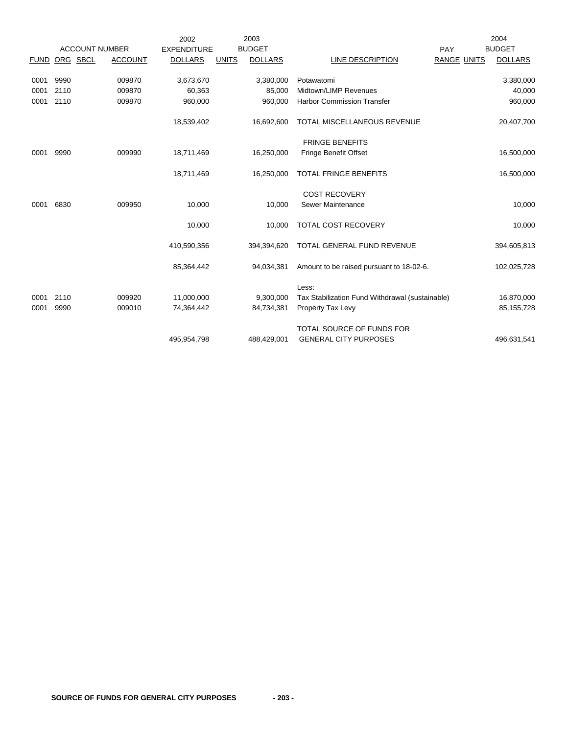| ACCOUNT NUMBER | | | | 2002 EXPENDITURE | 2003 BUDGET | | | PAY | | 2004 BUDGET |
|---|---|---|---|---|---|---|---|---|---|---|
| FUND | ORG | SBCL | ACCOUNT | DOLLARS | UNITS | DOLLARS | LINE DESCRIPTION | RANGE | UNITS | DOLLARS |
| 0001 | 9990 | | 009870 | 3,673,670 | | 3,380,000 | Potawatomi | | | 3,380,000 |
| 0001 | 2110 | | 009870 | 60,363 | | 85,000 | Midtown/LIMP Revenues | | | 40,000 |
| 0001 | 2110 | | 009870 | 960,000 | | 960,000 | Harbor Commission Transfer | | | 960,000 |
| | | | | 18,539,402 | | 16,692,600 | TOTAL MISCELLANEOUS REVENUE | | | 20,407,700 |
| | | | | | | | FRINGE BENEFITS | | | |
| 0001 | 9990 | | 009990 | 18,711,469 | | 16,250,000 | Fringe Benefit Offset | | | 16,500,000 |
| | | | | 18,711,469 | | 16,250,000 | TOTAL FRINGE BENEFITS | | | 16,500,000 |
| | | | | | | | COST RECOVERY | | | |
| 0001 | 6830 | | 009950 | 10,000 | | 10,000 | Sewer Maintenance | | | 10,000 |
| | | | | 10,000 | | 10,000 | TOTAL COST RECOVERY | | | 10,000 |
| | | | | 410,590,356 | | 394,394,620 | TOTAL GENERAL FUND REVENUE | | | 394,605,813 |
| | | | | 85,364,442 | | 94,034,381 | Amount to be raised pursuant to 18-02-6. | | | 102,025,728 |
| | | | | | | | Less: | | | |
| 0001 | 2110 | | 009920 | 11,000,000 | | 9,300,000 | Tax Stabilization Fund Withdrawal (sustainable) | | | 16,870,000 |
| 0001 | 9990 | | 009010 | 74,364,442 | | 84,734,381 | Property Tax Levy | | | 85,155,728 |
| | | | | 495,954,798 | | 488,429,001 | TOTAL SOURCE OF FUNDS FOR GENERAL CITY PURPOSES | | | 496,631,541 |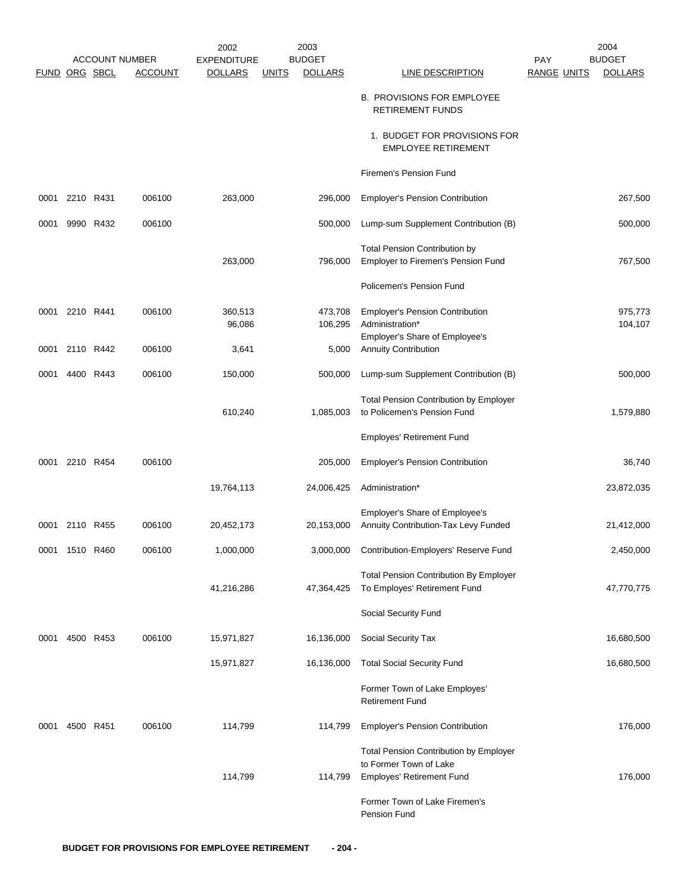| FUND | ORG | SBCL | ACCOUNT | 2002 EXPENDITURE DOLLARS | UNITS | 2003 BUDGET DOLLARS | LINE DESCRIPTION | PAY RANGE | UNITS | 2004 BUDGET DOLLARS |
|---|---|---|---|---|---|---|---|---|---|---|
| | | | | | | | B. PROVISIONS FOR EMPLOYEE RETIREMENT FUNDS | | | |
| | | | | | | | 1. BUDGET FOR PROVISIONS FOR EMPLOYEE RETIREMENT | | | |
| | | | | | | | Firemen's Pension Fund | | | |
| 0001 | 2210 | R431 | 006100 | 263,000 | | 296,000 | Employer's Pension Contribution | | | 267,500 |
| 0001 | 9990 | R432 | 006100 | | | 500,000 | Lump-sum Supplement Contribution (B) | | | 500,000 |
| | | | | 263,000 | | 796,000 | Total Pension Contribution by Employer to Firemen's Pension Fund | | | 767,500 |
| | | | | | | | Policemen's Pension Fund | | | |
| 0001 | 2210 | R441 | 006100 | 360,513 | | 473,708 | Employer's Pension Contribution | | | 975,773 |
| | | | | 96,086 | | 106,295 | Administration* | | | 104,107 |
| 0001 | 2110 | R442 | 006100 | 3,641 | | 5,000 | Employer's Share of Employee's Annuity Contribution | | | |
| 0001 | 4400 | R443 | 006100 | 150,000 | | 500,000 | Lump-sum Supplement Contribution (B) | | | 500,000 |
| | | | | 610,240 | | 1,085,003 | Total Pension Contribution by Employer to Policemen's Pension Fund | | | 1,579,880 |
| | | | | | | | Employes' Retirement Fund | | | |
| 0001 | 2210 | R454 | 006100 | | | 205,000 | Employer's Pension Contribution | | | 36,740 |
| | | | | 19,764,113 | | 24,006,425 | Administration* | | | 23,872,035 |
| 0001 | 2110 | R455 | 006100 | 20,452,173 | | 20,153,000 | Employer's Share of Employee's Annuity Contribution-Tax Levy Funded | | | 21,412,000 |
| 0001 | 1510 | R460 | 006100 | 1,000,000 | | 3,000,000 | Contribution-Employers' Reserve Fund | | | 2,450,000 |
| | | | | 41,216,286 | | 47,364,425 | Total Pension Contribution By Employer To Employes' Retirement Fund | | | 47,770,775 |
| | | | | | | | Social Security Fund | | | |
| 0001 | 4500 | R453 | 006100 | 15,971,827 | | 16,136,000 | Social Security Tax | | | 16,680,500 |
| | | | | 15,971,827 | | 16,136,000 | Total Social Security Fund | | | 16,680,500 |
| | | | | | | | Former Town of Lake Employes' Retirement Fund | | | |
| 0001 | 4500 | R451 | 006100 | 114,799 | | 114,799 | Employer's Pension Contribution | | | 176,000 |
| | | | | 114,799 | | 114,799 | Total Pension Contribution by Employer to Former Town of Lake Employes' Retirement Fund | | | 176,000 |
| | | | | | | | Former Town of Lake Firemen's Pension Fund | | | |

BUDGET FOR PROVISIONS FOR EMPLOYEE RETIREMENT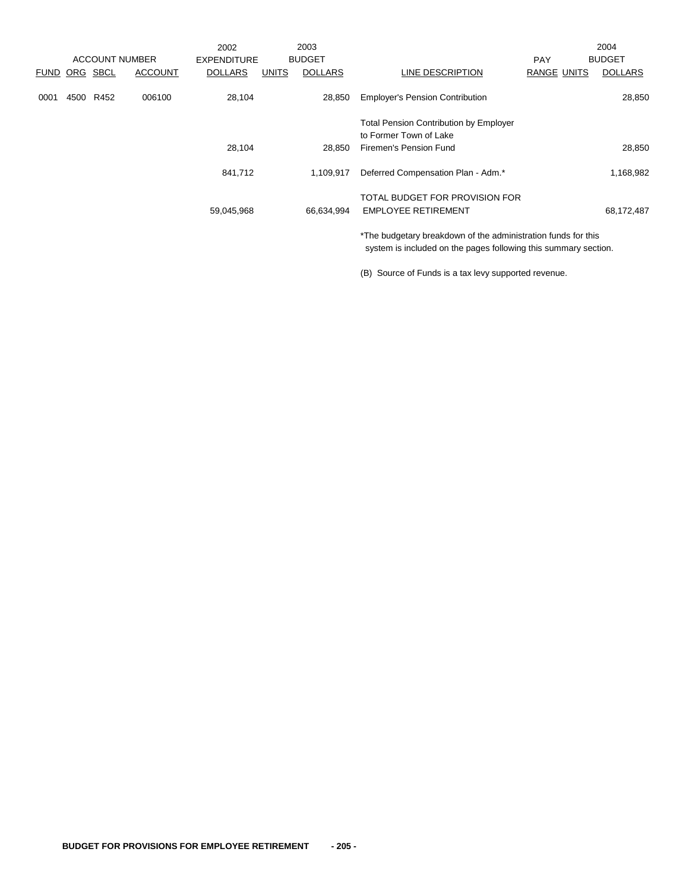| ACCOUNT NUMBER | | | | 2002 EXPENDITURE | 2003 BUDGET | | | PAY | | 2004 BUDGET |
|---|---|---|---|---|---|---|---|---|---|---|
| FUND | ORG | SBCL | ACCOUNT | DOLLARS | UNITS | DOLLARS | LINE DESCRIPTION | RANGE | UNITS | DOLLARS |
| 0001 | 4500 | R452 | 006100 | 28,104 | | 28,850 | Employer's Pension Contribution | | | 28,850 |
| | | | | 28,104 | | 28,850 | Total Pension Contribution by Employer to Former Town of Lake Firemen's Pension Fund | | | 28,850 |
| | | | | 841,712 | | 1,109,917 | Deferred Compensation Plan - Adm.* | | | 1,168,982 |
| | | | | 59,045,968 | | 66,634,994 | TOTAL BUDGET FOR PROVISION FOR EMPLOYEE RETIREMENT | | | 68,172,487 |

*The budgetary breakdown of the administration funds for this system is included on the pages following this summary section.

(B) Source of Funds is a tax levy supported revenue.

**BUDGET FOR PROVISIONS FOR EMPLOYEE RETIREMENT**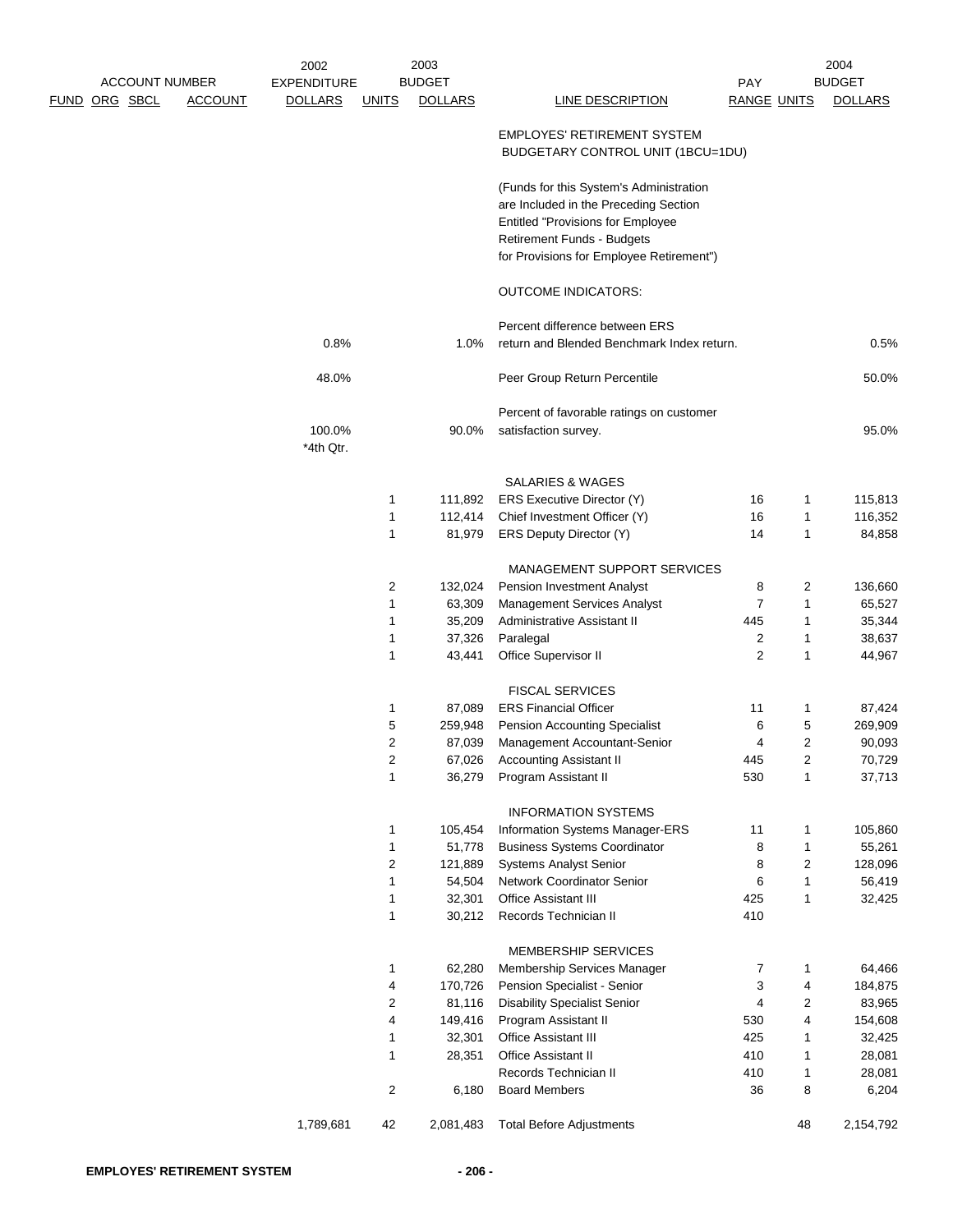| ACCOUNT NUMBER FUND ORG SBCL | ACCOUNT | 2002 EXPENDITURE DOLLARS | 2003 BUDGET UNITS | 2003 BUDGET DOLLARS | LINE DESCRIPTION | PAY RANGE | UNITS | 2004 BUDGET DOLLARS |
|---|---|---|---|---|---|---|---|---|
| | | | | | EMPLOYES' RETIREMENT SYSTEM BUDGETARY CONTROL UNIT (1BCU=1DU) | | | |
| | | | | | (Funds for this System's Administration are Included in the Preceding Section Entitled "Provisions for Employee Retirement Funds - Budgets for Provisions for Employee Retirement") | | | |
| | | | | | OUTCOME INDICATORS: | | | |
| | | 0.8% | | 1.0% | Percent difference between ERS return and Blended Benchmark Index return. | | | 0.5% |
| | | 48.0% | | | Peer Group Return Percentile | | | 50.0% |
| | | 100.0% *4th Qtr. | | 90.0% | Percent of favorable ratings on customer satisfaction survey. | | | 95.0% |
| | | | | | SALARIES & WAGES | | | |
| | | | 1 | 111,892 | ERS Executive Director (Y) | 16 | 1 | 115,813 |
| | | | 1 | 112,414 | Chief Investment Officer (Y) | 16 | 1 | 116,352 |
| | | | 1 | 81,979 | ERS Deputy Director (Y) | 14 | 1 | 84,858 |
| | | | | | MANAGEMENT SUPPORT SERVICES | | | |
| | | | 2 | 132,024 | Pension Investment Analyst | 8 | 2 | 136,660 |
| | | | 1 | 63,309 | Management Services Analyst | 7 | 1 | 65,527 |
| | | | 1 | 35,209 | Administrative Assistant II | 445 | 1 | 35,344 |
| | | | 1 | 37,326 | Paralegal | 2 | 1 | 38,637 |
| | | | 1 | 43,441 | Office Supervisor II | 2 | 1 | 44,967 |
| | | | | | FISCAL SERVICES | | | |
| | | | 1 | 87,089 | ERS Financial Officer | 11 | 1 | 87,424 |
| | | | 5 | 259,948 | Pension Accounting Specialist | 6 | 5 | 269,909 |
| | | | 2 | 87,039 | Management Accountant-Senior | 4 | 2 | 90,093 |
| | | | 2 | 67,026 | Accounting Assistant II | 445 | 2 | 70,729 |
| | | | 1 | 36,279 | Program Assistant II | 530 | 1 | 37,713 |
| | | | | | INFORMATION SYSTEMS | | | |
| | | | 1 | 105,454 | Information Systems Manager-ERS | 11 | 1 | 105,860 |
| | | | 1 | 51,778 | Business Systems Coordinator | 8 | 1 | 55,261 |
| | | | 2 | 121,889 | Systems Analyst Senior | 8 | 2 | 128,096 |
| | | | 1 | 54,504 | Network Coordinator Senior | 6 | 1 | 56,419 |
| | | | 1 | 32,301 | Office Assistant III | 425 | 1 | 32,425 |
| | | | 1 | 30,212 | Records Technician II | 410 | | |
| | | | | | MEMBERSHIP SERVICES | | | |
| | | | 1 | 62,280 | Membership Services Manager | 7 | 1 | 64,466 |
| | | | 4 | 170,726 | Pension Specialist - Senior | 3 | 4 | 184,875 |
| | | | 2 | 81,116 | Disability Specialist Senior | 4 | 2 | 83,965 |
| | | | 4 | 149,416 | Program Assistant II | 530 | 4 | 154,608 |
| | | | 1 | 32,301 | Office Assistant III | 425 | 1 | 32,425 |
| | | | 1 | 28,351 | Office Assistant II | 410 | 1 | 28,081 |
| | | | | | Records Technician II | 410 | 1 | 28,081 |
| | | | 2 | 6,180 | Board Members | 36 | 8 | 6,204 |
| | | 1,789,681 | 42 | 2,081,483 | Total Before Adjustments | | 48 | 2,154,792 |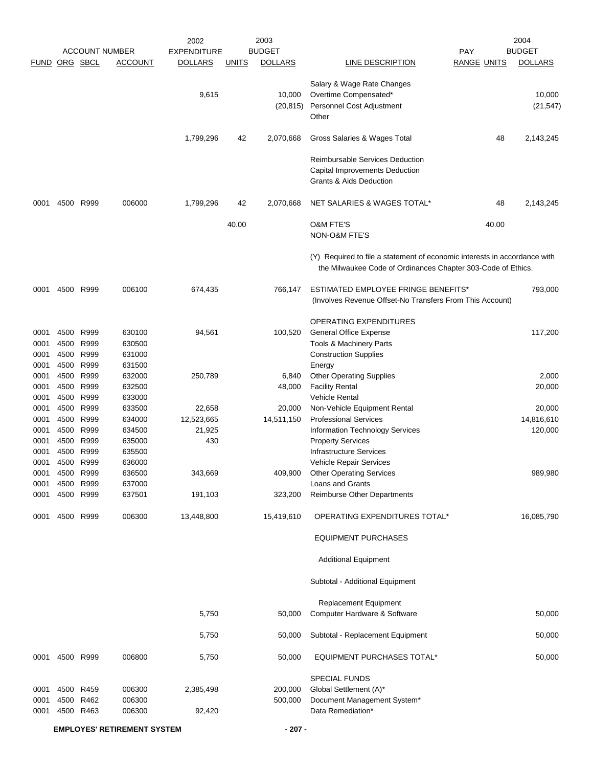| FUND | ORG | SBCL | ACCOUNT | 2002 EXPENDITURE DOLLARS | UNITS | 2003 BUDGET DOLLARS | LINE DESCRIPTION | PAY RANGE | UNITS | 2004 BUDGET DOLLARS |
|---|---|---|---|---|---|---|---|---|---|---|
| | | | | | | | Salary & Wage Rate Changes | | | |
| | | | | 9,615 | | 10,000 | Overtime Compensated* | | | 10,000 |
| | | | | | | (20,815) | Personnel Cost Adjustment | | | (21,547) |
| | | | | | | | Other | | | |
| | | | | 1,799,296 | 42 | 2,070,668 | Gross Salaries & Wages Total | | 48 | 2,143,245 |
| | | | | | | | Reimbursable Services Deduction | | | |
| | | | | | | | Capital Improvements Deduction | | | |
| | | | | | | | Grants & Aids Deduction | | | |
| 0001 | 4500 | R999 | 006000 | 1,799,296 | 42 | 2,070,668 | NET SALARIES & WAGES TOTAL* | | 48 | 2,143,245 |
| | | | | | 40.00 | | O&M FTE'S | | 40.00 | |
| | | | | | | | NON-O&M FTE'S | | | |
| | | | | | | | (Y) Required to file a statement of economic interests in accordance with the Milwaukee Code of Ordinances Chapter 303-Code of Ethics. | | | |
| 0001 | 4500 | R999 | 006100 | 674,435 | | 766,147 | ESTIMATED EMPLOYEE FRINGE BENEFITS* (Involves Revenue Offset-No Transfers From This Account) | | | 793,000 |
| | | | | | | | OPERATING EXPENDITURES | | | |
| 0001 | 4500 | R999 | 630100 | 94,561 | | 100,520 | General Office Expense | | | 117,200 |
| 0001 | 4500 | R999 | 630500 | | | | Tools & Machinery Parts | | | |
| 0001 | 4500 | R999 | 631000 | | | | Construction Supplies | | | |
| 0001 | 4500 | R999 | 631500 | | | | Energy | | | |
| 0001 | 4500 | R999 | 632000 | 250,789 | | 6,840 | Other Operating Supplies | | | 2,000 |
| 0001 | 4500 | R999 | 632500 | | | 48,000 | Facility Rental | | | 20,000 |
| 0001 | 4500 | R999 | 633000 | | | | Vehicle Rental | | | |
| 0001 | 4500 | R999 | 633500 | 22,658 | | 20,000 | Non-Vehicle Equipment Rental | | | 20,000 |
| 0001 | 4500 | R999 | 634000 | 12,523,665 | | 14,511,150 | Professional Services | | | 14,816,610 |
| 0001 | 4500 | R999 | 634500 | 21,925 | | | Information Technology Services | | | 120,000 |
| 0001 | 4500 | R999 | 635000 | 430 | | | Property Services | | | |
| 0001 | 4500 | R999 | 635500 | | | | Infrastructure Services | | | |
| 0001 | 4500 | R999 | 636000 | | | | Vehicle Repair Services | | | |
| 0001 | 4500 | R999 | 636500 | 343,669 | | 409,900 | Other Operating Services | | | 989,980 |
| 0001 | 4500 | R999 | 637000 | | | | Loans and Grants | | | |
| 0001 | 4500 | R999 | 637501 | 191,103 | | 323,200 | Reimburse Other Departments | | | |
| 0001 | 4500 | R999 | 006300 | 13,448,800 | | 15,419,610 | OPERATING EXPENDITURES TOTAL* | | | 16,085,790 |
| | | | | | | | EQUIPMENT PURCHASES | | | |
| | | | | | | | Additional Equipment | | | |
| | | | | | | | Subtotal - Additional Equipment | | | |
| | | | | | | | Replacement Equipment | | | |
| | | | | 5,750 | | 50,000 | Computer Hardware & Software | | | 50,000 |
| | | | | 5,750 | | 50,000 | Subtotal - Replacement Equipment | | | 50,000 |
| 0001 | 4500 | R999 | 006800 | 5,750 | | 50,000 | EQUIPMENT PURCHASES TOTAL* | | | 50,000 |
| | | | | | | | SPECIAL FUNDS | | | |
| 0001 | 4500 | R459 | 006300 | 2,385,498 | | 200,000 | Global Settlement (A)* | | | |
| 0001 | 4500 | R462 | 006300 | | | 500,000 | Document Management System* | | | |
| 0001 | 4500 | R463 | 006300 | 92,420 | | | Data Remediation* | | | |

**EMPLOYES' RETIREMENT SYSTEM**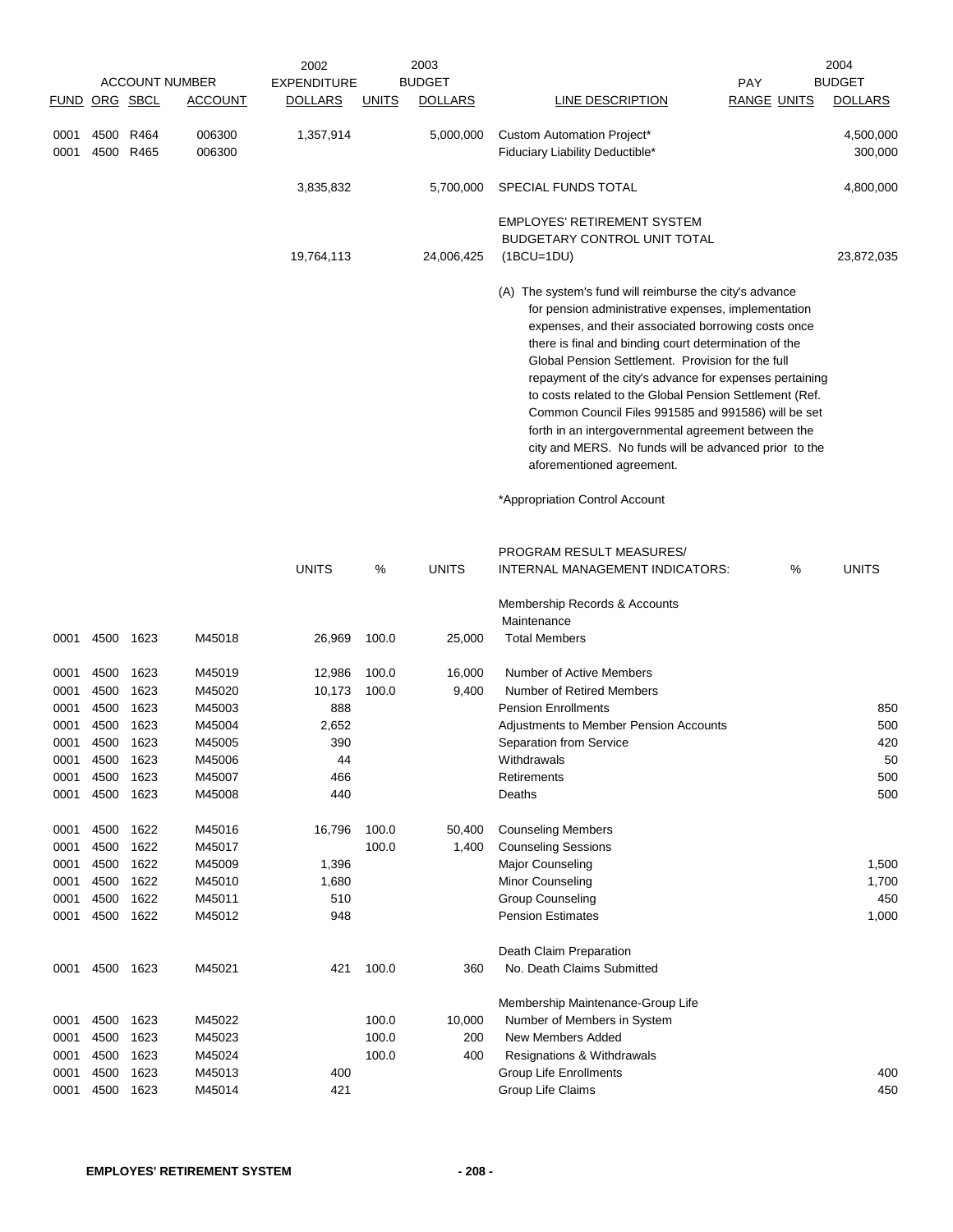| FUND | ORG | SBCL | ACCOUNT NUMBER ACCOUNT | 2002 EXPENDITURE DOLLARS | UNITS | 2003 BUDGET DOLLARS | LINE DESCRIPTION | PAY RANGE | UNITS | 2004 BUDGET DOLLARS |
|---|---|---|---|---|---|---|---|---|---|---|
| 0001 | 4500 | R464 | 006300 | 1,357,914 | | 5,000,000 | Custom Automation Project* | | | 4,500,000 |
| 0001 | 4500 | R465 | 006300 | | | | Fiduciary Liability Deductible* | | | 300,000 |
| | | | | 3,835,832 | | 5,700,000 | SPECIAL FUNDS TOTAL | | | 4,800,000 |
| | | | | 19,764,113 | | 24,006,425 | EMPLOYES' RETIREMENT SYSTEM BUDGETARY CONTROL UNIT TOTAL (1BCU=1DU) | | | 23,872,035 |

(A) The system's fund will reimburse the city's advance for pension administrative expenses, implementation expenses, and their associated borrowing costs once there is final and binding court determination of the Global Pension Settlement. Provision for the full repayment of the city's advance for expenses pertaining to costs related to the Global Pension Settlement (Ref. Common Council Files 991585 and 991586) will be set forth in an intergovernmental agreement between the city and MERS. No funds will be advanced prior to the aforementioned agreement.

*Appropriation Control Account

| FUND | ORG | SBCL | ACCOUNT | UNITS | % | UNITS | PROGRAM RESULT MEASURES/ INTERNAL MANAGEMENT INDICATORS: | % | UNITS |
|---|---|---|---|---|---|---|---|---|---|
| | | | | | | | Membership Records & Accounts Maintenance | | |
| 0001 | 4500 | 1623 | M45018 | 26,969 | 100.0 | 25,000 | Total Members | | |
| 0001 | 4500 | 1623 | M45019 | 12,986 | 100.0 | 16,000 | Number of Active Members | | |
| 0001 | 4500 | 1623 | M45020 | 10,173 | 100.0 | 9,400 | Number of Retired Members | | |
| 0001 | 4500 | 1623 | M45003 | 888 | | | Pension Enrollments | | 850 |
| 0001 | 4500 | 1623 | M45004 | 2,652 | | | Adjustments to Member Pension Accounts | | 500 |
| 0001 | 4500 | 1623 | M45005 | 390 | | | Separation from Service | | 420 |
| 0001 | 4500 | 1623 | M45006 | 44 | | | Withdrawals | | 50 |
| 0001 | 4500 | 1623 | M45007 | 466 | | | Retirements | | 500 |
| 0001 | 4500 | 1623 | M45008 | 440 | | | Deaths | | 500 |
| 0001 | 4500 | 1622 | M45016 | 16,796 | 100.0 | 50,400 | Counseling Members | | |
| 0001 | 4500 | 1622 | M45017 | | 100.0 | 1,400 | Counseling Sessions | | |
| 0001 | 4500 | 1622 | M45009 | 1,396 | | | Major Counseling | | 1,500 |
| 0001 | 4500 | 1622 | M45010 | 1,680 | | | Minor Counseling | | 1,700 |
| 0001 | 4500 | 1622 | M45011 | 510 | | | Group Counseling | | 450 |
| 0001 | 4500 | 1622 | M45012 | 948 | | | Pension Estimates | | 1,000 |
| | | | | | | | Death Claim Preparation | | |
| 0001 | 4500 | 1623 | M45021 | 421 | 100.0 | 360 | No. Death Claims Submitted | | |
| | | | | | | | Membership Maintenance-Group Life | | |
| 0001 | 4500 | 1623 | M45022 | | 100.0 | 10,000 | Number of Members in System | | |
| 0001 | 4500 | 1623 | M45023 | | 100.0 | 200 | New Members Added | | |
| 0001 | 4500 | 1623 | M45024 | | 100.0 | 400 | Resignations & Withdrawals | | |
| 0001 | 4500 | 1623 | M45013 | 400 | | | Group Life Enrollments | | 400 |
| 0001 | 4500 | 1623 | M45014 | 421 | | | Group Life Claims | | 450 |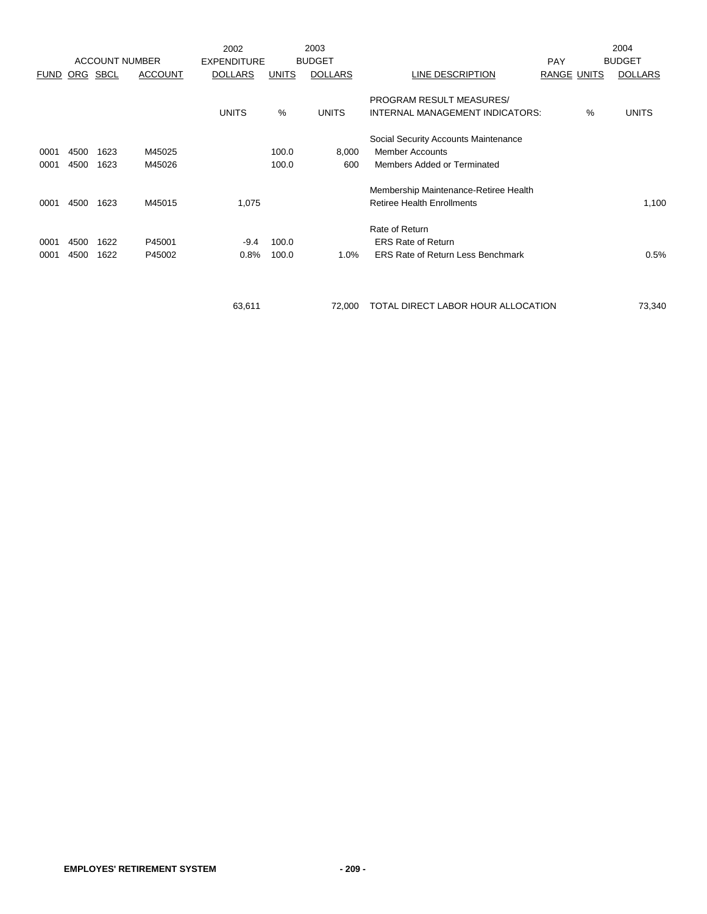| FUND | ORG | SBCL | ACCOUNT | 2002 EXPENDITURE DOLLARS | UNITS | 2003 BUDGET DOLLARS | LINE DESCRIPTION | PAY RANGE | UNITS | 2004 BUDGET DOLLARS |
|---|---|---|---|---|---|---|---|---|---|---|
| | | | | UNITS | % | UNITS | PROGRAM RESULT MEASURES/ INTERNAL MANAGEMENT INDICATORS: | | % | UNITS |
| | | | | | | | Social Security Accounts Maintenance | | | |
| 0001 | 4500 | 1623 | M45025 | | 100.0 | 8,000 | Member Accounts | | | |
| 0001 | 4500 | 1623 | M45026 | | 100.0 | 600 | Members Added or Terminated | | | |
| | | | | | | | Membership Maintenance-Retiree Health | | | |
| 0001 | 4500 | 1623 | M45015 | 1,075 | | | Retiree Health Enrollments | | | 1,100 |
| | | | | | | | Rate of Return | | | |
| 0001 | 4500 | 1622 | P45001 | -9.4 | 100.0 | | ERS Rate of Return | | | |
| 0001 | 4500 | 1622 | P45002 | 0.8% | 100.0 | 1.0% | ERS Rate of Return Less Benchmark | | | 0.5% |
| | | | | 63,611 | | 72,000 | TOTAL DIRECT LABOR HOUR ALLOCATION | | | 73,340 |

EMPLOYES' RETIREMENT SYSTEM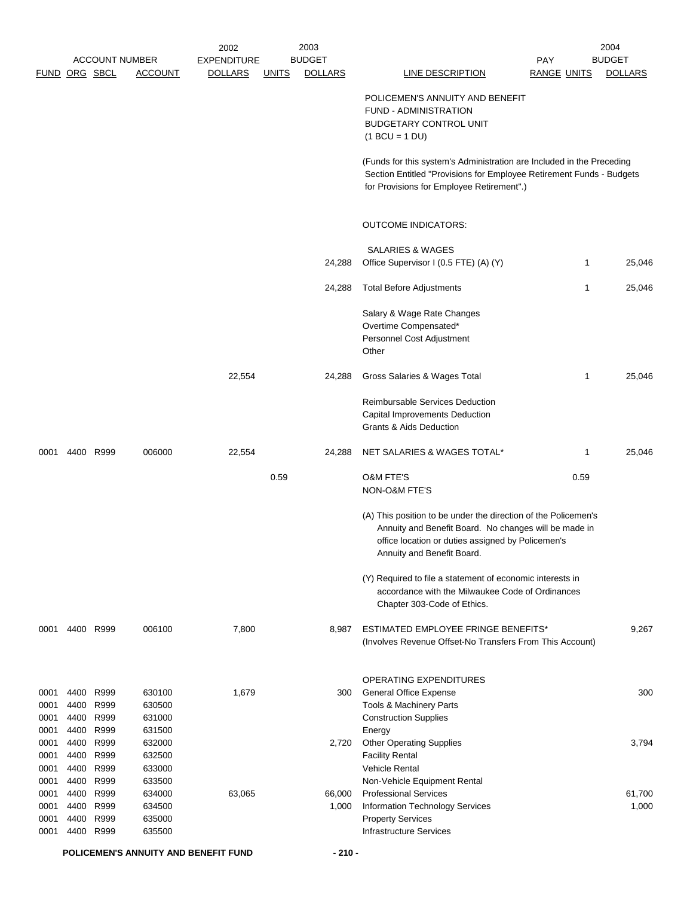| FUND | ORG | SBCL | ACCOUNT | 2002 EXPENDITURE DOLLARS | 2003 BUDGET UNITS | 2003 BUDGET DOLLARS | LINE DESCRIPTION | PAY RANGE | 2004 BUDGET UNITS | 2004 BUDGET DOLLARS |
|---|---|---|---|---|---|---|---|---|---|---|
| | | | | | | | POLICEMEN'S ANNUITY AND BENEFIT FUND - ADMINISTRATION BUDGETARY CONTROL UNIT (1 BCU = 1 DU) | | | |
| | | | | | | | (Funds for this system's Administration are Included in the Preceding Section Entitled "Provisions for Employee Retirement Funds - Budgets for Provisions for Employee Retirement".) | | | |
| | | | | | | | OUTCOME INDICATORS: | | | |
| | | | | | | | SALARIES & WAGES | | | |
| | | | | | | 24,288 | Office Supervisor I (0.5 FTE) (A) (Y) | | 1 | 25,046 |
| | | | | | | 24,288 | Total Before Adjustments | | 1 | 25,046 |
| | | | | | | | Salary & Wage Rate Changes | | | |
| | | | | | | | Overtime Compensated* | | | |
| | | | | | | | Personnel Cost Adjustment | | | |
| | | | | | | | Other | | | |
| | | | | 22,554 | | 24,288 | Gross Salaries & Wages Total | | 1 | 25,046 |
| | | | | | | | Reimbursable Services Deduction | | | |
| | | | | | | | Capital Improvements Deduction | | | |
| | | | | | | | Grants & Aids Deduction | | | |
| 0001 | 4400 | R999 | 006000 | 22,554 | | 24,288 | NET SALARIES & WAGES TOTAL* | | 1 | 25,046 |
| | | | | | 0.59 | | O&M FTE'S | | 0.59 | |
| | | | | | | | NON-O&M FTE'S | | | |
| | | | | | | | (A) This position to be under the direction of the Policemen's Annuity and Benefit Board. No changes will be made in office location or duties assigned by Policemen's Annuity and Benefit Board. | | | |
| | | | | | | | (Y) Required to file a statement of economic interests in accordance with the Milwaukee Code of Ordinances Chapter 303-Code of Ethics. | | | |
| 0001 | 4400 | R999 | 006100 | 7,800 | | 8,987 | ESTIMATED EMPLOYEE FRINGE BENEFITS* (Involves Revenue Offset-No Transfers From This Account) | | | 9,267 |
| | | | | | | | OPERATING EXPENDITURES | | | |
| 0001 | 4400 | R999 | 630100 | 1,679 | | 300 | General Office Expense | | | 300 |
| 0001 | 4400 | R999 | 630500 | | | | Tools & Machinery Parts | | | |
| 0001 | 4400 | R999 | 631000 | | | | Construction Supplies | | | |
| 0001 | 4400 | R999 | 631500 | | | | Energy | | | |
| 0001 | 4400 | R999 | 632000 | | | 2,720 | Other Operating Supplies | | | 3,794 |
| 0001 | 4400 | R999 | 632500 | | | | Facility Rental | | | |
| 0001 | 4400 | R999 | 633000 | | | | Vehicle Rental | | | |
| 0001 | 4400 | R999 | 633500 | | | | Non-Vehicle Equipment Rental | | | |
| 0001 | 4400 | R999 | 634000 | 63,065 | | 66,000 | Professional Services | | | 61,700 |
| 0001 | 4400 | R999 | 634500 | | | 1,000 | Information Technology Services | | | 1,000 |
| 0001 | 4400 | R999 | 635000 | | | | Property Services | | | |
| 0001 | 4400 | R999 | 635500 | | | | Infrastructure Services | | | |

POLICEMEN'S ANNUITY AND BENEFIT FUND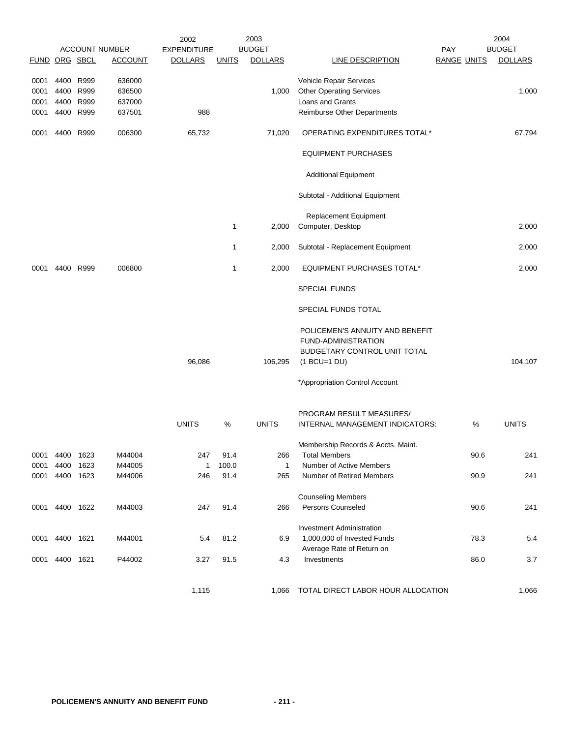| FUND | ORG | SBCL | ACCOUNT | 2002 EXPENDITURE DOLLARS | 2003 BUDGET UNITS | 2003 BUDGET DOLLARS | LINE DESCRIPTION | PAY RANGE | 2004 UNITS | 2004 BUDGET DOLLARS |
|---|---|---|---|---|---|---|---|---|---|---|
| 0001 | 4400 | R999 | 636000 | | | | Vehicle Repair Services | | | |
| 0001 | 4400 | R999 | 636500 | | | 1,000 | Other Operating Services | | | 1,000 |
| 0001 | 4400 | R999 | 637000 | | | | Loans and Grants | | | |
| 0001 | 4400 | R999 | 637501 | 988 | | | Reimburse Other Departments | | | |
| 0001 | 4400 | R999 | 006300 | 65,732 | | 71,020 | OPERATING EXPENDITURES TOTAL* | | | 67,794 |
| | | | | | | | EQUIPMENT PURCHASES | | | |
| | | | | | | | Additional Equipment | | | |
| | | | | | | | Subtotal - Additional Equipment | | | |
| | | | | | | | Replacement Equipment | | | |
| | | | | | 1 | 2,000 | Computer, Desktop | | | 2,000 |
| | | | | | 1 | 2,000 | Subtotal - Replacement Equipment | | | 2,000 |
| 0001 | 4400 | R999 | 006800 | | 1 | 2,000 | EQUIPMENT PURCHASES TOTAL* | | | 2,000 |
| | | | | | | | SPECIAL FUNDS | | | |
| | | | | | | | SPECIAL FUNDS TOTAL | | | |
| | | | | 96,086 | | 106,295 | POLICEMEN'S ANNUITY AND BENEFIT FUND-ADMINISTRATION BUDGETARY CONTROL UNIT TOTAL (1 BCU=1 DU) | | | 104,107 |
| | | | | | | | *Appropriation Control Account | | | |

| FUND | ORG | SBCL | ACCOUNT | UNITS | % | UNITS | PROGRAM RESULT MEASURES/ INTERNAL MANAGEMENT INDICATORS: | % | UNITS |
|---|---|---|---|---|---|---|---|---|---|
| | | | | | | | Membership Records & Accts. Maint. | | |
| 0001 | 4400 | 1623 | M44004 | 247 | 91.4 | 266 | Total Members | 90.6 | 241 |
| 0001 | 4400 | 1623 | M44005 | 1 | 100.0 | 1 | Number of Active Members | | |
| 0001 | 4400 | 1623 | M44006 | 246 | 91.4 | 265 | Number of Retired Members | 90.9 | 241 |
| | | | | | | | Counseling Members | | |
| 0001 | 4400 | 1622 | M44003 | 247 | 91.4 | 266 | Persons Counseled | 90.6 | 241 |
| | | | | | | | Investment Administration | | |
| 0001 | 4400 | 1621 | M44001 | 5.4 | 81.2 | 6.9 | 1,000,000 of Invested Funds | 78.3 | 5.4 |
| 0001 | 4400 | 1621 | P44002 | 3.27 | 91.5 | 4.3 | Average Rate of Return on Investments | 86.0 | 3.7 |
| | | | | 1,115 | | 1,066 | TOTAL DIRECT LABOR HOUR ALLOCATION | | 1,066 |

POLICEMEN'S ANNUITY AND BENEFIT FUND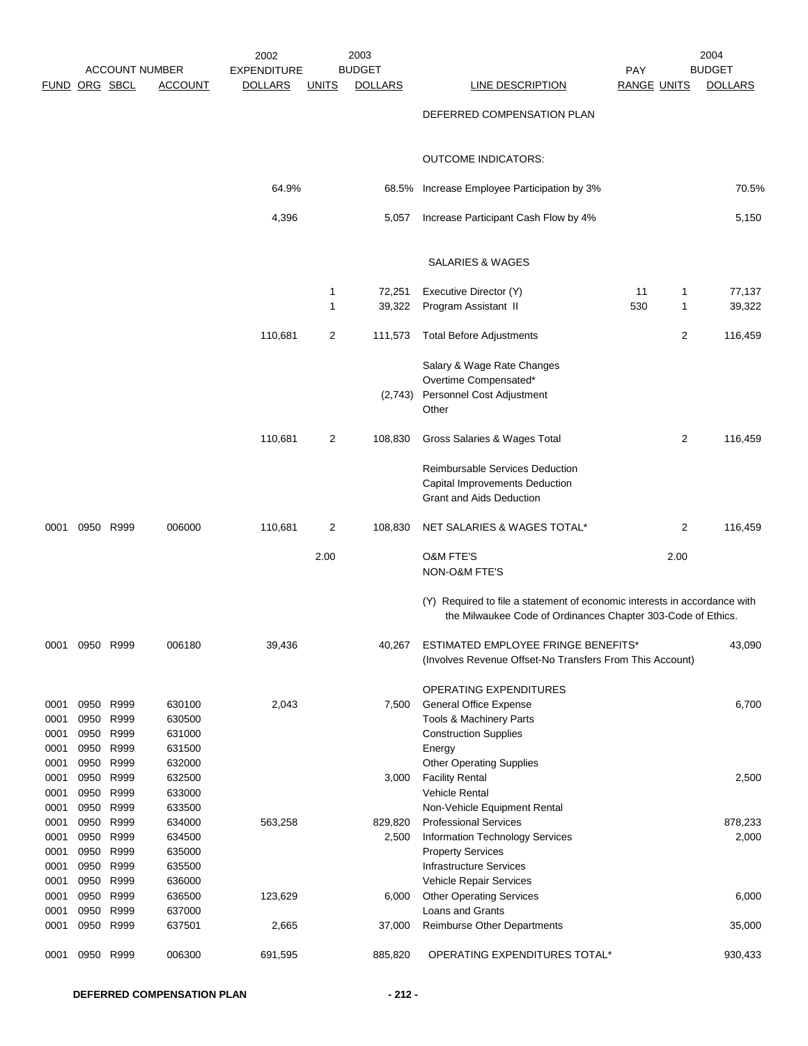| FUND | ORG | SBCL | ACCOUNT | 2002 EXPENDITURE DOLLARS | 2003 UNITS | 2003 BUDGET DOLLARS | LINE DESCRIPTION | PAY RANGE | 2004 UNITS | 2004 BUDGET DOLLARS |
|---|---|---|---|---|---|---|---|---|---|---|
| | | | | | | | DEFERRED COMPENSATION PLAN | | | |
| | | | | | | | OUTCOME INDICATORS: | | | |
| | | | | 64.9% | | 68.5% | Increase Employee Participation by 3% | | | 70.5% |
| | | | | 4,396 | | 5,057 | Increase Participant Cash Flow by 4% | | | 5,150 |
| | | | | | | | SALARIES & WAGES | | | |
| | | | | | 1 | 72,251 | Executive Director (Y) | 11 | 1 | 77,137 |
| | | | | | 1 | 39,322 | Program Assistant II | 530 | 1 | 39,322 |
| | | | | 110,681 | 2 | 111,573 | Total Before Adjustments | | 2 | 116,459 |
| | | | | | | | Salary & Wage Rate Changes | | | |
| | | | | | | | Overtime Compensated* | | | |
| | | | | | | (2,743) | Personnel Cost Adjustment | | | |
| | | | | | | | Other | | | |
| | | | | 110,681 | 2 | 108,830 | Gross Salaries & Wages Total | | 2 | 116,459 |
| | | | | | | | Reimbursable Services Deduction | | | |
| | | | | | | | Capital Improvements Deduction | | | |
| | | | | | | | Grant and Aids Deduction | | | |
| 0001 | 0950 | R999 | 006000 | 110,681 | 2 | 108,830 | NET SALARIES & WAGES TOTAL* | | 2 | 116,459 |
| | | | | | 2.00 | | O&M FTE'S | | 2.00 | |
| | | | | | | | NON-O&M FTE'S | | | |
| | | | | | | | (Y) Required to file a statement of economic interests in accordance with the Milwaukee Code of Ordinances Chapter 303-Code of Ethics. | | | |
| 0001 | 0950 | R999 | 006180 | 39,436 | | 40,267 | ESTIMATED EMPLOYEE FRINGE BENEFITS* (Involves Revenue Offset-No Transfers From This Account) | | | 43,090 |
| | | | | | | | OPERATING EXPENDITURES | | | |
| 0001 | 0950 | R999 | 630100 | 2,043 | | 7,500 | General Office Expense | | | 6,700 |
| 0001 | 0950 | R999 | 630500 | | | | Tools & Machinery Parts | | | |
| 0001 | 0950 | R999 | 631000 | | | | Construction Supplies | | | |
| 0001 | 0950 | R999 | 631500 | | | | Energy | | | |
| 0001 | 0950 | R999 | 632000 | | | | Other Operating Supplies | | | |
| 0001 | 0950 | R999 | 632500 | | | 3,000 | Facility Rental | | | 2,500 |
| 0001 | 0950 | R999 | 633000 | | | | Vehicle Rental | | | |
| 0001 | 0950 | R999 | 633500 | | | | Non-Vehicle Equipment Rental | | | |
| 0001 | 0950 | R999 | 634000 | 563,258 | | 829,820 | Professional Services | | | 878,233 |
| 0001 | 0950 | R999 | 634500 | | | 2,500 | Information Technology Services | | | 2,000 |
| 0001 | 0950 | R999 | 635000 | | | | Property Services | | | |
| 0001 | 0950 | R999 | 635500 | | | | Infrastructure Services | | | |
| 0001 | 0950 | R999 | 636000 | | | | Vehicle Repair Services | | | |
| 0001 | 0950 | R999 | 636500 | 123,629 | | 6,000 | Other Operating Services | | | 6,000 |
| 0001 | 0950 | R999 | 637000 | | | | Loans and Grants | | | |
| 0001 | 0950 | R999 | 637501 | 2,665 | | 37,000 | Reimburse Other Departments | | | 35,000 |
| 0001 | 0950 | R999 | 006300 | 691,595 | | 885,820 | OPERATING EXPENDITURES TOTAL* | | | 930,433 |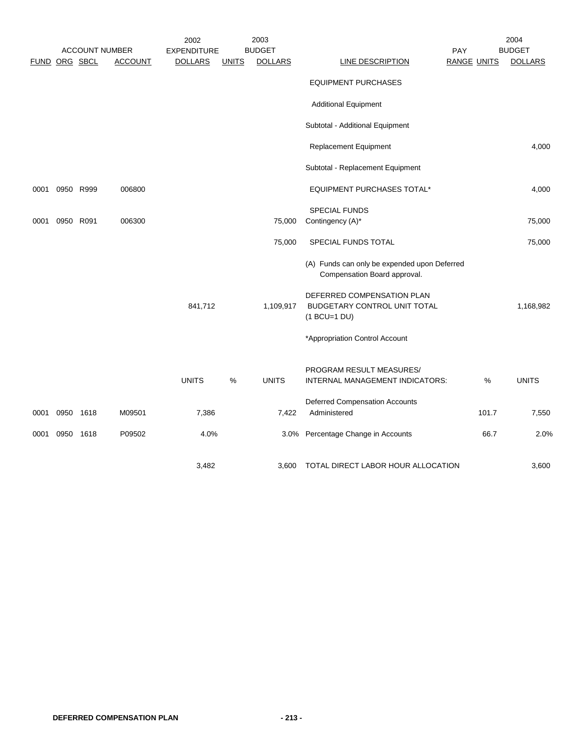| ACCOUNT NUMBER | | | | 2002 EXPENDITURE | 2003 BUDGET | | | PAY | | 2004 BUDGET |
|---|---|---|---|---|---|---|---|---|---|---|
| FUND | ORG | SBCL | ACCOUNT | DOLLARS | UNITS | DOLLARS | LINE DESCRIPTION | RANGE | UNITS | DOLLARS |
| | | | | | | | EQUIPMENT PURCHASES | | | |
| | | | | | | | Additional Equipment | | | |
| | | | | | | | Subtotal - Additional Equipment | | | |
| | | | | | | | Replacement Equipment | | | 4,000 |
| | | | | | | | Subtotal - Replacement Equipment | | | |
| 0001 | 0950 | R999 | 006800 | | | | EQUIPMENT PURCHASES TOTAL* | | | 4,000 |
| | | | | | | | SPECIAL FUNDS | | | |
| 0001 | 0950 | R091 | 006300 | | | 75,000 | Contingency (A)* | | | 75,000 |
| | | | | | | 75,000 | SPECIAL FUNDS TOTAL | | | 75,000 |
| | | | | | | | (A) Funds can only be expended upon Deferred Compensation Board approval. | | | |
| | | | | 841,712 | | 1,109,917 | DEFERRED COMPENSATION PLAN BUDGETARY CONTROL UNIT TOTAL (1 BCU=1 DU) | | | 1,168,982 |
| | | | | | | | *Appropriation Control Account | | | |
| | | | | UNITS | % | UNITS | PROGRAM RESULT MEASURES/ INTERNAL MANAGEMENT INDICATORS: | | % | UNITS |
| 0001 | 0950 | 1618 | M09501 | 7,386 | | 7,422 | Deferred Compensation Accounts Administered | | 101.7 | 7,550 |
| 0001 | 0950 | 1618 | P09502 | 4.0% | | 3.0% | Percentage Change in Accounts | | 66.7 | 2.0% |
| | | | | 3,482 | | 3,600 | TOTAL DIRECT LABOR HOUR ALLOCATION | | | 3,600 |

DEFERRED COMPENSATION PLAN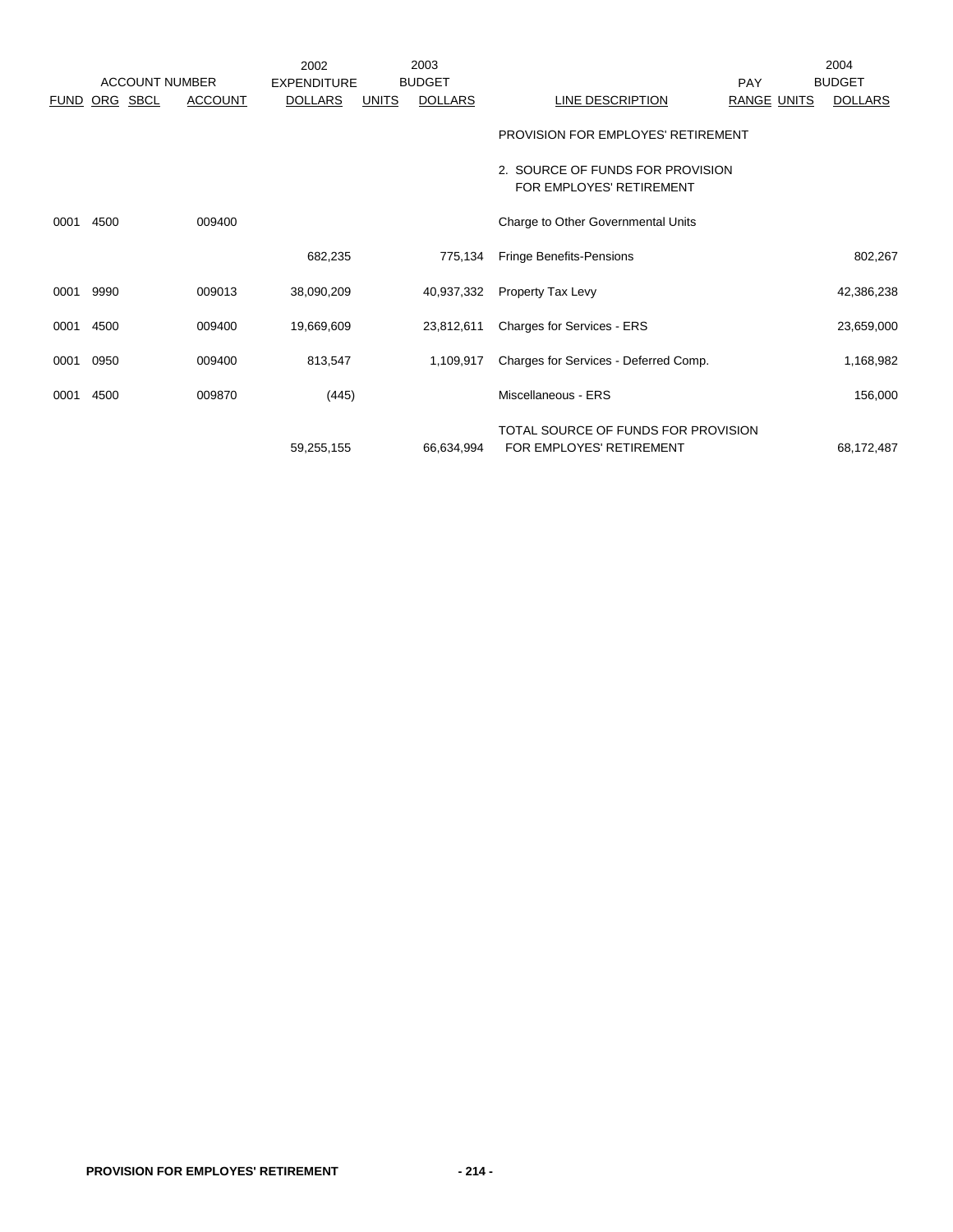| ACCOUNT NUMBER | | | | 2002 EXPENDITURE | 2003 BUDGET | | | PAY | | 2004 BUDGET |
|---|---|---|---|---|---|---|---|---|---|---|
| FUND | ORG | SBCL | ACCOUNT | DOLLARS | UNITS | DOLLARS | LINE DESCRIPTION | RANGE | UNITS | DOLLARS |
| | | | | | | | PROVISION FOR EMPLOYES' RETIREMENT | | | |
| | | | | | | | 2. SOURCE OF FUNDS FOR PROVISION FOR EMPLOYES' RETIREMENT | | | |
| 0001 | 4500 | | 009400 | | | | Charge to Other Governmental Units | | | |
| | | | | 682,235 | | 775,134 | Fringe Benefits-Pensions | | | 802,267 |
| 0001 | 9990 | | 009013 | 38,090,209 | | 40,937,332 | Property Tax Levy | | | 42,386,238 |
| 0001 | 4500 | | 009400 | 19,669,609 | | 23,812,611 | Charges for Services - ERS | | | 23,659,000 |
| 0001 | 0950 | | 009400 | 813,547 | | 1,109,917 | Charges for Services - Deferred Comp. | | | 1,168,982 |
| 0001 | 4500 | | 009870 | (445) | | | Miscellaneous - ERS | | | 156,000 |
| | | | | 59,255,155 | | 66,634,994 | TOTAL SOURCE OF FUNDS FOR PROVISION FOR EMPLOYES' RETIREMENT | | | 68,172,487 |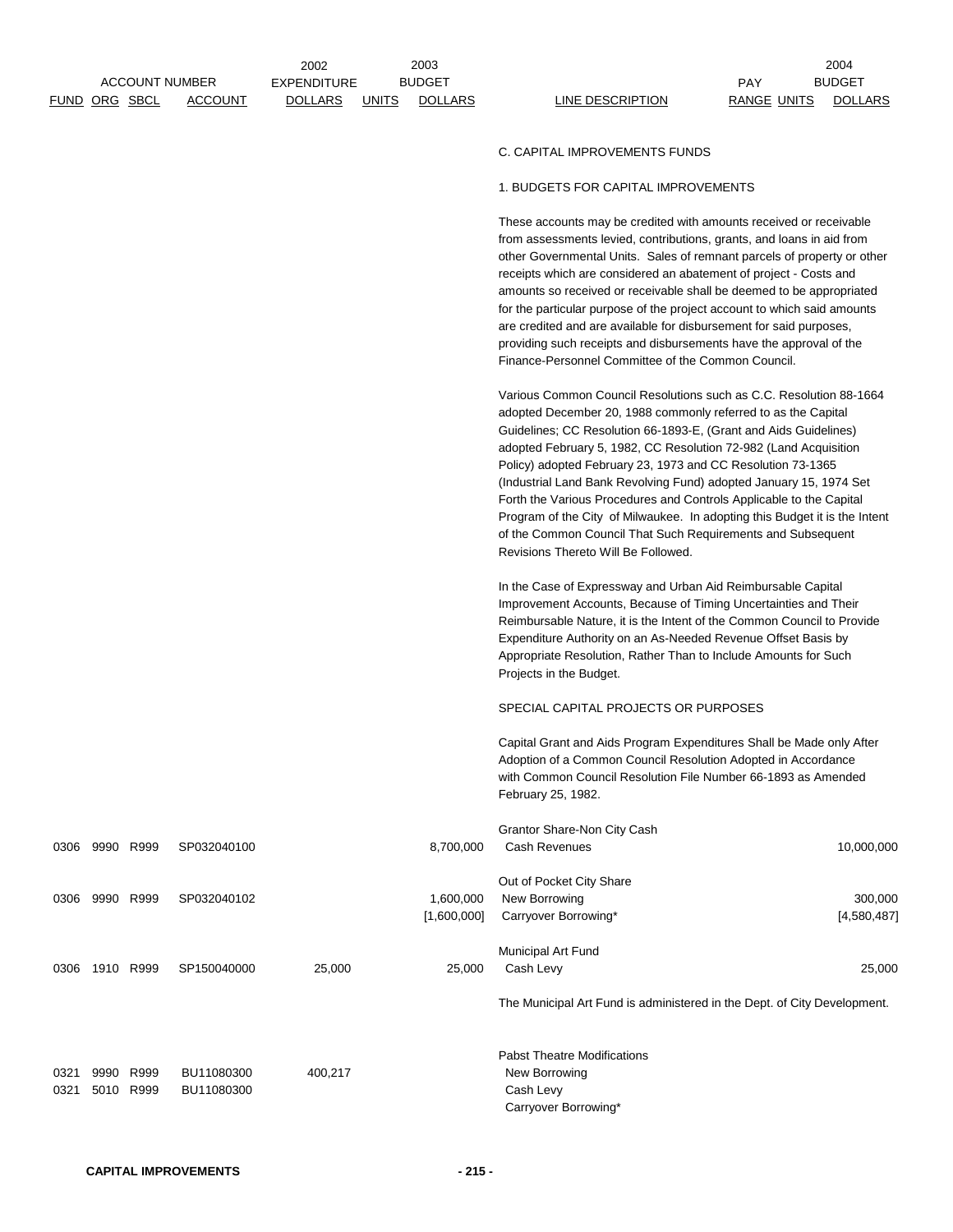| FUND | ORG | SBCL | ACCOUNT | 2002 EXPENDITURE DOLLARS | UNITS | 2003 BUDGET DOLLARS | LINE DESCRIPTION | PAY RANGE | UNITS | 2004 BUDGET DOLLARS |
|---|---|---|---|---|---|---|---|---|---|---|

## C. CAPITAL IMPROVEMENTS FUNDS

### 1. BUDGETS FOR CAPITAL IMPROVEMENTS

These accounts may be credited with amounts received or receivable from assessments levied, contributions, grants, and loans in aid from other Governmental Units. Sales of remnant parcels of property or other receipts which are considered an abatement of project - Costs and amounts so received or receivable shall be deemed to be appropriated for the particular purpose of the project account to which said amounts are credited and are available for disbursement for said purposes, providing such receipts and disbursements have the approval of the Finance-Personnel Committee of the Common Council.

Various Common Council Resolutions such as C.C. Resolution 88-1664 adopted December 20, 1988 commonly referred to as the Capital Guidelines; CC Resolution 66-1893-E, (Grant and Aids Guidelines) adopted February 5, 1982, CC Resolution 72-982 (Land Acquisition Policy) adopted February 23, 1973 and CC Resolution 73-1365 (Industrial Land Bank Revolving Fund) adopted January 15, 1974 Set Forth the Various Procedures and Controls Applicable to the Capital Program of the City of Milwaukee. In adopting this Budget it is the Intent of the Common Council That Such Requirements and Subsequent Revisions Thereto Will Be Followed.

In the Case of Expressway and Urban Aid Reimbursable Capital Improvement Accounts, Because of Timing Uncertainties and Their Reimbursable Nature, it is the Intent of the Common Council to Provide Expenditure Authority on an As-Needed Revenue Offset Basis by Appropriate Resolution, Rather Than to Include Amounts for Such Projects in the Budget.

SPECIAL CAPITAL PROJECTS OR PURPOSES

Capital Grant and Aids Program Expenditures Shall be Made only After Adoption of a Common Council Resolution Adopted in Accordance with Common Council Resolution File Number 66-1893 as Amended February 25, 1982.

| FUND | ORG | SBCL | ACCOUNT | 2002 EXPENDITURE DOLLARS | UNITS | 2003 BUDGET DOLLARS | LINE DESCRIPTION | PAY RANGE | UNITS | 2004 BUDGET DOLLARS |
|---|---|---|---|---|---|---|---|---|---|---|
| | | | | | | | Grantor Share-Non City Cash | | | |
| 0306 | 9990 | R999 | SP032040100 | | | 8,700,000 | Cash Revenues | | | 10,000,000 |
| | | | | | | | Out of Pocket City Share | | | |
| 0306 | 9990 | R999 | SP032040102 | | | 1,600,000 | New Borrowing | | | 300,000 |
| | | | | | | [1,600,000] | Carryover Borrowing* | | | [4,580,487] |
| | | | | | | | Municipal Art Fund | | | |
| 0306 | 1910 | R999 | SP150040000 | 25,000 | | 25,000 | Cash Levy | | | 25,000 |

The Municipal Art Fund is administered in the Dept. of City Development.

| FUND | ORG | SBCL | ACCOUNT | 2002 EXPENDITURE DOLLARS | UNITS | 2003 BUDGET DOLLARS | LINE DESCRIPTION | PAY RANGE | UNITS | 2004 BUDGET DOLLARS |
|---|---|---|---|---|---|---|---|---|---|---|
| | | | | | | | Pabst Theatre Modifications | | | |
| 0321 | 9990 | R999 | BU11080300 | 400,217 | | | New Borrowing | | | |
| 0321 | 5010 | R999 | BU11080300 | | | | Cash Levy | | | |
| | | | | | | | Carryover Borrowing* | | | |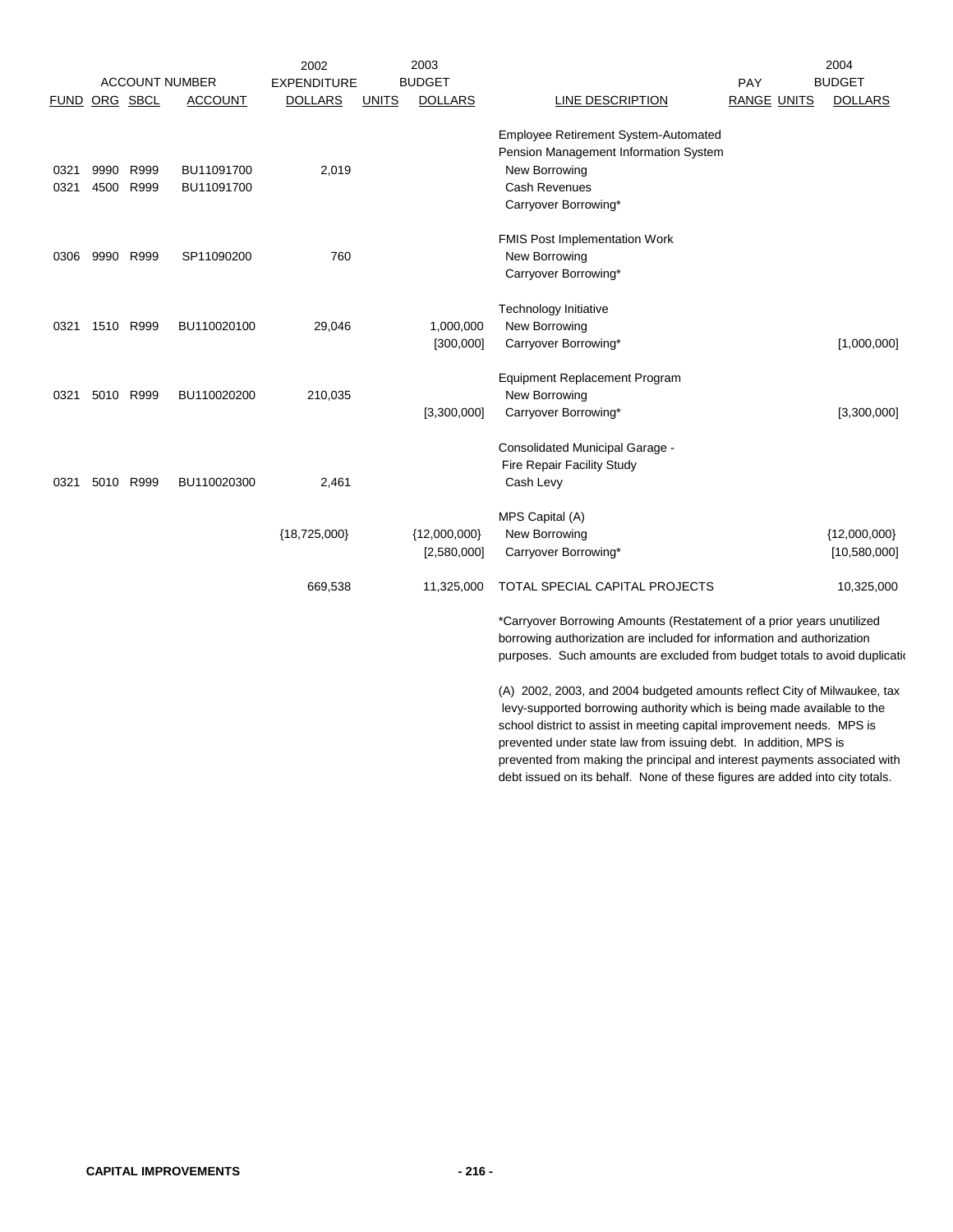| FUND | ORG | SBCL | ACCOUNT | 2002 EXPENDITURE DOLLARS | UNITS | 2003 BUDGET DOLLARS | LINE DESCRIPTION | PAY RANGE | UNITS | 2004 BUDGET DOLLARS |
|---|---|---|---|---|---|---|---|---|---|---|
| | | | | | | | Employee Retirement System-Automated Pension Management Information System | | | |
| 0321 | 9990 | R999 | BU11091700 | 2,019 | | | New Borrowing | | | |
| 0321 | 4500 | R999 | BU11091700 | | | | Cash Revenues | | | |
| | | | | | | | Carryover Borrowing* | | | |
| | | | | | | | FMIS Post Implementation Work | | | |
| 0306 | 9990 | R999 | SP11090200 | 760 | | | New Borrowing | | | |
| | | | | | | | Carryover Borrowing* | | | |
| | | | | | | | Technology Initiative | | | |
| 0321 | 1510 | R999 | BU110020100 | 29,046 | | 1,000,000 | New Borrowing | | | |
| | | | | | | [300,000] | Carryover Borrowing* | | | [1,000,000] |
| | | | | | | | Equipment Replacement Program | | | |
| 0321 | 5010 | R999 | BU110020200 | 210,035 | | | New Borrowing | | | |
| | | | | | | [3,300,000] | Carryover Borrowing* | | | [3,300,000] |
| | | | | | | | Consolidated Municipal Garage - Fire Repair Facility Study | | | |
| 0321 | 5010 | R999 | BU110020300 | 2,461 | | | Cash Levy | | | |
| | | | | | | | MPS Capital (A) | | | |
| | | | | {18,725,000} | | {12,000,000} | New Borrowing | | | {12,000,000} |
| | | | | | | [2,580,000] | Carryover Borrowing* | | | [10,580,000] |
| | | | | 669,538 | | 11,325,000 | TOTAL SPECIAL CAPITAL PROJECTS | | | 10,325,000 |

*Carryover Borrowing Amounts (Restatement of a prior years unutilized borrowing authorization are included for information and authorization purposes. Such amounts are excluded from budget totals to avoid duplicatio

(A) 2002, 2003, and 2004 budgeted amounts reflect City of Milwaukee, tax levy-supported borrowing authority which is being made available to the school district to assist in meeting capital improvement needs. MPS is prevented under state law from issuing debt. In addition, MPS is prevented from making the principal and interest payments associated with debt issued on its behalf. None of these figures are added into city totals.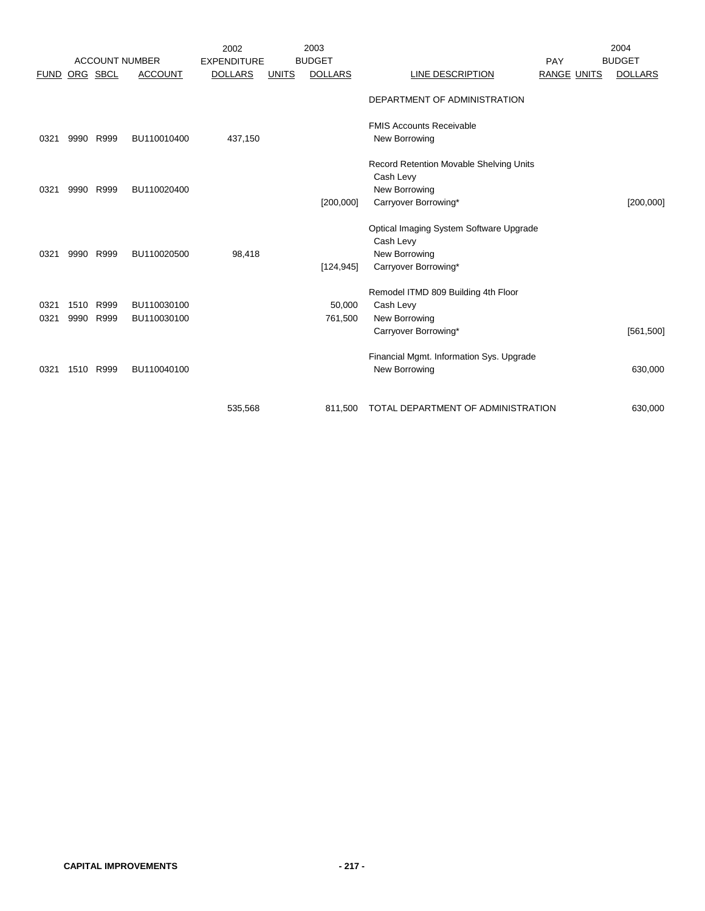| ACCOUNT NUMBER | | | | 2002 EXPENDITURE | 2003 BUDGET | | | PAY | | 2004 BUDGET |
|---|---|---|---|---|---|---|---|---|---|---|
| FUND | ORG | SBCL | ACCOUNT | DOLLARS | UNITS | DOLLARS | LINE DESCRIPTION | RANGE | UNITS | DOLLARS |
| | | | | | | | DEPARTMENT OF ADMINISTRATION | | | |
| | | | | | | | FMIS Accounts Receivable | | | |
| 0321 | 9990 | R999 | BU110010400 | 437,150 | | | New Borrowing | | | |
| | | | | | | | Record Retention Movable Shelving Units | | | |
| | | | | | | | Cash Levy | | | |
| 0321 | 9990 | R999 | BU110020400 | | | | New Borrowing | | | |
| | | | | | | [200,000] | Carryover Borrowing* | | | [200,000] |
| | | | | | | | Optical Imaging System Software Upgrade | | | |
| | | | | | | | Cash Levy | | | |
| 0321 | 9990 | R999 | BU110020500 | 98,418 | | | New Borrowing | | | |
| | | | | | | [124,945] | Carryover Borrowing* | | | |
| | | | | | | | Remodel ITMD 809 Building 4th Floor | | | |
| 0321 | 1510 | R999 | BU110030100 | | | 50,000 | Cash Levy | | | |
| 0321 | 9990 | R999 | BU110030100 | | | 761,500 | New Borrowing | | | |
| | | | | | | | Carryover Borrowing* | | | [561,500] |
| | | | | | | | Financial Mgmt. Information Sys. Upgrade | | | |
| 0321 | 1510 | R999 | BU110040100 | | | | New Borrowing | | | 630,000 |
| | | | | 535,568 | | 811,500 | TOTAL DEPARTMENT OF ADMINISTRATION | | | 630,000 |

**CAPITAL IMPROVEMENTS**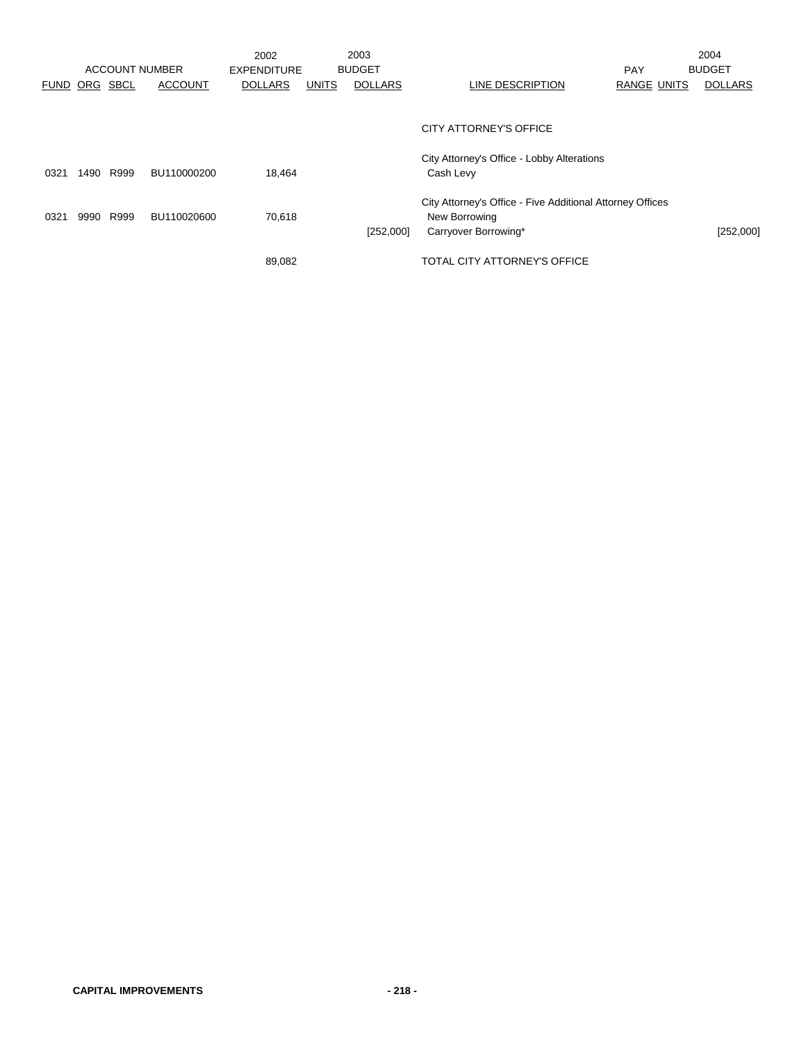| ACCOUNT NUMBER | | | | 2002 EXPENDITURE | 2003 BUDGET | | | PAY | | 2004 BUDGET |
|---|---|---|---|---|---|---|---|---|---|---|
| FUND | ORG | SBCL | ACCOUNT | DOLLARS | UNITS | DOLLARS | LINE DESCRIPTION | RANGE | UNITS | DOLLARS |
| | | | | | | | CITY ATTORNEY'S OFFICE | | | |
| | | | | | | | City Attorney's Office - Lobby Alterations | | | |
| 0321 | 1490 | R999 | BU110000200 | 18,464 | | | Cash Levy | | | |
| | | | | | | | City Attorney's Office - Five Additional Attorney Offices | | | |
| 0321 | 9990 | R999 | BU110020600 | 70,618 | | | New Borrowing | | | |
| | | | | | | [252,000] | Carryover Borrowing* | | | [252,000] |
| | | | | 89,082 | | | TOTAL CITY ATTORNEY'S OFFICE | | | |

**CAPITAL IMPROVEMENTS**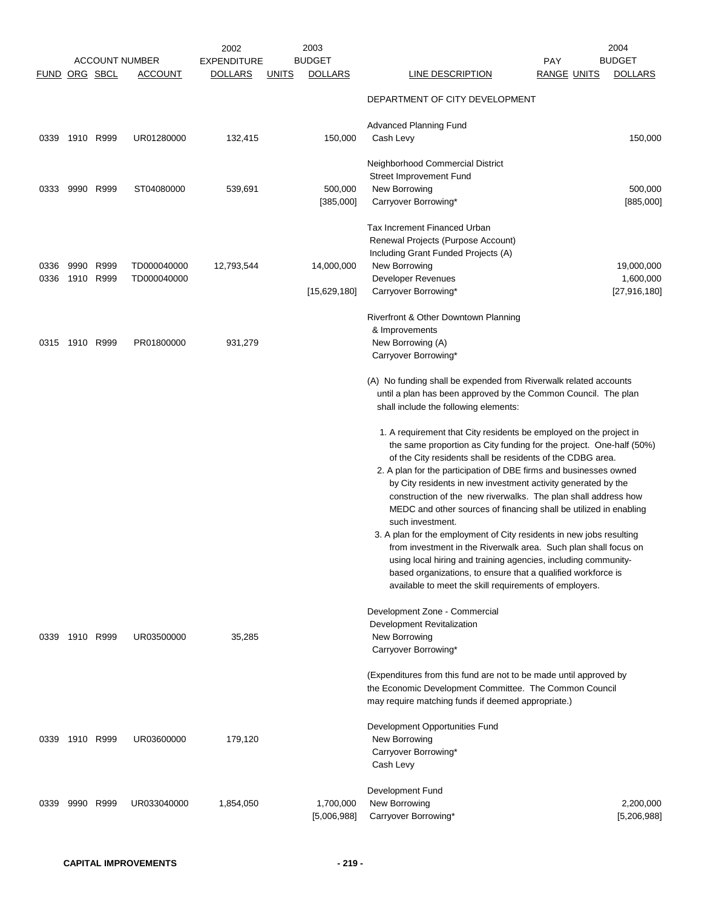| FUND | ORG | SBCL | ACCOUNT | 2002 EXPENDITURE DOLLARS | UNITS | 2003 BUDGET DOLLARS | LINE DESCRIPTION | PAY RANGE | UNITS | 2004 BUDGET DOLLARS |
|---|---|---|---|---|---|---|---|---|---|---|
| | | | | | | | DEPARTMENT OF CITY DEVELOPMENT | | | |
| | | | | | | | Advanced Planning Fund | | | |
| 0339 | 1910 | R999 | UR01280000 | 132,415 | | 150,000 | Cash Levy | | | 150,000 |
| | | | | | | | Neighborhood Commercial District Street Improvement Fund | | | |
| 0333 | 9990 | R999 | ST04080000 | 539,691 | | 500,000 | New Borrowing | | | 500,000 |
| | | | | | | [385,000] | Carryover Borrowing* | | | [885,000] |
| | | | | | | | Tax Increment Financed Urban Renewal Projects (Purpose Account) Including Grant Funded Projects (A) | | | |
| 0336 | 9990 | R999 | TD000040000 | 12,793,544 | | 14,000,000 | New Borrowing | | | 19,000,000 |
| 0336 | 1910 | R999 | TD000040000 | | | | Developer Revenues | | | 1,600,000 |
| | | | | | | [15,629,180] | Carryover Borrowing* | | | [27,916,180] |
| | | | | | | | Riverfront & Other Downtown Planning & Improvements | | | |
| 0315 | 1910 | R999 | PR01800000 | 931,279 | | | New Borrowing (A) | | | |
| | | | | | | | Carryover Borrowing* | | | |

(A) No funding shall be expended from Riverwalk related accounts until a plan has been approved by the Common Council. The plan shall include the following elements:

1. A requirement that City residents be employed on the project in the same proportion as City funding for the project. One-half (50%) of the City residents shall be residents of the CDBG area.
2. A plan for the participation of DBE firms and businesses owned by City residents in new investment activity generated by the construction of the new riverwalks. The plan shall address how MEDC and other sources of financing shall be utilized in enabling such investment.
3. A plan for the employment of City residents in new jobs resulting from investment in the Riverwalk area. Such plan shall focus on using local hiring and training agencies, including community-based organizations, to ensure that a qualified workforce is available to meet the skill requirements of employers.

| FUND | ORG | SBCL | ACCOUNT | 2002 EXPENDITURE DOLLARS | UNITS | 2003 BUDGET DOLLARS | LINE DESCRIPTION | PAY RANGE | UNITS | 2004 BUDGET DOLLARS |
|---|---|---|---|---|---|---|---|---|---|---|
| | | | | | | | Development Zone - Commercial Development Revitalization | | | |
| 0339 | 1910 | R999 | UR03500000 | 35,285 | | | New Borrowing | | | |
| | | | | | | | Carryover Borrowing* | | | |

(Expenditures from this fund are not to be made until approved by the Economic Development Committee. The Common Council may require matching funds if deemed appropriate.)

| FUND | ORG | SBCL | ACCOUNT | 2002 EXPENDITURE DOLLARS | UNITS | 2003 BUDGET DOLLARS | LINE DESCRIPTION | PAY RANGE | UNITS | 2004 BUDGET DOLLARS |
|---|---|---|---|---|---|---|---|---|---|---|
| | | | | | | | Development Opportunities Fund | | | |
| 0339 | 1910 | R999 | UR03600000 | 179,120 | | | New Borrowing | | | |
| | | | | | | | Carryover Borrowing* | | | |
| | | | | | | | Cash Levy | | | |
| | | | | | | | Development Fund | | | |
| 0339 | 9990 | R999 | UR033040000 | 1,854,050 | | 1,700,000 | New Borrowing | | | 2,200,000 |
| | | | | | | [5,006,988] | Carryover Borrowing* | | | [5,206,988] |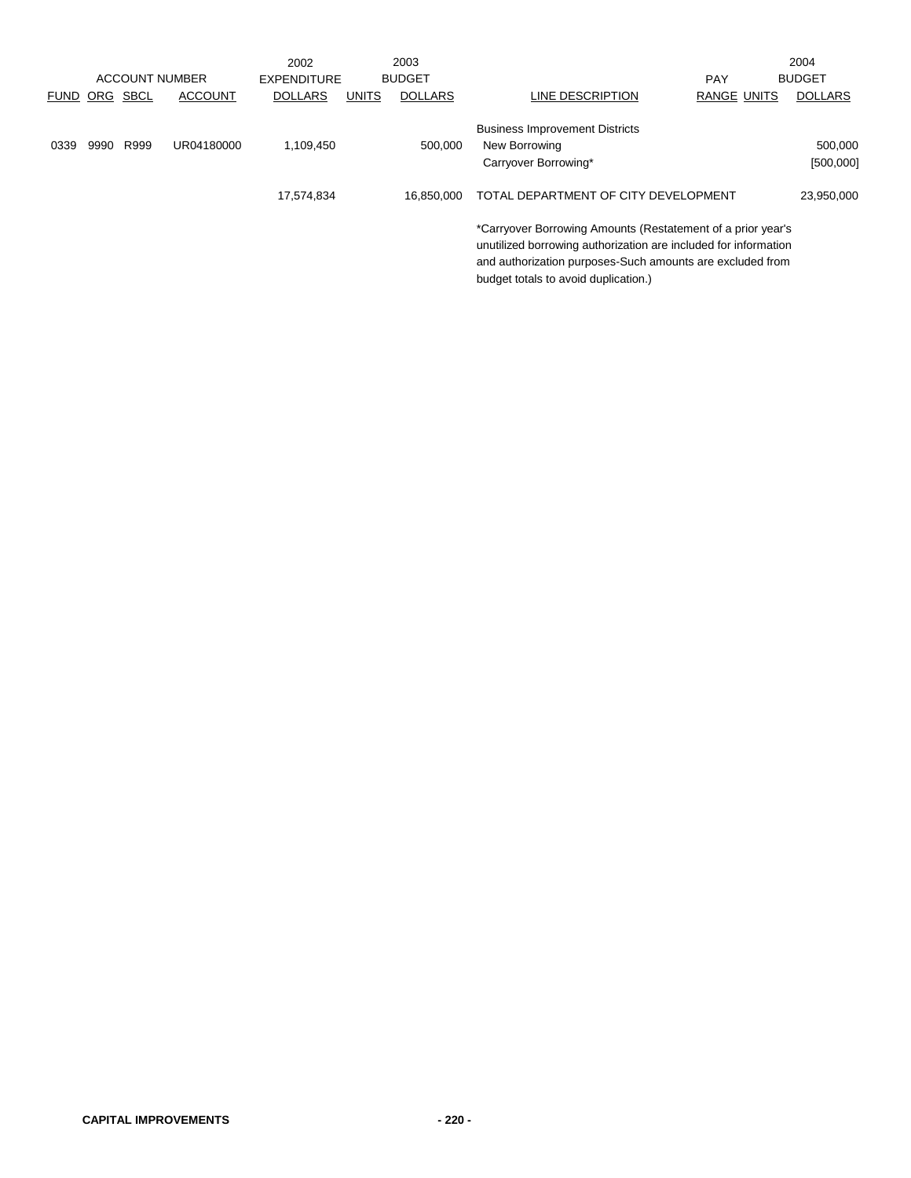| ACCOUNT NUMBER | | | | 2002 EXPENDITURE | 2003 BUDGET | | | PAY | | 2004 BUDGET |
|---|---|---|---|---|---|---|---|---|---|---|
| FUND | ORG | SBCL | ACCOUNT | DOLLARS | UNITS | DOLLARS | LINE DESCRIPTION | RANGE | UNITS | DOLLARS |
| | | | | | | | Business Improvement Districts | | | |
| 0339 | 9990 | R999 | UR04180000 | 1,109,450 | | 500,000 | New Borrowing | | | 500,000 |
| | | | | | | | Carryover Borrowing* | | | [500,000] |
| | | | | 17,574,834 | | 16,850,000 | TOTAL DEPARTMENT OF CITY DEVELOPMENT | | | 23,950,000 |

*Carryover Borrowing Amounts (Restatement of a prior year's unutilized borrowing authorization are included for information and authorization purposes-Such amounts are excluded from budget totals to avoid duplication.)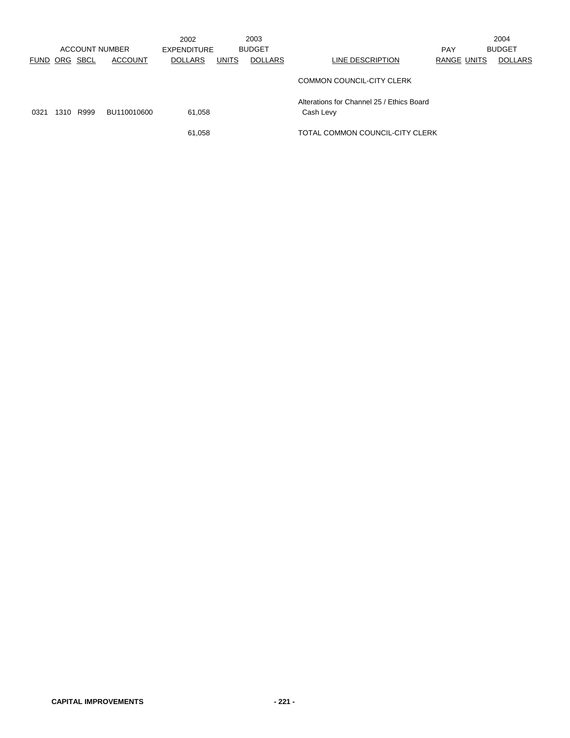| ACCOUNT NUMBER | | | | 2002 EXPENDITURE | 2003 BUDGET | | | | PAY | 2004 BUDGET |
|---|---|---|---|---|---|---|---|---|---|---|
| FUND | ORG | SBCL | ACCOUNT | DOLLARS | UNITS | DOLLARS | LINE DESCRIPTION | RANGE | UNITS | DOLLARS |
| | | | | | | | COMMON COUNCIL-CITY CLERK | | | |
| | | | | | | | Alterations for Channel 25 / Ethics Board | | | |
| 0321 | 1310 | R999 | BU110010600 | 61,058 | | | Cash Levy | | | |
| | | | | 61,058 | | | TOTAL COMMON COUNCIL-CITY CLERK | | | |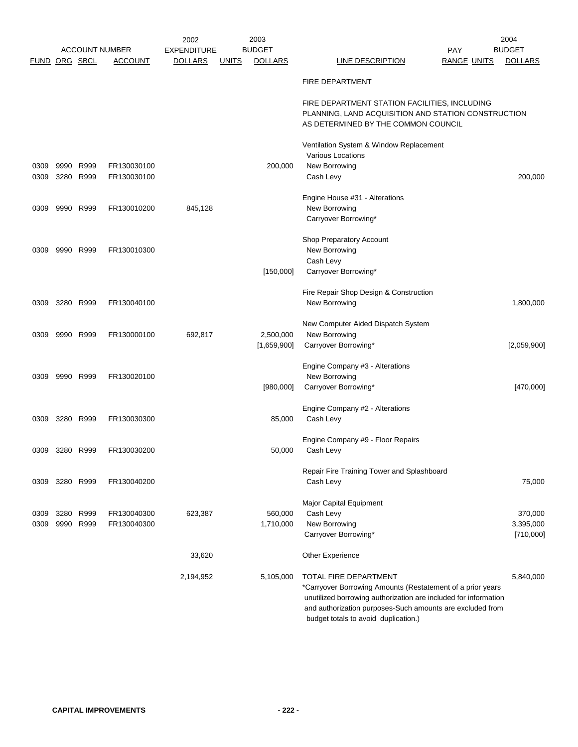| FUND | ORG | SBCL | ACCOUNT | 2002 EXPENDITURE DOLLARS | UNITS | 2003 BUDGET DOLLARS | LINE DESCRIPTION | PAY RANGE | UNITS | 2004 BUDGET DOLLARS |
|---|---|---|---|---|---|---|---|---|---|---|
| | | | | | | | FIRE DEPARTMENT | | | |
| | | | | | | | FIRE DEPARTMENT STATION FACILITIES, INCLUDING PLANNING, LAND ACQUISITION AND STATION CONSTRUCTION AS DETERMINED BY THE COMMON COUNCIL | | | |
| | | | | | | | Ventilation System & Window Replacement | | | |
| | | | | | | | Various Locations | | | |
| 0309 | 9990 | R999 | FR130030100 | | | 200,000 | New Borrowing | | | |
| 0309 | 3280 | R999 | FR130030100 | | | | Cash Levy | | | 200,000 |
| | | | | | | | Engine House #31 - Alterations | | | |
| 0309 | 9990 | R999 | FR130010200 | 845,128 | | | New Borrowing | | | |
| | | | | | | | Carryover Borrowing* | | | |
| | | | | | | | Shop Preparatory Account | | | |
| 0309 | 9990 | R999 | FR130010300 | | | | New Borrowing | | | |
| | | | | | | | Cash Levy | | | |
| | | | | | | [150,000] | Carryover Borrowing* | | | |
| | | | | | | | Fire Repair Shop Design & Construction | | | |
| 0309 | 3280 | R999 | FR130040100 | | | | New Borrowing | | | 1,800,000 |
| | | | | | | | New Computer Aided Dispatch System | | | |
| 0309 | 9990 | R999 | FR130000100 | 692,817 | | 2,500,000 | New Borrowing | | | |
| | | | | | | [1,659,900] | Carryover Borrowing* | | | [2,059,900] |
| | | | | | | | Engine Company #3 - Alterations | | | |
| 0309 | 9990 | R999 | FR130020100 | | | | New Borrowing | | | |
| | | | | | | [980,000] | Carryover Borrowing* | | | [470,000] |
| | | | | | | | Engine Company #2 - Alterations | | | |
| 0309 | 3280 | R999 | FR130030300 | | | 85,000 | Cash Levy | | | |
| | | | | | | | Engine Company #9 - Floor Repairs | | | |
| 0309 | 3280 | R999 | FR130030200 | | | 50,000 | Cash Levy | | | |
| | | | | | | | Repair Fire Training Tower and Splashboard | | | |
| 0309 | 3280 | R999 | FR130040200 | | | | Cash Levy | | | 75,000 |
| | | | | | | | Major Capital Equipment | | | |
| 0309 | 3280 | R999 | FR130040300 | 623,387 | | 560,000 | Cash Levy | | | 370,000 |
| 0309 | 9990 | R999 | FR130040300 | | | 1,710,000 | New Borrowing | | | 3,395,000 |
| | | | | | | | Carryover Borrowing* | | | [710,000] |
| | | | | 33,620 | | | Other Experience | | | |
| | | | | 2,194,952 | | 5,105,000 | TOTAL FIRE DEPARTMENT | | | 5,840,000 |

*Carryover Borrowing Amounts (Restatement of a prior years unutilized borrowing authorization are included for information and authorization purposes-Such amounts are excluded from budget totals to avoid duplication.)

**CAPITAL IMPROVEMENTS**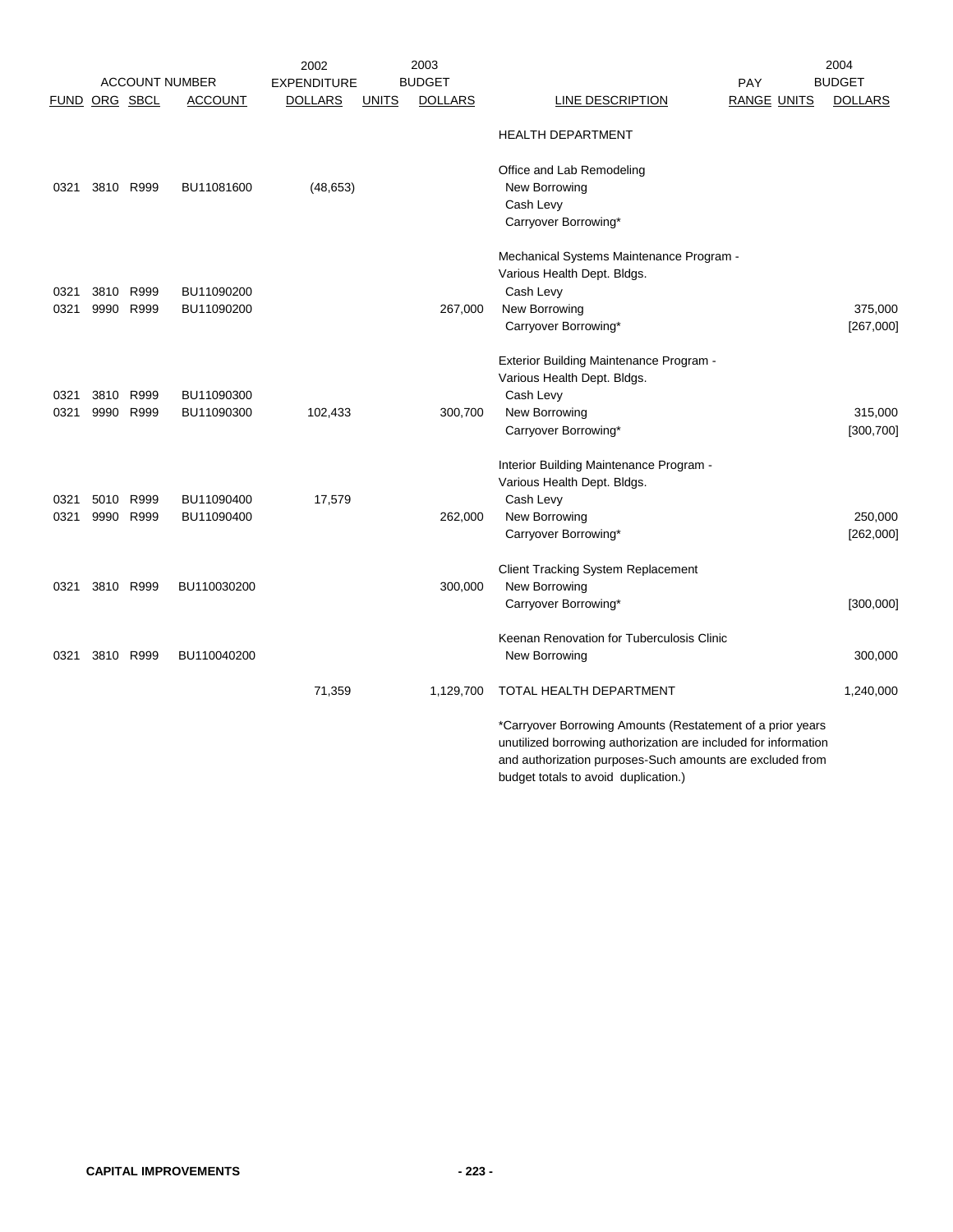| ACCOUNT NUMBER | | | | 2002 EXPENDITURE | 2003 BUDGET | | | PAY | | 2004 BUDGET |
|---|---|---|---|---|---|---|---|---|---|---|
| FUND | ORG | SBCL | ACCOUNT | DOLLARS | UNITS | DOLLARS | LINE DESCRIPTION | RANGE | UNITS | DOLLARS |
| | | | | | | | HEALTH DEPARTMENT | | | |
| | | | | | | | Office and Lab Remodeling | | | |
| 0321 | 3810 | R999 | BU11081600 | (48,653) | | | New Borrowing | | | |
| | | | | | | | Cash Levy | | | |
| | | | | | | | Carryover Borrowing* | | | |
| | | | | | | | Mechanical Systems Maintenance Program - Various Health Dept. Bldgs. | | | |
| 0321 | 3810 | R999 | BU11090200 | | | | Cash Levy | | | |
| 0321 | 9990 | R999 | BU11090200 | | | 267,000 | New Borrowing | | | 375,000 |
| | | | | | | | Carryover Borrowing* | | | [267,000] |
| | | | | | | | Exterior Building Maintenance Program - Various Health Dept. Bldgs. | | | |
| 0321 | 3810 | R999 | BU11090300 | | | | Cash Levy | | | |
| 0321 | 9990 | R999 | BU11090300 | 102,433 | | 300,700 | New Borrowing | | | 315,000 |
| | | | | | | | Carryover Borrowing* | | | [300,700] |
| | | | | | | | Interior Building Maintenance Program - Various Health Dept. Bldgs. | | | |
| 0321 | 5010 | R999 | BU11090400 | 17,579 | | | Cash Levy | | | |
| 0321 | 9990 | R999 | BU11090400 | | | 262,000 | New Borrowing | | | 250,000 |
| | | | | | | | Carryover Borrowing* | | | [262,000] |
| | | | | | | | Client Tracking System Replacement | | | |
| 0321 | 3810 | R999 | BU110030200 | | | 300,000 | New Borrowing | | | |
| | | | | | | | Carryover Borrowing* | | | [300,000] |
| | | | | | | | Keenan Renovation for Tuberculosis Clinic | | | |
| 0321 | 3810 | R999 | BU110040200 | | | | New Borrowing | | | 300,000 |
| | | | | 71,359 | | 1,129,700 | TOTAL HEALTH DEPARTMENT | | | 1,240,000 |

*Carryover Borrowing Amounts (Restatement of a prior years unutilized borrowing authorization are included for information and authorization purposes-Such amounts are excluded from budget totals to avoid duplication.)

CAPITAL IMPROVEMENTS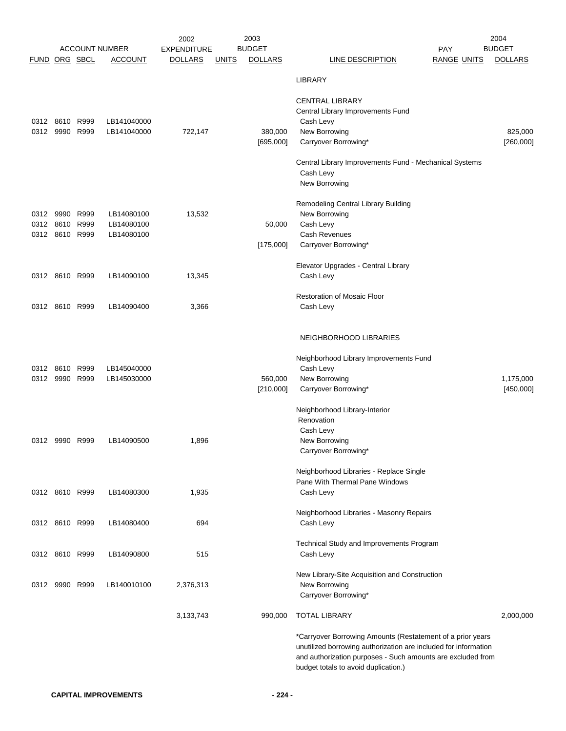| ACCOUNT NUMBER | | | | 2002 EXPENDITURE | | 2003 BUDGET | | PAY | | 2004 BUDGET |
|---|---|---|---|---|---|---|---|---|---|---|
| FUND | ORG | SBCL | ACCOUNT | DOLLARS | UNITS | DOLLARS | LINE DESCRIPTION | RANGE | UNITS | DOLLARS |
| | | | | | | | LIBRARY | | | |
| | | | | | | | CENTRAL LIBRARY | | | |
| | | | | | | | Central Library Improvements Fund | | | |
| 0312 | 8610 | R999 | LB141040000 | | | | Cash Levy | | | |
| 0312 | 9990 | R999 | LB141040000 | 722,147 | | 380,000 | New Borrowing | | | 825,000 |
| | | | | | | [695,000] | Carryover Borrowing* | | | [260,000] |
| | | | | | | | Central Library Improvements Fund - Mechanical Systems | | | |
| | | | | | | | Cash Levy | | | |
| | | | | | | | New Borrowing | | | |
| | | | | | | | Remodeling Central Library Building | | | |
| 0312 | 9990 | R999 | LB14080100 | 13,532 | | | New Borrowing | | | |
| 0312 | 8610 | R999 | LB14080100 | | | 50,000 | Cash Levy | | | |
| 0312 | 8610 | R999 | LB14080100 | | | | Cash Revenues | | | |
| | | | | | | [175,000] | Carryover Borrowing* | | | |
| | | | | | | | Elevator Upgrades - Central Library | | | |
| 0312 | 8610 | R999 | LB14090100 | 13,345 | | | Cash Levy | | | |
| | | | | | | | Restoration of Mosaic Floor | | | |
| 0312 | 8610 | R999 | LB14090400 | 3,366 | | | Cash Levy | | | |
| | | | | | | | NEIGHBORHOOD LIBRARIES | | | |
| | | | | | | | Neighborhood Library Improvements Fund | | | |
| 0312 | 8610 | R999 | LB145040000 | | | | Cash Levy | | | |
| 0312 | 9990 | R999 | LB145030000 | | | 560,000 | New Borrowing | | | 1,175,000 |
| | | | | | | [210,000] | Carryover Borrowing* | | | [450,000] |
| | | | | | | | Neighborhood Library-Interior Renovation | | | |
| | | | | | | | Cash Levy | | | |
| 0312 | 9990 | R999 | LB14090500 | 1,896 | | | New Borrowing | | | |
| | | | | | | | Carryover Borrowing* | | | |
| | | | | | | | Neighborhood Libraries - Replace Single Pane With Thermal Pane Windows | | | |
| 0312 | 8610 | R999 | LB14080300 | 1,935 | | | Cash Levy | | | |
| | | | | | | | Neighborhood Libraries - Masonry Repairs | | | |
| 0312 | 8610 | R999 | LB14080400 | 694 | | | Cash Levy | | | |
| | | | | | | | Technical Study and Improvements Program | | | |
| 0312 | 8610 | R999 | LB14090800 | 515 | | | Cash Levy | | | |
| | | | | | | | New Library-Site Acquisition and Construction | | | |
| 0312 | 9990 | R999 | LB140010100 | 2,376,313 | | | New Borrowing | | | |
| | | | | | | | Carryover Borrowing* | | | |
| | | | | 3,133,743 | | 990,000 | TOTAL LIBRARY | | | 2,000,000 |

*Carryover Borrowing Amounts (Restatement of a prior years unutilized borrowing authorization are included for information and authorization purposes - Such amounts are excluded from budget totals to avoid duplication.)

**CAPITAL IMPROVEMENTS**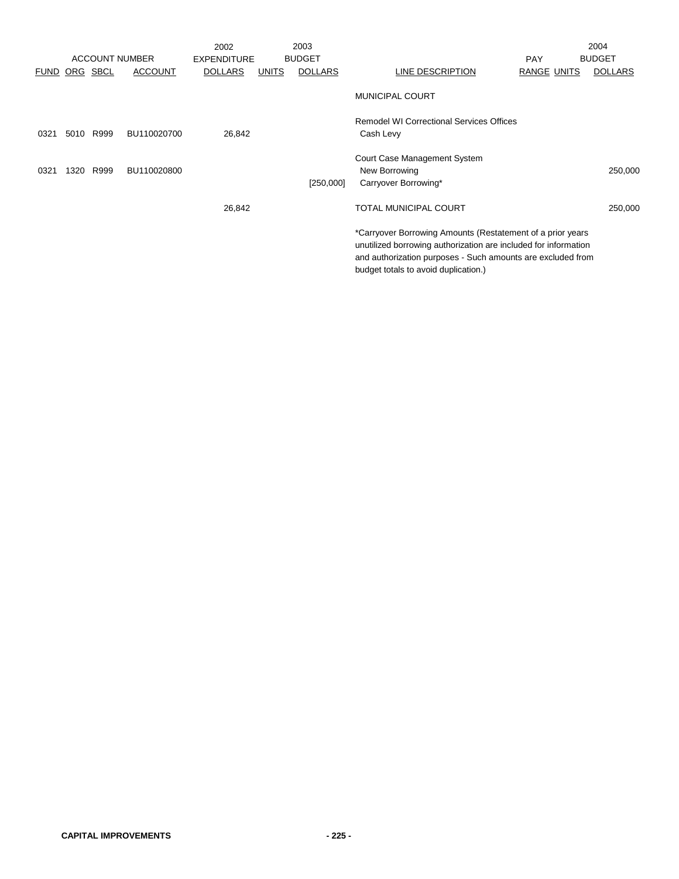| ACCOUNT NUMBER | | | | 2002 EXPENDITURE | 2003 BUDGET | | | PAY | | 2004 BUDGET |
|---|---|---|---|---|---|---|---|---|---|---|
| FUND | ORG | SBCL | ACCOUNT | DOLLARS | UNITS | DOLLARS | LINE DESCRIPTION | RANGE | UNITS | DOLLARS |
| | | | | | | | MUNICIPAL COURT | | | |
| | | | | | | | Remodel WI Correctional Services Offices | | | |
| 0321 | 5010 | R999 | BU110020700 | 26,842 | | | Cash Levy | | | |
| | | | | | | | Court Case Management System | | | |
| 0321 | 1320 | R999 | BU110020800 | | | | New Borrowing | | | 250,000 |
| | | | | | | [250,000] | Carryover Borrowing* | | | |
| | | | | 26,842 | | | TOTAL MUNICIPAL COURT | | | 250,000 |

*Carryover Borrowing Amounts (Restatement of a prior years unutilized borrowing authorization are included for information and authorization purposes - Such amounts are excluded from budget totals to avoid duplication.)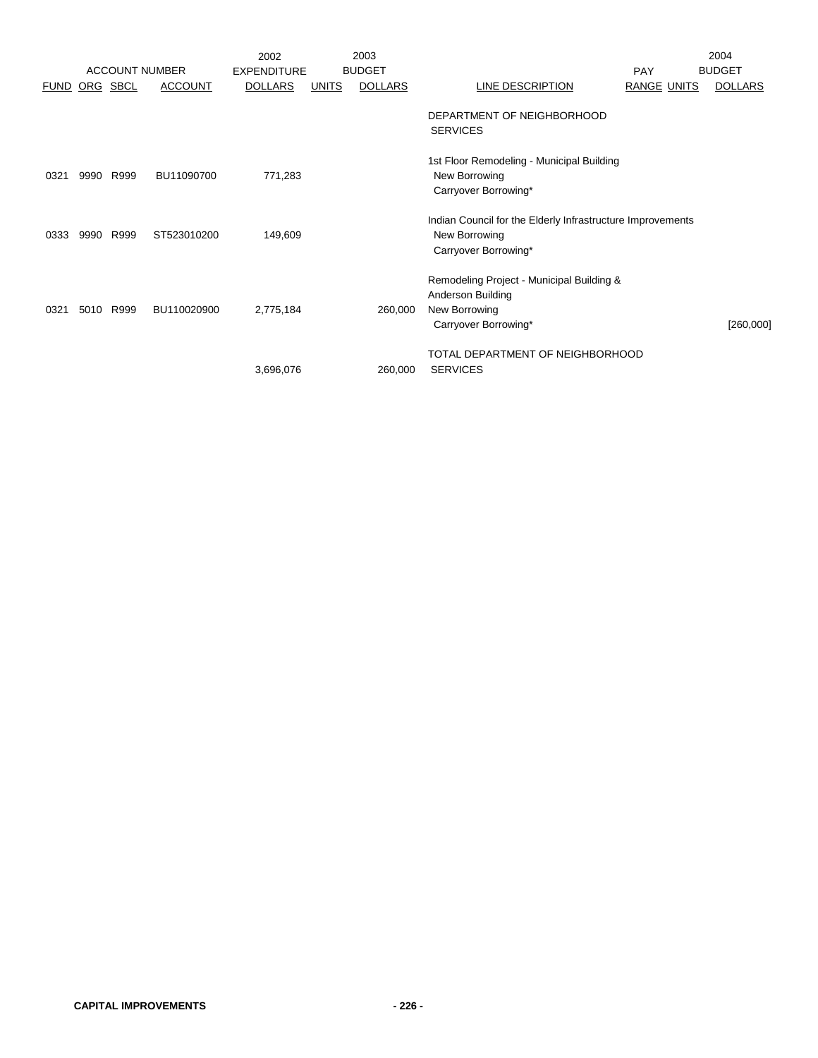| FUND | ORG | SBCL | ACCOUNT NUMBER ACCOUNT | 2002 EXPENDITURE DOLLARS | UNITS | 2003 BUDGET DOLLARS | LINE DESCRIPTION | PAY RANGE | UNITS | 2004 BUDGET DOLLARS |
|---|---|---|---|---|---|---|---|---|---|---|
| | | | | | | | DEPARTMENT OF NEIGHBORHOOD SERVICES | | | |
| | | | | | | | 1st Floor Remodeling - Municipal Building | | | |
| 0321 | 9990 | R999 | BU11090700 | 771,283 | | | New Borrowing | | | |
| | | | | | | | Carryover Borrowing* | | | |
| | | | | | | | Indian Council for the Elderly Infrastructure Improvements | | | |
| 0333 | 9990 | R999 | ST523010200 | 149,609 | | | New Borrowing | | | |
| | | | | | | | Carryover Borrowing* | | | |
| | | | | | | | Remodeling Project - Municipal Building & Anderson Building | | | |
| 0321 | 5010 | R999 | BU110020900 | 2,775,184 | | 260,000 | New Borrowing | | | |
| | | | | | | | Carryover Borrowing* | | | [260,000] |
| | | | | 3,696,076 | | 260,000 | TOTAL DEPARTMENT OF NEIGHBORHOOD SERVICES | | | |

CAPITAL IMPROVEMENTS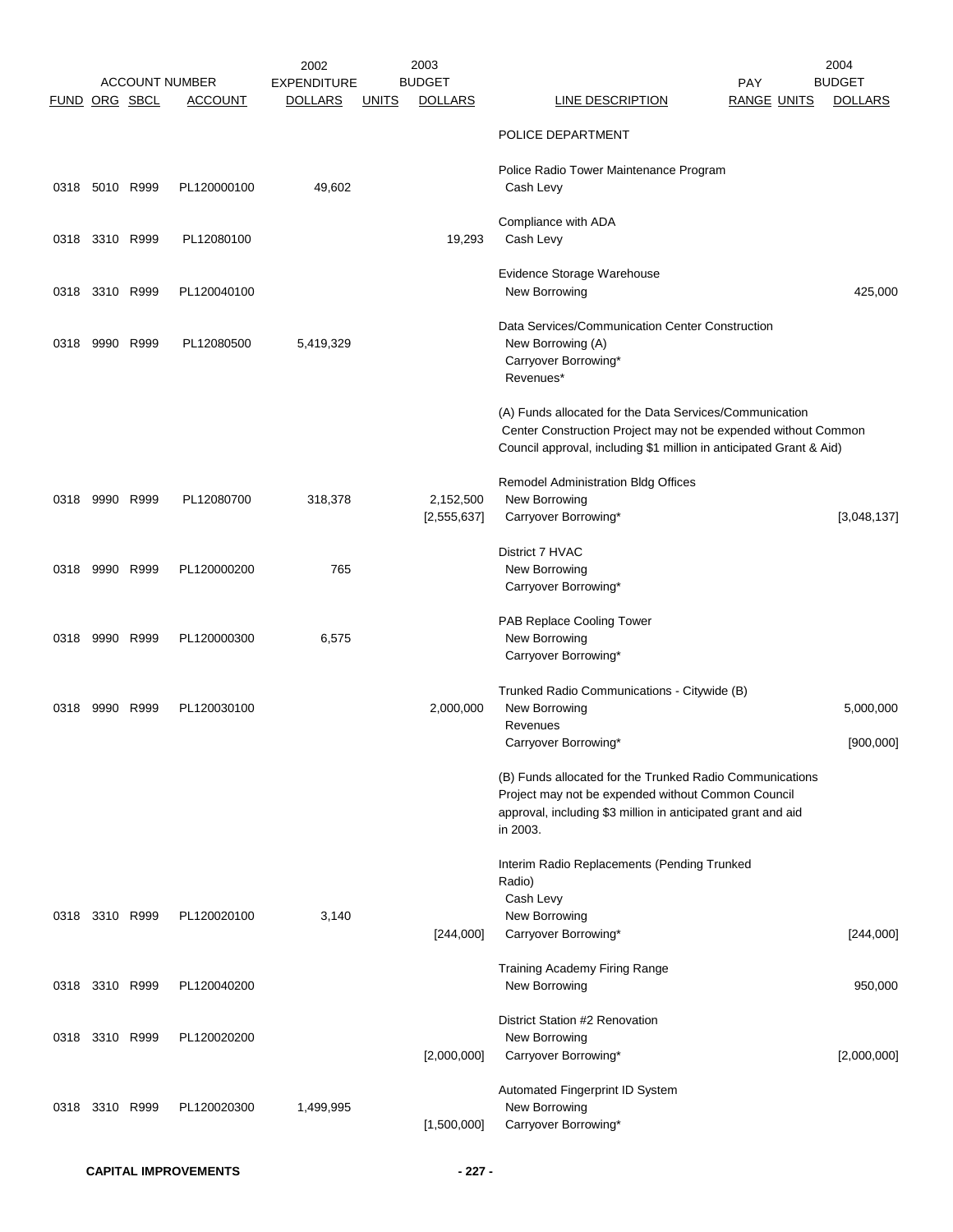| FUND | ORG | SBCL | ACCOUNT | 2002 EXPENDITURE DOLLARS | UNITS | 2003 BUDGET DOLLARS | LINE DESCRIPTION | PAY RANGE | UNITS | 2004 BUDGET DOLLARS |
|---|---|---|---|---|---|---|---|---|---|---|
| | | | | | | | POLICE DEPARTMENT | | | |
| | | | | | | | Police Radio Tower Maintenance Program | | | |
| 0318 | 5010 | R999 | PL120000100 | 49,602 | | | Cash Levy | | | |
| | | | | | | | Compliance with ADA | | | |
| 0318 | 3310 | R999 | PL12080100 | | | 19,293 | Cash Levy | | | |
| | | | | | | | Evidence Storage Warehouse | | | |
| 0318 | 3310 | R999 | PL120040100 | | | | New Borrowing | | | 425,000 |
| | | | | | | | Data Services/Communication Center Construction | | | |
| 0318 | 9990 | R999 | PL12080500 | 5,419,329 | | | New Borrowing (A) | | | |
| | | | | | | | Carryover Borrowing* | | | |
| | | | | | | | Revenues* | | | |
| | | | | | | | (A) Funds allocated for the Data Services/Communication Center Construction Project may not be expended without Common Council approval, including $1 million in anticipated Grant & Aid) | | | |
| | | | | | | | Remodel Administration Bldg Offices | | | |
| 0318 | 9990 | R999 | PL12080700 | 318,378 | | 2,152,500 | New Borrowing | | | |
| | | | | | | [2,555,637] | Carryover Borrowing* | | | [3,048,137] |
| | | | | | | | District 7 HVAC | | | |
| 0318 | 9990 | R999 | PL120000200 | 765 | | | New Borrowing | | | |
| | | | | | | | Carryover Borrowing* | | | |
| | | | | | | | PAB Replace Cooling Tower | | | |
| 0318 | 9990 | R999 | PL120000300 | 6,575 | | | New Borrowing | | | |
| | | | | | | | Carryover Borrowing* | | | |
| | | | | | | | Trunked Radio Communications - Citywide (B) | | | |
| 0318 | 9990 | R999 | PL120030100 | | | 2,000,000 | New Borrowing | | | 5,000,000 |
| | | | | | | | Revenues | | | |
| | | | | | | | Carryover Borrowing* | | | [900,000] |
| | | | | | | | (B) Funds allocated for the Trunked Radio Communications Project may not be expended without Common Council approval, including $3 million in anticipated grant and aid in 2003. | | | |
| | | | | | | | Interim Radio Replacements (Pending Trunked Radio) | | | |
| | | | | | | | Cash Levy | | | |
| 0318 | 3310 | R999 | PL120020100 | 3,140 | | | New Borrowing | | | |
| | | | | | | [244,000] | Carryover Borrowing* | | | [244,000] |
| | | | | | | | Training Academy Firing Range | | | |
| 0318 | 3310 | R999 | PL120040200 | | | | New Borrowing | | | 950,000 |
| | | | | | | | District Station #2 Renovation | | | |
| 0318 | 3310 | R999 | PL120020200 | | | | New Borrowing | | | |
| | | | | | | [2,000,000] | Carryover Borrowing* | | | [2,000,000] |
| | | | | | | | Automated Fingerprint ID System | | | |
| 0318 | 3310 | R999 | PL120020300 | 1,499,995 | | | New Borrowing | | | |
| | | | | | | [1,500,000] | Carryover Borrowing* | | | |

**CAPITAL IMPROVEMENTS**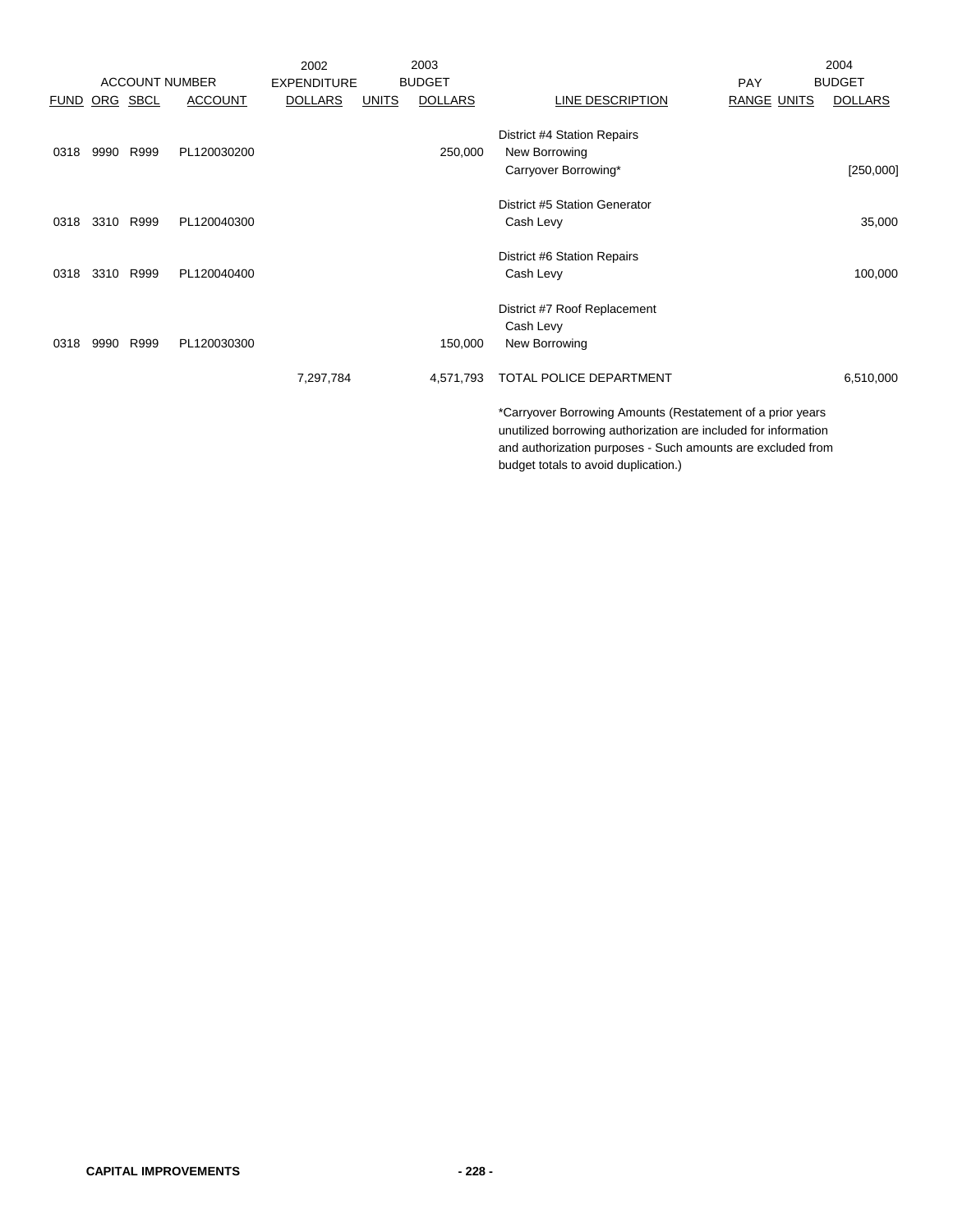| FUND | ORG | SBCL | ACCOUNT | 2002 EXPENDITURE DOLLARS | UNITS | 2003 BUDGET DOLLARS | LINE DESCRIPTION | PAY RANGE | UNITS | 2004 BUDGET DOLLARS |
|---|---|---|---|---|---|---|---|---|---|---|
| | | | | | | | District #4 Station Repairs | | | |
| 0318 | 9990 | R999 | PL120030200 | | | 250,000 | New Borrowing | | | |
| | | | | | | | Carryover Borrowing* | | | [250,000] |
| | | | | | | | District #5 Station Generator | | | |
| 0318 | 3310 | R999 | PL120040300 | | | | Cash Levy | | | 35,000 |
| | | | | | | | District #6 Station Repairs | | | |
| 0318 | 3310 | R999 | PL120040400 | | | | Cash Levy | | | 100,000 |
| | | | | | | | District #7 Roof Replacement | | | |
| | | | | | | | Cash Levy | | | |
| 0318 | 9990 | R999 | PL120030300 | | | 150,000 | New Borrowing | | | |
| | | | | 7,297,784 | | 4,571,793 | TOTAL POLICE DEPARTMENT | | | 6,510,000 |

*Carryover Borrowing Amounts (Restatement of a prior years unutilized borrowing authorization are included for information and authorization purposes - Such amounts are excluded from budget totals to avoid duplication.)

**CAPITAL IMPROVEMENTS**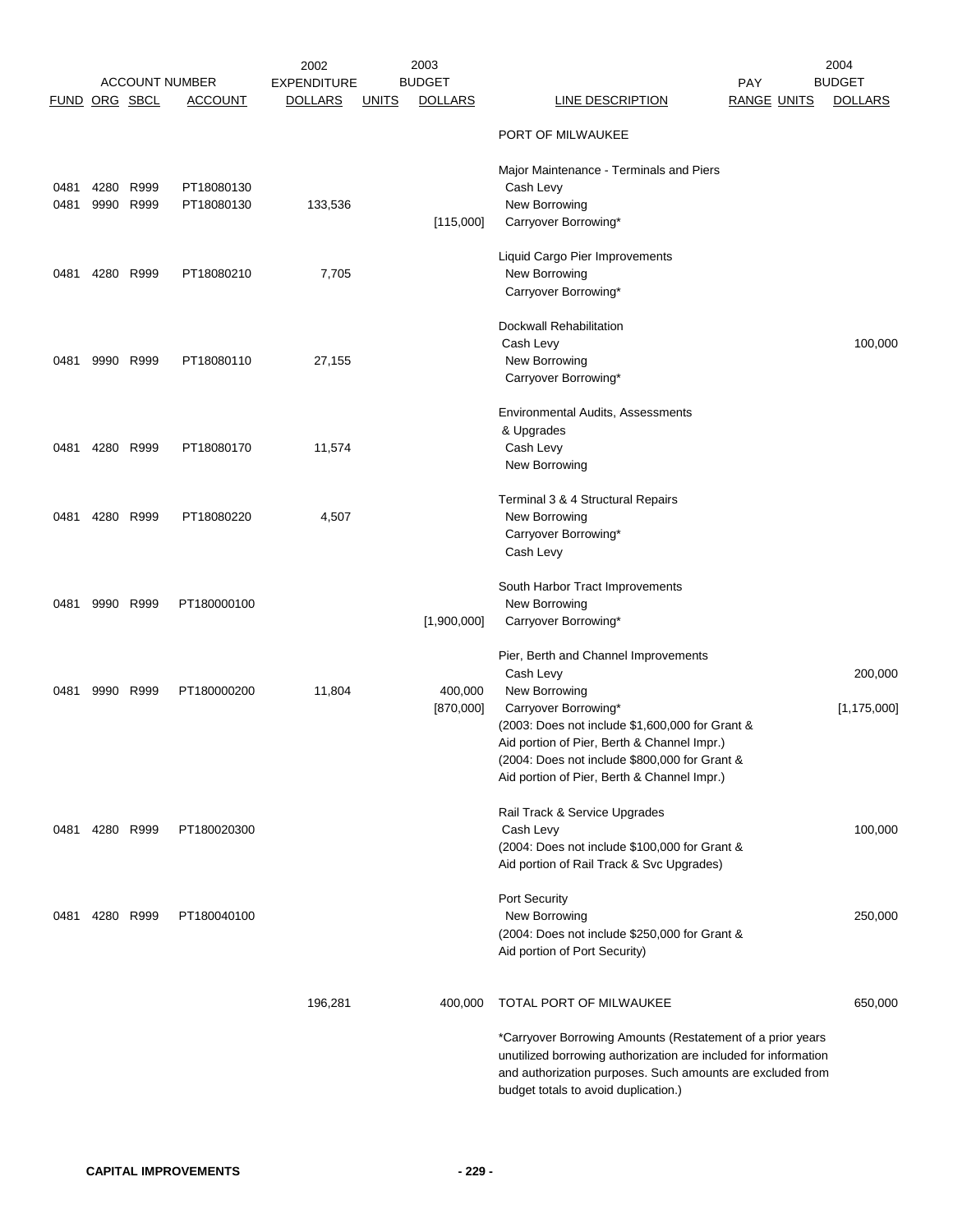| ACCOUNT NUMBER | | | | 2002 EXPENDITURE | 2003 BUDGET | | | PAY | | 2004 BUDGET |
|---|---|---|---|---|---|---|---|---|---|---|
| FUND | ORG | SBCL | ACCOUNT | DOLLARS | UNITS | DOLLARS | LINE DESCRIPTION | RANGE | UNITS | DOLLARS |
| | | | | | | | PORT OF MILWAUKEE | | | |
| | | | | | | | Major Maintenance - Terminals and Piers | | | |
| 0481 | 4280 | R999 | PT18080130 | | | | Cash Levy | | | |
| 0481 | 9990 | R999 | PT18080130 | 133,536 | | | New Borrowing | | | |
| | | | | | | [115,000] | Carryover Borrowing* | | | |
| | | | | | | | Liquid Cargo Pier Improvements | | | |
| 0481 | 4280 | R999 | PT18080210 | 7,705 | | | New Borrowing | | | |
| | | | | | | | Carryover Borrowing* | | | |
| | | | | | | | Dockwall Rehabilitation | | | |
| | | | | | | | Cash Levy | | | 100,000 |
| 0481 | 9990 | R999 | PT18080110 | 27,155 | | | New Borrowing | | | |
| | | | | | | | Carryover Borrowing* | | | |
| | | | | | | | Environmental Audits, Assessments & Upgrades | | | |
| 0481 | 4280 | R999 | PT18080170 | 11,574 | | | Cash Levy | | | |
| | | | | | | | New Borrowing | | | |
| | | | | | | | Terminal 3 & 4 Structural Repairs | | | |
| 0481 | 4280 | R999 | PT18080220 | 4,507 | | | New Borrowing | | | |
| | | | | | | | Carryover Borrowing* | | | |
| | | | | | | | Cash Levy | | | |
| | | | | | | | South Harbor Tract Improvements | | | |
| 0481 | 9990 | R999 | PT180000100 | | | | New Borrowing | | | |
| | | | | | | [1,900,000] | Carryover Borrowing* | | | |
| | | | | | | | Pier, Berth and Channel Improvements | | | |
| | | | | | | | Cash Levy | | | 200,000 |
| 0481 | 9990 | R999 | PT180000200 | 11,804 | | 400,000 | New Borrowing | | | |
| | | | | | | [870,000] | Carryover Borrowing* | | | [1,175,000] |
| | | | | | | | (2003: Does not include $1,600,000 for Grant & Aid portion of Pier, Berth & Channel Impr.) | | | |
| | | | | | | | (2004: Does not include $800,000 for Grant & Aid portion of Pier, Berth & Channel Impr.) | | | |
| | | | | | | | Rail Track & Service Upgrades | | | |
| 0481 | 4280 | R999 | PT180020300 | | | | Cash Levy | | | 100,000 |
| | | | | | | | (2004: Does not include $100,000 for Grant & Aid portion of Rail Track & Svc Upgrades) | | | |
| | | | | | | | Port Security | | | |
| 0481 | 4280 | R999 | PT180040100 | | | | New Borrowing | | | 250,000 |
| | | | | | | | (2004: Does not include $250,000 for Grant & Aid portion of Port Security) | | | |
| | | | | 196,281 | | 400,000 | TOTAL PORT OF MILWAUKEE | | | 650,000 |

*Carryover Borrowing Amounts (Restatement of a prior years unutilized borrowing authorization are included for information and authorization purposes. Such amounts are excluded from budget totals to avoid duplication.)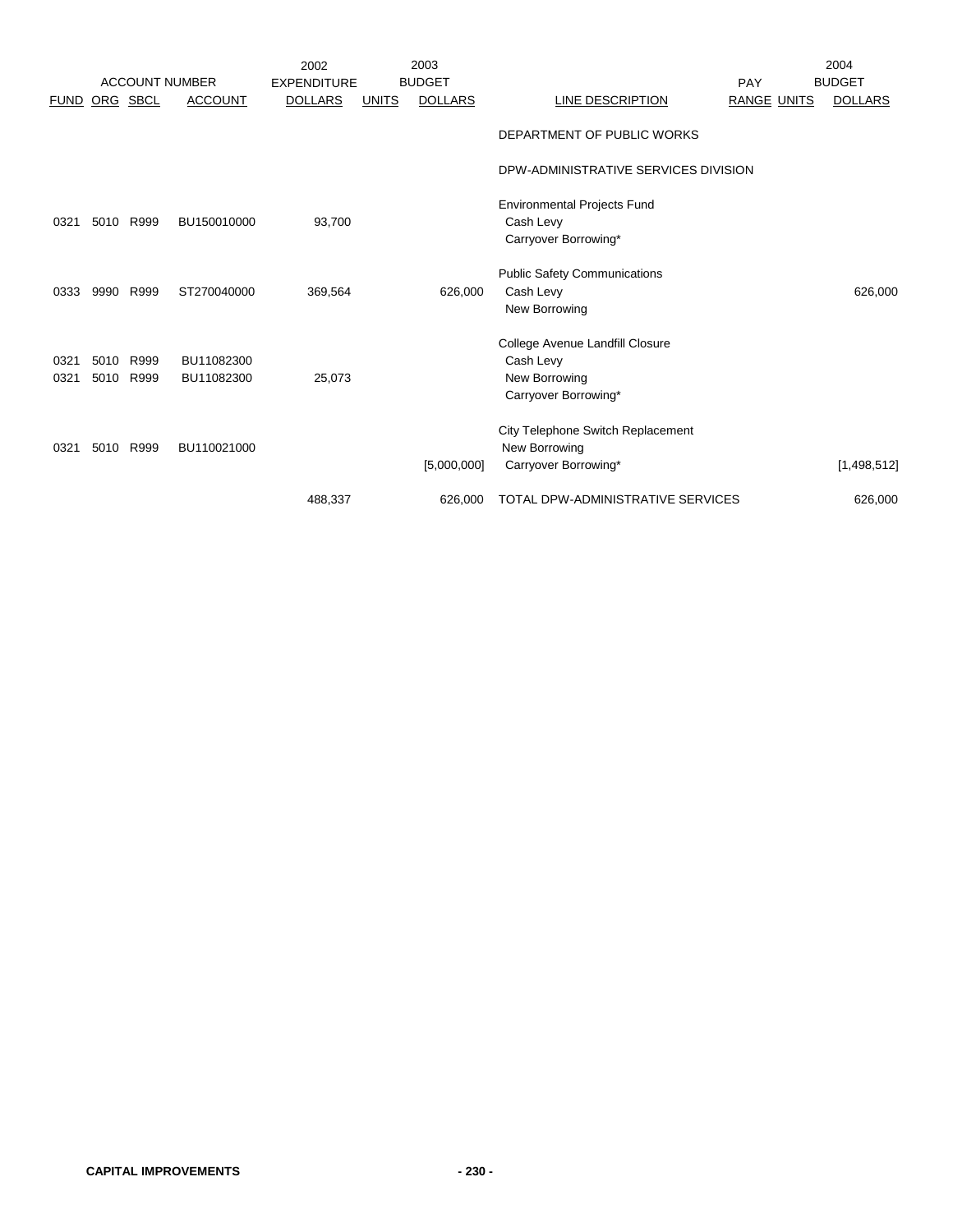| FUND | ORG | SBCL | ACCOUNT NUMBER ACCOUNT | 2002 EXPENDITURE DOLLARS | UNITS | 2003 BUDGET DOLLARS | LINE DESCRIPTION | PAY RANGE | UNITS | 2004 BUDGET DOLLARS |
|---|---|---|---|---|---|---|---|---|---|---|
| | | | | | | | DEPARTMENT OF PUBLIC WORKS | | | |
| | | | | | | | DPW-ADMINISTRATIVE SERVICES DIVISION | | | |
| | | | | | | | Environmental Projects Fund | | | |
| 0321 | 5010 | R999 | BU150010000 | 93,700 | | | Cash Levy | | | |
| | | | | | | | Carryover Borrowing* | | | |
| | | | | | | | Public Safety Communications | | | |
| 0333 | 9990 | R999 | ST270040000 | 369,564 | | 626,000 | Cash Levy | | | 626,000 |
| | | | | | | | New Borrowing | | | |
| | | | | | | | College Avenue Landfill Closure | | | |
| 0321 | 5010 | R999 | BU11082300 | | | | Cash Levy | | | |
| 0321 | 5010 | R999 | BU11082300 | 25,073 | | | New Borrowing | | | |
| | | | | | | | Carryover Borrowing* | | | |
| | | | | | | | City Telephone Switch Replacement | | | |
| 0321 | 5010 | R999 | BU110021000 | | | | New Borrowing | | | |
| | | | | | | [5,000,000] | Carryover Borrowing* | | | [1,498,512] |
| | | | | 488,337 | | 626,000 | TOTAL DPW-ADMINISTRATIVE SERVICES | | | 626,000 |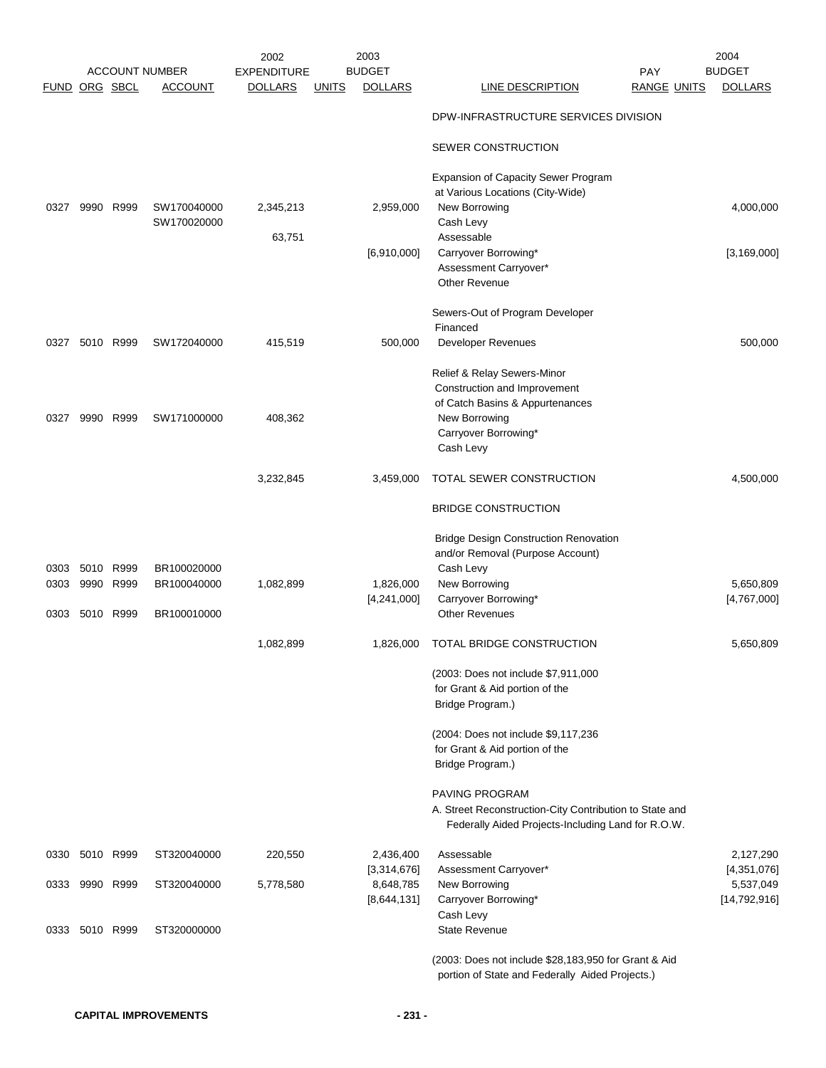| FUND | ORG | SBCL | ACCOUNT | 2002 EXPENDITURE DOLLARS | 2003 UNITS | 2003 BUDGET DOLLARS | LINE DESCRIPTION | PAY RANGE | UNITS | 2004 BUDGET DOLLARS |
|---|---|---|---|---|---|---|---|---|---|---|
| | | | | | | | DPW-INFRASTRUCTURE SERVICES DIVISION | | | |
| | | | | | | | SEWER CONSTRUCTION | | | |
| | | | | | | | Expansion of Capacity Sewer Program at Various Locations (City-Wide) | | | |
| 0327 | 9990 | R999 | SW170040000 | 2,345,213 | | 2,959,000 | New Borrowing | | | 4,000,000 |
| | | | SW170020000 | | | | Cash Levy | | | |
| | | | | 63,751 | | | Assessable | | | |
| | | | | | | [6,910,000] | Carryover Borrowing* | | | [3,169,000] |
| | | | | | | | Assessment Carryover* | | | |
| | | | | | | | Other Revenue | | | |
| | | | | | | | Sewers-Out of Program Developer Financed | | | |
| 0327 | 5010 | R999 | SW172040000 | 415,519 | | 500,000 | Developer Revenues | | | 500,000 |
| | | | | | | | Relief & Relay Sewers-Minor Construction and Improvement of Catch Basins & Appurtenances | | | |
| 0327 | 9990 | R999 | SW171000000 | 408,362 | | | New Borrowing | | | |
| | | | | | | | Carryover Borrowing* | | | |
| | | | | | | | Cash Levy | | | |
| | | | | 3,232,845 | | 3,459,000 | TOTAL SEWER CONSTRUCTION | | | 4,500,000 |
| | | | | | | | BRIDGE CONSTRUCTION | | | |
| | | | | | | | Bridge Design Construction Renovation and/or Removal (Purpose Account) | | | |
| 0303 | 5010 | R999 | BR100020000 | | | | Cash Levy | | | |
| 0303 | 9990 | R999 | BR100040000 | 1,082,899 | | 1,826,000 | New Borrowing | | | 5,650,809 |
| | | | | | | [4,241,000] | Carryover Borrowing* | | | [4,767,000] |
| 0303 | 5010 | R999 | BR100010000 | | | | Other Revenues | | | |
| | | | | 1,082,899 | | 1,826,000 | TOTAL BRIDGE CONSTRUCTION | | | 5,650,809 |
| | | | | | | | (2003: Does not include $7,911,000 for Grant & Aid portion of the Bridge Program.) | | | |
| | | | | | | | (2004: Does not include $9,117,236 for Grant & Aid portion of the Bridge Program.) | | | |
| | | | | | | | PAVING PROGRAM | | | |
| | | | | | | | A. Street Reconstruction-City Contribution to State and Federally Aided Projects-Including Land for R.O.W. | | | |
| 0330 | 5010 | R999 | ST320040000 | 220,550 | | 2,436,400 | Assessable | | | 2,127,290 |
| | | | | | | [3,314,676] | Assessment Carryover* | | | [4,351,076] |
| 0333 | 9990 | R999 | ST320040000 | 5,778,580 | | 8,648,785 | New Borrowing | | | 5,537,049 |
| | | | | | | [8,644,131] | Carryover Borrowing* | | | [14,792,916] |
| | | | | | | | Cash Levy | | | |
| 0333 | 5010 | R999 | ST320000000 | | | | State Revenue | | | |
| | | | | | | | (2003: Does not include $28,183,950 for Grant & Aid portion of State and Federally Aided Projects.) | | | |

**CAPITAL IMPROVEMENTS**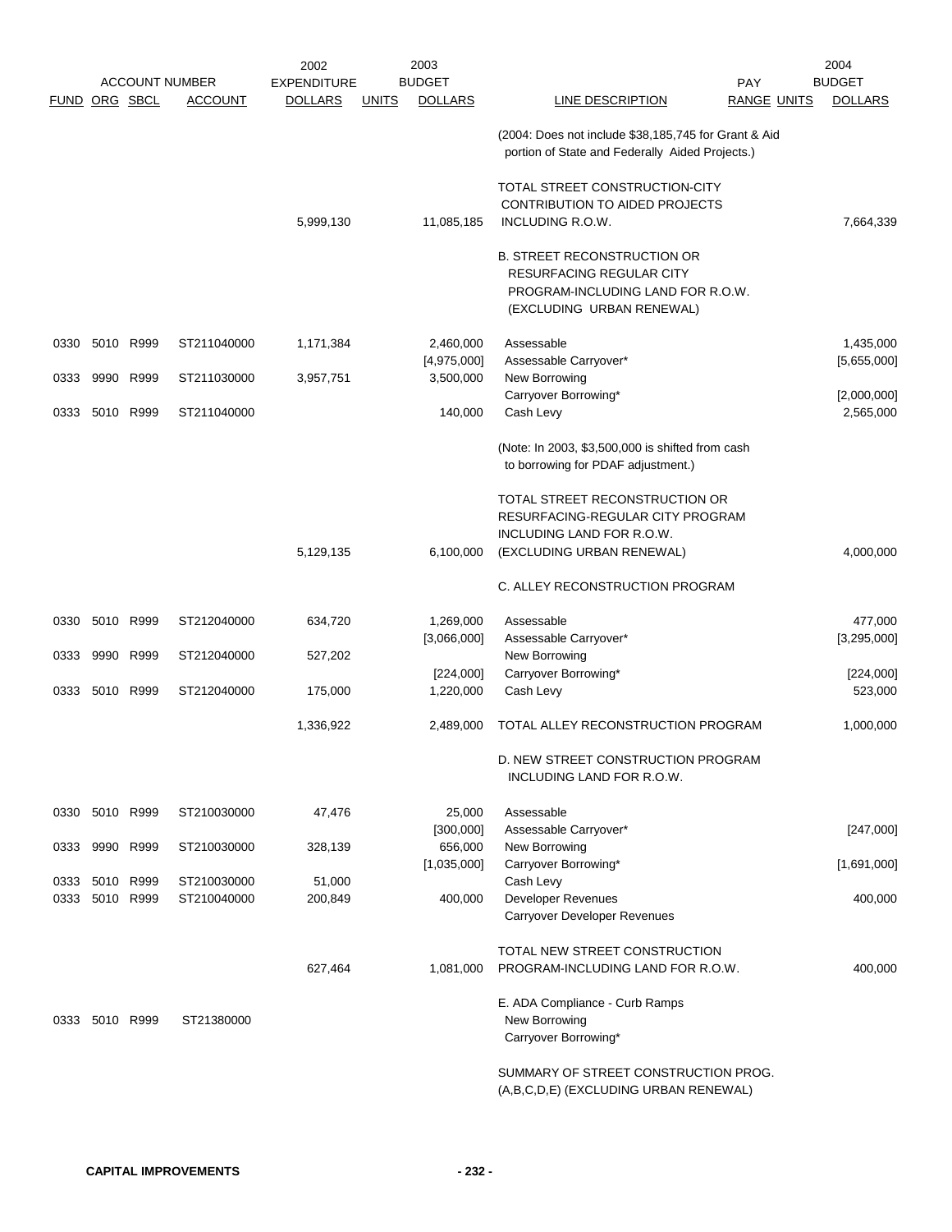| ACCOUNT NUMBER | | | | 2002 EXPENDITURE | | 2003 BUDGET | | PAY | | 2004 BUDGET |
|---|---|---|---|---|---|---|---|---|---|---|
| FUND | ORG | SBCL | ACCOUNT | DOLLARS | UNITS | DOLLARS | LINE DESCRIPTION | RANGE | UNITS | DOLLARS |
| | | | | | | | (2004: Does not include $38,185,745 for Grant & Aid portion of State and Federally Aided Projects.) | | | |
| | | | | 5,999,130 | | 11,085,185 | TOTAL STREET CONSTRUCTION-CITY CONTRIBUTION TO AIDED PROJECTS INCLUDING R.O.W. | | | 7,664,339 |
| | | | | | | | B. STREET RECONSTRUCTION OR RESURFACING REGULAR CITY PROGRAM-INCLUDING LAND FOR R.O.W. (EXCLUDING URBAN RENEWAL) | | | |
| 0330 | 5010 | R999 | ST211040000 | 1,171,384 | | 2,460,000 | Assessable | | | 1,435,000 |
| | | | | | | [4,975,000] | Assessable Carryover* | | | [5,655,000] |
| 0333 | 9990 | R999 | ST211030000 | 3,957,751 | | 3,500,000 | New Borrowing | | | |
| | | | | | | | Carryover Borrowing* | | | [2,000,000] |
| 0333 | 5010 | R999 | ST211040000 | | | 140,000 | Cash Levy | | | 2,565,000 |
| | | | | | | | (Note: In 2003, $3,500,000 is shifted from cash to borrowing for PDAF adjustment.) | | | |
| | | | | 5,129,135 | | 6,100,000 | TOTAL STREET RECONSTRUCTION OR RESURFACING-REGULAR CITY PROGRAM INCLUDING LAND FOR R.O.W. (EXCLUDING URBAN RENEWAL) | | | 4,000,000 |
| | | | | | | | C. ALLEY RECONSTRUCTION PROGRAM | | | |
| 0330 | 5010 | R999 | ST212040000 | 634,720 | | 1,269,000 | Assessable | | | 477,000 |
| | | | | | | [3,066,000] | Assessable Carryover* | | | [3,295,000] |
| 0333 | 9990 | R999 | ST212040000 | 527,202 | | | New Borrowing | | | |
| | | | | | | [224,000] | Carryover Borrowing* | | | [224,000] |
| 0333 | 5010 | R999 | ST212040000 | 175,000 | | 1,220,000 | Cash Levy | | | 523,000 |
| | | | | 1,336,922 | | 2,489,000 | TOTAL ALLEY RECONSTRUCTION PROGRAM | | | 1,000,000 |
| | | | | | | | D. NEW STREET CONSTRUCTION PROGRAM INCLUDING LAND FOR R.O.W. | | | |
| 0330 | 5010 | R999 | ST210030000 | 47,476 | | 25,000 | Assessable | | | |
| | | | | | | [300,000] | Assessable Carryover* | | | [247,000] |
| 0333 | 9990 | R999 | ST210030000 | 328,139 | | 656,000 | New Borrowing | | | |
| | | | | | | [1,035,000] | Carryover Borrowing* | | | [1,691,000] |
| 0333 | 5010 | R999 | ST210030000 | 51,000 | | | Cash Levy | | | |
| 0333 | 5010 | R999 | ST210040000 | 200,849 | | 400,000 | Developer Revenues | | | 400,000 |
| | | | | | | | Carryover Developer Revenues | | | |
| | | | | 627,464 | | 1,081,000 | TOTAL NEW STREET CONSTRUCTION PROGRAM-INCLUDING LAND FOR R.O.W. | | | 400,000 |
| | | | | | | | E. ADA Compliance - Curb Ramps | | | |
| 0333 | 5010 | R999 | ST21380000 | | | | New Borrowing | | | |
| | | | | | | | Carryover Borrowing* | | | |
| | | | | | | | SUMMARY OF STREET CONSTRUCTION PROG. (A,B,C,D,E) (EXCLUDING URBAN RENEWAL) | | | |

**CAPITAL IMPROVEMENTS**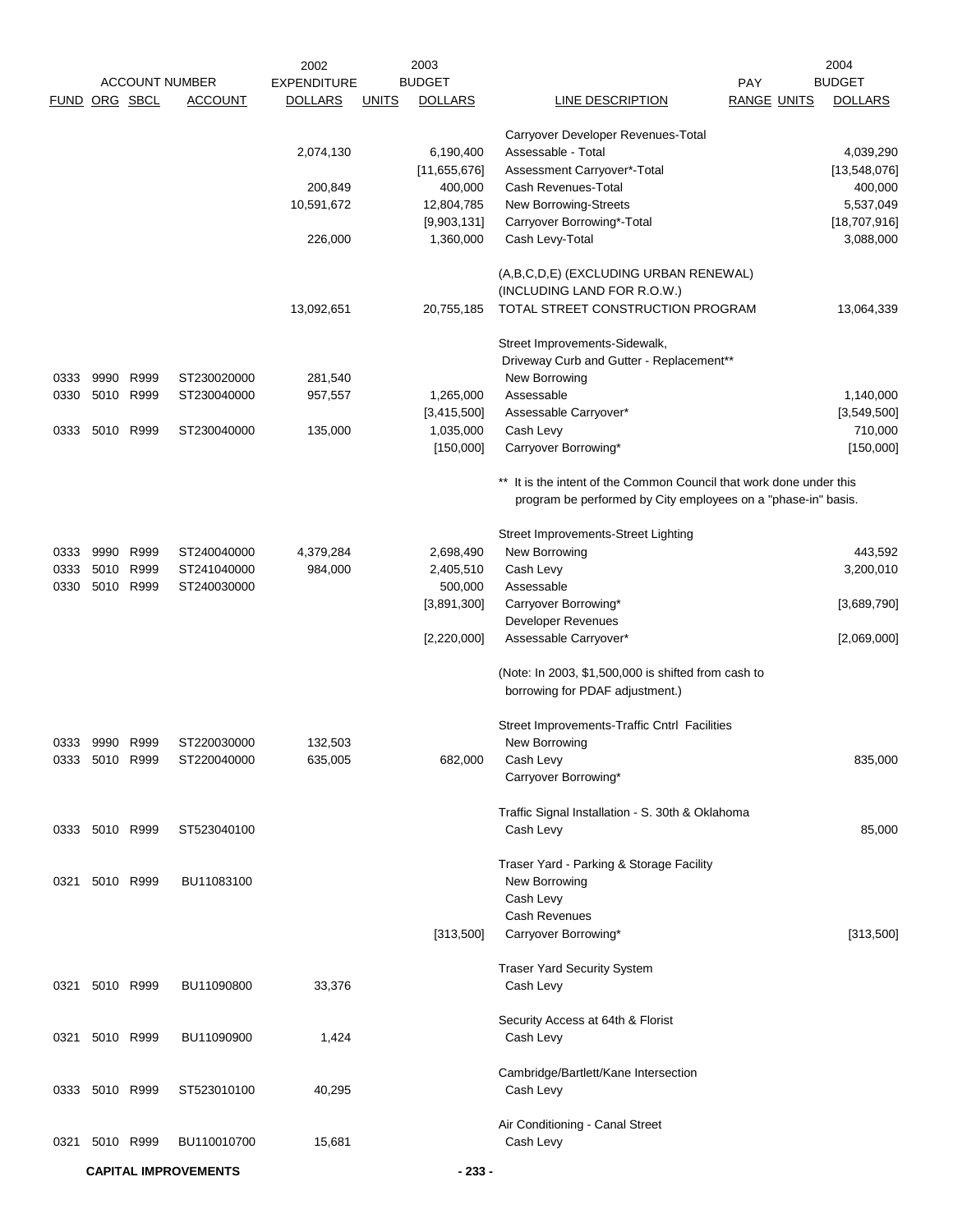| FUND | ORG | SBCL | ACCOUNT | 2002 EXPENDITURE DOLLARS | UNITS | 2003 BUDGET DOLLARS | LINE DESCRIPTION | PAY RANGE | UNITS | 2004 BUDGET DOLLARS |
|---|---|---|---|---|---|---|---|---|---|---|
| | | | | | | | Carryover Developer Revenues-Total | | | |
| | | | | 2,074,130 | | 6,190,400 | Assessable - Total | | | 4,039,290 |
| | | | | | | [11,655,676] | Assessment Carryover*-Total | | | [13,548,076] |
| | | | | 200,849 | | 400,000 | Cash Revenues-Total | | | 400,000 |
| | | | | 10,591,672 | | 12,804,785 | New Borrowing-Streets | | | 5,537,049 |
| | | | | | | [9,903,131] | Carryover Borrowing*-Total | | | [18,707,916] |
| | | | | 226,000 | | 1,360,000 | Cash Levy-Total | | | 3,088,000 |
| | | | | | | | (A,B,C,D,E) (EXCLUDING URBAN RENEWAL) (INCLUDING LAND FOR R.O.W.) | | | |
| | | | | 13,092,651 | | 20,755,185 | TOTAL STREET CONSTRUCTION PROGRAM | | | 13,064,339 |
| | | | | | | | Street Improvements-Sidewalk, Driveway Curb and Gutter - Replacement** | | | |
| 0333 | 9990 | R999 | ST230020000 | 281,540 | | | New Borrowing | | | |
| 0330 | 5010 | R999 | ST230040000 | 957,557 | | 1,265,000 | Assessable | | | 1,140,000 |
| | | | | | | [3,415,500] | Assessable Carryover* | | | [3,549,500] |
| 0333 | 5010 | R999 | ST230040000 | 135,000 | | 1,035,000 | Cash Levy | | | 710,000 |
| | | | | | | [150,000] | Carryover Borrowing* | | | [150,000] |
| | | | | | | | ** It is the intent of the Common Council that work done under this program be performed by City employees on a "phase-in" basis. | | | |
| | | | | | | | Street Improvements-Street Lighting | | | |
| 0333 | 9990 | R999 | ST240040000 | 4,379,284 | | 2,698,490 | New Borrowing | | | 443,592 |
| 0333 | 5010 | R999 | ST241040000 | 984,000 | | 2,405,510 | Cash Levy | | | 3,200,010 |
| 0330 | 5010 | R999 | ST240030000 | | | 500,000 | Assessable | | | |
| | | | | | | [3,891,300] | Carryover Borrowing* | | | [3,689,790] |
| | | | | | | | Developer Revenues | | | |
| | | | | | | [2,220,000] | Assessable Carryover* | | | [2,069,000] |
| | | | | | | | (Note: In 2003, $1,500,000 is shifted from cash to borrowing for PDAF adjustment.) | | | |
| | | | | | | | Street Improvements-Traffic Cntrl Facilities | | | |
| 0333 | 9990 | R999 | ST220030000 | 132,503 | | | New Borrowing | | | |
| 0333 | 5010 | R999 | ST220040000 | 635,005 | | 682,000 | Cash Levy | | | 835,000 |
| | | | | | | | Carryover Borrowing* | | | |
| | | | | | | | Traffic Signal Installation - S. 30th & Oklahoma | | | |
| 0333 | 5010 | R999 | ST523040100 | | | | Cash Levy | | | 85,000 |
| | | | | | | | Traser Yard - Parking & Storage Facility | | | |
| 0321 | 5010 | R999 | BU11083100 | | | | New Borrowing | | | |
| | | | | | | | Cash Levy | | | |
| | | | | | | | Cash Revenues | | | |
| | | | | | | [313,500] | Carryover Borrowing* | | | [313,500] |
| | | | | | | | Traser Yard Security System | | | |
| 0321 | 5010 | R999 | BU11090800 | 33,376 | | | Cash Levy | | | |
| | | | | | | | Security Access at 64th & Florist | | | |
| 0321 | 5010 | R999 | BU11090900 | 1,424 | | | Cash Levy | | | |
| | | | | | | | Cambridge/Bartlett/Kane Intersection | | | |
| 0333 | 5010 | R999 | ST523010100 | 40,295 | | | Cash Levy | | | |
| | | | | | | | Air Conditioning - Canal Street | | | |
| 0321 | 5010 | R999 | BU110010700 | 15,681 | | | Cash Levy | | | |

**CAPITAL IMPROVEMENTS**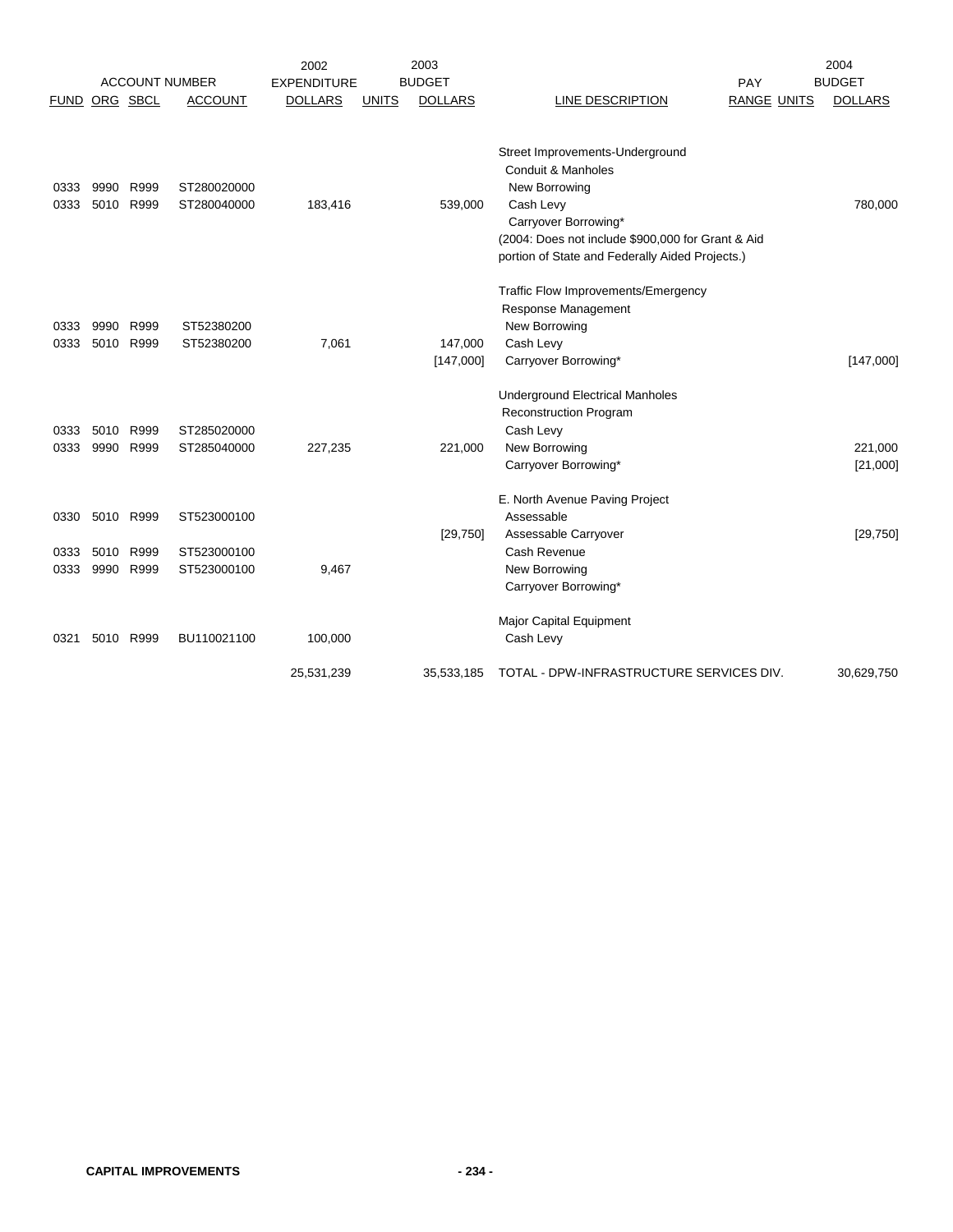| FUND | ORG | SBCL | ACCOUNT | 2002 EXPENDITURE DOLLARS | UNITS | 2003 BUDGET DOLLARS | LINE DESCRIPTION | PAY RANGE | UNITS | 2004 BUDGET DOLLARS |
|---|---|---|---|---|---|---|---|---|---|---|
| | | | | | | | Street Improvements-Underground | | | |
| | | | | | | | Conduit & Manholes | | | |
| 0333 | 9990 | R999 | ST280020000 | | | | New Borrowing | | | |
| 0333 | 5010 | R999 | ST280040000 | 183,416 | | 539,000 | Cash Levy | | | 780,000 |
| | | | | | | | Carryover Borrowing* | | | |
| | | | | | | | (2004: Does not include $900,000 for Grant & Aid | | | |
| | | | | | | | portion of State and Federally Aided Projects.) | | | |
| | | | | | | | Traffic Flow Improvements/Emergency | | | |
| | | | | | | | Response Management | | | |
| 0333 | 9990 | R999 | ST52380200 | | | | New Borrowing | | | |
| 0333 | 5010 | R999 | ST52380200 | 7,061 | | 147,000 | Cash Levy | | | |
| | | | | | | [147,000] | Carryover Borrowing* | | | [147,000] |
| | | | | | | | Underground Electrical Manholes | | | |
| | | | | | | | Reconstruction Program | | | |
| 0333 | 5010 | R999 | ST285020000 | | | | Cash Levy | | | |
| 0333 | 9990 | R999 | ST285040000 | 227,235 | | 221,000 | New Borrowing | | | 221,000 |
| | | | | | | | Carryover Borrowing* | | | [21,000] |
| | | | | | | | E. North Avenue Paving Project | | | |
| 0330 | 5010 | R999 | ST523000100 | | | | Assessable | | | |
| | | | | | | [29,750] | Assessable Carryover | | | [29,750] |
| 0333 | 5010 | R999 | ST523000100 | | | | Cash Revenue | | | |
| 0333 | 9990 | R999 | ST523000100 | 9,467 | | | New Borrowing | | | |
| | | | | | | | Carryover Borrowing* | | | |
| | | | | | | | Major Capital Equipment | | | |
| 0321 | 5010 | R999 | BU110021100 | 100,000 | | | Cash Levy | | | |
| | | | | 25,531,239 | | 35,533,185 | TOTAL - DPW-INFRASTRUCTURE SERVICES DIV. | | | 30,629,750 |

**CAPITAL IMPROVEMENTS**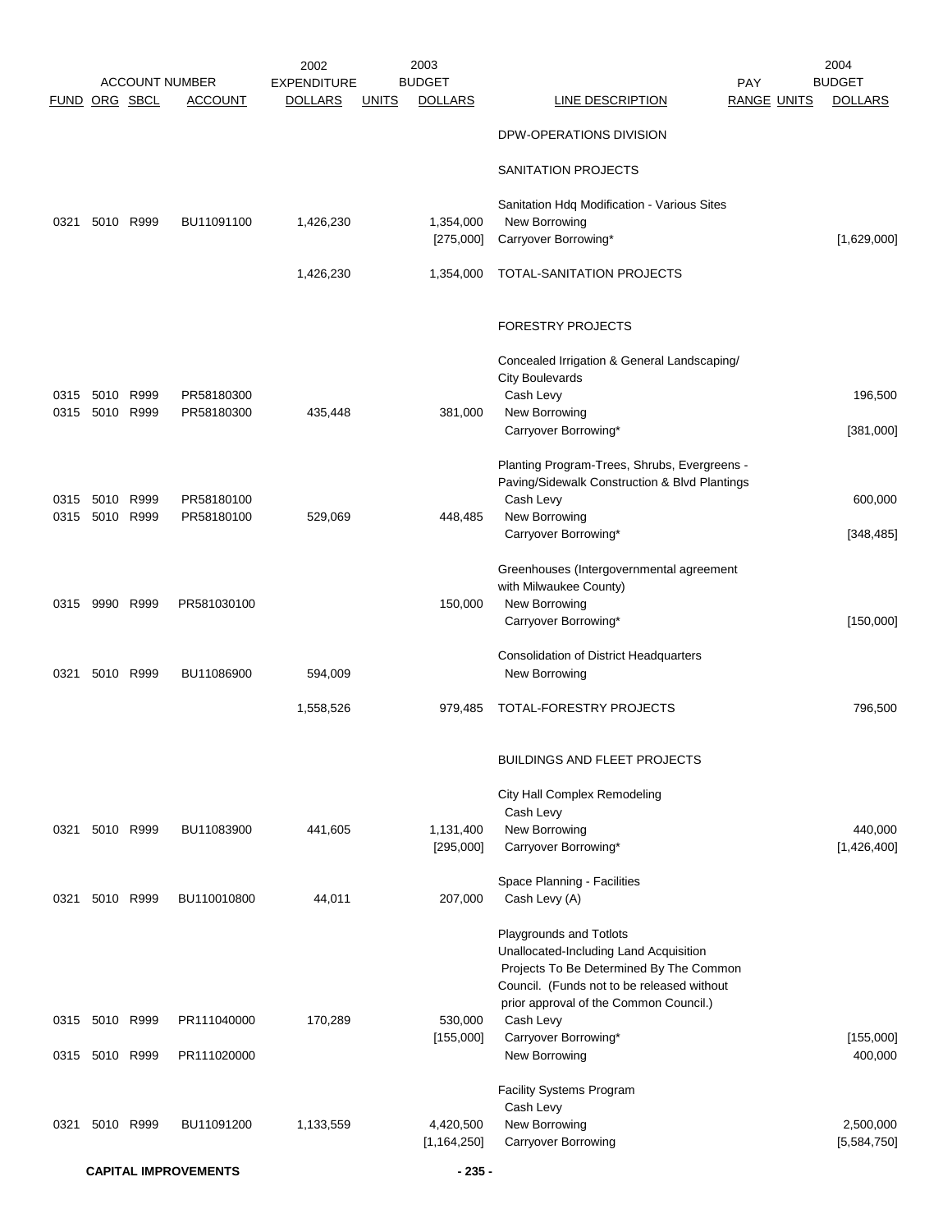| FUND | ORG | SBCL | ACCOUNT | 2002 EXPENDITURE DOLLARS | UNITS | 2003 BUDGET DOLLARS | LINE DESCRIPTION | PAY RANGE | UNITS | 2004 BUDGET DOLLARS |
|---|---|---|---|---|---|---|---|---|---|---|
| | | | | | | | DPW-OPERATIONS DIVISION | | | |
| | | | | | | | SANITATION PROJECTS | | | |
| | | | | | | | Sanitation Hdq Modification - Various Sites | | | |
| 0321 | 5010 | R999 | BU11091100 | 1,426,230 | | 1,354,000 | New Borrowing | | | |
| | | | | | | [275,000] | Carryover Borrowing* | | | [1,629,000] |
| | | | | 1,426,230 | | 1,354,000 | TOTAL-SANITATION PROJECTS | | | |
| | | | | | | | FORESTRY PROJECTS | | | |
| | | | | | | | Concealed Irrigation & General Landscaping/ City Boulevards | | | |
| 0315 | 5010 | R999 | PR58180300 | | | | Cash Levy | | | 196,500 |
| 0315 | 5010 | R999 | PR58180300 | 435,448 | | 381,000 | New Borrowing | | | |
| | | | | | | | Carryover Borrowing* | | | [381,000] |
| | | | | | | | Planting Program-Trees, Shrubs, Evergreens - Paving/Sidewalk Construction & Blvd Plantings | | | |
| 0315 | 5010 | R999 | PR58180100 | | | | Cash Levy | | | 600,000 |
| 0315 | 5010 | R999 | PR58180100 | 529,069 | | 448,485 | New Borrowing | | | |
| | | | | | | | Carryover Borrowing* | | | [348,485] |
| | | | | | | | Greenhouses (Intergovernmental agreement with Milwaukee County) | | | |
| 0315 | 9990 | R999 | PR581030100 | | | 150,000 | New Borrowing | | | |
| | | | | | | | Carryover Borrowing* | | | [150,000] |
| | | | | | | | Consolidation of District Headquarters | | | |
| 0321 | 5010 | R999 | BU11086900 | 594,009 | | | New Borrowing | | | |
| | | | | 1,558,526 | | 979,485 | TOTAL-FORESTRY PROJECTS | | | 796,500 |
| | | | | | | | BUILDINGS AND FLEET PROJECTS | | | |
| | | | | | | | City Hall Complex Remodeling | | | |
| | | | | | | | Cash Levy | | | |
| 0321 | 5010 | R999 | BU11083900 | 441,605 | | 1,131,400 | New Borrowing | | | 440,000 |
| | | | | | | [295,000] | Carryover Borrowing* | | | [1,426,400] |
| | | | | | | | Space Planning - Facilities | | | |
| 0321 | 5010 | R999 | BU110010800 | 44,011 | | 207,000 | Cash Levy (A) | | | |
| | | | | | | | Playgrounds and Totlots Unallocated-Including Land Acquisition Projects To Be Determined By The Common Council. (Funds not to be released without prior approval of the Common Council.) | | | |
| 0315 | 5010 | R999 | PR111040000 | 170,289 | | 530,000 | Cash Levy | | | |
| | | | | | | [155,000] | Carryover Borrowing* | | | [155,000] |
| 0315 | 5010 | R999 | PR111020000 | | | | New Borrowing | | | 400,000 |
| | | | | | | | Facility Systems Program | | | |
| | | | | | | | Cash Levy | | | |
| 0321 | 5010 | R999 | BU11091200 | 1,133,559 | | 4,420,500 | New Borrowing | | | 2,500,000 |
| | | | | | | [1,164,250] | Carryover Borrowing | | | [5,584,750] |

**CAPITAL IMPROVEMENTS**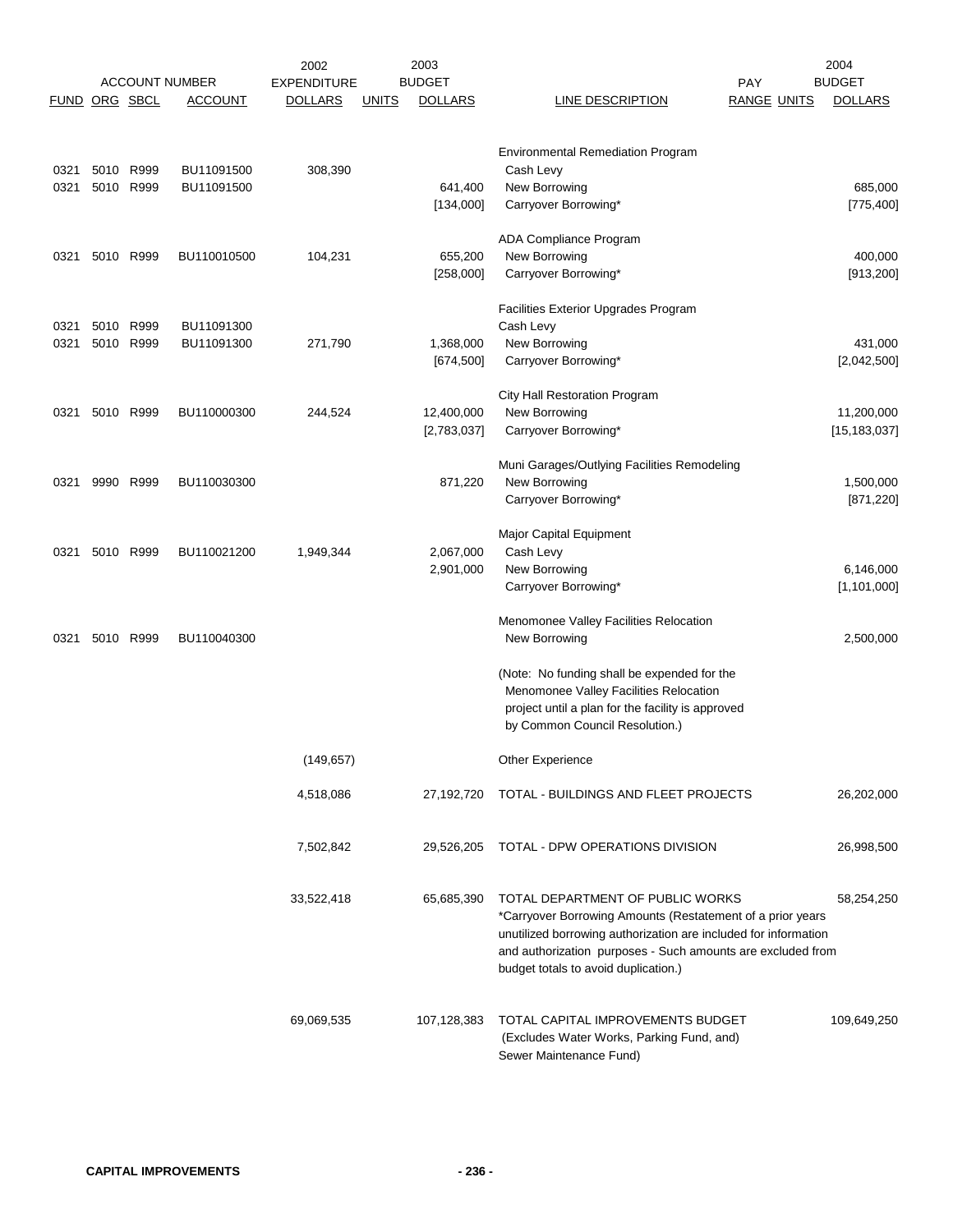| FUND | ORG | SBCL | ACCOUNT NUMBER ACCOUNT | 2002 EXPENDITURE DOLLARS | UNITS | 2003 BUDGET DOLLARS | LINE DESCRIPTION | PAY RANGE | UNITS | 2004 BUDGET DOLLARS |
|---|---|---|---|---|---|---|---|---|---|---|
| | | | | | | | Environmental Remediation Program | | | |
| 0321 | 5010 | R999 | BU11091500 | 308,390 | | | Cash Levy | | | |
| 0321 | 5010 | R999 | BU11091500 | | | 641,400 | New Borrowing | | | 685,000 |
| | | | | | | [134,000] | Carryover Borrowing* | | | [775,400] |
| | | | | | | | ADA Compliance Program | | | |
| 0321 | 5010 | R999 | BU110010500 | 104,231 | | 655,200 | New Borrowing | | | 400,000 |
| | | | | | | [258,000] | Carryover Borrowing* | | | [913,200] |
| | | | | | | | Facilities Exterior Upgrades Program | | | |
| 0321 | 5010 | R999 | BU11091300 | | | | Cash Levy | | | |
| 0321 | 5010 | R999 | BU11091300 | 271,790 | | 1,368,000 | New Borrowing | | | 431,000 |
| | | | | | | [674,500] | Carryover Borrowing* | | | [2,042,500] |
| | | | | | | | City Hall Restoration Program | | | |
| 0321 | 5010 | R999 | BU110000300 | 244,524 | | 12,400,000 | New Borrowing | | | 11,200,000 |
| | | | | | | [2,783,037] | Carryover Borrowing* | | | [15,183,037] |
| | | | | | | | Muni Garages/Outlying Facilities Remodeling | | | |
| 0321 | 9990 | R999 | BU110030300 | | | 871,220 | New Borrowing | | | 1,500,000 |
| | | | | | | | Carryover Borrowing* | | | [871,220] |
| | | | | | | | Major Capital Equipment | | | |
| 0321 | 5010 | R999 | BU110021200 | 1,949,344 | | 2,067,000 | Cash Levy | | | |
| | | | | | | 2,901,000 | New Borrowing | | | 6,146,000 |
| | | | | | | | Carryover Borrowing* | | | [1,101,000] |
| | | | | | | | Menomonee Valley Facilities Relocation | | | |
| 0321 | 5010 | R999 | BU110040300 | | | | New Borrowing | | | 2,500,000 |
| | | | | | | | (Note: No funding shall be expended for the Menomonee Valley Facilities Relocation project until a plan for the facility is approved by Common Council Resolution.) | | | |
| | | | | (149,657) | | | Other Experience | | | |
| | | | | 4,518,086 | | 27,192,720 | TOTAL - BUILDINGS AND FLEET PROJECTS | | | 26,202,000 |
| | | | | 7,502,842 | | 29,526,205 | TOTAL - DPW OPERATIONS DIVISION | | | 26,998,500 |
| | | | | 33,522,418 | | 65,685,390 | TOTAL DEPARTMENT OF PUBLIC WORKS | | | 58,254,250 |
| | | | | | | | *Carryover Borrowing Amounts (Restatement of a prior years unutilized borrowing authorization are included for information and authorization purposes - Such amounts are excluded from budget totals to avoid duplication.) | | | |
| | | | | 69,069,535 | | 107,128,383 | TOTAL CAPITAL IMPROVEMENTS BUDGET (Excludes Water Works, Parking Fund, and) Sewer Maintenance Fund) | | | 109,649,250 |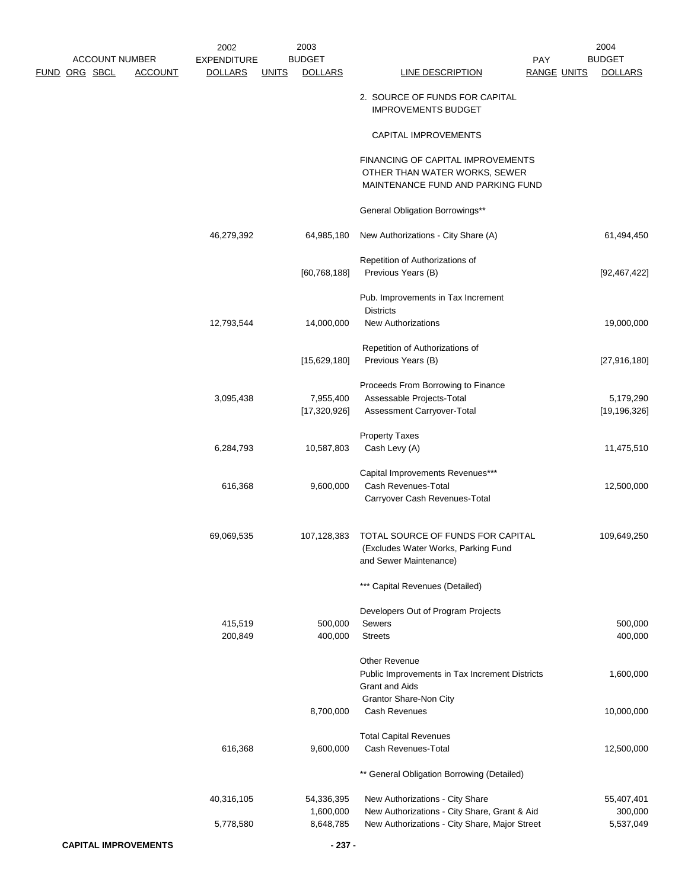| ACCOUNT NUMBER FUND | ORG | SBCL | ACCOUNT | 2002 EXPENDITURE DOLLARS | UNITS | 2003 BUDGET DOLLARS | LINE DESCRIPTION | PAY RANGE | UNITS | 2004 BUDGET DOLLARS |
|---|---|---|---|---|---|---|---|---|---|---|
| | | | | | | | 2. SOURCE OF FUNDS FOR CAPITAL IMPROVEMENTS BUDGET | | | |
| | | | | | | | CAPITAL IMPROVEMENTS | | | |
| | | | | | | | FINANCING OF CAPITAL IMPROVEMENTS OTHER THAN WATER WORKS, SEWER MAINTENANCE FUND AND PARKING FUND | | | |
| | | | | | | | General Obligation Borrowings** | | | |
| | | | | 46,279,392 | | 64,985,180 | New Authorizations - City Share (A) | | | 61,494,450 |
| | | | | | | [60,768,188] | Repetition of Authorizations of Previous Years (B) | | | [92,467,422] |
| | | | | | | | Pub. Improvements in Tax Increment Districts | | | |
| | | | | 12,793,544 | | 14,000,000 | New Authorizations | | | 19,000,000 |
| | | | | | | [15,629,180] | Repetition of Authorizations of Previous Years (B) | | | [27,916,180] |
| | | | | | | | Proceeds From Borrowing to Finance | | | |
| | | | | 3,095,438 | | 7,955,400 | Assessable Projects-Total | | | 5,179,290 |
| | | | | | | [17,320,926] | Assessment Carryover-Total | | | [19,196,326] |
| | | | | | | | Property Taxes | | | |
| | | | | 6,284,793 | | 10,587,803 | Cash Levy (A) | | | 11,475,510 |
| | | | | | | | Capital Improvements Revenues*** | | | |
| | | | | 616,368 | | 9,600,000 | Cash Revenues-Total | | | 12,500,000 |
| | | | | | | | Carryover Cash Revenues-Total | | | |
| | | | | 69,069,535 | | 107,128,383 | TOTAL SOURCE OF FUNDS FOR CAPITAL (Excludes Water Works, Parking Fund and Sewer Maintenance) | | | 109,649,250 |
| | | | | | | | *** Capital Revenues (Detailed) | | | |
| | | | | | | | Developers Out of Program Projects | | | |
| | | | | 415,519 | | 500,000 | Sewers | | | 500,000 |
| | | | | 200,849 | | 400,000 | Streets | | | 400,000 |
| | | | | | | | Other Revenue | | | |
| | | | | | | | Public Improvements in Tax Increment Districts | | | 1,600,000 |
| | | | | | | | Grant and Aids | | | |
| | | | | | | | Grantor Share-Non City | | | |
| | | | | | | 8,700,000 | Cash Revenues | | | 10,000,000 |
| | | | | | | | Total Capital Revenues | | | |
| | | | | 616,368 | | 9,600,000 | Cash Revenues-Total | | | 12,500,000 |
| | | | | | | | ** General Obligation Borrowing (Detailed) | | | |
| | | | | 40,316,105 | | 54,336,395 | New Authorizations - City Share | | | 55,407,401 |
| | | | | | | 1,600,000 | New Authorizations - City Share, Grant & Aid | | | 300,000 |
| | | | | 5,778,580 | | 8,648,785 | New Authorizations - City Share, Major Street | | | 5,537,049 |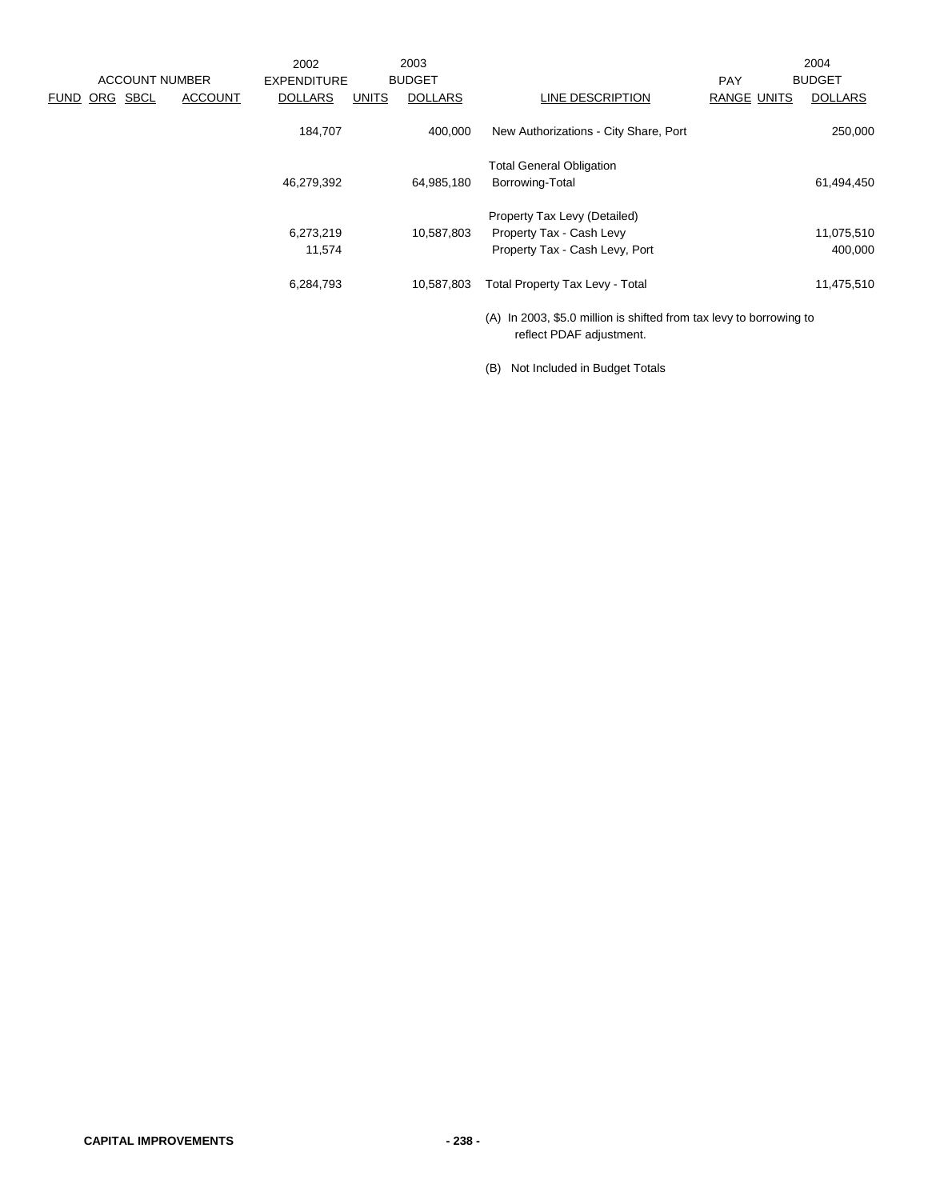| ACCOUNT NUMBER | | | | 2002 EXPENDITURE | | 2003 BUDGET | | PAY | | 2004 BUDGET |
|---|---|---|---|---|---|---|---|---|---|---|
| FUND | ORG | SBCL | ACCOUNT | DOLLARS | UNITS | DOLLARS | LINE DESCRIPTION | RANGE | UNITS | DOLLARS |
| | | | | 184,707 | | 400,000 | New Authorizations - City Share, Port | | | 250,000 |
| | | | | | | | Total General Obligation | | | |
| | | | | 46,279,392 | | 64,985,180 | Borrowing-Total | | | 61,494,450 |
| | | | | | | | Property Tax Levy (Detailed) | | | |
| | | | | 6,273,219 | | 10,587,803 | Property Tax - Cash Levy | | | 11,075,510 |
| | | | | 11,574 | | | Property Tax - Cash Levy, Port | | | 400,000 |
| | | | | 6,284,793 | | 10,587,803 | Total Property Tax Levy - Total | | | 11,475,510 |

(A) In 2003, $5.0 million is shifted from tax levy to borrowing to reflect PDAF adjustment.

(B) Not Included in Budget Totals

CAPITAL IMPROVEMENTS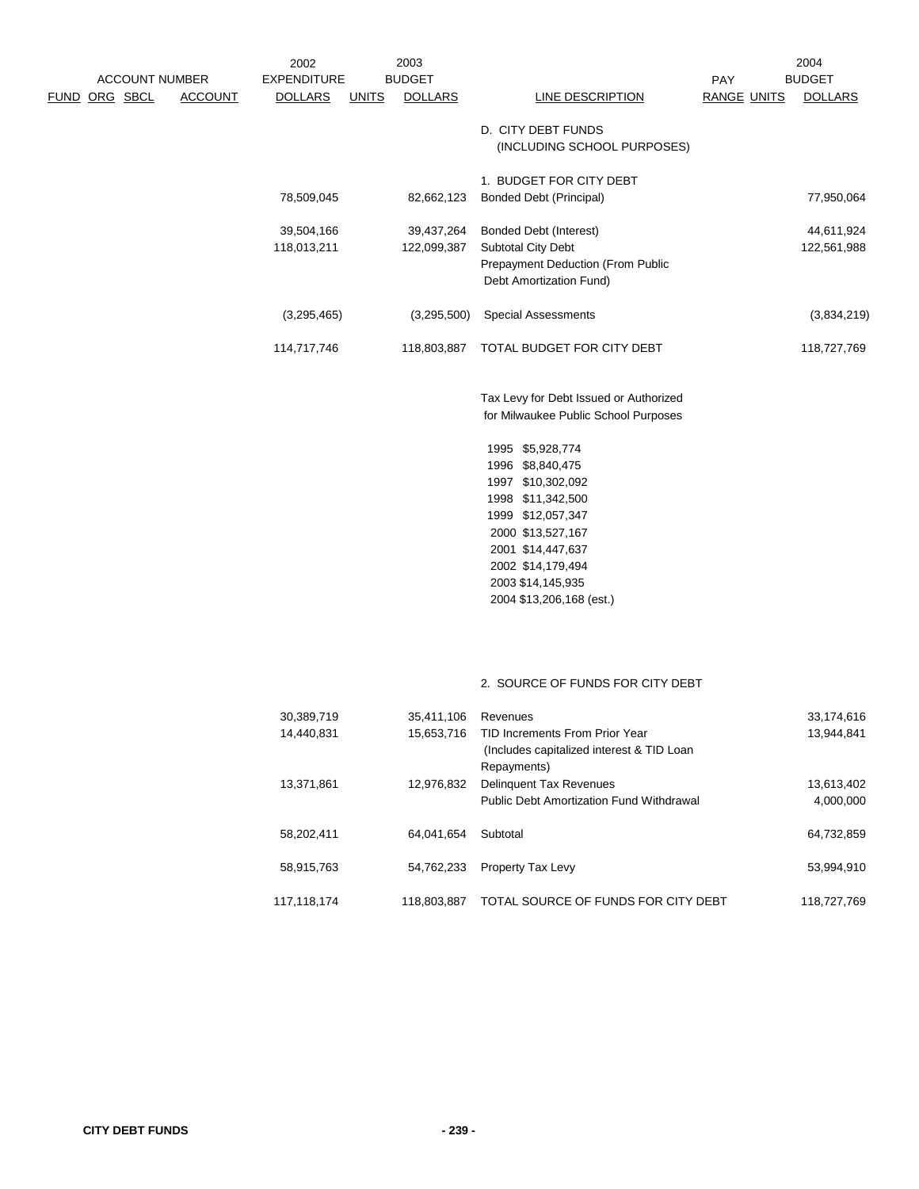| FUND | ORG | SBCL | ACCOUNT | 2002 EXPENDITURE DOLLARS | UNITS | 2003 BUDGET DOLLARS | LINE DESCRIPTION | PAY RANGE | UNITS | 2004 BUDGET DOLLARS |
|---|---|---|---|---|---|---|---|---|---|---|
| | | | | | | | D. CITY DEBT FUNDS (INCLUDING SCHOOL PURPOSES) | | | |
| | | | | | | | 1. BUDGET FOR CITY DEBT | | | |
| | | | | 78,509,045 | | 82,662,123 | Bonded Debt (Principal) | | | 77,950,064 |
| | | | | 39,504,166 | | 39,437,264 | Bonded Debt (Interest) | | | 44,611,924 |
| | | | | 118,013,211 | | 122,099,387 | Subtotal City Debt | | | 122,561,988 |
| | | | | | | | Prepayment Deduction (From Public Debt Amortization Fund) | | | |
| | | | | (3,295,465) | | (3,295,500) | Special Assessments | | | (3,834,219) |
| | | | | 114,717,746 | | 118,803,887 | TOTAL BUDGET FOR CITY DEBT | | | 118,727,769 |

Tax Levy for Debt Issued or Authorized for Milwaukee Public School Purposes

1995 $5,928,774
1996 $8,840,475
1997 $10,302,092
1998 $11,342,500
1999 $12,057,347
2000 $13,527,167
2001 $14,447,637
2002 $14,179,494
2003 $14,145,935
2004 $13,206,168 (est.)

| 2002 EXPENDITURE DOLLARS | 2003 BUDGET DOLLARS | LINE DESCRIPTION | 2004 BUDGET DOLLARS |
|---|---|---|---|
| | | 2. SOURCE OF FUNDS FOR CITY DEBT | |
| 30,389,719 | 35,411,106 | Revenues | 33,174,616 |
| 14,440,831 | 15,653,716 | TID Increments From Prior Year (Includes capitalized interest & TID Loan Repayments) | 13,944,841 |
| 13,371,861 | 12,976,832 | Delinquent Tax Revenues | 13,613,402 |
| | | Public Debt Amortization Fund Withdrawal | 4,000,000 |
| 58,202,411 | 64,041,654 | Subtotal | 64,732,859 |
| 58,915,763 | 54,762,233 | Property Tax Levy | 53,994,910 |
| 117,118,174 | 118,803,887 | TOTAL SOURCE OF FUNDS FOR CITY DEBT | 118,727,769 |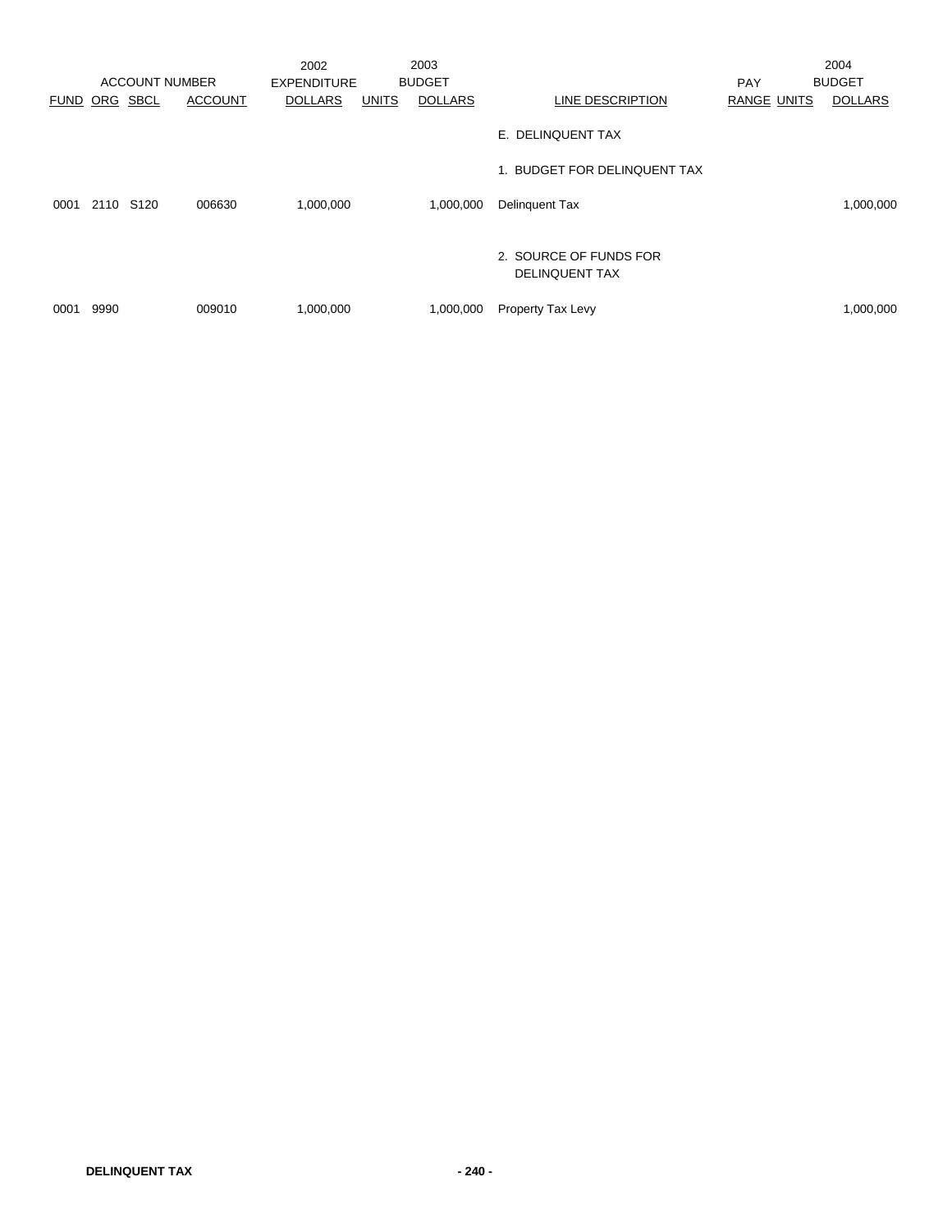| ACCOUNT NUMBER | | | | 2002 EXPENDITURE | 2003 BUDGET | | | PAY | | 2004 BUDGET |
|---|---|---|---|---|---|---|---|---|---|---|
| FUND | ORG | SBCL | ACCOUNT | DOLLARS | UNITS | DOLLARS | LINE DESCRIPTION | RANGE | UNITS | DOLLARS |
| | | | | | | | E. DELINQUENT TAX | | | |
| | | | | | | | 1. BUDGET FOR DELINQUENT TAX | | | |
| 0001 | 2110 | S120 | 006630 | 1,000,000 | | 1,000,000 | Delinquent Tax | | | 1,000,000 |
| | | | | | | | 2. SOURCE OF FUNDS FOR DELINQUENT TAX | | | |
| 0001 | 9990 | | 009010 | 1,000,000 | | 1,000,000 | Property Tax Levy | | | 1,000,000 |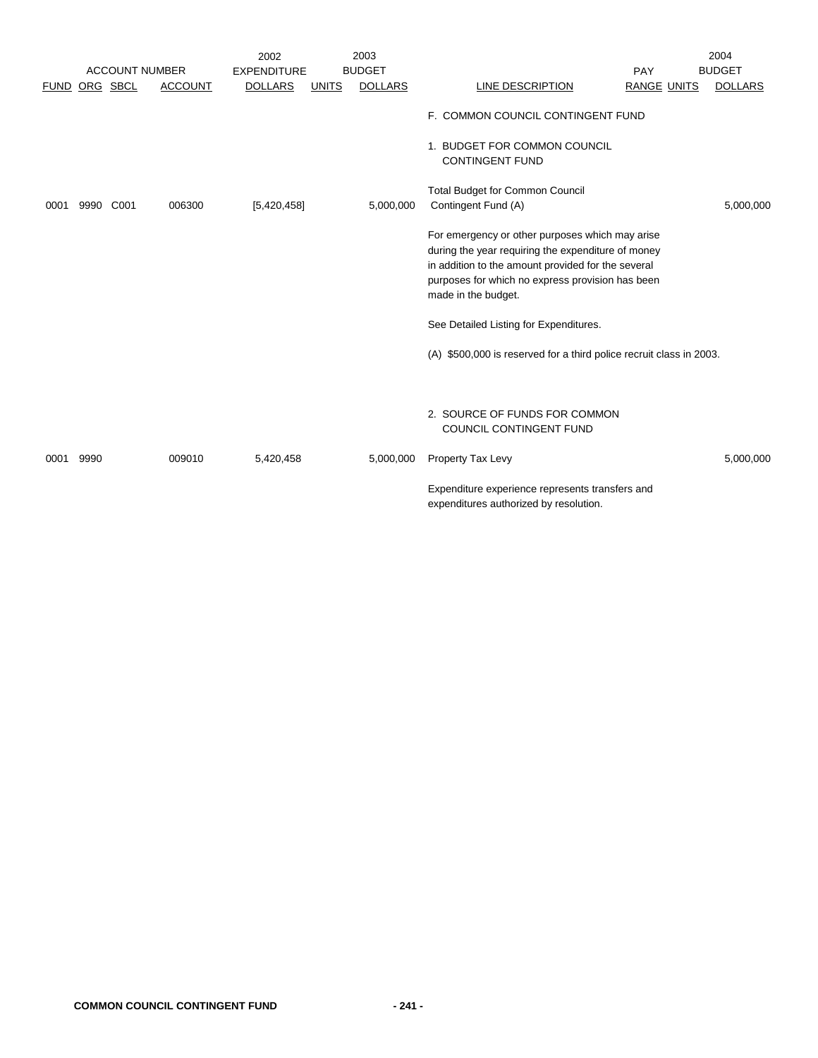| ACCOUNT NUMBER | | | | 2002 EXPENDITURE | 2003 BUDGET | | | PAY | | 2004 BUDGET |
|---|---|---|---|---|---|---|---|---|---|---|
| FUND | ORG | SBCL | ACCOUNT | DOLLARS | UNITS | DOLLARS | LINE DESCRIPTION | RANGE | UNITS | DOLLARS |
| | | | | | | | F. COMMON COUNCIL CONTINGENT FUND | | | |
| | | | | | | | 1. BUDGET FOR COMMON COUNCIL CONTINGENT FUND | | | |
| 0001 | 9990 | C001 | 006300 | [5,420,458] | | 5,000,000 | Total Budget for Common Council Contingent Fund (A) | | | 5,000,000 |
| | | | | | | | For emergency or other purposes which may arise during the year requiring the expenditure of money in addition to the amount provided for the several purposes for which no express provision has been made in the budget. | | | |
| | | | | | | | See Detailed Listing for Expenditures. | | | |
| | | | | | | | (A) $500,000 is reserved for a third police recruit class in 2003. | | | |
| | | | | | | | 2. SOURCE OF FUNDS FOR COMMON COUNCIL CONTINGENT FUND | | | |
| 0001 | 9990 | | 009010 | 5,420,458 | | 5,000,000 | Property Tax Levy | | | 5,000,000 |
| | | | | | | | Expenditure experience represents transfers and expenditures authorized by resolution. | | | |

**COMMON COUNCIL CONTINGENT FUND**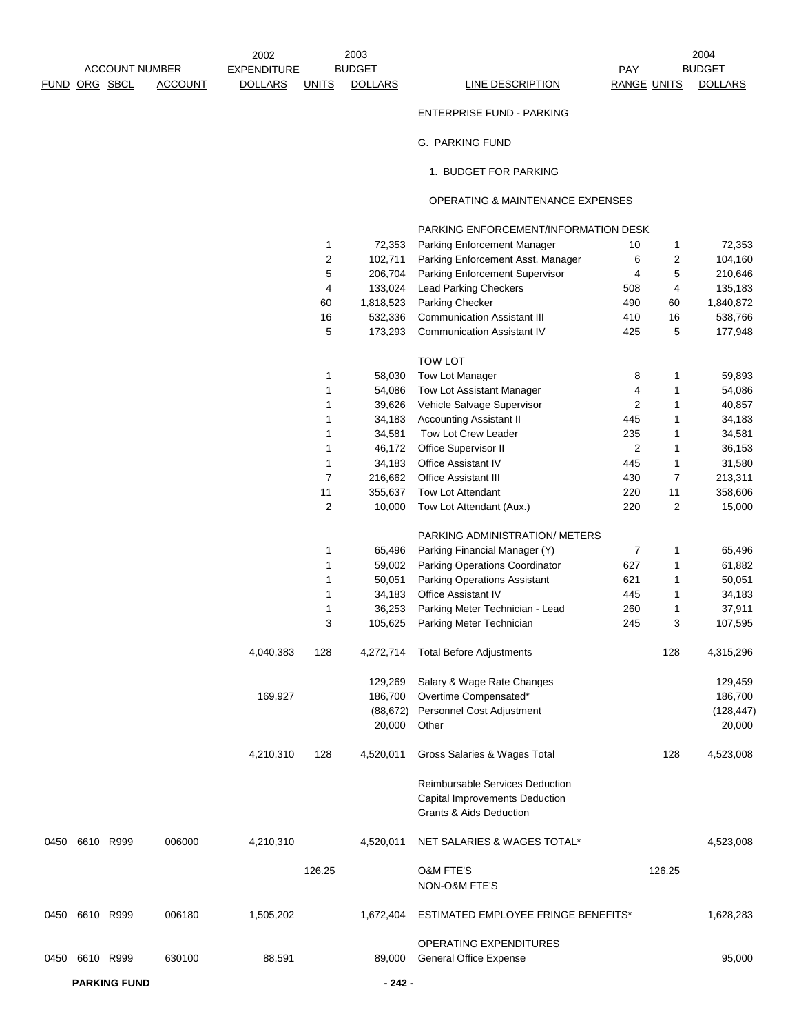| ACCOUNT NUMBER | | | | 2002 | 2003 | | | | | 2004 |
|---|---|---|---|---|---|---|---|---|---|---|
| FUND | ORG | SBCL | ACCOUNT | EXPENDITURE DOLLARS | UNITS | BUDGET DOLLARS | LINE DESCRIPTION | PAY RANGE | UNITS | BUDGET DOLLARS |
| | | | | | | | ENTERPRISE FUND - PARKING | | | |
| | | | | | | | G. PARKING FUND | | | |
| | | | | | | | 1. BUDGET FOR PARKING | | | |
| | | | | | | | OPERATING & MAINTENANCE EXPENSES | | | |
| | | | | | | | PARKING ENFORCEMENT/INFORMATION DESK | | | |
| | | | | | 1 | 72,353 | Parking Enforcement Manager | 10 | 1 | 72,353 |
| | | | | | 2 | 102,711 | Parking Enforcement Asst. Manager | 6 | 2 | 104,160 |
| | | | | | 5 | 206,704 | Parking Enforcement Supervisor | 4 | 5 | 210,646 |
| | | | | | 4 | 133,024 | Lead Parking Checkers | 508 | 4 | 135,183 |
| | | | | | 60 | 1,818,523 | Parking Checker | 490 | 60 | 1,840,872 |
| | | | | | 16 | 532,336 | Communication Assistant III | 410 | 16 | 538,766 |
| | | | | | 5 | 173,293 | Communication Assistant IV | 425 | 5 | 177,948 |
| | | | | | | | TOW LOT | | | |
| | | | | | 1 | 58,030 | Tow Lot Manager | 8 | 1 | 59,893 |
| | | | | | 1 | 54,086 | Tow Lot Assistant Manager | 4 | 1 | 54,086 |
| | | | | | 1 | 39,626 | Vehicle Salvage Supervisor | 2 | 1 | 40,857 |
| | | | | | 1 | 34,183 | Accounting Assistant II | 445 | 1 | 34,183 |
| | | | | | 1 | 34,581 | Tow Lot Crew Leader | 235 | 1 | 34,581 |
| | | | | | 1 | 46,172 | Office Supervisor II | 2 | 1 | 36,153 |
| | | | | | 1 | 34,183 | Office Assistant IV | 445 | 1 | 31,580 |
| | | | | | 7 | 216,662 | Office Assistant III | 430 | 7 | 213,311 |
| | | | | | 11 | 355,637 | Tow Lot Attendant | 220 | 11 | 358,606 |
| | | | | | 2 | 10,000 | Tow Lot Attendant (Aux.) | 220 | 2 | 15,000 |
| | | | | | | | PARKING ADMINISTRATION/ METERS | | | |
| | | | | | 1 | 65,496 | Parking Financial Manager (Y) | 7 | 1 | 65,496 |
| | | | | | 1 | 59,002 | Parking Operations Coordinator | 627 | 1 | 61,882 |
| | | | | | 1 | 50,051 | Parking Operations Assistant | 621 | 1 | 50,051 |
| | | | | | 1 | 34,183 | Office Assistant IV | 445 | 1 | 34,183 |
| | | | | | 1 | 36,253 | Parking Meter Technician - Lead | 260 | 1 | 37,911 |
| | | | | | 3 | 105,625 | Parking Meter Technician | 245 | 3 | 107,595 |
| | | | | 4,040,383 | 128 | 4,272,714 | Total Before Adjustments | | 128 | 4,315,296 |
| | | | | | | 129,269 | Salary & Wage Rate Changes | | | 129,459 |
| | | | | 169,927 | | 186,700 | Overtime Compensated* | | | 186,700 |
| | | | | | | (88,672) | Personnel Cost Adjustment | | | (128,447) |
| | | | | | | 20,000 | Other | | | 20,000 |
| | | | | 4,210,310 | 128 | 4,520,011 | Gross Salaries & Wages Total | | 128 | 4,523,008 |
| | | | | | | | Reimbursable Services Deduction | | | |
| | | | | | | | Capital Improvements Deduction | | | |
| | | | | | | | Grants & Aids Deduction | | | |
| 0450 | 6610 | R999 | 006000 | 4,210,310 | | 4,520,011 | NET SALARIES & WAGES TOTAL* | | | 4,523,008 |
| | | | | | 126.25 | | O&M FTE'S | | 126.25 | |
| | | | | | | | NON-O&M FTE'S | | | |
| 0450 | 6610 | R999 | 006180 | 1,505,202 | | 1,672,404 | ESTIMATED EMPLOYEE FRINGE BENEFITS* | | | 1,628,283 |
| | | | | | | | OPERATING EXPENDITURES | | | |
| 0450 | 6610 | R999 | 630100 | 88,591 | | 89,000 | General Office Expense | | | 95,000 |

**PARKING FUND**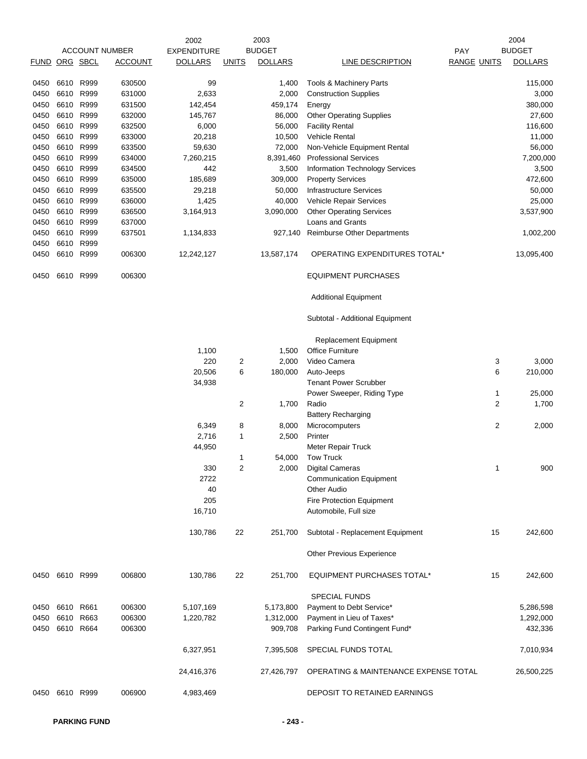| FUND | ORG | SBCL | ACCOUNT | 2002 EXPENDITURE DOLLARS | UNITS | 2003 BUDGET DOLLARS | LINE DESCRIPTION | PAY RANGE | UNITS | 2004 BUDGET DOLLARS |
|---|---|---|---|---|---|---|---|---|---|---|
| 0450 | 6610 | R999 | 630500 | 99 | | 1,400 | Tools & Machinery Parts | | | 115,000 |
| 0450 | 6610 | R999 | 631000 | 2,633 | | 2,000 | Construction Supplies | | | 3,000 |
| 0450 | 6610 | R999 | 631500 | 142,454 | | 459,174 | Energy | | | 380,000 |
| 0450 | 6610 | R999 | 632000 | 145,767 | | 86,000 | Other Operating Supplies | | | 27,600 |
| 0450 | 6610 | R999 | 632500 | 6,000 | | 56,000 | Facility Rental | | | 116,600 |
| 0450 | 6610 | R999 | 633000 | 20,218 | | 10,500 | Vehicle Rental | | | 11,000 |
| 0450 | 6610 | R999 | 633500 | 59,630 | | 72,000 | Non-Vehicle Equipment Rental | | | 56,000 |
| 0450 | 6610 | R999 | 634000 | 7,260,215 | | 8,391,460 | Professional Services | | | 7,200,000 |
| 0450 | 6610 | R999 | 634500 | 442 | | 3,500 | Information Technology Services | | | 3,500 |
| 0450 | 6610 | R999 | 635000 | 185,689 | | 309,000 | Property Services | | | 472,600 |
| 0450 | 6610 | R999 | 635500 | 29,218 | | 50,000 | Infrastructure Services | | | 50,000 |
| 0450 | 6610 | R999 | 636000 | 1,425 | | 40,000 | Vehicle Repair Services | | | 25,000 |
| 0450 | 6610 | R999 | 636500 | 3,164,913 | | 3,090,000 | Other Operating Services | | | 3,537,900 |
| 0450 | 6610 | R999 | 637000 | | | | Loans and Grants | | | |
| 0450 | 6610 | R999 | 637501 | 1,134,833 | | 927,140 | Reimburse Other Departments | | | 1,002,200 |
| 0450 | 6610 | R999 | | | | | | | | |
| 0450 | 6610 | R999 | 006300 | 12,242,127 | | 13,587,174 | OPERATING EXPENDITURES TOTAL* | | | 13,095,400 |
| 0450 | 6610 | R999 | 006300 | | | | EQUIPMENT PURCHASES | | | |
| | | | | | | | Additional Equipment | | | |
| | | | | | | | Subtotal - Additional Equipment | | | |
| | | | | | | | Replacement Equipment | | | |
| | | | | 1,100 | | 1,500 | Office Furniture | | | |
| | | | | 220 | 2 | 2,000 | Video Camera | | 3 | 3,000 |
| | | | | 20,506 | 6 | 180,000 | Auto-Jeeps | | 6 | 210,000 |
| | | | | 34,938 | | | Tenant Power Scrubber | | | |
| | | | | | | | Power Sweeper, Riding Type | | 1 | 25,000 |
| | | | | | 2 | 1,700 | Radio | | 2 | 1,700 |
| | | | | | | | Battery Recharging | | | |
| | | | | 6,349 | 8 | 8,000 | Microcomputers | | 2 | 2,000 |
| | | | | 2,716 | 1 | 2,500 | Printer | | | |
| | | | | 44,950 | | | Meter Repair Truck | | | |
| | | | | | 1 | 54,000 | Tow Truck | | | |
| | | | | 330 | 2 | 2,000 | Digital Cameras | | 1 | 900 |
| | | | | 2722 | | | Communication Equipment | | | |
| | | | | 40 | | | Other Audio | | | |
| | | | | 205 | | | Fire Protection Equipment | | | |
| | | | | 16,710 | | | Automobile, Full size | | | |
| | | | | 130,786 | 22 | 251,700 | Subtotal - Replacement Equipment | | 15 | 242,600 |
| | | | | | | | Other Previous Experience | | | |
| 0450 | 6610 | R999 | 006800 | 130,786 | 22 | 251,700 | EQUIPMENT PURCHASES TOTAL* | | 15 | 242,600 |
| | | | | | | | SPECIAL FUNDS | | | |
| 0450 | 6610 | R661 | 006300 | 5,107,169 | | 5,173,800 | Payment to Debt Service* | | | 5,286,598 |
| 0450 | 6610 | R663 | 006300 | 1,220,782 | | 1,312,000 | Payment in Lieu of Taxes* | | | 1,292,000 |
| 0450 | 6610 | R664 | 006300 | | | 909,708 | Parking Fund Contingent Fund* | | | 432,336 |
| | | | | 6,327,951 | | 7,395,508 | SPECIAL FUNDS TOTAL | | | 7,010,934 |
| | | | | 24,416,376 | | 27,426,797 | OPERATING & MAINTENANCE EXPENSE TOTAL | | | 26,500,225 |
| 0450 | 6610 | R999 | 006900 | 4,983,469 | | | DEPOSIT TO RETAINED EARNINGS | | | |

**PARKING FUND**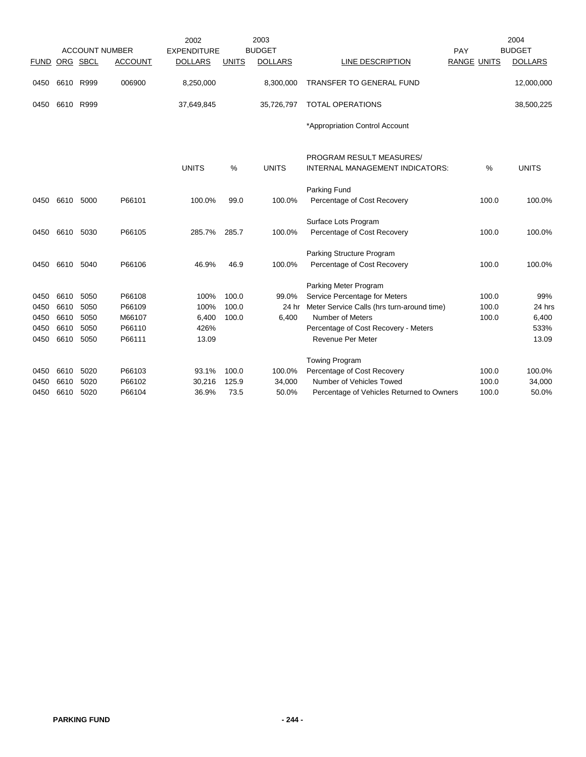| ACCOUNT NUMBER | | | | 2002 EXPENDITURE | | 2003 BUDGET | | PAY | | 2004 BUDGET |
|---|---|---|---|---|---|---|---|---|---|---|
| FUND | ORG | SBCL | ACCOUNT | DOLLARS | UNITS | DOLLARS | LINE DESCRIPTION | RANGE | UNITS | DOLLARS |
| 0450 | 6610 | R999 | 006900 | 8,250,000 | | 8,300,000 | TRANSFER TO GENERAL FUND | | | 12,000,000 |
| 0450 | 6610 | R999 | | 37,649,845 | | 35,726,797 | TOTAL OPERATIONS | | | 38,500,225 |
| | | | | | | | *Appropriation Control Account | | | |

| FUND | ORG | SBCL | ACCOUNT | UNITS | % | UNITS | PROGRAM RESULT MEASURES/ INTERNAL MANAGEMENT INDICATORS: | % | UNITS |
|---|---|---|---|---|---|---|---|---|---|
| | | | | | | | Parking Fund | | |
| 0450 | 6610 | 5000 | P66101 | 100.0% | 99.0 | 100.0% | Percentage of Cost Recovery | 100.0 | 100.0% |
| | | | | | | | Surface Lots Program | | |
| 0450 | 6610 | 5030 | P66105 | 285.7% | 285.7 | 100.0% | Percentage of Cost Recovery | 100.0 | 100.0% |
| | | | | | | | Parking Structure Program | | |
| 0450 | 6610 | 5040 | P66106 | 46.9% | 46.9 | 100.0% | Percentage of Cost Recovery | 100.0 | 100.0% |
| | | | | | | | Parking Meter Program | | |
| 0450 | 6610 | 5050 | P66108 | 100% | 100.0 | 99.0% | Service Percentage for Meters | 100.0 | 99% |
| 0450 | 6610 | 5050 | P66109 | 100% | 100.0 | 24 hr | Meter Service Calls (hrs turn-around time) | 100.0 | 24 hrs |
| 0450 | 6610 | 5050 | M66107 | 6,400 | 100.0 | 6,400 | Number of Meters | 100.0 | 6,400 |
| 0450 | 6610 | 5050 | P66110 | 426% | | | Percentage of Cost Recovery - Meters | | 533% |
| 0450 | 6610 | 5050 | P66111 | 13.09 | | | Revenue Per Meter | | 13.09 |
| | | | | | | | Towing Program | | |
| 0450 | 6610 | 5020 | P66103 | 93.1% | 100.0 | 100.0% | Percentage of Cost Recovery | 100.0 | 100.0% |
| 0450 | 6610 | 5020 | P66102 | 30,216 | 125.9 | 34,000 | Number of Vehicles Towed | 100.0 | 34,000 |
| 0450 | 6610 | 5020 | P66104 | 36.9% | 73.5 | 50.0% | Percentage of Vehicles Returned to Owners | 100.0 | 50.0% |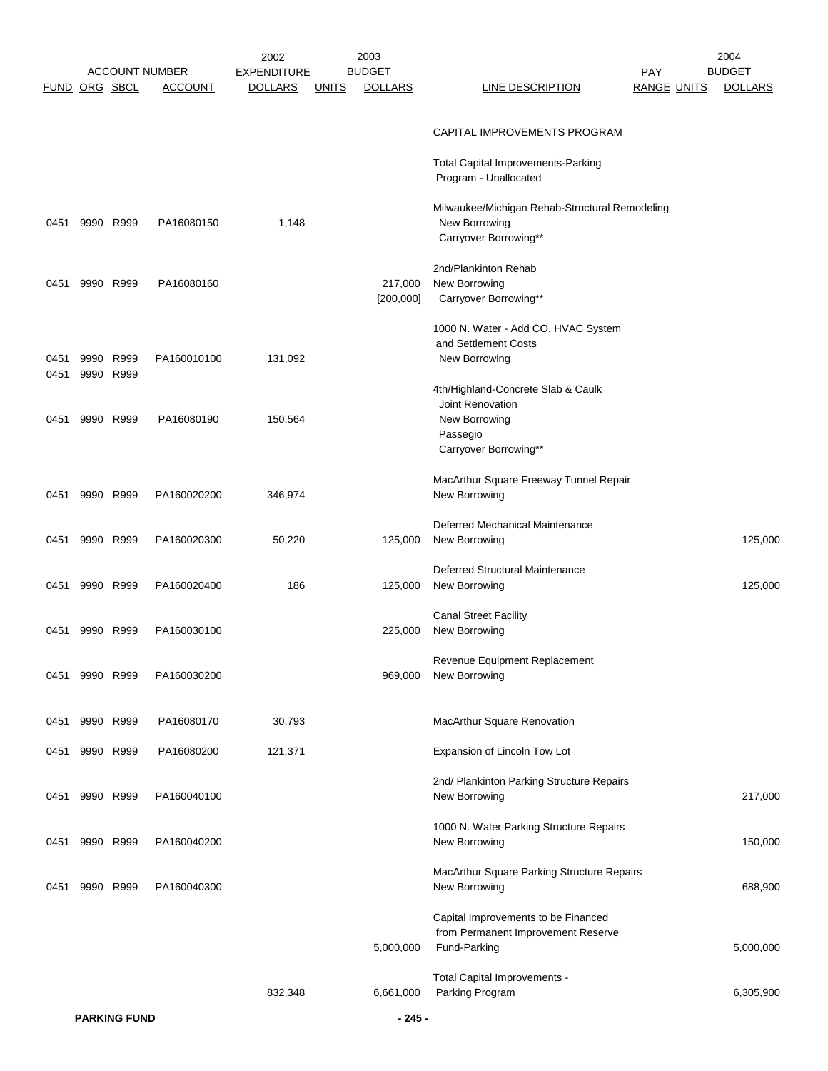| ACCOUNT NUMBER | | | | 2002 EXPENDITURE | 2003 BUDGET | | | PAY | | 2004 BUDGET |
|---|---|---|---|---|---|---|---|---|---|---|
| FUND | ORG | SBCL | ACCOUNT | DOLLARS | UNITS | DOLLARS | LINE DESCRIPTION | RANGE | UNITS | DOLLARS |
| | | | | | | | CAPITAL IMPROVEMENTS PROGRAM | | | |
| | | | | | | | Total Capital Improvements-Parking Program - Unallocated | | | |
| | | | | | | | Milwaukee/Michigan Rehab-Structural Remodeling | | | |
| 0451 | 9990 | R999 | PA16080150 | 1,148 | | | New Borrowing | | | |
| | | | | | | | Carryover Borrowing** | | | |
| | | | | | | | 2nd/Plankinton Rehab | | | |
| 0451 | 9990 | R999 | PA16080160 | | | 217,000 | New Borrowing | | | |
| | | | | | | [200,000] | Carryover Borrowing** | | | |
| | | | | | | | 1000 N. Water - Add CO, HVAC System and Settlement Costs | | | |
| 0451 | 9990 | R999 | PA160010100 | 131,092 | | | New Borrowing | | | |
| 0451 | 9990 | R999 | | | | | | | | |
| | | | | | | | 4th/Highland-Concrete Slab & Caulk Joint Renovation | | | |
| 0451 | 9990 | R999 | PA16080190 | 150,564 | | | New Borrowing | | | |
| | | | | | | | Passegio | | | |
| | | | | | | | Carryover Borrowing** | | | |
| | | | | | | | MacArthur Square Freeway Tunnel Repair | | | |
| 0451 | 9990 | R999 | PA160020200 | 346,974 | | | New Borrowing | | | |
| | | | | | | | Deferred Mechanical Maintenance | | | |
| 0451 | 9990 | R999 | PA160020300 | 50,220 | | 125,000 | New Borrowing | | | 125,000 |
| | | | | | | | Deferred Structural Maintenance | | | |
| 0451 | 9990 | R999 | PA160020400 | 186 | | 125,000 | New Borrowing | | | 125,000 |
| | | | | | | | Canal Street Facility | | | |
| 0451 | 9990 | R999 | PA160030100 | | | 225,000 | New Borrowing | | | |
| | | | | | | | Revenue Equipment Replacement | | | |
| 0451 | 9990 | R999 | PA160030200 | | | 969,000 | New Borrowing | | | |
| 0451 | 9990 | R999 | PA16080170 | 30,793 | | | MacArthur Square Renovation | | | |
| 0451 | 9990 | R999 | PA16080200 | 121,371 | | | Expansion of Lincoln Tow Lot | | | |
| | | | | | | | 2nd/ Plankinton Parking Structure Repairs | | | |
| 0451 | 9990 | R999 | PA160040100 | | | | New Borrowing | | | 217,000 |
| | | | | | | | 1000 N. Water Parking Structure Repairs | | | |
| 0451 | 9990 | R999 | PA160040200 | | | | New Borrowing | | | 150,000 |
| | | | | | | | MacArthur Square Parking Structure Repairs | | | |
| 0451 | 9990 | R999 | PA160040300 | | | | New Borrowing | | | 688,900 |
| | | | | | | | Capital Improvements to be Financed from Permanent Improvement Reserve | | | |
| | | | | | | 5,000,000 | Fund-Parking | | | 5,000,000 |
| | | | | | | | Total Capital Improvements - | | | |
| | | | | 832,348 | | 6,661,000 | Parking Program | | | 6,305,900 |

**PARKING FUND**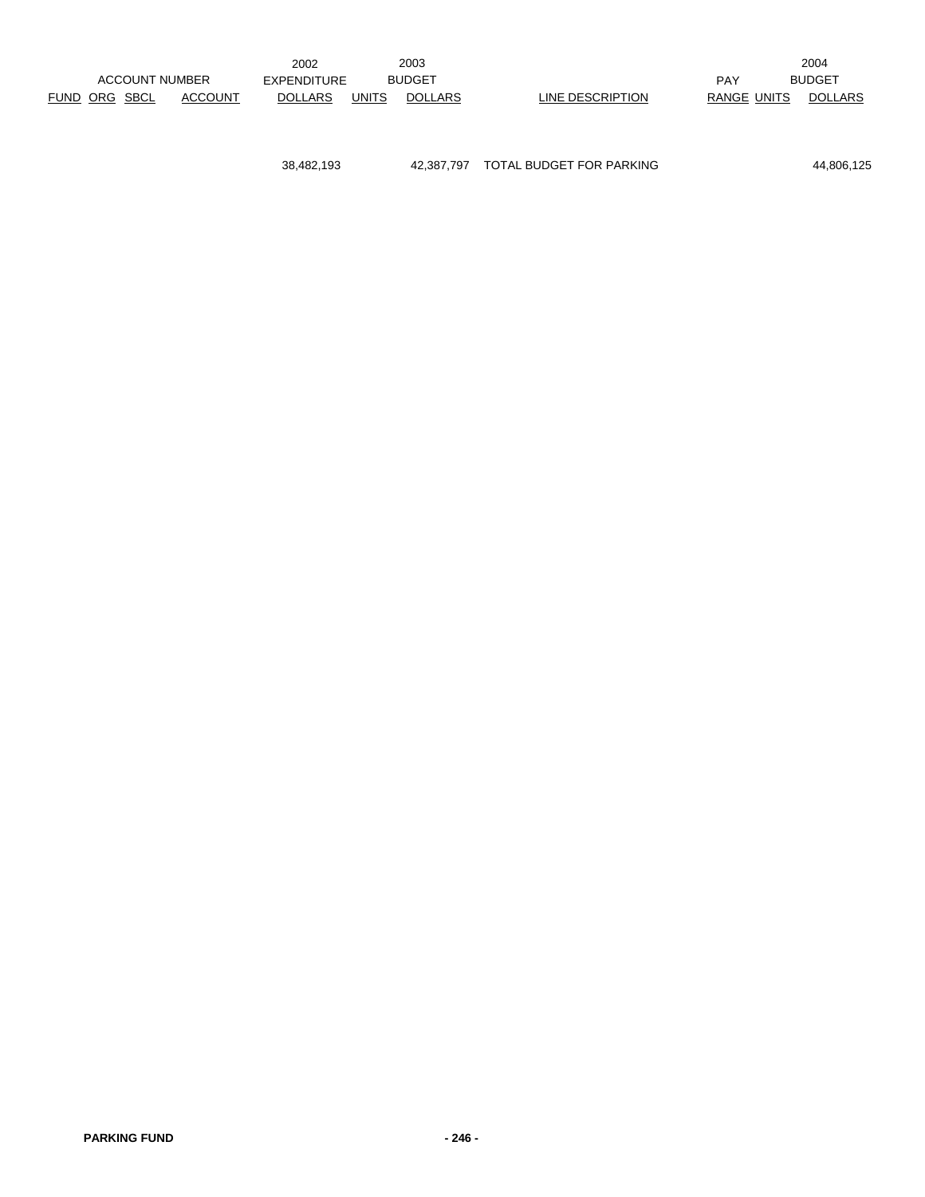| ACCOUNT NUMBER | | | | 2002 EXPENDITURE | 2003 BUDGET | | | | | 2004 BUDGET |
|---|---|---|---|---|---|---|---|---|---|---|
| FUND | ORG | SBCL | ACCOUNT | DOLLARS | UNITS | DOLLARS | LINE DESCRIPTION | PAY RANGE | UNITS | DOLLARS |
| | | | | 38,482,193 | | 42,387,797 | TOTAL BUDGET FOR PARKING | | | 44,806,125 |

**PARKING FUND**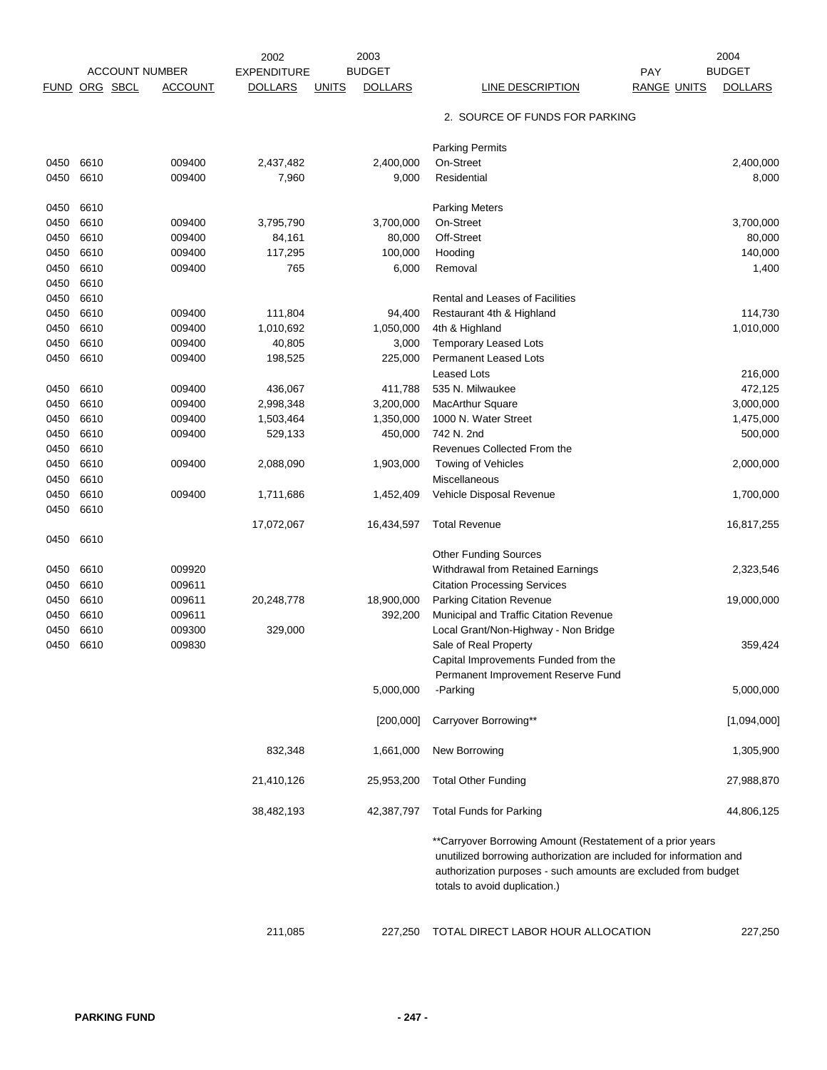| FUND | ORG | SBCL | ACCOUNT | 2002 EXPENDITURE DOLLARS | UNITS | 2003 BUDGET DOLLARS | LINE DESCRIPTION | PAY RANGE | UNITS | 2004 BUDGET DOLLARS |
|---|---|---|---|---|---|---|---|---|---|---|
| | | | | | | | 2. SOURCE OF FUNDS FOR PARKING | | | |
| | | | | | | | Parking Permits | | | |
| 0450 | 6610 | | 009400 | 2,437,482 | | 2,400,000 | On-Street | | | 2,400,000 |
| 0450 | 6610 | | 009400 | 7,960 | | 9,000 | Residential | | | 8,000 |
| 0450 | 6610 | | | | | | Parking Meters | | | |
| 0450 | 6610 | | 009400 | 3,795,790 | | 3,700,000 | On-Street | | | 3,700,000 |
| 0450 | 6610 | | 009400 | 84,161 | | 80,000 | Off-Street | | | 80,000 |
| 0450 | 6610 | | 009400 | 117,295 | | 100,000 | Hooding | | | 140,000 |
| 0450 | 6610 | | 009400 | 765 | | 6,000 | Removal | | | 1,400 |
| 0450 | 6610 | | | | | | | | | |
| 0450 | 6610 | | | | | | Rental and Leases of Facilities | | | |
| 0450 | 6610 | | 009400 | 111,804 | | 94,400 | Restaurant 4th & Highland | | | 114,730 |
| 0450 | 6610 | | 009400 | 1,010,692 | | 1,050,000 | 4th & Highland | | | 1,010,000 |
| 0450 | 6610 | | 009400 | 40,805 | | 3,000 | Temporary Leased Lots | | | |
| 0450 | 6610 | | 009400 | 198,525 | | 225,000 | Permanent Leased Lots | | | |
| | | | | | | | Leased Lots | | | 216,000 |
| 0450 | 6610 | | 009400 | 436,067 | | 411,788 | 535 N. Milwaukee | | | 472,125 |
| 0450 | 6610 | | 009400 | 2,998,348 | | 3,200,000 | MacArthur Square | | | 3,000,000 |
| 0450 | 6610 | | 009400 | 1,503,464 | | 1,350,000 | 1000 N. Water Street | | | 1,475,000 |
| 0450 | 6610 | | 009400 | 529,133 | | 450,000 | 742 N. 2nd | | | 500,000 |
| 0450 | 6610 | | | | | | Revenues Collected From the | | | |
| 0450 | 6610 | | 009400 | 2,088,090 | | 1,903,000 | Towing of Vehicles | | | 2,000,000 |
| 0450 | 6610 | | | | | | Miscellaneous | | | |
| 0450 | 6610 | | 009400 | 1,711,686 | | 1,452,409 | Vehicle Disposal Revenue | | | 1,700,000 |
| 0450 | 6610 | | | | | | | | | |
| | | | | 17,072,067 | | 16,434,597 | Total Revenue | | | 16,817,255 |
| 0450 | 6610 | | | | | | | | | |
| | | | | | | | Other Funding Sources | | | |
| 0450 | 6610 | | 009920 | | | | Withdrawal from Retained Earnings | | | 2,323,546 |
| 0450 | 6610 | | 009611 | | | | Citation Processing Services | | | |
| 0450 | 6610 | | 009611 | 20,248,778 | | 18,900,000 | Parking Citation Revenue | | | 19,000,000 |
| 0450 | 6610 | | 009611 | | | 392,200 | Municipal and Traffic Citation Revenue | | | |
| 0450 | 6610 | | 009300 | 329,000 | | | Local Grant/Non-Highway - Non Bridge | | | |
| 0450 | 6610 | | 009830 | | | | Sale of Real Property | | | 359,424 |
| | | | | | | | Capital Improvements Funded from the Permanent Improvement Reserve Fund | | | |
| | | | | | | 5,000,000 | -Parking | | | 5,000,000 |
| | | | | | | [200,000] | Carryover Borrowing** | | | [1,094,000] |
| | | | | 832,348 | | 1,661,000 | New Borrowing | | | 1,305,900 |
| | | | | 21,410,126 | | 25,953,200 | Total Other Funding | | | 27,988,870 |
| | | | | 38,482,193 | | 42,387,797 | Total Funds for Parking | | | 44,806,125 |

**Carryover Borrowing Amount (Restatement of a prior years unutilized borrowing authorization are included for information and authorization purposes - such amounts are excluded from budget totals to avoid duplication.)

| | | | |
|---|---|---|---|
| 211,085 | 227,250 | TOTAL DIRECT LABOR HOUR ALLOCATION | 227,250 |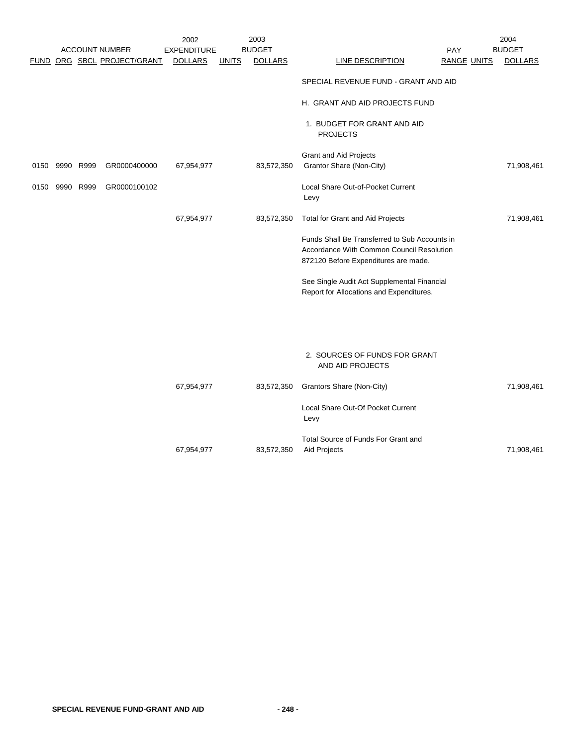| ACCOUNT NUMBER | | | | 2002 EXPENDITURE | | 2003 BUDGET | | PAY | | 2004 BUDGET |
|---|---|---|---|---|---|---|---|---|---|---|
| FUND | ORG | SBCL | PROJECT/GRANT | DOLLARS | UNITS | DOLLARS | LINE DESCRIPTION | RANGE | UNITS | DOLLARS |
| | | | | | | | SPECIAL REVENUE FUND - GRANT AND AID | | | |
| | | | | | | | H. GRANT AND AID PROJECTS FUND | | | |
| | | | | | | | 1. BUDGET FOR GRANT AND AID PROJECTS | | | |
| | | | | | | | Grant and Aid Projects | | | |
| 0150 | 9990 | R999 | GR0000400000 | 67,954,977 | | 83,572,350 | Grantor Share (Non-City) | | | 71,908,461 |
| 0150 | 9990 | R999 | GR0000100102 | | | | Local Share Out-of-Pocket Current Levy | | | |
| | | | | 67,954,977 | | 83,572,350 | Total for Grant and Aid Projects | | | 71,908,461 |
| | | | | | | | Funds Shall Be Transferred to Sub Accounts in Accordance With Common Council Resolution 872120 Before Expenditures are made. | | | |
| | | | | | | | See Single Audit Act Supplemental Financial Report for Allocations and Expenditures. | | | |
| | | | | | | | 2. SOURCES OF FUNDS FOR GRANT AND AID PROJECTS | | | |
| | | | | 67,954,977 | | 83,572,350 | Grantors Share (Non-City) | | | 71,908,461 |
| | | | | | | | Local Share Out-Of Pocket Current Levy | | | |
| | | | | 67,954,977 | | 83,572,350 | Total Source of Funds For Grant and Aid Projects | | | 71,908,461 |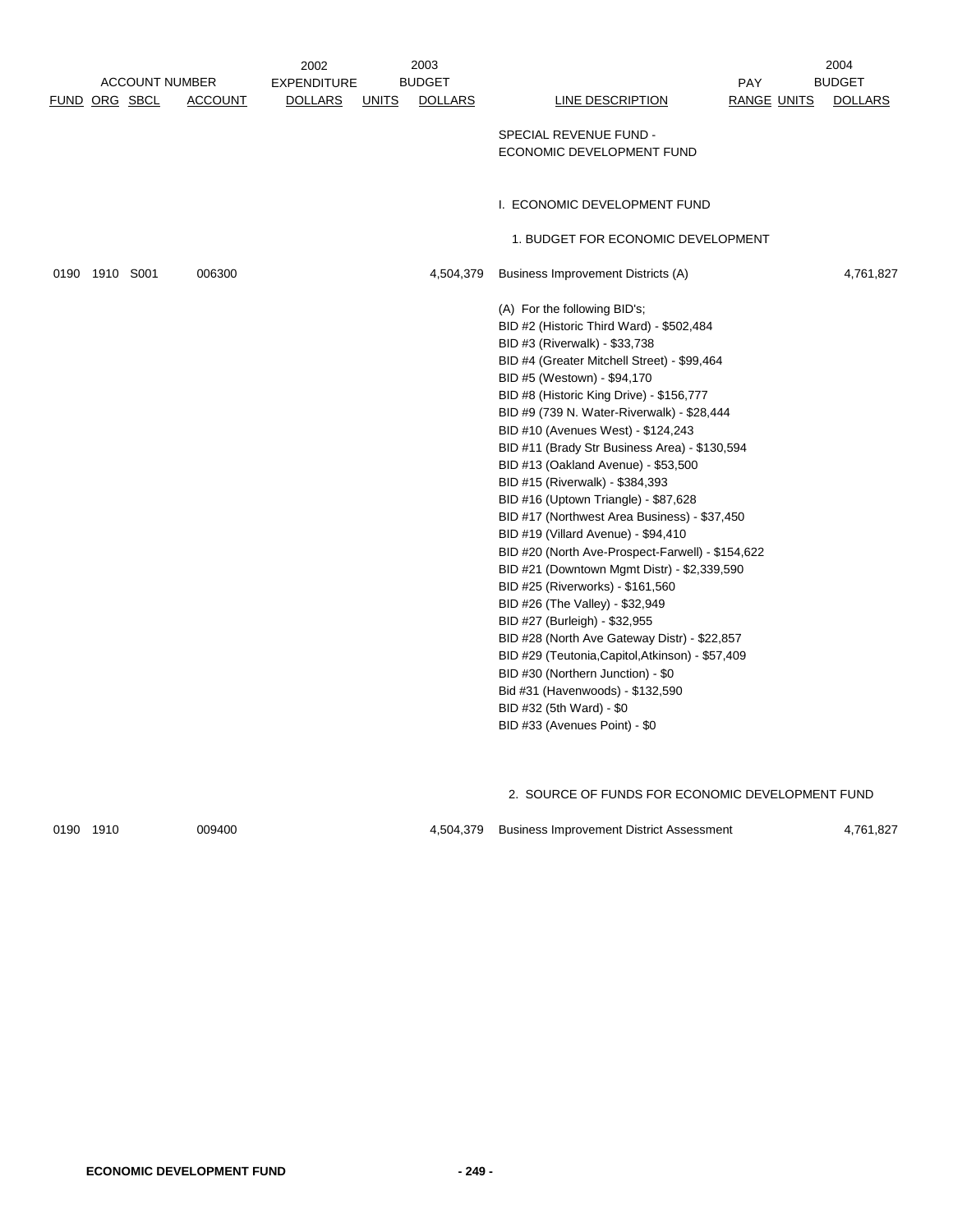| ACCOUNT NUMBER | | | | 2002 EXPENDITURE | 2003 BUDGET | | | PAY | | 2004 BUDGET |
|---|---|---|---|---|---|---|---|---|---|---|
| FUND | ORG | SBCL | ACCOUNT | DOLLARS | UNITS | DOLLARS | LINE DESCRIPTION | RANGE | UNITS | DOLLARS |
| | | | | | | | SPECIAL REVENUE FUND - ECONOMIC DEVELOPMENT FUND | | | |
| | | | | | | | I. ECONOMIC DEVELOPMENT FUND | | | |
| | | | | | | | 1. BUDGET FOR ECONOMIC DEVELOPMENT | | | |
| 0190 | 1910 | S001 | 006300 | | | 4,504,379 | Business Improvement Districts (A) | | | 4,761,827 |

(A) For the following BID's;
BID #2 (Historic Third Ward) - $502,484
BID #3 (Riverwalk) - $33,738
BID #4 (Greater Mitchell Street) - $99,464
BID #5 (Westown) - $94,170
BID #8 (Historic King Drive) - $156,777
BID #9 (739 N. Water-Riverwalk) - $28,444
BID #10 (Avenues West) - $124,243
BID #11 (Brady Str Business Area) - $130,594
BID #13 (Oakland Avenue) - $53,500
BID #15 (Riverwalk) - $384,393
BID #16 (Uptown Triangle) - $87,628
BID #17 (Northwest Area Business) - $37,450
BID #19 (Villard Avenue) - $94,410
BID #20 (North Ave-Prospect-Farwell) - $154,622
BID #21 (Downtown Mgmt Distr) - $2,339,590
BID #25 (Riverworks) - $161,560
BID #26 (The Valley) - $32,949
BID #27 (Burleigh) - $32,955
BID #28 (North Ave Gateway Distr) - $22,857
BID #29 (Teutonia,Capitol,Atkinson) - $57,409
BID #30 (Northern Junction) - $0
Bid #31 (Havenwoods) - $132,590
BID #32 (5th Ward) - $0
BID #33 (Avenues Point) - $0

| FUND | ORG | SBCL | ACCOUNT | 2002 EXPENDITURE DOLLARS | 2003 UNITS | 2003 BUDGET DOLLARS | LINE DESCRIPTION | PAY RANGE | UNITS | 2004 BUDGET DOLLARS |
|---|---|---|---|---|---|---|---|---|---|---|
| | | | | | | | 2. SOURCE OF FUNDS FOR ECONOMIC DEVELOPMENT FUND | | | |
| 0190 | 1910 | | 009400 | | | 4,504,379 | Business Improvement District Assessment | | | 4,761,827 |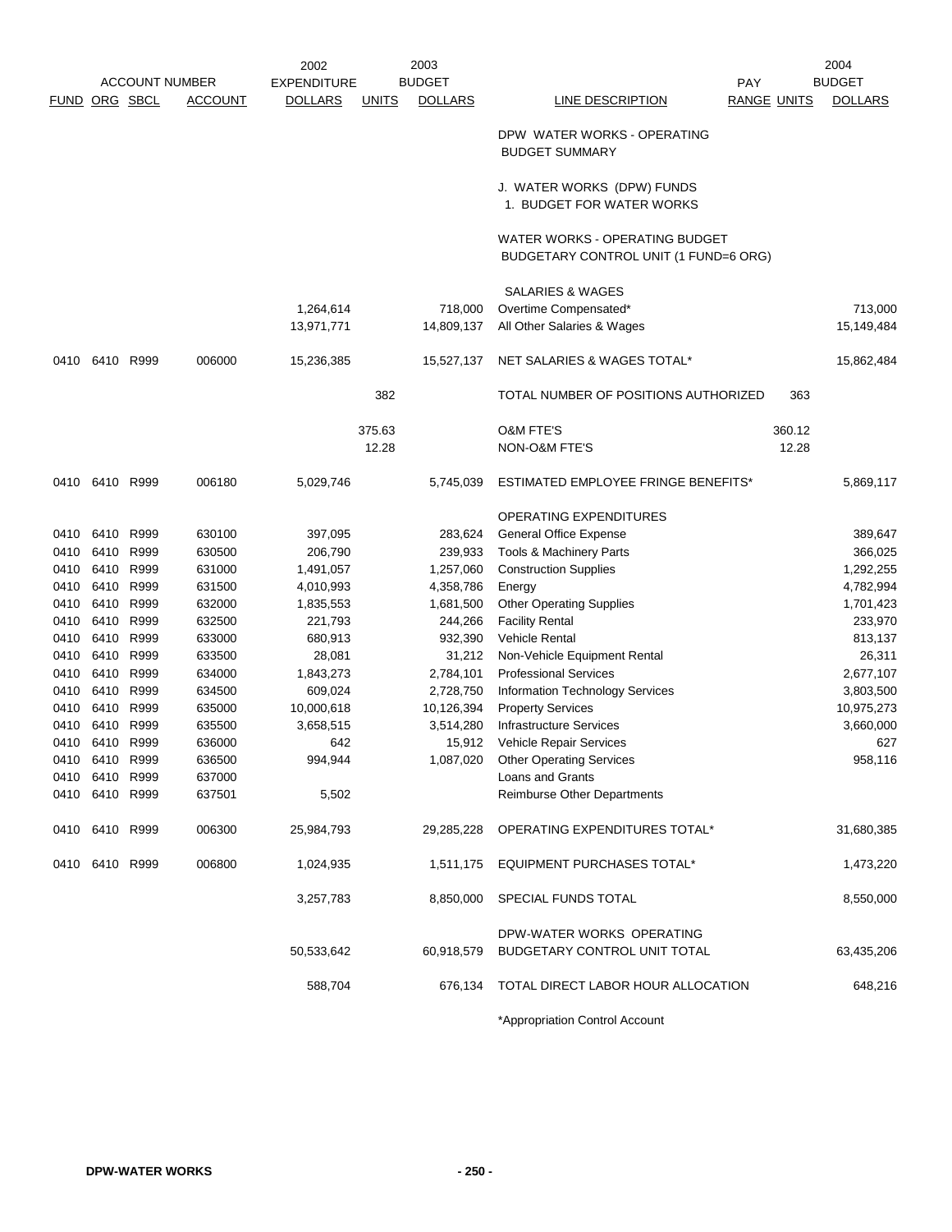| ACCOUNT NUMBER | | | | 2002 EXPENDITURE | | 2003 BUDGET | | PAY | | 2004 BUDGET |
|---|---|---|---|---|---|---|---|---|---|---|
| FUND | ORG | SBCL | ACCOUNT | DOLLARS | UNITS | DOLLARS | LINE DESCRIPTION | RANGE | UNITS | DOLLARS |
| | | | | | | | DPW WATER WORKS - OPERATING BUDGET SUMMARY | | | |
| | | | | | | | J. WATER WORKS (DPW) FUNDS 1. BUDGET FOR WATER WORKS | | | |
| | | | | | | | WATER WORKS - OPERATING BUDGET BUDGETARY CONTROL UNIT (1 FUND=6 ORG) | | | |
| | | | | | | | SALARIES & WAGES | | | |
| | | | | 1,264,614 | | 718,000 | Overtime Compensated* | | | 713,000 |
| | | | | 13,971,771 | | 14,809,137 | All Other Salaries & Wages | | | 15,149,484 |
| 0410 | 6410 | R999 | 006000 | 15,236,385 | | 15,527,137 | NET SALARIES & WAGES TOTAL* | | | 15,862,484 |
| | | | | | 382 | | TOTAL NUMBER OF POSITIONS AUTHORIZED | | 363 | |
| | | | | | 375.63 | | O&M FTE'S | | 360.12 | |
| | | | | | 12.28 | | NON-O&M FTE'S | | 12.28 | |
| 0410 | 6410 | R999 | 006180 | 5,029,746 | | 5,745,039 | ESTIMATED EMPLOYEE FRINGE BENEFITS* | | | 5,869,117 |
| | | | | | | | OPERATING EXPENDITURES | | | |
| 0410 | 6410 | R999 | 630100 | 397,095 | | 283,624 | General Office Expense | | | 389,647 |
| 0410 | 6410 | R999 | 630500 | 206,790 | | 239,933 | Tools & Machinery Parts | | | 366,025 |
| 0410 | 6410 | R999 | 631000 | 1,491,057 | | 1,257,060 | Construction Supplies | | | 1,292,255 |
| 0410 | 6410 | R999 | 631500 | 4,010,993 | | 4,358,786 | Energy | | | 4,782,994 |
| 0410 | 6410 | R999 | 632000 | 1,835,553 | | 1,681,500 | Other Operating Supplies | | | 1,701,423 |
| 0410 | 6410 | R999 | 632500 | 221,793 | | 244,266 | Facility Rental | | | 233,970 |
| 0410 | 6410 | R999 | 633000 | 680,913 | | 932,390 | Vehicle Rental | | | 813,137 |
| 0410 | 6410 | R999 | 633500 | 28,081 | | 31,212 | Non-Vehicle Equipment Rental | | | 26,311 |
| 0410 | 6410 | R999 | 634000 | 1,843,273 | | 2,784,101 | Professional Services | | | 2,677,107 |
| 0410 | 6410 | R999 | 634500 | 609,024 | | 2,728,750 | Information Technology Services | | | 3,803,500 |
| 0410 | 6410 | R999 | 635000 | 10,000,618 | | 10,126,394 | Property Services | | | 10,975,273 |
| 0410 | 6410 | R999 | 635500 | 3,658,515 | | 3,514,280 | Infrastructure Services | | | 3,660,000 |
| 0410 | 6410 | R999 | 636000 | 642 | | 15,912 | Vehicle Repair Services | | | 627 |
| 0410 | 6410 | R999 | 636500 | 994,944 | | 1,087,020 | Other Operating Services | | | 958,116 |
| 0410 | 6410 | R999 | 637000 | | | | Loans and Grants | | | |
| 0410 | 6410 | R999 | 637501 | 5,502 | | | Reimburse Other Departments | | | |
| 0410 | 6410 | R999 | 006300 | 25,984,793 | | 29,285,228 | OPERATING EXPENDITURES TOTAL* | | | 31,680,385 |
| 0410 | 6410 | R999 | 006800 | 1,024,935 | | 1,511,175 | EQUIPMENT PURCHASES TOTAL* | | | 1,473,220 |
| | | | | 3,257,783 | | 8,850,000 | SPECIAL FUNDS TOTAL | | | 8,550,000 |
| | | | | 50,533,642 | | 60,918,579 | DPW-WATER WORKS OPERATING BUDGETARY CONTROL UNIT TOTAL | | | 63,435,206 |
| | | | | 588,704 | | 676,134 | TOTAL DIRECT LABOR HOUR ALLOCATION | | | 648,216 |

*Appropriation Control Account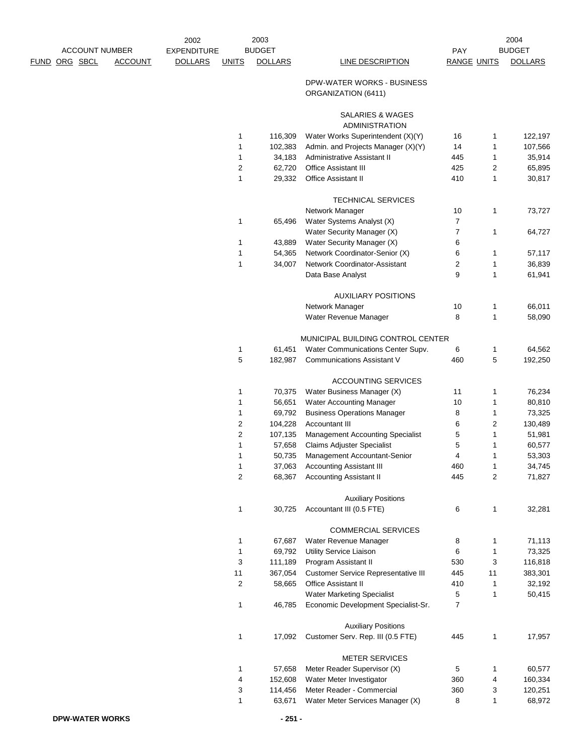| ACCOUNT NUMBER | | | | 2002 EXPENDITURE | 2003 BUDGET | | | PAY | | 2004 BUDGET |
|---|---|---|---|---|---|---|---|---|---|---|
| FUND | ORG | SBCL | ACCOUNT | DOLLARS | UNITS | DOLLARS | LINE DESCRIPTION | RANGE | UNITS | DOLLARS |
| | | | | | | | DPW-WATER WORKS - BUSINESS ORGANIZATION (6411) | | | |
| | | | | | | | SALARIES & WAGES | | | |
| | | | | | | | ADMINISTRATION | | | |
| | | | | | 1 | 116,309 | Water Works Superintendent (X)(Y) | 16 | 1 | 122,197 |
| | | | | | 1 | 102,383 | Admin. and Projects Manager (X)(Y) | 14 | 1 | 107,566 |
| | | | | | 1 | 34,183 | Administrative Assistant II | 445 | 1 | 35,914 |
| | | | | | 2 | 62,720 | Office Assistant III | 425 | 2 | 65,895 |
| | | | | | 1 | 29,332 | Office Assistant II | 410 | 1 | 30,817 |
| | | | | | | | TECHNICAL SERVICES | | | |
| | | | | | | | Network Manager | 10 | 1 | 73,727 |
| | | | | | 1 | 65,496 | Water Systems Analyst (X) | 7 | | |
| | | | | | | | Water Security Manager (X) | 7 | 1 | 64,727 |
| | | | | | 1 | 43,889 | Water Security Manager (X) | 6 | | |
| | | | | | 1 | 54,365 | Network Coordinator-Senior (X) | 6 | 1 | 57,117 |
| | | | | | 1 | 34,007 | Network Coordinator-Assistant | 2 | 1 | 36,839 |
| | | | | | | | Data Base Analyst | 9 | 1 | 61,941 |
| | | | | | | | AUXILIARY POSITIONS | | | |
| | | | | | | | Network Manager | 10 | 1 | 66,011 |
| | | | | | | | Water Revenue Manager | 8 | 1 | 58,090 |
| | | | | | | | MUNICIPAL BUILDING CONTROL CENTER | | | |
| | | | | | 1 | 61,451 | Water Communications Center Supv. | 6 | 1 | 64,562 |
| | | | | | 5 | 182,987 | Communications Assistant V | 460 | 5 | 192,250 |
| | | | | | | | ACCOUNTING SERVICES | | | |
| | | | | | 1 | 70,375 | Water Business Manager (X) | 11 | 1 | 76,234 |
| | | | | | 1 | 56,651 | Water Accounting Manager | 10 | 1 | 80,810 |
| | | | | | 1 | 69,792 | Business Operations Manager | 8 | 1 | 73,325 |
| | | | | | 2 | 104,228 | Accountant III | 6 | 2 | 130,489 |
| | | | | | 2 | 107,135 | Management Accounting Specialist | 5 | 1 | 51,981 |
| | | | | | 1 | 57,658 | Claims Adjuster Specialist | 5 | 1 | 60,577 |
| | | | | | 1 | 50,735 | Management Accountant-Senior | 4 | 1 | 53,303 |
| | | | | | 1 | 37,063 | Accounting Assistant III | 460 | 1 | 34,745 |
| | | | | | 2 | 68,367 | Accounting Assistant II | 445 | 2 | 71,827 |
| | | | | | | | Auxiliary Positions | | | |
| | | | | | 1 | 30,725 | Accountant III (0.5 FTE) | 6 | 1 | 32,281 |
| | | | | | | | COMMERCIAL SERVICES | | | |
| | | | | | 1 | 67,687 | Water Revenue Manager | 8 | 1 | 71,113 |
| | | | | | 1 | 69,792 | Utility Service Liaison | 6 | 1 | 73,325 |
| | | | | | 3 | 111,189 | Program Assistant II | 530 | 3 | 116,818 |
| | | | | | 11 | 367,054 | Customer Service Representative III | 445 | 11 | 383,301 |
| | | | | | 2 | 58,665 | Office Assistant II | 410 | 1 | 32,192 |
| | | | | | | | Water Marketing Specialist | 5 | 1 | 50,415 |
| | | | | | 1 | 46,785 | Economic Development Specialist-Sr. | 7 | | |
| | | | | | | | Auxiliary Positions | | | |
| | | | | | 1 | 17,092 | Customer Serv. Rep. III (0.5 FTE) | 445 | 1 | 17,957 |
| | | | | | | | METER SERVICES | | | |
| | | | | | 1 | 57,658 | Meter Reader Supervisor (X) | 5 | 1 | 60,577 |
| | | | | | 4 | 152,608 | Water Meter Investigator | 360 | 4 | 160,334 |
| | | | | | 3 | 114,456 | Meter Reader - Commercial | 360 | 3 | 120,251 |
| | | | | | 1 | 63,671 | Water Meter Services Manager (X) | 8 | 1 | 68,972 |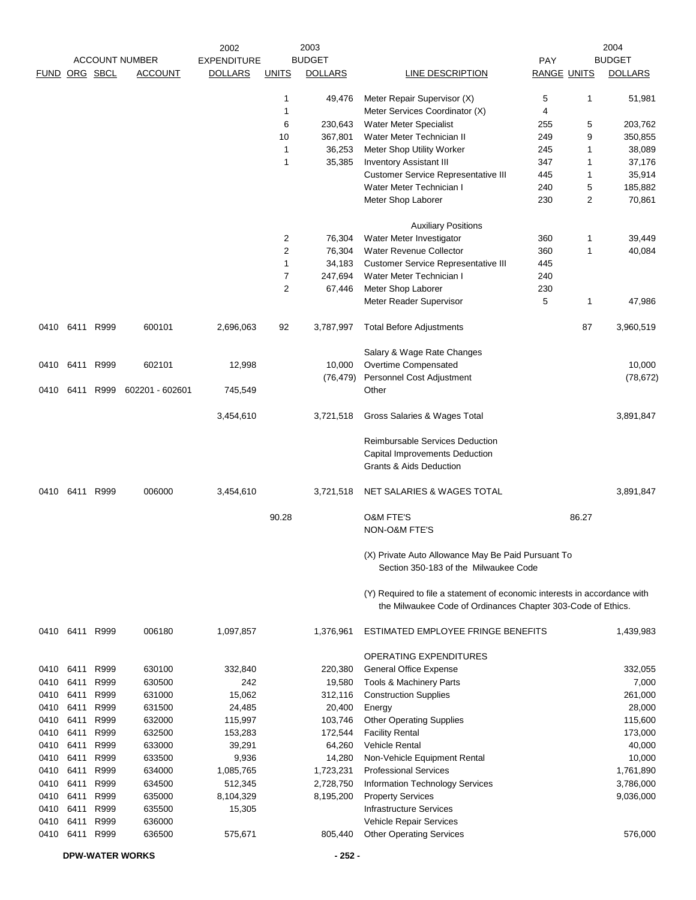| FUND | ORG | SBCL | ACCOUNT NUMBER ACCOUNT | 2002 EXPENDITURE DOLLARS | UNITS | 2003 BUDGET DOLLARS | LINE DESCRIPTION | PAY RANGE | UNITS | 2004 BUDGET DOLLARS |
|---|---|---|---|---|---|---|---|---|---|---|
| | | | | | 1 | 49,476 | Meter Repair Supervisor (X) | 5 | 1 | 51,981 |
| | | | | | 1 | | Meter Services Coordinator (X) | 4 | | |
| | | | | | 6 | 230,643 | Water Meter Specialist | 255 | 5 | 203,762 |
| | | | | | 10 | 367,801 | Water Meter Technician II | 249 | 9 | 350,855 |
| | | | | | 1 | 36,253 | Meter Shop Utility Worker | 245 | 1 | 38,089 |
| | | | | | 1 | 35,385 | Inventory Assistant III | 347 | 1 | 37,176 |
| | | | | | | | Customer Service Representative III | 445 | 1 | 35,914 |
| | | | | | | | Water Meter Technician I | 240 | 5 | 185,882 |
| | | | | | | | Meter Shop Laborer | 230 | 2 | 70,861 |
| | | | | | | | Auxiliary Positions | | | |
| | | | | | 2 | 76,304 | Water Meter Investigator | 360 | 1 | 39,449 |
| | | | | | 2 | 76,304 | Water Revenue Collector | 360 | 1 | 40,084 |
| | | | | | 1 | 34,183 | Customer Service Representative III | 445 | | |
| | | | | | 7 | 247,694 | Water Meter Technician I | 240 | | |
| | | | | | 2 | 67,446 | Meter Shop Laborer | 230 | | |
| | | | | | | | Meter Reader Supervisor | 5 | 1 | 47,986 |
| 0410 | 6411 | R999 | 600101 | 2,696,063 | 92 | 3,787,997 | Total Before Adjustments | | 87 | 3,960,519 |
| | | | | | | | Salary & Wage Rate Changes | | | |
| 0410 | 6411 | R999 | 602101 | 12,998 | | 10,000 | Overtime Compensated | | | 10,000 |
| | | | | | | (76,479) | Personnel Cost Adjustment | | | (78,672) |
| 0410 | 6411 | R999 | 602201 - 602601 | 745,549 | | | Other | | | |
| | | | | 3,454,610 | | 3,721,518 | Gross Salaries & Wages Total | | | 3,891,847 |
| | | | | | | | Reimbursable Services Deduction | | | |
| | | | | | | | Capital Improvements Deduction | | | |
| | | | | | | | Grants & Aids Deduction | | | |
| 0410 | 6411 | R999 | 006000 | 3,454,610 | | 3,721,518 | NET SALARIES & WAGES TOTAL | | | 3,891,847 |
| | | | | | 90.28 | | O&M FTE'S | | 86.27 | |
| | | | | | | | NON-O&M FTE'S | | | |

(X) Private Auto Allowance May Be Paid Pursuant To Section 350-183 of the Milwaukee Code

(Y) Required to file a statement of economic interests in accordance with the Milwaukee Code of Ordinances Chapter 303-Code of Ethics.

| FUND | ORG | SBCL | ACCOUNT | 2002 EXPENDITURE DOLLARS | 2003 BUDGET DOLLARS | LINE DESCRIPTION | 2004 BUDGET DOLLARS |
|---|---|---|---|---|---|---|---|
| 0410 | 6411 | R999 | 006180 | 1,097,857 | 1,376,961 | ESTIMATED EMPLOYEE FRINGE BENEFITS | 1,439,983 |
| | | | | | | OPERATING EXPENDITURES | |
| 0410 | 6411 | R999 | 630100 | 332,840 | 220,380 | General Office Expense | 332,055 |
| 0410 | 6411 | R999 | 630500 | 242 | 19,580 | Tools & Machinery Parts | 7,000 |
| 0410 | 6411 | R999 | 631000 | 15,062 | 312,116 | Construction Supplies | 261,000 |
| 0410 | 6411 | R999 | 631500 | 24,485 | 20,400 | Energy | 28,000 |
| 0410 | 6411 | R999 | 632000 | 115,997 | 103,746 | Other Operating Supplies | 115,600 |
| 0410 | 6411 | R999 | 632500 | 153,283 | 172,544 | Facility Rental | 173,000 |
| 0410 | 6411 | R999 | 633000 | 39,291 | 64,260 | Vehicle Rental | 40,000 |
| 0410 | 6411 | R999 | 633500 | 9,936 | 14,280 | Non-Vehicle Equipment Rental | 10,000 |
| 0410 | 6411 | R999 | 634000 | 1,085,765 | 1,723,231 | Professional Services | 1,761,890 |
| 0410 | 6411 | R999 | 634500 | 512,345 | 2,728,750 | Information Technology Services | 3,786,000 |
| 0410 | 6411 | R999 | 635000 | 8,104,329 | 8,195,200 | Property Services | 9,036,000 |
| 0410 | 6411 | R999 | 635500 | 15,305 | | Infrastructure Services | |
| 0410 | 6411 | R999 | 636000 | | | Vehicle Repair Services | |
| 0410 | 6411 | R999 | 636500 | 575,671 | 805,440 | Other Operating Services | 576,000 |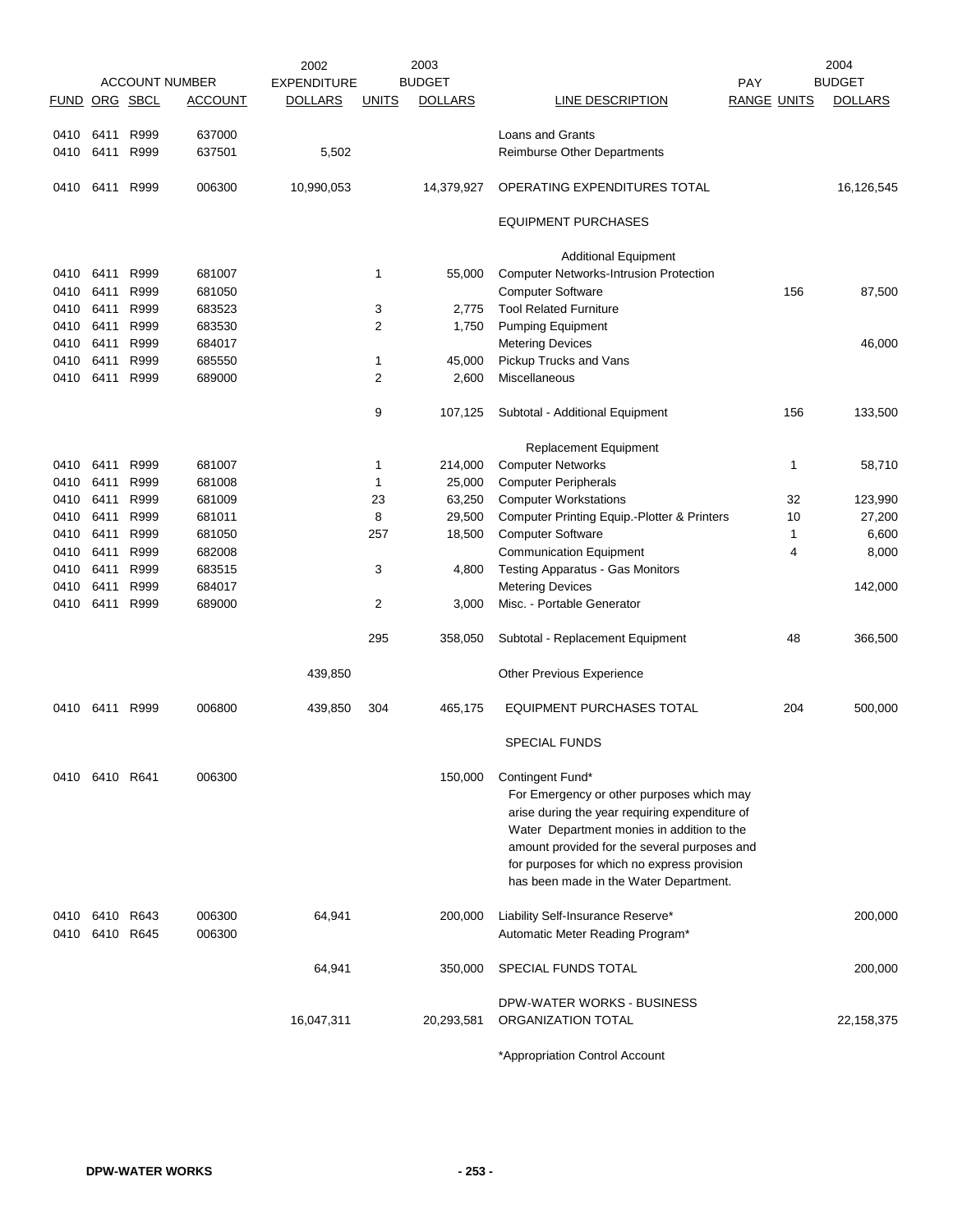| ACCOUNT NUMBER | | | | 2002 | 2003 | | | | 2004 | |
|---|---|---|---|---|---|---|---|---|---|---|
| FUND | ORG | SBCL | ACCOUNT | EXPENDITURE DOLLARS | UNITS | BUDGET DOLLARS | LINE DESCRIPTION | PAY RANGE | UNITS | BUDGET DOLLARS |
| 0410 | 6411 | R999 | 637000 | | | | Loans and Grants | | | |
| 0410 | 6411 | R999 | 637501 | 5,502 | | | Reimburse Other Departments | | | |
| 0410 | 6411 | R999 | 006300 | 10,990,053 | | 14,379,927 | OPERATING EXPENDITURES TOTAL | | | 16,126,545 |
| | | | | | | | EQUIPMENT PURCHASES | | | |
| | | | | | | | Additional Equipment | | | |
| 0410 | 6411 | R999 | 681007 | | 1 | 55,000 | Computer Networks-Intrusion Protection | | | |
| 0410 | 6411 | R999 | 681050 | | | | Computer Software | | 156 | 87,500 |
| 0410 | 6411 | R999 | 683523 | | 3 | 2,775 | Tool Related Furniture | | | |
| 0410 | 6411 | R999 | 683530 | | 2 | 1,750 | Pumping Equipment | | | |
| 0410 | 6411 | R999 | 684017 | | | | Metering Devices | | | 46,000 |
| 0410 | 6411 | R999 | 685550 | | 1 | 45,000 | Pickup Trucks and Vans | | | |
| 0410 | 6411 | R999 | 689000 | | 2 | 2,600 | Miscellaneous | | | |
| | | | | | 9 | 107,125 | Subtotal - Additional Equipment | | 156 | 133,500 |
| | | | | | | | Replacement Equipment | | | |
| 0410 | 6411 | R999 | 681007 | | 1 | 214,000 | Computer Networks | | 1 | 58,710 |
| 0410 | 6411 | R999 | 681008 | | 1 | 25,000 | Computer Peripherals | | | |
| 0410 | 6411 | R999 | 681009 | | 23 | 63,250 | Computer Workstations | | 32 | 123,990 |
| 0410 | 6411 | R999 | 681011 | | 8 | 29,500 | Computer Printing Equip.-Plotter & Printers | | 10 | 27,200 |
| 0410 | 6411 | R999 | 681050 | | 257 | 18,500 | Computer Software | | 1 | 6,600 |
| 0410 | 6411 | R999 | 682008 | | | | Communication Equipment | | 4 | 8,000 |
| 0410 | 6411 | R999 | 683515 | | 3 | 4,800 | Testing Apparatus - Gas Monitors | | | |
| 0410 | 6411 | R999 | 684017 | | | | Metering Devices | | | 142,000 |
| 0410 | 6411 | R999 | 689000 | | 2 | 3,000 | Misc. - Portable Generator | | | |
| | | | | | 295 | 358,050 | Subtotal - Replacement Equipment | | 48 | 366,500 |
| | | | | 439,850 | | | Other Previous Experience | | | |
| 0410 | 6411 | R999 | 006800 | 439,850 | 304 | 465,175 | EQUIPMENT PURCHASES TOTAL | | 204 | 500,000 |
| | | | | | | | SPECIAL FUNDS | | | |
| 0410 | 6410 | R641 | 006300 | | | 150,000 | Contingent Fund* For Emergency or other purposes which may arise during the year requiring expenditure of Water Department monies in addition to the amount provided for the several purposes and for purposes for which no express provision has been made in the Water Department. | | | |
| 0410 | 6410 | R643 | 006300 | 64,941 | | 200,000 | Liability Self-Insurance Reserve* | | | 200,000 |
| 0410 | 6410 | R645 | 006300 | | | | Automatic Meter Reading Program* | | | |
| | | | | 64,941 | | 350,000 | SPECIAL FUNDS TOTAL | | | 200,000 |
| | | | | 16,047,311 | | 20,293,581 | DPW-WATER WORKS - BUSINESS ORGANIZATION TOTAL | | | 22,158,375 |

*Appropriation Control Account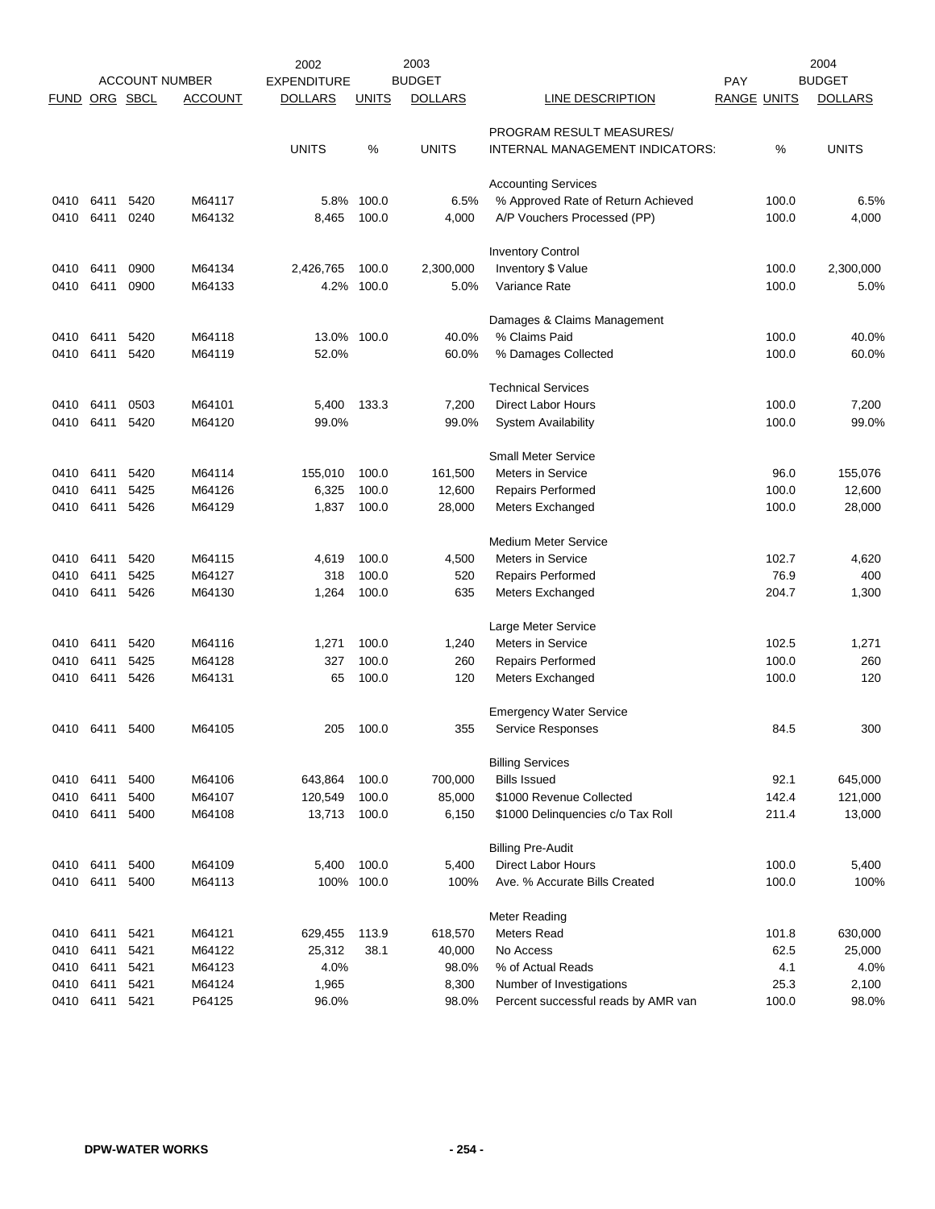| ACCOUNT NUMBER | | | | 2002 EXPENDITURE | | 2003 BUDGET | | PAY | | 2004 BUDGET |
|---|---|---|---|---|---|---|---|---|---|---|
| FUND | ORG | SBCL | ACCOUNT | DOLLARS | UNITS | DOLLARS | LINE DESCRIPTION | RANGE | UNITS | DOLLARS |
| | | | | | | | PROGRAM RESULT MEASURES/ | | | |
| | | | | UNITS | % | UNITS | INTERNAL MANAGEMENT INDICATORS: | | % | UNITS |
| | | | | | | | Accounting Services | | | |
| 0410 | 6411 | 5420 | M64117 | 5.8% | 100.0 | 6.5% | % Approved Rate of Return Achieved | | 100.0 | 6.5% |
| 0410 | 6411 | 0240 | M64132 | 8,465 | 100.0 | 4,000 | A/P Vouchers Processed (PP) | | 100.0 | 4,000 |
| | | | | | | | Inventory Control | | | |
| 0410 | 6411 | 0900 | M64134 | 2,426,765 | 100.0 | 2,300,000 | Inventory $ Value | | 100.0 | 2,300,000 |
| 0410 | 6411 | 0900 | M64133 | 4.2% | 100.0 | 5.0% | Variance Rate | | 100.0 | 5.0% |
| | | | | | | | Damages & Claims Management | | | |
| 0410 | 6411 | 5420 | M64118 | 13.0% | 100.0 | 40.0% | % Claims Paid | | 100.0 | 40.0% |
| 0410 | 6411 | 5420 | M64119 | 52.0% | | 60.0% | % Damages Collected | | 100.0 | 60.0% |
| | | | | | | | Technical Services | | | |
| 0410 | 6411 | 0503 | M64101 | 5,400 | 133.3 | 7,200 | Direct Labor Hours | | 100.0 | 7,200 |
| 0410 | 6411 | 5420 | M64120 | 99.0% | | 99.0% | System Availability | | 100.0 | 99.0% |
| | | | | | | | Small Meter Service | | | |
| 0410 | 6411 | 5420 | M64114 | 155,010 | 100.0 | 161,500 | Meters in Service | | 96.0 | 155,076 |
| 0410 | 6411 | 5425 | M64126 | 6,325 | 100.0 | 12,600 | Repairs Performed | | 100.0 | 12,600 |
| 0410 | 6411 | 5426 | M64129 | 1,837 | 100.0 | 28,000 | Meters Exchanged | | 100.0 | 28,000 |
| | | | | | | | Medium Meter Service | | | |
| 0410 | 6411 | 5420 | M64115 | 4,619 | 100.0 | 4,500 | Meters in Service | | 102.7 | 4,620 |
| 0410 | 6411 | 5425 | M64127 | 318 | 100.0 | 520 | Repairs Performed | | 76.9 | 400 |
| 0410 | 6411 | 5426 | M64130 | 1,264 | 100.0 | 635 | Meters Exchanged | | 204.7 | 1,300 |
| | | | | | | | Large Meter Service | | | |
| 0410 | 6411 | 5420 | M64116 | 1,271 | 100.0 | 1,240 | Meters in Service | | 102.5 | 1,271 |
| 0410 | 6411 | 5425 | M64128 | 327 | 100.0 | 260 | Repairs Performed | | 100.0 | 260 |
| 0410 | 6411 | 5426 | M64131 | 65 | 100.0 | 120 | Meters Exchanged | | 100.0 | 120 |
| | | | | | | | Emergency Water Service | | | |
| 0410 | 6411 | 5400 | M64105 | 205 | 100.0 | 355 | Service Responses | | 84.5 | 300 |
| | | | | | | | Billing Services | | | |
| 0410 | 6411 | 5400 | M64106 | 643,864 | 100.0 | 700,000 | Bills Issued | | 92.1 | 645,000 |
| 0410 | 6411 | 5400 | M64107 | 120,549 | 100.0 | 85,000 | $1000 Revenue Collected | | 142.4 | 121,000 |
| 0410 | 6411 | 5400 | M64108 | 13,713 | 100.0 | 6,150 | $1000 Delinquencies c/o Tax Roll | | 211.4 | 13,000 |
| | | | | | | | Billing Pre-Audit | | | |
| 0410 | 6411 | 5400 | M64109 | 5,400 | 100.0 | 5,400 | Direct Labor Hours | | 100.0 | 5,400 |
| 0410 | 6411 | 5400 | M64113 | 100% | 100.0 | 100% | Ave. % Accurate Bills Created | | 100.0 | 100% |
| | | | | | | | Meter Reading | | | |
| 0410 | 6411 | 5421 | M64121 | 629,455 | 113.9 | 618,570 | Meters Read | | 101.8 | 630,000 |
| 0410 | 6411 | 5421 | M64122 | 25,312 | 38.1 | 40,000 | No Access | | 62.5 | 25,000 |
| 0410 | 6411 | 5421 | M64123 | 4.0% | | 98.0% | % of Actual Reads | | 4.1 | 4.0% |
| 0410 | 6411 | 5421 | M64124 | 1,965 | | 8,300 | Number of Investigations | | 25.3 | 2,100 |
| 0410 | 6411 | 5421 | P64125 | 96.0% | | 98.0% | Percent successful reads by AMR van | | 100.0 | 98.0% |

DPW-WATER WORKS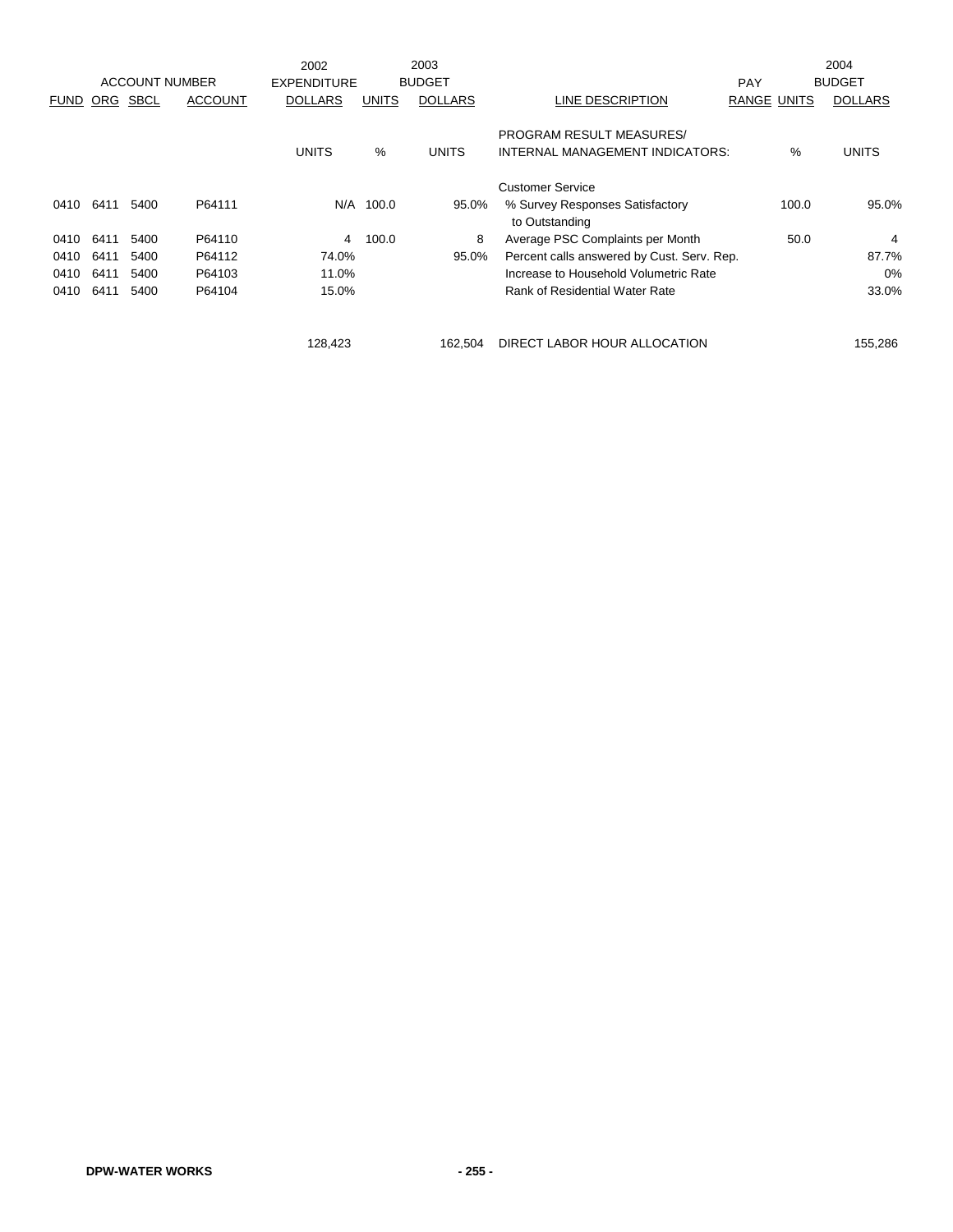| FUND | ORG | SBCL | ACCOUNT | 2002 EXPENDITURE DOLLARS | UNITS | 2003 BUDGET DOLLARS | LINE DESCRIPTION | PAY RANGE | UNITS | 2004 BUDGET DOLLARS |
|---|---|---|---|---|---|---|---|---|---|---|
| | | | | UNITS | % | UNITS | PROGRAM RESULT MEASURES/ INTERNAL MANAGEMENT INDICATORS: | | % | UNITS |
| | | | | | | | Customer Service | | | |
| 0410 | 6411 | 5400 | P64111 | N/A | 100.0 | 95.0% | % Survey Responses Satisfactory to Outstanding | | 100.0 | 95.0% |
| 0410 | 6411 | 5400 | P64110 | 4 | 100.0 | 8 | Average PSC Complaints per Month | | 50.0 | 4 |
| 0410 | 6411 | 5400 | P64112 | 74.0% | | 95.0% | Percent calls answered by Cust. Serv. Rep. | | | 87.7% |
| 0410 | 6411 | 5400 | P64103 | 11.0% | | | Increase to Household Volumetric Rate | | | 0% |
| 0410 | 6411 | 5400 | P64104 | 15.0% | | | Rank of Residential Water Rate | | | 33.0% |
| | | | | 128,423 | | 162,504 | DIRECT LABOR HOUR ALLOCATION | | | 155,286 |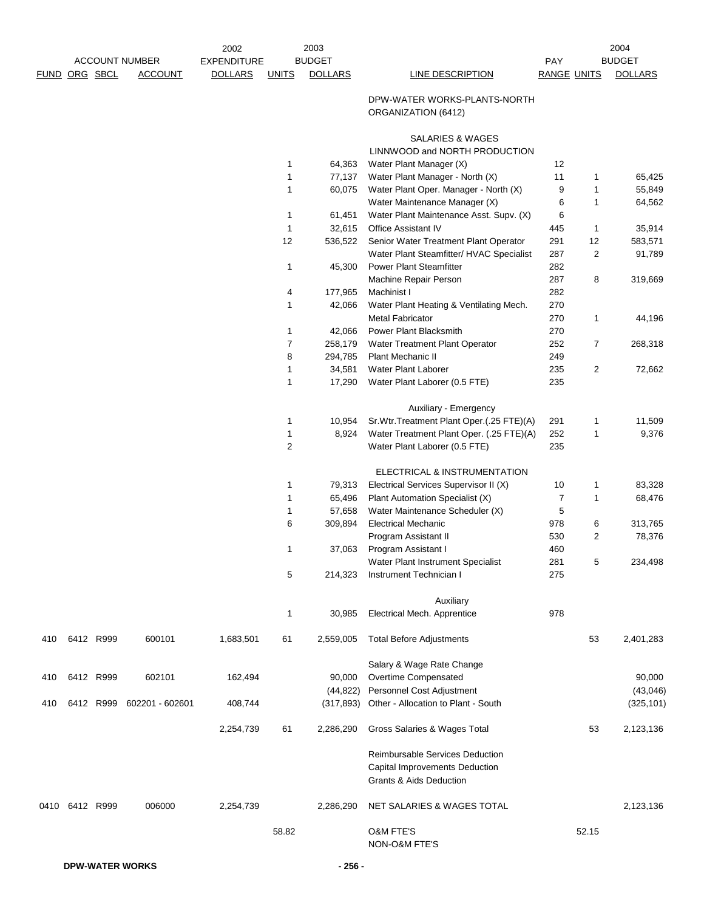| FUND | ORG | SBCL | ACCOUNT NUMBER ACCOUNT | 2002 EXPENDITURE DOLLARS | 2003 BUDGET UNITS | 2003 BUDGET DOLLARS | LINE DESCRIPTION | PAY RANGE | 2004 BUDGET UNITS | 2004 BUDGET DOLLARS |
|---|---|---|---|---|---|---|---|---|---|---|
| | | | | | | | DPW-WATER WORKS-PLANTS-NORTH ORGANIZATION (6412) | | | |
| | | | | | | | SALARIES & WAGES | | | |
| | | | | | | | LINNWOOD and NORTH PRODUCTION | | | |
| | | | | | 1 | 64,363 | Water Plant Manager (X) | 12 | | |
| | | | | | 1 | 77,137 | Water Plant Manager - North (X) | 11 | 1 | 65,425 |
| | | | | | 1 | 60,075 | Water Plant Oper. Manager - North (X) | 9 | 1 | 55,849 |
| | | | | | | | Water Maintenance Manager (X) | 6 | 1 | 64,562 |
| | | | | | 1 | 61,451 | Water Plant Maintenance Asst. Supv. (X) | 6 | | |
| | | | | | 1 | 32,615 | Office Assistant IV | 445 | 1 | 35,914 |
| | | | | | 12 | 536,522 | Senior Water Treatment Plant Operator | 291 | 12 | 583,571 |
| | | | | | | | Water Plant Steamfitter/ HVAC Specialist | 287 | 2 | 91,789 |
| | | | | | 1 | 45,300 | Power Plant Steamfitter | 282 | | |
| | | | | | | | Machine Repair Person | 287 | 8 | 319,669 |
| | | | | | 4 | 177,965 | Machinist I | 282 | | |
| | | | | | 1 | 42,066 | Water Plant Heating & Ventilating Mech. | 270 | | |
| | | | | | | | Metal Fabricator | 270 | 1 | 44,196 |
| | | | | | 1 | 42,066 | Power Plant Blacksmith | 270 | | |
| | | | | | 7 | 258,179 | Water Treatment Plant Operator | 252 | 7 | 268,318 |
| | | | | | 8 | 294,785 | Plant Mechanic II | 249 | | |
| | | | | | 1 | 34,581 | Water Plant Laborer | 235 | 2 | 72,662 |
| | | | | | 1 | 17,290 | Water Plant Laborer (0.5 FTE) | 235 | | |
| | | | | | | | Auxiliary - Emergency | | | |
| | | | | | 1 | 10,954 | Sr.Wtr.Treatment Plant Oper.(.25 FTE)(A) | 291 | 1 | 11,509 |
| | | | | | 1 | 8,924 | Water Treatment Plant Oper. (.25 FTE)(A) | 252 | 1 | 9,376 |
| | | | | | 2 | | Water Plant Laborer (0.5 FTE) | 235 | | |
| | | | | | | | ELECTRICAL & INSTRUMENTATION | | | |
| | | | | | 1 | 79,313 | Electrical Services Supervisor II (X) | 10 | 1 | 83,328 |
| | | | | | 1 | 65,496 | Plant Automation Specialist (X) | 7 | 1 | 68,476 |
| | | | | | 1 | 57,658 | Water Maintenance Scheduler (X) | 5 | | |
| | | | | | 6 | 309,894 | Electrical Mechanic | 978 | 6 | 313,765 |
| | | | | | | | Program Assistant II | 530 | 2 | 78,376 |
| | | | | | 1 | 37,063 | Program Assistant I | 460 | | |
| | | | | | | | Water Plant Instrument Specialist | 281 | 5 | 234,498 |
| | | | | | 5 | 214,323 | Instrument Technician I | 275 | | |
| | | | | | | | Auxiliary | | | |
| | | | | | 1 | 30,985 | Electrical Mech. Apprentice | 978 | | |
| 410 | 6412 | R999 | 600101 | 1,683,501 | 61 | 2,559,005 | Total Before Adjustments | | 53 | 2,401,283 |
| | | | | | | | Salary & Wage Rate Change | | | |
| 410 | 6412 | R999 | 602101 | 162,494 | | 90,000 | Overtime Compensated | | | 90,000 |
| | | | | | | (44,822) | Personnel Cost Adjustment | | | (43,046) |
| 410 | 6412 | R999 | 602201 - 602601 | 408,744 | | (317,893) | Other - Allocation to Plant - South | | | (325,101) |
| | | | | 2,254,739 | 61 | 2,286,290 | Gross Salaries & Wages Total | | 53 | 2,123,136 |
| | | | | | | | Reimbursable Services Deduction | | | |
| | | | | | | | Capital Improvements Deduction | | | |
| | | | | | | | Grants & Aids Deduction | | | |
| 0410 | 6412 | R999 | 006000 | 2,254,739 | | 2,286,290 | NET SALARIES & WAGES TOTAL | | | 2,123,136 |
| | | | | | 58.82 | | O&M FTE'S | | 52.15 | |
| | | | | | | | NON-O&M FTE'S | | | |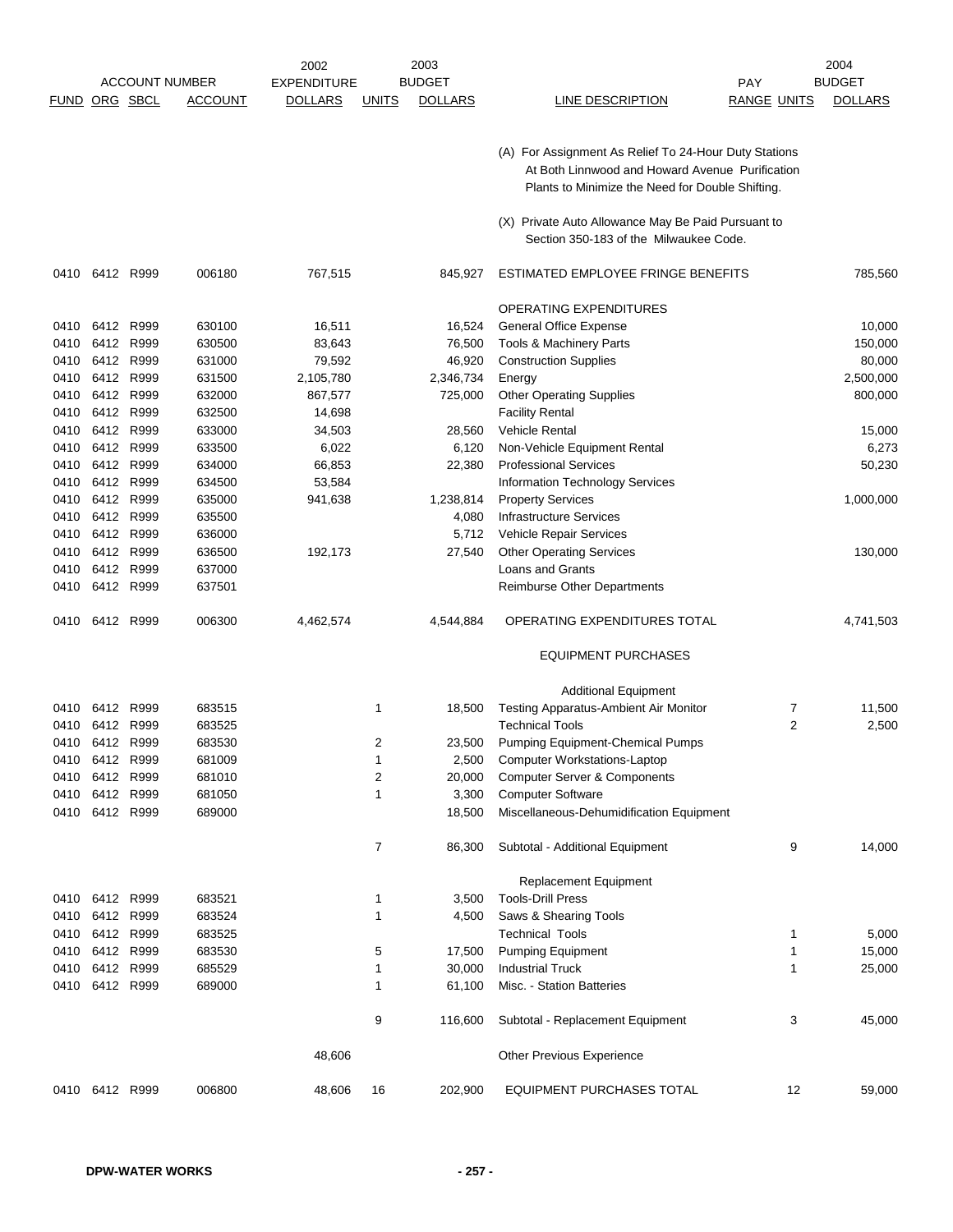| FUND | ORG | SBCL | ACCOUNT | 2002 EXPENDITURE DOLLARS | 2003 BUDGET UNITS | 2003 BUDGET DOLLARS | LINE DESCRIPTION | PAY RANGE | 2004 BUDGET UNITS | 2004 BUDGET DOLLARS |
|---|---|---|---|---|---|---|---|---|---|---|
| | | | | | | | (A) For Assignment As Relief To 24-Hour Duty Stations At Both Linnwood and Howard Avenue Purification Plants to Minimize the Need for Double Shifting. | | | |
| | | | | | | | (X) Private Auto Allowance May Be Paid Pursuant to Section 350-183 of the Milwaukee Code. | | | |
| 0410 | 6412 | R999 | 006180 | 767,515 | | 845,927 | ESTIMATED EMPLOYEE FRINGE BENEFITS | | | 785,560 |
| | | | | | | | OPERATING EXPENDITURES | | | |
| 0410 | 6412 | R999 | 630100 | 16,511 | | 16,524 | General Office Expense | | | 10,000 |
| 0410 | 6412 | R999 | 630500 | 83,643 | | 76,500 | Tools & Machinery Parts | | | 150,000 |
| 0410 | 6412 | R999 | 631000 | 79,592 | | 46,920 | Construction Supplies | | | 80,000 |
| 0410 | 6412 | R999 | 631500 | 2,105,780 | | 2,346,734 | Energy | | | 2,500,000 |
| 0410 | 6412 | R999 | 632000 | 867,577 | | 725,000 | Other Operating Supplies | | | 800,000 |
| 0410 | 6412 | R999 | 632500 | 14,698 | | | Facility Rental | | | |
| 0410 | 6412 | R999 | 633000 | 34,503 | | 28,560 | Vehicle Rental | | | 15,000 |
| 0410 | 6412 | R999 | 633500 | 6,022 | | 6,120 | Non-Vehicle Equipment Rental | | | 6,273 |
| 0410 | 6412 | R999 | 634000 | 66,853 | | 22,380 | Professional Services | | | 50,230 |
| 0410 | 6412 | R999 | 634500 | 53,584 | | | Information Technology Services | | | |
| 0410 | 6412 | R999 | 635000 | 941,638 | | 1,238,814 | Property Services | | | 1,000,000 |
| 0410 | 6412 | R999 | 635500 | | | 4,080 | Infrastructure Services | | | |
| 0410 | 6412 | R999 | 636000 | | | 5,712 | Vehicle Repair Services | | | |
| 0410 | 6412 | R999 | 636500 | 192,173 | | 27,540 | Other Operating Services | | | 130,000 |
| 0410 | 6412 | R999 | 637000 | | | | Loans and Grants | | | |
| 0410 | 6412 | R999 | 637501 | | | | Reimburse Other Departments | | | |
| 0410 | 6412 | R999 | 006300 | 4,462,574 | | 4,544,884 | OPERATING EXPENDITURES TOTAL | | | 4,741,503 |
| | | | | | | | EQUIPMENT PURCHASES | | | |
| | | | | | | | Additional Equipment | | | |
| 0410 | 6412 | R999 | 683515 | | 1 | 18,500 | Testing Apparatus-Ambient Air Monitor | | 7 | 11,500 |
| 0410 | 6412 | R999 | 683525 | | | | Technical Tools | | 2 | 2,500 |
| 0410 | 6412 | R999 | 683530 | | 2 | 23,500 | Pumping Equipment-Chemical Pumps | | | |
| 0410 | 6412 | R999 | 681009 | | 1 | 2,500 | Computer Workstations-Laptop | | | |
| 0410 | 6412 | R999 | 681010 | | 2 | 20,000 | Computer Server & Components | | | |
| 0410 | 6412 | R999 | 681050 | | 1 | 3,300 | Computer Software | | | |
| 0410 | 6412 | R999 | 689000 | | | 18,500 | Miscellaneous-Dehumidification Equipment | | | |
| | | | | | 7 | 86,300 | Subtotal - Additional Equipment | | 9 | 14,000 |
| | | | | | | | Replacement Equipment | | | |
| 0410 | 6412 | R999 | 683521 | | 1 | 3,500 | Tools-Drill Press | | | |
| 0410 | 6412 | R999 | 683524 | | 1 | 4,500 | Saws & Shearing Tools | | | |
| 0410 | 6412 | R999 | 683525 | | | | Technical Tools | | 1 | 5,000 |
| 0410 | 6412 | R999 | 683530 | | 5 | 17,500 | Pumping Equipment | | 1 | 15,000 |
| 0410 | 6412 | R999 | 685529 | | 1 | 30,000 | Industrial Truck | | 1 | 25,000 |
| 0410 | 6412 | R999 | 689000 | | 1 | 61,100 | Misc. - Station Batteries | | | |
| | | | | | 9 | 116,600 | Subtotal - Replacement Equipment | | 3 | 45,000 |
| | | | | 48,606 | | | Other Previous Experience | | | |
| 0410 | 6412 | R999 | 006800 | 48,606 | 16 | 202,900 | EQUIPMENT PURCHASES TOTAL | | 12 | 59,000 |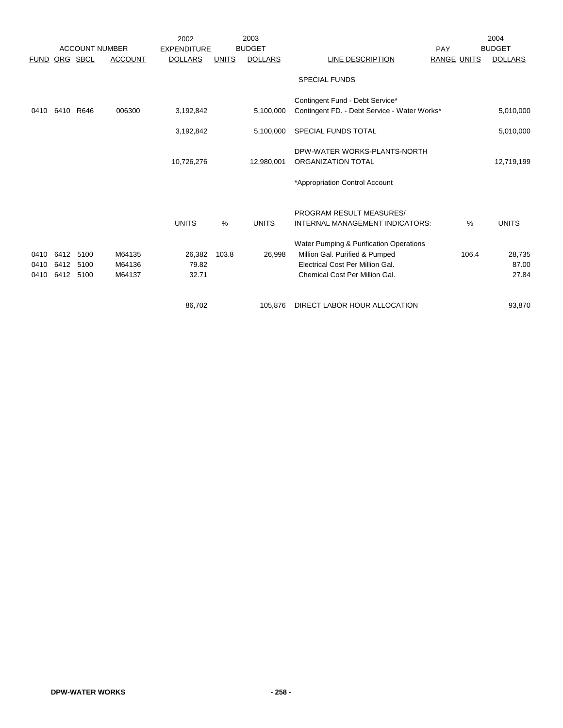| ACCOUNT NUMBER | | | | 2002 EXPENDITURE | 2003 BUDGET | | | PAY | | 2004 BUDGET |
|---|---|---|---|---|---|---|---|---|---|---|
| FUND | ORG | SBCL | ACCOUNT | DOLLARS | UNITS | DOLLARS | LINE DESCRIPTION | RANGE | UNITS | DOLLARS |
| | | | | | | | SPECIAL FUNDS | | | |
| | | | | | | | Contingent Fund - Debt Service* | | | |
| 0410 | 6410 | R646 | 006300 | 3,192,842 | | 5,100,000 | Contingent FD. - Debt Service - Water Works* | | | 5,010,000 |
| | | | | 3,192,842 | | 5,100,000 | SPECIAL FUNDS TOTAL | | | 5,010,000 |
| | | | | | | | DPW-WATER WORKS-PLANTS-NORTH | | | |
| | | | | 10,726,276 | | 12,980,001 | ORGANIZATION TOTAL | | | 12,719,199 |
| | | | | | | | *Appropriation Control Account | | | |
| | | | | | | | PROGRAM RESULT MEASURES/ | | | |
| | | | | UNITS | % | UNITS | INTERNAL MANAGEMENT INDICATORS: | | % | UNITS |
| | | | | | | | Water Pumping & Purification Operations | | | |
| 0410 | 6412 | 5100 | M64135 | 26,382 | 103.8 | 26,998 | Million Gal. Purified & Pumped | | 106.4 | 28,735 |
| 0410 | 6412 | 5100 | M64136 | 79.82 | | | Electrical Cost Per Million Gal. | | | 87.00 |
| 0410 | 6412 | 5100 | M64137 | 32.71 | | | Chemical Cost Per Million Gal. | | | 27.84 |
| | | | | 86,702 | | 105,876 | DIRECT LABOR HOUR ALLOCATION | | | 93,870 |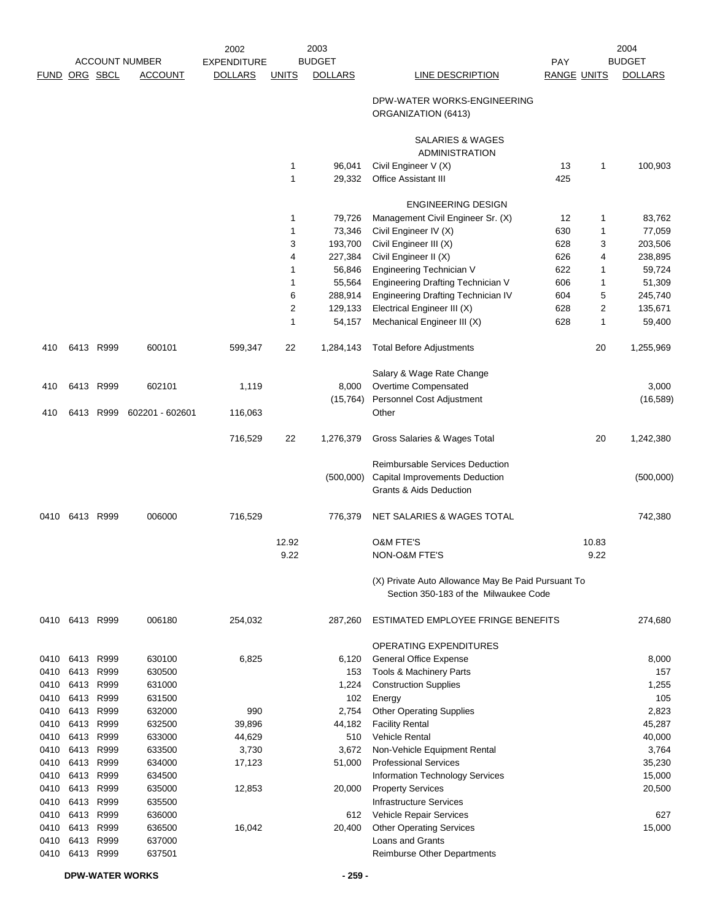| ACCOUNT NUMBER | | | | 2002 EXPENDITURE | 2003 BUDGET | | | PAY | | 2004 BUDGET |
|---|---|---|---|---|---|---|---|---|---|---|
| FUND | ORG | SBCL | ACCOUNT | DOLLARS | UNITS | DOLLARS | LINE DESCRIPTION | RANGE | UNITS | DOLLARS |
| | | | | | | | DPW-WATER WORKS-ENGINEERING ORGANIZATION (6413) | | | |
| | | | | | | | SALARIES & WAGES | | | |
| | | | | | | | ADMINISTRATION | | | |
| | | | | | 1 | 96,041 | Civil Engineer V (X) | 13 | 1 | 100,903 |
| | | | | | 1 | 29,332 | Office Assistant III | 425 | | |
| | | | | | | | ENGINEERING DESIGN | | | |
| | | | | | 1 | 79,726 | Management Civil Engineer Sr. (X) | 12 | 1 | 83,762 |
| | | | | | 1 | 73,346 | Civil Engineer IV (X) | 630 | 1 | 77,059 |
| | | | | | 3 | 193,700 | Civil Engineer III (X) | 628 | 3 | 203,506 |
| | | | | | 4 | 227,384 | Civil Engineer II (X) | 626 | 4 | 238,895 |
| | | | | | 1 | 56,846 | Engineering Technician V | 622 | 1 | 59,724 |
| | | | | | 1 | 55,564 | Engineering Drafting Technician V | 606 | 1 | 51,309 |
| | | | | | 6 | 288,914 | Engineering Drafting Technician IV | 604 | 5 | 245,740 |
| | | | | | 2 | 129,133 | Electrical Engineer III (X) | 628 | 2 | 135,671 |
| | | | | | 1 | 54,157 | Mechanical Engineer III (X) | 628 | 1 | 59,400 |
| 410 | 6413 | R999 | 600101 | 599,347 | 22 | 1,284,143 | Total Before Adjustments | | 20 | 1,255,969 |
| | | | | | | | Salary & Wage Rate Change | | | |
| 410 | 6413 | R999 | 602101 | 1,119 | | 8,000 | Overtime Compensated | | | 3,000 |
| | | | | | | (15,764) | Personnel Cost Adjustment | | | (16,589) |
| 410 | 6413 | R999 | 602201 - 602601 | 116,063 | | | Other | | | |
| | | | | 716,529 | 22 | 1,276,379 | Gross Salaries & Wages Total | | 20 | 1,242,380 |
| | | | | | | | Reimbursable Services Deduction | | | |
| | | | | | | (500,000) | Capital Improvements Deduction | | | (500,000) |
| | | | | | | | Grants & Aids Deduction | | | |
| 0410 | 6413 | R999 | 006000 | 716,529 | | 776,379 | NET SALARIES & WAGES TOTAL | | | 742,380 |
| | | | | | 12.92 | | O&M FTE'S | | 10.83 | |
| | | | | | 9.22 | | NON-O&M FTE'S | | 9.22 | |
| | | | | | | | (X) Private Auto Allowance May Be Paid Pursuant To Section 350-183 of the Milwaukee Code | | | |
| 0410 | 6413 | R999 | 006180 | 254,032 | | 287,260 | ESTIMATED EMPLOYEE FRINGE BENEFITS | | | 274,680 |
| | | | | | | | OPERATING EXPENDITURES | | | |
| 0410 | 6413 | R999 | 630100 | 6,825 | | 6,120 | General Office Expense | | | 8,000 |
| 0410 | 6413 | R999 | 630500 | | | 153 | Tools & Machinery Parts | | | 157 |
| 0410 | 6413 | R999 | 631000 | | | 1,224 | Construction Supplies | | | 1,255 |
| 0410 | 6413 | R999 | 631500 | | | 102 | Energy | | | 105 |
| 0410 | 6413 | R999 | 632000 | 990 | | 2,754 | Other Operating Supplies | | | 2,823 |
| 0410 | 6413 | R999 | 632500 | 39,896 | | 44,182 | Facility Rental | | | 45,287 |
| 0410 | 6413 | R999 | 633000 | 44,629 | | 510 | Vehicle Rental | | | 40,000 |
| 0410 | 6413 | R999 | 633500 | 3,730 | | 3,672 | Non-Vehicle Equipment Rental | | | 3,764 |
| 0410 | 6413 | R999 | 634000 | 17,123 | | 51,000 | Professional Services | | | 35,230 |
| 0410 | 6413 | R999 | 634500 | | | | Information Technology Services | | | 15,000 |
| 0410 | 6413 | R999 | 635000 | 12,853 | | 20,000 | Property Services | | | 20,500 |
| 0410 | 6413 | R999 | 635500 | | | | Infrastructure Services | | | |
| 0410 | 6413 | R999 | 636000 | | | 612 | Vehicle Repair Services | | | 627 |
| 0410 | 6413 | R999 | 636500 | 16,042 | | 20,400 | Other Operating Services | | | 15,000 |
| 0410 | 6413 | R999 | 637000 | | | | Loans and Grants | | | |
| 0410 | 6413 | R999 | 637501 | | | | Reimburse Other Departments | | | |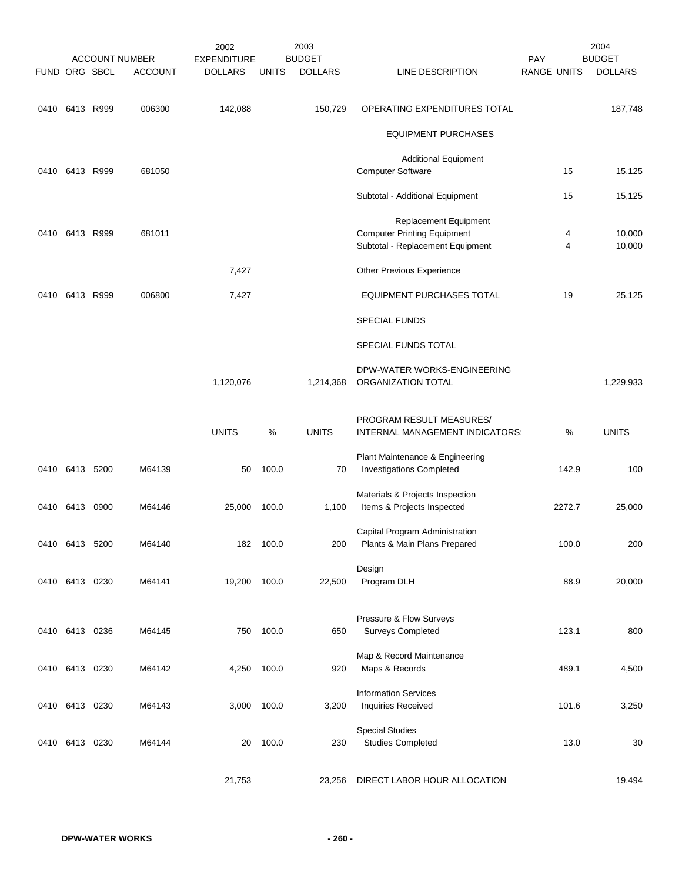| FUND | ORG | SBCL | ACCOUNT | 2002 EXPENDITURE DOLLARS | UNITS | 2003 BUDGET DOLLARS | LINE DESCRIPTION | PAY RANGE | UNITS | 2004 BUDGET DOLLARS |
|---|---|---|---|---|---|---|---|---|---|---|
| 0410 | 6413 | R999 | 006300 | 142,088 | | 150,729 | OPERATING EXPENDITURES TOTAL | | | 187,748 |
| | | | | | | | EQUIPMENT PURCHASES | | | |
| | | | | | | | Additional Equipment | | | |
| 0410 | 6413 | R999 | 681050 | | | | Computer Software | | 15 | 15,125 |
| | | | | | | | Subtotal - Additional Equipment | | 15 | 15,125 |
| | | | | | | | Replacement Equipment | | | |
| 0410 | 6413 | R999 | 681011 | | | | Computer Printing Equipment | | 4 | 10,000 |
| | | | | | | | Subtotal - Replacement Equipment | | 4 | 10,000 |
| | | | | 7,427 | | | Other Previous Experience | | | |
| 0410 | 6413 | R999 | 006800 | 7,427 | | | EQUIPMENT PURCHASES TOTAL | | 19 | 25,125 |
| | | | | | | | SPECIAL FUNDS | | | |
| | | | | | | | SPECIAL FUNDS TOTAL | | | |
| | | | | 1,120,076 | | 1,214,368 | DPW-WATER WORKS-ENGINEERING ORGANIZATION TOTAL | | | 1,229,933 |
| | | | | UNITS | % | UNITS | PROGRAM RESULT MEASURES/ INTERNAL MANAGEMENT INDICATORS: | | % | UNITS |
| | | | | | | | Plant Maintenance & Engineering | | | |
| 0410 | 6413 | 5200 | M64139 | 50 | 100.0 | 70 | Investigations Completed | | 142.9 | 100 |
| | | | | | | | Materials & Projects Inspection | | | |
| 0410 | 6413 | 0900 | M64146 | 25,000 | 100.0 | 1,100 | Items & Projects Inspected | | 2272.7 | 25,000 |
| | | | | | | | Capital Program Administration | | | |
| 0410 | 6413 | 5200 | M64140 | 182 | 100.0 | 200 | Plants & Main Plans Prepared | | 100.0 | 200 |
| | | | | | | | Design | | | |
| 0410 | 6413 | 0230 | M64141 | 19,200 | 100.0 | 22,500 | Program DLH | | 88.9 | 20,000 |
| | | | | | | | Pressure & Flow Surveys | | | |
| 0410 | 6413 | 0236 | M64145 | 750 | 100.0 | 650 | Surveys Completed | | 123.1 | 800 |
| | | | | | | | Map & Record Maintenance | | | |
| 0410 | 6413 | 0230 | M64142 | 4,250 | 100.0 | 920 | Maps & Records | | 489.1 | 4,500 |
| | | | | | | | Information Services | | | |
| 0410 | 6413 | 0230 | M64143 | 3,000 | 100.0 | 3,200 | Inquiries Received | | 101.6 | 3,250 |
| | | | | | | | Special Studies | | | |
| 0410 | 6413 | 0230 | M64144 | 20 | 100.0 | 230 | Studies Completed | | 13.0 | 30 |
| | | | | 21,753 | | 23,256 | DIRECT LABOR HOUR ALLOCATION | | | 19,494 |

**DPW-WATER WORKS**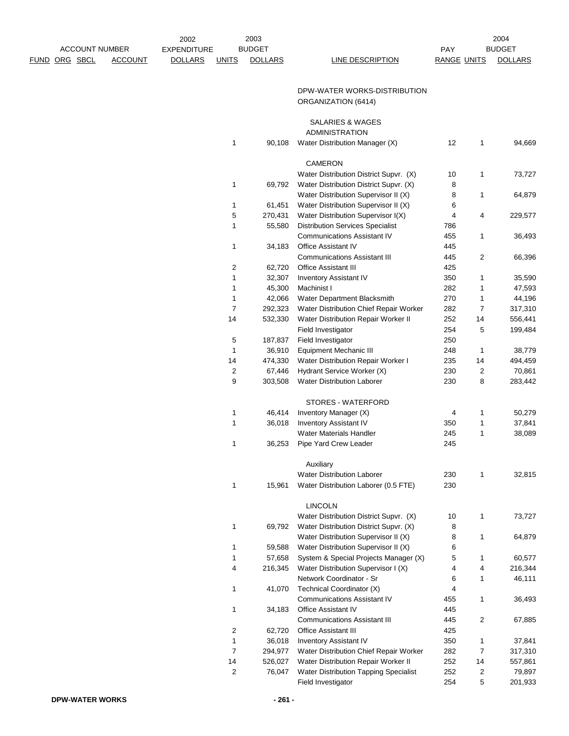| ACCOUNT NUMBER FUND | ORG | SBCL | ACCOUNT | 2002 EXPENDITURE DOLLARS | 2003 BUDGET UNITS | 2003 BUDGET DOLLARS | LINE DESCRIPTION | PAY RANGE | 2004 BUDGET UNITS | 2004 BUDGET DOLLARS |
|---|---|---|---|---|---|---|---|---|---|---|
| | | | | | | | DPW-WATER WORKS-DISTRIBUTION ORGANIZATION (6414) | | | |
| | | | | | | | SALARIES & WAGES | | | |
| | | | | | | | ADMINISTRATION | | | |
| | | | | | 1 | 90,108 | Water Distribution Manager (X) | 12 | 1 | 94,669 |
| | | | | | | | CAMERON | | | |
| | | | | | | | Water Distribution District Supvr. (X) | 10 | 1 | 73,727 |
| | | | | | 1 | 69,792 | Water Distribution District Supvr. (X) | 8 | | |
| | | | | | | | Water Distribution Supervisor II (X) | 8 | 1 | 64,879 |
| | | | | | 1 | 61,451 | Water Distribution Supervisor II (X) | 6 | | |
| | | | | | 5 | 270,431 | Water Distribution Supervisor I(X) | 4 | 4 | 229,577 |
| | | | | | 1 | 55,580 | Distribution Services Specialist | 786 | | |
| | | | | | | | Communications Assistant IV | 455 | 1 | 36,493 |
| | | | | | 1 | 34,183 | Office Assistant IV | 445 | | |
| | | | | | | | Communications Assistant III | 445 | 2 | 66,396 |
| | | | | | 2 | 62,720 | Office Assistant III | 425 | | |
| | | | | | 1 | 32,307 | Inventory Assistant IV | 350 | 1 | 35,590 |
| | | | | | 1 | 45,300 | Machinist I | 282 | 1 | 47,593 |
| | | | | | 1 | 42,066 | Water Department Blacksmith | 270 | 1 | 44,196 |
| | | | | | 7 | 292,323 | Water Distribution Chief Repair Worker | 282 | 7 | 317,310 |
| | | | | | 14 | 532,330 | Water Distribution Repair Worker II | 252 | 14 | 556,441 |
| | | | | | | | Field Investigator | 254 | 5 | 199,484 |
| | | | | | 5 | 187,837 | Field Investigator | 250 | | |
| | | | | | 1 | 36,910 | Equipment Mechanic III | 248 | 1 | 38,779 |
| | | | | | 14 | 474,330 | Water Distribution Repair Worker I | 235 | 14 | 494,459 |
| | | | | | 2 | 67,446 | Hydrant Service Worker (X) | 230 | 2 | 70,861 |
| | | | | | 9 | 303,508 | Water Distribution Laborer | 230 | 8 | 283,442 |
| | | | | | | | STORES - WATERFORD | | | |
| | | | | | 1 | 46,414 | Inventory Manager (X) | 4 | 1 | 50,279 |
| | | | | | 1 | 36,018 | Inventory Assistant IV | 350 | 1 | 37,841 |
| | | | | | | | Water Materials Handler | 245 | 1 | 38,089 |
| | | | | | 1 | 36,253 | Pipe Yard Crew Leader | 245 | | |
| | | | | | | | Auxiliary | | | |
| | | | | | | | Water Distribution Laborer | 230 | 1 | 32,815 |
| | | | | | 1 | 15,961 | Water Distribution Laborer (0.5 FTE) | 230 | | |
| | | | | | | | LINCOLN | | | |
| | | | | | | | Water Distribution District Supvr. (X) | 10 | 1 | 73,727 |
| | | | | | 1 | 69,792 | Water Distribution District Supvr. (X) | 8 | | |
| | | | | | | | Water Distribution Supervisor II (X) | 8 | 1 | 64,879 |
| | | | | | 1 | 59,588 | Water Distribution Supervisor II (X) | 6 | | |
| | | | | | 1 | 57,658 | System & Special Projects Manager (X) | 5 | 1 | 60,577 |
| | | | | | 4 | 216,345 | Water Distribution Supervisor I (X) | 4 | 4 | 216,344 |
| | | | | | | | Network Coordinator - Sr | 6 | 1 | 46,111 |
| | | | | | 1 | 41,070 | Technical Coordinator (X) | 4 | | |
| | | | | | | | Communications Assistant IV | 455 | 1 | 36,493 |
| | | | | | 1 | 34,183 | Office Assistant IV | 445 | | |
| | | | | | | | Communications Assistant III | 445 | 2 | 67,885 |
| | | | | | 2 | 62,720 | Office Assistant III | 425 | | |
| | | | | | 1 | 36,018 | Inventory Assistant IV | 350 | 1 | 37,841 |
| | | | | | 7 | 294,977 | Water Distribution Chief Repair Worker | 282 | 7 | 317,310 |
| | | | | | 14 | 526,027 | Water Distribution Repair Worker II | 252 | 14 | 557,861 |
| | | | | | 2 | 76,047 | Water Distribution Tapping Specialist | 252 | 2 | 79,897 |
| | | | | | | | Field Investigator | 254 | 5 | 201,933 |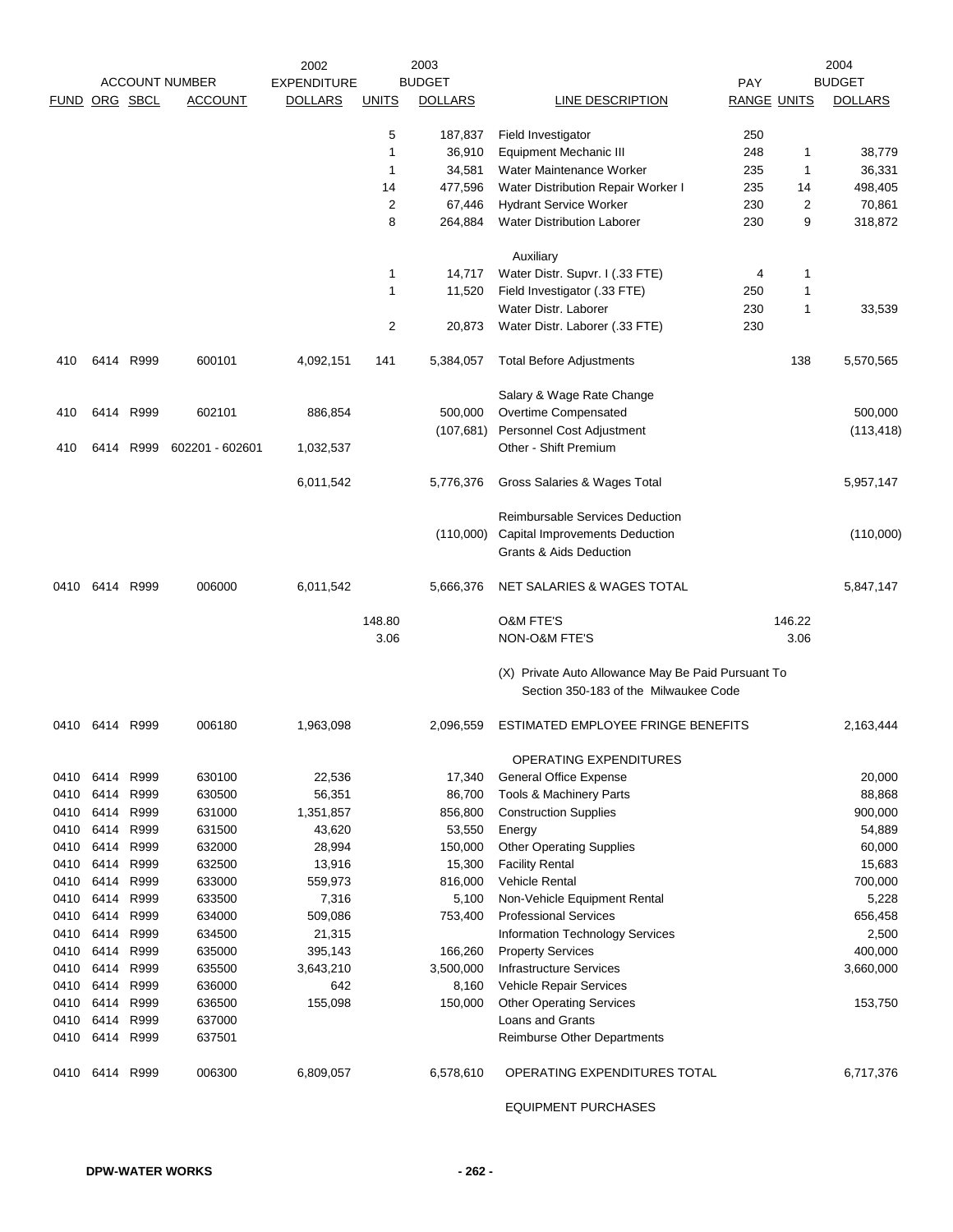| FUND | ORG | SBCL | ACCOUNT | 2002 EXPENDITURE DOLLARS | 2003 BUDGET UNITS | 2003 BUDGET DOLLARS | LINE DESCRIPTION | PAY RANGE | 2004 BUDGET UNITS | 2004 BUDGET DOLLARS |
|---|---|---|---|---|---|---|---|---|---|---|
| | | | | | 5 | 187,837 | Field Investigator | 250 | | |
| | | | | | 1 | 36,910 | Equipment Mechanic III | 248 | 1 | 38,779 |
| | | | | | 1 | 34,581 | Water Maintenance Worker | 235 | 1 | 36,331 |
| | | | | | 14 | 477,596 | Water Distribution Repair Worker I | 235 | 14 | 498,405 |
| | | | | | 2 | 67,446 | Hydrant Service Worker | 230 | 2 | 70,861 |
| | | | | | 8 | 264,884 | Water Distribution Laborer | 230 | 9 | 318,872 |
| | | | | | | | Auxiliary | | | |
| | | | | | 1 | 14,717 | Water Distr. Supvr. I (.33 FTE) | 4 | 1 | |
| | | | | | 1 | 11,520 | Field Investigator (.33 FTE) | 250 | 1 | |
| | | | | | | | Water Distr. Laborer | 230 | 1 | 33,539 |
| | | | | | 2 | 20,873 | Water Distr. Laborer (.33 FTE) | 230 | | |
| 410 | 6414 | R999 | 600101 | 4,092,151 | 141 | 5,384,057 | Total Before Adjustments | | 138 | 5,570,565 |
| | | | | | | | Salary & Wage Rate Change | | | |
| 410 | 6414 | R999 | 602101 | 886,854 | | 500,000 | Overtime Compensated | | | 500,000 |
| | | | | | | (107,681) | Personnel Cost Adjustment | | | (113,418) |
| 410 | 6414 | R999 | 602201 - 602601 | 1,032,537 | | | Other - Shift Premium | | | |
| | | | | 6,011,542 | | 5,776,376 | Gross Salaries & Wages Total | | | 5,957,147 |
| | | | | | | | Reimbursable Services Deduction | | | |
| | | | | | | (110,000) | Capital Improvements Deduction | | | (110,000) |
| | | | | | | | Grants & Aids Deduction | | | |
| 0410 | 6414 | R999 | 006000 | 6,011,542 | | 5,666,376 | NET SALARIES & WAGES TOTAL | | | 5,847,147 |
| | | | | | 148.80 | | O&M FTE'S | | 146.22 | |
| | | | | | 3.06 | | NON-O&M FTE'S | | 3.06 | |
| | | | | | | | (X) Private Auto Allowance May Be Paid Pursuant To Section 350-183 of the Milwaukee Code | | | |
| 0410 | 6414 | R999 | 006180 | 1,963,098 | | 2,096,559 | ESTIMATED EMPLOYEE FRINGE BENEFITS | | | 2,163,444 |
| | | | | | | | OPERATING EXPENDITURES | | | |
| 0410 | 6414 | R999 | 630100 | 22,536 | | 17,340 | General Office Expense | | | 20,000 |
| 0410 | 6414 | R999 | 630500 | 56,351 | | 86,700 | Tools & Machinery Parts | | | 88,868 |
| 0410 | 6414 | R999 | 631000 | 1,351,857 | | 856,800 | Construction Supplies | | | 900,000 |
| 0410 | 6414 | R999 | 631500 | 43,620 | | 53,550 | Energy | | | 54,889 |
| 0410 | 6414 | R999 | 632000 | 28,994 | | 150,000 | Other Operating Supplies | | | 60,000 |
| 0410 | 6414 | R999 | 632500 | 13,916 | | 15,300 | Facility Rental | | | 15,683 |
| 0410 | 6414 | R999 | 633000 | 559,973 | | 816,000 | Vehicle Rental | | | 700,000 |
| 0410 | 6414 | R999 | 633500 | 7,316 | | 5,100 | Non-Vehicle Equipment Rental | | | 5,228 |
| 0410 | 6414 | R999 | 634000 | 509,086 | | 753,400 | Professional Services | | | 656,458 |
| 0410 | 6414 | R999 | 634500 | 21,315 | | | Information Technology Services | | | 2,500 |
| 0410 | 6414 | R999 | 635000 | 395,143 | | 166,260 | Property Services | | | 400,000 |
| 0410 | 6414 | R999 | 635500 | 3,643,210 | | 3,500,000 | Infrastructure Services | | | 3,660,000 |
| 0410 | 6414 | R999 | 636000 | 642 | | 8,160 | Vehicle Repair Services | | | |
| 0410 | 6414 | R999 | 636500 | 155,098 | | 150,000 | Other Operating Services | | | 153,750 |
| 0410 | 6414 | R999 | 637000 | | | | Loans and Grants | | | |
| 0410 | 6414 | R999 | 637501 | | | | Reimburse Other Departments | | | |
| 0410 | 6414 | R999 | 006300 | 6,809,057 | | 6,578,610 | OPERATING EXPENDITURES TOTAL | | | 6,717,376 |
| | | | | | | | EQUIPMENT PURCHASES | | | |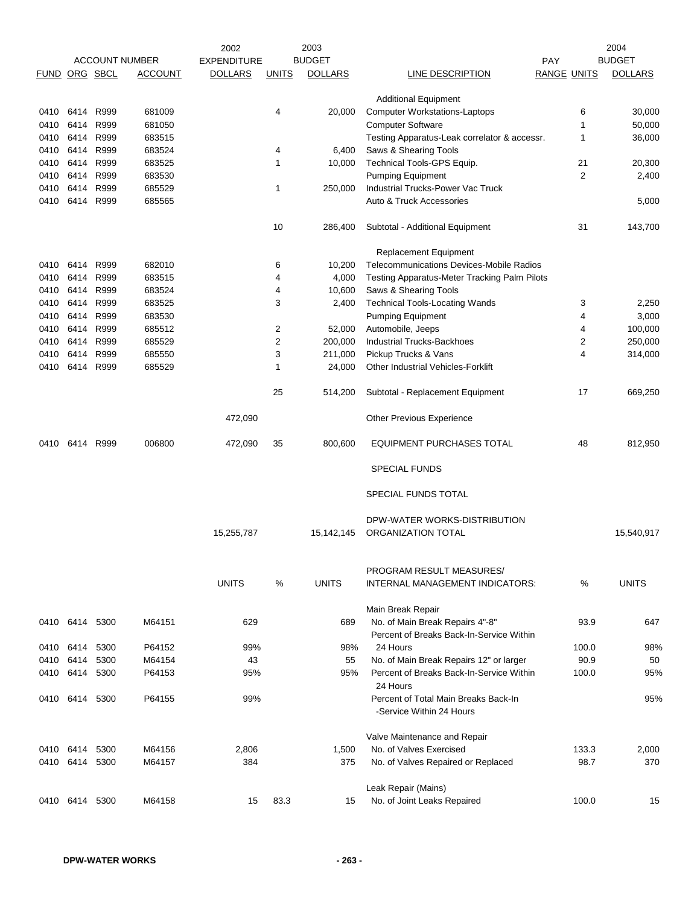| ACCOUNT NUMBER | | | | 2002 EXPENDITURE | 2003 BUDGET | | | PAY | | 2004 BUDGET |
|---|---|---|---|---|---|---|---|---|---|---|
| FUND | ORG | SBCL | ACCOUNT | DOLLARS | UNITS | DOLLARS | LINE DESCRIPTION | RANGE | UNITS | DOLLARS |
| | | | | | | | Additional Equipment | | | |
| 0410 | 6414 | R999 | 681009 | | 4 | 20,000 | Computer Workstations-Laptops | | 6 | 30,000 |
| 0410 | 6414 | R999 | 681050 | | | | Computer Software | | 1 | 50,000 |
| 0410 | 6414 | R999 | 683515 | | | | Testing Apparatus-Leak correlator & accessr. | | 1 | 36,000 |
| 0410 | 6414 | R999 | 683524 | | 4 | 6,400 | Saws & Shearing Tools | | | |
| 0410 | 6414 | R999 | 683525 | | 1 | 10,000 | Technical Tools-GPS Equip. | | 21 | 20,300 |
| 0410 | 6414 | R999 | 683530 | | | | Pumping Equipment | | 2 | 2,400 |
| 0410 | 6414 | R999 | 685529 | | 1 | 250,000 | Industrial Trucks-Power Vac Truck | | | |
| 0410 | 6414 | R999 | 685565 | | | | Auto & Truck Accessories | | | 5,000 |
| | | | | | 10 | 286,400 | Subtotal - Additional Equipment | | 31 | 143,700 |
| | | | | | | | Replacement Equipment | | | |
| 0410 | 6414 | R999 | 682010 | | 6 | 10,200 | Telecommunications Devices-Mobile Radios | | | |
| 0410 | 6414 | R999 | 683515 | | 4 | 4,000 | Testing Apparatus-Meter Tracking Palm Pilots | | | |
| 0410 | 6414 | R999 | 683524 | | 4 | 10,600 | Saws & Shearing Tools | | | |
| 0410 | 6414 | R999 | 683525 | | 3 | 2,400 | Technical Tools-Locating Wands | | 3 | 2,250 |
| 0410 | 6414 | R999 | 683530 | | | | Pumping Equipment | | 4 | 3,000 |
| 0410 | 6414 | R999 | 685512 | | 2 | 52,000 | Automobile, Jeeps | | 4 | 100,000 |
| 0410 | 6414 | R999 | 685529 | | 2 | 200,000 | Industrial Trucks-Backhoes | | 2 | 250,000 |
| 0410 | 6414 | R999 | 685550 | | 3 | 211,000 | Pickup Trucks & Vans | | 4 | 314,000 |
| 0410 | 6414 | R999 | 685529 | | 1 | 24,000 | Other Industrial Vehicles-Forklift | | | |
| | | | | | 25 | 514,200 | Subtotal - Replacement Equipment | | 17 | 669,250 |
| | | | | 472,090 | | | Other Previous Experience | | | |
| 0410 | 6414 | R999 | 006800 | 472,090 | 35 | 800,600 | EQUIPMENT PURCHASES TOTAL | | 48 | 812,950 |
| | | | | | | | SPECIAL FUNDS | | | |
| | | | | | | | SPECIAL FUNDS TOTAL | | | |
| | | | | 15,255,787 | | 15,142,145 | DPW-WATER WORKS-DISTRIBUTION ORGANIZATION TOTAL | | | 15,540,917 |
| | | | | UNITS | % | UNITS | PROGRAM RESULT MEASURES/ INTERNAL MANAGEMENT INDICATORS: | | % | UNITS |
| | | | | | | | Main Break Repair | | | |
| 0410 | 6414 | 5300 | M64151 | 629 | | 689 | No. of Main Break Repairs 4"-8" | | 93.9 | 647 |
| 0410 | 6414 | 5300 | P64152 | 99% | | 98% | Percent of Breaks Back-In-Service Within 24 Hours | | 100.0 | 98% |
| 0410 | 6414 | 5300 | M64154 | 43 | | 55 | No. of Main Break Repairs 12" or larger | | 90.9 | 50 |
| 0410 | 6414 | 5300 | P64153 | 95% | | 95% | Percent of Breaks Back-In-Service Within 24 Hours | | 100.0 | 95% |
| 0410 | 6414 | 5300 | P64155 | 99% | | | Percent of Total Main Breaks Back-In -Service Within 24 Hours | | | 95% |
| | | | | | | | Valve Maintenance and Repair | | | |
| 0410 | 6414 | 5300 | M64156 | 2,806 | | 1,500 | No. of Valves Exercised | | 133.3 | 2,000 |
| 0410 | 6414 | 5300 | M64157 | 384 | | 375 | No. of Valves Repaired or Replaced | | 98.7 | 370 |
| | | | | | | | Leak Repair (Mains) | | | |
| 0410 | 6414 | 5300 | M64158 | 15 | 83.3 | 15 | No. of Joint Leaks Repaired | | 100.0 | 15 |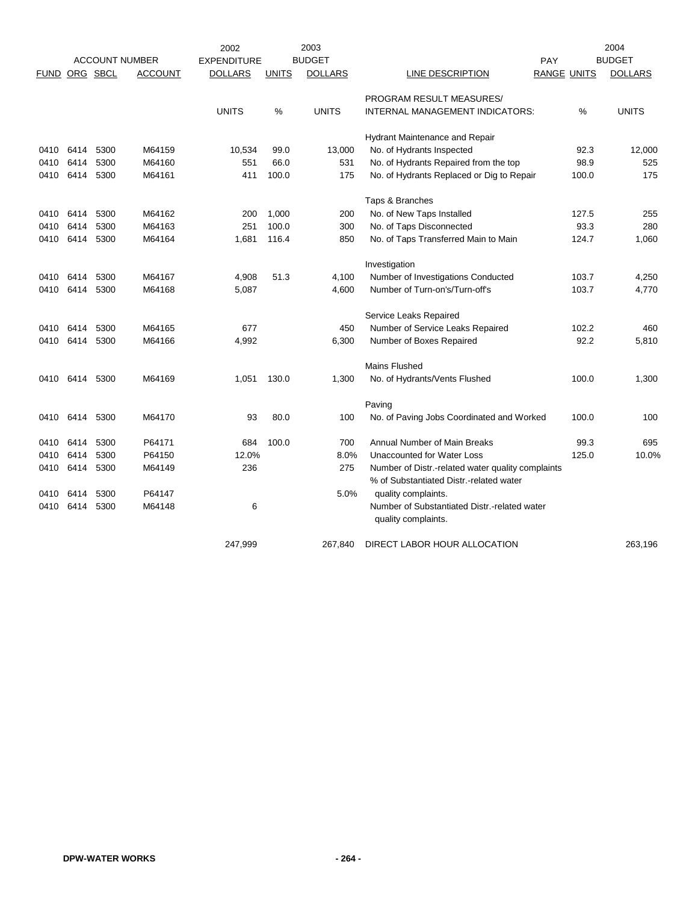| FUND | ORG | SBCL | ACCOUNT | 2002 EXPENDITURE DOLLARS | UNITS | 2003 BUDGET DOLLARS | LINE DESCRIPTION | PAY RANGE | UNITS | 2004 BUDGET DOLLARS |
|---|---|---|---|---|---|---|---|---|---|---|
| | | | | UNITS | % | UNITS | PROGRAM RESULT MEASURES/ INTERNAL MANAGEMENT INDICATORS: | | % | UNITS |
| | | | | | | | Hydrant Maintenance and Repair | | | |
| 0410 | 6414 | 5300 | M64159 | 10,534 | 99.0 | 13,000 | No. of Hydrants Inspected | | 92.3 | 12,000 |
| 0410 | 6414 | 5300 | M64160 | 551 | 66.0 | 531 | No. of Hydrants Repaired from the top | | 98.9 | 525 |
| 0410 | 6414 | 5300 | M64161 | 411 | 100.0 | 175 | No. of Hydrants Replaced or Dig to Repair | | 100.0 | 175 |
| | | | | | | | Taps & Branches | | | |
| 0410 | 6414 | 5300 | M64162 | 200 | 1,000 | 200 | No. of New Taps Installed | | 127.5 | 255 |
| 0410 | 6414 | 5300 | M64163 | 251 | 100.0 | 300 | No. of Taps Disconnected | | 93.3 | 280 |
| 0410 | 6414 | 5300 | M64164 | 1,681 | 116.4 | 850 | No. of Taps Transferred Main to Main | | 124.7 | 1,060 |
| | | | | | | | Investigation | | | |
| 0410 | 6414 | 5300 | M64167 | 4,908 | 51.3 | 4,100 | Number of Investigations Conducted | | 103.7 | 4,250 |
| 0410 | 6414 | 5300 | M64168 | 5,087 | | 4,600 | Number of Turn-on's/Turn-off's | | 103.7 | 4,770 |
| | | | | | | | Service Leaks Repaired | | | |
| 0410 | 6414 | 5300 | M64165 | 677 | | 450 | Number of Service Leaks Repaired | | 102.2 | 460 |
| 0410 | 6414 | 5300 | M64166 | 4,992 | | 6,300 | Number of Boxes Repaired | | 92.2 | 5,810 |
| | | | | | | | Mains Flushed | | | |
| 0410 | 6414 | 5300 | M64169 | 1,051 | 130.0 | 1,300 | No. of Hydrants/Vents Flushed | | 100.0 | 1,300 |
| | | | | | | | Paving | | | |
| 0410 | 6414 | 5300 | M64170 | 93 | 80.0 | 100 | No. of Paving Jobs Coordinated and Worked | | 100.0 | 100 |
| 0410 | 6414 | 5300 | P64171 | 684 | 100.0 | 700 | Annual Number of Main Breaks | | 99.3 | 695 |
| 0410 | 6414 | 5300 | P64150 | 12.0% | | 8.0% | Unaccounted for Water Loss | | 125.0 | 10.0% |
| 0410 | 6414 | 5300 | M64149 | 236 | | 275 | Number of Distr.-related water quality complaints | | | |
| 0410 | 6414 | 5300 | P64147 | | | 5.0% | % of Substantiated Distr.-related water quality complaints. | | | |
| 0410 | 6414 | 5300 | M64148 | 6 | | | Number of Substantiated Distr.-related water quality complaints. | | | |
| | | | | 247,999 | | 267,840 | DIRECT LABOR HOUR ALLOCATION | | | 263,196 |

DPW-WATER WORKS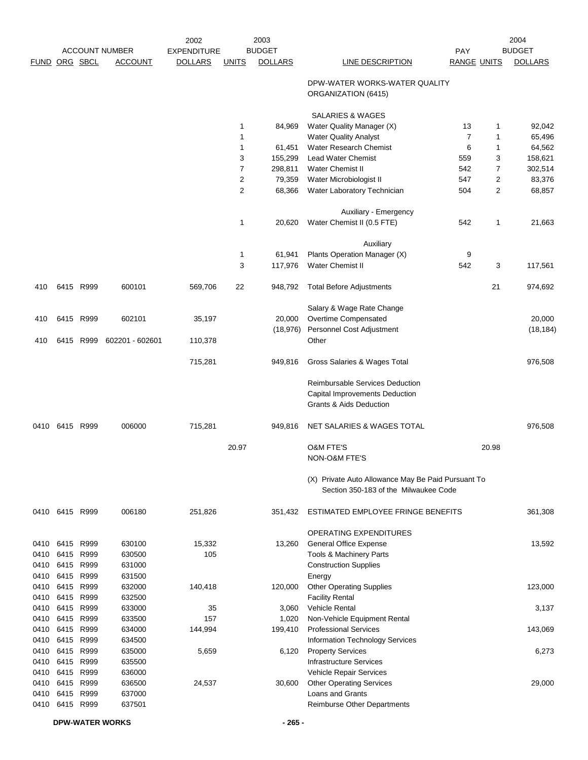| ACCOUNT NUMBER | | | | 2002 EXPENDITURE | 2003 BUDGET | | | PAY | | 2004 BUDGET |
|---|---|---|---|---|---|---|---|---|---|---|
| FUND | ORG | SBCL | ACCOUNT | DOLLARS | UNITS | DOLLARS | LINE DESCRIPTION | RANGE | UNITS | DOLLARS |
| | | | | | | | DPW-WATER WORKS-WATER QUALITY ORGANIZATION (6415) | | | |
| | | | | | | | SALARIES & WAGES | | | |
| | | | | | 1 | 84,969 | Water Quality Manager (X) | 13 | 1 | 92,042 |
| | | | | | 1 | | Water Quality Analyst | 7 | 1 | 65,496 |
| | | | | | 1 | 61,451 | Water Research Chemist | 6 | 1 | 64,562 |
| | | | | | 3 | 155,299 | Lead Water Chemist | 559 | 3 | 158,621 |
| | | | | | 7 | 298,811 | Water Chemist II | 542 | 7 | 302,514 |
| | | | | | 2 | 79,359 | Water Microbiologist II | 547 | 2 | 83,376 |
| | | | | | 2 | 68,366 | Water Laboratory Technician | 504 | 2 | 68,857 |
| | | | | | | | Auxiliary - Emergency | | | |
| | | | | | 1 | 20,620 | Water Chemist II (0.5 FTE) | 542 | 1 | 21,663 |
| | | | | | | | Auxiliary | | | |
| | | | | | 1 | 61,941 | Plants Operation Manager (X) | 9 | | |
| | | | | | 3 | 117,976 | Water Chemist II | 542 | 3 | 117,561 |
| 410 | 6415 | R999 | 600101 | 569,706 | 22 | 948,792 | Total Before Adjustments | | 21 | 974,692 |
| | | | | | | | Salary & Wage Rate Change | | | |
| 410 | 6415 | R999 | 602101 | 35,197 | | 20,000 | Overtime Compensated | | | 20,000 |
| | | | | | | (18,976) | Personnel Cost Adjustment | | | (18,184) |
| 410 | 6415 | R999 | 602201 - 602601 | 110,378 | | | Other | | | |
| | | | | 715,281 | | 949,816 | Gross Salaries & Wages Total | | | 976,508 |
| | | | | | | | Reimbursable Services Deduction | | | |
| | | | | | | | Capital Improvements Deduction | | | |
| | | | | | | | Grants & Aids Deduction | | | |
| 0410 | 6415 | R999 | 006000 | 715,281 | | 949,816 | NET SALARIES & WAGES TOTAL | | | 976,508 |
| | | | | | 20.97 | | O&M FTE'S | | 20.98 | |
| | | | | | | | NON-O&M FTE'S | | | |
| | | | | | | | (X) Private Auto Allowance May Be Paid Pursuant To Section 350-183 of the Milwaukee Code | | | |
| 0410 | 6415 | R999 | 006180 | 251,826 | | 351,432 | ESTIMATED EMPLOYEE FRINGE BENEFITS | | | 361,308 |
| | | | | | | | OPERATING EXPENDITURES | | | |
| 0410 | 6415 | R999 | 630100 | 15,332 | | 13,260 | General Office Expense | | | 13,592 |
| 0410 | 6415 | R999 | 630500 | 105 | | | Tools & Machinery Parts | | | |
| 0410 | 6415 | R999 | 631000 | | | | Construction Supplies | | | |
| 0410 | 6415 | R999 | 631500 | | | | Energy | | | |
| 0410 | 6415 | R999 | 632000 | 140,418 | | 120,000 | Other Operating Supplies | | | 123,000 |
| 0410 | 6415 | R999 | 632500 | | | | Facility Rental | | | |
| 0410 | 6415 | R999 | 633000 | 35 | | 3,060 | Vehicle Rental | | | 3,137 |
| 0410 | 6415 | R999 | 633500 | 157 | | 1,020 | Non-Vehicle Equipment Rental | | | |
| 0410 | 6415 | R999 | 634000 | 144,994 | | 199,410 | Professional Services | | | 143,069 |
| 0410 | 6415 | R999 | 634500 | | | | Information Technology Services | | | |
| 0410 | 6415 | R999 | 635000 | 5,659 | | 6,120 | Property Services | | | 6,273 |
| 0410 | 6415 | R999 | 635500 | | | | Infrastructure Services | | | |
| 0410 | 6415 | R999 | 636000 | | | | Vehicle Repair Services | | | |
| 0410 | 6415 | R999 | 636500 | 24,537 | | 30,600 | Other Operating Services | | | 29,000 |
| 0410 | 6415 | R999 | 637000 | | | | Loans and Grants | | | |
| 0410 | 6415 | R999 | 637501 | | | | Reimburse Other Departments | | | |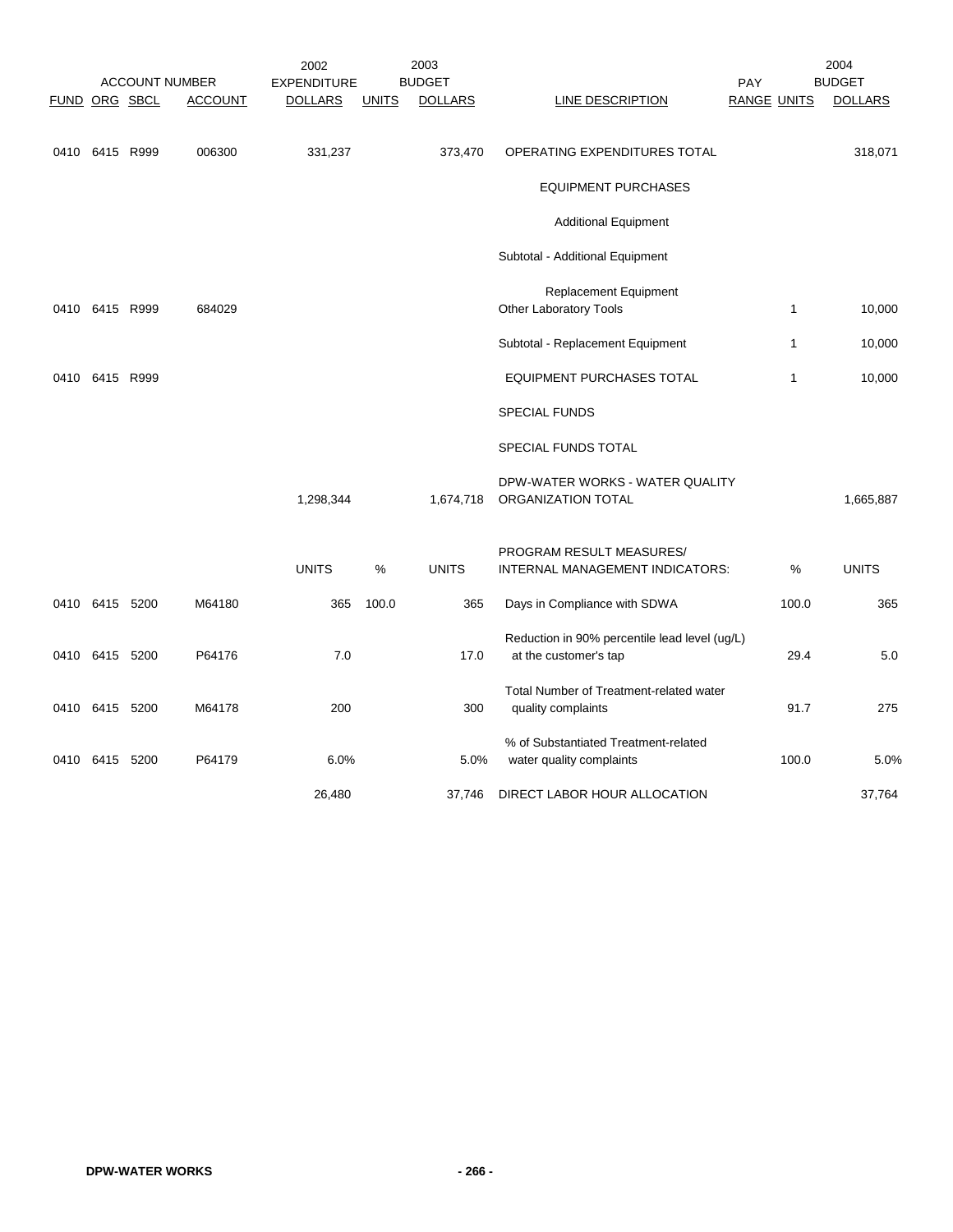| FUND | ORG | SBCL | ACCOUNT | 2002 EXPENDITURE DOLLARS | 2003 UNITS | 2003 BUDGET DOLLARS | LINE DESCRIPTION | PAY RANGE | UNITS | 2004 BUDGET DOLLARS |
|---|---|---|---|---|---|---|---|---|---|---|
| 0410 | 6415 | R999 | 006300 | 331,237 | | 373,470 | OPERATING EXPENDITURES TOTAL | | | 318,071 |
| | | | | | | | EQUIPMENT PURCHASES | | | |
| | | | | | | | Additional Equipment | | | |
| | | | | | | | Subtotal - Additional Equipment | | | |
| | | | | | | | Replacement Equipment | | | |
| 0410 | 6415 | R999 | 684029 | | | | Other Laboratory Tools | | 1 | 10,000 |
| | | | | | | | Subtotal - Replacement Equipment | | 1 | 10,000 |
| 0410 | 6415 | R999 | | | | | EQUIPMENT PURCHASES TOTAL | | 1 | 10,000 |
| | | | | | | | SPECIAL FUNDS | | | |
| | | | | | | | SPECIAL FUNDS TOTAL | | | |
| | | | | 1,298,344 | | 1,674,718 | DPW-WATER WORKS - WATER QUALITY ORGANIZATION TOTAL | | | 1,665,887 |
| | | | | UNITS | % | UNITS | PROGRAM RESULT MEASURES/ INTERNAL MANAGEMENT INDICATORS: | | % | UNITS |
| 0410 | 6415 | 5200 | M64180 | 365 | 100.0 | 365 | Days in Compliance with SDWA | | 100.0 | 365 |
| 0410 | 6415 | 5200 | P64176 | 7.0 | | 17.0 | Reduction in 90% percentile lead level (ug/L) at the customer's tap | | 29.4 | 5.0 |
| 0410 | 6415 | 5200 | M64178 | 200 | | 300 | Total Number of Treatment-related water quality complaints | | 91.7 | 275 |
| 0410 | 6415 | 5200 | P64179 | 6.0% | | 5.0% | % of Substantiated Treatment-related water quality complaints | | 100.0 | 5.0% |
| | | | | 26,480 | | 37,746 | DIRECT LABOR HOUR ALLOCATION | | | 37,764 |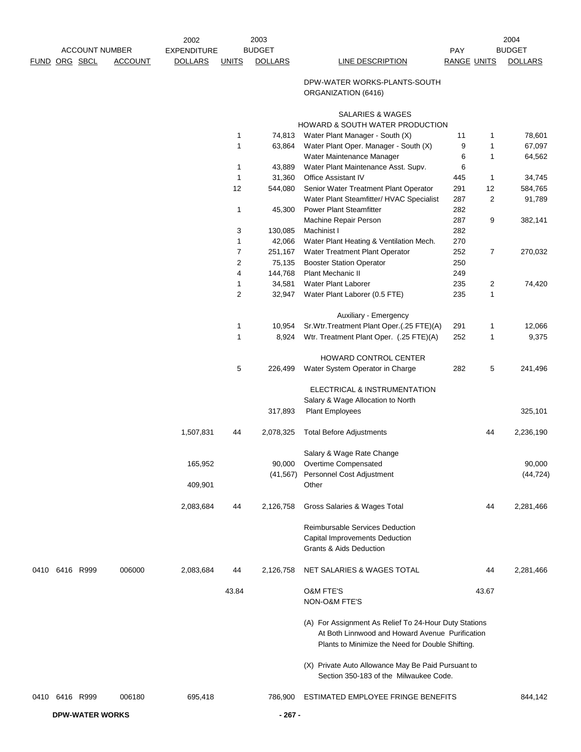| ACCOUNT NUMBER FUND | ORG | SBCL | ACCOUNT | 2002 EXPENDITURE DOLLARS | 2003 BUDGET UNITS | 2003 BUDGET DOLLARS | LINE DESCRIPTION | PAY RANGE | 2004 BUDGET UNITS | 2004 BUDGET DOLLARS |
|---|---|---|---|---|---|---|---|---|---|---|
| | | | | | | | DPW-WATER WORKS-PLANTS-SOUTH ORGANIZATION (6416) | | | |
| | | | | | | | SALARIES & WAGES | | | |
| | | | | | | | HOWARD & SOUTH WATER PRODUCTION | | | |
| | | | | | 1 | 74,813 | Water Plant Manager - South (X) | 11 | 1 | 78,601 |
| | | | | | 1 | 63,864 | Water Plant Oper. Manager - South (X) | 9 | 1 | 67,097 |
| | | | | | | | Water Maintenance Manager | 6 | 1 | 64,562 |
| | | | | | 1 | 43,889 | Water Plant Maintenance Asst. Supv. | 6 | | |
| | | | | | 1 | 31,360 | Office Assistant IV | 445 | 1 | 34,745 |
| | | | | | 12 | 544,080 | Senior Water Treatment Plant Operator | 291 | 12 | 584,765 |
| | | | | | | | Water Plant Steamfitter/ HVAC Specialist | 287 | 2 | 91,789 |
| | | | | | 1 | 45,300 | Power Plant Steamfitter | 282 | | |
| | | | | | | | Machine Repair Person | 287 | 9 | 382,141 |
| | | | | | 3 | 130,085 | Machinist I | 282 | | |
| | | | | | 1 | 42,066 | Water Plant Heating & Ventilation Mech. | 270 | | |
| | | | | | 7 | 251,167 | Water Treatment Plant Operator | 252 | 7 | 270,032 |
| | | | | | 2 | 75,135 | Booster Station Operator | 250 | | |
| | | | | | 4 | 144,768 | Plant Mechanic II | 249 | | |
| | | | | | 1 | 34,581 | Water Plant Laborer | 235 | 2 | 74,420 |
| | | | | | 2 | 32,947 | Water Plant Laborer (0.5 FTE) | 235 | 1 | |
| | | | | | | | Auxiliary - Emergency | | | |
| | | | | | 1 | 10,954 | Sr.Wtr.Treatment Plant Oper.(.25 FTE)(A) | 291 | 1 | 12,066 |
| | | | | | 1 | 8,924 | Wtr. Treatment Plant Oper. (.25 FTE)(A) | 252 | 1 | 9,375 |
| | | | | | | | HOWARD CONTROL CENTER | | | |
| | | | | | 5 | 226,499 | Water System Operator in Charge | 282 | 5 | 241,496 |
| | | | | | | | ELECTRICAL & INSTRUMENTATION | | | |
| | | | | | | | Salary & Wage Allocation to North | | | |
| | | | | | | 317,893 | Plant Employees | | | 325,101 |
| | | | | 1,507,831 | 44 | 2,078,325 | Total Before Adjustments | | 44 | 2,236,190 |
| | | | | | | | Salary & Wage Rate Change | | | |
| | | | | 165,952 | | 90,000 | Overtime Compensated | | | 90,000 |
| | | | | | | (41,567) | Personnel Cost Adjustment | | | (44,724) |
| | | | | 409,901 | | | Other | | | |
| | | | | 2,083,684 | 44 | 2,126,758 | Gross Salaries & Wages Total | | 44 | 2,281,466 |
| | | | | | | | Reimbursable Services Deduction | | | |
| | | | | | | | Capital Improvements Deduction | | | |
| | | | | | | | Grants & Aids Deduction | | | |
| 0410 | 6416 | R999 | 006000 | 2,083,684 | 44 | 2,126,758 | NET SALARIES & WAGES TOTAL | | 44 | 2,281,466 |
| | | | | | 43.84 | | O&M FTE'S | | 43.67 | |
| | | | | | | | NON-O&M FTE'S | | | |

(A) For Assignment As Relief To 24-Hour Duty Stations At Both Linnwood and Howard Avenue Purification Plants to Minimize the Need for Double Shifting.

(X) Private Auto Allowance May Be Paid Pursuant to Section 350-183 of the Milwaukee Code.

| FUND | ORG | SBCL | ACCOUNT | 2002 EXPENDITURE DOLLARS | 2003 BUDGET UNITS | 2003 BUDGET DOLLARS | LINE DESCRIPTION | PAY RANGE | 2004 BUDGET UNITS | 2004 BUDGET DOLLARS |
|---|---|---|---|---|---|---|---|---|---|---|
| 0410 | 6416 | R999 | 006180 | 695,418 | | 786,900 | ESTIMATED EMPLOYEE FRINGE BENEFITS | | | 844,142 |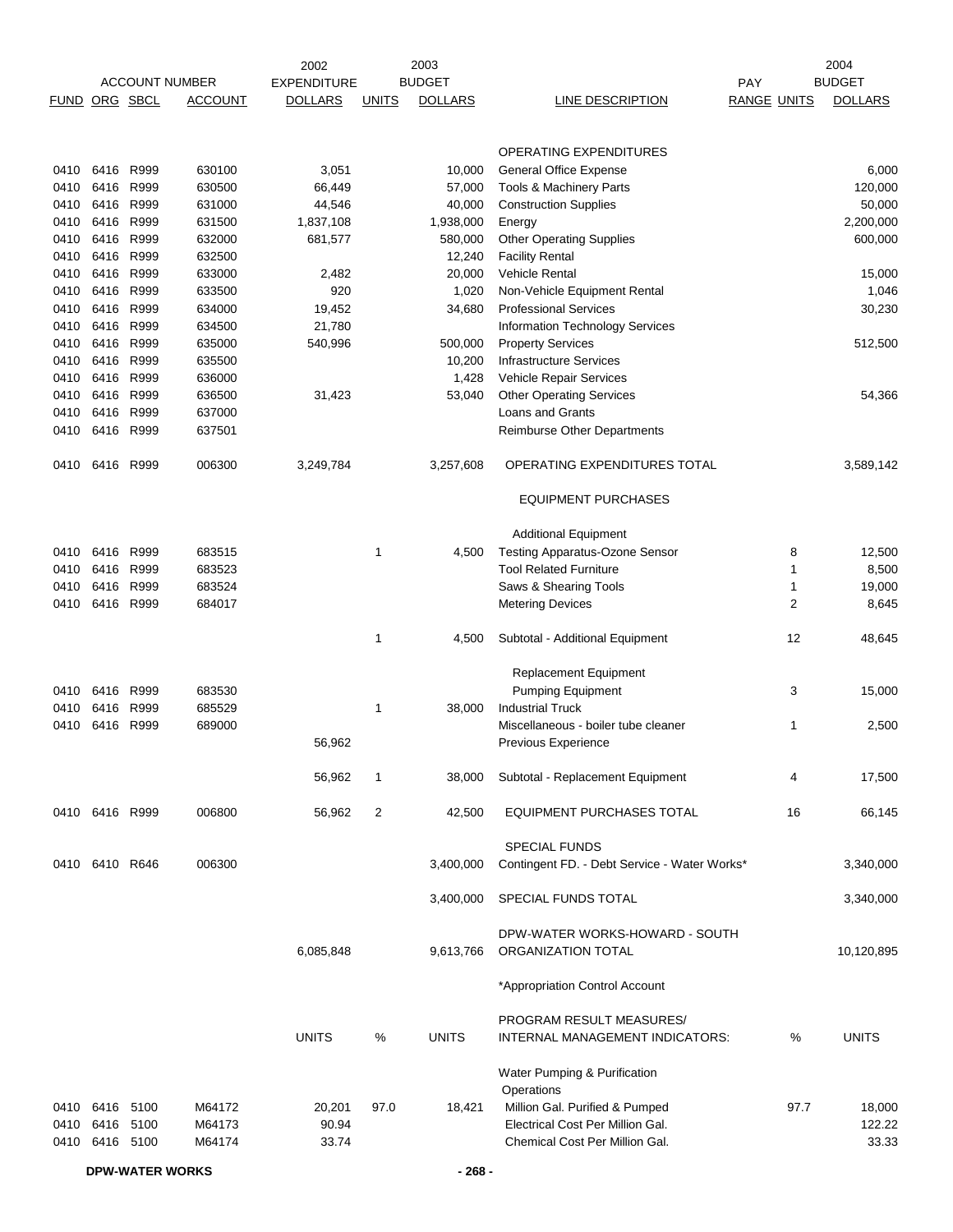| ACCOUNT NUMBER | | | | 2002 EXPENDITURE | | 2003 BUDGET | | PAY | | 2004 BUDGET |
|---|---|---|---|---|---|---|---|---|---|---|
| FUND | ORG | SBCL | ACCOUNT | DOLLARS | UNITS | DOLLARS | LINE DESCRIPTION | RANGE | UNITS | DOLLARS |
| | | | | | | | OPERATING EXPENDITURES | | | |
| 0410 | 6416 | R999 | 630100 | 3,051 | | 10,000 | General Office Expense | | | 6,000 |
| 0410 | 6416 | R999 | 630500 | 66,449 | | 57,000 | Tools & Machinery Parts | | | 120,000 |
| 0410 | 6416 | R999 | 631000 | 44,546 | | 40,000 | Construction Supplies | | | 50,000 |
| 0410 | 6416 | R999 | 631500 | 1,837,108 | | 1,938,000 | Energy | | | 2,200,000 |
| 0410 | 6416 | R999 | 632000 | 681,577 | | 580,000 | Other Operating Supplies | | | 600,000 |
| 0410 | 6416 | R999 | 632500 | | | 12,240 | Facility Rental | | | |
| 0410 | 6416 | R999 | 633000 | 2,482 | | 20,000 | Vehicle Rental | | | 15,000 |
| 0410 | 6416 | R999 | 633500 | 920 | | 1,020 | Non-Vehicle Equipment Rental | | | 1,046 |
| 0410 | 6416 | R999 | 634000 | 19,452 | | 34,680 | Professional Services | | | 30,230 |
| 0410 | 6416 | R999 | 634500 | 21,780 | | | Information Technology Services | | | |
| 0410 | 6416 | R999 | 635000 | 540,996 | | 500,000 | Property Services | | | 512,500 |
| 0410 | 6416 | R999 | 635500 | | | 10,200 | Infrastructure Services | | | |
| 0410 | 6416 | R999 | 636000 | | | 1,428 | Vehicle Repair Services | | | |
| 0410 | 6416 | R999 | 636500 | 31,423 | | 53,040 | Other Operating Services | | | 54,366 |
| 0410 | 6416 | R999 | 637000 | | | | Loans and Grants | | | |
| 0410 | 6416 | R999 | 637501 | | | | Reimburse Other Departments | | | |
| 0410 | 6416 | R999 | 006300 | 3,249,784 | | 3,257,608 | OPERATING EXPENDITURES TOTAL | | | 3,589,142 |
| | | | | | | | EQUIPMENT PURCHASES | | | |
| | | | | | | | Additional Equipment | | | |
| 0410 | 6416 | R999 | 683515 | | 1 | 4,500 | Testing Apparatus-Ozone Sensor | | 8 | 12,500 |
| 0410 | 6416 | R999 | 683523 | | | | Tool Related Furniture | | 1 | 8,500 |
| 0410 | 6416 | R999 | 683524 | | | | Saws & Shearing Tools | | 1 | 19,000 |
| 0410 | 6416 | R999 | 684017 | | | | Metering Devices | | 2 | 8,645 |
| | | | | | 1 | 4,500 | Subtotal - Additional Equipment | | 12 | 48,645 |
| | | | | | | | Replacement Equipment | | | |
| 0410 | 6416 | R999 | 683530 | | | | Pumping Equipment | | 3 | 15,000 |
| 0410 | 6416 | R999 | 685529 | | 1 | 38,000 | Industrial Truck | | | |
| 0410 | 6416 | R999 | 689000 | | | | Miscellaneous - boiler tube cleaner | | 1 | 2,500 |
| | | | | 56,962 | | | Previous Experience | | | |
| | | | | 56,962 | 1 | 38,000 | Subtotal - Replacement Equipment | | 4 | 17,500 |
| 0410 | 6416 | R999 | 006800 | 56,962 | 2 | 42,500 | EQUIPMENT PURCHASES TOTAL | | 16 | 66,145 |
| | | | | | | | SPECIAL FUNDS | | | |
| 0410 | 6410 | R646 | 006300 | | | 3,400,000 | Contingent FD. - Debt Service - Water Works* | | | 3,340,000 |
| | | | | | | 3,400,000 | SPECIAL FUNDS TOTAL | | | 3,340,000 |
| | | | | 6,085,848 | | 9,613,766 | DPW-WATER WORKS-HOWARD - SOUTH ORGANIZATION TOTAL | | | 10,120,895 |
| | | | | | | | *Appropriation Control Account | | | |
| | | | | UNITS | % | UNITS | PROGRAM RESULT MEASURES/ INTERNAL MANAGEMENT INDICATORS: | | % | UNITS |
| | | | | | | | Water Pumping & Purification Operations | | | |
| 0410 | 6416 | 5100 | M64172 | 20,201 | 97.0 | 18,421 | Million Gal. Purified & Pumped | | 97.7 | 18,000 |
| 0410 | 6416 | 5100 | M64173 | 90.94 | | | Electrical Cost Per Million Gal. | | | 122.22 |
| 0410 | 6416 | 5100 | M64174 | 33.74 | | | Chemical Cost Per Million Gal. | | | 33.33 |

DPW-WATER WORKS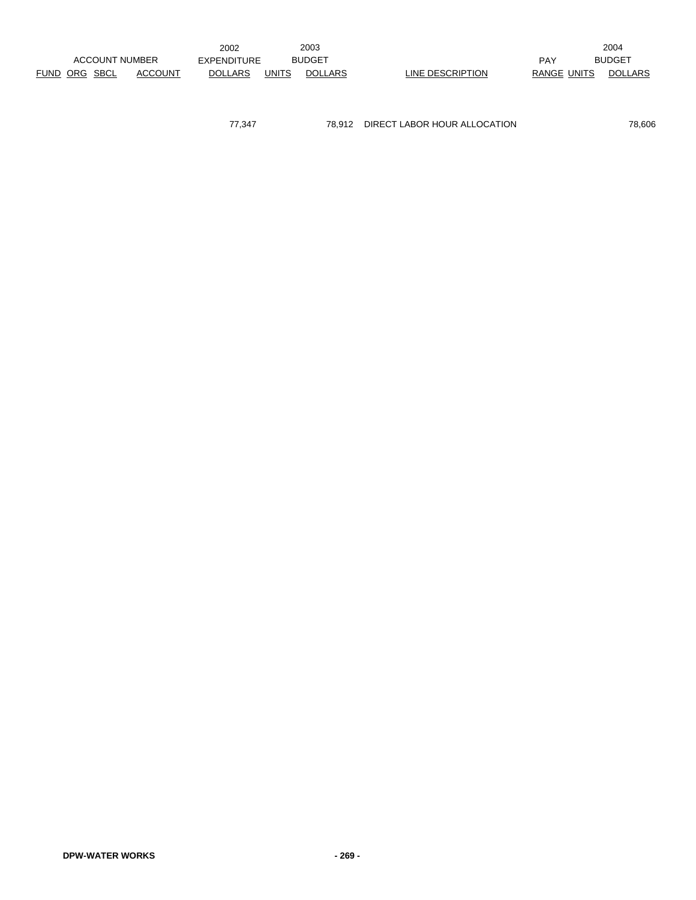| ACCOUNT NUMBER | | | | 2002 EXPENDITURE | 2003 BUDGET | | | | | 2004 BUDGET |
|---|---|---|---|---|---|---|---|---|---|---|
| FUND | ORG | SBCL | ACCOUNT | DOLLARS | UNITS | DOLLARS | LINE DESCRIPTION | PAY RANGE | UNITS | DOLLARS |
| | | | | 77,347 | | 78,912 | DIRECT LABOR HOUR ALLOCATION | | | 78,606 |

DPW-WATER WORKS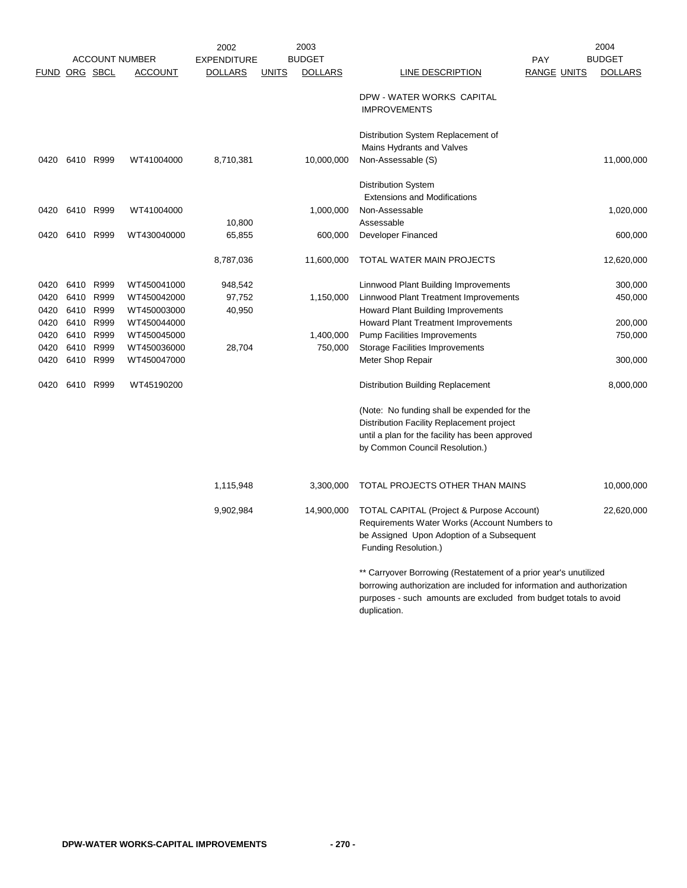| ACCOUNT NUMBER | | | | 2002 EXPENDITURE | 2003 BUDGET | | | PAY | | 2004 BUDGET |
|---|---|---|---|---|---|---|---|---|---|---|
| FUND | ORG | SBCL | ACCOUNT | DOLLARS | UNITS | DOLLARS | LINE DESCRIPTION | RANGE | UNITS | DOLLARS |
| | | | | | | | DPW - WATER WORKS CAPITAL IMPROVEMENTS | | | |
| | | | | | | | Distribution System Replacement of Mains Hydrants and Valves | | | |
| 0420 | 6410 | R999 | WT41004000 | 8,710,381 | | 10,000,000 | Non-Assessable (S) | | | 11,000,000 |
| | | | | | | | Distribution System Extensions and Modifications | | | |
| 0420 | 6410 | R999 | WT41004000 | | | 1,000,000 | Non-Assessable | | | 1,020,000 |
| | | | | 10,800 | | | Assessable | | | |
| 0420 | 6410 | R999 | WT430040000 | 65,855 | | 600,000 | Developer Financed | | | 600,000 |
| | | | | 8,787,036 | | 11,600,000 | TOTAL WATER MAIN PROJECTS | | | 12,620,000 |
| 0420 | 6410 | R999 | WT450041000 | 948,542 | | | Linnwood Plant Building Improvements | | | 300,000 |
| 0420 | 6410 | R999 | WT450042000 | 97,752 | | 1,150,000 | Linnwood Plant Treatment Improvements | | | 450,000 |
| 0420 | 6410 | R999 | WT450003000 | 40,950 | | | Howard Plant Building Improvements | | | |
| 0420 | 6410 | R999 | WT450044000 | | | | Howard Plant Treatment Improvements | | | 200,000 |
| 0420 | 6410 | R999 | WT450045000 | | | 1,400,000 | Pump Facilities Improvements | | | 750,000 |
| 0420 | 6410 | R999 | WT450036000 | 28,704 | | 750,000 | Storage Facilities Improvements | | | |
| 0420 | 6410 | R999 | WT450047000 | | | | Meter Shop Repair | | | 300,000 |
| 0420 | 6410 | R999 | WT45190200 | | | | Distribution Building Replacement | | | 8,000,000 |
| | | | | | | | (Note: No funding shall be expended for the Distribution Facility Replacement project until a plan for the facility has been approved by Common Council Resolution.) | | | |
| | | | | 1,115,948 | | 3,300,000 | TOTAL PROJECTS OTHER THAN MAINS | | | 10,000,000 |
| | | | | 9,902,984 | | 14,900,000 | TOTAL CAPITAL (Project & Purpose Account) Requirements Water Works (Account Numbers to be Assigned Upon Adoption of a Subsequent Funding Resolution.) | | | 22,620,000 |

** Carryover Borrowing (Restatement of a prior year's unutilized borrowing authorization are included for information and authorization purposes - such amounts are excluded from budget totals to avoid duplication.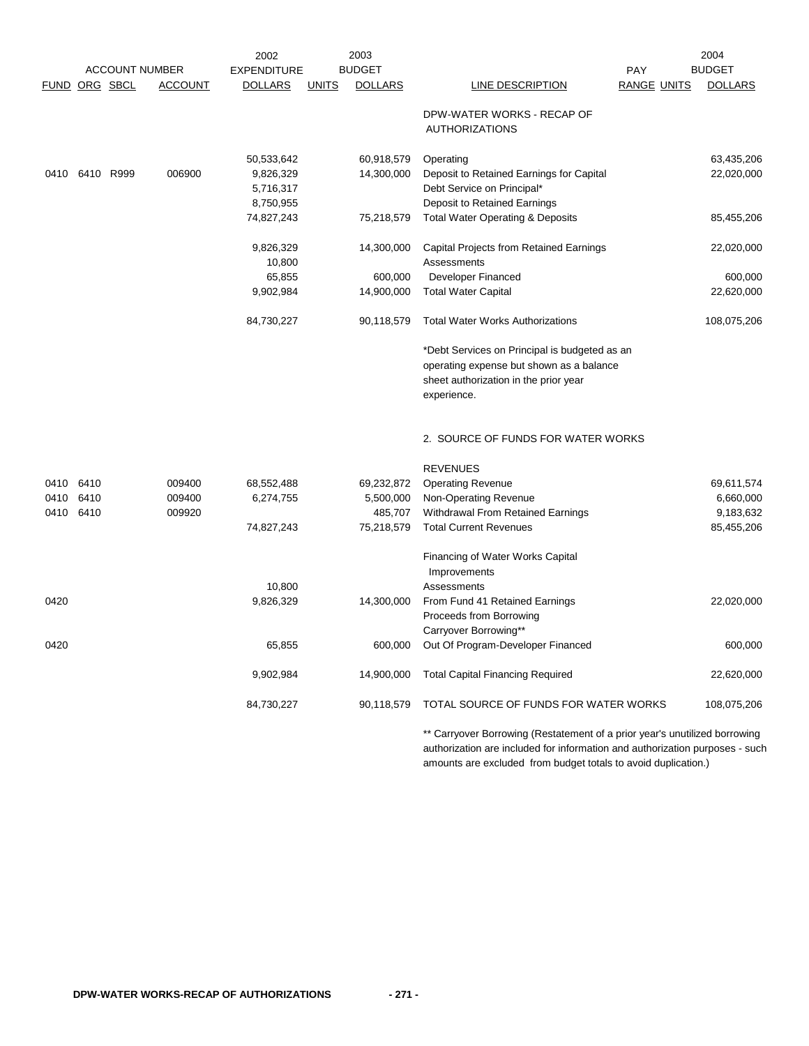| ACCOUNT NUMBER | | | | 2002 EXPENDITURE | | 2003 BUDGET | | PAY | | 2004 BUDGET |
|---|---|---|---|---|---|---|---|---|---|---|
| FUND | ORG | SBCL | ACCOUNT | DOLLARS | UNITS | DOLLARS | LINE DESCRIPTION | RANGE | UNITS | DOLLARS |
| | | | | | | | DPW-WATER WORKS - RECAP OF AUTHORIZATIONS | | | |
| | | | | 50,533,642 | | 60,918,579 | Operating | | | 63,435,206 |
| 0410 | 6410 | R999 | 006900 | 9,826,329 | | 14,300,000 | Deposit to Retained Earnings for Capital | | | 22,020,000 |
| | | | | 5,716,317 | | | Debt Service on Principal* | | | |
| | | | | 8,750,955 | | | Deposit to Retained Earnings | | | |
| | | | | 74,827,243 | | 75,218,579 | Total Water Operating & Deposits | | | 85,455,206 |
| | | | | 9,826,329 | | 14,300,000 | Capital Projects from Retained Earnings | | | 22,020,000 |
| | | | | 10,800 | | | Assessments | | | |
| | | | | 65,855 | | 600,000 | Developer Financed | | | 600,000 |
| | | | | 9,902,984 | | 14,900,000 | Total Water Capital | | | 22,620,000 |
| | | | | 84,730,227 | | 90,118,579 | Total Water Works Authorizations | | | 108,075,206 |
| | | | | | | | *Debt Services on Principal is budgeted as an operating expense but shown as a balance sheet authorization in the prior year experience. | | | |
| | | | | | | | 2. SOURCE OF FUNDS FOR WATER WORKS | | | |
| | | | | | | | REVENUES | | | |
| 0410 | 6410 | | 009400 | 68,552,488 | | 69,232,872 | Operating Revenue | | | 69,611,574 |
| 0410 | 6410 | | 009400 | 6,274,755 | | 5,500,000 | Non-Operating Revenue | | | 6,660,000 |
| 0410 | 6410 | | 009920 | | | 485,707 | Withdrawal From Retained Earnings | | | 9,183,632 |
| | | | | 74,827,243 | | 75,218,579 | Total Current Revenues | | | 85,455,206 |
| | | | | | | | Financing of Water Works Capital Improvements | | | |
| | | | | 10,800 | | | Assessments | | | |
| 0420 | | | | 9,826,329 | | 14,300,000 | From Fund 41 Retained Earnings | | | 22,020,000 |
| | | | | | | | Proceeds from Borrowing | | | |
| | | | | | | | Carryover Borrowing** | | | |
| 0420 | | | | 65,855 | | 600,000 | Out Of Program-Developer Financed | | | 600,000 |
| | | | | 9,902,984 | | 14,900,000 | Total Capital Financing Required | | | 22,620,000 |
| | | | | 84,730,227 | | 90,118,579 | TOTAL SOURCE OF FUNDS FOR WATER WORKS | | | 108,075,206 |

** Carryover Borrowing (Restatement of a prior year's unutilized borrowing authorization are included for information and authorization purposes - such amounts are excluded from budget totals to avoid duplication.)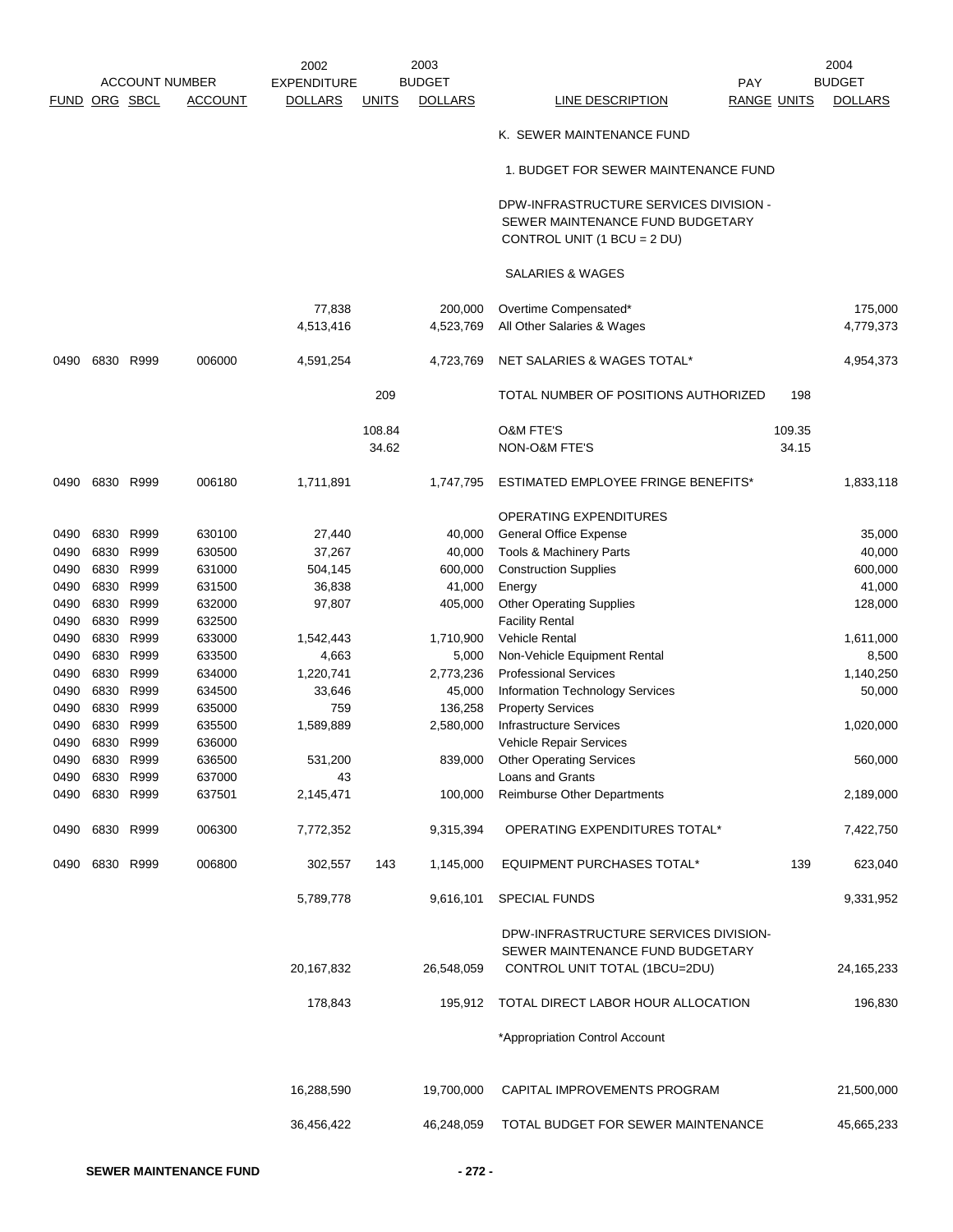| ACCOUNT NUMBER | | | | 2002 EXPENDITURE | 2003 BUDGET | | | PAY | | 2004 BUDGET |
|---|---|---|---|---|---|---|---|---|---|---|
| FUND | ORG | SBCL | ACCOUNT | DOLLARS | UNITS | DOLLARS | LINE DESCRIPTION | RANGE | UNITS | DOLLARS |
| | | | | | | | K. SEWER MAINTENANCE FUND | | | |
| | | | | | | | 1. BUDGET FOR SEWER MAINTENANCE FUND | | | |
| | | | | | | | DPW-INFRASTRUCTURE SERVICES DIVISION - SEWER MAINTENANCE FUND BUDGETARY CONTROL UNIT (1 BCU = 2 DU) | | | |
| | | | | | | | SALARIES & WAGES | | | |
| | | | | 77,838 | | 200,000 | Overtime Compensated* | | | 175,000 |
| | | | | 4,513,416 | | 4,523,769 | All Other Salaries & Wages | | | 4,779,373 |
| 0490 | 6830 | R999 | 006000 | 4,591,254 | | 4,723,769 | NET SALARIES & WAGES TOTAL* | | | 4,954,373 |
| | | | | | 209 | | TOTAL NUMBER OF POSITIONS AUTHORIZED | | 198 | |
| | | | | | 108.84 | | O&M FTE'S | | 109.35 | |
| | | | | | 34.62 | | NON-O&M FTE'S | | 34.15 | |
| 0490 | 6830 | R999 | 006180 | 1,711,891 | | 1,747,795 | ESTIMATED EMPLOYEE FRINGE BENEFITS* | | | 1,833,118 |
| | | | | | | | OPERATING EXPENDITURES | | | |
| 0490 | 6830 | R999 | 630100 | 27,440 | | 40,000 | General Office Expense | | | 35,000 |
| 0490 | 6830 | R999 | 630500 | 37,267 | | 40,000 | Tools & Machinery Parts | | | 40,000 |
| 0490 | 6830 | R999 | 631000 | 504,145 | | 600,000 | Construction Supplies | | | 600,000 |
| 0490 | 6830 | R999 | 631500 | 36,838 | | 41,000 | Energy | | | 41,000 |
| 0490 | 6830 | R999 | 632000 | 97,807 | | 405,000 | Other Operating Supplies | | | 128,000 |
| 0490 | 6830 | R999 | 632500 | | | | Facility Rental | | | |
| 0490 | 6830 | R999 | 633000 | 1,542,443 | | 1,710,900 | Vehicle Rental | | | 1,611,000 |
| 0490 | 6830 | R999 | 633500 | 4,663 | | 5,000 | Non-Vehicle Equipment Rental | | | 8,500 |
| 0490 | 6830 | R999 | 634000 | 1,220,741 | | 2,773,236 | Professional Services | | | 1,140,250 |
| 0490 | 6830 | R999 | 634500 | 33,646 | | 45,000 | Information Technology Services | | | 50,000 |
| 0490 | 6830 | R999 | 635000 | 759 | | 136,258 | Property Services | | | |
| 0490 | 6830 | R999 | 635500 | 1,589,889 | | 2,580,000 | Infrastructure Services | | | 1,020,000 |
| 0490 | 6830 | R999 | 636000 | | | | Vehicle Repair Services | | | |
| 0490 | 6830 | R999 | 636500 | 531,200 | | 839,000 | Other Operating Services | | | 560,000 |
| 0490 | 6830 | R999 | 637000 | 43 | | | Loans and Grants | | | |
| 0490 | 6830 | R999 | 637501 | 2,145,471 | | 100,000 | Reimburse Other Departments | | | 2,189,000 |
| 0490 | 6830 | R999 | 006300 | 7,772,352 | | 9,315,394 | OPERATING EXPENDITURES TOTAL* | | | 7,422,750 |
| 0490 | 6830 | R999 | 006800 | 302,557 | 143 | 1,145,000 | EQUIPMENT PURCHASES TOTAL* | | 139 | 623,040 |
| | | | | 5,789,778 | | 9,616,101 | SPECIAL FUNDS | | | 9,331,952 |
| | | | | 20,167,832 | | 26,548,059 | DPW-INFRASTRUCTURE SERVICES DIVISION- SEWER MAINTENANCE FUND BUDGETARY CONTROL UNIT TOTAL (1BCU=2DU) | | | 24,165,233 |
| | | | | 178,843 | | 195,912 | TOTAL DIRECT LABOR HOUR ALLOCATION | | | 196,830 |
| | | | | | | | *Appropriation Control Account | | | |
| | | | | 16,288,590 | | 19,700,000 | CAPITAL IMPROVEMENTS PROGRAM | | | 21,500,000 |
| | | | | 36,456,422 | | 46,248,059 | TOTAL BUDGET FOR SEWER MAINTENANCE | | | 45,665,233 |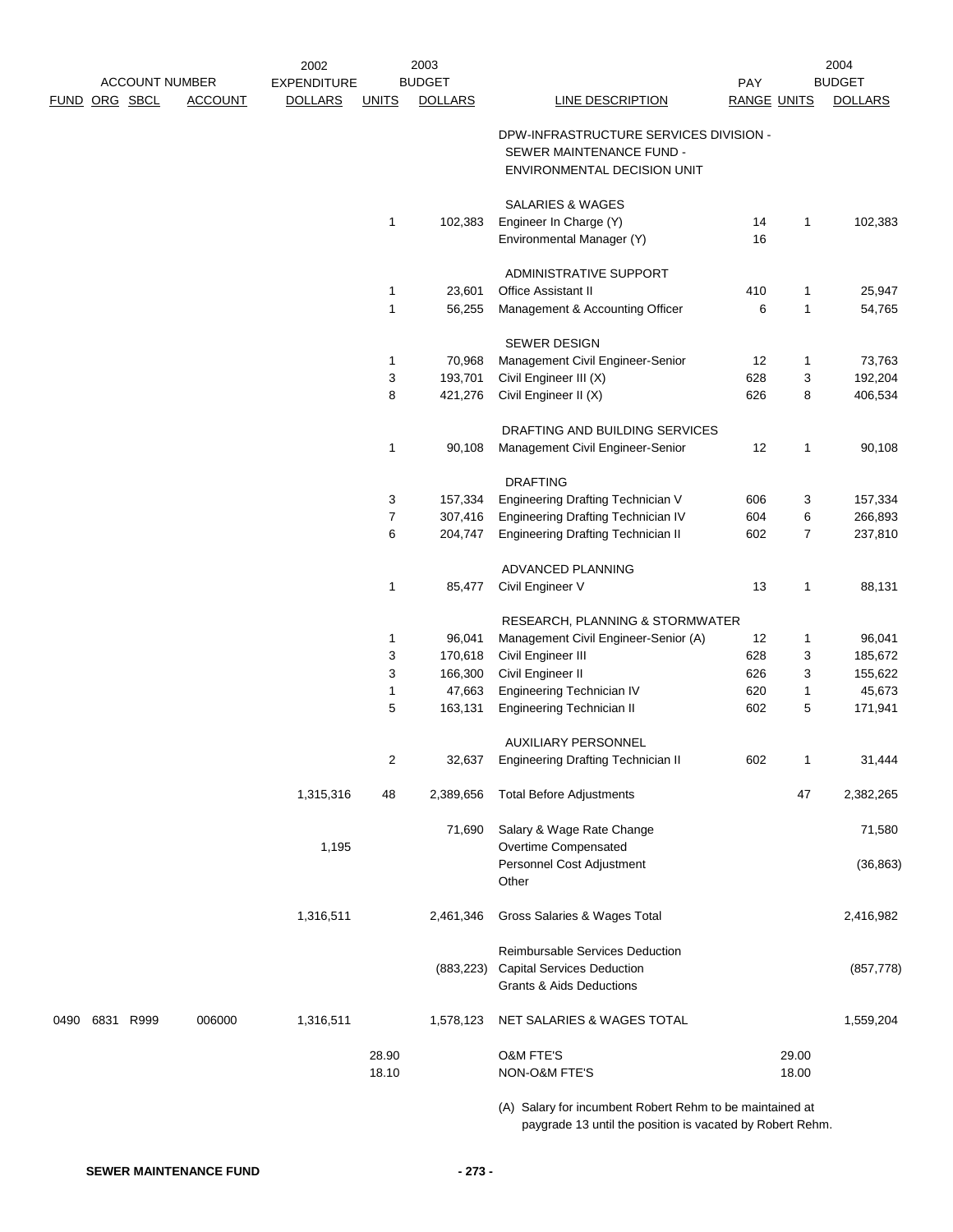| FUND | ORG | SBCL | ACCOUNT | 2002 EXPENDITURE DOLLARS | 2003 UNITS | 2003 BUDGET DOLLARS | LINE DESCRIPTION | PAY RANGE | 2004 UNITS | 2004 BUDGET DOLLARS |
|---|---|---|---|---|---|---|---|---|---|---|
| | | | | | | | DPW-INFRASTRUCTURE SERVICES DIVISION - SEWER MAINTENANCE FUND - ENVIRONMENTAL DECISION UNIT | | | |
| | | | | | | | SALARIES & WAGES | | | |
| | | | | | 1 | 102,383 | Engineer In Charge (Y) | 14 | 1 | 102,383 |
| | | | | | | | Environmental Manager (Y) | 16 | | |
| | | | | | | | ADMINISTRATIVE SUPPORT | | | |
| | | | | | 1 | 23,601 | Office Assistant II | 410 | 1 | 25,947 |
| | | | | | 1 | 56,255 | Management & Accounting Officer | 6 | 1 | 54,765 |
| | | | | | | | SEWER DESIGN | | | |
| | | | | | 1 | 70,968 | Management Civil Engineer-Senior | 12 | 1 | 73,763 |
| | | | | | 3 | 193,701 | Civil Engineer III (X) | 628 | 3 | 192,204 |
| | | | | | 8 | 421,276 | Civil Engineer II (X) | 626 | 8 | 406,534 |
| | | | | | | | DRAFTING AND BUILDING SERVICES | | | |
| | | | | | 1 | 90,108 | Management Civil Engineer-Senior | 12 | 1 | 90,108 |
| | | | | | | | DRAFTING | | | |
| | | | | | 3 | 157,334 | Engineering Drafting Technician V | 606 | 3 | 157,334 |
| | | | | | 7 | 307,416 | Engineering Drafting Technician IV | 604 | 6 | 266,893 |
| | | | | | 6 | 204,747 | Engineering Drafting Technician II | 602 | 7 | 237,810 |
| | | | | | | | ADVANCED PLANNING | | | |
| | | | | | 1 | 85,477 | Civil Engineer V | 13 | 1 | 88,131 |
| | | | | | | | RESEARCH, PLANNING & STORMWATER | | | |
| | | | | | 1 | 96,041 | Management Civil Engineer-Senior (A) | 12 | 1 | 96,041 |
| | | | | | 3 | 170,618 | Civil Engineer III | 628 | 3 | 185,672 |
| | | | | | 3 | 166,300 | Civil Engineer II | 626 | 3 | 155,622 |
| | | | | | 1 | 47,663 | Engineering Technician IV | 620 | 1 | 45,673 |
| | | | | | 5 | 163,131 | Engineering Technician II | 602 | 5 | 171,941 |
| | | | | | | | AUXILIARY PERSONNEL | | | |
| | | | | | 2 | 32,637 | Engineering Drafting Technician II | 602 | 1 | 31,444 |
| | | | | 1,315,316 | 48 | 2,389,656 | Total Before Adjustments | | 47 | 2,382,265 |
| | | | | | | 71,690 | Salary & Wage Rate Change | | | 71,580 |
| | | | | 1,195 | | | Overtime Compensated | | | |
| | | | | | | | Personnel Cost Adjustment | | | (36,863) |
| | | | | | | | Other | | | |
| | | | | 1,316,511 | | 2,461,346 | Gross Salaries & Wages Total | | | 2,416,982 |
| | | | | | | | Reimbursable Services Deduction | | | |
| | | | | | | (883,223) | Capital Services Deduction | | | (857,778) |
| | | | | | | | Grants & Aids Deductions | | | |
| 0490 | 6831 | R999 | 006000 | 1,316,511 | | 1,578,123 | NET SALARIES & WAGES TOTAL | | | 1,559,204 |
| | | | | | 28.90 | | O&M FTE'S | | 29.00 | |
| | | | | | 18.10 | | NON-O&M FTE'S | | 18.00 | |

(A) Salary for incumbent Robert Rehm to be maintained at paygrade 13 until the position is vacated by Robert Rehm.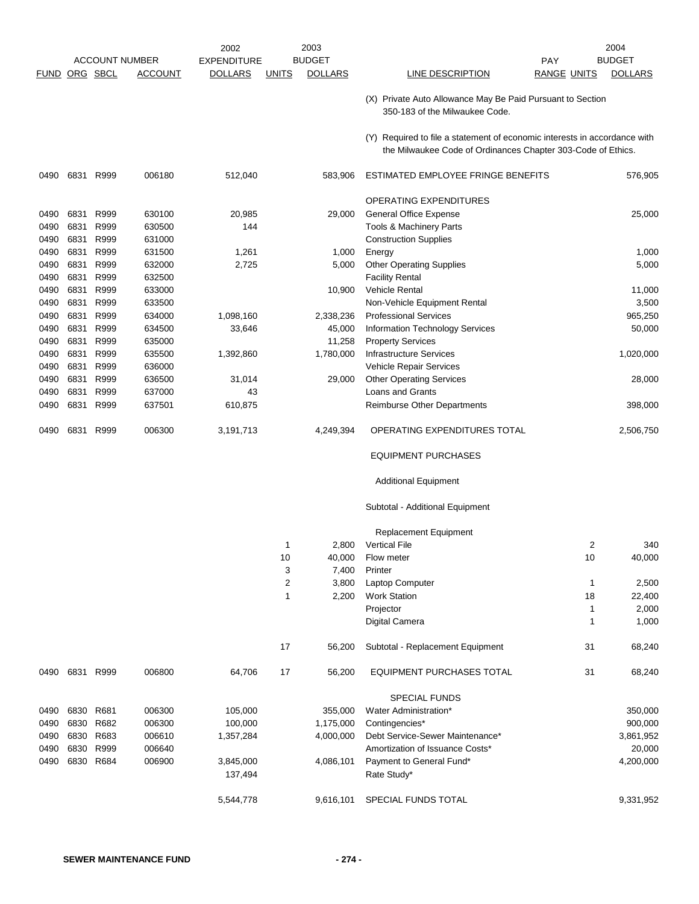| ACCOUNT NUMBER | | | | 2002 EXPENDITURE | 2003 BUDGET | | | | | 2004 BUDGET |
|---|---|---|---|---|---|---|---|---|---|---|
| FUND | ORG | SBCL | ACCOUNT | DOLLARS | UNITS | DOLLARS | LINE DESCRIPTION | PAY RANGE | UNITS | DOLLARS |
| | | | | | | | (X) Private Auto Allowance May Be Paid Pursuant to Section 350-183 of the Milwaukee Code. | | | |
| | | | | | | | (Y) Required to file a statement of economic interests in accordance with the Milwaukee Code of Ordinances Chapter 303-Code of Ethics. | | | |
| 0490 | 6831 | R999 | 006180 | 512,040 | | 583,906 | ESTIMATED EMPLOYEE FRINGE BENEFITS | | | 576,905 |
| | | | | | | | OPERATING EXPENDITURES | | | |
| 0490 | 6831 | R999 | 630100 | 20,985 | | 29,000 | General Office Expense | | | 25,000 |
| 0490 | 6831 | R999 | 630500 | 144 | | | Tools & Machinery Parts | | | |
| 0490 | 6831 | R999 | 631000 | | | | Construction Supplies | | | |
| 0490 | 6831 | R999 | 631500 | 1,261 | | 1,000 | Energy | | | 1,000 |
| 0490 | 6831 | R999 | 632000 | 2,725 | | 5,000 | Other Operating Supplies | | | 5,000 |
| 0490 | 6831 | R999 | 632500 | | | | Facility Rental | | | |
| 0490 | 6831 | R999 | 633000 | | | 10,900 | Vehicle Rental | | | 11,000 |
| 0490 | 6831 | R999 | 633500 | | | | Non-Vehicle Equipment Rental | | | 3,500 |
| 0490 | 6831 | R999 | 634000 | 1,098,160 | | 2,338,236 | Professional Services | | | 965,250 |
| 0490 | 6831 | R999 | 634500 | 33,646 | | 45,000 | Information Technology Services | | | 50,000 |
| 0490 | 6831 | R999 | 635000 | | | 11,258 | Property Services | | | |
| 0490 | 6831 | R999 | 635500 | 1,392,860 | | 1,780,000 | Infrastructure Services | | | 1,020,000 |
| 0490 | 6831 | R999 | 636000 | | | | Vehicle Repair Services | | | |
| 0490 | 6831 | R999 | 636500 | 31,014 | | 29,000 | Other Operating Services | | | 28,000 |
| 0490 | 6831 | R999 | 637000 | 43 | | | Loans and Grants | | | |
| 0490 | 6831 | R999 | 637501 | 610,875 | | | Reimburse Other Departments | | | 398,000 |
| 0490 | 6831 | R999 | 006300 | 3,191,713 | | 4,249,394 | OPERATING EXPENDITURES TOTAL | | | 2,506,750 |
| | | | | | | | EQUIPMENT PURCHASES | | | |
| | | | | | | | Additional Equipment | | | |
| | | | | | | | Subtotal - Additional Equipment | | | |
| | | | | | | | Replacement Equipment | | | |
| | | | | | 1 | 2,800 | Vertical File | | 2 | 340 |
| | | | | | 10 | 40,000 | Flow meter | | 10 | 40,000 |
| | | | | | 3 | 7,400 | Printer | | | |
| | | | | | 2 | 3,800 | Laptop Computer | | 1 | 2,500 |
| | | | | | 1 | 2,200 | Work Station | | 18 | 22,400 |
| | | | | | | | Projector | | 1 | 2,000 |
| | | | | | | | Digital Camera | | 1 | 1,000 |
| | | | | | 17 | 56,200 | Subtotal - Replacement Equipment | | 31 | 68,240 |
| 0490 | 6831 | R999 | 006800 | 64,706 | 17 | 56,200 | EQUIPMENT PURCHASES TOTAL | | 31 | 68,240 |
| | | | | | | | SPECIAL FUNDS | | | |
| 0490 | 6830 | R681 | 006300 | 105,000 | | 355,000 | Water Administration* | | | 350,000 |
| 0490 | 6830 | R682 | 006300 | 100,000 | | 1,175,000 | Contingencies* | | | 900,000 |
| 0490 | 6830 | R683 | 006610 | 1,357,284 | | 4,000,000 | Debt Service-Sewer Maintenance* | | | 3,861,952 |
| 0490 | 6830 | R999 | 006640 | | | | Amortization of Issuance Costs* | | | 20,000 |
| 0490 | 6830 | R684 | 006900 | 3,845,000 | | 4,086,101 | Payment to General Fund* | | | 4,200,000 |
| | | | | 137,494 | | | Rate Study* | | | |
| | | | | 5,544,778 | | 9,616,101 | SPECIAL FUNDS TOTAL | | | 9,331,952 |

**SEWER MAINTENANCE FUND**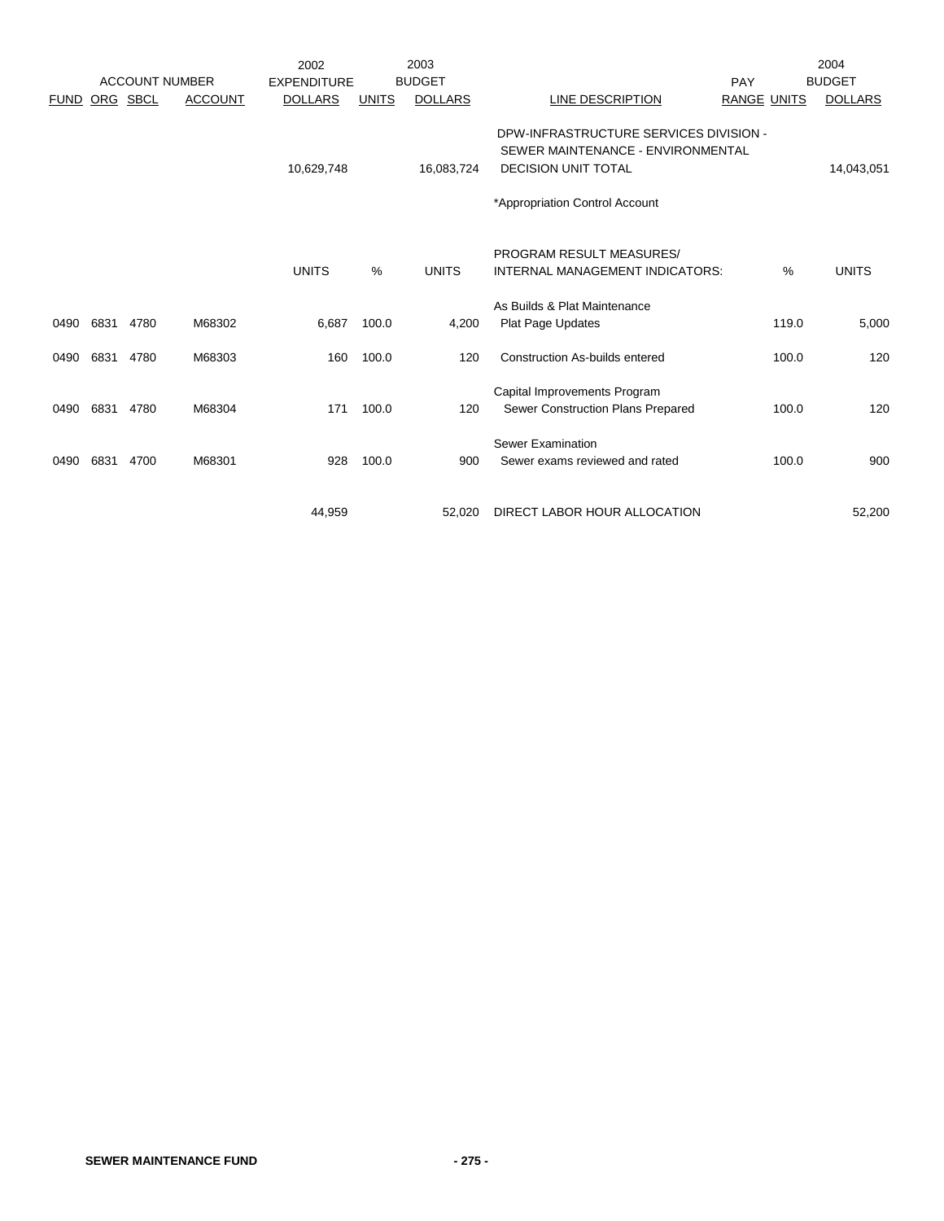| ACCOUNT NUMBER | | | | 2002 EXPENDITURE | | 2003 BUDGET | | PAY | | 2004 BUDGET |
|---|---|---|---|---|---|---|---|---|---|---|
| FUND | ORG | SBCL | ACCOUNT | DOLLARS | UNITS | DOLLARS | LINE DESCRIPTION | RANGE | UNITS | DOLLARS |
| | | | | 10,629,748 | | 16,083,724 | DPW-INFRASTRUCTURE SERVICES DIVISION - SEWER MAINTENANCE - ENVIRONMENTAL DECISION UNIT TOTAL | | | 14,043,051 |
| | | | | | | | *Appropriation Control Account | | | |
| | | | | UNITS | % | UNITS | PROGRAM RESULT MEASURES/ INTERNAL MANAGEMENT INDICATORS: | | % | UNITS |
| | | | | | | | As Builds & Plat Maintenance | | | |
| 0490 | 6831 | 4780 | M68302 | 6,687 | 100.0 | 4,200 | Plat Page Updates | | 119.0 | 5,000 |
| 0490 | 6831 | 4780 | M68303 | 160 | 100.0 | 120 | Construction As-builds entered | | 100.0 | 120 |
| | | | | | | | Capital Improvements Program | | | |
| 0490 | 6831 | 4780 | M68304 | 171 | 100.0 | 120 | Sewer Construction Plans Prepared | | 100.0 | 120 |
| | | | | | | | Sewer Examination | | | |
| 0490 | 6831 | 4700 | M68301 | 928 | 100.0 | 900 | Sewer exams reviewed and rated | | 100.0 | 900 |
| | | | | 44,959 | | 52,020 | DIRECT LABOR HOUR ALLOCATION | | | 52,200 |

**SEWER MAINTENANCE FUND**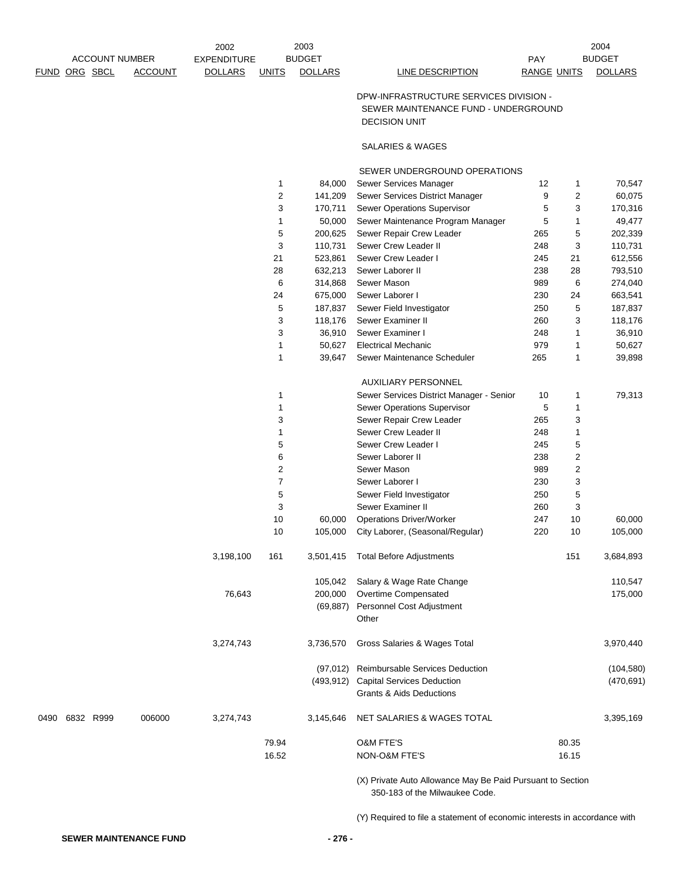| ACCOUNT NUMBER FUND | ORG | SBCL | ACCOUNT | 2002 EXPENDITURE DOLLARS | 2003 BUDGET UNITS | 2003 BUDGET DOLLARS | LINE DESCRIPTION | PAY RANGE | UNITS | 2004 BUDGET DOLLARS |
|---|---|---|---|---|---|---|---|---|---|---|
| | | | | | | | DPW-INFRASTRUCTURE SERVICES DIVISION - SEWER MAINTENANCE FUND - UNDERGROUND DECISION UNIT | | | |
| | | | | | | | SALARIES & WAGES | | | |
| | | | | | | | SEWER UNDERGROUND OPERATIONS | | | |
| | | | | | 1 | 84,000 | Sewer Services Manager | 12 | 1 | 70,547 |
| | | | | | 2 | 141,209 | Sewer Services District Manager | 9 | 2 | 60,075 |
| | | | | | 3 | 170,711 | Sewer Operations Supervisor | 5 | 3 | 170,316 |
| | | | | | 1 | 50,000 | Sewer Maintenance Program Manager | 5 | 1 | 49,477 |
| | | | | | 5 | 200,625 | Sewer Repair Crew Leader | 265 | 5 | 202,339 |
| | | | | | 3 | 110,731 | Sewer Crew Leader II | 248 | 3 | 110,731 |
| | | | | | 21 | 523,861 | Sewer Crew Leader I | 245 | 21 | 612,556 |
| | | | | | 28 | 632,213 | Sewer Laborer II | 238 | 28 | 793,510 |
| | | | | | 6 | 314,868 | Sewer Mason | 989 | 6 | 274,040 |
| | | | | | 24 | 675,000 | Sewer Laborer I | 230 | 24 | 663,541 |
| | | | | | 5 | 187,837 | Sewer Field Investigator | 250 | 5 | 187,837 |
| | | | | | 3 | 118,176 | Sewer Examiner II | 260 | 3 | 118,176 |
| | | | | | 3 | 36,910 | Sewer Examiner I | 248 | 1 | 36,910 |
| | | | | | 1 | 50,627 | Electrical Mechanic | 979 | 1 | 50,627 |
| | | | | | 1 | 39,647 | Sewer Maintenance Scheduler | 265 | 1 | 39,898 |
| | | | | | | | AUXILIARY PERSONNEL | | | |
| | | | | | 1 | | Sewer Services District Manager - Senior | 10 | 1 | 79,313 |
| | | | | | 1 | | Sewer Operations Supervisor | 5 | 1 | |
| | | | | | 3 | | Sewer Repair Crew Leader | 265 | 3 | |
| | | | | | 1 | | Sewer Crew Leader II | 248 | 1 | |
| | | | | | 5 | | Sewer Crew Leader I | 245 | 5 | |
| | | | | | 6 | | Sewer Laborer II | 238 | 2 | |
| | | | | | 2 | | Sewer Mason | 989 | 2 | |
| | | | | | 7 | | Sewer Laborer I | 230 | 3 | |
| | | | | | 5 | | Sewer Field Investigator | 250 | 5 | |
| | | | | | 3 | | Sewer Examiner II | 260 | 3 | |
| | | | | | 10 | 60,000 | Operations Driver/Worker | 247 | 10 | 60,000 |
| | | | | | 10 | 105,000 | City Laborer, (Seasonal/Regular) | 220 | 10 | 105,000 |
| | | | | 3,198,100 | 161 | 3,501,415 | Total Before Adjustments | | 151 | 3,684,893 |
| | | | | | | 105,042 | Salary & Wage Rate Change | | | 110,547 |
| | | | | 76,643 | | 200,000 | Overtime Compensated | | | 175,000 |
| | | | | | | (69,887) | Personnel Cost Adjustment | | | |
| | | | | | | | Other | | | |
| | | | | 3,274,743 | | 3,736,570 | Gross Salaries & Wages Total | | | 3,970,440 |
| | | | | | | (97,012) | Reimbursable Services Deduction | | | (104,580) |
| | | | | | | (493,912) | Capital Services Deduction | | | (470,691) |
| | | | | | | | Grants & Aids Deductions | | | |
| 0490 | 6832 | R999 | 006000 | 3,274,743 | | 3,145,646 | NET SALARIES & WAGES TOTAL | | | 3,395,169 |
| | | | | | 79.94 | | O&M FTE'S | | 80.35 | |
| | | | | | 16.52 | | NON-O&M FTE'S | | 16.15 | |

(X) Private Auto Allowance May Be Paid Pursuant to Section 350-183 of the Milwaukee Code.

(Y) Required to file a statement of economic interests in accordance with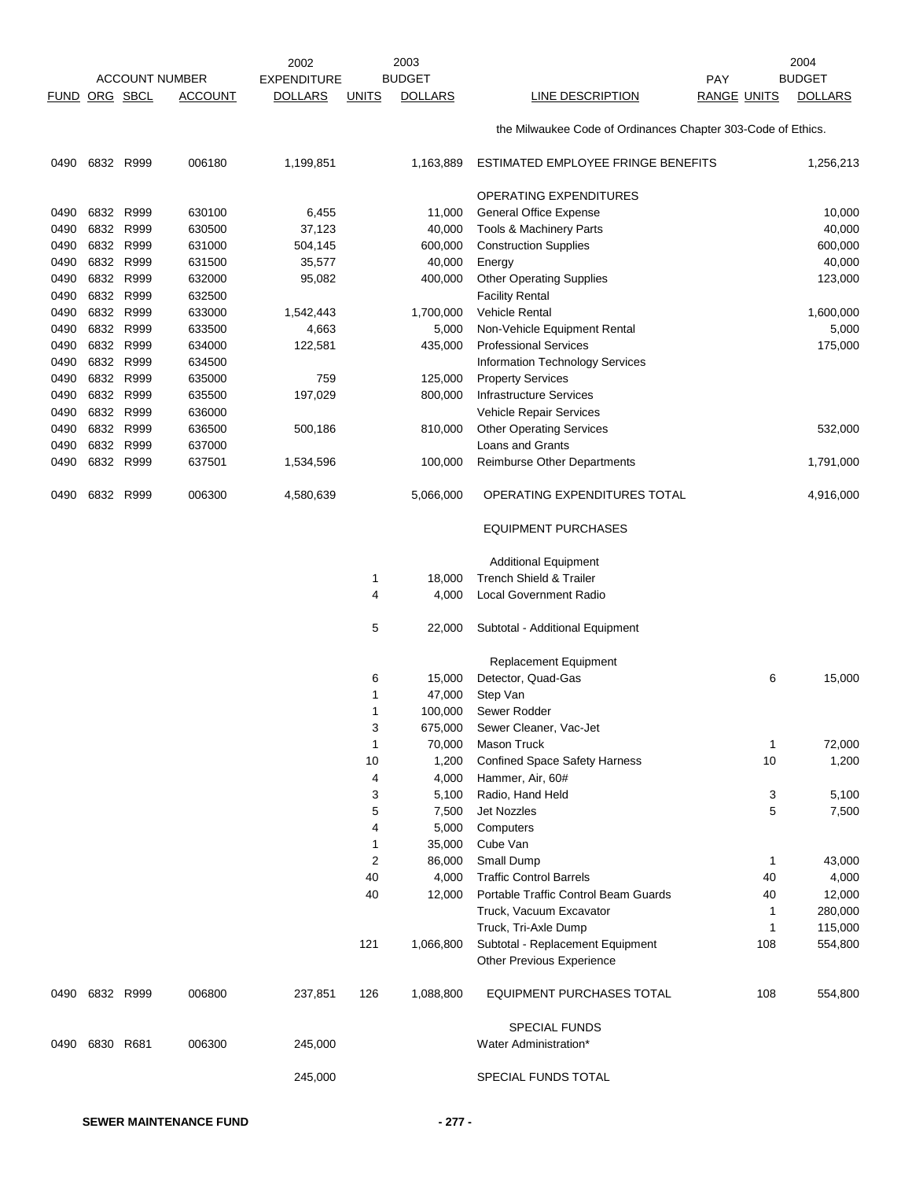| ACCOUNT NUMBER | | | | 2002 EXPENDITURE | 2003 BUDGET | | | PAY | | 2004 BUDGET |
|---|---|---|---|---|---|---|---|---|---|---|
| FUND | ORG | SBCL | ACCOUNT | DOLLARS | UNITS | DOLLARS | LINE DESCRIPTION | RANGE | UNITS | DOLLARS |
| | | | | | | | the Milwaukee Code of Ordinances Chapter 303-Code of Ethics. | | | |
| 0490 | 6832 | R999 | 006180 | 1,199,851 | | 1,163,889 | ESTIMATED EMPLOYEE FRINGE BENEFITS | | | 1,256,213 |
| | | | | | | | OPERATING EXPENDITURES | | | |
| 0490 | 6832 | R999 | 630100 | 6,455 | | 11,000 | General Office Expense | | | 10,000 |
| 0490 | 6832 | R999 | 630500 | 37,123 | | 40,000 | Tools & Machinery Parts | | | 40,000 |
| 0490 | 6832 | R999 | 631000 | 504,145 | | 600,000 | Construction Supplies | | | 600,000 |
| 0490 | 6832 | R999 | 631500 | 35,577 | | 40,000 | Energy | | | 40,000 |
| 0490 | 6832 | R999 | 632000 | 95,082 | | 400,000 | Other Operating Supplies | | | 123,000 |
| 0490 | 6832 | R999 | 632500 | | | | Facility Rental | | | |
| 0490 | 6832 | R999 | 633000 | 1,542,443 | | 1,700,000 | Vehicle Rental | | | 1,600,000 |
| 0490 | 6832 | R999 | 633500 | 4,663 | | 5,000 | Non-Vehicle Equipment Rental | | | 5,000 |
| 0490 | 6832 | R999 | 634000 | 122,581 | | 435,000 | Professional Services | | | 175,000 |
| 0490 | 6832 | R999 | 634500 | | | | Information Technology Services | | | |
| 0490 | 6832 | R999 | 635000 | 759 | | 125,000 | Property Services | | | |
| 0490 | 6832 | R999 | 635500 | 197,029 | | 800,000 | Infrastructure Services | | | |
| 0490 | 6832 | R999 | 636000 | | | | Vehicle Repair Services | | | |
| 0490 | 6832 | R999 | 636500 | 500,186 | | 810,000 | Other Operating Services | | | 532,000 |
| 0490 | 6832 | R999 | 637000 | | | | Loans and Grants | | | |
| 0490 | 6832 | R999 | 637501 | 1,534,596 | | 100,000 | Reimburse Other Departments | | | 1,791,000 |
| 0490 | 6832 | R999 | 006300 | 4,580,639 | | 5,066,000 | OPERATING EXPENDITURES TOTAL | | | 4,916,000 |
| | | | | | | | EQUIPMENT PURCHASES | | | |
| | | | | | | | Additional Equipment | | | |
| | | | | | 1 | 18,000 | Trench Shield & Trailer | | | |
| | | | | | 4 | 4,000 | Local Government Radio | | | |
| | | | | | 5 | 22,000 | Subtotal - Additional Equipment | | | |
| | | | | | | | Replacement Equipment | | | |
| | | | | | 6 | 15,000 | Detector, Quad-Gas | | 6 | 15,000 |
| | | | | | 1 | 47,000 | Step Van | | | |
| | | | | | 1 | 100,000 | Sewer Rodder | | | |
| | | | | | 3 | 675,000 | Sewer Cleaner, Vac-Jet | | | |
| | | | | | 1 | 70,000 | Mason Truck | | 1 | 72,000 |
| | | | | | 10 | 1,200 | Confined Space Safety Harness | | 10 | 1,200 |
| | | | | | 4 | 4,000 | Hammer, Air, 60# | | | |
| | | | | | 3 | 5,100 | Radio, Hand Held | | 3 | 5,100 |
| | | | | | 5 | 7,500 | Jet Nozzles | | 5 | 7,500 |
| | | | | | 4 | 5,000 | Computers | | | |
| | | | | | 1 | 35,000 | Cube Van | | | |
| | | | | | 2 | 86,000 | Small Dump | | 1 | 43,000 |
| | | | | | 40 | 4,000 | Traffic Control Barrels | | 40 | 4,000 |
| | | | | | 40 | 12,000 | Portable Traffic Control Beam Guards | | 40 | 12,000 |
| | | | | | | | Truck, Vacuum Excavator | | 1 | 280,000 |
| | | | | | | | Truck, Tri-Axle Dump | | 1 | 115,000 |
| | | | | | 121 | 1,066,800 | Subtotal - Replacement Equipment | | 108 | 554,800 |
| | | | | | | | Other Previous Experience | | | |
| 0490 | 6832 | R999 | 006800 | 237,851 | 126 | 1,088,800 | EQUIPMENT PURCHASES TOTAL | | 108 | 554,800 |
| | | | | | | | SPECIAL FUNDS | | | |
| 0490 | 6830 | R681 | 006300 | 245,000 | | | Water Administration* | | | |
| | | | | 245,000 | | | SPECIAL FUNDS TOTAL | | | |

SEWER MAINTENANCE FUND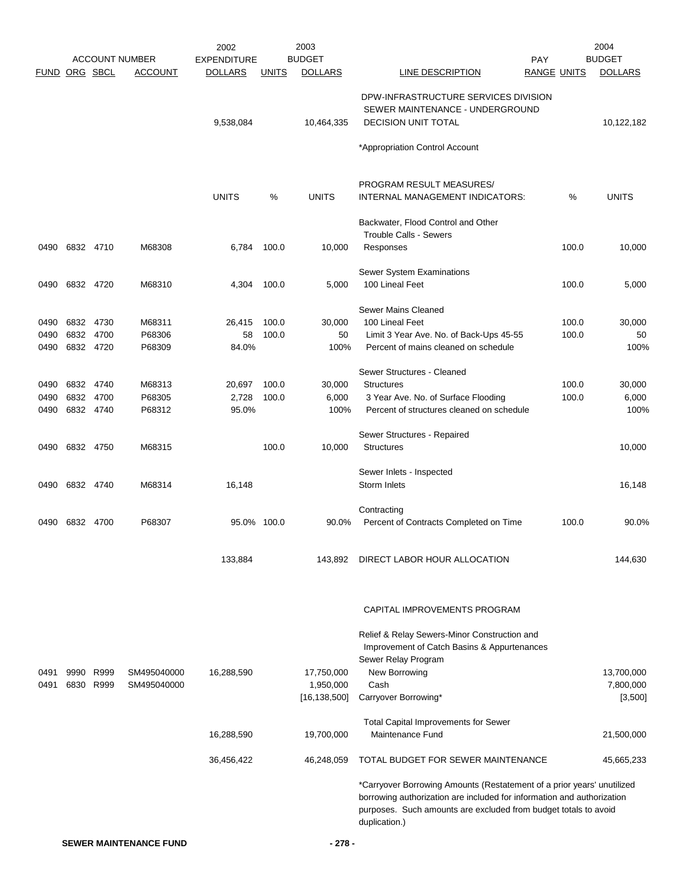| ACCOUNT NUMBER | | | | 2002 EXPENDITURE | | 2003 BUDGET | | PAY | | 2004 BUDGET |
|---|---|---|---|---|---|---|---|---|---|---|
| FUND | ORG | SBCL | ACCOUNT | DOLLARS | UNITS | DOLLARS | LINE DESCRIPTION | RANGE | UNITS | DOLLARS |
| | | | | | | | DPW-INFRASTRUCTURE SERVICES DIVISION SEWER MAINTENANCE - UNDERGROUND | | | |
| | | | | 9,538,084 | | 10,464,335 | DECISION UNIT TOTAL | | | 10,122,182 |
| | | | | | | | *Appropriation Control Account | | | |
| | | | | UNITS | % | UNITS | PROGRAM RESULT MEASURES/ INTERNAL MANAGEMENT INDICATORS: | | % | UNITS |
| | | | | | | | Backwater, Flood Control and Other Trouble Calls - Sewers | | | |
| 0490 | 6832 | 4710 | M68308 | 6,784 | 100.0 | 10,000 | Responses | | 100.0 | 10,000 |
| | | | | | | | Sewer System Examinations | | | |
| 0490 | 6832 | 4720 | M68310 | 4,304 | 100.0 | 5,000 | 100 Lineal Feet | | 100.0 | 5,000 |
| | | | | | | | Sewer Mains Cleaned | | | |
| 0490 | 6832 | 4730 | M68311 | 26,415 | 100.0 | 30,000 | 100 Lineal Feet | | 100.0 | 30,000 |
| 0490 | 6832 | 4700 | P68306 | 58 | 100.0 | 50 | Limit 3 Year Ave. No. of Back-Ups 45-55 | | 100.0 | 50 |
| 0490 | 6832 | 4720 | P68309 | 84.0% | | 100% | Percent of mains cleaned on schedule | | | 100% |
| | | | | | | | Sewer Structures - Cleaned | | | |
| 0490 | 6832 | 4740 | M68313 | 20,697 | 100.0 | 30,000 | Structures | | 100.0 | 30,000 |
| 0490 | 6832 | 4700 | P68305 | 2,728 | 100.0 | 6,000 | 3 Year Ave. No. of Surface Flooding | | 100.0 | 6,000 |
| 0490 | 6832 | 4740 | P68312 | 95.0% | | 100% | Percent of structures cleaned on schedule | | | 100% |
| | | | | | | | Sewer Structures - Repaired | | | |
| 0490 | 6832 | 4750 | M68315 | | 100.0 | 10,000 | Structures | | | 10,000 |
| | | | | | | | Sewer Inlets - Inspected | | | |
| 0490 | 6832 | 4740 | M68314 | 16,148 | | | Storm Inlets | | | 16,148 |
| | | | | | | | Contracting | | | |
| 0490 | 6832 | 4700 | P68307 | 95.0% | 100.0 | 90.0% | Percent of Contracts Completed on Time | | 100.0 | 90.0% |
| | | | | 133,884 | | 143,892 | DIRECT LABOR HOUR ALLOCATION | | | 144,630 |
| | | | | | | | CAPITAL IMPROVEMENTS PROGRAM | | | |
| | | | | | | | Relief & Relay Sewers-Minor Construction and Improvement of Catch Basins & Appurtenances Sewer Relay Program | | | |
| 0491 | 9990 | R999 | SM495040000 | 16,288,590 | | 17,750,000 | New Borrowing | | | 13,700,000 |
| 0491 | 6830 | R999 | SM495040000 | | | 1,950,000 | Cash | | | 7,800,000 |
| | | | | | | [16,138,500] | Carryover Borrowing* | | | [3,500] |
| | | | | | | | Total Capital Improvements for Sewer | | | |
| | | | | 16,288,590 | | 19,700,000 | Maintenance Fund | | | 21,500,000 |
| | | | | 36,456,422 | | 46,248,059 | TOTAL BUDGET FOR SEWER MAINTENANCE | | | 45,665,233 |

*Carryover Borrowing Amounts (Restatement of a prior years' unutilized borrowing authorization are included for information and authorization purposes. Such amounts are excluded from budget totals to avoid duplication.)

**SEWER MAINTENANCE FUND**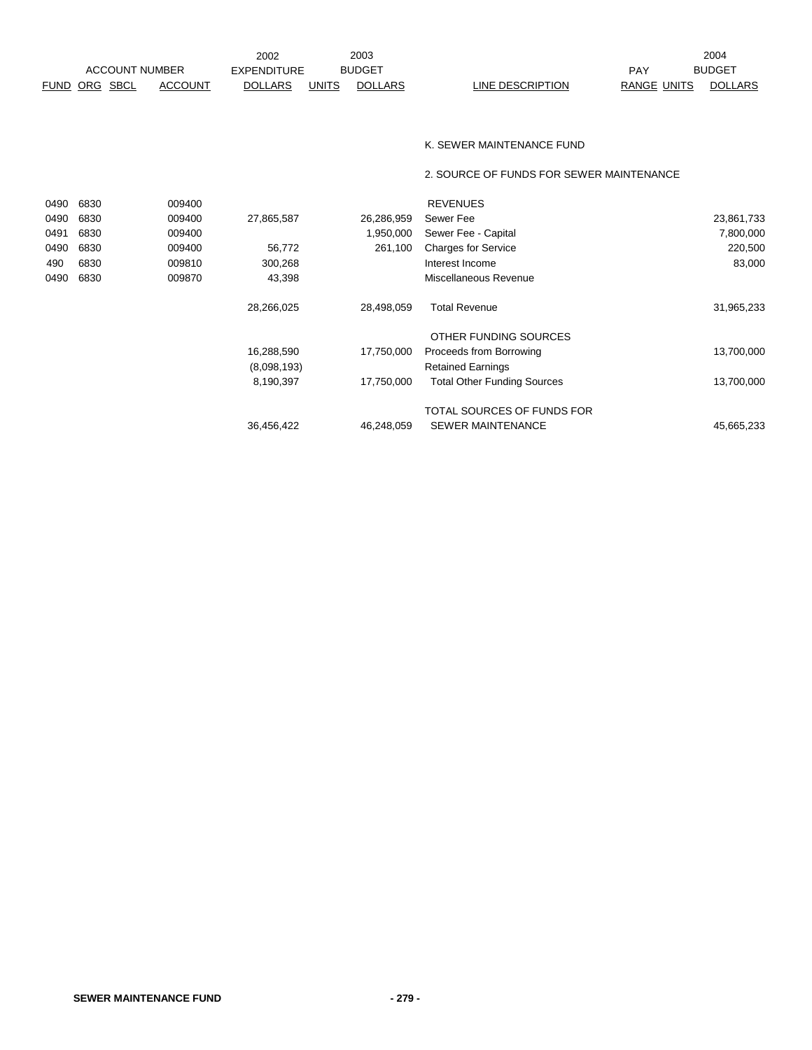| ACCOUNT NUMBER | | | | 2002 EXPENDITURE | 2003 BUDGET | | | PAY | | 2004 BUDGET |
|---|---|---|---|---|---|---|---|---|---|---|
| FUND | ORG | SBCL | ACCOUNT | DOLLARS | UNITS | DOLLARS | LINE DESCRIPTION | RANGE | UNITS | DOLLARS |
| | | | | | | | K. SEWER MAINTENANCE FUND | | | |
| | | | | | | | 2. SOURCE OF FUNDS FOR SEWER MAINTENANCE | | | |
| 0490 | 6830 | | 009400 | | | | REVENUES | | | |
| 0490 | 6830 | | 009400 | 27,865,587 | | 26,286,959 | Sewer Fee | | | 23,861,733 |
| 0491 | 6830 | | 009400 | | | 1,950,000 | Sewer Fee - Capital | | | 7,800,000 |
| 0490 | 6830 | | 009400 | 56,772 | | 261,100 | Charges for Service | | | 220,500 |
| 490 | 6830 | | 009810 | 300,268 | | | Interest Income | | | 83,000 |
| 0490 | 6830 | | 009870 | 43,398 | | | Miscellaneous Revenue | | | |
| | | | | 28,266,025 | | 28,498,059 | Total Revenue | | | 31,965,233 |
| | | | | | | | OTHER FUNDING SOURCES | | | |
| | | | | 16,288,590 | | 17,750,000 | Proceeds from Borrowing | | | 13,700,000 |
| | | | | (8,098,193) | | | Retained Earnings | | | |
| | | | | 8,190,397 | | 17,750,000 | Total Other Funding Sources | | | 13,700,000 |
| | | | | | | | TOTAL SOURCES OF FUNDS FOR | | | |
| | | | | 36,456,422 | | 46,248,059 | SEWER MAINTENANCE | | | 45,665,233 |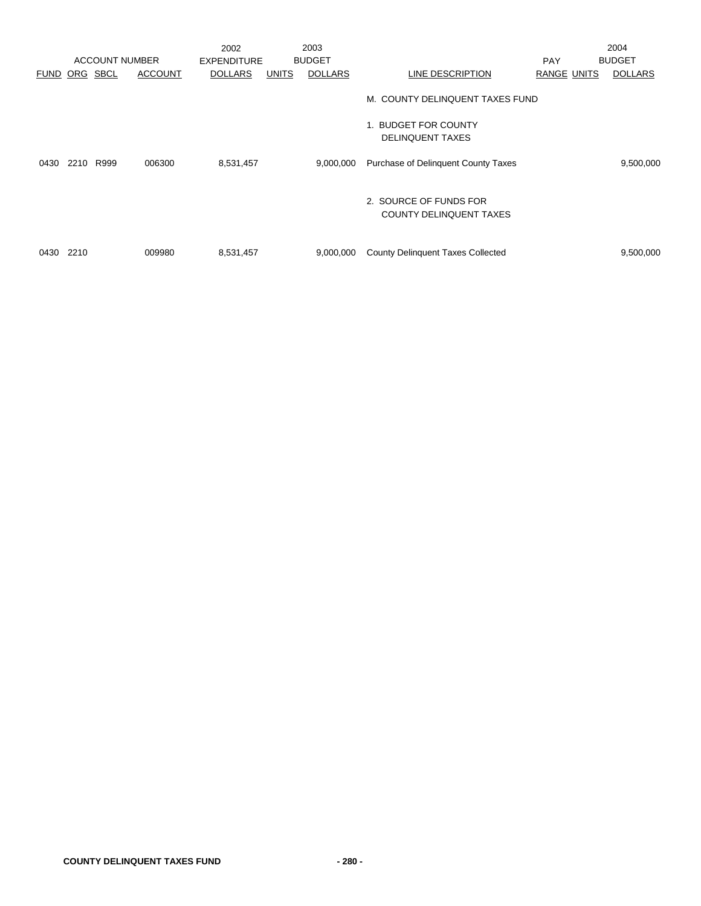| ACCOUNT NUMBER | | | | 2002 EXPENDITURE | 2003 BUDGET | | | PAY | | 2004 BUDGET |
|---|---|---|---|---|---|---|---|---|---|---|
| FUND | ORG | SBCL | ACCOUNT | DOLLARS | UNITS | DOLLARS | LINE DESCRIPTION | RANGE | UNITS | DOLLARS |
| | | | | | | | M. COUNTY DELINQUENT TAXES FUND | | | |
| | | | | | | | 1. BUDGET FOR COUNTY DELINQUENT TAXES | | | |
| 0430 | 2210 | R999 | 006300 | 8,531,457 | | 9,000,000 | Purchase of Delinquent County Taxes | | | 9,500,000 |
| | | | | | | | 2. SOURCE OF FUNDS FOR COUNTY DELINQUENT TAXES | | | |
| 0430 | 2210 | | 009980 | 8,531,457 | | 9,000,000 | County Delinquent Taxes Collected | | | 9,500,000 |

**COUNTY DELINQUENT TAXES FUND**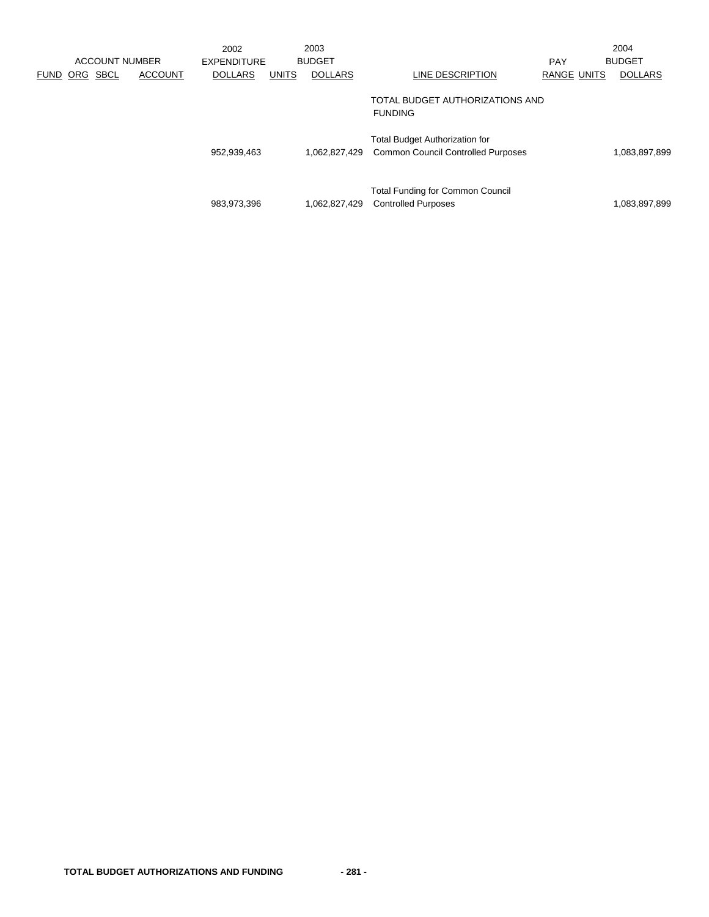| ACCOUNT NUMBER | | | | 2002 EXPENDITURE | 2003 BUDGET | | | PAY | | 2004 BUDGET |
|---|---|---|---|---|---|---|---|---|---|---|
| FUND | ORG | SBCL | ACCOUNT | DOLLARS | UNITS | DOLLARS | LINE DESCRIPTION | RANGE | UNITS | DOLLARS |
| | | | | | | | TOTAL BUDGET AUTHORIZATIONS AND FUNDING | | | |
| | | | | 952,939,463 | | 1,062,827,429 | Total Budget Authorization for Common Council Controlled Purposes | | | 1,083,897,899 |
| | | | | 983,973,396 | | 1,062,827,429 | Total Funding for Common Council Controlled Purposes | | | 1,083,897,899 |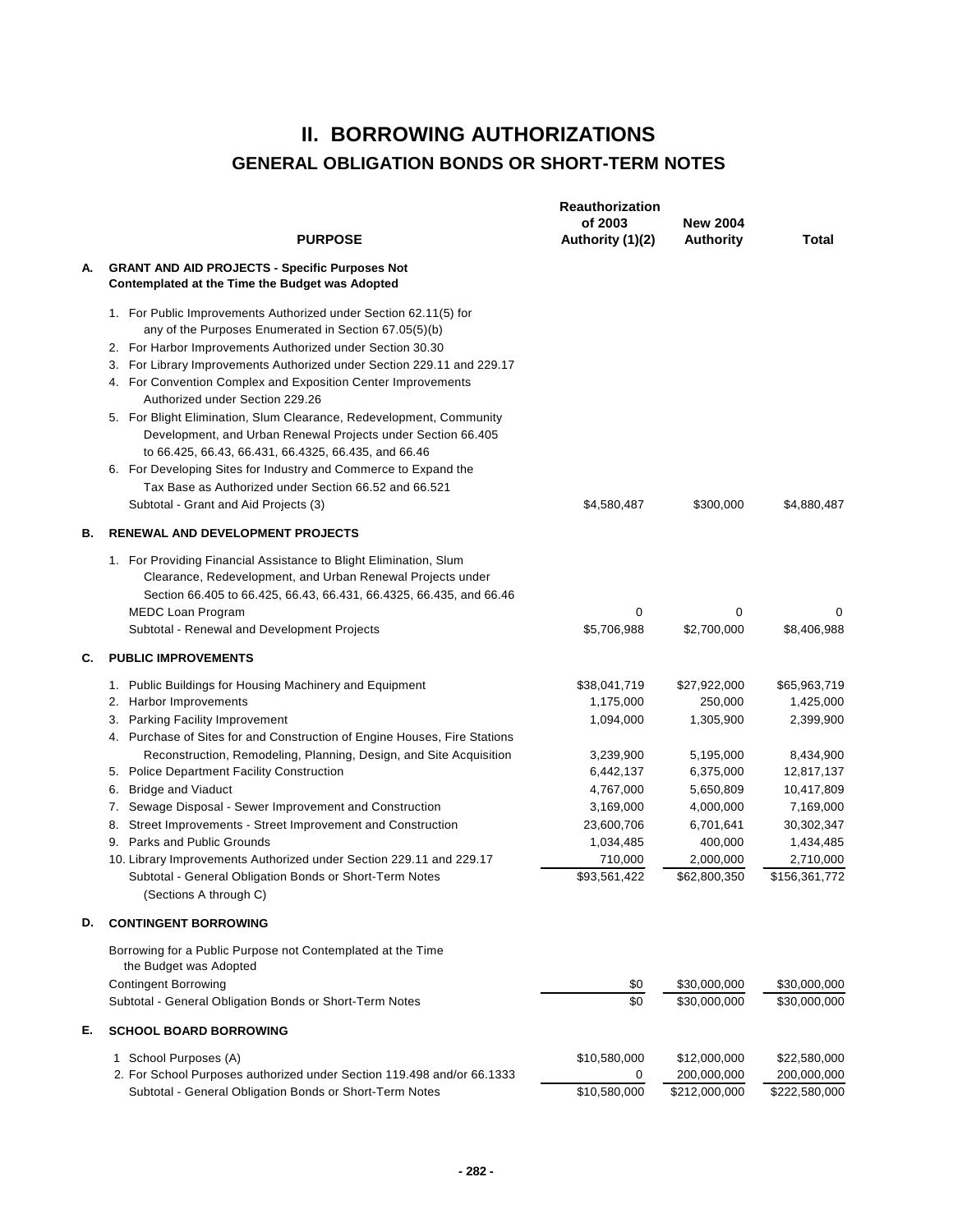# II. BORROWING AUTHORIZATIONS

## GENERAL OBLIGATION BONDS OR SHORT-TERM NOTES

| | PURPOSE | Reauthorization of 2003 Authority (1)(2) | New 2004 Authority | Total |
|---|---|---|---|---|
| **A.** | **GRANT AND AID PROJECTS - Specific Purposes Not Contemplated at the Time the Budget was Adopted** | | | |
| | 1. For Public Improvements Authorized under Section 62.11(5) for any of the Purposes Enumerated in Section 67.05(5)(b) | | | |
| | 2. For Harbor Improvements Authorized under Section 30.30 | | | |
| | 3. For Library Improvements Authorized under Section 229.11 and 229.17 | | | |
| | 4. For Convention Complex and Exposition Center Improvements Authorized under Section 229.26 | | | |
| | 5. For Blight Elimination, Slum Clearance, Redevelopment, Community Development, and Urban Renewal Projects under Section 66.405 to 66.425, 66.43, 66.431, 66.4325, 66.435, and 66.46 | | | |
| | 6. For Developing Sites for Industry and Commerce to Expand the Tax Base as Authorized under Section 66.52 and 66.521 | | | |
| | Subtotal - Grant and Aid Projects (3) | $4,580,487 | $300,000 | $4,880,487 |
| **B.** | **RENEWAL AND DEVELOPMENT PROJECTS** | | | |
| | 1. For Providing Financial Assistance to Blight Elimination, Slum Clearance, Redevelopment, and Urban Renewal Projects under Section 66.405 to 66.425, 66.43, 66.431, 66.4325, 66.435, and 66.46 | | | |
| | MEDC Loan Program | 0 | 0 | 0 |
| | Subtotal - Renewal and Development Projects | $5,706,988 | $2,700,000 | $8,406,988 |
| **C.** | **PUBLIC IMPROVEMENTS** | | | |
| | 1. Public Buildings for Housing Machinery and Equipment | $38,041,719 | $27,922,000 | $65,963,719 |
| | 2. Harbor Improvements | 1,175,000 | 250,000 | 1,425,000 |
| | 3. Parking Facility Improvement | 1,094,000 | 1,305,900 | 2,399,900 |
| | 4. Purchase of Sites for and Construction of Engine Houses, Fire Stations Reconstruction, Remodeling, Planning, Design, and Site Acquisition | 3,239,900 | 5,195,000 | 8,434,900 |
| | 5. Police Department Facility Construction | 6,442,137 | 6,375,000 | 12,817,137 |
| | 6. Bridge and Viaduct | 4,767,000 | 5,650,809 | 10,417,809 |
| | 7. Sewage Disposal - Sewer Improvement and Construction | 3,169,000 | 4,000,000 | 7,169,000 |
| | 8. Street Improvements - Street Improvement and Construction | 23,600,706 | 6,701,641 | 30,302,347 |
| | 9. Parks and Public Grounds | 1,034,485 | 400,000 | 1,434,485 |
| | 10. Library Improvements Authorized under Section 229.11 and 229.17 | 710,000 | 2,000,000 | 2,710,000 |
| | Subtotal - General Obligation Bonds or Short-Term Notes (Sections A through C) | $93,561,422 | $62,800,350 | $156,361,772 |
| **D.** | **CONTINGENT BORROWING** | | | |
| | Borrowing for a Public Purpose not Contemplated at the Time the Budget was Adopted | | | |
| | Contingent Borrowing | $0 | $30,000,000 | $30,000,000 |
| | Subtotal - General Obligation Bonds or Short-Term Notes | $0 | $30,000,000 | $30,000,000 |
| **E.** | **SCHOOL BOARD BORROWING** | | | |
| | 1 School Purposes (A) | $10,580,000 | $12,000,000 | $22,580,000 |
| | 2. For School Purposes authorized under Section 119.498 and/or 66.1333 | 0 | 200,000,000 | 200,000,000 |
| | Subtotal - General Obligation Bonds or Short-Term Notes | $10,580,000 | $212,000,000 | $222,580,000 |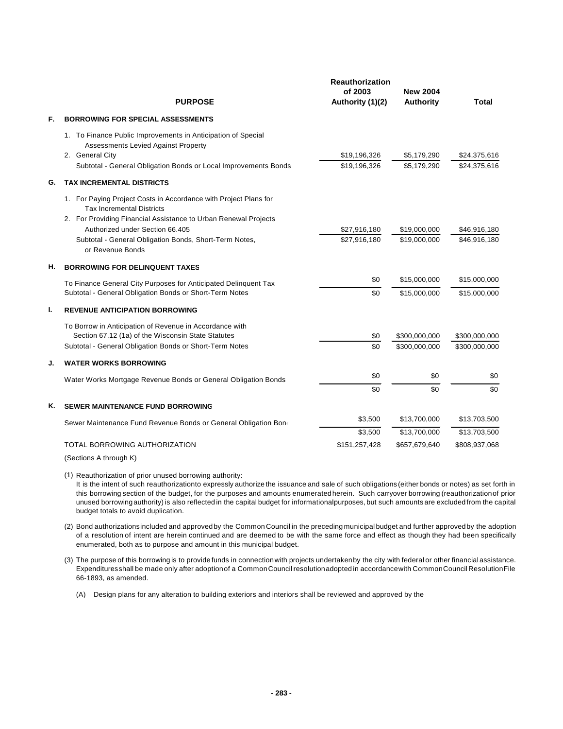| | PURPOSE | Reauthorization of 2003 Authority (1)(2) | New 2004 Authority | Total |
|---|---|---|---|---|
| **F.** | **BORROWING FOR SPECIAL ASSESSMENTS** | | | |
| | 1. To Finance Public Improvements in Anticipation of Special Assessments Levied Against Property | | | |
| | 2. General City | $19,196,326 | $5,179,290 | $24,375,616 |
| | Subtotal - General Obligation Bonds or Local Improvements Bonds | $19,196,326 | $5,179,290 | $24,375,616 |
| **G.** | **TAX INCREMENTAL DISTRICTS** | | | |
| | 1. For Paying Project Costs in Accordance with Project Plans for Tax Incremental Districts | | | |
| | 2. For Providing Financial Assistance to Urban Renewal Projects Authorized under Section 66.405 | $27,916,180 | $19,000,000 | $46,916,180 |
| | Subtotal - General Obligation Bonds, Short-Term Notes, or Revenue Bonds | $27,916,180 | $19,000,000 | $46,916,180 |
| **H.** | **BORROWING FOR DELINQUENT TAXES** | | | |
| | To Finance General City Purposes for Anticipated Delinquent Tax | $0 | $15,000,000 | $15,000,000 |
| | Subtotal - General Obligation Bonds or Short-Term Notes | $0 | $15,000,000 | $15,000,000 |
| **I.** | **REVENUE ANTICIPATION BORROWING** | | | |
| | To Borrow in Anticipation of Revenue in Accordance with Section 67.12 (1a) of the Wisconsin State Statutes | $0 | $300,000,000 | $300,000,000 |
| | Subtotal - General Obligation Bonds or Short-Term Notes | $0 | $300,000,000 | $300,000,000 |
| **J.** | **WATER WORKS BORROWING** | | | |
| | Water Works Mortgage Revenue Bonds or General Obligation Bonds | $0 | $0 | $0 |
| | | $0 | $0 | $0 |
| **K.** | **SEWER MAINTENANCE FUND BORROWING** | | | |
| | Sewer Maintenance Fund Revenue Bonds or General Obligation Bonds | $3,500 | $13,700,000 | $13,703,500 |
| | | $3,500 | $13,700,000 | $13,703,500 |
| | TOTAL BORROWING AUTHORIZATION (Sections A through K) | $151,257,428 | $657,679,640 | $808,937,068 |

(1) Reauthorization of prior unused borrowing authority:
It is the intent of such reauthorization to expressly authorize the issuance and sale of such obligations (either bonds or notes) as set forth in this borrowing section of the budget, for the purposes and amounts enumerated herein. Such carryover borrowing (reauthorization of prior unused borrowing authority) is also reflected in the capital budget for informational purposes, but such amounts are excluded from the capital budget totals to avoid duplication.

(2) Bond authorizations included and approved by the Common Council in the preceding municipal budget and further approved by the adoption of a resolution of intent are herein continued and are deemed to be with the same force and effect as though they had been specifically enumerated, both as to purpose and amount in this municipal budget.

(3) The purpose of this borrowing is to provide funds in connection with projects undertaken by the city with federal or other financial assistance. Expenditures shall be made only after adoption of a Common Council resolution adopted in accordance with Common Council Resolution File 66-1893, as amended.

(A) Design plans for any alteration to building exteriors and interiors shall be reviewed and approved by the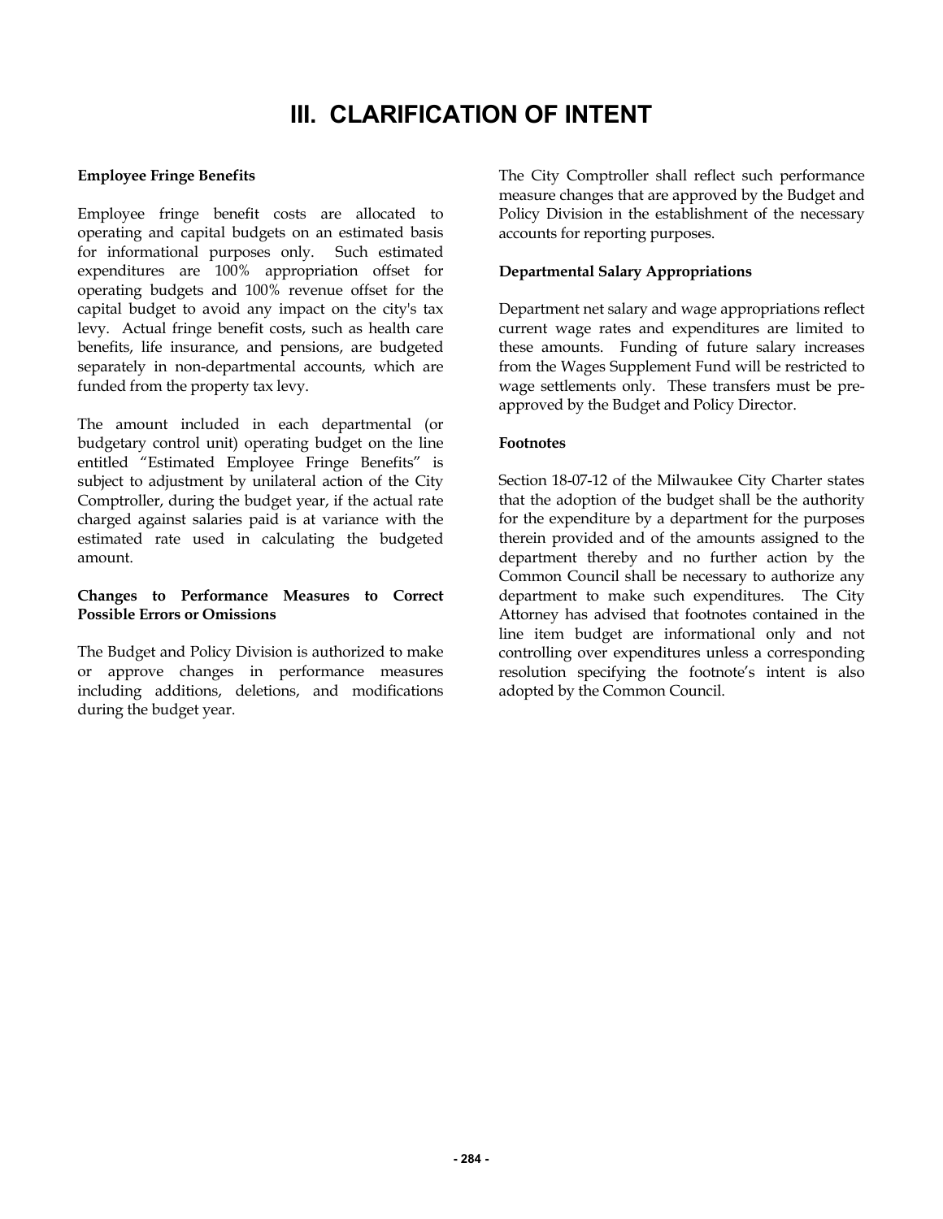# III. CLARIFICATION OF INTENT

**Employee Fringe Benefits**

Employee fringe benefit costs are allocated to operating and capital budgets on an estimated basis for informational purposes only. Such estimated expenditures are 100% appropriation offset for operating budgets and 100% revenue offset for the capital budget to avoid any impact on the city's tax levy. Actual fringe benefit costs, such as health care benefits, life insurance, and pensions, are budgeted separately in non-departmental accounts, which are funded from the property tax levy.

The amount included in each departmental (or budgetary control unit) operating budget on the line entitled "Estimated Employee Fringe Benefits" is subject to adjustment by unilateral action of the City Comptroller, during the budget year, if the actual rate charged against salaries paid is at variance with the estimated rate used in calculating the budgeted amount.

**Changes to Performance Measures to Correct Possible Errors or Omissions**

The Budget and Policy Division is authorized to make or approve changes in performance measures including additions, deletions, and modifications during the budget year.

The City Comptroller shall reflect such performance measure changes that are approved by the Budget and Policy Division in the establishment of the necessary accounts for reporting purposes.

**Departmental Salary Appropriations**

Department net salary and wage appropriations reflect current wage rates and expenditures are limited to these amounts. Funding of future salary increases from the Wages Supplement Fund will be restricted to wage settlements only. These transfers must be pre-approved by the Budget and Policy Director.

**Footnotes**

Section 18-07-12 of the Milwaukee City Charter states that the adoption of the budget shall be the authority for the expenditure by a department for the purposes therein provided and of the amounts assigned to the department thereby and no further action by the Common Council shall be necessary to authorize any department to make such expenditures. The City Attorney has advised that footnotes contained in the line item budget are informational only and not controlling over expenditures unless a corresponding resolution specifying the footnote's intent is also adopted by the Common Council.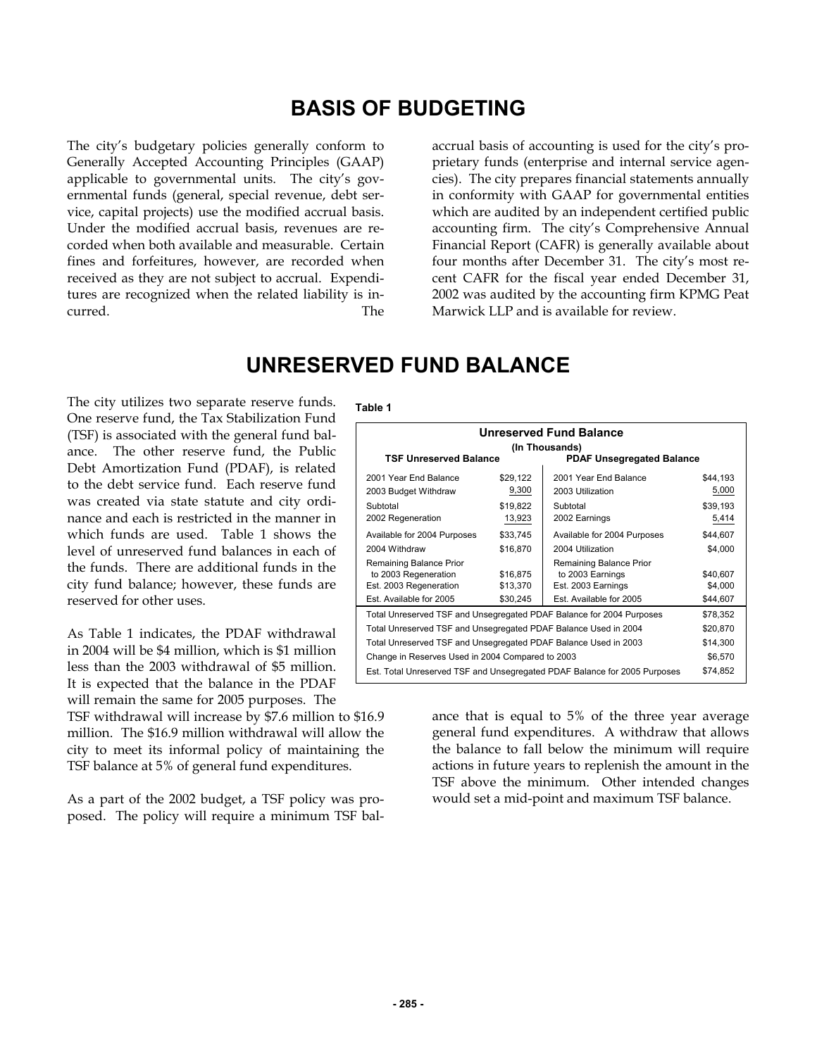# BASIS OF BUDGETING

The city's budgetary policies generally conform to Generally Accepted Accounting Principles (GAAP) applicable to governmental units. The city's governmental funds (general, special revenue, debt service, capital projects) use the modified accrual basis. Under the modified accrual basis, revenues are recorded when both available and measurable. Certain fines and forfeitures, however, are recorded when received as they are not subject to accrual. Expenditures are recognized when the related liability is incurred. The accrual basis of accounting is used for the city's proprietary funds (enterprise and internal service agencies). The city prepares financial statements annually in conformity with GAAP for governmental entities which are audited by an independent certified public accounting firm. The city's Comprehensive Annual Financial Report (CAFR) is generally available about four months after December 31. The city's most recent CAFR for the fiscal year ended December 31, 2002 was audited by the accounting firm KPMG Peat Marwick LLP and is available for review.

# UNRESERVED FUND BALANCE

The city utilizes two separate reserve funds. One reserve fund, the Tax Stabilization Fund (TSF) is associated with the general fund balance. The other reserve fund, the Public Debt Amortization Fund (PDAF), is related to the debt service fund. Each reserve fund was created via state statute and city ordinance and each is restricted in the manner in which funds are used. Table 1 shows the level of unreserved fund balances in each of the funds. There are additional funds in the city fund balance; however, these funds are reserved for other uses.

**Table 1**

| Unreserved Fund Balance (In Thousands) | | | |
|---|---|---|---|
| **TSF Unreserved Balance** | | **PDAF Unsegregated Balance** | |
| 2001 Year End Balance | $29,122 | 2001 Year End Balance | $44,193 |
| 2003 Budget Withdraw | 9,300 | 2003 Utilization | 5,000 |
| Subtotal | $19,822 | Subtotal | $39,193 |
| 2002 Regeneration | 13,923 | 2002 Earnings | 5,414 |
| Available for 2004 Purposes | $33,745 | Available for 2004 Purposes | $44,607 |
| 2004 Withdraw | $16,870 | 2004 Utilization | $4,000 |
| Remaining Balance Prior to 2003 Regeneration | $16,875 | Remaining Balance Prior to 2003 Earnings | $40,607 |
| Est. 2003 Regeneration | $13,370 | Est. 2003 Earnings | $4,000 |
| Est. Available for 2005 | $30,245 | Est. Available for 2005 | $44,607 |
| Total Unreserved TSF and Unsegregated PDAF Balance for 2004 Purposes | | | $78,352 |
| Total Unreserved TSF and Unsegregated PDAF Balance Used in 2004 | | | $20,870 |
| Total Unreserved TSF and Unsegregated PDAF Balance Used in 2003 | | | $14,300 |
| Change in Reserves Used in 2004 Compared to 2003 | | | $6,570 |
| Est. Total Unreserved TSF and Unsegregated PDAF Balance for 2005 Purposes | | | $74,852 |

As Table 1 indicates, the PDAF withdrawal in 2004 will be $4 million, which is $1 million less than the 2003 withdrawal of $5 million. It is expected that the balance in the PDAF will remain the same for 2005 purposes. The TSF withdrawal will increase by $7.6 million to $16.9 million. The $16.9 million withdrawal will allow the city to meet its informal policy of maintaining the TSF balance at 5% of general fund expenditures.

As a part of the 2002 budget, a TSF policy was proposed. The policy will require a minimum TSF balance that is equal to 5% of the three year average general fund expenditures. A withdraw that allows the balance to fall below the minimum will require actions in future years to replenish the amount in the TSF above the minimum. Other intended changes would set a mid-point and maximum TSF balance.